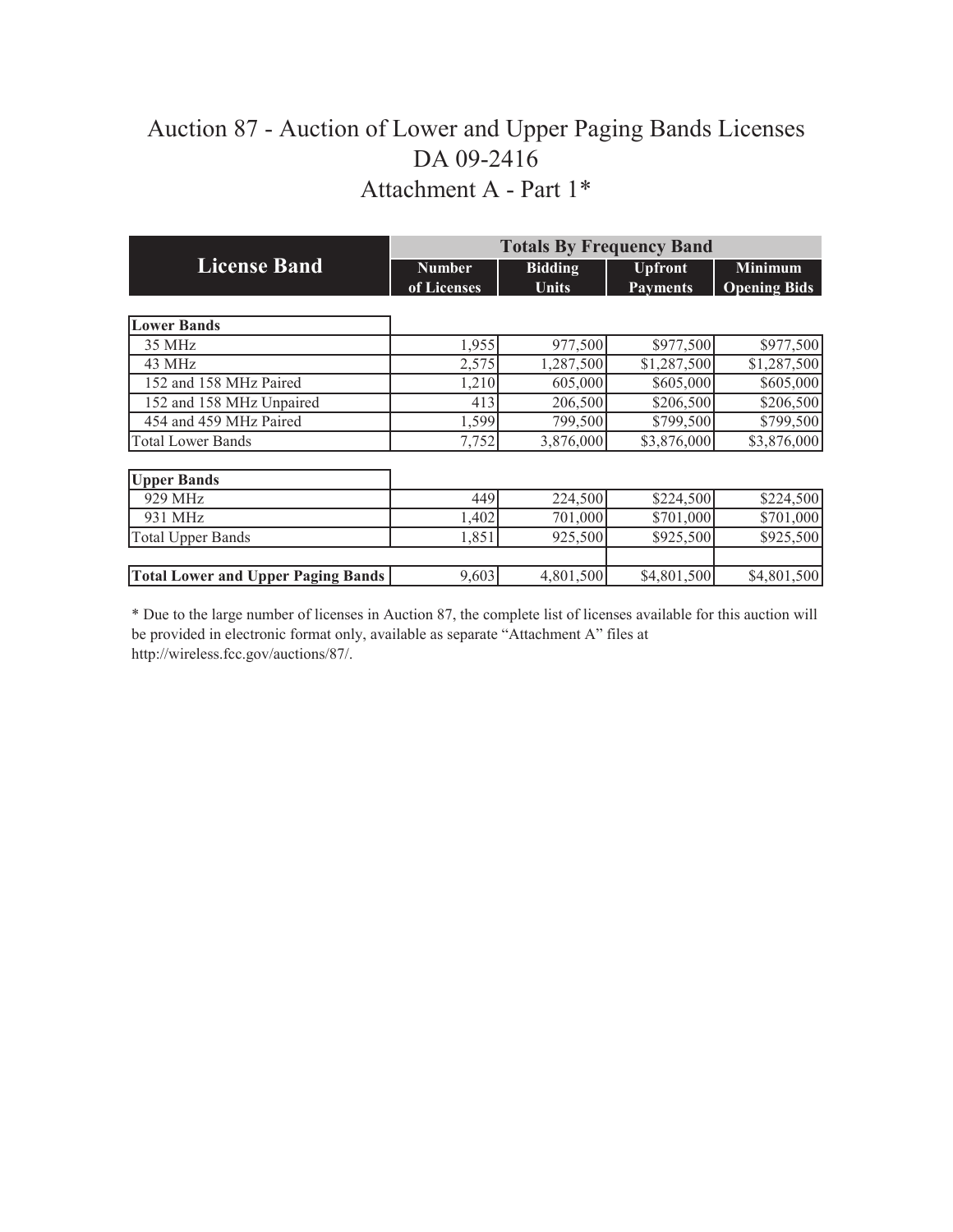# Auction 87 - Auction of Lower and Upper Paging Bands Licenses
# DA 09-2416
# Attachment A - Part 1*

| License Band | Totals By Frequency Band | | | |
|---|---|---|---|---|
| | Number of Licenses | Bidding Units | Upfront Payments | Minimum Opening Bids |
| **Lower Bands** | | | | |
| 35 MHz | 1,955 | 977,500 | $977,500 | $977,500 |
| 43 MHz | 2,575 | 1,287,500 | $1,287,500 | $1,287,500 |
| 152 and 158 MHz Paired | 1,210 | 605,000 | $605,000 | $605,000 |
| 152 and 158 MHz Unpaired | 413 | 206,500 | $206,500 | $206,500 |
| 454 and 459 MHz Paired | 1,599 | 799,500 | $799,500 | $799,500 |
| Total Lower Bands | 7,752 | 3,876,000 | $3,876,000 | $3,876,000 |
| **Upper Bands** | | | | |
| 929 MHz | 449 | 224,500 | $224,500 | $224,500 |
| 931 MHz | 1,402 | 701,000 | $701,000 | $701,000 |
| Total Upper Bands | 1,851 | 925,500 | $925,500 | $925,500 |
| **Total Lower and Upper Paging Bands** | 9,603 | 4,801,500 | $4,801,500 | $4,801,500 |

* Due to the large number of licenses in Auction 87, the complete list of licenses available for this auction will be provided in electronic format only, available as separate "Attachment A" files at http://wireless.fcc.gov/auctions/87/.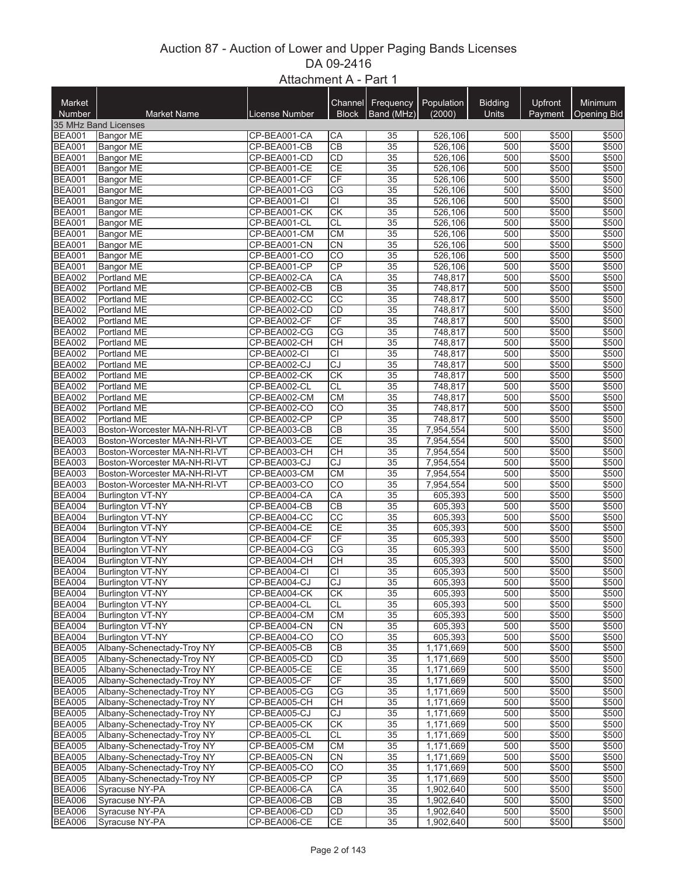# Auction 87 - Auction of Lower and Upper Paging Bands Licenses
## DA 09-2416
## Attachment A - Part 1

| Market Number | Market Name | License Number | Channel Block | Frequency Band (MHz) | Population (2000) | Bidding Units | Upfront Payment | Minimum Opening Bid |
|---|---|---|---|---|---|---|---|---|
| 35 MHz Band Licenses | | | | | | | | |
| BEA001 | Bangor ME | CP-BEA001-CA | CA | 35 | 526,106 | 500 | $500 | $500 |
| BEA001 | Bangor ME | CP-BEA001-CB | CB | 35 | 526,106 | 500 | $500 | $500 |
| BEA001 | Bangor ME | CP-BEA001-CD | CD | 35 | 526,106 | 500 | $500 | $500 |
| BEA001 | Bangor ME | CP-BEA001-CE | CE | 35 | 526,106 | 500 | $500 | $500 |
| BEA001 | Bangor ME | CP-BEA001-CF | CF | 35 | 526,106 | 500 | $500 | $500 |
| BEA001 | Bangor ME | CP-BEA001-CG | CG | 35 | 526,106 | 500 | $500 | $500 |
| BEA001 | Bangor ME | CP-BEA001-CI | CI | 35 | 526,106 | 500 | $500 | $500 |
| BEA001 | Bangor ME | CP-BEA001-CK | CK | 35 | 526,106 | 500 | $500 | $500 |
| BEA001 | Bangor ME | CP-BEA001-CL | CL | 35 | 526,106 | 500 | $500 | $500 |
| BEA001 | Bangor ME | CP-BEA001-CM | CM | 35 | 526,106 | 500 | $500 | $500 |
| BEA001 | Bangor ME | CP-BEA001-CN | CN | 35 | 526,106 | 500 | $500 | $500 |
| BEA001 | Bangor ME | CP-BEA001-CO | CO | 35 | 526,106 | 500 | $500 | $500 |
| BEA001 | Bangor ME | CP-BEA001-CP | CP | 35 | 526,106 | 500 | $500 | $500 |
| BEA002 | Portland ME | CP-BEA002-CA | CA | 35 | 748,817 | 500 | $500 | $500 |
| BEA002 | Portland ME | CP-BEA002-CB | CB | 35 | 748,817 | 500 | $500 | $500 |
| BEA002 | Portland ME | CP-BEA002-CC | CC | 35 | 748,817 | 500 | $500 | $500 |
| BEA002 | Portland ME | CP-BEA002-CD | CD | 35 | 748,817 | 500 | $500 | $500 |
| BEA002 | Portland ME | CP-BEA002-CF | CF | 35 | 748,817 | 500 | $500 | $500 |
| BEA002 | Portland ME | CP-BEA002-CG | CG | 35 | 748,817 | 500 | $500 | $500 |
| BEA002 | Portland ME | CP-BEA002-CH | CH | 35 | 748,817 | 500 | $500 | $500 |
| BEA002 | Portland ME | CP-BEA002-CI | CI | 35 | 748,817 | 500 | $500 | $500 |
| BEA002 | Portland ME | CP-BEA002-CJ | CJ | 35 | 748,817 | 500 | $500 | $500 |
| BEA002 | Portland ME | CP-BEA002-CK | CK | 35 | 748,817 | 500 | $500 | $500 |
| BEA002 | Portland ME | CP-BEA002-CL | CL | 35 | 748,817 | 500 | $500 | $500 |
| BEA002 | Portland ME | CP-BEA002-CM | CM | 35 | 748,817 | 500 | $500 | $500 |
| BEA002 | Portland ME | CP-BEA002-CO | CO | 35 | 748,817 | 500 | $500 | $500 |
| BEA002 | Portland ME | CP-BEA002-CP | CP | 35 | 748,817 | 500 | $500 | $500 |
| BEA003 | Boston-Worcester MA-NH-RI-VT | CP-BEA003-CB | CB | 35 | 7,954,554 | 500 | $500 | $500 |
| BEA003 | Boston-Worcester MA-NH-RI-VT | CP-BEA003-CE | CE | 35 | 7,954,554 | 500 | $500 | $500 |
| BEA003 | Boston-Worcester MA-NH-RI-VT | CP-BEA003-CH | CH | 35 | 7,954,554 | 500 | $500 | $500 |
| BEA003 | Boston-Worcester MA-NH-RI-VT | CP-BEA003-CJ | CJ | 35 | 7,954,554 | 500 | $500 | $500 |
| BEA003 | Boston-Worcester MA-NH-RI-VT | CP-BEA003-CM | CM | 35 | 7,954,554 | 500 | $500 | $500 |
| BEA003 | Boston-Worcester MA-NH-RI-VT | CP-BEA003-CO | CO | 35 | 7,954,554 | 500 | $500 | $500 |
| BEA004 | Burlington VT-NY | CP-BEA004-CA | CA | 35 | 605,393 | 500 | $500 | $500 |
| BEA004 | Burlington VT-NY | CP-BEA004-CB | CB | 35 | 605,393 | 500 | $500 | $500 |
| BEA004 | Burlington VT-NY | CP-BEA004-CC | CC | 35 | 605,393 | 500 | $500 | $500 |
| BEA004 | Burlington VT-NY | CP-BEA004-CE | CE | 35 | 605,393 | 500 | $500 | $500 |
| BEA004 | Burlington VT-NY | CP-BEA004-CF | CF | 35 | 605,393 | 500 | $500 | $500 |
| BEA004 | Burlington VT-NY | CP-BEA004-CG | CG | 35 | 605,393 | 500 | $500 | $500 |
| BEA004 | Burlington VT-NY | CP-BEA004-CH | CH | 35 | 605,393 | 500 | $500 | $500 |
| BEA004 | Burlington VT-NY | CP-BEA004-CI | CI | 35 | 605,393 | 500 | $500 | $500 |
| BEA004 | Burlington VT-NY | CP-BEA004-CJ | CJ | 35 | 605,393 | 500 | $500 | $500 |
| BEA004 | Burlington VT-NY | CP-BEA004-CK | CK | 35 | 605,393 | 500 | $500 | $500 |
| BEA004 | Burlington VT-NY | CP-BEA004-CL | CL | 35 | 605,393 | 500 | $500 | $500 |
| BEA004 | Burlington VT-NY | CP-BEA004-CM | CM | 35 | 605,393 | 500 | $500 | $500 |
| BEA004 | Burlington VT-NY | CP-BEA004-CN | CN | 35 | 605,393 | 500 | $500 | $500 |
| BEA004 | Burlington VT-NY | CP-BEA004-CO | CO | 35 | 605,393 | 500 | $500 | $500 |
| BEA005 | Albany-Schenectady-Troy NY | CP-BEA005-CB | CB | 35 | 1,171,669 | 500 | $500 | $500 |
| BEA005 | Albany-Schenectady-Troy NY | CP-BEA005-CD | CD | 35 | 1,171,669 | 500 | $500 | $500 |
| BEA005 | Albany-Schenectady-Troy NY | CP-BEA005-CE | CE | 35 | 1,171,669 | 500 | $500 | $500 |
| BEA005 | Albany-Schenectady-Troy NY | CP-BEA005-CF | CF | 35 | 1,171,669 | 500 | $500 | $500 |
| BEA005 | Albany-Schenectady-Troy NY | CP-BEA005-CG | CG | 35 | 1,171,669 | 500 | $500 | $500 |
| BEA005 | Albany-Schenectady-Troy NY | CP-BEA005-CH | CH | 35 | 1,171,669 | 500 | $500 | $500 |
| BEA005 | Albany-Schenectady-Troy NY | CP-BEA005-CJ | CJ | 35 | 1,171,669 | 500 | $500 | $500 |
| BEA005 | Albany-Schenectady-Troy NY | CP-BEA005-CK | CK | 35 | 1,171,669 | 500 | $500 | $500 |
| BEA005 | Albany-Schenectady-Troy NY | CP-BEA005-CL | CL | 35 | 1,171,669 | 500 | $500 | $500 |
| BEA005 | Albany-Schenectady-Troy NY | CP-BEA005-CM | CM | 35 | 1,171,669 | 500 | $500 | $500 |
| BEA005 | Albany-Schenectady-Troy NY | CP-BEA005-CN | CN | 35 | 1,171,669 | 500 | $500 | $500 |
| BEA005 | Albany-Schenectady-Troy NY | CP-BEA005-CO | CO | 35 | 1,171,669 | 500 | $500 | $500 |
| BEA005 | Albany-Schenectady-Troy NY | CP-BEA005-CP | CP | 35 | 1,171,669 | 500 | $500 | $500 |
| BEA006 | Syracuse NY-PA | CP-BEA006-CA | CA | 35 | 1,902,640 | 500 | $500 | $500 |
| BEA006 | Syracuse NY-PA | CP-BEA006-CB | CB | 35 | 1,902,640 | 500 | $500 | $500 |
| BEA006 | Syracuse NY-PA | CP-BEA006-CD | CD | 35 | 1,902,640 | 500 | $500 | $500 |
| BEA006 | Syracuse NY-PA | CP-BEA006-CE | CE | 35 | 1,902,640 | 500 | $500 | $500 |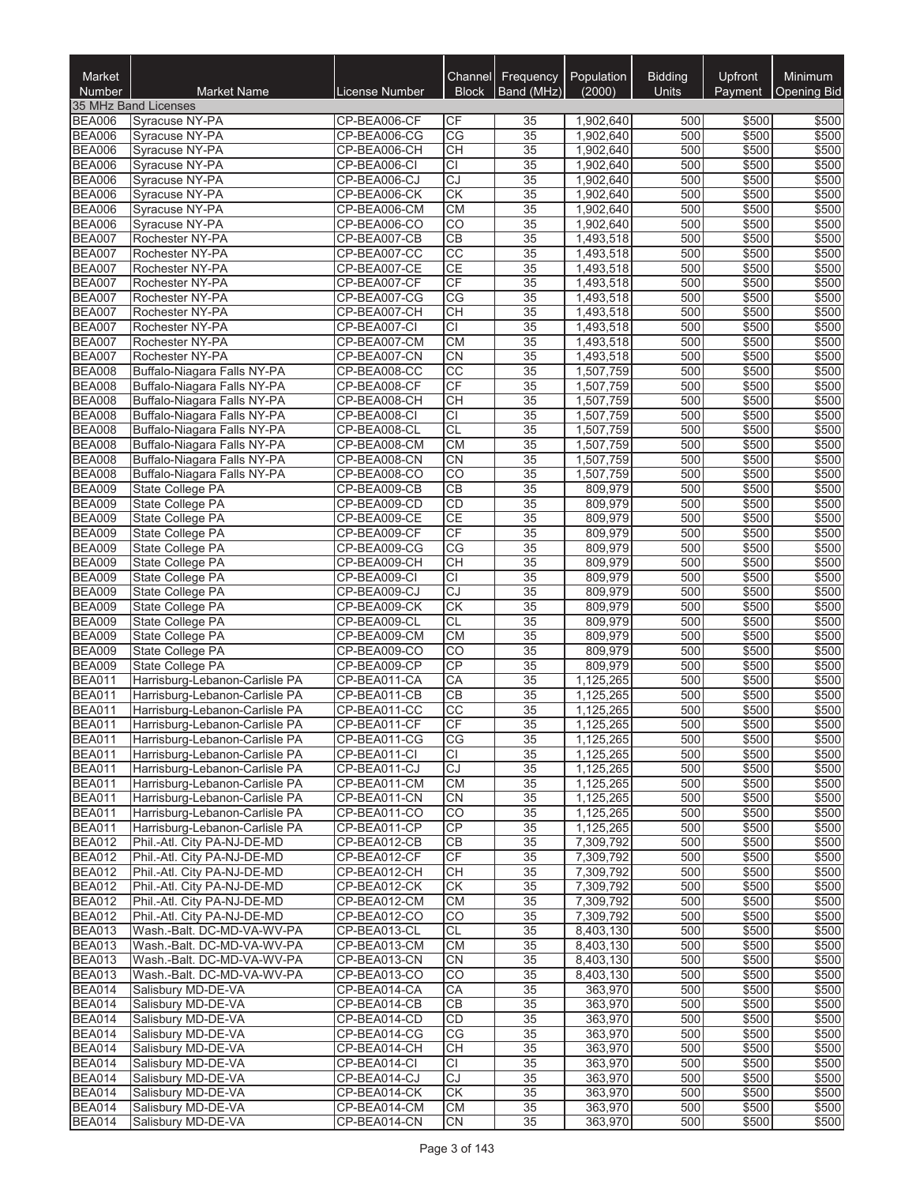| Market Number | Market Name | License Number | Channel Block | Frequency Band (MHz) | Population (2000) | Bidding Units | Upfront Payment | Minimum Opening Bid |
|---|---|---|---|---|---|---|---|---|
| 35 MHz Band Licenses | | | | | | | | |
| BEA006 | Syracuse NY-PA | CP-BEA006-CF | CF | 35 | 1,902,640 | 500 | $500 | $500 |
| BEA006 | Syracuse NY-PA | CP-BEA006-CG | CG | 35 | 1,902,640 | 500 | $500 | $500 |
| BEA006 | Syracuse NY-PA | CP-BEA006-CH | CH | 35 | 1,902,640 | 500 | $500 | $500 |
| BEA006 | Syracuse NY-PA | CP-BEA006-CI | CI | 35 | 1,902,640 | 500 | $500 | $500 |
| BEA006 | Syracuse NY-PA | CP-BEA006-CJ | CJ | 35 | 1,902,640 | 500 | $500 | $500 |
| BEA006 | Syracuse NY-PA | CP-BEA006-CK | CK | 35 | 1,902,640 | 500 | $500 | $500 |
| BEA006 | Syracuse NY-PA | CP-BEA006-CM | CM | 35 | 1,902,640 | 500 | $500 | $500 |
| BEA006 | Syracuse NY-PA | CP-BEA006-CO | CO | 35 | 1,902,640 | 500 | $500 | $500 |
| BEA007 | Rochester NY-PA | CP-BEA007-CB | CB | 35 | 1,493,518 | 500 | $500 | $500 |
| BEA007 | Rochester NY-PA | CP-BEA007-CC | CC | 35 | 1,493,518 | 500 | $500 | $500 |
| BEA007 | Rochester NY-PA | CP-BEA007-CE | CE | 35 | 1,493,518 | 500 | $500 | $500 |
| BEA007 | Rochester NY-PA | CP-BEA007-CF | CF | 35 | 1,493,518 | 500 | $500 | $500 |
| BEA007 | Rochester NY-PA | CP-BEA007-CG | CG | 35 | 1,493,518 | 500 | $500 | $500 |
| BEA007 | Rochester NY-PA | CP-BEA007-CH | CH | 35 | 1,493,518 | 500 | $500 | $500 |
| BEA007 | Rochester NY-PA | CP-BEA007-CI | CI | 35 | 1,493,518 | 500 | $500 | $500 |
| BEA007 | Rochester NY-PA | CP-BEA007-CM | CM | 35 | 1,493,518 | 500 | $500 | $500 |
| BEA007 | Rochester NY-PA | CP-BEA007-CN | CN | 35 | 1,493,518 | 500 | $500 | $500 |
| BEA008 | Buffalo-Niagara Falls NY-PA | CP-BEA008-CC | CC | 35 | 1,507,759 | 500 | $500 | $500 |
| BEA008 | Buffalo-Niagara Falls NY-PA | CP-BEA008-CF | CF | 35 | 1,507,759 | 500 | $500 | $500 |
| BEA008 | Buffalo-Niagara Falls NY-PA | CP-BEA008-CH | CH | 35 | 1,507,759 | 500 | $500 | $500 |
| BEA008 | Buffalo-Niagara Falls NY-PA | CP-BEA008-CI | CI | 35 | 1,507,759 | 500 | $500 | $500 |
| BEA008 | Buffalo-Niagara Falls NY-PA | CP-BEA008-CL | CL | 35 | 1,507,759 | 500 | $500 | $500 |
| BEA008 | Buffalo-Niagara Falls NY-PA | CP-BEA008-CM | CM | 35 | 1,507,759 | 500 | $500 | $500 |
| BEA008 | Buffalo-Niagara Falls NY-PA | CP-BEA008-CN | CN | 35 | 1,507,759 | 500 | $500 | $500 |
| BEA008 | Buffalo-Niagara Falls NY-PA | CP-BEA008-CO | CO | 35 | 1,507,759 | 500 | $500 | $500 |
| BEA009 | State College PA | CP-BEA009-CB | CB | 35 | 809,979 | 500 | $500 | $500 |
| BEA009 | State College PA | CP-BEA009-CD | CD | 35 | 809,979 | 500 | $500 | $500 |
| BEA009 | State College PA | CP-BEA009-CE | CE | 35 | 809,979 | 500 | $500 | $500 |
| BEA009 | State College PA | CP-BEA009-CF | CF | 35 | 809,979 | 500 | $500 | $500 |
| BEA009 | State College PA | CP-BEA009-CG | CG | 35 | 809,979 | 500 | $500 | $500 |
| BEA009 | State College PA | CP-BEA009-CH | CH | 35 | 809,979 | 500 | $500 | $500 |
| BEA009 | State College PA | CP-BEA009-CI | CI | 35 | 809,979 | 500 | $500 | $500 |
| BEA009 | State College PA | CP-BEA009-CJ | CJ | 35 | 809,979 | 500 | $500 | $500 |
| BEA009 | State College PA | CP-BEA009-CK | CK | 35 | 809,979 | 500 | $500 | $500 |
| BEA009 | State College PA | CP-BEA009-CL | CL | 35 | 809,979 | 500 | $500 | $500 |
| BEA009 | State College PA | CP-BEA009-CM | CM | 35 | 809,979 | 500 | $500 | $500 |
| BEA009 | State College PA | CP-BEA009-CO | CO | 35 | 809,979 | 500 | $500 | $500 |
| BEA009 | State College PA | CP-BEA009-CP | CP | 35 | 809,979 | 500 | $500 | $500 |
| BEA011 | Harrisburg-Lebanon-Carlisle PA | CP-BEA011-CA | CA | 35 | 1,125,265 | 500 | $500 | $500 |
| BEA011 | Harrisburg-Lebanon-Carlisle PA | CP-BEA011-CB | CB | 35 | 1,125,265 | 500 | $500 | $500 |
| BEA011 | Harrisburg-Lebanon-Carlisle PA | CP-BEA011-CC | CC | 35 | 1,125,265 | 500 | $500 | $500 |
| BEA011 | Harrisburg-Lebanon-Carlisle PA | CP-BEA011-CF | CF | 35 | 1,125,265 | 500 | $500 | $500 |
| BEA011 | Harrisburg-Lebanon-Carlisle PA | CP-BEA011-CG | CG | 35 | 1,125,265 | 500 | $500 | $500 |
| BEA011 | Harrisburg-Lebanon-Carlisle PA | CP-BEA011-CI | CI | 35 | 1,125,265 | 500 | $500 | $500 |
| BEA011 | Harrisburg-Lebanon-Carlisle PA | CP-BEA011-CJ | CJ | 35 | 1,125,265 | 500 | $500 | $500 |
| BEA011 | Harrisburg-Lebanon-Carlisle PA | CP-BEA011-CM | CM | 35 | 1,125,265 | 500 | $500 | $500 |
| BEA011 | Harrisburg-Lebanon-Carlisle PA | CP-BEA011-CN | CN | 35 | 1,125,265 | 500 | $500 | $500 |
| BEA011 | Harrisburg-Lebanon-Carlisle PA | CP-BEA011-CO | CO | 35 | 1,125,265 | 500 | $500 | $500 |
| BEA011 | Harrisburg-Lebanon-Carlisle PA | CP-BEA011-CP | CP | 35 | 1,125,265 | 500 | $500 | $500 |
| BEA012 | Phil.-Atl. City PA-NJ-DE-MD | CP-BEA012-CB | CB | 35 | 7,309,792 | 500 | $500 | $500 |
| BEA012 | Phil.-Atl. City PA-NJ-DE-MD | CP-BEA012-CF | CF | 35 | 7,309,792 | 500 | $500 | $500 |
| BEA012 | Phil.-Atl. City PA-NJ-DE-MD | CP-BEA012-CH | CH | 35 | 7,309,792 | 500 | $500 | $500 |
| BEA012 | Phil.-Atl. City PA-NJ-DE-MD | CP-BEA012-CK | CK | 35 | 7,309,792 | 500 | $500 | $500 |
| BEA012 | Phil.-Atl. City PA-NJ-DE-MD | CP-BEA012-CM | CM | 35 | 7,309,792 | 500 | $500 | $500 |
| BEA012 | Phil.-Atl. City PA-NJ-DE-MD | CP-BEA012-CO | CO | 35 | 7,309,792 | 500 | $500 | $500 |
| BEA013 | Wash.-Balt. DC-MD-VA-WV-PA | CP-BEA013-CL | CL | 35 | 8,403,130 | 500 | $500 | $500 |
| BEA013 | Wash.-Balt. DC-MD-VA-WV-PA | CP-BEA013-CM | CM | 35 | 8,403,130 | 500 | $500 | $500 |
| BEA013 | Wash.-Balt. DC-MD-VA-WV-PA | CP-BEA013-CN | CN | 35 | 8,403,130 | 500 | $500 | $500 |
| BEA013 | Wash.-Balt. DC-MD-VA-WV-PA | CP-BEA013-CO | CO | 35 | 8,403,130 | 500 | $500 | $500 |
| BEA014 | Salisbury MD-DE-VA | CP-BEA014-CA | CA | 35 | 363,970 | 500 | $500 | $500 |
| BEA014 | Salisbury MD-DE-VA | CP-BEA014-CB | CB | 35 | 363,970 | 500 | $500 | $500 |
| BEA014 | Salisbury MD-DE-VA | CP-BEA014-CD | CD | 35 | 363,970 | 500 | $500 | $500 |
| BEA014 | Salisbury MD-DE-VA | CP-BEA014-CG | CG | 35 | 363,970 | 500 | $500 | $500 |
| BEA014 | Salisbury MD-DE-VA | CP-BEA014-CH | CH | 35 | 363,970 | 500 | $500 | $500 |
| BEA014 | Salisbury MD-DE-VA | CP-BEA014-CI | CI | 35 | 363,970 | 500 | $500 | $500 |
| BEA014 | Salisbury MD-DE-VA | CP-BEA014-CJ | CJ | 35 | 363,970 | 500 | $500 | $500 |
| BEA014 | Salisbury MD-DE-VA | CP-BEA014-CK | CK | 35 | 363,970 | 500 | $500 | $500 |
| BEA014 | Salisbury MD-DE-VA | CP-BEA014-CM | CM | 35 | 363,970 | 500 | $500 | $500 |
| BEA014 | Salisbury MD-DE-VA | CP-BEA014-CN | CN | 35 | 363,970 | 500 | $500 | $500 |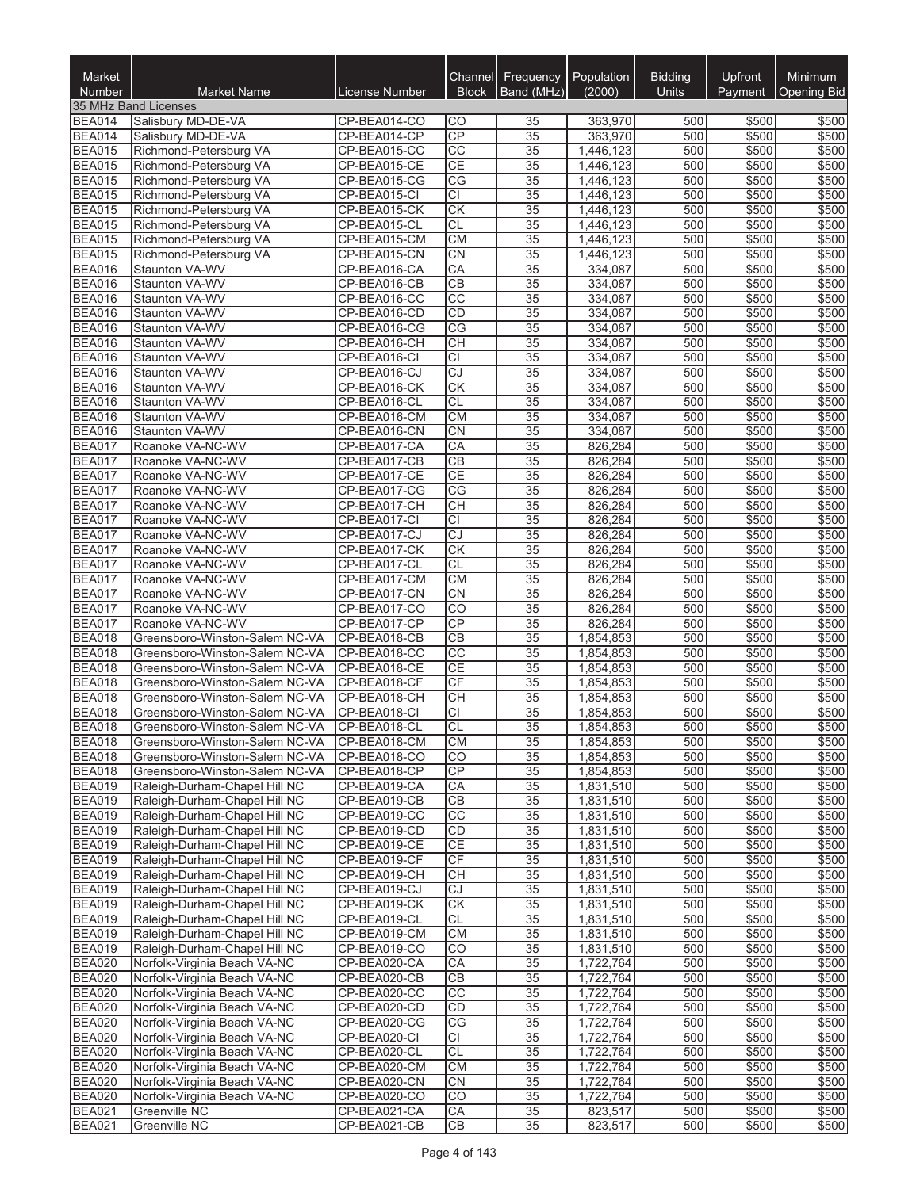| Market Number | Market Name | License Number | Channel Block | Frequency Band (MHz) | Population (2000) | Bidding Units | Upfront Payment | Minimum Opening Bid |
|---|---|---|---|---|---|---|---|---|
| 35 MHz Band Licenses | | | | | | | | |
| BEA014 | Salisbury MD-DE-VA | CP-BEA014-CO | CO | 35 | 363,970 | 500 | $500 | $500 |
| BEA014 | Salisbury MD-DE-VA | CP-BEA014-CP | CP | 35 | 363,970 | 500 | $500 | $500 |
| BEA015 | Richmond-Petersburg VA | CP-BEA015-CC | CC | 35 | 1,446,123 | 500 | $500 | $500 |
| BEA015 | Richmond-Petersburg VA | CP-BEA015-CE | CE | 35 | 1,446,123 | 500 | $500 | $500 |
| BEA015 | Richmond-Petersburg VA | CP-BEA015-CG | CG | 35 | 1,446,123 | 500 | $500 | $500 |
| BEA015 | Richmond-Petersburg VA | CP-BEA015-CI | CI | 35 | 1,446,123 | 500 | $500 | $500 |
| BEA015 | Richmond-Petersburg VA | CP-BEA015-CK | CK | 35 | 1,446,123 | 500 | $500 | $500 |
| BEA015 | Richmond-Petersburg VA | CP-BEA015-CL | CL | 35 | 1,446,123 | 500 | $500 | $500 |
| BEA015 | Richmond-Petersburg VA | CP-BEA015-CM | CM | 35 | 1,446,123 | 500 | $500 | $500 |
| BEA015 | Richmond-Petersburg VA | CP-BEA015-CN | CN | 35 | 1,446,123 | 500 | $500 | $500 |
| BEA016 | Staunton VA-WV | CP-BEA016-CA | CA | 35 | 334,087 | 500 | $500 | $500 |
| BEA016 | Staunton VA-WV | CP-BEA016-CB | CB | 35 | 334,087 | 500 | $500 | $500 |
| BEA016 | Staunton VA-WV | CP-BEA016-CC | CC | 35 | 334,087 | 500 | $500 | $500 |
| BEA016 | Staunton VA-WV | CP-BEA016-CD | CD | 35 | 334,087 | 500 | $500 | $500 |
| BEA016 | Staunton VA-WV | CP-BEA016-CG | CG | 35 | 334,087 | 500 | $500 | $500 |
| BEA016 | Staunton VA-WV | CP-BEA016-CH | CH | 35 | 334,087 | 500 | $500 | $500 |
| BEA016 | Staunton VA-WV | CP-BEA016-CI | CI | 35 | 334,087 | 500 | $500 | $500 |
| BEA016 | Staunton VA-WV | CP-BEA016-CJ | CJ | 35 | 334,087 | 500 | $500 | $500 |
| BEA016 | Staunton VA-WV | CP-BEA016-CK | CK | 35 | 334,087 | 500 | $500 | $500 |
| BEA016 | Staunton VA-WV | CP-BEA016-CL | CL | 35 | 334,087 | 500 | $500 | $500 |
| BEA016 | Staunton VA-WV | CP-BEA016-CM | CM | 35 | 334,087 | 500 | $500 | $500 |
| BEA016 | Staunton VA-WV | CP-BEA016-CN | CN | 35 | 334,087 | 500 | $500 | $500 |
| BEA017 | Roanoke VA-NC-WV | CP-BEA017-CA | CA | 35 | 826,284 | 500 | $500 | $500 |
| BEA017 | Roanoke VA-NC-WV | CP-BEA017-CB | CB | 35 | 826,284 | 500 | $500 | $500 |
| BEA017 | Roanoke VA-NC-WV | CP-BEA017-CE | CE | 35 | 826,284 | 500 | $500 | $500 |
| BEA017 | Roanoke VA-NC-WV | CP-BEA017-CG | CG | 35 | 826,284 | 500 | $500 | $500 |
| BEA017 | Roanoke VA-NC-WV | CP-BEA017-CH | CH | 35 | 826,284 | 500 | $500 | $500 |
| BEA017 | Roanoke VA-NC-WV | CP-BEA017-CI | CI | 35 | 826,284 | 500 | $500 | $500 |
| BEA017 | Roanoke VA-NC-WV | CP-BEA017-CJ | CJ | 35 | 826,284 | 500 | $500 | $500 |
| BEA017 | Roanoke VA-NC-WV | CP-BEA017-CK | CK | 35 | 826,284 | 500 | $500 | $500 |
| BEA017 | Roanoke VA-NC-WV | CP-BEA017-CL | CL | 35 | 826,284 | 500 | $500 | $500 |
| BEA017 | Roanoke VA-NC-WV | CP-BEA017-CM | CM | 35 | 826,284 | 500 | $500 | $500 |
| BEA017 | Roanoke VA-NC-WV | CP-BEA017-CN | CN | 35 | 826,284 | 500 | $500 | $500 |
| BEA017 | Roanoke VA-NC-WV | CP-BEA017-CO | CO | 35 | 826,284 | 500 | $500 | $500 |
| BEA017 | Roanoke VA-NC-WV | CP-BEA017-CP | CP | 35 | 826,284 | 500 | $500 | $500 |
| BEA018 | Greensboro-Winston-Salem NC-VA | CP-BEA018-CB | CB | 35 | 1,854,853 | 500 | $500 | $500 |
| BEA018 | Greensboro-Winston-Salem NC-VA | CP-BEA018-CC | CC | 35 | 1,854,853 | 500 | $500 | $500 |
| BEA018 | Greensboro-Winston-Salem NC-VA | CP-BEA018-CE | CE | 35 | 1,854,853 | 500 | $500 | $500 |
| BEA018 | Greensboro-Winston-Salem NC-VA | CP-BEA018-CF | CF | 35 | 1,854,853 | 500 | $500 | $500 |
| BEA018 | Greensboro-Winston-Salem NC-VA | CP-BEA018-CH | CH | 35 | 1,854,853 | 500 | $500 | $500 |
| BEA018 | Greensboro-Winston-Salem NC-VA | CP-BEA018-CI | CI | 35 | 1,854,853 | 500 | $500 | $500 |
| BEA018 | Greensboro-Winston-Salem NC-VA | CP-BEA018-CL | CL | 35 | 1,854,853 | 500 | $500 | $500 |
| BEA018 | Greensboro-Winston-Salem NC-VA | CP-BEA018-CM | CM | 35 | 1,854,853 | 500 | $500 | $500 |
| BEA018 | Greensboro-Winston-Salem NC-VA | CP-BEA018-CO | CO | 35 | 1,854,853 | 500 | $500 | $500 |
| BEA018 | Greensboro-Winston-Salem NC-VA | CP-BEA018-CP | CP | 35 | 1,854,853 | 500 | $500 | $500 |
| BEA019 | Raleigh-Durham-Chapel Hill NC | CP-BEA019-CA | CA | 35 | 1,831,510 | 500 | $500 | $500 |
| BEA019 | Raleigh-Durham-Chapel Hill NC | CP-BEA019-CB | CB | 35 | 1,831,510 | 500 | $500 | $500 |
| BEA019 | Raleigh-Durham-Chapel Hill NC | CP-BEA019-CC | CC | 35 | 1,831,510 | 500 | $500 | $500 |
| BEA019 | Raleigh-Durham-Chapel Hill NC | CP-BEA019-CD | CD | 35 | 1,831,510 | 500 | $500 | $500 |
| BEA019 | Raleigh-Durham-Chapel Hill NC | CP-BEA019-CE | CE | 35 | 1,831,510 | 500 | $500 | $500 |
| BEA019 | Raleigh-Durham-Chapel Hill NC | CP-BEA019-CF | CF | 35 | 1,831,510 | 500 | $500 | $500 |
| BEA019 | Raleigh-Durham-Chapel Hill NC | CP-BEA019-CH | CH | 35 | 1,831,510 | 500 | $500 | $500 |
| BEA019 | Raleigh-Durham-Chapel Hill NC | CP-BEA019-CJ | CJ | 35 | 1,831,510 | 500 | $500 | $500 |
| BEA019 | Raleigh-Durham-Chapel Hill NC | CP-BEA019-CK | CK | 35 | 1,831,510 | 500 | $500 | $500 |
| BEA019 | Raleigh-Durham-Chapel Hill NC | CP-BEA019-CL | CL | 35 | 1,831,510 | 500 | $500 | $500 |
| BEA019 | Raleigh-Durham-Chapel Hill NC | CP-BEA019-CM | CM | 35 | 1,831,510 | 500 | $500 | $500 |
| BEA019 | Raleigh-Durham-Chapel Hill NC | CP-BEA019-CO | CO | 35 | 1,831,510 | 500 | $500 | $500 |
| BEA020 | Norfolk-Virginia Beach VA-NC | CP-BEA020-CA | CA | 35 | 1,722,764 | 500 | $500 | $500 |
| BEA020 | Norfolk-Virginia Beach VA-NC | CP-BEA020-CB | CB | 35 | 1,722,764 | 500 | $500 | $500 |
| BEA020 | Norfolk-Virginia Beach VA-NC | CP-BEA020-CC | CC | 35 | 1,722,764 | 500 | $500 | $500 |
| BEA020 | Norfolk-Virginia Beach VA-NC | CP-BEA020-CD | CD | 35 | 1,722,764 | 500 | $500 | $500 |
| BEA020 | Norfolk-Virginia Beach VA-NC | CP-BEA020-CG | CG | 35 | 1,722,764 | 500 | $500 | $500 |
| BEA020 | Norfolk-Virginia Beach VA-NC | CP-BEA020-CI | CI | 35 | 1,722,764 | 500 | $500 | $500 |
| BEA020 | Norfolk-Virginia Beach VA-NC | CP-BEA020-CL | CL | 35 | 1,722,764 | 500 | $500 | $500 |
| BEA020 | Norfolk-Virginia Beach VA-NC | CP-BEA020-CM | CM | 35 | 1,722,764 | 500 | $500 | $500 |
| BEA020 | Norfolk-Virginia Beach VA-NC | CP-BEA020-CN | CN | 35 | 1,722,764 | 500 | $500 | $500 |
| BEA020 | Norfolk-Virginia Beach VA-NC | CP-BEA020-CO | CO | 35 | 1,722,764 | 500 | $500 | $500 |
| BEA021 | Greenville NC | CP-BEA021-CA | CA | 35 | 823,517 | 500 | $500 | $500 |
| BEA021 | Greenville NC | CP-BEA021-CB | CB | 35 | 823,517 | 500 | $500 | $500 |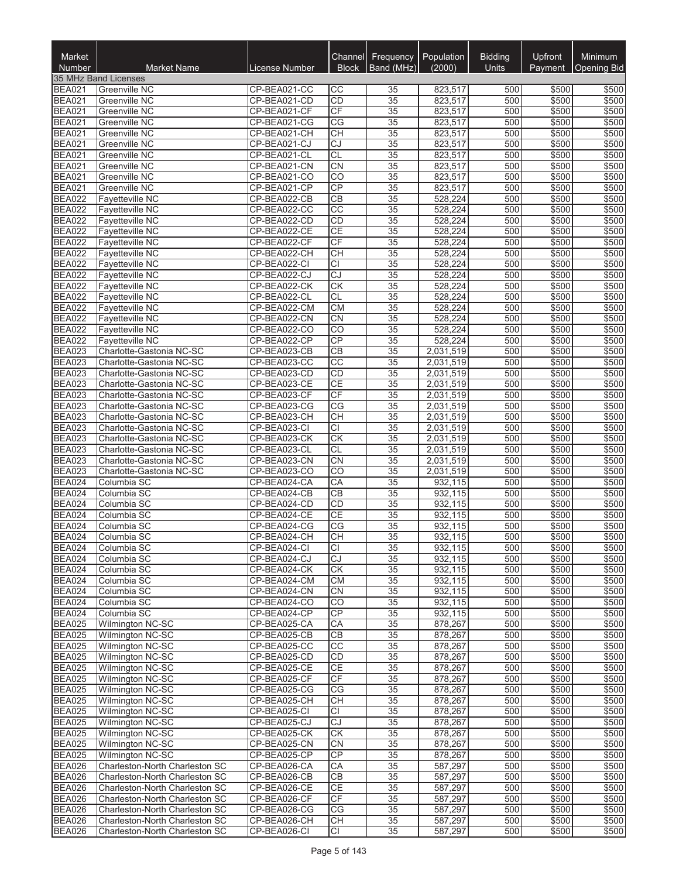| Market Number | Market Name | License Number | Channel Block | Frequency Band (MHz) | Population (2000) | Bidding Units | Upfront Payment | Minimum Opening Bid |
|---|---|---|---|---|---|---|---|---|
| 35 MHz Band Licenses | | | | | | | | |
| BEA021 | Greenville NC | CP-BEA021-CC | CC | 35 | 823,517 | 500 | $500 | $500 |
| BEA021 | Greenville NC | CP-BEA021-CD | CD | 35 | 823,517 | 500 | $500 | $500 |
| BEA021 | Greenville NC | CP-BEA021-CF | CF | 35 | 823,517 | 500 | $500 | $500 |
| BEA021 | Greenville NC | CP-BEA021-CG | CG | 35 | 823,517 | 500 | $500 | $500 |
| BEA021 | Greenville NC | CP-BEA021-CH | CH | 35 | 823,517 | 500 | $500 | $500 |
| BEA021 | Greenville NC | CP-BEA021-CJ | CJ | 35 | 823,517 | 500 | $500 | $500 |
| BEA021 | Greenville NC | CP-BEA021-CL | CL | 35 | 823,517 | 500 | $500 | $500 |
| BEA021 | Greenville NC | CP-BEA021-CN | CN | 35 | 823,517 | 500 | $500 | $500 |
| BEA021 | Greenville NC | CP-BEA021-CO | CO | 35 | 823,517 | 500 | $500 | $500 |
| BEA021 | Greenville NC | CP-BEA021-CP | CP | 35 | 823,517 | 500 | $500 | $500 |
| BEA022 | Fayetteville NC | CP-BEA022-CB | CB | 35 | 528,224 | 500 | $500 | $500 |
| BEA022 | Fayetteville NC | CP-BEA022-CC | CC | 35 | 528,224 | 500 | $500 | $500 |
| BEA022 | Fayetteville NC | CP-BEA022-CD | CD | 35 | 528,224 | 500 | $500 | $500 |
| BEA022 | Fayetteville NC | CP-BEA022-CE | CE | 35 | 528,224 | 500 | $500 | $500 |
| BEA022 | Fayetteville NC | CP-BEA022-CF | CF | 35 | 528,224 | 500 | $500 | $500 |
| BEA022 | Fayetteville NC | CP-BEA022-CH | CH | 35 | 528,224 | 500 | $500 | $500 |
| BEA022 | Fayetteville NC | CP-BEA022-CI | CI | 35 | 528,224 | 500 | $500 | $500 |
| BEA022 | Fayetteville NC | CP-BEA022-CJ | CJ | 35 | 528,224 | 500 | $500 | $500 |
| BEA022 | Fayetteville NC | CP-BEA022-CK | CK | 35 | 528,224 | 500 | $500 | $500 |
| BEA022 | Fayetteville NC | CP-BEA022-CL | CL | 35 | 528,224 | 500 | $500 | $500 |
| BEA022 | Fayetteville NC | CP-BEA022-CM | CM | 35 | 528,224 | 500 | $500 | $500 |
| BEA022 | Fayetteville NC | CP-BEA022-CN | CN | 35 | 528,224 | 500 | $500 | $500 |
| BEA022 | Fayetteville NC | CP-BEA022-CO | CO | 35 | 528,224 | 500 | $500 | $500 |
| BEA022 | Fayetteville NC | CP-BEA022-CP | CP | 35 | 528,224 | 500 | $500 | $500 |
| BEA023 | Charlotte-Gastonia NC-SC | CP-BEA023-CB | CB | 35 | 2,031,519 | 500 | $500 | $500 |
| BEA023 | Charlotte-Gastonia NC-SC | CP-BEA023-CC | CC | 35 | 2,031,519 | 500 | $500 | $500 |
| BEA023 | Charlotte-Gastonia NC-SC | CP-BEA023-CD | CD | 35 | 2,031,519 | 500 | $500 | $500 |
| BEA023 | Charlotte-Gastonia NC-SC | CP-BEA023-CE | CE | 35 | 2,031,519 | 500 | $500 | $500 |
| BEA023 | Charlotte-Gastonia NC-SC | CP-BEA023-CF | CF | 35 | 2,031,519 | 500 | $500 | $500 |
| BEA023 | Charlotte-Gastonia NC-SC | CP-BEA023-CG | CG | 35 | 2,031,519 | 500 | $500 | $500 |
| BEA023 | Charlotte-Gastonia NC-SC | CP-BEA023-CH | CH | 35 | 2,031,519 | 500 | $500 | $500 |
| BEA023 | Charlotte-Gastonia NC-SC | CP-BEA023-CI | CI | 35 | 2,031,519 | 500 | $500 | $500 |
| BEA023 | Charlotte-Gastonia NC-SC | CP-BEA023-CK | CK | 35 | 2,031,519 | 500 | $500 | $500 |
| BEA023 | Charlotte-Gastonia NC-SC | CP-BEA023-CL | CL | 35 | 2,031,519 | 500 | $500 | $500 |
| BEA023 | Charlotte-Gastonia NC-SC | CP-BEA023-CN | CN | 35 | 2,031,519 | 500 | $500 | $500 |
| BEA023 | Charlotte-Gastonia NC-SC | CP-BEA023-CO | CO | 35 | 2,031,519 | 500 | $500 | $500 |
| BEA024 | Columbia SC | CP-BEA024-CA | CA | 35 | 932,115 | 500 | $500 | $500 |
| BEA024 | Columbia SC | CP-BEA024-CB | CB | 35 | 932,115 | 500 | $500 | $500 |
| BEA024 | Columbia SC | CP-BEA024-CD | CD | 35 | 932,115 | 500 | $500 | $500 |
| BEA024 | Columbia SC | CP-BEA024-CE | CE | 35 | 932,115 | 500 | $500 | $500 |
| BEA024 | Columbia SC | CP-BEA024-CG | CG | 35 | 932,115 | 500 | $500 | $500 |
| BEA024 | Columbia SC | CP-BEA024-CH | CH | 35 | 932,115 | 500 | $500 | $500 |
| BEA024 | Columbia SC | CP-BEA024-CI | CI | 35 | 932,115 | 500 | $500 | $500 |
| BEA024 | Columbia SC | CP-BEA024-CJ | CJ | 35 | 932,115 | 500 | $500 | $500 |
| BEA024 | Columbia SC | CP-BEA024-CK | CK | 35 | 932,115 | 500 | $500 | $500 |
| BEA024 | Columbia SC | CP-BEA024-CM | CM | 35 | 932,115 | 500 | $500 | $500 |
| BEA024 | Columbia SC | CP-BEA024-CN | CN | 35 | 932,115 | 500 | $500 | $500 |
| BEA024 | Columbia SC | CP-BEA024-CO | CO | 35 | 932,115 | 500 | $500 | $500 |
| BEA024 | Columbia SC | CP-BEA024-CP | CP | 35 | 932,115 | 500 | $500 | $500 |
| BEA025 | Wilmington NC-SC | CP-BEA025-CA | CA | 35 | 878,267 | 500 | $500 | $500 |
| BEA025 | Wilmington NC-SC | CP-BEA025-CB | CB | 35 | 878,267 | 500 | $500 | $500 |
| BEA025 | Wilmington NC-SC | CP-BEA025-CC | CC | 35 | 878,267 | 500 | $500 | $500 |
| BEA025 | Wilmington NC-SC | CP-BEA025-CD | CD | 35 | 878,267 | 500 | $500 | $500 |
| BEA025 | Wilmington NC-SC | CP-BEA025-CE | CE | 35 | 878,267 | 500 | $500 | $500 |
| BEA025 | Wilmington NC-SC | CP-BEA025-CF | CF | 35 | 878,267 | 500 | $500 | $500 |
| BEA025 | Wilmington NC-SC | CP-BEA025-CG | CG | 35 | 878,267 | 500 | $500 | $500 |
| BEA025 | Wilmington NC-SC | CP-BEA025-CH | CH | 35 | 878,267 | 500 | $500 | $500 |
| BEA025 | Wilmington NC-SC | CP-BEA025-CI | CI | 35 | 878,267 | 500 | $500 | $500 |
| BEA025 | Wilmington NC-SC | CP-BEA025-CJ | CJ | 35 | 878,267 | 500 | $500 | $500 |
| BEA025 | Wilmington NC-SC | CP-BEA025-CK | CK | 35 | 878,267 | 500 | $500 | $500 |
| BEA025 | Wilmington NC-SC | CP-BEA025-CN | CN | 35 | 878,267 | 500 | $500 | $500 |
| BEA025 | Wilmington NC-SC | CP-BEA025-CP | CP | 35 | 878,267 | 500 | $500 | $500 |
| BEA026 | Charleston-North Charleston SC | CP-BEA026-CA | CA | 35 | 587,297 | 500 | $500 | $500 |
| BEA026 | Charleston-North Charleston SC | CP-BEA026-CB | CB | 35 | 587,297 | 500 | $500 | $500 |
| BEA026 | Charleston-North Charleston SC | CP-BEA026-CE | CE | 35 | 587,297 | 500 | $500 | $500 |
| BEA026 | Charleston-North Charleston SC | CP-BEA026-CF | CF | 35 | 587,297 | 500 | $500 | $500 |
| BEA026 | Charleston-North Charleston SC | CP-BEA026-CG | CG | 35 | 587,297 | 500 | $500 | $500 |
| BEA026 | Charleston-North Charleston SC | CP-BEA026-CH | CH | 35 | 587,297 | 500 | $500 | $500 |
| BEA026 | Charleston-North Charleston SC | CP-BEA026-CI | CI | 35 | 587,297 | 500 | $500 | $500 |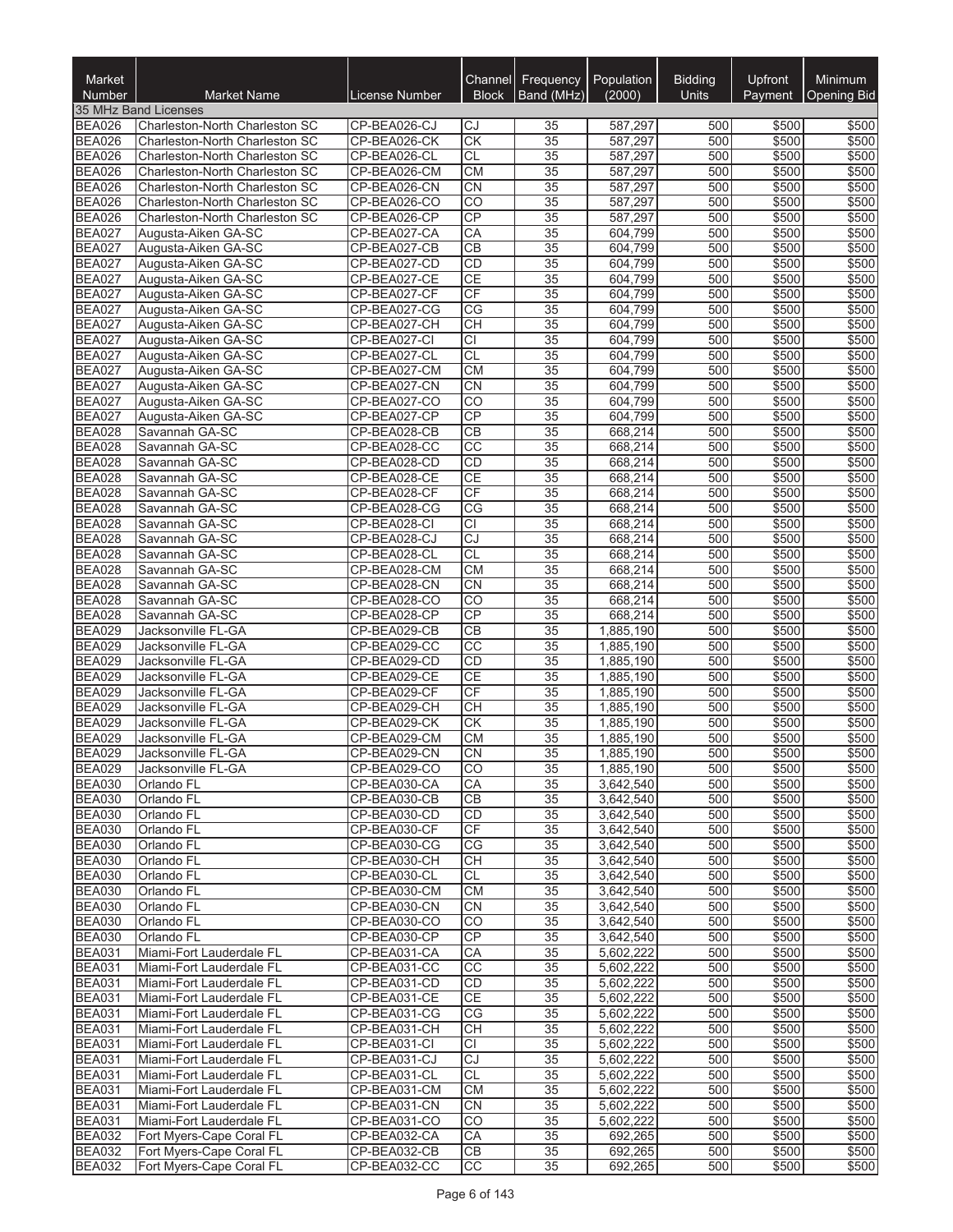| Market Number | Market Name | License Number | Channel Block | Frequency Band (MHz) | Population (2000) | Bidding Units | Upfront Payment | Minimum Opening Bid |
|---|---|---|---|---|---|---|---|---|
| 35 MHz Band Licenses | | | | | | | | |
| BEA026 | Charleston-North Charleston SC | CP-BEA026-CJ | CJ | 35 | 587,297 | 500 | $500 | $500 |
| BEA026 | Charleston-North Charleston SC | CP-BEA026-CK | CK | 35 | 587,297 | 500 | $500 | $500 |
| BEA026 | Charleston-North Charleston SC | CP-BEA026-CL | CL | 35 | 587,297 | 500 | $500 | $500 |
| BEA026 | Charleston-North Charleston SC | CP-BEA026-CM | CM | 35 | 587,297 | 500 | $500 | $500 |
| BEA026 | Charleston-North Charleston SC | CP-BEA026-CN | CN | 35 | 587,297 | 500 | $500 | $500 |
| BEA026 | Charleston-North Charleston SC | CP-BEA026-CO | CO | 35 | 587,297 | 500 | $500 | $500 |
| BEA026 | Charleston-North Charleston SC | CP-BEA026-CP | CP | 35 | 587,297 | 500 | $500 | $500 |
| BEA027 | Augusta-Aiken GA-SC | CP-BEA027-CA | CA | 35 | 604,799 | 500 | $500 | $500 |
| BEA027 | Augusta-Aiken GA-SC | CP-BEA027-CB | CB | 35 | 604,799 | 500 | $500 | $500 |
| BEA027 | Augusta-Aiken GA-SC | CP-BEA027-CD | CD | 35 | 604,799 | 500 | $500 | $500 |
| BEA027 | Augusta-Aiken GA-SC | CP-BEA027-CE | CE | 35 | 604,799 | 500 | $500 | $500 |
| BEA027 | Augusta-Aiken GA-SC | CP-BEA027-CF | CF | 35 | 604,799 | 500 | $500 | $500 |
| BEA027 | Augusta-Aiken GA-SC | CP-BEA027-CG | CG | 35 | 604,799 | 500 | $500 | $500 |
| BEA027 | Augusta-Aiken GA-SC | CP-BEA027-CH | CH | 35 | 604,799 | 500 | $500 | $500 |
| BEA027 | Augusta-Aiken GA-SC | CP-BEA027-CI | CI | 35 | 604,799 | 500 | $500 | $500 |
| BEA027 | Augusta-Aiken GA-SC | CP-BEA027-CL | CL | 35 | 604,799 | 500 | $500 | $500 |
| BEA027 | Augusta-Aiken GA-SC | CP-BEA027-CM | CM | 35 | 604,799 | 500 | $500 | $500 |
| BEA027 | Augusta-Aiken GA-SC | CP-BEA027-CN | CN | 35 | 604,799 | 500 | $500 | $500 |
| BEA027 | Augusta-Aiken GA-SC | CP-BEA027-CO | CO | 35 | 604,799 | 500 | $500 | $500 |
| BEA027 | Augusta-Aiken GA-SC | CP-BEA027-CP | CP | 35 | 604,799 | 500 | $500 | $500 |
| BEA028 | Savannah GA-SC | CP-BEA028-CB | CB | 35 | 668,214 | 500 | $500 | $500 |
| BEA028 | Savannah GA-SC | CP-BEA028-CC | CC | 35 | 668,214 | 500 | $500 | $500 |
| BEA028 | Savannah GA-SC | CP-BEA028-CD | CD | 35 | 668,214 | 500 | $500 | $500 |
| BEA028 | Savannah GA-SC | CP-BEA028-CE | CE | 35 | 668,214 | 500 | $500 | $500 |
| BEA028 | Savannah GA-SC | CP-BEA028-CF | CF | 35 | 668,214 | 500 | $500 | $500 |
| BEA028 | Savannah GA-SC | CP-BEA028-CG | CG | 35 | 668,214 | 500 | $500 | $500 |
| BEA028 | Savannah GA-SC | CP-BEA028-CI | CI | 35 | 668,214 | 500 | $500 | $500 |
| BEA028 | Savannah GA-SC | CP-BEA028-CJ | CJ | 35 | 668,214 | 500 | $500 | $500 |
| BEA028 | Savannah GA-SC | CP-BEA028-CL | CL | 35 | 668,214 | 500 | $500 | $500 |
| BEA028 | Savannah GA-SC | CP-BEA028-CM | CM | 35 | 668,214 | 500 | $500 | $500 |
| BEA028 | Savannah GA-SC | CP-BEA028-CN | CN | 35 | 668,214 | 500 | $500 | $500 |
| BEA028 | Savannah GA-SC | CP-BEA028-CO | CO | 35 | 668,214 | 500 | $500 | $500 |
| BEA028 | Savannah GA-SC | CP-BEA028-CP | CP | 35 | 668,214 | 500 | $500 | $500 |
| BEA029 | Jacksonville FL-GA | CP-BEA029-CB | CB | 35 | 1,885,190 | 500 | $500 | $500 |
| BEA029 | Jacksonville FL-GA | CP-BEA029-CC | CC | 35 | 1,885,190 | 500 | $500 | $500 |
| BEA029 | Jacksonville FL-GA | CP-BEA029-CD | CD | 35 | 1,885,190 | 500 | $500 | $500 |
| BEA029 | Jacksonville FL-GA | CP-BEA029-CE | CE | 35 | 1,885,190 | 500 | $500 | $500 |
| BEA029 | Jacksonville FL-GA | CP-BEA029-CF | CF | 35 | 1,885,190 | 500 | $500 | $500 |
| BEA029 | Jacksonville FL-GA | CP-BEA029-CH | CH | 35 | 1,885,190 | 500 | $500 | $500 |
| BEA029 | Jacksonville FL-GA | CP-BEA029-CK | CK | 35 | 1,885,190 | 500 | $500 | $500 |
| BEA029 | Jacksonville FL-GA | CP-BEA029-CM | CM | 35 | 1,885,190 | 500 | $500 | $500 |
| BEA029 | Jacksonville FL-GA | CP-BEA029-CN | CN | 35 | 1,885,190 | 500 | $500 | $500 |
| BEA029 | Jacksonville FL-GA | CP-BEA029-CO | CO | 35 | 1,885,190 | 500 | $500 | $500 |
| BEA030 | Orlando FL | CP-BEA030-CA | CA | 35 | 3,642,540 | 500 | $500 | $500 |
| BEA030 | Orlando FL | CP-BEA030-CB | CB | 35 | 3,642,540 | 500 | $500 | $500 |
| BEA030 | Orlando FL | CP-BEA030-CD | CD | 35 | 3,642,540 | 500 | $500 | $500 |
| BEA030 | Orlando FL | CP-BEA030-CF | CF | 35 | 3,642,540 | 500 | $500 | $500 |
| BEA030 | Orlando FL | CP-BEA030-CG | CG | 35 | 3,642,540 | 500 | $500 | $500 |
| BEA030 | Orlando FL | CP-BEA030-CH | CH | 35 | 3,642,540 | 500 | $500 | $500 |
| BEA030 | Orlando FL | CP-BEA030-CL | CL | 35 | 3,642,540 | 500 | $500 | $500 |
| BEA030 | Orlando FL | CP-BEA030-CM | CM | 35 | 3,642,540 | 500 | $500 | $500 |
| BEA030 | Orlando FL | CP-BEA030-CN | CN | 35 | 3,642,540 | 500 | $500 | $500 |
| BEA030 | Orlando FL | CP-BEA030-CO | CO | 35 | 3,642,540 | 500 | $500 | $500 |
| BEA030 | Orlando FL | CP-BEA030-CP | CP | 35 | 3,642,540 | 500 | $500 | $500 |
| BEA031 | Miami-Fort Lauderdale FL | CP-BEA031-CA | CA | 35 | 5,602,222 | 500 | $500 | $500 |
| BEA031 | Miami-Fort Lauderdale FL | CP-BEA031-CC | CC | 35 | 5,602,222 | 500 | $500 | $500 |
| BEA031 | Miami-Fort Lauderdale FL | CP-BEA031-CD | CD | 35 | 5,602,222 | 500 | $500 | $500 |
| BEA031 | Miami-Fort Lauderdale FL | CP-BEA031-CE | CE | 35 | 5,602,222 | 500 | $500 | $500 |
| BEA031 | Miami-Fort Lauderdale FL | CP-BEA031-CG | CG | 35 | 5,602,222 | 500 | $500 | $500 |
| BEA031 | Miami-Fort Lauderdale FL | CP-BEA031-CH | CH | 35 | 5,602,222 | 500 | $500 | $500 |
| BEA031 | Miami-Fort Lauderdale FL | CP-BEA031-CI | CI | 35 | 5,602,222 | 500 | $500 | $500 |
| BEA031 | Miami-Fort Lauderdale FL | CP-BEA031-CJ | CJ | 35 | 5,602,222 | 500 | $500 | $500 |
| BEA031 | Miami-Fort Lauderdale FL | CP-BEA031-CL | CL | 35 | 5,602,222 | 500 | $500 | $500 |
| BEA031 | Miami-Fort Lauderdale FL | CP-BEA031-CM | CM | 35 | 5,602,222 | 500 | $500 | $500 |
| BEA031 | Miami-Fort Lauderdale FL | CP-BEA031-CN | CN | 35 | 5,602,222 | 500 | $500 | $500 |
| BEA031 | Miami-Fort Lauderdale FL | CP-BEA031-CO | CO | 35 | 5,602,222 | 500 | $500 | $500 |
| BEA032 | Fort Myers-Cape Coral FL | CP-BEA032-CA | CA | 35 | 692,265 | 500 | $500 | $500 |
| BEA032 | Fort Myers-Cape Coral FL | CP-BEA032-CB | CB | 35 | 692,265 | 500 | $500 | $500 |
| BEA032 | Fort Myers-Cape Coral FL | CP-BEA032-CC | CC | 35 | 692,265 | 500 | $500 | $500 |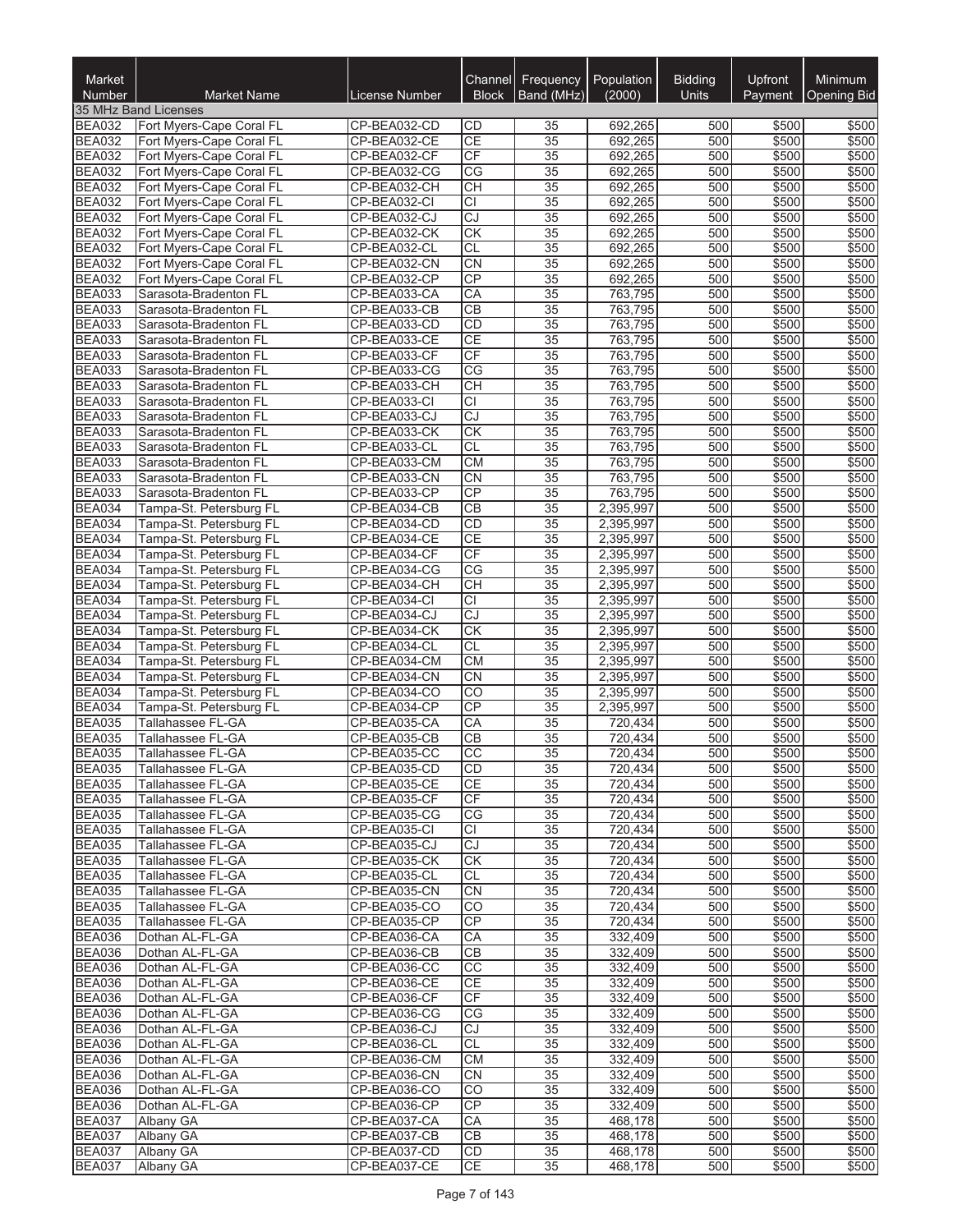| Market Number | Market Name | License Number | Channel Block | Frequency Band (MHz) | Population (2000) | Bidding Units | Upfront Payment | Minimum Opening Bid |
|---|---|---|---|---|---|---|---|---|
| 35 MHz Band Licenses | | | | | | | | |
| BEA032 | Fort Myers-Cape Coral FL | CP-BEA032-CD | CD | 35 | 692,265 | 500 | $500 | $500 |
| BEA032 | Fort Myers-Cape Coral FL | CP-BEA032-CE | CE | 35 | 692,265 | 500 | $500 | $500 |
| BEA032 | Fort Myers-Cape Coral FL | CP-BEA032-CF | CF | 35 | 692,265 | 500 | $500 | $500 |
| BEA032 | Fort Myers-Cape Coral FL | CP-BEA032-CG | CG | 35 | 692,265 | 500 | $500 | $500 |
| BEA032 | Fort Myers-Cape Coral FL | CP-BEA032-CH | CH | 35 | 692,265 | 500 | $500 | $500 |
| BEA032 | Fort Myers-Cape Coral FL | CP-BEA032-CI | CI | 35 | 692,265 | 500 | $500 | $500 |
| BEA032 | Fort Myers-Cape Coral FL | CP-BEA032-CJ | CJ | 35 | 692,265 | 500 | $500 | $500 |
| BEA032 | Fort Myers-Cape Coral FL | CP-BEA032-CK | CK | 35 | 692,265 | 500 | $500 | $500 |
| BEA032 | Fort Myers-Cape Coral FL | CP-BEA032-CL | CL | 35 | 692,265 | 500 | $500 | $500 |
| BEA032 | Fort Myers-Cape Coral FL | CP-BEA032-CN | CN | 35 | 692,265 | 500 | $500 | $500 |
| BEA032 | Fort Myers-Cape Coral FL | CP-BEA032-CP | CP | 35 | 692,265 | 500 | $500 | $500 |
| BEA033 | Sarasota-Bradenton FL | CP-BEA033-CA | CA | 35 | 763,795 | 500 | $500 | $500 |
| BEA033 | Sarasota-Bradenton FL | CP-BEA033-CB | CB | 35 | 763,795 | 500 | $500 | $500 |
| BEA033 | Sarasota-Bradenton FL | CP-BEA033-CD | CD | 35 | 763,795 | 500 | $500 | $500 |
| BEA033 | Sarasota-Bradenton FL | CP-BEA033-CE | CE | 35 | 763,795 | 500 | $500 | $500 |
| BEA033 | Sarasota-Bradenton FL | CP-BEA033-CF | CF | 35 | 763,795 | 500 | $500 | $500 |
| BEA033 | Sarasota-Bradenton FL | CP-BEA033-CG | CG | 35 | 763,795 | 500 | $500 | $500 |
| BEA033 | Sarasota-Bradenton FL | CP-BEA033-CH | CH | 35 | 763,795 | 500 | $500 | $500 |
| BEA033 | Sarasota-Bradenton FL | CP-BEA033-CI | CI | 35 | 763,795 | 500 | $500 | $500 |
| BEA033 | Sarasota-Bradenton FL | CP-BEA033-CJ | CJ | 35 | 763,795 | 500 | $500 | $500 |
| BEA033 | Sarasota-Bradenton FL | CP-BEA033-CK | CK | 35 | 763,795 | 500 | $500 | $500 |
| BEA033 | Sarasota-Bradenton FL | CP-BEA033-CL | CL | 35 | 763,795 | 500 | $500 | $500 |
| BEA033 | Sarasota-Bradenton FL | CP-BEA033-CM | CM | 35 | 763,795 | 500 | $500 | $500 |
| BEA033 | Sarasota-Bradenton FL | CP-BEA033-CN | CN | 35 | 763,795 | 500 | $500 | $500 |
| BEA033 | Sarasota-Bradenton FL | CP-BEA033-CP | CP | 35 | 763,795 | 500 | $500 | $500 |
| BEA034 | Tampa-St. Petersburg FL | CP-BEA034-CB | CB | 35 | 2,395,997 | 500 | $500 | $500 |
| BEA034 | Tampa-St. Petersburg FL | CP-BEA034-CD | CD | 35 | 2,395,997 | 500 | $500 | $500 |
| BEA034 | Tampa-St. Petersburg FL | CP-BEA034-CE | CE | 35 | 2,395,997 | 500 | $500 | $500 |
| BEA034 | Tampa-St. Petersburg FL | CP-BEA034-CF | CF | 35 | 2,395,997 | 500 | $500 | $500 |
| BEA034 | Tampa-St. Petersburg FL | CP-BEA034-CG | CG | 35 | 2,395,997 | 500 | $500 | $500 |
| BEA034 | Tampa-St. Petersburg FL | CP-BEA034-CH | CH | 35 | 2,395,997 | 500 | $500 | $500 |
| BEA034 | Tampa-St. Petersburg FL | CP-BEA034-CI | CI | 35 | 2,395,997 | 500 | $500 | $500 |
| BEA034 | Tampa-St. Petersburg FL | CP-BEA034-CJ | CJ | 35 | 2,395,997 | 500 | $500 | $500 |
| BEA034 | Tampa-St. Petersburg FL | CP-BEA034-CK | CK | 35 | 2,395,997 | 500 | $500 | $500 |
| BEA034 | Tampa-St. Petersburg FL | CP-BEA034-CL | CL | 35 | 2,395,997 | 500 | $500 | $500 |
| BEA034 | Tampa-St. Petersburg FL | CP-BEA034-CM | CM | 35 | 2,395,997 | 500 | $500 | $500 |
| BEA034 | Tampa-St. Petersburg FL | CP-BEA034-CN | CN | 35 | 2,395,997 | 500 | $500 | $500 |
| BEA034 | Tampa-St. Petersburg FL | CP-BEA034-CO | CO | 35 | 2,395,997 | 500 | $500 | $500 |
| BEA034 | Tampa-St. Petersburg FL | CP-BEA034-CP | CP | 35 | 2,395,997 | 500 | $500 | $500 |
| BEA035 | Tallahassee FL-GA | CP-BEA035-CA | CA | 35 | 720,434 | 500 | $500 | $500 |
| BEA035 | Tallahassee FL-GA | CP-BEA035-CB | CB | 35 | 720,434 | 500 | $500 | $500 |
| BEA035 | Tallahassee FL-GA | CP-BEA035-CC | CC | 35 | 720,434 | 500 | $500 | $500 |
| BEA035 | Tallahassee FL-GA | CP-BEA035-CD | CD | 35 | 720,434 | 500 | $500 | $500 |
| BEA035 | Tallahassee FL-GA | CP-BEA035-CE | CE | 35 | 720,434 | 500 | $500 | $500 |
| BEA035 | Tallahassee FL-GA | CP-BEA035-CF | CF | 35 | 720,434 | 500 | $500 | $500 |
| BEA035 | Tallahassee FL-GA | CP-BEA035-CG | CG | 35 | 720,434 | 500 | $500 | $500 |
| BEA035 | Tallahassee FL-GA | CP-BEA035-CI | CI | 35 | 720,434 | 500 | $500 | $500 |
| BEA035 | Tallahassee FL-GA | CP-BEA035-CJ | CJ | 35 | 720,434 | 500 | $500 | $500 |
| BEA035 | Tallahassee FL-GA | CP-BEA035-CK | CK | 35 | 720,434 | 500 | $500 | $500 |
| BEA035 | Tallahassee FL-GA | CP-BEA035-CL | CL | 35 | 720,434 | 500 | $500 | $500 |
| BEA035 | Tallahassee FL-GA | CP-BEA035-CN | CN | 35 | 720,434 | 500 | $500 | $500 |
| BEA035 | Tallahassee FL-GA | CP-BEA035-CO | CO | 35 | 720,434 | 500 | $500 | $500 |
| BEA035 | Tallahassee FL-GA | CP-BEA035-CP | CP | 35 | 720,434 | 500 | $500 | $500 |
| BEA036 | Dothan AL-FL-GA | CP-BEA036-CA | CA | 35 | 332,409 | 500 | $500 | $500 |
| BEA036 | Dothan AL-FL-GA | CP-BEA036-CB | CB | 35 | 332,409 | 500 | $500 | $500 |
| BEA036 | Dothan AL-FL-GA | CP-BEA036-CC | CC | 35 | 332,409 | 500 | $500 | $500 |
| BEA036 | Dothan AL-FL-GA | CP-BEA036-CE | CE | 35 | 332,409 | 500 | $500 | $500 |
| BEA036 | Dothan AL-FL-GA | CP-BEA036-CF | CF | 35 | 332,409 | 500 | $500 | $500 |
| BEA036 | Dothan AL-FL-GA | CP-BEA036-CG | CG | 35 | 332,409 | 500 | $500 | $500 |
| BEA036 | Dothan AL-FL-GA | CP-BEA036-CJ | CJ | 35 | 332,409 | 500 | $500 | $500 |
| BEA036 | Dothan AL-FL-GA | CP-BEA036-CL | CL | 35 | 332,409 | 500 | $500 | $500 |
| BEA036 | Dothan AL-FL-GA | CP-BEA036-CM | CM | 35 | 332,409 | 500 | $500 | $500 |
| BEA036 | Dothan AL-FL-GA | CP-BEA036-CN | CN | 35 | 332,409 | 500 | $500 | $500 |
| BEA036 | Dothan AL-FL-GA | CP-BEA036-CO | CO | 35 | 332,409 | 500 | $500 | $500 |
| BEA036 | Dothan AL-FL-GA | CP-BEA036-CP | CP | 35 | 332,409 | 500 | $500 | $500 |
| BEA037 | Albany GA | CP-BEA037-CA | CA | 35 | 468,178 | 500 | $500 | $500 |
| BEA037 | Albany GA | CP-BEA037-CB | CB | 35 | 468,178 | 500 | $500 | $500 |
| BEA037 | Albany GA | CP-BEA037-CD | CD | 35 | 468,178 | 500 | $500 | $500 |
| BEA037 | Albany GA | CP-BEA037-CE | CE | 35 | 468,178 | 500 | $500 | $500 |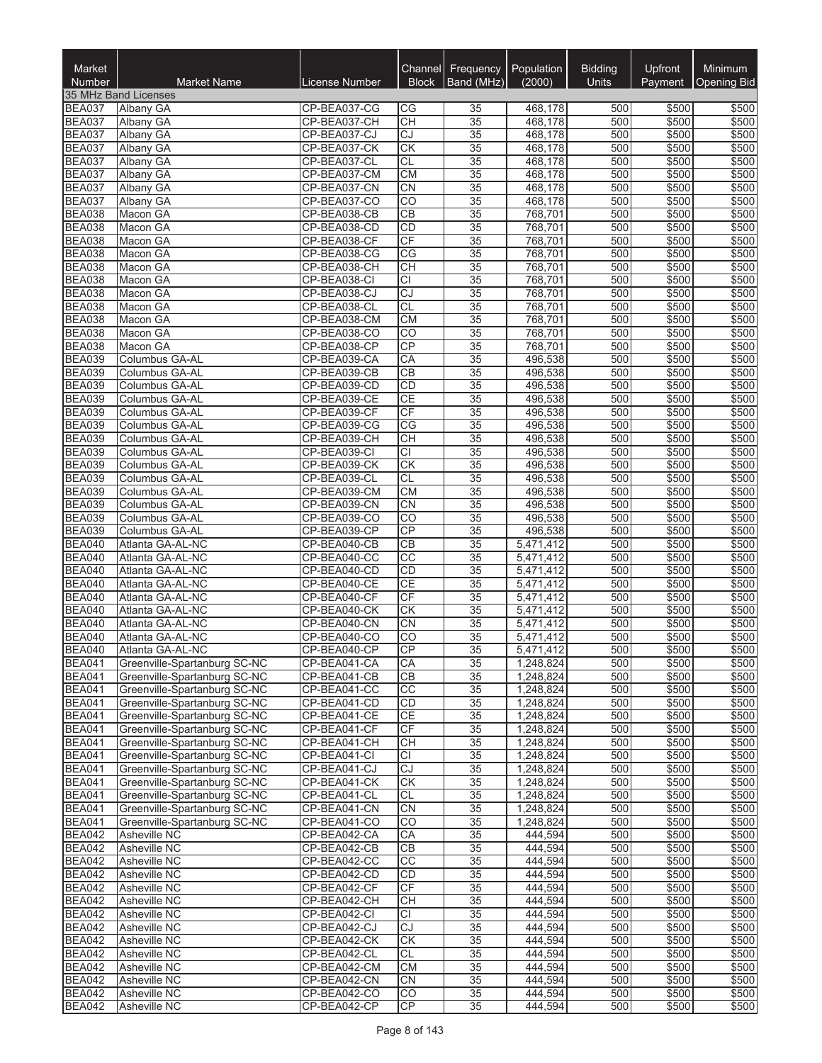| Market Number | Market Name | License Number | Channel Block | Frequency Band (MHz) | Population (2000) | Bidding Units | Upfront Payment | Minimum Opening Bid |
|---|---|---|---|---|---|---|---|---|
| 35 MHz Band Licenses | | | | | | | | |
| BEA037 | Albany GA | CP-BEA037-CG | CG | 35 | 468,178 | 500 | $500 | $500 |
| BEA037 | Albany GA | CP-BEA037-CH | CH | 35 | 468,178 | 500 | $500 | $500 |
| BEA037 | Albany GA | CP-BEA037-CJ | CJ | 35 | 468,178 | 500 | $500 | $500 |
| BEA037 | Albany GA | CP-BEA037-CK | CK | 35 | 468,178 | 500 | $500 | $500 |
| BEA037 | Albany GA | CP-BEA037-CL | CL | 35 | 468,178 | 500 | $500 | $500 |
| BEA037 | Albany GA | CP-BEA037-CM | CM | 35 | 468,178 | 500 | $500 | $500 |
| BEA037 | Albany GA | CP-BEA037-CN | CN | 35 | 468,178 | 500 | $500 | $500 |
| BEA037 | Albany GA | CP-BEA037-CO | CO | 35 | 468,178 | 500 | $500 | $500 |
| BEA038 | Macon GA | CP-BEA038-CB | CB | 35 | 768,701 | 500 | $500 | $500 |
| BEA038 | Macon GA | CP-BEA038-CD | CD | 35 | 768,701 | 500 | $500 | $500 |
| BEA038 | Macon GA | CP-BEA038-CF | CF | 35 | 768,701 | 500 | $500 | $500 |
| BEA038 | Macon GA | CP-BEA038-CG | CG | 35 | 768,701 | 500 | $500 | $500 |
| BEA038 | Macon GA | CP-BEA038-CH | CH | 35 | 768,701 | 500 | $500 | $500 |
| BEA038 | Macon GA | CP-BEA038-CI | CI | 35 | 768,701 | 500 | $500 | $500 |
| BEA038 | Macon GA | CP-BEA038-CJ | CJ | 35 | 768,701 | 500 | $500 | $500 |
| BEA038 | Macon GA | CP-BEA038-CL | CL | 35 | 768,701 | 500 | $500 | $500 |
| BEA038 | Macon GA | CP-BEA038-CM | CM | 35 | 768,701 | 500 | $500 | $500 |
| BEA038 | Macon GA | CP-BEA038-CO | CO | 35 | 768,701 | 500 | $500 | $500 |
| BEA038 | Macon GA | CP-BEA038-CP | CP | 35 | 768,701 | 500 | $500 | $500 |
| BEA039 | Columbus GA-AL | CP-BEA039-CA | CA | 35 | 496,538 | 500 | $500 | $500 |
| BEA039 | Columbus GA-AL | CP-BEA039-CB | CB | 35 | 496,538 | 500 | $500 | $500 |
| BEA039 | Columbus GA-AL | CP-BEA039-CD | CD | 35 | 496,538 | 500 | $500 | $500 |
| BEA039 | Columbus GA-AL | CP-BEA039-CE | CE | 35 | 496,538 | 500 | $500 | $500 |
| BEA039 | Columbus GA-AL | CP-BEA039-CF | CF | 35 | 496,538 | 500 | $500 | $500 |
| BEA039 | Columbus GA-AL | CP-BEA039-CG | CG | 35 | 496,538 | 500 | $500 | $500 |
| BEA039 | Columbus GA-AL | CP-BEA039-CH | CH | 35 | 496,538 | 500 | $500 | $500 |
| BEA039 | Columbus GA-AL | CP-BEA039-CI | CI | 35 | 496,538 | 500 | $500 | $500 |
| BEA039 | Columbus GA-AL | CP-BEA039-CK | CK | 35 | 496,538 | 500 | $500 | $500 |
| BEA039 | Columbus GA-AL | CP-BEA039-CL | CL | 35 | 496,538 | 500 | $500 | $500 |
| BEA039 | Columbus GA-AL | CP-BEA039-CM | CM | 35 | 496,538 | 500 | $500 | $500 |
| BEA039 | Columbus GA-AL | CP-BEA039-CN | CN | 35 | 496,538 | 500 | $500 | $500 |
| BEA039 | Columbus GA-AL | CP-BEA039-CO | CO | 35 | 496,538 | 500 | $500 | $500 |
| BEA039 | Columbus GA-AL | CP-BEA039-CP | CP | 35 | 496,538 | 500 | $500 | $500 |
| BEA040 | Atlanta GA-AL-NC | CP-BEA040-CB | CB | 35 | 5,471,412 | 500 | $500 | $500 |
| BEA040 | Atlanta GA-AL-NC | CP-BEA040-CC | CC | 35 | 5,471,412 | 500 | $500 | $500 |
| BEA040 | Atlanta GA-AL-NC | CP-BEA040-CD | CD | 35 | 5,471,412 | 500 | $500 | $500 |
| BEA040 | Atlanta GA-AL-NC | CP-BEA040-CE | CE | 35 | 5,471,412 | 500 | $500 | $500 |
| BEA040 | Atlanta GA-AL-NC | CP-BEA040-CF | CF | 35 | 5,471,412 | 500 | $500 | $500 |
| BEA040 | Atlanta GA-AL-NC | CP-BEA040-CK | CK | 35 | 5,471,412 | 500 | $500 | $500 |
| BEA040 | Atlanta GA-AL-NC | CP-BEA040-CN | CN | 35 | 5,471,412 | 500 | $500 | $500 |
| BEA040 | Atlanta GA-AL-NC | CP-BEA040-CO | CO | 35 | 5,471,412 | 500 | $500 | $500 |
| BEA040 | Atlanta GA-AL-NC | CP-BEA040-CP | CP | 35 | 5,471,412 | 500 | $500 | $500 |
| BEA041 | Greenville-Spartanburg SC-NC | CP-BEA041-CA | CA | 35 | 1,248,824 | 500 | $500 | $500 |
| BEA041 | Greenville-Spartanburg SC-NC | CP-BEA041-CB | CB | 35 | 1,248,824 | 500 | $500 | $500 |
| BEA041 | Greenville-Spartanburg SC-NC | CP-BEA041-CC | CC | 35 | 1,248,824 | 500 | $500 | $500 |
| BEA041 | Greenville-Spartanburg SC-NC | CP-BEA041-CD | CD | 35 | 1,248,824 | 500 | $500 | $500 |
| BEA041 | Greenville-Spartanburg SC-NC | CP-BEA041-CE | CE | 35 | 1,248,824 | 500 | $500 | $500 |
| BEA041 | Greenville-Spartanburg SC-NC | CP-BEA041-CF | CF | 35 | 1,248,824 | 500 | $500 | $500 |
| BEA041 | Greenville-Spartanburg SC-NC | CP-BEA041-CH | CH | 35 | 1,248,824 | 500 | $500 | $500 |
| BEA041 | Greenville-Spartanburg SC-NC | CP-BEA041-CI | CI | 35 | 1,248,824 | 500 | $500 | $500 |
| BEA041 | Greenville-Spartanburg SC-NC | CP-BEA041-CJ | CJ | 35 | 1,248,824 | 500 | $500 | $500 |
| BEA041 | Greenville-Spartanburg SC-NC | CP-BEA041-CK | CK | 35 | 1,248,824 | 500 | $500 | $500 |
| BEA041 | Greenville-Spartanburg SC-NC | CP-BEA041-CL | CL | 35 | 1,248,824 | 500 | $500 | $500 |
| BEA041 | Greenville-Spartanburg SC-NC | CP-BEA041-CN | CN | 35 | 1,248,824 | 500 | $500 | $500 |
| BEA041 | Greenville-Spartanburg SC-NC | CP-BEA041-CO | CO | 35 | 1,248,824 | 500 | $500 | $500 |
| BEA042 | Asheville NC | CP-BEA042-CA | CA | 35 | 444,594 | 500 | $500 | $500 |
| BEA042 | Asheville NC | CP-BEA042-CB | CB | 35 | 444,594 | 500 | $500 | $500 |
| BEA042 | Asheville NC | CP-BEA042-CC | CC | 35 | 444,594 | 500 | $500 | $500 |
| BEA042 | Asheville NC | CP-BEA042-CD | CD | 35 | 444,594 | 500 | $500 | $500 |
| BEA042 | Asheville NC | CP-BEA042-CF | CF | 35 | 444,594 | 500 | $500 | $500 |
| BEA042 | Asheville NC | CP-BEA042-CH | CH | 35 | 444,594 | 500 | $500 | $500 |
| BEA042 | Asheville NC | CP-BEA042-CI | CI | 35 | 444,594 | 500 | $500 | $500 |
| BEA042 | Asheville NC | CP-BEA042-CJ | CJ | 35 | 444,594 | 500 | $500 | $500 |
| BEA042 | Asheville NC | CP-BEA042-CK | CK | 35 | 444,594 | 500 | $500 | $500 |
| BEA042 | Asheville NC | CP-BEA042-CL | CL | 35 | 444,594 | 500 | $500 | $500 |
| BEA042 | Asheville NC | CP-BEA042-CM | CM | 35 | 444,594 | 500 | $500 | $500 |
| BEA042 | Asheville NC | CP-BEA042-CN | CN | 35 | 444,594 | 500 | $500 | $500 |
| BEA042 | Asheville NC | CP-BEA042-CO | CO | 35 | 444,594 | 500 | $500 | $500 |
| BEA042 | Asheville NC | CP-BEA042-CP | CP | 35 | 444,594 | 500 | $500 | $500 |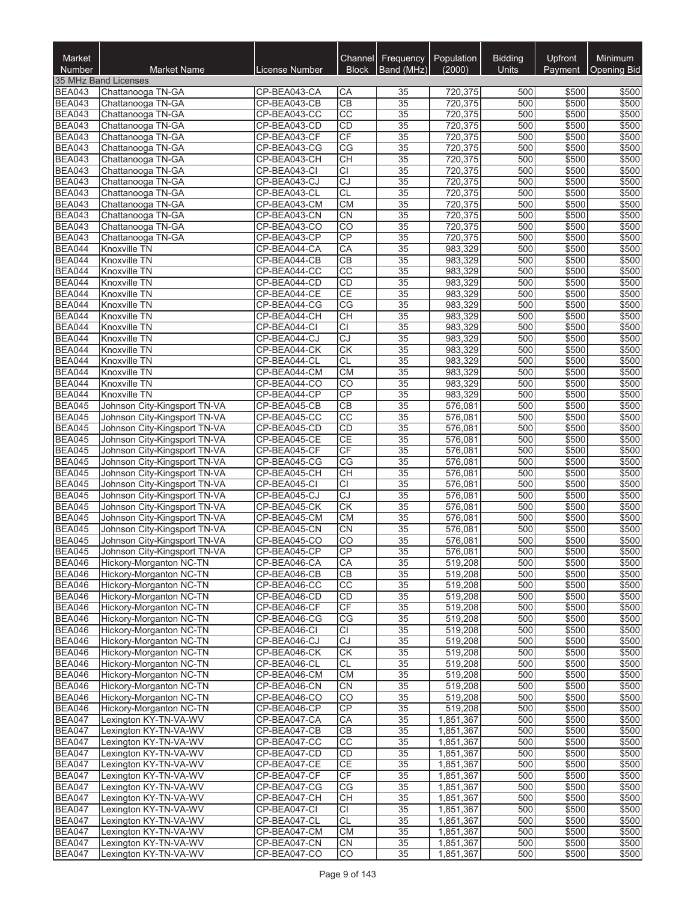| Market Number | Market Name | License Number | Channel Block | Frequency Band (MHz) | Population (2000) | Bidding Units | Upfront Payment | Minimum Opening Bid |
|---|---|---|---|---|---|---|---|---|
| 35 MHz Band Licenses | | | | | | | | |
| BEA043 | Chattanooga TN-GA | CP-BEA043-CA | CA | 35 | 720,375 | 500 | $500 | $500 |
| BEA043 | Chattanooga TN-GA | CP-BEA043-CB | CB | 35 | 720,375 | 500 | $500 | $500 |
| BEA043 | Chattanooga TN-GA | CP-BEA043-CC | CC | 35 | 720,375 | 500 | $500 | $500 |
| BEA043 | Chattanooga TN-GA | CP-BEA043-CD | CD | 35 | 720,375 | 500 | $500 | $500 |
| BEA043 | Chattanooga TN-GA | CP-BEA043-CF | CF | 35 | 720,375 | 500 | $500 | $500 |
| BEA043 | Chattanooga TN-GA | CP-BEA043-CG | CG | 35 | 720,375 | 500 | $500 | $500 |
| BEA043 | Chattanooga TN-GA | CP-BEA043-CH | CH | 35 | 720,375 | 500 | $500 | $500 |
| BEA043 | Chattanooga TN-GA | CP-BEA043-CI | CI | 35 | 720,375 | 500 | $500 | $500 |
| BEA043 | Chattanooga TN-GA | CP-BEA043-CJ | CJ | 35 | 720,375 | 500 | $500 | $500 |
| BEA043 | Chattanooga TN-GA | CP-BEA043-CL | CL | 35 | 720,375 | 500 | $500 | $500 |
| BEA043 | Chattanooga TN-GA | CP-BEA043-CM | CM | 35 | 720,375 | 500 | $500 | $500 |
| BEA043 | Chattanooga TN-GA | CP-BEA043-CN | CN | 35 | 720,375 | 500 | $500 | $500 |
| BEA043 | Chattanooga TN-GA | CP-BEA043-CO | CO | 35 | 720,375 | 500 | $500 | $500 |
| BEA043 | Chattanooga TN-GA | CP-BEA043-CP | CP | 35 | 720,375 | 500 | $500 | $500 |
| BEA044 | Knoxville TN | CP-BEA044-CA | CA | 35 | 983,329 | 500 | $500 | $500 |
| BEA044 | Knoxville TN | CP-BEA044-CB | CB | 35 | 983,329 | 500 | $500 | $500 |
| BEA044 | Knoxville TN | CP-BEA044-CC | CC | 35 | 983,329 | 500 | $500 | $500 |
| BEA044 | Knoxville TN | CP-BEA044-CD | CD | 35 | 983,329 | 500 | $500 | $500 |
| BEA044 | Knoxville TN | CP-BEA044-CE | CE | 35 | 983,329 | 500 | $500 | $500 |
| BEA044 | Knoxville TN | CP-BEA044-CG | CG | 35 | 983,329 | 500 | $500 | $500 |
| BEA044 | Knoxville TN | CP-BEA044-CH | CH | 35 | 983,329 | 500 | $500 | $500 |
| BEA044 | Knoxville TN | CP-BEA044-CI | CI | 35 | 983,329 | 500 | $500 | $500 |
| BEA044 | Knoxville TN | CP-BEA044-CJ | CJ | 35 | 983,329 | 500 | $500 | $500 |
| BEA044 | Knoxville TN | CP-BEA044-CK | CK | 35 | 983,329 | 500 | $500 | $500 |
| BEA044 | Knoxville TN | CP-BEA044-CL | CL | 35 | 983,329 | 500 | $500 | $500 |
| BEA044 | Knoxville TN | CP-BEA044-CM | CM | 35 | 983,329 | 500 | $500 | $500 |
| BEA044 | Knoxville TN | CP-BEA044-CO | CO | 35 | 983,329 | 500 | $500 | $500 |
| BEA044 | Knoxville TN | CP-BEA044-CP | CP | 35 | 983,329 | 500 | $500 | $500 |
| BEA045 | Johnson City-Kingsport TN-VA | CP-BEA045-CB | CB | 35 | 576,081 | 500 | $500 | $500 |
| BEA045 | Johnson City-Kingsport TN-VA | CP-BEA045-CC | CC | 35 | 576,081 | 500 | $500 | $500 |
| BEA045 | Johnson City-Kingsport TN-VA | CP-BEA045-CD | CD | 35 | 576,081 | 500 | $500 | $500 |
| BEA045 | Johnson City-Kingsport TN-VA | CP-BEA045-CE | CE | 35 | 576,081 | 500 | $500 | $500 |
| BEA045 | Johnson City-Kingsport TN-VA | CP-BEA045-CF | CF | 35 | 576,081 | 500 | $500 | $500 |
| BEA045 | Johnson City-Kingsport TN-VA | CP-BEA045-CG | CG | 35 | 576,081 | 500 | $500 | $500 |
| BEA045 | Johnson City-Kingsport TN-VA | CP-BEA045-CH | CH | 35 | 576,081 | 500 | $500 | $500 |
| BEA045 | Johnson City-Kingsport TN-VA | CP-BEA045-CI | CI | 35 | 576,081 | 500 | $500 | $500 |
| BEA045 | Johnson City-Kingsport TN-VA | CP-BEA045-CJ | CJ | 35 | 576,081 | 500 | $500 | $500 |
| BEA045 | Johnson City-Kingsport TN-VA | CP-BEA045-CK | CK | 35 | 576,081 | 500 | $500 | $500 |
| BEA045 | Johnson City-Kingsport TN-VA | CP-BEA045-CM | CM | 35 | 576,081 | 500 | $500 | $500 |
| BEA045 | Johnson City-Kingsport TN-VA | CP-BEA045-CN | CN | 35 | 576,081 | 500 | $500 | $500 |
| BEA045 | Johnson City-Kingsport TN-VA | CP-BEA045-CO | CO | 35 | 576,081 | 500 | $500 | $500 |
| BEA045 | Johnson City-Kingsport TN-VA | CP-BEA045-CP | CP | 35 | 576,081 | 500 | $500 | $500 |
| BEA046 | Hickory-Morganton NC-TN | CP-BEA046-CA | CA | 35 | 519,208 | 500 | $500 | $500 |
| BEA046 | Hickory-Morganton NC-TN | CP-BEA046-CB | CB | 35 | 519,208 | 500 | $500 | $500 |
| BEA046 | Hickory-Morganton NC-TN | CP-BEA046-CC | CC | 35 | 519,208 | 500 | $500 | $500 |
| BEA046 | Hickory-Morganton NC-TN | CP-BEA046-CD | CD | 35 | 519,208 | 500 | $500 | $500 |
| BEA046 | Hickory-Morganton NC-TN | CP-BEA046-CF | CF | 35 | 519,208 | 500 | $500 | $500 |
| BEA046 | Hickory-Morganton NC-TN | CP-BEA046-CG | CG | 35 | 519,208 | 500 | $500 | $500 |
| BEA046 | Hickory-Morganton NC-TN | CP-BEA046-CI | CI | 35 | 519,208 | 500 | $500 | $500 |
| BEA046 | Hickory-Morganton NC-TN | CP-BEA046-CJ | CJ | 35 | 519,208 | 500 | $500 | $500 |
| BEA046 | Hickory-Morganton NC-TN | CP-BEA046-CK | CK | 35 | 519,208 | 500 | $500 | $500 |
| BEA046 | Hickory-Morganton NC-TN | CP-BEA046-CL | CL | 35 | 519,208 | 500 | $500 | $500 |
| BEA046 | Hickory-Morganton NC-TN | CP-BEA046-CM | CM | 35 | 519,208 | 500 | $500 | $500 |
| BEA046 | Hickory-Morganton NC-TN | CP-BEA046-CN | CN | 35 | 519,208 | 500 | $500 | $500 |
| BEA046 | Hickory-Morganton NC-TN | CP-BEA046-CO | CO | 35 | 519,208 | 500 | $500 | $500 |
| BEA046 | Hickory-Morganton NC-TN | CP-BEA046-CP | CP | 35 | 519,208 | 500 | $500 | $500 |
| BEA047 | Lexington KY-TN-VA-WV | CP-BEA047-CA | CA | 35 | 1,851,367 | 500 | $500 | $500 |
| BEA047 | Lexington KY-TN-VA-WV | CP-BEA047-CB | CB | 35 | 1,851,367 | 500 | $500 | $500 |
| BEA047 | Lexington KY-TN-VA-WV | CP-BEA047-CC | CC | 35 | 1,851,367 | 500 | $500 | $500 |
| BEA047 | Lexington KY-TN-VA-WV | CP-BEA047-CD | CD | 35 | 1,851,367 | 500 | $500 | $500 |
| BEA047 | Lexington KY-TN-VA-WV | CP-BEA047-CE | CE | 35 | 1,851,367 | 500 | $500 | $500 |
| BEA047 | Lexington KY-TN-VA-WV | CP-BEA047-CF | CF | 35 | 1,851,367 | 500 | $500 | $500 |
| BEA047 | Lexington KY-TN-VA-WV | CP-BEA047-CG | CG | 35 | 1,851,367 | 500 | $500 | $500 |
| BEA047 | Lexington KY-TN-VA-WV | CP-BEA047-CH | CH | 35 | 1,851,367 | 500 | $500 | $500 |
| BEA047 | Lexington KY-TN-VA-WV | CP-BEA047-CI | CI | 35 | 1,851,367 | 500 | $500 | $500 |
| BEA047 | Lexington KY-TN-VA-WV | CP-BEA047-CL | CL | 35 | 1,851,367 | 500 | $500 | $500 |
| BEA047 | Lexington KY-TN-VA-WV | CP-BEA047-CM | CM | 35 | 1,851,367 | 500 | $500 | $500 |
| BEA047 | Lexington KY-TN-VA-WV | CP-BEA047-CN | CN | 35 | 1,851,367 | 500 | $500 | $500 |
| BEA047 | Lexington KY-TN-VA-WV | CP-BEA047-CO | CO | 35 | 1,851,367 | 500 | $500 | $500 |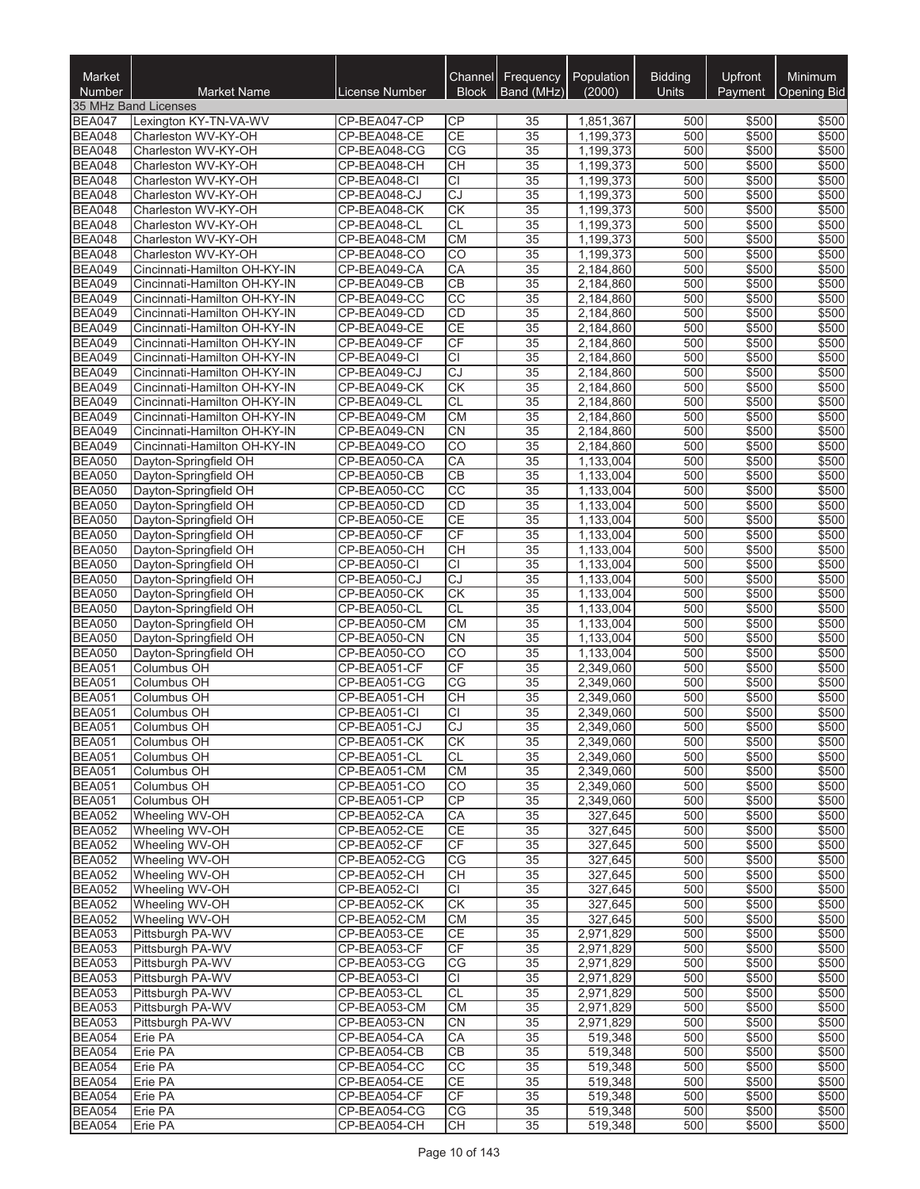| Market Number | Market Name | License Number | Channel Block | Frequency Band (MHz) | Population (2000) | Bidding Units | Upfront Payment | Minimum Opening Bid |
|---|---|---|---|---|---|---|---|---|
| 35 MHz Band Licenses | | | | | | | | |
| BEA047 | Lexington KY-TN-VA-WV | CP-BEA047-CP | CP | 35 | 1,851,367 | 500 | $500 | $500 |
| BEA048 | Charleston WV-KY-OH | CP-BEA048-CE | CE | 35 | 1,199,373 | 500 | $500 | $500 |
| BEA048 | Charleston WV-KY-OH | CP-BEA048-CG | CG | 35 | 1,199,373 | 500 | $500 | $500 |
| BEA048 | Charleston WV-KY-OH | CP-BEA048-CH | CH | 35 | 1,199,373 | 500 | $500 | $500 |
| BEA048 | Charleston WV-KY-OH | CP-BEA048-CI | CI | 35 | 1,199,373 | 500 | $500 | $500 |
| BEA048 | Charleston WV-KY-OH | CP-BEA048-CJ | CJ | 35 | 1,199,373 | 500 | $500 | $500 |
| BEA048 | Charleston WV-KY-OH | CP-BEA048-CK | CK | 35 | 1,199,373 | 500 | $500 | $500 |
| BEA048 | Charleston WV-KY-OH | CP-BEA048-CL | CL | 35 | 1,199,373 | 500 | $500 | $500 |
| BEA048 | Charleston WV-KY-OH | CP-BEA048-CM | CM | 35 | 1,199,373 | 500 | $500 | $500 |
| BEA048 | Charleston WV-KY-OH | CP-BEA048-CO | CO | 35 | 1,199,373 | 500 | $500 | $500 |
| BEA049 | Cincinnati-Hamilton OH-KY-IN | CP-BEA049-CA | CA | 35 | 2,184,860 | 500 | $500 | $500 |
| BEA049 | Cincinnati-Hamilton OH-KY-IN | CP-BEA049-CB | CB | 35 | 2,184,860 | 500 | $500 | $500 |
| BEA049 | Cincinnati-Hamilton OH-KY-IN | CP-BEA049-CC | CC | 35 | 2,184,860 | 500 | $500 | $500 |
| BEA049 | Cincinnati-Hamilton OH-KY-IN | CP-BEA049-CD | CD | 35 | 2,184,860 | 500 | $500 | $500 |
| BEA049 | Cincinnati-Hamilton OH-KY-IN | CP-BEA049-CE | CE | 35 | 2,184,860 | 500 | $500 | $500 |
| BEA049 | Cincinnati-Hamilton OH-KY-IN | CP-BEA049-CF | CF | 35 | 2,184,860 | 500 | $500 | $500 |
| BEA049 | Cincinnati-Hamilton OH-KY-IN | CP-BEA049-CI | CI | 35 | 2,184,860 | 500 | $500 | $500 |
| BEA049 | Cincinnati-Hamilton OH-KY-IN | CP-BEA049-CJ | CJ | 35 | 2,184,860 | 500 | $500 | $500 |
| BEA049 | Cincinnati-Hamilton OH-KY-IN | CP-BEA049-CK | CK | 35 | 2,184,860 | 500 | $500 | $500 |
| BEA049 | Cincinnati-Hamilton OH-KY-IN | CP-BEA049-CL | CL | 35 | 2,184,860 | 500 | $500 | $500 |
| BEA049 | Cincinnati-Hamilton OH-KY-IN | CP-BEA049-CM | CM | 35 | 2,184,860 | 500 | $500 | $500 |
| BEA049 | Cincinnati-Hamilton OH-KY-IN | CP-BEA049-CN | CN | 35 | 2,184,860 | 500 | $500 | $500 |
| BEA049 | Cincinnati-Hamilton OH-KY-IN | CP-BEA049-CO | CO | 35 | 2,184,860 | 500 | $500 | $500 |
| BEA050 | Dayton-Springfield OH | CP-BEA050-CA | CA | 35 | 1,133,004 | 500 | $500 | $500 |
| BEA050 | Dayton-Springfield OH | CP-BEA050-CB | CB | 35 | 1,133,004 | 500 | $500 | $500 |
| BEA050 | Dayton-Springfield OH | CP-BEA050-CC | CC | 35 | 1,133,004 | 500 | $500 | $500 |
| BEA050 | Dayton-Springfield OH | CP-BEA050-CD | CD | 35 | 1,133,004 | 500 | $500 | $500 |
| BEA050 | Dayton-Springfield OH | CP-BEA050-CE | CE | 35 | 1,133,004 | 500 | $500 | $500 |
| BEA050 | Dayton-Springfield OH | CP-BEA050-CF | CF | 35 | 1,133,004 | 500 | $500 | $500 |
| BEA050 | Dayton-Springfield OH | CP-BEA050-CH | CH | 35 | 1,133,004 | 500 | $500 | $500 |
| BEA050 | Dayton-Springfield OH | CP-BEA050-CI | CI | 35 | 1,133,004 | 500 | $500 | $500 |
| BEA050 | Dayton-Springfield OH | CP-BEA050-CJ | CJ | 35 | 1,133,004 | 500 | $500 | $500 |
| BEA050 | Dayton-Springfield OH | CP-BEA050-CK | CK | 35 | 1,133,004 | 500 | $500 | $500 |
| BEA050 | Dayton-Springfield OH | CP-BEA050-CL | CL | 35 | 1,133,004 | 500 | $500 | $500 |
| BEA050 | Dayton-Springfield OH | CP-BEA050-CM | CM | 35 | 1,133,004 | 500 | $500 | $500 |
| BEA050 | Dayton-Springfield OH | CP-BEA050-CN | CN | 35 | 1,133,004 | 500 | $500 | $500 |
| BEA050 | Dayton-Springfield OH | CP-BEA050-CO | CO | 35 | 1,133,004 | 500 | $500 | $500 |
| BEA051 | Columbus OH | CP-BEA051-CF | CF | 35 | 2,349,060 | 500 | $500 | $500 |
| BEA051 | Columbus OH | CP-BEA051-CG | CG | 35 | 2,349,060 | 500 | $500 | $500 |
| BEA051 | Columbus OH | CP-BEA051-CH | CH | 35 | 2,349,060 | 500 | $500 | $500 |
| BEA051 | Columbus OH | CP-BEA051-CI | CI | 35 | 2,349,060 | 500 | $500 | $500 |
| BEA051 | Columbus OH | CP-BEA051-CJ | CJ | 35 | 2,349,060 | 500 | $500 | $500 |
| BEA051 | Columbus OH | CP-BEA051-CK | CK | 35 | 2,349,060 | 500 | $500 | $500 |
| BEA051 | Columbus OH | CP-BEA051-CL | CL | 35 | 2,349,060 | 500 | $500 | $500 |
| BEA051 | Columbus OH | CP-BEA051-CM | CM | 35 | 2,349,060 | 500 | $500 | $500 |
| BEA051 | Columbus OH | CP-BEA051-CO | CO | 35 | 2,349,060 | 500 | $500 | $500 |
| BEA051 | Columbus OH | CP-BEA051-CP | CP | 35 | 2,349,060 | 500 | $500 | $500 |
| BEA052 | Wheeling WV-OH | CP-BEA052-CA | CA | 35 | 327,645 | 500 | $500 | $500 |
| BEA052 | Wheeling WV-OH | CP-BEA052-CE | CE | 35 | 327,645 | 500 | $500 | $500 |
| BEA052 | Wheeling WV-OH | CP-BEA052-CF | CF | 35 | 327,645 | 500 | $500 | $500 |
| BEA052 | Wheeling WV-OH | CP-BEA052-CG | CG | 35 | 327,645 | 500 | $500 | $500 |
| BEA052 | Wheeling WV-OH | CP-BEA052-CH | CH | 35 | 327,645 | 500 | $500 | $500 |
| BEA052 | Wheeling WV-OH | CP-BEA052-CI | CI | 35 | 327,645 | 500 | $500 | $500 |
| BEA052 | Wheeling WV-OH | CP-BEA052-CK | CK | 35 | 327,645 | 500 | $500 | $500 |
| BEA052 | Wheeling WV-OH | CP-BEA052-CM | CM | 35 | 327,645 | 500 | $500 | $500 |
| BEA053 | Pittsburgh PA-WV | CP-BEA053-CE | CE | 35 | 2,971,829 | 500 | $500 | $500 |
| BEA053 | Pittsburgh PA-WV | CP-BEA053-CF | CF | 35 | 2,971,829 | 500 | $500 | $500 |
| BEA053 | Pittsburgh PA-WV | CP-BEA053-CG | CG | 35 | 2,971,829 | 500 | $500 | $500 |
| BEA053 | Pittsburgh PA-WV | CP-BEA053-CI | CI | 35 | 2,971,829 | 500 | $500 | $500 |
| BEA053 | Pittsburgh PA-WV | CP-BEA053-CL | CL | 35 | 2,971,829 | 500 | $500 | $500 |
| BEA053 | Pittsburgh PA-WV | CP-BEA053-CM | CM | 35 | 2,971,829 | 500 | $500 | $500 |
| BEA053 | Pittsburgh PA-WV | CP-BEA053-CN | CN | 35 | 2,971,829 | 500 | $500 | $500 |
| BEA054 | Erie PA | CP-BEA054-CA | CA | 35 | 519,348 | 500 | $500 | $500 |
| BEA054 | Erie PA | CP-BEA054-CB | CB | 35 | 519,348 | 500 | $500 | $500 |
| BEA054 | Erie PA | CP-BEA054-CC | CC | 35 | 519,348 | 500 | $500 | $500 |
| BEA054 | Erie PA | CP-BEA054-CE | CE | 35 | 519,348 | 500 | $500 | $500 |
| BEA054 | Erie PA | CP-BEA054-CF | CF | 35 | 519,348 | 500 | $500 | $500 |
| BEA054 | Erie PA | CP-BEA054-CG | CG | 35 | 519,348 | 500 | $500 | $500 |
| BEA054 | Erie PA | CP-BEA054-CH | CH | 35 | 519,348 | 500 | $500 | $500 |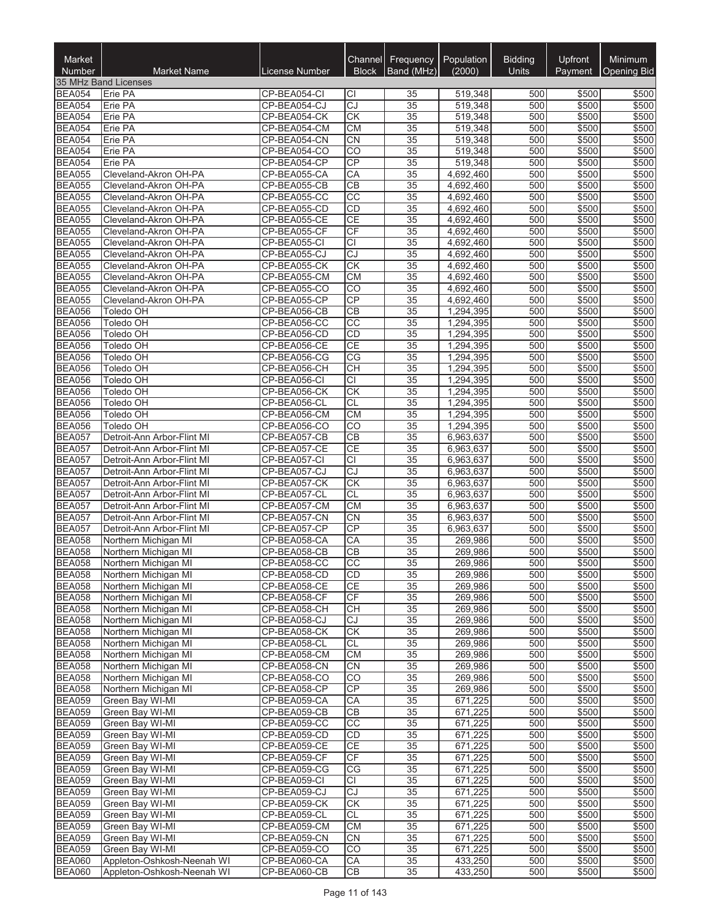| Market Number | Market Name | License Number | Channel Block | Frequency Band (MHz) | Population (2000) | Bidding Units | Upfront Payment | Minimum Opening Bid |
|---|---|---|---|---|---|---|---|---|
| 35 MHz Band Licenses | | | | | | | | |
| BEA054 | Erie PA | CP-BEA054-CI | CI | 35 | 519,348 | 500 | $500 | $500 |
| BEA054 | Erie PA | CP-BEA054-CJ | CJ | 35 | 519,348 | 500 | $500 | $500 |
| BEA054 | Erie PA | CP-BEA054-CK | CK | 35 | 519,348 | 500 | $500 | $500 |
| BEA054 | Erie PA | CP-BEA054-CM | CM | 35 | 519,348 | 500 | $500 | $500 |
| BEA054 | Erie PA | CP-BEA054-CN | CN | 35 | 519,348 | 500 | $500 | $500 |
| BEA054 | Erie PA | CP-BEA054-CO | CO | 35 | 519,348 | 500 | $500 | $500 |
| BEA054 | Erie PA | CP-BEA054-CP | CP | 35 | 519,348 | 500 | $500 | $500 |
| BEA055 | Cleveland-Akron OH-PA | CP-BEA055-CA | CA | 35 | 4,692,460 | 500 | $500 | $500 |
| BEA055 | Cleveland-Akron OH-PA | CP-BEA055-CB | CB | 35 | 4,692,460 | 500 | $500 | $500 |
| BEA055 | Cleveland-Akron OH-PA | CP-BEA055-CC | CC | 35 | 4,692,460 | 500 | $500 | $500 |
| BEA055 | Cleveland-Akron OH-PA | CP-BEA055-CD | CD | 35 | 4,692,460 | 500 | $500 | $500 |
| BEA055 | Cleveland-Akron OH-PA | CP-BEA055-CE | CE | 35 | 4,692,460 | 500 | $500 | $500 |
| BEA055 | Cleveland-Akron OH-PA | CP-BEA055-CF | CF | 35 | 4,692,460 | 500 | $500 | $500 |
| BEA055 | Cleveland-Akron OH-PA | CP-BEA055-CI | CI | 35 | 4,692,460 | 500 | $500 | $500 |
| BEA055 | Cleveland-Akron OH-PA | CP-BEA055-CJ | CJ | 35 | 4,692,460 | 500 | $500 | $500 |
| BEA055 | Cleveland-Akron OH-PA | CP-BEA055-CK | CK | 35 | 4,692,460 | 500 | $500 | $500 |
| BEA055 | Cleveland-Akron OH-PA | CP-BEA055-CM | CM | 35 | 4,692,460 | 500 | $500 | $500 |
| BEA055 | Cleveland-Akron OH-PA | CP-BEA055-CO | CO | 35 | 4,692,460 | 500 | $500 | $500 |
| BEA055 | Cleveland-Akron OH-PA | CP-BEA055-CP | CP | 35 | 4,692,460 | 500 | $500 | $500 |
| BEA056 | Toledo OH | CP-BEA056-CB | CB | 35 | 1,294,395 | 500 | $500 | $500 |
| BEA056 | Toledo OH | CP-BEA056-CC | CC | 35 | 1,294,395 | 500 | $500 | $500 |
| BEA056 | Toledo OH | CP-BEA056-CD | CD | 35 | 1,294,395 | 500 | $500 | $500 |
| BEA056 | Toledo OH | CP-BEA056-CE | CE | 35 | 1,294,395 | 500 | $500 | $500 |
| BEA056 | Toledo OH | CP-BEA056-CG | CG | 35 | 1,294,395 | 500 | $500 | $500 |
| BEA056 | Toledo OH | CP-BEA056-CH | CH | 35 | 1,294,395 | 500 | $500 | $500 |
| BEA056 | Toledo OH | CP-BEA056-CI | CI | 35 | 1,294,395 | 500 | $500 | $500 |
| BEA056 | Toledo OH | CP-BEA056-CK | CK | 35 | 1,294,395 | 500 | $500 | $500 |
| BEA056 | Toledo OH | CP-BEA056-CL | CL | 35 | 1,294,395 | 500 | $500 | $500 |
| BEA056 | Toledo OH | CP-BEA056-CM | CM | 35 | 1,294,395 | 500 | $500 | $500 |
| BEA056 | Toledo OH | CP-BEA056-CO | CO | 35 | 1,294,395 | 500 | $500 | $500 |
| BEA057 | Detroit-Ann Arbor-Flint MI | CP-BEA057-CB | CB | 35 | 6,963,637 | 500 | $500 | $500 |
| BEA057 | Detroit-Ann Arbor-Flint MI | CP-BEA057-CE | CE | 35 | 6,963,637 | 500 | $500 | $500 |
| BEA057 | Detroit-Ann Arbor-Flint MI | CP-BEA057-CI | CI | 35 | 6,963,637 | 500 | $500 | $500 |
| BEA057 | Detroit-Ann Arbor-Flint MI | CP-BEA057-CJ | CJ | 35 | 6,963,637 | 500 | $500 | $500 |
| BEA057 | Detroit-Ann Arbor-Flint MI | CP-BEA057-CK | CK | 35 | 6,963,637 | 500 | $500 | $500 |
| BEA057 | Detroit-Ann Arbor-Flint MI | CP-BEA057-CL | CL | 35 | 6,963,637 | 500 | $500 | $500 |
| BEA057 | Detroit-Ann Arbor-Flint MI | CP-BEA057-CM | CM | 35 | 6,963,637 | 500 | $500 | $500 |
| BEA057 | Detroit-Ann Arbor-Flint MI | CP-BEA057-CN | CN | 35 | 6,963,637 | 500 | $500 | $500 |
| BEA057 | Detroit-Ann Arbor-Flint MI | CP-BEA057-CP | CP | 35 | 6,963,637 | 500 | $500 | $500 |
| BEA058 | Northern Michigan MI | CP-BEA058-CA | CA | 35 | 269,986 | 500 | $500 | $500 |
| BEA058 | Northern Michigan MI | CP-BEA058-CB | CB | 35 | 269,986 | 500 | $500 | $500 |
| BEA058 | Northern Michigan MI | CP-BEA058-CC | CC | 35 | 269,986 | 500 | $500 | $500 |
| BEA058 | Northern Michigan MI | CP-BEA058-CD | CD | 35 | 269,986 | 500 | $500 | $500 |
| BEA058 | Northern Michigan MI | CP-BEA058-CE | CE | 35 | 269,986 | 500 | $500 | $500 |
| BEA058 | Northern Michigan MI | CP-BEA058-CF | CF | 35 | 269,986 | 500 | $500 | $500 |
| BEA058 | Northern Michigan MI | CP-BEA058-CH | CH | 35 | 269,986 | 500 | $500 | $500 |
| BEA058 | Northern Michigan MI | CP-BEA058-CJ | CJ | 35 | 269,986 | 500 | $500 | $500 |
| BEA058 | Northern Michigan MI | CP-BEA058-CK | CK | 35 | 269,986 | 500 | $500 | $500 |
| BEA058 | Northern Michigan MI | CP-BEA058-CL | CL | 35 | 269,986 | 500 | $500 | $500 |
| BEA058 | Northern Michigan MI | CP-BEA058-CM | CM | 35 | 269,986 | 500 | $500 | $500 |
| BEA058 | Northern Michigan MI | CP-BEA058-CN | CN | 35 | 269,986 | 500 | $500 | $500 |
| BEA058 | Northern Michigan MI | CP-BEA058-CO | CO | 35 | 269,986 | 500 | $500 | $500 |
| BEA058 | Northern Michigan MI | CP-BEA058-CP | CP | 35 | 269,986 | 500 | $500 | $500 |
| BEA059 | Green Bay WI-MI | CP-BEA059-CA | CA | 35 | 671,225 | 500 | $500 | $500 |
| BEA059 | Green Bay WI-MI | CP-BEA059-CB | CB | 35 | 671,225 | 500 | $500 | $500 |
| BEA059 | Green Bay WI-MI | CP-BEA059-CC | CC | 35 | 671,225 | 500 | $500 | $500 |
| BEA059 | Green Bay WI-MI | CP-BEA059-CD | CD | 35 | 671,225 | 500 | $500 | $500 |
| BEA059 | Green Bay WI-MI | CP-BEA059-CE | CE | 35 | 671,225 | 500 | $500 | $500 |
| BEA059 | Green Bay WI-MI | CP-BEA059-CF | CF | 35 | 671,225 | 500 | $500 | $500 |
| BEA059 | Green Bay WI-MI | CP-BEA059-CG | CG | 35 | 671,225 | 500 | $500 | $500 |
| BEA059 | Green Bay WI-MI | CP-BEA059-CI | CI | 35 | 671,225 | 500 | $500 | $500 |
| BEA059 | Green Bay WI-MI | CP-BEA059-CJ | CJ | 35 | 671,225 | 500 | $500 | $500 |
| BEA059 | Green Bay WI-MI | CP-BEA059-CK | CK | 35 | 671,225 | 500 | $500 | $500 |
| BEA059 | Green Bay WI-MI | CP-BEA059-CL | CL | 35 | 671,225 | 500 | $500 | $500 |
| BEA059 | Green Bay WI-MI | CP-BEA059-CM | CM | 35 | 671,225 | 500 | $500 | $500 |
| BEA059 | Green Bay WI-MI | CP-BEA059-CN | CN | 35 | 671,225 | 500 | $500 | $500 |
| BEA059 | Green Bay WI-MI | CP-BEA059-CO | CO | 35 | 671,225 | 500 | $500 | $500 |
| BEA060 | Appleton-Oshkosh-Neenah WI | CP-BEA060-CA | CA | 35 | 433,250 | 500 | $500 | $500 |
| BEA060 | Appleton-Oshkosh-Neenah WI | CP-BEA060-CB | CB | 35 | 433,250 | 500 | $500 | $500 |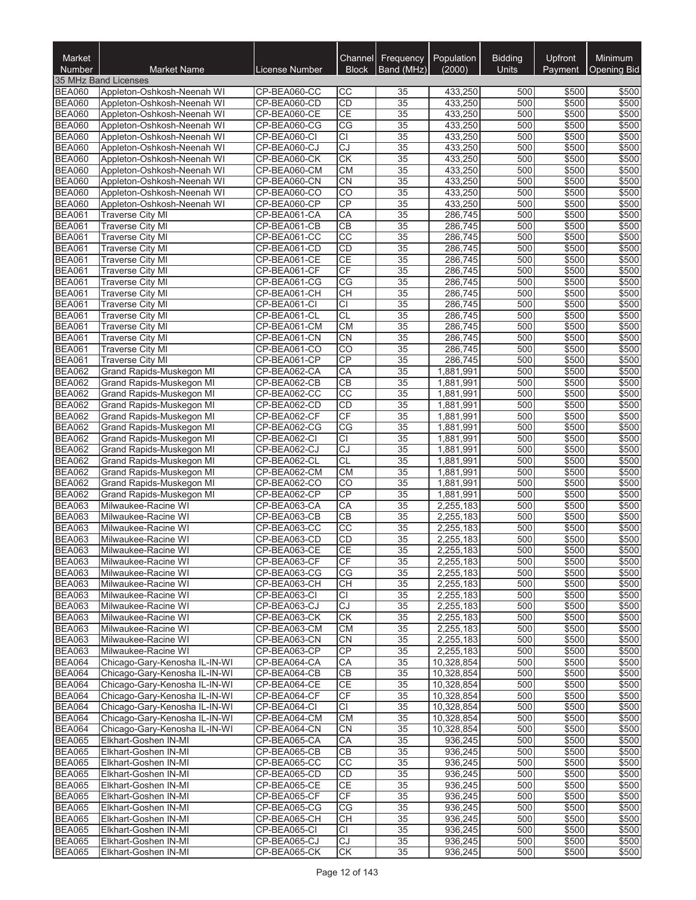| Market Number | Market Name | License Number | Channel Block | Frequency Band (MHz) | Population (2000) | Bidding Units | Upfront Payment | Minimum Opening Bid |
|---|---|---|---|---|---|---|---|---|
| 35 MHz Band Licenses | | | | | | | | |
| BEA060 | Appleton-Oshkosh-Neenah WI | CP-BEA060-CC | CC | 35 | 433,250 | 500 | $500 | $500 |
| BEA060 | Appleton-Oshkosh-Neenah WI | CP-BEA060-CD | CD | 35 | 433,250 | 500 | $500 | $500 |
| BEA060 | Appleton-Oshkosh-Neenah WI | CP-BEA060-CE | CE | 35 | 433,250 | 500 | $500 | $500 |
| BEA060 | Appleton-Oshkosh-Neenah WI | CP-BEA060-CG | CG | 35 | 433,250 | 500 | $500 | $500 |
| BEA060 | Appleton-Oshkosh-Neenah WI | CP-BEA060-CI | CI | 35 | 433,250 | 500 | $500 | $500 |
| BEA060 | Appleton-Oshkosh-Neenah WI | CP-BEA060-CJ | CJ | 35 | 433,250 | 500 | $500 | $500 |
| BEA060 | Appleton-Oshkosh-Neenah WI | CP-BEA060-CK | CK | 35 | 433,250 | 500 | $500 | $500 |
| BEA060 | Appleton-Oshkosh-Neenah WI | CP-BEA060-CM | CM | 35 | 433,250 | 500 | $500 | $500 |
| BEA060 | Appleton-Oshkosh-Neenah WI | CP-BEA060-CN | CN | 35 | 433,250 | 500 | $500 | $500 |
| BEA060 | Appleton-Oshkosh-Neenah WI | CP-BEA060-CO | CO | 35 | 433,250 | 500 | $500 | $500 |
| BEA060 | Appleton-Oshkosh-Neenah WI | CP-BEA060-CP | CP | 35 | 433,250 | 500 | $500 | $500 |
| BEA061 | Traverse City MI | CP-BEA061-CA | CA | 35 | 286,745 | 500 | $500 | $500 |
| BEA061 | Traverse City MI | CP-BEA061-CB | CB | 35 | 286,745 | 500 | $500 | $500 |
| BEA061 | Traverse City MI | CP-BEA061-CC | CC | 35 | 286,745 | 500 | $500 | $500 |
| BEA061 | Traverse City MI | CP-BEA061-CD | CD | 35 | 286,745 | 500 | $500 | $500 |
| BEA061 | Traverse City MI | CP-BEA061-CE | CE | 35 | 286,745 | 500 | $500 | $500 |
| BEA061 | Traverse City MI | CP-BEA061-CF | CF | 35 | 286,745 | 500 | $500 | $500 |
| BEA061 | Traverse City MI | CP-BEA061-CG | CG | 35 | 286,745 | 500 | $500 | $500 |
| BEA061 | Traverse City MI | CP-BEA061-CH | CH | 35 | 286,745 | 500 | $500 | $500 |
| BEA061 | Traverse City MI | CP-BEA061-CI | CI | 35 | 286,745 | 500 | $500 | $500 |
| BEA061 | Traverse City MI | CP-BEA061-CL | CL | 35 | 286,745 | 500 | $500 | $500 |
| BEA061 | Traverse City MI | CP-BEA061-CM | CM | 35 | 286,745 | 500 | $500 | $500 |
| BEA061 | Traverse City MI | CP-BEA061-CN | CN | 35 | 286,745 | 500 | $500 | $500 |
| BEA061 | Traverse City MI | CP-BEA061-CO | CO | 35 | 286,745 | 500 | $500 | $500 |
| BEA061 | Traverse City MI | CP-BEA061-CP | CP | 35 | 286,745 | 500 | $500 | $500 |
| BEA062 | Grand Rapids-Muskegon MI | CP-BEA062-CA | CA | 35 | 1,881,991 | 500 | $500 | $500 |
| BEA062 | Grand Rapids-Muskegon MI | CP-BEA062-CB | CB | 35 | 1,881,991 | 500 | $500 | $500 |
| BEA062 | Grand Rapids-Muskegon MI | CP-BEA062-CC | CC | 35 | 1,881,991 | 500 | $500 | $500 |
| BEA062 | Grand Rapids-Muskegon MI | CP-BEA062-CD | CD | 35 | 1,881,991 | 500 | $500 | $500 |
| BEA062 | Grand Rapids-Muskegon MI | CP-BEA062-CF | CF | 35 | 1,881,991 | 500 | $500 | $500 |
| BEA062 | Grand Rapids-Muskegon MI | CP-BEA062-CG | CG | 35 | 1,881,991 | 500 | $500 | $500 |
| BEA062 | Grand Rapids-Muskegon MI | CP-BEA062-CI | CI | 35 | 1,881,991 | 500 | $500 | $500 |
| BEA062 | Grand Rapids-Muskegon MI | CP-BEA062-CJ | CJ | 35 | 1,881,991 | 500 | $500 | $500 |
| BEA062 | Grand Rapids-Muskegon MI | CP-BEA062-CL | CL | 35 | 1,881,991 | 500 | $500 | $500 |
| BEA062 | Grand Rapids-Muskegon MI | CP-BEA062-CM | CM | 35 | 1,881,991 | 500 | $500 | $500 |
| BEA062 | Grand Rapids-Muskegon MI | CP-BEA062-CO | CO | 35 | 1,881,991 | 500 | $500 | $500 |
| BEA062 | Grand Rapids-Muskegon MI | CP-BEA062-CP | CP | 35 | 1,881,991 | 500 | $500 | $500 |
| BEA063 | Milwaukee-Racine WI | CP-BEA063-CA | CA | 35 | 2,255,183 | 500 | $500 | $500 |
| BEA063 | Milwaukee-Racine WI | CP-BEA063-CB | CB | 35 | 2,255,183 | 500 | $500 | $500 |
| BEA063 | Milwaukee-Racine WI | CP-BEA063-CC | CC | 35 | 2,255,183 | 500 | $500 | $500 |
| BEA063 | Milwaukee-Racine WI | CP-BEA063-CD | CD | 35 | 2,255,183 | 500 | $500 | $500 |
| BEA063 | Milwaukee-Racine WI | CP-BEA063-CE | CE | 35 | 2,255,183 | 500 | $500 | $500 |
| BEA063 | Milwaukee-Racine WI | CP-BEA063-CF | CF | 35 | 2,255,183 | 500 | $500 | $500 |
| BEA063 | Milwaukee-Racine WI | CP-BEA063-CG | CG | 35 | 2,255,183 | 500 | $500 | $500 |
| BEA063 | Milwaukee-Racine WI | CP-BEA063-CH | CH | 35 | 2,255,183 | 500 | $500 | $500 |
| BEA063 | Milwaukee-Racine WI | CP-BEA063-CI | CI | 35 | 2,255,183 | 500 | $500 | $500 |
| BEA063 | Milwaukee-Racine WI | CP-BEA063-CJ | CJ | 35 | 2,255,183 | 500 | $500 | $500 |
| BEA063 | Milwaukee-Racine WI | CP-BEA063-CK | CK | 35 | 2,255,183 | 500 | $500 | $500 |
| BEA063 | Milwaukee-Racine WI | CP-BEA063-CM | CM | 35 | 2,255,183 | 500 | $500 | $500 |
| BEA063 | Milwaukee-Racine WI | CP-BEA063-CN | CN | 35 | 2,255,183 | 500 | $500 | $500 |
| BEA063 | Milwaukee-Racine WI | CP-BEA063-CP | CP | 35 | 2,255,183 | 500 | $500 | $500 |
| BEA064 | Chicago-Gary-Kenosha IL-IN-WI | CP-BEA064-CA | CA | 35 | 10,328,854 | 500 | $500 | $500 |
| BEA064 | Chicago-Gary-Kenosha IL-IN-WI | CP-BEA064-CB | CB | 35 | 10,328,854 | 500 | $500 | $500 |
| BEA064 | Chicago-Gary-Kenosha IL-IN-WI | CP-BEA064-CE | CE | 35 | 10,328,854 | 500 | $500 | $500 |
| BEA064 | Chicago-Gary-Kenosha IL-IN-WI | CP-BEA064-CF | CF | 35 | 10,328,854 | 500 | $500 | $500 |
| BEA064 | Chicago-Gary-Kenosha IL-IN-WI | CP-BEA064-CI | CI | 35 | 10,328,854 | 500 | $500 | $500 |
| BEA064 | Chicago-Gary-Kenosha IL-IN-WI | CP-BEA064-CM | CM | 35 | 10,328,854 | 500 | $500 | $500 |
| BEA064 | Chicago-Gary-Kenosha IL-IN-WI | CP-BEA064-CN | CN | 35 | 10,328,854 | 500 | $500 | $500 |
| BEA065 | Elkhart-Goshen IN-MI | CP-BEA065-CA | CA | 35 | 936,245 | 500 | $500 | $500 |
| BEA065 | Elkhart-Goshen IN-MI | CP-BEA065-CB | CB | 35 | 936,245 | 500 | $500 | $500 |
| BEA065 | Elkhart-Goshen IN-MI | CP-BEA065-CC | CC | 35 | 936,245 | 500 | $500 | $500 |
| BEA065 | Elkhart-Goshen IN-MI | CP-BEA065-CD | CD | 35 | 936,245 | 500 | $500 | $500 |
| BEA065 | Elkhart-Goshen IN-MI | CP-BEA065-CE | CE | 35 | 936,245 | 500 | $500 | $500 |
| BEA065 | Elkhart-Goshen IN-MI | CP-BEA065-CF | CF | 35 | 936,245 | 500 | $500 | $500 |
| BEA065 | Elkhart-Goshen IN-MI | CP-BEA065-CG | CG | 35 | 936,245 | 500 | $500 | $500 |
| BEA065 | Elkhart-Goshen IN-MI | CP-BEA065-CH | CH | 35 | 936,245 | 500 | $500 | $500 |
| BEA065 | Elkhart-Goshen IN-MI | CP-BEA065-CI | CI | 35 | 936,245 | 500 | $500 | $500 |
| BEA065 | Elkhart-Goshen IN-MI | CP-BEA065-CJ | CJ | 35 | 936,245 | 500 | $500 | $500 |
| BEA065 | Elkhart-Goshen IN-MI | CP-BEA065-CK | CK | 35 | 936,245 | 500 | $500 | $500 |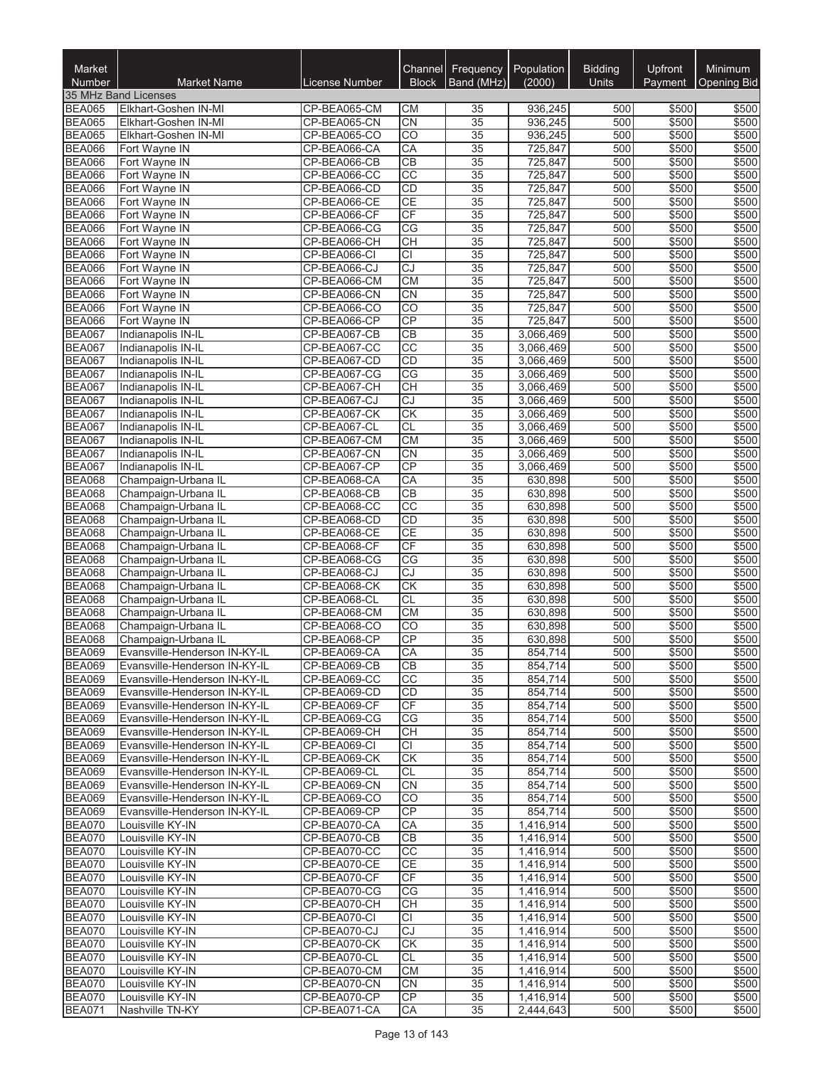| Market Number | Market Name | License Number | Channel Block | Frequency Band (MHz) | Population (2000) | Bidding Units | Upfront Payment | Minimum Opening Bid |
|---|---|---|---|---|---|---|---|---|
| 35 MHz Band Licenses | | | | | | | | |
| BEA065 | Elkhart-Goshen IN-MI | CP-BEA065-CM | CM | 35 | 936,245 | 500 | $500 | $500 |
| BEA065 | Elkhart-Goshen IN-MI | CP-BEA065-CN | CN | 35 | 936,245 | 500 | $500 | $500 |
| BEA065 | Elkhart-Goshen IN-MI | CP-BEA065-CO | CO | 35 | 936,245 | 500 | $500 | $500 |
| BEA066 | Fort Wayne IN | CP-BEA066-CA | CA | 35 | 725,847 | 500 | $500 | $500 |
| BEA066 | Fort Wayne IN | CP-BEA066-CB | CB | 35 | 725,847 | 500 | $500 | $500 |
| BEA066 | Fort Wayne IN | CP-BEA066-CC | CC | 35 | 725,847 | 500 | $500 | $500 |
| BEA066 | Fort Wayne IN | CP-BEA066-CD | CD | 35 | 725,847 | 500 | $500 | $500 |
| BEA066 | Fort Wayne IN | CP-BEA066-CE | CE | 35 | 725,847 | 500 | $500 | $500 |
| BEA066 | Fort Wayne IN | CP-BEA066-CF | CF | 35 | 725,847 | 500 | $500 | $500 |
| BEA066 | Fort Wayne IN | CP-BEA066-CG | CG | 35 | 725,847 | 500 | $500 | $500 |
| BEA066 | Fort Wayne IN | CP-BEA066-CH | CH | 35 | 725,847 | 500 | $500 | $500 |
| BEA066 | Fort Wayne IN | CP-BEA066-CI | CI | 35 | 725,847 | 500 | $500 | $500 |
| BEA066 | Fort Wayne IN | CP-BEA066-CJ | CJ | 35 | 725,847 | 500 | $500 | $500 |
| BEA066 | Fort Wayne IN | CP-BEA066-CM | CM | 35 | 725,847 | 500 | $500 | $500 |
| BEA066 | Fort Wayne IN | CP-BEA066-CN | CN | 35 | 725,847 | 500 | $500 | $500 |
| BEA066 | Fort Wayne IN | CP-BEA066-CO | CO | 35 | 725,847 | 500 | $500 | $500 |
| BEA066 | Fort Wayne IN | CP-BEA066-CP | CP | 35 | 725,847 | 500 | $500 | $500 |
| BEA067 | Indianapolis IN-IL | CP-BEA067-CB | CB | 35 | 3,066,469 | 500 | $500 | $500 |
| BEA067 | Indianapolis IN-IL | CP-BEA067-CC | CC | 35 | 3,066,469 | 500 | $500 | $500 |
| BEA067 | Indianapolis IN-IL | CP-BEA067-CD | CD | 35 | 3,066,469 | 500 | $500 | $500 |
| BEA067 | Indianapolis IN-IL | CP-BEA067-CG | CG | 35 | 3,066,469 | 500 | $500 | $500 |
| BEA067 | Indianapolis IN-IL | CP-BEA067-CH | CH | 35 | 3,066,469 | 500 | $500 | $500 |
| BEA067 | Indianapolis IN-IL | CP-BEA067-CJ | CJ | 35 | 3,066,469 | 500 | $500 | $500 |
| BEA067 | Indianapolis IN-IL | CP-BEA067-CK | CK | 35 | 3,066,469 | 500 | $500 | $500 |
| BEA067 | Indianapolis IN-IL | CP-BEA067-CL | CL | 35 | 3,066,469 | 500 | $500 | $500 |
| BEA067 | Indianapolis IN-IL | CP-BEA067-CM | CM | 35 | 3,066,469 | 500 | $500 | $500 |
| BEA067 | Indianapolis IN-IL | CP-BEA067-CN | CN | 35 | 3,066,469 | 500 | $500 | $500 |
| BEA067 | Indianapolis IN-IL | CP-BEA067-CP | CP | 35 | 3,066,469 | 500 | $500 | $500 |
| BEA068 | Champaign-Urbana IL | CP-BEA068-CA | CA | 35 | 630,898 | 500 | $500 | $500 |
| BEA068 | Champaign-Urbana IL | CP-BEA068-CB | CB | 35 | 630,898 | 500 | $500 | $500 |
| BEA068 | Champaign-Urbana IL | CP-BEA068-CC | CC | 35 | 630,898 | 500 | $500 | $500 |
| BEA068 | Champaign-Urbana IL | CP-BEA068-CD | CD | 35 | 630,898 | 500 | $500 | $500 |
| BEA068 | Champaign-Urbana IL | CP-BEA068-CE | CE | 35 | 630,898 | 500 | $500 | $500 |
| BEA068 | Champaign-Urbana IL | CP-BEA068-CF | CF | 35 | 630,898 | 500 | $500 | $500 |
| BEA068 | Champaign-Urbana IL | CP-BEA068-CG | CG | 35 | 630,898 | 500 | $500 | $500 |
| BEA068 | Champaign-Urbana IL | CP-BEA068-CJ | CJ | 35 | 630,898 | 500 | $500 | $500 |
| BEA068 | Champaign-Urbana IL | CP-BEA068-CK | CK | 35 | 630,898 | 500 | $500 | $500 |
| BEA068 | Champaign-Urbana IL | CP-BEA068-CL | CL | 35 | 630,898 | 500 | $500 | $500 |
| BEA068 | Champaign-Urbana IL | CP-BEA068-CM | CM | 35 | 630,898 | 500 | $500 | $500 |
| BEA068 | Champaign-Urbana IL | CP-BEA068-CO | CO | 35 | 630,898 | 500 | $500 | $500 |
| BEA068 | Champaign-Urbana IL | CP-BEA068-CP | CP | 35 | 630,898 | 500 | $500 | $500 |
| BEA069 | Evansville-Henderson IN-KY-IL | CP-BEA069-CA | CA | 35 | 854,714 | 500 | $500 | $500 |
| BEA069 | Evansville-Henderson IN-KY-IL | CP-BEA069-CB | CB | 35 | 854,714 | 500 | $500 | $500 |
| BEA069 | Evansville-Henderson IN-KY-IL | CP-BEA069-CC | CC | 35 | 854,714 | 500 | $500 | $500 |
| BEA069 | Evansville-Henderson IN-KY-IL | CP-BEA069-CD | CD | 35 | 854,714 | 500 | $500 | $500 |
| BEA069 | Evansville-Henderson IN-KY-IL | CP-BEA069-CF | CF | 35 | 854,714 | 500 | $500 | $500 |
| BEA069 | Evansville-Henderson IN-KY-IL | CP-BEA069-CG | CG | 35 | 854,714 | 500 | $500 | $500 |
| BEA069 | Evansville-Henderson IN-KY-IL | CP-BEA069-CH | CH | 35 | 854,714 | 500 | $500 | $500 |
| BEA069 | Evansville-Henderson IN-KY-IL | CP-BEA069-CI | CI | 35 | 854,714 | 500 | $500 | $500 |
| BEA069 | Evansville-Henderson IN-KY-IL | CP-BEA069-CK | CK | 35 | 854,714 | 500 | $500 | $500 |
| BEA069 | Evansville-Henderson IN-KY-IL | CP-BEA069-CL | CL | 35 | 854,714 | 500 | $500 | $500 |
| BEA069 | Evansville-Henderson IN-KY-IL | CP-BEA069-CN | CN | 35 | 854,714 | 500 | $500 | $500 |
| BEA069 | Evansville-Henderson IN-KY-IL | CP-BEA069-CO | CO | 35 | 854,714 | 500 | $500 | $500 |
| BEA069 | Evansville-Henderson IN-KY-IL | CP-BEA069-CP | CP | 35 | 854,714 | 500 | $500 | $500 |
| BEA070 | Louisville KY-IN | CP-BEA070-CA | CA | 35 | 1,416,914 | 500 | $500 | $500 |
| BEA070 | Louisville KY-IN | CP-BEA070-CB | CB | 35 | 1,416,914 | 500 | $500 | $500 |
| BEA070 | Louisville KY-IN | CP-BEA070-CC | CC | 35 | 1,416,914 | 500 | $500 | $500 |
| BEA070 | Louisville KY-IN | CP-BEA070-CE | CE | 35 | 1,416,914 | 500 | $500 | $500 |
| BEA070 | Louisville KY-IN | CP-BEA070-CF | CF | 35 | 1,416,914 | 500 | $500 | $500 |
| BEA070 | Louisville KY-IN | CP-BEA070-CG | CG | 35 | 1,416,914 | 500 | $500 | $500 |
| BEA070 | Louisville KY-IN | CP-BEA070-CH | CH | 35 | 1,416,914 | 500 | $500 | $500 |
| BEA070 | Louisville KY-IN | CP-BEA070-CI | CI | 35 | 1,416,914 | 500 | $500 | $500 |
| BEA070 | Louisville KY-IN | CP-BEA070-CJ | CJ | 35 | 1,416,914 | 500 | $500 | $500 |
| BEA070 | Louisville KY-IN | CP-BEA070-CK | CK | 35 | 1,416,914 | 500 | $500 | $500 |
| BEA070 | Louisville KY-IN | CP-BEA070-CL | CL | 35 | 1,416,914 | 500 | $500 | $500 |
| BEA070 | Louisville KY-IN | CP-BEA070-CM | CM | 35 | 1,416,914 | 500 | $500 | $500 |
| BEA070 | Louisville KY-IN | CP-BEA070-CN | CN | 35 | 1,416,914 | 500 | $500 | $500 |
| BEA070 | Louisville KY-IN | CP-BEA070-CP | CP | 35 | 1,416,914 | 500 | $500 | $500 |
| BEA071 | Nashville TN-KY | CP-BEA071-CA | CA | 35 | 2,444,643 | 500 | $500 | $500 |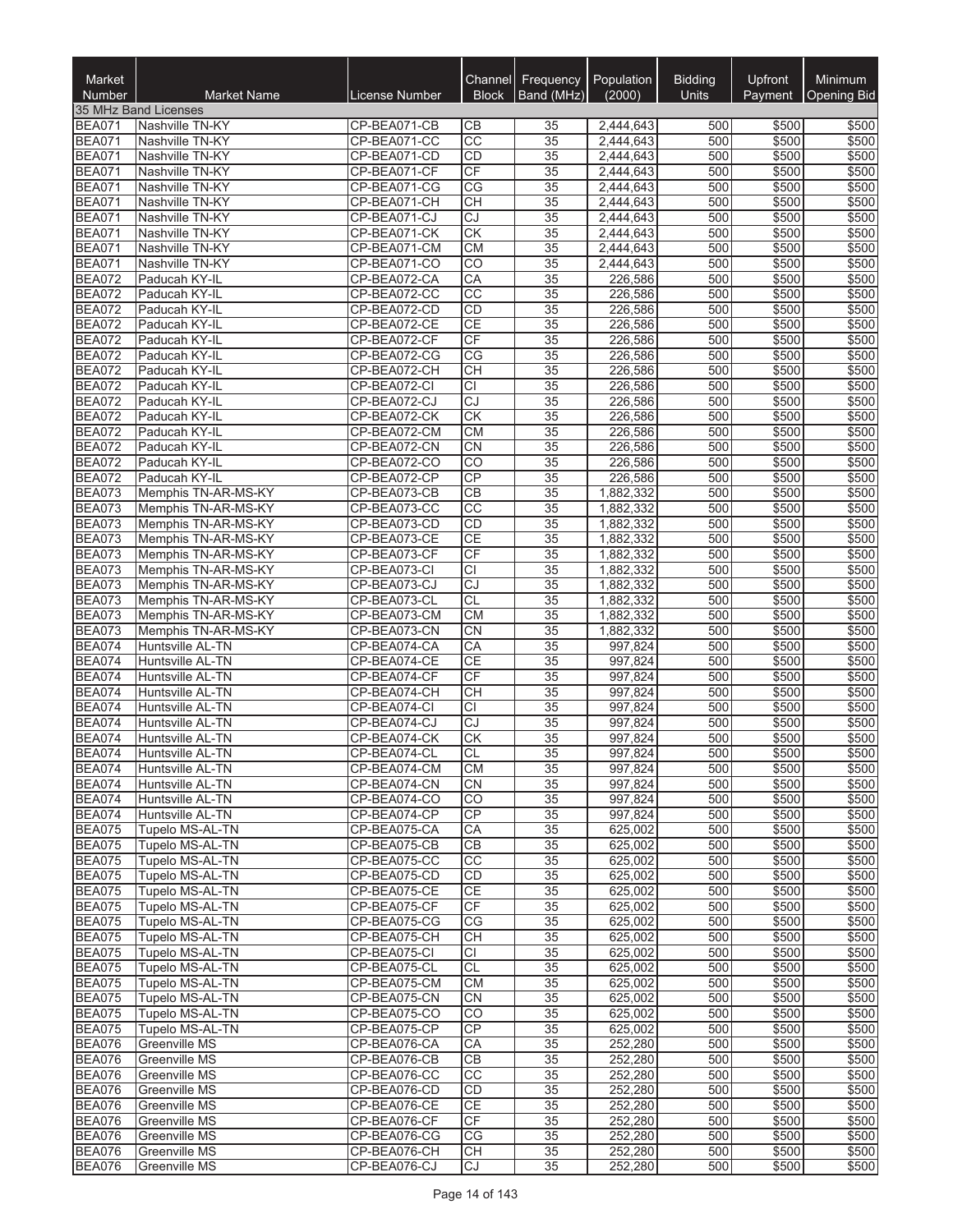| Market Number | Market Name | License Number | Channel Block | Frequency Band (MHz) | Population (2000) | Bidding Units | Upfront Payment | Minimum Opening Bid |
|---|---|---|---|---|---|---|---|---|
| 35 MHz Band Licenses | | | | | | | | |
| BEA071 | Nashville TN-KY | CP-BEA071-CB | CB | 35 | 2,444,643 | 500 | $500 | $500 |
| BEA071 | Nashville TN-KY | CP-BEA071-CC | CC | 35 | 2,444,643 | 500 | $500 | $500 |
| BEA071 | Nashville TN-KY | CP-BEA071-CD | CD | 35 | 2,444,643 | 500 | $500 | $500 |
| BEA071 | Nashville TN-KY | CP-BEA071-CF | CF | 35 | 2,444,643 | 500 | $500 | $500 |
| BEA071 | Nashville TN-KY | CP-BEA071-CG | CG | 35 | 2,444,643 | 500 | $500 | $500 |
| BEA071 | Nashville TN-KY | CP-BEA071-CH | CH | 35 | 2,444,643 | 500 | $500 | $500 |
| BEA071 | Nashville TN-KY | CP-BEA071-CJ | CJ | 35 | 2,444,643 | 500 | $500 | $500 |
| BEA071 | Nashville TN-KY | CP-BEA071-CK | CK | 35 | 2,444,643 | 500 | $500 | $500 |
| BEA071 | Nashville TN-KY | CP-BEA071-CM | CM | 35 | 2,444,643 | 500 | $500 | $500 |
| BEA071 | Nashville TN-KY | CP-BEA071-CO | CO | 35 | 2,444,643 | 500 | $500 | $500 |
| BEA072 | Paducah KY-IL | CP-BEA072-CA | CA | 35 | 226,586 | 500 | $500 | $500 |
| BEA072 | Paducah KY-IL | CP-BEA072-CC | CC | 35 | 226,586 | 500 | $500 | $500 |
| BEA072 | Paducah KY-IL | CP-BEA072-CD | CD | 35 | 226,586 | 500 | $500 | $500 |
| BEA072 | Paducah KY-IL | CP-BEA072-CE | CE | 35 | 226,586 | 500 | $500 | $500 |
| BEA072 | Paducah KY-IL | CP-BEA072-CF | CF | 35 | 226,586 | 500 | $500 | $500 |
| BEA072 | Paducah KY-IL | CP-BEA072-CG | CG | 35 | 226,586 | 500 | $500 | $500 |
| BEA072 | Paducah KY-IL | CP-BEA072-CH | CH | 35 | 226,586 | 500 | $500 | $500 |
| BEA072 | Paducah KY-IL | CP-BEA072-CI | CI | 35 | 226,586 | 500 | $500 | $500 |
| BEA072 | Paducah KY-IL | CP-BEA072-CJ | CJ | 35 | 226,586 | 500 | $500 | $500 |
| BEA072 | Paducah KY-IL | CP-BEA072-CK | CK | 35 | 226,586 | 500 | $500 | $500 |
| BEA072 | Paducah KY-IL | CP-BEA072-CM | CM | 35 | 226,586 | 500 | $500 | $500 |
| BEA072 | Paducah KY-IL | CP-BEA072-CN | CN | 35 | 226,586 | 500 | $500 | $500 |
| BEA072 | Paducah KY-IL | CP-BEA072-CO | CO | 35 | 226,586 | 500 | $500 | $500 |
| BEA072 | Paducah KY-IL | CP-BEA072-CP | CP | 35 | 226,586 | 500 | $500 | $500 |
| BEA073 | Memphis TN-AR-MS-KY | CP-BEA073-CB | CB | 35 | 1,882,332 | 500 | $500 | $500 |
| BEA073 | Memphis TN-AR-MS-KY | CP-BEA073-CC | CC | 35 | 1,882,332 | 500 | $500 | $500 |
| BEA073 | Memphis TN-AR-MS-KY | CP-BEA073-CD | CD | 35 | 1,882,332 | 500 | $500 | $500 |
| BEA073 | Memphis TN-AR-MS-KY | CP-BEA073-CE | CE | 35 | 1,882,332 | 500 | $500 | $500 |
| BEA073 | Memphis TN-AR-MS-KY | CP-BEA073-CF | CF | 35 | 1,882,332 | 500 | $500 | $500 |
| BEA073 | Memphis TN-AR-MS-KY | CP-BEA073-CI | CI | 35 | 1,882,332 | 500 | $500 | $500 |
| BEA073 | Memphis TN-AR-MS-KY | CP-BEA073-CJ | CJ | 35 | 1,882,332 | 500 | $500 | $500 |
| BEA073 | Memphis TN-AR-MS-KY | CP-BEA073-CL | CL | 35 | 1,882,332 | 500 | $500 | $500 |
| BEA073 | Memphis TN-AR-MS-KY | CP-BEA073-CM | CM | 35 | 1,882,332 | 500 | $500 | $500 |
| BEA073 | Memphis TN-AR-MS-KY | CP-BEA073-CN | CN | 35 | 1,882,332 | 500 | $500 | $500 |
| BEA074 | Huntsville AL-TN | CP-BEA074-CA | CA | 35 | 997,824 | 500 | $500 | $500 |
| BEA074 | Huntsville AL-TN | CP-BEA074-CE | CE | 35 | 997,824 | 500 | $500 | $500 |
| BEA074 | Huntsville AL-TN | CP-BEA074-CF | CF | 35 | 997,824 | 500 | $500 | $500 |
| BEA074 | Huntsville AL-TN | CP-BEA074-CH | CH | 35 | 997,824 | 500 | $500 | $500 |
| BEA074 | Huntsville AL-TN | CP-BEA074-CI | CI | 35 | 997,824 | 500 | $500 | $500 |
| BEA074 | Huntsville AL-TN | CP-BEA074-CJ | CJ | 35 | 997,824 | 500 | $500 | $500 |
| BEA074 | Huntsville AL-TN | CP-BEA074-CK | CK | 35 | 997,824 | 500 | $500 | $500 |
| BEA074 | Huntsville AL-TN | CP-BEA074-CL | CL | 35 | 997,824 | 500 | $500 | $500 |
| BEA074 | Huntsville AL-TN | CP-BEA074-CM | CM | 35 | 997,824 | 500 | $500 | $500 |
| BEA074 | Huntsville AL-TN | CP-BEA074-CN | CN | 35 | 997,824 | 500 | $500 | $500 |
| BEA074 | Huntsville AL-TN | CP-BEA074-CO | CO | 35 | 997,824 | 500 | $500 | $500 |
| BEA074 | Huntsville AL-TN | CP-BEA074-CP | CP | 35 | 997,824 | 500 | $500 | $500 |
| BEA075 | Tupelo MS-AL-TN | CP-BEA075-CA | CA | 35 | 625,002 | 500 | $500 | $500 |
| BEA075 | Tupelo MS-AL-TN | CP-BEA075-CB | CB | 35 | 625,002 | 500 | $500 | $500 |
| BEA075 | Tupelo MS-AL-TN | CP-BEA075-CC | CC | 35 | 625,002 | 500 | $500 | $500 |
| BEA075 | Tupelo MS-AL-TN | CP-BEA075-CD | CD | 35 | 625,002 | 500 | $500 | $500 |
| BEA075 | Tupelo MS-AL-TN | CP-BEA075-CE | CE | 35 | 625,002 | 500 | $500 | $500 |
| BEA075 | Tupelo MS-AL-TN | CP-BEA075-CF | CF | 35 | 625,002 | 500 | $500 | $500 |
| BEA075 | Tupelo MS-AL-TN | CP-BEA075-CG | CG | 35 | 625,002 | 500 | $500 | $500 |
| BEA075 | Tupelo MS-AL-TN | CP-BEA075-CH | CH | 35 | 625,002 | 500 | $500 | $500 |
| BEA075 | Tupelo MS-AL-TN | CP-BEA075-CI | CI | 35 | 625,002 | 500 | $500 | $500 |
| BEA075 | Tupelo MS-AL-TN | CP-BEA075-CL | CL | 35 | 625,002 | 500 | $500 | $500 |
| BEA075 | Tupelo MS-AL-TN | CP-BEA075-CM | CM | 35 | 625,002 | 500 | $500 | $500 |
| BEA075 | Tupelo MS-AL-TN | CP-BEA075-CN | CN | 35 | 625,002 | 500 | $500 | $500 |
| BEA075 | Tupelo MS-AL-TN | CP-BEA075-CO | CO | 35 | 625,002 | 500 | $500 | $500 |
| BEA075 | Tupelo MS-AL-TN | CP-BEA075-CP | CP | 35 | 625,002 | 500 | $500 | $500 |
| BEA076 | Greenville MS | CP-BEA076-CA | CA | 35 | 252,280 | 500 | $500 | $500 |
| BEA076 | Greenville MS | CP-BEA076-CB | CB | 35 | 252,280 | 500 | $500 | $500 |
| BEA076 | Greenville MS | CP-BEA076-CC | CC | 35 | 252,280 | 500 | $500 | $500 |
| BEA076 | Greenville MS | CP-BEA076-CD | CD | 35 | 252,280 | 500 | $500 | $500 |
| BEA076 | Greenville MS | CP-BEA076-CE | CE | 35 | 252,280 | 500 | $500 | $500 |
| BEA076 | Greenville MS | CP-BEA076-CF | CF | 35 | 252,280 | 500 | $500 | $500 |
| BEA076 | Greenville MS | CP-BEA076-CG | CG | 35 | 252,280 | 500 | $500 | $500 |
| BEA076 | Greenville MS | CP-BEA076-CH | CH | 35 | 252,280 | 500 | $500 | $500 |
| BEA076 | Greenville MS | CP-BEA076-CJ | CJ | 35 | 252,280 | 500 | $500 | $500 |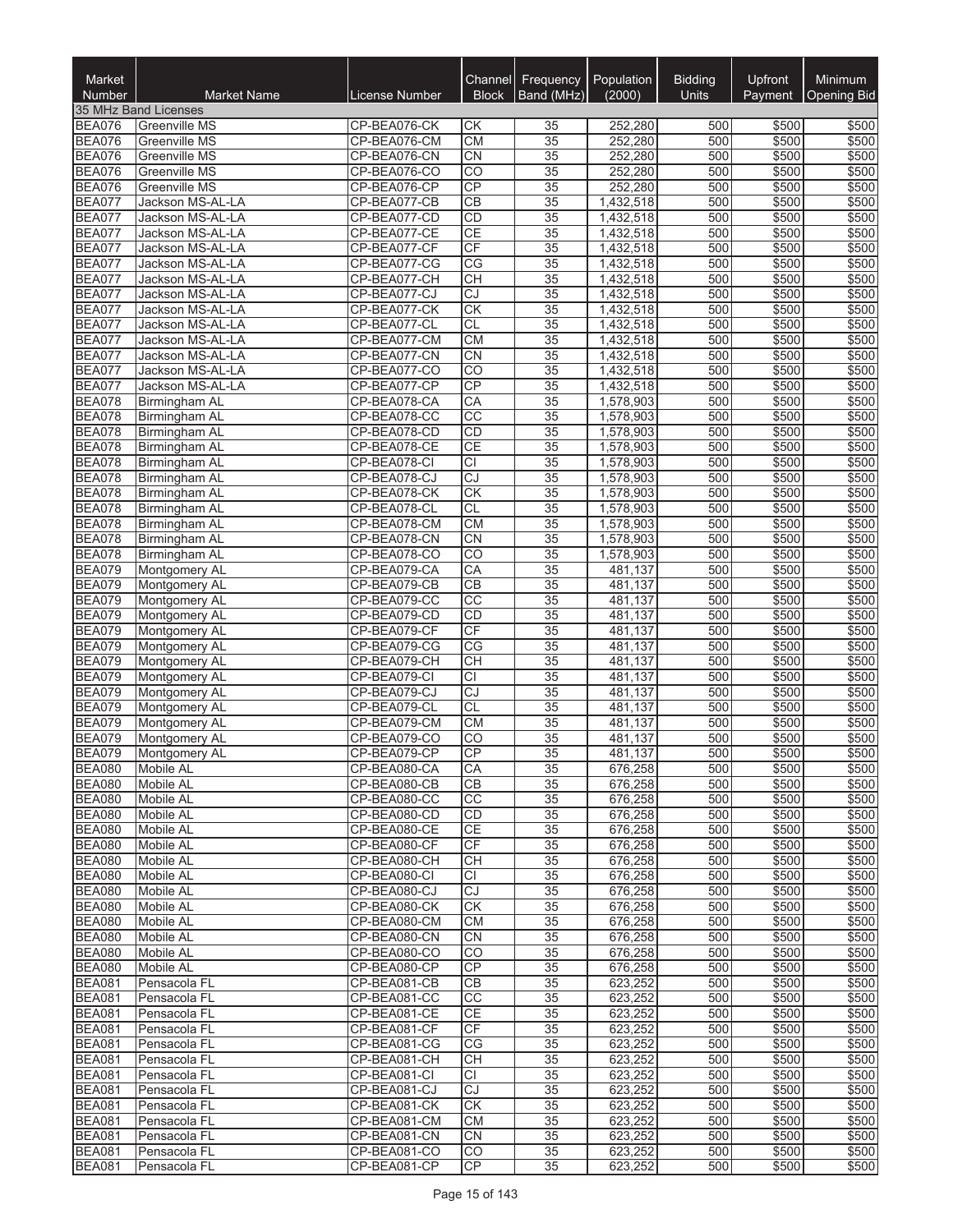| Market Number | Market Name | License Number | Channel Block | Frequency Band (MHz) | Population (2000) | Bidding Units | Upfront Payment | Minimum Opening Bid |
|---|---|---|---|---|---|---|---|---|
| 35 MHz Band Licenses | | | | | | | | |
| BEA076 | Greenville MS | CP-BEA076-CK | CK | 35 | 252,280 | 500 | $500 | $500 |
| BEA076 | Greenville MS | CP-BEA076-CM | CM | 35 | 252,280 | 500 | $500 | $500 |
| BEA076 | Greenville MS | CP-BEA076-CN | CN | 35 | 252,280 | 500 | $500 | $500 |
| BEA076 | Greenville MS | CP-BEA076-CO | CO | 35 | 252,280 | 500 | $500 | $500 |
| BEA076 | Greenville MS | CP-BEA076-CP | CP | 35 | 252,280 | 500 | $500 | $500 |
| BEA077 | Jackson MS-AL-LA | CP-BEA077-CB | CB | 35 | 1,432,518 | 500 | $500 | $500 |
| BEA077 | Jackson MS-AL-LA | CP-BEA077-CD | CD | 35 | 1,432,518 | 500 | $500 | $500 |
| BEA077 | Jackson MS-AL-LA | CP-BEA077-CE | CE | 35 | 1,432,518 | 500 | $500 | $500 |
| BEA077 | Jackson MS-AL-LA | CP-BEA077-CF | CF | 35 | 1,432,518 | 500 | $500 | $500 |
| BEA077 | Jackson MS-AL-LA | CP-BEA077-CG | CG | 35 | 1,432,518 | 500 | $500 | $500 |
| BEA077 | Jackson MS-AL-LA | CP-BEA077-CH | CH | 35 | 1,432,518 | 500 | $500 | $500 |
| BEA077 | Jackson MS-AL-LA | CP-BEA077-CJ | CJ | 35 | 1,432,518 | 500 | $500 | $500 |
| BEA077 | Jackson MS-AL-LA | CP-BEA077-CK | CK | 35 | 1,432,518 | 500 | $500 | $500 |
| BEA077 | Jackson MS-AL-LA | CP-BEA077-CL | CL | 35 | 1,432,518 | 500 | $500 | $500 |
| BEA077 | Jackson MS-AL-LA | CP-BEA077-CM | CM | 35 | 1,432,518 | 500 | $500 | $500 |
| BEA077 | Jackson MS-AL-LA | CP-BEA077-CN | CN | 35 | 1,432,518 | 500 | $500 | $500 |
| BEA077 | Jackson MS-AL-LA | CP-BEA077-CO | CO | 35 | 1,432,518 | 500 | $500 | $500 |
| BEA077 | Jackson MS-AL-LA | CP-BEA077-CP | CP | 35 | 1,432,518 | 500 | $500 | $500 |
| BEA078 | Birmingham AL | CP-BEA078-CA | CA | 35 | 1,578,903 | 500 | $500 | $500 |
| BEA078 | Birmingham AL | CP-BEA078-CC | CC | 35 | 1,578,903 | 500 | $500 | $500 |
| BEA078 | Birmingham AL | CP-BEA078-CD | CD | 35 | 1,578,903 | 500 | $500 | $500 |
| BEA078 | Birmingham AL | CP-BEA078-CE | CE | 35 | 1,578,903 | 500 | $500 | $500 |
| BEA078 | Birmingham AL | CP-BEA078-CI | CI | 35 | 1,578,903 | 500 | $500 | $500 |
| BEA078 | Birmingham AL | CP-BEA078-CJ | CJ | 35 | 1,578,903 | 500 | $500 | $500 |
| BEA078 | Birmingham AL | CP-BEA078-CK | CK | 35 | 1,578,903 | 500 | $500 | $500 |
| BEA078 | Birmingham AL | CP-BEA078-CL | CL | 35 | 1,578,903 | 500 | $500 | $500 |
| BEA078 | Birmingham AL | CP-BEA078-CM | CM | 35 | 1,578,903 | 500 | $500 | $500 |
| BEA078 | Birmingham AL | CP-BEA078-CN | CN | 35 | 1,578,903 | 500 | $500 | $500 |
| BEA078 | Birmingham AL | CP-BEA078-CO | CO | 35 | 1,578,903 | 500 | $500 | $500 |
| BEA079 | Montgomery AL | CP-BEA079-CA | CA | 35 | 481,137 | 500 | $500 | $500 |
| BEA079 | Montgomery AL | CP-BEA079-CB | CB | 35 | 481,137 | 500 | $500 | $500 |
| BEA079 | Montgomery AL | CP-BEA079-CC | CC | 35 | 481,137 | 500 | $500 | $500 |
| BEA079 | Montgomery AL | CP-BEA079-CD | CD | 35 | 481,137 | 500 | $500 | $500 |
| BEA079 | Montgomery AL | CP-BEA079-CF | CF | 35 | 481,137 | 500 | $500 | $500 |
| BEA079 | Montgomery AL | CP-BEA079-CG | CG | 35 | 481,137 | 500 | $500 | $500 |
| BEA079 | Montgomery AL | CP-BEA079-CH | CH | 35 | 481,137 | 500 | $500 | $500 |
| BEA079 | Montgomery AL | CP-BEA079-CI | CI | 35 | 481,137 | 500 | $500 | $500 |
| BEA079 | Montgomery AL | CP-BEA079-CJ | CJ | 35 | 481,137 | 500 | $500 | $500 |
| BEA079 | Montgomery AL | CP-BEA079-CL | CL | 35 | 481,137 | 500 | $500 | $500 |
| BEA079 | Montgomery AL | CP-BEA079-CM | CM | 35 | 481,137 | 500 | $500 | $500 |
| BEA079 | Montgomery AL | CP-BEA079-CO | CO | 35 | 481,137 | 500 | $500 | $500 |
| BEA079 | Montgomery AL | CP-BEA079-CP | CP | 35 | 481,137 | 500 | $500 | $500 |
| BEA080 | Mobile AL | CP-BEA080-CA | CA | 35 | 676,258 | 500 | $500 | $500 |
| BEA080 | Mobile AL | CP-BEA080-CB | CB | 35 | 676,258 | 500 | $500 | $500 |
| BEA080 | Mobile AL | CP-BEA080-CC | CC | 35 | 676,258 | 500 | $500 | $500 |
| BEA080 | Mobile AL | CP-BEA080-CD | CD | 35 | 676,258 | 500 | $500 | $500 |
| BEA080 | Mobile AL | CP-BEA080-CE | CE | 35 | 676,258 | 500 | $500 | $500 |
| BEA080 | Mobile AL | CP-BEA080-CF | CF | 35 | 676,258 | 500 | $500 | $500 |
| BEA080 | Mobile AL | CP-BEA080-CH | CH | 35 | 676,258 | 500 | $500 | $500 |
| BEA080 | Mobile AL | CP-BEA080-CI | CI | 35 | 676,258 | 500 | $500 | $500 |
| BEA080 | Mobile AL | CP-BEA080-CJ | CJ | 35 | 676,258 | 500 | $500 | $500 |
| BEA080 | Mobile AL | CP-BEA080-CK | CK | 35 | 676,258 | 500 | $500 | $500 |
| BEA080 | Mobile AL | CP-BEA080-CM | CM | 35 | 676,258 | 500 | $500 | $500 |
| BEA080 | Mobile AL | CP-BEA080-CN | CN | 35 | 676,258 | 500 | $500 | $500 |
| BEA080 | Mobile AL | CP-BEA080-CO | CO | 35 | 676,258 | 500 | $500 | $500 |
| BEA080 | Mobile AL | CP-BEA080-CP | CP | 35 | 676,258 | 500 | $500 | $500 |
| BEA081 | Pensacola FL | CP-BEA081-CB | CB | 35 | 623,252 | 500 | $500 | $500 |
| BEA081 | Pensacola FL | CP-BEA081-CC | CC | 35 | 623,252 | 500 | $500 | $500 |
| BEA081 | Pensacola FL | CP-BEA081-CE | CE | 35 | 623,252 | 500 | $500 | $500 |
| BEA081 | Pensacola FL | CP-BEA081-CF | CF | 35 | 623,252 | 500 | $500 | $500 |
| BEA081 | Pensacola FL | CP-BEA081-CG | CG | 35 | 623,252 | 500 | $500 | $500 |
| BEA081 | Pensacola FL | CP-BEA081-CH | CH | 35 | 623,252 | 500 | $500 | $500 |
| BEA081 | Pensacola FL | CP-BEA081-CI | CI | 35 | 623,252 | 500 | $500 | $500 |
| BEA081 | Pensacola FL | CP-BEA081-CJ | CJ | 35 | 623,252 | 500 | $500 | $500 |
| BEA081 | Pensacola FL | CP-BEA081-CK | CK | 35 | 623,252 | 500 | $500 | $500 |
| BEA081 | Pensacola FL | CP-BEA081-CM | CM | 35 | 623,252 | 500 | $500 | $500 |
| BEA081 | Pensacola FL | CP-BEA081-CN | CN | 35 | 623,252 | 500 | $500 | $500 |
| BEA081 | Pensacola FL | CP-BEA081-CO | CO | 35 | 623,252 | 500 | $500 | $500 |
| BEA081 | Pensacola FL | CP-BEA081-CP | CP | 35 | 623,252 | 500 | $500 | $500 |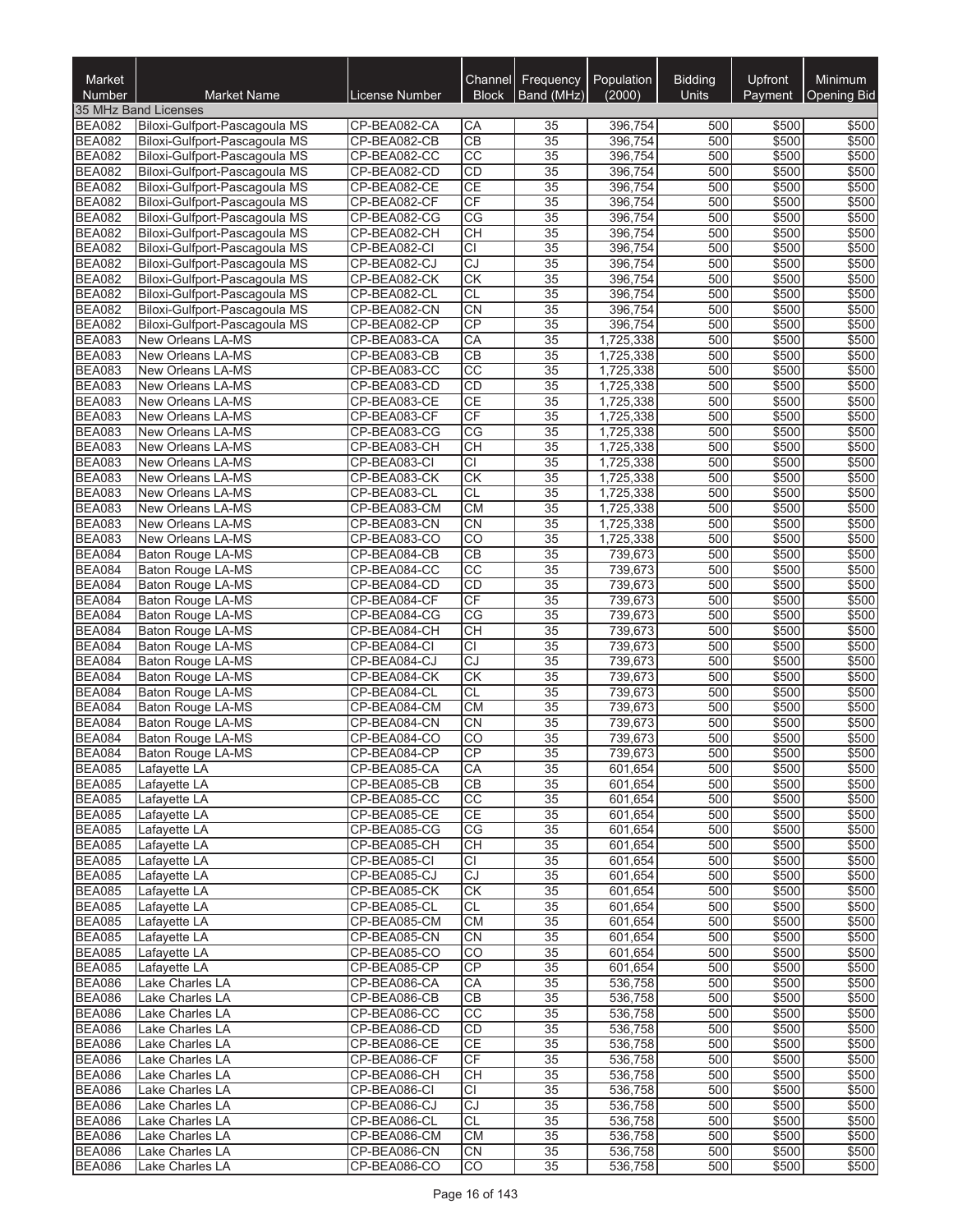| Market Number | Market Name | License Number | Channel Block | Frequency Band (MHz) | Population (2000) | Bidding Units | Upfront Payment | Minimum Opening Bid |
|---|---|---|---|---|---|---|---|---|
| 35 MHz Band Licenses | | | | | | | | |
| BEA082 | Biloxi-Gulfport-Pascagoula MS | CP-BEA082-CA | CA | 35 | 396,754 | 500 | $500 | $500 |
| BEA082 | Biloxi-Gulfport-Pascagoula MS | CP-BEA082-CB | CB | 35 | 396,754 | 500 | $500 | $500 |
| BEA082 | Biloxi-Gulfport-Pascagoula MS | CP-BEA082-CC | CC | 35 | 396,754 | 500 | $500 | $500 |
| BEA082 | Biloxi-Gulfport-Pascagoula MS | CP-BEA082-CD | CD | 35 | 396,754 | 500 | $500 | $500 |
| BEA082 | Biloxi-Gulfport-Pascagoula MS | CP-BEA082-CE | CE | 35 | 396,754 | 500 | $500 | $500 |
| BEA082 | Biloxi-Gulfport-Pascagoula MS | CP-BEA082-CF | CF | 35 | 396,754 | 500 | $500 | $500 |
| BEA082 | Biloxi-Gulfport-Pascagoula MS | CP-BEA082-CG | CG | 35 | 396,754 | 500 | $500 | $500 |
| BEA082 | Biloxi-Gulfport-Pascagoula MS | CP-BEA082-CH | CH | 35 | 396,754 | 500 | $500 | $500 |
| BEA082 | Biloxi-Gulfport-Pascagoula MS | CP-BEA082-CI | CI | 35 | 396,754 | 500 | $500 | $500 |
| BEA082 | Biloxi-Gulfport-Pascagoula MS | CP-BEA082-CJ | CJ | 35 | 396,754 | 500 | $500 | $500 |
| BEA082 | Biloxi-Gulfport-Pascagoula MS | CP-BEA082-CK | CK | 35 | 396,754 | 500 | $500 | $500 |
| BEA082 | Biloxi-Gulfport-Pascagoula MS | CP-BEA082-CL | CL | 35 | 396,754 | 500 | $500 | $500 |
| BEA082 | Biloxi-Gulfport-Pascagoula MS | CP-BEA082-CN | CN | 35 | 396,754 | 500 | $500 | $500 |
| BEA082 | Biloxi-Gulfport-Pascagoula MS | CP-BEA082-CP | CP | 35 | 396,754 | 500 | $500 | $500 |
| BEA083 | New Orleans LA-MS | CP-BEA083-CA | CA | 35 | 1,725,338 | 500 | $500 | $500 |
| BEA083 | New Orleans LA-MS | CP-BEA083-CB | CB | 35 | 1,725,338 | 500 | $500 | $500 |
| BEA083 | New Orleans LA-MS | CP-BEA083-CC | CC | 35 | 1,725,338 | 500 | $500 | $500 |
| BEA083 | New Orleans LA-MS | CP-BEA083-CD | CD | 35 | 1,725,338 | 500 | $500 | $500 |
| BEA083 | New Orleans LA-MS | CP-BEA083-CE | CE | 35 | 1,725,338 | 500 | $500 | $500 |
| BEA083 | New Orleans LA-MS | CP-BEA083-CF | CF | 35 | 1,725,338 | 500 | $500 | $500 |
| BEA083 | New Orleans LA-MS | CP-BEA083-CG | CG | 35 | 1,725,338 | 500 | $500 | $500 |
| BEA083 | New Orleans LA-MS | CP-BEA083-CH | CH | 35 | 1,725,338 | 500 | $500 | $500 |
| BEA083 | New Orleans LA-MS | CP-BEA083-CI | CI | 35 | 1,725,338 | 500 | $500 | $500 |
| BEA083 | New Orleans LA-MS | CP-BEA083-CK | CK | 35 | 1,725,338 | 500 | $500 | $500 |
| BEA083 | New Orleans LA-MS | CP-BEA083-CL | CL | 35 | 1,725,338 | 500 | $500 | $500 |
| BEA083 | New Orleans LA-MS | CP-BEA083-CM | CM | 35 | 1,725,338 | 500 | $500 | $500 |
| BEA083 | New Orleans LA-MS | CP-BEA083-CN | CN | 35 | 1,725,338 | 500 | $500 | $500 |
| BEA083 | New Orleans LA-MS | CP-BEA083-CO | CO | 35 | 1,725,338 | 500 | $500 | $500 |
| BEA084 | Baton Rouge LA-MS | CP-BEA084-CB | CB | 35 | 739,673 | 500 | $500 | $500 |
| BEA084 | Baton Rouge LA-MS | CP-BEA084-CC | CC | 35 | 739,673 | 500 | $500 | $500 |
| BEA084 | Baton Rouge LA-MS | CP-BEA084-CD | CD | 35 | 739,673 | 500 | $500 | $500 |
| BEA084 | Baton Rouge LA-MS | CP-BEA084-CF | CF | 35 | 739,673 | 500 | $500 | $500 |
| BEA084 | Baton Rouge LA-MS | CP-BEA084-CG | CG | 35 | 739,673 | 500 | $500 | $500 |
| BEA084 | Baton Rouge LA-MS | CP-BEA084-CH | CH | 35 | 739,673 | 500 | $500 | $500 |
| BEA084 | Baton Rouge LA-MS | CP-BEA084-CI | CI | 35 | 739,673 | 500 | $500 | $500 |
| BEA084 | Baton Rouge LA-MS | CP-BEA084-CJ | CJ | 35 | 739,673 | 500 | $500 | $500 |
| BEA084 | Baton Rouge LA-MS | CP-BEA084-CK | CK | 35 | 739,673 | 500 | $500 | $500 |
| BEA084 | Baton Rouge LA-MS | CP-BEA084-CL | CL | 35 | 739,673 | 500 | $500 | $500 |
| BEA084 | Baton Rouge LA-MS | CP-BEA084-CM | CM | 35 | 739,673 | 500 | $500 | $500 |
| BEA084 | Baton Rouge LA-MS | CP-BEA084-CN | CN | 35 | 739,673 | 500 | $500 | $500 |
| BEA084 | Baton Rouge LA-MS | CP-BEA084-CO | CO | 35 | 739,673 | 500 | $500 | $500 |
| BEA084 | Baton Rouge LA-MS | CP-BEA084-CP | CP | 35 | 739,673 | 500 | $500 | $500 |
| BEA085 | Lafayette LA | CP-BEA085-CA | CA | 35 | 601,654 | 500 | $500 | $500 |
| BEA085 | Lafayette LA | CP-BEA085-CB | CB | 35 | 601,654 | 500 | $500 | $500 |
| BEA085 | Lafayette LA | CP-BEA085-CC | CC | 35 | 601,654 | 500 | $500 | $500 |
| BEA085 | Lafayette LA | CP-BEA085-CE | CE | 35 | 601,654 | 500 | $500 | $500 |
| BEA085 | Lafayette LA | CP-BEA085-CG | CG | 35 | 601,654 | 500 | $500 | $500 |
| BEA085 | Lafayette LA | CP-BEA085-CH | CH | 35 | 601,654 | 500 | $500 | $500 |
| BEA085 | Lafayette LA | CP-BEA085-CI | CI | 35 | 601,654 | 500 | $500 | $500 |
| BEA085 | Lafayette LA | CP-BEA085-CJ | CJ | 35 | 601,654 | 500 | $500 | $500 |
| BEA085 | Lafayette LA | CP-BEA085-CK | CK | 35 | 601,654 | 500 | $500 | $500 |
| BEA085 | Lafayette LA | CP-BEA085-CL | CL | 35 | 601,654 | 500 | $500 | $500 |
| BEA085 | Lafayette LA | CP-BEA085-CM | CM | 35 | 601,654 | 500 | $500 | $500 |
| BEA085 | Lafayette LA | CP-BEA085-CN | CN | 35 | 601,654 | 500 | $500 | $500 |
| BEA085 | Lafayette LA | CP-BEA085-CO | CO | 35 | 601,654 | 500 | $500 | $500 |
| BEA085 | Lafayette LA | CP-BEA085-CP | CP | 35 | 601,654 | 500 | $500 | $500 |
| BEA086 | Lake Charles LA | CP-BEA086-CA | CA | 35 | 536,758 | 500 | $500 | $500 |
| BEA086 | Lake Charles LA | CP-BEA086-CB | CB | 35 | 536,758 | 500 | $500 | $500 |
| BEA086 | Lake Charles LA | CP-BEA086-CC | CC | 35 | 536,758 | 500 | $500 | $500 |
| BEA086 | Lake Charles LA | CP-BEA086-CD | CD | 35 | 536,758 | 500 | $500 | $500 |
| BEA086 | Lake Charles LA | CP-BEA086-CE | CE | 35 | 536,758 | 500 | $500 | $500 |
| BEA086 | Lake Charles LA | CP-BEA086-CF | CF | 35 | 536,758 | 500 | $500 | $500 |
| BEA086 | Lake Charles LA | CP-BEA086-CH | CH | 35 | 536,758 | 500 | $500 | $500 |
| BEA086 | Lake Charles LA | CP-BEA086-CI | CI | 35 | 536,758 | 500 | $500 | $500 |
| BEA086 | Lake Charles LA | CP-BEA086-CJ | CJ | 35 | 536,758 | 500 | $500 | $500 |
| BEA086 | Lake Charles LA | CP-BEA086-CL | CL | 35 | 536,758 | 500 | $500 | $500 |
| BEA086 | Lake Charles LA | CP-BEA086-CM | CM | 35 | 536,758 | 500 | $500 | $500 |
| BEA086 | Lake Charles LA | CP-BEA086-CN | CN | 35 | 536,758 | 500 | $500 | $500 |
| BEA086 | Lake Charles LA | CP-BEA086-CO | CO | 35 | 536,758 | 500 | $500 | $500 |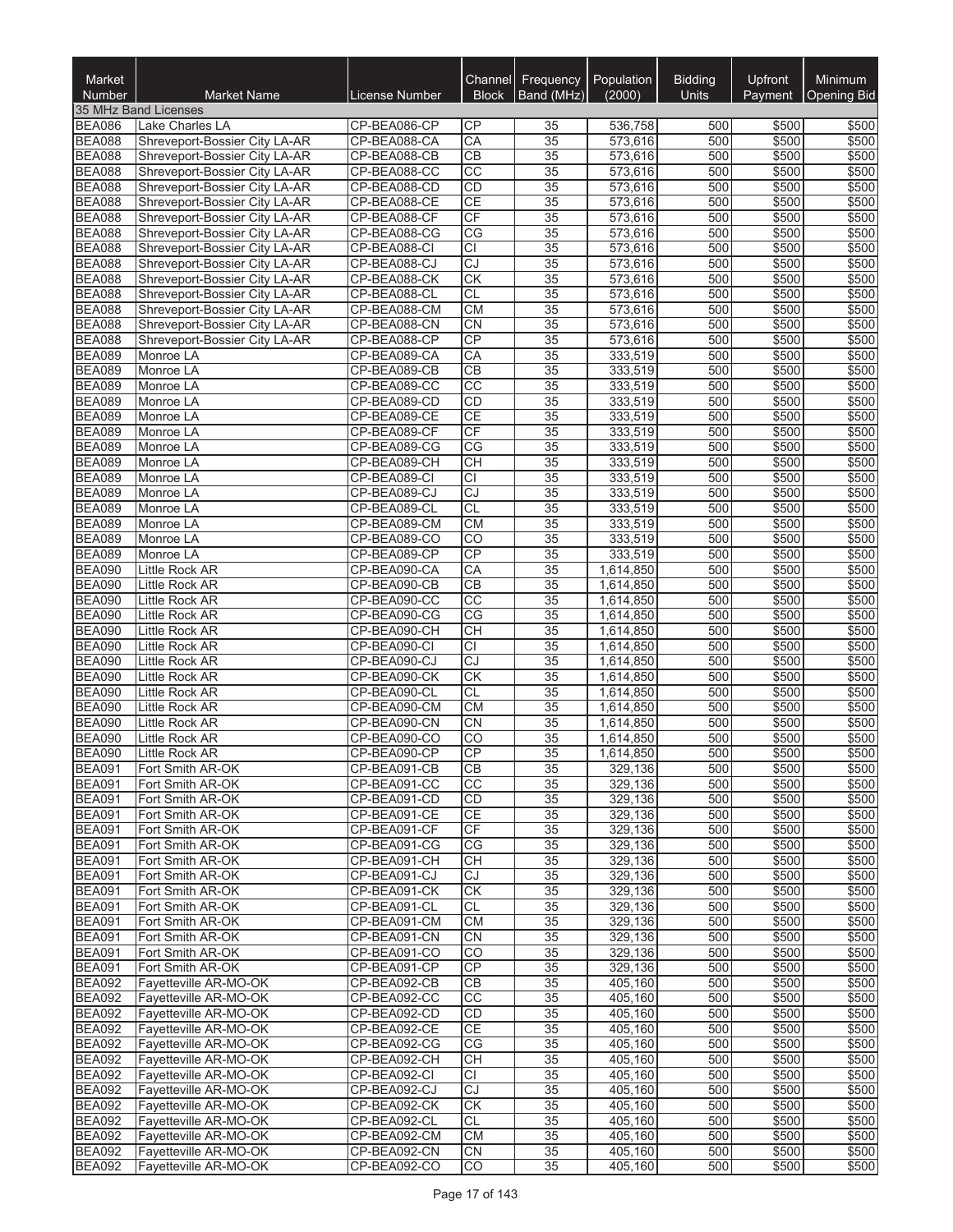| Market Number | Market Name | License Number | Channel Block | Frequency Band (MHz) | Population (2000) | Bidding Units | Upfront Payment | Minimum Opening Bid |
|---|---|---|---|---|---|---|---|---|
| 35 MHz Band Licenses | | | | | | | | |
| BEA086 | Lake Charles LA | CP-BEA086-CP | CP | 35 | 536,758 | 500 | $500 | $500 |
| BEA088 | Shreveport-Bossier City LA-AR | CP-BEA088-CA | CA | 35 | 573,616 | 500 | $500 | $500 |
| BEA088 | Shreveport-Bossier City LA-AR | CP-BEA088-CB | CB | 35 | 573,616 | 500 | $500 | $500 |
| BEA088 | Shreveport-Bossier City LA-AR | CP-BEA088-CC | CC | 35 | 573,616 | 500 | $500 | $500 |
| BEA088 | Shreveport-Bossier City LA-AR | CP-BEA088-CD | CD | 35 | 573,616 | 500 | $500 | $500 |
| BEA088 | Shreveport-Bossier City LA-AR | CP-BEA088-CE | CE | 35 | 573,616 | 500 | $500 | $500 |
| BEA088 | Shreveport-Bossier City LA-AR | CP-BEA088-CF | CF | 35 | 573,616 | 500 | $500 | $500 |
| BEA088 | Shreveport-Bossier City LA-AR | CP-BEA088-CG | CG | 35 | 573,616 | 500 | $500 | $500 |
| BEA088 | Shreveport-Bossier City LA-AR | CP-BEA088-CI | CI | 35 | 573,616 | 500 | $500 | $500 |
| BEA088 | Shreveport-Bossier City LA-AR | CP-BEA088-CJ | CJ | 35 | 573,616 | 500 | $500 | $500 |
| BEA088 | Shreveport-Bossier City LA-AR | CP-BEA088-CK | CK | 35 | 573,616 | 500 | $500 | $500 |
| BEA088 | Shreveport-Bossier City LA-AR | CP-BEA088-CL | CL | 35 | 573,616 | 500 | $500 | $500 |
| BEA088 | Shreveport-Bossier City LA-AR | CP-BEA088-CM | CM | 35 | 573,616 | 500 | $500 | $500 |
| BEA088 | Shreveport-Bossier City LA-AR | CP-BEA088-CN | CN | 35 | 573,616 | 500 | $500 | $500 |
| BEA088 | Shreveport-Bossier City LA-AR | CP-BEA088-CP | CP | 35 | 573,616 | 500 | $500 | $500 |
| BEA089 | Monroe LA | CP-BEA089-CA | CA | 35 | 333,519 | 500 | $500 | $500 |
| BEA089 | Monroe LA | CP-BEA089-CB | CB | 35 | 333,519 | 500 | $500 | $500 |
| BEA089 | Monroe LA | CP-BEA089-CC | CC | 35 | 333,519 | 500 | $500 | $500 |
| BEA089 | Monroe LA | CP-BEA089-CD | CD | 35 | 333,519 | 500 | $500 | $500 |
| BEA089 | Monroe LA | CP-BEA089-CE | CE | 35 | 333,519 | 500 | $500 | $500 |
| BEA089 | Monroe LA | CP-BEA089-CF | CF | 35 | 333,519 | 500 | $500 | $500 |
| BEA089 | Monroe LA | CP-BEA089-CG | CG | 35 | 333,519 | 500 | $500 | $500 |
| BEA089 | Monroe LA | CP-BEA089-CH | CH | 35 | 333,519 | 500 | $500 | $500 |
| BEA089 | Monroe LA | CP-BEA089-CI | CI | 35 | 333,519 | 500 | $500 | $500 |
| BEA089 | Monroe LA | CP-BEA089-CJ | CJ | 35 | 333,519 | 500 | $500 | $500 |
| BEA089 | Monroe LA | CP-BEA089-CL | CL | 35 | 333,519 | 500 | $500 | $500 |
| BEA089 | Monroe LA | CP-BEA089-CM | CM | 35 | 333,519 | 500 | $500 | $500 |
| BEA089 | Monroe LA | CP-BEA089-CO | CO | 35 | 333,519 | 500 | $500 | $500 |
| BEA089 | Monroe LA | CP-BEA089-CP | CP | 35 | 333,519 | 500 | $500 | $500 |
| BEA090 | Little Rock AR | CP-BEA090-CA | CA | 35 | 1,614,850 | 500 | $500 | $500 |
| BEA090 | Little Rock AR | CP-BEA090-CB | CB | 35 | 1,614,850 | 500 | $500 | $500 |
| BEA090 | Little Rock AR | CP-BEA090-CC | CC | 35 | 1,614,850 | 500 | $500 | $500 |
| BEA090 | Little Rock AR | CP-BEA090-CG | CG | 35 | 1,614,850 | 500 | $500 | $500 |
| BEA090 | Little Rock AR | CP-BEA090-CH | CH | 35 | 1,614,850 | 500 | $500 | $500 |
| BEA090 | Little Rock AR | CP-BEA090-CI | CI | 35 | 1,614,850 | 500 | $500 | $500 |
| BEA090 | Little Rock AR | CP-BEA090-CJ | CJ | 35 | 1,614,850 | 500 | $500 | $500 |
| BEA090 | Little Rock AR | CP-BEA090-CK | CK | 35 | 1,614,850 | 500 | $500 | $500 |
| BEA090 | Little Rock AR | CP-BEA090-CL | CL | 35 | 1,614,850 | 500 | $500 | $500 |
| BEA090 | Little Rock AR | CP-BEA090-CM | CM | 35 | 1,614,850 | 500 | $500 | $500 |
| BEA090 | Little Rock AR | CP-BEA090-CN | CN | 35 | 1,614,850 | 500 | $500 | $500 |
| BEA090 | Little Rock AR | CP-BEA090-CO | CO | 35 | 1,614,850 | 500 | $500 | $500 |
| BEA090 | Little Rock AR | CP-BEA090-CP | CP | 35 | 1,614,850 | 500 | $500 | $500 |
| BEA091 | Fort Smith AR-OK | CP-BEA091-CB | CB | 35 | 329,136 | 500 | $500 | $500 |
| BEA091 | Fort Smith AR-OK | CP-BEA091-CC | CC | 35 | 329,136 | 500 | $500 | $500 |
| BEA091 | Fort Smith AR-OK | CP-BEA091-CD | CD | 35 | 329,136 | 500 | $500 | $500 |
| BEA091 | Fort Smith AR-OK | CP-BEA091-CE | CE | 35 | 329,136 | 500 | $500 | $500 |
| BEA091 | Fort Smith AR-OK | CP-BEA091-CF | CF | 35 | 329,136 | 500 | $500 | $500 |
| BEA091 | Fort Smith AR-OK | CP-BEA091-CG | CG | 35 | 329,136 | 500 | $500 | $500 |
| BEA091 | Fort Smith AR-OK | CP-BEA091-CH | CH | 35 | 329,136 | 500 | $500 | $500 |
| BEA091 | Fort Smith AR-OK | CP-BEA091-CJ | CJ | 35 | 329,136 | 500 | $500 | $500 |
| BEA091 | Fort Smith AR-OK | CP-BEA091-CK | CK | 35 | 329,136 | 500 | $500 | $500 |
| BEA091 | Fort Smith AR-OK | CP-BEA091-CL | CL | 35 | 329,136 | 500 | $500 | $500 |
| BEA091 | Fort Smith AR-OK | CP-BEA091-CM | CM | 35 | 329,136 | 500 | $500 | $500 |
| BEA091 | Fort Smith AR-OK | CP-BEA091-CN | CN | 35 | 329,136 | 500 | $500 | $500 |
| BEA091 | Fort Smith AR-OK | CP-BEA091-CO | CO | 35 | 329,136 | 500 | $500 | $500 |
| BEA091 | Fort Smith AR-OK | CP-BEA091-CP | CP | 35 | 329,136 | 500 | $500 | $500 |
| BEA092 | Fayetteville AR-MO-OK | CP-BEA092-CB | CB | 35 | 405,160 | 500 | $500 | $500 |
| BEA092 | Fayetteville AR-MO-OK | CP-BEA092-CC | CC | 35 | 405,160 | 500 | $500 | $500 |
| BEA092 | Fayetteville AR-MO-OK | CP-BEA092-CD | CD | 35 | 405,160 | 500 | $500 | $500 |
| BEA092 | Fayetteville AR-MO-OK | CP-BEA092-CE | CE | 35 | 405,160 | 500 | $500 | $500 |
| BEA092 | Fayetteville AR-MO-OK | CP-BEA092-CG | CG | 35 | 405,160 | 500 | $500 | $500 |
| BEA092 | Fayetteville AR-MO-OK | CP-BEA092-CH | CH | 35 | 405,160 | 500 | $500 | $500 |
| BEA092 | Fayetteville AR-MO-OK | CP-BEA092-CI | CI | 35 | 405,160 | 500 | $500 | $500 |
| BEA092 | Fayetteville AR-MO-OK | CP-BEA092-CJ | CJ | 35 | 405,160 | 500 | $500 | $500 |
| BEA092 | Fayetteville AR-MO-OK | CP-BEA092-CK | CK | 35 | 405,160 | 500 | $500 | $500 |
| BEA092 | Fayetteville AR-MO-OK | CP-BEA092-CL | CL | 35 | 405,160 | 500 | $500 | $500 |
| BEA092 | Fayetteville AR-MO-OK | CP-BEA092-CM | CM | 35 | 405,160 | 500 | $500 | $500 |
| BEA092 | Fayetteville AR-MO-OK | CP-BEA092-CN | CN | 35 | 405,160 | 500 | $500 | $500 |
| BEA092 | Fayetteville AR-MO-OK | CP-BEA092-CO | CO | 35 | 405,160 | 500 | $500 | $500 |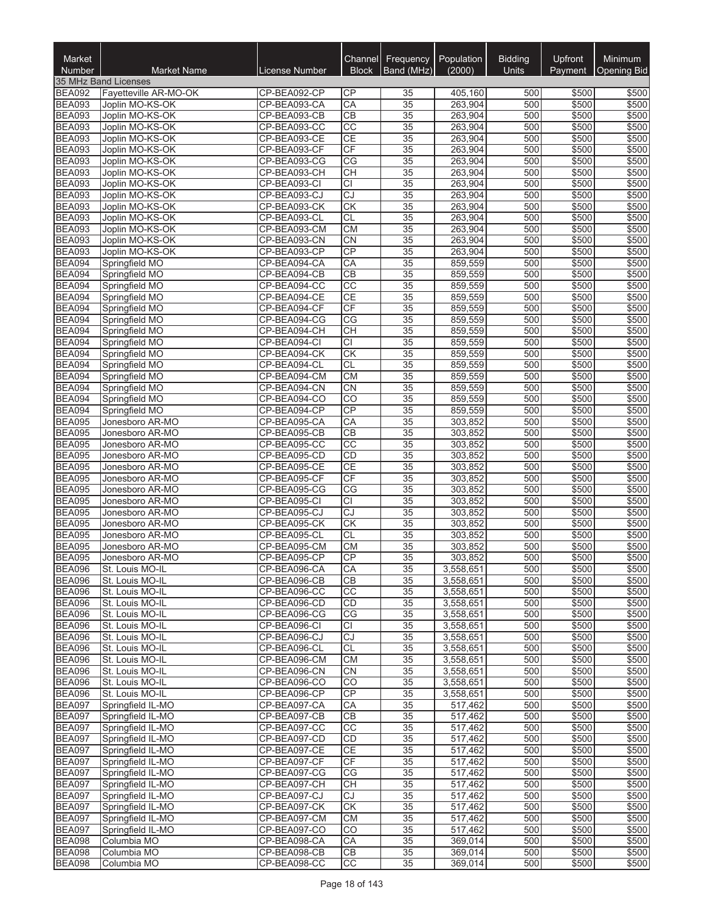| Market Number | Market Name | License Number | Channel Block | Frequency Band (MHz) | Population (2000) | Bidding Units | Upfront Payment | Minimum Opening Bid |
|---|---|---|---|---|---|---|---|---|
| 35 MHz Band Licenses | | | | | | | | |
| BEA092 | Fayetteville AR-MO-OK | CP-BEA092-CP | CP | 35 | 405,160 | 500 | $500 | $500 |
| BEA093 | Joplin MO-KS-OK | CP-BEA093-CA | CA | 35 | 263,904 | 500 | $500 | $500 |
| BEA093 | Joplin MO-KS-OK | CP-BEA093-CB | CB | 35 | 263,904 | 500 | $500 | $500 |
| BEA093 | Joplin MO-KS-OK | CP-BEA093-CC | CC | 35 | 263,904 | 500 | $500 | $500 |
| BEA093 | Joplin MO-KS-OK | CP-BEA093-CE | CE | 35 | 263,904 | 500 | $500 | $500 |
| BEA093 | Joplin MO-KS-OK | CP-BEA093-CF | CF | 35 | 263,904 | 500 | $500 | $500 |
| BEA093 | Joplin MO-KS-OK | CP-BEA093-CG | CG | 35 | 263,904 | 500 | $500 | $500 |
| BEA093 | Joplin MO-KS-OK | CP-BEA093-CH | CH | 35 | 263,904 | 500 | $500 | $500 |
| BEA093 | Joplin MO-KS-OK | CP-BEA093-CI | CI | 35 | 263,904 | 500 | $500 | $500 |
| BEA093 | Joplin MO-KS-OK | CP-BEA093-CJ | CJ | 35 | 263,904 | 500 | $500 | $500 |
| BEA093 | Joplin MO-KS-OK | CP-BEA093-CK | CK | 35 | 263,904 | 500 | $500 | $500 |
| BEA093 | Joplin MO-KS-OK | CP-BEA093-CL | CL | 35 | 263,904 | 500 | $500 | $500 |
| BEA093 | Joplin MO-KS-OK | CP-BEA093-CM | CM | 35 | 263,904 | 500 | $500 | $500 |
| BEA093 | Joplin MO-KS-OK | CP-BEA093-CN | CN | 35 | 263,904 | 500 | $500 | $500 |
| BEA093 | Joplin MO-KS-OK | CP-BEA093-CP | CP | 35 | 263,904 | 500 | $500 | $500 |
| BEA094 | Springfield MO | CP-BEA094-CA | CA | 35 | 859,559 | 500 | $500 | $500 |
| BEA094 | Springfield MO | CP-BEA094-CB | CB | 35 | 859,559 | 500 | $500 | $500 |
| BEA094 | Springfield MO | CP-BEA094-CC | CC | 35 | 859,559 | 500 | $500 | $500 |
| BEA094 | Springfield MO | CP-BEA094-CE | CE | 35 | 859,559 | 500 | $500 | $500 |
| BEA094 | Springfield MO | CP-BEA094-CF | CF | 35 | 859,559 | 500 | $500 | $500 |
| BEA094 | Springfield MO | CP-BEA094-CG | CG | 35 | 859,559 | 500 | $500 | $500 |
| BEA094 | Springfield MO | CP-BEA094-CH | CH | 35 | 859,559 | 500 | $500 | $500 |
| BEA094 | Springfield MO | CP-BEA094-CI | CI | 35 | 859,559 | 500 | $500 | $500 |
| BEA094 | Springfield MO | CP-BEA094-CK | CK | 35 | 859,559 | 500 | $500 | $500 |
| BEA094 | Springfield MO | CP-BEA094-CL | CL | 35 | 859,559 | 500 | $500 | $500 |
| BEA094 | Springfield MO | CP-BEA094-CM | CM | 35 | 859,559 | 500 | $500 | $500 |
| BEA094 | Springfield MO | CP-BEA094-CN | CN | 35 | 859,559 | 500 | $500 | $500 |
| BEA094 | Springfield MO | CP-BEA094-CO | CO | 35 | 859,559 | 500 | $500 | $500 |
| BEA094 | Springfield MO | CP-BEA094-CP | CP | 35 | 859,559 | 500 | $500 | $500 |
| BEA095 | Jonesboro AR-MO | CP-BEA095-CA | CA | 35 | 303,852 | 500 | $500 | $500 |
| BEA095 | Jonesboro AR-MO | CP-BEA095-CB | CB | 35 | 303,852 | 500 | $500 | $500 |
| BEA095 | Jonesboro AR-MO | CP-BEA095-CC | CC | 35 | 303,852 | 500 | $500 | $500 |
| BEA095 | Jonesboro AR-MO | CP-BEA095-CD | CD | 35 | 303,852 | 500 | $500 | $500 |
| BEA095 | Jonesboro AR-MO | CP-BEA095-CE | CE | 35 | 303,852 | 500 | $500 | $500 |
| BEA095 | Jonesboro AR-MO | CP-BEA095-CF | CF | 35 | 303,852 | 500 | $500 | $500 |
| BEA095 | Jonesboro AR-MO | CP-BEA095-CG | CG | 35 | 303,852 | 500 | $500 | $500 |
| BEA095 | Jonesboro AR-MO | CP-BEA095-CI | CI | 35 | 303,852 | 500 | $500 | $500 |
| BEA095 | Jonesboro AR-MO | CP-BEA095-CJ | CJ | 35 | 303,852 | 500 | $500 | $500 |
| BEA095 | Jonesboro AR-MO | CP-BEA095-CK | CK | 35 | 303,852 | 500 | $500 | $500 |
| BEA095 | Jonesboro AR-MO | CP-BEA095-CL | CL | 35 | 303,852 | 500 | $500 | $500 |
| BEA095 | Jonesboro AR-MO | CP-BEA095-CM | CM | 35 | 303,852 | 500 | $500 | $500 |
| BEA095 | Jonesboro AR-MO | CP-BEA095-CP | CP | 35 | 303,852 | 500 | $500 | $500 |
| BEA096 | St. Louis MO-IL | CP-BEA096-CA | CA | 35 | 3,558,651 | 500 | $500 | $500 |
| BEA096 | St. Louis MO-IL | CP-BEA096-CB | CB | 35 | 3,558,651 | 500 | $500 | $500 |
| BEA096 | St. Louis MO-IL | CP-BEA096-CC | CC | 35 | 3,558,651 | 500 | $500 | $500 |
| BEA096 | St. Louis MO-IL | CP-BEA096-CD | CD | 35 | 3,558,651 | 500 | $500 | $500 |
| BEA096 | St. Louis MO-IL | CP-BEA096-CG | CG | 35 | 3,558,651 | 500 | $500 | $500 |
| BEA096 | St. Louis MO-IL | CP-BEA096-CI | CI | 35 | 3,558,651 | 500 | $500 | $500 |
| BEA096 | St. Louis MO-IL | CP-BEA096-CJ | CJ | 35 | 3,558,651 | 500 | $500 | $500 |
| BEA096 | St. Louis MO-IL | CP-BEA096-CL | CL | 35 | 3,558,651 | 500 | $500 | $500 |
| BEA096 | St. Louis MO-IL | CP-BEA096-CM | CM | 35 | 3,558,651 | 500 | $500 | $500 |
| BEA096 | St. Louis MO-IL | CP-BEA096-CN | CN | 35 | 3,558,651 | 500 | $500 | $500 |
| BEA096 | St. Louis MO-IL | CP-BEA096-CO | CO | 35 | 3,558,651 | 500 | $500 | $500 |
| BEA096 | St. Louis MO-IL | CP-BEA096-CP | CP | 35 | 3,558,651 | 500 | $500 | $500 |
| BEA097 | Springfield IL-MO | CP-BEA097-CA | CA | 35 | 517,462 | 500 | $500 | $500 |
| BEA097 | Springfield IL-MO | CP-BEA097-CB | CB | 35 | 517,462 | 500 | $500 | $500 |
| BEA097 | Springfield IL-MO | CP-BEA097-CC | CC | 35 | 517,462 | 500 | $500 | $500 |
| BEA097 | Springfield IL-MO | CP-BEA097-CD | CD | 35 | 517,462 | 500 | $500 | $500 |
| BEA097 | Springfield IL-MO | CP-BEA097-CE | CE | 35 | 517,462 | 500 | $500 | $500 |
| BEA097 | Springfield IL-MO | CP-BEA097-CF | CF | 35 | 517,462 | 500 | $500 | $500 |
| BEA097 | Springfield IL-MO | CP-BEA097-CG | CG | 35 | 517,462 | 500 | $500 | $500 |
| BEA097 | Springfield IL-MO | CP-BEA097-CH | CH | 35 | 517,462 | 500 | $500 | $500 |
| BEA097 | Springfield IL-MO | CP-BEA097-CJ | CJ | 35 | 517,462 | 500 | $500 | $500 |
| BEA097 | Springfield IL-MO | CP-BEA097-CK | CK | 35 | 517,462 | 500 | $500 | $500 |
| BEA097 | Springfield IL-MO | CP-BEA097-CM | CM | 35 | 517,462 | 500 | $500 | $500 |
| BEA097 | Springfield IL-MO | CP-BEA097-CO | CO | 35 | 517,462 | 500 | $500 | $500 |
| BEA098 | Columbia MO | CP-BEA098-CA | CA | 35 | 369,014 | 500 | $500 | $500 |
| BEA098 | Columbia MO | CP-BEA098-CB | CB | 35 | 369,014 | 500 | $500 | $500 |
| BEA098 | Columbia MO | CP-BEA098-CC | CC | 35 | 369,014 | 500 | $500 | $500 |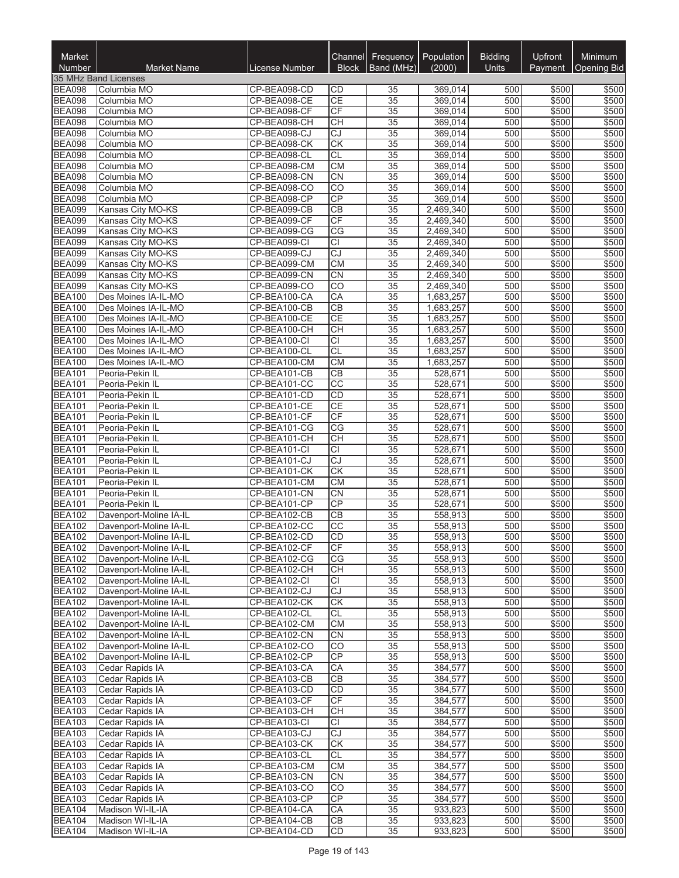| Market Number | Market Name | License Number | Channel Block | Frequency Band (MHz) | Population (2000) | Bidding Units | Upfront Payment | Minimum Opening Bid |
|---|---|---|---|---|---|---|---|---|
| 35 MHz Band Licenses | | | | | | | | |
| BEA098 | Columbia MO | CP-BEA098-CD | CD | 35 | 369,014 | 500 | $500 | $500 |
| BEA098 | Columbia MO | CP-BEA098-CE | CE | 35 | 369,014 | 500 | $500 | $500 |
| BEA098 | Columbia MO | CP-BEA098-CF | CF | 35 | 369,014 | 500 | $500 | $500 |
| BEA098 | Columbia MO | CP-BEA098-CH | CH | 35 | 369,014 | 500 | $500 | $500 |
| BEA098 | Columbia MO | CP-BEA098-CJ | CJ | 35 | 369,014 | 500 | $500 | $500 |
| BEA098 | Columbia MO | CP-BEA098-CK | CK | 35 | 369,014 | 500 | $500 | $500 |
| BEA098 | Columbia MO | CP-BEA098-CL | CL | 35 | 369,014 | 500 | $500 | $500 |
| BEA098 | Columbia MO | CP-BEA098-CM | CM | 35 | 369,014 | 500 | $500 | $500 |
| BEA098 | Columbia MO | CP-BEA098-CN | CN | 35 | 369,014 | 500 | $500 | $500 |
| BEA098 | Columbia MO | CP-BEA098-CO | CO | 35 | 369,014 | 500 | $500 | $500 |
| BEA098 | Columbia MO | CP-BEA098-CP | CP | 35 | 369,014 | 500 | $500 | $500 |
| BEA099 | Kansas City MO-KS | CP-BEA099-CB | CB | 35 | 2,469,340 | 500 | $500 | $500 |
| BEA099 | Kansas City MO-KS | CP-BEA099-CF | CF | 35 | 2,469,340 | 500 | $500 | $500 |
| BEA099 | Kansas City MO-KS | CP-BEA099-CG | CG | 35 | 2,469,340 | 500 | $500 | $500 |
| BEA099 | Kansas City MO-KS | CP-BEA099-CI | CI | 35 | 2,469,340 | 500 | $500 | $500 |
| BEA099 | Kansas City MO-KS | CP-BEA099-CJ | CJ | 35 | 2,469,340 | 500 | $500 | $500 |
| BEA099 | Kansas City MO-KS | CP-BEA099-CM | CM | 35 | 2,469,340 | 500 | $500 | $500 |
| BEA099 | Kansas City MO-KS | CP-BEA099-CN | CN | 35 | 2,469,340 | 500 | $500 | $500 |
| BEA099 | Kansas City MO-KS | CP-BEA099-CO | CO | 35 | 2,469,340 | 500 | $500 | $500 |
| BEA100 | Des Moines IA-IL-MO | CP-BEA100-CA | CA | 35 | 1,683,257 | 500 | $500 | $500 |
| BEA100 | Des Moines IA-IL-MO | CP-BEA100-CB | CB | 35 | 1,683,257 | 500 | $500 | $500 |
| BEA100 | Des Moines IA-IL-MO | CP-BEA100-CE | CE | 35 | 1,683,257 | 500 | $500 | $500 |
| BEA100 | Des Moines IA-IL-MO | CP-BEA100-CH | CH | 35 | 1,683,257 | 500 | $500 | $500 |
| BEA100 | Des Moines IA-IL-MO | CP-BEA100-CI | CI | 35 | 1,683,257 | 500 | $500 | $500 |
| BEA100 | Des Moines IA-IL-MO | CP-BEA100-CL | CL | 35 | 1,683,257 | 500 | $500 | $500 |
| BEA100 | Des Moines IA-IL-MO | CP-BEA100-CM | CM | 35 | 1,683,257 | 500 | $500 | $500 |
| BEA101 | Peoria-Pekin IL | CP-BEA101-CB | CB | 35 | 528,671 | 500 | $500 | $500 |
| BEA101 | Peoria-Pekin IL | CP-BEA101-CC | CC | 35 | 528,671 | 500 | $500 | $500 |
| BEA101 | Peoria-Pekin IL | CP-BEA101-CD | CD | 35 | 528,671 | 500 | $500 | $500 |
| BEA101 | Peoria-Pekin IL | CP-BEA101-CE | CE | 35 | 528,671 | 500 | $500 | $500 |
| BEA101 | Peoria-Pekin IL | CP-BEA101-CF | CF | 35 | 528,671 | 500 | $500 | $500 |
| BEA101 | Peoria-Pekin IL | CP-BEA101-CG | CG | 35 | 528,671 | 500 | $500 | $500 |
| BEA101 | Peoria-Pekin IL | CP-BEA101-CH | CH | 35 | 528,671 | 500 | $500 | $500 |
| BEA101 | Peoria-Pekin IL | CP-BEA101-CI | CI | 35 | 528,671 | 500 | $500 | $500 |
| BEA101 | Peoria-Pekin IL | CP-BEA101-CJ | CJ | 35 | 528,671 | 500 | $500 | $500 |
| BEA101 | Peoria-Pekin IL | CP-BEA101-CK | CK | 35 | 528,671 | 500 | $500 | $500 |
| BEA101 | Peoria-Pekin IL | CP-BEA101-CM | CM | 35 | 528,671 | 500 | $500 | $500 |
| BEA101 | Peoria-Pekin IL | CP-BEA101-CN | CN | 35 | 528,671 | 500 | $500 | $500 |
| BEA101 | Peoria-Pekin IL | CP-BEA101-CP | CP | 35 | 528,671 | 500 | $500 | $500 |
| BEA102 | Davenport-Moline IA-IL | CP-BEA102-CB | CB | 35 | 558,913 | 500 | $500 | $500 |
| BEA102 | Davenport-Moline IA-IL | CP-BEA102-CC | CC | 35 | 558,913 | 500 | $500 | $500 |
| BEA102 | Davenport-Moline IA-IL | CP-BEA102-CD | CD | 35 | 558,913 | 500 | $500 | $500 |
| BEA102 | Davenport-Moline IA-IL | CP-BEA102-CF | CF | 35 | 558,913 | 500 | $500 | $500 |
| BEA102 | Davenport-Moline IA-IL | CP-BEA102-CG | CG | 35 | 558,913 | 500 | $500 | $500 |
| BEA102 | Davenport-Moline IA-IL | CP-BEA102-CH | CH | 35 | 558,913 | 500 | $500 | $500 |
| BEA102 | Davenport-Moline IA-IL | CP-BEA102-CI | CI | 35 | 558,913 | 500 | $500 | $500 |
| BEA102 | Davenport-Moline IA-IL | CP-BEA102-CJ | CJ | 35 | 558,913 | 500 | $500 | $500 |
| BEA102 | Davenport-Moline IA-IL | CP-BEA102-CK | CK | 35 | 558,913 | 500 | $500 | $500 |
| BEA102 | Davenport-Moline IA-IL | CP-BEA102-CL | CL | 35 | 558,913 | 500 | $500 | $500 |
| BEA102 | Davenport-Moline IA-IL | CP-BEA102-CM | CM | 35 | 558,913 | 500 | $500 | $500 |
| BEA102 | Davenport-Moline IA-IL | CP-BEA102-CN | CN | 35 | 558,913 | 500 | $500 | $500 |
| BEA102 | Davenport-Moline IA-IL | CP-BEA102-CO | CO | 35 | 558,913 | 500 | $500 | $500 |
| BEA102 | Davenport-Moline IA-IL | CP-BEA102-CP | CP | 35 | 558,913 | 500 | $500 | $500 |
| BEA103 | Cedar Rapids IA | CP-BEA103-CA | CA | 35 | 384,577 | 500 | $500 | $500 |
| BEA103 | Cedar Rapids IA | CP-BEA103-CB | CB | 35 | 384,577 | 500 | $500 | $500 |
| BEA103 | Cedar Rapids IA | CP-BEA103-CD | CD | 35 | 384,577 | 500 | $500 | $500 |
| BEA103 | Cedar Rapids IA | CP-BEA103-CF | CF | 35 | 384,577 | 500 | $500 | $500 |
| BEA103 | Cedar Rapids IA | CP-BEA103-CH | CH | 35 | 384,577 | 500 | $500 | $500 |
| BEA103 | Cedar Rapids IA | CP-BEA103-CI | CI | 35 | 384,577 | 500 | $500 | $500 |
| BEA103 | Cedar Rapids IA | CP-BEA103-CJ | CJ | 35 | 384,577 | 500 | $500 | $500 |
| BEA103 | Cedar Rapids IA | CP-BEA103-CK | CK | 35 | 384,577 | 500 | $500 | $500 |
| BEA103 | Cedar Rapids IA | CP-BEA103-CL | CL | 35 | 384,577 | 500 | $500 | $500 |
| BEA103 | Cedar Rapids IA | CP-BEA103-CM | CM | 35 | 384,577 | 500 | $500 | $500 |
| BEA103 | Cedar Rapids IA | CP-BEA103-CN | CN | 35 | 384,577 | 500 | $500 | $500 |
| BEA103 | Cedar Rapids IA | CP-BEA103-CO | CO | 35 | 384,577 | 500 | $500 | $500 |
| BEA103 | Cedar Rapids IA | CP-BEA103-CP | CP | 35 | 384,577 | 500 | $500 | $500 |
| BEA104 | Madison WI-IL-IA | CP-BEA104-CA | CA | 35 | 933,823 | 500 | $500 | $500 |
| BEA104 | Madison WI-IL-IA | CP-BEA104-CB | CB | 35 | 933,823 | 500 | $500 | $500 |
| BEA104 | Madison WI-IL-IA | CP-BEA104-CD | CD | 35 | 933,823 | 500 | $500 | $500 |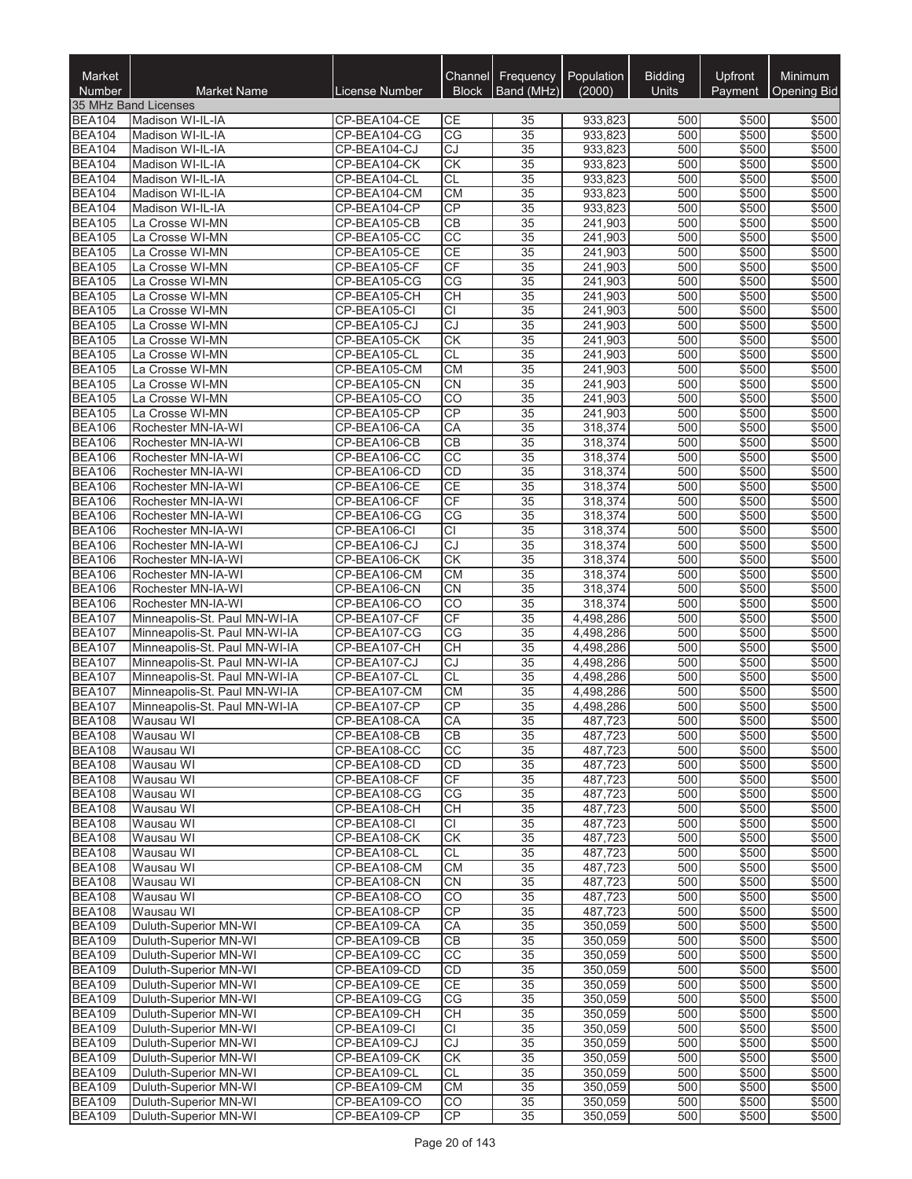| Market Number | Market Name | License Number | Channel Block | Frequency Band (MHz) | Population (2000) | Bidding Units | Upfront Payment | Minimum Opening Bid |
|---|---|---|---|---|---|---|---|---|
| 35 MHz Band Licenses | | | | | | | | |
| BEA104 | Madison WI-IL-IA | CP-BEA104-CE | CE | 35 | 933,823 | 500 | $500 | $500 |
| BEA104 | Madison WI-IL-IA | CP-BEA104-CG | CG | 35 | 933,823 | 500 | $500 | $500 |
| BEA104 | Madison WI-IL-IA | CP-BEA104-CJ | CJ | 35 | 933,823 | 500 | $500 | $500 |
| BEA104 | Madison WI-IL-IA | CP-BEA104-CK | CK | 35 | 933,823 | 500 | $500 | $500 |
| BEA104 | Madison WI-IL-IA | CP-BEA104-CL | CL | 35 | 933,823 | 500 | $500 | $500 |
| BEA104 | Madison WI-IL-IA | CP-BEA104-CM | CM | 35 | 933,823 | 500 | $500 | $500 |
| BEA104 | Madison WI-IL-IA | CP-BEA104-CP | CP | 35 | 933,823 | 500 | $500 | $500 |
| BEA105 | La Crosse WI-MN | CP-BEA105-CB | CB | 35 | 241,903 | 500 | $500 | $500 |
| BEA105 | La Crosse WI-MN | CP-BEA105-CC | CC | 35 | 241,903 | 500 | $500 | $500 |
| BEA105 | La Crosse WI-MN | CP-BEA105-CE | CE | 35 | 241,903 | 500 | $500 | $500 |
| BEA105 | La Crosse WI-MN | CP-BEA105-CF | CF | 35 | 241,903 | 500 | $500 | $500 |
| BEA105 | La Crosse WI-MN | CP-BEA105-CG | CG | 35 | 241,903 | 500 | $500 | $500 |
| BEA105 | La Crosse WI-MN | CP-BEA105-CH | CH | 35 | 241,903 | 500 | $500 | $500 |
| BEA105 | La Crosse WI-MN | CP-BEA105-CI | CI | 35 | 241,903 | 500 | $500 | $500 |
| BEA105 | La Crosse WI-MN | CP-BEA105-CJ | CJ | 35 | 241,903 | 500 | $500 | $500 |
| BEA105 | La Crosse WI-MN | CP-BEA105-CK | CK | 35 | 241,903 | 500 | $500 | $500 |
| BEA105 | La Crosse WI-MN | CP-BEA105-CL | CL | 35 | 241,903 | 500 | $500 | $500 |
| BEA105 | La Crosse WI-MN | CP-BEA105-CM | CM | 35 | 241,903 | 500 | $500 | $500 |
| BEA105 | La Crosse WI-MN | CP-BEA105-CN | CN | 35 | 241,903 | 500 | $500 | $500 |
| BEA105 | La Crosse WI-MN | CP-BEA105-CO | CO | 35 | 241,903 | 500 | $500 | $500 |
| BEA105 | La Crosse WI-MN | CP-BEA105-CP | CP | 35 | 241,903 | 500 | $500 | $500 |
| BEA106 | Rochester MN-IA-WI | CP-BEA106-CA | CA | 35 | 318,374 | 500 | $500 | $500 |
| BEA106 | Rochester MN-IA-WI | CP-BEA106-CB | CB | 35 | 318,374 | 500 | $500 | $500 |
| BEA106 | Rochester MN-IA-WI | CP-BEA106-CC | CC | 35 | 318,374 | 500 | $500 | $500 |
| BEA106 | Rochester MN-IA-WI | CP-BEA106-CD | CD | 35 | 318,374 | 500 | $500 | $500 |
| BEA106 | Rochester MN-IA-WI | CP-BEA106-CE | CE | 35 | 318,374 | 500 | $500 | $500 |
| BEA106 | Rochester MN-IA-WI | CP-BEA106-CF | CF | 35 | 318,374 | 500 | $500 | $500 |
| BEA106 | Rochester MN-IA-WI | CP-BEA106-CG | CG | 35 | 318,374 | 500 | $500 | $500 |
| BEA106 | Rochester MN-IA-WI | CP-BEA106-CI | CI | 35 | 318,374 | 500 | $500 | $500 |
| BEA106 | Rochester MN-IA-WI | CP-BEA106-CJ | CJ | 35 | 318,374 | 500 | $500 | $500 |
| BEA106 | Rochester MN-IA-WI | CP-BEA106-CK | CK | 35 | 318,374 | 500 | $500 | $500 |
| BEA106 | Rochester MN-IA-WI | CP-BEA106-CM | CM | 35 | 318,374 | 500 | $500 | $500 |
| BEA106 | Rochester MN-IA-WI | CP-BEA106-CN | CN | 35 | 318,374 | 500 | $500 | $500 |
| BEA106 | Rochester MN-IA-WI | CP-BEA106-CO | CO | 35 | 318,374 | 500 | $500 | $500 |
| BEA107 | Minneapolis-St. Paul MN-WI-IA | CP-BEA107-CF | CF | 35 | 4,498,286 | 500 | $500 | $500 |
| BEA107 | Minneapolis-St. Paul MN-WI-IA | CP-BEA107-CG | CG | 35 | 4,498,286 | 500 | $500 | $500 |
| BEA107 | Minneapolis-St. Paul MN-WI-IA | CP-BEA107-CH | CH | 35 | 4,498,286 | 500 | $500 | $500 |
| BEA107 | Minneapolis-St. Paul MN-WI-IA | CP-BEA107-CJ | CJ | 35 | 4,498,286 | 500 | $500 | $500 |
| BEA107 | Minneapolis-St. Paul MN-WI-IA | CP-BEA107-CL | CL | 35 | 4,498,286 | 500 | $500 | $500 |
| BEA107 | Minneapolis-St. Paul MN-WI-IA | CP-BEA107-CM | CM | 35 | 4,498,286 | 500 | $500 | $500 |
| BEA107 | Minneapolis-St. Paul MN-WI-IA | CP-BEA107-CP | CP | 35 | 4,498,286 | 500 | $500 | $500 |
| BEA108 | Wausau WI | CP-BEA108-CA | CA | 35 | 487,723 | 500 | $500 | $500 |
| BEA108 | Wausau WI | CP-BEA108-CB | CB | 35 | 487,723 | 500 | $500 | $500 |
| BEA108 | Wausau WI | CP-BEA108-CC | CC | 35 | 487,723 | 500 | $500 | $500 |
| BEA108 | Wausau WI | CP-BEA108-CD | CD | 35 | 487,723 | 500 | $500 | $500 |
| BEA108 | Wausau WI | CP-BEA108-CF | CF | 35 | 487,723 | 500 | $500 | $500 |
| BEA108 | Wausau WI | CP-BEA108-CG | CG | 35 | 487,723 | 500 | $500 | $500 |
| BEA108 | Wausau WI | CP-BEA108-CH | CH | 35 | 487,723 | 500 | $500 | $500 |
| BEA108 | Wausau WI | CP-BEA108-CI | CI | 35 | 487,723 | 500 | $500 | $500 |
| BEA108 | Wausau WI | CP-BEA108-CK | CK | 35 | 487,723 | 500 | $500 | $500 |
| BEA108 | Wausau WI | CP-BEA108-CL | CL | 35 | 487,723 | 500 | $500 | $500 |
| BEA108 | Wausau WI | CP-BEA108-CM | CM | 35 | 487,723 | 500 | $500 | $500 |
| BEA108 | Wausau WI | CP-BEA108-CN | CN | 35 | 487,723 | 500 | $500 | $500 |
| BEA108 | Wausau WI | CP-BEA108-CO | CO | 35 | 487,723 | 500 | $500 | $500 |
| BEA108 | Wausau WI | CP-BEA108-CP | CP | 35 | 487,723 | 500 | $500 | $500 |
| BEA109 | Duluth-Superior MN-WI | CP-BEA109-CA | CA | 35 | 350,059 | 500 | $500 | $500 |
| BEA109 | Duluth-Superior MN-WI | CP-BEA109-CB | CB | 35 | 350,059 | 500 | $500 | $500 |
| BEA109 | Duluth-Superior MN-WI | CP-BEA109-CC | CC | 35 | 350,059 | 500 | $500 | $500 |
| BEA109 | Duluth-Superior MN-WI | CP-BEA109-CD | CD | 35 | 350,059 | 500 | $500 | $500 |
| BEA109 | Duluth-Superior MN-WI | CP-BEA109-CE | CE | 35 | 350,059 | 500 | $500 | $500 |
| BEA109 | Duluth-Superior MN-WI | CP-BEA109-CG | CG | 35 | 350,059 | 500 | $500 | $500 |
| BEA109 | Duluth-Superior MN-WI | CP-BEA109-CH | CH | 35 | 350,059 | 500 | $500 | $500 |
| BEA109 | Duluth-Superior MN-WI | CP-BEA109-CI | CI | 35 | 350,059 | 500 | $500 | $500 |
| BEA109 | Duluth-Superior MN-WI | CP-BEA109-CJ | CJ | 35 | 350,059 | 500 | $500 | $500 |
| BEA109 | Duluth-Superior MN-WI | CP-BEA109-CK | CK | 35 | 350,059 | 500 | $500 | $500 |
| BEA109 | Duluth-Superior MN-WI | CP-BEA109-CL | CL | 35 | 350,059 | 500 | $500 | $500 |
| BEA109 | Duluth-Superior MN-WI | CP-BEA109-CM | CM | 35 | 350,059 | 500 | $500 | $500 |
| BEA109 | Duluth-Superior MN-WI | CP-BEA109-CO | CO | 35 | 350,059 | 500 | $500 | $500 |
| BEA109 | Duluth-Superior MN-WI | CP-BEA109-CP | CP | 35 | 350,059 | 500 | $500 | $500 |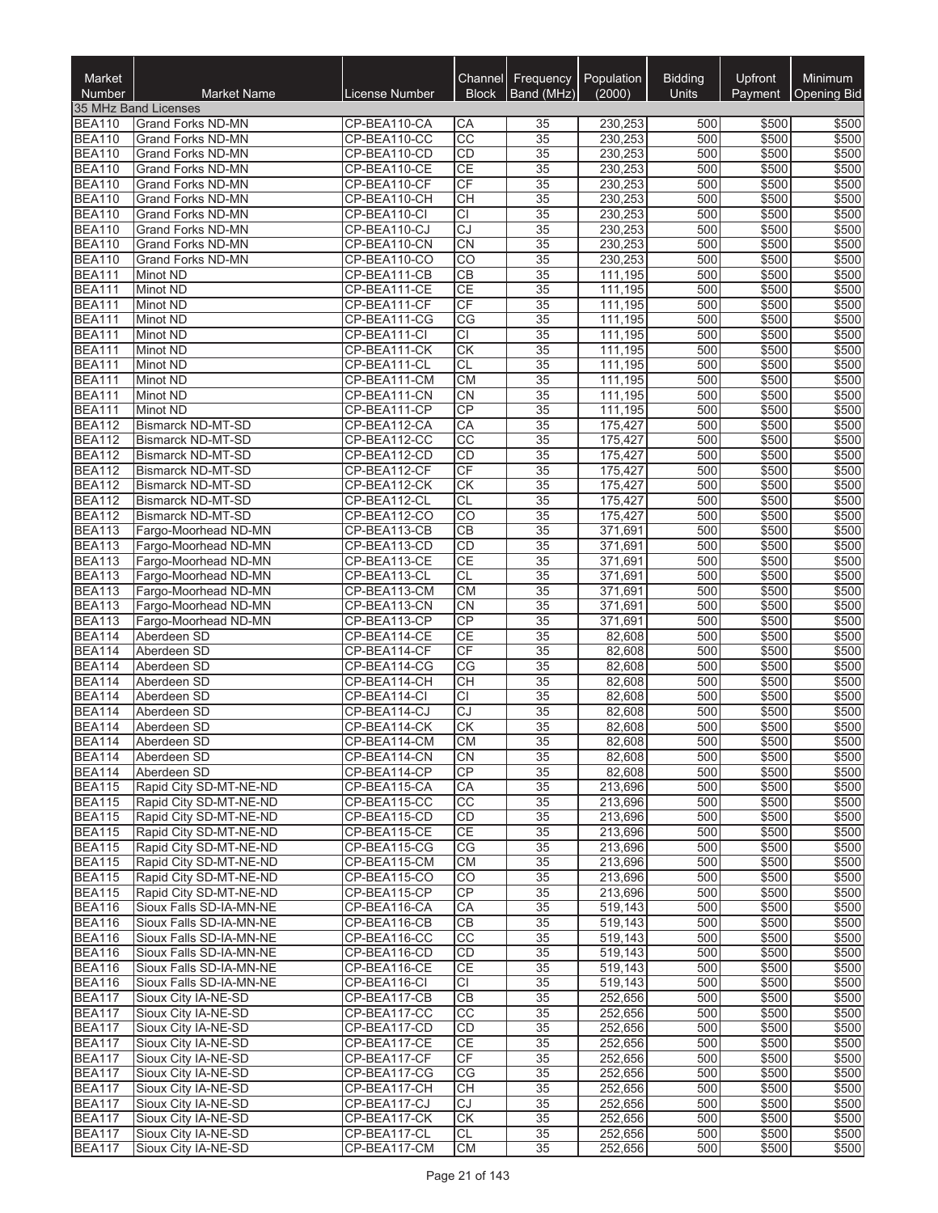| Market Number | Market Name | License Number | Channel Block | Frequency Band (MHz) | Population (2000) | Bidding Units | Upfront Payment | Minimum Opening Bid |
|---|---|---|---|---|---|---|---|---|
| 35 MHz Band Licenses | | | | | | | | |
| BEA110 | Grand Forks ND-MN | CP-BEA110-CA | CA | 35 | 230,253 | 500 | $500 | $500 |
| BEA110 | Grand Forks ND-MN | CP-BEA110-CC | CC | 35 | 230,253 | 500 | $500 | $500 |
| BEA110 | Grand Forks ND-MN | CP-BEA110-CD | CD | 35 | 230,253 | 500 | $500 | $500 |
| BEA110 | Grand Forks ND-MN | CP-BEA110-CE | CE | 35 | 230,253 | 500 | $500 | $500 |
| BEA110 | Grand Forks ND-MN | CP-BEA110-CF | CF | 35 | 230,253 | 500 | $500 | $500 |
| BEA110 | Grand Forks ND-MN | CP-BEA110-CH | CH | 35 | 230,253 | 500 | $500 | $500 |
| BEA110 | Grand Forks ND-MN | CP-BEA110-CI | CI | 35 | 230,253 | 500 | $500 | $500 |
| BEA110 | Grand Forks ND-MN | CP-BEA110-CJ | CJ | 35 | 230,253 | 500 | $500 | $500 |
| BEA110 | Grand Forks ND-MN | CP-BEA110-CN | CN | 35 | 230,253 | 500 | $500 | $500 |
| BEA110 | Grand Forks ND-MN | CP-BEA110-CO | CO | 35 | 230,253 | 500 | $500 | $500 |
| BEA111 | Minot ND | CP-BEA111-CB | CB | 35 | 111,195 | 500 | $500 | $500 |
| BEA111 | Minot ND | CP-BEA111-CE | CE | 35 | 111,195 | 500 | $500 | $500 |
| BEA111 | Minot ND | CP-BEA111-CF | CF | 35 | 111,195 | 500 | $500 | $500 |
| BEA111 | Minot ND | CP-BEA111-CG | CG | 35 | 111,195 | 500 | $500 | $500 |
| BEA111 | Minot ND | CP-BEA111-CI | CI | 35 | 111,195 | 500 | $500 | $500 |
| BEA111 | Minot ND | CP-BEA111-CK | CK | 35 | 111,195 | 500 | $500 | $500 |
| BEA111 | Minot ND | CP-BEA111-CL | CL | 35 | 111,195 | 500 | $500 | $500 |
| BEA111 | Minot ND | CP-BEA111-CM | CM | 35 | 111,195 | 500 | $500 | $500 |
| BEA111 | Minot ND | CP-BEA111-CN | CN | 35 | 111,195 | 500 | $500 | $500 |
| BEA111 | Minot ND | CP-BEA111-CP | CP | 35 | 111,195 | 500 | $500 | $500 |
| BEA112 | Bismarck ND-MT-SD | CP-BEA112-CA | CA | 35 | 175,427 | 500 | $500 | $500 |
| BEA112 | Bismarck ND-MT-SD | CP-BEA112-CC | CC | 35 | 175,427 | 500 | $500 | $500 |
| BEA112 | Bismarck ND-MT-SD | CP-BEA112-CD | CD | 35 | 175,427 | 500 | $500 | $500 |
| BEA112 | Bismarck ND-MT-SD | CP-BEA112-CF | CF | 35 | 175,427 | 500 | $500 | $500 |
| BEA112 | Bismarck ND-MT-SD | CP-BEA112-CK | CK | 35 | 175,427 | 500 | $500 | $500 |
| BEA112 | Bismarck ND-MT-SD | CP-BEA112-CL | CL | 35 | 175,427 | 500 | $500 | $500 |
| BEA112 | Bismarck ND-MT-SD | CP-BEA112-CO | CO | 35 | 175,427 | 500 | $500 | $500 |
| BEA113 | Fargo-Moorhead ND-MN | CP-BEA113-CB | CB | 35 | 371,691 | 500 | $500 | $500 |
| BEA113 | Fargo-Moorhead ND-MN | CP-BEA113-CD | CD | 35 | 371,691 | 500 | $500 | $500 |
| BEA113 | Fargo-Moorhead ND-MN | CP-BEA113-CE | CE | 35 | 371,691 | 500 | $500 | $500 |
| BEA113 | Fargo-Moorhead ND-MN | CP-BEA113-CL | CL | 35 | 371,691 | 500 | $500 | $500 |
| BEA113 | Fargo-Moorhead ND-MN | CP-BEA113-CM | CM | 35 | 371,691 | 500 | $500 | $500 |
| BEA113 | Fargo-Moorhead ND-MN | CP-BEA113-CN | CN | 35 | 371,691 | 500 | $500 | $500 |
| BEA113 | Fargo-Moorhead ND-MN | CP-BEA113-CP | CP | 35 | 371,691 | 500 | $500 | $500 |
| BEA114 | Aberdeen SD | CP-BEA114-CE | CE | 35 | 82,608 | 500 | $500 | $500 |
| BEA114 | Aberdeen SD | CP-BEA114-CF | CF | 35 | 82,608 | 500 | $500 | $500 |
| BEA114 | Aberdeen SD | CP-BEA114-CG | CG | 35 | 82,608 | 500 | $500 | $500 |
| BEA114 | Aberdeen SD | CP-BEA114-CH | CH | 35 | 82,608 | 500 | $500 | $500 |
| BEA114 | Aberdeen SD | CP-BEA114-CI | CI | 35 | 82,608 | 500 | $500 | $500 |
| BEA114 | Aberdeen SD | CP-BEA114-CJ | CJ | 35 | 82,608 | 500 | $500 | $500 |
| BEA114 | Aberdeen SD | CP-BEA114-CK | CK | 35 | 82,608 | 500 | $500 | $500 |
| BEA114 | Aberdeen SD | CP-BEA114-CM | CM | 35 | 82,608 | 500 | $500 | $500 |
| BEA114 | Aberdeen SD | CP-BEA114-CN | CN | 35 | 82,608 | 500 | $500 | $500 |
| BEA114 | Aberdeen SD | CP-BEA114-CP | CP | 35 | 82,608 | 500 | $500 | $500 |
| BEA115 | Rapid City SD-MT-NE-ND | CP-BEA115-CA | CA | 35 | 213,696 | 500 | $500 | $500 |
| BEA115 | Rapid City SD-MT-NE-ND | CP-BEA115-CC | CC | 35 | 213,696 | 500 | $500 | $500 |
| BEA115 | Rapid City SD-MT-NE-ND | CP-BEA115-CD | CD | 35 | 213,696 | 500 | $500 | $500 |
| BEA115 | Rapid City SD-MT-NE-ND | CP-BEA115-CE | CE | 35 | 213,696 | 500 | $500 | $500 |
| BEA115 | Rapid City SD-MT-NE-ND | CP-BEA115-CG | CG | 35 | 213,696 | 500 | $500 | $500 |
| BEA115 | Rapid City SD-MT-NE-ND | CP-BEA115-CM | CM | 35 | 213,696 | 500 | $500 | $500 |
| BEA115 | Rapid City SD-MT-NE-ND | CP-BEA115-CO | CO | 35 | 213,696 | 500 | $500 | $500 |
| BEA115 | Rapid City SD-MT-NE-ND | CP-BEA115-CP | CP | 35 | 213,696 | 500 | $500 | $500 |
| BEA116 | Sioux Falls SD-IA-MN-NE | CP-BEA116-CA | CA | 35 | 519,143 | 500 | $500 | $500 |
| BEA116 | Sioux Falls SD-IA-MN-NE | CP-BEA116-CB | CB | 35 | 519,143 | 500 | $500 | $500 |
| BEA116 | Sioux Falls SD-IA-MN-NE | CP-BEA116-CC | CC | 35 | 519,143 | 500 | $500 | $500 |
| BEA116 | Sioux Falls SD-IA-MN-NE | CP-BEA116-CD | CD | 35 | 519,143 | 500 | $500 | $500 |
| BEA116 | Sioux Falls SD-IA-MN-NE | CP-BEA116-CE | CE | 35 | 519,143 | 500 | $500 | $500 |
| BEA116 | Sioux Falls SD-IA-MN-NE | CP-BEA116-CI | CI | 35 | 519,143 | 500 | $500 | $500 |
| BEA117 | Sioux City IA-NE-SD | CP-BEA117-CB | CB | 35 | 252,656 | 500 | $500 | $500 |
| BEA117 | Sioux City IA-NE-SD | CP-BEA117-CC | CC | 35 | 252,656 | 500 | $500 | $500 |
| BEA117 | Sioux City IA-NE-SD | CP-BEA117-CD | CD | 35 | 252,656 | 500 | $500 | $500 |
| BEA117 | Sioux City IA-NE-SD | CP-BEA117-CE | CE | 35 | 252,656 | 500 | $500 | $500 |
| BEA117 | Sioux City IA-NE-SD | CP-BEA117-CF | CF | 35 | 252,656 | 500 | $500 | $500 |
| BEA117 | Sioux City IA-NE-SD | CP-BEA117-CG | CG | 35 | 252,656 | 500 | $500 | $500 |
| BEA117 | Sioux City IA-NE-SD | CP-BEA117-CH | CH | 35 | 252,656 | 500 | $500 | $500 |
| BEA117 | Sioux City IA-NE-SD | CP-BEA117-CJ | CJ | 35 | 252,656 | 500 | $500 | $500 |
| BEA117 | Sioux City IA-NE-SD | CP-BEA117-CK | CK | 35 | 252,656 | 500 | $500 | $500 |
| BEA117 | Sioux City IA-NE-SD | CP-BEA117-CL | CL | 35 | 252,656 | 500 | $500 | $500 |
| BEA117 | Sioux City IA-NE-SD | CP-BEA117-CM | CM | 35 | 252,656 | 500 | $500 | $500 |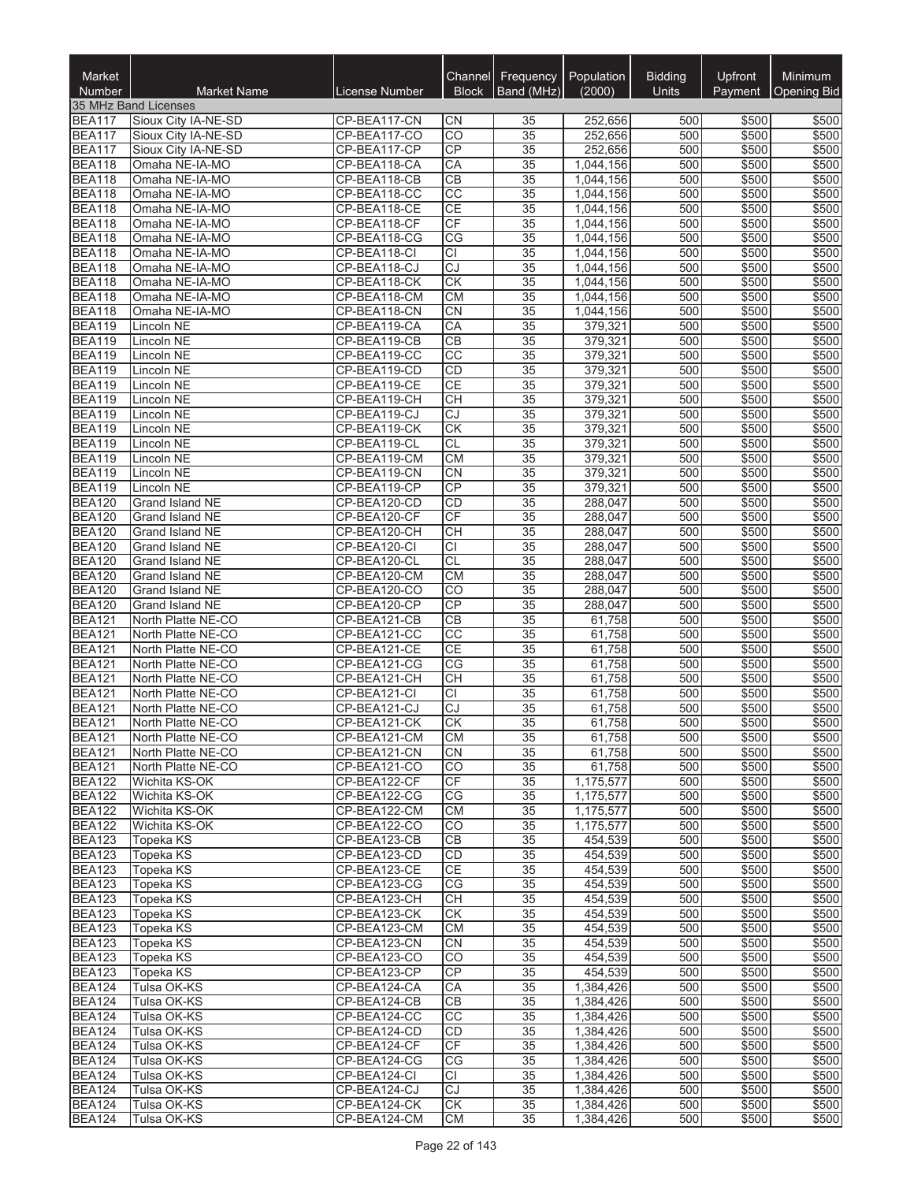| Market Number | Market Name | License Number | Channel Block | Frequency Band (MHz) | Population (2000) | Bidding Units | Upfront Payment | Minimum Opening Bid |
|---|---|---|---|---|---|---|---|---|
| 35 MHz Band Licenses | | | | | | | | |
| BEA117 | Sioux City IA-NE-SD | CP-BEA117-CN | CN | 35 | 252,656 | 500 | $500 | $500 |
| BEA117 | Sioux City IA-NE-SD | CP-BEA117-CO | CO | 35 | 252,656 | 500 | $500 | $500 |
| BEA117 | Sioux City IA-NE-SD | CP-BEA117-CP | CP | 35 | 252,656 | 500 | $500 | $500 |
| BEA118 | Omaha NE-IA-MO | CP-BEA118-CA | CA | 35 | 1,044,156 | 500 | $500 | $500 |
| BEA118 | Omaha NE-IA-MO | CP-BEA118-CB | CB | 35 | 1,044,156 | 500 | $500 | $500 |
| BEA118 | Omaha NE-IA-MO | CP-BEA118-CC | CC | 35 | 1,044,156 | 500 | $500 | $500 |
| BEA118 | Omaha NE-IA-MO | CP-BEA118-CE | CE | 35 | 1,044,156 | 500 | $500 | $500 |
| BEA118 | Omaha NE-IA-MO | CP-BEA118-CF | CF | 35 | 1,044,156 | 500 | $500 | $500 |
| BEA118 | Omaha NE-IA-MO | CP-BEA118-CG | CG | 35 | 1,044,156 | 500 | $500 | $500 |
| BEA118 | Omaha NE-IA-MO | CP-BEA118-CI | CI | 35 | 1,044,156 | 500 | $500 | $500 |
| BEA118 | Omaha NE-IA-MO | CP-BEA118-CJ | CJ | 35 | 1,044,156 | 500 | $500 | $500 |
| BEA118 | Omaha NE-IA-MO | CP-BEA118-CK | CK | 35 | 1,044,156 | 500 | $500 | $500 |
| BEA118 | Omaha NE-IA-MO | CP-BEA118-CM | CM | 35 | 1,044,156 | 500 | $500 | $500 |
| BEA118 | Omaha NE-IA-MO | CP-BEA118-CN | CN | 35 | 1,044,156 | 500 | $500 | $500 |
| BEA119 | Lincoln NE | CP-BEA119-CA | CA | 35 | 379,321 | 500 | $500 | $500 |
| BEA119 | Lincoln NE | CP-BEA119-CB | CB | 35 | 379,321 | 500 | $500 | $500 |
| BEA119 | Lincoln NE | CP-BEA119-CC | CC | 35 | 379,321 | 500 | $500 | $500 |
| BEA119 | Lincoln NE | CP-BEA119-CD | CD | 35 | 379,321 | 500 | $500 | $500 |
| BEA119 | Lincoln NE | CP-BEA119-CE | CE | 35 | 379,321 | 500 | $500 | $500 |
| BEA119 | Lincoln NE | CP-BEA119-CH | CH | 35 | 379,321 | 500 | $500 | $500 |
| BEA119 | Lincoln NE | CP-BEA119-CJ | CJ | 35 | 379,321 | 500 | $500 | $500 |
| BEA119 | Lincoln NE | CP-BEA119-CK | CK | 35 | 379,321 | 500 | $500 | $500 |
| BEA119 | Lincoln NE | CP-BEA119-CL | CL | 35 | 379,321 | 500 | $500 | $500 |
| BEA119 | Lincoln NE | CP-BEA119-CM | CM | 35 | 379,321 | 500 | $500 | $500 |
| BEA119 | Lincoln NE | CP-BEA119-CN | CN | 35 | 379,321 | 500 | $500 | $500 |
| BEA119 | Lincoln NE | CP-BEA119-CP | CP | 35 | 379,321 | 500 | $500 | $500 |
| BEA120 | Grand Island NE | CP-BEA120-CD | CD | 35 | 288,047 | 500 | $500 | $500 |
| BEA120 | Grand Island NE | CP-BEA120-CF | CF | 35 | 288,047 | 500 | $500 | $500 |
| BEA120 | Grand Island NE | CP-BEA120-CH | CH | 35 | 288,047 | 500 | $500 | $500 |
| BEA120 | Grand Island NE | CP-BEA120-CI | CI | 35 | 288,047 | 500 | $500 | $500 |
| BEA120 | Grand Island NE | CP-BEA120-CL | CL | 35 | 288,047 | 500 | $500 | $500 |
| BEA120 | Grand Island NE | CP-BEA120-CM | CM | 35 | 288,047 | 500 | $500 | $500 |
| BEA120 | Grand Island NE | CP-BEA120-CO | CO | 35 | 288,047 | 500 | $500 | $500 |
| BEA120 | Grand Island NE | CP-BEA120-CP | CP | 35 | 288,047 | 500 | $500 | $500 |
| BEA121 | North Platte NE-CO | CP-BEA121-CB | CB | 35 | 61,758 | 500 | $500 | $500 |
| BEA121 | North Platte NE-CO | CP-BEA121-CC | CC | 35 | 61,758 | 500 | $500 | $500 |
| BEA121 | North Platte NE-CO | CP-BEA121-CE | CE | 35 | 61,758 | 500 | $500 | $500 |
| BEA121 | North Platte NE-CO | CP-BEA121-CG | CG | 35 | 61,758 | 500 | $500 | $500 |
| BEA121 | North Platte NE-CO | CP-BEA121-CH | CH | 35 | 61,758 | 500 | $500 | $500 |
| BEA121 | North Platte NE-CO | CP-BEA121-CI | CI | 35 | 61,758 | 500 | $500 | $500 |
| BEA121 | North Platte NE-CO | CP-BEA121-CJ | CJ | 35 | 61,758 | 500 | $500 | $500 |
| BEA121 | North Platte NE-CO | CP-BEA121-CK | CK | 35 | 61,758 | 500 | $500 | $500 |
| BEA121 | North Platte NE-CO | CP-BEA121-CM | CM | 35 | 61,758 | 500 | $500 | $500 |
| BEA121 | North Platte NE-CO | CP-BEA121-CN | CN | 35 | 61,758 | 500 | $500 | $500 |
| BEA121 | North Platte NE-CO | CP-BEA121-CO | CO | 35 | 61,758 | 500 | $500 | $500 |
| BEA122 | Wichita KS-OK | CP-BEA122-CF | CF | 35 | 1,175,577 | 500 | $500 | $500 |
| BEA122 | Wichita KS-OK | CP-BEA122-CG | CG | 35 | 1,175,577 | 500 | $500 | $500 |
| BEA122 | Wichita KS-OK | CP-BEA122-CM | CM | 35 | 1,175,577 | 500 | $500 | $500 |
| BEA122 | Wichita KS-OK | CP-BEA122-CO | CO | 35 | 1,175,577 | 500 | $500 | $500 |
| BEA123 | Topeka KS | CP-BEA123-CB | CB | 35 | 454,539 | 500 | $500 | $500 |
| BEA123 | Topeka KS | CP-BEA123-CD | CD | 35 | 454,539 | 500 | $500 | $500 |
| BEA123 | Topeka KS | CP-BEA123-CE | CE | 35 | 454,539 | 500 | $500 | $500 |
| BEA123 | Topeka KS | CP-BEA123-CG | CG | 35 | 454,539 | 500 | $500 | $500 |
| BEA123 | Topeka KS | CP-BEA123-CH | CH | 35 | 454,539 | 500 | $500 | $500 |
| BEA123 | Topeka KS | CP-BEA123-CK | CK | 35 | 454,539 | 500 | $500 | $500 |
| BEA123 | Topeka KS | CP-BEA123-CM | CM | 35 | 454,539 | 500 | $500 | $500 |
| BEA123 | Topeka KS | CP-BEA123-CN | CN | 35 | 454,539 | 500 | $500 | $500 |
| BEA123 | Topeka KS | CP-BEA123-CO | CO | 35 | 454,539 | 500 | $500 | $500 |
| BEA123 | Topeka KS | CP-BEA123-CP | CP | 35 | 454,539 | 500 | $500 | $500 |
| BEA124 | Tulsa OK-KS | CP-BEA124-CA | CA | 35 | 1,384,426 | 500 | $500 | $500 |
| BEA124 | Tulsa OK-KS | CP-BEA124-CB | CB | 35 | 1,384,426 | 500 | $500 | $500 |
| BEA124 | Tulsa OK-KS | CP-BEA124-CC | CC | 35 | 1,384,426 | 500 | $500 | $500 |
| BEA124 | Tulsa OK-KS | CP-BEA124-CD | CD | 35 | 1,384,426 | 500 | $500 | $500 |
| BEA124 | Tulsa OK-KS | CP-BEA124-CF | CF | 35 | 1,384,426 | 500 | $500 | $500 |
| BEA124 | Tulsa OK-KS | CP-BEA124-CG | CG | 35 | 1,384,426 | 500 | $500 | $500 |
| BEA124 | Tulsa OK-KS | CP-BEA124-CI | CI | 35 | 1,384,426 | 500 | $500 | $500 |
| BEA124 | Tulsa OK-KS | CP-BEA124-CJ | CJ | 35 | 1,384,426 | 500 | $500 | $500 |
| BEA124 | Tulsa OK-KS | CP-BEA124-CK | CK | 35 | 1,384,426 | 500 | $500 | $500 |
| BEA124 | Tulsa OK-KS | CP-BEA124-CM | CM | 35 | 1,384,426 | 500 | $500 | $500 |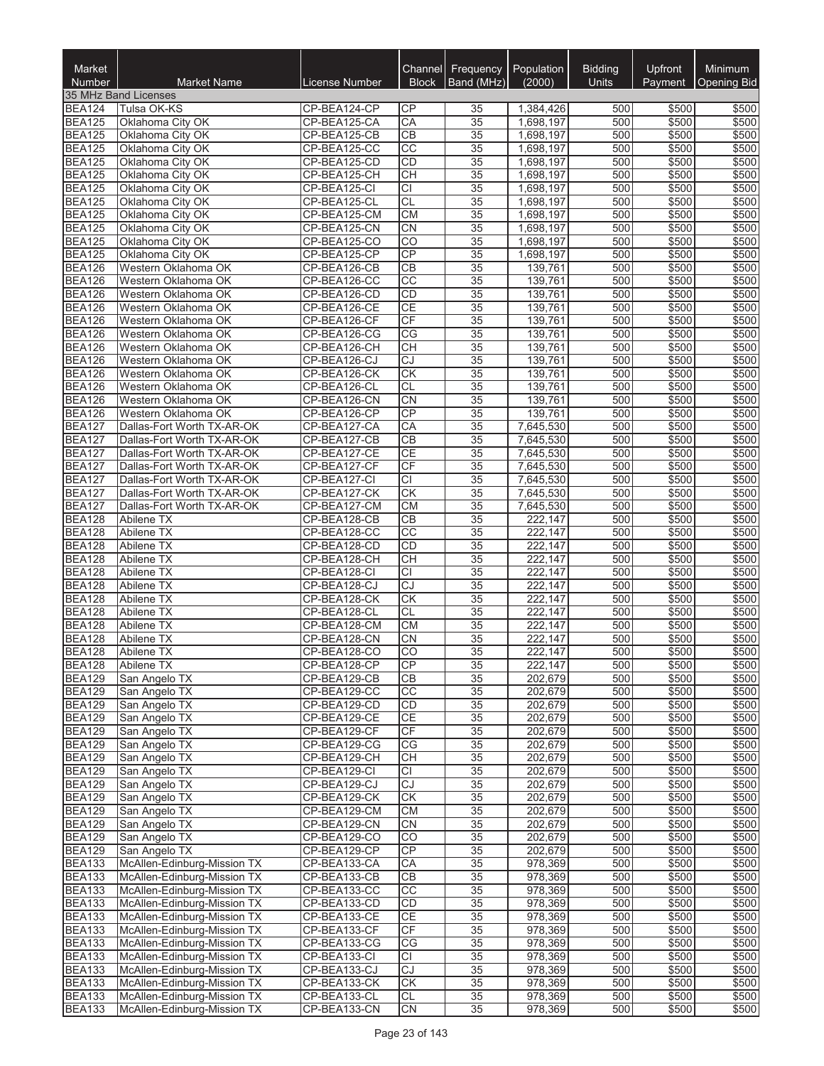| Market Number | Market Name | License Number | Channel Block | Frequency Band (MHz) | Population (2000) | Bidding Units | Upfront Payment | Minimum Opening Bid |
|---|---|---|---|---|---|---|---|---|
| 35 MHz Band Licenses | | | | | | | | |
| BEA124 | Tulsa OK-KS | CP-BEA124-CP | CP | 35 | 1,384,426 | 500 | $500 | $500 |
| BEA125 | Oklahoma City OK | CP-BEA125-CA | CA | 35 | 1,698,197 | 500 | $500 | $500 |
| BEA125 | Oklahoma City OK | CP-BEA125-CB | CB | 35 | 1,698,197 | 500 | $500 | $500 |
| BEA125 | Oklahoma City OK | CP-BEA125-CC | CC | 35 | 1,698,197 | 500 | $500 | $500 |
| BEA125 | Oklahoma City OK | CP-BEA125-CD | CD | 35 | 1,698,197 | 500 | $500 | $500 |
| BEA125 | Oklahoma City OK | CP-BEA125-CH | CH | 35 | 1,698,197 | 500 | $500 | $500 |
| BEA125 | Oklahoma City OK | CP-BEA125-CI | CI | 35 | 1,698,197 | 500 | $500 | $500 |
| BEA125 | Oklahoma City OK | CP-BEA125-CL | CL | 35 | 1,698,197 | 500 | $500 | $500 |
| BEA125 | Oklahoma City OK | CP-BEA125-CM | CM | 35 | 1,698,197 | 500 | $500 | $500 |
| BEA125 | Oklahoma City OK | CP-BEA125-CN | CN | 35 | 1,698,197 | 500 | $500 | $500 |
| BEA125 | Oklahoma City OK | CP-BEA125-CO | CO | 35 | 1,698,197 | 500 | $500 | $500 |
| BEA125 | Oklahoma City OK | CP-BEA125-CP | CP | 35 | 1,698,197 | 500 | $500 | $500 |
| BEA126 | Western Oklahoma OK | CP-BEA126-CB | CB | 35 | 139,761 | 500 | $500 | $500 |
| BEA126 | Western Oklahoma OK | CP-BEA126-CC | CC | 35 | 139,761 | 500 | $500 | $500 |
| BEA126 | Western Oklahoma OK | CP-BEA126-CD | CD | 35 | 139,761 | 500 | $500 | $500 |
| BEA126 | Western Oklahoma OK | CP-BEA126-CE | CE | 35 | 139,761 | 500 | $500 | $500 |
| BEA126 | Western Oklahoma OK | CP-BEA126-CF | CF | 35 | 139,761 | 500 | $500 | $500 |
| BEA126 | Western Oklahoma OK | CP-BEA126-CG | CG | 35 | 139,761 | 500 | $500 | $500 |
| BEA126 | Western Oklahoma OK | CP-BEA126-CH | CH | 35 | 139,761 | 500 | $500 | $500 |
| BEA126 | Western Oklahoma OK | CP-BEA126-CJ | CJ | 35 | 139,761 | 500 | $500 | $500 |
| BEA126 | Western Oklahoma OK | CP-BEA126-CK | CK | 35 | 139,761 | 500 | $500 | $500 |
| BEA126 | Western Oklahoma OK | CP-BEA126-CL | CL | 35 | 139,761 | 500 | $500 | $500 |
| BEA126 | Western Oklahoma OK | CP-BEA126-CN | CN | 35 | 139,761 | 500 | $500 | $500 |
| BEA126 | Western Oklahoma OK | CP-BEA126-CP | CP | 35 | 139,761 | 500 | $500 | $500 |
| BEA127 | Dallas-Fort Worth TX-AR-OK | CP-BEA127-CA | CA | 35 | 7,645,530 | 500 | $500 | $500 |
| BEA127 | Dallas-Fort Worth TX-AR-OK | CP-BEA127-CB | CB | 35 | 7,645,530 | 500 | $500 | $500 |
| BEA127 | Dallas-Fort Worth TX-AR-OK | CP-BEA127-CE | CE | 35 | 7,645,530 | 500 | $500 | $500 |
| BEA127 | Dallas-Fort Worth TX-AR-OK | CP-BEA127-CF | CF | 35 | 7,645,530 | 500 | $500 | $500 |
| BEA127 | Dallas-Fort Worth TX-AR-OK | CP-BEA127-CI | CI | 35 | 7,645,530 | 500 | $500 | $500 |
| BEA127 | Dallas-Fort Worth TX-AR-OK | CP-BEA127-CK | CK | 35 | 7,645,530 | 500 | $500 | $500 |
| BEA127 | Dallas-Fort Worth TX-AR-OK | CP-BEA127-CM | CM | 35 | 7,645,530 | 500 | $500 | $500 |
| BEA128 | Abilene TX | CP-BEA128-CB | CB | 35 | 222,147 | 500 | $500 | $500 |
| BEA128 | Abilene TX | CP-BEA128-CC | CC | 35 | 222,147 | 500 | $500 | $500 |
| BEA128 | Abilene TX | CP-BEA128-CD | CD | 35 | 222,147 | 500 | $500 | $500 |
| BEA128 | Abilene TX | CP-BEA128-CH | CH | 35 | 222,147 | 500 | $500 | $500 |
| BEA128 | Abilene TX | CP-BEA128-CI | CI | 35 | 222,147 | 500 | $500 | $500 |
| BEA128 | Abilene TX | CP-BEA128-CJ | CJ | 35 | 222,147 | 500 | $500 | $500 |
| BEA128 | Abilene TX | CP-BEA128-CK | CK | 35 | 222,147 | 500 | $500 | $500 |
| BEA128 | Abilene TX | CP-BEA128-CL | CL | 35 | 222,147 | 500 | $500 | $500 |
| BEA128 | Abilene TX | CP-BEA128-CM | CM | 35 | 222,147 | 500 | $500 | $500 |
| BEA128 | Abilene TX | CP-BEA128-CN | CN | 35 | 222,147 | 500 | $500 | $500 |
| BEA128 | Abilene TX | CP-BEA128-CO | CO | 35 | 222,147 | 500 | $500 | $500 |
| BEA128 | Abilene TX | CP-BEA128-CP | CP | 35 | 222,147 | 500 | $500 | $500 |
| BEA129 | San Angelo TX | CP-BEA129-CB | CB | 35 | 202,679 | 500 | $500 | $500 |
| BEA129 | San Angelo TX | CP-BEA129-CC | CC | 35 | 202,679 | 500 | $500 | $500 |
| BEA129 | San Angelo TX | CP-BEA129-CD | CD | 35 | 202,679 | 500 | $500 | $500 |
| BEA129 | San Angelo TX | CP-BEA129-CE | CE | 35 | 202,679 | 500 | $500 | $500 |
| BEA129 | San Angelo TX | CP-BEA129-CF | CF | 35 | 202,679 | 500 | $500 | $500 |
| BEA129 | San Angelo TX | CP-BEA129-CG | CG | 35 | 202,679 | 500 | $500 | $500 |
| BEA129 | San Angelo TX | CP-BEA129-CH | CH | 35 | 202,679 | 500 | $500 | $500 |
| BEA129 | San Angelo TX | CP-BEA129-CI | CI | 35 | 202,679 | 500 | $500 | $500 |
| BEA129 | San Angelo TX | CP-BEA129-CJ | CJ | 35 | 202,679 | 500 | $500 | $500 |
| BEA129 | San Angelo TX | CP-BEA129-CK | CK | 35 | 202,679 | 500 | $500 | $500 |
| BEA129 | San Angelo TX | CP-BEA129-CM | CM | 35 | 202,679 | 500 | $500 | $500 |
| BEA129 | San Angelo TX | CP-BEA129-CN | CN | 35 | 202,679 | 500 | $500 | $500 |
| BEA129 | San Angelo TX | CP-BEA129-CO | CO | 35 | 202,679 | 500 | $500 | $500 |
| BEA129 | San Angelo TX | CP-BEA129-CP | CP | 35 | 202,679 | 500 | $500 | $500 |
| BEA133 | McAllen-Edinburg-Mission TX | CP-BEA133-CA | CA | 35 | 978,369 | 500 | $500 | $500 |
| BEA133 | McAllen-Edinburg-Mission TX | CP-BEA133-CB | CB | 35 | 978,369 | 500 | $500 | $500 |
| BEA133 | McAllen-Edinburg-Mission TX | CP-BEA133-CC | CC | 35 | 978,369 | 500 | $500 | $500 |
| BEA133 | McAllen-Edinburg-Mission TX | CP-BEA133-CD | CD | 35 | 978,369 | 500 | $500 | $500 |
| BEA133 | McAllen-Edinburg-Mission TX | CP-BEA133-CE | CE | 35 | 978,369 | 500 | $500 | $500 |
| BEA133 | McAllen-Edinburg-Mission TX | CP-BEA133-CF | CF | 35 | 978,369 | 500 | $500 | $500 |
| BEA133 | McAllen-Edinburg-Mission TX | CP-BEA133-CG | CG | 35 | 978,369 | 500 | $500 | $500 |
| BEA133 | McAllen-Edinburg-Mission TX | CP-BEA133-CI | CI | 35 | 978,369 | 500 | $500 | $500 |
| BEA133 | McAllen-Edinburg-Mission TX | CP-BEA133-CJ | CJ | 35 | 978,369 | 500 | $500 | $500 |
| BEA133 | McAllen-Edinburg-Mission TX | CP-BEA133-CK | CK | 35 | 978,369 | 500 | $500 | $500 |
| BEA133 | McAllen-Edinburg-Mission TX | CP-BEA133-CL | CL | 35 | 978,369 | 500 | $500 | $500 |
| BEA133 | McAllen-Edinburg-Mission TX | CP-BEA133-CN | CN | 35 | 978,369 | 500 | $500 | $500 |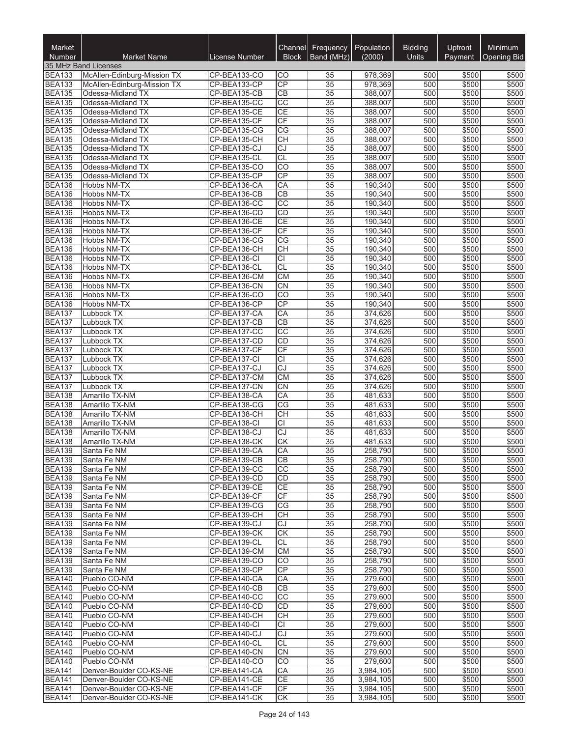| Market Number | Market Name | License Number | Channel Block | Frequency Band (MHz) | Population (2000) | Bidding Units | Upfront Payment | Minimum Opening Bid |
|---|---|---|---|---|---|---|---|---|
| 35 MHz Band Licenses | | | | | | | | |
| BEA133 | McAllen-Edinburg-Mission TX | CP-BEA133-CO | CO | 35 | 978,369 | 500 | $500 | $500 |
| BEA133 | McAllen-Edinburg-Mission TX | CP-BEA133-CP | CP | 35 | 978,369 | 500 | $500 | $500 |
| BEA135 | Odessa-Midland TX | CP-BEA135-CB | CB | 35 | 388,007 | 500 | $500 | $500 |
| BEA135 | Odessa-Midland TX | CP-BEA135-CC | CC | 35 | 388,007 | 500 | $500 | $500 |
| BEA135 | Odessa-Midland TX | CP-BEA135-CE | CE | 35 | 388,007 | 500 | $500 | $500 |
| BEA135 | Odessa-Midland TX | CP-BEA135-CF | CF | 35 | 388,007 | 500 | $500 | $500 |
| BEA135 | Odessa-Midland TX | CP-BEA135-CG | CG | 35 | 388,007 | 500 | $500 | $500 |
| BEA135 | Odessa-Midland TX | CP-BEA135-CH | CH | 35 | 388,007 | 500 | $500 | $500 |
| BEA135 | Odessa-Midland TX | CP-BEA135-CJ | CJ | 35 | 388,007 | 500 | $500 | $500 |
| BEA135 | Odessa-Midland TX | CP-BEA135-CL | CL | 35 | 388,007 | 500 | $500 | $500 |
| BEA135 | Odessa-Midland TX | CP-BEA135-CO | CO | 35 | 388,007 | 500 | $500 | $500 |
| BEA135 | Odessa-Midland TX | CP-BEA135-CP | CP | 35 | 388,007 | 500 | $500 | $500 |
| BEA136 | Hobbs NM-TX | CP-BEA136-CA | CA | 35 | 190,340 | 500 | $500 | $500 |
| BEA136 | Hobbs NM-TX | CP-BEA136-CB | CB | 35 | 190,340 | 500 | $500 | $500 |
| BEA136 | Hobbs NM-TX | CP-BEA136-CC | CC | 35 | 190,340 | 500 | $500 | $500 |
| BEA136 | Hobbs NM-TX | CP-BEA136-CD | CD | 35 | 190,340 | 500 | $500 | $500 |
| BEA136 | Hobbs NM-TX | CP-BEA136-CE | CE | 35 | 190,340 | 500 | $500 | $500 |
| BEA136 | Hobbs NM-TX | CP-BEA136-CF | CF | 35 | 190,340 | 500 | $500 | $500 |
| BEA136 | Hobbs NM-TX | CP-BEA136-CG | CG | 35 | 190,340 | 500 | $500 | $500 |
| BEA136 | Hobbs NM-TX | CP-BEA136-CH | CH | 35 | 190,340 | 500 | $500 | $500 |
| BEA136 | Hobbs NM-TX | CP-BEA136-CI | CI | 35 | 190,340 | 500 | $500 | $500 |
| BEA136 | Hobbs NM-TX | CP-BEA136-CL | CL | 35 | 190,340 | 500 | $500 | $500 |
| BEA136 | Hobbs NM-TX | CP-BEA136-CM | CM | 35 | 190,340 | 500 | $500 | $500 |
| BEA136 | Hobbs NM-TX | CP-BEA136-CN | CN | 35 | 190,340 | 500 | $500 | $500 |
| BEA136 | Hobbs NM-TX | CP-BEA136-CO | CO | 35 | 190,340 | 500 | $500 | $500 |
| BEA136 | Hobbs NM-TX | CP-BEA136-CP | CP | 35 | 190,340 | 500 | $500 | $500 |
| BEA137 | Lubbock TX | CP-BEA137-CA | CA | 35 | 374,626 | 500 | $500 | $500 |
| BEA137 | Lubbock TX | CP-BEA137-CB | CB | 35 | 374,626 | 500 | $500 | $500 |
| BEA137 | Lubbock TX | CP-BEA137-CC | CC | 35 | 374,626 | 500 | $500 | $500 |
| BEA137 | Lubbock TX | CP-BEA137-CD | CD | 35 | 374,626 | 500 | $500 | $500 |
| BEA137 | Lubbock TX | CP-BEA137-CF | CF | 35 | 374,626 | 500 | $500 | $500 |
| BEA137 | Lubbock TX | CP-BEA137-CI | CI | 35 | 374,626 | 500 | $500 | $500 |
| BEA137 | Lubbock TX | CP-BEA137-CJ | CJ | 35 | 374,626 | 500 | $500 | $500 |
| BEA137 | Lubbock TX | CP-BEA137-CM | CM | 35 | 374,626 | 500 | $500 | $500 |
| BEA137 | Lubbock TX | CP-BEA137-CN | CN | 35 | 374,626 | 500 | $500 | $500 |
| BEA138 | Amarillo TX-NM | CP-BEA138-CA | CA | 35 | 481,633 | 500 | $500 | $500 |
| BEA138 | Amarillo TX-NM | CP-BEA138-CG | CG | 35 | 481,633 | 500 | $500 | $500 |
| BEA138 | Amarillo TX-NM | CP-BEA138-CH | CH | 35 | 481,633 | 500 | $500 | $500 |
| BEA138 | Amarillo TX-NM | CP-BEA138-CI | CI | 35 | 481,633 | 500 | $500 | $500 |
| BEA138 | Amarillo TX-NM | CP-BEA138-CJ | CJ | 35 | 481,633 | 500 | $500 | $500 |
| BEA138 | Amarillo TX-NM | CP-BEA138-CK | CK | 35 | 481,633 | 500 | $500 | $500 |
| BEA139 | Santa Fe NM | CP-BEA139-CA | CA | 35 | 258,790 | 500 | $500 | $500 |
| BEA139 | Santa Fe NM | CP-BEA139-CB | CB | 35 | 258,790 | 500 | $500 | $500 |
| BEA139 | Santa Fe NM | CP-BEA139-CC | CC | 35 | 258,790 | 500 | $500 | $500 |
| BEA139 | Santa Fe NM | CP-BEA139-CD | CD | 35 | 258,790 | 500 | $500 | $500 |
| BEA139 | Santa Fe NM | CP-BEA139-CE | CE | 35 | 258,790 | 500 | $500 | $500 |
| BEA139 | Santa Fe NM | CP-BEA139-CF | CF | 35 | 258,790 | 500 | $500 | $500 |
| BEA139 | Santa Fe NM | CP-BEA139-CG | CG | 35 | 258,790 | 500 | $500 | $500 |
| BEA139 | Santa Fe NM | CP-BEA139-CH | CH | 35 | 258,790 | 500 | $500 | $500 |
| BEA139 | Santa Fe NM | CP-BEA139-CJ | CJ | 35 | 258,790 | 500 | $500 | $500 |
| BEA139 | Santa Fe NM | CP-BEA139-CK | CK | 35 | 258,790 | 500 | $500 | $500 |
| BEA139 | Santa Fe NM | CP-BEA139-CL | CL | 35 | 258,790 | 500 | $500 | $500 |
| BEA139 | Santa Fe NM | CP-BEA139-CM | CM | 35 | 258,790 | 500 | $500 | $500 |
| BEA139 | Santa Fe NM | CP-BEA139-CO | CO | 35 | 258,790 | 500 | $500 | $500 |
| BEA139 | Santa Fe NM | CP-BEA139-CP | CP | 35 | 258,790 | 500 | $500 | $500 |
| BEA140 | Pueblo CO-NM | CP-BEA140-CA | CA | 35 | 279,600 | 500 | $500 | $500 |
| BEA140 | Pueblo CO-NM | CP-BEA140-CB | CB | 35 | 279,600 | 500 | $500 | $500 |
| BEA140 | Pueblo CO-NM | CP-BEA140-CC | CC | 35 | 279,600 | 500 | $500 | $500 |
| BEA140 | Pueblo CO-NM | CP-BEA140-CD | CD | 35 | 279,600 | 500 | $500 | $500 |
| BEA140 | Pueblo CO-NM | CP-BEA140-CH | CH | 35 | 279,600 | 500 | $500 | $500 |
| BEA140 | Pueblo CO-NM | CP-BEA140-CI | CI | 35 | 279,600 | 500 | $500 | $500 |
| BEA140 | Pueblo CO-NM | CP-BEA140-CJ | CJ | 35 | 279,600 | 500 | $500 | $500 |
| BEA140 | Pueblo CO-NM | CP-BEA140-CL | CL | 35 | 279,600 | 500 | $500 | $500 |
| BEA140 | Pueblo CO-NM | CP-BEA140-CN | CN | 35 | 279,600 | 500 | $500 | $500 |
| BEA140 | Pueblo CO-NM | CP-BEA140-CO | CO | 35 | 279,600 | 500 | $500 | $500 |
| BEA141 | Denver-Boulder CO-KS-NE | CP-BEA141-CA | CA | 35 | 3,984,105 | 500 | $500 | $500 |
| BEA141 | Denver-Boulder CO-KS-NE | CP-BEA141-CE | CE | 35 | 3,984,105 | 500 | $500 | $500 |
| BEA141 | Denver-Boulder CO-KS-NE | CP-BEA141-CF | CF | 35 | 3,984,105 | 500 | $500 | $500 |
| BEA141 | Denver-Boulder CO-KS-NE | CP-BEA141-CK | CK | 35 | 3,984,105 | 500 | $500 | $500 |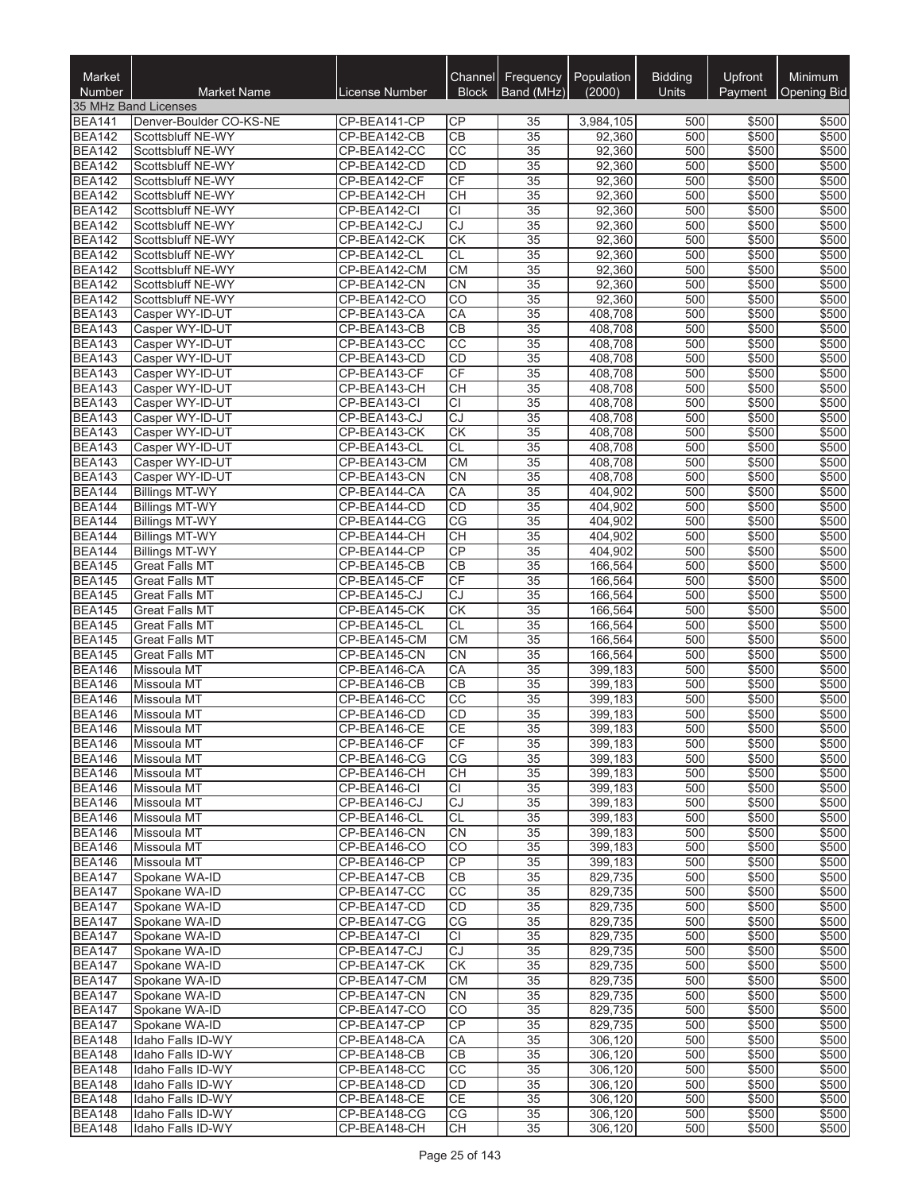| Market Number | Market Name | License Number | Channel Block | Frequency Band (MHz) | Population (2000) | Bidding Units | Upfront Payment | Minimum Opening Bid |
|---|---|---|---|---|---|---|---|---|
| 35 MHz Band Licenses | | | | | | | | |
| BEA141 | Denver-Boulder CO-KS-NE | CP-BEA141-CP | CP | 35 | 3,984,105 | 500 | $500 | $500 |
| BEA142 | Scottsbluff NE-WY | CP-BEA142-CB | CB | 35 | 92,360 | 500 | $500 | $500 |
| BEA142 | Scottsbluff NE-WY | CP-BEA142-CC | CC | 35 | 92,360 | 500 | $500 | $500 |
| BEA142 | Scottsbluff NE-WY | CP-BEA142-CD | CD | 35 | 92,360 | 500 | $500 | $500 |
| BEA142 | Scottsbluff NE-WY | CP-BEA142-CF | CF | 35 | 92,360 | 500 | $500 | $500 |
| BEA142 | Scottsbluff NE-WY | CP-BEA142-CH | CH | 35 | 92,360 | 500 | $500 | $500 |
| BEA142 | Scottsbluff NE-WY | CP-BEA142-CI | CI | 35 | 92,360 | 500 | $500 | $500 |
| BEA142 | Scottsbluff NE-WY | CP-BEA142-CJ | CJ | 35 | 92,360 | 500 | $500 | $500 |
| BEA142 | Scottsbluff NE-WY | CP-BEA142-CK | CK | 35 | 92,360 | 500 | $500 | $500 |
| BEA142 | Scottsbluff NE-WY | CP-BEA142-CL | CL | 35 | 92,360 | 500 | $500 | $500 |
| BEA142 | Scottsbluff NE-WY | CP-BEA142-CM | CM | 35 | 92,360 | 500 | $500 | $500 |
| BEA142 | Scottsbluff NE-WY | CP-BEA142-CN | CN | 35 | 92,360 | 500 | $500 | $500 |
| BEA142 | Scottsbluff NE-WY | CP-BEA142-CO | CO | 35 | 92,360 | 500 | $500 | $500 |
| BEA143 | Casper WY-ID-UT | CP-BEA143-CA | CA | 35 | 408,708 | 500 | $500 | $500 |
| BEA143 | Casper WY-ID-UT | CP-BEA143-CB | CB | 35 | 408,708 | 500 | $500 | $500 |
| BEA143 | Casper WY-ID-UT | CP-BEA143-CC | CC | 35 | 408,708 | 500 | $500 | $500 |
| BEA143 | Casper WY-ID-UT | CP-BEA143-CD | CD | 35 | 408,708 | 500 | $500 | $500 |
| BEA143 | Casper WY-ID-UT | CP-BEA143-CF | CF | 35 | 408,708 | 500 | $500 | $500 |
| BEA143 | Casper WY-ID-UT | CP-BEA143-CH | CH | 35 | 408,708 | 500 | $500 | $500 |
| BEA143 | Casper WY-ID-UT | CP-BEA143-CI | CI | 35 | 408,708 | 500 | $500 | $500 |
| BEA143 | Casper WY-ID-UT | CP-BEA143-CJ | CJ | 35 | 408,708 | 500 | $500 | $500 |
| BEA143 | Casper WY-ID-UT | CP-BEA143-CK | CK | 35 | 408,708 | 500 | $500 | $500 |
| BEA143 | Casper WY-ID-UT | CP-BEA143-CL | CL | 35 | 408,708 | 500 | $500 | $500 |
| BEA143 | Casper WY-ID-UT | CP-BEA143-CM | CM | 35 | 408,708 | 500 | $500 | $500 |
| BEA143 | Casper WY-ID-UT | CP-BEA143-CN | CN | 35 | 408,708 | 500 | $500 | $500 |
| BEA144 | Billings MT-WY | CP-BEA144-CA | CA | 35 | 404,902 | 500 | $500 | $500 |
| BEA144 | Billings MT-WY | CP-BEA144-CD | CD | 35 | 404,902 | 500 | $500 | $500 |
| BEA144 | Billings MT-WY | CP-BEA144-CG | CG | 35 | 404,902 | 500 | $500 | $500 |
| BEA144 | Billings MT-WY | CP-BEA144-CH | CH | 35 | 404,902 | 500 | $500 | $500 |
| BEA144 | Billings MT-WY | CP-BEA144-CP | CP | 35 | 404,902 | 500 | $500 | $500 |
| BEA145 | Great Falls MT | CP-BEA145-CB | CB | 35 | 166,564 | 500 | $500 | $500 |
| BEA145 | Great Falls MT | CP-BEA145-CF | CF | 35 | 166,564 | 500 | $500 | $500 |
| BEA145 | Great Falls MT | CP-BEA145-CJ | CJ | 35 | 166,564 | 500 | $500 | $500 |
| BEA145 | Great Falls MT | CP-BEA145-CK | CK | 35 | 166,564 | 500 | $500 | $500 |
| BEA145 | Great Falls MT | CP-BEA145-CL | CL | 35 | 166,564 | 500 | $500 | $500 |
| BEA145 | Great Falls MT | CP-BEA145-CM | CM | 35 | 166,564 | 500 | $500 | $500 |
| BEA145 | Great Falls MT | CP-BEA145-CN | CN | 35 | 166,564 | 500 | $500 | $500 |
| BEA146 | Missoula MT | CP-BEA146-CA | CA | 35 | 399,183 | 500 | $500 | $500 |
| BEA146 | Missoula MT | CP-BEA146-CB | CB | 35 | 399,183 | 500 | $500 | $500 |
| BEA146 | Missoula MT | CP-BEA146-CC | CC | 35 | 399,183 | 500 | $500 | $500 |
| BEA146 | Missoula MT | CP-BEA146-CD | CD | 35 | 399,183 | 500 | $500 | $500 |
| BEA146 | Missoula MT | CP-BEA146-CE | CE | 35 | 399,183 | 500 | $500 | $500 |
| BEA146 | Missoula MT | CP-BEA146-CF | CF | 35 | 399,183 | 500 | $500 | $500 |
| BEA146 | Missoula MT | CP-BEA146-CG | CG | 35 | 399,183 | 500 | $500 | $500 |
| BEA146 | Missoula MT | CP-BEA146-CH | CH | 35 | 399,183 | 500 | $500 | $500 |
| BEA146 | Missoula MT | CP-BEA146-CI | CI | 35 | 399,183 | 500 | $500 | $500 |
| BEA146 | Missoula MT | CP-BEA146-CJ | CJ | 35 | 399,183 | 500 | $500 | $500 |
| BEA146 | Missoula MT | CP-BEA146-CL | CL | 35 | 399,183 | 500 | $500 | $500 |
| BEA146 | Missoula MT | CP-BEA146-CN | CN | 35 | 399,183 | 500 | $500 | $500 |
| BEA146 | Missoula MT | CP-BEA146-CO | CO | 35 | 399,183 | 500 | $500 | $500 |
| BEA146 | Missoula MT | CP-BEA146-CP | CP | 35 | 399,183 | 500 | $500 | $500 |
| BEA147 | Spokane WA-ID | CP-BEA147-CB | CB | 35 | 829,735 | 500 | $500 | $500 |
| BEA147 | Spokane WA-ID | CP-BEA147-CC | CC | 35 | 829,735 | 500 | $500 | $500 |
| BEA147 | Spokane WA-ID | CP-BEA147-CD | CD | 35 | 829,735 | 500 | $500 | $500 |
| BEA147 | Spokane WA-ID | CP-BEA147-CG | CG | 35 | 829,735 | 500 | $500 | $500 |
| BEA147 | Spokane WA-ID | CP-BEA147-CI | CI | 35 | 829,735 | 500 | $500 | $500 |
| BEA147 | Spokane WA-ID | CP-BEA147-CJ | CJ | 35 | 829,735 | 500 | $500 | $500 |
| BEA147 | Spokane WA-ID | CP-BEA147-CK | CK | 35 | 829,735 | 500 | $500 | $500 |
| BEA147 | Spokane WA-ID | CP-BEA147-CM | CM | 35 | 829,735 | 500 | $500 | $500 |
| BEA147 | Spokane WA-ID | CP-BEA147-CN | CN | 35 | 829,735 | 500 | $500 | $500 |
| BEA147 | Spokane WA-ID | CP-BEA147-CO | CO | 35 | 829,735 | 500 | $500 | $500 |
| BEA147 | Spokane WA-ID | CP-BEA147-CP | CP | 35 | 829,735 | 500 | $500 | $500 |
| BEA148 | Idaho Falls ID-WY | CP-BEA148-CA | CA | 35 | 306,120 | 500 | $500 | $500 |
| BEA148 | Idaho Falls ID-WY | CP-BEA148-CB | CB | 35 | 306,120 | 500 | $500 | $500 |
| BEA148 | Idaho Falls ID-WY | CP-BEA148-CC | CC | 35 | 306,120 | 500 | $500 | $500 |
| BEA148 | Idaho Falls ID-WY | CP-BEA148-CD | CD | 35 | 306,120 | 500 | $500 | $500 |
| BEA148 | Idaho Falls ID-WY | CP-BEA148-CE | CE | 35 | 306,120 | 500 | $500 | $500 |
| BEA148 | Idaho Falls ID-WY | CP-BEA148-CG | CG | 35 | 306,120 | 500 | $500 | $500 |
| BEA148 | Idaho Falls ID-WY | CP-BEA148-CH | CH | 35 | 306,120 | 500 | $500 | $500 |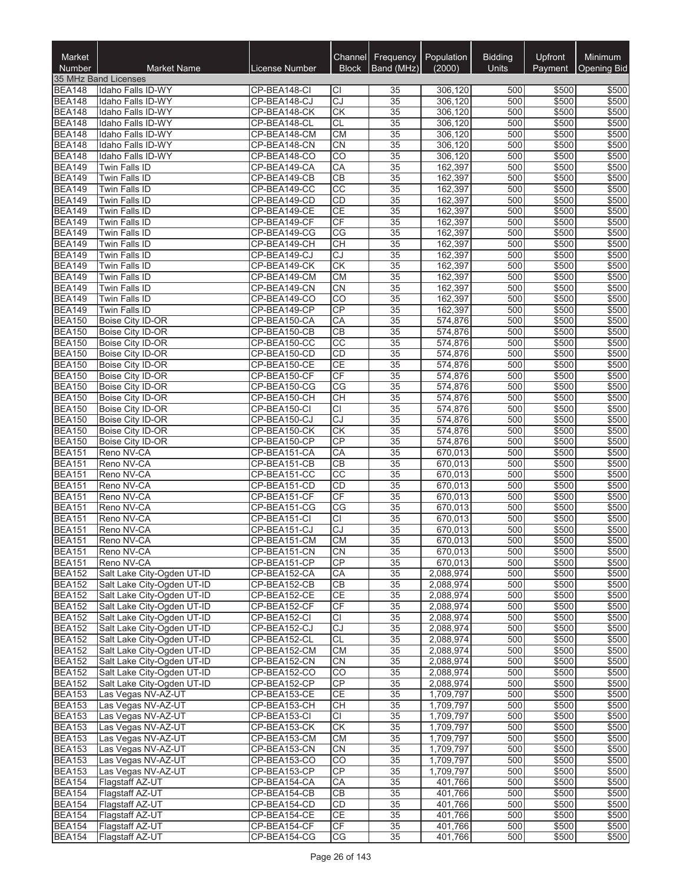| Market Number | Market Name | License Number | Channel Block | Frequency Band (MHz) | Population (2000) | Bidding Units | Upfront Payment | Minimum Opening Bid |
|---|---|---|---|---|---|---|---|---|
| 35 MHz Band Licenses | | | | | | | | |
| BEA148 | Idaho Falls ID-WY | CP-BEA148-CI | CI | 35 | 306,120 | 500 | $500 | $500 |
| BEA148 | Idaho Falls ID-WY | CP-BEA148-CJ | CJ | 35 | 306,120 | 500 | $500 | $500 |
| BEA148 | Idaho Falls ID-WY | CP-BEA148-CK | CK | 35 | 306,120 | 500 | $500 | $500 |
| BEA148 | Idaho Falls ID-WY | CP-BEA148-CL | CL | 35 | 306,120 | 500 | $500 | $500 |
| BEA148 | Idaho Falls ID-WY | CP-BEA148-CM | CM | 35 | 306,120 | 500 | $500 | $500 |
| BEA148 | Idaho Falls ID-WY | CP-BEA148-CN | CN | 35 | 306,120 | 500 | $500 | $500 |
| BEA148 | Idaho Falls ID-WY | CP-BEA148-CO | CO | 35 | 306,120 | 500 | $500 | $500 |
| BEA149 | Twin Falls ID | CP-BEA149-CA | CA | 35 | 162,397 | 500 | $500 | $500 |
| BEA149 | Twin Falls ID | CP-BEA149-CB | CB | 35 | 162,397 | 500 | $500 | $500 |
| BEA149 | Twin Falls ID | CP-BEA149-CC | CC | 35 | 162,397 | 500 | $500 | $500 |
| BEA149 | Twin Falls ID | CP-BEA149-CD | CD | 35 | 162,397 | 500 | $500 | $500 |
| BEA149 | Twin Falls ID | CP-BEA149-CE | CE | 35 | 162,397 | 500 | $500 | $500 |
| BEA149 | Twin Falls ID | CP-BEA149-CF | CF | 35 | 162,397 | 500 | $500 | $500 |
| BEA149 | Twin Falls ID | CP-BEA149-CG | CG | 35 | 162,397 | 500 | $500 | $500 |
| BEA149 | Twin Falls ID | CP-BEA149-CH | CH | 35 | 162,397 | 500 | $500 | $500 |
| BEA149 | Twin Falls ID | CP-BEA149-CJ | CJ | 35 | 162,397 | 500 | $500 | $500 |
| BEA149 | Twin Falls ID | CP-BEA149-CK | CK | 35 | 162,397 | 500 | $500 | $500 |
| BEA149 | Twin Falls ID | CP-BEA149-CM | CM | 35 | 162,397 | 500 | $500 | $500 |
| BEA149 | Twin Falls ID | CP-BEA149-CN | CN | 35 | 162,397 | 500 | $500 | $500 |
| BEA149 | Twin Falls ID | CP-BEA149-CO | CO | 35 | 162,397 | 500 | $500 | $500 |
| BEA149 | Twin Falls ID | CP-BEA149-CP | CP | 35 | 162,397 | 500 | $500 | $500 |
| BEA150 | Boise City ID-OR | CP-BEA150-CA | CA | 35 | 574,876 | 500 | $500 | $500 |
| BEA150 | Boise City ID-OR | CP-BEA150-CB | CB | 35 | 574,876 | 500 | $500 | $500 |
| BEA150 | Boise City ID-OR | CP-BEA150-CC | CC | 35 | 574,876 | 500 | $500 | $500 |
| BEA150 | Boise City ID-OR | CP-BEA150-CD | CD | 35 | 574,876 | 500 | $500 | $500 |
| BEA150 | Boise City ID-OR | CP-BEA150-CE | CE | 35 | 574,876 | 500 | $500 | $500 |
| BEA150 | Boise City ID-OR | CP-BEA150-CF | CF | 35 | 574,876 | 500 | $500 | $500 |
| BEA150 | Boise City ID-OR | CP-BEA150-CG | CG | 35 | 574,876 | 500 | $500 | $500 |
| BEA150 | Boise City ID-OR | CP-BEA150-CH | CH | 35 | 574,876 | 500 | $500 | $500 |
| BEA150 | Boise City ID-OR | CP-BEA150-CI | CI | 35 | 574,876 | 500 | $500 | $500 |
| BEA150 | Boise City ID-OR | CP-BEA150-CJ | CJ | 35 | 574,876 | 500 | $500 | $500 |
| BEA150 | Boise City ID-OR | CP-BEA150-CK | CK | 35 | 574,876 | 500 | $500 | $500 |
| BEA150 | Boise City ID-OR | CP-BEA150-CP | CP | 35 | 574,876 | 500 | $500 | $500 |
| BEA151 | Reno NV-CA | CP-BEA151-CA | CA | 35 | 670,013 | 500 | $500 | $500 |
| BEA151 | Reno NV-CA | CP-BEA151-CB | CB | 35 | 670,013 | 500 | $500 | $500 |
| BEA151 | Reno NV-CA | CP-BEA151-CC | CC | 35 | 670,013 | 500 | $500 | $500 |
| BEA151 | Reno NV-CA | CP-BEA151-CD | CD | 35 | 670,013 | 500 | $500 | $500 |
| BEA151 | Reno NV-CA | CP-BEA151-CF | CF | 35 | 670,013 | 500 | $500 | $500 |
| BEA151 | Reno NV-CA | CP-BEA151-CG | CG | 35 | 670,013 | 500 | $500 | $500 |
| BEA151 | Reno NV-CA | CP-BEA151-CI | CI | 35 | 670,013 | 500 | $500 | $500 |
| BEA151 | Reno NV-CA | CP-BEA151-CJ | CJ | 35 | 670,013 | 500 | $500 | $500 |
| BEA151 | Reno NV-CA | CP-BEA151-CM | CM | 35 | 670,013 | 500 | $500 | $500 |
| BEA151 | Reno NV-CA | CP-BEA151-CN | CN | 35 | 670,013 | 500 | $500 | $500 |
| BEA151 | Reno NV-CA | CP-BEA151-CP | CP | 35 | 670,013 | 500 | $500 | $500 |
| BEA152 | Salt Lake City-Ogden UT-ID | CP-BEA152-CA | CA | 35 | 2,088,974 | 500 | $500 | $500 |
| BEA152 | Salt Lake City-Ogden UT-ID | CP-BEA152-CB | CB | 35 | 2,088,974 | 500 | $500 | $500 |
| BEA152 | Salt Lake City-Ogden UT-ID | CP-BEA152-CE | CE | 35 | 2,088,974 | 500 | $500 | $500 |
| BEA152 | Salt Lake City-Ogden UT-ID | CP-BEA152-CF | CF | 35 | 2,088,974 | 500 | $500 | $500 |
| BEA152 | Salt Lake City-Ogden UT-ID | CP-BEA152-CI | CI | 35 | 2,088,974 | 500 | $500 | $500 |
| BEA152 | Salt Lake City-Ogden UT-ID | CP-BEA152-CJ | CJ | 35 | 2,088,974 | 500 | $500 | $500 |
| BEA152 | Salt Lake City-Ogden UT-ID | CP-BEA152-CL | CL | 35 | 2,088,974 | 500 | $500 | $500 |
| BEA152 | Salt Lake City-Ogden UT-ID | CP-BEA152-CM | CM | 35 | 2,088,974 | 500 | $500 | $500 |
| BEA152 | Salt Lake City-Ogden UT-ID | CP-BEA152-CN | CN | 35 | 2,088,974 | 500 | $500 | $500 |
| BEA152 | Salt Lake City-Ogden UT-ID | CP-BEA152-CO | CO | 35 | 2,088,974 | 500 | $500 | $500 |
| BEA152 | Salt Lake City-Ogden UT-ID | CP-BEA152-CP | CP | 35 | 2,088,974 | 500 | $500 | $500 |
| BEA153 | Las Vegas NV-AZ-UT | CP-BEA153-CE | CE | 35 | 1,709,797 | 500 | $500 | $500 |
| BEA153 | Las Vegas NV-AZ-UT | CP-BEA153-CH | CH | 35 | 1,709,797 | 500 | $500 | $500 |
| BEA153 | Las Vegas NV-AZ-UT | CP-BEA153-CI | CI | 35 | 1,709,797 | 500 | $500 | $500 |
| BEA153 | Las Vegas NV-AZ-UT | CP-BEA153-CK | CK | 35 | 1,709,797 | 500 | $500 | $500 |
| BEA153 | Las Vegas NV-AZ-UT | CP-BEA153-CM | CM | 35 | 1,709,797 | 500 | $500 | $500 |
| BEA153 | Las Vegas NV-AZ-UT | CP-BEA153-CN | CN | 35 | 1,709,797 | 500 | $500 | $500 |
| BEA153 | Las Vegas NV-AZ-UT | CP-BEA153-CO | CO | 35 | 1,709,797 | 500 | $500 | $500 |
| BEA153 | Las Vegas NV-AZ-UT | CP-BEA153-CP | CP | 35 | 1,709,797 | 500 | $500 | $500 |
| BEA154 | Flagstaff AZ-UT | CP-BEA154-CA | CA | 35 | 401,766 | 500 | $500 | $500 |
| BEA154 | Flagstaff AZ-UT | CP-BEA154-CB | CB | 35 | 401,766 | 500 | $500 | $500 |
| BEA154 | Flagstaff AZ-UT | CP-BEA154-CD | CD | 35 | 401,766 | 500 | $500 | $500 |
| BEA154 | Flagstaff AZ-UT | CP-BEA154-CE | CE | 35 | 401,766 | 500 | $500 | $500 |
| BEA154 | Flagstaff AZ-UT | CP-BEA154-CF | CF | 35 | 401,766 | 500 | $500 | $500 |
| BEA154 | Flagstaff AZ-UT | CP-BEA154-CG | CG | 35 | 401,766 | 500 | $500 | $500 |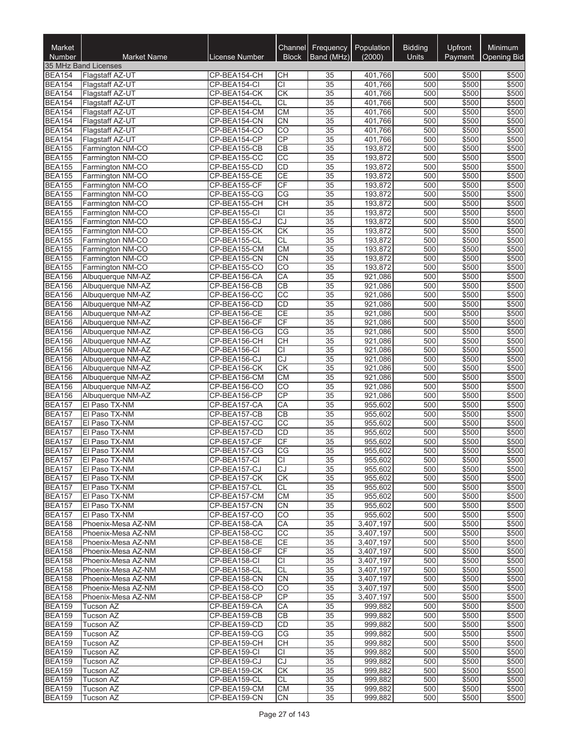| Market Number | Market Name | License Number | Channel Block | Frequency Band (MHz) | Population (2000) | Bidding Units | Upfront Payment | Minimum Opening Bid |
|---|---|---|---|---|---|---|---|---|
| 35 MHz Band Licenses | | | | | | | | |
| BEA154 | Flagstaff AZ-UT | CP-BEA154-CH | CH | 35 | 401,766 | 500 | $500 | $500 |
| BEA154 | Flagstaff AZ-UT | CP-BEA154-CI | CI | 35 | 401,766 | 500 | $500 | $500 |
| BEA154 | Flagstaff AZ-UT | CP-BEA154-CK | CK | 35 | 401,766 | 500 | $500 | $500 |
| BEA154 | Flagstaff AZ-UT | CP-BEA154-CL | CL | 35 | 401,766 | 500 | $500 | $500 |
| BEA154 | Flagstaff AZ-UT | CP-BEA154-CM | CM | 35 | 401,766 | 500 | $500 | $500 |
| BEA154 | Flagstaff AZ-UT | CP-BEA154-CN | CN | 35 | 401,766 | 500 | $500 | $500 |
| BEA154 | Flagstaff AZ-UT | CP-BEA154-CO | CO | 35 | 401,766 | 500 | $500 | $500 |
| BEA154 | Flagstaff AZ-UT | CP-BEA154-CP | CP | 35 | 401,766 | 500 | $500 | $500 |
| BEA155 | Farmington NM-CO | CP-BEA155-CB | CB | 35 | 193,872 | 500 | $500 | $500 |
| BEA155 | Farmington NM-CO | CP-BEA155-CC | CC | 35 | 193,872 | 500 | $500 | $500 |
| BEA155 | Farmington NM-CO | CP-BEA155-CD | CD | 35 | 193,872 | 500 | $500 | $500 |
| BEA155 | Farmington NM-CO | CP-BEA155-CE | CE | 35 | 193,872 | 500 | $500 | $500 |
| BEA155 | Farmington NM-CO | CP-BEA155-CF | CF | 35 | 193,872 | 500 | $500 | $500 |
| BEA155 | Farmington NM-CO | CP-BEA155-CG | CG | 35 | 193,872 | 500 | $500 | $500 |
| BEA155 | Farmington NM-CO | CP-BEA155-CH | CH | 35 | 193,872 | 500 | $500 | $500 |
| BEA155 | Farmington NM-CO | CP-BEA155-CI | CI | 35 | 193,872 | 500 | $500 | $500 |
| BEA155 | Farmington NM-CO | CP-BEA155-CJ | CJ | 35 | 193,872 | 500 | $500 | $500 |
| BEA155 | Farmington NM-CO | CP-BEA155-CK | CK | 35 | 193,872 | 500 | $500 | $500 |
| BEA155 | Farmington NM-CO | CP-BEA155-CL | CL | 35 | 193,872 | 500 | $500 | $500 |
| BEA155 | Farmington NM-CO | CP-BEA155-CM | CM | 35 | 193,872 | 500 | $500 | $500 |
| BEA155 | Farmington NM-CO | CP-BEA155-CN | CN | 35 | 193,872 | 500 | $500 | $500 |
| BEA155 | Farmington NM-CO | CP-BEA155-CO | CO | 35 | 193,872 | 500 | $500 | $500 |
| BEA156 | Albuquerque NM-AZ | CP-BEA156-CA | CA | 35 | 921,086 | 500 | $500 | $500 |
| BEA156 | Albuquerque NM-AZ | CP-BEA156-CB | CB | 35 | 921,086 | 500 | $500 | $500 |
| BEA156 | Albuquerque NM-AZ | CP-BEA156-CC | CC | 35 | 921,086 | 500 | $500 | $500 |
| BEA156 | Albuquerque NM-AZ | CP-BEA156-CD | CD | 35 | 921,086 | 500 | $500 | $500 |
| BEA156 | Albuquerque NM-AZ | CP-BEA156-CE | CE | 35 | 921,086 | 500 | $500 | $500 |
| BEA156 | Albuquerque NM-AZ | CP-BEA156-CF | CF | 35 | 921,086 | 500 | $500 | $500 |
| BEA156 | Albuquerque NM-AZ | CP-BEA156-CG | CG | 35 | 921,086 | 500 | $500 | $500 |
| BEA156 | Albuquerque NM-AZ | CP-BEA156-CH | CH | 35 | 921,086 | 500 | $500 | $500 |
| BEA156 | Albuquerque NM-AZ | CP-BEA156-CI | CI | 35 | 921,086 | 500 | $500 | $500 |
| BEA156 | Albuquerque NM-AZ | CP-BEA156-CJ | CJ | 35 | 921,086 | 500 | $500 | $500 |
| BEA156 | Albuquerque NM-AZ | CP-BEA156-CK | CK | 35 | 921,086 | 500 | $500 | $500 |
| BEA156 | Albuquerque NM-AZ | CP-BEA156-CM | CM | 35 | 921,086 | 500 | $500 | $500 |
| BEA156 | Albuquerque NM-AZ | CP-BEA156-CO | CO | 35 | 921,086 | 500 | $500 | $500 |
| BEA156 | Albuquerque NM-AZ | CP-BEA156-CP | CP | 35 | 921,086 | 500 | $500 | $500 |
| BEA157 | El Paso TX-NM | CP-BEA157-CA | CA | 35 | 955,602 | 500 | $500 | $500 |
| BEA157 | El Paso TX-NM | CP-BEA157-CB | CB | 35 | 955,602 | 500 | $500 | $500 |
| BEA157 | El Paso TX-NM | CP-BEA157-CC | CC | 35 | 955,602 | 500 | $500 | $500 |
| BEA157 | El Paso TX-NM | CP-BEA157-CD | CD | 35 | 955,602 | 500 | $500 | $500 |
| BEA157 | El Paso TX-NM | CP-BEA157-CF | CF | 35 | 955,602 | 500 | $500 | $500 |
| BEA157 | El Paso TX-NM | CP-BEA157-CG | CG | 35 | 955,602 | 500 | $500 | $500 |
| BEA157 | El Paso TX-NM | CP-BEA157-CI | CI | 35 | 955,602 | 500 | $500 | $500 |
| BEA157 | El Paso TX-NM | CP-BEA157-CJ | CJ | 35 | 955,602 | 500 | $500 | $500 |
| BEA157 | El Paso TX-NM | CP-BEA157-CK | CK | 35 | 955,602 | 500 | $500 | $500 |
| BEA157 | El Paso TX-NM | CP-BEA157-CL | CL | 35 | 955,602 | 500 | $500 | $500 |
| BEA157 | El Paso TX-NM | CP-BEA157-CM | CM | 35 | 955,602 | 500 | $500 | $500 |
| BEA157 | El Paso TX-NM | CP-BEA157-CN | CN | 35 | 955,602 | 500 | $500 | $500 |
| BEA157 | El Paso TX-NM | CP-BEA157-CO | CO | 35 | 955,602 | 500 | $500 | $500 |
| BEA158 | Phoenix-Mesa AZ-NM | CP-BEA158-CA | CA | 35 | 3,407,197 | 500 | $500 | $500 |
| BEA158 | Phoenix-Mesa AZ-NM | CP-BEA158-CC | CC | 35 | 3,407,197 | 500 | $500 | $500 |
| BEA158 | Phoenix-Mesa AZ-NM | CP-BEA158-CE | CE | 35 | 3,407,197 | 500 | $500 | $500 |
| BEA158 | Phoenix-Mesa AZ-NM | CP-BEA158-CF | CF | 35 | 3,407,197 | 500 | $500 | $500 |
| BEA158 | Phoenix-Mesa AZ-NM | CP-BEA158-CI | CI | 35 | 3,407,197 | 500 | $500 | $500 |
| BEA158 | Phoenix-Mesa AZ-NM | CP-BEA158-CL | CL | 35 | 3,407,197 | 500 | $500 | $500 |
| BEA158 | Phoenix-Mesa AZ-NM | CP-BEA158-CN | CN | 35 | 3,407,197 | 500 | $500 | $500 |
| BEA158 | Phoenix-Mesa AZ-NM | CP-BEA158-CO | CO | 35 | 3,407,197 | 500 | $500 | $500 |
| BEA158 | Phoenix-Mesa AZ-NM | CP-BEA158-CP | CP | 35 | 3,407,197 | 500 | $500 | $500 |
| BEA159 | Tucson AZ | CP-BEA159-CA | CA | 35 | 999,882 | 500 | $500 | $500 |
| BEA159 | Tucson AZ | CP-BEA159-CB | CB | 35 | 999,882 | 500 | $500 | $500 |
| BEA159 | Tucson AZ | CP-BEA159-CD | CD | 35 | 999,882 | 500 | $500 | $500 |
| BEA159 | Tucson AZ | CP-BEA159-CG | CG | 35 | 999,882 | 500 | $500 | $500 |
| BEA159 | Tucson AZ | CP-BEA159-CH | CH | 35 | 999,882 | 500 | $500 | $500 |
| BEA159 | Tucson AZ | CP-BEA159-CI | CI | 35 | 999,882 | 500 | $500 | $500 |
| BEA159 | Tucson AZ | CP-BEA159-CJ | CJ | 35 | 999,882 | 500 | $500 | $500 |
| BEA159 | Tucson AZ | CP-BEA159-CK | CK | 35 | 999,882 | 500 | $500 | $500 |
| BEA159 | Tucson AZ | CP-BEA159-CL | CL | 35 | 999,882 | 500 | $500 | $500 |
| BEA159 | Tucson AZ | CP-BEA159-CM | CM | 35 | 999,882 | 500 | $500 | $500 |
| BEA159 | Tucson AZ | CP-BEA159-CN | CN | 35 | 999,882 | 500 | $500 | $500 |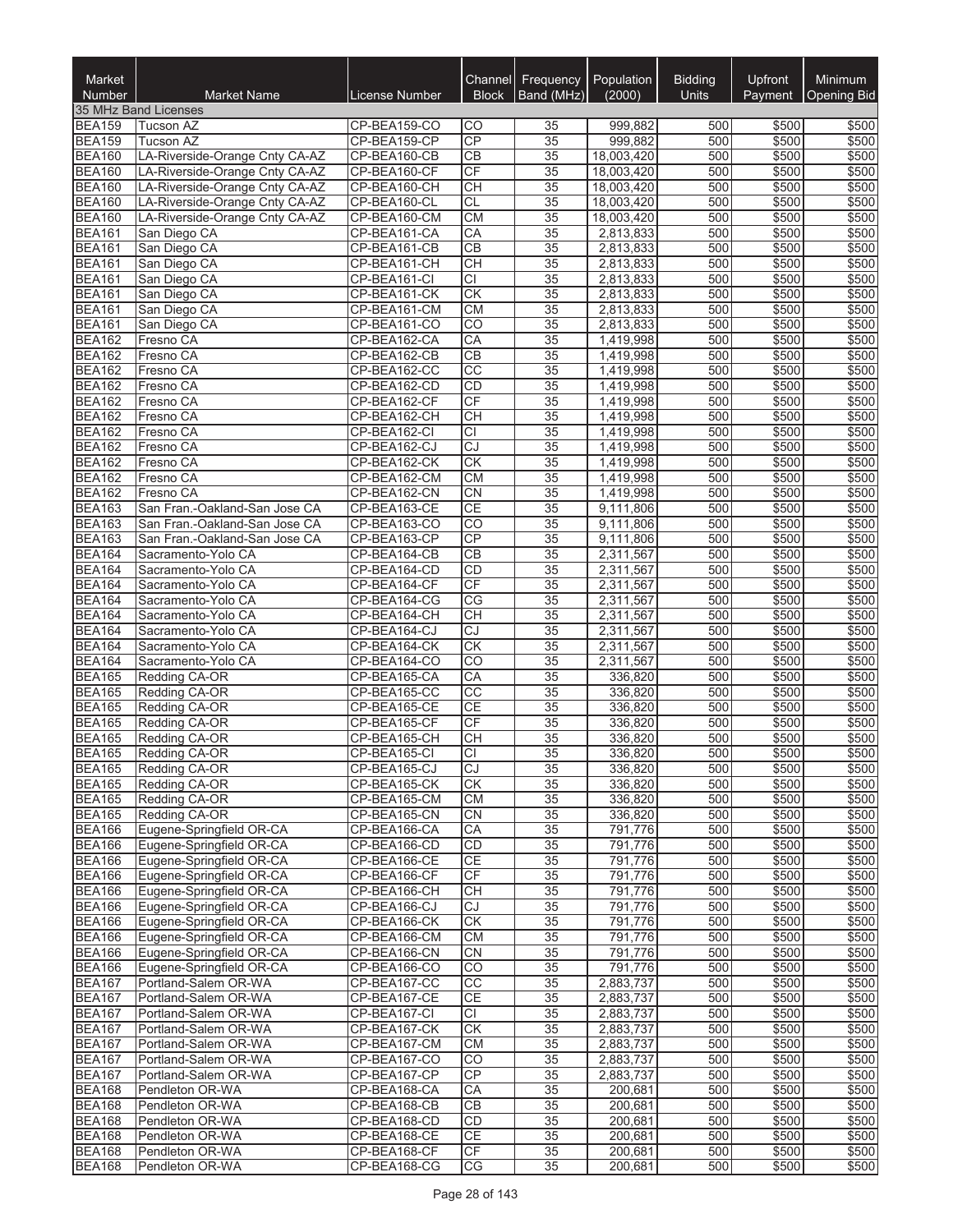| Market Number | Market Name | License Number | Channel Block | Frequency Band (MHz) | Population (2000) | Bidding Units | Upfront Payment | Minimum Opening Bid |
|---|---|---|---|---|---|---|---|---|
| 35 MHz Band Licenses | | | | | | | | |
| BEA159 | Tucson AZ | CP-BEA159-CO | CO | 35 | 999,882 | 500 | $500 | $500 |
| BEA159 | Tucson AZ | CP-BEA159-CP | CP | 35 | 999,882 | 500 | $500 | $500 |
| BEA160 | LA-Riverside-Orange Cnty CA-AZ | CP-BEA160-CB | CB | 35 | 18,003,420 | 500 | $500 | $500 |
| BEA160 | LA-Riverside-Orange Cnty CA-AZ | CP-BEA160-CF | CF | 35 | 18,003,420 | 500 | $500 | $500 |
| BEA160 | LA-Riverside-Orange Cnty CA-AZ | CP-BEA160-CH | CH | 35 | 18,003,420 | 500 | $500 | $500 |
| BEA160 | LA-Riverside-Orange Cnty CA-AZ | CP-BEA160-CL | CL | 35 | 18,003,420 | 500 | $500 | $500 |
| BEA160 | LA-Riverside-Orange Cnty CA-AZ | CP-BEA160-CM | CM | 35 | 18,003,420 | 500 | $500 | $500 |
| BEA161 | San Diego CA | CP-BEA161-CA | CA | 35 | 2,813,833 | 500 | $500 | $500 |
| BEA161 | San Diego CA | CP-BEA161-CB | CB | 35 | 2,813,833 | 500 | $500 | $500 |
| BEA161 | San Diego CA | CP-BEA161-CH | CH | 35 | 2,813,833 | 500 | $500 | $500 |
| BEA161 | San Diego CA | CP-BEA161-CI | CI | 35 | 2,813,833 | 500 | $500 | $500 |
| BEA161 | San Diego CA | CP-BEA161-CK | CK | 35 | 2,813,833 | 500 | $500 | $500 |
| BEA161 | San Diego CA | CP-BEA161-CM | CM | 35 | 2,813,833 | 500 | $500 | $500 |
| BEA161 | San Diego CA | CP-BEA161-CO | CO | 35 | 2,813,833 | 500 | $500 | $500 |
| BEA162 | Fresno CA | CP-BEA162-CA | CA | 35 | 1,419,998 | 500 | $500 | $500 |
| BEA162 | Fresno CA | CP-BEA162-CB | CB | 35 | 1,419,998 | 500 | $500 | $500 |
| BEA162 | Fresno CA | CP-BEA162-CC | CC | 35 | 1,419,998 | 500 | $500 | $500 |
| BEA162 | Fresno CA | CP-BEA162-CD | CD | 35 | 1,419,998 | 500 | $500 | $500 |
| BEA162 | Fresno CA | CP-BEA162-CF | CF | 35 | 1,419,998 | 500 | $500 | $500 |
| BEA162 | Fresno CA | CP-BEA162-CH | CH | 35 | 1,419,998 | 500 | $500 | $500 |
| BEA162 | Fresno CA | CP-BEA162-CI | CI | 35 | 1,419,998 | 500 | $500 | $500 |
| BEA162 | Fresno CA | CP-BEA162-CJ | CJ | 35 | 1,419,998 | 500 | $500 | $500 |
| BEA162 | Fresno CA | CP-BEA162-CK | CK | 35 | 1,419,998 | 500 | $500 | $500 |
| BEA162 | Fresno CA | CP-BEA162-CM | CM | 35 | 1,419,998 | 500 | $500 | $500 |
| BEA162 | Fresno CA | CP-BEA162-CN | CN | 35 | 1,419,998 | 500 | $500 | $500 |
| BEA163 | San Fran.-Oakland-San Jose CA | CP-BEA163-CE | CE | 35 | 9,111,806 | 500 | $500 | $500 |
| BEA163 | San Fran.-Oakland-San Jose CA | CP-BEA163-CO | CO | 35 | 9,111,806 | 500 | $500 | $500 |
| BEA163 | San Fran.-Oakland-San Jose CA | CP-BEA163-CP | CP | 35 | 9,111,806 | 500 | $500 | $500 |
| BEA164 | Sacramento-Yolo CA | CP-BEA164-CB | CB | 35 | 2,311,567 | 500 | $500 | $500 |
| BEA164 | Sacramento-Yolo CA | CP-BEA164-CD | CD | 35 | 2,311,567 | 500 | $500 | $500 |
| BEA164 | Sacramento-Yolo CA | CP-BEA164-CF | CF | 35 | 2,311,567 | 500 | $500 | $500 |
| BEA164 | Sacramento-Yolo CA | CP-BEA164-CG | CG | 35 | 2,311,567 | 500 | $500 | $500 |
| BEA164 | Sacramento-Yolo CA | CP-BEA164-CH | CH | 35 | 2,311,567 | 500 | $500 | $500 |
| BEA164 | Sacramento-Yolo CA | CP-BEA164-CJ | CJ | 35 | 2,311,567 | 500 | $500 | $500 |
| BEA164 | Sacramento-Yolo CA | CP-BEA164-CK | CK | 35 | 2,311,567 | 500 | $500 | $500 |
| BEA164 | Sacramento-Yolo CA | CP-BEA164-CO | CO | 35 | 2,311,567 | 500 | $500 | $500 |
| BEA165 | Redding CA-OR | CP-BEA165-CA | CA | 35 | 336,820 | 500 | $500 | $500 |
| BEA165 | Redding CA-OR | CP-BEA165-CC | CC | 35 | 336,820 | 500 | $500 | $500 |
| BEA165 | Redding CA-OR | CP-BEA165-CE | CE | 35 | 336,820 | 500 | $500 | $500 |
| BEA165 | Redding CA-OR | CP-BEA165-CF | CF | 35 | 336,820 | 500 | $500 | $500 |
| BEA165 | Redding CA-OR | CP-BEA165-CH | CH | 35 | 336,820 | 500 | $500 | $500 |
| BEA165 | Redding CA-OR | CP-BEA165-CI | CI | 35 | 336,820 | 500 | $500 | $500 |
| BEA165 | Redding CA-OR | CP-BEA165-CJ | CJ | 35 | 336,820 | 500 | $500 | $500 |
| BEA165 | Redding CA-OR | CP-BEA165-CK | CK | 35 | 336,820 | 500 | $500 | $500 |
| BEA165 | Redding CA-OR | CP-BEA165-CM | CM | 35 | 336,820 | 500 | $500 | $500 |
| BEA165 | Redding CA-OR | CP-BEA165-CN | CN | 35 | 336,820 | 500 | $500 | $500 |
| BEA166 | Eugene-Springfield OR-CA | CP-BEA166-CA | CA | 35 | 791,776 | 500 | $500 | $500 |
| BEA166 | Eugene-Springfield OR-CA | CP-BEA166-CD | CD | 35 | 791,776 | 500 | $500 | $500 |
| BEA166 | Eugene-Springfield OR-CA | CP-BEA166-CE | CE | 35 | 791,776 | 500 | $500 | $500 |
| BEA166 | Eugene-Springfield OR-CA | CP-BEA166-CF | CF | 35 | 791,776 | 500 | $500 | $500 |
| BEA166 | Eugene-Springfield OR-CA | CP-BEA166-CH | CH | 35 | 791,776 | 500 | $500 | $500 |
| BEA166 | Eugene-Springfield OR-CA | CP-BEA166-CJ | CJ | 35 | 791,776 | 500 | $500 | $500 |
| BEA166 | Eugene-Springfield OR-CA | CP-BEA166-CK | CK | 35 | 791,776 | 500 | $500 | $500 |
| BEA166 | Eugene-Springfield OR-CA | CP-BEA166-CM | CM | 35 | 791,776 | 500 | $500 | $500 |
| BEA166 | Eugene-Springfield OR-CA | CP-BEA166-CN | CN | 35 | 791,776 | 500 | $500 | $500 |
| BEA166 | Eugene-Springfield OR-CA | CP-BEA166-CO | CO | 35 | 791,776 | 500 | $500 | $500 |
| BEA167 | Portland-Salem OR-WA | CP-BEA167-CC | CC | 35 | 2,883,737 | 500 | $500 | $500 |
| BEA167 | Portland-Salem OR-WA | CP-BEA167-CE | CE | 35 | 2,883,737 | 500 | $500 | $500 |
| BEA167 | Portland-Salem OR-WA | CP-BEA167-CI | CI | 35 | 2,883,737 | 500 | $500 | $500 |
| BEA167 | Portland-Salem OR-WA | CP-BEA167-CK | CK | 35 | 2,883,737 | 500 | $500 | $500 |
| BEA167 | Portland-Salem OR-WA | CP-BEA167-CM | CM | 35 | 2,883,737 | 500 | $500 | $500 |
| BEA167 | Portland-Salem OR-WA | CP-BEA167-CO | CO | 35 | 2,883,737 | 500 | $500 | $500 |
| BEA167 | Portland-Salem OR-WA | CP-BEA167-CP | CP | 35 | 2,883,737 | 500 | $500 | $500 |
| BEA168 | Pendleton OR-WA | CP-BEA168-CA | CA | 35 | 200,681 | 500 | $500 | $500 |
| BEA168 | Pendleton OR-WA | CP-BEA168-CB | CB | 35 | 200,681 | 500 | $500 | $500 |
| BEA168 | Pendleton OR-WA | CP-BEA168-CD | CD | 35 | 200,681 | 500 | $500 | $500 |
| BEA168 | Pendleton OR-WA | CP-BEA168-CE | CE | 35 | 200,681 | 500 | $500 | $500 |
| BEA168 | Pendleton OR-WA | CP-BEA168-CF | CF | 35 | 200,681 | 500 | $500 | $500 |
| BEA168 | Pendleton OR-WA | CP-BEA168-CG | CG | 35 | 200,681 | 500 | $500 | $500 |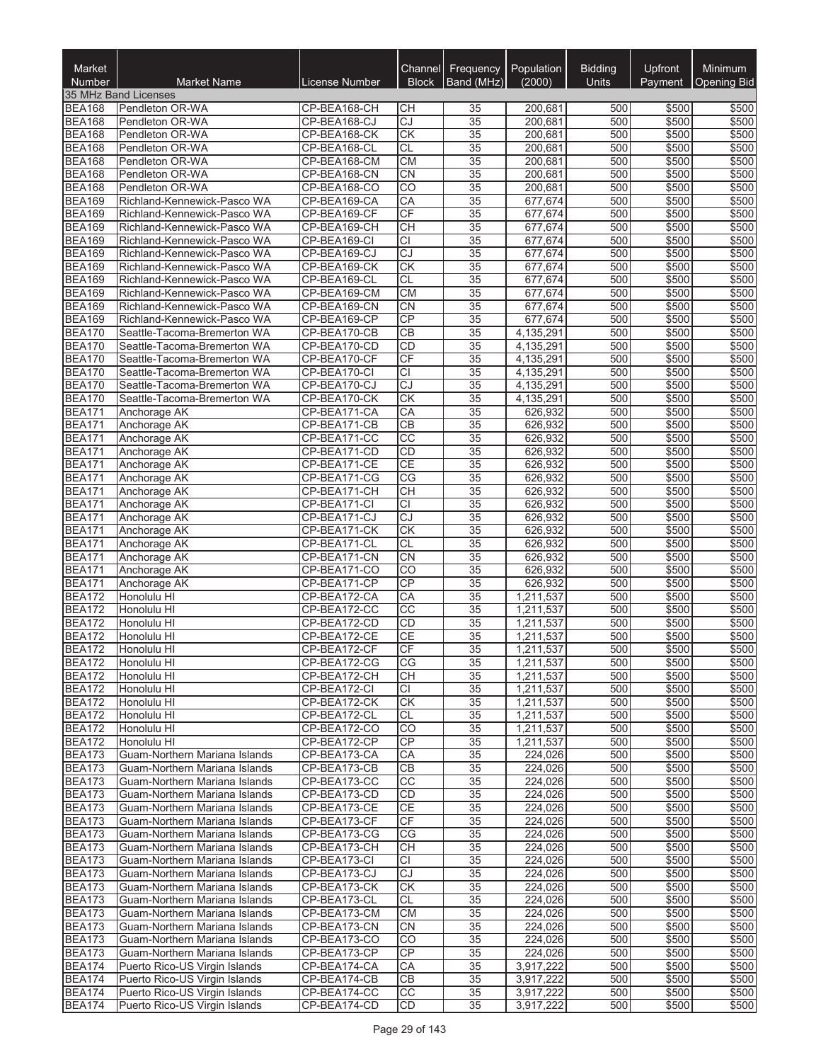| Market Number | Market Name | License Number | Channel Block | Frequency Band (MHz) | Population (2000) | Bidding Units | Upfront Payment | Minimum Opening Bid |
|---|---|---|---|---|---|---|---|---|
| 35 MHz Band Licenses | | | | | | | | |
| BEA168 | Pendleton OR-WA | CP-BEA168-CH | CH | 35 | 200,681 | 500 | $500 | $500 |
| BEA168 | Pendleton OR-WA | CP-BEA168-CJ | CJ | 35 | 200,681 | 500 | $500 | $500 |
| BEA168 | Pendleton OR-WA | CP-BEA168-CK | CK | 35 | 200,681 | 500 | $500 | $500 |
| BEA168 | Pendleton OR-WA | CP-BEA168-CL | CL | 35 | 200,681 | 500 | $500 | $500 |
| BEA168 | Pendleton OR-WA | CP-BEA168-CM | CM | 35 | 200,681 | 500 | $500 | $500 |
| BEA168 | Pendleton OR-WA | CP-BEA168-CN | CN | 35 | 200,681 | 500 | $500 | $500 |
| BEA168 | Pendleton OR-WA | CP-BEA168-CO | CO | 35 | 200,681 | 500 | $500 | $500 |
| BEA169 | Richland-Kennewick-Pasco WA | CP-BEA169-CA | CA | 35 | 677,674 | 500 | $500 | $500 |
| BEA169 | Richland-Kennewick-Pasco WA | CP-BEA169-CF | CF | 35 | 677,674 | 500 | $500 | $500 |
| BEA169 | Richland-Kennewick-Pasco WA | CP-BEA169-CH | CH | 35 | 677,674 | 500 | $500 | $500 |
| BEA169 | Richland-Kennewick-Pasco WA | CP-BEA169-CI | CI | 35 | 677,674 | 500 | $500 | $500 |
| BEA169 | Richland-Kennewick-Pasco WA | CP-BEA169-CJ | CJ | 35 | 677,674 | 500 | $500 | $500 |
| BEA169 | Richland-Kennewick-Pasco WA | CP-BEA169-CK | CK | 35 | 677,674 | 500 | $500 | $500 |
| BEA169 | Richland-Kennewick-Pasco WA | CP-BEA169-CL | CL | 35 | 677,674 | 500 | $500 | $500 |
| BEA169 | Richland-Kennewick-Pasco WA | CP-BEA169-CM | CM | 35 | 677,674 | 500 | $500 | $500 |
| BEA169 | Richland-Kennewick-Pasco WA | CP-BEA169-CN | CN | 35 | 677,674 | 500 | $500 | $500 |
| BEA169 | Richland-Kennewick-Pasco WA | CP-BEA169-CP | CP | 35 | 677,674 | 500 | $500 | $500 |
| BEA170 | Seattle-Tacoma-Bremerton WA | CP-BEA170-CB | CB | 35 | 4,135,291 | 500 | $500 | $500 |
| BEA170 | Seattle-Tacoma-Bremerton WA | CP-BEA170-CD | CD | 35 | 4,135,291 | 500 | $500 | $500 |
| BEA170 | Seattle-Tacoma-Bremerton WA | CP-BEA170-CF | CF | 35 | 4,135,291 | 500 | $500 | $500 |
| BEA170 | Seattle-Tacoma-Bremerton WA | CP-BEA170-CI | CI | 35 | 4,135,291 | 500 | $500 | $500 |
| BEA170 | Seattle-Tacoma-Bremerton WA | CP-BEA170-CJ | CJ | 35 | 4,135,291 | 500 | $500 | $500 |
| BEA170 | Seattle-Tacoma-Bremerton WA | CP-BEA170-CK | CK | 35 | 4,135,291 | 500 | $500 | $500 |
| BEA171 | Anchorage AK | CP-BEA171-CA | CA | 35 | 626,932 | 500 | $500 | $500 |
| BEA171 | Anchorage AK | CP-BEA171-CB | CB | 35 | 626,932 | 500 | $500 | $500 |
| BEA171 | Anchorage AK | CP-BEA171-CC | CC | 35 | 626,932 | 500 | $500 | $500 |
| BEA171 | Anchorage AK | CP-BEA171-CD | CD | 35 | 626,932 | 500 | $500 | $500 |
| BEA171 | Anchorage AK | CP-BEA171-CE | CE | 35 | 626,932 | 500 | $500 | $500 |
| BEA171 | Anchorage AK | CP-BEA171-CG | CG | 35 | 626,932 | 500 | $500 | $500 |
| BEA171 | Anchorage AK | CP-BEA171-CH | CH | 35 | 626,932 | 500 | $500 | $500 |
| BEA171 | Anchorage AK | CP-BEA171-CI | CI | 35 | 626,932 | 500 | $500 | $500 |
| BEA171 | Anchorage AK | CP-BEA171-CJ | CJ | 35 | 626,932 | 500 | $500 | $500 |
| BEA171 | Anchorage AK | CP-BEA171-CK | CK | 35 | 626,932 | 500 | $500 | $500 |
| BEA171 | Anchorage AK | CP-BEA171-CL | CL | 35 | 626,932 | 500 | $500 | $500 |
| BEA171 | Anchorage AK | CP-BEA171-CN | CN | 35 | 626,932 | 500 | $500 | $500 |
| BEA171 | Anchorage AK | CP-BEA171-CO | CO | 35 | 626,932 | 500 | $500 | $500 |
| BEA171 | Anchorage AK | CP-BEA171-CP | CP | 35 | 626,932 | 500 | $500 | $500 |
| BEA172 | Honolulu HI | CP-BEA172-CA | CA | 35 | 1,211,537 | 500 | $500 | $500 |
| BEA172 | Honolulu HI | CP-BEA172-CC | CC | 35 | 1,211,537 | 500 | $500 | $500 |
| BEA172 | Honolulu HI | CP-BEA172-CD | CD | 35 | 1,211,537 | 500 | $500 | $500 |
| BEA172 | Honolulu HI | CP-BEA172-CE | CE | 35 | 1,211,537 | 500 | $500 | $500 |
| BEA172 | Honolulu HI | CP-BEA172-CF | CF | 35 | 1,211,537 | 500 | $500 | $500 |
| BEA172 | Honolulu HI | CP-BEA172-CG | CG | 35 | 1,211,537 | 500 | $500 | $500 |
| BEA172 | Honolulu HI | CP-BEA172-CH | CH | 35 | 1,211,537 | 500 | $500 | $500 |
| BEA172 | Honolulu HI | CP-BEA172-CI | CI | 35 | 1,211,537 | 500 | $500 | $500 |
| BEA172 | Honolulu HI | CP-BEA172-CK | CK | 35 | 1,211,537 | 500 | $500 | $500 |
| BEA172 | Honolulu HI | CP-BEA172-CL | CL | 35 | 1,211,537 | 500 | $500 | $500 |
| BEA172 | Honolulu HI | CP-BEA172-CO | CO | 35 | 1,211,537 | 500 | $500 | $500 |
| BEA172 | Honolulu HI | CP-BEA172-CP | CP | 35 | 1,211,537 | 500 | $500 | $500 |
| BEA173 | Guam-Northern Mariana Islands | CP-BEA173-CA | CA | 35 | 224,026 | 500 | $500 | $500 |
| BEA173 | Guam-Northern Mariana Islands | CP-BEA173-CB | CB | 35 | 224,026 | 500 | $500 | $500 |
| BEA173 | Guam-Northern Mariana Islands | CP-BEA173-CC | CC | 35 | 224,026 | 500 | $500 | $500 |
| BEA173 | Guam-Northern Mariana Islands | CP-BEA173-CD | CD | 35 | 224,026 | 500 | $500 | $500 |
| BEA173 | Guam-Northern Mariana Islands | CP-BEA173-CE | CE | 35 | 224,026 | 500 | $500 | $500 |
| BEA173 | Guam-Northern Mariana Islands | CP-BEA173-CF | CF | 35 | 224,026 | 500 | $500 | $500 |
| BEA173 | Guam-Northern Mariana Islands | CP-BEA173-CG | CG | 35 | 224,026 | 500 | $500 | $500 |
| BEA173 | Guam-Northern Mariana Islands | CP-BEA173-CH | CH | 35 | 224,026 | 500 | $500 | $500 |
| BEA173 | Guam-Northern Mariana Islands | CP-BEA173-CI | CI | 35 | 224,026 | 500 | $500 | $500 |
| BEA173 | Guam-Northern Mariana Islands | CP-BEA173-CJ | CJ | 35 | 224,026 | 500 | $500 | $500 |
| BEA173 | Guam-Northern Mariana Islands | CP-BEA173-CK | CK | 35 | 224,026 | 500 | $500 | $500 |
| BEA173 | Guam-Northern Mariana Islands | CP-BEA173-CL | CL | 35 | 224,026 | 500 | $500 | $500 |
| BEA173 | Guam-Northern Mariana Islands | CP-BEA173-CM | CM | 35 | 224,026 | 500 | $500 | $500 |
| BEA173 | Guam-Northern Mariana Islands | CP-BEA173-CN | CN | 35 | 224,026 | 500 | $500 | $500 |
| BEA173 | Guam-Northern Mariana Islands | CP-BEA173-CO | CO | 35 | 224,026 | 500 | $500 | $500 |
| BEA173 | Guam-Northern Mariana Islands | CP-BEA173-CP | CP | 35 | 224,026 | 500 | $500 | $500 |
| BEA174 | Puerto Rico-US Virgin Islands | CP-BEA174-CA | CA | 35 | 3,917,222 | 500 | $500 | $500 |
| BEA174 | Puerto Rico-US Virgin Islands | CP-BEA174-CB | CB | 35 | 3,917,222 | 500 | $500 | $500 |
| BEA174 | Puerto Rico-US Virgin Islands | CP-BEA174-CC | CC | 35 | 3,917,222 | 500 | $500 | $500 |
| BEA174 | Puerto Rico-US Virgin Islands | CP-BEA174-CD | CD | 35 | 3,917,222 | 500 | $500 | $500 |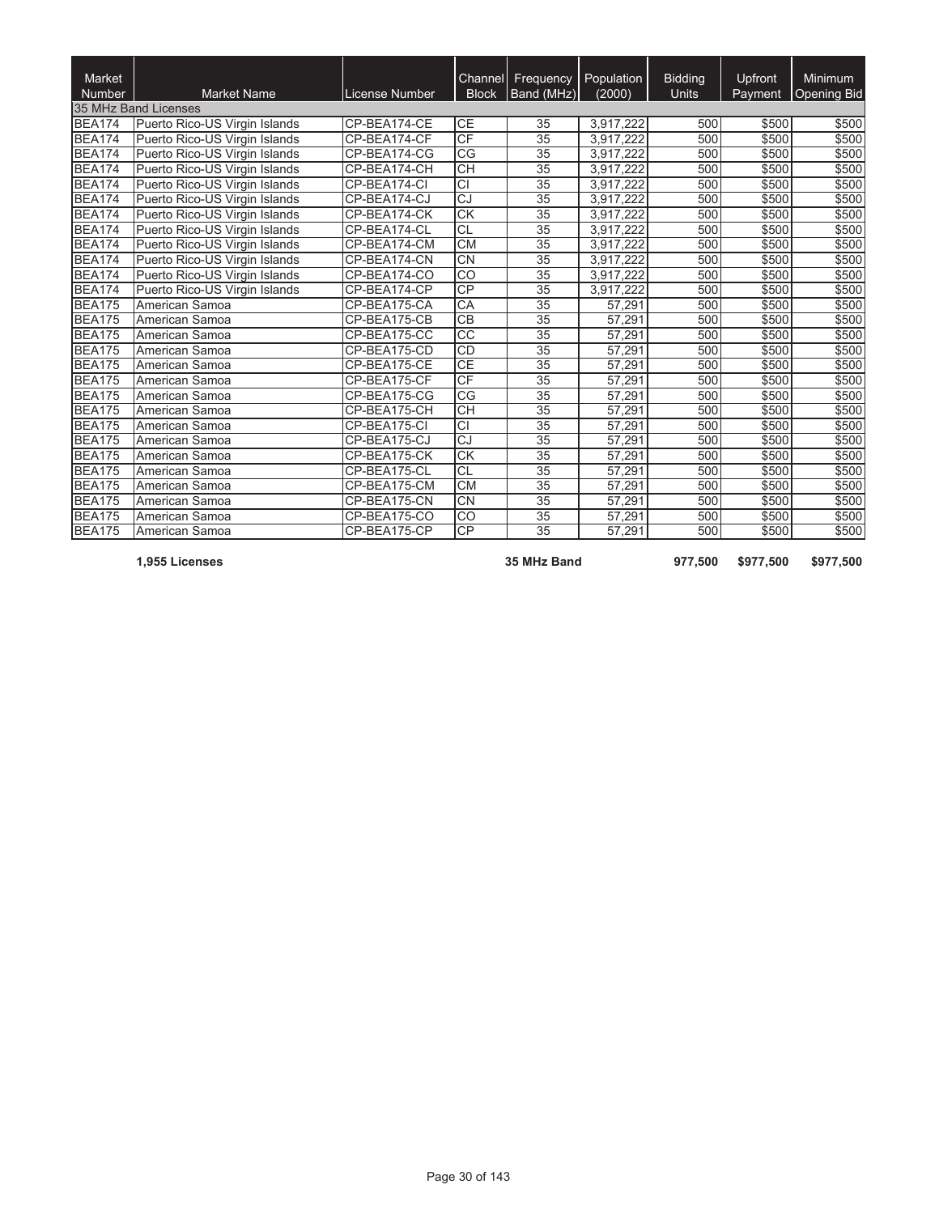| Market Number | Market Name | License Number | Channel Block | Frequency Band (MHz) | Population (2000) | Bidding Units | Upfront Payment | Minimum Opening Bid |
|---|---|---|---|---|---|---|---|---|
| 35 MHz Band Licenses | | | | | | | | |
| BEA174 | Puerto Rico-US Virgin Islands | CP-BEA174-CE | CE | 35 | 3,917,222 | 500 | $500 | $500 |
| BEA174 | Puerto Rico-US Virgin Islands | CP-BEA174-CF | CF | 35 | 3,917,222 | 500 | $500 | $500 |
| BEA174 | Puerto Rico-US Virgin Islands | CP-BEA174-CG | CG | 35 | 3,917,222 | 500 | $500 | $500 |
| BEA174 | Puerto Rico-US Virgin Islands | CP-BEA174-CH | CH | 35 | 3,917,222 | 500 | $500 | $500 |
| BEA174 | Puerto Rico-US Virgin Islands | CP-BEA174-CI | CI | 35 | 3,917,222 | 500 | $500 | $500 |
| BEA174 | Puerto Rico-US Virgin Islands | CP-BEA174-CJ | CJ | 35 | 3,917,222 | 500 | $500 | $500 |
| BEA174 | Puerto Rico-US Virgin Islands | CP-BEA174-CK | CK | 35 | 3,917,222 | 500 | $500 | $500 |
| BEA174 | Puerto Rico-US Virgin Islands | CP-BEA174-CL | CL | 35 | 3,917,222 | 500 | $500 | $500 |
| BEA174 | Puerto Rico-US Virgin Islands | CP-BEA174-CM | CM | 35 | 3,917,222 | 500 | $500 | $500 |
| BEA174 | Puerto Rico-US Virgin Islands | CP-BEA174-CN | CN | 35 | 3,917,222 | 500 | $500 | $500 |
| BEA174 | Puerto Rico-US Virgin Islands | CP-BEA174-CO | CO | 35 | 3,917,222 | 500 | $500 | $500 |
| BEA174 | Puerto Rico-US Virgin Islands | CP-BEA174-CP | CP | 35 | 3,917,222 | 500 | $500 | $500 |
| BEA175 | American Samoa | CP-BEA175-CA | CA | 35 | 57,291 | 500 | $500 | $500 |
| BEA175 | American Samoa | CP-BEA175-CB | CB | 35 | 57,291 | 500 | $500 | $500 |
| BEA175 | American Samoa | CP-BEA175-CC | CC | 35 | 57,291 | 500 | $500 | $500 |
| BEA175 | American Samoa | CP-BEA175-CD | CD | 35 | 57,291 | 500 | $500 | $500 |
| BEA175 | American Samoa | CP-BEA175-CE | CE | 35 | 57,291 | 500 | $500 | $500 |
| BEA175 | American Samoa | CP-BEA175-CF | CF | 35 | 57,291 | 500 | $500 | $500 |
| BEA175 | American Samoa | CP-BEA175-CG | CG | 35 | 57,291 | 500 | $500 | $500 |
| BEA175 | American Samoa | CP-BEA175-CH | CH | 35 | 57,291 | 500 | $500 | $500 |
| BEA175 | American Samoa | CP-BEA175-CI | CI | 35 | 57,291 | 500 | $500 | $500 |
| BEA175 | American Samoa | CP-BEA175-CJ | CJ | 35 | 57,291 | 500 | $500 | $500 |
| BEA175 | American Samoa | CP-BEA175-CK | CK | 35 | 57,291 | 500 | $500 | $500 |
| BEA175 | American Samoa | CP-BEA175-CL | CL | 35 | 57,291 | 500 | $500 | $500 |
| BEA175 | American Samoa | CP-BEA175-CM | CM | 35 | 57,291 | 500 | $500 | $500 |
| BEA175 | American Samoa | CP-BEA175-CN | CN | 35 | 57,291 | 500 | $500 | $500 |
| BEA175 | American Samoa | CP-BEA175-CO | CO | 35 | 57,291 | 500 | $500 | $500 |
| BEA175 | American Samoa | CP-BEA175-CP | CP | 35 | 57,291 | 500 | $500 | $500 |

**1,955 Licenses** **35 MHz Band** **977,500** **$977,500** **$977,500**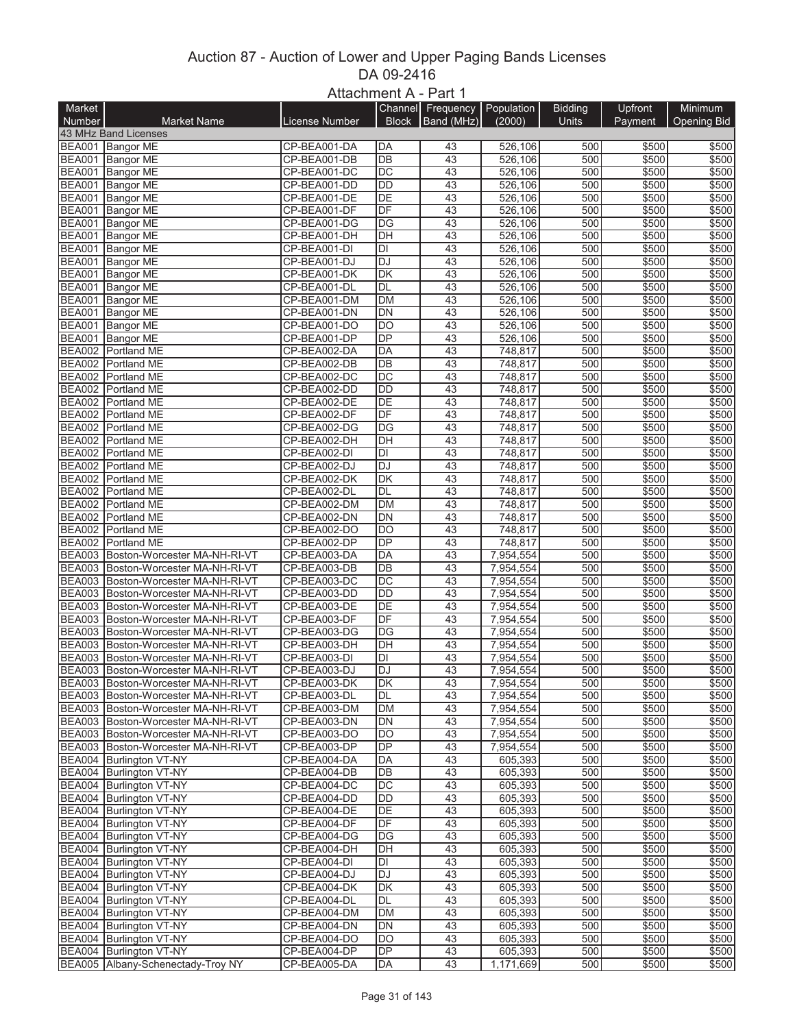# Auction 87 - Auction of Lower and Upper Paging Bands Licenses

## DA 09-2416

### Attachment A - Part 1

| Market Number | Market Name | License Number | Channel Block | Frequency Band (MHz) | Population (2000) | Bidding Units | Upfront Payment | Minimum Opening Bid |
|---|---|---|---|---|---|---|---|---|
| 43 MHz Band Licenses | | | | | | | | |
| BEA001 | Bangor ME | CP-BEA001-DA | DA | 43 | 526,106 | 500 | $500 | $500 |
| BEA001 | Bangor ME | CP-BEA001-DB | DB | 43 | 526,106 | 500 | $500 | $500 |
| BEA001 | Bangor ME | CP-BEA001-DC | DC | 43 | 526,106 | 500 | $500 | $500 |
| BEA001 | Bangor ME | CP-BEA001-DD | DD | 43 | 526,106 | 500 | $500 | $500 |
| BEA001 | Bangor ME | CP-BEA001-DE | DE | 43 | 526,106 | 500 | $500 | $500 |
| BEA001 | Bangor ME | CP-BEA001-DF | DF | 43 | 526,106 | 500 | $500 | $500 |
| BEA001 | Bangor ME | CP-BEA001-DG | DG | 43 | 526,106 | 500 | $500 | $500 |
| BEA001 | Bangor ME | CP-BEA001-DH | DH | 43 | 526,106 | 500 | $500 | $500 |
| BEA001 | Bangor ME | CP-BEA001-DI | DI | 43 | 526,106 | 500 | $500 | $500 |
| BEA001 | Bangor ME | CP-BEA001-DJ | DJ | 43 | 526,106 | 500 | $500 | $500 |
| BEA001 | Bangor ME | CP-BEA001-DK | DK | 43 | 526,106 | 500 | $500 | $500 |
| BEA001 | Bangor ME | CP-BEA001-DL | DL | 43 | 526,106 | 500 | $500 | $500 |
| BEA001 | Bangor ME | CP-BEA001-DM | DM | 43 | 526,106 | 500 | $500 | $500 |
| BEA001 | Bangor ME | CP-BEA001-DN | DN | 43 | 526,106 | 500 | $500 | $500 |
| BEA001 | Bangor ME | CP-BEA001-DO | DO | 43 | 526,106 | 500 | $500 | $500 |
| BEA001 | Bangor ME | CP-BEA001-DP | DP | 43 | 526,106 | 500 | $500 | $500 |
| BEA002 | Portland ME | CP-BEA002-DA | DA | 43 | 748,817 | 500 | $500 | $500 |
| BEA002 | Portland ME | CP-BEA002-DB | DB | 43 | 748,817 | 500 | $500 | $500 |
| BEA002 | Portland ME | CP-BEA002-DC | DC | 43 | 748,817 | 500 | $500 | $500 |
| BEA002 | Portland ME | CP-BEA002-DD | DD | 43 | 748,817 | 500 | $500 | $500 |
| BEA002 | Portland ME | CP-BEA002-DE | DE | 43 | 748,817 | 500 | $500 | $500 |
| BEA002 | Portland ME | CP-BEA002-DF | DF | 43 | 748,817 | 500 | $500 | $500 |
| BEA002 | Portland ME | CP-BEA002-DG | DG | 43 | 748,817 | 500 | $500 | $500 |
| BEA002 | Portland ME | CP-BEA002-DH | DH | 43 | 748,817 | 500 | $500 | $500 |
| BEA002 | Portland ME | CP-BEA002-DI | DI | 43 | 748,817 | 500 | $500 | $500 |
| BEA002 | Portland ME | CP-BEA002-DJ | DJ | 43 | 748,817 | 500 | $500 | $500 |
| BEA002 | Portland ME | CP-BEA002-DK | DK | 43 | 748,817 | 500 | $500 | $500 |
| BEA002 | Portland ME | CP-BEA002-DL | DL | 43 | 748,817 | 500 | $500 | $500 |
| BEA002 | Portland ME | CP-BEA002-DM | DM | 43 | 748,817 | 500 | $500 | $500 |
| BEA002 | Portland ME | CP-BEA002-DN | DN | 43 | 748,817 | 500 | $500 | $500 |
| BEA002 | Portland ME | CP-BEA002-DO | DO | 43 | 748,817 | 500 | $500 | $500 |
| BEA002 | Portland ME | CP-BEA002-DP | DP | 43 | 748,817 | 500 | $500 | $500 |
| BEA003 | Boston-Worcester MA-NH-RI-VT | CP-BEA003-DA | DA | 43 | 7,954,554 | 500 | $500 | $500 |
| BEA003 | Boston-Worcester MA-NH-RI-VT | CP-BEA003-DB | DB | 43 | 7,954,554 | 500 | $500 | $500 |
| BEA003 | Boston-Worcester MA-NH-RI-VT | CP-BEA003-DC | DC | 43 | 7,954,554 | 500 | $500 | $500 |
| BEA003 | Boston-Worcester MA-NH-RI-VT | CP-BEA003-DD | DD | 43 | 7,954,554 | 500 | $500 | $500 |
| BEA003 | Boston-Worcester MA-NH-RI-VT | CP-BEA003-DE | DE | 43 | 7,954,554 | 500 | $500 | $500 |
| BEA003 | Boston-Worcester MA-NH-RI-VT | CP-BEA003-DF | DF | 43 | 7,954,554 | 500 | $500 | $500 |
| BEA003 | Boston-Worcester MA-NH-RI-VT | CP-BEA003-DG | DG | 43 | 7,954,554 | 500 | $500 | $500 |
| BEA003 | Boston-Worcester MA-NH-RI-VT | CP-BEA003-DH | DH | 43 | 7,954,554 | 500 | $500 | $500 |
| BEA003 | Boston-Worcester MA-NH-RI-VT | CP-BEA003-DI | DI | 43 | 7,954,554 | 500 | $500 | $500 |
| BEA003 | Boston-Worcester MA-NH-RI-VT | CP-BEA003-DJ | DJ | 43 | 7,954,554 | 500 | $500 | $500 |
| BEA003 | Boston-Worcester MA-NH-RI-VT | CP-BEA003-DK | DK | 43 | 7,954,554 | 500 | $500 | $500 |
| BEA003 | Boston-Worcester MA-NH-RI-VT | CP-BEA003-DL | DL | 43 | 7,954,554 | 500 | $500 | $500 |
| BEA003 | Boston-Worcester MA-NH-RI-VT | CP-BEA003-DM | DM | 43 | 7,954,554 | 500 | $500 | $500 |
| BEA003 | Boston-Worcester MA-NH-RI-VT | CP-BEA003-DN | DN | 43 | 7,954,554 | 500 | $500 | $500 |
| BEA003 | Boston-Worcester MA-NH-RI-VT | CP-BEA003-DO | DO | 43 | 7,954,554 | 500 | $500 | $500 |
| BEA003 | Boston-Worcester MA-NH-RI-VT | CP-BEA003-DP | DP | 43 | 7,954,554 | 500 | $500 | $500 |
| BEA004 | Burlington VT-NY | CP-BEA004-DA | DA | 43 | 605,393 | 500 | $500 | $500 |
| BEA004 | Burlington VT-NY | CP-BEA004-DB | DB | 43 | 605,393 | 500 | $500 | $500 |
| BEA004 | Burlington VT-NY | CP-BEA004-DC | DC | 43 | 605,393 | 500 | $500 | $500 |
| BEA004 | Burlington VT-NY | CP-BEA004-DD | DD | 43 | 605,393 | 500 | $500 | $500 |
| BEA004 | Burlington VT-NY | CP-BEA004-DE | DE | 43 | 605,393 | 500 | $500 | $500 |
| BEA004 | Burlington VT-NY | CP-BEA004-DF | DF | 43 | 605,393 | 500 | $500 | $500 |
| BEA004 | Burlington VT-NY | CP-BEA004-DG | DG | 43 | 605,393 | 500 | $500 | $500 |
| BEA004 | Burlington VT-NY | CP-BEA004-DH | DH | 43 | 605,393 | 500 | $500 | $500 |
| BEA004 | Burlington VT-NY | CP-BEA004-DI | DI | 43 | 605,393 | 500 | $500 | $500 |
| BEA004 | Burlington VT-NY | CP-BEA004-DJ | DJ | 43 | 605,393 | 500 | $500 | $500 |
| BEA004 | Burlington VT-NY | CP-BEA004-DK | DK | 43 | 605,393 | 500 | $500 | $500 |
| BEA004 | Burlington VT-NY | CP-BEA004-DL | DL | 43 | 605,393 | 500 | $500 | $500 |
| BEA004 | Burlington VT-NY | CP-BEA004-DM | DM | 43 | 605,393 | 500 | $500 | $500 |
| BEA004 | Burlington VT-NY | CP-BEA004-DN | DN | 43 | 605,393 | 500 | $500 | $500 |
| BEA004 | Burlington VT-NY | CP-BEA004-DO | DO | 43 | 605,393 | 500 | $500 | $500 |
| BEA004 | Burlington VT-NY | CP-BEA004-DP | DP | 43 | 605,393 | 500 | $500 | $500 |
| BEA005 | Albany-Schenectady-Troy NY | CP-BEA005-DA | DA | 43 | 1,171,669 | 500 | $500 | $500 |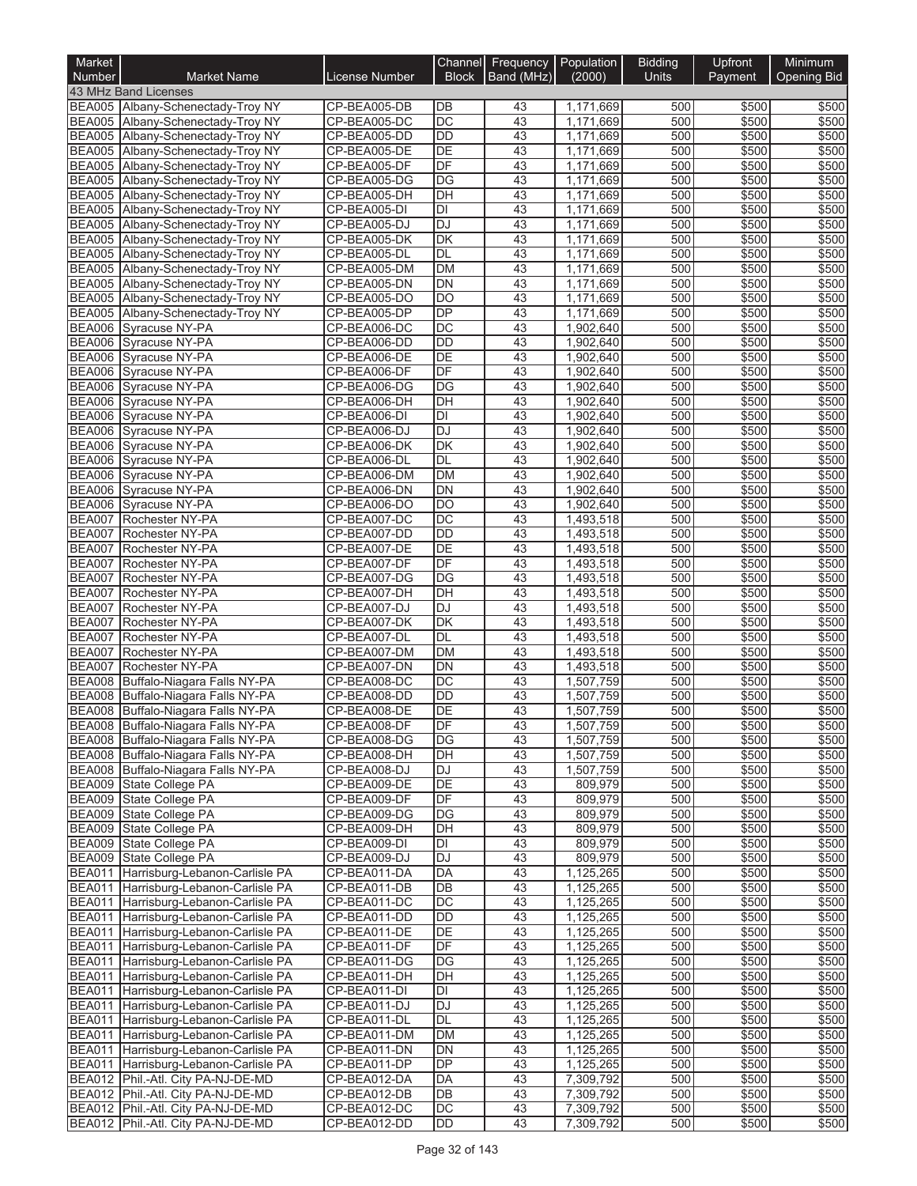| Market Number | Market Name | License Number | Channel Block | Frequency Band (MHz) | Population (2000) | Bidding Units | Upfront Payment | Minimum Opening Bid |
|---|---|---|---|---|---|---|---|---|
| 43 MHz Band Licenses | | | | | | | | |
| BEA005 | Albany-Schenectady-Troy NY | CP-BEA005-DB | DB | 43 | 1,171,669 | 500 | $500 | $500 |
| BEA005 | Albany-Schenectady-Troy NY | CP-BEA005-DC | DC | 43 | 1,171,669 | 500 | $500 | $500 |
| BEA005 | Albany-Schenectady-Troy NY | CP-BEA005-DD | DD | 43 | 1,171,669 | 500 | $500 | $500 |
| BEA005 | Albany-Schenectady-Troy NY | CP-BEA005-DE | DE | 43 | 1,171,669 | 500 | $500 | $500 |
| BEA005 | Albany-Schenectady-Troy NY | CP-BEA005-DF | DF | 43 | 1,171,669 | 500 | $500 | $500 |
| BEA005 | Albany-Schenectady-Troy NY | CP-BEA005-DG | DG | 43 | 1,171,669 | 500 | $500 | $500 |
| BEA005 | Albany-Schenectady-Troy NY | CP-BEA005-DH | DH | 43 | 1,171,669 | 500 | $500 | $500 |
| BEA005 | Albany-Schenectady-Troy NY | CP-BEA005-DI | DI | 43 | 1,171,669 | 500 | $500 | $500 |
| BEA005 | Albany-Schenectady-Troy NY | CP-BEA005-DJ | DJ | 43 | 1,171,669 | 500 | $500 | $500 |
| BEA005 | Albany-Schenectady-Troy NY | CP-BEA005-DK | DK | 43 | 1,171,669 | 500 | $500 | $500 |
| BEA005 | Albany-Schenectady-Troy NY | CP-BEA005-DL | DL | 43 | 1,171,669 | 500 | $500 | $500 |
| BEA005 | Albany-Schenectady-Troy NY | CP-BEA005-DM | DM | 43 | 1,171,669 | 500 | $500 | $500 |
| BEA005 | Albany-Schenectady-Troy NY | CP-BEA005-DN | DN | 43 | 1,171,669 | 500 | $500 | $500 |
| BEA005 | Albany-Schenectady-Troy NY | CP-BEA005-DO | DO | 43 | 1,171,669 | 500 | $500 | $500 |
| BEA005 | Albany-Schenectady-Troy NY | CP-BEA005-DP | DP | 43 | 1,171,669 | 500 | $500 | $500 |
| BEA006 | Syracuse NY-PA | CP-BEA006-DC | DC | 43 | 1,902,640 | 500 | $500 | $500 |
| BEA006 | Syracuse NY-PA | CP-BEA006-DD | DD | 43 | 1,902,640 | 500 | $500 | $500 |
| BEA006 | Syracuse NY-PA | CP-BEA006-DE | DE | 43 | 1,902,640 | 500 | $500 | $500 |
| BEA006 | Syracuse NY-PA | CP-BEA006-DF | DF | 43 | 1,902,640 | 500 | $500 | $500 |
| BEA006 | Syracuse NY-PA | CP-BEA006-DG | DG | 43 | 1,902,640 | 500 | $500 | $500 |
| BEA006 | Syracuse NY-PA | CP-BEA006-DH | DH | 43 | 1,902,640 | 500 | $500 | $500 |
| BEA006 | Syracuse NY-PA | CP-BEA006-DI | DI | 43 | 1,902,640 | 500 | $500 | $500 |
| BEA006 | Syracuse NY-PA | CP-BEA006-DJ | DJ | 43 | 1,902,640 | 500 | $500 | $500 |
| BEA006 | Syracuse NY-PA | CP-BEA006-DK | DK | 43 | 1,902,640 | 500 | $500 | $500 |
| BEA006 | Syracuse NY-PA | CP-BEA006-DL | DL | 43 | 1,902,640 | 500 | $500 | $500 |
| BEA006 | Syracuse NY-PA | CP-BEA006-DM | DM | 43 | 1,902,640 | 500 | $500 | $500 |
| BEA006 | Syracuse NY-PA | CP-BEA006-DN | DN | 43 | 1,902,640 | 500 | $500 | $500 |
| BEA006 | Syracuse NY-PA | CP-BEA006-DO | DO | 43 | 1,902,640 | 500 | $500 | $500 |
| BEA007 | Rochester NY-PA | CP-BEA007-DC | DC | 43 | 1,493,518 | 500 | $500 | $500 |
| BEA007 | Rochester NY-PA | CP-BEA007-DD | DD | 43 | 1,493,518 | 500 | $500 | $500 |
| BEA007 | Rochester NY-PA | CP-BEA007-DE | DE | 43 | 1,493,518 | 500 | $500 | $500 |
| BEA007 | Rochester NY-PA | CP-BEA007-DF | DF | 43 | 1,493,518 | 500 | $500 | $500 |
| BEA007 | Rochester NY-PA | CP-BEA007-DG | DG | 43 | 1,493,518 | 500 | $500 | $500 |
| BEA007 | Rochester NY-PA | CP-BEA007-DH | DH | 43 | 1,493,518 | 500 | $500 | $500 |
| BEA007 | Rochester NY-PA | CP-BEA007-DJ | DJ | 43 | 1,493,518 | 500 | $500 | $500 |
| BEA007 | Rochester NY-PA | CP-BEA007-DK | DK | 43 | 1,493,518 | 500 | $500 | $500 |
| BEA007 | Rochester NY-PA | CP-BEA007-DL | DL | 43 | 1,493,518 | 500 | $500 | $500 |
| BEA007 | Rochester NY-PA | CP-BEA007-DM | DM | 43 | 1,493,518 | 500 | $500 | $500 |
| BEA007 | Rochester NY-PA | CP-BEA007-DN | DN | 43 | 1,493,518 | 500 | $500 | $500 |
| BEA008 | Buffalo-Niagara Falls NY-PA | CP-BEA008-DC | DC | 43 | 1,507,759 | 500 | $500 | $500 |
| BEA008 | Buffalo-Niagara Falls NY-PA | CP-BEA008-DD | DD | 43 | 1,507,759 | 500 | $500 | $500 |
| BEA008 | Buffalo-Niagara Falls NY-PA | CP-BEA008-DE | DE | 43 | 1,507,759 | 500 | $500 | $500 |
| BEA008 | Buffalo-Niagara Falls NY-PA | CP-BEA008-DF | DF | 43 | 1,507,759 | 500 | $500 | $500 |
| BEA008 | Buffalo-Niagara Falls NY-PA | CP-BEA008-DG | DG | 43 | 1,507,759 | 500 | $500 | $500 |
| BEA008 | Buffalo-Niagara Falls NY-PA | CP-BEA008-DH | DH | 43 | 1,507,759 | 500 | $500 | $500 |
| BEA008 | Buffalo-Niagara Falls NY-PA | CP-BEA008-DJ | DJ | 43 | 1,507,759 | 500 | $500 | $500 |
| BEA009 | State College PA | CP-BEA009-DE | DE | 43 | 809,979 | 500 | $500 | $500 |
| BEA009 | State College PA | CP-BEA009-DF | DF | 43 | 809,979 | 500 | $500 | $500 |
| BEA009 | State College PA | CP-BEA009-DG | DG | 43 | 809,979 | 500 | $500 | $500 |
| BEA009 | State College PA | CP-BEA009-DH | DH | 43 | 809,979 | 500 | $500 | $500 |
| BEA009 | State College PA | CP-BEA009-DI | DI | 43 | 809,979 | 500 | $500 | $500 |
| BEA009 | State College PA | CP-BEA009-DJ | DJ | 43 | 809,979 | 500 | $500 | $500 |
| BEA011 | Harrisburg-Lebanon-Carlisle PA | CP-BEA011-DA | DA | 43 | 1,125,265 | 500 | $500 | $500 |
| BEA011 | Harrisburg-Lebanon-Carlisle PA | CP-BEA011-DB | DB | 43 | 1,125,265 | 500 | $500 | $500 |
| BEA011 | Harrisburg-Lebanon-Carlisle PA | CP-BEA011-DC | DC | 43 | 1,125,265 | 500 | $500 | $500 |
| BEA011 | Harrisburg-Lebanon-Carlisle PA | CP-BEA011-DD | DD | 43 | 1,125,265 | 500 | $500 | $500 |
| BEA011 | Harrisburg-Lebanon-Carlisle PA | CP-BEA011-DE | DE | 43 | 1,125,265 | 500 | $500 | $500 |
| BEA011 | Harrisburg-Lebanon-Carlisle PA | CP-BEA011-DF | DF | 43 | 1,125,265 | 500 | $500 | $500 |
| BEA011 | Harrisburg-Lebanon-Carlisle PA | CP-BEA011-DG | DG | 43 | 1,125,265 | 500 | $500 | $500 |
| BEA011 | Harrisburg-Lebanon-Carlisle PA | CP-BEA011-DH | DH | 43 | 1,125,265 | 500 | $500 | $500 |
| BEA011 | Harrisburg-Lebanon-Carlisle PA | CP-BEA011-DI | DI | 43 | 1,125,265 | 500 | $500 | $500 |
| BEA011 | Harrisburg-Lebanon-Carlisle PA | CP-BEA011-DJ | DJ | 43 | 1,125,265 | 500 | $500 | $500 |
| BEA011 | Harrisburg-Lebanon-Carlisle PA | CP-BEA011-DL | DL | 43 | 1,125,265 | 500 | $500 | $500 |
| BEA011 | Harrisburg-Lebanon-Carlisle PA | CP-BEA011-DM | DM | 43 | 1,125,265 | 500 | $500 | $500 |
| BEA011 | Harrisburg-Lebanon-Carlisle PA | CP-BEA011-DN | DN | 43 | 1,125,265 | 500 | $500 | $500 |
| BEA011 | Harrisburg-Lebanon-Carlisle PA | CP-BEA011-DP | DP | 43 | 1,125,265 | 500 | $500 | $500 |
| BEA012 | Phil.-Atl. City PA-NJ-DE-MD | CP-BEA012-DA | DA | 43 | 7,309,792 | 500 | $500 | $500 |
| BEA012 | Phil.-Atl. City PA-NJ-DE-MD | CP-BEA012-DB | DB | 43 | 7,309,792 | 500 | $500 | $500 |
| BEA012 | Phil.-Atl. City PA-NJ-DE-MD | CP-BEA012-DC | DC | 43 | 7,309,792 | 500 | $500 | $500 |
| BEA012 | Phil.-Atl. City PA-NJ-DE-MD | CP-BEA012-DD | DD | 43 | 7,309,792 | 500 | $500 | $500 |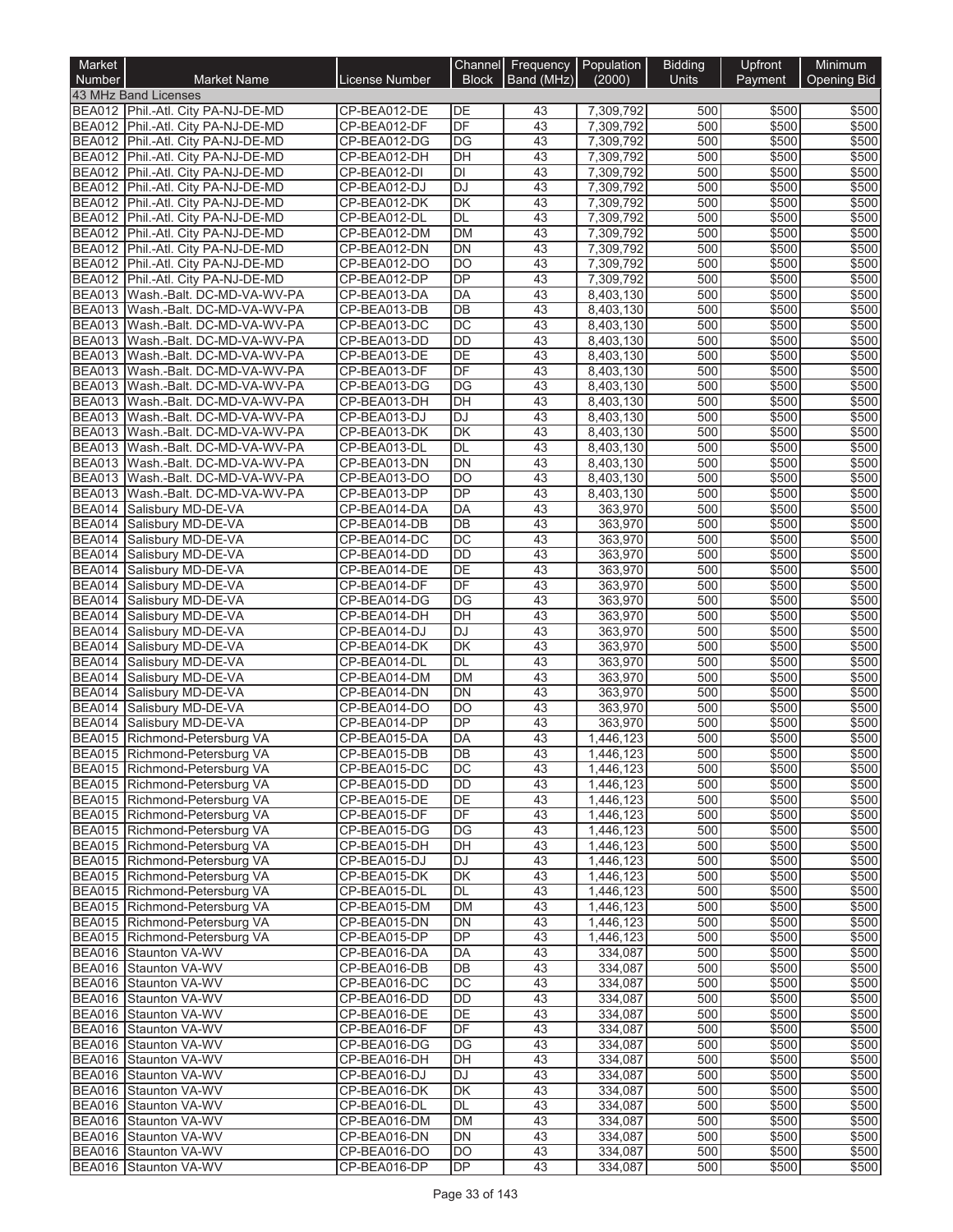| Market Number | Market Name | License Number | Channel Block | Frequency Band (MHz) | Population (2000) | Bidding Units | Upfront Payment | Minimum Opening Bid |
|---|---|---|---|---|---|---|---|---|
| 43 MHz Band Licenses | | | | | | | | |
| BEA012 | Phil.-Atl. City PA-NJ-DE-MD | CP-BEA012-DE | DE | 43 | 7,309,792 | 500 | $500 | $500 |
| BEA012 | Phil.-Atl. City PA-NJ-DE-MD | CP-BEA012-DF | DF | 43 | 7,309,792 | 500 | $500 | $500 |
| BEA012 | Phil.-Atl. City PA-NJ-DE-MD | CP-BEA012-DG | DG | 43 | 7,309,792 | 500 | $500 | $500 |
| BEA012 | Phil.-Atl. City PA-NJ-DE-MD | CP-BEA012-DH | DH | 43 | 7,309,792 | 500 | $500 | $500 |
| BEA012 | Phil.-Atl. City PA-NJ-DE-MD | CP-BEA012-DI | DI | 43 | 7,309,792 | 500 | $500 | $500 |
| BEA012 | Phil.-Atl. City PA-NJ-DE-MD | CP-BEA012-DJ | DJ | 43 | 7,309,792 | 500 | $500 | $500 |
| BEA012 | Phil.-Atl. City PA-NJ-DE-MD | CP-BEA012-DK | DK | 43 | 7,309,792 | 500 | $500 | $500 |
| BEA012 | Phil.-Atl. City PA-NJ-DE-MD | CP-BEA012-DL | DL | 43 | 7,309,792 | 500 | $500 | $500 |
| BEA012 | Phil.-Atl. City PA-NJ-DE-MD | CP-BEA012-DM | DM | 43 | 7,309,792 | 500 | $500 | $500 |
| BEA012 | Phil.-Atl. City PA-NJ-DE-MD | CP-BEA012-DN | DN | 43 | 7,309,792 | 500 | $500 | $500 |
| BEA012 | Phil.-Atl. City PA-NJ-DE-MD | CP-BEA012-DO | DO | 43 | 7,309,792 | 500 | $500 | $500 |
| BEA012 | Phil.-Atl. City PA-NJ-DE-MD | CP-BEA012-DP | DP | 43 | 7,309,792 | 500 | $500 | $500 |
| BEA013 | Wash.-Balt. DC-MD-VA-WV-PA | CP-BEA013-DA | DA | 43 | 8,403,130 | 500 | $500 | $500 |
| BEA013 | Wash.-Balt. DC-MD-VA-WV-PA | CP-BEA013-DB | DB | 43 | 8,403,130 | 500 | $500 | $500 |
| BEA013 | Wash.-Balt. DC-MD-VA-WV-PA | CP-BEA013-DC | DC | 43 | 8,403,130 | 500 | $500 | $500 |
| BEA013 | Wash.-Balt. DC-MD-VA-WV-PA | CP-BEA013-DD | DD | 43 | 8,403,130 | 500 | $500 | $500 |
| BEA013 | Wash.-Balt. DC-MD-VA-WV-PA | CP-BEA013-DE | DE | 43 | 8,403,130 | 500 | $500 | $500 |
| BEA013 | Wash.-Balt. DC-MD-VA-WV-PA | CP-BEA013-DF | DF | 43 | 8,403,130 | 500 | $500 | $500 |
| BEA013 | Wash.-Balt. DC-MD-VA-WV-PA | CP-BEA013-DG | DG | 43 | 8,403,130 | 500 | $500 | $500 |
| BEA013 | Wash.-Balt. DC-MD-VA-WV-PA | CP-BEA013-DH | DH | 43 | 8,403,130 | 500 | $500 | $500 |
| BEA013 | Wash.-Balt. DC-MD-VA-WV-PA | CP-BEA013-DJ | DJ | 43 | 8,403,130 | 500 | $500 | $500 |
| BEA013 | Wash.-Balt. DC-MD-VA-WV-PA | CP-BEA013-DK | DK | 43 | 8,403,130 | 500 | $500 | $500 |
| BEA013 | Wash.-Balt. DC-MD-VA-WV-PA | CP-BEA013-DL | DL | 43 | 8,403,130 | 500 | $500 | $500 |
| BEA013 | Wash.-Balt. DC-MD-VA-WV-PA | CP-BEA013-DN | DN | 43 | 8,403,130 | 500 | $500 | $500 |
| BEA013 | Wash.-Balt. DC-MD-VA-WV-PA | CP-BEA013-DO | DO | 43 | 8,403,130 | 500 | $500 | $500 |
| BEA013 | Wash.-Balt. DC-MD-VA-WV-PA | CP-BEA013-DP | DP | 43 | 8,403,130 | 500 | $500 | $500 |
| BEA014 | Salisbury MD-DE-VA | CP-BEA014-DA | DA | 43 | 363,970 | 500 | $500 | $500 |
| BEA014 | Salisbury MD-DE-VA | CP-BEA014-DB | DB | 43 | 363,970 | 500 | $500 | $500 |
| BEA014 | Salisbury MD-DE-VA | CP-BEA014-DC | DC | 43 | 363,970 | 500 | $500 | $500 |
| BEA014 | Salisbury MD-DE-VA | CP-BEA014-DD | DD | 43 | 363,970 | 500 | $500 | $500 |
| BEA014 | Salisbury MD-DE-VA | CP-BEA014-DE | DE | 43 | 363,970 | 500 | $500 | $500 |
| BEA014 | Salisbury MD-DE-VA | CP-BEA014-DF | DF | 43 | 363,970 | 500 | $500 | $500 |
| BEA014 | Salisbury MD-DE-VA | CP-BEA014-DG | DG | 43 | 363,970 | 500 | $500 | $500 |
| BEA014 | Salisbury MD-DE-VA | CP-BEA014-DH | DH | 43 | 363,970 | 500 | $500 | $500 |
| BEA014 | Salisbury MD-DE-VA | CP-BEA014-DJ | DJ | 43 | 363,970 | 500 | $500 | $500 |
| BEA014 | Salisbury MD-DE-VA | CP-BEA014-DK | DK | 43 | 363,970 | 500 | $500 | $500 |
| BEA014 | Salisbury MD-DE-VA | CP-BEA014-DL | DL | 43 | 363,970 | 500 | $500 | $500 |
| BEA014 | Salisbury MD-DE-VA | CP-BEA014-DM | DM | 43 | 363,970 | 500 | $500 | $500 |
| BEA014 | Salisbury MD-DE-VA | CP-BEA014-DN | DN | 43 | 363,970 | 500 | $500 | $500 |
| BEA014 | Salisbury MD-DE-VA | CP-BEA014-DO | DO | 43 | 363,970 | 500 | $500 | $500 |
| BEA014 | Salisbury MD-DE-VA | CP-BEA014-DP | DP | 43 | 363,970 | 500 | $500 | $500 |
| BEA015 | Richmond-Petersburg VA | CP-BEA015-DA | DA | 43 | 1,446,123 | 500 | $500 | $500 |
| BEA015 | Richmond-Petersburg VA | CP-BEA015-DB | DB | 43 | 1,446,123 | 500 | $500 | $500 |
| BEA015 | Richmond-Petersburg VA | CP-BEA015-DC | DC | 43 | 1,446,123 | 500 | $500 | $500 |
| BEA015 | Richmond-Petersburg VA | CP-BEA015-DD | DD | 43 | 1,446,123 | 500 | $500 | $500 |
| BEA015 | Richmond-Petersburg VA | CP-BEA015-DE | DE | 43 | 1,446,123 | 500 | $500 | $500 |
| BEA015 | Richmond-Petersburg VA | CP-BEA015-DF | DF | 43 | 1,446,123 | 500 | $500 | $500 |
| BEA015 | Richmond-Petersburg VA | CP-BEA015-DG | DG | 43 | 1,446,123 | 500 | $500 | $500 |
| BEA015 | Richmond-Petersburg VA | CP-BEA015-DH | DH | 43 | 1,446,123 | 500 | $500 | $500 |
| BEA015 | Richmond-Petersburg VA | CP-BEA015-DJ | DJ | 43 | 1,446,123 | 500 | $500 | $500 |
| BEA015 | Richmond-Petersburg VA | CP-BEA015-DK | DK | 43 | 1,446,123 | 500 | $500 | $500 |
| BEA015 | Richmond-Petersburg VA | CP-BEA015-DL | DL | 43 | 1,446,123 | 500 | $500 | $500 |
| BEA015 | Richmond-Petersburg VA | CP-BEA015-DM | DM | 43 | 1,446,123 | 500 | $500 | $500 |
| BEA015 | Richmond-Petersburg VA | CP-BEA015-DN | DN | 43 | 1,446,123 | 500 | $500 | $500 |
| BEA015 | Richmond-Petersburg VA | CP-BEA015-DP | DP | 43 | 1,446,123 | 500 | $500 | $500 |
| BEA016 | Staunton VA-WV | CP-BEA016-DA | DA | 43 | 334,087 | 500 | $500 | $500 |
| BEA016 | Staunton VA-WV | CP-BEA016-DB | DB | 43 | 334,087 | 500 | $500 | $500 |
| BEA016 | Staunton VA-WV | CP-BEA016-DC | DC | 43 | 334,087 | 500 | $500 | $500 |
| BEA016 | Staunton VA-WV | CP-BEA016-DD | DD | 43 | 334,087 | 500 | $500 | $500 |
| BEA016 | Staunton VA-WV | CP-BEA016-DE | DE | 43 | 334,087 | 500 | $500 | $500 |
| BEA016 | Staunton VA-WV | CP-BEA016-DF | DF | 43 | 334,087 | 500 | $500 | $500 |
| BEA016 | Staunton VA-WV | CP-BEA016-DG | DG | 43 | 334,087 | 500 | $500 | $500 |
| BEA016 | Staunton VA-WV | CP-BEA016-DH | DH | 43 | 334,087 | 500 | $500 | $500 |
| BEA016 | Staunton VA-WV | CP-BEA016-DJ | DJ | 43 | 334,087 | 500 | $500 | $500 |
| BEA016 | Staunton VA-WV | CP-BEA016-DK | DK | 43 | 334,087 | 500 | $500 | $500 |
| BEA016 | Staunton VA-WV | CP-BEA016-DL | DL | 43 | 334,087 | 500 | $500 | $500 |
| BEA016 | Staunton VA-WV | CP-BEA016-DM | DM | 43 | 334,087 | 500 | $500 | $500 |
| BEA016 | Staunton VA-WV | CP-BEA016-DN | DN | 43 | 334,087 | 500 | $500 | $500 |
| BEA016 | Staunton VA-WV | CP-BEA016-DO | DO | 43 | 334,087 | 500 | $500 | $500 |
| BEA016 | Staunton VA-WV | CP-BEA016-DP | DP | 43 | 334,087 | 500 | $500 | $500 |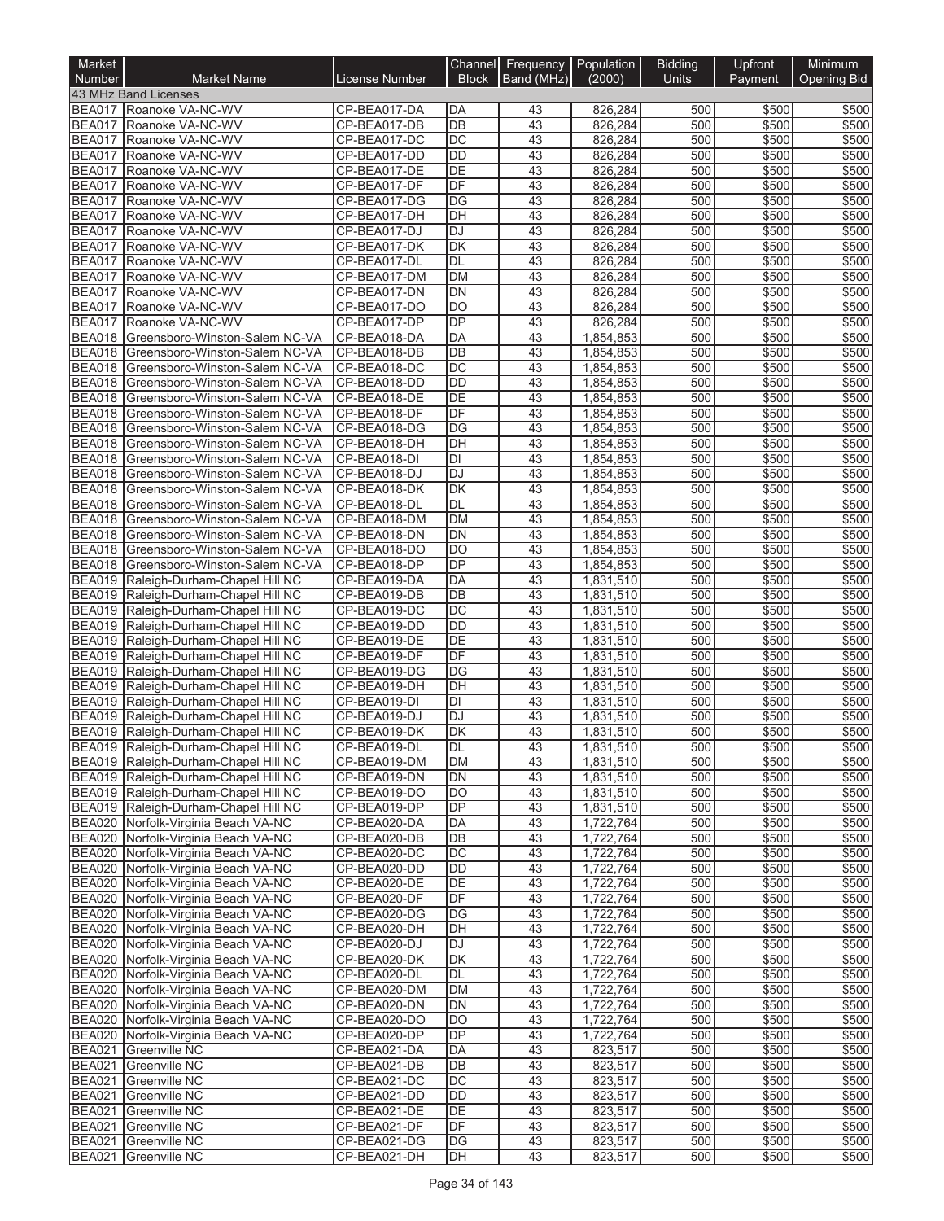| Market Number | Market Name | License Number | Channel Block | Frequency Band (MHz) | Population (2000) | Bidding Units | Upfront Payment | Minimum Opening Bid |
|---|---|---|---|---|---|---|---|---|
| 43 MHz Band Licenses | | | | | | | | |
| BEA017 | Roanoke VA-NC-WV | CP-BEA017-DA | DA | 43 | 826,284 | 500 | $500 | $500 |
| BEA017 | Roanoke VA-NC-WV | CP-BEA017-DB | DB | 43 | 826,284 | 500 | $500 | $500 |
| BEA017 | Roanoke VA-NC-WV | CP-BEA017-DC | DC | 43 | 826,284 | 500 | $500 | $500 |
| BEA017 | Roanoke VA-NC-WV | CP-BEA017-DD | DD | 43 | 826,284 | 500 | $500 | $500 |
| BEA017 | Roanoke VA-NC-WV | CP-BEA017-DE | DE | 43 | 826,284 | 500 | $500 | $500 |
| BEA017 | Roanoke VA-NC-WV | CP-BEA017-DF | DF | 43 | 826,284 | 500 | $500 | $500 |
| BEA017 | Roanoke VA-NC-WV | CP-BEA017-DG | DG | 43 | 826,284 | 500 | $500 | $500 |
| BEA017 | Roanoke VA-NC-WV | CP-BEA017-DH | DH | 43 | 826,284 | 500 | $500 | $500 |
| BEA017 | Roanoke VA-NC-WV | CP-BEA017-DJ | DJ | 43 | 826,284 | 500 | $500 | $500 |
| BEA017 | Roanoke VA-NC-WV | CP-BEA017-DK | DK | 43 | 826,284 | 500 | $500 | $500 |
| BEA017 | Roanoke VA-NC-WV | CP-BEA017-DL | DL | 43 | 826,284 | 500 | $500 | $500 |
| BEA017 | Roanoke VA-NC-WV | CP-BEA017-DM | DM | 43 | 826,284 | 500 | $500 | $500 |
| BEA017 | Roanoke VA-NC-WV | CP-BEA017-DN | DN | 43 | 826,284 | 500 | $500 | $500 |
| BEA017 | Roanoke VA-NC-WV | CP-BEA017-DO | DO | 43 | 826,284 | 500 | $500 | $500 |
| BEA017 | Roanoke VA-NC-WV | CP-BEA017-DP | DP | 43 | 826,284 | 500 | $500 | $500 |
| BEA018 | Greensboro-Winston-Salem NC-VA | CP-BEA018-DA | DA | 43 | 1,854,853 | 500 | $500 | $500 |
| BEA018 | Greensboro-Winston-Salem NC-VA | CP-BEA018-DB | DB | 43 | 1,854,853 | 500 | $500 | $500 |
| BEA018 | Greensboro-Winston-Salem NC-VA | CP-BEA018-DC | DC | 43 | 1,854,853 | 500 | $500 | $500 |
| BEA018 | Greensboro-Winston-Salem NC-VA | CP-BEA018-DD | DD | 43 | 1,854,853 | 500 | $500 | $500 |
| BEA018 | Greensboro-Winston-Salem NC-VA | CP-BEA018-DE | DE | 43 | 1,854,853 | 500 | $500 | $500 |
| BEA018 | Greensboro-Winston-Salem NC-VA | CP-BEA018-DF | DF | 43 | 1,854,853 | 500 | $500 | $500 |
| BEA018 | Greensboro-Winston-Salem NC-VA | CP-BEA018-DG | DG | 43 | 1,854,853 | 500 | $500 | $500 |
| BEA018 | Greensboro-Winston-Salem NC-VA | CP-BEA018-DH | DH | 43 | 1,854,853 | 500 | $500 | $500 |
| BEA018 | Greensboro-Winston-Salem NC-VA | CP-BEA018-DI | DI | 43 | 1,854,853 | 500 | $500 | $500 |
| BEA018 | Greensboro-Winston-Salem NC-VA | CP-BEA018-DJ | DJ | 43 | 1,854,853 | 500 | $500 | $500 |
| BEA018 | Greensboro-Winston-Salem NC-VA | CP-BEA018-DK | DK | 43 | 1,854,853 | 500 | $500 | $500 |
| BEA018 | Greensboro-Winston-Salem NC-VA | CP-BEA018-DL | DL | 43 | 1,854,853 | 500 | $500 | $500 |
| BEA018 | Greensboro-Winston-Salem NC-VA | CP-BEA018-DM | DM | 43 | 1,854,853 | 500 | $500 | $500 |
| BEA018 | Greensboro-Winston-Salem NC-VA | CP-BEA018-DN | DN | 43 | 1,854,853 | 500 | $500 | $500 |
| BEA018 | Greensboro-Winston-Salem NC-VA | CP-BEA018-DO | DO | 43 | 1,854,853 | 500 | $500 | $500 |
| BEA018 | Greensboro-Winston-Salem NC-VA | CP-BEA018-DP | DP | 43 | 1,854,853 | 500 | $500 | $500 |
| BEA019 | Raleigh-Durham-Chapel Hill NC | CP-BEA019-DA | DA | 43 | 1,831,510 | 500 | $500 | $500 |
| BEA019 | Raleigh-Durham-Chapel Hill NC | CP-BEA019-DB | DB | 43 | 1,831,510 | 500 | $500 | $500 |
| BEA019 | Raleigh-Durham-Chapel Hill NC | CP-BEA019-DC | DC | 43 | 1,831,510 | 500 | $500 | $500 |
| BEA019 | Raleigh-Durham-Chapel Hill NC | CP-BEA019-DD | DD | 43 | 1,831,510 | 500 | $500 | $500 |
| BEA019 | Raleigh-Durham-Chapel Hill NC | CP-BEA019-DE | DE | 43 | 1,831,510 | 500 | $500 | $500 |
| BEA019 | Raleigh-Durham-Chapel Hill NC | CP-BEA019-DF | DF | 43 | 1,831,510 | 500 | $500 | $500 |
| BEA019 | Raleigh-Durham-Chapel Hill NC | CP-BEA019-DG | DG | 43 | 1,831,510 | 500 | $500 | $500 |
| BEA019 | Raleigh-Durham-Chapel Hill NC | CP-BEA019-DH | DH | 43 | 1,831,510 | 500 | $500 | $500 |
| BEA019 | Raleigh-Durham-Chapel Hill NC | CP-BEA019-DI | DI | 43 | 1,831,510 | 500 | $500 | $500 |
| BEA019 | Raleigh-Durham-Chapel Hill NC | CP-BEA019-DJ | DJ | 43 | 1,831,510 | 500 | $500 | $500 |
| BEA019 | Raleigh-Durham-Chapel Hill NC | CP-BEA019-DK | DK | 43 | 1,831,510 | 500 | $500 | $500 |
| BEA019 | Raleigh-Durham-Chapel Hill NC | CP-BEA019-DL | DL | 43 | 1,831,510 | 500 | $500 | $500 |
| BEA019 | Raleigh-Durham-Chapel Hill NC | CP-BEA019-DM | DM | 43 | 1,831,510 | 500 | $500 | $500 |
| BEA019 | Raleigh-Durham-Chapel Hill NC | CP-BEA019-DN | DN | 43 | 1,831,510 | 500 | $500 | $500 |
| BEA019 | Raleigh-Durham-Chapel Hill NC | CP-BEA019-DO | DO | 43 | 1,831,510 | 500 | $500 | $500 |
| BEA019 | Raleigh-Durham-Chapel Hill NC | CP-BEA019-DP | DP | 43 | 1,831,510 | 500 | $500 | $500 |
| BEA020 | Norfolk-Virginia Beach VA-NC | CP-BEA020-DA | DA | 43 | 1,722,764 | 500 | $500 | $500 |
| BEA020 | Norfolk-Virginia Beach VA-NC | CP-BEA020-DB | DB | 43 | 1,722,764 | 500 | $500 | $500 |
| BEA020 | Norfolk-Virginia Beach VA-NC | CP-BEA020-DC | DC | 43 | 1,722,764 | 500 | $500 | $500 |
| BEA020 | Norfolk-Virginia Beach VA-NC | CP-BEA020-DD | DD | 43 | 1,722,764 | 500 | $500 | $500 |
| BEA020 | Norfolk-Virginia Beach VA-NC | CP-BEA020-DE | DE | 43 | 1,722,764 | 500 | $500 | $500 |
| BEA020 | Norfolk-Virginia Beach VA-NC | CP-BEA020-DF | DF | 43 | 1,722,764 | 500 | $500 | $500 |
| BEA020 | Norfolk-Virginia Beach VA-NC | CP-BEA020-DG | DG | 43 | 1,722,764 | 500 | $500 | $500 |
| BEA020 | Norfolk-Virginia Beach VA-NC | CP-BEA020-DH | DH | 43 | 1,722,764 | 500 | $500 | $500 |
| BEA020 | Norfolk-Virginia Beach VA-NC | CP-BEA020-DJ | DJ | 43 | 1,722,764 | 500 | $500 | $500 |
| BEA020 | Norfolk-Virginia Beach VA-NC | CP-BEA020-DK | DK | 43 | 1,722,764 | 500 | $500 | $500 |
| BEA020 | Norfolk-Virginia Beach VA-NC | CP-BEA020-DL | DL | 43 | 1,722,764 | 500 | $500 | $500 |
| BEA020 | Norfolk-Virginia Beach VA-NC | CP-BEA020-DM | DM | 43 | 1,722,764 | 500 | $500 | $500 |
| BEA020 | Norfolk-Virginia Beach VA-NC | CP-BEA020-DN | DN | 43 | 1,722,764 | 500 | $500 | $500 |
| BEA020 | Norfolk-Virginia Beach VA-NC | CP-BEA020-DO | DO | 43 | 1,722,764 | 500 | $500 | $500 |
| BEA020 | Norfolk-Virginia Beach VA-NC | CP-BEA020-DP | DP | 43 | 1,722,764 | 500 | $500 | $500 |
| BEA021 | Greenville NC | CP-BEA021-DA | DA | 43 | 823,517 | 500 | $500 | $500 |
| BEA021 | Greenville NC | CP-BEA021-DB | DB | 43 | 823,517 | 500 | $500 | $500 |
| BEA021 | Greenville NC | CP-BEA021-DC | DC | 43 | 823,517 | 500 | $500 | $500 |
| BEA021 | Greenville NC | CP-BEA021-DD | DD | 43 | 823,517 | 500 | $500 | $500 |
| BEA021 | Greenville NC | CP-BEA021-DE | DE | 43 | 823,517 | 500 | $500 | $500 |
| BEA021 | Greenville NC | CP-BEA021-DF | DF | 43 | 823,517 | 500 | $500 | $500 |
| BEA021 | Greenville NC | CP-BEA021-DG | DG | 43 | 823,517 | 500 | $500 | $500 |
| BEA021 | Greenville NC | CP-BEA021-DH | DH | 43 | 823,517 | 500 | $500 | $500 |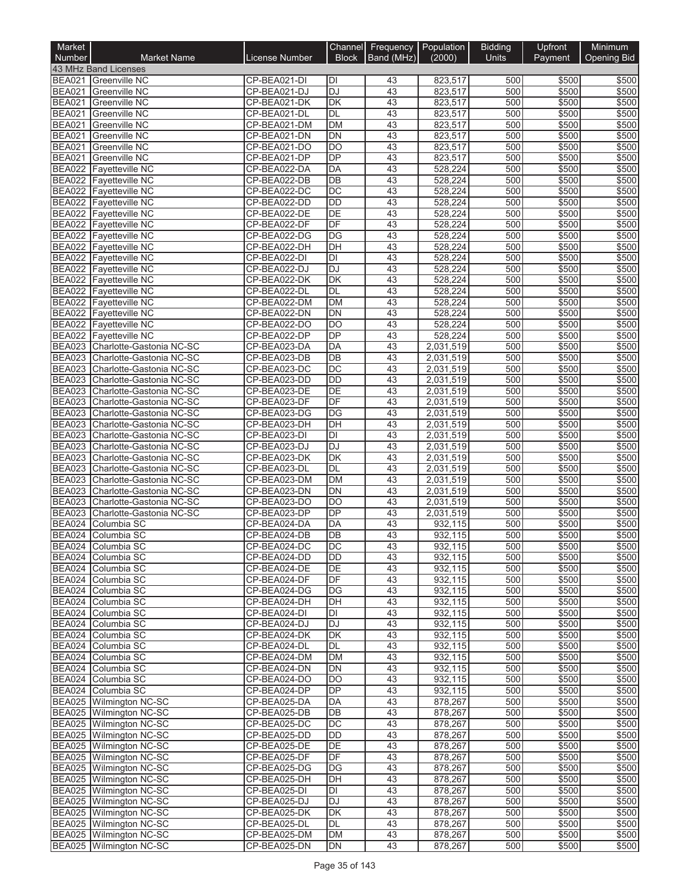| Market Number | Market Name | License Number | Channel Block | Frequency Band (MHz) | Population (2000) | Bidding Units | Upfront Payment | Minimum Opening Bid |
|---|---|---|---|---|---|---|---|---|
| 43 MHz Band Licenses | | | | | | | | |
| BEA021 | Greenville NC | CP-BEA021-DI | DI | 43 | 823,517 | 500 | $500 | $500 |
| BEA021 | Greenville NC | CP-BEA021-DJ | DJ | 43 | 823,517 | 500 | $500 | $500 |
| BEA021 | Greenville NC | CP-BEA021-DK | DK | 43 | 823,517 | 500 | $500 | $500 |
| BEA021 | Greenville NC | CP-BEA021-DL | DL | 43 | 823,517 | 500 | $500 | $500 |
| BEA021 | Greenville NC | CP-BEA021-DM | DM | 43 | 823,517 | 500 | $500 | $500 |
| BEA021 | Greenville NC | CP-BEA021-DN | DN | 43 | 823,517 | 500 | $500 | $500 |
| BEA021 | Greenville NC | CP-BEA021-DO | DO | 43 | 823,517 | 500 | $500 | $500 |
| BEA021 | Greenville NC | CP-BEA021-DP | DP | 43 | 823,517 | 500 | $500 | $500 |
| BEA022 | Fayetteville NC | CP-BEA022-DA | DA | 43 | 528,224 | 500 | $500 | $500 |
| BEA022 | Fayetteville NC | CP-BEA022-DB | DB | 43 | 528,224 | 500 | $500 | $500 |
| BEA022 | Fayetteville NC | CP-BEA022-DC | DC | 43 | 528,224 | 500 | $500 | $500 |
| BEA022 | Fayetteville NC | CP-BEA022-DD | DD | 43 | 528,224 | 500 | $500 | $500 |
| BEA022 | Fayetteville NC | CP-BEA022-DE | DE | 43 | 528,224 | 500 | $500 | $500 |
| BEA022 | Fayetteville NC | CP-BEA022-DF | DF | 43 | 528,224 | 500 | $500 | $500 |
| BEA022 | Fayetteville NC | CP-BEA022-DG | DG | 43 | 528,224 | 500 | $500 | $500 |
| BEA022 | Fayetteville NC | CP-BEA022-DH | DH | 43 | 528,224 | 500 | $500 | $500 |
| BEA022 | Fayetteville NC | CP-BEA022-DI | DI | 43 | 528,224 | 500 | $500 | $500 |
| BEA022 | Fayetteville NC | CP-BEA022-DJ | DJ | 43 | 528,224 | 500 | $500 | $500 |
| BEA022 | Fayetteville NC | CP-BEA022-DK | DK | 43 | 528,224 | 500 | $500 | $500 |
| BEA022 | Fayetteville NC | CP-BEA022-DL | DL | 43 | 528,224 | 500 | $500 | $500 |
| BEA022 | Fayetteville NC | CP-BEA022-DM | DM | 43 | 528,224 | 500 | $500 | $500 |
| BEA022 | Fayetteville NC | CP-BEA022-DN | DN | 43 | 528,224 | 500 | $500 | $500 |
| BEA022 | Fayetteville NC | CP-BEA022-DO | DO | 43 | 528,224 | 500 | $500 | $500 |
| BEA022 | Fayetteville NC | CP-BEA022-DP | DP | 43 | 528,224 | 500 | $500 | $500 |
| BEA023 | Charlotte-Gastonia NC-SC | CP-BEA023-DA | DA | 43 | 2,031,519 | 500 | $500 | $500 |
| BEA023 | Charlotte-Gastonia NC-SC | CP-BEA023-DB | DB | 43 | 2,031,519 | 500 | $500 | $500 |
| BEA023 | Charlotte-Gastonia NC-SC | CP-BEA023-DC | DC | 43 | 2,031,519 | 500 | $500 | $500 |
| BEA023 | Charlotte-Gastonia NC-SC | CP-BEA023-DD | DD | 43 | 2,031,519 | 500 | $500 | $500 |
| BEA023 | Charlotte-Gastonia NC-SC | CP-BEA023-DE | DE | 43 | 2,031,519 | 500 | $500 | $500 |
| BEA023 | Charlotte-Gastonia NC-SC | CP-BEA023-DF | DF | 43 | 2,031,519 | 500 | $500 | $500 |
| BEA023 | Charlotte-Gastonia NC-SC | CP-BEA023-DG | DG | 43 | 2,031,519 | 500 | $500 | $500 |
| BEA023 | Charlotte-Gastonia NC-SC | CP-BEA023-DH | DH | 43 | 2,031,519 | 500 | $500 | $500 |
| BEA023 | Charlotte-Gastonia NC-SC | CP-BEA023-DI | DI | 43 | 2,031,519 | 500 | $500 | $500 |
| BEA023 | Charlotte-Gastonia NC-SC | CP-BEA023-DJ | DJ | 43 | 2,031,519 | 500 | $500 | $500 |
| BEA023 | Charlotte-Gastonia NC-SC | CP-BEA023-DK | DK | 43 | 2,031,519 | 500 | $500 | $500 |
| BEA023 | Charlotte-Gastonia NC-SC | CP-BEA023-DL | DL | 43 | 2,031,519 | 500 | $500 | $500 |
| BEA023 | Charlotte-Gastonia NC-SC | CP-BEA023-DM | DM | 43 | 2,031,519 | 500 | $500 | $500 |
| BEA023 | Charlotte-Gastonia NC-SC | CP-BEA023-DN | DN | 43 | 2,031,519 | 500 | $500 | $500 |
| BEA023 | Charlotte-Gastonia NC-SC | CP-BEA023-DO | DO | 43 | 2,031,519 | 500 | $500 | $500 |
| BEA023 | Charlotte-Gastonia NC-SC | CP-BEA023-DP | DP | 43 | 2,031,519 | 500 | $500 | $500 |
| BEA024 | Columbia SC | CP-BEA024-DA | DA | 43 | 932,115 | 500 | $500 | $500 |
| BEA024 | Columbia SC | CP-BEA024-DB | DB | 43 | 932,115 | 500 | $500 | $500 |
| BEA024 | Columbia SC | CP-BEA024-DC | DC | 43 | 932,115 | 500 | $500 | $500 |
| BEA024 | Columbia SC | CP-BEA024-DD | DD | 43 | 932,115 | 500 | $500 | $500 |
| BEA024 | Columbia SC | CP-BEA024-DE | DE | 43 | 932,115 | 500 | $500 | $500 |
| BEA024 | Columbia SC | CP-BEA024-DF | DF | 43 | 932,115 | 500 | $500 | $500 |
| BEA024 | Columbia SC | CP-BEA024-DG | DG | 43 | 932,115 | 500 | $500 | $500 |
| BEA024 | Columbia SC | CP-BEA024-DH | DH | 43 | 932,115 | 500 | $500 | $500 |
| BEA024 | Columbia SC | CP-BEA024-DI | DI | 43 | 932,115 | 500 | $500 | $500 |
| BEA024 | Columbia SC | CP-BEA024-DJ | DJ | 43 | 932,115 | 500 | $500 | $500 |
| BEA024 | Columbia SC | CP-BEA024-DK | DK | 43 | 932,115 | 500 | $500 | $500 |
| BEA024 | Columbia SC | CP-BEA024-DL | DL | 43 | 932,115 | 500 | $500 | $500 |
| BEA024 | Columbia SC | CP-BEA024-DM | DM | 43 | 932,115 | 500 | $500 | $500 |
| BEA024 | Columbia SC | CP-BEA024-DN | DN | 43 | 932,115 | 500 | $500 | $500 |
| BEA024 | Columbia SC | CP-BEA024-DO | DO | 43 | 932,115 | 500 | $500 | $500 |
| BEA024 | Columbia SC | CP-BEA024-DP | DP | 43 | 932,115 | 500 | $500 | $500 |
| BEA025 | Wilmington NC-SC | CP-BEA025-DA | DA | 43 | 878,267 | 500 | $500 | $500 |
| BEA025 | Wilmington NC-SC | CP-BEA025-DB | DB | 43 | 878,267 | 500 | $500 | $500 |
| BEA025 | Wilmington NC-SC | CP-BEA025-DC | DC | 43 | 878,267 | 500 | $500 | $500 |
| BEA025 | Wilmington NC-SC | CP-BEA025-DD | DD | 43 | 878,267 | 500 | $500 | $500 |
| BEA025 | Wilmington NC-SC | CP-BEA025-DE | DE | 43 | 878,267 | 500 | $500 | $500 |
| BEA025 | Wilmington NC-SC | CP-BEA025-DF | DF | 43 | 878,267 | 500 | $500 | $500 |
| BEA025 | Wilmington NC-SC | CP-BEA025-DG | DG | 43 | 878,267 | 500 | $500 | $500 |
| BEA025 | Wilmington NC-SC | CP-BEA025-DH | DH | 43 | 878,267 | 500 | $500 | $500 |
| BEA025 | Wilmington NC-SC | CP-BEA025-DI | DI | 43 | 878,267 | 500 | $500 | $500 |
| BEA025 | Wilmington NC-SC | CP-BEA025-DJ | DJ | 43 | 878,267 | 500 | $500 | $500 |
| BEA025 | Wilmington NC-SC | CP-BEA025-DK | DK | 43 | 878,267 | 500 | $500 | $500 |
| BEA025 | Wilmington NC-SC | CP-BEA025-DL | DL | 43 | 878,267 | 500 | $500 | $500 |
| BEA025 | Wilmington NC-SC | CP-BEA025-DM | DM | 43 | 878,267 | 500 | $500 | $500 |
| BEA025 | Wilmington NC-SC | CP-BEA025-DN | DN | 43 | 878,267 | 500 | $500 | $500 |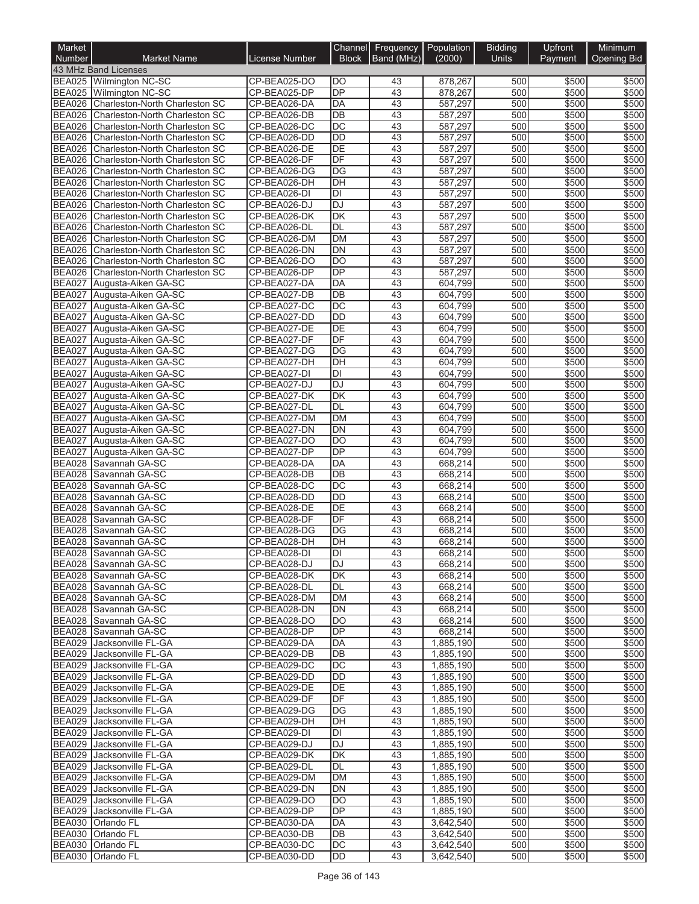| Market Number | Market Name | License Number | Channel Block | Frequency Band (MHz) | Population (2000) | Bidding Units | Upfront Payment | Minimum Opening Bid |
|---|---|---|---|---|---|---|---|---|
| 43 MHz Band Licenses | | | | | | | | |
| BEA025 | Wilmington NC-SC | CP-BEA025-DO | DO | 43 | 878,267 | 500 | $500 | $500 |
| BEA025 | Wilmington NC-SC | CP-BEA025-DP | DP | 43 | 878,267 | 500 | $500 | $500 |
| BEA026 | Charleston-North Charleston SC | CP-BEA026-DA | DA | 43 | 587,297 | 500 | $500 | $500 |
| BEA026 | Charleston-North Charleston SC | CP-BEA026-DB | DB | 43 | 587,297 | 500 | $500 | $500 |
| BEA026 | Charleston-North Charleston SC | CP-BEA026-DC | DC | 43 | 587,297 | 500 | $500 | $500 |
| BEA026 | Charleston-North Charleston SC | CP-BEA026-DD | DD | 43 | 587,297 | 500 | $500 | $500 |
| BEA026 | Charleston-North Charleston SC | CP-BEA026-DE | DE | 43 | 587,297 | 500 | $500 | $500 |
| BEA026 | Charleston-North Charleston SC | CP-BEA026-DF | DF | 43 | 587,297 | 500 | $500 | $500 |
| BEA026 | Charleston-North Charleston SC | CP-BEA026-DG | DG | 43 | 587,297 | 500 | $500 | $500 |
| BEA026 | Charleston-North Charleston SC | CP-BEA026-DH | DH | 43 | 587,297 | 500 | $500 | $500 |
| BEA026 | Charleston-North Charleston SC | CP-BEA026-DI | DI | 43 | 587,297 | 500 | $500 | $500 |
| BEA026 | Charleston-North Charleston SC | CP-BEA026-DJ | DJ | 43 | 587,297 | 500 | $500 | $500 |
| BEA026 | Charleston-North Charleston SC | CP-BEA026-DK | DK | 43 | 587,297 | 500 | $500 | $500 |
| BEA026 | Charleston-North Charleston SC | CP-BEA026-DL | DL | 43 | 587,297 | 500 | $500 | $500 |
| BEA026 | Charleston-North Charleston SC | CP-BEA026-DM | DM | 43 | 587,297 | 500 | $500 | $500 |
| BEA026 | Charleston-North Charleston SC | CP-BEA026-DN | DN | 43 | 587,297 | 500 | $500 | $500 |
| BEA026 | Charleston-North Charleston SC | CP-BEA026-DO | DO | 43 | 587,297 | 500 | $500 | $500 |
| BEA026 | Charleston-North Charleston SC | CP-BEA026-DP | DP | 43 | 587,297 | 500 | $500 | $500 |
| BEA027 | Augusta-Aiken GA-SC | CP-BEA027-DA | DA | 43 | 604,799 | 500 | $500 | $500 |
| BEA027 | Augusta-Aiken GA-SC | CP-BEA027-DB | DB | 43 | 604,799 | 500 | $500 | $500 |
| BEA027 | Augusta-Aiken GA-SC | CP-BEA027-DC | DC | 43 | 604,799 | 500 | $500 | $500 |
| BEA027 | Augusta-Aiken GA-SC | CP-BEA027-DD | DD | 43 | 604,799 | 500 | $500 | $500 |
| BEA027 | Augusta-Aiken GA-SC | CP-BEA027-DE | DE | 43 | 604,799 | 500 | $500 | $500 |
| BEA027 | Augusta-Aiken GA-SC | CP-BEA027-DF | DF | 43 | 604,799 | 500 | $500 | $500 |
| BEA027 | Augusta-Aiken GA-SC | CP-BEA027-DG | DG | 43 | 604,799 | 500 | $500 | $500 |
| BEA027 | Augusta-Aiken GA-SC | CP-BEA027-DH | DH | 43 | 604,799 | 500 | $500 | $500 |
| BEA027 | Augusta-Aiken GA-SC | CP-BEA027-DI | DI | 43 | 604,799 | 500 | $500 | $500 |
| BEA027 | Augusta-Aiken GA-SC | CP-BEA027-DJ | DJ | 43 | 604,799 | 500 | $500 | $500 |
| BEA027 | Augusta-Aiken GA-SC | CP-BEA027-DK | DK | 43 | 604,799 | 500 | $500 | $500 |
| BEA027 | Augusta-Aiken GA-SC | CP-BEA027-DL | DL | 43 | 604,799 | 500 | $500 | $500 |
| BEA027 | Augusta-Aiken GA-SC | CP-BEA027-DM | DM | 43 | 604,799 | 500 | $500 | $500 |
| BEA027 | Augusta-Aiken GA-SC | CP-BEA027-DN | DN | 43 | 604,799 | 500 | $500 | $500 |
| BEA027 | Augusta-Aiken GA-SC | CP-BEA027-DO | DO | 43 | 604,799 | 500 | $500 | $500 |
| BEA027 | Augusta-Aiken GA-SC | CP-BEA027-DP | DP | 43 | 604,799 | 500 | $500 | $500 |
| BEA028 | Savannah GA-SC | CP-BEA028-DA | DA | 43 | 668,214 | 500 | $500 | $500 |
| BEA028 | Savannah GA-SC | CP-BEA028-DB | DB | 43 | 668,214 | 500 | $500 | $500 |
| BEA028 | Savannah GA-SC | CP-BEA028-DC | DC | 43 | 668,214 | 500 | $500 | $500 |
| BEA028 | Savannah GA-SC | CP-BEA028-DD | DD | 43 | 668,214 | 500 | $500 | $500 |
| BEA028 | Savannah GA-SC | CP-BEA028-DE | DE | 43 | 668,214 | 500 | $500 | $500 |
| BEA028 | Savannah GA-SC | CP-BEA028-DF | DF | 43 | 668,214 | 500 | $500 | $500 |
| BEA028 | Savannah GA-SC | CP-BEA028-DG | DG | 43 | 668,214 | 500 | $500 | $500 |
| BEA028 | Savannah GA-SC | CP-BEA028-DH | DH | 43 | 668,214 | 500 | $500 | $500 |
| BEA028 | Savannah GA-SC | CP-BEA028-DI | DI | 43 | 668,214 | 500 | $500 | $500 |
| BEA028 | Savannah GA-SC | CP-BEA028-DJ | DJ | 43 | 668,214 | 500 | $500 | $500 |
| BEA028 | Savannah GA-SC | CP-BEA028-DK | DK | 43 | 668,214 | 500 | $500 | $500 |
| BEA028 | Savannah GA-SC | CP-BEA028-DL | DL | 43 | 668,214 | 500 | $500 | $500 |
| BEA028 | Savannah GA-SC | CP-BEA028-DM | DM | 43 | 668,214 | 500 | $500 | $500 |
| BEA028 | Savannah GA-SC | CP-BEA028-DN | DN | 43 | 668,214 | 500 | $500 | $500 |
| BEA028 | Savannah GA-SC | CP-BEA028-DO | DO | 43 | 668,214 | 500 | $500 | $500 |
| BEA028 | Savannah GA-SC | CP-BEA028-DP | DP | 43 | 668,214 | 500 | $500 | $500 |
| BEA029 | Jacksonville FL-GA | CP-BEA029-DA | DA | 43 | 1,885,190 | 500 | $500 | $500 |
| BEA029 | Jacksonville FL-GA | CP-BEA029-DB | DB | 43 | 1,885,190 | 500 | $500 | $500 |
| BEA029 | Jacksonville FL-GA | CP-BEA029-DC | DC | 43 | 1,885,190 | 500 | $500 | $500 |
| BEA029 | Jacksonville FL-GA | CP-BEA029-DD | DD | 43 | 1,885,190 | 500 | $500 | $500 |
| BEA029 | Jacksonville FL-GA | CP-BEA029-DE | DE | 43 | 1,885,190 | 500 | $500 | $500 |
| BEA029 | Jacksonville FL-GA | CP-BEA029-DF | DF | 43 | 1,885,190 | 500 | $500 | $500 |
| BEA029 | Jacksonville FL-GA | CP-BEA029-DG | DG | 43 | 1,885,190 | 500 | $500 | $500 |
| BEA029 | Jacksonville FL-GA | CP-BEA029-DH | DH | 43 | 1,885,190 | 500 | $500 | $500 |
| BEA029 | Jacksonville FL-GA | CP-BEA029-DI | DI | 43 | 1,885,190 | 500 | $500 | $500 |
| BEA029 | Jacksonville FL-GA | CP-BEA029-DJ | DJ | 43 | 1,885,190 | 500 | $500 | $500 |
| BEA029 | Jacksonville FL-GA | CP-BEA029-DK | DK | 43 | 1,885,190 | 500 | $500 | $500 |
| BEA029 | Jacksonville FL-GA | CP-BEA029-DL | DL | 43 | 1,885,190 | 500 | $500 | $500 |
| BEA029 | Jacksonville FL-GA | CP-BEA029-DM | DM | 43 | 1,885,190 | 500 | $500 | $500 |
| BEA029 | Jacksonville FL-GA | CP-BEA029-DN | DN | 43 | 1,885,190 | 500 | $500 | $500 |
| BEA029 | Jacksonville FL-GA | CP-BEA029-DO | DO | 43 | 1,885,190 | 500 | $500 | $500 |
| BEA029 | Jacksonville FL-GA | CP-BEA029-DP | DP | 43 | 1,885,190 | 500 | $500 | $500 |
| BEA030 | Orlando FL | CP-BEA030-DA | DA | 43 | 3,642,540 | 500 | $500 | $500 |
| BEA030 | Orlando FL | CP-BEA030-DB | DB | 43 | 3,642,540 | 500 | $500 | $500 |
| BEA030 | Orlando FL | CP-BEA030-DC | DC | 43 | 3,642,540 | 500 | $500 | $500 |
| BEA030 | Orlando FL | CP-BEA030-DD | DD | 43 | 3,642,540 | 500 | $500 | $500 |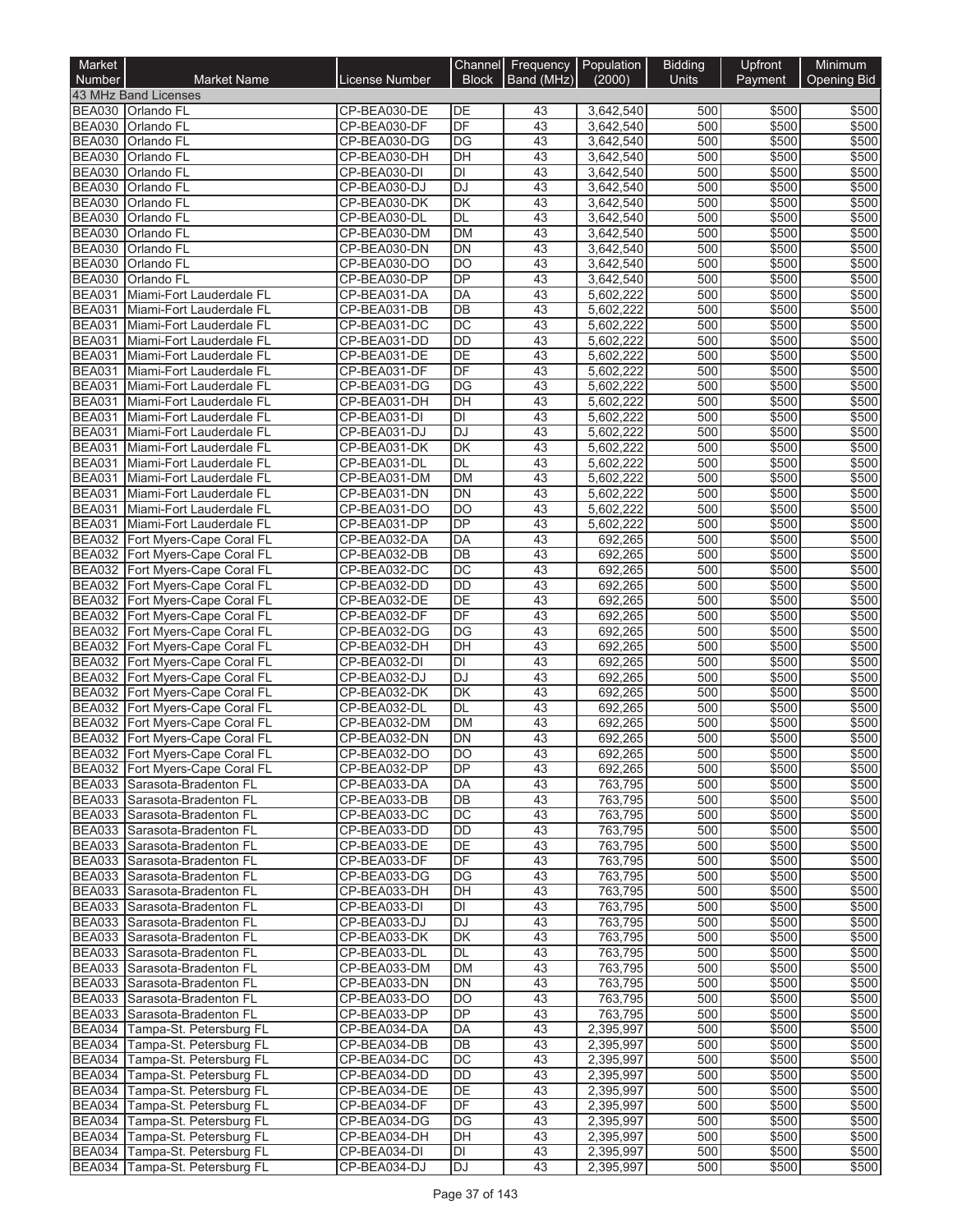| Market Number | Market Name | License Number | Channel Block | Frequency Band (MHz) | Population (2000) | Bidding Units | Upfront Payment | Minimum Opening Bid |
|---|---|---|---|---|---|---|---|---|
| 43 MHz Band Licenses | | | | | | | | |
| BEA030 | Orlando FL | CP-BEA030-DE | DE | 43 | 3,642,540 | 500 | $500 | $500 |
| BEA030 | Orlando FL | CP-BEA030-DF | DF | 43 | 3,642,540 | 500 | $500 | $500 |
| BEA030 | Orlando FL | CP-BEA030-DG | DG | 43 | 3,642,540 | 500 | $500 | $500 |
| BEA030 | Orlando FL | CP-BEA030-DH | DH | 43 | 3,642,540 | 500 | $500 | $500 |
| BEA030 | Orlando FL | CP-BEA030-DI | DI | 43 | 3,642,540 | 500 | $500 | $500 |
| BEA030 | Orlando FL | CP-BEA030-DJ | DJ | 43 | 3,642,540 | 500 | $500 | $500 |
| BEA030 | Orlando FL | CP-BEA030-DK | DK | 43 | 3,642,540 | 500 | $500 | $500 |
| BEA030 | Orlando FL | CP-BEA030-DL | DL | 43 | 3,642,540 | 500 | $500 | $500 |
| BEA030 | Orlando FL | CP-BEA030-DM | DM | 43 | 3,642,540 | 500 | $500 | $500 |
| BEA030 | Orlando FL | CP-BEA030-DN | DN | 43 | 3,642,540 | 500 | $500 | $500 |
| BEA030 | Orlando FL | CP-BEA030-DO | DO | 43 | 3,642,540 | 500 | $500 | $500 |
| BEA030 | Orlando FL | CP-BEA030-DP | DP | 43 | 3,642,540 | 500 | $500 | $500 |
| BEA031 | Miami-Fort Lauderdale FL | CP-BEA031-DA | DA | 43 | 5,602,222 | 500 | $500 | $500 |
| BEA031 | Miami-Fort Lauderdale FL | CP-BEA031-DB | DB | 43 | 5,602,222 | 500 | $500 | $500 |
| BEA031 | Miami-Fort Lauderdale FL | CP-BEA031-DC | DC | 43 | 5,602,222 | 500 | $500 | $500 |
| BEA031 | Miami-Fort Lauderdale FL | CP-BEA031-DD | DD | 43 | 5,602,222 | 500 | $500 | $500 |
| BEA031 | Miami-Fort Lauderdale FL | CP-BEA031-DE | DE | 43 | 5,602,222 | 500 | $500 | $500 |
| BEA031 | Miami-Fort Lauderdale FL | CP-BEA031-DF | DF | 43 | 5,602,222 | 500 | $500 | $500 |
| BEA031 | Miami-Fort Lauderdale FL | CP-BEA031-DG | DG | 43 | 5,602,222 | 500 | $500 | $500 |
| BEA031 | Miami-Fort Lauderdale FL | CP-BEA031-DH | DH | 43 | 5,602,222 | 500 | $500 | $500 |
| BEA031 | Miami-Fort Lauderdale FL | CP-BEA031-DI | DI | 43 | 5,602,222 | 500 | $500 | $500 |
| BEA031 | Miami-Fort Lauderdale FL | CP-BEA031-DJ | DJ | 43 | 5,602,222 | 500 | $500 | $500 |
| BEA031 | Miami-Fort Lauderdale FL | CP-BEA031-DK | DK | 43 | 5,602,222 | 500 | $500 | $500 |
| BEA031 | Miami-Fort Lauderdale FL | CP-BEA031-DL | DL | 43 | 5,602,222 | 500 | $500 | $500 |
| BEA031 | Miami-Fort Lauderdale FL | CP-BEA031-DM | DM | 43 | 5,602,222 | 500 | $500 | $500 |
| BEA031 | Miami-Fort Lauderdale FL | CP-BEA031-DN | DN | 43 | 5,602,222 | 500 | $500 | $500 |
| BEA031 | Miami-Fort Lauderdale FL | CP-BEA031-DO | DO | 43 | 5,602,222 | 500 | $500 | $500 |
| BEA031 | Miami-Fort Lauderdale FL | CP-BEA031-DP | DP | 43 | 5,602,222 | 500 | $500 | $500 |
| BEA032 | Fort Myers-Cape Coral FL | CP-BEA032-DA | DA | 43 | 692,265 | 500 | $500 | $500 |
| BEA032 | Fort Myers-Cape Coral FL | CP-BEA032-DB | DB | 43 | 692,265 | 500 | $500 | $500 |
| BEA032 | Fort Myers-Cape Coral FL | CP-BEA032-DC | DC | 43 | 692,265 | 500 | $500 | $500 |
| BEA032 | Fort Myers-Cape Coral FL | CP-BEA032-DD | DD | 43 | 692,265 | 500 | $500 | $500 |
| BEA032 | Fort Myers-Cape Coral FL | CP-BEA032-DE | DE | 43 | 692,265 | 500 | $500 | $500 |
| BEA032 | Fort Myers-Cape Coral FL | CP-BEA032-DF | DF | 43 | 692,265 | 500 | $500 | $500 |
| BEA032 | Fort Myers-Cape Coral FL | CP-BEA032-DG | DG | 43 | 692,265 | 500 | $500 | $500 |
| BEA032 | Fort Myers-Cape Coral FL | CP-BEA032-DH | DH | 43 | 692,265 | 500 | $500 | $500 |
| BEA032 | Fort Myers-Cape Coral FL | CP-BEA032-DI | DI | 43 | 692,265 | 500 | $500 | $500 |
| BEA032 | Fort Myers-Cape Coral FL | CP-BEA032-DJ | DJ | 43 | 692,265 | 500 | $500 | $500 |
| BEA032 | Fort Myers-Cape Coral FL | CP-BEA032-DK | DK | 43 | 692,265 | 500 | $500 | $500 |
| BEA032 | Fort Myers-Cape Coral FL | CP-BEA032-DL | DL | 43 | 692,265 | 500 | $500 | $500 |
| BEA032 | Fort Myers-Cape Coral FL | CP-BEA032-DM | DM | 43 | 692,265 | 500 | $500 | $500 |
| BEA032 | Fort Myers-Cape Coral FL | CP-BEA032-DN | DN | 43 | 692,265 | 500 | $500 | $500 |
| BEA032 | Fort Myers-Cape Coral FL | CP-BEA032-DO | DO | 43 | 692,265 | 500 | $500 | $500 |
| BEA032 | Fort Myers-Cape Coral FL | CP-BEA032-DP | DP | 43 | 692,265 | 500 | $500 | $500 |
| BEA033 | Sarasota-Bradenton FL | CP-BEA033-DA | DA | 43 | 763,795 | 500 | $500 | $500 |
| BEA033 | Sarasota-Bradenton FL | CP-BEA033-DB | DB | 43 | 763,795 | 500 | $500 | $500 |
| BEA033 | Sarasota-Bradenton FL | CP-BEA033-DC | DC | 43 | 763,795 | 500 | $500 | $500 |
| BEA033 | Sarasota-Bradenton FL | CP-BEA033-DD | DD | 43 | 763,795 | 500 | $500 | $500 |
| BEA033 | Sarasota-Bradenton FL | CP-BEA033-DE | DE | 43 | 763,795 | 500 | $500 | $500 |
| BEA033 | Sarasota-Bradenton FL | CP-BEA033-DF | DF | 43 | 763,795 | 500 | $500 | $500 |
| BEA033 | Sarasota-Bradenton FL | CP-BEA033-DG | DG | 43 | 763,795 | 500 | $500 | $500 |
| BEA033 | Sarasota-Bradenton FL | CP-BEA033-DH | DH | 43 | 763,795 | 500 | $500 | $500 |
| BEA033 | Sarasota-Bradenton FL | CP-BEA033-DI | DI | 43 | 763,795 | 500 | $500 | $500 |
| BEA033 | Sarasota-Bradenton FL | CP-BEA033-DJ | DJ | 43 | 763,795 | 500 | $500 | $500 |
| BEA033 | Sarasota-Bradenton FL | CP-BEA033-DK | DK | 43 | 763,795 | 500 | $500 | $500 |
| BEA033 | Sarasota-Bradenton FL | CP-BEA033-DL | DL | 43 | 763,795 | 500 | $500 | $500 |
| BEA033 | Sarasota-Bradenton FL | CP-BEA033-DM | DM | 43 | 763,795 | 500 | $500 | $500 |
| BEA033 | Sarasota-Bradenton FL | CP-BEA033-DN | DN | 43 | 763,795 | 500 | $500 | $500 |
| BEA033 | Sarasota-Bradenton FL | CP-BEA033-DO | DO | 43 | 763,795 | 500 | $500 | $500 |
| BEA033 | Sarasota-Bradenton FL | CP-BEA033-DP | DP | 43 | 763,795 | 500 | $500 | $500 |
| BEA034 | Tampa-St. Petersburg FL | CP-BEA034-DA | DA | 43 | 2,395,997 | 500 | $500 | $500 |
| BEA034 | Tampa-St. Petersburg FL | CP-BEA034-DB | DB | 43 | 2,395,997 | 500 | $500 | $500 |
| BEA034 | Tampa-St. Petersburg FL | CP-BEA034-DC | DC | 43 | 2,395,997 | 500 | $500 | $500 |
| BEA034 | Tampa-St. Petersburg FL | CP-BEA034-DD | DD | 43 | 2,395,997 | 500 | $500 | $500 |
| BEA034 | Tampa-St. Petersburg FL | CP-BEA034-DE | DE | 43 | 2,395,997 | 500 | $500 | $500 |
| BEA034 | Tampa-St. Petersburg FL | CP-BEA034-DF | DF | 43 | 2,395,997 | 500 | $500 | $500 |
| BEA034 | Tampa-St. Petersburg FL | CP-BEA034-DG | DG | 43 | 2,395,997 | 500 | $500 | $500 |
| BEA034 | Tampa-St. Petersburg FL | CP-BEA034-DH | DH | 43 | 2,395,997 | 500 | $500 | $500 |
| BEA034 | Tampa-St. Petersburg FL | CP-BEA034-DI | DI | 43 | 2,395,997 | 500 | $500 | $500 |
| BEA034 | Tampa-St. Petersburg FL | CP-BEA034-DJ | DJ | 43 | 2,395,997 | 500 | $500 | $500 |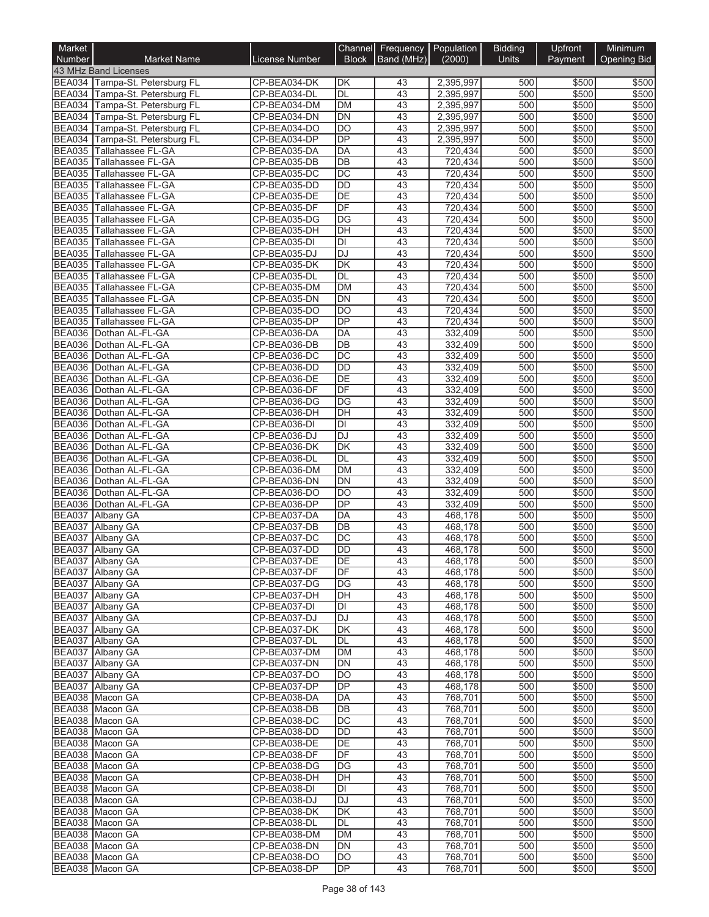| Market Number | Market Name | License Number | Channel Block | Frequency Band (MHz) | Population (2000) | Bidding Units | Upfront Payment | Minimum Opening Bid |
|---|---|---|---|---|---|---|---|---|
| 43 MHz Band Licenses | | | | | | | | |
| BEA034 | Tampa-St. Petersburg FL | CP-BEA034-DK | DK | 43 | 2,395,997 | 500 | $500 | $500 |
| BEA034 | Tampa-St. Petersburg FL | CP-BEA034-DL | DL | 43 | 2,395,997 | 500 | $500 | $500 |
| BEA034 | Tampa-St. Petersburg FL | CP-BEA034-DM | DM | 43 | 2,395,997 | 500 | $500 | $500 |
| BEA034 | Tampa-St. Petersburg FL | CP-BEA034-DN | DN | 43 | 2,395,997 | 500 | $500 | $500 |
| BEA034 | Tampa-St. Petersburg FL | CP-BEA034-DO | DO | 43 | 2,395,997 | 500 | $500 | $500 |
| BEA034 | Tampa-St. Petersburg FL | CP-BEA034-DP | DP | 43 | 2,395,997 | 500 | $500 | $500 |
| BEA035 | Tallahassee FL-GA | CP-BEA035-DA | DA | 43 | 720,434 | 500 | $500 | $500 |
| BEA035 | Tallahassee FL-GA | CP-BEA035-DB | DB | 43 | 720,434 | 500 | $500 | $500 |
| BEA035 | Tallahassee FL-GA | CP-BEA035-DC | DC | 43 | 720,434 | 500 | $500 | $500 |
| BEA035 | Tallahassee FL-GA | CP-BEA035-DD | DD | 43 | 720,434 | 500 | $500 | $500 |
| BEA035 | Tallahassee FL-GA | CP-BEA035-DE | DE | 43 | 720,434 | 500 | $500 | $500 |
| BEA035 | Tallahassee FL-GA | CP-BEA035-DF | DF | 43 | 720,434 | 500 | $500 | $500 |
| BEA035 | Tallahassee FL-GA | CP-BEA035-DG | DG | 43 | 720,434 | 500 | $500 | $500 |
| BEA035 | Tallahassee FL-GA | CP-BEA035-DH | DH | 43 | 720,434 | 500 | $500 | $500 |
| BEA035 | Tallahassee FL-GA | CP-BEA035-DI | DI | 43 | 720,434 | 500 | $500 | $500 |
| BEA035 | Tallahassee FL-GA | CP-BEA035-DJ | DJ | 43 | 720,434 | 500 | $500 | $500 |
| BEA035 | Tallahassee FL-GA | CP-BEA035-DK | DK | 43 | 720,434 | 500 | $500 | $500 |
| BEA035 | Tallahassee FL-GA | CP-BEA035-DL | DL | 43 | 720,434 | 500 | $500 | $500 |
| BEA035 | Tallahassee FL-GA | CP-BEA035-DM | DM | 43 | 720,434 | 500 | $500 | $500 |
| BEA035 | Tallahassee FL-GA | CP-BEA035-DN | DN | 43 | 720,434 | 500 | $500 | $500 |
| BEA035 | Tallahassee FL-GA | CP-BEA035-DO | DO | 43 | 720,434 | 500 | $500 | $500 |
| BEA035 | Tallahassee FL-GA | CP-BEA035-DP | DP | 43 | 720,434 | 500 | $500 | $500 |
| BEA036 | Dothan AL-FL-GA | CP-BEA036-DA | DA | 43 | 332,409 | 500 | $500 | $500 |
| BEA036 | Dothan AL-FL-GA | CP-BEA036-DB | DB | 43 | 332,409 | 500 | $500 | $500 |
| BEA036 | Dothan AL-FL-GA | CP-BEA036-DC | DC | 43 | 332,409 | 500 | $500 | $500 |
| BEA036 | Dothan AL-FL-GA | CP-BEA036-DD | DD | 43 | 332,409 | 500 | $500 | $500 |
| BEA036 | Dothan AL-FL-GA | CP-BEA036-DE | DE | 43 | 332,409 | 500 | $500 | $500 |
| BEA036 | Dothan AL-FL-GA | CP-BEA036-DF | DF | 43 | 332,409 | 500 | $500 | $500 |
| BEA036 | Dothan AL-FL-GA | CP-BEA036-DG | DG | 43 | 332,409 | 500 | $500 | $500 |
| BEA036 | Dothan AL-FL-GA | CP-BEA036-DH | DH | 43 | 332,409 | 500 | $500 | $500 |
| BEA036 | Dothan AL-FL-GA | CP-BEA036-DI | DI | 43 | 332,409 | 500 | $500 | $500 |
| BEA036 | Dothan AL-FL-GA | CP-BEA036-DJ | DJ | 43 | 332,409 | 500 | $500 | $500 |
| BEA036 | Dothan AL-FL-GA | CP-BEA036-DK | DK | 43 | 332,409 | 500 | $500 | $500 |
| BEA036 | Dothan AL-FL-GA | CP-BEA036-DL | DL | 43 | 332,409 | 500 | $500 | $500 |
| BEA036 | Dothan AL-FL-GA | CP-BEA036-DM | DM | 43 | 332,409 | 500 | $500 | $500 |
| BEA036 | Dothan AL-FL-GA | CP-BEA036-DN | DN | 43 | 332,409 | 500 | $500 | $500 |
| BEA036 | Dothan AL-FL-GA | CP-BEA036-DO | DO | 43 | 332,409 | 500 | $500 | $500 |
| BEA036 | Dothan AL-FL-GA | CP-BEA036-DP | DP | 43 | 332,409 | 500 | $500 | $500 |
| BEA037 | Albany GA | CP-BEA037-DA | DA | 43 | 468,178 | 500 | $500 | $500 |
| BEA037 | Albany GA | CP-BEA037-DB | DB | 43 | 468,178 | 500 | $500 | $500 |
| BEA037 | Albany GA | CP-BEA037-DC | DC | 43 | 468,178 | 500 | $500 | $500 |
| BEA037 | Albany GA | CP-BEA037-DD | DD | 43 | 468,178 | 500 | $500 | $500 |
| BEA037 | Albany GA | CP-BEA037-DE | DE | 43 | 468,178 | 500 | $500 | $500 |
| BEA037 | Albany GA | CP-BEA037-DF | DF | 43 | 468,178 | 500 | $500 | $500 |
| BEA037 | Albany GA | CP-BEA037-DG | DG | 43 | 468,178 | 500 | $500 | $500 |
| BEA037 | Albany GA | CP-BEA037-DH | DH | 43 | 468,178 | 500 | $500 | $500 |
| BEA037 | Albany GA | CP-BEA037-DI | DI | 43 | 468,178 | 500 | $500 | $500 |
| BEA037 | Albany GA | CP-BEA037-DJ | DJ | 43 | 468,178 | 500 | $500 | $500 |
| BEA037 | Albany GA | CP-BEA037-DK | DK | 43 | 468,178 | 500 | $500 | $500 |
| BEA037 | Albany GA | CP-BEA037-DL | DL | 43 | 468,178 | 500 | $500 | $500 |
| BEA037 | Albany GA | CP-BEA037-DM | DM | 43 | 468,178 | 500 | $500 | $500 |
| BEA037 | Albany GA | CP-BEA037-DN | DN | 43 | 468,178 | 500 | $500 | $500 |
| BEA037 | Albany GA | CP-BEA037-DO | DO | 43 | 468,178 | 500 | $500 | $500 |
| BEA037 | Albany GA | CP-BEA037-DP | DP | 43 | 468,178 | 500 | $500 | $500 |
| BEA038 | Macon GA | CP-BEA038-DA | DA | 43 | 768,701 | 500 | $500 | $500 |
| BEA038 | Macon GA | CP-BEA038-DB | DB | 43 | 768,701 | 500 | $500 | $500 |
| BEA038 | Macon GA | CP-BEA038-DC | DC | 43 | 768,701 | 500 | $500 | $500 |
| BEA038 | Macon GA | CP-BEA038-DD | DD | 43 | 768,701 | 500 | $500 | $500 |
| BEA038 | Macon GA | CP-BEA038-DE | DE | 43 | 768,701 | 500 | $500 | $500 |
| BEA038 | Macon GA | CP-BEA038-DF | DF | 43 | 768,701 | 500 | $500 | $500 |
| BEA038 | Macon GA | CP-BEA038-DG | DG | 43 | 768,701 | 500 | $500 | $500 |
| BEA038 | Macon GA | CP-BEA038-DH | DH | 43 | 768,701 | 500 | $500 | $500 |
| BEA038 | Macon GA | CP-BEA038-DI | DI | 43 | 768,701 | 500 | $500 | $500 |
| BEA038 | Macon GA | CP-BEA038-DJ | DJ | 43 | 768,701 | 500 | $500 | $500 |
| BEA038 | Macon GA | CP-BEA038-DK | DK | 43 | 768,701 | 500 | $500 | $500 |
| BEA038 | Macon GA | CP-BEA038-DL | DL | 43 | 768,701 | 500 | $500 | $500 |
| BEA038 | Macon GA | CP-BEA038-DM | DM | 43 | 768,701 | 500 | $500 | $500 |
| BEA038 | Macon GA | CP-BEA038-DN | DN | 43 | 768,701 | 500 | $500 | $500 |
| BEA038 | Macon GA | CP-BEA038-DO | DO | 43 | 768,701 | 500 | $500 | $500 |
| BEA038 | Macon GA | CP-BEA038-DP | DP | 43 | 768,701 | 500 | $500 | $500 |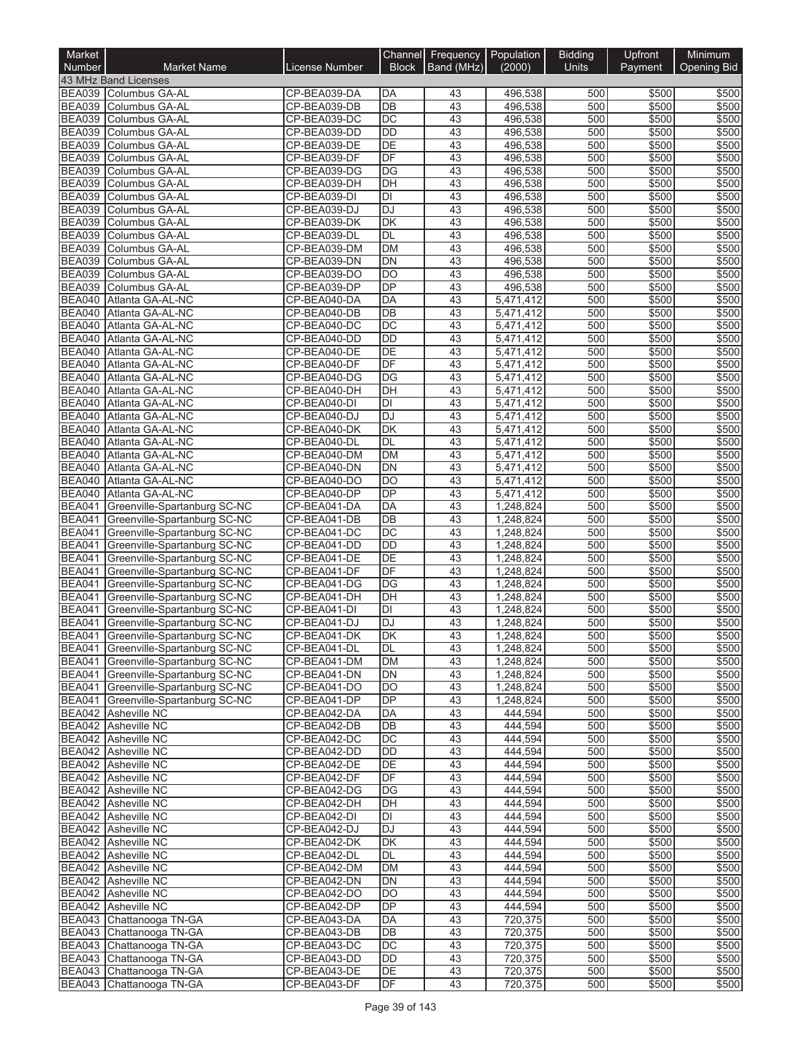| Market Number | Market Name | License Number | Channel Block | Frequency Band (MHz) | Population (2000) | Bidding Units | Upfront Payment | Minimum Opening Bid |
|---|---|---|---|---|---|---|---|---|
| 43 MHz Band Licenses | | | | | | | | |
| BEA039 | Columbus GA-AL | CP-BEA039-DA | DA | 43 | 496,538 | 500 | $500 | $500 |
| BEA039 | Columbus GA-AL | CP-BEA039-DB | DB | 43 | 496,538 | 500 | $500 | $500 |
| BEA039 | Columbus GA-AL | CP-BEA039-DC | DC | 43 | 496,538 | 500 | $500 | $500 |
| BEA039 | Columbus GA-AL | CP-BEA039-DD | DD | 43 | 496,538 | 500 | $500 | $500 |
| BEA039 | Columbus GA-AL | CP-BEA039-DE | DE | 43 | 496,538 | 500 | $500 | $500 |
| BEA039 | Columbus GA-AL | CP-BEA039-DF | DF | 43 | 496,538 | 500 | $500 | $500 |
| BEA039 | Columbus GA-AL | CP-BEA039-DG | DG | 43 | 496,538 | 500 | $500 | $500 |
| BEA039 | Columbus GA-AL | CP-BEA039-DH | DH | 43 | 496,538 | 500 | $500 | $500 |
| BEA039 | Columbus GA-AL | CP-BEA039-DI | DI | 43 | 496,538 | 500 | $500 | $500 |
| BEA039 | Columbus GA-AL | CP-BEA039-DJ | DJ | 43 | 496,538 | 500 | $500 | $500 |
| BEA039 | Columbus GA-AL | CP-BEA039-DK | DK | 43 | 496,538 | 500 | $500 | $500 |
| BEA039 | Columbus GA-AL | CP-BEA039-DL | DL | 43 | 496,538 | 500 | $500 | $500 |
| BEA039 | Columbus GA-AL | CP-BEA039-DM | DM | 43 | 496,538 | 500 | $500 | $500 |
| BEA039 | Columbus GA-AL | CP-BEA039-DN | DN | 43 | 496,538 | 500 | $500 | $500 |
| BEA039 | Columbus GA-AL | CP-BEA039-DO | DO | 43 | 496,538 | 500 | $500 | $500 |
| BEA039 | Columbus GA-AL | CP-BEA039-DP | DP | 43 | 496,538 | 500 | $500 | $500 |
| BEA040 | Atlanta GA-AL-NC | CP-BEA040-DA | DA | 43 | 5,471,412 | 500 | $500 | $500 |
| BEA040 | Atlanta GA-AL-NC | CP-BEA040-DB | DB | 43 | 5,471,412 | 500 | $500 | $500 |
| BEA040 | Atlanta GA-AL-NC | CP-BEA040-DC | DC | 43 | 5,471,412 | 500 | $500 | $500 |
| BEA040 | Atlanta GA-AL-NC | CP-BEA040-DD | DD | 43 | 5,471,412 | 500 | $500 | $500 |
| BEA040 | Atlanta GA-AL-NC | CP-BEA040-DE | DE | 43 | 5,471,412 | 500 | $500 | $500 |
| BEA040 | Atlanta GA-AL-NC | CP-BEA040-DF | DF | 43 | 5,471,412 | 500 | $500 | $500 |
| BEA040 | Atlanta GA-AL-NC | CP-BEA040-DG | DG | 43 | 5,471,412 | 500 | $500 | $500 |
| BEA040 | Atlanta GA-AL-NC | CP-BEA040-DH | DH | 43 | 5,471,412 | 500 | $500 | $500 |
| BEA040 | Atlanta GA-AL-NC | CP-BEA040-DI | DI | 43 | 5,471,412 | 500 | $500 | $500 |
| BEA040 | Atlanta GA-AL-NC | CP-BEA040-DJ | DJ | 43 | 5,471,412 | 500 | $500 | $500 |
| BEA040 | Atlanta GA-AL-NC | CP-BEA040-DK | DK | 43 | 5,471,412 | 500 | $500 | $500 |
| BEA040 | Atlanta GA-AL-NC | CP-BEA040-DL | DL | 43 | 5,471,412 | 500 | $500 | $500 |
| BEA040 | Atlanta GA-AL-NC | CP-BEA040-DM | DM | 43 | 5,471,412 | 500 | $500 | $500 |
| BEA040 | Atlanta GA-AL-NC | CP-BEA040-DN | DN | 43 | 5,471,412 | 500 | $500 | $500 |
| BEA040 | Atlanta GA-AL-NC | CP-BEA040-DO | DO | 43 | 5,471,412 | 500 | $500 | $500 |
| BEA040 | Atlanta GA-AL-NC | CP-BEA040-DP | DP | 43 | 5,471,412 | 500 | $500 | $500 |
| BEA041 | Greenville-Spartanburg SC-NC | CP-BEA041-DA | DA | 43 | 1,248,824 | 500 | $500 | $500 |
| BEA041 | Greenville-Spartanburg SC-NC | CP-BEA041-DB | DB | 43 | 1,248,824 | 500 | $500 | $500 |
| BEA041 | Greenville-Spartanburg SC-NC | CP-BEA041-DC | DC | 43 | 1,248,824 | 500 | $500 | $500 |
| BEA041 | Greenville-Spartanburg SC-NC | CP-BEA041-DD | DD | 43 | 1,248,824 | 500 | $500 | $500 |
| BEA041 | Greenville-Spartanburg SC-NC | CP-BEA041-DE | DE | 43 | 1,248,824 | 500 | $500 | $500 |
| BEA041 | Greenville-Spartanburg SC-NC | CP-BEA041-DF | DF | 43 | 1,248,824 | 500 | $500 | $500 |
| BEA041 | Greenville-Spartanburg SC-NC | CP-BEA041-DG | DG | 43 | 1,248,824 | 500 | $500 | $500 |
| BEA041 | Greenville-Spartanburg SC-NC | CP-BEA041-DH | DH | 43 | 1,248,824 | 500 | $500 | $500 |
| BEA041 | Greenville-Spartanburg SC-NC | CP-BEA041-DI | DI | 43 | 1,248,824 | 500 | $500 | $500 |
| BEA041 | Greenville-Spartanburg SC-NC | CP-BEA041-DJ | DJ | 43 | 1,248,824 | 500 | $500 | $500 |
| BEA041 | Greenville-Spartanburg SC-NC | CP-BEA041-DK | DK | 43 | 1,248,824 | 500 | $500 | $500 |
| BEA041 | Greenville-Spartanburg SC-NC | CP-BEA041-DL | DL | 43 | 1,248,824 | 500 | $500 | $500 |
| BEA041 | Greenville-Spartanburg SC-NC | CP-BEA041-DM | DM | 43 | 1,248,824 | 500 | $500 | $500 |
| BEA041 | Greenville-Spartanburg SC-NC | CP-BEA041-DN | DN | 43 | 1,248,824 | 500 | $500 | $500 |
| BEA041 | Greenville-Spartanburg SC-NC | CP-BEA041-DO | DO | 43 | 1,248,824 | 500 | $500 | $500 |
| BEA041 | Greenville-Spartanburg SC-NC | CP-BEA041-DP | DP | 43 | 1,248,824 | 500 | $500 | $500 |
| BEA042 | Asheville NC | CP-BEA042-DA | DA | 43 | 444,594 | 500 | $500 | $500 |
| BEA042 | Asheville NC | CP-BEA042-DB | DB | 43 | 444,594 | 500 | $500 | $500 |
| BEA042 | Asheville NC | CP-BEA042-DC | DC | 43 | 444,594 | 500 | $500 | $500 |
| BEA042 | Asheville NC | CP-BEA042-DD | DD | 43 | 444,594 | 500 | $500 | $500 |
| BEA042 | Asheville NC | CP-BEA042-DE | DE | 43 | 444,594 | 500 | $500 | $500 |
| BEA042 | Asheville NC | CP-BEA042-DF | DF | 43 | 444,594 | 500 | $500 | $500 |
| BEA042 | Asheville NC | CP-BEA042-DG | DG | 43 | 444,594 | 500 | $500 | $500 |
| BEA042 | Asheville NC | CP-BEA042-DH | DH | 43 | 444,594 | 500 | $500 | $500 |
| BEA042 | Asheville NC | CP-BEA042-DI | DI | 43 | 444,594 | 500 | $500 | $500 |
| BEA042 | Asheville NC | CP-BEA042-DJ | DJ | 43 | 444,594 | 500 | $500 | $500 |
| BEA042 | Asheville NC | CP-BEA042-DK | DK | 43 | 444,594 | 500 | $500 | $500 |
| BEA042 | Asheville NC | CP-BEA042-DL | DL | 43 | 444,594 | 500 | $500 | $500 |
| BEA042 | Asheville NC | CP-BEA042-DM | DM | 43 | 444,594 | 500 | $500 | $500 |
| BEA042 | Asheville NC | CP-BEA042-DN | DN | 43 | 444,594 | 500 | $500 | $500 |
| BEA042 | Asheville NC | CP-BEA042-DO | DO | 43 | 444,594 | 500 | $500 | $500 |
| BEA042 | Asheville NC | CP-BEA042-DP | DP | 43 | 444,594 | 500 | $500 | $500 |
| BEA043 | Chattanooga TN-GA | CP-BEA043-DA | DA | 43 | 720,375 | 500 | $500 | $500 |
| BEA043 | Chattanooga TN-GA | CP-BEA043-DB | DB | 43 | 720,375 | 500 | $500 | $500 |
| BEA043 | Chattanooga TN-GA | CP-BEA043-DC | DC | 43 | 720,375 | 500 | $500 | $500 |
| BEA043 | Chattanooga TN-GA | CP-BEA043-DD | DD | 43 | 720,375 | 500 | $500 | $500 |
| BEA043 | Chattanooga TN-GA | CP-BEA043-DE | DE | 43 | 720,375 | 500 | $500 | $500 |
| BEA043 | Chattanooga TN-GA | CP-BEA043-DF | DF | 43 | 720,375 | 500 | $500 | $500 |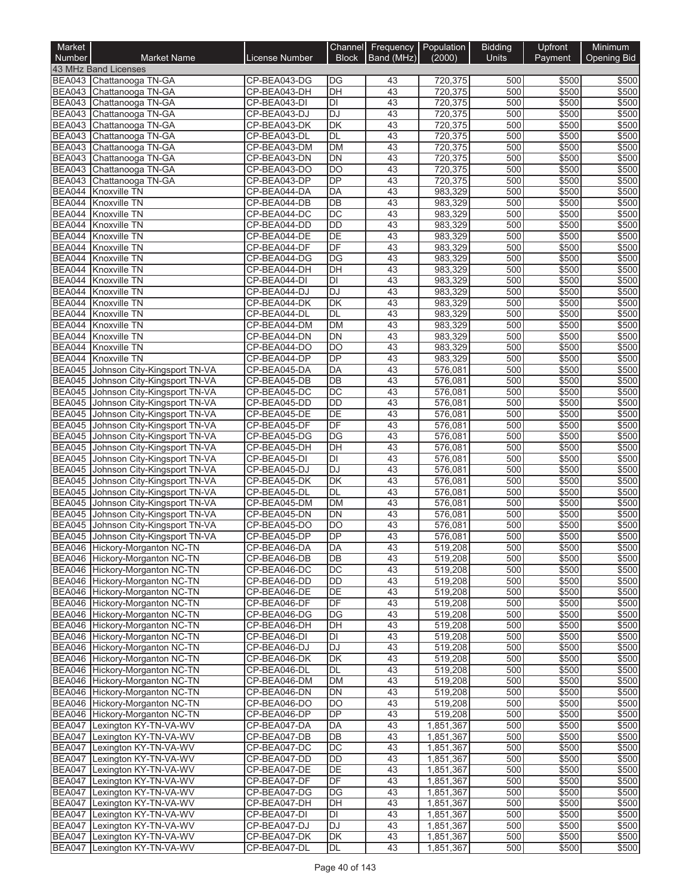| Market Number | Market Name | License Number | Channel Block | Frequency Band (MHz) | Population (2000) | Bidding Units | Upfront Payment | Minimum Opening Bid |
|---|---|---|---|---|---|---|---|---|
| 43 MHz Band Licenses | | | | | | | | |
| BEA043 | Chattanooga TN-GA | CP-BEA043-DG | DG | 43 | 720,375 | 500 | $500 | $500 |
| BEA043 | Chattanooga TN-GA | CP-BEA043-DH | DH | 43 | 720,375 | 500 | $500 | $500 |
| BEA043 | Chattanooga TN-GA | CP-BEA043-DI | DI | 43 | 720,375 | 500 | $500 | $500 |
| BEA043 | Chattanooga TN-GA | CP-BEA043-DJ | DJ | 43 | 720,375 | 500 | $500 | $500 |
| BEA043 | Chattanooga TN-GA | CP-BEA043-DK | DK | 43 | 720,375 | 500 | $500 | $500 |
| BEA043 | Chattanooga TN-GA | CP-BEA043-DL | DL | 43 | 720,375 | 500 | $500 | $500 |
| BEA043 | Chattanooga TN-GA | CP-BEA043-DM | DM | 43 | 720,375 | 500 | $500 | $500 |
| BEA043 | Chattanooga TN-GA | CP-BEA043-DN | DN | 43 | 720,375 | 500 | $500 | $500 |
| BEA043 | Chattanooga TN-GA | CP-BEA043-DO | DO | 43 | 720,375 | 500 | $500 | $500 |
| BEA043 | Chattanooga TN-GA | CP-BEA043-DP | DP | 43 | 720,375 | 500 | $500 | $500 |
| BEA044 | Knoxville TN | CP-BEA044-DA | DA | 43 | 983,329 | 500 | $500 | $500 |
| BEA044 | Knoxville TN | CP-BEA044-DB | DB | 43 | 983,329 | 500 | $500 | $500 |
| BEA044 | Knoxville TN | CP-BEA044-DC | DC | 43 | 983,329 | 500 | $500 | $500 |
| BEA044 | Knoxville TN | CP-BEA044-DD | DD | 43 | 983,329 | 500 | $500 | $500 |
| BEA044 | Knoxville TN | CP-BEA044-DE | DE | 43 | 983,329 | 500 | $500 | $500 |
| BEA044 | Knoxville TN | CP-BEA044-DF | DF | 43 | 983,329 | 500 | $500 | $500 |
| BEA044 | Knoxville TN | CP-BEA044-DG | DG | 43 | 983,329 | 500 | $500 | $500 |
| BEA044 | Knoxville TN | CP-BEA044-DH | DH | 43 | 983,329 | 500 | $500 | $500 |
| BEA044 | Knoxville TN | CP-BEA044-DI | DI | 43 | 983,329 | 500 | $500 | $500 |
| BEA044 | Knoxville TN | CP-BEA044-DJ | DJ | 43 | 983,329 | 500 | $500 | $500 |
| BEA044 | Knoxville TN | CP-BEA044-DK | DK | 43 | 983,329 | 500 | $500 | $500 |
| BEA044 | Knoxville TN | CP-BEA044-DL | DL | 43 | 983,329 | 500 | $500 | $500 |
| BEA044 | Knoxville TN | CP-BEA044-DM | DM | 43 | 983,329 | 500 | $500 | $500 |
| BEA044 | Knoxville TN | CP-BEA044-DN | DN | 43 | 983,329 | 500 | $500 | $500 |
| BEA044 | Knoxville TN | CP-BEA044-DO | DO | 43 | 983,329 | 500 | $500 | $500 |
| BEA044 | Knoxville TN | CP-BEA044-DP | DP | 43 | 983,329 | 500 | $500 | $500 |
| BEA045 | Johnson City-Kingsport TN-VA | CP-BEA045-DA | DA | 43 | 576,081 | 500 | $500 | $500 |
| BEA045 | Johnson City-Kingsport TN-VA | CP-BEA045-DB | DB | 43 | 576,081 | 500 | $500 | $500 |
| BEA045 | Johnson City-Kingsport TN-VA | CP-BEA045-DC | DC | 43 | 576,081 | 500 | $500 | $500 |
| BEA045 | Johnson City-Kingsport TN-VA | CP-BEA045-DD | DD | 43 | 576,081 | 500 | $500 | $500 |
| BEA045 | Johnson City-Kingsport TN-VA | CP-BEA045-DE | DE | 43 | 576,081 | 500 | $500 | $500 |
| BEA045 | Johnson City-Kingsport TN-VA | CP-BEA045-DF | DF | 43 | 576,081 | 500 | $500 | $500 |
| BEA045 | Johnson City-Kingsport TN-VA | CP-BEA045-DG | DG | 43 | 576,081 | 500 | $500 | $500 |
| BEA045 | Johnson City-Kingsport TN-VA | CP-BEA045-DH | DH | 43 | 576,081 | 500 | $500 | $500 |
| BEA045 | Johnson City-Kingsport TN-VA | CP-BEA045-DI | DI | 43 | 576,081 | 500 | $500 | $500 |
| BEA045 | Johnson City-Kingsport TN-VA | CP-BEA045-DJ | DJ | 43 | 576,081 | 500 | $500 | $500 |
| BEA045 | Johnson City-Kingsport TN-VA | CP-BEA045-DK | DK | 43 | 576,081 | 500 | $500 | $500 |
| BEA045 | Johnson City-Kingsport TN-VA | CP-BEA045-DL | DL | 43 | 576,081 | 500 | $500 | $500 |
| BEA045 | Johnson City-Kingsport TN-VA | CP-BEA045-DM | DM | 43 | 576,081 | 500 | $500 | $500 |
| BEA045 | Johnson City-Kingsport TN-VA | CP-BEA045-DN | DN | 43 | 576,081 | 500 | $500 | $500 |
| BEA045 | Johnson City-Kingsport TN-VA | CP-BEA045-DO | DO | 43 | 576,081 | 500 | $500 | $500 |
| BEA045 | Johnson City-Kingsport TN-VA | CP-BEA045-DP | DP | 43 | 576,081 | 500 | $500 | $500 |
| BEA046 | Hickory-Morganton NC-TN | CP-BEA046-DA | DA | 43 | 519,208 | 500 | $500 | $500 |
| BEA046 | Hickory-Morganton NC-TN | CP-BEA046-DB | DB | 43 | 519,208 | 500 | $500 | $500 |
| BEA046 | Hickory-Morganton NC-TN | CP-BEA046-DC | DC | 43 | 519,208 | 500 | $500 | $500 |
| BEA046 | Hickory-Morganton NC-TN | CP-BEA046-DD | DD | 43 | 519,208 | 500 | $500 | $500 |
| BEA046 | Hickory-Morganton NC-TN | CP-BEA046-DE | DE | 43 | 519,208 | 500 | $500 | $500 |
| BEA046 | Hickory-Morganton NC-TN | CP-BEA046-DF | DF | 43 | 519,208 | 500 | $500 | $500 |
| BEA046 | Hickory-Morganton NC-TN | CP-BEA046-DG | DG | 43 | 519,208 | 500 | $500 | $500 |
| BEA046 | Hickory-Morganton NC-TN | CP-BEA046-DH | DH | 43 | 519,208 | 500 | $500 | $500 |
| BEA046 | Hickory-Morganton NC-TN | CP-BEA046-DI | DI | 43 | 519,208 | 500 | $500 | $500 |
| BEA046 | Hickory-Morganton NC-TN | CP-BEA046-DJ | DJ | 43 | 519,208 | 500 | $500 | $500 |
| BEA046 | Hickory-Morganton NC-TN | CP-BEA046-DK | DK | 43 | 519,208 | 500 | $500 | $500 |
| BEA046 | Hickory-Morganton NC-TN | CP-BEA046-DL | DL | 43 | 519,208 | 500 | $500 | $500 |
| BEA046 | Hickory-Morganton NC-TN | CP-BEA046-DM | DM | 43 | 519,208 | 500 | $500 | $500 |
| BEA046 | Hickory-Morganton NC-TN | CP-BEA046-DN | DN | 43 | 519,208 | 500 | $500 | $500 |
| BEA046 | Hickory-Morganton NC-TN | CP-BEA046-DO | DO | 43 | 519,208 | 500 | $500 | $500 |
| BEA046 | Hickory-Morganton NC-TN | CP-BEA046-DP | DP | 43 | 519,208 | 500 | $500 | $500 |
| BEA047 | Lexington KY-TN-VA-WV | CP-BEA047-DA | DA | 43 | 1,851,367 | 500 | $500 | $500 |
| BEA047 | Lexington KY-TN-VA-WV | CP-BEA047-DB | DB | 43 | 1,851,367 | 500 | $500 | $500 |
| BEA047 | Lexington KY-TN-VA-WV | CP-BEA047-DC | DC | 43 | 1,851,367 | 500 | $500 | $500 |
| BEA047 | Lexington KY-TN-VA-WV | CP-BEA047-DD | DD | 43 | 1,851,367 | 500 | $500 | $500 |
| BEA047 | Lexington KY-TN-VA-WV | CP-BEA047-DE | DE | 43 | 1,851,367 | 500 | $500 | $500 |
| BEA047 | Lexington KY-TN-VA-WV | CP-BEA047-DF | DF | 43 | 1,851,367 | 500 | $500 | $500 |
| BEA047 | Lexington KY-TN-VA-WV | CP-BEA047-DG | DG | 43 | 1,851,367 | 500 | $500 | $500 |
| BEA047 | Lexington KY-TN-VA-WV | CP-BEA047-DH | DH | 43 | 1,851,367 | 500 | $500 | $500 |
| BEA047 | Lexington KY-TN-VA-WV | CP-BEA047-DI | DI | 43 | 1,851,367 | 500 | $500 | $500 |
| BEA047 | Lexington KY-TN-VA-WV | CP-BEA047-DJ | DJ | 43 | 1,851,367 | 500 | $500 | $500 |
| BEA047 | Lexington KY-TN-VA-WV | CP-BEA047-DK | DK | 43 | 1,851,367 | 500 | $500 | $500 |
| BEA047 | Lexington KY-TN-VA-WV | CP-BEA047-DL | DL | 43 | 1,851,367 | 500 | $500 | $500 |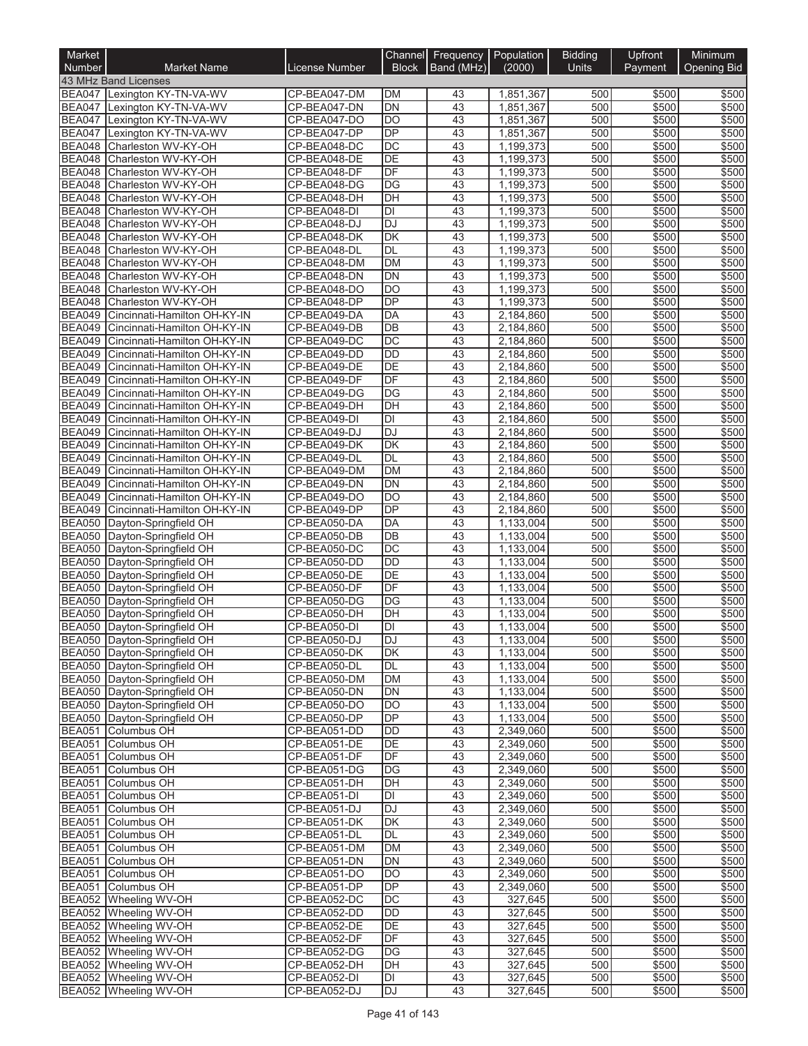| Market Number | Market Name | License Number | Channel Block | Frequency Band (MHz) | Population (2000) | Bidding Units | Upfront Payment | Minimum Opening Bid |
|---|---|---|---|---|---|---|---|---|
| 43 MHz Band Licenses | | | | | | | | |
| BEA047 | Lexington KY-TN-VA-WV | CP-BEA047-DM | DM | 43 | 1,851,367 | 500 | $500 | $500 |
| BEA047 | Lexington KY-TN-VA-WV | CP-BEA047-DN | DN | 43 | 1,851,367 | 500 | $500 | $500 |
| BEA047 | Lexington KY-TN-VA-WV | CP-BEA047-DO | DO | 43 | 1,851,367 | 500 | $500 | $500 |
| BEA047 | Lexington KY-TN-VA-WV | CP-BEA047-DP | DP | 43 | 1,851,367 | 500 | $500 | $500 |
| BEA048 | Charleston WV-KY-OH | CP-BEA048-DC | DC | 43 | 1,199,373 | 500 | $500 | $500 |
| BEA048 | Charleston WV-KY-OH | CP-BEA048-DE | DE | 43 | 1,199,373 | 500 | $500 | $500 |
| BEA048 | Charleston WV-KY-OH | CP-BEA048-DF | DF | 43 | 1,199,373 | 500 | $500 | $500 |
| BEA048 | Charleston WV-KY-OH | CP-BEA048-DG | DG | 43 | 1,199,373 | 500 | $500 | $500 |
| BEA048 | Charleston WV-KY-OH | CP-BEA048-DH | DH | 43 | 1,199,373 | 500 | $500 | $500 |
| BEA048 | Charleston WV-KY-OH | CP-BEA048-DI | DI | 43 | 1,199,373 | 500 | $500 | $500 |
| BEA048 | Charleston WV-KY-OH | CP-BEA048-DJ | DJ | 43 | 1,199,373 | 500 | $500 | $500 |
| BEA048 | Charleston WV-KY-OH | CP-BEA048-DK | DK | 43 | 1,199,373 | 500 | $500 | $500 |
| BEA048 | Charleston WV-KY-OH | CP-BEA048-DL | DL | 43 | 1,199,373 | 500 | $500 | $500 |
| BEA048 | Charleston WV-KY-OH | CP-BEA048-DM | DM | 43 | 1,199,373 | 500 | $500 | $500 |
| BEA048 | Charleston WV-KY-OH | CP-BEA048-DN | DN | 43 | 1,199,373 | 500 | $500 | $500 |
| BEA048 | Charleston WV-KY-OH | CP-BEA048-DO | DO | 43 | 1,199,373 | 500 | $500 | $500 |
| BEA048 | Charleston WV-KY-OH | CP-BEA048-DP | DP | 43 | 1,199,373 | 500 | $500 | $500 |
| BEA049 | Cincinnati-Hamilton OH-KY-IN | CP-BEA049-DA | DA | 43 | 2,184,860 | 500 | $500 | $500 |
| BEA049 | Cincinnati-Hamilton OH-KY-IN | CP-BEA049-DB | DB | 43 | 2,184,860 | 500 | $500 | $500 |
| BEA049 | Cincinnati-Hamilton OH-KY-IN | CP-BEA049-DC | DC | 43 | 2,184,860 | 500 | $500 | $500 |
| BEA049 | Cincinnati-Hamilton OH-KY-IN | CP-BEA049-DD | DD | 43 | 2,184,860 | 500 | $500 | $500 |
| BEA049 | Cincinnati-Hamilton OH-KY-IN | CP-BEA049-DE | DE | 43 | 2,184,860 | 500 | $500 | $500 |
| BEA049 | Cincinnati-Hamilton OH-KY-IN | CP-BEA049-DF | DF | 43 | 2,184,860 | 500 | $500 | $500 |
| BEA049 | Cincinnati-Hamilton OH-KY-IN | CP-BEA049-DG | DG | 43 | 2,184,860 | 500 | $500 | $500 |
| BEA049 | Cincinnati-Hamilton OH-KY-IN | CP-BEA049-DH | DH | 43 | 2,184,860 | 500 | $500 | $500 |
| BEA049 | Cincinnati-Hamilton OH-KY-IN | CP-BEA049-DI | DI | 43 | 2,184,860 | 500 | $500 | $500 |
| BEA049 | Cincinnati-Hamilton OH-KY-IN | CP-BEA049-DJ | DJ | 43 | 2,184,860 | 500 | $500 | $500 |
| BEA049 | Cincinnati-Hamilton OH-KY-IN | CP-BEA049-DK | DK | 43 | 2,184,860 | 500 | $500 | $500 |
| BEA049 | Cincinnati-Hamilton OH-KY-IN | CP-BEA049-DL | DL | 43 | 2,184,860 | 500 | $500 | $500 |
| BEA049 | Cincinnati-Hamilton OH-KY-IN | CP-BEA049-DM | DM | 43 | 2,184,860 | 500 | $500 | $500 |
| BEA049 | Cincinnati-Hamilton OH-KY-IN | CP-BEA049-DN | DN | 43 | 2,184,860 | 500 | $500 | $500 |
| BEA049 | Cincinnati-Hamilton OH-KY-IN | CP-BEA049-DO | DO | 43 | 2,184,860 | 500 | $500 | $500 |
| BEA049 | Cincinnati-Hamilton OH-KY-IN | CP-BEA049-DP | DP | 43 | 2,184,860 | 500 | $500 | $500 |
| BEA050 | Dayton-Springfield OH | CP-BEA050-DA | DA | 43 | 1,133,004 | 500 | $500 | $500 |
| BEA050 | Dayton-Springfield OH | CP-BEA050-DB | DB | 43 | 1,133,004 | 500 | $500 | $500 |
| BEA050 | Dayton-Springfield OH | CP-BEA050-DC | DC | 43 | 1,133,004 | 500 | $500 | $500 |
| BEA050 | Dayton-Springfield OH | CP-BEA050-DD | DD | 43 | 1,133,004 | 500 | $500 | $500 |
| BEA050 | Dayton-Springfield OH | CP-BEA050-DE | DE | 43 | 1,133,004 | 500 | $500 | $500 |
| BEA050 | Dayton-Springfield OH | CP-BEA050-DF | DF | 43 | 1,133,004 | 500 | $500 | $500 |
| BEA050 | Dayton-Springfield OH | CP-BEA050-DG | DG | 43 | 1,133,004 | 500 | $500 | $500 |
| BEA050 | Dayton-Springfield OH | CP-BEA050-DH | DH | 43 | 1,133,004 | 500 | $500 | $500 |
| BEA050 | Dayton-Springfield OH | CP-BEA050-DI | DI | 43 | 1,133,004 | 500 | $500 | $500 |
| BEA050 | Dayton-Springfield OH | CP-BEA050-DJ | DJ | 43 | 1,133,004 | 500 | $500 | $500 |
| BEA050 | Dayton-Springfield OH | CP-BEA050-DK | DK | 43 | 1,133,004 | 500 | $500 | $500 |
| BEA050 | Dayton-Springfield OH | CP-BEA050-DL | DL | 43 | 1,133,004 | 500 | $500 | $500 |
| BEA050 | Dayton-Springfield OH | CP-BEA050-DM | DM | 43 | 1,133,004 | 500 | $500 | $500 |
| BEA050 | Dayton-Springfield OH | CP-BEA050-DN | DN | 43 | 1,133,004 | 500 | $500 | $500 |
| BEA050 | Dayton-Springfield OH | CP-BEA050-DO | DO | 43 | 1,133,004 | 500 | $500 | $500 |
| BEA050 | Dayton-Springfield OH | CP-BEA050-DP | DP | 43 | 1,133,004 | 500 | $500 | $500 |
| BEA051 | Columbus OH | CP-BEA051-DD | DD | 43 | 2,349,060 | 500 | $500 | $500 |
| BEA051 | Columbus OH | CP-BEA051-DE | DE | 43 | 2,349,060 | 500 | $500 | $500 |
| BEA051 | Columbus OH | CP-BEA051-DF | DF | 43 | 2,349,060 | 500 | $500 | $500 |
| BEA051 | Columbus OH | CP-BEA051-DG | DG | 43 | 2,349,060 | 500 | $500 | $500 |
| BEA051 | Columbus OH | CP-BEA051-DH | DH | 43 | 2,349,060 | 500 | $500 | $500 |
| BEA051 | Columbus OH | CP-BEA051-DI | DI | 43 | 2,349,060 | 500 | $500 | $500 |
| BEA051 | Columbus OH | CP-BEA051-DJ | DJ | 43 | 2,349,060 | 500 | $500 | $500 |
| BEA051 | Columbus OH | CP-BEA051-DK | DK | 43 | 2,349,060 | 500 | $500 | $500 |
| BEA051 | Columbus OH | CP-BEA051-DL | DL | 43 | 2,349,060 | 500 | $500 | $500 |
| BEA051 | Columbus OH | CP-BEA051-DM | DM | 43 | 2,349,060 | 500 | $500 | $500 |
| BEA051 | Columbus OH | CP-BEA051-DN | DN | 43 | 2,349,060 | 500 | $500 | $500 |
| BEA051 | Columbus OH | CP-BEA051-DO | DO | 43 | 2,349,060 | 500 | $500 | $500 |
| BEA051 | Columbus OH | CP-BEA051-DP | DP | 43 | 2,349,060 | 500 | $500 | $500 |
| BEA052 | Wheeling WV-OH | CP-BEA052-DC | DC | 43 | 327,645 | 500 | $500 | $500 |
| BEA052 | Wheeling WV-OH | CP-BEA052-DD | DD | 43 | 327,645 | 500 | $500 | $500 |
| BEA052 | Wheeling WV-OH | CP-BEA052-DE | DE | 43 | 327,645 | 500 | $500 | $500 |
| BEA052 | Wheeling WV-OH | CP-BEA052-DF | DF | 43 | 327,645 | 500 | $500 | $500 |
| BEA052 | Wheeling WV-OH | CP-BEA052-DG | DG | 43 | 327,645 | 500 | $500 | $500 |
| BEA052 | Wheeling WV-OH | CP-BEA052-DH | DH | 43 | 327,645 | 500 | $500 | $500 |
| BEA052 | Wheeling WV-OH | CP-BEA052-DI | DI | 43 | 327,645 | 500 | $500 | $500 |
| BEA052 | Wheeling WV-OH | CP-BEA052-DJ | DJ | 43 | 327,645 | 500 | $500 | $500 |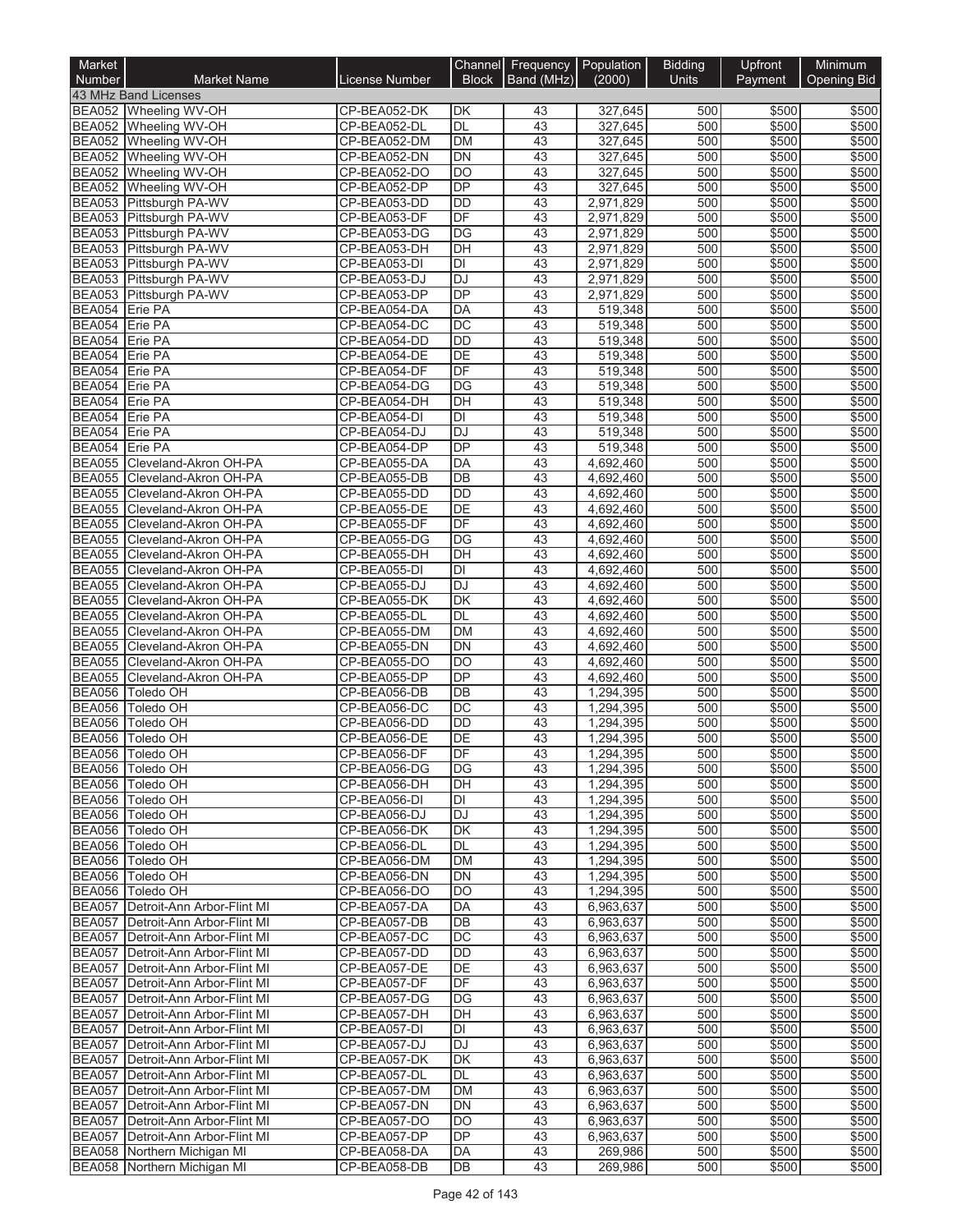| Market Number | Market Name | License Number | Channel Block | Frequency Band (MHz) | Population (2000) | Bidding Units | Upfront Payment | Minimum Opening Bid |
|---|---|---|---|---|---|---|---|---|
| 43 MHz Band Licenses | | | | | | | | |
| BEA052 | Wheeling WV-OH | CP-BEA052-DK | DK | 43 | 327,645 | 500 | $500 | $500 |
| BEA052 | Wheeling WV-OH | CP-BEA052-DL | DL | 43 | 327,645 | 500 | $500 | $500 |
| BEA052 | Wheeling WV-OH | CP-BEA052-DM | DM | 43 | 327,645 | 500 | $500 | $500 |
| BEA052 | Wheeling WV-OH | CP-BEA052-DN | DN | 43 | 327,645 | 500 | $500 | $500 |
| BEA052 | Wheeling WV-OH | CP-BEA052-DO | DO | 43 | 327,645 | 500 | $500 | $500 |
| BEA052 | Wheeling WV-OH | CP-BEA052-DP | DP | 43 | 327,645 | 500 | $500 | $500 |
| BEA053 | Pittsburgh PA-WV | CP-BEA053-DD | DD | 43 | 2,971,829 | 500 | $500 | $500 |
| BEA053 | Pittsburgh PA-WV | CP-BEA053-DF | DF | 43 | 2,971,829 | 500 | $500 | $500 |
| BEA053 | Pittsburgh PA-WV | CP-BEA053-DG | DG | 43 | 2,971,829 | 500 | $500 | $500 |
| BEA053 | Pittsburgh PA-WV | CP-BEA053-DH | DH | 43 | 2,971,829 | 500 | $500 | $500 |
| BEA053 | Pittsburgh PA-WV | CP-BEA053-DI | DI | 43 | 2,971,829 | 500 | $500 | $500 |
| BEA053 | Pittsburgh PA-WV | CP-BEA053-DJ | DJ | 43 | 2,971,829 | 500 | $500 | $500 |
| BEA053 | Pittsburgh PA-WV | CP-BEA053-DP | DP | 43 | 2,971,829 | 500 | $500 | $500 |
| BEA054 | Erie PA | CP-BEA054-DA | DA | 43 | 519,348 | 500 | $500 | $500 |
| BEA054 | Erie PA | CP-BEA054-DC | DC | 43 | 519,348 | 500 | $500 | $500 |
| BEA054 | Erie PA | CP-BEA054-DD | DD | 43 | 519,348 | 500 | $500 | $500 |
| BEA054 | Erie PA | CP-BEA054-DE | DE | 43 | 519,348 | 500 | $500 | $500 |
| BEA054 | Erie PA | CP-BEA054-DF | DF | 43 | 519,348 | 500 | $500 | $500 |
| BEA054 | Erie PA | CP-BEA054-DG | DG | 43 | 519,348 | 500 | $500 | $500 |
| BEA054 | Erie PA | CP-BEA054-DH | DH | 43 | 519,348 | 500 | $500 | $500 |
| BEA054 | Erie PA | CP-BEA054-DI | DI | 43 | 519,348 | 500 | $500 | $500 |
| BEA054 | Erie PA | CP-BEA054-DJ | DJ | 43 | 519,348 | 500 | $500 | $500 |
| BEA054 | Erie PA | CP-BEA054-DP | DP | 43 | 519,348 | 500 | $500 | $500 |
| BEA055 | Cleveland-Akron OH-PA | CP-BEA055-DA | DA | 43 | 4,692,460 | 500 | $500 | $500 |
| BEA055 | Cleveland-Akron OH-PA | CP-BEA055-DB | DB | 43 | 4,692,460 | 500 | $500 | $500 |
| BEA055 | Cleveland-Akron OH-PA | CP-BEA055-DD | DD | 43 | 4,692,460 | 500 | $500 | $500 |
| BEA055 | Cleveland-Akron OH-PA | CP-BEA055-DE | DE | 43 | 4,692,460 | 500 | $500 | $500 |
| BEA055 | Cleveland-Akron OH-PA | CP-BEA055-DF | DF | 43 | 4,692,460 | 500 | $500 | $500 |
| BEA055 | Cleveland-Akron OH-PA | CP-BEA055-DG | DG | 43 | 4,692,460 | 500 | $500 | $500 |
| BEA055 | Cleveland-Akron OH-PA | CP-BEA055-DH | DH | 43 | 4,692,460 | 500 | $500 | $500 |
| BEA055 | Cleveland-Akron OH-PA | CP-BEA055-DI | DI | 43 | 4,692,460 | 500 | $500 | $500 |
| BEA055 | Cleveland-Akron OH-PA | CP-BEA055-DJ | DJ | 43 | 4,692,460 | 500 | $500 | $500 |
| BEA055 | Cleveland-Akron OH-PA | CP-BEA055-DK | DK | 43 | 4,692,460 | 500 | $500 | $500 |
| BEA055 | Cleveland-Akron OH-PA | CP-BEA055-DL | DL | 43 | 4,692,460 | 500 | $500 | $500 |
| BEA055 | Cleveland-Akron OH-PA | CP-BEA055-DM | DM | 43 | 4,692,460 | 500 | $500 | $500 |
| BEA055 | Cleveland-Akron OH-PA | CP-BEA055-DN | DN | 43 | 4,692,460 | 500 | $500 | $500 |
| BEA055 | Cleveland-Akron OH-PA | CP-BEA055-DO | DO | 43 | 4,692,460 | 500 | $500 | $500 |
| BEA055 | Cleveland-Akron OH-PA | CP-BEA055-DP | DP | 43 | 4,692,460 | 500 | $500 | $500 |
| BEA056 | Toledo OH | CP-BEA056-DB | DB | 43 | 1,294,395 | 500 | $500 | $500 |
| BEA056 | Toledo OH | CP-BEA056-DC | DC | 43 | 1,294,395 | 500 | $500 | $500 |
| BEA056 | Toledo OH | CP-BEA056-DD | DD | 43 | 1,294,395 | 500 | $500 | $500 |
| BEA056 | Toledo OH | CP-BEA056-DE | DE | 43 | 1,294,395 | 500 | $500 | $500 |
| BEA056 | Toledo OH | CP-BEA056-DF | DF | 43 | 1,294,395 | 500 | $500 | $500 |
| BEA056 | Toledo OH | CP-BEA056-DG | DG | 43 | 1,294,395 | 500 | $500 | $500 |
| BEA056 | Toledo OH | CP-BEA056-DH | DH | 43 | 1,294,395 | 500 | $500 | $500 |
| BEA056 | Toledo OH | CP-BEA056-DI | DI | 43 | 1,294,395 | 500 | $500 | $500 |
| BEA056 | Toledo OH | CP-BEA056-DJ | DJ | 43 | 1,294,395 | 500 | $500 | $500 |
| BEA056 | Toledo OH | CP-BEA056-DK | DK | 43 | 1,294,395 | 500 | $500 | $500 |
| BEA056 | Toledo OH | CP-BEA056-DL | DL | 43 | 1,294,395 | 500 | $500 | $500 |
| BEA056 | Toledo OH | CP-BEA056-DM | DM | 43 | 1,294,395 | 500 | $500 | $500 |
| BEA056 | Toledo OH | CP-BEA056-DN | DN | 43 | 1,294,395 | 500 | $500 | $500 |
| BEA056 | Toledo OH | CP-BEA056-DO | DO | 43 | 1,294,395 | 500 | $500 | $500 |
| BEA057 | Detroit-Ann Arbor-Flint MI | CP-BEA057-DA | DA | 43 | 6,963,637 | 500 | $500 | $500 |
| BEA057 | Detroit-Ann Arbor-Flint MI | CP-BEA057-DB | DB | 43 | 6,963,637 | 500 | $500 | $500 |
| BEA057 | Detroit-Ann Arbor-Flint MI | CP-BEA057-DC | DC | 43 | 6,963,637 | 500 | $500 | $500 |
| BEA057 | Detroit-Ann Arbor-Flint MI | CP-BEA057-DD | DD | 43 | 6,963,637 | 500 | $500 | $500 |
| BEA057 | Detroit-Ann Arbor-Flint MI | CP-BEA057-DE | DE | 43 | 6,963,637 | 500 | $500 | $500 |
| BEA057 | Detroit-Ann Arbor-Flint MI | CP-BEA057-DF | DF | 43 | 6,963,637 | 500 | $500 | $500 |
| BEA057 | Detroit-Ann Arbor-Flint MI | CP-BEA057-DG | DG | 43 | 6,963,637 | 500 | $500 | $500 |
| BEA057 | Detroit-Ann Arbor-Flint MI | CP-BEA057-DH | DH | 43 | 6,963,637 | 500 | $500 | $500 |
| BEA057 | Detroit-Ann Arbor-Flint MI | CP-BEA057-DI | DI | 43 | 6,963,637 | 500 | $500 | $500 |
| BEA057 | Detroit-Ann Arbor-Flint MI | CP-BEA057-DJ | DJ | 43 | 6,963,637 | 500 | $500 | $500 |
| BEA057 | Detroit-Ann Arbor-Flint MI | CP-BEA057-DK | DK | 43 | 6,963,637 | 500 | $500 | $500 |
| BEA057 | Detroit-Ann Arbor-Flint MI | CP-BEA057-DL | DL | 43 | 6,963,637 | 500 | $500 | $500 |
| BEA057 | Detroit-Ann Arbor-Flint MI | CP-BEA057-DM | DM | 43 | 6,963,637 | 500 | $500 | $500 |
| BEA057 | Detroit-Ann Arbor-Flint MI | CP-BEA057-DN | DN | 43 | 6,963,637 | 500 | $500 | $500 |
| BEA057 | Detroit-Ann Arbor-Flint MI | CP-BEA057-DO | DO | 43 | 6,963,637 | 500 | $500 | $500 |
| BEA057 | Detroit-Ann Arbor-Flint MI | CP-BEA057-DP | DP | 43 | 6,963,637 | 500 | $500 | $500 |
| BEA058 | Northern Michigan MI | CP-BEA058-DA | DA | 43 | 269,986 | 500 | $500 | $500 |
| BEA058 | Northern Michigan MI | CP-BEA058-DB | DB | 43 | 269,986 | 500 | $500 | $500 |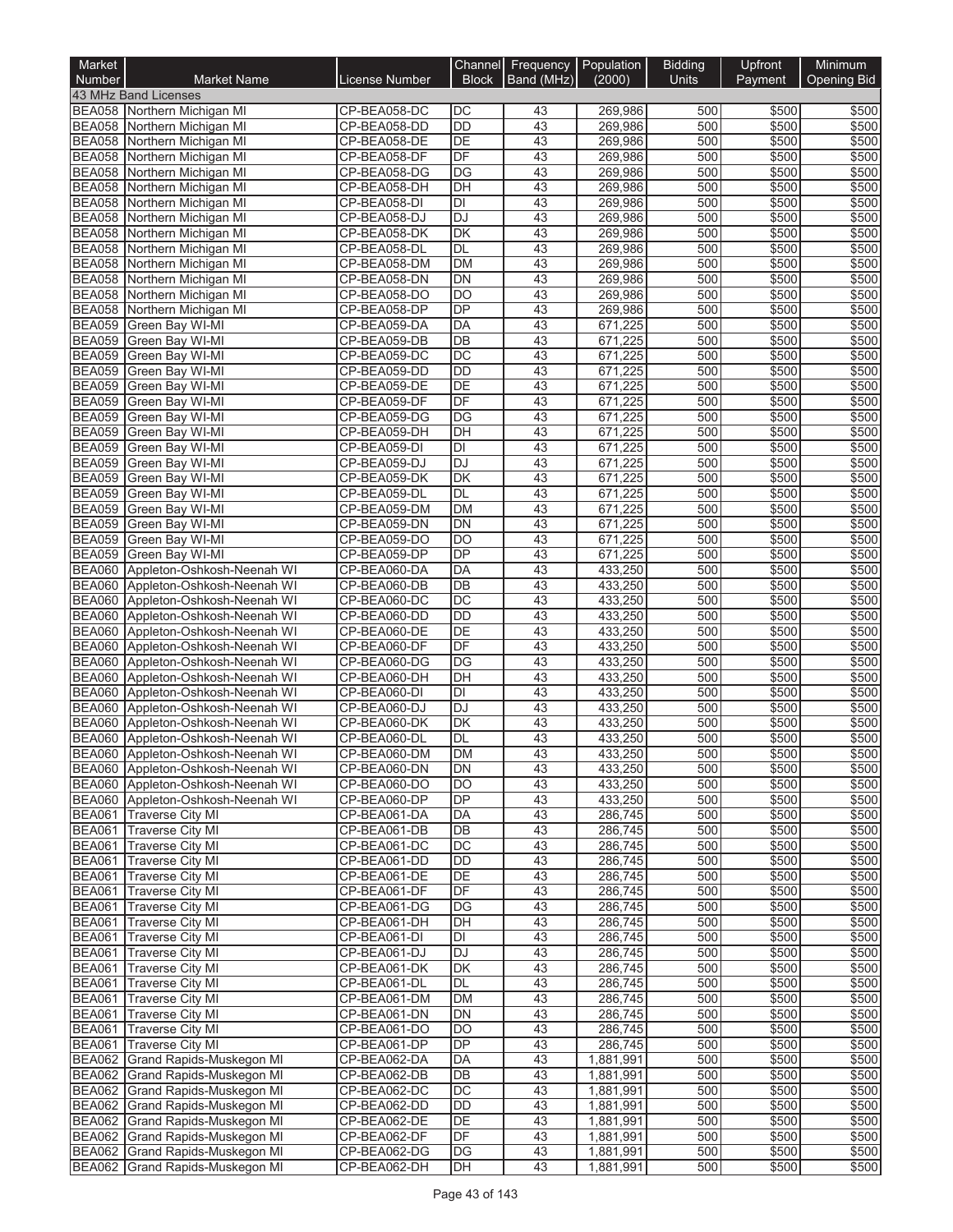| Market Number | Market Name | License Number | Channel Block | Frequency Band (MHz) | Population (2000) | Bidding Units | Upfront Payment | Minimum Opening Bid |
|---|---|---|---|---|---|---|---|---|
| 43 MHz Band Licenses | | | | | | | | |
| BEA058 | Northern Michigan MI | CP-BEA058-DC | DC | 43 | 269,986 | 500 | $500 | $500 |
| BEA058 | Northern Michigan MI | CP-BEA058-DD | DD | 43 | 269,986 | 500 | $500 | $500 |
| BEA058 | Northern Michigan MI | CP-BEA058-DE | DE | 43 | 269,986 | 500 | $500 | $500 |
| BEA058 | Northern Michigan MI | CP-BEA058-DF | DF | 43 | 269,986 | 500 | $500 | $500 |
| BEA058 | Northern Michigan MI | CP-BEA058-DG | DG | 43 | 269,986 | 500 | $500 | $500 |
| BEA058 | Northern Michigan MI | CP-BEA058-DH | DH | 43 | 269,986 | 500 | $500 | $500 |
| BEA058 | Northern Michigan MI | CP-BEA058-DI | DI | 43 | 269,986 | 500 | $500 | $500 |
| BEA058 | Northern Michigan MI | CP-BEA058-DJ | DJ | 43 | 269,986 | 500 | $500 | $500 |
| BEA058 | Northern Michigan MI | CP-BEA058-DK | DK | 43 | 269,986 | 500 | $500 | $500 |
| BEA058 | Northern Michigan MI | CP-BEA058-DL | DL | 43 | 269,986 | 500 | $500 | $500 |
| BEA058 | Northern Michigan MI | CP-BEA058-DM | DM | 43 | 269,986 | 500 | $500 | $500 |
| BEA058 | Northern Michigan MI | CP-BEA058-DN | DN | 43 | 269,986 | 500 | $500 | $500 |
| BEA058 | Northern Michigan MI | CP-BEA058-DO | DO | 43 | 269,986 | 500 | $500 | $500 |
| BEA058 | Northern Michigan MI | CP-BEA058-DP | DP | 43 | 269,986 | 500 | $500 | $500 |
| BEA059 | Green Bay WI-MI | CP-BEA059-DA | DA | 43 | 671,225 | 500 | $500 | $500 |
| BEA059 | Green Bay WI-MI | CP-BEA059-DB | DB | 43 | 671,225 | 500 | $500 | $500 |
| BEA059 | Green Bay WI-MI | CP-BEA059-DC | DC | 43 | 671,225 | 500 | $500 | $500 |
| BEA059 | Green Bay WI-MI | CP-BEA059-DD | DD | 43 | 671,225 | 500 | $500 | $500 |
| BEA059 | Green Bay WI-MI | CP-BEA059-DE | DE | 43 | 671,225 | 500 | $500 | $500 |
| BEA059 | Green Bay WI-MI | CP-BEA059-DF | DF | 43 | 671,225 | 500 | $500 | $500 |
| BEA059 | Green Bay WI-MI | CP-BEA059-DG | DG | 43 | 671,225 | 500 | $500 | $500 |
| BEA059 | Green Bay WI-MI | CP-BEA059-DH | DH | 43 | 671,225 | 500 | $500 | $500 |
| BEA059 | Green Bay WI-MI | CP-BEA059-DI | DI | 43 | 671,225 | 500 | $500 | $500 |
| BEA059 | Green Bay WI-MI | CP-BEA059-DJ | DJ | 43 | 671,225 | 500 | $500 | $500 |
| BEA059 | Green Bay WI-MI | CP-BEA059-DK | DK | 43 | 671,225 | 500 | $500 | $500 |
| BEA059 | Green Bay WI-MI | CP-BEA059-DL | DL | 43 | 671,225 | 500 | $500 | $500 |
| BEA059 | Green Bay WI-MI | CP-BEA059-DM | DM | 43 | 671,225 | 500 | $500 | $500 |
| BEA059 | Green Bay WI-MI | CP-BEA059-DN | DN | 43 | 671,225 | 500 | $500 | $500 |
| BEA059 | Green Bay WI-MI | CP-BEA059-DO | DO | 43 | 671,225 | 500 | $500 | $500 |
| BEA059 | Green Bay WI-MI | CP-BEA059-DP | DP | 43 | 671,225 | 500 | $500 | $500 |
| BEA060 | Appleton-Oshkosh-Neenah WI | CP-BEA060-DA | DA | 43 | 433,250 | 500 | $500 | $500 |
| BEA060 | Appleton-Oshkosh-Neenah WI | CP-BEA060-DB | DB | 43 | 433,250 | 500 | $500 | $500 |
| BEA060 | Appleton-Oshkosh-Neenah WI | CP-BEA060-DC | DC | 43 | 433,250 | 500 | $500 | $500 |
| BEA060 | Appleton-Oshkosh-Neenah WI | CP-BEA060-DD | DD | 43 | 433,250 | 500 | $500 | $500 |
| BEA060 | Appleton-Oshkosh-Neenah WI | CP-BEA060-DE | DE | 43 | 433,250 | 500 | $500 | $500 |
| BEA060 | Appleton-Oshkosh-Neenah WI | CP-BEA060-DF | DF | 43 | 433,250 | 500 | $500 | $500 |
| BEA060 | Appleton-Oshkosh-Neenah WI | CP-BEA060-DG | DG | 43 | 433,250 | 500 | $500 | $500 |
| BEA060 | Appleton-Oshkosh-Neenah WI | CP-BEA060-DH | DH | 43 | 433,250 | 500 | $500 | $500 |
| BEA060 | Appleton-Oshkosh-Neenah WI | CP-BEA060-DI | DI | 43 | 433,250 | 500 | $500 | $500 |
| BEA060 | Appleton-Oshkosh-Neenah WI | CP-BEA060-DJ | DJ | 43 | 433,250 | 500 | $500 | $500 |
| BEA060 | Appleton-Oshkosh-Neenah WI | CP-BEA060-DK | DK | 43 | 433,250 | 500 | $500 | $500 |
| BEA060 | Appleton-Oshkosh-Neenah WI | CP-BEA060-DL | DL | 43 | 433,250 | 500 | $500 | $500 |
| BEA060 | Appleton-Oshkosh-Neenah WI | CP-BEA060-DM | DM | 43 | 433,250 | 500 | $500 | $500 |
| BEA060 | Appleton-Oshkosh-Neenah WI | CP-BEA060-DN | DN | 43 | 433,250 | 500 | $500 | $500 |
| BEA060 | Appleton-Oshkosh-Neenah WI | CP-BEA060-DO | DO | 43 | 433,250 | 500 | $500 | $500 |
| BEA060 | Appleton-Oshkosh-Neenah WI | CP-BEA060-DP | DP | 43 | 433,250 | 500 | $500 | $500 |
| BEA061 | Traverse City MI | CP-BEA061-DA | DA | 43 | 286,745 | 500 | $500 | $500 |
| BEA061 | Traverse City MI | CP-BEA061-DB | DB | 43 | 286,745 | 500 | $500 | $500 |
| BEA061 | Traverse City MI | CP-BEA061-DC | DC | 43 | 286,745 | 500 | $500 | $500 |
| BEA061 | Traverse City MI | CP-BEA061-DD | DD | 43 | 286,745 | 500 | $500 | $500 |
| BEA061 | Traverse City MI | CP-BEA061-DE | DE | 43 | 286,745 | 500 | $500 | $500 |
| BEA061 | Traverse City MI | CP-BEA061-DF | DF | 43 | 286,745 | 500 | $500 | $500 |
| BEA061 | Traverse City MI | CP-BEA061-DG | DG | 43 | 286,745 | 500 | $500 | $500 |
| BEA061 | Traverse City MI | CP-BEA061-DH | DH | 43 | 286,745 | 500 | $500 | $500 |
| BEA061 | Traverse City MI | CP-BEA061-DI | DI | 43 | 286,745 | 500 | $500 | $500 |
| BEA061 | Traverse City MI | CP-BEA061-DJ | DJ | 43 | 286,745 | 500 | $500 | $500 |
| BEA061 | Traverse City MI | CP-BEA061-DK | DK | 43 | 286,745 | 500 | $500 | $500 |
| BEA061 | Traverse City MI | CP-BEA061-DL | DL | 43 | 286,745 | 500 | $500 | $500 |
| BEA061 | Traverse City MI | CP-BEA061-DM | DM | 43 | 286,745 | 500 | $500 | $500 |
| BEA061 | Traverse City MI | CP-BEA061-DN | DN | 43 | 286,745 | 500 | $500 | $500 |
| BEA061 | Traverse City MI | CP-BEA061-DO | DO | 43 | 286,745 | 500 | $500 | $500 |
| BEA061 | Traverse City MI | CP-BEA061-DP | DP | 43 | 286,745 | 500 | $500 | $500 |
| BEA062 | Grand Rapids-Muskegon MI | CP-BEA062-DA | DA | 43 | 1,881,991 | 500 | $500 | $500 |
| BEA062 | Grand Rapids-Muskegon MI | CP-BEA062-DB | DB | 43 | 1,881,991 | 500 | $500 | $500 |
| BEA062 | Grand Rapids-Muskegon MI | CP-BEA062-DC | DC | 43 | 1,881,991 | 500 | $500 | $500 |
| BEA062 | Grand Rapids-Muskegon MI | CP-BEA062-DD | DD | 43 | 1,881,991 | 500 | $500 | $500 |
| BEA062 | Grand Rapids-Muskegon MI | CP-BEA062-DE | DE | 43 | 1,881,991 | 500 | $500 | $500 |
| BEA062 | Grand Rapids-Muskegon MI | CP-BEA062-DF | DF | 43 | 1,881,991 | 500 | $500 | $500 |
| BEA062 | Grand Rapids-Muskegon MI | CP-BEA062-DG | DG | 43 | 1,881,991 | 500 | $500 | $500 |
| BEA062 | Grand Rapids-Muskegon MI | CP-BEA062-DH | DH | 43 | 1,881,991 | 500 | $500 | $500 |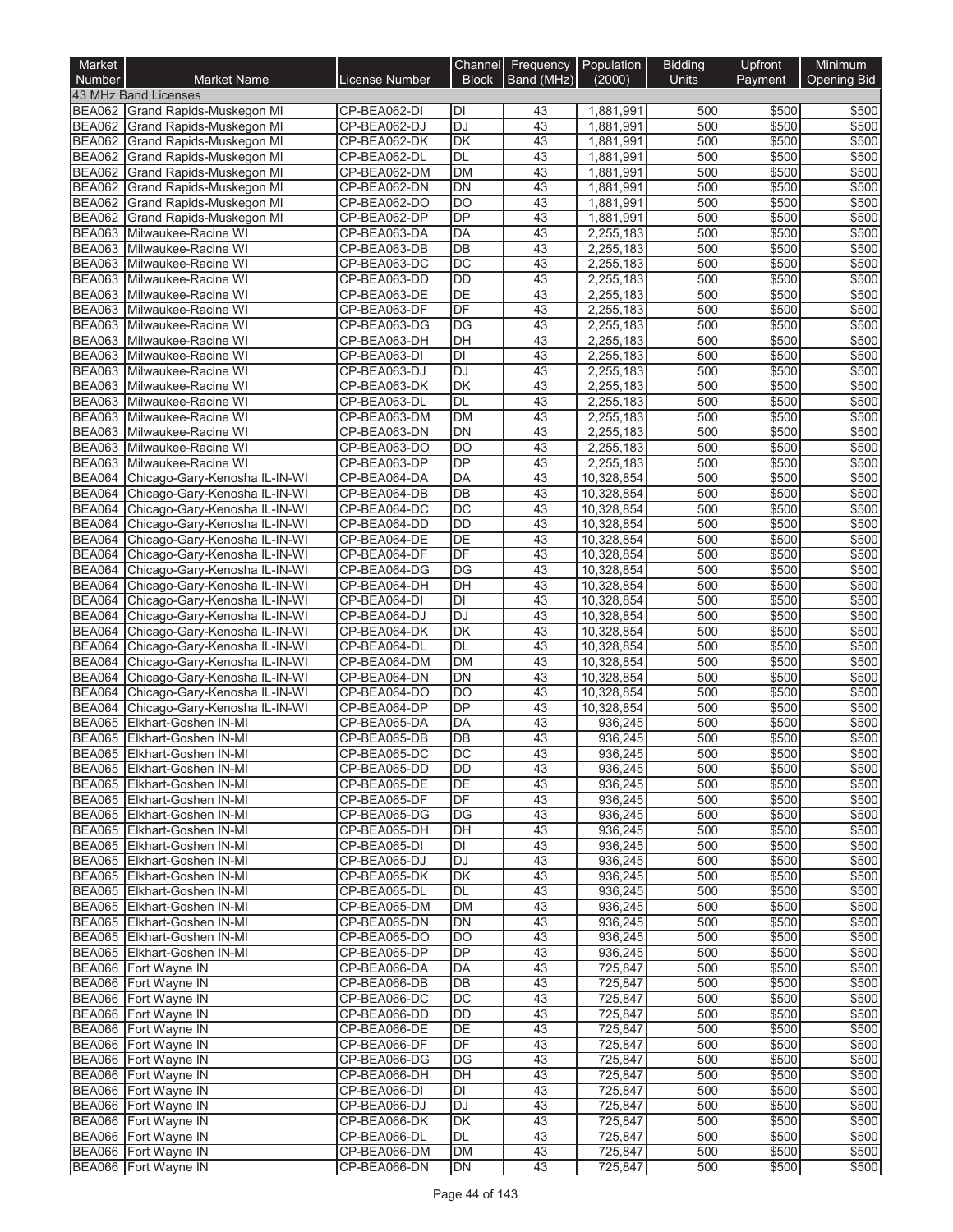| Market Number | Market Name | License Number | Channel Block | Frequency Band (MHz) | Population (2000) | Bidding Units | Upfront Payment | Minimum Opening Bid |
|---|---|---|---|---|---|---|---|---|
| 43 MHz Band Licenses | | | | | | | | |
| BEA062 | Grand Rapids-Muskegon MI | CP-BEA062-DI | DI | 43 | 1,881,991 | 500 | $500 | $500 |
| BEA062 | Grand Rapids-Muskegon MI | CP-BEA062-DJ | DJ | 43 | 1,881,991 | 500 | $500 | $500 |
| BEA062 | Grand Rapids-Muskegon MI | CP-BEA062-DK | DK | 43 | 1,881,991 | 500 | $500 | $500 |
| BEA062 | Grand Rapids-Muskegon MI | CP-BEA062-DL | DL | 43 | 1,881,991 | 500 | $500 | $500 |
| BEA062 | Grand Rapids-Muskegon MI | CP-BEA062-DM | DM | 43 | 1,881,991 | 500 | $500 | $500 |
| BEA062 | Grand Rapids-Muskegon MI | CP-BEA062-DN | DN | 43 | 1,881,991 | 500 | $500 | $500 |
| BEA062 | Grand Rapids-Muskegon MI | CP-BEA062-DO | DO | 43 | 1,881,991 | 500 | $500 | $500 |
| BEA062 | Grand Rapids-Muskegon MI | CP-BEA062-DP | DP | 43 | 1,881,991 | 500 | $500 | $500 |
| BEA063 | Milwaukee-Racine WI | CP-BEA063-DA | DA | 43 | 2,255,183 | 500 | $500 | $500 |
| BEA063 | Milwaukee-Racine WI | CP-BEA063-DB | DB | 43 | 2,255,183 | 500 | $500 | $500 |
| BEA063 | Milwaukee-Racine WI | CP-BEA063-DC | DC | 43 | 2,255,183 | 500 | $500 | $500 |
| BEA063 | Milwaukee-Racine WI | CP-BEA063-DD | DD | 43 | 2,255,183 | 500 | $500 | $500 |
| BEA063 | Milwaukee-Racine WI | CP-BEA063-DE | DE | 43 | 2,255,183 | 500 | $500 | $500 |
| BEA063 | Milwaukee-Racine WI | CP-BEA063-DF | DF | 43 | 2,255,183 | 500 | $500 | $500 |
| BEA063 | Milwaukee-Racine WI | CP-BEA063-DG | DG | 43 | 2,255,183 | 500 | $500 | $500 |
| BEA063 | Milwaukee-Racine WI | CP-BEA063-DH | DH | 43 | 2,255,183 | 500 | $500 | $500 |
| BEA063 | Milwaukee-Racine WI | CP-BEA063-DI | DI | 43 | 2,255,183 | 500 | $500 | $500 |
| BEA063 | Milwaukee-Racine WI | CP-BEA063-DJ | DJ | 43 | 2,255,183 | 500 | $500 | $500 |
| BEA063 | Milwaukee-Racine WI | CP-BEA063-DK | DK | 43 | 2,255,183 | 500 | $500 | $500 |
| BEA063 | Milwaukee-Racine WI | CP-BEA063-DL | DL | 43 | 2,255,183 | 500 | $500 | $500 |
| BEA063 | Milwaukee-Racine WI | CP-BEA063-DM | DM | 43 | 2,255,183 | 500 | $500 | $500 |
| BEA063 | Milwaukee-Racine WI | CP-BEA063-DN | DN | 43 | 2,255,183 | 500 | $500 | $500 |
| BEA063 | Milwaukee-Racine WI | CP-BEA063-DO | DO | 43 | 2,255,183 | 500 | $500 | $500 |
| BEA063 | Milwaukee-Racine WI | CP-BEA063-DP | DP | 43 | 2,255,183 | 500 | $500 | $500 |
| BEA064 | Chicago-Gary-Kenosha IL-IN-WI | CP-BEA064-DA | DA | 43 | 10,328,854 | 500 | $500 | $500 |
| BEA064 | Chicago-Gary-Kenosha IL-IN-WI | CP-BEA064-DB | DB | 43 | 10,328,854 | 500 | $500 | $500 |
| BEA064 | Chicago-Gary-Kenosha IL-IN-WI | CP-BEA064-DC | DC | 43 | 10,328,854 | 500 | $500 | $500 |
| BEA064 | Chicago-Gary-Kenosha IL-IN-WI | CP-BEA064-DD | DD | 43 | 10,328,854 | 500 | $500 | $500 |
| BEA064 | Chicago-Gary-Kenosha IL-IN-WI | CP-BEA064-DE | DE | 43 | 10,328,854 | 500 | $500 | $500 |
| BEA064 | Chicago-Gary-Kenosha IL-IN-WI | CP-BEA064-DF | DF | 43 | 10,328,854 | 500 | $500 | $500 |
| BEA064 | Chicago-Gary-Kenosha IL-IN-WI | CP-BEA064-DG | DG | 43 | 10,328,854 | 500 | $500 | $500 |
| BEA064 | Chicago-Gary-Kenosha IL-IN-WI | CP-BEA064-DH | DH | 43 | 10,328,854 | 500 | $500 | $500 |
| BEA064 | Chicago-Gary-Kenosha IL-IN-WI | CP-BEA064-DI | DI | 43 | 10,328,854 | 500 | $500 | $500 |
| BEA064 | Chicago-Gary-Kenosha IL-IN-WI | CP-BEA064-DJ | DJ | 43 | 10,328,854 | 500 | $500 | $500 |
| BEA064 | Chicago-Gary-Kenosha IL-IN-WI | CP-BEA064-DK | DK | 43 | 10,328,854 | 500 | $500 | $500 |
| BEA064 | Chicago-Gary-Kenosha IL-IN-WI | CP-BEA064-DL | DL | 43 | 10,328,854 | 500 | $500 | $500 |
| BEA064 | Chicago-Gary-Kenosha IL-IN-WI | CP-BEA064-DM | DM | 43 | 10,328,854 | 500 | $500 | $500 |
| BEA064 | Chicago-Gary-Kenosha IL-IN-WI | CP-BEA064-DN | DN | 43 | 10,328,854 | 500 | $500 | $500 |
| BEA064 | Chicago-Gary-Kenosha IL-IN-WI | CP-BEA064-DO | DO | 43 | 10,328,854 | 500 | $500 | $500 |
| BEA064 | Chicago-Gary-Kenosha IL-IN-WI | CP-BEA064-DP | DP | 43 | 10,328,854 | 500 | $500 | $500 |
| BEA065 | Elkhart-Goshen IN-MI | CP-BEA065-DA | DA | 43 | 936,245 | 500 | $500 | $500 |
| BEA065 | Elkhart-Goshen IN-MI | CP-BEA065-DB | DB | 43 | 936,245 | 500 | $500 | $500 |
| BEA065 | Elkhart-Goshen IN-MI | CP-BEA065-DC | DC | 43 | 936,245 | 500 | $500 | $500 |
| BEA065 | Elkhart-Goshen IN-MI | CP-BEA065-DD | DD | 43 | 936,245 | 500 | $500 | $500 |
| BEA065 | Elkhart-Goshen IN-MI | CP-BEA065-DE | DE | 43 | 936,245 | 500 | $500 | $500 |
| BEA065 | Elkhart-Goshen IN-MI | CP-BEA065-DF | DF | 43 | 936,245 | 500 | $500 | $500 |
| BEA065 | Elkhart-Goshen IN-MI | CP-BEA065-DG | DG | 43 | 936,245 | 500 | $500 | $500 |
| BEA065 | Elkhart-Goshen IN-MI | CP-BEA065-DH | DH | 43 | 936,245 | 500 | $500 | $500 |
| BEA065 | Elkhart-Goshen IN-MI | CP-BEA065-DI | DI | 43 | 936,245 | 500 | $500 | $500 |
| BEA065 | Elkhart-Goshen IN-MI | CP-BEA065-DJ | DJ | 43 | 936,245 | 500 | $500 | $500 |
| BEA065 | Elkhart-Goshen IN-MI | CP-BEA065-DK | DK | 43 | 936,245 | 500 | $500 | $500 |
| BEA065 | Elkhart-Goshen IN-MI | CP-BEA065-DL | DL | 43 | 936,245 | 500 | $500 | $500 |
| BEA065 | Elkhart-Goshen IN-MI | CP-BEA065-DM | DM | 43 | 936,245 | 500 | $500 | $500 |
| BEA065 | Elkhart-Goshen IN-MI | CP-BEA065-DN | DN | 43 | 936,245 | 500 | $500 | $500 |
| BEA065 | Elkhart-Goshen IN-MI | CP-BEA065-DO | DO | 43 | 936,245 | 500 | $500 | $500 |
| BEA065 | Elkhart-Goshen IN-MI | CP-BEA065-DP | DP | 43 | 936,245 | 500 | $500 | $500 |
| BEA066 | Fort Wayne IN | CP-BEA066-DA | DA | 43 | 725,847 | 500 | $500 | $500 |
| BEA066 | Fort Wayne IN | CP-BEA066-DB | DB | 43 | 725,847 | 500 | $500 | $500 |
| BEA066 | Fort Wayne IN | CP-BEA066-DC | DC | 43 | 725,847 | 500 | $500 | $500 |
| BEA066 | Fort Wayne IN | CP-BEA066-DD | DD | 43 | 725,847 | 500 | $500 | $500 |
| BEA066 | Fort Wayne IN | CP-BEA066-DE | DE | 43 | 725,847 | 500 | $500 | $500 |
| BEA066 | Fort Wayne IN | CP-BEA066-DF | DF | 43 | 725,847 | 500 | $500 | $500 |
| BEA066 | Fort Wayne IN | CP-BEA066-DG | DG | 43 | 725,847 | 500 | $500 | $500 |
| BEA066 | Fort Wayne IN | CP-BEA066-DH | DH | 43 | 725,847 | 500 | $500 | $500 |
| BEA066 | Fort Wayne IN | CP-BEA066-DI | DI | 43 | 725,847 | 500 | $500 | $500 |
| BEA066 | Fort Wayne IN | CP-BEA066-DJ | DJ | 43 | 725,847 | 500 | $500 | $500 |
| BEA066 | Fort Wayne IN | CP-BEA066-DK | DK | 43 | 725,847 | 500 | $500 | $500 |
| BEA066 | Fort Wayne IN | CP-BEA066-DL | DL | 43 | 725,847 | 500 | $500 | $500 |
| BEA066 | Fort Wayne IN | CP-BEA066-DM | DM | 43 | 725,847 | 500 | $500 | $500 |
| BEA066 | Fort Wayne IN | CP-BEA066-DN | DN | 43 | 725,847 | 500 | $500 | $500 |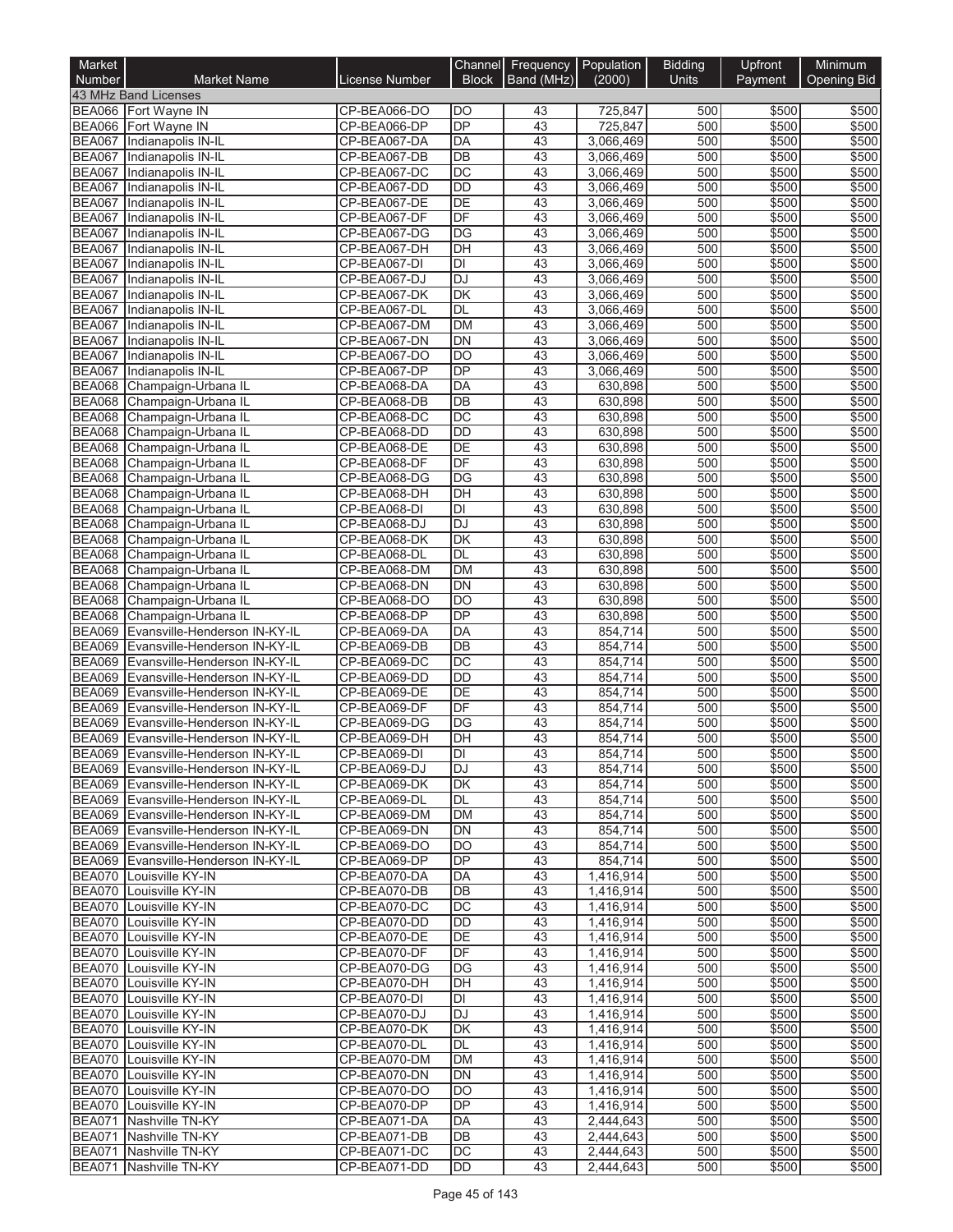| Market Number | Market Name | License Number | Channel Block | Frequency Band (MHz) | Population (2000) | Bidding Units | Upfront Payment | Minimum Opening Bid |
|---|---|---|---|---|---|---|---|---|
| 43 MHz Band Licenses | | | | | | | | |
| BEA066 | Fort Wayne IN | CP-BEA066-DO | DO | 43 | 725,847 | 500 | $500 | $500 |
| BEA066 | Fort Wayne IN | CP-BEA066-DP | DP | 43 | 725,847 | 500 | $500 | $500 |
| BEA067 | Indianapolis IN-IL | CP-BEA067-DA | DA | 43 | 3,066,469 | 500 | $500 | $500 |
| BEA067 | Indianapolis IN-IL | CP-BEA067-DB | DB | 43 | 3,066,469 | 500 | $500 | $500 |
| BEA067 | Indianapolis IN-IL | CP-BEA067-DC | DC | 43 | 3,066,469 | 500 | $500 | $500 |
| BEA067 | Indianapolis IN-IL | CP-BEA067-DD | DD | 43 | 3,066,469 | 500 | $500 | $500 |
| BEA067 | Indianapolis IN-IL | CP-BEA067-DE | DE | 43 | 3,066,469 | 500 | $500 | $500 |
| BEA067 | Indianapolis IN-IL | CP-BEA067-DF | DF | 43 | 3,066,469 | 500 | $500 | $500 |
| BEA067 | Indianapolis IN-IL | CP-BEA067-DG | DG | 43 | 3,066,469 | 500 | $500 | $500 |
| BEA067 | Indianapolis IN-IL | CP-BEA067-DH | DH | 43 | 3,066,469 | 500 | $500 | $500 |
| BEA067 | Indianapolis IN-IL | CP-BEA067-DI | DI | 43 | 3,066,469 | 500 | $500 | $500 |
| BEA067 | Indianapolis IN-IL | CP-BEA067-DJ | DJ | 43 | 3,066,469 | 500 | $500 | $500 |
| BEA067 | Indianapolis IN-IL | CP-BEA067-DK | DK | 43 | 3,066,469 | 500 | $500 | $500 |
| BEA067 | Indianapolis IN-IL | CP-BEA067-DL | DL | 43 | 3,066,469 | 500 | $500 | $500 |
| BEA067 | Indianapolis IN-IL | CP-BEA067-DM | DM | 43 | 3,066,469 | 500 | $500 | $500 |
| BEA067 | Indianapolis IN-IL | CP-BEA067-DN | DN | 43 | 3,066,469 | 500 | $500 | $500 |
| BEA067 | Indianapolis IN-IL | CP-BEA067-DO | DO | 43 | 3,066,469 | 500 | $500 | $500 |
| BEA067 | Indianapolis IN-IL | CP-BEA067-DP | DP | 43 | 3,066,469 | 500 | $500 | $500 |
| BEA068 | Champaign-Urbana IL | CP-BEA068-DA | DA | 43 | 630,898 | 500 | $500 | $500 |
| BEA068 | Champaign-Urbana IL | CP-BEA068-DB | DB | 43 | 630,898 | 500 | $500 | $500 |
| BEA068 | Champaign-Urbana IL | CP-BEA068-DC | DC | 43 | 630,898 | 500 | $500 | $500 |
| BEA068 | Champaign-Urbana IL | CP-BEA068-DD | DD | 43 | 630,898 | 500 | $500 | $500 |
| BEA068 | Champaign-Urbana IL | CP-BEA068-DE | DE | 43 | 630,898 | 500 | $500 | $500 |
| BEA068 | Champaign-Urbana IL | CP-BEA068-DF | DF | 43 | 630,898 | 500 | $500 | $500 |
| BEA068 | Champaign-Urbana IL | CP-BEA068-DG | DG | 43 | 630,898 | 500 | $500 | $500 |
| BEA068 | Champaign-Urbana IL | CP-BEA068-DH | DH | 43 | 630,898 | 500 | $500 | $500 |
| BEA068 | Champaign-Urbana IL | CP-BEA068-DI | DI | 43 | 630,898 | 500 | $500 | $500 |
| BEA068 | Champaign-Urbana IL | CP-BEA068-DJ | DJ | 43 | 630,898 | 500 | $500 | $500 |
| BEA068 | Champaign-Urbana IL | CP-BEA068-DK | DK | 43 | 630,898 | 500 | $500 | $500 |
| BEA068 | Champaign-Urbana IL | CP-BEA068-DL | DL | 43 | 630,898 | 500 | $500 | $500 |
| BEA068 | Champaign-Urbana IL | CP-BEA068-DM | DM | 43 | 630,898 | 500 | $500 | $500 |
| BEA068 | Champaign-Urbana IL | CP-BEA068-DN | DN | 43 | 630,898 | 500 | $500 | $500 |
| BEA068 | Champaign-Urbana IL | CP-BEA068-DO | DO | 43 | 630,898 | 500 | $500 | $500 |
| BEA068 | Champaign-Urbana IL | CP-BEA068-DP | DP | 43 | 630,898 | 500 | $500 | $500 |
| BEA069 | Evansville-Henderson IN-KY-IL | CP-BEA069-DA | DA | 43 | 854,714 | 500 | $500 | $500 |
| BEA069 | Evansville-Henderson IN-KY-IL | CP-BEA069-DB | DB | 43 | 854,714 | 500 | $500 | $500 |
| BEA069 | Evansville-Henderson IN-KY-IL | CP-BEA069-DC | DC | 43 | 854,714 | 500 | $500 | $500 |
| BEA069 | Evansville-Henderson IN-KY-IL | CP-BEA069-DD | DD | 43 | 854,714 | 500 | $500 | $500 |
| BEA069 | Evansville-Henderson IN-KY-IL | CP-BEA069-DE | DE | 43 | 854,714 | 500 | $500 | $500 |
| BEA069 | Evansville-Henderson IN-KY-IL | CP-BEA069-DF | DF | 43 | 854,714 | 500 | $500 | $500 |
| BEA069 | Evansville-Henderson IN-KY-IL | CP-BEA069-DG | DG | 43 | 854,714 | 500 | $500 | $500 |
| BEA069 | Evansville-Henderson IN-KY-IL | CP-BEA069-DH | DH | 43 | 854,714 | 500 | $500 | $500 |
| BEA069 | Evansville-Henderson IN-KY-IL | CP-BEA069-DI | DI | 43 | 854,714 | 500 | $500 | $500 |
| BEA069 | Evansville-Henderson IN-KY-IL | CP-BEA069-DJ | DJ | 43 | 854,714 | 500 | $500 | $500 |
| BEA069 | Evansville-Henderson IN-KY-IL | CP-BEA069-DK | DK | 43 | 854,714 | 500 | $500 | $500 |
| BEA069 | Evansville-Henderson IN-KY-IL | CP-BEA069-DL | DL | 43 | 854,714 | 500 | $500 | $500 |
| BEA069 | Evansville-Henderson IN-KY-IL | CP-BEA069-DM | DM | 43 | 854,714 | 500 | $500 | $500 |
| BEA069 | Evansville-Henderson IN-KY-IL | CP-BEA069-DN | DN | 43 | 854,714 | 500 | $500 | $500 |
| BEA069 | Evansville-Henderson IN-KY-IL | CP-BEA069-DO | DO | 43 | 854,714 | 500 | $500 | $500 |
| BEA069 | Evansville-Henderson IN-KY-IL | CP-BEA069-DP | DP | 43 | 854,714 | 500 | $500 | $500 |
| BEA070 | Louisville KY-IN | CP-BEA070-DA | DA | 43 | 1,416,914 | 500 | $500 | $500 |
| BEA070 | Louisville KY-IN | CP-BEA070-DB | DB | 43 | 1,416,914 | 500 | $500 | $500 |
| BEA070 | Louisville KY-IN | CP-BEA070-DC | DC | 43 | 1,416,914 | 500 | $500 | $500 |
| BEA070 | Louisville KY-IN | CP-BEA070-DD | DD | 43 | 1,416,914 | 500 | $500 | $500 |
| BEA070 | Louisville KY-IN | CP-BEA070-DE | DE | 43 | 1,416,914 | 500 | $500 | $500 |
| BEA070 | Louisville KY-IN | CP-BEA070-DF | DF | 43 | 1,416,914 | 500 | $500 | $500 |
| BEA070 | Louisville KY-IN | CP-BEA070-DG | DG | 43 | 1,416,914 | 500 | $500 | $500 |
| BEA070 | Louisville KY-IN | CP-BEA070-DH | DH | 43 | 1,416,914 | 500 | $500 | $500 |
| BEA070 | Louisville KY-IN | CP-BEA070-DI | DI | 43 | 1,416,914 | 500 | $500 | $500 |
| BEA070 | Louisville KY-IN | CP-BEA070-DJ | DJ | 43 | 1,416,914 | 500 | $500 | $500 |
| BEA070 | Louisville KY-IN | CP-BEA070-DK | DK | 43 | 1,416,914 | 500 | $500 | $500 |
| BEA070 | Louisville KY-IN | CP-BEA070-DL | DL | 43 | 1,416,914 | 500 | $500 | $500 |
| BEA070 | Louisville KY-IN | CP-BEA070-DM | DM | 43 | 1,416,914 | 500 | $500 | $500 |
| BEA070 | Louisville KY-IN | CP-BEA070-DN | DN | 43 | 1,416,914 | 500 | $500 | $500 |
| BEA070 | Louisville KY-IN | CP-BEA070-DO | DO | 43 | 1,416,914 | 500 | $500 | $500 |
| BEA070 | Louisville KY-IN | CP-BEA070-DP | DP | 43 | 1,416,914 | 500 | $500 | $500 |
| BEA071 | Nashville TN-KY | CP-BEA071-DA | DA | 43 | 2,444,643 | 500 | $500 | $500 |
| BEA071 | Nashville TN-KY | CP-BEA071-DB | DB | 43 | 2,444,643 | 500 | $500 | $500 |
| BEA071 | Nashville TN-KY | CP-BEA071-DC | DC | 43 | 2,444,643 | 500 | $500 | $500 |
| BEA071 | Nashville TN-KY | CP-BEA071-DD | DD | 43 | 2,444,643 | 500 | $500 | $500 |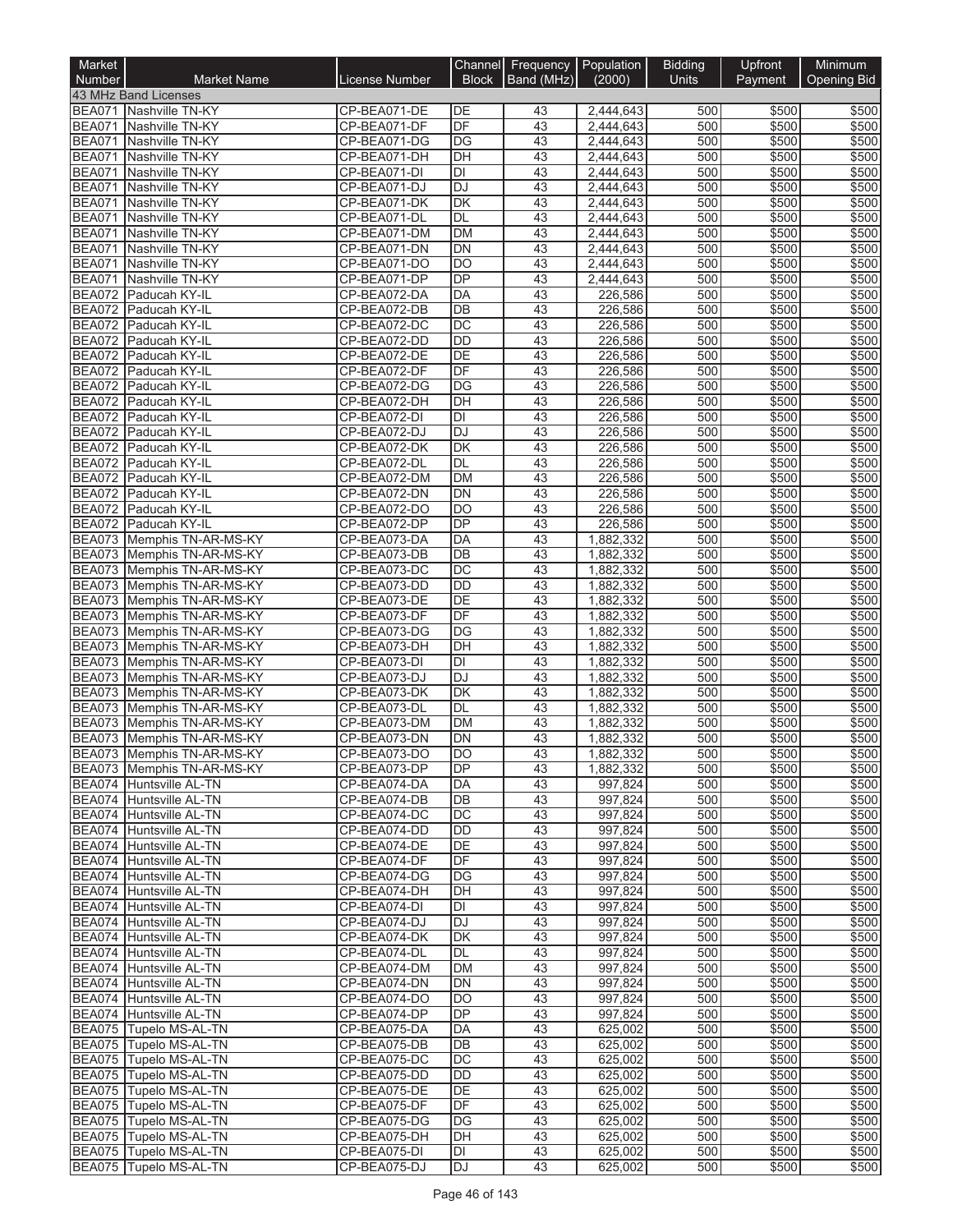| Market Number | Market Name | License Number | Channel Block | Frequency Band (MHz) | Population (2000) | Bidding Units | Upfront Payment | Minimum Opening Bid |
|---|---|---|---|---|---|---|---|---|
| 43 MHz Band Licenses | | | | | | | | |
| BEA071 | Nashville TN-KY | CP-BEA071-DE | DE | 43 | 2,444,643 | 500 | $500 | $500 |
| BEA071 | Nashville TN-KY | CP-BEA071-DF | DF | 43 | 2,444,643 | 500 | $500 | $500 |
| BEA071 | Nashville TN-KY | CP-BEA071-DG | DG | 43 | 2,444,643 | 500 | $500 | $500 |
| BEA071 | Nashville TN-KY | CP-BEA071-DH | DH | 43 | 2,444,643 | 500 | $500 | $500 |
| BEA071 | Nashville TN-KY | CP-BEA071-DI | DI | 43 | 2,444,643 | 500 | $500 | $500 |
| BEA071 | Nashville TN-KY | CP-BEA071-DJ | DJ | 43 | 2,444,643 | 500 | $500 | $500 |
| BEA071 | Nashville TN-KY | CP-BEA071-DK | DK | 43 | 2,444,643 | 500 | $500 | $500 |
| BEA071 | Nashville TN-KY | CP-BEA071-DL | DL | 43 | 2,444,643 | 500 | $500 | $500 |
| BEA071 | Nashville TN-KY | CP-BEA071-DM | DM | 43 | 2,444,643 | 500 | $500 | $500 |
| BEA071 | Nashville TN-KY | CP-BEA071-DN | DN | 43 | 2,444,643 | 500 | $500 | $500 |
| BEA071 | Nashville TN-KY | CP-BEA071-DO | DO | 43 | 2,444,643 | 500 | $500 | $500 |
| BEA071 | Nashville TN-KY | CP-BEA071-DP | DP | 43 | 2,444,643 | 500 | $500 | $500 |
| BEA072 | Paducah KY-IL | CP-BEA072-DA | DA | 43 | 226,586 | 500 | $500 | $500 |
| BEA072 | Paducah KY-IL | CP-BEA072-DB | DB | 43 | 226,586 | 500 | $500 | $500 |
| BEA072 | Paducah KY-IL | CP-BEA072-DC | DC | 43 | 226,586 | 500 | $500 | $500 |
| BEA072 | Paducah KY-IL | CP-BEA072-DD | DD | 43 | 226,586 | 500 | $500 | $500 |
| BEA072 | Paducah KY-IL | CP-BEA072-DE | DE | 43 | 226,586 | 500 | $500 | $500 |
| BEA072 | Paducah KY-IL | CP-BEA072-DF | DF | 43 | 226,586 | 500 | $500 | $500 |
| BEA072 | Paducah KY-IL | CP-BEA072-DG | DG | 43 | 226,586 | 500 | $500 | $500 |
| BEA072 | Paducah KY-IL | CP-BEA072-DH | DH | 43 | 226,586 | 500 | $500 | $500 |
| BEA072 | Paducah KY-IL | CP-BEA072-DI | DI | 43 | 226,586 | 500 | $500 | $500 |
| BEA072 | Paducah KY-IL | CP-BEA072-DJ | DJ | 43 | 226,586 | 500 | $500 | $500 |
| BEA072 | Paducah KY-IL | CP-BEA072-DK | DK | 43 | 226,586 | 500 | $500 | $500 |
| BEA072 | Paducah KY-IL | CP-BEA072-DL | DL | 43 | 226,586 | 500 | $500 | $500 |
| BEA072 | Paducah KY-IL | CP-BEA072-DM | DM | 43 | 226,586 | 500 | $500 | $500 |
| BEA072 | Paducah KY-IL | CP-BEA072-DN | DN | 43 | 226,586 | 500 | $500 | $500 |
| BEA072 | Paducah KY-IL | CP-BEA072-DO | DO | 43 | 226,586 | 500 | $500 | $500 |
| BEA072 | Paducah KY-IL | CP-BEA072-DP | DP | 43 | 226,586 | 500 | $500 | $500 |
| BEA073 | Memphis TN-AR-MS-KY | CP-BEA073-DA | DA | 43 | 1,882,332 | 500 | $500 | $500 |
| BEA073 | Memphis TN-AR-MS-KY | CP-BEA073-DB | DB | 43 | 1,882,332 | 500 | $500 | $500 |
| BEA073 | Memphis TN-AR-MS-KY | CP-BEA073-DC | DC | 43 | 1,882,332 | 500 | $500 | $500 |
| BEA073 | Memphis TN-AR-MS-KY | CP-BEA073-DD | DD | 43 | 1,882,332 | 500 | $500 | $500 |
| BEA073 | Memphis TN-AR-MS-KY | CP-BEA073-DE | DE | 43 | 1,882,332 | 500 | $500 | $500 |
| BEA073 | Memphis TN-AR-MS-KY | CP-BEA073-DF | DF | 43 | 1,882,332 | 500 | $500 | $500 |
| BEA073 | Memphis TN-AR-MS-KY | CP-BEA073-DG | DG | 43 | 1,882,332 | 500 | $500 | $500 |
| BEA073 | Memphis TN-AR-MS-KY | CP-BEA073-DH | DH | 43 | 1,882,332 | 500 | $500 | $500 |
| BEA073 | Memphis TN-AR-MS-KY | CP-BEA073-DI | DI | 43 | 1,882,332 | 500 | $500 | $500 |
| BEA073 | Memphis TN-AR-MS-KY | CP-BEA073-DJ | DJ | 43 | 1,882,332 | 500 | $500 | $500 |
| BEA073 | Memphis TN-AR-MS-KY | CP-BEA073-DK | DK | 43 | 1,882,332 | 500 | $500 | $500 |
| BEA073 | Memphis TN-AR-MS-KY | CP-BEA073-DL | DL | 43 | 1,882,332 | 500 | $500 | $500 |
| BEA073 | Memphis TN-AR-MS-KY | CP-BEA073-DM | DM | 43 | 1,882,332 | 500 | $500 | $500 |
| BEA073 | Memphis TN-AR-MS-KY | CP-BEA073-DN | DN | 43 | 1,882,332 | 500 | $500 | $500 |
| BEA073 | Memphis TN-AR-MS-KY | CP-BEA073-DO | DO | 43 | 1,882,332 | 500 | $500 | $500 |
| BEA073 | Memphis TN-AR-MS-KY | CP-BEA073-DP | DP | 43 | 1,882,332 | 500 | $500 | $500 |
| BEA074 | Huntsville AL-TN | CP-BEA074-DA | DA | 43 | 997,824 | 500 | $500 | $500 |
| BEA074 | Huntsville AL-TN | CP-BEA074-DB | DB | 43 | 997,824 | 500 | $500 | $500 |
| BEA074 | Huntsville AL-TN | CP-BEA074-DC | DC | 43 | 997,824 | 500 | $500 | $500 |
| BEA074 | Huntsville AL-TN | CP-BEA074-DD | DD | 43 | 997,824 | 500 | $500 | $500 |
| BEA074 | Huntsville AL-TN | CP-BEA074-DE | DE | 43 | 997,824 | 500 | $500 | $500 |
| BEA074 | Huntsville AL-TN | CP-BEA074-DF | DF | 43 | 997,824 | 500 | $500 | $500 |
| BEA074 | Huntsville AL-TN | CP-BEA074-DG | DG | 43 | 997,824 | 500 | $500 | $500 |
| BEA074 | Huntsville AL-TN | CP-BEA074-DH | DH | 43 | 997,824 | 500 | $500 | $500 |
| BEA074 | Huntsville AL-TN | CP-BEA074-DI | DI | 43 | 997,824 | 500 | $500 | $500 |
| BEA074 | Huntsville AL-TN | CP-BEA074-DJ | DJ | 43 | 997,824 | 500 | $500 | $500 |
| BEA074 | Huntsville AL-TN | CP-BEA074-DK | DK | 43 | 997,824 | 500 | $500 | $500 |
| BEA074 | Huntsville AL-TN | CP-BEA074-DL | DL | 43 | 997,824 | 500 | $500 | $500 |
| BEA074 | Huntsville AL-TN | CP-BEA074-DM | DM | 43 | 997,824 | 500 | $500 | $500 |
| BEA074 | Huntsville AL-TN | CP-BEA074-DN | DN | 43 | 997,824 | 500 | $500 | $500 |
| BEA074 | Huntsville AL-TN | CP-BEA074-DO | DO | 43 | 997,824 | 500 | $500 | $500 |
| BEA074 | Huntsville AL-TN | CP-BEA074-DP | DP | 43 | 997,824 | 500 | $500 | $500 |
| BEA075 | Tupelo MS-AL-TN | CP-BEA075-DA | DA | 43 | 625,002 | 500 | $500 | $500 |
| BEA075 | Tupelo MS-AL-TN | CP-BEA075-DB | DB | 43 | 625,002 | 500 | $500 | $500 |
| BEA075 | Tupelo MS-AL-TN | CP-BEA075-DC | DC | 43 | 625,002 | 500 | $500 | $500 |
| BEA075 | Tupelo MS-AL-TN | CP-BEA075-DD | DD | 43 | 625,002 | 500 | $500 | $500 |
| BEA075 | Tupelo MS-AL-TN | CP-BEA075-DE | DE | 43 | 625,002 | 500 | $500 | $500 |
| BEA075 | Tupelo MS-AL-TN | CP-BEA075-DF | DF | 43 | 625,002 | 500 | $500 | $500 |
| BEA075 | Tupelo MS-AL-TN | CP-BEA075-DG | DG | 43 | 625,002 | 500 | $500 | $500 |
| BEA075 | Tupelo MS-AL-TN | CP-BEA075-DH | DH | 43 | 625,002 | 500 | $500 | $500 |
| BEA075 | Tupelo MS-AL-TN | CP-BEA075-DI | DI | 43 | 625,002 | 500 | $500 | $500 |
| BEA075 | Tupelo MS-AL-TN | CP-BEA075-DJ | DJ | 43 | 625,002 | 500 | $500 | $500 |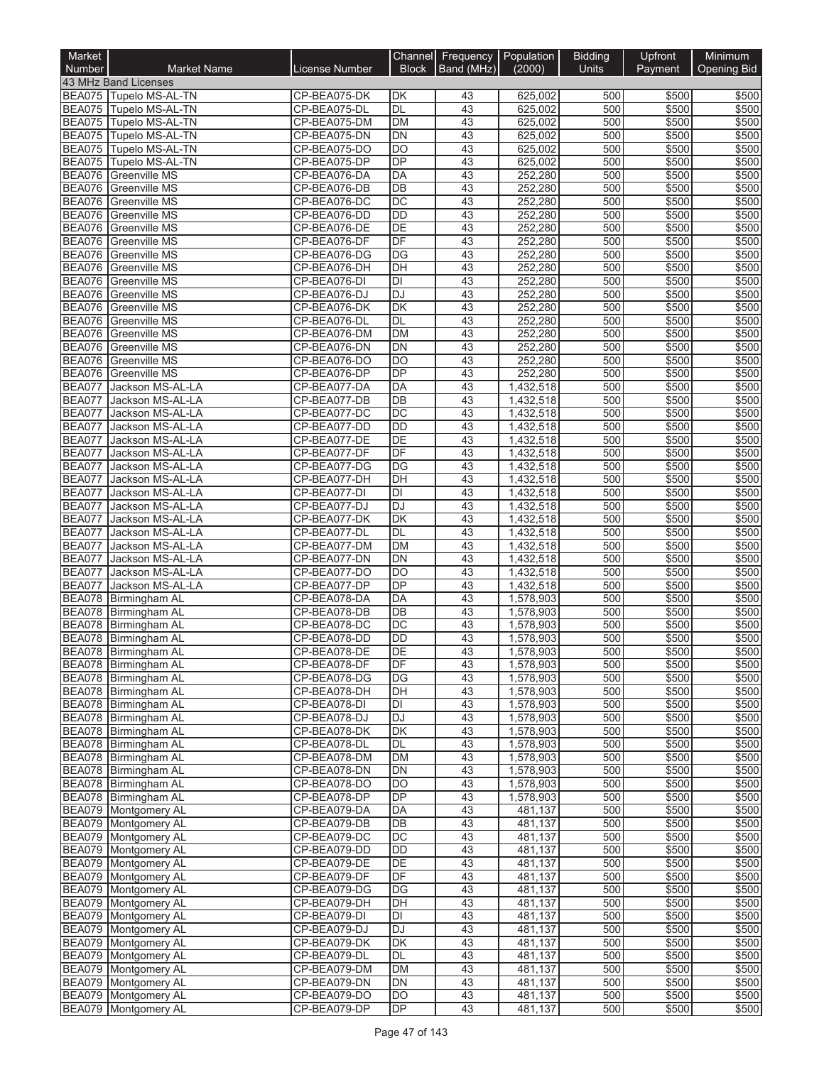| Market Number | Market Name | License Number | Channel Block | Frequency Band (MHz) | Population (2000) | Bidding Units | Upfront Payment | Minimum Opening Bid |
|---|---|---|---|---|---|---|---|---|
| 43 MHz Band Licenses | | | | | | | | |
| BEA075 | Tupelo MS-AL-TN | CP-BEA075-DK | DK | 43 | 625,002 | 500 | $500 | $500 |
| BEA075 | Tupelo MS-AL-TN | CP-BEA075-DL | DL | 43 | 625,002 | 500 | $500 | $500 |
| BEA075 | Tupelo MS-AL-TN | CP-BEA075-DM | DM | 43 | 625,002 | 500 | $500 | $500 |
| BEA075 | Tupelo MS-AL-TN | CP-BEA075-DN | DN | 43 | 625,002 | 500 | $500 | $500 |
| BEA075 | Tupelo MS-AL-TN | CP-BEA075-DO | DO | 43 | 625,002 | 500 | $500 | $500 |
| BEA075 | Tupelo MS-AL-TN | CP-BEA075-DP | DP | 43 | 625,002 | 500 | $500 | $500 |
| BEA076 | Greenville MS | CP-BEA076-DA | DA | 43 | 252,280 | 500 | $500 | $500 |
| BEA076 | Greenville MS | CP-BEA076-DB | DB | 43 | 252,280 | 500 | $500 | $500 |
| BEA076 | Greenville MS | CP-BEA076-DC | DC | 43 | 252,280 | 500 | $500 | $500 |
| BEA076 | Greenville MS | CP-BEA076-DD | DD | 43 | 252,280 | 500 | $500 | $500 |
| BEA076 | Greenville MS | CP-BEA076-DE | DE | 43 | 252,280 | 500 | $500 | $500 |
| BEA076 | Greenville MS | CP-BEA076-DF | DF | 43 | 252,280 | 500 | $500 | $500 |
| BEA076 | Greenville MS | CP-BEA076-DG | DG | 43 | 252,280 | 500 | $500 | $500 |
| BEA076 | Greenville MS | CP-BEA076-DH | DH | 43 | 252,280 | 500 | $500 | $500 |
| BEA076 | Greenville MS | CP-BEA076-DI | DI | 43 | 252,280 | 500 | $500 | $500 |
| BEA076 | Greenville MS | CP-BEA076-DJ | DJ | 43 | 252,280 | 500 | $500 | $500 |
| BEA076 | Greenville MS | CP-BEA076-DK | DK | 43 | 252,280 | 500 | $500 | $500 |
| BEA076 | Greenville MS | CP-BEA076-DL | DL | 43 | 252,280 | 500 | $500 | $500 |
| BEA076 | Greenville MS | CP-BEA076-DM | DM | 43 | 252,280 | 500 | $500 | $500 |
| BEA076 | Greenville MS | CP-BEA076-DN | DN | 43 | 252,280 | 500 | $500 | $500 |
| BEA076 | Greenville MS | CP-BEA076-DO | DO | 43 | 252,280 | 500 | $500 | $500 |
| BEA076 | Greenville MS | CP-BEA076-DP | DP | 43 | 252,280 | 500 | $500 | $500 |
| BEA077 | Jackson MS-AL-LA | CP-BEA077-DA | DA | 43 | 1,432,518 | 500 | $500 | $500 |
| BEA077 | Jackson MS-AL-LA | CP-BEA077-DB | DB | 43 | 1,432,518 | 500 | $500 | $500 |
| BEA077 | Jackson MS-AL-LA | CP-BEA077-DC | DC | 43 | 1,432,518 | 500 | $500 | $500 |
| BEA077 | Jackson MS-AL-LA | CP-BEA077-DD | DD | 43 | 1,432,518 | 500 | $500 | $500 |
| BEA077 | Jackson MS-AL-LA | CP-BEA077-DE | DE | 43 | 1,432,518 | 500 | $500 | $500 |
| BEA077 | Jackson MS-AL-LA | CP-BEA077-DF | DF | 43 | 1,432,518 | 500 | $500 | $500 |
| BEA077 | Jackson MS-AL-LA | CP-BEA077-DG | DG | 43 | 1,432,518 | 500 | $500 | $500 |
| BEA077 | Jackson MS-AL-LA | CP-BEA077-DH | DH | 43 | 1,432,518 | 500 | $500 | $500 |
| BEA077 | Jackson MS-AL-LA | CP-BEA077-DI | DI | 43 | 1,432,518 | 500 | $500 | $500 |
| BEA077 | Jackson MS-AL-LA | CP-BEA077-DJ | DJ | 43 | 1,432,518 | 500 | $500 | $500 |
| BEA077 | Jackson MS-AL-LA | CP-BEA077-DK | DK | 43 | 1,432,518 | 500 | $500 | $500 |
| BEA077 | Jackson MS-AL-LA | CP-BEA077-DL | DL | 43 | 1,432,518 | 500 | $500 | $500 |
| BEA077 | Jackson MS-AL-LA | CP-BEA077-DM | DM | 43 | 1,432,518 | 500 | $500 | $500 |
| BEA077 | Jackson MS-AL-LA | CP-BEA077-DN | DN | 43 | 1,432,518 | 500 | $500 | $500 |
| BEA077 | Jackson MS-AL-LA | CP-BEA077-DO | DO | 43 | 1,432,518 | 500 | $500 | $500 |
| BEA077 | Jackson MS-AL-LA | CP-BEA077-DP | DP | 43 | 1,432,518 | 500 | $500 | $500 |
| BEA078 | Birmingham AL | CP-BEA078-DA | DA | 43 | 1,578,903 | 500 | $500 | $500 |
| BEA078 | Birmingham AL | CP-BEA078-DB | DB | 43 | 1,578,903 | 500 | $500 | $500 |
| BEA078 | Birmingham AL | CP-BEA078-DC | DC | 43 | 1,578,903 | 500 | $500 | $500 |
| BEA078 | Birmingham AL | CP-BEA078-DD | DD | 43 | 1,578,903 | 500 | $500 | $500 |
| BEA078 | Birmingham AL | CP-BEA078-DE | DE | 43 | 1,578,903 | 500 | $500 | $500 |
| BEA078 | Birmingham AL | CP-BEA078-DF | DF | 43 | 1,578,903 | 500 | $500 | $500 |
| BEA078 | Birmingham AL | CP-BEA078-DG | DG | 43 | 1,578,903 | 500 | $500 | $500 |
| BEA078 | Birmingham AL | CP-BEA078-DH | DH | 43 | 1,578,903 | 500 | $500 | $500 |
| BEA078 | Birmingham AL | CP-BEA078-DI | DI | 43 | 1,578,903 | 500 | $500 | $500 |
| BEA078 | Birmingham AL | CP-BEA078-DJ | DJ | 43 | 1,578,903 | 500 | $500 | $500 |
| BEA078 | Birmingham AL | CP-BEA078-DK | DK | 43 | 1,578,903 | 500 | $500 | $500 |
| BEA078 | Birmingham AL | CP-BEA078-DL | DL | 43 | 1,578,903 | 500 | $500 | $500 |
| BEA078 | Birmingham AL | CP-BEA078-DM | DM | 43 | 1,578,903 | 500 | $500 | $500 |
| BEA078 | Birmingham AL | CP-BEA078-DN | DN | 43 | 1,578,903 | 500 | $500 | $500 |
| BEA078 | Birmingham AL | CP-BEA078-DO | DO | 43 | 1,578,903 | 500 | $500 | $500 |
| BEA078 | Birmingham AL | CP-BEA078-DP | DP | 43 | 1,578,903 | 500 | $500 | $500 |
| BEA079 | Montgomery AL | CP-BEA079-DA | DA | 43 | 481,137 | 500 | $500 | $500 |
| BEA079 | Montgomery AL | CP-BEA079-DB | DB | 43 | 481,137 | 500 | $500 | $500 |
| BEA079 | Montgomery AL | CP-BEA079-DC | DC | 43 | 481,137 | 500 | $500 | $500 |
| BEA079 | Montgomery AL | CP-BEA079-DD | DD | 43 | 481,137 | 500 | $500 | $500 |
| BEA079 | Montgomery AL | CP-BEA079-DE | DE | 43 | 481,137 | 500 | $500 | $500 |
| BEA079 | Montgomery AL | CP-BEA079-DF | DF | 43 | 481,137 | 500 | $500 | $500 |
| BEA079 | Montgomery AL | CP-BEA079-DG | DG | 43 | 481,137 | 500 | $500 | $500 |
| BEA079 | Montgomery AL | CP-BEA079-DH | DH | 43 | 481,137 | 500 | $500 | $500 |
| BEA079 | Montgomery AL | CP-BEA079-DI | DI | 43 | 481,137 | 500 | $500 | $500 |
| BEA079 | Montgomery AL | CP-BEA079-DJ | DJ | 43 | 481,137 | 500 | $500 | $500 |
| BEA079 | Montgomery AL | CP-BEA079-DK | DK | 43 | 481,137 | 500 | $500 | $500 |
| BEA079 | Montgomery AL | CP-BEA079-DL | DL | 43 | 481,137 | 500 | $500 | $500 |
| BEA079 | Montgomery AL | CP-BEA079-DM | DM | 43 | 481,137 | 500 | $500 | $500 |
| BEA079 | Montgomery AL | CP-BEA079-DN | DN | 43 | 481,137 | 500 | $500 | $500 |
| BEA079 | Montgomery AL | CP-BEA079-DO | DO | 43 | 481,137 | 500 | $500 | $500 |
| BEA079 | Montgomery AL | CP-BEA079-DP | DP | 43 | 481,137 | 500 | $500 | $500 |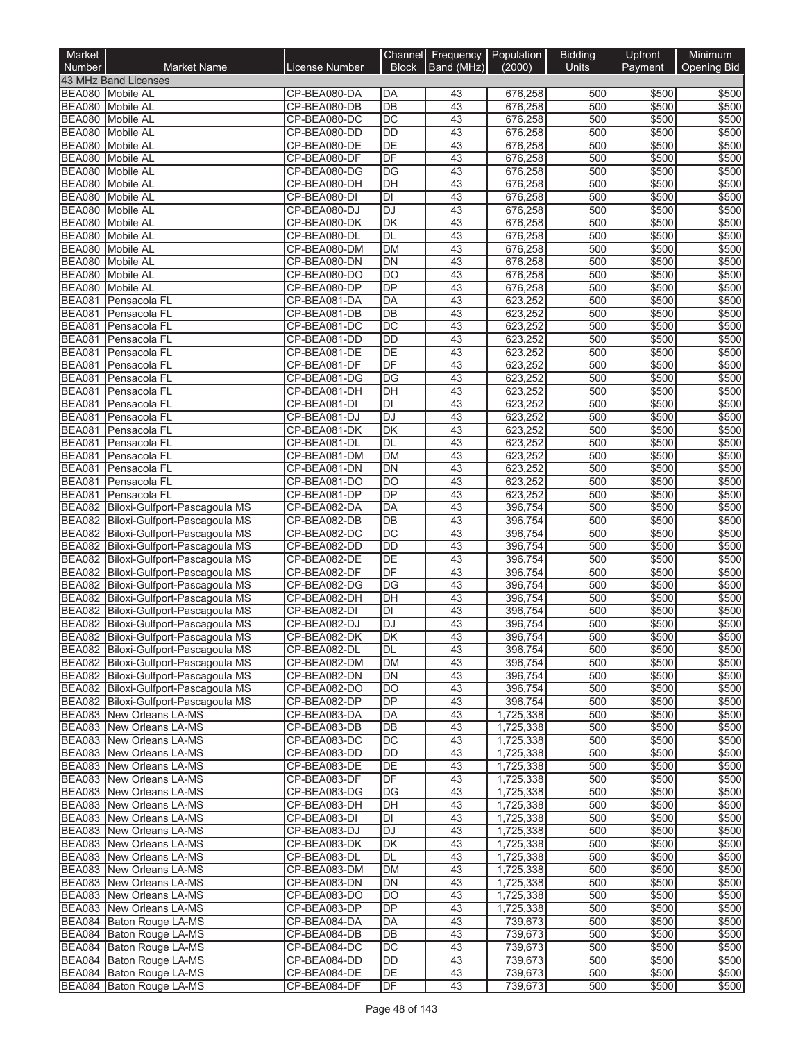| Market Number | Market Name | License Number | Channel Block | Frequency Band (MHz) | Population (2000) | Bidding Units | Upfront Payment | Minimum Opening Bid |
|---|---|---|---|---|---|---|---|---|
| 43 MHz Band Licenses | | | | | | | | |
| BEA080 | Mobile AL | CP-BEA080-DA | DA | 43 | 676,258 | 500 | $500 | $500 |
| BEA080 | Mobile AL | CP-BEA080-DB | DB | 43 | 676,258 | 500 | $500 | $500 |
| BEA080 | Mobile AL | CP-BEA080-DC | DC | 43 | 676,258 | 500 | $500 | $500 |
| BEA080 | Mobile AL | CP-BEA080-DD | DD | 43 | 676,258 | 500 | $500 | $500 |
| BEA080 | Mobile AL | CP-BEA080-DE | DE | 43 | 676,258 | 500 | $500 | $500 |
| BEA080 | Mobile AL | CP-BEA080-DF | DF | 43 | 676,258 | 500 | $500 | $500 |
| BEA080 | Mobile AL | CP-BEA080-DG | DG | 43 | 676,258 | 500 | $500 | $500 |
| BEA080 | Mobile AL | CP-BEA080-DH | DH | 43 | 676,258 | 500 | $500 | $500 |
| BEA080 | Mobile AL | CP-BEA080-DI | DI | 43 | 676,258 | 500 | $500 | $500 |
| BEA080 | Mobile AL | CP-BEA080-DJ | DJ | 43 | 676,258 | 500 | $500 | $500 |
| BEA080 | Mobile AL | CP-BEA080-DK | DK | 43 | 676,258 | 500 | $500 | $500 |
| BEA080 | Mobile AL | CP-BEA080-DL | DL | 43 | 676,258 | 500 | $500 | $500 |
| BEA080 | Mobile AL | CP-BEA080-DM | DM | 43 | 676,258 | 500 | $500 | $500 |
| BEA080 | Mobile AL | CP-BEA080-DN | DN | 43 | 676,258 | 500 | $500 | $500 |
| BEA080 | Mobile AL | CP-BEA080-DO | DO | 43 | 676,258 | 500 | $500 | $500 |
| BEA080 | Mobile AL | CP-BEA080-DP | DP | 43 | 676,258 | 500 | $500 | $500 |
| BEA081 | Pensacola FL | CP-BEA081-DA | DA | 43 | 623,252 | 500 | $500 | $500 |
| BEA081 | Pensacola FL | CP-BEA081-DB | DB | 43 | 623,252 | 500 | $500 | $500 |
| BEA081 | Pensacola FL | CP-BEA081-DC | DC | 43 | 623,252 | 500 | $500 | $500 |
| BEA081 | Pensacola FL | CP-BEA081-DD | DD | 43 | 623,252 | 500 | $500 | $500 |
| BEA081 | Pensacola FL | CP-BEA081-DE | DE | 43 | 623,252 | 500 | $500 | $500 |
| BEA081 | Pensacola FL | CP-BEA081-DF | DF | 43 | 623,252 | 500 | $500 | $500 |
| BEA081 | Pensacola FL | CP-BEA081-DG | DG | 43 | 623,252 | 500 | $500 | $500 |
| BEA081 | Pensacola FL | CP-BEA081-DH | DH | 43 | 623,252 | 500 | $500 | $500 |
| BEA081 | Pensacola FL | CP-BEA081-DI | DI | 43 | 623,252 | 500 | $500 | $500 |
| BEA081 | Pensacola FL | CP-BEA081-DJ | DJ | 43 | 623,252 | 500 | $500 | $500 |
| BEA081 | Pensacola FL | CP-BEA081-DK | DK | 43 | 623,252 | 500 | $500 | $500 |
| BEA081 | Pensacola FL | CP-BEA081-DL | DL | 43 | 623,252 | 500 | $500 | $500 |
| BEA081 | Pensacola FL | CP-BEA081-DM | DM | 43 | 623,252 | 500 | $500 | $500 |
| BEA081 | Pensacola FL | CP-BEA081-DN | DN | 43 | 623,252 | 500 | $500 | $500 |
| BEA081 | Pensacola FL | CP-BEA081-DO | DO | 43 | 623,252 | 500 | $500 | $500 |
| BEA081 | Pensacola FL | CP-BEA081-DP | DP | 43 | 623,252 | 500 | $500 | $500 |
| BEA082 | Biloxi-Gulfport-Pascagoula MS | CP-BEA082-DA | DA | 43 | 396,754 | 500 | $500 | $500 |
| BEA082 | Biloxi-Gulfport-Pascagoula MS | CP-BEA082-DB | DB | 43 | 396,754 | 500 | $500 | $500 |
| BEA082 | Biloxi-Gulfport-Pascagoula MS | CP-BEA082-DC | DC | 43 | 396,754 | 500 | $500 | $500 |
| BEA082 | Biloxi-Gulfport-Pascagoula MS | CP-BEA082-DD | DD | 43 | 396,754 | 500 | $500 | $500 |
| BEA082 | Biloxi-Gulfport-Pascagoula MS | CP-BEA082-DE | DE | 43 | 396,754 | 500 | $500 | $500 |
| BEA082 | Biloxi-Gulfport-Pascagoula MS | CP-BEA082-DF | DF | 43 | 396,754 | 500 | $500 | $500 |
| BEA082 | Biloxi-Gulfport-Pascagoula MS | CP-BEA082-DG | DG | 43 | 396,754 | 500 | $500 | $500 |
| BEA082 | Biloxi-Gulfport-Pascagoula MS | CP-BEA082-DH | DH | 43 | 396,754 | 500 | $500 | $500 |
| BEA082 | Biloxi-Gulfport-Pascagoula MS | CP-BEA082-DI | DI | 43 | 396,754 | 500 | $500 | $500 |
| BEA082 | Biloxi-Gulfport-Pascagoula MS | CP-BEA082-DJ | DJ | 43 | 396,754 | 500 | $500 | $500 |
| BEA082 | Biloxi-Gulfport-Pascagoula MS | CP-BEA082-DK | DK | 43 | 396,754 | 500 | $500 | $500 |
| BEA082 | Biloxi-Gulfport-Pascagoula MS | CP-BEA082-DL | DL | 43 | 396,754 | 500 | $500 | $500 |
| BEA082 | Biloxi-Gulfport-Pascagoula MS | CP-BEA082-DM | DM | 43 | 396,754 | 500 | $500 | $500 |
| BEA082 | Biloxi-Gulfport-Pascagoula MS | CP-BEA082-DN | DN | 43 | 396,754 | 500 | $500 | $500 |
| BEA082 | Biloxi-Gulfport-Pascagoula MS | CP-BEA082-DO | DO | 43 | 396,754 | 500 | $500 | $500 |
| BEA082 | Biloxi-Gulfport-Pascagoula MS | CP-BEA082-DP | DP | 43 | 396,754 | 500 | $500 | $500 |
| BEA083 | New Orleans LA-MS | CP-BEA083-DA | DA | 43 | 1,725,338 | 500 | $500 | $500 |
| BEA083 | New Orleans LA-MS | CP-BEA083-DB | DB | 43 | 1,725,338 | 500 | $500 | $500 |
| BEA083 | New Orleans LA-MS | CP-BEA083-DC | DC | 43 | 1,725,338 | 500 | $500 | $500 |
| BEA083 | New Orleans LA-MS | CP-BEA083-DD | DD | 43 | 1,725,338 | 500 | $500 | $500 |
| BEA083 | New Orleans LA-MS | CP-BEA083-DE | DE | 43 | 1,725,338 | 500 | $500 | $500 |
| BEA083 | New Orleans LA-MS | CP-BEA083-DF | DF | 43 | 1,725,338 | 500 | $500 | $500 |
| BEA083 | New Orleans LA-MS | CP-BEA083-DG | DG | 43 | 1,725,338 | 500 | $500 | $500 |
| BEA083 | New Orleans LA-MS | CP-BEA083-DH | DH | 43 | 1,725,338 | 500 | $500 | $500 |
| BEA083 | New Orleans LA-MS | CP-BEA083-DI | DI | 43 | 1,725,338 | 500 | $500 | $500 |
| BEA083 | New Orleans LA-MS | CP-BEA083-DJ | DJ | 43 | 1,725,338 | 500 | $500 | $500 |
| BEA083 | New Orleans LA-MS | CP-BEA083-DK | DK | 43 | 1,725,338 | 500 | $500 | $500 |
| BEA083 | New Orleans LA-MS | CP-BEA083-DL | DL | 43 | 1,725,338 | 500 | $500 | $500 |
| BEA083 | New Orleans LA-MS | CP-BEA083-DM | DM | 43 | 1,725,338 | 500 | $500 | $500 |
| BEA083 | New Orleans LA-MS | CP-BEA083-DN | DN | 43 | 1,725,338 | 500 | $500 | $500 |
| BEA083 | New Orleans LA-MS | CP-BEA083-DO | DO | 43 | 1,725,338 | 500 | $500 | $500 |
| BEA083 | New Orleans LA-MS | CP-BEA083-DP | DP | 43 | 1,725,338 | 500 | $500 | $500 |
| BEA084 | Baton Rouge LA-MS | CP-BEA084-DA | DA | 43 | 739,673 | 500 | $500 | $500 |
| BEA084 | Baton Rouge LA-MS | CP-BEA084-DB | DB | 43 | 739,673 | 500 | $500 | $500 |
| BEA084 | Baton Rouge LA-MS | CP-BEA084-DC | DC | 43 | 739,673 | 500 | $500 | $500 |
| BEA084 | Baton Rouge LA-MS | CP-BEA084-DD | DD | 43 | 739,673 | 500 | $500 | $500 |
| BEA084 | Baton Rouge LA-MS | CP-BEA084-DE | DE | 43 | 739,673 | 500 | $500 | $500 |
| BEA084 | Baton Rouge LA-MS | CP-BEA084-DF | DF | 43 | 739,673 | 500 | $500 | $500 |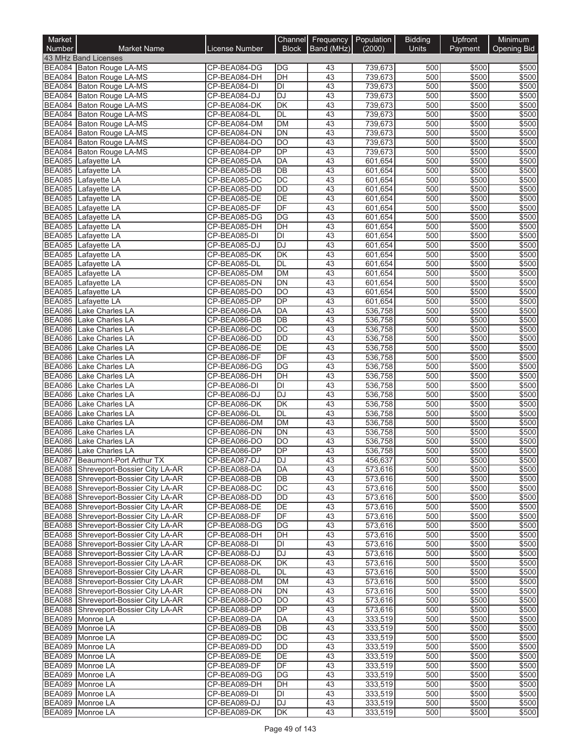| Market Number | Market Name | License Number | Channel Block | Frequency Band (MHz) | Population (2000) | Bidding Units | Upfront Payment | Minimum Opening Bid |
|---|---|---|---|---|---|---|---|---|
| 43 MHz Band Licenses | | | | | | | | |
| BEA084 | Baton Rouge LA-MS | CP-BEA084-DG | DG | 43 | 739,673 | 500 | $500 | $500 |
| BEA084 | Baton Rouge LA-MS | CP-BEA084-DH | DH | 43 | 739,673 | 500 | $500 | $500 |
| BEA084 | Baton Rouge LA-MS | CP-BEA084-DI | DI | 43 | 739,673 | 500 | $500 | $500 |
| BEA084 | Baton Rouge LA-MS | CP-BEA084-DJ | DJ | 43 | 739,673 | 500 | $500 | $500 |
| BEA084 | Baton Rouge LA-MS | CP-BEA084-DK | DK | 43 | 739,673 | 500 | $500 | $500 |
| BEA084 | Baton Rouge LA-MS | CP-BEA084-DL | DL | 43 | 739,673 | 500 | $500 | $500 |
| BEA084 | Baton Rouge LA-MS | CP-BEA084-DM | DM | 43 | 739,673 | 500 | $500 | $500 |
| BEA084 | Baton Rouge LA-MS | CP-BEA084-DN | DN | 43 | 739,673 | 500 | $500 | $500 |
| BEA084 | Baton Rouge LA-MS | CP-BEA084-DO | DO | 43 | 739,673 | 500 | $500 | $500 |
| BEA084 | Baton Rouge LA-MS | CP-BEA084-DP | DP | 43 | 739,673 | 500 | $500 | $500 |
| BEA085 | Lafayette LA | CP-BEA085-DA | DA | 43 | 601,654 | 500 | $500 | $500 |
| BEA085 | Lafayette LA | CP-BEA085-DB | DB | 43 | 601,654 | 500 | $500 | $500 |
| BEA085 | Lafayette LA | CP-BEA085-DC | DC | 43 | 601,654 | 500 | $500 | $500 |
| BEA085 | Lafayette LA | CP-BEA085-DD | DD | 43 | 601,654 | 500 | $500 | $500 |
| BEA085 | Lafayette LA | CP-BEA085-DE | DE | 43 | 601,654 | 500 | $500 | $500 |
| BEA085 | Lafayette LA | CP-BEA085-DF | DF | 43 | 601,654 | 500 | $500 | $500 |
| BEA085 | Lafayette LA | CP-BEA085-DG | DG | 43 | 601,654 | 500 | $500 | $500 |
| BEA085 | Lafayette LA | CP-BEA085-DH | DH | 43 | 601,654 | 500 | $500 | $500 |
| BEA085 | Lafayette LA | CP-BEA085-DI | DI | 43 | 601,654 | 500 | $500 | $500 |
| BEA085 | Lafayette LA | CP-BEA085-DJ | DJ | 43 | 601,654 | 500 | $500 | $500 |
| BEA085 | Lafayette LA | CP-BEA085-DK | DK | 43 | 601,654 | 500 | $500 | $500 |
| BEA085 | Lafayette LA | CP-BEA085-DL | DL | 43 | 601,654 | 500 | $500 | $500 |
| BEA085 | Lafayette LA | CP-BEA085-DM | DM | 43 | 601,654 | 500 | $500 | $500 |
| BEA085 | Lafayette LA | CP-BEA085-DN | DN | 43 | 601,654 | 500 | $500 | $500 |
| BEA085 | Lafayette LA | CP-BEA085-DO | DO | 43 | 601,654 | 500 | $500 | $500 |
| BEA085 | Lafayette LA | CP-BEA085-DP | DP | 43 | 601,654 | 500 | $500 | $500 |
| BEA086 | Lake Charles LA | CP-BEA086-DA | DA | 43 | 536,758 | 500 | $500 | $500 |
| BEA086 | Lake Charles LA | CP-BEA086-DB | DB | 43 | 536,758 | 500 | $500 | $500 |
| BEA086 | Lake Charles LA | CP-BEA086-DC | DC | 43 | 536,758 | 500 | $500 | $500 |
| BEA086 | Lake Charles LA | CP-BEA086-DD | DD | 43 | 536,758 | 500 | $500 | $500 |
| BEA086 | Lake Charles LA | CP-BEA086-DE | DE | 43 | 536,758 | 500 | $500 | $500 |
| BEA086 | Lake Charles LA | CP-BEA086-DF | DF | 43 | 536,758 | 500 | $500 | $500 |
| BEA086 | Lake Charles LA | CP-BEA086-DG | DG | 43 | 536,758 | 500 | $500 | $500 |
| BEA086 | Lake Charles LA | CP-BEA086-DH | DH | 43 | 536,758 | 500 | $500 | $500 |
| BEA086 | Lake Charles LA | CP-BEA086-DI | DI | 43 | 536,758 | 500 | $500 | $500 |
| BEA086 | Lake Charles LA | CP-BEA086-DJ | DJ | 43 | 536,758 | 500 | $500 | $500 |
| BEA086 | Lake Charles LA | CP-BEA086-DK | DK | 43 | 536,758 | 500 | $500 | $500 |
| BEA086 | Lake Charles LA | CP-BEA086-DL | DL | 43 | 536,758 | 500 | $500 | $500 |
| BEA086 | Lake Charles LA | CP-BEA086-DM | DM | 43 | 536,758 | 500 | $500 | $500 |
| BEA086 | Lake Charles LA | CP-BEA086-DN | DN | 43 | 536,758 | 500 | $500 | $500 |
| BEA086 | Lake Charles LA | CP-BEA086-DO | DO | 43 | 536,758 | 500 | $500 | $500 |
| BEA086 | Lake Charles LA | CP-BEA086-DP | DP | 43 | 536,758 | 500 | $500 | $500 |
| BEA087 | Beaumont-Port Arthur TX | CP-BEA087-DJ | DJ | 43 | 456,637 | 500 | $500 | $500 |
| BEA088 | Shreveport-Bossier City LA-AR | CP-BEA088-DA | DA | 43 | 573,616 | 500 | $500 | $500 |
| BEA088 | Shreveport-Bossier City LA-AR | CP-BEA088-DB | DB | 43 | 573,616 | 500 | $500 | $500 |
| BEA088 | Shreveport-Bossier City LA-AR | CP-BEA088-DC | DC | 43 | 573,616 | 500 | $500 | $500 |
| BEA088 | Shreveport-Bossier City LA-AR | CP-BEA088-DD | DD | 43 | 573,616 | 500 | $500 | $500 |
| BEA088 | Shreveport-Bossier City LA-AR | CP-BEA088-DE | DE | 43 | 573,616 | 500 | $500 | $500 |
| BEA088 | Shreveport-Bossier City LA-AR | CP-BEA088-DF | DF | 43 | 573,616 | 500 | $500 | $500 |
| BEA088 | Shreveport-Bossier City LA-AR | CP-BEA088-DG | DG | 43 | 573,616 | 500 | $500 | $500 |
| BEA088 | Shreveport-Bossier City LA-AR | CP-BEA088-DH | DH | 43 | 573,616 | 500 | $500 | $500 |
| BEA088 | Shreveport-Bossier City LA-AR | CP-BEA088-DI | DI | 43 | 573,616 | 500 | $500 | $500 |
| BEA088 | Shreveport-Bossier City LA-AR | CP-BEA088-DJ | DJ | 43 | 573,616 | 500 | $500 | $500 |
| BEA088 | Shreveport-Bossier City LA-AR | CP-BEA088-DK | DK | 43 | 573,616 | 500 | $500 | $500 |
| BEA088 | Shreveport-Bossier City LA-AR | CP-BEA088-DL | DL | 43 | 573,616 | 500 | $500 | $500 |
| BEA088 | Shreveport-Bossier City LA-AR | CP-BEA088-DM | DM | 43 | 573,616 | 500 | $500 | $500 |
| BEA088 | Shreveport-Bossier City LA-AR | CP-BEA088-DN | DN | 43 | 573,616 | 500 | $500 | $500 |
| BEA088 | Shreveport-Bossier City LA-AR | CP-BEA088-DO | DO | 43 | 573,616 | 500 | $500 | $500 |
| BEA088 | Shreveport-Bossier City LA-AR | CP-BEA088-DP | DP | 43 | 573,616 | 500 | $500 | $500 |
| BEA089 | Monroe LA | CP-BEA089-DA | DA | 43 | 333,519 | 500 | $500 | $500 |
| BEA089 | Monroe LA | CP-BEA089-DB | DB | 43 | 333,519 | 500 | $500 | $500 |
| BEA089 | Monroe LA | CP-BEA089-DC | DC | 43 | 333,519 | 500 | $500 | $500 |
| BEA089 | Monroe LA | CP-BEA089-DD | DD | 43 | 333,519 | 500 | $500 | $500 |
| BEA089 | Monroe LA | CP-BEA089-DE | DE | 43 | 333,519 | 500 | $500 | $500 |
| BEA089 | Monroe LA | CP-BEA089-DF | DF | 43 | 333,519 | 500 | $500 | $500 |
| BEA089 | Monroe LA | CP-BEA089-DG | DG | 43 | 333,519 | 500 | $500 | $500 |
| BEA089 | Monroe LA | CP-BEA089-DH | DH | 43 | 333,519 | 500 | $500 | $500 |
| BEA089 | Monroe LA | CP-BEA089-DI | DI | 43 | 333,519 | 500 | $500 | $500 |
| BEA089 | Monroe LA | CP-BEA089-DJ | DJ | 43 | 333,519 | 500 | $500 | $500 |
| BEA089 | Monroe LA | CP-BEA089-DK | DK | 43 | 333,519 | 500 | $500 | $500 |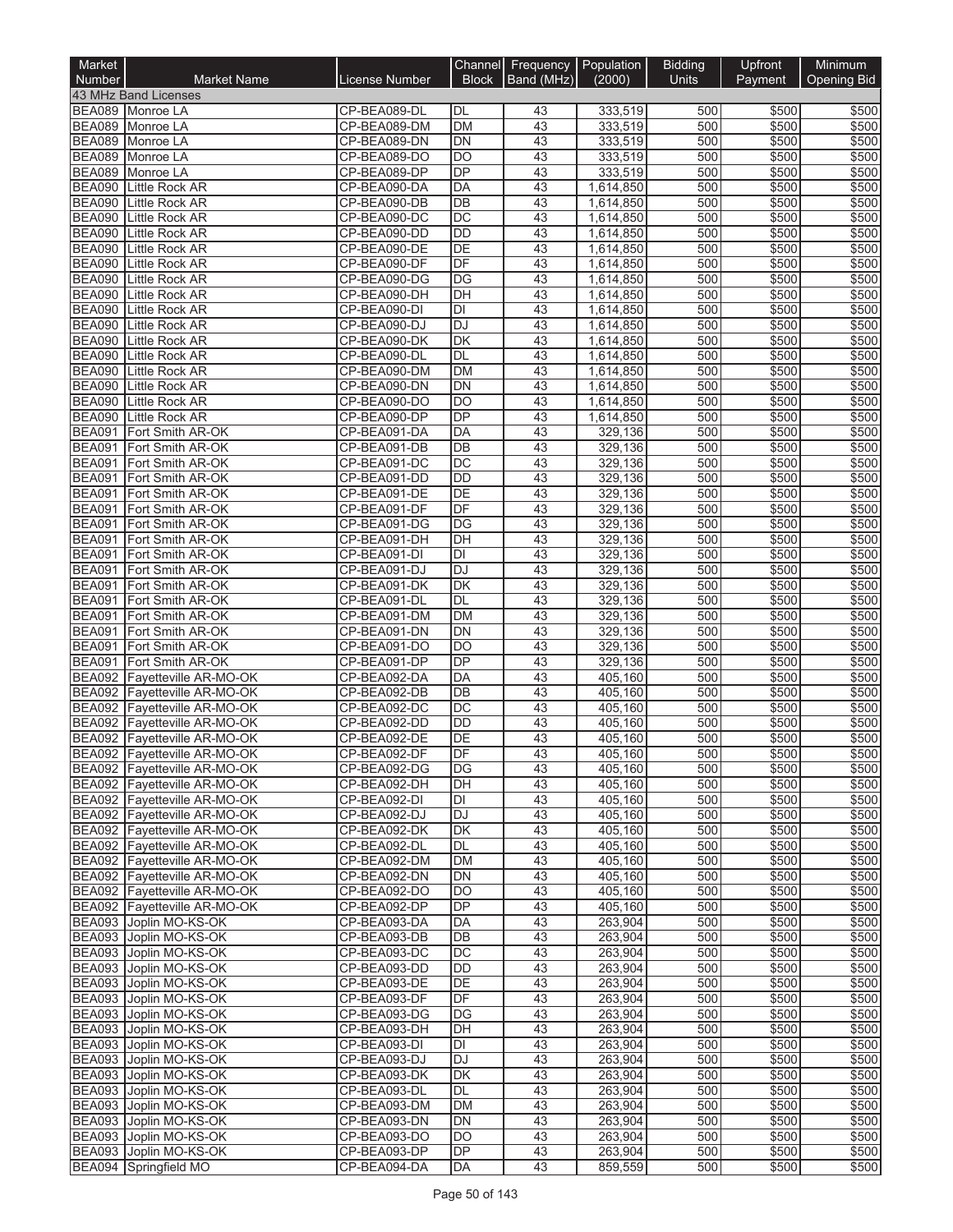| Market Number | Market Name | License Number | Channel Block | Frequency Band (MHz) | Population (2000) | Bidding Units | Upfront Payment | Minimum Opening Bid |
|---|---|---|---|---|---|---|---|---|
| 43 MHz Band Licenses | | | | | | | | |
| BEA089 | Monroe LA | CP-BEA089-DL | DL | 43 | 333,519 | 500 | $500 | $500 |
| BEA089 | Monroe LA | CP-BEA089-DM | DM | 43 | 333,519 | 500 | $500 | $500 |
| BEA089 | Monroe LA | CP-BEA089-DN | DN | 43 | 333,519 | 500 | $500 | $500 |
| BEA089 | Monroe LA | CP-BEA089-DO | DO | 43 | 333,519 | 500 | $500 | $500 |
| BEA089 | Monroe LA | CP-BEA089-DP | DP | 43 | 333,519 | 500 | $500 | $500 |
| BEA090 | Little Rock AR | CP-BEA090-DA | DA | 43 | 1,614,850 | 500 | $500 | $500 |
| BEA090 | Little Rock AR | CP-BEA090-DB | DB | 43 | 1,614,850 | 500 | $500 | $500 |
| BEA090 | Little Rock AR | CP-BEA090-DC | DC | 43 | 1,614,850 | 500 | $500 | $500 |
| BEA090 | Little Rock AR | CP-BEA090-DD | DD | 43 | 1,614,850 | 500 | $500 | $500 |
| BEA090 | Little Rock AR | CP-BEA090-DE | DE | 43 | 1,614,850 | 500 | $500 | $500 |
| BEA090 | Little Rock AR | CP-BEA090-DF | DF | 43 | 1,614,850 | 500 | $500 | $500 |
| BEA090 | Little Rock AR | CP-BEA090-DG | DG | 43 | 1,614,850 | 500 | $500 | $500 |
| BEA090 | Little Rock AR | CP-BEA090-DH | DH | 43 | 1,614,850 | 500 | $500 | $500 |
| BEA090 | Little Rock AR | CP-BEA090-DI | DI | 43 | 1,614,850 | 500 | $500 | $500 |
| BEA090 | Little Rock AR | CP-BEA090-DJ | DJ | 43 | 1,614,850 | 500 | $500 | $500 |
| BEA090 | Little Rock AR | CP-BEA090-DK | DK | 43 | 1,614,850 | 500 | $500 | $500 |
| BEA090 | Little Rock AR | CP-BEA090-DL | DL | 43 | 1,614,850 | 500 | $500 | $500 |
| BEA090 | Little Rock AR | CP-BEA090-DM | DM | 43 | 1,614,850 | 500 | $500 | $500 |
| BEA090 | Little Rock AR | CP-BEA090-DN | DN | 43 | 1,614,850 | 500 | $500 | $500 |
| BEA090 | Little Rock AR | CP-BEA090-DO | DO | 43 | 1,614,850 | 500 | $500 | $500 |
| BEA090 | Little Rock AR | CP-BEA090-DP | DP | 43 | 1,614,850 | 500 | $500 | $500 |
| BEA091 | Fort Smith AR-OK | CP-BEA091-DA | DA | 43 | 329,136 | 500 | $500 | $500 |
| BEA091 | Fort Smith AR-OK | CP-BEA091-DB | DB | 43 | 329,136 | 500 | $500 | $500 |
| BEA091 | Fort Smith AR-OK | CP-BEA091-DC | DC | 43 | 329,136 | 500 | $500 | $500 |
| BEA091 | Fort Smith AR-OK | CP-BEA091-DD | DD | 43 | 329,136 | 500 | $500 | $500 |
| BEA091 | Fort Smith AR-OK | CP-BEA091-DE | DE | 43 | 329,136 | 500 | $500 | $500 |
| BEA091 | Fort Smith AR-OK | CP-BEA091-DF | DF | 43 | 329,136 | 500 | $500 | $500 |
| BEA091 | Fort Smith AR-OK | CP-BEA091-DG | DG | 43 | 329,136 | 500 | $500 | $500 |
| BEA091 | Fort Smith AR-OK | CP-BEA091-DH | DH | 43 | 329,136 | 500 | $500 | $500 |
| BEA091 | Fort Smith AR-OK | CP-BEA091-DI | DI | 43 | 329,136 | 500 | $500 | $500 |
| BEA091 | Fort Smith AR-OK | CP-BEA091-DJ | DJ | 43 | 329,136 | 500 | $500 | $500 |
| BEA091 | Fort Smith AR-OK | CP-BEA091-DK | DK | 43 | 329,136 | 500 | $500 | $500 |
| BEA091 | Fort Smith AR-OK | CP-BEA091-DL | DL | 43 | 329,136 | 500 | $500 | $500 |
| BEA091 | Fort Smith AR-OK | CP-BEA091-DM | DM | 43 | 329,136 | 500 | $500 | $500 |
| BEA091 | Fort Smith AR-OK | CP-BEA091-DN | DN | 43 | 329,136 | 500 | $500 | $500 |
| BEA091 | Fort Smith AR-OK | CP-BEA091-DO | DO | 43 | 329,136 | 500 | $500 | $500 |
| BEA091 | Fort Smith AR-OK | CP-BEA091-DP | DP | 43 | 329,136 | 500 | $500 | $500 |
| BEA092 | Fayetteville AR-MO-OK | CP-BEA092-DA | DA | 43 | 405,160 | 500 | $500 | $500 |
| BEA092 | Fayetteville AR-MO-OK | CP-BEA092-DB | DB | 43 | 405,160 | 500 | $500 | $500 |
| BEA092 | Fayetteville AR-MO-OK | CP-BEA092-DC | DC | 43 | 405,160 | 500 | $500 | $500 |
| BEA092 | Fayetteville AR-MO-OK | CP-BEA092-DD | DD | 43 | 405,160 | 500 | $500 | $500 |
| BEA092 | Fayetteville AR-MO-OK | CP-BEA092-DE | DE | 43 | 405,160 | 500 | $500 | $500 |
| BEA092 | Fayetteville AR-MO-OK | CP-BEA092-DF | DF | 43 | 405,160 | 500 | $500 | $500 |
| BEA092 | Fayetteville AR-MO-OK | CP-BEA092-DG | DG | 43 | 405,160 | 500 | $500 | $500 |
| BEA092 | Fayetteville AR-MO-OK | CP-BEA092-DH | DH | 43 | 405,160 | 500 | $500 | $500 |
| BEA092 | Fayetteville AR-MO-OK | CP-BEA092-DI | DI | 43 | 405,160 | 500 | $500 | $500 |
| BEA092 | Fayetteville AR-MO-OK | CP-BEA092-DJ | DJ | 43 | 405,160 | 500 | $500 | $500 |
| BEA092 | Fayetteville AR-MO-OK | CP-BEA092-DK | DK | 43 | 405,160 | 500 | $500 | $500 |
| BEA092 | Fayetteville AR-MO-OK | CP-BEA092-DL | DL | 43 | 405,160 | 500 | $500 | $500 |
| BEA092 | Fayetteville AR-MO-OK | CP-BEA092-DM | DM | 43 | 405,160 | 500 | $500 | $500 |
| BEA092 | Fayetteville AR-MO-OK | CP-BEA092-DN | DN | 43 | 405,160 | 500 | $500 | $500 |
| BEA092 | Fayetteville AR-MO-OK | CP-BEA092-DO | DO | 43 | 405,160 | 500 | $500 | $500 |
| BEA092 | Fayetteville AR-MO-OK | CP-BEA092-DP | DP | 43 | 405,160 | 500 | $500 | $500 |
| BEA093 | Joplin MO-KS-OK | CP-BEA093-DA | DA | 43 | 263,904 | 500 | $500 | $500 |
| BEA093 | Joplin MO-KS-OK | CP-BEA093-DB | DB | 43 | 263,904 | 500 | $500 | $500 |
| BEA093 | Joplin MO-KS-OK | CP-BEA093-DC | DC | 43 | 263,904 | 500 | $500 | $500 |
| BEA093 | Joplin MO-KS-OK | CP-BEA093-DD | DD | 43 | 263,904 | 500 | $500 | $500 |
| BEA093 | Joplin MO-KS-OK | CP-BEA093-DE | DE | 43 | 263,904 | 500 | $500 | $500 |
| BEA093 | Joplin MO-KS-OK | CP-BEA093-DF | DF | 43 | 263,904 | 500 | $500 | $500 |
| BEA093 | Joplin MO-KS-OK | CP-BEA093-DG | DG | 43 | 263,904 | 500 | $500 | $500 |
| BEA093 | Joplin MO-KS-OK | CP-BEA093-DH | DH | 43 | 263,904 | 500 | $500 | $500 |
| BEA093 | Joplin MO-KS-OK | CP-BEA093-DI | DI | 43 | 263,904 | 500 | $500 | $500 |
| BEA093 | Joplin MO-KS-OK | CP-BEA093-DJ | DJ | 43 | 263,904 | 500 | $500 | $500 |
| BEA093 | Joplin MO-KS-OK | CP-BEA093-DK | DK | 43 | 263,904 | 500 | $500 | $500 |
| BEA093 | Joplin MO-KS-OK | CP-BEA093-DL | DL | 43 | 263,904 | 500 | $500 | $500 |
| BEA093 | Joplin MO-KS-OK | CP-BEA093-DM | DM | 43 | 263,904 | 500 | $500 | $500 |
| BEA093 | Joplin MO-KS-OK | CP-BEA093-DN | DN | 43 | 263,904 | 500 | $500 | $500 |
| BEA093 | Joplin MO-KS-OK | CP-BEA093-DO | DO | 43 | 263,904 | 500 | $500 | $500 |
| BEA093 | Joplin MO-KS-OK | CP-BEA093-DP | DP | 43 | 263,904 | 500 | $500 | $500 |
| BEA094 | Springfield MO | CP-BEA094-DA | DA | 43 | 859,559 | 500 | $500 | $500 |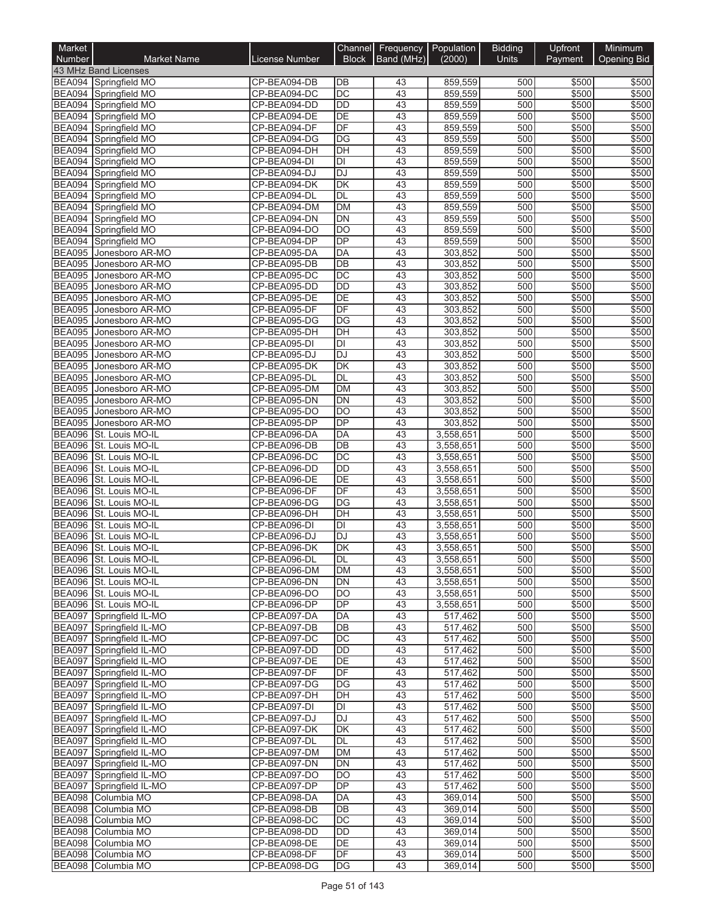| Market Number | Market Name | License Number | Channel Block | Frequency Band (MHz) | Population (2000) | Bidding Units | Upfront Payment | Minimum Opening Bid |
|---|---|---|---|---|---|---|---|---|
| 43 MHz Band Licenses | | | | | | | | |
| BEA094 | Springfield MO | CP-BEA094-DB | DB | 43 | 859,559 | 500 | $500 | $500 |
| BEA094 | Springfield MO | CP-BEA094-DC | DC | 43 | 859,559 | 500 | $500 | $500 |
| BEA094 | Springfield MO | CP-BEA094-DD | DD | 43 | 859,559 | 500 | $500 | $500 |
| BEA094 | Springfield MO | CP-BEA094-DE | DE | 43 | 859,559 | 500 | $500 | $500 |
| BEA094 | Springfield MO | CP-BEA094-DF | DF | 43 | 859,559 | 500 | $500 | $500 |
| BEA094 | Springfield MO | CP-BEA094-DG | DG | 43 | 859,559 | 500 | $500 | $500 |
| BEA094 | Springfield MO | CP-BEA094-DH | DH | 43 | 859,559 | 500 | $500 | $500 |
| BEA094 | Springfield MO | CP-BEA094-DI | DI | 43 | 859,559 | 500 | $500 | $500 |
| BEA094 | Springfield MO | CP-BEA094-DJ | DJ | 43 | 859,559 | 500 | $500 | $500 |
| BEA094 | Springfield MO | CP-BEA094-DK | DK | 43 | 859,559 | 500 | $500 | $500 |
| BEA094 | Springfield MO | CP-BEA094-DL | DL | 43 | 859,559 | 500 | $500 | $500 |
| BEA094 | Springfield MO | CP-BEA094-DM | DM | 43 | 859,559 | 500 | $500 | $500 |
| BEA094 | Springfield MO | CP-BEA094-DN | DN | 43 | 859,559 | 500 | $500 | $500 |
| BEA094 | Springfield MO | CP-BEA094-DO | DO | 43 | 859,559 | 500 | $500 | $500 |
| BEA094 | Springfield MO | CP-BEA094-DP | DP | 43 | 859,559 | 500 | $500 | $500 |
| BEA095 | Jonesboro AR-MO | CP-BEA095-DA | DA | 43 | 303,852 | 500 | $500 | $500 |
| BEA095 | Jonesboro AR-MO | CP-BEA095-DB | DB | 43 | 303,852 | 500 | $500 | $500 |
| BEA095 | Jonesboro AR-MO | CP-BEA095-DC | DC | 43 | 303,852 | 500 | $500 | $500 |
| BEA095 | Jonesboro AR-MO | CP-BEA095-DD | DD | 43 | 303,852 | 500 | $500 | $500 |
| BEA095 | Jonesboro AR-MO | CP-BEA095-DE | DE | 43 | 303,852 | 500 | $500 | $500 |
| BEA095 | Jonesboro AR-MO | CP-BEA095-DF | DF | 43 | 303,852 | 500 | $500 | $500 |
| BEA095 | Jonesboro AR-MO | CP-BEA095-DG | DG | 43 | 303,852 | 500 | $500 | $500 |
| BEA095 | Jonesboro AR-MO | CP-BEA095-DH | DH | 43 | 303,852 | 500 | $500 | $500 |
| BEA095 | Jonesboro AR-MO | CP-BEA095-DI | DI | 43 | 303,852 | 500 | $500 | $500 |
| BEA095 | Jonesboro AR-MO | CP-BEA095-DJ | DJ | 43 | 303,852 | 500 | $500 | $500 |
| BEA095 | Jonesboro AR-MO | CP-BEA095-DK | DK | 43 | 303,852 | 500 | $500 | $500 |
| BEA095 | Jonesboro AR-MO | CP-BEA095-DL | DL | 43 | 303,852 | 500 | $500 | $500 |
| BEA095 | Jonesboro AR-MO | CP-BEA095-DM | DM | 43 | 303,852 | 500 | $500 | $500 |
| BEA095 | Jonesboro AR-MO | CP-BEA095-DN | DN | 43 | 303,852 | 500 | $500 | $500 |
| BEA095 | Jonesboro AR-MO | CP-BEA095-DO | DO | 43 | 303,852 | 500 | $500 | $500 |
| BEA095 | Jonesboro AR-MO | CP-BEA095-DP | DP | 43 | 303,852 | 500 | $500 | $500 |
| BEA096 | St. Louis MO-IL | CP-BEA096-DA | DA | 43 | 3,558,651 | 500 | $500 | $500 |
| BEA096 | St. Louis MO-IL | CP-BEA096-DB | DB | 43 | 3,558,651 | 500 | $500 | $500 |
| BEA096 | St. Louis MO-IL | CP-BEA096-DC | DC | 43 | 3,558,651 | 500 | $500 | $500 |
| BEA096 | St. Louis MO-IL | CP-BEA096-DD | DD | 43 | 3,558,651 | 500 | $500 | $500 |
| BEA096 | St. Louis MO-IL | CP-BEA096-DE | DE | 43 | 3,558,651 | 500 | $500 | $500 |
| BEA096 | St. Louis MO-IL | CP-BEA096-DF | DF | 43 | 3,558,651 | 500 | $500 | $500 |
| BEA096 | St. Louis MO-IL | CP-BEA096-DG | DG | 43 | 3,558,651 | 500 | $500 | $500 |
| BEA096 | St. Louis MO-IL | CP-BEA096-DH | DH | 43 | 3,558,651 | 500 | $500 | $500 |
| BEA096 | St. Louis MO-IL | CP-BEA096-DI | DI | 43 | 3,558,651 | 500 | $500 | $500 |
| BEA096 | St. Louis MO-IL | CP-BEA096-DJ | DJ | 43 | 3,558,651 | 500 | $500 | $500 |
| BEA096 | St. Louis MO-IL | CP-BEA096-DK | DK | 43 | 3,558,651 | 500 | $500 | $500 |
| BEA096 | St. Louis MO-IL | CP-BEA096-DL | DL | 43 | 3,558,651 | 500 | $500 | $500 |
| BEA096 | St. Louis MO-IL | CP-BEA096-DM | DM | 43 | 3,558,651 | 500 | $500 | $500 |
| BEA096 | St. Louis MO-IL | CP-BEA096-DN | DN | 43 | 3,558,651 | 500 | $500 | $500 |
| BEA096 | St. Louis MO-IL | CP-BEA096-DO | DO | 43 | 3,558,651 | 500 | $500 | $500 |
| BEA096 | St. Louis MO-IL | CP-BEA096-DP | DP | 43 | 3,558,651 | 500 | $500 | $500 |
| BEA097 | Springfield IL-MO | CP-BEA097-DA | DA | 43 | 517,462 | 500 | $500 | $500 |
| BEA097 | Springfield IL-MO | CP-BEA097-DB | DB | 43 | 517,462 | 500 | $500 | $500 |
| BEA097 | Springfield IL-MO | CP-BEA097-DC | DC | 43 | 517,462 | 500 | $500 | $500 |
| BEA097 | Springfield IL-MO | CP-BEA097-DD | DD | 43 | 517,462 | 500 | $500 | $500 |
| BEA097 | Springfield IL-MO | CP-BEA097-DE | DE | 43 | 517,462 | 500 | $500 | $500 |
| BEA097 | Springfield IL-MO | CP-BEA097-DF | DF | 43 | 517,462 | 500 | $500 | $500 |
| BEA097 | Springfield IL-MO | CP-BEA097-DG | DG | 43 | 517,462 | 500 | $500 | $500 |
| BEA097 | Springfield IL-MO | CP-BEA097-DH | DH | 43 | 517,462 | 500 | $500 | $500 |
| BEA097 | Springfield IL-MO | CP-BEA097-DI | DI | 43 | 517,462 | 500 | $500 | $500 |
| BEA097 | Springfield IL-MO | CP-BEA097-DJ | DJ | 43 | 517,462 | 500 | $500 | $500 |
| BEA097 | Springfield IL-MO | CP-BEA097-DK | DK | 43 | 517,462 | 500 | $500 | $500 |
| BEA097 | Springfield IL-MO | CP-BEA097-DL | DL | 43 | 517,462 | 500 | $500 | $500 |
| BEA097 | Springfield IL-MO | CP-BEA097-DM | DM | 43 | 517,462 | 500 | $500 | $500 |
| BEA097 | Springfield IL-MO | CP-BEA097-DN | DN | 43 | 517,462 | 500 | $500 | $500 |
| BEA097 | Springfield IL-MO | CP-BEA097-DO | DO | 43 | 517,462 | 500 | $500 | $500 |
| BEA097 | Springfield IL-MO | CP-BEA097-DP | DP | 43 | 517,462 | 500 | $500 | $500 |
| BEA098 | Columbia MO | CP-BEA098-DA | DA | 43 | 369,014 | 500 | $500 | $500 |
| BEA098 | Columbia MO | CP-BEA098-DB | DB | 43 | 369,014 | 500 | $500 | $500 |
| BEA098 | Columbia MO | CP-BEA098-DC | DC | 43 | 369,014 | 500 | $500 | $500 |
| BEA098 | Columbia MO | CP-BEA098-DD | DD | 43 | 369,014 | 500 | $500 | $500 |
| BEA098 | Columbia MO | CP-BEA098-DE | DE | 43 | 369,014 | 500 | $500 | $500 |
| BEA098 | Columbia MO | CP-BEA098-DF | DF | 43 | 369,014 | 500 | $500 | $500 |
| BEA098 | Columbia MO | CP-BEA098-DG | DG | 43 | 369,014 | 500 | $500 | $500 |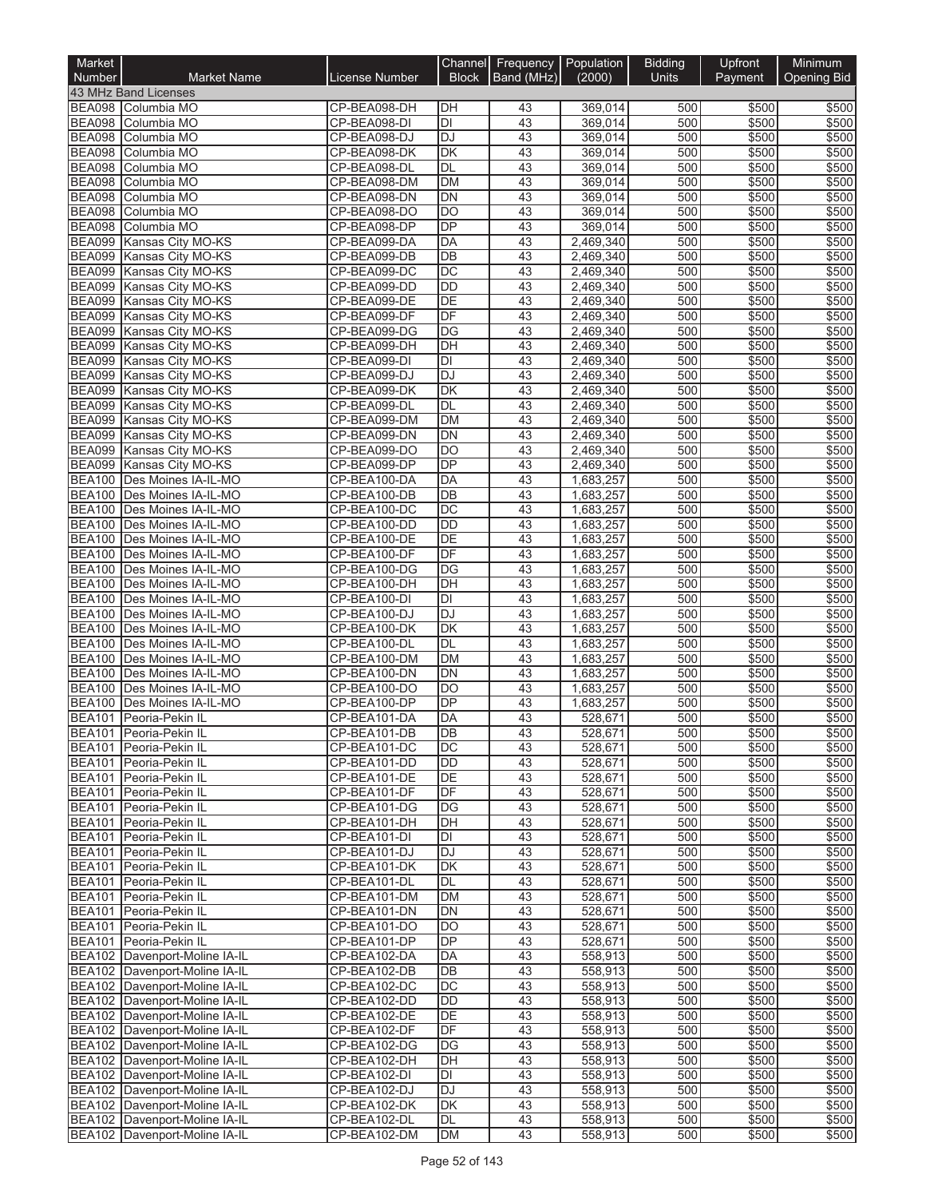| Market Number | Market Name | License Number | Channel Block | Frequency Band (MHz) | Population (2000) | Bidding Units | Upfront Payment | Minimum Opening Bid |
|---|---|---|---|---|---|---|---|---|
| 43 MHz Band Licenses | | | | | | | | |
| BEA098 | Columbia MO | CP-BEA098-DH | DH | 43 | 369,014 | 500 | $500 | $500 |
| BEA098 | Columbia MO | CP-BEA098-DI | DI | 43 | 369,014 | 500 | $500 | $500 |
| BEA098 | Columbia MO | CP-BEA098-DJ | DJ | 43 | 369,014 | 500 | $500 | $500 |
| BEA098 | Columbia MO | CP-BEA098-DK | DK | 43 | 369,014 | 500 | $500 | $500 |
| BEA098 | Columbia MO | CP-BEA098-DL | DL | 43 | 369,014 | 500 | $500 | $500 |
| BEA098 | Columbia MO | CP-BEA098-DM | DM | 43 | 369,014 | 500 | $500 | $500 |
| BEA098 | Columbia MO | CP-BEA098-DN | DN | 43 | 369,014 | 500 | $500 | $500 |
| BEA098 | Columbia MO | CP-BEA098-DO | DO | 43 | 369,014 | 500 | $500 | $500 |
| BEA098 | Columbia MO | CP-BEA098-DP | DP | 43 | 369,014 | 500 | $500 | $500 |
| BEA099 | Kansas City MO-KS | CP-BEA099-DA | DA | 43 | 2,469,340 | 500 | $500 | $500 |
| BEA099 | Kansas City MO-KS | CP-BEA099-DB | DB | 43 | 2,469,340 | 500 | $500 | $500 |
| BEA099 | Kansas City MO-KS | CP-BEA099-DC | DC | 43 | 2,469,340 | 500 | $500 | $500 |
| BEA099 | Kansas City MO-KS | CP-BEA099-DD | DD | 43 | 2,469,340 | 500 | $500 | $500 |
| BEA099 | Kansas City MO-KS | CP-BEA099-DE | DE | 43 | 2,469,340 | 500 | $500 | $500 |
| BEA099 | Kansas City MO-KS | CP-BEA099-DF | DF | 43 | 2,469,340 | 500 | $500 | $500 |
| BEA099 | Kansas City MO-KS | CP-BEA099-DG | DG | 43 | 2,469,340 | 500 | $500 | $500 |
| BEA099 | Kansas City MO-KS | CP-BEA099-DH | DH | 43 | 2,469,340 | 500 | $500 | $500 |
| BEA099 | Kansas City MO-KS | CP-BEA099-DI | DI | 43 | 2,469,340 | 500 | $500 | $500 |
| BEA099 | Kansas City MO-KS | CP-BEA099-DJ | DJ | 43 | 2,469,340 | 500 | $500 | $500 |
| BEA099 | Kansas City MO-KS | CP-BEA099-DK | DK | 43 | 2,469,340 | 500 | $500 | $500 |
| BEA099 | Kansas City MO-KS | CP-BEA099-DL | DL | 43 | 2,469,340 | 500 | $500 | $500 |
| BEA099 | Kansas City MO-KS | CP-BEA099-DM | DM | 43 | 2,469,340 | 500 | $500 | $500 |
| BEA099 | Kansas City MO-KS | CP-BEA099-DN | DN | 43 | 2,469,340 | 500 | $500 | $500 |
| BEA099 | Kansas City MO-KS | CP-BEA099-DO | DO | 43 | 2,469,340 | 500 | $500 | $500 |
| BEA099 | Kansas City MO-KS | CP-BEA099-DP | DP | 43 | 2,469,340 | 500 | $500 | $500 |
| BEA100 | Des Moines IA-IL-MO | CP-BEA100-DA | DA | 43 | 1,683,257 | 500 | $500 | $500 |
| BEA100 | Des Moines IA-IL-MO | CP-BEA100-DB | DB | 43 | 1,683,257 | 500 | $500 | $500 |
| BEA100 | Des Moines IA-IL-MO | CP-BEA100-DC | DC | 43 | 1,683,257 | 500 | $500 | $500 |
| BEA100 | Des Moines IA-IL-MO | CP-BEA100-DD | DD | 43 | 1,683,257 | 500 | $500 | $500 |
| BEA100 | Des Moines IA-IL-MO | CP-BEA100-DE | DE | 43 | 1,683,257 | 500 | $500 | $500 |
| BEA100 | Des Moines IA-IL-MO | CP-BEA100-DF | DF | 43 | 1,683,257 | 500 | $500 | $500 |
| BEA100 | Des Moines IA-IL-MO | CP-BEA100-DG | DG | 43 | 1,683,257 | 500 | $500 | $500 |
| BEA100 | Des Moines IA-IL-MO | CP-BEA100-DH | DH | 43 | 1,683,257 | 500 | $500 | $500 |
| BEA100 | Des Moines IA-IL-MO | CP-BEA100-DI | DI | 43 | 1,683,257 | 500 | $500 | $500 |
| BEA100 | Des Moines IA-IL-MO | CP-BEA100-DJ | DJ | 43 | 1,683,257 | 500 | $500 | $500 |
| BEA100 | Des Moines IA-IL-MO | CP-BEA100-DK | DK | 43 | 1,683,257 | 500 | $500 | $500 |
| BEA100 | Des Moines IA-IL-MO | CP-BEA100-DL | DL | 43 | 1,683,257 | 500 | $500 | $500 |
| BEA100 | Des Moines IA-IL-MO | CP-BEA100-DM | DM | 43 | 1,683,257 | 500 | $500 | $500 |
| BEA100 | Des Moines IA-IL-MO | CP-BEA100-DN | DN | 43 | 1,683,257 | 500 | $500 | $500 |
| BEA100 | Des Moines IA-IL-MO | CP-BEA100-DO | DO | 43 | 1,683,257 | 500 | $500 | $500 |
| BEA100 | Des Moines IA-IL-MO | CP-BEA100-DP | DP | 43 | 1,683,257 | 500 | $500 | $500 |
| BEA101 | Peoria-Pekin IL | CP-BEA101-DA | DA | 43 | 528,671 | 500 | $500 | $500 |
| BEA101 | Peoria-Pekin IL | CP-BEA101-DB | DB | 43 | 528,671 | 500 | $500 | $500 |
| BEA101 | Peoria-Pekin IL | CP-BEA101-DC | DC | 43 | 528,671 | 500 | $500 | $500 |
| BEA101 | Peoria-Pekin IL | CP-BEA101-DD | DD | 43 | 528,671 | 500 | $500 | $500 |
| BEA101 | Peoria-Pekin IL | CP-BEA101-DE | DE | 43 | 528,671 | 500 | $500 | $500 |
| BEA101 | Peoria-Pekin IL | CP-BEA101-DF | DF | 43 | 528,671 | 500 | $500 | $500 |
| BEA101 | Peoria-Pekin IL | CP-BEA101-DG | DG | 43 | 528,671 | 500 | $500 | $500 |
| BEA101 | Peoria-Pekin IL | CP-BEA101-DH | DH | 43 | 528,671 | 500 | $500 | $500 |
| BEA101 | Peoria-Pekin IL | CP-BEA101-DI | DI | 43 | 528,671 | 500 | $500 | $500 |
| BEA101 | Peoria-Pekin IL | CP-BEA101-DJ | DJ | 43 | 528,671 | 500 | $500 | $500 |
| BEA101 | Peoria-Pekin IL | CP-BEA101-DK | DK | 43 | 528,671 | 500 | $500 | $500 |
| BEA101 | Peoria-Pekin IL | CP-BEA101-DL | DL | 43 | 528,671 | 500 | $500 | $500 |
| BEA101 | Peoria-Pekin IL | CP-BEA101-DM | DM | 43 | 528,671 | 500 | $500 | $500 |
| BEA101 | Peoria-Pekin IL | CP-BEA101-DN | DN | 43 | 528,671 | 500 | $500 | $500 |
| BEA101 | Peoria-Pekin IL | CP-BEA101-DO | DO | 43 | 528,671 | 500 | $500 | $500 |
| BEA101 | Peoria-Pekin IL | CP-BEA101-DP | DP | 43 | 528,671 | 500 | $500 | $500 |
| BEA102 | Davenport-Moline IA-IL | CP-BEA102-DA | DA | 43 | 558,913 | 500 | $500 | $500 |
| BEA102 | Davenport-Moline IA-IL | CP-BEA102-DB | DB | 43 | 558,913 | 500 | $500 | $500 |
| BEA102 | Davenport-Moline IA-IL | CP-BEA102-DC | DC | 43 | 558,913 | 500 | $500 | $500 |
| BEA102 | Davenport-Moline IA-IL | CP-BEA102-DD | DD | 43 | 558,913 | 500 | $500 | $500 |
| BEA102 | Davenport-Moline IA-IL | CP-BEA102-DE | DE | 43 | 558,913 | 500 | $500 | $500 |
| BEA102 | Davenport-Moline IA-IL | CP-BEA102-DF | DF | 43 | 558,913 | 500 | $500 | $500 |
| BEA102 | Davenport-Moline IA-IL | CP-BEA102-DG | DG | 43 | 558,913 | 500 | $500 | $500 |
| BEA102 | Davenport-Moline IA-IL | CP-BEA102-DH | DH | 43 | 558,913 | 500 | $500 | $500 |
| BEA102 | Davenport-Moline IA-IL | CP-BEA102-DI | DI | 43 | 558,913 | 500 | $500 | $500 |
| BEA102 | Davenport-Moline IA-IL | CP-BEA102-DJ | DJ | 43 | 558,913 | 500 | $500 | $500 |
| BEA102 | Davenport-Moline IA-IL | CP-BEA102-DK | DK | 43 | 558,913 | 500 | $500 | $500 |
| BEA102 | Davenport-Moline IA-IL | CP-BEA102-DL | DL | 43 | 558,913 | 500 | $500 | $500 |
| BEA102 | Davenport-Moline IA-IL | CP-BEA102-DM | DM | 43 | 558,913 | 500 | $500 | $500 |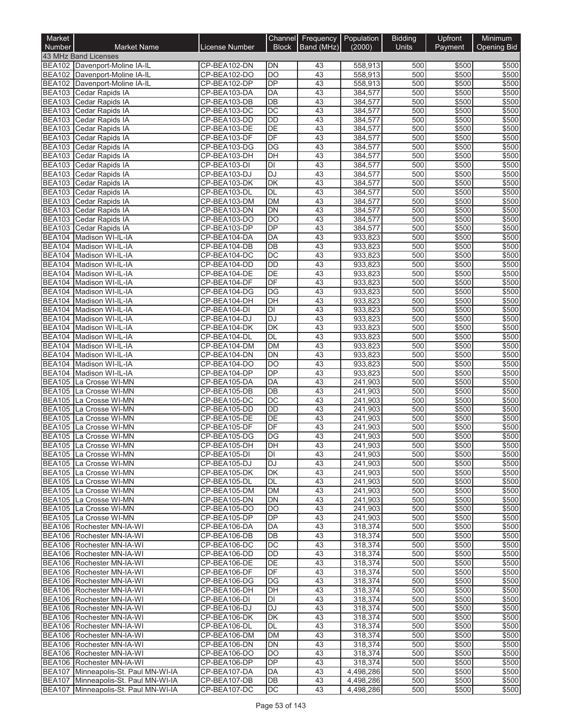| Market Number | Market Name | License Number | Channel Block | Frequency Band (MHz) | Population (2000) | Bidding Units | Upfront Payment | Minimum Opening Bid |
|---|---|---|---|---|---|---|---|---|
| 43 MHz Band Licenses | | | | | | | | |
| BEA102 | Davenport-Moline IA-IL | CP-BEA102-DN | DN | 43 | 558,913 | 500 | $500 | $500 |
| BEA102 | Davenport-Moline IA-IL | CP-BEA102-DO | DO | 43 | 558,913 | 500 | $500 | $500 |
| BEA102 | Davenport-Moline IA-IL | CP-BEA102-DP | DP | 43 | 558,913 | 500 | $500 | $500 |
| BEA103 | Cedar Rapids IA | CP-BEA103-DA | DA | 43 | 384,577 | 500 | $500 | $500 |
| BEA103 | Cedar Rapids IA | CP-BEA103-DB | DB | 43 | 384,577 | 500 | $500 | $500 |
| BEA103 | Cedar Rapids IA | CP-BEA103-DC | DC | 43 | 384,577 | 500 | $500 | $500 |
| BEA103 | Cedar Rapids IA | CP-BEA103-DD | DD | 43 | 384,577 | 500 | $500 | $500 |
| BEA103 | Cedar Rapids IA | CP-BEA103-DE | DE | 43 | 384,577 | 500 | $500 | $500 |
| BEA103 | Cedar Rapids IA | CP-BEA103-DF | DF | 43 | 384,577 | 500 | $500 | $500 |
| BEA103 | Cedar Rapids IA | CP-BEA103-DG | DG | 43 | 384,577 | 500 | $500 | $500 |
| BEA103 | Cedar Rapids IA | CP-BEA103-DH | DH | 43 | 384,577 | 500 | $500 | $500 |
| BEA103 | Cedar Rapids IA | CP-BEA103-DI | DI | 43 | 384,577 | 500 | $500 | $500 |
| BEA103 | Cedar Rapids IA | CP-BEA103-DJ | DJ | 43 | 384,577 | 500 | $500 | $500 |
| BEA103 | Cedar Rapids IA | CP-BEA103-DK | DK | 43 | 384,577 | 500 | $500 | $500 |
| BEA103 | Cedar Rapids IA | CP-BEA103-DL | DL | 43 | 384,577 | 500 | $500 | $500 |
| BEA103 | Cedar Rapids IA | CP-BEA103-DM | DM | 43 | 384,577 | 500 | $500 | $500 |
| BEA103 | Cedar Rapids IA | CP-BEA103-DN | DN | 43 | 384,577 | 500 | $500 | $500 |
| BEA103 | Cedar Rapids IA | CP-BEA103-DO | DO | 43 | 384,577 | 500 | $500 | $500 |
| BEA103 | Cedar Rapids IA | CP-BEA103-DP | DP | 43 | 384,577 | 500 | $500 | $500 |
| BEA104 | Madison WI-IL-IA | CP-BEA104-DA | DA | 43 | 933,823 | 500 | $500 | $500 |
| BEA104 | Madison WI-IL-IA | CP-BEA104-DB | DB | 43 | 933,823 | 500 | $500 | $500 |
| BEA104 | Madison WI-IL-IA | CP-BEA104-DC | DC | 43 | 933,823 | 500 | $500 | $500 |
| BEA104 | Madison WI-IL-IA | CP-BEA104-DD | DD | 43 | 933,823 | 500 | $500 | $500 |
| BEA104 | Madison WI-IL-IA | CP-BEA104-DE | DE | 43 | 933,823 | 500 | $500 | $500 |
| BEA104 | Madison WI-IL-IA | CP-BEA104-DF | DF | 43 | 933,823 | 500 | $500 | $500 |
| BEA104 | Madison WI-IL-IA | CP-BEA104-DG | DG | 43 | 933,823 | 500 | $500 | $500 |
| BEA104 | Madison WI-IL-IA | CP-BEA104-DH | DH | 43 | 933,823 | 500 | $500 | $500 |
| BEA104 | Madison WI-IL-IA | CP-BEA104-DI | DI | 43 | 933,823 | 500 | $500 | $500 |
| BEA104 | Madison WI-IL-IA | CP-BEA104-DJ | DJ | 43 | 933,823 | 500 | $500 | $500 |
| BEA104 | Madison WI-IL-IA | CP-BEA104-DK | DK | 43 | 933,823 | 500 | $500 | $500 |
| BEA104 | Madison WI-IL-IA | CP-BEA104-DL | DL | 43 | 933,823 | 500 | $500 | $500 |
| BEA104 | Madison WI-IL-IA | CP-BEA104-DM | DM | 43 | 933,823 | 500 | $500 | $500 |
| BEA104 | Madison WI-IL-IA | CP-BEA104-DN | DN | 43 | 933,823 | 500 | $500 | $500 |
| BEA104 | Madison WI-IL-IA | CP-BEA104-DO | DO | 43 | 933,823 | 500 | $500 | $500 |
| BEA104 | Madison WI-IL-IA | CP-BEA104-DP | DP | 43 | 933,823 | 500 | $500 | $500 |
| BEA105 | La Crosse WI-MN | CP-BEA105-DA | DA | 43 | 241,903 | 500 | $500 | $500 |
| BEA105 | La Crosse WI-MN | CP-BEA105-DB | DB | 43 | 241,903 | 500 | $500 | $500 |
| BEA105 | La Crosse WI-MN | CP-BEA105-DC | DC | 43 | 241,903 | 500 | $500 | $500 |
| BEA105 | La Crosse WI-MN | CP-BEA105-DD | DD | 43 | 241,903 | 500 | $500 | $500 |
| BEA105 | La Crosse WI-MN | CP-BEA105-DE | DE | 43 | 241,903 | 500 | $500 | $500 |
| BEA105 | La Crosse WI-MN | CP-BEA105-DF | DF | 43 | 241,903 | 500 | $500 | $500 |
| BEA105 | La Crosse WI-MN | CP-BEA105-DG | DG | 43 | 241,903 | 500 | $500 | $500 |
| BEA105 | La Crosse WI-MN | CP-BEA105-DH | DH | 43 | 241,903 | 500 | $500 | $500 |
| BEA105 | La Crosse WI-MN | CP-BEA105-DI | DI | 43 | 241,903 | 500 | $500 | $500 |
| BEA105 | La Crosse WI-MN | CP-BEA105-DJ | DJ | 43 | 241,903 | 500 | $500 | $500 |
| BEA105 | La Crosse WI-MN | CP-BEA105-DK | DK | 43 | 241,903 | 500 | $500 | $500 |
| BEA105 | La Crosse WI-MN | CP-BEA105-DL | DL | 43 | 241,903 | 500 | $500 | $500 |
| BEA105 | La Crosse WI-MN | CP-BEA105-DM | DM | 43 | 241,903 | 500 | $500 | $500 |
| BEA105 | La Crosse WI-MN | CP-BEA105-DN | DN | 43 | 241,903 | 500 | $500 | $500 |
| BEA105 | La Crosse WI-MN | CP-BEA105-DO | DO | 43 | 241,903 | 500 | $500 | $500 |
| BEA105 | La Crosse WI-MN | CP-BEA105-DP | DP | 43 | 241,903 | 500 | $500 | $500 |
| BEA106 | Rochester MN-IA-WI | CP-BEA106-DA | DA | 43 | 318,374 | 500 | $500 | $500 |
| BEA106 | Rochester MN-IA-WI | CP-BEA106-DB | DB | 43 | 318,374 | 500 | $500 | $500 |
| BEA106 | Rochester MN-IA-WI | CP-BEA106-DC | DC | 43 | 318,374 | 500 | $500 | $500 |
| BEA106 | Rochester MN-IA-WI | CP-BEA106-DD | DD | 43 | 318,374 | 500 | $500 | $500 |
| BEA106 | Rochester MN-IA-WI | CP-BEA106-DE | DE | 43 | 318,374 | 500 | $500 | $500 |
| BEA106 | Rochester MN-IA-WI | CP-BEA106-DF | DF | 43 | 318,374 | 500 | $500 | $500 |
| BEA106 | Rochester MN-IA-WI | CP-BEA106-DG | DG | 43 | 318,374 | 500 | $500 | $500 |
| BEA106 | Rochester MN-IA-WI | CP-BEA106-DH | DH | 43 | 318,374 | 500 | $500 | $500 |
| BEA106 | Rochester MN-IA-WI | CP-BEA106-DI | DI | 43 | 318,374 | 500 | $500 | $500 |
| BEA106 | Rochester MN-IA-WI | CP-BEA106-DJ | DJ | 43 | 318,374 | 500 | $500 | $500 |
| BEA106 | Rochester MN-IA-WI | CP-BEA106-DK | DK | 43 | 318,374 | 500 | $500 | $500 |
| BEA106 | Rochester MN-IA-WI | CP-BEA106-DL | DL | 43 | 318,374 | 500 | $500 | $500 |
| BEA106 | Rochester MN-IA-WI | CP-BEA106-DM | DM | 43 | 318,374 | 500 | $500 | $500 |
| BEA106 | Rochester MN-IA-WI | CP-BEA106-DN | DN | 43 | 318,374 | 500 | $500 | $500 |
| BEA106 | Rochester MN-IA-WI | CP-BEA106-DO | DO | 43 | 318,374 | 500 | $500 | $500 |
| BEA106 | Rochester MN-IA-WI | CP-BEA106-DP | DP | 43 | 318,374 | 500 | $500 | $500 |
| BEA107 | Minneapolis-St. Paul MN-WI-IA | CP-BEA107-DA | DA | 43 | 4,498,286 | 500 | $500 | $500 |
| BEA107 | Minneapolis-St. Paul MN-WI-IA | CP-BEA107-DB | DB | 43 | 4,498,286 | 500 | $500 | $500 |
| BEA107 | Minneapolis-St. Paul MN-WI-IA | CP-BEA107-DC | DC | 43 | 4,498,286 | 500 | $500 | $500 |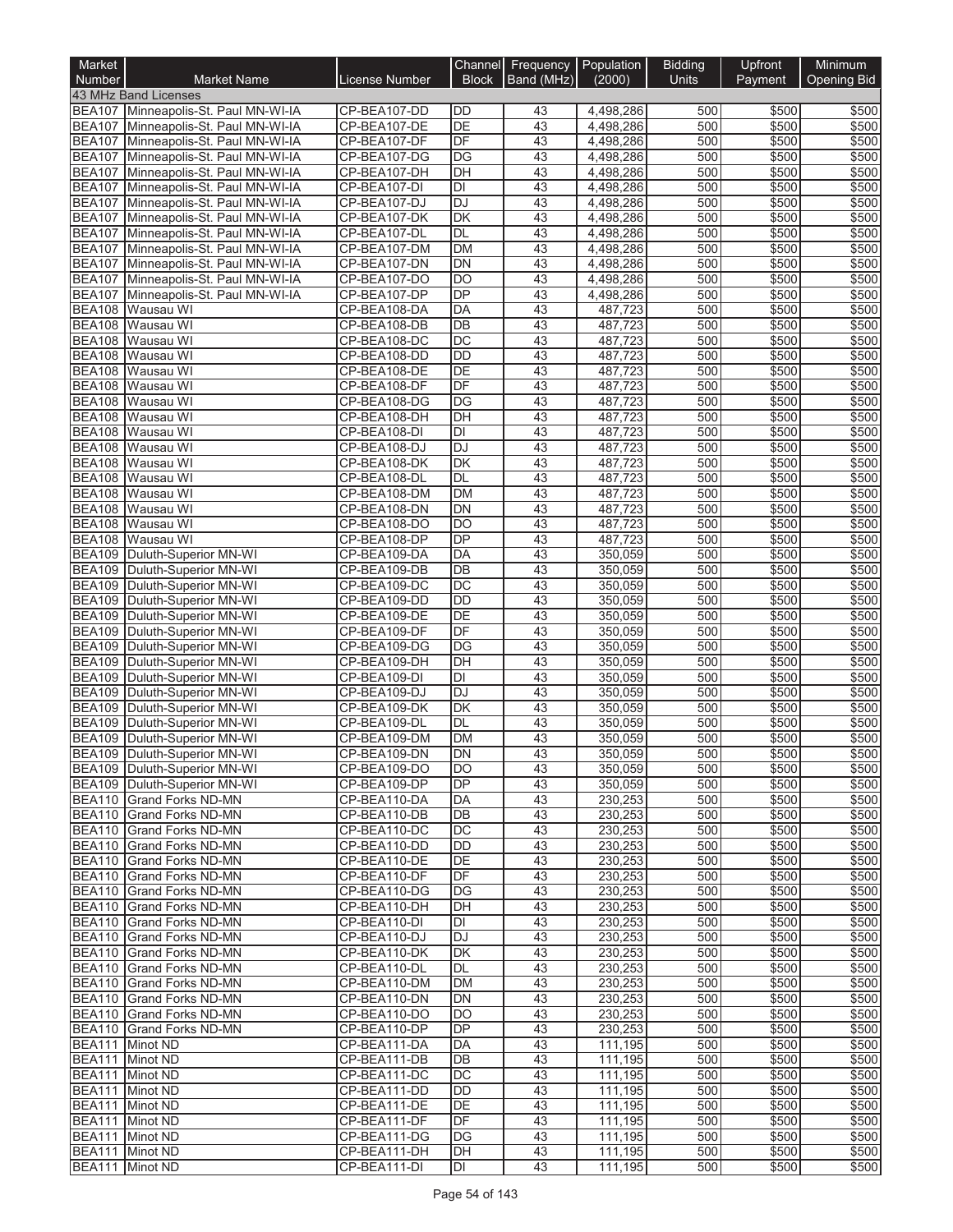| Market Number | Market Name | License Number | Channel Block | Frequency Band (MHz) | Population (2000) | Bidding Units | Upfront Payment | Minimum Opening Bid |
|---|---|---|---|---|---|---|---|---|
| 43 MHz Band Licenses | | | | | | | | |
| BEA107 | Minneapolis-St. Paul MN-WI-IA | CP-BEA107-DD | DD | 43 | 4,498,286 | 500 | $500 | $500 |
| BEA107 | Minneapolis-St. Paul MN-WI-IA | CP-BEA107-DE | DE | 43 | 4,498,286 | 500 | $500 | $500 |
| BEA107 | Minneapolis-St. Paul MN-WI-IA | CP-BEA107-DF | DF | 43 | 4,498,286 | 500 | $500 | $500 |
| BEA107 | Minneapolis-St. Paul MN-WI-IA | CP-BEA107-DG | DG | 43 | 4,498,286 | 500 | $500 | $500 |
| BEA107 | Minneapolis-St. Paul MN-WI-IA | CP-BEA107-DH | DH | 43 | 4,498,286 | 500 | $500 | $500 |
| BEA107 | Minneapolis-St. Paul MN-WI-IA | CP-BEA107-DI | DI | 43 | 4,498,286 | 500 | $500 | $500 |
| BEA107 | Minneapolis-St. Paul MN-WI-IA | CP-BEA107-DJ | DJ | 43 | 4,498,286 | 500 | $500 | $500 |
| BEA107 | Minneapolis-St. Paul MN-WI-IA | CP-BEA107-DK | DK | 43 | 4,498,286 | 500 | $500 | $500 |
| BEA107 | Minneapolis-St. Paul MN-WI-IA | CP-BEA107-DL | DL | 43 | 4,498,286 | 500 | $500 | $500 |
| BEA107 | Minneapolis-St. Paul MN-WI-IA | CP-BEA107-DM | DM | 43 | 4,498,286 | 500 | $500 | $500 |
| BEA107 | Minneapolis-St. Paul MN-WI-IA | CP-BEA107-DN | DN | 43 | 4,498,286 | 500 | $500 | $500 |
| BEA107 | Minneapolis-St. Paul MN-WI-IA | CP-BEA107-DO | DO | 43 | 4,498,286 | 500 | $500 | $500 |
| BEA107 | Minneapolis-St. Paul MN-WI-IA | CP-BEA107-DP | DP | 43 | 4,498,286 | 500 | $500 | $500 |
| BEA108 | Wausau WI | CP-BEA108-DA | DA | 43 | 487,723 | 500 | $500 | $500 |
| BEA108 | Wausau WI | CP-BEA108-DB | DB | 43 | 487,723 | 500 | $500 | $500 |
| BEA108 | Wausau WI | CP-BEA108-DC | DC | 43 | 487,723 | 500 | $500 | $500 |
| BEA108 | Wausau WI | CP-BEA108-DD | DD | 43 | 487,723 | 500 | $500 | $500 |
| BEA108 | Wausau WI | CP-BEA108-DE | DE | 43 | 487,723 | 500 | $500 | $500 |
| BEA108 | Wausau WI | CP-BEA108-DF | DF | 43 | 487,723 | 500 | $500 | $500 |
| BEA108 | Wausau WI | CP-BEA108-DG | DG | 43 | 487,723 | 500 | $500 | $500 |
| BEA108 | Wausau WI | CP-BEA108-DH | DH | 43 | 487,723 | 500 | $500 | $500 |
| BEA108 | Wausau WI | CP-BEA108-DI | DI | 43 | 487,723 | 500 | $500 | $500 |
| BEA108 | Wausau WI | CP-BEA108-DJ | DJ | 43 | 487,723 | 500 | $500 | $500 |
| BEA108 | Wausau WI | CP-BEA108-DK | DK | 43 | 487,723 | 500 | $500 | $500 |
| BEA108 | Wausau WI | CP-BEA108-DL | DL | 43 | 487,723 | 500 | $500 | $500 |
| BEA108 | Wausau WI | CP-BEA108-DM | DM | 43 | 487,723 | 500 | $500 | $500 |
| BEA108 | Wausau WI | CP-BEA108-DN | DN | 43 | 487,723 | 500 | $500 | $500 |
| BEA108 | Wausau WI | CP-BEA108-DO | DO | 43 | 487,723 | 500 | $500 | $500 |
| BEA108 | Wausau WI | CP-BEA108-DP | DP | 43 | 487,723 | 500 | $500 | $500 |
| BEA109 | Duluth-Superior MN-WI | CP-BEA109-DA | DA | 43 | 350,059 | 500 | $500 | $500 |
| BEA109 | Duluth-Superior MN-WI | CP-BEA109-DB | DB | 43 | 350,059 | 500 | $500 | $500 |
| BEA109 | Duluth-Superior MN-WI | CP-BEA109-DC | DC | 43 | 350,059 | 500 | $500 | $500 |
| BEA109 | Duluth-Superior MN-WI | CP-BEA109-DD | DD | 43 | 350,059 | 500 | $500 | $500 |
| BEA109 | Duluth-Superior MN-WI | CP-BEA109-DE | DE | 43 | 350,059 | 500 | $500 | $500 |
| BEA109 | Duluth-Superior MN-WI | CP-BEA109-DF | DF | 43 | 350,059 | 500 | $500 | $500 |
| BEA109 | Duluth-Superior MN-WI | CP-BEA109-DG | DG | 43 | 350,059 | 500 | $500 | $500 |
| BEA109 | Duluth-Superior MN-WI | CP-BEA109-DH | DH | 43 | 350,059 | 500 | $500 | $500 |
| BEA109 | Duluth-Superior MN-WI | CP-BEA109-DI | DI | 43 | 350,059 | 500 | $500 | $500 |
| BEA109 | Duluth-Superior MN-WI | CP-BEA109-DJ | DJ | 43 | 350,059 | 500 | $500 | $500 |
| BEA109 | Duluth-Superior MN-WI | CP-BEA109-DK | DK | 43 | 350,059 | 500 | $500 | $500 |
| BEA109 | Duluth-Superior MN-WI | CP-BEA109-DL | DL | 43 | 350,059 | 500 | $500 | $500 |
| BEA109 | Duluth-Superior MN-WI | CP-BEA109-DM | DM | 43 | 350,059 | 500 | $500 | $500 |
| BEA109 | Duluth-Superior MN-WI | CP-BEA109-DN | DN | 43 | 350,059 | 500 | $500 | $500 |
| BEA109 | Duluth-Superior MN-WI | CP-BEA109-DO | DO | 43 | 350,059 | 500 | $500 | $500 |
| BEA109 | Duluth-Superior MN-WI | CP-BEA109-DP | DP | 43 | 350,059 | 500 | $500 | $500 |
| BEA110 | Grand Forks ND-MN | CP-BEA110-DA | DA | 43 | 230,253 | 500 | $500 | $500 |
| BEA110 | Grand Forks ND-MN | CP-BEA110-DB | DB | 43 | 230,253 | 500 | $500 | $500 |
| BEA110 | Grand Forks ND-MN | CP-BEA110-DC | DC | 43 | 230,253 | 500 | $500 | $500 |
| BEA110 | Grand Forks ND-MN | CP-BEA110-DD | DD | 43 | 230,253 | 500 | $500 | $500 |
| BEA110 | Grand Forks ND-MN | CP-BEA110-DE | DE | 43 | 230,253 | 500 | $500 | $500 |
| BEA110 | Grand Forks ND-MN | CP-BEA110-DF | DF | 43 | 230,253 | 500 | $500 | $500 |
| BEA110 | Grand Forks ND-MN | CP-BEA110-DG | DG | 43 | 230,253 | 500 | $500 | $500 |
| BEA110 | Grand Forks ND-MN | CP-BEA110-DH | DH | 43 | 230,253 | 500 | $500 | $500 |
| BEA110 | Grand Forks ND-MN | CP-BEA110-DI | DI | 43 | 230,253 | 500 | $500 | $500 |
| BEA110 | Grand Forks ND-MN | CP-BEA110-DJ | DJ | 43 | 230,253 | 500 | $500 | $500 |
| BEA110 | Grand Forks ND-MN | CP-BEA110-DK | DK | 43 | 230,253 | 500 | $500 | $500 |
| BEA110 | Grand Forks ND-MN | CP-BEA110-DL | DL | 43 | 230,253 | 500 | $500 | $500 |
| BEA110 | Grand Forks ND-MN | CP-BEA110-DM | DM | 43 | 230,253 | 500 | $500 | $500 |
| BEA110 | Grand Forks ND-MN | CP-BEA110-DN | DN | 43 | 230,253 | 500 | $500 | $500 |
| BEA110 | Grand Forks ND-MN | CP-BEA110-DO | DO | 43 | 230,253 | 500 | $500 | $500 |
| BEA110 | Grand Forks ND-MN | CP-BEA110-DP | DP | 43 | 230,253 | 500 | $500 | $500 |
| BEA111 | Minot ND | CP-BEA111-DA | DA | 43 | 111,195 | 500 | $500 | $500 |
| BEA111 | Minot ND | CP-BEA111-DB | DB | 43 | 111,195 | 500 | $500 | $500 |
| BEA111 | Minot ND | CP-BEA111-DC | DC | 43 | 111,195 | 500 | $500 | $500 |
| BEA111 | Minot ND | CP-BEA111-DD | DD | 43 | 111,195 | 500 | $500 | $500 |
| BEA111 | Minot ND | CP-BEA111-DE | DE | 43 | 111,195 | 500 | $500 | $500 |
| BEA111 | Minot ND | CP-BEA111-DF | DF | 43 | 111,195 | 500 | $500 | $500 |
| BEA111 | Minot ND | CP-BEA111-DG | DG | 43 | 111,195 | 500 | $500 | $500 |
| BEA111 | Minot ND | CP-BEA111-DH | DH | 43 | 111,195 | 500 | $500 | $500 |
| BEA111 | Minot ND | CP-BEA111-DI | DI | 43 | 111,195 | 500 | $500 | $500 |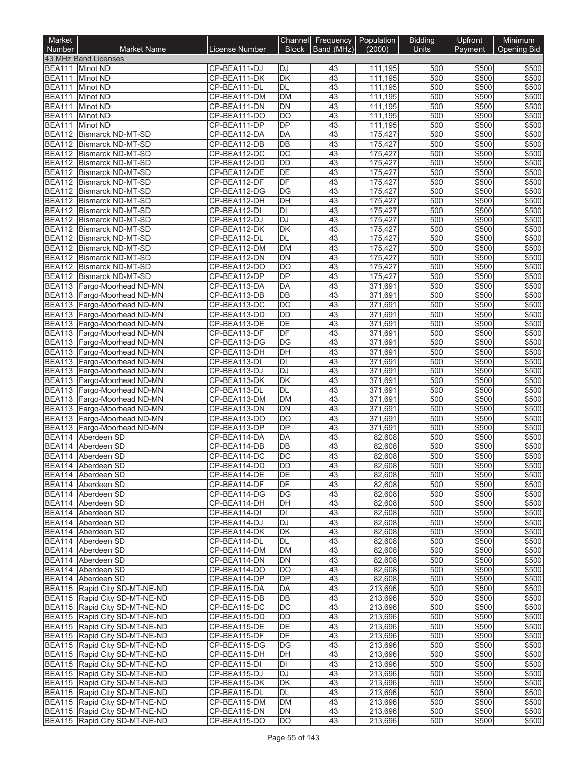| Market Number | Market Name | License Number | Channel Block | Frequency Band (MHz) | Population (2000) | Bidding Units | Upfront Payment | Minimum Opening Bid |
|---|---|---|---|---|---|---|---|---|
| 43 MHz Band Licenses | | | | | | | | |
| BEA111 | Minot ND | CP-BEA111-DJ | DJ | 43 | 111,195 | 500 | $500 | $500 |
| BEA111 | Minot ND | CP-BEA111-DK | DK | 43 | 111,195 | 500 | $500 | $500 |
| BEA111 | Minot ND | CP-BEA111-DL | DL | 43 | 111,195 | 500 | $500 | $500 |
| BEA111 | Minot ND | CP-BEA111-DM | DM | 43 | 111,195 | 500 | $500 | $500 |
| BEA111 | Minot ND | CP-BEA111-DN | DN | 43 | 111,195 | 500 | $500 | $500 |
| BEA111 | Minot ND | CP-BEA111-DO | DO | 43 | 111,195 | 500 | $500 | $500 |
| BEA111 | Minot ND | CP-BEA111-DP | DP | 43 | 111,195 | 500 | $500 | $500 |
| BEA112 | Bismarck ND-MT-SD | CP-BEA112-DA | DA | 43 | 175,427 | 500 | $500 | $500 |
| BEA112 | Bismarck ND-MT-SD | CP-BEA112-DB | DB | 43 | 175,427 | 500 | $500 | $500 |
| BEA112 | Bismarck ND-MT-SD | CP-BEA112-DC | DC | 43 | 175,427 | 500 | $500 | $500 |
| BEA112 | Bismarck ND-MT-SD | CP-BEA112-DD | DD | 43 | 175,427 | 500 | $500 | $500 |
| BEA112 | Bismarck ND-MT-SD | CP-BEA112-DE | DE | 43 | 175,427 | 500 | $500 | $500 |
| BEA112 | Bismarck ND-MT-SD | CP-BEA112-DF | DF | 43 | 175,427 | 500 | $500 | $500 |
| BEA112 | Bismarck ND-MT-SD | CP-BEA112-DG | DG | 43 | 175,427 | 500 | $500 | $500 |
| BEA112 | Bismarck ND-MT-SD | CP-BEA112-DH | DH | 43 | 175,427 | 500 | $500 | $500 |
| BEA112 | Bismarck ND-MT-SD | CP-BEA112-DI | DI | 43 | 175,427 | 500 | $500 | $500 |
| BEA112 | Bismarck ND-MT-SD | CP-BEA112-DJ | DJ | 43 | 175,427 | 500 | $500 | $500 |
| BEA112 | Bismarck ND-MT-SD | CP-BEA112-DK | DK | 43 | 175,427 | 500 | $500 | $500 |
| BEA112 | Bismarck ND-MT-SD | CP-BEA112-DL | DL | 43 | 175,427 | 500 | $500 | $500 |
| BEA112 | Bismarck ND-MT-SD | CP-BEA112-DM | DM | 43 | 175,427 | 500 | $500 | $500 |
| BEA112 | Bismarck ND-MT-SD | CP-BEA112-DN | DN | 43 | 175,427 | 500 | $500 | $500 |
| BEA112 | Bismarck ND-MT-SD | CP-BEA112-DO | DO | 43 | 175,427 | 500 | $500 | $500 |
| BEA112 | Bismarck ND-MT-SD | CP-BEA112-DP | DP | 43 | 175,427 | 500 | $500 | $500 |
| BEA113 | Fargo-Moorhead ND-MN | CP-BEA113-DA | DA | 43 | 371,691 | 500 | $500 | $500 |
| BEA113 | Fargo-Moorhead ND-MN | CP-BEA113-DB | DB | 43 | 371,691 | 500 | $500 | $500 |
| BEA113 | Fargo-Moorhead ND-MN | CP-BEA113-DC | DC | 43 | 371,691 | 500 | $500 | $500 |
| BEA113 | Fargo-Moorhead ND-MN | CP-BEA113-DD | DD | 43 | 371,691 | 500 | $500 | $500 |
| BEA113 | Fargo-Moorhead ND-MN | CP-BEA113-DE | DE | 43 | 371,691 | 500 | $500 | $500 |
| BEA113 | Fargo-Moorhead ND-MN | CP-BEA113-DF | DF | 43 | 371,691 | 500 | $500 | $500 |
| BEA113 | Fargo-Moorhead ND-MN | CP-BEA113-DG | DG | 43 | 371,691 | 500 | $500 | $500 |
| BEA113 | Fargo-Moorhead ND-MN | CP-BEA113-DH | DH | 43 | 371,691 | 500 | $500 | $500 |
| BEA113 | Fargo-Moorhead ND-MN | CP-BEA113-DI | DI | 43 | 371,691 | 500 | $500 | $500 |
| BEA113 | Fargo-Moorhead ND-MN | CP-BEA113-DJ | DJ | 43 | 371,691 | 500 | $500 | $500 |
| BEA113 | Fargo-Moorhead ND-MN | CP-BEA113-DK | DK | 43 | 371,691 | 500 | $500 | $500 |
| BEA113 | Fargo-Moorhead ND-MN | CP-BEA113-DL | DL | 43 | 371,691 | 500 | $500 | $500 |
| BEA113 | Fargo-Moorhead ND-MN | CP-BEA113-DM | DM | 43 | 371,691 | 500 | $500 | $500 |
| BEA113 | Fargo-Moorhead ND-MN | CP-BEA113-DN | DN | 43 | 371,691 | 500 | $500 | $500 |
| BEA113 | Fargo-Moorhead ND-MN | CP-BEA113-DO | DO | 43 | 371,691 | 500 | $500 | $500 |
| BEA113 | Fargo-Moorhead ND-MN | CP-BEA113-DP | DP | 43 | 371,691 | 500 | $500 | $500 |
| BEA114 | Aberdeen SD | CP-BEA114-DA | DA | 43 | 82,608 | 500 | $500 | $500 |
| BEA114 | Aberdeen SD | CP-BEA114-DB | DB | 43 | 82,608 | 500 | $500 | $500 |
| BEA114 | Aberdeen SD | CP-BEA114-DC | DC | 43 | 82,608 | 500 | $500 | $500 |
| BEA114 | Aberdeen SD | CP-BEA114-DD | DD | 43 | 82,608 | 500 | $500 | $500 |
| BEA114 | Aberdeen SD | CP-BEA114-DE | DE | 43 | 82,608 | 500 | $500 | $500 |
| BEA114 | Aberdeen SD | CP-BEA114-DF | DF | 43 | 82,608 | 500 | $500 | $500 |
| BEA114 | Aberdeen SD | CP-BEA114-DG | DG | 43 | 82,608 | 500 | $500 | $500 |
| BEA114 | Aberdeen SD | CP-BEA114-DH | DH | 43 | 82,608 | 500 | $500 | $500 |
| BEA114 | Aberdeen SD | CP-BEA114-DI | DI | 43 | 82,608 | 500 | $500 | $500 |
| BEA114 | Aberdeen SD | CP-BEA114-DJ | DJ | 43 | 82,608 | 500 | $500 | $500 |
| BEA114 | Aberdeen SD | CP-BEA114-DK | DK | 43 | 82,608 | 500 | $500 | $500 |
| BEA114 | Aberdeen SD | CP-BEA114-DL | DL | 43 | 82,608 | 500 | $500 | $500 |
| BEA114 | Aberdeen SD | CP-BEA114-DM | DM | 43 | 82,608 | 500 | $500 | $500 |
| BEA114 | Aberdeen SD | CP-BEA114-DN | DN | 43 | 82,608 | 500 | $500 | $500 |
| BEA114 | Aberdeen SD | CP-BEA114-DO | DO | 43 | 82,608 | 500 | $500 | $500 |
| BEA114 | Aberdeen SD | CP-BEA114-DP | DP | 43 | 82,608 | 500 | $500 | $500 |
| BEA115 | Rapid City SD-MT-NE-ND | CP-BEA115-DA | DA | 43 | 213,696 | 500 | $500 | $500 |
| BEA115 | Rapid City SD-MT-NE-ND | CP-BEA115-DB | DB | 43 | 213,696 | 500 | $500 | $500 |
| BEA115 | Rapid City SD-MT-NE-ND | CP-BEA115-DC | DC | 43 | 213,696 | 500 | $500 | $500 |
| BEA115 | Rapid City SD-MT-NE-ND | CP-BEA115-DD | DD | 43 | 213,696 | 500 | $500 | $500 |
| BEA115 | Rapid City SD-MT-NE-ND | CP-BEA115-DE | DE | 43 | 213,696 | 500 | $500 | $500 |
| BEA115 | Rapid City SD-MT-NE-ND | CP-BEA115-DF | DF | 43 | 213,696 | 500 | $500 | $500 |
| BEA115 | Rapid City SD-MT-NE-ND | CP-BEA115-DG | DG | 43 | 213,696 | 500 | $500 | $500 |
| BEA115 | Rapid City SD-MT-NE-ND | CP-BEA115-DH | DH | 43 | 213,696 | 500 | $500 | $500 |
| BEA115 | Rapid City SD-MT-NE-ND | CP-BEA115-DI | DI | 43 | 213,696 | 500 | $500 | $500 |
| BEA115 | Rapid City SD-MT-NE-ND | CP-BEA115-DJ | DJ | 43 | 213,696 | 500 | $500 | $500 |
| BEA115 | Rapid City SD-MT-NE-ND | CP-BEA115-DK | DK | 43 | 213,696 | 500 | $500 | $500 |
| BEA115 | Rapid City SD-MT-NE-ND | CP-BEA115-DL | DL | 43 | 213,696 | 500 | $500 | $500 |
| BEA115 | Rapid City SD-MT-NE-ND | CP-BEA115-DM | DM | 43 | 213,696 | 500 | $500 | $500 |
| BEA115 | Rapid City SD-MT-NE-ND | CP-BEA115-DN | DN | 43 | 213,696 | 500 | $500 | $500 |
| BEA115 | Rapid City SD-MT-NE-ND | CP-BEA115-DO | DO | 43 | 213,696 | 500 | $500 | $500 |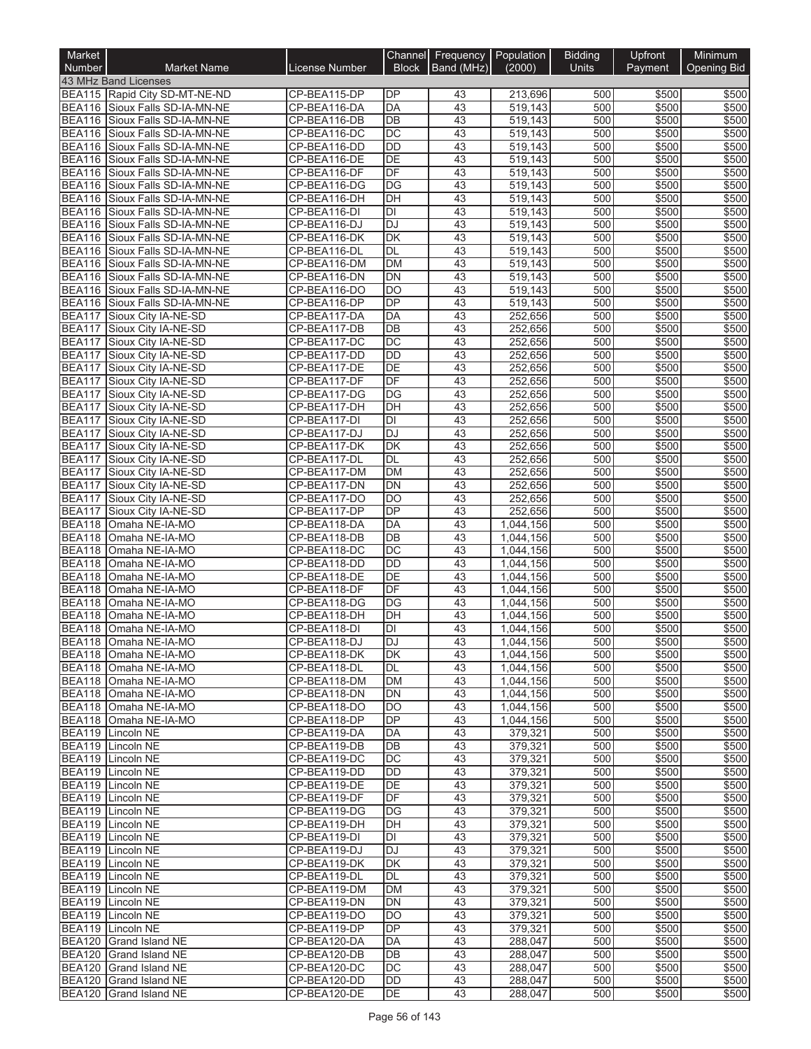| Market Number | Market Name | License Number | Channel Block | Frequency Band (MHz) | Population (2000) | Bidding Units | Upfront Payment | Minimum Opening Bid |
|---|---|---|---|---|---|---|---|---|
| 43 MHz Band Licenses | | | | | | | | |
| BEA115 | Rapid City SD-MT-NE-ND | CP-BEA115-DP | DP | 43 | 213,696 | 500 | $500 | $500 |
| BEA116 | Sioux Falls SD-IA-MN-NE | CP-BEA116-DA | DA | 43 | 519,143 | 500 | $500 | $500 |
| BEA116 | Sioux Falls SD-IA-MN-NE | CP-BEA116-DB | DB | 43 | 519,143 | 500 | $500 | $500 |
| BEA116 | Sioux Falls SD-IA-MN-NE | CP-BEA116-DC | DC | 43 | 519,143 | 500 | $500 | $500 |
| BEA116 | Sioux Falls SD-IA-MN-NE | CP-BEA116-DD | DD | 43 | 519,143 | 500 | $500 | $500 |
| BEA116 | Sioux Falls SD-IA-MN-NE | CP-BEA116-DE | DE | 43 | 519,143 | 500 | $500 | $500 |
| BEA116 | Sioux Falls SD-IA-MN-NE | CP-BEA116-DF | DF | 43 | 519,143 | 500 | $500 | $500 |
| BEA116 | Sioux Falls SD-IA-MN-NE | CP-BEA116-DG | DG | 43 | 519,143 | 500 | $500 | $500 |
| BEA116 | Sioux Falls SD-IA-MN-NE | CP-BEA116-DH | DH | 43 | 519,143 | 500 | $500 | $500 |
| BEA116 | Sioux Falls SD-IA-MN-NE | CP-BEA116-DI | DI | 43 | 519,143 | 500 | $500 | $500 |
| BEA116 | Sioux Falls SD-IA-MN-NE | CP-BEA116-DJ | DJ | 43 | 519,143 | 500 | $500 | $500 |
| BEA116 | Sioux Falls SD-IA-MN-NE | CP-BEA116-DK | DK | 43 | 519,143 | 500 | $500 | $500 |
| BEA116 | Sioux Falls SD-IA-MN-NE | CP-BEA116-DL | DL | 43 | 519,143 | 500 | $500 | $500 |
| BEA116 | Sioux Falls SD-IA-MN-NE | CP-BEA116-DM | DM | 43 | 519,143 | 500 | $500 | $500 |
| BEA116 | Sioux Falls SD-IA-MN-NE | CP-BEA116-DN | DN | 43 | 519,143 | 500 | $500 | $500 |
| BEA116 | Sioux Falls SD-IA-MN-NE | CP-BEA116-DO | DO | 43 | 519,143 | 500 | $500 | $500 |
| BEA116 | Sioux Falls SD-IA-MN-NE | CP-BEA116-DP | DP | 43 | 519,143 | 500 | $500 | $500 |
| BEA117 | Sioux City IA-NE-SD | CP-BEA117-DA | DA | 43 | 252,656 | 500 | $500 | $500 |
| BEA117 | Sioux City IA-NE-SD | CP-BEA117-DB | DB | 43 | 252,656 | 500 | $500 | $500 |
| BEA117 | Sioux City IA-NE-SD | CP-BEA117-DC | DC | 43 | 252,656 | 500 | $500 | $500 |
| BEA117 | Sioux City IA-NE-SD | CP-BEA117-DD | DD | 43 | 252,656 | 500 | $500 | $500 |
| BEA117 | Sioux City IA-NE-SD | CP-BEA117-DE | DE | 43 | 252,656 | 500 | $500 | $500 |
| BEA117 | Sioux City IA-NE-SD | CP-BEA117-DF | DF | 43 | 252,656 | 500 | $500 | $500 |
| BEA117 | Sioux City IA-NE-SD | CP-BEA117-DG | DG | 43 | 252,656 | 500 | $500 | $500 |
| BEA117 | Sioux City IA-NE-SD | CP-BEA117-DH | DH | 43 | 252,656 | 500 | $500 | $500 |
| BEA117 | Sioux City IA-NE-SD | CP-BEA117-DI | DI | 43 | 252,656 | 500 | $500 | $500 |
| BEA117 | Sioux City IA-NE-SD | CP-BEA117-DJ | DJ | 43 | 252,656 | 500 | $500 | $500 |
| BEA117 | Sioux City IA-NE-SD | CP-BEA117-DK | DK | 43 | 252,656 | 500 | $500 | $500 |
| BEA117 | Sioux City IA-NE-SD | CP-BEA117-DL | DL | 43 | 252,656 | 500 | $500 | $500 |
| BEA117 | Sioux City IA-NE-SD | CP-BEA117-DM | DM | 43 | 252,656 | 500 | $500 | $500 |
| BEA117 | Sioux City IA-NE-SD | CP-BEA117-DN | DN | 43 | 252,656 | 500 | $500 | $500 |
| BEA117 | Sioux City IA-NE-SD | CP-BEA117-DO | DO | 43 | 252,656 | 500 | $500 | $500 |
| BEA117 | Sioux City IA-NE-SD | CP-BEA117-DP | DP | 43 | 252,656 | 500 | $500 | $500 |
| BEA118 | Omaha NE-IA-MO | CP-BEA118-DA | DA | 43 | 1,044,156 | 500 | $500 | $500 |
| BEA118 | Omaha NE-IA-MO | CP-BEA118-DB | DB | 43 | 1,044,156 | 500 | $500 | $500 |
| BEA118 | Omaha NE-IA-MO | CP-BEA118-DC | DC | 43 | 1,044,156 | 500 | $500 | $500 |
| BEA118 | Omaha NE-IA-MO | CP-BEA118-DD | DD | 43 | 1,044,156 | 500 | $500 | $500 |
| BEA118 | Omaha NE-IA-MO | CP-BEA118-DE | DE | 43 | 1,044,156 | 500 | $500 | $500 |
| BEA118 | Omaha NE-IA-MO | CP-BEA118-DF | DF | 43 | 1,044,156 | 500 | $500 | $500 |
| BEA118 | Omaha NE-IA-MO | CP-BEA118-DG | DG | 43 | 1,044,156 | 500 | $500 | $500 |
| BEA118 | Omaha NE-IA-MO | CP-BEA118-DH | DH | 43 | 1,044,156 | 500 | $500 | $500 |
| BEA118 | Omaha NE-IA-MO | CP-BEA118-DI | DI | 43 | 1,044,156 | 500 | $500 | $500 |
| BEA118 | Omaha NE-IA-MO | CP-BEA118-DJ | DJ | 43 | 1,044,156 | 500 | $500 | $500 |
| BEA118 | Omaha NE-IA-MO | CP-BEA118-DK | DK | 43 | 1,044,156 | 500 | $500 | $500 |
| BEA118 | Omaha NE-IA-MO | CP-BEA118-DL | DL | 43 | 1,044,156 | 500 | $500 | $500 |
| BEA118 | Omaha NE-IA-MO | CP-BEA118-DM | DM | 43 | 1,044,156 | 500 | $500 | $500 |
| BEA118 | Omaha NE-IA-MO | CP-BEA118-DN | DN | 43 | 1,044,156 | 500 | $500 | $500 |
| BEA118 | Omaha NE-IA-MO | CP-BEA118-DO | DO | 43 | 1,044,156 | 500 | $500 | $500 |
| BEA118 | Omaha NE-IA-MO | CP-BEA118-DP | DP | 43 | 1,044,156 | 500 | $500 | $500 |
| BEA119 | Lincoln NE | CP-BEA119-DA | DA | 43 | 379,321 | 500 | $500 | $500 |
| BEA119 | Lincoln NE | CP-BEA119-DB | DB | 43 | 379,321 | 500 | $500 | $500 |
| BEA119 | Lincoln NE | CP-BEA119-DC | DC | 43 | 379,321 | 500 | $500 | $500 |
| BEA119 | Lincoln NE | CP-BEA119-DD | DD | 43 | 379,321 | 500 | $500 | $500 |
| BEA119 | Lincoln NE | CP-BEA119-DE | DE | 43 | 379,321 | 500 | $500 | $500 |
| BEA119 | Lincoln NE | CP-BEA119-DF | DF | 43 | 379,321 | 500 | $500 | $500 |
| BEA119 | Lincoln NE | CP-BEA119-DG | DG | 43 | 379,321 | 500 | $500 | $500 |
| BEA119 | Lincoln NE | CP-BEA119-DH | DH | 43 | 379,321 | 500 | $500 | $500 |
| BEA119 | Lincoln NE | CP-BEA119-DI | DI | 43 | 379,321 | 500 | $500 | $500 |
| BEA119 | Lincoln NE | CP-BEA119-DJ | DJ | 43 | 379,321 | 500 | $500 | $500 |
| BEA119 | Lincoln NE | CP-BEA119-DK | DK | 43 | 379,321 | 500 | $500 | $500 |
| BEA119 | Lincoln NE | CP-BEA119-DL | DL | 43 | 379,321 | 500 | $500 | $500 |
| BEA119 | Lincoln NE | CP-BEA119-DM | DM | 43 | 379,321 | 500 | $500 | $500 |
| BEA119 | Lincoln NE | CP-BEA119-DN | DN | 43 | 379,321 | 500 | $500 | $500 |
| BEA119 | Lincoln NE | CP-BEA119-DO | DO | 43 | 379,321 | 500 | $500 | $500 |
| BEA119 | Lincoln NE | CP-BEA119-DP | DP | 43 | 379,321 | 500 | $500 | $500 |
| BEA120 | Grand Island NE | CP-BEA120-DA | DA | 43 | 288,047 | 500 | $500 | $500 |
| BEA120 | Grand Island NE | CP-BEA120-DB | DB | 43 | 288,047 | 500 | $500 | $500 |
| BEA120 | Grand Island NE | CP-BEA120-DC | DC | 43 | 288,047 | 500 | $500 | $500 |
| BEA120 | Grand Island NE | CP-BEA120-DD | DD | 43 | 288,047 | 500 | $500 | $500 |
| BEA120 | Grand Island NE | CP-BEA120-DE | DE | 43 | 288,047 | 500 | $500 | $500 |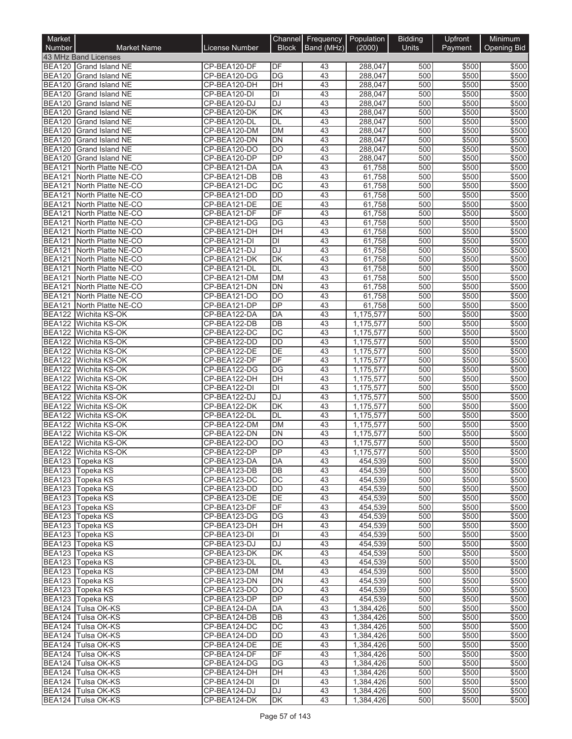| Market Number | Market Name | License Number | Channel Block | Frequency Band (MHz) | Population (2000) | Bidding Units | Upfront Payment | Minimum Opening Bid |
|---|---|---|---|---|---|---|---|---|
| 43 MHz Band Licenses | | | | | | | | |
| BEA120 | Grand Island NE | CP-BEA120-DF | DF | 43 | 288,047 | 500 | $500 | $500 |
| BEA120 | Grand Island NE | CP-BEA120-DG | DG | 43 | 288,047 | 500 | $500 | $500 |
| BEA120 | Grand Island NE | CP-BEA120-DH | DH | 43 | 288,047 | 500 | $500 | $500 |
| BEA120 | Grand Island NE | CP-BEA120-DI | DI | 43 | 288,047 | 500 | $500 | $500 |
| BEA120 | Grand Island NE | CP-BEA120-DJ | DJ | 43 | 288,047 | 500 | $500 | $500 |
| BEA120 | Grand Island NE | CP-BEA120-DK | DK | 43 | 288,047 | 500 | $500 | $500 |
| BEA120 | Grand Island NE | CP-BEA120-DL | DL | 43 | 288,047 | 500 | $500 | $500 |
| BEA120 | Grand Island NE | CP-BEA120-DM | DM | 43 | 288,047 | 500 | $500 | $500 |
| BEA120 | Grand Island NE | CP-BEA120-DN | DN | 43 | 288,047 | 500 | $500 | $500 |
| BEA120 | Grand Island NE | CP-BEA120-DO | DO | 43 | 288,047 | 500 | $500 | $500 |
| BEA120 | Grand Island NE | CP-BEA120-DP | DP | 43 | 288,047 | 500 | $500 | $500 |
| BEA121 | North Platte NE-CO | CP-BEA121-DA | DA | 43 | 61,758 | 500 | $500 | $500 |
| BEA121 | North Platte NE-CO | CP-BEA121-DB | DB | 43 | 61,758 | 500 | $500 | $500 |
| BEA121 | North Platte NE-CO | CP-BEA121-DC | DC | 43 | 61,758 | 500 | $500 | $500 |
| BEA121 | North Platte NE-CO | CP-BEA121-DD | DD | 43 | 61,758 | 500 | $500 | $500 |
| BEA121 | North Platte NE-CO | CP-BEA121-DE | DE | 43 | 61,758 | 500 | $500 | $500 |
| BEA121 | North Platte NE-CO | CP-BEA121-DF | DF | 43 | 61,758 | 500 | $500 | $500 |
| BEA121 | North Platte NE-CO | CP-BEA121-DG | DG | 43 | 61,758 | 500 | $500 | $500 |
| BEA121 | North Platte NE-CO | CP-BEA121-DH | DH | 43 | 61,758 | 500 | $500 | $500 |
| BEA121 | North Platte NE-CO | CP-BEA121-DI | DI | 43 | 61,758 | 500 | $500 | $500 |
| BEA121 | North Platte NE-CO | CP-BEA121-DJ | DJ | 43 | 61,758 | 500 | $500 | $500 |
| BEA121 | North Platte NE-CO | CP-BEA121-DK | DK | 43 | 61,758 | 500 | $500 | $500 |
| BEA121 | North Platte NE-CO | CP-BEA121-DL | DL | 43 | 61,758 | 500 | $500 | $500 |
| BEA121 | North Platte NE-CO | CP-BEA121-DM | DM | 43 | 61,758 | 500 | $500 | $500 |
| BEA121 | North Platte NE-CO | CP-BEA121-DN | DN | 43 | 61,758 | 500 | $500 | $500 |
| BEA121 | North Platte NE-CO | CP-BEA121-DO | DO | 43 | 61,758 | 500 | $500 | $500 |
| BEA121 | North Platte NE-CO | CP-BEA121-DP | DP | 43 | 61,758 | 500 | $500 | $500 |
| BEA122 | Wichita KS-OK | CP-BEA122-DA | DA | 43 | 1,175,577 | 500 | $500 | $500 |
| BEA122 | Wichita KS-OK | CP-BEA122-DB | DB | 43 | 1,175,577 | 500 | $500 | $500 |
| BEA122 | Wichita KS-OK | CP-BEA122-DC | DC | 43 | 1,175,577 | 500 | $500 | $500 |
| BEA122 | Wichita KS-OK | CP-BEA122-DD | DD | 43 | 1,175,577 | 500 | $500 | $500 |
| BEA122 | Wichita KS-OK | CP-BEA122-DE | DE | 43 | 1,175,577 | 500 | $500 | $500 |
| BEA122 | Wichita KS-OK | CP-BEA122-DF | DF | 43 | 1,175,577 | 500 | $500 | $500 |
| BEA122 | Wichita KS-OK | CP-BEA122-DG | DG | 43 | 1,175,577 | 500 | $500 | $500 |
| BEA122 | Wichita KS-OK | CP-BEA122-DH | DH | 43 | 1,175,577 | 500 | $500 | $500 |
| BEA122 | Wichita KS-OK | CP-BEA122-DI | DI | 43 | 1,175,577 | 500 | $500 | $500 |
| BEA122 | Wichita KS-OK | CP-BEA122-DJ | DJ | 43 | 1,175,577 | 500 | $500 | $500 |
| BEA122 | Wichita KS-OK | CP-BEA122-DK | DK | 43 | 1,175,577 | 500 | $500 | $500 |
| BEA122 | Wichita KS-OK | CP-BEA122-DL | DL | 43 | 1,175,577 | 500 | $500 | $500 |
| BEA122 | Wichita KS-OK | CP-BEA122-DM | DM | 43 | 1,175,577 | 500 | $500 | $500 |
| BEA122 | Wichita KS-OK | CP-BEA122-DN | DN | 43 | 1,175,577 | 500 | $500 | $500 |
| BEA122 | Wichita KS-OK | CP-BEA122-DO | DO | 43 | 1,175,577 | 500 | $500 | $500 |
| BEA122 | Wichita KS-OK | CP-BEA122-DP | DP | 43 | 1,175,577 | 500 | $500 | $500 |
| BEA123 | Topeka KS | CP-BEA123-DA | DA | 43 | 454,539 | 500 | $500 | $500 |
| BEA123 | Topeka KS | CP-BEA123-DB | DB | 43 | 454,539 | 500 | $500 | $500 |
| BEA123 | Topeka KS | CP-BEA123-DC | DC | 43 | 454,539 | 500 | $500 | $500 |
| BEA123 | Topeka KS | CP-BEA123-DD | DD | 43 | 454,539 | 500 | $500 | $500 |
| BEA123 | Topeka KS | CP-BEA123-DE | DE | 43 | 454,539 | 500 | $500 | $500 |
| BEA123 | Topeka KS | CP-BEA123-DF | DF | 43 | 454,539 | 500 | $500 | $500 |
| BEA123 | Topeka KS | CP-BEA123-DG | DG | 43 | 454,539 | 500 | $500 | $500 |
| BEA123 | Topeka KS | CP-BEA123-DH | DH | 43 | 454,539 | 500 | $500 | $500 |
| BEA123 | Topeka KS | CP-BEA123-DI | DI | 43 | 454,539 | 500 | $500 | $500 |
| BEA123 | Topeka KS | CP-BEA123-DJ | DJ | 43 | 454,539 | 500 | $500 | $500 |
| BEA123 | Topeka KS | CP-BEA123-DK | DK | 43 | 454,539 | 500 | $500 | $500 |
| BEA123 | Topeka KS | CP-BEA123-DL | DL | 43 | 454,539 | 500 | $500 | $500 |
| BEA123 | Topeka KS | CP-BEA123-DM | DM | 43 | 454,539 | 500 | $500 | $500 |
| BEA123 | Topeka KS | CP-BEA123-DN | DN | 43 | 454,539 | 500 | $500 | $500 |
| BEA123 | Topeka KS | CP-BEA123-DO | DO | 43 | 454,539 | 500 | $500 | $500 |
| BEA123 | Topeka KS | CP-BEA123-DP | DP | 43 | 454,539 | 500 | $500 | $500 |
| BEA124 | Tulsa OK-KS | CP-BEA124-DA | DA | 43 | 1,384,426 | 500 | $500 | $500 |
| BEA124 | Tulsa OK-KS | CP-BEA124-DB | DB | 43 | 1,384,426 | 500 | $500 | $500 |
| BEA124 | Tulsa OK-KS | CP-BEA124-DC | DC | 43 | 1,384,426 | 500 | $500 | $500 |
| BEA124 | Tulsa OK-KS | CP-BEA124-DD | DD | 43 | 1,384,426 | 500 | $500 | $500 |
| BEA124 | Tulsa OK-KS | CP-BEA124-DE | DE | 43 | 1,384,426 | 500 | $500 | $500 |
| BEA124 | Tulsa OK-KS | CP-BEA124-DF | DF | 43 | 1,384,426 | 500 | $500 | $500 |
| BEA124 | Tulsa OK-KS | CP-BEA124-DG | DG | 43 | 1,384,426 | 500 | $500 | $500 |
| BEA124 | Tulsa OK-KS | CP-BEA124-DH | DH | 43 | 1,384,426 | 500 | $500 | $500 |
| BEA124 | Tulsa OK-KS | CP-BEA124-DI | DI | 43 | 1,384,426 | 500 | $500 | $500 |
| BEA124 | Tulsa OK-KS | CP-BEA124-DJ | DJ | 43 | 1,384,426 | 500 | $500 | $500 |
| BEA124 | Tulsa OK-KS | CP-BEA124-DK | DK | 43 | 1,384,426 | 500 | $500 | $500 |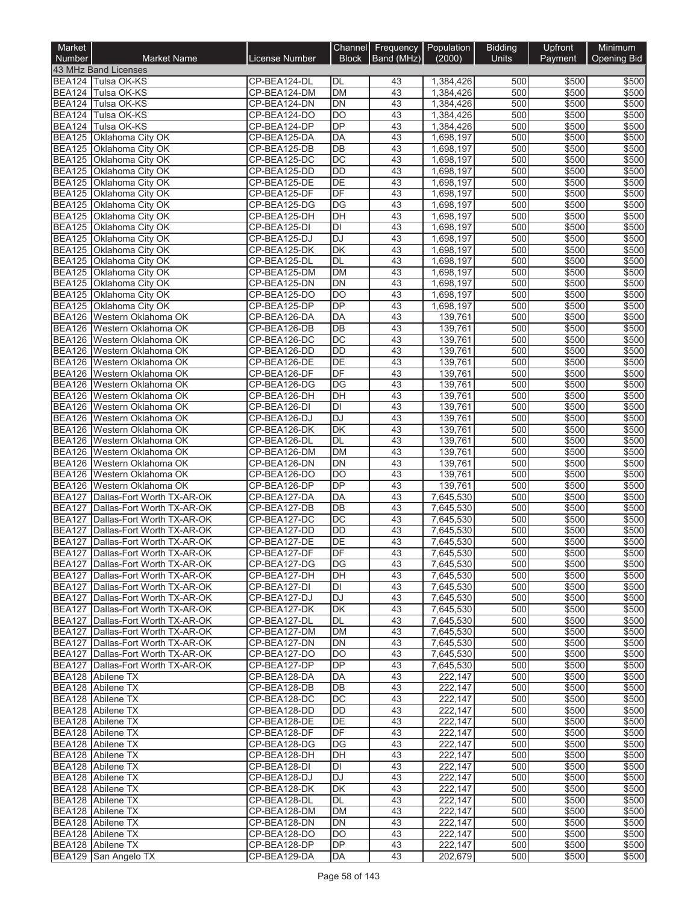| Market Number | Market Name | License Number | Channel Block | Frequency Band (MHz) | Population (2000) | Bidding Units | Upfront Payment | Minimum Opening Bid |
|---|---|---|---|---|---|---|---|---|
| 43 MHz Band Licenses | | | | | | | | |
| BEA124 | Tulsa OK-KS | CP-BEA124-DL | DL | 43 | 1,384,426 | 500 | $500 | $500 |
| BEA124 | Tulsa OK-KS | CP-BEA124-DM | DM | 43 | 1,384,426 | 500 | $500 | $500 |
| BEA124 | Tulsa OK-KS | CP-BEA124-DN | DN | 43 | 1,384,426 | 500 | $500 | $500 |
| BEA124 | Tulsa OK-KS | CP-BEA124-DO | DO | 43 | 1,384,426 | 500 | $500 | $500 |
| BEA124 | Tulsa OK-KS | CP-BEA124-DP | DP | 43 | 1,384,426 | 500 | $500 | $500 |
| BEA125 | Oklahoma City OK | CP-BEA125-DA | DA | 43 | 1,698,197 | 500 | $500 | $500 |
| BEA125 | Oklahoma City OK | CP-BEA125-DB | DB | 43 | 1,698,197 | 500 | $500 | $500 |
| BEA125 | Oklahoma City OK | CP-BEA125-DC | DC | 43 | 1,698,197 | 500 | $500 | $500 |
| BEA125 | Oklahoma City OK | CP-BEA125-DD | DD | 43 | 1,698,197 | 500 | $500 | $500 |
| BEA125 | Oklahoma City OK | CP-BEA125-DE | DE | 43 | 1,698,197 | 500 | $500 | $500 |
| BEA125 | Oklahoma City OK | CP-BEA125-DF | DF | 43 | 1,698,197 | 500 | $500 | $500 |
| BEA125 | Oklahoma City OK | CP-BEA125-DG | DG | 43 | 1,698,197 | 500 | $500 | $500 |
| BEA125 | Oklahoma City OK | CP-BEA125-DH | DH | 43 | 1,698,197 | 500 | $500 | $500 |
| BEA125 | Oklahoma City OK | CP-BEA125-DI | DI | 43 | 1,698,197 | 500 | $500 | $500 |
| BEA125 | Oklahoma City OK | CP-BEA125-DJ | DJ | 43 | 1,698,197 | 500 | $500 | $500 |
| BEA125 | Oklahoma City OK | CP-BEA125-DK | DK | 43 | 1,698,197 | 500 | $500 | $500 |
| BEA125 | Oklahoma City OK | CP-BEA125-DL | DL | 43 | 1,698,197 | 500 | $500 | $500 |
| BEA125 | Oklahoma City OK | CP-BEA125-DM | DM | 43 | 1,698,197 | 500 | $500 | $500 |
| BEA125 | Oklahoma City OK | CP-BEA125-DN | DN | 43 | 1,698,197 | 500 | $500 | $500 |
| BEA125 | Oklahoma City OK | CP-BEA125-DO | DO | 43 | 1,698,197 | 500 | $500 | $500 |
| BEA125 | Oklahoma City OK | CP-BEA125-DP | DP | 43 | 1,698,197 | 500 | $500 | $500 |
| BEA126 | Western Oklahoma OK | CP-BEA126-DA | DA | 43 | 139,761 | 500 | $500 | $500 |
| BEA126 | Western Oklahoma OK | CP-BEA126-DB | DB | 43 | 139,761 | 500 | $500 | $500 |
| BEA126 | Western Oklahoma OK | CP-BEA126-DC | DC | 43 | 139,761 | 500 | $500 | $500 |
| BEA126 | Western Oklahoma OK | CP-BEA126-DD | DD | 43 | 139,761 | 500 | $500 | $500 |
| BEA126 | Western Oklahoma OK | CP-BEA126-DE | DE | 43 | 139,761 | 500 | $500 | $500 |
| BEA126 | Western Oklahoma OK | CP-BEA126-DF | DF | 43 | 139,761 | 500 | $500 | $500 |
| BEA126 | Western Oklahoma OK | CP-BEA126-DG | DG | 43 | 139,761 | 500 | $500 | $500 |
| BEA126 | Western Oklahoma OK | CP-BEA126-DH | DH | 43 | 139,761 | 500 | $500 | $500 |
| BEA126 | Western Oklahoma OK | CP-BEA126-DI | DI | 43 | 139,761 | 500 | $500 | $500 |
| BEA126 | Western Oklahoma OK | CP-BEA126-DJ | DJ | 43 | 139,761 | 500 | $500 | $500 |
| BEA126 | Western Oklahoma OK | CP-BEA126-DK | DK | 43 | 139,761 | 500 | $500 | $500 |
| BEA126 | Western Oklahoma OK | CP-BEA126-DL | DL | 43 | 139,761 | 500 | $500 | $500 |
| BEA126 | Western Oklahoma OK | CP-BEA126-DM | DM | 43 | 139,761 | 500 | $500 | $500 |
| BEA126 | Western Oklahoma OK | CP-BEA126-DN | DN | 43 | 139,761 | 500 | $500 | $500 |
| BEA126 | Western Oklahoma OK | CP-BEA126-DO | DO | 43 | 139,761 | 500 | $500 | $500 |
| BEA126 | Western Oklahoma OK | CP-BEA126-DP | DP | 43 | 139,761 | 500 | $500 | $500 |
| BEA127 | Dallas-Fort Worth TX-AR-OK | CP-BEA127-DA | DA | 43 | 7,645,530 | 500 | $500 | $500 |
| BEA127 | Dallas-Fort Worth TX-AR-OK | CP-BEA127-DB | DB | 43 | 7,645,530 | 500 | $500 | $500 |
| BEA127 | Dallas-Fort Worth TX-AR-OK | CP-BEA127-DC | DC | 43 | 7,645,530 | 500 | $500 | $500 |
| BEA127 | Dallas-Fort Worth TX-AR-OK | CP-BEA127-DD | DD | 43 | 7,645,530 | 500 | $500 | $500 |
| BEA127 | Dallas-Fort Worth TX-AR-OK | CP-BEA127-DE | DE | 43 | 7,645,530 | 500 | $500 | $500 |
| BEA127 | Dallas-Fort Worth TX-AR-OK | CP-BEA127-DF | DF | 43 | 7,645,530 | 500 | $500 | $500 |
| BEA127 | Dallas-Fort Worth TX-AR-OK | CP-BEA127-DG | DG | 43 | 7,645,530 | 500 | $500 | $500 |
| BEA127 | Dallas-Fort Worth TX-AR-OK | CP-BEA127-DH | DH | 43 | 7,645,530 | 500 | $500 | $500 |
| BEA127 | Dallas-Fort Worth TX-AR-OK | CP-BEA127-DI | DI | 43 | 7,645,530 | 500 | $500 | $500 |
| BEA127 | Dallas-Fort Worth TX-AR-OK | CP-BEA127-DJ | DJ | 43 | 7,645,530 | 500 | $500 | $500 |
| BEA127 | Dallas-Fort Worth TX-AR-OK | CP-BEA127-DK | DK | 43 | 7,645,530 | 500 | $500 | $500 |
| BEA127 | Dallas-Fort Worth TX-AR-OK | CP-BEA127-DL | DL | 43 | 7,645,530 | 500 | $500 | $500 |
| BEA127 | Dallas-Fort Worth TX-AR-OK | CP-BEA127-DM | DM | 43 | 7,645,530 | 500 | $500 | $500 |
| BEA127 | Dallas-Fort Worth TX-AR-OK | CP-BEA127-DN | DN | 43 | 7,645,530 | 500 | $500 | $500 |
| BEA127 | Dallas-Fort Worth TX-AR-OK | CP-BEA127-DO | DO | 43 | 7,645,530 | 500 | $500 | $500 |
| BEA127 | Dallas-Fort Worth TX-AR-OK | CP-BEA127-DP | DP | 43 | 7,645,530 | 500 | $500 | $500 |
| BEA128 | Abilene TX | CP-BEA128-DA | DA | 43 | 222,147 | 500 | $500 | $500 |
| BEA128 | Abilene TX | CP-BEA128-DB | DB | 43 | 222,147 | 500 | $500 | $500 |
| BEA128 | Abilene TX | CP-BEA128-DC | DC | 43 | 222,147 | 500 | $500 | $500 |
| BEA128 | Abilene TX | CP-BEA128-DD | DD | 43 | 222,147 | 500 | $500 | $500 |
| BEA128 | Abilene TX | CP-BEA128-DE | DE | 43 | 222,147 | 500 | $500 | $500 |
| BEA128 | Abilene TX | CP-BEA128-DF | DF | 43 | 222,147 | 500 | $500 | $500 |
| BEA128 | Abilene TX | CP-BEA128-DG | DG | 43 | 222,147 | 500 | $500 | $500 |
| BEA128 | Abilene TX | CP-BEA128-DH | DH | 43 | 222,147 | 500 | $500 | $500 |
| BEA128 | Abilene TX | CP-BEA128-DI | DI | 43 | 222,147 | 500 | $500 | $500 |
| BEA128 | Abilene TX | CP-BEA128-DJ | DJ | 43 | 222,147 | 500 | $500 | $500 |
| BEA128 | Abilene TX | CP-BEA128-DK | DK | 43 | 222,147 | 500 | $500 | $500 |
| BEA128 | Abilene TX | CP-BEA128-DL | DL | 43 | 222,147 | 500 | $500 | $500 |
| BEA128 | Abilene TX | CP-BEA128-DM | DM | 43 | 222,147 | 500 | $500 | $500 |
| BEA128 | Abilene TX | CP-BEA128-DN | DN | 43 | 222,147 | 500 | $500 | $500 |
| BEA128 | Abilene TX | CP-BEA128-DO | DO | 43 | 222,147 | 500 | $500 | $500 |
| BEA128 | Abilene TX | CP-BEA128-DP | DP | 43 | 222,147 | 500 | $500 | $500 |
| BEA129 | San Angelo TX | CP-BEA129-DA | DA | 43 | 202,679 | 500 | $500 | $500 |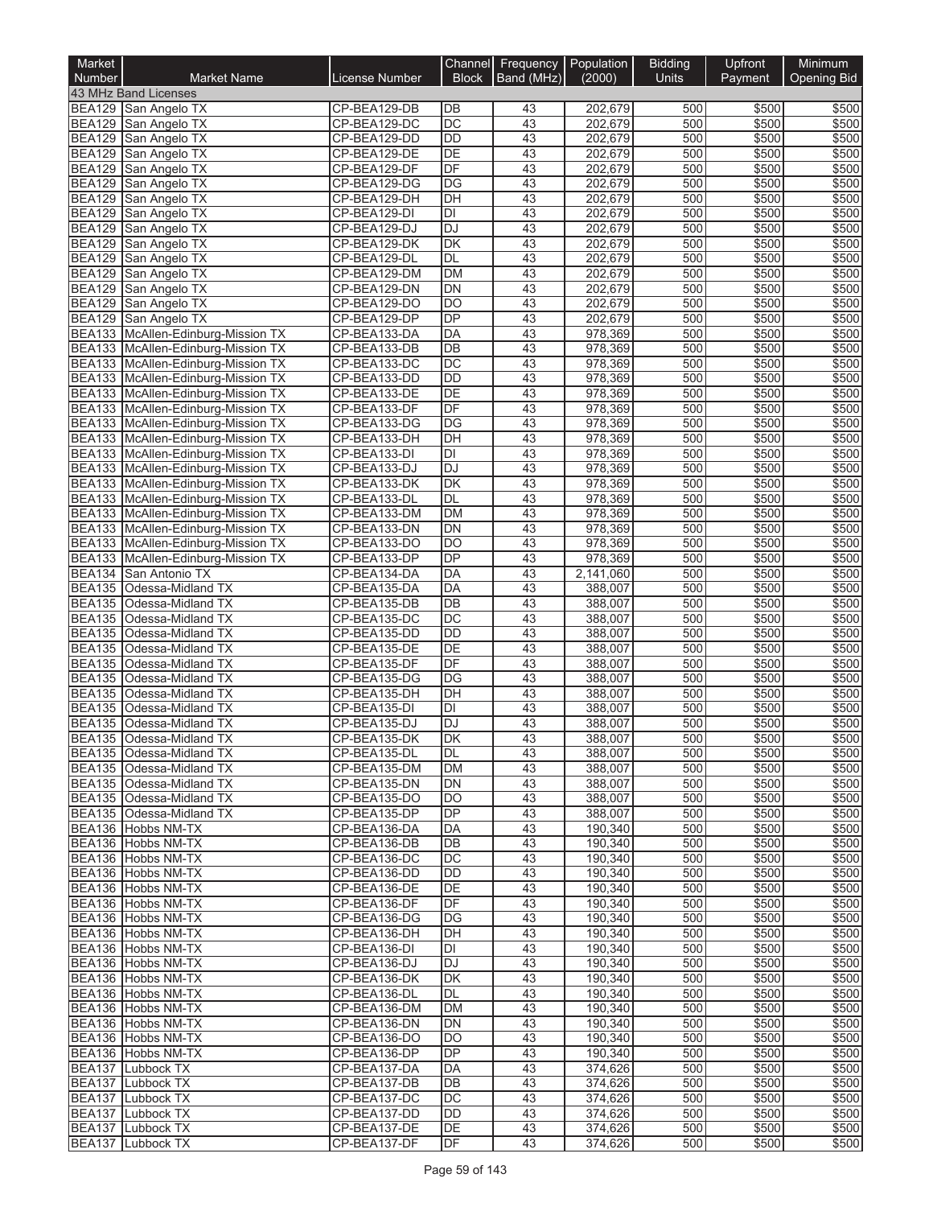| Market Number | Market Name | License Number | Channel Block | Frequency Band (MHz) | Population (2000) | Bidding Units | Upfront Payment | Minimum Opening Bid |
|---|---|---|---|---|---|---|---|---|
| 43 MHz Band Licenses | | | | | | | | |
| BEA129 | San Angelo TX | CP-BEA129-DB | DB | 43 | 202,679 | 500 | $500 | $500 |
| BEA129 | San Angelo TX | CP-BEA129-DC | DC | 43 | 202,679 | 500 | $500 | $500 |
| BEA129 | San Angelo TX | CP-BEA129-DD | DD | 43 | 202,679 | 500 | $500 | $500 |
| BEA129 | San Angelo TX | CP-BEA129-DE | DE | 43 | 202,679 | 500 | $500 | $500 |
| BEA129 | San Angelo TX | CP-BEA129-DF | DF | 43 | 202,679 | 500 | $500 | $500 |
| BEA129 | San Angelo TX | CP-BEA129-DG | DG | 43 | 202,679 | 500 | $500 | $500 |
| BEA129 | San Angelo TX | CP-BEA129-DH | DH | 43 | 202,679 | 500 | $500 | $500 |
| BEA129 | San Angelo TX | CP-BEA129-DI | DI | 43 | 202,679 | 500 | $500 | $500 |
| BEA129 | San Angelo TX | CP-BEA129-DJ | DJ | 43 | 202,679 | 500 | $500 | $500 |
| BEA129 | San Angelo TX | CP-BEA129-DK | DK | 43 | 202,679 | 500 | $500 | $500 |
| BEA129 | San Angelo TX | CP-BEA129-DL | DL | 43 | 202,679 | 500 | $500 | $500 |
| BEA129 | San Angelo TX | CP-BEA129-DM | DM | 43 | 202,679 | 500 | $500 | $500 |
| BEA129 | San Angelo TX | CP-BEA129-DN | DN | 43 | 202,679 | 500 | $500 | $500 |
| BEA129 | San Angelo TX | CP-BEA129-DO | DO | 43 | 202,679 | 500 | $500 | $500 |
| BEA129 | San Angelo TX | CP-BEA129-DP | DP | 43 | 202,679 | 500 | $500 | $500 |
| BEA133 | McAllen-Edinburg-Mission TX | CP-BEA133-DA | DA | 43 | 978,369 | 500 | $500 | $500 |
| BEA133 | McAllen-Edinburg-Mission TX | CP-BEA133-DB | DB | 43 | 978,369 | 500 | $500 | $500 |
| BEA133 | McAllen-Edinburg-Mission TX | CP-BEA133-DC | DC | 43 | 978,369 | 500 | $500 | $500 |
| BEA133 | McAllen-Edinburg-Mission TX | CP-BEA133-DD | DD | 43 | 978,369 | 500 | $500 | $500 |
| BEA133 | McAllen-Edinburg-Mission TX | CP-BEA133-DE | DE | 43 | 978,369 | 500 | $500 | $500 |
| BEA133 | McAllen-Edinburg-Mission TX | CP-BEA133-DF | DF | 43 | 978,369 | 500 | $500 | $500 |
| BEA133 | McAllen-Edinburg-Mission TX | CP-BEA133-DG | DG | 43 | 978,369 | 500 | $500 | $500 |
| BEA133 | McAllen-Edinburg-Mission TX | CP-BEA133-DH | DH | 43 | 978,369 | 500 | $500 | $500 |
| BEA133 | McAllen-Edinburg-Mission TX | CP-BEA133-DI | DI | 43 | 978,369 | 500 | $500 | $500 |
| BEA133 | McAllen-Edinburg-Mission TX | CP-BEA133-DJ | DJ | 43 | 978,369 | 500 | $500 | $500 |
| BEA133 | McAllen-Edinburg-Mission TX | CP-BEA133-DK | DK | 43 | 978,369 | 500 | $500 | $500 |
| BEA133 | McAllen-Edinburg-Mission TX | CP-BEA133-DL | DL | 43 | 978,369 | 500 | $500 | $500 |
| BEA133 | McAllen-Edinburg-Mission TX | CP-BEA133-DM | DM | 43 | 978,369 | 500 | $500 | $500 |
| BEA133 | McAllen-Edinburg-Mission TX | CP-BEA133-DN | DN | 43 | 978,369 | 500 | $500 | $500 |
| BEA133 | McAllen-Edinburg-Mission TX | CP-BEA133-DO | DO | 43 | 978,369 | 500 | $500 | $500 |
| BEA133 | McAllen-Edinburg-Mission TX | CP-BEA133-DP | DP | 43 | 978,369 | 500 | $500 | $500 |
| BEA134 | San Antonio TX | CP-BEA134-DA | DA | 43 | 2,141,060 | 500 | $500 | $500 |
| BEA135 | Odessa-Midland TX | CP-BEA135-DA | DA | 43 | 388,007 | 500 | $500 | $500 |
| BEA135 | Odessa-Midland TX | CP-BEA135-DB | DB | 43 | 388,007 | 500 | $500 | $500 |
| BEA135 | Odessa-Midland TX | CP-BEA135-DC | DC | 43 | 388,007 | 500 | $500 | $500 |
| BEA135 | Odessa-Midland TX | CP-BEA135-DD | DD | 43 | 388,007 | 500 | $500 | $500 |
| BEA135 | Odessa-Midland TX | CP-BEA135-DE | DE | 43 | 388,007 | 500 | $500 | $500 |
| BEA135 | Odessa-Midland TX | CP-BEA135-DF | DF | 43 | 388,007 | 500 | $500 | $500 |
| BEA135 | Odessa-Midland TX | CP-BEA135-DG | DG | 43 | 388,007 | 500 | $500 | $500 |
| BEA135 | Odessa-Midland TX | CP-BEA135-DH | DH | 43 | 388,007 | 500 | $500 | $500 |
| BEA135 | Odessa-Midland TX | CP-BEA135-DI | DI | 43 | 388,007 | 500 | $500 | $500 |
| BEA135 | Odessa-Midland TX | CP-BEA135-DJ | DJ | 43 | 388,007 | 500 | $500 | $500 |
| BEA135 | Odessa-Midland TX | CP-BEA135-DK | DK | 43 | 388,007 | 500 | $500 | $500 |
| BEA135 | Odessa-Midland TX | CP-BEA135-DL | DL | 43 | 388,007 | 500 | $500 | $500 |
| BEA135 | Odessa-Midland TX | CP-BEA135-DM | DM | 43 | 388,007 | 500 | $500 | $500 |
| BEA135 | Odessa-Midland TX | CP-BEA135-DN | DN | 43 | 388,007 | 500 | $500 | $500 |
| BEA135 | Odessa-Midland TX | CP-BEA135-DO | DO | 43 | 388,007 | 500 | $500 | $500 |
| BEA135 | Odessa-Midland TX | CP-BEA135-DP | DP | 43 | 388,007 | 500 | $500 | $500 |
| BEA136 | Hobbs NM-TX | CP-BEA136-DA | DA | 43 | 190,340 | 500 | $500 | $500 |
| BEA136 | Hobbs NM-TX | CP-BEA136-DB | DB | 43 | 190,340 | 500 | $500 | $500 |
| BEA136 | Hobbs NM-TX | CP-BEA136-DC | DC | 43 | 190,340 | 500 | $500 | $500 |
| BEA136 | Hobbs NM-TX | CP-BEA136-DD | DD | 43 | 190,340 | 500 | $500 | $500 |
| BEA136 | Hobbs NM-TX | CP-BEA136-DE | DE | 43 | 190,340 | 500 | $500 | $500 |
| BEA136 | Hobbs NM-TX | CP-BEA136-DF | DF | 43 | 190,340 | 500 | $500 | $500 |
| BEA136 | Hobbs NM-TX | CP-BEA136-DG | DG | 43 | 190,340 | 500 | $500 | $500 |
| BEA136 | Hobbs NM-TX | CP-BEA136-DH | DH | 43 | 190,340 | 500 | $500 | $500 |
| BEA136 | Hobbs NM-TX | CP-BEA136-DI | DI | 43 | 190,340 | 500 | $500 | $500 |
| BEA136 | Hobbs NM-TX | CP-BEA136-DJ | DJ | 43 | 190,340 | 500 | $500 | $500 |
| BEA136 | Hobbs NM-TX | CP-BEA136-DK | DK | 43 | 190,340 | 500 | $500 | $500 |
| BEA136 | Hobbs NM-TX | CP-BEA136-DL | DL | 43 | 190,340 | 500 | $500 | $500 |
| BEA136 | Hobbs NM-TX | CP-BEA136-DM | DM | 43 | 190,340 | 500 | $500 | $500 |
| BEA136 | Hobbs NM-TX | CP-BEA136-DN | DN | 43 | 190,340 | 500 | $500 | $500 |
| BEA136 | Hobbs NM-TX | CP-BEA136-DO | DO | 43 | 190,340 | 500 | $500 | $500 |
| BEA136 | Hobbs NM-TX | CP-BEA136-DP | DP | 43 | 190,340 | 500 | $500 | $500 |
| BEA137 | Lubbock TX | CP-BEA137-DA | DA | 43 | 374,626 | 500 | $500 | $500 |
| BEA137 | Lubbock TX | CP-BEA137-DB | DB | 43 | 374,626 | 500 | $500 | $500 |
| BEA137 | Lubbock TX | CP-BEA137-DC | DC | 43 | 374,626 | 500 | $500 | $500 |
| BEA137 | Lubbock TX | CP-BEA137-DD | DD | 43 | 374,626 | 500 | $500 | $500 |
| BEA137 | Lubbock TX | CP-BEA137-DE | DE | 43 | 374,626 | 500 | $500 | $500 |
| BEA137 | Lubbock TX | CP-BEA137-DF | DF | 43 | 374,626 | 500 | $500 | $500 |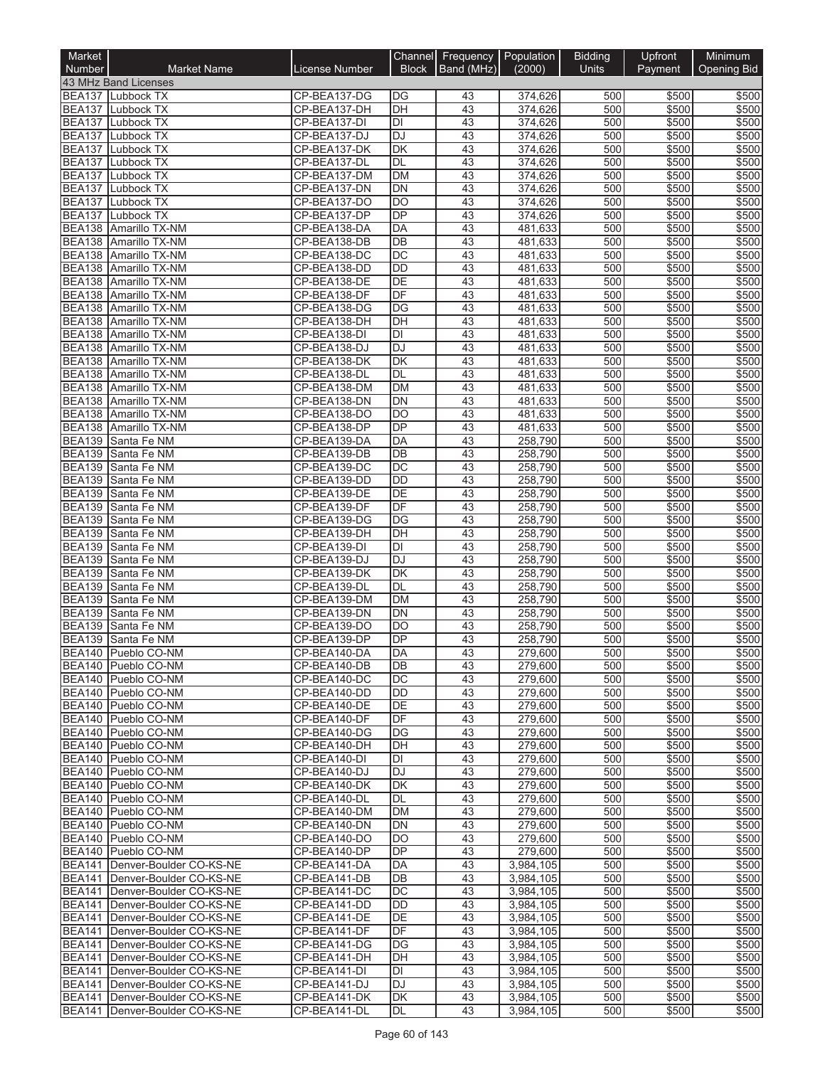| Market Number | Market Name | License Number | Channel Block | Frequency Band (MHz) | Population (2000) | Bidding Units | Upfront Payment | Minimum Opening Bid |
|---|---|---|---|---|---|---|---|---|
| 43 MHz Band Licenses | | | | | | | | |
| BEA137 | Lubbock TX | CP-BEA137-DG | DG | 43 | 374,626 | 500 | $500 | $500 |
| BEA137 | Lubbock TX | CP-BEA137-DH | DH | 43 | 374,626 | 500 | $500 | $500 |
| BEA137 | Lubbock TX | CP-BEA137-DI | DI | 43 | 374,626 | 500 | $500 | $500 |
| BEA137 | Lubbock TX | CP-BEA137-DJ | DJ | 43 | 374,626 | 500 | $500 | $500 |
| BEA137 | Lubbock TX | CP-BEA137-DK | DK | 43 | 374,626 | 500 | $500 | $500 |
| BEA137 | Lubbock TX | CP-BEA137-DL | DL | 43 | 374,626 | 500 | $500 | $500 |
| BEA137 | Lubbock TX | CP-BEA137-DM | DM | 43 | 374,626 | 500 | $500 | $500 |
| BEA137 | Lubbock TX | CP-BEA137-DN | DN | 43 | 374,626 | 500 | $500 | $500 |
| BEA137 | Lubbock TX | CP-BEA137-DO | DO | 43 | 374,626 | 500 | $500 | $500 |
| BEA137 | Lubbock TX | CP-BEA137-DP | DP | 43 | 374,626 | 500 | $500 | $500 |
| BEA138 | Amarillo TX-NM | CP-BEA138-DA | DA | 43 | 481,633 | 500 | $500 | $500 |
| BEA138 | Amarillo TX-NM | CP-BEA138-DB | DB | 43 | 481,633 | 500 | $500 | $500 |
| BEA138 | Amarillo TX-NM | CP-BEA138-DC | DC | 43 | 481,633 | 500 | $500 | $500 |
| BEA138 | Amarillo TX-NM | CP-BEA138-DD | DD | 43 | 481,633 | 500 | $500 | $500 |
| BEA138 | Amarillo TX-NM | CP-BEA138-DE | DE | 43 | 481,633 | 500 | $500 | $500 |
| BEA138 | Amarillo TX-NM | CP-BEA138-DF | DF | 43 | 481,633 | 500 | $500 | $500 |
| BEA138 | Amarillo TX-NM | CP-BEA138-DG | DG | 43 | 481,633 | 500 | $500 | $500 |
| BEA138 | Amarillo TX-NM | CP-BEA138-DH | DH | 43 | 481,633 | 500 | $500 | $500 |
| BEA138 | Amarillo TX-NM | CP-BEA138-DI | DI | 43 | 481,633 | 500 | $500 | $500 |
| BEA138 | Amarillo TX-NM | CP-BEA138-DJ | DJ | 43 | 481,633 | 500 | $500 | $500 |
| BEA138 | Amarillo TX-NM | CP-BEA138-DK | DK | 43 | 481,633 | 500 | $500 | $500 |
| BEA138 | Amarillo TX-NM | CP-BEA138-DL | DL | 43 | 481,633 | 500 | $500 | $500 |
| BEA138 | Amarillo TX-NM | CP-BEA138-DM | DM | 43 | 481,633 | 500 | $500 | $500 |
| BEA138 | Amarillo TX-NM | CP-BEA138-DN | DN | 43 | 481,633 | 500 | $500 | $500 |
| BEA138 | Amarillo TX-NM | CP-BEA138-DO | DO | 43 | 481,633 | 500 | $500 | $500 |
| BEA138 | Amarillo TX-NM | CP-BEA138-DP | DP | 43 | 481,633 | 500 | $500 | $500 |
| BEA139 | Santa Fe NM | CP-BEA139-DA | DA | 43 | 258,790 | 500 | $500 | $500 |
| BEA139 | Santa Fe NM | CP-BEA139-DB | DB | 43 | 258,790 | 500 | $500 | $500 |
| BEA139 | Santa Fe NM | CP-BEA139-DC | DC | 43 | 258,790 | 500 | $500 | $500 |
| BEA139 | Santa Fe NM | CP-BEA139-DD | DD | 43 | 258,790 | 500 | $500 | $500 |
| BEA139 | Santa Fe NM | CP-BEA139-DE | DE | 43 | 258,790 | 500 | $500 | $500 |
| BEA139 | Santa Fe NM | CP-BEA139-DF | DF | 43 | 258,790 | 500 | $500 | $500 |
| BEA139 | Santa Fe NM | CP-BEA139-DG | DG | 43 | 258,790 | 500 | $500 | $500 |
| BEA139 | Santa Fe NM | CP-BEA139-DH | DH | 43 | 258,790 | 500 | $500 | $500 |
| BEA139 | Santa Fe NM | CP-BEA139-DI | DI | 43 | 258,790 | 500 | $500 | $500 |
| BEA139 | Santa Fe NM | CP-BEA139-DJ | DJ | 43 | 258,790 | 500 | $500 | $500 |
| BEA139 | Santa Fe NM | CP-BEA139-DK | DK | 43 | 258,790 | 500 | $500 | $500 |
| BEA139 | Santa Fe NM | CP-BEA139-DL | DL | 43 | 258,790 | 500 | $500 | $500 |
| BEA139 | Santa Fe NM | CP-BEA139-DM | DM | 43 | 258,790 | 500 | $500 | $500 |
| BEA139 | Santa Fe NM | CP-BEA139-DN | DN | 43 | 258,790 | 500 | $500 | $500 |
| BEA139 | Santa Fe NM | CP-BEA139-DO | DO | 43 | 258,790 | 500 | $500 | $500 |
| BEA139 | Santa Fe NM | CP-BEA139-DP | DP | 43 | 258,790 | 500 | $500 | $500 |
| BEA140 | Pueblo CO-NM | CP-BEA140-DA | DA | 43 | 279,600 | 500 | $500 | $500 |
| BEA140 | Pueblo CO-NM | CP-BEA140-DB | DB | 43 | 279,600 | 500 | $500 | $500 |
| BEA140 | Pueblo CO-NM | CP-BEA140-DC | DC | 43 | 279,600 | 500 | $500 | $500 |
| BEA140 | Pueblo CO-NM | CP-BEA140-DD | DD | 43 | 279,600 | 500 | $500 | $500 |
| BEA140 | Pueblo CO-NM | CP-BEA140-DE | DE | 43 | 279,600 | 500 | $500 | $500 |
| BEA140 | Pueblo CO-NM | CP-BEA140-DF | DF | 43 | 279,600 | 500 | $500 | $500 |
| BEA140 | Pueblo CO-NM | CP-BEA140-DG | DG | 43 | 279,600 | 500 | $500 | $500 |
| BEA140 | Pueblo CO-NM | CP-BEA140-DH | DH | 43 | 279,600 | 500 | $500 | $500 |
| BEA140 | Pueblo CO-NM | CP-BEA140-DI | DI | 43 | 279,600 | 500 | $500 | $500 |
| BEA140 | Pueblo CO-NM | CP-BEA140-DJ | DJ | 43 | 279,600 | 500 | $500 | $500 |
| BEA140 | Pueblo CO-NM | CP-BEA140-DK | DK | 43 | 279,600 | 500 | $500 | $500 |
| BEA140 | Pueblo CO-NM | CP-BEA140-DL | DL | 43 | 279,600 | 500 | $500 | $500 |
| BEA140 | Pueblo CO-NM | CP-BEA140-DM | DM | 43 | 279,600 | 500 | $500 | $500 |
| BEA140 | Pueblo CO-NM | CP-BEA140-DN | DN | 43 | 279,600 | 500 | $500 | $500 |
| BEA140 | Pueblo CO-NM | CP-BEA140-DO | DO | 43 | 279,600 | 500 | $500 | $500 |
| BEA140 | Pueblo CO-NM | CP-BEA140-DP | DP | 43 | 279,600 | 500 | $500 | $500 |
| BEA141 | Denver-Boulder CO-KS-NE | CP-BEA141-DA | DA | 43 | 3,984,105 | 500 | $500 | $500 |
| BEA141 | Denver-Boulder CO-KS-NE | CP-BEA141-DB | DB | 43 | 3,984,105 | 500 | $500 | $500 |
| BEA141 | Denver-Boulder CO-KS-NE | CP-BEA141-DC | DC | 43 | 3,984,105 | 500 | $500 | $500 |
| BEA141 | Denver-Boulder CO-KS-NE | CP-BEA141-DD | DD | 43 | 3,984,105 | 500 | $500 | $500 |
| BEA141 | Denver-Boulder CO-KS-NE | CP-BEA141-DE | DE | 43 | 3,984,105 | 500 | $500 | $500 |
| BEA141 | Denver-Boulder CO-KS-NE | CP-BEA141-DF | DF | 43 | 3,984,105 | 500 | $500 | $500 |
| BEA141 | Denver-Boulder CO-KS-NE | CP-BEA141-DG | DG | 43 | 3,984,105 | 500 | $500 | $500 |
| BEA141 | Denver-Boulder CO-KS-NE | CP-BEA141-DH | DH | 43 | 3,984,105 | 500 | $500 | $500 |
| BEA141 | Denver-Boulder CO-KS-NE | CP-BEA141-DI | DI | 43 | 3,984,105 | 500 | $500 | $500 |
| BEA141 | Denver-Boulder CO-KS-NE | CP-BEA141-DJ | DJ | 43 | 3,984,105 | 500 | $500 | $500 |
| BEA141 | Denver-Boulder CO-KS-NE | CP-BEA141-DK | DK | 43 | 3,984,105 | 500 | $500 | $500 |
| BEA141 | Denver-Boulder CO-KS-NE | CP-BEA141-DL | DL | 43 | 3,984,105 | 500 | $500 | $500 |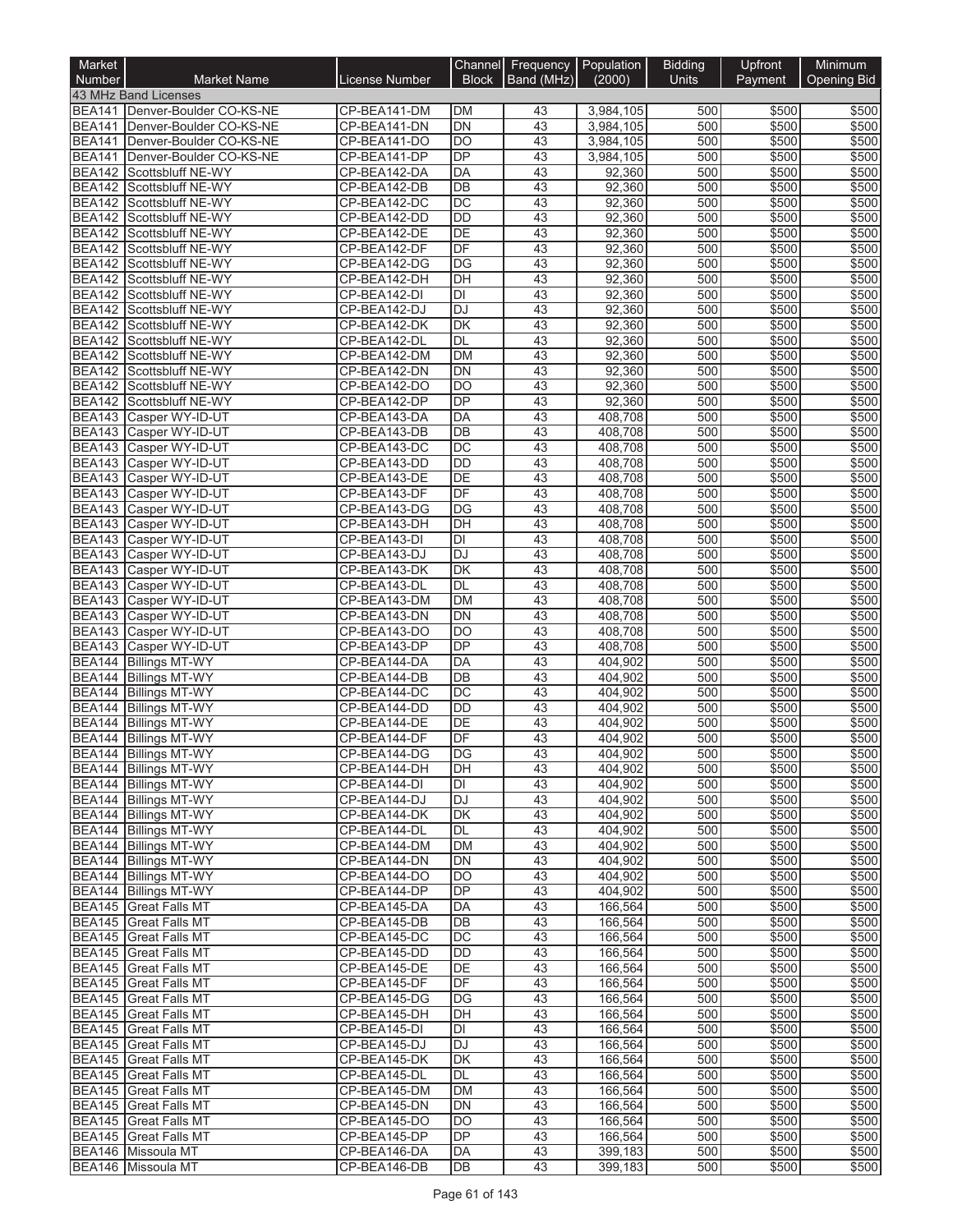| Market Number | Market Name | License Number | Channel Block | Frequency Band (MHz) | Population (2000) | Bidding Units | Upfront Payment | Minimum Opening Bid |
|---|---|---|---|---|---|---|---|---|
| 43 MHz Band Licenses | | | | | | | | |
| BEA141 | Denver-Boulder CO-KS-NE | CP-BEA141-DM | DM | 43 | 3,984,105 | 500 | $500 | $500 |
| BEA141 | Denver-Boulder CO-KS-NE | CP-BEA141-DN | DN | 43 | 3,984,105 | 500 | $500 | $500 |
| BEA141 | Denver-Boulder CO-KS-NE | CP-BEA141-DO | DO | 43 | 3,984,105 | 500 | $500 | $500 |
| BEA141 | Denver-Boulder CO-KS-NE | CP-BEA141-DP | DP | 43 | 3,984,105 | 500 | $500 | $500 |
| BEA142 | Scottsbluff NE-WY | CP-BEA142-DA | DA | 43 | 92,360 | 500 | $500 | $500 |
| BEA142 | Scottsbluff NE-WY | CP-BEA142-DB | DB | 43 | 92,360 | 500 | $500 | $500 |
| BEA142 | Scottsbluff NE-WY | CP-BEA142-DC | DC | 43 | 92,360 | 500 | $500 | $500 |
| BEA142 | Scottsbluff NE-WY | CP-BEA142-DD | DD | 43 | 92,360 | 500 | $500 | $500 |
| BEA142 | Scottsbluff NE-WY | CP-BEA142-DE | DE | 43 | 92,360 | 500 | $500 | $500 |
| BEA142 | Scottsbluff NE-WY | CP-BEA142-DF | DF | 43 | 92,360 | 500 | $500 | $500 |
| BEA142 | Scottsbluff NE-WY | CP-BEA142-DG | DG | 43 | 92,360 | 500 | $500 | $500 |
| BEA142 | Scottsbluff NE-WY | CP-BEA142-DH | DH | 43 | 92,360 | 500 | $500 | $500 |
| BEA142 | Scottsbluff NE-WY | CP-BEA142-DI | DI | 43 | 92,360 | 500 | $500 | $500 |
| BEA142 | Scottsbluff NE-WY | CP-BEA142-DJ | DJ | 43 | 92,360 | 500 | $500 | $500 |
| BEA142 | Scottsbluff NE-WY | CP-BEA142-DK | DK | 43 | 92,360 | 500 | $500 | $500 |
| BEA142 | Scottsbluff NE-WY | CP-BEA142-DL | DL | 43 | 92,360 | 500 | $500 | $500 |
| BEA142 | Scottsbluff NE-WY | CP-BEA142-DM | DM | 43 | 92,360 | 500 | $500 | $500 |
| BEA142 | Scottsbluff NE-WY | CP-BEA142-DN | DN | 43 | 92,360 | 500 | $500 | $500 |
| BEA142 | Scottsbluff NE-WY | CP-BEA142-DO | DO | 43 | 92,360 | 500 | $500 | $500 |
| BEA142 | Scottsbluff NE-WY | CP-BEA142-DP | DP | 43 | 92,360 | 500 | $500 | $500 |
| BEA143 | Casper WY-ID-UT | CP-BEA143-DA | DA | 43 | 408,708 | 500 | $500 | $500 |
| BEA143 | Casper WY-ID-UT | CP-BEA143-DB | DB | 43 | 408,708 | 500 | $500 | $500 |
| BEA143 | Casper WY-ID-UT | CP-BEA143-DC | DC | 43 | 408,708 | 500 | $500 | $500 |
| BEA143 | Casper WY-ID-UT | CP-BEA143-DD | DD | 43 | 408,708 | 500 | $500 | $500 |
| BEA143 | Casper WY-ID-UT | CP-BEA143-DE | DE | 43 | 408,708 | 500 | $500 | $500 |
| BEA143 | Casper WY-ID-UT | CP-BEA143-DF | DF | 43 | 408,708 | 500 | $500 | $500 |
| BEA143 | Casper WY-ID-UT | CP-BEA143-DG | DG | 43 | 408,708 | 500 | $500 | $500 |
| BEA143 | Casper WY-ID-UT | CP-BEA143-DH | DH | 43 | 408,708 | 500 | $500 | $500 |
| BEA143 | Casper WY-ID-UT | CP-BEA143-DI | DI | 43 | 408,708 | 500 | $500 | $500 |
| BEA143 | Casper WY-ID-UT | CP-BEA143-DJ | DJ | 43 | 408,708 | 500 | $500 | $500 |
| BEA143 | Casper WY-ID-UT | CP-BEA143-DK | DK | 43 | 408,708 | 500 | $500 | $500 |
| BEA143 | Casper WY-ID-UT | CP-BEA143-DL | DL | 43 | 408,708 | 500 | $500 | $500 |
| BEA143 | Casper WY-ID-UT | CP-BEA143-DM | DM | 43 | 408,708 | 500 | $500 | $500 |
| BEA143 | Casper WY-ID-UT | CP-BEA143-DN | DN | 43 | 408,708 | 500 | $500 | $500 |
| BEA143 | Casper WY-ID-UT | CP-BEA143-DO | DO | 43 | 408,708 | 500 | $500 | $500 |
| BEA143 | Casper WY-ID-UT | CP-BEA143-DP | DP | 43 | 408,708 | 500 | $500 | $500 |
| BEA144 | Billings MT-WY | CP-BEA144-DA | DA | 43 | 404,902 | 500 | $500 | $500 |
| BEA144 | Billings MT-WY | CP-BEA144-DB | DB | 43 | 404,902 | 500 | $500 | $500 |
| BEA144 | Billings MT-WY | CP-BEA144-DC | DC | 43 | 404,902 | 500 | $500 | $500 |
| BEA144 | Billings MT-WY | CP-BEA144-DD | DD | 43 | 404,902 | 500 | $500 | $500 |
| BEA144 | Billings MT-WY | CP-BEA144-DE | DE | 43 | 404,902 | 500 | $500 | $500 |
| BEA144 | Billings MT-WY | CP-BEA144-DF | DF | 43 | 404,902 | 500 | $500 | $500 |
| BEA144 | Billings MT-WY | CP-BEA144-DG | DG | 43 | 404,902 | 500 | $500 | $500 |
| BEA144 | Billings MT-WY | CP-BEA144-DH | DH | 43 | 404,902 | 500 | $500 | $500 |
| BEA144 | Billings MT-WY | CP-BEA144-DI | DI | 43 | 404,902 | 500 | $500 | $500 |
| BEA144 | Billings MT-WY | CP-BEA144-DJ | DJ | 43 | 404,902 | 500 | $500 | $500 |
| BEA144 | Billings MT-WY | CP-BEA144-DK | DK | 43 | 404,902 | 500 | $500 | $500 |
| BEA144 | Billings MT-WY | CP-BEA144-DL | DL | 43 | 404,902 | 500 | $500 | $500 |
| BEA144 | Billings MT-WY | CP-BEA144-DM | DM | 43 | 404,902 | 500 | $500 | $500 |
| BEA144 | Billings MT-WY | CP-BEA144-DN | DN | 43 | 404,902 | 500 | $500 | $500 |
| BEA144 | Billings MT-WY | CP-BEA144-DO | DO | 43 | 404,902 | 500 | $500 | $500 |
| BEA144 | Billings MT-WY | CP-BEA144-DP | DP | 43 | 404,902 | 500 | $500 | $500 |
| BEA145 | Great Falls MT | CP-BEA145-DA | DA | 43 | 166,564 | 500 | $500 | $500 |
| BEA145 | Great Falls MT | CP-BEA145-DB | DB | 43 | 166,564 | 500 | $500 | $500 |
| BEA145 | Great Falls MT | CP-BEA145-DC | DC | 43 | 166,564 | 500 | $500 | $500 |
| BEA145 | Great Falls MT | CP-BEA145-DD | DD | 43 | 166,564 | 500 | $500 | $500 |
| BEA145 | Great Falls MT | CP-BEA145-DE | DE | 43 | 166,564 | 500 | $500 | $500 |
| BEA145 | Great Falls MT | CP-BEA145-DF | DF | 43 | 166,564 | 500 | $500 | $500 |
| BEA145 | Great Falls MT | CP-BEA145-DG | DG | 43 | 166,564 | 500 | $500 | $500 |
| BEA145 | Great Falls MT | CP-BEA145-DH | DH | 43 | 166,564 | 500 | $500 | $500 |
| BEA145 | Great Falls MT | CP-BEA145-DI | DI | 43 | 166,564 | 500 | $500 | $500 |
| BEA145 | Great Falls MT | CP-BEA145-DJ | DJ | 43 | 166,564 | 500 | $500 | $500 |
| BEA145 | Great Falls MT | CP-BEA145-DK | DK | 43 | 166,564 | 500 | $500 | $500 |
| BEA145 | Great Falls MT | CP-BEA145-DL | DL | 43 | 166,564 | 500 | $500 | $500 |
| BEA145 | Great Falls MT | CP-BEA145-DM | DM | 43 | 166,564 | 500 | $500 | $500 |
| BEA145 | Great Falls MT | CP-BEA145-DN | DN | 43 | 166,564 | 500 | $500 | $500 |
| BEA145 | Great Falls MT | CP-BEA145-DO | DO | 43 | 166,564 | 500 | $500 | $500 |
| BEA145 | Great Falls MT | CP-BEA145-DP | DP | 43 | 166,564 | 500 | $500 | $500 |
| BEA146 | Missoula MT | CP-BEA146-DA | DA | 43 | 399,183 | 500 | $500 | $500 |
| BEA146 | Missoula MT | CP-BEA146-DB | DB | 43 | 399,183 | 500 | $500 | $500 |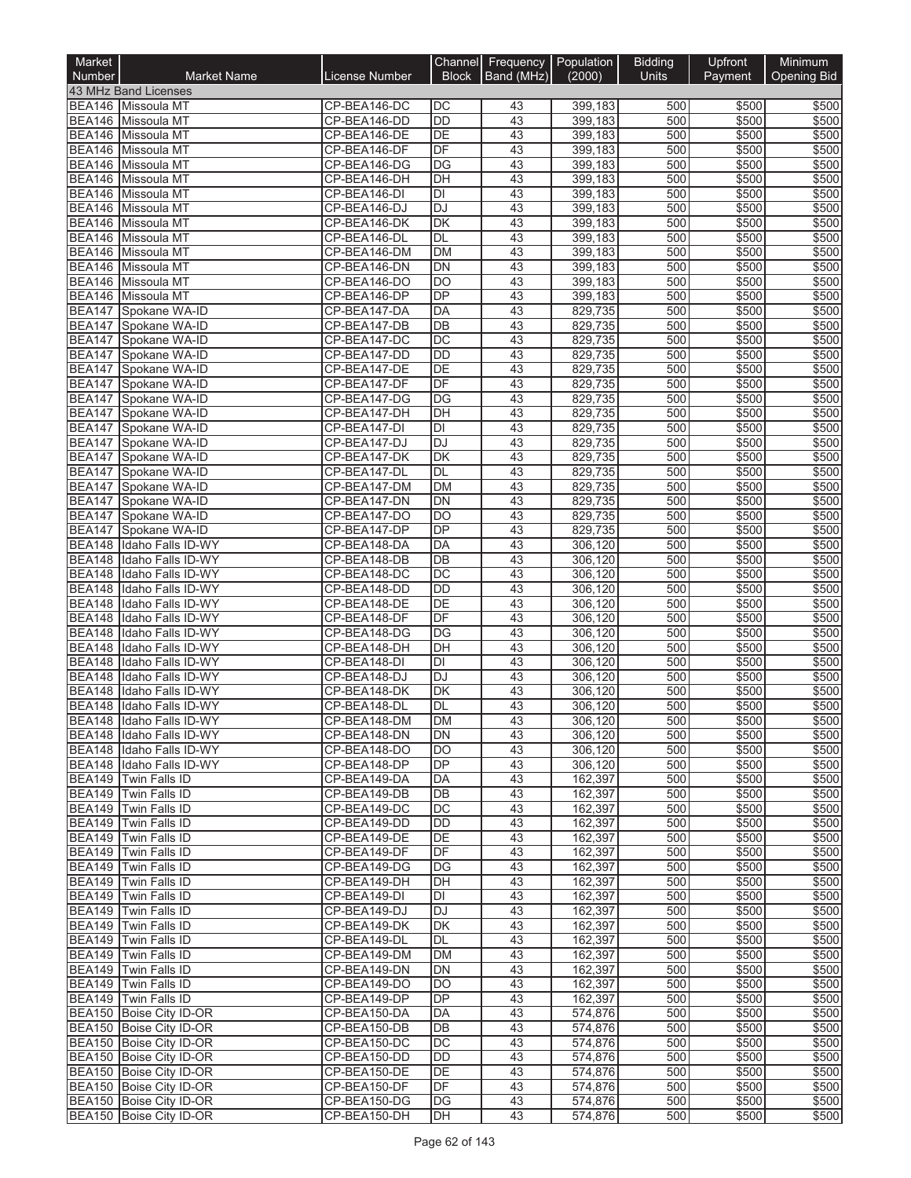| Market Number | Market Name | License Number | Channel Block | Frequency Band (MHz) | Population (2000) | Bidding Units | Upfront Payment | Minimum Opening Bid |
|---|---|---|---|---|---|---|---|---|
| 43 MHz Band Licenses | | | | | | | | |
| BEA146 | Missoula MT | CP-BEA146-DC | DC | 43 | 399,183 | 500 | $500 | $500 |
| BEA146 | Missoula MT | CP-BEA146-DD | DD | 43 | 399,183 | 500 | $500 | $500 |
| BEA146 | Missoula MT | CP-BEA146-DE | DE | 43 | 399,183 | 500 | $500 | $500 |
| BEA146 | Missoula MT | CP-BEA146-DF | DF | 43 | 399,183 | 500 | $500 | $500 |
| BEA146 | Missoula MT | CP-BEA146-DG | DG | 43 | 399,183 | 500 | $500 | $500 |
| BEA146 | Missoula MT | CP-BEA146-DH | DH | 43 | 399,183 | 500 | $500 | $500 |
| BEA146 | Missoula MT | CP-BEA146-DI | DI | 43 | 399,183 | 500 | $500 | $500 |
| BEA146 | Missoula MT | CP-BEA146-DJ | DJ | 43 | 399,183 | 500 | $500 | $500 |
| BEA146 | Missoula MT | CP-BEA146-DK | DK | 43 | 399,183 | 500 | $500 | $500 |
| BEA146 | Missoula MT | CP-BEA146-DL | DL | 43 | 399,183 | 500 | $500 | $500 |
| BEA146 | Missoula MT | CP-BEA146-DM | DM | 43 | 399,183 | 500 | $500 | $500 |
| BEA146 | Missoula MT | CP-BEA146-DN | DN | 43 | 399,183 | 500 | $500 | $500 |
| BEA146 | Missoula MT | CP-BEA146-DO | DO | 43 | 399,183 | 500 | $500 | $500 |
| BEA146 | Missoula MT | CP-BEA146-DP | DP | 43 | 399,183 | 500 | $500 | $500 |
| BEA147 | Spokane WA-ID | CP-BEA147-DA | DA | 43 | 829,735 | 500 | $500 | $500 |
| BEA147 | Spokane WA-ID | CP-BEA147-DB | DB | 43 | 829,735 | 500 | $500 | $500 |
| BEA147 | Spokane WA-ID | CP-BEA147-DC | DC | 43 | 829,735 | 500 | $500 | $500 |
| BEA147 | Spokane WA-ID | CP-BEA147-DD | DD | 43 | 829,735 | 500 | $500 | $500 |
| BEA147 | Spokane WA-ID | CP-BEA147-DE | DE | 43 | 829,735 | 500 | $500 | $500 |
| BEA147 | Spokane WA-ID | CP-BEA147-DF | DF | 43 | 829,735 | 500 | $500 | $500 |
| BEA147 | Spokane WA-ID | CP-BEA147-DG | DG | 43 | 829,735 | 500 | $500 | $500 |
| BEA147 | Spokane WA-ID | CP-BEA147-DH | DH | 43 | 829,735 | 500 | $500 | $500 |
| BEA147 | Spokane WA-ID | CP-BEA147-DI | DI | 43 | 829,735 | 500 | $500 | $500 |
| BEA147 | Spokane WA-ID | CP-BEA147-DJ | DJ | 43 | 829,735 | 500 | $500 | $500 |
| BEA147 | Spokane WA-ID | CP-BEA147-DK | DK | 43 | 829,735 | 500 | $500 | $500 |
| BEA147 | Spokane WA-ID | CP-BEA147-DL | DL | 43 | 829,735 | 500 | $500 | $500 |
| BEA147 | Spokane WA-ID | CP-BEA147-DM | DM | 43 | 829,735 | 500 | $500 | $500 |
| BEA147 | Spokane WA-ID | CP-BEA147-DN | DN | 43 | 829,735 | 500 | $500 | $500 |
| BEA147 | Spokane WA-ID | CP-BEA147-DO | DO | 43 | 829,735 | 500 | $500 | $500 |
| BEA147 | Spokane WA-ID | CP-BEA147-DP | DP | 43 | 829,735 | 500 | $500 | $500 |
| BEA148 | Idaho Falls ID-WY | CP-BEA148-DA | DA | 43 | 306,120 | 500 | $500 | $500 |
| BEA148 | Idaho Falls ID-WY | CP-BEA148-DB | DB | 43 | 306,120 | 500 | $500 | $500 |
| BEA148 | Idaho Falls ID-WY | CP-BEA148-DC | DC | 43 | 306,120 | 500 | $500 | $500 |
| BEA148 | Idaho Falls ID-WY | CP-BEA148-DD | DD | 43 | 306,120 | 500 | $500 | $500 |
| BEA148 | Idaho Falls ID-WY | CP-BEA148-DE | DE | 43 | 306,120 | 500 | $500 | $500 |
| BEA148 | Idaho Falls ID-WY | CP-BEA148-DF | DF | 43 | 306,120 | 500 | $500 | $500 |
| BEA148 | Idaho Falls ID-WY | CP-BEA148-DG | DG | 43 | 306,120 | 500 | $500 | $500 |
| BEA148 | Idaho Falls ID-WY | CP-BEA148-DH | DH | 43 | 306,120 | 500 | $500 | $500 |
| BEA148 | Idaho Falls ID-WY | CP-BEA148-DI | DI | 43 | 306,120 | 500 | $500 | $500 |
| BEA148 | Idaho Falls ID-WY | CP-BEA148-DJ | DJ | 43 | 306,120 | 500 | $500 | $500 |
| BEA148 | Idaho Falls ID-WY | CP-BEA148-DK | DK | 43 | 306,120 | 500 | $500 | $500 |
| BEA148 | Idaho Falls ID-WY | CP-BEA148-DL | DL | 43 | 306,120 | 500 | $500 | $500 |
| BEA148 | Idaho Falls ID-WY | CP-BEA148-DM | DM | 43 | 306,120 | 500 | $500 | $500 |
| BEA148 | Idaho Falls ID-WY | CP-BEA148-DN | DN | 43 | 306,120 | 500 | $500 | $500 |
| BEA148 | Idaho Falls ID-WY | CP-BEA148-DO | DO | 43 | 306,120 | 500 | $500 | $500 |
| BEA148 | Idaho Falls ID-WY | CP-BEA148-DP | DP | 43 | 306,120 | 500 | $500 | $500 |
| BEA149 | Twin Falls ID | CP-BEA149-DA | DA | 43 | 162,397 | 500 | $500 | $500 |
| BEA149 | Twin Falls ID | CP-BEA149-DB | DB | 43 | 162,397 | 500 | $500 | $500 |
| BEA149 | Twin Falls ID | CP-BEA149-DC | DC | 43 | 162,397 | 500 | $500 | $500 |
| BEA149 | Twin Falls ID | CP-BEA149-DD | DD | 43 | 162,397 | 500 | $500 | $500 |
| BEA149 | Twin Falls ID | CP-BEA149-DE | DE | 43 | 162,397 | 500 | $500 | $500 |
| BEA149 | Twin Falls ID | CP-BEA149-DF | DF | 43 | 162,397 | 500 | $500 | $500 |
| BEA149 | Twin Falls ID | CP-BEA149-DG | DG | 43 | 162,397 | 500 | $500 | $500 |
| BEA149 | Twin Falls ID | CP-BEA149-DH | DH | 43 | 162,397 | 500 | $500 | $500 |
| BEA149 | Twin Falls ID | CP-BEA149-DI | DI | 43 | 162,397 | 500 | $500 | $500 |
| BEA149 | Twin Falls ID | CP-BEA149-DJ | DJ | 43 | 162,397 | 500 | $500 | $500 |
| BEA149 | Twin Falls ID | CP-BEA149-DK | DK | 43 | 162,397 | 500 | $500 | $500 |
| BEA149 | Twin Falls ID | CP-BEA149-DL | DL | 43 | 162,397 | 500 | $500 | $500 |
| BEA149 | Twin Falls ID | CP-BEA149-DM | DM | 43 | 162,397 | 500 | $500 | $500 |
| BEA149 | Twin Falls ID | CP-BEA149-DN | DN | 43 | 162,397 | 500 | $500 | $500 |
| BEA149 | Twin Falls ID | CP-BEA149-DO | DO | 43 | 162,397 | 500 | $500 | $500 |
| BEA149 | Twin Falls ID | CP-BEA149-DP | DP | 43 | 162,397 | 500 | $500 | $500 |
| BEA150 | Boise City ID-OR | CP-BEA150-DA | DA | 43 | 574,876 | 500 | $500 | $500 |
| BEA150 | Boise City ID-OR | CP-BEA150-DB | DB | 43 | 574,876 | 500 | $500 | $500 |
| BEA150 | Boise City ID-OR | CP-BEA150-DC | DC | 43 | 574,876 | 500 | $500 | $500 |
| BEA150 | Boise City ID-OR | CP-BEA150-DD | DD | 43 | 574,876 | 500 | $500 | $500 |
| BEA150 | Boise City ID-OR | CP-BEA150-DE | DE | 43 | 574,876 | 500 | $500 | $500 |
| BEA150 | Boise City ID-OR | CP-BEA150-DF | DF | 43 | 574,876 | 500 | $500 | $500 |
| BEA150 | Boise City ID-OR | CP-BEA150-DG | DG | 43 | 574,876 | 500 | $500 | $500 |
| BEA150 | Boise City ID-OR | CP-BEA150-DH | DH | 43 | 574,876 | 500 | $500 | $500 |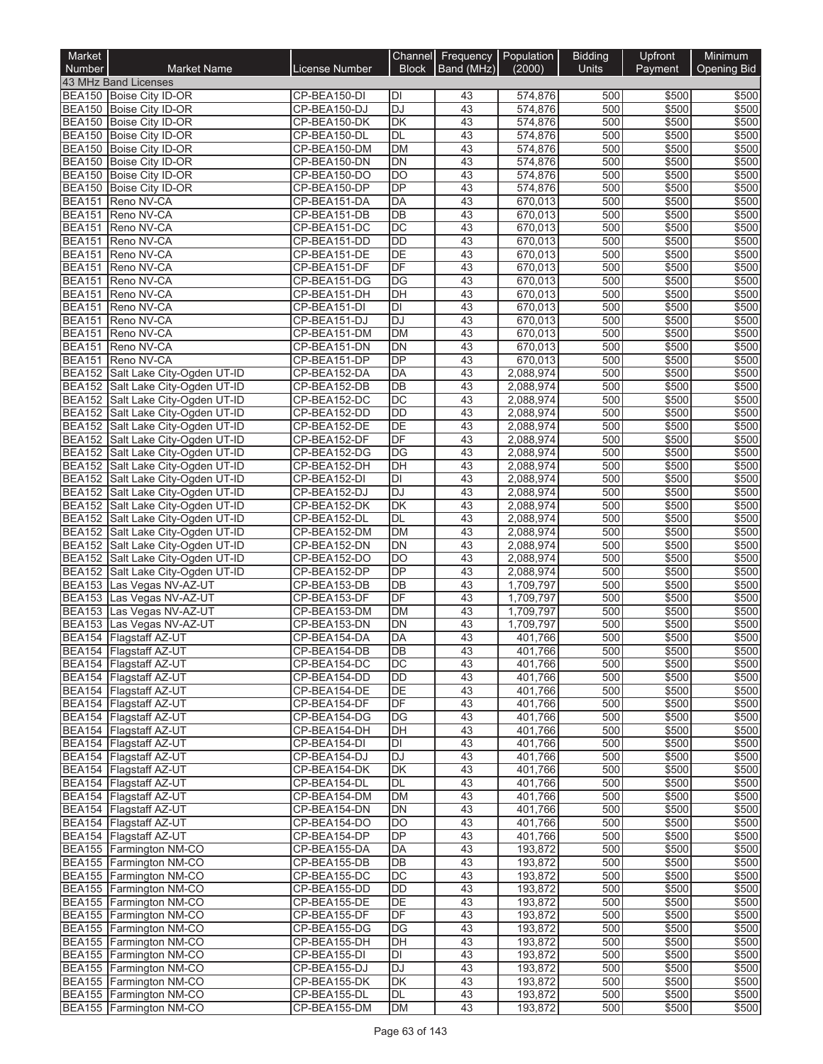| Market Number | Market Name | License Number | Channel Block | Frequency Band (MHz) | Population (2000) | Bidding Units | Upfront Payment | Minimum Opening Bid |
|---|---|---|---|---|---|---|---|---|
| 43 MHz Band Licenses | | | | | | | | |
| BEA150 | Boise City ID-OR | CP-BEA150-DI | DI | 43 | 574,876 | 500 | $500 | $500 |
| BEA150 | Boise City ID-OR | CP-BEA150-DJ | DJ | 43 | 574,876 | 500 | $500 | $500 |
| BEA150 | Boise City ID-OR | CP-BEA150-DK | DK | 43 | 574,876 | 500 | $500 | $500 |
| BEA150 | Boise City ID-OR | CP-BEA150-DL | DL | 43 | 574,876 | 500 | $500 | $500 |
| BEA150 | Boise City ID-OR | CP-BEA150-DM | DM | 43 | 574,876 | 500 | $500 | $500 |
| BEA150 | Boise City ID-OR | CP-BEA150-DN | DN | 43 | 574,876 | 500 | $500 | $500 |
| BEA150 | Boise City ID-OR | CP-BEA150-DO | DO | 43 | 574,876 | 500 | $500 | $500 |
| BEA150 | Boise City ID-OR | CP-BEA150-DP | DP | 43 | 574,876 | 500 | $500 | $500 |
| BEA151 | Reno NV-CA | CP-BEA151-DA | DA | 43 | 670,013 | 500 | $500 | $500 |
| BEA151 | Reno NV-CA | CP-BEA151-DB | DB | 43 | 670,013 | 500 | $500 | $500 |
| BEA151 | Reno NV-CA | CP-BEA151-DC | DC | 43 | 670,013 | 500 | $500 | $500 |
| BEA151 | Reno NV-CA | CP-BEA151-DD | DD | 43 | 670,013 | 500 | $500 | $500 |
| BEA151 | Reno NV-CA | CP-BEA151-DE | DE | 43 | 670,013 | 500 | $500 | $500 |
| BEA151 | Reno NV-CA | CP-BEA151-DF | DF | 43 | 670,013 | 500 | $500 | $500 |
| BEA151 | Reno NV-CA | CP-BEA151-DG | DG | 43 | 670,013 | 500 | $500 | $500 |
| BEA151 | Reno NV-CA | CP-BEA151-DH | DH | 43 | 670,013 | 500 | $500 | $500 |
| BEA151 | Reno NV-CA | CP-BEA151-DI | DI | 43 | 670,013 | 500 | $500 | $500 |
| BEA151 | Reno NV-CA | CP-BEA151-DJ | DJ | 43 | 670,013 | 500 | $500 | $500 |
| BEA151 | Reno NV-CA | CP-BEA151-DM | DM | 43 | 670,013 | 500 | $500 | $500 |
| BEA151 | Reno NV-CA | CP-BEA151-DN | DN | 43 | 670,013 | 500 | $500 | $500 |
| BEA151 | Reno NV-CA | CP-BEA151-DP | DP | 43 | 670,013 | 500 | $500 | $500 |
| BEA152 | Salt Lake City-Ogden UT-ID | CP-BEA152-DA | DA | 43 | 2,088,974 | 500 | $500 | $500 |
| BEA152 | Salt Lake City-Ogden UT-ID | CP-BEA152-DB | DB | 43 | 2,088,974 | 500 | $500 | $500 |
| BEA152 | Salt Lake City-Ogden UT-ID | CP-BEA152-DC | DC | 43 | 2,088,974 | 500 | $500 | $500 |
| BEA152 | Salt Lake City-Ogden UT-ID | CP-BEA152-DD | DD | 43 | 2,088,974 | 500 | $500 | $500 |
| BEA152 | Salt Lake City-Ogden UT-ID | CP-BEA152-DE | DE | 43 | 2,088,974 | 500 | $500 | $500 |
| BEA152 | Salt Lake City-Ogden UT-ID | CP-BEA152-DF | DF | 43 | 2,088,974 | 500 | $500 | $500 |
| BEA152 | Salt Lake City-Ogden UT-ID | CP-BEA152-DG | DG | 43 | 2,088,974 | 500 | $500 | $500 |
| BEA152 | Salt Lake City-Ogden UT-ID | CP-BEA152-DH | DH | 43 | 2,088,974 | 500 | $500 | $500 |
| BEA152 | Salt Lake City-Ogden UT-ID | CP-BEA152-DI | DI | 43 | 2,088,974 | 500 | $500 | $500 |
| BEA152 | Salt Lake City-Ogden UT-ID | CP-BEA152-DJ | DJ | 43 | 2,088,974 | 500 | $500 | $500 |
| BEA152 | Salt Lake City-Ogden UT-ID | CP-BEA152-DK | DK | 43 | 2,088,974 | 500 | $500 | $500 |
| BEA152 | Salt Lake City-Ogden UT-ID | CP-BEA152-DL | DL | 43 | 2,088,974 | 500 | $500 | $500 |
| BEA152 | Salt Lake City-Ogden UT-ID | CP-BEA152-DM | DM | 43 | 2,088,974 | 500 | $500 | $500 |
| BEA152 | Salt Lake City-Ogden UT-ID | CP-BEA152-DN | DN | 43 | 2,088,974 | 500 | $500 | $500 |
| BEA152 | Salt Lake City-Ogden UT-ID | CP-BEA152-DO | DO | 43 | 2,088,974 | 500 | $500 | $500 |
| BEA152 | Salt Lake City-Ogden UT-ID | CP-BEA152-DP | DP | 43 | 2,088,974 | 500 | $500 | $500 |
| BEA153 | Las Vegas NV-AZ-UT | CP-BEA153-DB | DB | 43 | 1,709,797 | 500 | $500 | $500 |
| BEA153 | Las Vegas NV-AZ-UT | CP-BEA153-DF | DF | 43 | 1,709,797 | 500 | $500 | $500 |
| BEA153 | Las Vegas NV-AZ-UT | CP-BEA153-DM | DM | 43 | 1,709,797 | 500 | $500 | $500 |
| BEA153 | Las Vegas NV-AZ-UT | CP-BEA153-DN | DN | 43 | 1,709,797 | 500 | $500 | $500 |
| BEA154 | Flagstaff AZ-UT | CP-BEA154-DA | DA | 43 | 401,766 | 500 | $500 | $500 |
| BEA154 | Flagstaff AZ-UT | CP-BEA154-DB | DB | 43 | 401,766 | 500 | $500 | $500 |
| BEA154 | Flagstaff AZ-UT | CP-BEA154-DC | DC | 43 | 401,766 | 500 | $500 | $500 |
| BEA154 | Flagstaff AZ-UT | CP-BEA154-DD | DD | 43 | 401,766 | 500 | $500 | $500 |
| BEA154 | Flagstaff AZ-UT | CP-BEA154-DE | DE | 43 | 401,766 | 500 | $500 | $500 |
| BEA154 | Flagstaff AZ-UT | CP-BEA154-DF | DF | 43 | 401,766 | 500 | $500 | $500 |
| BEA154 | Flagstaff AZ-UT | CP-BEA154-DG | DG | 43 | 401,766 | 500 | $500 | $500 |
| BEA154 | Flagstaff AZ-UT | CP-BEA154-DH | DH | 43 | 401,766 | 500 | $500 | $500 |
| BEA154 | Flagstaff AZ-UT | CP-BEA154-DI | DI | 43 | 401,766 | 500 | $500 | $500 |
| BEA154 | Flagstaff AZ-UT | CP-BEA154-DJ | DJ | 43 | 401,766 | 500 | $500 | $500 |
| BEA154 | Flagstaff AZ-UT | CP-BEA154-DK | DK | 43 | 401,766 | 500 | $500 | $500 |
| BEA154 | Flagstaff AZ-UT | CP-BEA154-DL | DL | 43 | 401,766 | 500 | $500 | $500 |
| BEA154 | Flagstaff AZ-UT | CP-BEA154-DM | DM | 43 | 401,766 | 500 | $500 | $500 |
| BEA154 | Flagstaff AZ-UT | CP-BEA154-DN | DN | 43 | 401,766 | 500 | $500 | $500 |
| BEA154 | Flagstaff AZ-UT | CP-BEA154-DO | DO | 43 | 401,766 | 500 | $500 | $500 |
| BEA154 | Flagstaff AZ-UT | CP-BEA154-DP | DP | 43 | 401,766 | 500 | $500 | $500 |
| BEA155 | Farmington NM-CO | CP-BEA155-DA | DA | 43 | 193,872 | 500 | $500 | $500 |
| BEA155 | Farmington NM-CO | CP-BEA155-DB | DB | 43 | 193,872 | 500 | $500 | $500 |
| BEA155 | Farmington NM-CO | CP-BEA155-DC | DC | 43 | 193,872 | 500 | $500 | $500 |
| BEA155 | Farmington NM-CO | CP-BEA155-DD | DD | 43 | 193,872 | 500 | $500 | $500 |
| BEA155 | Farmington NM-CO | CP-BEA155-DE | DE | 43 | 193,872 | 500 | $500 | $500 |
| BEA155 | Farmington NM-CO | CP-BEA155-DF | DF | 43 | 193,872 | 500 | $500 | $500 |
| BEA155 | Farmington NM-CO | CP-BEA155-DG | DG | 43 | 193,872 | 500 | $500 | $500 |
| BEA155 | Farmington NM-CO | CP-BEA155-DH | DH | 43 | 193,872 | 500 | $500 | $500 |
| BEA155 | Farmington NM-CO | CP-BEA155-DI | DI | 43 | 193,872 | 500 | $500 | $500 |
| BEA155 | Farmington NM-CO | CP-BEA155-DJ | DJ | 43 | 193,872 | 500 | $500 | $500 |
| BEA155 | Farmington NM-CO | CP-BEA155-DK | DK | 43 | 193,872 | 500 | $500 | $500 |
| BEA155 | Farmington NM-CO | CP-BEA155-DL | DL | 43 | 193,872 | 500 | $500 | $500 |
| BEA155 | Farmington NM-CO | CP-BEA155-DM | DM | 43 | 193,872 | 500 | $500 | $500 |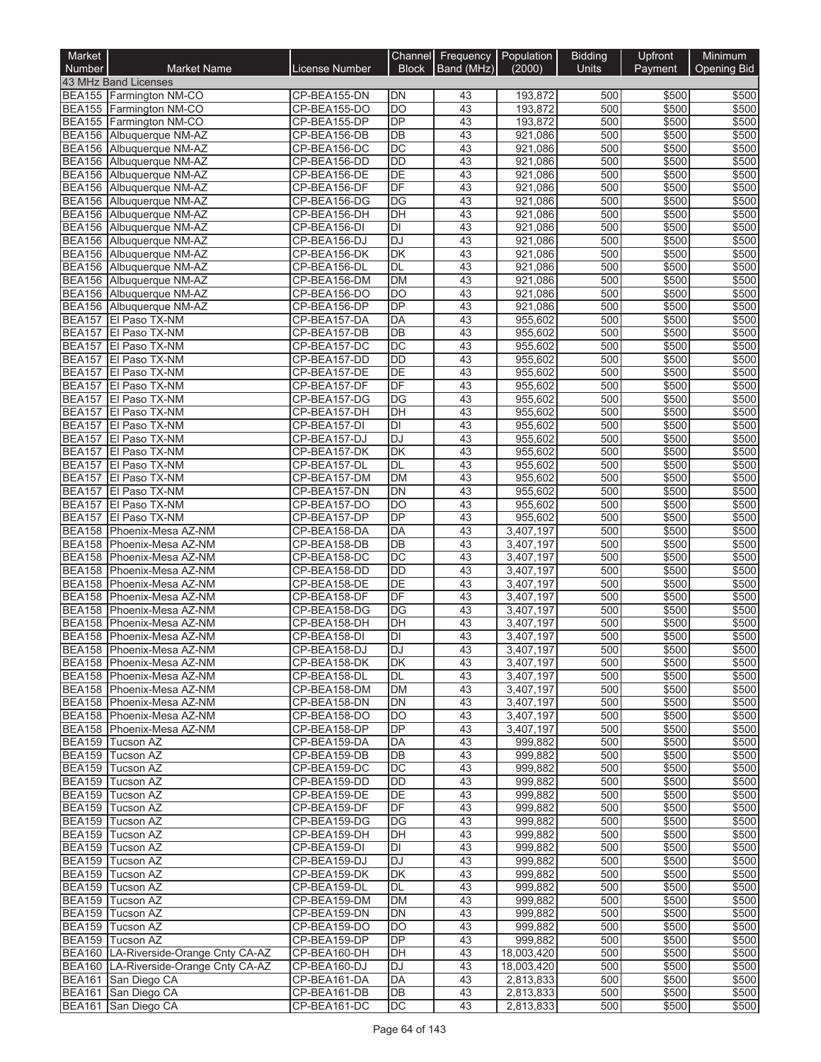| Market Number | Market Name | License Number | Channel Block | Frequency Band (MHz) | Population (2000) | Bidding Units | Upfront Payment | Minimum Opening Bid |
|---|---|---|---|---|---|---|---|---|
| 43 MHz Band Licenses | | | | | | | | |
| BEA155 | Farmington NM-CO | CP-BEA155-DN | DN | 43 | 193,872 | 500 | $500 | $500 |
| BEA155 | Farmington NM-CO | CP-BEA155-DO | DO | 43 | 193,872 | 500 | $500 | $500 |
| BEA155 | Farmington NM-CO | CP-BEA155-DP | DP | 43 | 193,872 | 500 | $500 | $500 |
| BEA156 | Albuquerque NM-AZ | CP-BEA156-DB | DB | 43 | 921,086 | 500 | $500 | $500 |
| BEA156 | Albuquerque NM-AZ | CP-BEA156-DC | DC | 43 | 921,086 | 500 | $500 | $500 |
| BEA156 | Albuquerque NM-AZ | CP-BEA156-DD | DD | 43 | 921,086 | 500 | $500 | $500 |
| BEA156 | Albuquerque NM-AZ | CP-BEA156-DE | DE | 43 | 921,086 | 500 | $500 | $500 |
| BEA156 | Albuquerque NM-AZ | CP-BEA156-DF | DF | 43 | 921,086 | 500 | $500 | $500 |
| BEA156 | Albuquerque NM-AZ | CP-BEA156-DG | DG | 43 | 921,086 | 500 | $500 | $500 |
| BEA156 | Albuquerque NM-AZ | CP-BEA156-DH | DH | 43 | 921,086 | 500 | $500 | $500 |
| BEA156 | Albuquerque NM-AZ | CP-BEA156-DI | DI | 43 | 921,086 | 500 | $500 | $500 |
| BEA156 | Albuquerque NM-AZ | CP-BEA156-DJ | DJ | 43 | 921,086 | 500 | $500 | $500 |
| BEA156 | Albuquerque NM-AZ | CP-BEA156-DK | DK | 43 | 921,086 | 500 | $500 | $500 |
| BEA156 | Albuquerque NM-AZ | CP-BEA156-DL | DL | 43 | 921,086 | 500 | $500 | $500 |
| BEA156 | Albuquerque NM-AZ | CP-BEA156-DM | DM | 43 | 921,086 | 500 | $500 | $500 |
| BEA156 | Albuquerque NM-AZ | CP-BEA156-DO | DO | 43 | 921,086 | 500 | $500 | $500 |
| BEA156 | Albuquerque NM-AZ | CP-BEA156-DP | DP | 43 | 921,086 | 500 | $500 | $500 |
| BEA157 | El Paso TX-NM | CP-BEA157-DA | DA | 43 | 955,602 | 500 | $500 | $500 |
| BEA157 | El Paso TX-NM | CP-BEA157-DB | DB | 43 | 955,602 | 500 | $500 | $500 |
| BEA157 | El Paso TX-NM | CP-BEA157-DC | DC | 43 | 955,602 | 500 | $500 | $500 |
| BEA157 | El Paso TX-NM | CP-BEA157-DD | DD | 43 | 955,602 | 500 | $500 | $500 |
| BEA157 | El Paso TX-NM | CP-BEA157-DE | DE | 43 | 955,602 | 500 | $500 | $500 |
| BEA157 | El Paso TX-NM | CP-BEA157-DF | DF | 43 | 955,602 | 500 | $500 | $500 |
| BEA157 | El Paso TX-NM | CP-BEA157-DG | DG | 43 | 955,602 | 500 | $500 | $500 |
| BEA157 | El Paso TX-NM | CP-BEA157-DH | DH | 43 | 955,602 | 500 | $500 | $500 |
| BEA157 | El Paso TX-NM | CP-BEA157-DI | DI | 43 | 955,602 | 500 | $500 | $500 |
| BEA157 | El Paso TX-NM | CP-BEA157-DJ | DJ | 43 | 955,602 | 500 | $500 | $500 |
| BEA157 | El Paso TX-NM | CP-BEA157-DK | DK | 43 | 955,602 | 500 | $500 | $500 |
| BEA157 | El Paso TX-NM | CP-BEA157-DL | DL | 43 | 955,602 | 500 | $500 | $500 |
| BEA157 | El Paso TX-NM | CP-BEA157-DM | DM | 43 | 955,602 | 500 | $500 | $500 |
| BEA157 | El Paso TX-NM | CP-BEA157-DN | DN | 43 | 955,602 | 500 | $500 | $500 |
| BEA157 | El Paso TX-NM | CP-BEA157-DO | DO | 43 | 955,602 | 500 | $500 | $500 |
| BEA157 | El Paso TX-NM | CP-BEA157-DP | DP | 43 | 955,602 | 500 | $500 | $500 |
| BEA158 | Phoenix-Mesa AZ-NM | CP-BEA158-DA | DA | 43 | 3,407,197 | 500 | $500 | $500 |
| BEA158 | Phoenix-Mesa AZ-NM | CP-BEA158-DB | DB | 43 | 3,407,197 | 500 | $500 | $500 |
| BEA158 | Phoenix-Mesa AZ-NM | CP-BEA158-DC | DC | 43 | 3,407,197 | 500 | $500 | $500 |
| BEA158 | Phoenix-Mesa AZ-NM | CP-BEA158-DD | DD | 43 | 3,407,197 | 500 | $500 | $500 |
| BEA158 | Phoenix-Mesa AZ-NM | CP-BEA158-DE | DE | 43 | 3,407,197 | 500 | $500 | $500 |
| BEA158 | Phoenix-Mesa AZ-NM | CP-BEA158-DF | DF | 43 | 3,407,197 | 500 | $500 | $500 |
| BEA158 | Phoenix-Mesa AZ-NM | CP-BEA158-DG | DG | 43 | 3,407,197 | 500 | $500 | $500 |
| BEA158 | Phoenix-Mesa AZ-NM | CP-BEA158-DH | DH | 43 | 3,407,197 | 500 | $500 | $500 |
| BEA158 | Phoenix-Mesa AZ-NM | CP-BEA158-DI | DI | 43 | 3,407,197 | 500 | $500 | $500 |
| BEA158 | Phoenix-Mesa AZ-NM | CP-BEA158-DJ | DJ | 43 | 3,407,197 | 500 | $500 | $500 |
| BEA158 | Phoenix-Mesa AZ-NM | CP-BEA158-DK | DK | 43 | 3,407,197 | 500 | $500 | $500 |
| BEA158 | Phoenix-Mesa AZ-NM | CP-BEA158-DL | DL | 43 | 3,407,197 | 500 | $500 | $500 |
| BEA158 | Phoenix-Mesa AZ-NM | CP-BEA158-DM | DM | 43 | 3,407,197 | 500 | $500 | $500 |
| BEA158 | Phoenix-Mesa AZ-NM | CP-BEA158-DN | DN | 43 | 3,407,197 | 500 | $500 | $500 |
| BEA158 | Phoenix-Mesa AZ-NM | CP-BEA158-DO | DO | 43 | 3,407,197 | 500 | $500 | $500 |
| BEA158 | Phoenix-Mesa AZ-NM | CP-BEA158-DP | DP | 43 | 3,407,197 | 500 | $500 | $500 |
| BEA159 | Tucson AZ | CP-BEA159-DA | DA | 43 | 999,882 | 500 | $500 | $500 |
| BEA159 | Tucson AZ | CP-BEA159-DB | DB | 43 | 999,882 | 500 | $500 | $500 |
| BEA159 | Tucson AZ | CP-BEA159-DC | DC | 43 | 999,882 | 500 | $500 | $500 |
| BEA159 | Tucson AZ | CP-BEA159-DD | DD | 43 | 999,882 | 500 | $500 | $500 |
| BEA159 | Tucson AZ | CP-BEA159-DE | DE | 43 | 999,882 | 500 | $500 | $500 |
| BEA159 | Tucson AZ | CP-BEA159-DF | DF | 43 | 999,882 | 500 | $500 | $500 |
| BEA159 | Tucson AZ | CP-BEA159-DG | DG | 43 | 999,882 | 500 | $500 | $500 |
| BEA159 | Tucson AZ | CP-BEA159-DH | DH | 43 | 999,882 | 500 | $500 | $500 |
| BEA159 | Tucson AZ | CP-BEA159-DI | DI | 43 | 999,882 | 500 | $500 | $500 |
| BEA159 | Tucson AZ | CP-BEA159-DJ | DJ | 43 | 999,882 | 500 | $500 | $500 |
| BEA159 | Tucson AZ | CP-BEA159-DK | DK | 43 | 999,882 | 500 | $500 | $500 |
| BEA159 | Tucson AZ | CP-BEA159-DL | DL | 43 | 999,882 | 500 | $500 | $500 |
| BEA159 | Tucson AZ | CP-BEA159-DM | DM | 43 | 999,882 | 500 | $500 | $500 |
| BEA159 | Tucson AZ | CP-BEA159-DN | DN | 43 | 999,882 | 500 | $500 | $500 |
| BEA159 | Tucson AZ | CP-BEA159-DO | DO | 43 | 999,882 | 500 | $500 | $500 |
| BEA159 | Tucson AZ | CP-BEA159-DP | DP | 43 | 999,882 | 500 | $500 | $500 |
| BEA160 | LA-Riverside-Orange Cnty CA-AZ | CP-BEA160-DH | DH | 43 | 18,003,420 | 500 | $500 | $500 |
| BEA160 | LA-Riverside-Orange Cnty CA-AZ | CP-BEA160-DJ | DJ | 43 | 18,003,420 | 500 | $500 | $500 |
| BEA161 | San Diego CA | CP-BEA161-DA | DA | 43 | 2,813,833 | 500 | $500 | $500 |
| BEA161 | San Diego CA | CP-BEA161-DB | DB | 43 | 2,813,833 | 500 | $500 | $500 |
| BEA161 | San Diego CA | CP-BEA161-DC | DC | 43 | 2,813,833 | 500 | $500 | $500 |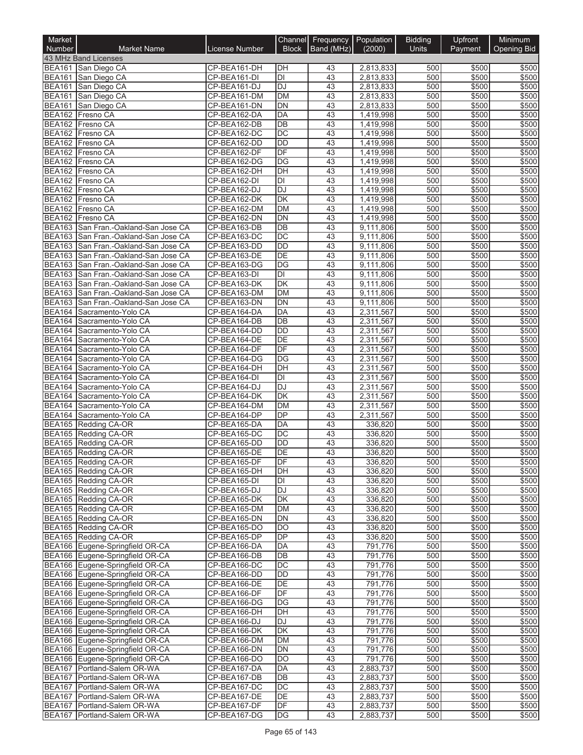| Market Number | Market Name | License Number | Channel Block | Frequency Band (MHz) | Population (2000) | Bidding Units | Upfront Payment | Minimum Opening Bid |
|---|---|---|---|---|---|---|---|---|
| 43 MHz Band Licenses | | | | | | | | |
| BEA161 | San Diego CA | CP-BEA161-DH | DH | 43 | 2,813,833 | 500 | $500 | $500 |
| BEA161 | San Diego CA | CP-BEA161-DI | DI | 43 | 2,813,833 | 500 | $500 | $500 |
| BEA161 | San Diego CA | CP-BEA161-DJ | DJ | 43 | 2,813,833 | 500 | $500 | $500 |
| BEA161 | San Diego CA | CP-BEA161-DM | DM | 43 | 2,813,833 | 500 | $500 | $500 |
| BEA161 | San Diego CA | CP-BEA161-DN | DN | 43 | 2,813,833 | 500 | $500 | $500 |
| BEA162 | Fresno CA | CP-BEA162-DA | DA | 43 | 1,419,998 | 500 | $500 | $500 |
| BEA162 | Fresno CA | CP-BEA162-DB | DB | 43 | 1,419,998 | 500 | $500 | $500 |
| BEA162 | Fresno CA | CP-BEA162-DC | DC | 43 | 1,419,998 | 500 | $500 | $500 |
| BEA162 | Fresno CA | CP-BEA162-DD | DD | 43 | 1,419,998 | 500 | $500 | $500 |
| BEA162 | Fresno CA | CP-BEA162-DF | DF | 43 | 1,419,998 | 500 | $500 | $500 |
| BEA162 | Fresno CA | CP-BEA162-DG | DG | 43 | 1,419,998 | 500 | $500 | $500 |
| BEA162 | Fresno CA | CP-BEA162-DH | DH | 43 | 1,419,998 | 500 | $500 | $500 |
| BEA162 | Fresno CA | CP-BEA162-DI | DI | 43 | 1,419,998 | 500 | $500 | $500 |
| BEA162 | Fresno CA | CP-BEA162-DJ | DJ | 43 | 1,419,998 | 500 | $500 | $500 |
| BEA162 | Fresno CA | CP-BEA162-DK | DK | 43 | 1,419,998 | 500 | $500 | $500 |
| BEA162 | Fresno CA | CP-BEA162-DM | DM | 43 | 1,419,998 | 500 | $500 | $500 |
| BEA162 | Fresno CA | CP-BEA162-DN | DN | 43 | 1,419,998 | 500 | $500 | $500 |
| BEA163 | San Fran.-Oakland-San Jose CA | CP-BEA163-DB | DB | 43 | 9,111,806 | 500 | $500 | $500 |
| BEA163 | San Fran.-Oakland-San Jose CA | CP-BEA163-DC | DC | 43 | 9,111,806 | 500 | $500 | $500 |
| BEA163 | San Fran.-Oakland-San Jose CA | CP-BEA163-DD | DD | 43 | 9,111,806 | 500 | $500 | $500 |
| BEA163 | San Fran.-Oakland-San Jose CA | CP-BEA163-DE | DE | 43 | 9,111,806 | 500 | $500 | $500 |
| BEA163 | San Fran.-Oakland-San Jose CA | CP-BEA163-DG | DG | 43 | 9,111,806 | 500 | $500 | $500 |
| BEA163 | San Fran.-Oakland-San Jose CA | CP-BEA163-DI | DI | 43 | 9,111,806 | 500 | $500 | $500 |
| BEA163 | San Fran.-Oakland-San Jose CA | CP-BEA163-DK | DK | 43 | 9,111,806 | 500 | $500 | $500 |
| BEA163 | San Fran.-Oakland-San Jose CA | CP-BEA163-DM | DM | 43 | 9,111,806 | 500 | $500 | $500 |
| BEA163 | San Fran.-Oakland-San Jose CA | CP-BEA163-DN | DN | 43 | 9,111,806 | 500 | $500 | $500 |
| BEA164 | Sacramento-Yolo CA | CP-BEA164-DA | DA | 43 | 2,311,567 | 500 | $500 | $500 |
| BEA164 | Sacramento-Yolo CA | CP-BEA164-DB | DB | 43 | 2,311,567 | 500 | $500 | $500 |
| BEA164 | Sacramento-Yolo CA | CP-BEA164-DD | DD | 43 | 2,311,567 | 500 | $500 | $500 |
| BEA164 | Sacramento-Yolo CA | CP-BEA164-DE | DE | 43 | 2,311,567 | 500 | $500 | $500 |
| BEA164 | Sacramento-Yolo CA | CP-BEA164-DF | DF | 43 | 2,311,567 | 500 | $500 | $500 |
| BEA164 | Sacramento-Yolo CA | CP-BEA164-DG | DG | 43 | 2,311,567 | 500 | $500 | $500 |
| BEA164 | Sacramento-Yolo CA | CP-BEA164-DH | DH | 43 | 2,311,567 | 500 | $500 | $500 |
| BEA164 | Sacramento-Yolo CA | CP-BEA164-DI | DI | 43 | 2,311,567 | 500 | $500 | $500 |
| BEA164 | Sacramento-Yolo CA | CP-BEA164-DJ | DJ | 43 | 2,311,567 | 500 | $500 | $500 |
| BEA164 | Sacramento-Yolo CA | CP-BEA164-DK | DK | 43 | 2,311,567 | 500 | $500 | $500 |
| BEA164 | Sacramento-Yolo CA | CP-BEA164-DM | DM | 43 | 2,311,567 | 500 | $500 | $500 |
| BEA164 | Sacramento-Yolo CA | CP-BEA164-DP | DP | 43 | 2,311,567 | 500 | $500 | $500 |
| BEA165 | Redding CA-OR | CP-BEA165-DA | DA | 43 | 336,820 | 500 | $500 | $500 |
| BEA165 | Redding CA-OR | CP-BEA165-DC | DC | 43 | 336,820 | 500 | $500 | $500 |
| BEA165 | Redding CA-OR | CP-BEA165-DD | DD | 43 | 336,820 | 500 | $500 | $500 |
| BEA165 | Redding CA-OR | CP-BEA165-DE | DE | 43 | 336,820 | 500 | $500 | $500 |
| BEA165 | Redding CA-OR | CP-BEA165-DF | DF | 43 | 336,820 | 500 | $500 | $500 |
| BEA165 | Redding CA-OR | CP-BEA165-DH | DH | 43 | 336,820 | 500 | $500 | $500 |
| BEA165 | Redding CA-OR | CP-BEA165-DI | DI | 43 | 336,820 | 500 | $500 | $500 |
| BEA165 | Redding CA-OR | CP-BEA165-DJ | DJ | 43 | 336,820 | 500 | $500 | $500 |
| BEA165 | Redding CA-OR | CP-BEA165-DK | DK | 43 | 336,820 | 500 | $500 | $500 |
| BEA165 | Redding CA-OR | CP-BEA165-DM | DM | 43 | 336,820 | 500 | $500 | $500 |
| BEA165 | Redding CA-OR | CP-BEA165-DN | DN | 43 | 336,820 | 500 | $500 | $500 |
| BEA165 | Redding CA-OR | CP-BEA165-DO | DO | 43 | 336,820 | 500 | $500 | $500 |
| BEA165 | Redding CA-OR | CP-BEA165-DP | DP | 43 | 336,820 | 500 | $500 | $500 |
| BEA166 | Eugene-Springfield OR-CA | CP-BEA166-DA | DA | 43 | 791,776 | 500 | $500 | $500 |
| BEA166 | Eugene-Springfield OR-CA | CP-BEA166-DB | DB | 43 | 791,776 | 500 | $500 | $500 |
| BEA166 | Eugene-Springfield OR-CA | CP-BEA166-DC | DC | 43 | 791,776 | 500 | $500 | $500 |
| BEA166 | Eugene-Springfield OR-CA | CP-BEA166-DD | DD | 43 | 791,776 | 500 | $500 | $500 |
| BEA166 | Eugene-Springfield OR-CA | CP-BEA166-DE | DE | 43 | 791,776 | 500 | $500 | $500 |
| BEA166 | Eugene-Springfield OR-CA | CP-BEA166-DF | DF | 43 | 791,776 | 500 | $500 | $500 |
| BEA166 | Eugene-Springfield OR-CA | CP-BEA166-DG | DG | 43 | 791,776 | 500 | $500 | $500 |
| BEA166 | Eugene-Springfield OR-CA | CP-BEA166-DH | DH | 43 | 791,776 | 500 | $500 | $500 |
| BEA166 | Eugene-Springfield OR-CA | CP-BEA166-DJ | DJ | 43 | 791,776 | 500 | $500 | $500 |
| BEA166 | Eugene-Springfield OR-CA | CP-BEA166-DK | DK | 43 | 791,776 | 500 | $500 | $500 |
| BEA166 | Eugene-Springfield OR-CA | CP-BEA166-DM | DM | 43 | 791,776 | 500 | $500 | $500 |
| BEA166 | Eugene-Springfield OR-CA | CP-BEA166-DN | DN | 43 | 791,776 | 500 | $500 | $500 |
| BEA166 | Eugene-Springfield OR-CA | CP-BEA166-DO | DO | 43 | 791,776 | 500 | $500 | $500 |
| BEA167 | Portland-Salem OR-WA | CP-BEA167-DA | DA | 43 | 2,883,737 | 500 | $500 | $500 |
| BEA167 | Portland-Salem OR-WA | CP-BEA167-DB | DB | 43 | 2,883,737 | 500 | $500 | $500 |
| BEA167 | Portland-Salem OR-WA | CP-BEA167-DC | DC | 43 | 2,883,737 | 500 | $500 | $500 |
| BEA167 | Portland-Salem OR-WA | CP-BEA167-DE | DE | 43 | 2,883,737 | 500 | $500 | $500 |
| BEA167 | Portland-Salem OR-WA | CP-BEA167-DF | DF | 43 | 2,883,737 | 500 | $500 | $500 |
| BEA167 | Portland-Salem OR-WA | CP-BEA167-DG | DG | 43 | 2,883,737 | 500 | $500 | $500 |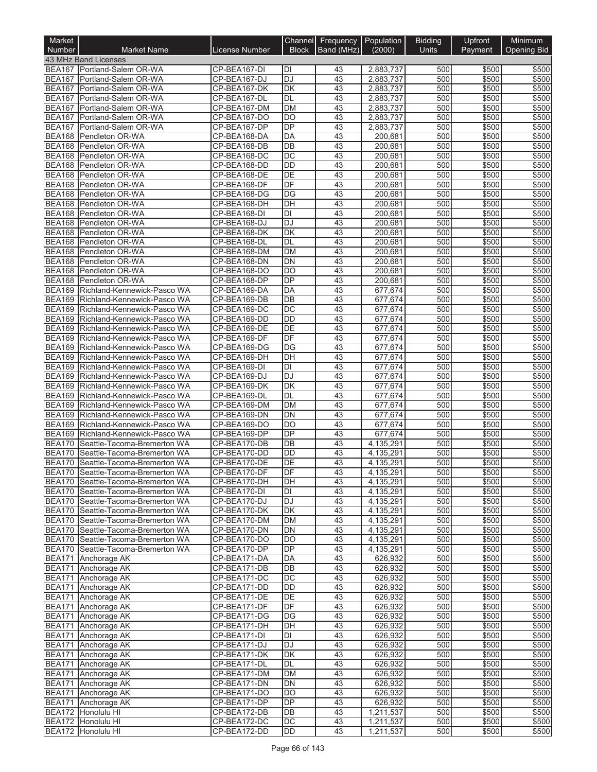| Market Number | Market Name | License Number | Channel Block | Frequency Band (MHz) | Population (2000) | Bidding Units | Upfront Payment | Minimum Opening Bid |
|---|---|---|---|---|---|---|---|---|
| 43 MHz Band Licenses | | | | | | | | |
| BEA167 | Portland-Salem OR-WA | CP-BEA167-DI | DI | 43 | 2,883,737 | 500 | $500 | $500 |
| BEA167 | Portland-Salem OR-WA | CP-BEA167-DJ | DJ | 43 | 2,883,737 | 500 | $500 | $500 |
| BEA167 | Portland-Salem OR-WA | CP-BEA167-DK | DK | 43 | 2,883,737 | 500 | $500 | $500 |
| BEA167 | Portland-Salem OR-WA | CP-BEA167-DL | DL | 43 | 2,883,737 | 500 | $500 | $500 |
| BEA167 | Portland-Salem OR-WA | CP-BEA167-DM | DM | 43 | 2,883,737 | 500 | $500 | $500 |
| BEA167 | Portland-Salem OR-WA | CP-BEA167-DO | DO | 43 | 2,883,737 | 500 | $500 | $500 |
| BEA167 | Portland-Salem OR-WA | CP-BEA167-DP | DP | 43 | 2,883,737 | 500 | $500 | $500 |
| BEA168 | Pendleton OR-WA | CP-BEA168-DA | DA | 43 | 200,681 | 500 | $500 | $500 |
| BEA168 | Pendleton OR-WA | CP-BEA168-DB | DB | 43 | 200,681 | 500 | $500 | $500 |
| BEA168 | Pendleton OR-WA | CP-BEA168-DC | DC | 43 | 200,681 | 500 | $500 | $500 |
| BEA168 | Pendleton OR-WA | CP-BEA168-DD | DD | 43 | 200,681 | 500 | $500 | $500 |
| BEA168 | Pendleton OR-WA | CP-BEA168-DE | DE | 43 | 200,681 | 500 | $500 | $500 |
| BEA168 | Pendleton OR-WA | CP-BEA168-DF | DF | 43 | 200,681 | 500 | $500 | $500 |
| BEA168 | Pendleton OR-WA | CP-BEA168-DG | DG | 43 | 200,681 | 500 | $500 | $500 |
| BEA168 | Pendleton OR-WA | CP-BEA168-DH | DH | 43 | 200,681 | 500 | $500 | $500 |
| BEA168 | Pendleton OR-WA | CP-BEA168-DI | DI | 43 | 200,681 | 500 | $500 | $500 |
| BEA168 | Pendleton OR-WA | CP-BEA168-DJ | DJ | 43 | 200,681 | 500 | $500 | $500 |
| BEA168 | Pendleton OR-WA | CP-BEA168-DK | DK | 43 | 200,681 | 500 | $500 | $500 |
| BEA168 | Pendleton OR-WA | CP-BEA168-DL | DL | 43 | 200,681 | 500 | $500 | $500 |
| BEA168 | Pendleton OR-WA | CP-BEA168-DM | DM | 43 | 200,681 | 500 | $500 | $500 |
| BEA168 | Pendleton OR-WA | CP-BEA168-DN | DN | 43 | 200,681 | 500 | $500 | $500 |
| BEA168 | Pendleton OR-WA | CP-BEA168-DO | DO | 43 | 200,681 | 500 | $500 | $500 |
| BEA168 | Pendleton OR-WA | CP-BEA168-DP | DP | 43 | 200,681 | 500 | $500 | $500 |
| BEA169 | Richland-Kennewick-Pasco WA | CP-BEA169-DA | DA | 43 | 677,674 | 500 | $500 | $500 |
| BEA169 | Richland-Kennewick-Pasco WA | CP-BEA169-DB | DB | 43 | 677,674 | 500 | $500 | $500 |
| BEA169 | Richland-Kennewick-Pasco WA | CP-BEA169-DC | DC | 43 | 677,674 | 500 | $500 | $500 |
| BEA169 | Richland-Kennewick-Pasco WA | CP-BEA169-DD | DD | 43 | 677,674 | 500 | $500 | $500 |
| BEA169 | Richland-Kennewick-Pasco WA | CP-BEA169-DE | DE | 43 | 677,674 | 500 | $500 | $500 |
| BEA169 | Richland-Kennewick-Pasco WA | CP-BEA169-DF | DF | 43 | 677,674 | 500 | $500 | $500 |
| BEA169 | Richland-Kennewick-Pasco WA | CP-BEA169-DG | DG | 43 | 677,674 | 500 | $500 | $500 |
| BEA169 | Richland-Kennewick-Pasco WA | CP-BEA169-DH | DH | 43 | 677,674 | 500 | $500 | $500 |
| BEA169 | Richland-Kennewick-Pasco WA | CP-BEA169-DI | DI | 43 | 677,674 | 500 | $500 | $500 |
| BEA169 | Richland-Kennewick-Pasco WA | CP-BEA169-DJ | DJ | 43 | 677,674 | 500 | $500 | $500 |
| BEA169 | Richland-Kennewick-Pasco WA | CP-BEA169-DK | DK | 43 | 677,674 | 500 | $500 | $500 |
| BEA169 | Richland-Kennewick-Pasco WA | CP-BEA169-DL | DL | 43 | 677,674 | 500 | $500 | $500 |
| BEA169 | Richland-Kennewick-Pasco WA | CP-BEA169-DM | DM | 43 | 677,674 | 500 | $500 | $500 |
| BEA169 | Richland-Kennewick-Pasco WA | CP-BEA169-DN | DN | 43 | 677,674 | 500 | $500 | $500 |
| BEA169 | Richland-Kennewick-Pasco WA | CP-BEA169-DO | DO | 43 | 677,674 | 500 | $500 | $500 |
| BEA169 | Richland-Kennewick-Pasco WA | CP-BEA169-DP | DP | 43 | 677,674 | 500 | $500 | $500 |
| BEA170 | Seattle-Tacoma-Bremerton WA | CP-BEA170-DB | DB | 43 | 4,135,291 | 500 | $500 | $500 |
| BEA170 | Seattle-Tacoma-Bremerton WA | CP-BEA170-DD | DD | 43 | 4,135,291 | 500 | $500 | $500 |
| BEA170 | Seattle-Tacoma-Bremerton WA | CP-BEA170-DE | DE | 43 | 4,135,291 | 500 | $500 | $500 |
| BEA170 | Seattle-Tacoma-Bremerton WA | CP-BEA170-DF | DF | 43 | 4,135,291 | 500 | $500 | $500 |
| BEA170 | Seattle-Tacoma-Bremerton WA | CP-BEA170-DH | DH | 43 | 4,135,291 | 500 | $500 | $500 |
| BEA170 | Seattle-Tacoma-Bremerton WA | CP-BEA170-DI | DI | 43 | 4,135,291 | 500 | $500 | $500 |
| BEA170 | Seattle-Tacoma-Bremerton WA | CP-BEA170-DJ | DJ | 43 | 4,135,291 | 500 | $500 | $500 |
| BEA170 | Seattle-Tacoma-Bremerton WA | CP-BEA170-DK | DK | 43 | 4,135,291 | 500 | $500 | $500 |
| BEA170 | Seattle-Tacoma-Bremerton WA | CP-BEA170-DM | DM | 43 | 4,135,291 | 500 | $500 | $500 |
| BEA170 | Seattle-Tacoma-Bremerton WA | CP-BEA170-DN | DN | 43 | 4,135,291 | 500 | $500 | $500 |
| BEA170 | Seattle-Tacoma-Bremerton WA | CP-BEA170-DO | DO | 43 | 4,135,291 | 500 | $500 | $500 |
| BEA170 | Seattle-Tacoma-Bremerton WA | CP-BEA170-DP | DP | 43 | 4,135,291 | 500 | $500 | $500 |
| BEA171 | Anchorage AK | CP-BEA171-DA | DA | 43 | 626,932 | 500 | $500 | $500 |
| BEA171 | Anchorage AK | CP-BEA171-DB | DB | 43 | 626,932 | 500 | $500 | $500 |
| BEA171 | Anchorage AK | CP-BEA171-DC | DC | 43 | 626,932 | 500 | $500 | $500 |
| BEA171 | Anchorage AK | CP-BEA171-DD | DD | 43 | 626,932 | 500 | $500 | $500 |
| BEA171 | Anchorage AK | CP-BEA171-DE | DE | 43 | 626,932 | 500 | $500 | $500 |
| BEA171 | Anchorage AK | CP-BEA171-DF | DF | 43 | 626,932 | 500 | $500 | $500 |
| BEA171 | Anchorage AK | CP-BEA171-DG | DG | 43 | 626,932 | 500 | $500 | $500 |
| BEA171 | Anchorage AK | CP-BEA171-DH | DH | 43 | 626,932 | 500 | $500 | $500 |
| BEA171 | Anchorage AK | CP-BEA171-DI | DI | 43 | 626,932 | 500 | $500 | $500 |
| BEA171 | Anchorage AK | CP-BEA171-DJ | DJ | 43 | 626,932 | 500 | $500 | $500 |
| BEA171 | Anchorage AK | CP-BEA171-DK | DK | 43 | 626,932 | 500 | $500 | $500 |
| BEA171 | Anchorage AK | CP-BEA171-DL | DL | 43 | 626,932 | 500 | $500 | $500 |
| BEA171 | Anchorage AK | CP-BEA171-DM | DM | 43 | 626,932 | 500 | $500 | $500 |
| BEA171 | Anchorage AK | CP-BEA171-DN | DN | 43 | 626,932 | 500 | $500 | $500 |
| BEA171 | Anchorage AK | CP-BEA171-DO | DO | 43 | 626,932 | 500 | $500 | $500 |
| BEA171 | Anchorage AK | CP-BEA171-DP | DP | 43 | 626,932 | 500 | $500 | $500 |
| BEA172 | Honolulu HI | CP-BEA172-DB | DB | 43 | 1,211,537 | 500 | $500 | $500 |
| BEA172 | Honolulu HI | CP-BEA172-DC | DC | 43 | 1,211,537 | 500 | $500 | $500 |
| BEA172 | Honolulu HI | CP-BEA172-DD | DD | 43 | 1,211,537 | 500 | $500 | $500 |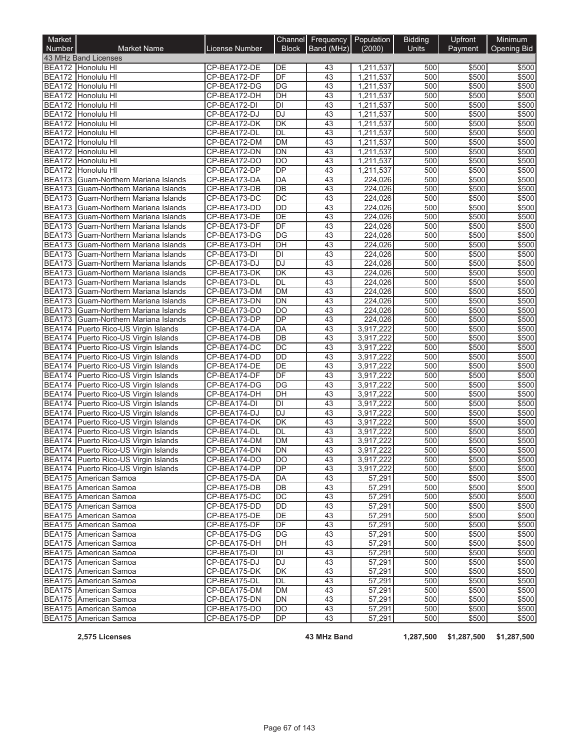| Market Number | Market Name | License Number | Channel Block | Frequency Band (MHz) | Population (2000) | Bidding Units | Upfront Payment | Minimum Opening Bid |
|---|---|---|---|---|---|---|---|---|
| 43 MHz Band Licenses | | | | | | | | |
| BEA172 | Honolulu HI | CP-BEA172-DE | DE | 43 | 1,211,537 | 500 | $500 | $500 |
| BEA172 | Honolulu HI | CP-BEA172-DF | DF | 43 | 1,211,537 | 500 | $500 | $500 |
| BEA172 | Honolulu HI | CP-BEA172-DG | DG | 43 | 1,211,537 | 500 | $500 | $500 |
| BEA172 | Honolulu HI | CP-BEA172-DH | DH | 43 | 1,211,537 | 500 | $500 | $500 |
| BEA172 | Honolulu HI | CP-BEA172-DI | DI | 43 | 1,211,537 | 500 | $500 | $500 |
| BEA172 | Honolulu HI | CP-BEA172-DJ | DJ | 43 | 1,211,537 | 500 | $500 | $500 |
| BEA172 | Honolulu HI | CP-BEA172-DK | DK | 43 | 1,211,537 | 500 | $500 | $500 |
| BEA172 | Honolulu HI | CP-BEA172-DL | DL | 43 | 1,211,537 | 500 | $500 | $500 |
| BEA172 | Honolulu HI | CP-BEA172-DM | DM | 43 | 1,211,537 | 500 | $500 | $500 |
| BEA172 | Honolulu HI | CP-BEA172-DN | DN | 43 | 1,211,537 | 500 | $500 | $500 |
| BEA172 | Honolulu HI | CP-BEA172-DO | DO | 43 | 1,211,537 | 500 | $500 | $500 |
| BEA172 | Honolulu HI | CP-BEA172-DP | DP | 43 | 1,211,537 | 500 | $500 | $500 |
| BEA173 | Guam-Northern Mariana Islands | CP-BEA173-DA | DA | 43 | 224,026 | 500 | $500 | $500 |
| BEA173 | Guam-Northern Mariana Islands | CP-BEA173-DB | DB | 43 | 224,026 | 500 | $500 | $500 |
| BEA173 | Guam-Northern Mariana Islands | CP-BEA173-DC | DC | 43 | 224,026 | 500 | $500 | $500 |
| BEA173 | Guam-Northern Mariana Islands | CP-BEA173-DD | DD | 43 | 224,026 | 500 | $500 | $500 |
| BEA173 | Guam-Northern Mariana Islands | CP-BEA173-DE | DE | 43 | 224,026 | 500 | $500 | $500 |
| BEA173 | Guam-Northern Mariana Islands | CP-BEA173-DF | DF | 43 | 224,026 | 500 | $500 | $500 |
| BEA173 | Guam-Northern Mariana Islands | CP-BEA173-DG | DG | 43 | 224,026 | 500 | $500 | $500 |
| BEA173 | Guam-Northern Mariana Islands | CP-BEA173-DH | DH | 43 | 224,026 | 500 | $500 | $500 |
| BEA173 | Guam-Northern Mariana Islands | CP-BEA173-DI | DI | 43 | 224,026 | 500 | $500 | $500 |
| BEA173 | Guam-Northern Mariana Islands | CP-BEA173-DJ | DJ | 43 | 224,026 | 500 | $500 | $500 |
| BEA173 | Guam-Northern Mariana Islands | CP-BEA173-DK | DK | 43 | 224,026 | 500 | $500 | $500 |
| BEA173 | Guam-Northern Mariana Islands | CP-BEA173-DL | DL | 43 | 224,026 | 500 | $500 | $500 |
| BEA173 | Guam-Northern Mariana Islands | CP-BEA173-DM | DM | 43 | 224,026 | 500 | $500 | $500 |
| BEA173 | Guam-Northern Mariana Islands | CP-BEA173-DN | DN | 43 | 224,026 | 500 | $500 | $500 |
| BEA173 | Guam-Northern Mariana Islands | CP-BEA173-DO | DO | 43 | 224,026 | 500 | $500 | $500 |
| BEA173 | Guam-Northern Mariana Islands | CP-BEA173-DP | DP | 43 | 224,026 | 500 | $500 | $500 |
| BEA174 | Puerto Rico-US Virgin Islands | CP-BEA174-DA | DA | 43 | 3,917,222 | 500 | $500 | $500 |
| BEA174 | Puerto Rico-US Virgin Islands | CP-BEA174-DB | DB | 43 | 3,917,222 | 500 | $500 | $500 |
| BEA174 | Puerto Rico-US Virgin Islands | CP-BEA174-DC | DC | 43 | 3,917,222 | 500 | $500 | $500 |
| BEA174 | Puerto Rico-US Virgin Islands | CP-BEA174-DD | DD | 43 | 3,917,222 | 500 | $500 | $500 |
| BEA174 | Puerto Rico-US Virgin Islands | CP-BEA174-DE | DE | 43 | 3,917,222 | 500 | $500 | $500 |
| BEA174 | Puerto Rico-US Virgin Islands | CP-BEA174-DF | DF | 43 | 3,917,222 | 500 | $500 | $500 |
| BEA174 | Puerto Rico-US Virgin Islands | CP-BEA174-DG | DG | 43 | 3,917,222 | 500 | $500 | $500 |
| BEA174 | Puerto Rico-US Virgin Islands | CP-BEA174-DH | DH | 43 | 3,917,222 | 500 | $500 | $500 |
| BEA174 | Puerto Rico-US Virgin Islands | CP-BEA174-DI | DI | 43 | 3,917,222 | 500 | $500 | $500 |
| BEA174 | Puerto Rico-US Virgin Islands | CP-BEA174-DJ | DJ | 43 | 3,917,222 | 500 | $500 | $500 |
| BEA174 | Puerto Rico-US Virgin Islands | CP-BEA174-DK | DK | 43 | 3,917,222 | 500 | $500 | $500 |
| BEA174 | Puerto Rico-US Virgin Islands | CP-BEA174-DL | DL | 43 | 3,917,222 | 500 | $500 | $500 |
| BEA174 | Puerto Rico-US Virgin Islands | CP-BEA174-DM | DM | 43 | 3,917,222 | 500 | $500 | $500 |
| BEA174 | Puerto Rico-US Virgin Islands | CP-BEA174-DN | DN | 43 | 3,917,222 | 500 | $500 | $500 |
| BEA174 | Puerto Rico-US Virgin Islands | CP-BEA174-DO | DO | 43 | 3,917,222 | 500 | $500 | $500 |
| BEA174 | Puerto Rico-US Virgin Islands | CP-BEA174-DP | DP | 43 | 3,917,222 | 500 | $500 | $500 |
| BEA175 | American Samoa | CP-BEA175-DA | DA | 43 | 57,291 | 500 | $500 | $500 |
| BEA175 | American Samoa | CP-BEA175-DB | DB | 43 | 57,291 | 500 | $500 | $500 |
| BEA175 | American Samoa | CP-BEA175-DC | DC | 43 | 57,291 | 500 | $500 | $500 |
| BEA175 | American Samoa | CP-BEA175-DD | DD | 43 | 57,291 | 500 | $500 | $500 |
| BEA175 | American Samoa | CP-BEA175-DE | DE | 43 | 57,291 | 500 | $500 | $500 |
| BEA175 | American Samoa | CP-BEA175-DF | DF | 43 | 57,291 | 500 | $500 | $500 |
| BEA175 | American Samoa | CP-BEA175-DG | DG | 43 | 57,291 | 500 | $500 | $500 |
| BEA175 | American Samoa | CP-BEA175-DH | DH | 43 | 57,291 | 500 | $500 | $500 |
| BEA175 | American Samoa | CP-BEA175-DI | DI | 43 | 57,291 | 500 | $500 | $500 |
| BEA175 | American Samoa | CP-BEA175-DJ | DJ | 43 | 57,291 | 500 | $500 | $500 |
| BEA175 | American Samoa | CP-BEA175-DK | DK | 43 | 57,291 | 500 | $500 | $500 |
| BEA175 | American Samoa | CP-BEA175-DL | DL | 43 | 57,291 | 500 | $500 | $500 |
| BEA175 | American Samoa | CP-BEA175-DM | DM | 43 | 57,291 | 500 | $500 | $500 |
| BEA175 | American Samoa | CP-BEA175-DN | DN | 43 | 57,291 | 500 | $500 | $500 |
| BEA175 | American Samoa | CP-BEA175-DO | DO | 43 | 57,291 | 500 | $500 | $500 |
| BEA175 | American Samoa | CP-BEA175-DP | DP | 43 | 57,291 | 500 | $500 | $500 |

**2,575 Licenses** **43 MHz Band** **1,287,500** **$1,287,500** **$1,287,500**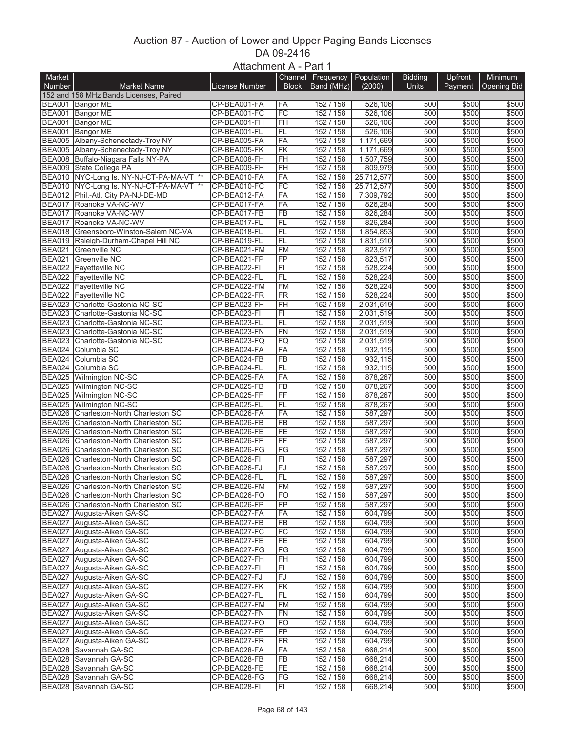# Auction 87 - Auction of Lower and Upper Paging Bands Licenses
## DA 09-2416
### Attachment A - Part 1

| Market Number | Market Name | License Number | Channel Block | Frequency Band (MHz) | Population (2000) | Bidding Units | Upfront Payment | Minimum Opening Bid |
|---|---|---|---|---|---|---|---|---|
| 152 and 158 MHz Bands Licenses, Paired | | | | | | | | |
| BEA001 | Bangor ME | CP-BEA001-FA | FA | 152 / 158 | 526,106 | 500 | $500 | $500 |
| BEA001 | Bangor ME | CP-BEA001-FC | FC | 152 / 158 | 526,106 | 500 | $500 | $500 |
| BEA001 | Bangor ME | CP-BEA001-FH | FH | 152 / 158 | 526,106 | 500 | $500 | $500 |
| BEA001 | Bangor ME | CP-BEA001-FL | FL | 152 / 158 | 526,106 | 500 | $500 | $500 |
| BEA005 | Albany-Schenectady-Troy NY | CP-BEA005-FA | FA | 152 / 158 | 1,171,669 | 500 | $500 | $500 |
| BEA005 | Albany-Schenectady-Troy NY | CP-BEA005-FK | FK | 152 / 158 | 1,171,669 | 500 | $500 | $500 |
| BEA008 | Buffalo-Niagara Falls NY-PA | CP-BEA008-FH | FH | 152 / 158 | 1,507,759 | 500 | $500 | $500 |
| BEA009 | State College PA | CP-BEA009-FH | FH | 152 / 158 | 809,979 | 500 | $500 | $500 |
| BEA010 | NYC-Long Is. NY-NJ-CT-PA-MA-VT ** | CP-BEA010-FA | FA | 152 / 158 | 25,712,577 | 500 | $500 | $500 |
| BEA010 | NYC-Long Is. NY-NJ-CT-PA-MA-VT ** | CP-BEA010-FC | FC | 152 / 158 | 25,712,577 | 500 | $500 | $500 |
| BEA012 | Phil.-Atl. City PA-NJ-DE-MD | CP-BEA012-FA | FA | 152 / 158 | 7,309,792 | 500 | $500 | $500 |
| BEA017 | Roanoke VA-NC-WV | CP-BEA017-FA | FA | 152 / 158 | 826,284 | 500 | $500 | $500 |
| BEA017 | Roanoke VA-NC-WV | CP-BEA017-FB | FB | 152 / 158 | 826,284 | 500 | $500 | $500 |
| BEA017 | Roanoke VA-NC-WV | CP-BEA017-FL | FL | 152 / 158 | 826,284 | 500 | $500 | $500 |
| BEA018 | Greensboro-Winston-Salem NC-VA | CP-BEA018-FL | FL | 152 / 158 | 1,854,853 | 500 | $500 | $500 |
| BEA019 | Raleigh-Durham-Chapel Hill NC | CP-BEA019-FL | FL | 152 / 158 | 1,831,510 | 500 | $500 | $500 |
| BEA021 | Greenville NC | CP-BEA021-FM | FM | 152 / 158 | 823,517 | 500 | $500 | $500 |
| BEA021 | Greenville NC | CP-BEA021-FP | FP | 152 / 158 | 823,517 | 500 | $500 | $500 |
| BEA022 | Fayetteville NC | CP-BEA022-FI | FI | 152 / 158 | 528,224 | 500 | $500 | $500 |
| BEA022 | Fayetteville NC | CP-BEA022-FL | FL | 152 / 158 | 528,224 | 500 | $500 | $500 |
| BEA022 | Fayetteville NC | CP-BEA022-FM | FM | 152 / 158 | 528,224 | 500 | $500 | $500 |
| BEA022 | Fayetteville NC | CP-BEA022-FR | FR | 152 / 158 | 528,224 | 500 | $500 | $500 |
| BEA023 | Charlotte-Gastonia NC-SC | CP-BEA023-FH | FH | 152 / 158 | 2,031,519 | 500 | $500 | $500 |
| BEA023 | Charlotte-Gastonia NC-SC | CP-BEA023-FI | FI | 152 / 158 | 2,031,519 | 500 | $500 | $500 |
| BEA023 | Charlotte-Gastonia NC-SC | CP-BEA023-FL | FL | 152 / 158 | 2,031,519 | 500 | $500 | $500 |
| BEA023 | Charlotte-Gastonia NC-SC | CP-BEA023-FN | FN | 152 / 158 | 2,031,519 | 500 | $500 | $500 |
| BEA023 | Charlotte-Gastonia NC-SC | CP-BEA023-FQ | FQ | 152 / 158 | 2,031,519 | 500 | $500 | $500 |
| BEA024 | Columbia SC | CP-BEA024-FA | FA | 152 / 158 | 932,115 | 500 | $500 | $500 |
| BEA024 | Columbia SC | CP-BEA024-FB | FB | 152 / 158 | 932,115 | 500 | $500 | $500 |
| BEA024 | Columbia SC | CP-BEA024-FL | FL | 152 / 158 | 932,115 | 500 | $500 | $500 |
| BEA025 | Wilmington NC-SC | CP-BEA025-FA | FA | 152 / 158 | 878,267 | 500 | $500 | $500 |
| BEA025 | Wilmington NC-SC | CP-BEA025-FB | FB | 152 / 158 | 878,267 | 500 | $500 | $500 |
| BEA025 | Wilmington NC-SC | CP-BEA025-FF | FF | 152 / 158 | 878,267 | 500 | $500 | $500 |
| BEA025 | Wilmington NC-SC | CP-BEA025-FL | FL | 152 / 158 | 878,267 | 500 | $500 | $500 |
| BEA026 | Charleston-North Charleston SC | CP-BEA026-FA | FA | 152 / 158 | 587,297 | 500 | $500 | $500 |
| BEA026 | Charleston-North Charleston SC | CP-BEA026-FB | FB | 152 / 158 | 587,297 | 500 | $500 | $500 |
| BEA026 | Charleston-North Charleston SC | CP-BEA026-FE | FE | 152 / 158 | 587,297 | 500 | $500 | $500 |
| BEA026 | Charleston-North Charleston SC | CP-BEA026-FF | FF | 152 / 158 | 587,297 | 500 | $500 | $500 |
| BEA026 | Charleston-North Charleston SC | CP-BEA026-FG | FG | 152 / 158 | 587,297 | 500 | $500 | $500 |
| BEA026 | Charleston-North Charleston SC | CP-BEA026-FI | FI | 152 / 158 | 587,297 | 500 | $500 | $500 |
| BEA026 | Charleston-North Charleston SC | CP-BEA026-FJ | FJ | 152 / 158 | 587,297 | 500 | $500 | $500 |
| BEA026 | Charleston-North Charleston SC | CP-BEA026-FL | FL | 152 / 158 | 587,297 | 500 | $500 | $500 |
| BEA026 | Charleston-North Charleston SC | CP-BEA026-FM | FM | 152 / 158 | 587,297 | 500 | $500 | $500 |
| BEA026 | Charleston-North Charleston SC | CP-BEA026-FO | FO | 152 / 158 | 587,297 | 500 | $500 | $500 |
| BEA026 | Charleston-North Charleston SC | CP-BEA026-FP | FP | 152 / 158 | 587,297 | 500 | $500 | $500 |
| BEA027 | Augusta-Aiken GA-SC | CP-BEA027-FA | FA | 152 / 158 | 604,799 | 500 | $500 | $500 |
| BEA027 | Augusta-Aiken GA-SC | CP-BEA027-FB | FB | 152 / 158 | 604,799 | 500 | $500 | $500 |
| BEA027 | Augusta-Aiken GA-SC | CP-BEA027-FC | FC | 152 / 158 | 604,799 | 500 | $500 | $500 |
| BEA027 | Augusta-Aiken GA-SC | CP-BEA027-FE | FE | 152 / 158 | 604,799 | 500 | $500 | $500 |
| BEA027 | Augusta-Aiken GA-SC | CP-BEA027-FG | FG | 152 / 158 | 604,799 | 500 | $500 | $500 |
| BEA027 | Augusta-Aiken GA-SC | CP-BEA027-FH | FH | 152 / 158 | 604,799 | 500 | $500 | $500 |
| BEA027 | Augusta-Aiken GA-SC | CP-BEA027-FI | FI | 152 / 158 | 604,799 | 500 | $500 | $500 |
| BEA027 | Augusta-Aiken GA-SC | CP-BEA027-FJ | FJ | 152 / 158 | 604,799 | 500 | $500 | $500 |
| BEA027 | Augusta-Aiken GA-SC | CP-BEA027-FK | FK | 152 / 158 | 604,799 | 500 | $500 | $500 |
| BEA027 | Augusta-Aiken GA-SC | CP-BEA027-FL | FL | 152 / 158 | 604,799 | 500 | $500 | $500 |
| BEA027 | Augusta-Aiken GA-SC | CP-BEA027-FM | FM | 152 / 158 | 604,799 | 500 | $500 | $500 |
| BEA027 | Augusta-Aiken GA-SC | CP-BEA027-FN | FN | 152 / 158 | 604,799 | 500 | $500 | $500 |
| BEA027 | Augusta-Aiken GA-SC | CP-BEA027-FO | FO | 152 / 158 | 604,799 | 500 | $500 | $500 |
| BEA027 | Augusta-Aiken GA-SC | CP-BEA027-FP | FP | 152 / 158 | 604,799 | 500 | $500 | $500 |
| BEA027 | Augusta-Aiken GA-SC | CP-BEA027-FR | FR | 152 / 158 | 604,799 | 500 | $500 | $500 |
| BEA028 | Savannah GA-SC | CP-BEA028-FA | FA | 152 / 158 | 668,214 | 500 | $500 | $500 |
| BEA028 | Savannah GA-SC | CP-BEA028-FB | FB | 152 / 158 | 668,214 | 500 | $500 | $500 |
| BEA028 | Savannah GA-SC | CP-BEA028-FE | FE | 152 / 158 | 668,214 | 500 | $500 | $500 |
| BEA028 | Savannah GA-SC | CP-BEA028-FG | FG | 152 / 158 | 668,214 | 500 | $500 | $500 |
| BEA028 | Savannah GA-SC | CP-BEA028-FI | FI | 152 / 158 | 668,214 | 500 | $500 | $500 |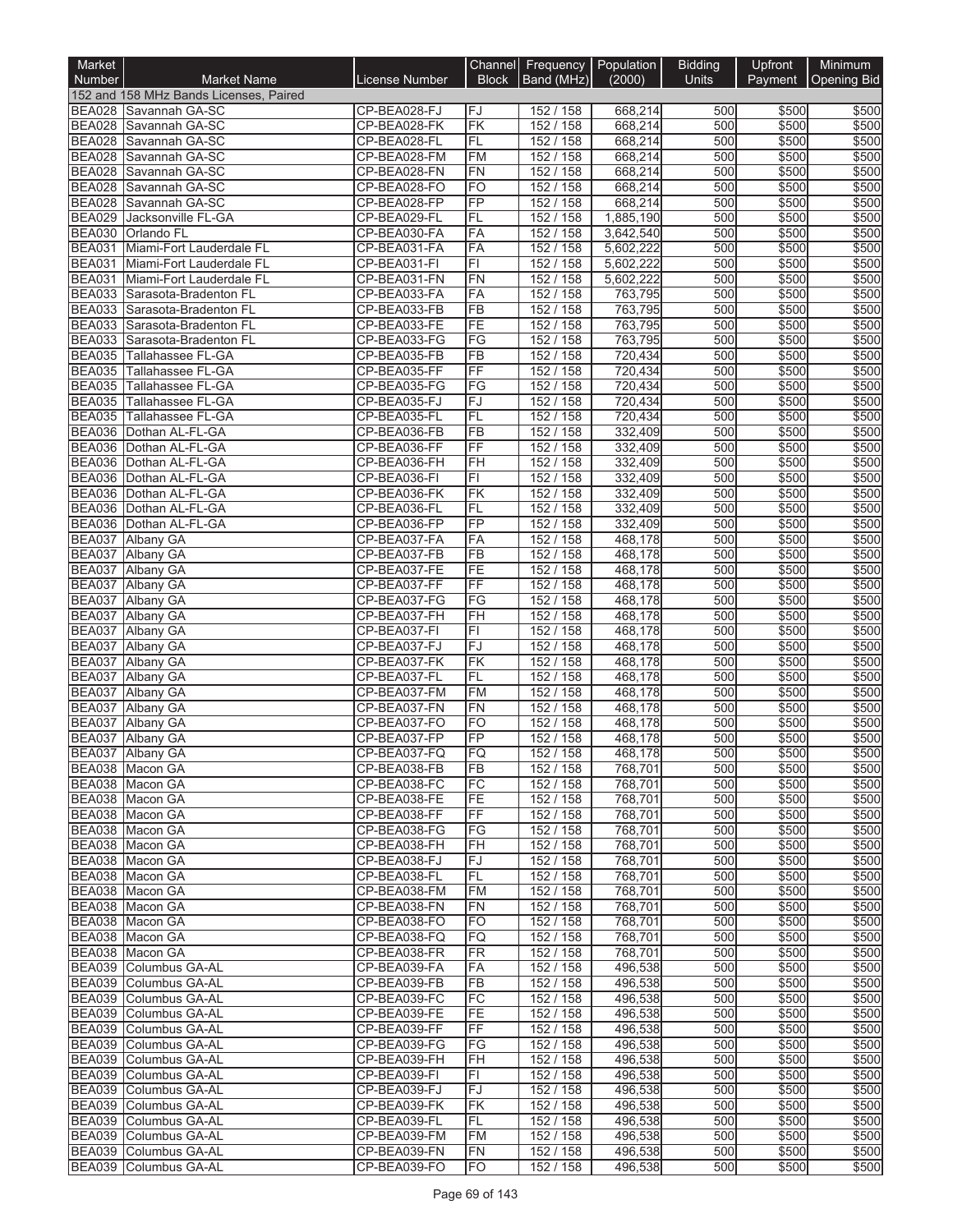| Market Number | Market Name | License Number | Channel Block | Frequency Band (MHz) | Population (2000) | Bidding Units | Upfront Payment | Minimum Opening Bid |
|---|---|---|---|---|---|---|---|---|
| 152 and 158 MHz Bands Licenses, Paired | | | | | | | | |
| BEA028 | Savannah GA-SC | CP-BEA028-FJ | FJ | 152 / 158 | 668,214 | 500 | $500 | $500 |
| BEA028 | Savannah GA-SC | CP-BEA028-FK | FK | 152 / 158 | 668,214 | 500 | $500 | $500 |
| BEA028 | Savannah GA-SC | CP-BEA028-FL | FL | 152 / 158 | 668,214 | 500 | $500 | $500 |
| BEA028 | Savannah GA-SC | CP-BEA028-FM | FM | 152 / 158 | 668,214 | 500 | $500 | $500 |
| BEA028 | Savannah GA-SC | CP-BEA028-FN | FN | 152 / 158 | 668,214 | 500 | $500 | $500 |
| BEA028 | Savannah GA-SC | CP-BEA028-FO | FO | 152 / 158 | 668,214 | 500 | $500 | $500 |
| BEA028 | Savannah GA-SC | CP-BEA028-FP | FP | 152 / 158 | 668,214 | 500 | $500 | $500 |
| BEA029 | Jacksonville FL-GA | CP-BEA029-FL | FL | 152 / 158 | 1,885,190 | 500 | $500 | $500 |
| BEA030 | Orlando FL | CP-BEA030-FA | FA | 152 / 158 | 3,642,540 | 500 | $500 | $500 |
| BEA031 | Miami-Fort Lauderdale FL | CP-BEA031-FA | FA | 152 / 158 | 5,602,222 | 500 | $500 | $500 |
| BEA031 | Miami-Fort Lauderdale FL | CP-BEA031-FI | FI | 152 / 158 | 5,602,222 | 500 | $500 | $500 |
| BEA031 | Miami-Fort Lauderdale FL | CP-BEA031-FN | FN | 152 / 158 | 5,602,222 | 500 | $500 | $500 |
| BEA033 | Sarasota-Bradenton FL | CP-BEA033-FA | FA | 152 / 158 | 763,795 | 500 | $500 | $500 |
| BEA033 | Sarasota-Bradenton FL | CP-BEA033-FB | FB | 152 / 158 | 763,795 | 500 | $500 | $500 |
| BEA033 | Sarasota-Bradenton FL | CP-BEA033-FE | FE | 152 / 158 | 763,795 | 500 | $500 | $500 |
| BEA033 | Sarasota-Bradenton FL | CP-BEA033-FG | FG | 152 / 158 | 763,795 | 500 | $500 | $500 |
| BEA035 | Tallahassee FL-GA | CP-BEA035-FB | FB | 152 / 158 | 720,434 | 500 | $500 | $500 |
| BEA035 | Tallahassee FL-GA | CP-BEA035-FF | FF | 152 / 158 | 720,434 | 500 | $500 | $500 |
| BEA035 | Tallahassee FL-GA | CP-BEA035-FG | FG | 152 / 158 | 720,434 | 500 | $500 | $500 |
| BEA035 | Tallahassee FL-GA | CP-BEA035-FJ | FJ | 152 / 158 | 720,434 | 500 | $500 | $500 |
| BEA035 | Tallahassee FL-GA | CP-BEA035-FL | FL | 152 / 158 | 720,434 | 500 | $500 | $500 |
| BEA036 | Dothan AL-FL-GA | CP-BEA036-FB | FB | 152 / 158 | 332,409 | 500 | $500 | $500 |
| BEA036 | Dothan AL-FL-GA | CP-BEA036-FF | FF | 152 / 158 | 332,409 | 500 | $500 | $500 |
| BEA036 | Dothan AL-FL-GA | CP-BEA036-FH | FH | 152 / 158 | 332,409 | 500 | $500 | $500 |
| BEA036 | Dothan AL-FL-GA | CP-BEA036-FI | FI | 152 / 158 | 332,409 | 500 | $500 | $500 |
| BEA036 | Dothan AL-FL-GA | CP-BEA036-FK | FK | 152 / 158 | 332,409 | 500 | $500 | $500 |
| BEA036 | Dothan AL-FL-GA | CP-BEA036-FL | FL | 152 / 158 | 332,409 | 500 | $500 | $500 |
| BEA036 | Dothan AL-FL-GA | CP-BEA036-FP | FP | 152 / 158 | 332,409 | 500 | $500 | $500 |
| BEA037 | Albany GA | CP-BEA037-FA | FA | 152 / 158 | 468,178 | 500 | $500 | $500 |
| BEA037 | Albany GA | CP-BEA037-FB | FB | 152 / 158 | 468,178 | 500 | $500 | $500 |
| BEA037 | Albany GA | CP-BEA037-FE | FE | 152 / 158 | 468,178 | 500 | $500 | $500 |
| BEA037 | Albany GA | CP-BEA037-FF | FF | 152 / 158 | 468,178 | 500 | $500 | $500 |
| BEA037 | Albany GA | CP-BEA037-FG | FG | 152 / 158 | 468,178 | 500 | $500 | $500 |
| BEA037 | Albany GA | CP-BEA037-FH | FH | 152 / 158 | 468,178 | 500 | $500 | $500 |
| BEA037 | Albany GA | CP-BEA037-FI | FI | 152 / 158 | 468,178 | 500 | $500 | $500 |
| BEA037 | Albany GA | CP-BEA037-FJ | FJ | 152 / 158 | 468,178 | 500 | $500 | $500 |
| BEA037 | Albany GA | CP-BEA037-FK | FK | 152 / 158 | 468,178 | 500 | $500 | $500 |
| BEA037 | Albany GA | CP-BEA037-FL | FL | 152 / 158 | 468,178 | 500 | $500 | $500 |
| BEA037 | Albany GA | CP-BEA037-FM | FM | 152 / 158 | 468,178 | 500 | $500 | $500 |
| BEA037 | Albany GA | CP-BEA037-FN | FN | 152 / 158 | 468,178 | 500 | $500 | $500 |
| BEA037 | Albany GA | CP-BEA037-FO | FO | 152 / 158 | 468,178 | 500 | $500 | $500 |
| BEA037 | Albany GA | CP-BEA037-FP | FP | 152 / 158 | 468,178 | 500 | $500 | $500 |
| BEA037 | Albany GA | CP-BEA037-FQ | FQ | 152 / 158 | 468,178 | 500 | $500 | $500 |
| BEA038 | Macon GA | CP-BEA038-FB | FB | 152 / 158 | 768,701 | 500 | $500 | $500 |
| BEA038 | Macon GA | CP-BEA038-FC | FC | 152 / 158 | 768,701 | 500 | $500 | $500 |
| BEA038 | Macon GA | CP-BEA038-FE | FE | 152 / 158 | 768,701 | 500 | $500 | $500 |
| BEA038 | Macon GA | CP-BEA038-FF | FF | 152 / 158 | 768,701 | 500 | $500 | $500 |
| BEA038 | Macon GA | CP-BEA038-FG | FG | 152 / 158 | 768,701 | 500 | $500 | $500 |
| BEA038 | Macon GA | CP-BEA038-FH | FH | 152 / 158 | 768,701 | 500 | $500 | $500 |
| BEA038 | Macon GA | CP-BEA038-FJ | FJ | 152 / 158 | 768,701 | 500 | $500 | $500 |
| BEA038 | Macon GA | CP-BEA038-FL | FL | 152 / 158 | 768,701 | 500 | $500 | $500 |
| BEA038 | Macon GA | CP-BEA038-FM | FM | 152 / 158 | 768,701 | 500 | $500 | $500 |
| BEA038 | Macon GA | CP-BEA038-FN | FN | 152 / 158 | 768,701 | 500 | $500 | $500 |
| BEA038 | Macon GA | CP-BEA038-FO | FO | 152 / 158 | 768,701 | 500 | $500 | $500 |
| BEA038 | Macon GA | CP-BEA038-FQ | FQ | 152 / 158 | 768,701 | 500 | $500 | $500 |
| BEA038 | Macon GA | CP-BEA038-FR | FR | 152 / 158 | 768,701 | 500 | $500 | $500 |
| BEA039 | Columbus GA-AL | CP-BEA039-FA | FA | 152 / 158 | 496,538 | 500 | $500 | $500 |
| BEA039 | Columbus GA-AL | CP-BEA039-FB | FB | 152 / 158 | 496,538 | 500 | $500 | $500 |
| BEA039 | Columbus GA-AL | CP-BEA039-FC | FC | 152 / 158 | 496,538 | 500 | $500 | $500 |
| BEA039 | Columbus GA-AL | CP-BEA039-FE | FE | 152 / 158 | 496,538 | 500 | $500 | $500 |
| BEA039 | Columbus GA-AL | CP-BEA039-FF | FF | 152 / 158 | 496,538 | 500 | $500 | $500 |
| BEA039 | Columbus GA-AL | CP-BEA039-FG | FG | 152 / 158 | 496,538 | 500 | $500 | $500 |
| BEA039 | Columbus GA-AL | CP-BEA039-FH | FH | 152 / 158 | 496,538 | 500 | $500 | $500 |
| BEA039 | Columbus GA-AL | CP-BEA039-FI | FI | 152 / 158 | 496,538 | 500 | $500 | $500 |
| BEA039 | Columbus GA-AL | CP-BEA039-FJ | FJ | 152 / 158 | 496,538 | 500 | $500 | $500 |
| BEA039 | Columbus GA-AL | CP-BEA039-FK | FK | 152 / 158 | 496,538 | 500 | $500 | $500 |
| BEA039 | Columbus GA-AL | CP-BEA039-FL | FL | 152 / 158 | 496,538 | 500 | $500 | $500 |
| BEA039 | Columbus GA-AL | CP-BEA039-FM | FM | 152 / 158 | 496,538 | 500 | $500 | $500 |
| BEA039 | Columbus GA-AL | CP-BEA039-FN | FN | 152 / 158 | 496,538 | 500 | $500 | $500 |
| BEA039 | Columbus GA-AL | CP-BEA039-FO | FO | 152 / 158 | 496,538 | 500 | $500 | $500 |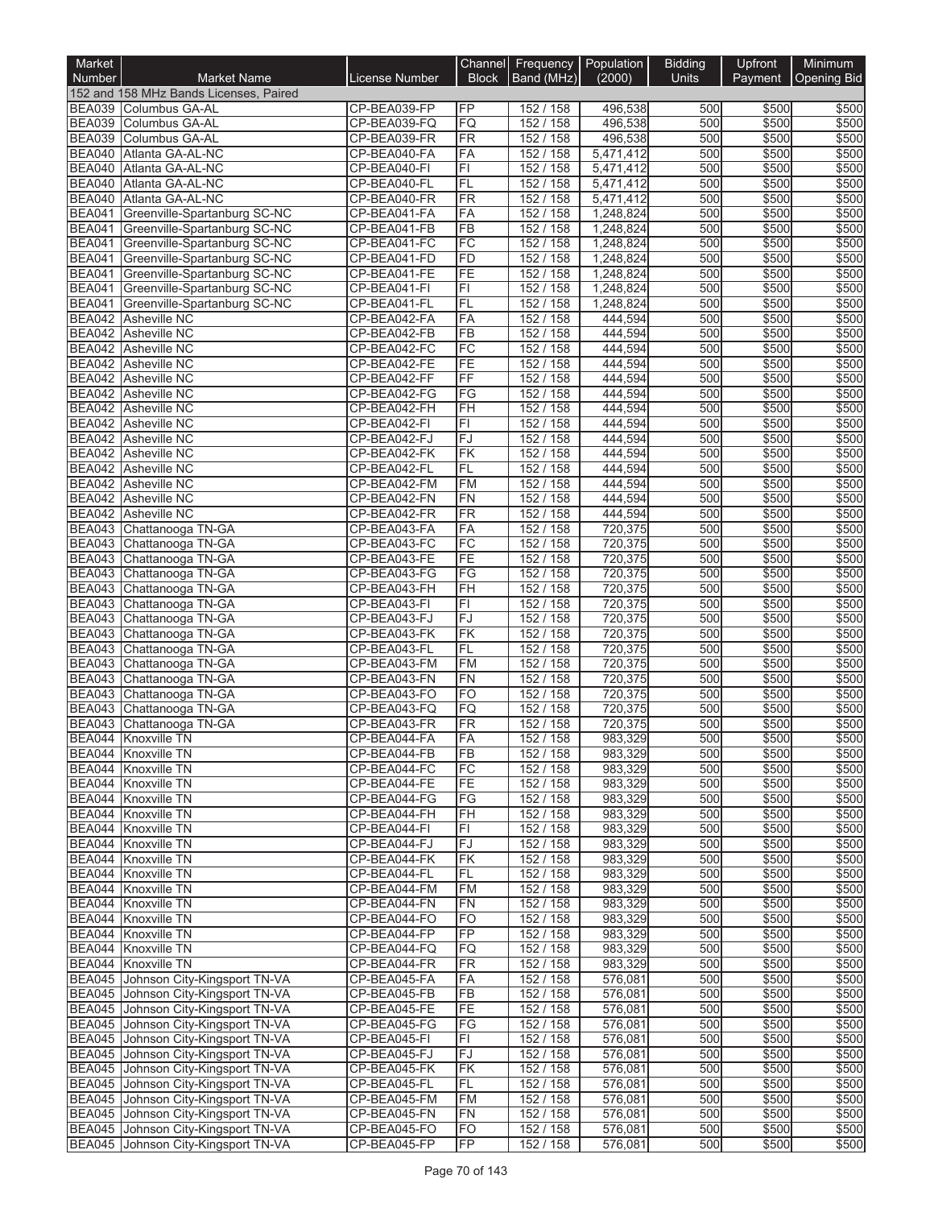| Market Number | Market Name | License Number | Channel Block | Frequency Band (MHz) | Population (2000) | Bidding Units | Upfront Payment | Minimum Opening Bid |
|---|---|---|---|---|---|---|---|---|
| 152 and 158 MHz Bands Licenses, Paired | | | | | | | | |
| BEA039 | Columbus GA-AL | CP-BEA039-FP | FP | 152 / 158 | 496,538 | 500 | $500 | $500 |
| BEA039 | Columbus GA-AL | CP-BEA039-FQ | FQ | 152 / 158 | 496,538 | 500 | $500 | $500 |
| BEA039 | Columbus GA-AL | CP-BEA039-FR | FR | 152 / 158 | 496,538 | 500 | $500 | $500 |
| BEA040 | Atlanta GA-AL-NC | CP-BEA040-FA | FA | 152 / 158 | 5,471,412 | 500 | $500 | $500 |
| BEA040 | Atlanta GA-AL-NC | CP-BEA040-FI | FI | 152 / 158 | 5,471,412 | 500 | $500 | $500 |
| BEA040 | Atlanta GA-AL-NC | CP-BEA040-FL | FL | 152 / 158 | 5,471,412 | 500 | $500 | $500 |
| BEA040 | Atlanta GA-AL-NC | CP-BEA040-FR | FR | 152 / 158 | 5,471,412 | 500 | $500 | $500 |
| BEA041 | Greenville-Spartanburg SC-NC | CP-BEA041-FA | FA | 152 / 158 | 1,248,824 | 500 | $500 | $500 |
| BEA041 | Greenville-Spartanburg SC-NC | CP-BEA041-FB | FB | 152 / 158 | 1,248,824 | 500 | $500 | $500 |
| BEA041 | Greenville-Spartanburg SC-NC | CP-BEA041-FC | FC | 152 / 158 | 1,248,824 | 500 | $500 | $500 |
| BEA041 | Greenville-Spartanburg SC-NC | CP-BEA041-FD | FD | 152 / 158 | 1,248,824 | 500 | $500 | $500 |
| BEA041 | Greenville-Spartanburg SC-NC | CP-BEA041-FE | FE | 152 / 158 | 1,248,824 | 500 | $500 | $500 |
| BEA041 | Greenville-Spartanburg SC-NC | CP-BEA041-FI | FI | 152 / 158 | 1,248,824 | 500 | $500 | $500 |
| BEA041 | Greenville-Spartanburg SC-NC | CP-BEA041-FL | FL | 152 / 158 | 1,248,824 | 500 | $500 | $500 |
| BEA042 | Asheville NC | CP-BEA042-FA | FA | 152 / 158 | 444,594 | 500 | $500 | $500 |
| BEA042 | Asheville NC | CP-BEA042-FB | FB | 152 / 158 | 444,594 | 500 | $500 | $500 |
| BEA042 | Asheville NC | CP-BEA042-FC | FC | 152 / 158 | 444,594 | 500 | $500 | $500 |
| BEA042 | Asheville NC | CP-BEA042-FE | FE | 152 / 158 | 444,594 | 500 | $500 | $500 |
| BEA042 | Asheville NC | CP-BEA042-FF | FF | 152 / 158 | 444,594 | 500 | $500 | $500 |
| BEA042 | Asheville NC | CP-BEA042-FG | FG | 152 / 158 | 444,594 | 500 | $500 | $500 |
| BEA042 | Asheville NC | CP-BEA042-FH | FH | 152 / 158 | 444,594 | 500 | $500 | $500 |
| BEA042 | Asheville NC | CP-BEA042-FI | FI | 152 / 158 | 444,594 | 500 | $500 | $500 |
| BEA042 | Asheville NC | CP-BEA042-FJ | FJ | 152 / 158 | 444,594 | 500 | $500 | $500 |
| BEA042 | Asheville NC | CP-BEA042-FK | FK | 152 / 158 | 444,594 | 500 | $500 | $500 |
| BEA042 | Asheville NC | CP-BEA042-FL | FL | 152 / 158 | 444,594 | 500 | $500 | $500 |
| BEA042 | Asheville NC | CP-BEA042-FM | FM | 152 / 158 | 444,594 | 500 | $500 | $500 |
| BEA042 | Asheville NC | CP-BEA042-FN | FN | 152 / 158 | 444,594 | 500 | $500 | $500 |
| BEA042 | Asheville NC | CP-BEA042-FR | FR | 152 / 158 | 444,594 | 500 | $500 | $500 |
| BEA043 | Chattanooga TN-GA | CP-BEA043-FA | FA | 152 / 158 | 720,375 | 500 | $500 | $500 |
| BEA043 | Chattanooga TN-GA | CP-BEA043-FC | FC | 152 / 158 | 720,375 | 500 | $500 | $500 |
| BEA043 | Chattanooga TN-GA | CP-BEA043-FE | FE | 152 / 158 | 720,375 | 500 | $500 | $500 |
| BEA043 | Chattanooga TN-GA | CP-BEA043-FG | FG | 152 / 158 | 720,375 | 500 | $500 | $500 |
| BEA043 | Chattanooga TN-GA | CP-BEA043-FH | FH | 152 / 158 | 720,375 | 500 | $500 | $500 |
| BEA043 | Chattanooga TN-GA | CP-BEA043-FI | FI | 152 / 158 | 720,375 | 500 | $500 | $500 |
| BEA043 | Chattanooga TN-GA | CP-BEA043-FJ | FJ | 152 / 158 | 720,375 | 500 | $500 | $500 |
| BEA043 | Chattanooga TN-GA | CP-BEA043-FK | FK | 152 / 158 | 720,375 | 500 | $500 | $500 |
| BEA043 | Chattanooga TN-GA | CP-BEA043-FL | FL | 152 / 158 | 720,375 | 500 | $500 | $500 |
| BEA043 | Chattanooga TN-GA | CP-BEA043-FM | FM | 152 / 158 | 720,375 | 500 | $500 | $500 |
| BEA043 | Chattanooga TN-GA | CP-BEA043-FN | FN | 152 / 158 | 720,375 | 500 | $500 | $500 |
| BEA043 | Chattanooga TN-GA | CP-BEA043-FO | FO | 152 / 158 | 720,375 | 500 | $500 | $500 |
| BEA043 | Chattanooga TN-GA | CP-BEA043-FQ | FQ | 152 / 158 | 720,375 | 500 | $500 | $500 |
| BEA043 | Chattanooga TN-GA | CP-BEA043-FR | FR | 152 / 158 | 720,375 | 500 | $500 | $500 |
| BEA044 | Knoxville TN | CP-BEA044-FA | FA | 152 / 158 | 983,329 | 500 | $500 | $500 |
| BEA044 | Knoxville TN | CP-BEA044-FB | FB | 152 / 158 | 983,329 | 500 | $500 | $500 |
| BEA044 | Knoxville TN | CP-BEA044-FC | FC | 152 / 158 | 983,329 | 500 | $500 | $500 |
| BEA044 | Knoxville TN | CP-BEA044-FE | FE | 152 / 158 | 983,329 | 500 | $500 | $500 |
| BEA044 | Knoxville TN | CP-BEA044-FG | FG | 152 / 158 | 983,329 | 500 | $500 | $500 |
| BEA044 | Knoxville TN | CP-BEA044-FH | FH | 152 / 158 | 983,329 | 500 | $500 | $500 |
| BEA044 | Knoxville TN | CP-BEA044-FI | FI | 152 / 158 | 983,329 | 500 | $500 | $500 |
| BEA044 | Knoxville TN | CP-BEA044-FJ | FJ | 152 / 158 | 983,329 | 500 | $500 | $500 |
| BEA044 | Knoxville TN | CP-BEA044-FK | FK | 152 / 158 | 983,329 | 500 | $500 | $500 |
| BEA044 | Knoxville TN | CP-BEA044-FL | FL | 152 / 158 | 983,329 | 500 | $500 | $500 |
| BEA044 | Knoxville TN | CP-BEA044-FM | FM | 152 / 158 | 983,329 | 500 | $500 | $500 |
| BEA044 | Knoxville TN | CP-BEA044-FN | FN | 152 / 158 | 983,329 | 500 | $500 | $500 |
| BEA044 | Knoxville TN | CP-BEA044-FO | FO | 152 / 158 | 983,329 | 500 | $500 | $500 |
| BEA044 | Knoxville TN | CP-BEA044-FP | FP | 152 / 158 | 983,329 | 500 | $500 | $500 |
| BEA044 | Knoxville TN | CP-BEA044-FQ | FQ | 152 / 158 | 983,329 | 500 | $500 | $500 |
| BEA044 | Knoxville TN | CP-BEA044-FR | FR | 152 / 158 | 983,329 | 500 | $500 | $500 |
| BEA045 | Johnson City-Kingsport TN-VA | CP-BEA045-FA | FA | 152 / 158 | 576,081 | 500 | $500 | $500 |
| BEA045 | Johnson City-Kingsport TN-VA | CP-BEA045-FB | FB | 152 / 158 | 576,081 | 500 | $500 | $500 |
| BEA045 | Johnson City-Kingsport TN-VA | CP-BEA045-FE | FE | 152 / 158 | 576,081 | 500 | $500 | $500 |
| BEA045 | Johnson City-Kingsport TN-VA | CP-BEA045-FG | FG | 152 / 158 | 576,081 | 500 | $500 | $500 |
| BEA045 | Johnson City-Kingsport TN-VA | CP-BEA045-FI | FI | 152 / 158 | 576,081 | 500 | $500 | $500 |
| BEA045 | Johnson City-Kingsport TN-VA | CP-BEA045-FJ | FJ | 152 / 158 | 576,081 | 500 | $500 | $500 |
| BEA045 | Johnson City-Kingsport TN-VA | CP-BEA045-FK | FK | 152 / 158 | 576,081 | 500 | $500 | $500 |
| BEA045 | Johnson City-Kingsport TN-VA | CP-BEA045-FL | FL | 152 / 158 | 576,081 | 500 | $500 | $500 |
| BEA045 | Johnson City-Kingsport TN-VA | CP-BEA045-FM | FM | 152 / 158 | 576,081 | 500 | $500 | $500 |
| BEA045 | Johnson City-Kingsport TN-VA | CP-BEA045-FN | FN | 152 / 158 | 576,081 | 500 | $500 | $500 |
| BEA045 | Johnson City-Kingsport TN-VA | CP-BEA045-FO | FO | 152 / 158 | 576,081 | 500 | $500 | $500 |
| BEA045 | Johnson City-Kingsport TN-VA | CP-BEA045-FP | FP | 152 / 158 | 576,081 | 500 | $500 | $500 |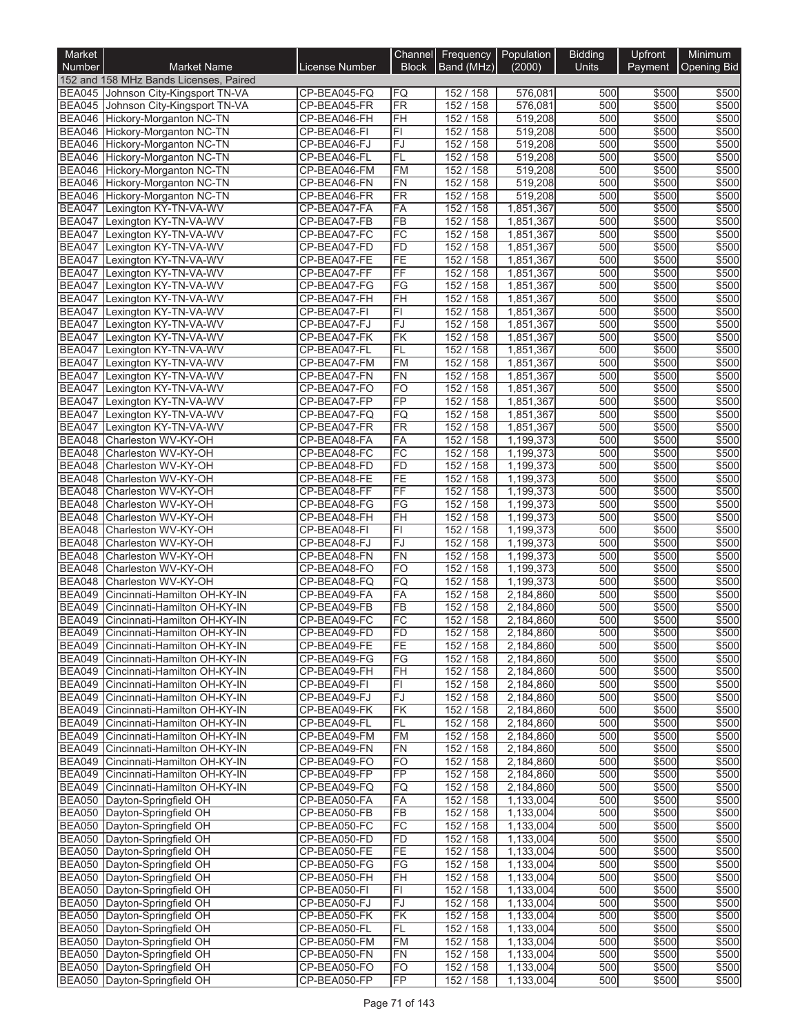| Market Number | Market Name | License Number | Channel Block | Frequency Band (MHz) | Population (2000) | Bidding Units | Upfront Payment | Minimum Opening Bid |
|---|---|---|---|---|---|---|---|---|
| 152 and 158 MHz Bands Licenses, Paired | | | | | | | | |
| BEA045 | Johnson City-Kingsport TN-VA | CP-BEA045-FQ | FQ | 152 / 158 | 576,081 | 500 | $500 | $500 |
| BEA045 | Johnson City-Kingsport TN-VA | CP-BEA045-FR | FR | 152 / 158 | 576,081 | 500 | $500 | $500 |
| BEA046 | Hickory-Morganton NC-TN | CP-BEA046-FH | FH | 152 / 158 | 519,208 | 500 | $500 | $500 |
| BEA046 | Hickory-Morganton NC-TN | CP-BEA046-FI | FI | 152 / 158 | 519,208 | 500 | $500 | $500 |
| BEA046 | Hickory-Morganton NC-TN | CP-BEA046-FJ | FJ | 152 / 158 | 519,208 | 500 | $500 | $500 |
| BEA046 | Hickory-Morganton NC-TN | CP-BEA046-FL | FL | 152 / 158 | 519,208 | 500 | $500 | $500 |
| BEA046 | Hickory-Morganton NC-TN | CP-BEA046-FM | FM | 152 / 158 | 519,208 | 500 | $500 | $500 |
| BEA046 | Hickory-Morganton NC-TN | CP-BEA046-FN | FN | 152 / 158 | 519,208 | 500 | $500 | $500 |
| BEA046 | Hickory-Morganton NC-TN | CP-BEA046-FR | FR | 152 / 158 | 519,208 | 500 | $500 | $500 |
| BEA047 | Lexington KY-TN-VA-WV | CP-BEA047-FA | FA | 152 / 158 | 1,851,367 | 500 | $500 | $500 |
| BEA047 | Lexington KY-TN-VA-WV | CP-BEA047-FB | FB | 152 / 158 | 1,851,367 | 500 | $500 | $500 |
| BEA047 | Lexington KY-TN-VA-WV | CP-BEA047-FC | FC | 152 / 158 | 1,851,367 | 500 | $500 | $500 |
| BEA047 | Lexington KY-TN-VA-WV | CP-BEA047-FD | FD | 152 / 158 | 1,851,367 | 500 | $500 | $500 |
| BEA047 | Lexington KY-TN-VA-WV | CP-BEA047-FE | FE | 152 / 158 | 1,851,367 | 500 | $500 | $500 |
| BEA047 | Lexington KY-TN-VA-WV | CP-BEA047-FF | FF | 152 / 158 | 1,851,367 | 500 | $500 | $500 |
| BEA047 | Lexington KY-TN-VA-WV | CP-BEA047-FG | FG | 152 / 158 | 1,851,367 | 500 | $500 | $500 |
| BEA047 | Lexington KY-TN-VA-WV | CP-BEA047-FH | FH | 152 / 158 | 1,851,367 | 500 | $500 | $500 |
| BEA047 | Lexington KY-TN-VA-WV | CP-BEA047-FI | FI | 152 / 158 | 1,851,367 | 500 | $500 | $500 |
| BEA047 | Lexington KY-TN-VA-WV | CP-BEA047-FJ | FJ | 152 / 158 | 1,851,367 | 500 | $500 | $500 |
| BEA047 | Lexington KY-TN-VA-WV | CP-BEA047-FK | FK | 152 / 158 | 1,851,367 | 500 | $500 | $500 |
| BEA047 | Lexington KY-TN-VA-WV | CP-BEA047-FL | FL | 152 / 158 | 1,851,367 | 500 | $500 | $500 |
| BEA047 | Lexington KY-TN-VA-WV | CP-BEA047-FM | FM | 152 / 158 | 1,851,367 | 500 | $500 | $500 |
| BEA047 | Lexington KY-TN-VA-WV | CP-BEA047-FN | FN | 152 / 158 | 1,851,367 | 500 | $500 | $500 |
| BEA047 | Lexington KY-TN-VA-WV | CP-BEA047-FO | FO | 152 / 158 | 1,851,367 | 500 | $500 | $500 |
| BEA047 | Lexington KY-TN-VA-WV | CP-BEA047-FP | FP | 152 / 158 | 1,851,367 | 500 | $500 | $500 |
| BEA047 | Lexington KY-TN-VA-WV | CP-BEA047-FQ | FQ | 152 / 158 | 1,851,367 | 500 | $500 | $500 |
| BEA047 | Lexington KY-TN-VA-WV | CP-BEA047-FR | FR | 152 / 158 | 1,851,367 | 500 | $500 | $500 |
| BEA048 | Charleston WV-KY-OH | CP-BEA048-FA | FA | 152 / 158 | 1,199,373 | 500 | $500 | $500 |
| BEA048 | Charleston WV-KY-OH | CP-BEA048-FC | FC | 152 / 158 | 1,199,373 | 500 | $500 | $500 |
| BEA048 | Charleston WV-KY-OH | CP-BEA048-FD | FD | 152 / 158 | 1,199,373 | 500 | $500 | $500 |
| BEA048 | Charleston WV-KY-OH | CP-BEA048-FE | FE | 152 / 158 | 1,199,373 | 500 | $500 | $500 |
| BEA048 | Charleston WV-KY-OH | CP-BEA048-FF | FF | 152 / 158 | 1,199,373 | 500 | $500 | $500 |
| BEA048 | Charleston WV-KY-OH | CP-BEA048-FG | FG | 152 / 158 | 1,199,373 | 500 | $500 | $500 |
| BEA048 | Charleston WV-KY-OH | CP-BEA048-FH | FH | 152 / 158 | 1,199,373 | 500 | $500 | $500 |
| BEA048 | Charleston WV-KY-OH | CP-BEA048-FI | FI | 152 / 158 | 1,199,373 | 500 | $500 | $500 |
| BEA048 | Charleston WV-KY-OH | CP-BEA048-FJ | FJ | 152 / 158 | 1,199,373 | 500 | $500 | $500 |
| BEA048 | Charleston WV-KY-OH | CP-BEA048-FN | FN | 152 / 158 | 1,199,373 | 500 | $500 | $500 |
| BEA048 | Charleston WV-KY-OH | CP-BEA048-FO | FO | 152 / 158 | 1,199,373 | 500 | $500 | $500 |
| BEA048 | Charleston WV-KY-OH | CP-BEA048-FQ | FQ | 152 / 158 | 1,199,373 | 500 | $500 | $500 |
| BEA049 | Cincinnati-Hamilton OH-KY-IN | CP-BEA049-FA | FA | 152 / 158 | 2,184,860 | 500 | $500 | $500 |
| BEA049 | Cincinnati-Hamilton OH-KY-IN | CP-BEA049-FB | FB | 152 / 158 | 2,184,860 | 500 | $500 | $500 |
| BEA049 | Cincinnati-Hamilton OH-KY-IN | CP-BEA049-FC | FC | 152 / 158 | 2,184,860 | 500 | $500 | $500 |
| BEA049 | Cincinnati-Hamilton OH-KY-IN | CP-BEA049-FD | FD | 152 / 158 | 2,184,860 | 500 | $500 | $500 |
| BEA049 | Cincinnati-Hamilton OH-KY-IN | CP-BEA049-FE | FE | 152 / 158 | 2,184,860 | 500 | $500 | $500 |
| BEA049 | Cincinnati-Hamilton OH-KY-IN | CP-BEA049-FG | FG | 152 / 158 | 2,184,860 | 500 | $500 | $500 |
| BEA049 | Cincinnati-Hamilton OH-KY-IN | CP-BEA049-FH | FH | 152 / 158 | 2,184,860 | 500 | $500 | $500 |
| BEA049 | Cincinnati-Hamilton OH-KY-IN | CP-BEA049-FI | FI | 152 / 158 | 2,184,860 | 500 | $500 | $500 |
| BEA049 | Cincinnati-Hamilton OH-KY-IN | CP-BEA049-FJ | FJ | 152 / 158 | 2,184,860 | 500 | $500 | $500 |
| BEA049 | Cincinnati-Hamilton OH-KY-IN | CP-BEA049-FK | FK | 152 / 158 | 2,184,860 | 500 | $500 | $500 |
| BEA049 | Cincinnati-Hamilton OH-KY-IN | CP-BEA049-FL | FL | 152 / 158 | 2,184,860 | 500 | $500 | $500 |
| BEA049 | Cincinnati-Hamilton OH-KY-IN | CP-BEA049-FM | FM | 152 / 158 | 2,184,860 | 500 | $500 | $500 |
| BEA049 | Cincinnati-Hamilton OH-KY-IN | CP-BEA049-FN | FN | 152 / 158 | 2,184,860 | 500 | $500 | $500 |
| BEA049 | Cincinnati-Hamilton OH-KY-IN | CP-BEA049-FO | FO | 152 / 158 | 2,184,860 | 500 | $500 | $500 |
| BEA049 | Cincinnati-Hamilton OH-KY-IN | CP-BEA049-FP | FP | 152 / 158 | 2,184,860 | 500 | $500 | $500 |
| BEA049 | Cincinnati-Hamilton OH-KY-IN | CP-BEA049-FQ | FQ | 152 / 158 | 2,184,860 | 500 | $500 | $500 |
| BEA050 | Dayton-Springfield OH | CP-BEA050-FA | FA | 152 / 158 | 1,133,004 | 500 | $500 | $500 |
| BEA050 | Dayton-Springfield OH | CP-BEA050-FB | FB | 152 / 158 | 1,133,004 | 500 | $500 | $500 |
| BEA050 | Dayton-Springfield OH | CP-BEA050-FC | FC | 152 / 158 | 1,133,004 | 500 | $500 | $500 |
| BEA050 | Dayton-Springfield OH | CP-BEA050-FD | FD | 152 / 158 | 1,133,004 | 500 | $500 | $500 |
| BEA050 | Dayton-Springfield OH | CP-BEA050-FE | FE | 152 / 158 | 1,133,004 | 500 | $500 | $500 |
| BEA050 | Dayton-Springfield OH | CP-BEA050-FG | FG | 152 / 158 | 1,133,004 | 500 | $500 | $500 |
| BEA050 | Dayton-Springfield OH | CP-BEA050-FH | FH | 152 / 158 | 1,133,004 | 500 | $500 | $500 |
| BEA050 | Dayton-Springfield OH | CP-BEA050-FI | FI | 152 / 158 | 1,133,004 | 500 | $500 | $500 |
| BEA050 | Dayton-Springfield OH | CP-BEA050-FJ | FJ | 152 / 158 | 1,133,004 | 500 | $500 | $500 |
| BEA050 | Dayton-Springfield OH | CP-BEA050-FK | FK | 152 / 158 | 1,133,004 | 500 | $500 | $500 |
| BEA050 | Dayton-Springfield OH | CP-BEA050-FL | FL | 152 / 158 | 1,133,004 | 500 | $500 | $500 |
| BEA050 | Dayton-Springfield OH | CP-BEA050-FM | FM | 152 / 158 | 1,133,004 | 500 | $500 | $500 |
| BEA050 | Dayton-Springfield OH | CP-BEA050-FN | FN | 152 / 158 | 1,133,004 | 500 | $500 | $500 |
| BEA050 | Dayton-Springfield OH | CP-BEA050-FO | FO | 152 / 158 | 1,133,004 | 500 | $500 | $500 |
| BEA050 | Dayton-Springfield OH | CP-BEA050-FP | FP | 152 / 158 | 1,133,004 | 500 | $500 | $500 |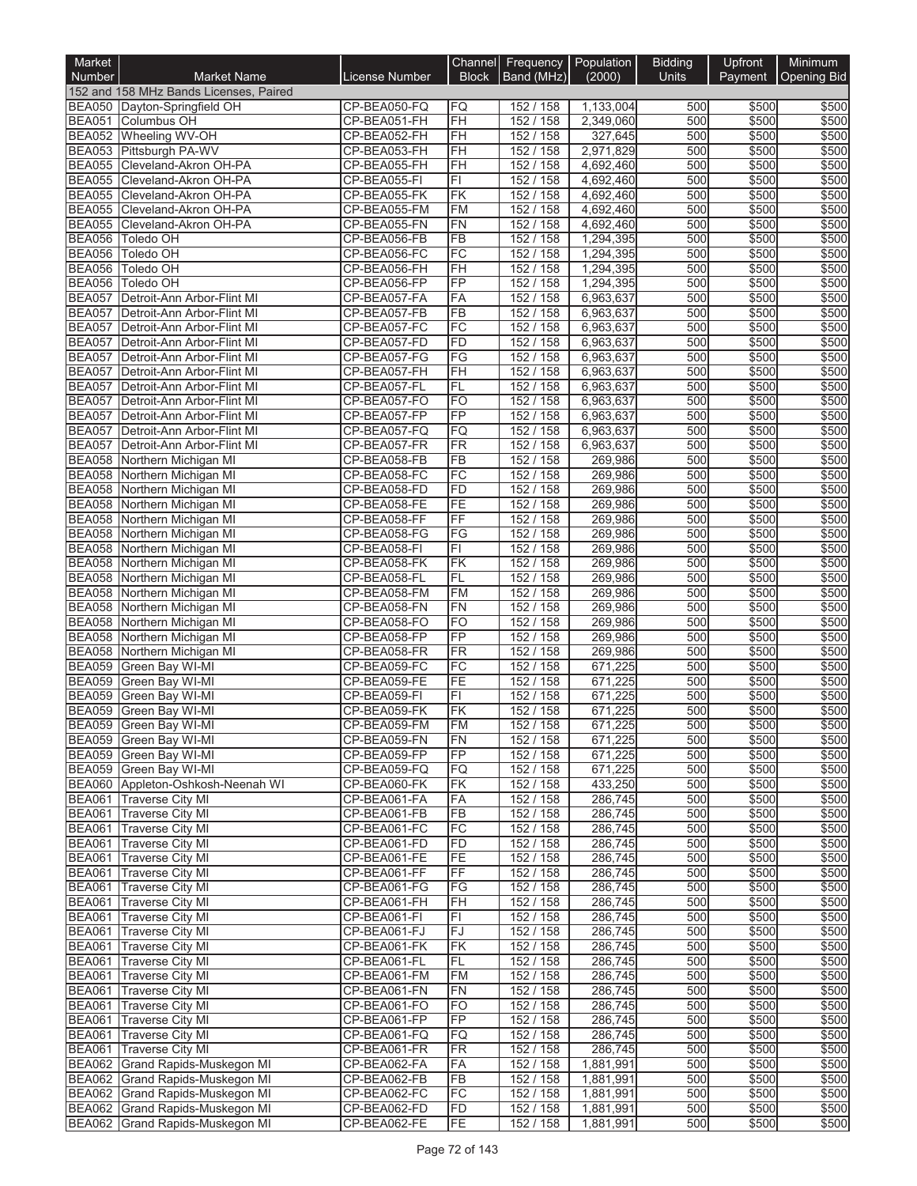| Market Number | Market Name | License Number | Channel Block | Frequency Band (MHz) | Population (2000) | Bidding Units | Upfront Payment | Minimum Opening Bid |
|---|---|---|---|---|---|---|---|---|
| 152 and 158 MHz Bands Licenses, Paired | | | | | | | | |
| BEA050 | Dayton-Springfield OH | CP-BEA050-FQ | FQ | 152 / 158 | 1,133,004 | 500 | $500 | $500 |
| BEA051 | Columbus OH | CP-BEA051-FH | FH | 152 / 158 | 2,349,060 | 500 | $500 | $500 |
| BEA052 | Wheeling WV-OH | CP-BEA052-FH | FH | 152 / 158 | 327,645 | 500 | $500 | $500 |
| BEA053 | Pittsburgh PA-WV | CP-BEA053-FH | FH | 152 / 158 | 2,971,829 | 500 | $500 | $500 |
| BEA055 | Cleveland-Akron OH-PA | CP-BEA055-FH | FH | 152 / 158 | 4,692,460 | 500 | $500 | $500 |
| BEA055 | Cleveland-Akron OH-PA | CP-BEA055-FI | FI | 152 / 158 | 4,692,460 | 500 | $500 | $500 |
| BEA055 | Cleveland-Akron OH-PA | CP-BEA055-FK | FK | 152 / 158 | 4,692,460 | 500 | $500 | $500 |
| BEA055 | Cleveland-Akron OH-PA | CP-BEA055-FM | FM | 152 / 158 | 4,692,460 | 500 | $500 | $500 |
| BEA055 | Cleveland-Akron OH-PA | CP-BEA055-FN | FN | 152 / 158 | 4,692,460 | 500 | $500 | $500 |
| BEA056 | Toledo OH | CP-BEA056-FB | FB | 152 / 158 | 1,294,395 | 500 | $500 | $500 |
| BEA056 | Toledo OH | CP-BEA056-FC | FC | 152 / 158 | 1,294,395 | 500 | $500 | $500 |
| BEA056 | Toledo OH | CP-BEA056-FH | FH | 152 / 158 | 1,294,395 | 500 | $500 | $500 |
| BEA056 | Toledo OH | CP-BEA056-FP | FP | 152 / 158 | 1,294,395 | 500 | $500 | $500 |
| BEA057 | Detroit-Ann Arbor-Flint MI | CP-BEA057-FA | FA | 152 / 158 | 6,963,637 | 500 | $500 | $500 |
| BEA057 | Detroit-Ann Arbor-Flint MI | CP-BEA057-FB | FB | 152 / 158 | 6,963,637 | 500 | $500 | $500 |
| BEA057 | Detroit-Ann Arbor-Flint MI | CP-BEA057-FC | FC | 152 / 158 | 6,963,637 | 500 | $500 | $500 |
| BEA057 | Detroit-Ann Arbor-Flint MI | CP-BEA057-FD | FD | 152 / 158 | 6,963,637 | 500 | $500 | $500 |
| BEA057 | Detroit-Ann Arbor-Flint MI | CP-BEA057-FG | FG | 152 / 158 | 6,963,637 | 500 | $500 | $500 |
| BEA057 | Detroit-Ann Arbor-Flint MI | CP-BEA057-FH | FH | 152 / 158 | 6,963,637 | 500 | $500 | $500 |
| BEA057 | Detroit-Ann Arbor-Flint MI | CP-BEA057-FL | FL | 152 / 158 | 6,963,637 | 500 | $500 | $500 |
| BEA057 | Detroit-Ann Arbor-Flint MI | CP-BEA057-FO | FO | 152 / 158 | 6,963,637 | 500 | $500 | $500 |
| BEA057 | Detroit-Ann Arbor-Flint MI | CP-BEA057-FP | FP | 152 / 158 | 6,963,637 | 500 | $500 | $500 |
| BEA057 | Detroit-Ann Arbor-Flint MI | CP-BEA057-FQ | FQ | 152 / 158 | 6,963,637 | 500 | $500 | $500 |
| BEA057 | Detroit-Ann Arbor-Flint MI | CP-BEA057-FR | FR | 152 / 158 | 6,963,637 | 500 | $500 | $500 |
| BEA058 | Northern Michigan MI | CP-BEA058-FB | FB | 152 / 158 | 269,986 | 500 | $500 | $500 |
| BEA058 | Northern Michigan MI | CP-BEA058-FC | FC | 152 / 158 | 269,986 | 500 | $500 | $500 |
| BEA058 | Northern Michigan MI | CP-BEA058-FD | FD | 152 / 158 | 269,986 | 500 | $500 | $500 |
| BEA058 | Northern Michigan MI | CP-BEA058-FE | FE | 152 / 158 | 269,986 | 500 | $500 | $500 |
| BEA058 | Northern Michigan MI | CP-BEA058-FF | FF | 152 / 158 | 269,986 | 500 | $500 | $500 |
| BEA058 | Northern Michigan MI | CP-BEA058-FG | FG | 152 / 158 | 269,986 | 500 | $500 | $500 |
| BEA058 | Northern Michigan MI | CP-BEA058-FI | FI | 152 / 158 | 269,986 | 500 | $500 | $500 |
| BEA058 | Northern Michigan MI | CP-BEA058-FK | FK | 152 / 158 | 269,986 | 500 | $500 | $500 |
| BEA058 | Northern Michigan MI | CP-BEA058-FL | FL | 152 / 158 | 269,986 | 500 | $500 | $500 |
| BEA058 | Northern Michigan MI | CP-BEA058-FM | FM | 152 / 158 | 269,986 | 500 | $500 | $500 |
| BEA058 | Northern Michigan MI | CP-BEA058-FN | FN | 152 / 158 | 269,986 | 500 | $500 | $500 |
| BEA058 | Northern Michigan MI | CP-BEA058-FO | FO | 152 / 158 | 269,986 | 500 | $500 | $500 |
| BEA058 | Northern Michigan MI | CP-BEA058-FP | FP | 152 / 158 | 269,986 | 500 | $500 | $500 |
| BEA058 | Northern Michigan MI | CP-BEA058-FR | FR | 152 / 158 | 269,986 | 500 | $500 | $500 |
| BEA059 | Green Bay WI-MI | CP-BEA059-FC | FC | 152 / 158 | 671,225 | 500 | $500 | $500 |
| BEA059 | Green Bay WI-MI | CP-BEA059-FE | FE | 152 / 158 | 671,225 | 500 | $500 | $500 |
| BEA059 | Green Bay WI-MI | CP-BEA059-FI | FI | 152 / 158 | 671,225 | 500 | $500 | $500 |
| BEA059 | Green Bay WI-MI | CP-BEA059-FK | FK | 152 / 158 | 671,225 | 500 | $500 | $500 |
| BEA059 | Green Bay WI-MI | CP-BEA059-FM | FM | 152 / 158 | 671,225 | 500 | $500 | $500 |
| BEA059 | Green Bay WI-MI | CP-BEA059-FN | FN | 152 / 158 | 671,225 | 500 | $500 | $500 |
| BEA059 | Green Bay WI-MI | CP-BEA059-FP | FP | 152 / 158 | 671,225 | 500 | $500 | $500 |
| BEA059 | Green Bay WI-MI | CP-BEA059-FQ | FQ | 152 / 158 | 671,225 | 500 | $500 | $500 |
| BEA060 | Appleton-Oshkosh-Neenah WI | CP-BEA060-FK | FK | 152 / 158 | 433,250 | 500 | $500 | $500 |
| BEA061 | Traverse City MI | CP-BEA061-FA | FA | 152 / 158 | 286,745 | 500 | $500 | $500 |
| BEA061 | Traverse City MI | CP-BEA061-FB | FB | 152 / 158 | 286,745 | 500 | $500 | $500 |
| BEA061 | Traverse City MI | CP-BEA061-FC | FC | 152 / 158 | 286,745 | 500 | $500 | $500 |
| BEA061 | Traverse City MI | CP-BEA061-FD | FD | 152 / 158 | 286,745 | 500 | $500 | $500 |
| BEA061 | Traverse City MI | CP-BEA061-FE | FE | 152 / 158 | 286,745 | 500 | $500 | $500 |
| BEA061 | Traverse City MI | CP-BEA061-FF | FF | 152 / 158 | 286,745 | 500 | $500 | $500 |
| BEA061 | Traverse City MI | CP-BEA061-FG | FG | 152 / 158 | 286,745 | 500 | $500 | $500 |
| BEA061 | Traverse City MI | CP-BEA061-FH | FH | 152 / 158 | 286,745 | 500 | $500 | $500 |
| BEA061 | Traverse City MI | CP-BEA061-FI | FI | 152 / 158 | 286,745 | 500 | $500 | $500 |
| BEA061 | Traverse City MI | CP-BEA061-FJ | FJ | 152 / 158 | 286,745 | 500 | $500 | $500 |
| BEA061 | Traverse City MI | CP-BEA061-FK | FK | 152 / 158 | 286,745 | 500 | $500 | $500 |
| BEA061 | Traverse City MI | CP-BEA061-FL | FL | 152 / 158 | 286,745 | 500 | $500 | $500 |
| BEA061 | Traverse City MI | CP-BEA061-FM | FM | 152 / 158 | 286,745 | 500 | $500 | $500 |
| BEA061 | Traverse City MI | CP-BEA061-FN | FN | 152 / 158 | 286,745 | 500 | $500 | $500 |
| BEA061 | Traverse City MI | CP-BEA061-FO | FO | 152 / 158 | 286,745 | 500 | $500 | $500 |
| BEA061 | Traverse City MI | CP-BEA061-FP | FP | 152 / 158 | 286,745 | 500 | $500 | $500 |
| BEA061 | Traverse City MI | CP-BEA061-FQ | FQ | 152 / 158 | 286,745 | 500 | $500 | $500 |
| BEA061 | Traverse City MI | CP-BEA061-FR | FR | 152 / 158 | 286,745 | 500 | $500 | $500 |
| BEA062 | Grand Rapids-Muskegon MI | CP-BEA062-FA | FA | 152 / 158 | 1,881,991 | 500 | $500 | $500 |
| BEA062 | Grand Rapids-Muskegon MI | CP-BEA062-FB | FB | 152 / 158 | 1,881,991 | 500 | $500 | $500 |
| BEA062 | Grand Rapids-Muskegon MI | CP-BEA062-FC | FC | 152 / 158 | 1,881,991 | 500 | $500 | $500 |
| BEA062 | Grand Rapids-Muskegon MI | CP-BEA062-FD | FD | 152 / 158 | 1,881,991 | 500 | $500 | $500 |
| BEA062 | Grand Rapids-Muskegon MI | CP-BEA062-FE | FE | 152 / 158 | 1,881,991 | 500 | $500 | $500 |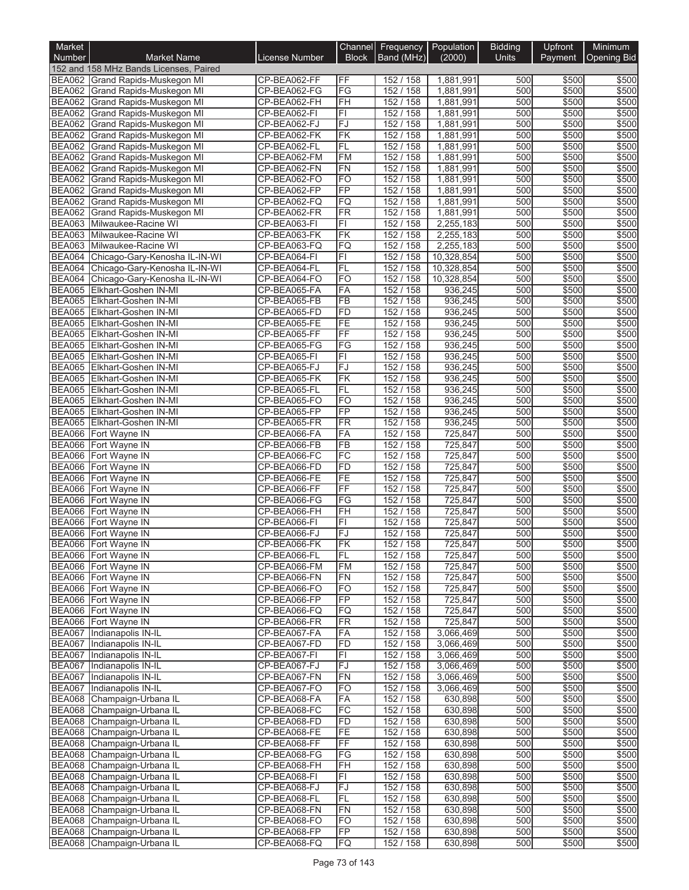| Market Number | Market Name | License Number | Channel Block | Frequency Band (MHz) | Population (2000) | Bidding Units | Upfront Payment | Minimum Opening Bid |
|---|---|---|---|---|---|---|---|---|
| 152 and 158 MHz Bands Licenses, Paired | | | | | | | | |
| BEA062 | Grand Rapids-Muskegon MI | CP-BEA062-FF | FF | 152 / 158 | 1,881,991 | 500 | $500 | $500 |
| BEA062 | Grand Rapids-Muskegon MI | CP-BEA062-FG | FG | 152 / 158 | 1,881,991 | 500 | $500 | $500 |
| BEA062 | Grand Rapids-Muskegon MI | CP-BEA062-FH | FH | 152 / 158 | 1,881,991 | 500 | $500 | $500 |
| BEA062 | Grand Rapids-Muskegon MI | CP-BEA062-FI | FI | 152 / 158 | 1,881,991 | 500 | $500 | $500 |
| BEA062 | Grand Rapids-Muskegon MI | CP-BEA062-FJ | FJ | 152 / 158 | 1,881,991 | 500 | $500 | $500 |
| BEA062 | Grand Rapids-Muskegon MI | CP-BEA062-FK | FK | 152 / 158 | 1,881,991 | 500 | $500 | $500 |
| BEA062 | Grand Rapids-Muskegon MI | CP-BEA062-FL | FL | 152 / 158 | 1,881,991 | 500 | $500 | $500 |
| BEA062 | Grand Rapids-Muskegon MI | CP-BEA062-FM | FM | 152 / 158 | 1,881,991 | 500 | $500 | $500 |
| BEA062 | Grand Rapids-Muskegon MI | CP-BEA062-FN | FN | 152 / 158 | 1,881,991 | 500 | $500 | $500 |
| BEA062 | Grand Rapids-Muskegon MI | CP-BEA062-FO | FO | 152 / 158 | 1,881,991 | 500 | $500 | $500 |
| BEA062 | Grand Rapids-Muskegon MI | CP-BEA062-FP | FP | 152 / 158 | 1,881,991 | 500 | $500 | $500 |
| BEA062 | Grand Rapids-Muskegon MI | CP-BEA062-FQ | FQ | 152 / 158 | 1,881,991 | 500 | $500 | $500 |
| BEA062 | Grand Rapids-Muskegon MI | CP-BEA062-FR | FR | 152 / 158 | 1,881,991 | 500 | $500 | $500 |
| BEA063 | Milwaukee-Racine WI | CP-BEA063-FI | FI | 152 / 158 | 2,255,183 | 500 | $500 | $500 |
| BEA063 | Milwaukee-Racine WI | CP-BEA063-FK | FK | 152 / 158 | 2,255,183 | 500 | $500 | $500 |
| BEA063 | Milwaukee-Racine WI | CP-BEA063-FQ | FQ | 152 / 158 | 2,255,183 | 500 | $500 | $500 |
| BEA064 | Chicago-Gary-Kenosha IL-IN-WI | CP-BEA064-FI | FI | 152 / 158 | 10,328,854 | 500 | $500 | $500 |
| BEA064 | Chicago-Gary-Kenosha IL-IN-WI | CP-BEA064-FL | FL | 152 / 158 | 10,328,854 | 500 | $500 | $500 |
| BEA064 | Chicago-Gary-Kenosha IL-IN-WI | CP-BEA064-FO | FO | 152 / 158 | 10,328,854 | 500 | $500 | $500 |
| BEA065 | Elkhart-Goshen IN-MI | CP-BEA065-FA | FA | 152 / 158 | 936,245 | 500 | $500 | $500 |
| BEA065 | Elkhart-Goshen IN-MI | CP-BEA065-FB | FB | 152 / 158 | 936,245 | 500 | $500 | $500 |
| BEA065 | Elkhart-Goshen IN-MI | CP-BEA065-FD | FD | 152 / 158 | 936,245 | 500 | $500 | $500 |
| BEA065 | Elkhart-Goshen IN-MI | CP-BEA065-FE | FE | 152 / 158 | 936,245 | 500 | $500 | $500 |
| BEA065 | Elkhart-Goshen IN-MI | CP-BEA065-FF | FF | 152 / 158 | 936,245 | 500 | $500 | $500 |
| BEA065 | Elkhart-Goshen IN-MI | CP-BEA065-FG | FG | 152 / 158 | 936,245 | 500 | $500 | $500 |
| BEA065 | Elkhart-Goshen IN-MI | CP-BEA065-FI | FI | 152 / 158 | 936,245 | 500 | $500 | $500 |
| BEA065 | Elkhart-Goshen IN-MI | CP-BEA065-FJ | FJ | 152 / 158 | 936,245 | 500 | $500 | $500 |
| BEA065 | Elkhart-Goshen IN-MI | CP-BEA065-FK | FK | 152 / 158 | 936,245 | 500 | $500 | $500 |
| BEA065 | Elkhart-Goshen IN-MI | CP-BEA065-FL | FL | 152 / 158 | 936,245 | 500 | $500 | $500 |
| BEA065 | Elkhart-Goshen IN-MI | CP-BEA065-FO | FO | 152 / 158 | 936,245 | 500 | $500 | $500 |
| BEA065 | Elkhart-Goshen IN-MI | CP-BEA065-FP | FP | 152 / 158 | 936,245 | 500 | $500 | $500 |
| BEA065 | Elkhart-Goshen IN-MI | CP-BEA065-FR | FR | 152 / 158 | 936,245 | 500 | $500 | $500 |
| BEA066 | Fort Wayne IN | CP-BEA066-FA | FA | 152 / 158 | 725,847 | 500 | $500 | $500 |
| BEA066 | Fort Wayne IN | CP-BEA066-FB | FB | 152 / 158 | 725,847 | 500 | $500 | $500 |
| BEA066 | Fort Wayne IN | CP-BEA066-FC | FC | 152 / 158 | 725,847 | 500 | $500 | $500 |
| BEA066 | Fort Wayne IN | CP-BEA066-FD | FD | 152 / 158 | 725,847 | 500 | $500 | $500 |
| BEA066 | Fort Wayne IN | CP-BEA066-FE | FE | 152 / 158 | 725,847 | 500 | $500 | $500 |
| BEA066 | Fort Wayne IN | CP-BEA066-FF | FF | 152 / 158 | 725,847 | 500 | $500 | $500 |
| BEA066 | Fort Wayne IN | CP-BEA066-FG | FG | 152 / 158 | 725,847 | 500 | $500 | $500 |
| BEA066 | Fort Wayne IN | CP-BEA066-FH | FH | 152 / 158 | 725,847 | 500 | $500 | $500 |
| BEA066 | Fort Wayne IN | CP-BEA066-FI | FI | 152 / 158 | 725,847 | 500 | $500 | $500 |
| BEA066 | Fort Wayne IN | CP-BEA066-FJ | FJ | 152 / 158 | 725,847 | 500 | $500 | $500 |
| BEA066 | Fort Wayne IN | CP-BEA066-FK | FK | 152 / 158 | 725,847 | 500 | $500 | $500 |
| BEA066 | Fort Wayne IN | CP-BEA066-FL | FL | 152 / 158 | 725,847 | 500 | $500 | $500 |
| BEA066 | Fort Wayne IN | CP-BEA066-FM | FM | 152 / 158 | 725,847 | 500 | $500 | $500 |
| BEA066 | Fort Wayne IN | CP-BEA066-FN | FN | 152 / 158 | 725,847 | 500 | $500 | $500 |
| BEA066 | Fort Wayne IN | CP-BEA066-FO | FO | 152 / 158 | 725,847 | 500 | $500 | $500 |
| BEA066 | Fort Wayne IN | CP-BEA066-FP | FP | 152 / 158 | 725,847 | 500 | $500 | $500 |
| BEA066 | Fort Wayne IN | CP-BEA066-FQ | FQ | 152 / 158 | 725,847 | 500 | $500 | $500 |
| BEA066 | Fort Wayne IN | CP-BEA066-FR | FR | 152 / 158 | 725,847 | 500 | $500 | $500 |
| BEA067 | Indianapolis IN-IL | CP-BEA067-FA | FA | 152 / 158 | 3,066,469 | 500 | $500 | $500 |
| BEA067 | Indianapolis IN-IL | CP-BEA067-FD | FD | 152 / 158 | 3,066,469 | 500 | $500 | $500 |
| BEA067 | Indianapolis IN-IL | CP-BEA067-FI | FI | 152 / 158 | 3,066,469 | 500 | $500 | $500 |
| BEA067 | Indianapolis IN-IL | CP-BEA067-FJ | FJ | 152 / 158 | 3,066,469 | 500 | $500 | $500 |
| BEA067 | Indianapolis IN-IL | CP-BEA067-FN | FN | 152 / 158 | 3,066,469 | 500 | $500 | $500 |
| BEA067 | Indianapolis IN-IL | CP-BEA067-FO | FO | 152 / 158 | 3,066,469 | 500 | $500 | $500 |
| BEA068 | Champaign-Urbana IL | CP-BEA068-FA | FA | 152 / 158 | 630,898 | 500 | $500 | $500 |
| BEA068 | Champaign-Urbana IL | CP-BEA068-FC | FC | 152 / 158 | 630,898 | 500 | $500 | $500 |
| BEA068 | Champaign-Urbana IL | CP-BEA068-FD | FD | 152 / 158 | 630,898 | 500 | $500 | $500 |
| BEA068 | Champaign-Urbana IL | CP-BEA068-FE | FE | 152 / 158 | 630,898 | 500 | $500 | $500 |
| BEA068 | Champaign-Urbana IL | CP-BEA068-FF | FF | 152 / 158 | 630,898 | 500 | $500 | $500 |
| BEA068 | Champaign-Urbana IL | CP-BEA068-FG | FG | 152 / 158 | 630,898 | 500 | $500 | $500 |
| BEA068 | Champaign-Urbana IL | CP-BEA068-FH | FH | 152 / 158 | 630,898 | 500 | $500 | $500 |
| BEA068 | Champaign-Urbana IL | CP-BEA068-FI | FI | 152 / 158 | 630,898 | 500 | $500 | $500 |
| BEA068 | Champaign-Urbana IL | CP-BEA068-FJ | FJ | 152 / 158 | 630,898 | 500 | $500 | $500 |
| BEA068 | Champaign-Urbana IL | CP-BEA068-FL | FL | 152 / 158 | 630,898 | 500 | $500 | $500 |
| BEA068 | Champaign-Urbana IL | CP-BEA068-FN | FN | 152 / 158 | 630,898 | 500 | $500 | $500 |
| BEA068 | Champaign-Urbana IL | CP-BEA068-FO | FO | 152 / 158 | 630,898 | 500 | $500 | $500 |
| BEA068 | Champaign-Urbana IL | CP-BEA068-FP | FP | 152 / 158 | 630,898 | 500 | $500 | $500 |
| BEA068 | Champaign-Urbana IL | CP-BEA068-FQ | FQ | 152 / 158 | 630,898 | 500 | $500 | $500 |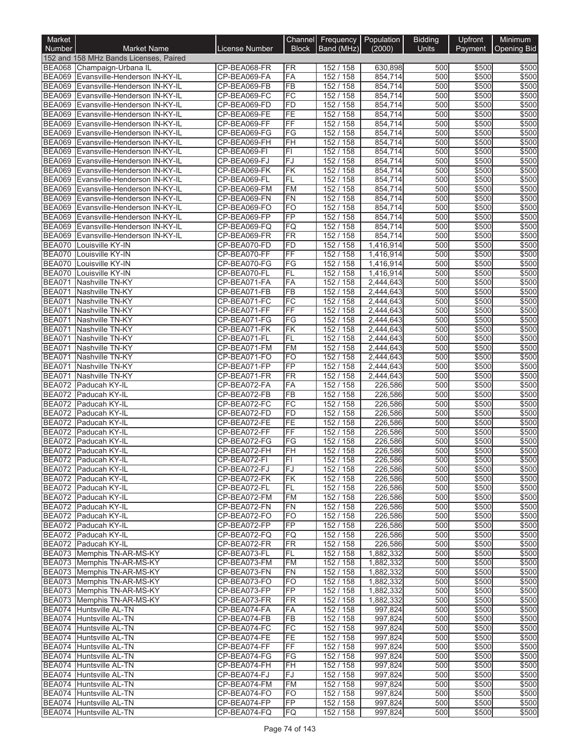| Market Number | Market Name | License Number | Channel Block | Frequency Band (MHz) | Population (2000) | Bidding Units | Upfront Payment | Minimum Opening Bid |
|---|---|---|---|---|---|---|---|---|
| 152 and 158 MHz Bands Licenses, Paired | | | | | | | | |
| BEA068 | Champaign-Urbana IL | CP-BEA068-FR | FR | 152 / 158 | 630,898 | 500 | $500 | $500 |
| BEA069 | Evansville-Henderson IN-KY-IL | CP-BEA069-FA | FA | 152 / 158 | 854,714 | 500 | $500 | $500 |
| BEA069 | Evansville-Henderson IN-KY-IL | CP-BEA069-FB | FB | 152 / 158 | 854,714 | 500 | $500 | $500 |
| BEA069 | Evansville-Henderson IN-KY-IL | CP-BEA069-FC | FC | 152 / 158 | 854,714 | 500 | $500 | $500 |
| BEA069 | Evansville-Henderson IN-KY-IL | CP-BEA069-FD | FD | 152 / 158 | 854,714 | 500 | $500 | $500 |
| BEA069 | Evansville-Henderson IN-KY-IL | CP-BEA069-FE | FE | 152 / 158 | 854,714 | 500 | $500 | $500 |
| BEA069 | Evansville-Henderson IN-KY-IL | CP-BEA069-FF | FF | 152 / 158 | 854,714 | 500 | $500 | $500 |
| BEA069 | Evansville-Henderson IN-KY-IL | CP-BEA069-FG | FG | 152 / 158 | 854,714 | 500 | $500 | $500 |
| BEA069 | Evansville-Henderson IN-KY-IL | CP-BEA069-FH | FH | 152 / 158 | 854,714 | 500 | $500 | $500 |
| BEA069 | Evansville-Henderson IN-KY-IL | CP-BEA069-FI | FI | 152 / 158 | 854,714 | 500 | $500 | $500 |
| BEA069 | Evansville-Henderson IN-KY-IL | CP-BEA069-FJ | FJ | 152 / 158 | 854,714 | 500 | $500 | $500 |
| BEA069 | Evansville-Henderson IN-KY-IL | CP-BEA069-FK | FK | 152 / 158 | 854,714 | 500 | $500 | $500 |
| BEA069 | Evansville-Henderson IN-KY-IL | CP-BEA069-FL | FL | 152 / 158 | 854,714 | 500 | $500 | $500 |
| BEA069 | Evansville-Henderson IN-KY-IL | CP-BEA069-FM | FM | 152 / 158 | 854,714 | 500 | $500 | $500 |
| BEA069 | Evansville-Henderson IN-KY-IL | CP-BEA069-FN | FN | 152 / 158 | 854,714 | 500 | $500 | $500 |
| BEA069 | Evansville-Henderson IN-KY-IL | CP-BEA069-FO | FO | 152 / 158 | 854,714 | 500 | $500 | $500 |
| BEA069 | Evansville-Henderson IN-KY-IL | CP-BEA069-FP | FP | 152 / 158 | 854,714 | 500 | $500 | $500 |
| BEA069 | Evansville-Henderson IN-KY-IL | CP-BEA069-FQ | FQ | 152 / 158 | 854,714 | 500 | $500 | $500 |
| BEA069 | Evansville-Henderson IN-KY-IL | CP-BEA069-FR | FR | 152 / 158 | 854,714 | 500 | $500 | $500 |
| BEA070 | Louisville KY-IN | CP-BEA070-FD | FD | 152 / 158 | 1,416,914 | 500 | $500 | $500 |
| BEA070 | Louisville KY-IN | CP-BEA070-FF | FF | 152 / 158 | 1,416,914 | 500 | $500 | $500 |
| BEA070 | Louisville KY-IN | CP-BEA070-FG | FG | 152 / 158 | 1,416,914 | 500 | $500 | $500 |
| BEA070 | Louisville KY-IN | CP-BEA070-FL | FL | 152 / 158 | 1,416,914 | 500 | $500 | $500 |
| BEA071 | Nashville TN-KY | CP-BEA071-FA | FA | 152 / 158 | 2,444,643 | 500 | $500 | $500 |
| BEA071 | Nashville TN-KY | CP-BEA071-FB | FB | 152 / 158 | 2,444,643 | 500 | $500 | $500 |
| BEA071 | Nashville TN-KY | CP-BEA071-FC | FC | 152 / 158 | 2,444,643 | 500 | $500 | $500 |
| BEA071 | Nashville TN-KY | CP-BEA071-FF | FF | 152 / 158 | 2,444,643 | 500 | $500 | $500 |
| BEA071 | Nashville TN-KY | CP-BEA071-FG | FG | 152 / 158 | 2,444,643 | 500 | $500 | $500 |
| BEA071 | Nashville TN-KY | CP-BEA071-FK | FK | 152 / 158 | 2,444,643 | 500 | $500 | $500 |
| BEA071 | Nashville TN-KY | CP-BEA071-FL | FL | 152 / 158 | 2,444,643 | 500 | $500 | $500 |
| BEA071 | Nashville TN-KY | CP-BEA071-FM | FM | 152 / 158 | 2,444,643 | 500 | $500 | $500 |
| BEA071 | Nashville TN-KY | CP-BEA071-FO | FO | 152 / 158 | 2,444,643 | 500 | $500 | $500 |
| BEA071 | Nashville TN-KY | CP-BEA071-FP | FP | 152 / 158 | 2,444,643 | 500 | $500 | $500 |
| BEA071 | Nashville TN-KY | CP-BEA071-FR | FR | 152 / 158 | 2,444,643 | 500 | $500 | $500 |
| BEA072 | Paducah KY-IL | CP-BEA072-FA | FA | 152 / 158 | 226,586 | 500 | $500 | $500 |
| BEA072 | Paducah KY-IL | CP-BEA072-FB | FB | 152 / 158 | 226,586 | 500 | $500 | $500 |
| BEA072 | Paducah KY-IL | CP-BEA072-FC | FC | 152 / 158 | 226,586 | 500 | $500 | $500 |
| BEA072 | Paducah KY-IL | CP-BEA072-FD | FD | 152 / 158 | 226,586 | 500 | $500 | $500 |
| BEA072 | Paducah KY-IL | CP-BEA072-FE | FE | 152 / 158 | 226,586 | 500 | $500 | $500 |
| BEA072 | Paducah KY-IL | CP-BEA072-FF | FF | 152 / 158 | 226,586 | 500 | $500 | $500 |
| BEA072 | Paducah KY-IL | CP-BEA072-FG | FG | 152 / 158 | 226,586 | 500 | $500 | $500 |
| BEA072 | Paducah KY-IL | CP-BEA072-FH | FH | 152 / 158 | 226,586 | 500 | $500 | $500 |
| BEA072 | Paducah KY-IL | CP-BEA072-FI | FI | 152 / 158 | 226,586 | 500 | $500 | $500 |
| BEA072 | Paducah KY-IL | CP-BEA072-FJ | FJ | 152 / 158 | 226,586 | 500 | $500 | $500 |
| BEA072 | Paducah KY-IL | CP-BEA072-FK | FK | 152 / 158 | 226,586 | 500 | $500 | $500 |
| BEA072 | Paducah KY-IL | CP-BEA072-FL | FL | 152 / 158 | 226,586 | 500 | $500 | $500 |
| BEA072 | Paducah KY-IL | CP-BEA072-FM | FM | 152 / 158 | 226,586 | 500 | $500 | $500 |
| BEA072 | Paducah KY-IL | CP-BEA072-FN | FN | 152 / 158 | 226,586 | 500 | $500 | $500 |
| BEA072 | Paducah KY-IL | CP-BEA072-FO | FO | 152 / 158 | 226,586 | 500 | $500 | $500 |
| BEA072 | Paducah KY-IL | CP-BEA072-FP | FP | 152 / 158 | 226,586 | 500 | $500 | $500 |
| BEA072 | Paducah KY-IL | CP-BEA072-FQ | FQ | 152 / 158 | 226,586 | 500 | $500 | $500 |
| BEA072 | Paducah KY-IL | CP-BEA072-FR | FR | 152 / 158 | 226,586 | 500 | $500 | $500 |
| BEA073 | Memphis TN-AR-MS-KY | CP-BEA073-FL | FL | 152 / 158 | 1,882,332 | 500 | $500 | $500 |
| BEA073 | Memphis TN-AR-MS-KY | CP-BEA073-FM | FM | 152 / 158 | 1,882,332 | 500 | $500 | $500 |
| BEA073 | Memphis TN-AR-MS-KY | CP-BEA073-FN | FN | 152 / 158 | 1,882,332 | 500 | $500 | $500 |
| BEA073 | Memphis TN-AR-MS-KY | CP-BEA073-FO | FO | 152 / 158 | 1,882,332 | 500 | $500 | $500 |
| BEA073 | Memphis TN-AR-MS-KY | CP-BEA073-FP | FP | 152 / 158 | 1,882,332 | 500 | $500 | $500 |
| BEA073 | Memphis TN-AR-MS-KY | CP-BEA073-FR | FR | 152 / 158 | 1,882,332 | 500 | $500 | $500 |
| BEA074 | Huntsville AL-TN | CP-BEA074-FA | FA | 152 / 158 | 997,824 | 500 | $500 | $500 |
| BEA074 | Huntsville AL-TN | CP-BEA074-FB | FB | 152 / 158 | 997,824 | 500 | $500 | $500 |
| BEA074 | Huntsville AL-TN | CP-BEA074-FC | FC | 152 / 158 | 997,824 | 500 | $500 | $500 |
| BEA074 | Huntsville AL-TN | CP-BEA074-FE | FE | 152 / 158 | 997,824 | 500 | $500 | $500 |
| BEA074 | Huntsville AL-TN | CP-BEA074-FF | FF | 152 / 158 | 997,824 | 500 | $500 | $500 |
| BEA074 | Huntsville AL-TN | CP-BEA074-FG | FG | 152 / 158 | 997,824 | 500 | $500 | $500 |
| BEA074 | Huntsville AL-TN | CP-BEA074-FH | FH | 152 / 158 | 997,824 | 500 | $500 | $500 |
| BEA074 | Huntsville AL-TN | CP-BEA074-FJ | FJ | 152 / 158 | 997,824 | 500 | $500 | $500 |
| BEA074 | Huntsville AL-TN | CP-BEA074-FM | FM | 152 / 158 | 997,824 | 500 | $500 | $500 |
| BEA074 | Huntsville AL-TN | CP-BEA074-FO | FO | 152 / 158 | 997,824 | 500 | $500 | $500 |
| BEA074 | Huntsville AL-TN | CP-BEA074-FP | FP | 152 / 158 | 997,824 | 500 | $500 | $500 |
| BEA074 | Huntsville AL-TN | CP-BEA074-FQ | FQ | 152 / 158 | 997,824 | 500 | $500 | $500 |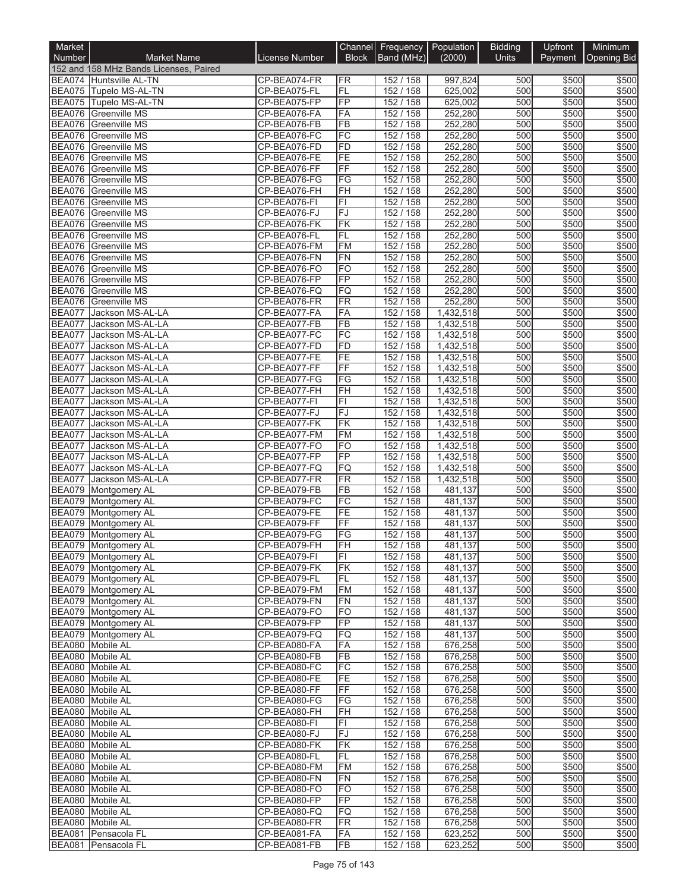| Market Number | Market Name | License Number | Channel Block | Frequency Band (MHz) | Population (2000) | Bidding Units | Upfront Payment | Minimum Opening Bid |
|---|---|---|---|---|---|---|---|---|
| 152 and 158 MHz Bands Licenses, Paired | | | | | | | | |
| BEA074 | Huntsville AL-TN | CP-BEA074-FR | FR | 152 / 158 | 997,824 | 500 | $500 | $500 |
| BEA075 | Tupelo MS-AL-TN | CP-BEA075-FL | FL | 152 / 158 | 625,002 | 500 | $500 | $500 |
| BEA075 | Tupelo MS-AL-TN | CP-BEA075-FP | FP | 152 / 158 | 625,002 | 500 | $500 | $500 |
| BEA076 | Greenville MS | CP-BEA076-FA | FA | 152 / 158 | 252,280 | 500 | $500 | $500 |
| BEA076 | Greenville MS | CP-BEA076-FB | FB | 152 / 158 | 252,280 | 500 | $500 | $500 |
| BEA076 | Greenville MS | CP-BEA076-FC | FC | 152 / 158 | 252,280 | 500 | $500 | $500 |
| BEA076 | Greenville MS | CP-BEA076-FD | FD | 152 / 158 | 252,280 | 500 | $500 | $500 |
| BEA076 | Greenville MS | CP-BEA076-FE | FE | 152 / 158 | 252,280 | 500 | $500 | $500 |
| BEA076 | Greenville MS | CP-BEA076-FF | FF | 152 / 158 | 252,280 | 500 | $500 | $500 |
| BEA076 | Greenville MS | CP-BEA076-FG | FG | 152 / 158 | 252,280 | 500 | $500 | $500 |
| BEA076 | Greenville MS | CP-BEA076-FH | FH | 152 / 158 | 252,280 | 500 | $500 | $500 |
| BEA076 | Greenville MS | CP-BEA076-FI | FI | 152 / 158 | 252,280 | 500 | $500 | $500 |
| BEA076 | Greenville MS | CP-BEA076-FJ | FJ | 152 / 158 | 252,280 | 500 | $500 | $500 |
| BEA076 | Greenville MS | CP-BEA076-FK | FK | 152 / 158 | 252,280 | 500 | $500 | $500 |
| BEA076 | Greenville MS | CP-BEA076-FL | FL | 152 / 158 | 252,280 | 500 | $500 | $500 |
| BEA076 | Greenville MS | CP-BEA076-FM | FM | 152 / 158 | 252,280 | 500 | $500 | $500 |
| BEA076 | Greenville MS | CP-BEA076-FN | FN | 152 / 158 | 252,280 | 500 | $500 | $500 |
| BEA076 | Greenville MS | CP-BEA076-FO | FO | 152 / 158 | 252,280 | 500 | $500 | $500 |
| BEA076 | Greenville MS | CP-BEA076-FP | FP | 152 / 158 | 252,280 | 500 | $500 | $500 |
| BEA076 | Greenville MS | CP-BEA076-FQ | FQ | 152 / 158 | 252,280 | 500 | $500 | $500 |
| BEA076 | Greenville MS | CP-BEA076-FR | FR | 152 / 158 | 252,280 | 500 | $500 | $500 |
| BEA077 | Jackson MS-AL-LA | CP-BEA077-FA | FA | 152 / 158 | 1,432,518 | 500 | $500 | $500 |
| BEA077 | Jackson MS-AL-LA | CP-BEA077-FB | FB | 152 / 158 | 1,432,518 | 500 | $500 | $500 |
| BEA077 | Jackson MS-AL-LA | CP-BEA077-FC | FC | 152 / 158 | 1,432,518 | 500 | $500 | $500 |
| BEA077 | Jackson MS-AL-LA | CP-BEA077-FD | FD | 152 / 158 | 1,432,518 | 500 | $500 | $500 |
| BEA077 | Jackson MS-AL-LA | CP-BEA077-FE | FE | 152 / 158 | 1,432,518 | 500 | $500 | $500 |
| BEA077 | Jackson MS-AL-LA | CP-BEA077-FF | FF | 152 / 158 | 1,432,518 | 500 | $500 | $500 |
| BEA077 | Jackson MS-AL-LA | CP-BEA077-FG | FG | 152 / 158 | 1,432,518 | 500 | $500 | $500 |
| BEA077 | Jackson MS-AL-LA | CP-BEA077-FH | FH | 152 / 158 | 1,432,518 | 500 | $500 | $500 |
| BEA077 | Jackson MS-AL-LA | CP-BEA077-FI | FI | 152 / 158 | 1,432,518 | 500 | $500 | $500 |
| BEA077 | Jackson MS-AL-LA | CP-BEA077-FJ | FJ | 152 / 158 | 1,432,518 | 500 | $500 | $500 |
| BEA077 | Jackson MS-AL-LA | CP-BEA077-FK | FK | 152 / 158 | 1,432,518 | 500 | $500 | $500 |
| BEA077 | Jackson MS-AL-LA | CP-BEA077-FM | FM | 152 / 158 | 1,432,518 | 500 | $500 | $500 |
| BEA077 | Jackson MS-AL-LA | CP-BEA077-FO | FO | 152 / 158 | 1,432,518 | 500 | $500 | $500 |
| BEA077 | Jackson MS-AL-LA | CP-BEA077-FP | FP | 152 / 158 | 1,432,518 | 500 | $500 | $500 |
| BEA077 | Jackson MS-AL-LA | CP-BEA077-FQ | FQ | 152 / 158 | 1,432,518 | 500 | $500 | $500 |
| BEA077 | Jackson MS-AL-LA | CP-BEA077-FR | FR | 152 / 158 | 1,432,518 | 500 | $500 | $500 |
| BEA079 | Montgomery AL | CP-BEA079-FB | FB | 152 / 158 | 481,137 | 500 | $500 | $500 |
| BEA079 | Montgomery AL | CP-BEA079-FC | FC | 152 / 158 | 481,137 | 500 | $500 | $500 |
| BEA079 | Montgomery AL | CP-BEA079-FE | FE | 152 / 158 | 481,137 | 500 | $500 | $500 |
| BEA079 | Montgomery AL | CP-BEA079-FF | FF | 152 / 158 | 481,137 | 500 | $500 | $500 |
| BEA079 | Montgomery AL | CP-BEA079-FG | FG | 152 / 158 | 481,137 | 500 | $500 | $500 |
| BEA079 | Montgomery AL | CP-BEA079-FH | FH | 152 / 158 | 481,137 | 500 | $500 | $500 |
| BEA079 | Montgomery AL | CP-BEA079-FI | FI | 152 / 158 | 481,137 | 500 | $500 | $500 |
| BEA079 | Montgomery AL | CP-BEA079-FK | FK | 152 / 158 | 481,137 | 500 | $500 | $500 |
| BEA079 | Montgomery AL | CP-BEA079-FL | FL | 152 / 158 | 481,137 | 500 | $500 | $500 |
| BEA079 | Montgomery AL | CP-BEA079-FM | FM | 152 / 158 | 481,137 | 500 | $500 | $500 |
| BEA079 | Montgomery AL | CP-BEA079-FN | FN | 152 / 158 | 481,137 | 500 | $500 | $500 |
| BEA079 | Montgomery AL | CP-BEA079-FO | FO | 152 / 158 | 481,137 | 500 | $500 | $500 |
| BEA079 | Montgomery AL | CP-BEA079-FP | FP | 152 / 158 | 481,137 | 500 | $500 | $500 |
| BEA079 | Montgomery AL | CP-BEA079-FQ | FQ | 152 / 158 | 481,137 | 500 | $500 | $500 |
| BEA080 | Mobile AL | CP-BEA080-FA | FA | 152 / 158 | 676,258 | 500 | $500 | $500 |
| BEA080 | Mobile AL | CP-BEA080-FB | FB | 152 / 158 | 676,258 | 500 | $500 | $500 |
| BEA080 | Mobile AL | CP-BEA080-FC | FC | 152 / 158 | 676,258 | 500 | $500 | $500 |
| BEA080 | Mobile AL | CP-BEA080-FE | FE | 152 / 158 | 676,258 | 500 | $500 | $500 |
| BEA080 | Mobile AL | CP-BEA080-FF | FF | 152 / 158 | 676,258 | 500 | $500 | $500 |
| BEA080 | Mobile AL | CP-BEA080-FG | FG | 152 / 158 | 676,258 | 500 | $500 | $500 |
| BEA080 | Mobile AL | CP-BEA080-FH | FH | 152 / 158 | 676,258 | 500 | $500 | $500 |
| BEA080 | Mobile AL | CP-BEA080-FI | FI | 152 / 158 | 676,258 | 500 | $500 | $500 |
| BEA080 | Mobile AL | CP-BEA080-FJ | FJ | 152 / 158 | 676,258 | 500 | $500 | $500 |
| BEA080 | Mobile AL | CP-BEA080-FK | FK | 152 / 158 | 676,258 | 500 | $500 | $500 |
| BEA080 | Mobile AL | CP-BEA080-FL | FL | 152 / 158 | 676,258 | 500 | $500 | $500 |
| BEA080 | Mobile AL | CP-BEA080-FM | FM | 152 / 158 | 676,258 | 500 | $500 | $500 |
| BEA080 | Mobile AL | CP-BEA080-FN | FN | 152 / 158 | 676,258 | 500 | $500 | $500 |
| BEA080 | Mobile AL | CP-BEA080-FO | FO | 152 / 158 | 676,258 | 500 | $500 | $500 |
| BEA080 | Mobile AL | CP-BEA080-FP | FP | 152 / 158 | 676,258 | 500 | $500 | $500 |
| BEA080 | Mobile AL | CP-BEA080-FQ | FQ | 152 / 158 | 676,258 | 500 | $500 | $500 |
| BEA080 | Mobile AL | CP-BEA080-FR | FR | 152 / 158 | 676,258 | 500 | $500 | $500 |
| BEA081 | Pensacola FL | CP-BEA081-FA | FA | 152 / 158 | 623,252 | 500 | $500 | $500 |
| BEA081 | Pensacola FL | CP-BEA081-FB | FB | 152 / 158 | 623,252 | 500 | $500 | $500 |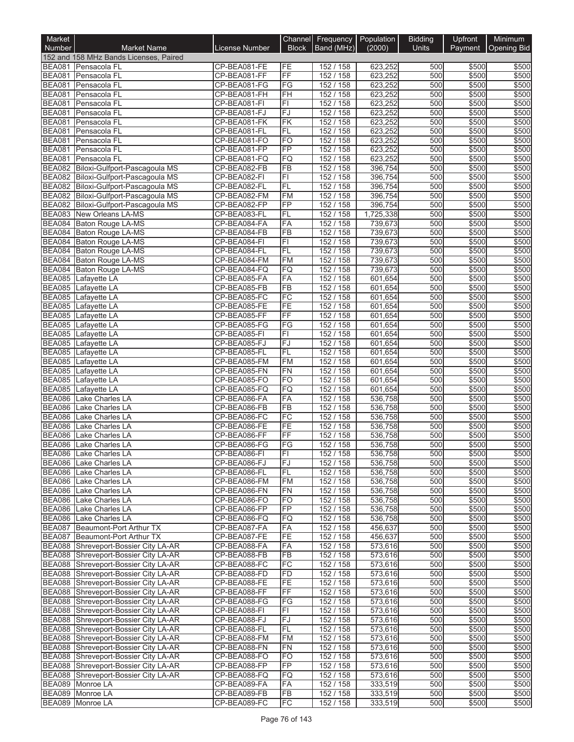| Market Number | Market Name | License Number | Channel Block | Frequency Band (MHz) | Population (2000) | Bidding Units | Upfront Payment | Minimum Opening Bid |
|---|---|---|---|---|---|---|---|---|
| 152 and 158 MHz Bands Licenses, Paired | | | | | | | | |
| BEA081 | Pensacola FL | CP-BEA081-FE | FE | 152 / 158 | 623,252 | 500 | $500 | $500 |
| BEA081 | Pensacola FL | CP-BEA081-FF | FF | 152 / 158 | 623,252 | 500 | $500 | $500 |
| BEA081 | Pensacola FL | CP-BEA081-FG | FG | 152 / 158 | 623,252 | 500 | $500 | $500 |
| BEA081 | Pensacola FL | CP-BEA081-FH | FH | 152 / 158 | 623,252 | 500 | $500 | $500 |
| BEA081 | Pensacola FL | CP-BEA081-FI | FI | 152 / 158 | 623,252 | 500 | $500 | $500 |
| BEA081 | Pensacola FL | CP-BEA081-FJ | FJ | 152 / 158 | 623,252 | 500 | $500 | $500 |
| BEA081 | Pensacola FL | CP-BEA081-FK | FK | 152 / 158 | 623,252 | 500 | $500 | $500 |
| BEA081 | Pensacola FL | CP-BEA081-FL | FL | 152 / 158 | 623,252 | 500 | $500 | $500 |
| BEA081 | Pensacola FL | CP-BEA081-FO | FO | 152 / 158 | 623,252 | 500 | $500 | $500 |
| BEA081 | Pensacola FL | CP-BEA081-FP | FP | 152 / 158 | 623,252 | 500 | $500 | $500 |
| BEA081 | Pensacola FL | CP-BEA081-FQ | FQ | 152 / 158 | 623,252 | 500 | $500 | $500 |
| BEA082 | Biloxi-Gulfport-Pascagoula MS | CP-BEA082-FB | FB | 152 / 158 | 396,754 | 500 | $500 | $500 |
| BEA082 | Biloxi-Gulfport-Pascagoula MS | CP-BEA082-FI | FI | 152 / 158 | 396,754 | 500 | $500 | $500 |
| BEA082 | Biloxi-Gulfport-Pascagoula MS | CP-BEA082-FL | FL | 152 / 158 | 396,754 | 500 | $500 | $500 |
| BEA082 | Biloxi-Gulfport-Pascagoula MS | CP-BEA082-FM | FM | 152 / 158 | 396,754 | 500 | $500 | $500 |
| BEA082 | Biloxi-Gulfport-Pascagoula MS | CP-BEA082-FP | FP | 152 / 158 | 396,754 | 500 | $500 | $500 |
| BEA083 | New Orleans LA-MS | CP-BEA083-FL | FL | 152 / 158 | 1,725,338 | 500 | $500 | $500 |
| BEA084 | Baton Rouge LA-MS | CP-BEA084-FA | FA | 152 / 158 | 739,673 | 500 | $500 | $500 |
| BEA084 | Baton Rouge LA-MS | CP-BEA084-FB | FB | 152 / 158 | 739,673 | 500 | $500 | $500 |
| BEA084 | Baton Rouge LA-MS | CP-BEA084-FI | FI | 152 / 158 | 739,673 | 500 | $500 | $500 |
| BEA084 | Baton Rouge LA-MS | CP-BEA084-FL | FL | 152 / 158 | 739,673 | 500 | $500 | $500 |
| BEA084 | Baton Rouge LA-MS | CP-BEA084-FM | FM | 152 / 158 | 739,673 | 500 | $500 | $500 |
| BEA084 | Baton Rouge LA-MS | CP-BEA084-FQ | FQ | 152 / 158 | 739,673 | 500 | $500 | $500 |
| BEA085 | Lafayette LA | CP-BEA085-FA | FA | 152 / 158 | 601,654 | 500 | $500 | $500 |
| BEA085 | Lafayette LA | CP-BEA085-FB | FB | 152 / 158 | 601,654 | 500 | $500 | $500 |
| BEA085 | Lafayette LA | CP-BEA085-FC | FC | 152 / 158 | 601,654 | 500 | $500 | $500 |
| BEA085 | Lafayette LA | CP-BEA085-FE | FE | 152 / 158 | 601,654 | 500 | $500 | $500 |
| BEA085 | Lafayette LA | CP-BEA085-FF | FF | 152 / 158 | 601,654 | 500 | $500 | $500 |
| BEA085 | Lafayette LA | CP-BEA085-FG | FG | 152 / 158 | 601,654 | 500 | $500 | $500 |
| BEA085 | Lafayette LA | CP-BEA085-FI | FI | 152 / 158 | 601,654 | 500 | $500 | $500 |
| BEA085 | Lafayette LA | CP-BEA085-FJ | FJ | 152 / 158 | 601,654 | 500 | $500 | $500 |
| BEA085 | Lafayette LA | CP-BEA085-FL | FL | 152 / 158 | 601,654 | 500 | $500 | $500 |
| BEA085 | Lafayette LA | CP-BEA085-FM | FM | 152 / 158 | 601,654 | 500 | $500 | $500 |
| BEA085 | Lafayette LA | CP-BEA085-FN | FN | 152 / 158 | 601,654 | 500 | $500 | $500 |
| BEA085 | Lafayette LA | CP-BEA085-FO | FO | 152 / 158 | 601,654 | 500 | $500 | $500 |
| BEA085 | Lafayette LA | CP-BEA085-FQ | FQ | 152 / 158 | 601,654 | 500 | $500 | $500 |
| BEA086 | Lake Charles LA | CP-BEA086-FA | FA | 152 / 158 | 536,758 | 500 | $500 | $500 |
| BEA086 | Lake Charles LA | CP-BEA086-FB | FB | 152 / 158 | 536,758 | 500 | $500 | $500 |
| BEA086 | Lake Charles LA | CP-BEA086-FC | FC | 152 / 158 | 536,758 | 500 | $500 | $500 |
| BEA086 | Lake Charles LA | CP-BEA086-FE | FE | 152 / 158 | 536,758 | 500 | $500 | $500 |
| BEA086 | Lake Charles LA | CP-BEA086-FF | FF | 152 / 158 | 536,758 | 500 | $500 | $500 |
| BEA086 | Lake Charles LA | CP-BEA086-FG | FG | 152 / 158 | 536,758 | 500 | $500 | $500 |
| BEA086 | Lake Charles LA | CP-BEA086-FI | FI | 152 / 158 | 536,758 | 500 | $500 | $500 |
| BEA086 | Lake Charles LA | CP-BEA086-FJ | FJ | 152 / 158 | 536,758 | 500 | $500 | $500 |
| BEA086 | Lake Charles LA | CP-BEA086-FL | FL | 152 / 158 | 536,758 | 500 | $500 | $500 |
| BEA086 | Lake Charles LA | CP-BEA086-FM | FM | 152 / 158 | 536,758 | 500 | $500 | $500 |
| BEA086 | Lake Charles LA | CP-BEA086-FN | FN | 152 / 158 | 536,758 | 500 | $500 | $500 |
| BEA086 | Lake Charles LA | CP-BEA086-FO | FO | 152 / 158 | 536,758 | 500 | $500 | $500 |
| BEA086 | Lake Charles LA | CP-BEA086-FP | FP | 152 / 158 | 536,758 | 500 | $500 | $500 |
| BEA086 | Lake Charles LA | CP-BEA086-FQ | FQ | 152 / 158 | 536,758 | 500 | $500 | $500 |
| BEA087 | Beaumont-Port Arthur TX | CP-BEA087-FA | FA | 152 / 158 | 456,637 | 500 | $500 | $500 |
| BEA087 | Beaumont-Port Arthur TX | CP-BEA087-FE | FE | 152 / 158 | 456,637 | 500 | $500 | $500 |
| BEA088 | Shreveport-Bossier City LA-AR | CP-BEA088-FA | FA | 152 / 158 | 573,616 | 500 | $500 | $500 |
| BEA088 | Shreveport-Bossier City LA-AR | CP-BEA088-FB | FB | 152 / 158 | 573,616 | 500 | $500 | $500 |
| BEA088 | Shreveport-Bossier City LA-AR | CP-BEA088-FC | FC | 152 / 158 | 573,616 | 500 | $500 | $500 |
| BEA088 | Shreveport-Bossier City LA-AR | CP-BEA088-FD | FD | 152 / 158 | 573,616 | 500 | $500 | $500 |
| BEA088 | Shreveport-Bossier City LA-AR | CP-BEA088-FE | FE | 152 / 158 | 573,616 | 500 | $500 | $500 |
| BEA088 | Shreveport-Bossier City LA-AR | CP-BEA088-FF | FF | 152 / 158 | 573,616 | 500 | $500 | $500 |
| BEA088 | Shreveport-Bossier City LA-AR | CP-BEA088-FG | FG | 152 / 158 | 573,616 | 500 | $500 | $500 |
| BEA088 | Shreveport-Bossier City LA-AR | CP-BEA088-FI | FI | 152 / 158 | 573,616 | 500 | $500 | $500 |
| BEA088 | Shreveport-Bossier City LA-AR | CP-BEA088-FJ | FJ | 152 / 158 | 573,616 | 500 | $500 | $500 |
| BEA088 | Shreveport-Bossier City LA-AR | CP-BEA088-FL | FL | 152 / 158 | 573,616 | 500 | $500 | $500 |
| BEA088 | Shreveport-Bossier City LA-AR | CP-BEA088-FM | FM | 152 / 158 | 573,616 | 500 | $500 | $500 |
| BEA088 | Shreveport-Bossier City LA-AR | CP-BEA088-FN | FN | 152 / 158 | 573,616 | 500 | $500 | $500 |
| BEA088 | Shreveport-Bossier City LA-AR | CP-BEA088-FO | FO | 152 / 158 | 573,616 | 500 | $500 | $500 |
| BEA088 | Shreveport-Bossier City LA-AR | CP-BEA088-FP | FP | 152 / 158 | 573,616 | 500 | $500 | $500 |
| BEA088 | Shreveport-Bossier City LA-AR | CP-BEA088-FQ | FQ | 152 / 158 | 573,616 | 500 | $500 | $500 |
| BEA089 | Monroe LA | CP-BEA089-FA | FA | 152 / 158 | 333,519 | 500 | $500 | $500 |
| BEA089 | Monroe LA | CP-BEA089-FB | FB | 152 / 158 | 333,519 | 500 | $500 | $500 |
| BEA089 | Monroe LA | CP-BEA089-FC | FC | 152 / 158 | 333,519 | 500 | $500 | $500 |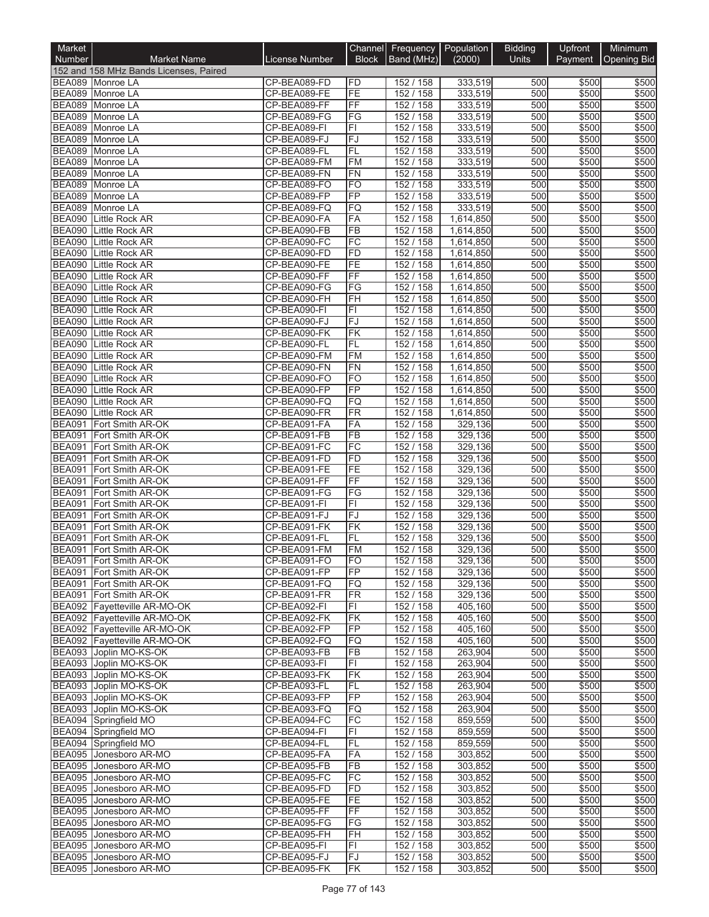| Market Number | Market Name | License Number | Channel Block | Frequency Band (MHz) | Population (2000) | Bidding Units | Upfront Payment | Minimum Opening Bid |
|---|---|---|---|---|---|---|---|---|
| 152 and 158 MHz Bands Licenses, Paired | | | | | | | | |
| BEA089 | Monroe LA | CP-BEA089-FD | FD | 152 / 158 | 333,519 | 500 | $500 | $500 |
| BEA089 | Monroe LA | CP-BEA089-FE | FE | 152 / 158 | 333,519 | 500 | $500 | $500 |
| BEA089 | Monroe LA | CP-BEA089-FF | FF | 152 / 158 | 333,519 | 500 | $500 | $500 |
| BEA089 | Monroe LA | CP-BEA089-FG | FG | 152 / 158 | 333,519 | 500 | $500 | $500 |
| BEA089 | Monroe LA | CP-BEA089-FI | FI | 152 / 158 | 333,519 | 500 | $500 | $500 |
| BEA089 | Monroe LA | CP-BEA089-FJ | FJ | 152 / 158 | 333,519 | 500 | $500 | $500 |
| BEA089 | Monroe LA | CP-BEA089-FL | FL | 152 / 158 | 333,519 | 500 | $500 | $500 |
| BEA089 | Monroe LA | CP-BEA089-FM | FM | 152 / 158 | 333,519 | 500 | $500 | $500 |
| BEA089 | Monroe LA | CP-BEA089-FN | FN | 152 / 158 | 333,519 | 500 | $500 | $500 |
| BEA089 | Monroe LA | CP-BEA089-FO | FO | 152 / 158 | 333,519 | 500 | $500 | $500 |
| BEA089 | Monroe LA | CP-BEA089-FP | FP | 152 / 158 | 333,519 | 500 | $500 | $500 |
| BEA089 | Monroe LA | CP-BEA089-FQ | FQ | 152 / 158 | 333,519 | 500 | $500 | $500 |
| BEA090 | Little Rock AR | CP-BEA090-FA | FA | 152 / 158 | 1,614,850 | 500 | $500 | $500 |
| BEA090 | Little Rock AR | CP-BEA090-FB | FB | 152 / 158 | 1,614,850 | 500 | $500 | $500 |
| BEA090 | Little Rock AR | CP-BEA090-FC | FC | 152 / 158 | 1,614,850 | 500 | $500 | $500 |
| BEA090 | Little Rock AR | CP-BEA090-FD | FD | 152 / 158 | 1,614,850 | 500 | $500 | $500 |
| BEA090 | Little Rock AR | CP-BEA090-FE | FE | 152 / 158 | 1,614,850 | 500 | $500 | $500 |
| BEA090 | Little Rock AR | CP-BEA090-FF | FF | 152 / 158 | 1,614,850 | 500 | $500 | $500 |
| BEA090 | Little Rock AR | CP-BEA090-FG | FG | 152 / 158 | 1,614,850 | 500 | $500 | $500 |
| BEA090 | Little Rock AR | CP-BEA090-FH | FH | 152 / 158 | 1,614,850 | 500 | $500 | $500 |
| BEA090 | Little Rock AR | CP-BEA090-FI | FI | 152 / 158 | 1,614,850 | 500 | $500 | $500 |
| BEA090 | Little Rock AR | CP-BEA090-FJ | FJ | 152 / 158 | 1,614,850 | 500 | $500 | $500 |
| BEA090 | Little Rock AR | CP-BEA090-FK | FK | 152 / 158 | 1,614,850 | 500 | $500 | $500 |
| BEA090 | Little Rock AR | CP-BEA090-FL | FL | 152 / 158 | 1,614,850 | 500 | $500 | $500 |
| BEA090 | Little Rock AR | CP-BEA090-FM | FM | 152 / 158 | 1,614,850 | 500 | $500 | $500 |
| BEA090 | Little Rock AR | CP-BEA090-FN | FN | 152 / 158 | 1,614,850 | 500 | $500 | $500 |
| BEA090 | Little Rock AR | CP-BEA090-FO | FO | 152 / 158 | 1,614,850 | 500 | $500 | $500 |
| BEA090 | Little Rock AR | CP-BEA090-FP | FP | 152 / 158 | 1,614,850 | 500 | $500 | $500 |
| BEA090 | Little Rock AR | CP-BEA090-FQ | FQ | 152 / 158 | 1,614,850 | 500 | $500 | $500 |
| BEA090 | Little Rock AR | CP-BEA090-FR | FR | 152 / 158 | 1,614,850 | 500 | $500 | $500 |
| BEA091 | Fort Smith AR-OK | CP-BEA091-FA | FA | 152 / 158 | 329,136 | 500 | $500 | $500 |
| BEA091 | Fort Smith AR-OK | CP-BEA091-FB | FB | 152 / 158 | 329,136 | 500 | $500 | $500 |
| BEA091 | Fort Smith AR-OK | CP-BEA091-FC | FC | 152 / 158 | 329,136 | 500 | $500 | $500 |
| BEA091 | Fort Smith AR-OK | CP-BEA091-FD | FD | 152 / 158 | 329,136 | 500 | $500 | $500 |
| BEA091 | Fort Smith AR-OK | CP-BEA091-FE | FE | 152 / 158 | 329,136 | 500 | $500 | $500 |
| BEA091 | Fort Smith AR-OK | CP-BEA091-FF | FF | 152 / 158 | 329,136 | 500 | $500 | $500 |
| BEA091 | Fort Smith AR-OK | CP-BEA091-FG | FG | 152 / 158 | 329,136 | 500 | $500 | $500 |
| BEA091 | Fort Smith AR-OK | CP-BEA091-FI | FI | 152 / 158 | 329,136 | 500 | $500 | $500 |
| BEA091 | Fort Smith AR-OK | CP-BEA091-FJ | FJ | 152 / 158 | 329,136 | 500 | $500 | $500 |
| BEA091 | Fort Smith AR-OK | CP-BEA091-FK | FK | 152 / 158 | 329,136 | 500 | $500 | $500 |
| BEA091 | Fort Smith AR-OK | CP-BEA091-FL | FL | 152 / 158 | 329,136 | 500 | $500 | $500 |
| BEA091 | Fort Smith AR-OK | CP-BEA091-FM | FM | 152 / 158 | 329,136 | 500 | $500 | $500 |
| BEA091 | Fort Smith AR-OK | CP-BEA091-FO | FO | 152 / 158 | 329,136 | 500 | $500 | $500 |
| BEA091 | Fort Smith AR-OK | CP-BEA091-FP | FP | 152 / 158 | 329,136 | 500 | $500 | $500 |
| BEA091 | Fort Smith AR-OK | CP-BEA091-FQ | FQ | 152 / 158 | 329,136 | 500 | $500 | $500 |
| BEA091 | Fort Smith AR-OK | CP-BEA091-FR | FR | 152 / 158 | 329,136 | 500 | $500 | $500 |
| BEA092 | Fayetteville AR-MO-OK | CP-BEA092-FI | FI | 152 / 158 | 405,160 | 500 | $500 | $500 |
| BEA092 | Fayetteville AR-MO-OK | CP-BEA092-FK | FK | 152 / 158 | 405,160 | 500 | $500 | $500 |
| BEA092 | Fayetteville AR-MO-OK | CP-BEA092-FP | FP | 152 / 158 | 405,160 | 500 | $500 | $500 |
| BEA092 | Fayetteville AR-MO-OK | CP-BEA092-FQ | FQ | 152 / 158 | 405,160 | 500 | $500 | $500 |
| BEA093 | Joplin MO-KS-OK | CP-BEA093-FB | FB | 152 / 158 | 263,904 | 500 | $500 | $500 |
| BEA093 | Joplin MO-KS-OK | CP-BEA093-FI | FI | 152 / 158 | 263,904 | 500 | $500 | $500 |
| BEA093 | Joplin MO-KS-OK | CP-BEA093-FK | FK | 152 / 158 | 263,904 | 500 | $500 | $500 |
| BEA093 | Joplin MO-KS-OK | CP-BEA093-FL | FL | 152 / 158 | 263,904 | 500 | $500 | $500 |
| BEA093 | Joplin MO-KS-OK | CP-BEA093-FP | FP | 152 / 158 | 263,904 | 500 | $500 | $500 |
| BEA093 | Joplin MO-KS-OK | CP-BEA093-FQ | FQ | 152 / 158 | 263,904 | 500 | $500 | $500 |
| BEA094 | Springfield MO | CP-BEA094-FC | FC | 152 / 158 | 859,559 | 500 | $500 | $500 |
| BEA094 | Springfield MO | CP-BEA094-FI | FI | 152 / 158 | 859,559 | 500 | $500 | $500 |
| BEA094 | Springfield MO | CP-BEA094-FL | FL | 152 / 158 | 859,559 | 500 | $500 | $500 |
| BEA095 | Jonesboro AR-MO | CP-BEA095-FA | FA | 152 / 158 | 303,852 | 500 | $500 | $500 |
| BEA095 | Jonesboro AR-MO | CP-BEA095-FB | FB | 152 / 158 | 303,852 | 500 | $500 | $500 |
| BEA095 | Jonesboro AR-MO | CP-BEA095-FC | FC | 152 / 158 | 303,852 | 500 | $500 | $500 |
| BEA095 | Jonesboro AR-MO | CP-BEA095-FD | FD | 152 / 158 | 303,852 | 500 | $500 | $500 |
| BEA095 | Jonesboro AR-MO | CP-BEA095-FE | FE | 152 / 158 | 303,852 | 500 | $500 | $500 |
| BEA095 | Jonesboro AR-MO | CP-BEA095-FF | FF | 152 / 158 | 303,852 | 500 | $500 | $500 |
| BEA095 | Jonesboro AR-MO | CP-BEA095-FG | FG | 152 / 158 | 303,852 | 500 | $500 | $500 |
| BEA095 | Jonesboro AR-MO | CP-BEA095-FH | FH | 152 / 158 | 303,852 | 500 | $500 | $500 |
| BEA095 | Jonesboro AR-MO | CP-BEA095-FI | FI | 152 / 158 | 303,852 | 500 | $500 | $500 |
| BEA095 | Jonesboro AR-MO | CP-BEA095-FJ | FJ | 152 / 158 | 303,852 | 500 | $500 | $500 |
| BEA095 | Jonesboro AR-MO | CP-BEA095-FK | FK | 152 / 158 | 303,852 | 500 | $500 | $500 |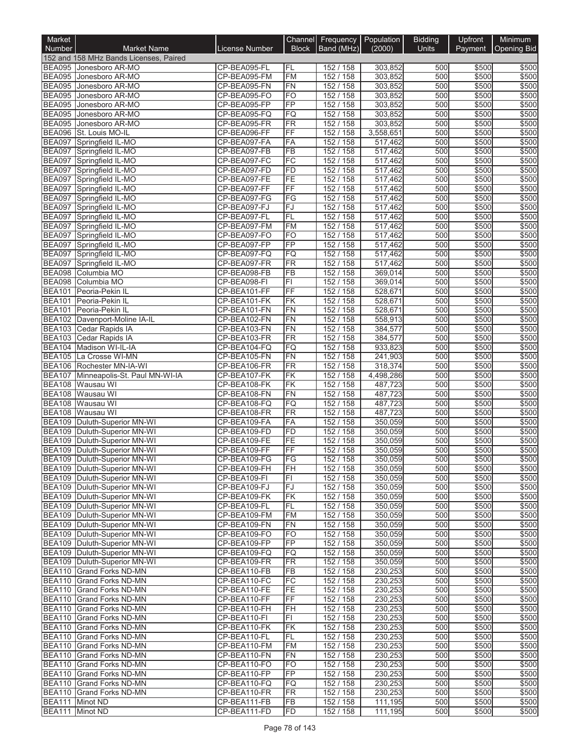| Market Number | Market Name | License Number | Channel Block | Frequency Band (MHz) | Population (2000) | Bidding Units | Upfront Payment | Minimum Opening Bid |
|---|---|---|---|---|---|---|---|---|
| 152 and 158 MHz Bands Licenses, Paired | | | | | | | | |
| BEA095 | Jonesboro AR-MO | CP-BEA095-FL | FL | 152 / 158 | 303,852 | 500 | $500 | $500 |
| BEA095 | Jonesboro AR-MO | CP-BEA095-FM | FM | 152 / 158 | 303,852 | 500 | $500 | $500 |
| BEA095 | Jonesboro AR-MO | CP-BEA095-FN | FN | 152 / 158 | 303,852 | 500 | $500 | $500 |
| BEA095 | Jonesboro AR-MO | CP-BEA095-FO | FO | 152 / 158 | 303,852 | 500 | $500 | $500 |
| BEA095 | Jonesboro AR-MO | CP-BEA095-FP | FP | 152 / 158 | 303,852 | 500 | $500 | $500 |
| BEA095 | Jonesboro AR-MO | CP-BEA095-FQ | FQ | 152 / 158 | 303,852 | 500 | $500 | $500 |
| BEA095 | Jonesboro AR-MO | CP-BEA095-FR | FR | 152 / 158 | 303,852 | 500 | $500 | $500 |
| BEA096 | St. Louis MO-IL | CP-BEA096-FF | FF | 152 / 158 | 3,558,651 | 500 | $500 | $500 |
| BEA097 | Springfield IL-MO | CP-BEA097-FA | FA | 152 / 158 | 517,462 | 500 | $500 | $500 |
| BEA097 | Springfield IL-MO | CP-BEA097-FB | FB | 152 / 158 | 517,462 | 500 | $500 | $500 |
| BEA097 | Springfield IL-MO | CP-BEA097-FC | FC | 152 / 158 | 517,462 | 500 | $500 | $500 |
| BEA097 | Springfield IL-MO | CP-BEA097-FD | FD | 152 / 158 | 517,462 | 500 | $500 | $500 |
| BEA097 | Springfield IL-MO | CP-BEA097-FE | FE | 152 / 158 | 517,462 | 500 | $500 | $500 |
| BEA097 | Springfield IL-MO | CP-BEA097-FF | FF | 152 / 158 | 517,462 | 500 | $500 | $500 |
| BEA097 | Springfield IL-MO | CP-BEA097-FG | FG | 152 / 158 | 517,462 | 500 | $500 | $500 |
| BEA097 | Springfield IL-MO | CP-BEA097-FJ | FJ | 152 / 158 | 517,462 | 500 | $500 | $500 |
| BEA097 | Springfield IL-MO | CP-BEA097-FL | FL | 152 / 158 | 517,462 | 500 | $500 | $500 |
| BEA097 | Springfield IL-MO | CP-BEA097-FM | FM | 152 / 158 | 517,462 | 500 | $500 | $500 |
| BEA097 | Springfield IL-MO | CP-BEA097-FO | FO | 152 / 158 | 517,462 | 500 | $500 | $500 |
| BEA097 | Springfield IL-MO | CP-BEA097-FP | FP | 152 / 158 | 517,462 | 500 | $500 | $500 |
| BEA097 | Springfield IL-MO | CP-BEA097-FQ | FQ | 152 / 158 | 517,462 | 500 | $500 | $500 |
| BEA097 | Springfield IL-MO | CP-BEA097-FR | FR | 152 / 158 | 517,462 | 500 | $500 | $500 |
| BEA098 | Columbia MO | CP-BEA098-FB | FB | 152 / 158 | 369,014 | 500 | $500 | $500 |
| BEA098 | Columbia MO | CP-BEA098-FI | FI | 152 / 158 | 369,014 | 500 | $500 | $500 |
| BEA101 | Peoria-Pekin IL | CP-BEA101-FF | FF | 152 / 158 | 528,671 | 500 | $500 | $500 |
| BEA101 | Peoria-Pekin IL | CP-BEA101-FK | FK | 152 / 158 | 528,671 | 500 | $500 | $500 |
| BEA101 | Peoria-Pekin IL | CP-BEA101-FN | FN | 152 / 158 | 528,671 | 500 | $500 | $500 |
| BEA102 | Davenport-Moline IA-IL | CP-BEA102-FN | FN | 152 / 158 | 558,913 | 500 | $500 | $500 |
| BEA103 | Cedar Rapids IA | CP-BEA103-FN | FN | 152 / 158 | 384,577 | 500 | $500 | $500 |
| BEA103 | Cedar Rapids IA | CP-BEA103-FR | FR | 152 / 158 | 384,577 | 500 | $500 | $500 |
| BEA104 | Madison WI-IL-IA | CP-BEA104-FQ | FQ | 152 / 158 | 933,823 | 500 | $500 | $500 |
| BEA105 | La Crosse WI-MN | CP-BEA105-FN | FN | 152 / 158 | 241,903 | 500 | $500 | $500 |
| BEA106 | Rochester MN-IA-WI | CP-BEA106-FR | FR | 152 / 158 | 318,374 | 500 | $500 | $500 |
| BEA107 | Minneapolis-St. Paul MN-WI-IA | CP-BEA107-FK | FK | 152 / 158 | 4,498,286 | 500 | $500 | $500 |
| BEA108 | Wausau WI | CP-BEA108-FK | FK | 152 / 158 | 487,723 | 500 | $500 | $500 |
| BEA108 | Wausau WI | CP-BEA108-FN | FN | 152 / 158 | 487,723 | 500 | $500 | $500 |
| BEA108 | Wausau WI | CP-BEA108-FQ | FQ | 152 / 158 | 487,723 | 500 | $500 | $500 |
| BEA108 | Wausau WI | CP-BEA108-FR | FR | 152 / 158 | 487,723 | 500 | $500 | $500 |
| BEA109 | Duluth-Superior MN-WI | CP-BEA109-FA | FA | 152 / 158 | 350,059 | 500 | $500 | $500 |
| BEA109 | Duluth-Superior MN-WI | CP-BEA109-FD | FD | 152 / 158 | 350,059 | 500 | $500 | $500 |
| BEA109 | Duluth-Superior MN-WI | CP-BEA109-FE | FE | 152 / 158 | 350,059 | 500 | $500 | $500 |
| BEA109 | Duluth-Superior MN-WI | CP-BEA109-FF | FF | 152 / 158 | 350,059 | 500 | $500 | $500 |
| BEA109 | Duluth-Superior MN-WI | CP-BEA109-FG | FG | 152 / 158 | 350,059 | 500 | $500 | $500 |
| BEA109 | Duluth-Superior MN-WI | CP-BEA109-FH | FH | 152 / 158 | 350,059 | 500 | $500 | $500 |
| BEA109 | Duluth-Superior MN-WI | CP-BEA109-FI | FI | 152 / 158 | 350,059 | 500 | $500 | $500 |
| BEA109 | Duluth-Superior MN-WI | CP-BEA109-FJ | FJ | 152 / 158 | 350,059 | 500 | $500 | $500 |
| BEA109 | Duluth-Superior MN-WI | CP-BEA109-FK | FK | 152 / 158 | 350,059 | 500 | $500 | $500 |
| BEA109 | Duluth-Superior MN-WI | CP-BEA109-FL | FL | 152 / 158 | 350,059 | 500 | $500 | $500 |
| BEA109 | Duluth-Superior MN-WI | CP-BEA109-FM | FM | 152 / 158 | 350,059 | 500 | $500 | $500 |
| BEA109 | Duluth-Superior MN-WI | CP-BEA109-FN | FN | 152 / 158 | 350,059 | 500 | $500 | $500 |
| BEA109 | Duluth-Superior MN-WI | CP-BEA109-FO | FO | 152 / 158 | 350,059 | 500 | $500 | $500 |
| BEA109 | Duluth-Superior MN-WI | CP-BEA109-FP | FP | 152 / 158 | 350,059 | 500 | $500 | $500 |
| BEA109 | Duluth-Superior MN-WI | CP-BEA109-FQ | FQ | 152 / 158 | 350,059 | 500 | $500 | $500 |
| BEA109 | Duluth-Superior MN-WI | CP-BEA109-FR | FR | 152 / 158 | 350,059 | 500 | $500 | $500 |
| BEA110 | Grand Forks ND-MN | CP-BEA110-FB | FB | 152 / 158 | 230,253 | 500 | $500 | $500 |
| BEA110 | Grand Forks ND-MN | CP-BEA110-FC | FC | 152 / 158 | 230,253 | 500 | $500 | $500 |
| BEA110 | Grand Forks ND-MN | CP-BEA110-FE | FE | 152 / 158 | 230,253 | 500 | $500 | $500 |
| BEA110 | Grand Forks ND-MN | CP-BEA110-FF | FF | 152 / 158 | 230,253 | 500 | $500 | $500 |
| BEA110 | Grand Forks ND-MN | CP-BEA110-FH | FH | 152 / 158 | 230,253 | 500 | $500 | $500 |
| BEA110 | Grand Forks ND-MN | CP-BEA110-FI | FI | 152 / 158 | 230,253 | 500 | $500 | $500 |
| BEA110 | Grand Forks ND-MN | CP-BEA110-FK | FK | 152 / 158 | 230,253 | 500 | $500 | $500 |
| BEA110 | Grand Forks ND-MN | CP-BEA110-FL | FL | 152 / 158 | 230,253 | 500 | $500 | $500 |
| BEA110 | Grand Forks ND-MN | CP-BEA110-FM | FM | 152 / 158 | 230,253 | 500 | $500 | $500 |
| BEA110 | Grand Forks ND-MN | CP-BEA110-FN | FN | 152 / 158 | 230,253 | 500 | $500 | $500 |
| BEA110 | Grand Forks ND-MN | CP-BEA110-FO | FO | 152 / 158 | 230,253 | 500 | $500 | $500 |
| BEA110 | Grand Forks ND-MN | CP-BEA110-FP | FP | 152 / 158 | 230,253 | 500 | $500 | $500 |
| BEA110 | Grand Forks ND-MN | CP-BEA110-FQ | FQ | 152 / 158 | 230,253 | 500 | $500 | $500 |
| BEA110 | Grand Forks ND-MN | CP-BEA110-FR | FR | 152 / 158 | 230,253 | 500 | $500 | $500 |
| BEA111 | Minot ND | CP-BEA111-FB | FB | 152 / 158 | 111,195 | 500 | $500 | $500 |
| BEA111 | Minot ND | CP-BEA111-FD | FD | 152 / 158 | 111,195 | 500 | $500 | $500 |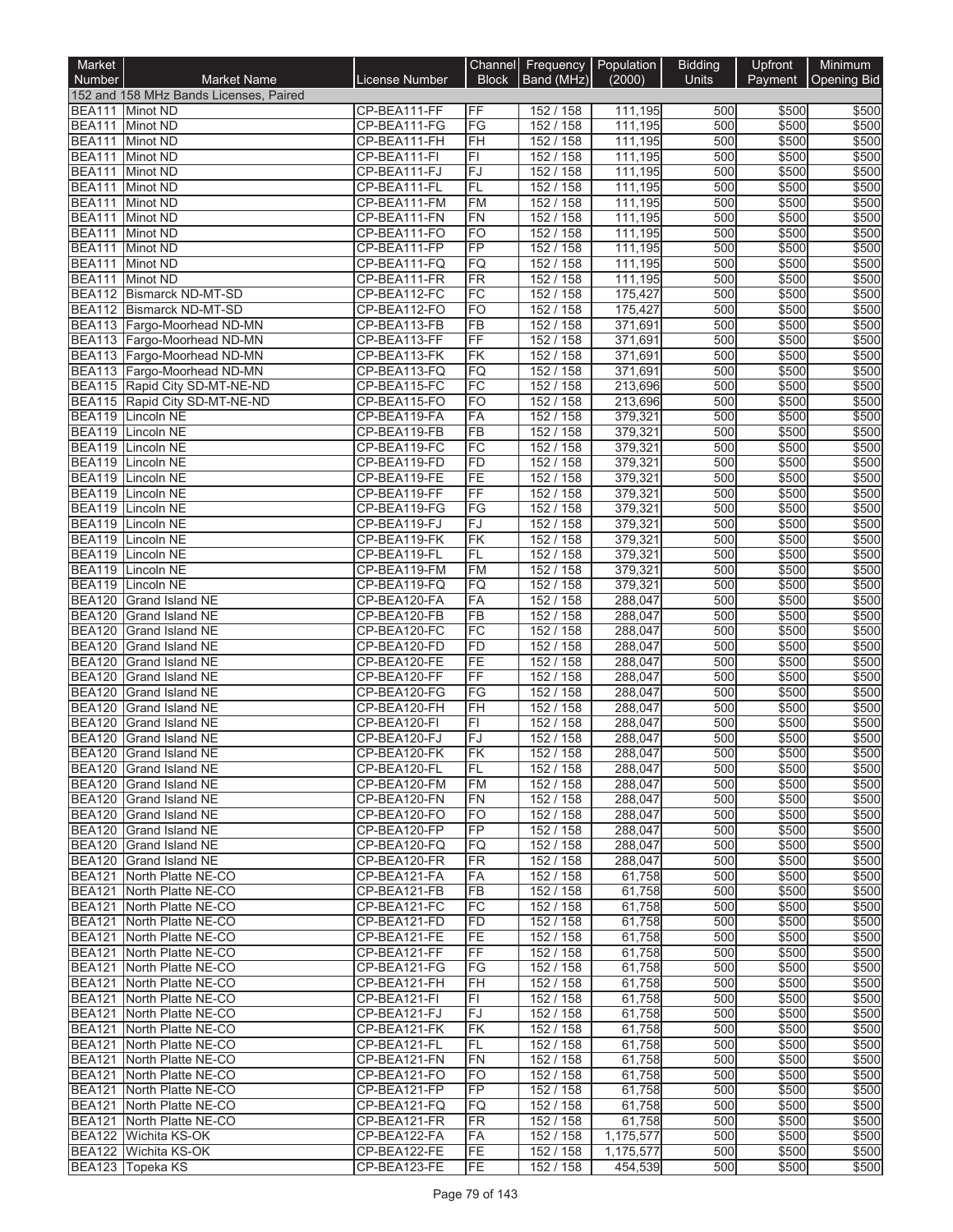| Market Number | Market Name | License Number | Channel Block | Frequency Band (MHz) | Population (2000) | Bidding Units | Upfront Payment | Minimum Opening Bid |
|---|---|---|---|---|---|---|---|---|
| 152 and 158 MHz Bands Licenses, Paired | | | | | | | | |
| BEA111 | Minot ND | CP-BEA111-FF | FF | 152 / 158 | 111,195 | 500 | $500 | $500 |
| BEA111 | Minot ND | CP-BEA111-FG | FG | 152 / 158 | 111,195 | 500 | $500 | $500 |
| BEA111 | Minot ND | CP-BEA111-FH | FH | 152 / 158 | 111,195 | 500 | $500 | $500 |
| BEA111 | Minot ND | CP-BEA111-FI | FI | 152 / 158 | 111,195 | 500 | $500 | $500 |
| BEA111 | Minot ND | CP-BEA111-FJ | FJ | 152 / 158 | 111,195 | 500 | $500 | $500 |
| BEA111 | Minot ND | CP-BEA111-FL | FL | 152 / 158 | 111,195 | 500 | $500 | $500 |
| BEA111 | Minot ND | CP-BEA111-FM | FM | 152 / 158 | 111,195 | 500 | $500 | $500 |
| BEA111 | Minot ND | CP-BEA111-FN | FN | 152 / 158 | 111,195 | 500 | $500 | $500 |
| BEA111 | Minot ND | CP-BEA111-FO | FO | 152 / 158 | 111,195 | 500 | $500 | $500 |
| BEA111 | Minot ND | CP-BEA111-FP | FP | 152 / 158 | 111,195 | 500 | $500 | $500 |
| BEA111 | Minot ND | CP-BEA111-FQ | FQ | 152 / 158 | 111,195 | 500 | $500 | $500 |
| BEA111 | Minot ND | CP-BEA111-FR | FR | 152 / 158 | 111,195 | 500 | $500 | $500 |
| BEA112 | Bismarck ND-MT-SD | CP-BEA112-FC | FC | 152 / 158 | 175,427 | 500 | $500 | $500 |
| BEA112 | Bismarck ND-MT-SD | CP-BEA112-FO | FO | 152 / 158 | 175,427 | 500 | $500 | $500 |
| BEA113 | Fargo-Moorhead ND-MN | CP-BEA113-FB | FB | 152 / 158 | 371,691 | 500 | $500 | $500 |
| BEA113 | Fargo-Moorhead ND-MN | CP-BEA113-FF | FF | 152 / 158 | 371,691 | 500 | $500 | $500 |
| BEA113 | Fargo-Moorhead ND-MN | CP-BEA113-FK | FK | 152 / 158 | 371,691 | 500 | $500 | $500 |
| BEA113 | Fargo-Moorhead ND-MN | CP-BEA113-FQ | FQ | 152 / 158 | 371,691 | 500 | $500 | $500 |
| BEA115 | Rapid City SD-MT-NE-ND | CP-BEA115-FC | FC | 152 / 158 | 213,696 | 500 | $500 | $500 |
| BEA115 | Rapid City SD-MT-NE-ND | CP-BEA115-FO | FO | 152 / 158 | 213,696 | 500 | $500 | $500 |
| BEA119 | Lincoln NE | CP-BEA119-FA | FA | 152 / 158 | 379,321 | 500 | $500 | $500 |
| BEA119 | Lincoln NE | CP-BEA119-FB | FB | 152 / 158 | 379,321 | 500 | $500 | $500 |
| BEA119 | Lincoln NE | CP-BEA119-FC | FC | 152 / 158 | 379,321 | 500 | $500 | $500 |
| BEA119 | Lincoln NE | CP-BEA119-FD | FD | 152 / 158 | 379,321 | 500 | $500 | $500 |
| BEA119 | Lincoln NE | CP-BEA119-FE | FE | 152 / 158 | 379,321 | 500 | $500 | $500 |
| BEA119 | Lincoln NE | CP-BEA119-FF | FF | 152 / 158 | 379,321 | 500 | $500 | $500 |
| BEA119 | Lincoln NE | CP-BEA119-FG | FG | 152 / 158 | 379,321 | 500 | $500 | $500 |
| BEA119 | Lincoln NE | CP-BEA119-FJ | FJ | 152 / 158 | 379,321 | 500 | $500 | $500 |
| BEA119 | Lincoln NE | CP-BEA119-FK | FK | 152 / 158 | 379,321 | 500 | $500 | $500 |
| BEA119 | Lincoln NE | CP-BEA119-FL | FL | 152 / 158 | 379,321 | 500 | $500 | $500 |
| BEA119 | Lincoln NE | CP-BEA119-FM | FM | 152 / 158 | 379,321 | 500 | $500 | $500 |
| BEA119 | Lincoln NE | CP-BEA119-FQ | FQ | 152 / 158 | 379,321 | 500 | $500 | $500 |
| BEA120 | Grand Island NE | CP-BEA120-FA | FA | 152 / 158 | 288,047 | 500 | $500 | $500 |
| BEA120 | Grand Island NE | CP-BEA120-FB | FB | 152 / 158 | 288,047 | 500 | $500 | $500 |
| BEA120 | Grand Island NE | CP-BEA120-FC | FC | 152 / 158 | 288,047 | 500 | $500 | $500 |
| BEA120 | Grand Island NE | CP-BEA120-FD | FD | 152 / 158 | 288,047 | 500 | $500 | $500 |
| BEA120 | Grand Island NE | CP-BEA120-FE | FE | 152 / 158 | 288,047 | 500 | $500 | $500 |
| BEA120 | Grand Island NE | CP-BEA120-FF | FF | 152 / 158 | 288,047 | 500 | $500 | $500 |
| BEA120 | Grand Island NE | CP-BEA120-FG | FG | 152 / 158 | 288,047 | 500 | $500 | $500 |
| BEA120 | Grand Island NE | CP-BEA120-FH | FH | 152 / 158 | 288,047 | 500 | $500 | $500 |
| BEA120 | Grand Island NE | CP-BEA120-FI | FI | 152 / 158 | 288,047 | 500 | $500 | $500 |
| BEA120 | Grand Island NE | CP-BEA120-FJ | FJ | 152 / 158 | 288,047 | 500 | $500 | $500 |
| BEA120 | Grand Island NE | CP-BEA120-FK | FK | 152 / 158 | 288,047 | 500 | $500 | $500 |
| BEA120 | Grand Island NE | CP-BEA120-FL | FL | 152 / 158 | 288,047 | 500 | $500 | $500 |
| BEA120 | Grand Island NE | CP-BEA120-FM | FM | 152 / 158 | 288,047 | 500 | $500 | $500 |
| BEA120 | Grand Island NE | CP-BEA120-FN | FN | 152 / 158 | 288,047 | 500 | $500 | $500 |
| BEA120 | Grand Island NE | CP-BEA120-FO | FO | 152 / 158 | 288,047 | 500 | $500 | $500 |
| BEA120 | Grand Island NE | CP-BEA120-FP | FP | 152 / 158 | 288,047 | 500 | $500 | $500 |
| BEA120 | Grand Island NE | CP-BEA120-FQ | FQ | 152 / 158 | 288,047 | 500 | $500 | $500 |
| BEA120 | Grand Island NE | CP-BEA120-FR | FR | 152 / 158 | 288,047 | 500 | $500 | $500 |
| BEA121 | North Platte NE-CO | CP-BEA121-FA | FA | 152 / 158 | 61,758 | 500 | $500 | $500 |
| BEA121 | North Platte NE-CO | CP-BEA121-FB | FB | 152 / 158 | 61,758 | 500 | $500 | $500 |
| BEA121 | North Platte NE-CO | CP-BEA121-FC | FC | 152 / 158 | 61,758 | 500 | $500 | $500 |
| BEA121 | North Platte NE-CO | CP-BEA121-FD | FD | 152 / 158 | 61,758 | 500 | $500 | $500 |
| BEA121 | North Platte NE-CO | CP-BEA121-FE | FE | 152 / 158 | 61,758 | 500 | $500 | $500 |
| BEA121 | North Platte NE-CO | CP-BEA121-FF | FF | 152 / 158 | 61,758 | 500 | $500 | $500 |
| BEA121 | North Platte NE-CO | CP-BEA121-FG | FG | 152 / 158 | 61,758 | 500 | $500 | $500 |
| BEA121 | North Platte NE-CO | CP-BEA121-FH | FH | 152 / 158 | 61,758 | 500 | $500 | $500 |
| BEA121 | North Platte NE-CO | CP-BEA121-FI | FI | 152 / 158 | 61,758 | 500 | $500 | $500 |
| BEA121 | North Platte NE-CO | CP-BEA121-FJ | FJ | 152 / 158 | 61,758 | 500 | $500 | $500 |
| BEA121 | North Platte NE-CO | CP-BEA121-FK | FK | 152 / 158 | 61,758 | 500 | $500 | $500 |
| BEA121 | North Platte NE-CO | CP-BEA121-FL | FL | 152 / 158 | 61,758 | 500 | $500 | $500 |
| BEA121 | North Platte NE-CO | CP-BEA121-FN | FN | 152 / 158 | 61,758 | 500 | $500 | $500 |
| BEA121 | North Platte NE-CO | CP-BEA121-FO | FO | 152 / 158 | 61,758 | 500 | $500 | $500 |
| BEA121 | North Platte NE-CO | CP-BEA121-FP | FP | 152 / 158 | 61,758 | 500 | $500 | $500 |
| BEA121 | North Platte NE-CO | CP-BEA121-FQ | FQ | 152 / 158 | 61,758 | 500 | $500 | $500 |
| BEA121 | North Platte NE-CO | CP-BEA121-FR | FR | 152 / 158 | 61,758 | 500 | $500 | $500 |
| BEA122 | Wichita KS-OK | CP-BEA122-FA | FA | 152 / 158 | 1,175,577 | 500 | $500 | $500 |
| BEA122 | Wichita KS-OK | CP-BEA122-FE | FE | 152 / 158 | 1,175,577 | 500 | $500 | $500 |
| BEA123 | Topeka KS | CP-BEA123-FE | FE | 152 / 158 | 454,539 | 500 | $500 | $500 |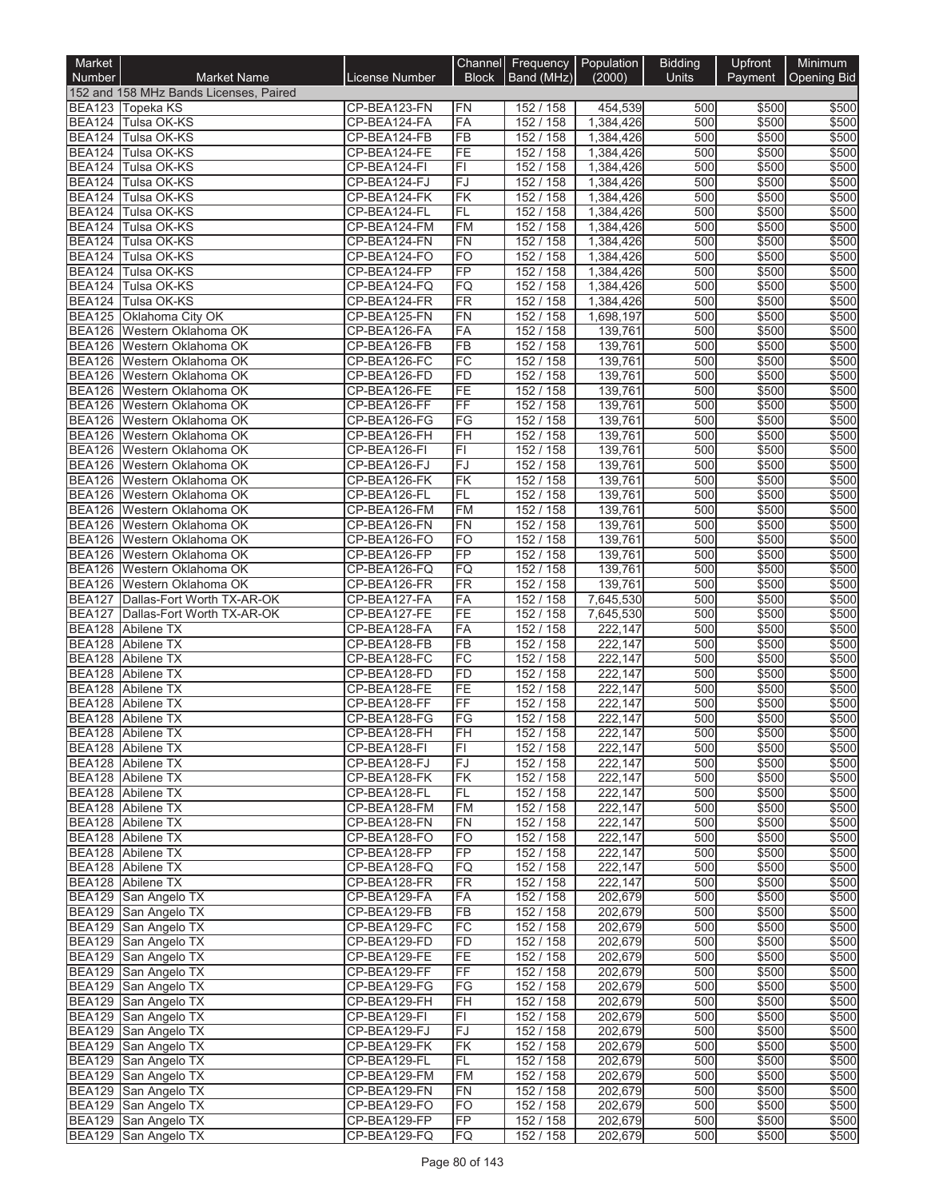| Market Number | Market Name | License Number | Channel Block | Frequency Band (MHz) | Population (2000) | Bidding Units | Upfront Payment | Minimum Opening Bid |
|---|---|---|---|---|---|---|---|---|
| 152 and 158 MHz Bands Licenses, Paired | | | | | | | | |
| BEA123 | Topeka KS | CP-BEA123-FN | FN | 152 / 158 | 454,539 | 500 | $500 | $500 |
| BEA124 | Tulsa OK-KS | CP-BEA124-FA | FA | 152 / 158 | 1,384,426 | 500 | $500 | $500 |
| BEA124 | Tulsa OK-KS | CP-BEA124-FB | FB | 152 / 158 | 1,384,426 | 500 | $500 | $500 |
| BEA124 | Tulsa OK-KS | CP-BEA124-FE | FE | 152 / 158 | 1,384,426 | 500 | $500 | $500 |
| BEA124 | Tulsa OK-KS | CP-BEA124-FI | FI | 152 / 158 | 1,384,426 | 500 | $500 | $500 |
| BEA124 | Tulsa OK-KS | CP-BEA124-FJ | FJ | 152 / 158 | 1,384,426 | 500 | $500 | $500 |
| BEA124 | Tulsa OK-KS | CP-BEA124-FK | FK | 152 / 158 | 1,384,426 | 500 | $500 | $500 |
| BEA124 | Tulsa OK-KS | CP-BEA124-FL | FL | 152 / 158 | 1,384,426 | 500 | $500 | $500 |
| BEA124 | Tulsa OK-KS | CP-BEA124-FM | FM | 152 / 158 | 1,384,426 | 500 | $500 | $500 |
| BEA124 | Tulsa OK-KS | CP-BEA124-FN | FN | 152 / 158 | 1,384,426 | 500 | $500 | $500 |
| BEA124 | Tulsa OK-KS | CP-BEA124-FO | FO | 152 / 158 | 1,384,426 | 500 | $500 | $500 |
| BEA124 | Tulsa OK-KS | CP-BEA124-FP | FP | 152 / 158 | 1,384,426 | 500 | $500 | $500 |
| BEA124 | Tulsa OK-KS | CP-BEA124-FQ | FQ | 152 / 158 | 1,384,426 | 500 | $500 | $500 |
| BEA124 | Tulsa OK-KS | CP-BEA124-FR | FR | 152 / 158 | 1,384,426 | 500 | $500 | $500 |
| BEA125 | Oklahoma City OK | CP-BEA125-FN | FN | 152 / 158 | 1,698,197 | 500 | $500 | $500 |
| BEA126 | Western Oklahoma OK | CP-BEA126-FA | FA | 152 / 158 | 139,761 | 500 | $500 | $500 |
| BEA126 | Western Oklahoma OK | CP-BEA126-FB | FB | 152 / 158 | 139,761 | 500 | $500 | $500 |
| BEA126 | Western Oklahoma OK | CP-BEA126-FC | FC | 152 / 158 | 139,761 | 500 | $500 | $500 |
| BEA126 | Western Oklahoma OK | CP-BEA126-FD | FD | 152 / 158 | 139,761 | 500 | $500 | $500 |
| BEA126 | Western Oklahoma OK | CP-BEA126-FE | FE | 152 / 158 | 139,761 | 500 | $500 | $500 |
| BEA126 | Western Oklahoma OK | CP-BEA126-FF | FF | 152 / 158 | 139,761 | 500 | $500 | $500 |
| BEA126 | Western Oklahoma OK | CP-BEA126-FG | FG | 152 / 158 | 139,761 | 500 | $500 | $500 |
| BEA126 | Western Oklahoma OK | CP-BEA126-FH | FH | 152 / 158 | 139,761 | 500 | $500 | $500 |
| BEA126 | Western Oklahoma OK | CP-BEA126-FI | FI | 152 / 158 | 139,761 | 500 | $500 | $500 |
| BEA126 | Western Oklahoma OK | CP-BEA126-FJ | FJ | 152 / 158 | 139,761 | 500 | $500 | $500 |
| BEA126 | Western Oklahoma OK | CP-BEA126-FK | FK | 152 / 158 | 139,761 | 500 | $500 | $500 |
| BEA126 | Western Oklahoma OK | CP-BEA126-FL | FL | 152 / 158 | 139,761 | 500 | $500 | $500 |
| BEA126 | Western Oklahoma OK | CP-BEA126-FM | FM | 152 / 158 | 139,761 | 500 | $500 | $500 |
| BEA126 | Western Oklahoma OK | CP-BEA126-FN | FN | 152 / 158 | 139,761 | 500 | $500 | $500 |
| BEA126 | Western Oklahoma OK | CP-BEA126-FO | FO | 152 / 158 | 139,761 | 500 | $500 | $500 |
| BEA126 | Western Oklahoma OK | CP-BEA126-FP | FP | 152 / 158 | 139,761 | 500 | $500 | $500 |
| BEA126 | Western Oklahoma OK | CP-BEA126-FQ | FQ | 152 / 158 | 139,761 | 500 | $500 | $500 |
| BEA126 | Western Oklahoma OK | CP-BEA126-FR | FR | 152 / 158 | 139,761 | 500 | $500 | $500 |
| BEA127 | Dallas-Fort Worth TX-AR-OK | CP-BEA127-FA | FA | 152 / 158 | 7,645,530 | 500 | $500 | $500 |
| BEA127 | Dallas-Fort Worth TX-AR-OK | CP-BEA127-FE | FE | 152 / 158 | 7,645,530 | 500 | $500 | $500 |
| BEA128 | Abilene TX | CP-BEA128-FA | FA | 152 / 158 | 222,147 | 500 | $500 | $500 |
| BEA128 | Abilene TX | CP-BEA128-FB | FB | 152 / 158 | 222,147 | 500 | $500 | $500 |
| BEA128 | Abilene TX | CP-BEA128-FC | FC | 152 / 158 | 222,147 | 500 | $500 | $500 |
| BEA128 | Abilene TX | CP-BEA128-FD | FD | 152 / 158 | 222,147 | 500 | $500 | $500 |
| BEA128 | Abilene TX | CP-BEA128-FE | FE | 152 / 158 | 222,147 | 500 | $500 | $500 |
| BEA128 | Abilene TX | CP-BEA128-FF | FF | 152 / 158 | 222,147 | 500 | $500 | $500 |
| BEA128 | Abilene TX | CP-BEA128-FG | FG | 152 / 158 | 222,147 | 500 | $500 | $500 |
| BEA128 | Abilene TX | CP-BEA128-FH | FH | 152 / 158 | 222,147 | 500 | $500 | $500 |
| BEA128 | Abilene TX | CP-BEA128-FI | FI | 152 / 158 | 222,147 | 500 | $500 | $500 |
| BEA128 | Abilene TX | CP-BEA128-FJ | FJ | 152 / 158 | 222,147 | 500 | $500 | $500 |
| BEA128 | Abilene TX | CP-BEA128-FK | FK | 152 / 158 | 222,147 | 500 | $500 | $500 |
| BEA128 | Abilene TX | CP-BEA128-FL | FL | 152 / 158 | 222,147 | 500 | $500 | $500 |
| BEA128 | Abilene TX | CP-BEA128-FM | FM | 152 / 158 | 222,147 | 500 | $500 | $500 |
| BEA128 | Abilene TX | CP-BEA128-FN | FN | 152 / 158 | 222,147 | 500 | $500 | $500 |
| BEA128 | Abilene TX | CP-BEA128-FO | FO | 152 / 158 | 222,147 | 500 | $500 | $500 |
| BEA128 | Abilene TX | CP-BEA128-FP | FP | 152 / 158 | 222,147 | 500 | $500 | $500 |
| BEA128 | Abilene TX | CP-BEA128-FQ | FQ | 152 / 158 | 222,147 | 500 | $500 | $500 |
| BEA128 | Abilene TX | CP-BEA128-FR | FR | 152 / 158 | 222,147 | 500 | $500 | $500 |
| BEA129 | San Angelo TX | CP-BEA129-FA | FA | 152 / 158 | 202,679 | 500 | $500 | $500 |
| BEA129 | San Angelo TX | CP-BEA129-FB | FB | 152 / 158 | 202,679 | 500 | $500 | $500 |
| BEA129 | San Angelo TX | CP-BEA129-FC | FC | 152 / 158 | 202,679 | 500 | $500 | $500 |
| BEA129 | San Angelo TX | CP-BEA129-FD | FD | 152 / 158 | 202,679 | 500 | $500 | $500 |
| BEA129 | San Angelo TX | CP-BEA129-FE | FE | 152 / 158 | 202,679 | 500 | $500 | $500 |
| BEA129 | San Angelo TX | CP-BEA129-FF | FF | 152 / 158 | 202,679 | 500 | $500 | $500 |
| BEA129 | San Angelo TX | CP-BEA129-FG | FG | 152 / 158 | 202,679 | 500 | $500 | $500 |
| BEA129 | San Angelo TX | CP-BEA129-FH | FH | 152 / 158 | 202,679 | 500 | $500 | $500 |
| BEA129 | San Angelo TX | CP-BEA129-FI | FI | 152 / 158 | 202,679 | 500 | $500 | $500 |
| BEA129 | San Angelo TX | CP-BEA129-FJ | FJ | 152 / 158 | 202,679 | 500 | $500 | $500 |
| BEA129 | San Angelo TX | CP-BEA129-FK | FK | 152 / 158 | 202,679 | 500 | $500 | $500 |
| BEA129 | San Angelo TX | CP-BEA129-FL | FL | 152 / 158 | 202,679 | 500 | $500 | $500 |
| BEA129 | San Angelo TX | CP-BEA129-FM | FM | 152 / 158 | 202,679 | 500 | $500 | $500 |
| BEA129 | San Angelo TX | CP-BEA129-FN | FN | 152 / 158 | 202,679 | 500 | $500 | $500 |
| BEA129 | San Angelo TX | CP-BEA129-FO | FO | 152 / 158 | 202,679 | 500 | $500 | $500 |
| BEA129 | San Angelo TX | CP-BEA129-FP | FP | 152 / 158 | 202,679 | 500 | $500 | $500 |
| BEA129 | San Angelo TX | CP-BEA129-FQ | FQ | 152 / 158 | 202,679 | 500 | $500 | $500 |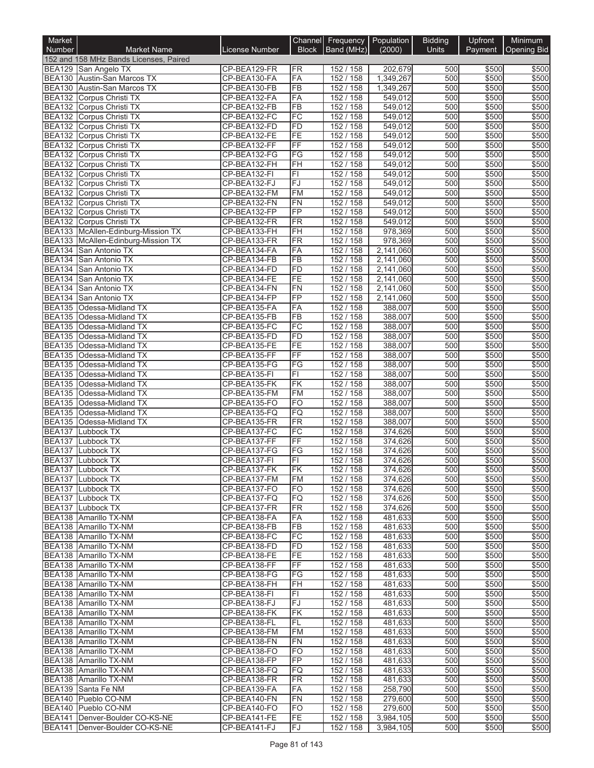| Market Number | Market Name | License Number | Channel Block | Frequency Band (MHz) | Population (2000) | Bidding Units | Upfront Payment | Minimum Opening Bid |
|---|---|---|---|---|---|---|---|---|
| 152 and 158 MHz Bands Licenses, Paired | | | | | | | | |
| BEA129 | San Angelo TX | CP-BEA129-FR | FR | 152 / 158 | 202,679 | 500 | $500 | $500 |
| BEA130 | Austin-San Marcos TX | CP-BEA130-FA | FA | 152 / 158 | 1,349,267 | 500 | $500 | $500 |
| BEA130 | Austin-San Marcos TX | CP-BEA130-FB | FB | 152 / 158 | 1,349,267 | 500 | $500 | $500 |
| BEA132 | Corpus Christi TX | CP-BEA132-FA | FA | 152 / 158 | 549,012 | 500 | $500 | $500 |
| BEA132 | Corpus Christi TX | CP-BEA132-FB | FB | 152 / 158 | 549,012 | 500 | $500 | $500 |
| BEA132 | Corpus Christi TX | CP-BEA132-FC | FC | 152 / 158 | 549,012 | 500 | $500 | $500 |
| BEA132 | Corpus Christi TX | CP-BEA132-FD | FD | 152 / 158 | 549,012 | 500 | $500 | $500 |
| BEA132 | Corpus Christi TX | CP-BEA132-FE | FE | 152 / 158 | 549,012 | 500 | $500 | $500 |
| BEA132 | Corpus Christi TX | CP-BEA132-FF | FF | 152 / 158 | 549,012 | 500 | $500 | $500 |
| BEA132 | Corpus Christi TX | CP-BEA132-FG | FG | 152 / 158 | 549,012 | 500 | $500 | $500 |
| BEA132 | Corpus Christi TX | CP-BEA132-FH | FH | 152 / 158 | 549,012 | 500 | $500 | $500 |
| BEA132 | Corpus Christi TX | CP-BEA132-FI | FI | 152 / 158 | 549,012 | 500 | $500 | $500 |
| BEA132 | Corpus Christi TX | CP-BEA132-FJ | FJ | 152 / 158 | 549,012 | 500 | $500 | $500 |
| BEA132 | Corpus Christi TX | CP-BEA132-FM | FM | 152 / 158 | 549,012 | 500 | $500 | $500 |
| BEA132 | Corpus Christi TX | CP-BEA132-FN | FN | 152 / 158 | 549,012 | 500 | $500 | $500 |
| BEA132 | Corpus Christi TX | CP-BEA132-FP | FP | 152 / 158 | 549,012 | 500 | $500 | $500 |
| BEA132 | Corpus Christi TX | CP-BEA132-FR | FR | 152 / 158 | 549,012 | 500 | $500 | $500 |
| BEA133 | McAllen-Edinburg-Mission TX | CP-BEA133-FH | FH | 152 / 158 | 978,369 | 500 | $500 | $500 |
| BEA133 | McAllen-Edinburg-Mission TX | CP-BEA133-FR | FR | 152 / 158 | 978,369 | 500 | $500 | $500 |
| BEA134 | San Antonio TX | CP-BEA134-FA | FA | 152 / 158 | 2,141,060 | 500 | $500 | $500 |
| BEA134 | San Antonio TX | CP-BEA134-FB | FB | 152 / 158 | 2,141,060 | 500 | $500 | $500 |
| BEA134 | San Antonio TX | CP-BEA134-FD | FD | 152 / 158 | 2,141,060 | 500 | $500 | $500 |
| BEA134 | San Antonio TX | CP-BEA134-FE | FE | 152 / 158 | 2,141,060 | 500 | $500 | $500 |
| BEA134 | San Antonio TX | CP-BEA134-FN | FN | 152 / 158 | 2,141,060 | 500 | $500 | $500 |
| BEA134 | San Antonio TX | CP-BEA134-FP | FP | 152 / 158 | 2,141,060 | 500 | $500 | $500 |
| BEA135 | Odessa-Midland TX | CP-BEA135-FA | FA | 152 / 158 | 388,007 | 500 | $500 | $500 |
| BEA135 | Odessa-Midland TX | CP-BEA135-FB | FB | 152 / 158 | 388,007 | 500 | $500 | $500 |
| BEA135 | Odessa-Midland TX | CP-BEA135-FC | FC | 152 / 158 | 388,007 | 500 | $500 | $500 |
| BEA135 | Odessa-Midland TX | CP-BEA135-FD | FD | 152 / 158 | 388,007 | 500 | $500 | $500 |
| BEA135 | Odessa-Midland TX | CP-BEA135-FE | FE | 152 / 158 | 388,007 | 500 | $500 | $500 |
| BEA135 | Odessa-Midland TX | CP-BEA135-FF | FF | 152 / 158 | 388,007 | 500 | $500 | $500 |
| BEA135 | Odessa-Midland TX | CP-BEA135-FG | FG | 152 / 158 | 388,007 | 500 | $500 | $500 |
| BEA135 | Odessa-Midland TX | CP-BEA135-FI | FI | 152 / 158 | 388,007 | 500 | $500 | $500 |
| BEA135 | Odessa-Midland TX | CP-BEA135-FK | FK | 152 / 158 | 388,007 | 500 | $500 | $500 |
| BEA135 | Odessa-Midland TX | CP-BEA135-FM | FM | 152 / 158 | 388,007 | 500 | $500 | $500 |
| BEA135 | Odessa-Midland TX | CP-BEA135-FO | FO | 152 / 158 | 388,007 | 500 | $500 | $500 |
| BEA135 | Odessa-Midland TX | CP-BEA135-FQ | FQ | 152 / 158 | 388,007 | 500 | $500 | $500 |
| BEA135 | Odessa-Midland TX | CP-BEA135-FR | FR | 152 / 158 | 388,007 | 500 | $500 | $500 |
| BEA137 | Lubbock TX | CP-BEA137-FC | FC | 152 / 158 | 374,626 | 500 | $500 | $500 |
| BEA137 | Lubbock TX | CP-BEA137-FF | FF | 152 / 158 | 374,626 | 500 | $500 | $500 |
| BEA137 | Lubbock TX | CP-BEA137-FG | FG | 152 / 158 | 374,626 | 500 | $500 | $500 |
| BEA137 | Lubbock TX | CP-BEA137-FI | FI | 152 / 158 | 374,626 | 500 | $500 | $500 |
| BEA137 | Lubbock TX | CP-BEA137-FK | FK | 152 / 158 | 374,626 | 500 | $500 | $500 |
| BEA137 | Lubbock TX | CP-BEA137-FM | FM | 152 / 158 | 374,626 | 500 | $500 | $500 |
| BEA137 | Lubbock TX | CP-BEA137-FO | FO | 152 / 158 | 374,626 | 500 | $500 | $500 |
| BEA137 | Lubbock TX | CP-BEA137-FQ | FQ | 152 / 158 | 374,626 | 500 | $500 | $500 |
| BEA137 | Lubbock TX | CP-BEA137-FR | FR | 152 / 158 | 374,626 | 500 | $500 | $500 |
| BEA138 | Amarillo TX-NM | CP-BEA138-FA | FA | 152 / 158 | 481,633 | 500 | $500 | $500 |
| BEA138 | Amarillo TX-NM | CP-BEA138-FB | FB | 152 / 158 | 481,633 | 500 | $500 | $500 |
| BEA138 | Amarillo TX-NM | CP-BEA138-FC | FC | 152 / 158 | 481,633 | 500 | $500 | $500 |
| BEA138 | Amarillo TX-NM | CP-BEA138-FD | FD | 152 / 158 | 481,633 | 500 | $500 | $500 |
| BEA138 | Amarillo TX-NM | CP-BEA138-FE | FE | 152 / 158 | 481,633 | 500 | $500 | $500 |
| BEA138 | Amarillo TX-NM | CP-BEA138-FF | FF | 152 / 158 | 481,633 | 500 | $500 | $500 |
| BEA138 | Amarillo TX-NM | CP-BEA138-FG | FG | 152 / 158 | 481,633 | 500 | $500 | $500 |
| BEA138 | Amarillo TX-NM | CP-BEA138-FH | FH | 152 / 158 | 481,633 | 500 | $500 | $500 |
| BEA138 | Amarillo TX-NM | CP-BEA138-FI | FI | 152 / 158 | 481,633 | 500 | $500 | $500 |
| BEA138 | Amarillo TX-NM | CP-BEA138-FJ | FJ | 152 / 158 | 481,633 | 500 | $500 | $500 |
| BEA138 | Amarillo TX-NM | CP-BEA138-FK | FK | 152 / 158 | 481,633 | 500 | $500 | $500 |
| BEA138 | Amarillo TX-NM | CP-BEA138-FL | FL | 152 / 158 | 481,633 | 500 | $500 | $500 |
| BEA138 | Amarillo TX-NM | CP-BEA138-FM | FM | 152 / 158 | 481,633 | 500 | $500 | $500 |
| BEA138 | Amarillo TX-NM | CP-BEA138-FN | FN | 152 / 158 | 481,633 | 500 | $500 | $500 |
| BEA138 | Amarillo TX-NM | CP-BEA138-FO | FO | 152 / 158 | 481,633 | 500 | $500 | $500 |
| BEA138 | Amarillo TX-NM | CP-BEA138-FP | FP | 152 / 158 | 481,633 | 500 | $500 | $500 |
| BEA138 | Amarillo TX-NM | CP-BEA138-FQ | FQ | 152 / 158 | 481,633 | 500 | $500 | $500 |
| BEA138 | Amarillo TX-NM | CP-BEA138-FR | FR | 152 / 158 | 481,633 | 500 | $500 | $500 |
| BEA139 | Santa Fe NM | CP-BEA139-FA | FA | 152 / 158 | 258,790 | 500 | $500 | $500 |
| BEA140 | Pueblo CO-NM | CP-BEA140-FN | FN | 152 / 158 | 279,600 | 500 | $500 | $500 |
| BEA140 | Pueblo CO-NM | CP-BEA140-FO | FO | 152 / 158 | 279,600 | 500 | $500 | $500 |
| BEA141 | Denver-Boulder CO-KS-NE | CP-BEA141-FE | FE | 152 / 158 | 3,984,105 | 500 | $500 | $500 |
| BEA141 | Denver-Boulder CO-KS-NE | CP-BEA141-FJ | FJ | 152 / 158 | 3,984,105 | 500 | $500 | $500 |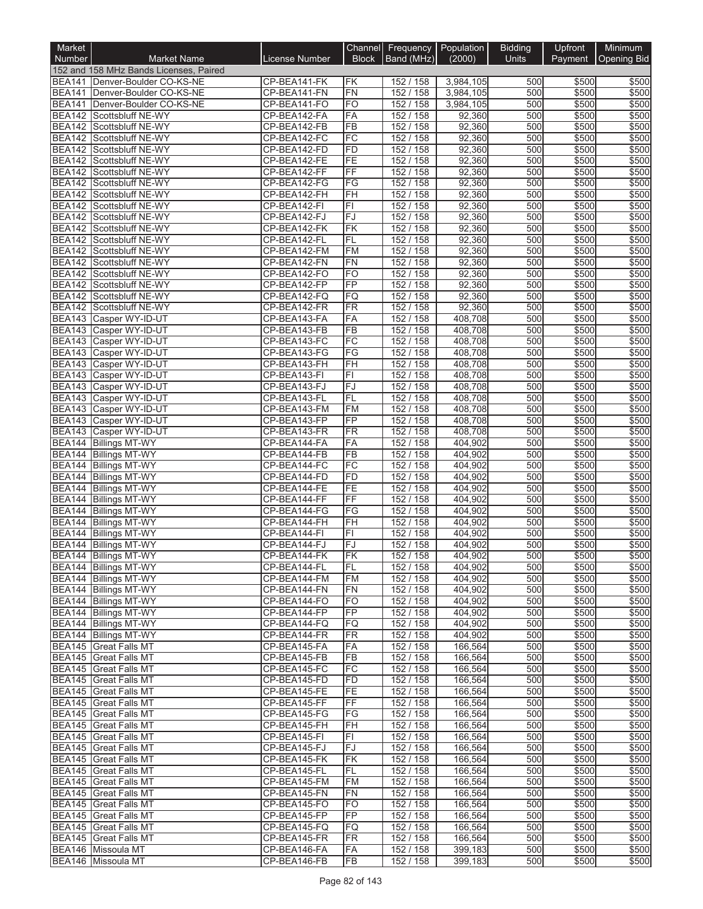| Market Number | Market Name | License Number | Channel Block | Frequency Band (MHz) | Population (2000) | Bidding Units | Upfront Payment | Minimum Opening Bid |
|---|---|---|---|---|---|---|---|---|
| 152 and 158 MHz Bands Licenses, Paired | | | | | | | | |
| BEA141 | Denver-Boulder CO-KS-NE | CP-BEA141-FK | FK | 152 / 158 | 3,984,105 | 500 | $500 | $500 |
| BEA141 | Denver-Boulder CO-KS-NE | CP-BEA141-FN | FN | 152 / 158 | 3,984,105 | 500 | $500 | $500 |
| BEA141 | Denver-Boulder CO-KS-NE | CP-BEA141-FO | FO | 152 / 158 | 3,984,105 | 500 | $500 | $500 |
| BEA142 | Scottsbluff NE-WY | CP-BEA142-FA | FA | 152 / 158 | 92,360 | 500 | $500 | $500 |
| BEA142 | Scottsbluff NE-WY | CP-BEA142-FB | FB | 152 / 158 | 92,360 | 500 | $500 | $500 |
| BEA142 | Scottsbluff NE-WY | CP-BEA142-FC | FC | 152 / 158 | 92,360 | 500 | $500 | $500 |
| BEA142 | Scottsbluff NE-WY | CP-BEA142-FD | FD | 152 / 158 | 92,360 | 500 | $500 | $500 |
| BEA142 | Scottsbluff NE-WY | CP-BEA142-FE | FE | 152 / 158 | 92,360 | 500 | $500 | $500 |
| BEA142 | Scottsbluff NE-WY | CP-BEA142-FF | FF | 152 / 158 | 92,360 | 500 | $500 | $500 |
| BEA142 | Scottsbluff NE-WY | CP-BEA142-FG | FG | 152 / 158 | 92,360 | 500 | $500 | $500 |
| BEA142 | Scottsbluff NE-WY | CP-BEA142-FH | FH | 152 / 158 | 92,360 | 500 | $500 | $500 |
| BEA142 | Scottsbluff NE-WY | CP-BEA142-FI | FI | 152 / 158 | 92,360 | 500 | $500 | $500 |
| BEA142 | Scottsbluff NE-WY | CP-BEA142-FJ | FJ | 152 / 158 | 92,360 | 500 | $500 | $500 |
| BEA142 | Scottsbluff NE-WY | CP-BEA142-FK | FK | 152 / 158 | 92,360 | 500 | $500 | $500 |
| BEA142 | Scottsbluff NE-WY | CP-BEA142-FL | FL | 152 / 158 | 92,360 | 500 | $500 | $500 |
| BEA142 | Scottsbluff NE-WY | CP-BEA142-FM | FM | 152 / 158 | 92,360 | 500 | $500 | $500 |
| BEA142 | Scottsbluff NE-WY | CP-BEA142-FN | FN | 152 / 158 | 92,360 | 500 | $500 | $500 |
| BEA142 | Scottsbluff NE-WY | CP-BEA142-FO | FO | 152 / 158 | 92,360 | 500 | $500 | $500 |
| BEA142 | Scottsbluff NE-WY | CP-BEA142-FP | FP | 152 / 158 | 92,360 | 500 | $500 | $500 |
| BEA142 | Scottsbluff NE-WY | CP-BEA142-FQ | FQ | 152 / 158 | 92,360 | 500 | $500 | $500 |
| BEA142 | Scottsbluff NE-WY | CP-BEA142-FR | FR | 152 / 158 | 92,360 | 500 | $500 | $500 |
| BEA143 | Casper WY-ID-UT | CP-BEA143-FA | FA | 152 / 158 | 408,708 | 500 | $500 | $500 |
| BEA143 | Casper WY-ID-UT | CP-BEA143-FB | FB | 152 / 158 | 408,708 | 500 | $500 | $500 |
| BEA143 | Casper WY-ID-UT | CP-BEA143-FC | FC | 152 / 158 | 408,708 | 500 | $500 | $500 |
| BEA143 | Casper WY-ID-UT | CP-BEA143-FG | FG | 152 / 158 | 408,708 | 500 | $500 | $500 |
| BEA143 | Casper WY-ID-UT | CP-BEA143-FH | FH | 152 / 158 | 408,708 | 500 | $500 | $500 |
| BEA143 | Casper WY-ID-UT | CP-BEA143-FI | FI | 152 / 158 | 408,708 | 500 | $500 | $500 |
| BEA143 | Casper WY-ID-UT | CP-BEA143-FJ | FJ | 152 / 158 | 408,708 | 500 | $500 | $500 |
| BEA143 | Casper WY-ID-UT | CP-BEA143-FL | FL | 152 / 158 | 408,708 | 500 | $500 | $500 |
| BEA143 | Casper WY-ID-UT | CP-BEA143-FM | FM | 152 / 158 | 408,708 | 500 | $500 | $500 |
| BEA143 | Casper WY-ID-UT | CP-BEA143-FP | FP | 152 / 158 | 408,708 | 500 | $500 | $500 |
| BEA143 | Casper WY-ID-UT | CP-BEA143-FR | FR | 152 / 158 | 408,708 | 500 | $500 | $500 |
| BEA144 | Billings MT-WY | CP-BEA144-FA | FA | 152 / 158 | 404,902 | 500 | $500 | $500 |
| BEA144 | Billings MT-WY | CP-BEA144-FB | FB | 152 / 158 | 404,902 | 500 | $500 | $500 |
| BEA144 | Billings MT-WY | CP-BEA144-FC | FC | 152 / 158 | 404,902 | 500 | $500 | $500 |
| BEA144 | Billings MT-WY | CP-BEA144-FD | FD | 152 / 158 | 404,902 | 500 | $500 | $500 |
| BEA144 | Billings MT-WY | CP-BEA144-FE | FE | 152 / 158 | 404,902 | 500 | $500 | $500 |
| BEA144 | Billings MT-WY | CP-BEA144-FF | FF | 152 / 158 | 404,902 | 500 | $500 | $500 |
| BEA144 | Billings MT-WY | CP-BEA144-FG | FG | 152 / 158 | 404,902 | 500 | $500 | $500 |
| BEA144 | Billings MT-WY | CP-BEA144-FH | FH | 152 / 158 | 404,902 | 500 | $500 | $500 |
| BEA144 | Billings MT-WY | CP-BEA144-FI | FI | 152 / 158 | 404,902 | 500 | $500 | $500 |
| BEA144 | Billings MT-WY | CP-BEA144-FJ | FJ | 152 / 158 | 404,902 | 500 | $500 | $500 |
| BEA144 | Billings MT-WY | CP-BEA144-FK | FK | 152 / 158 | 404,902 | 500 | $500 | $500 |
| BEA144 | Billings MT-WY | CP-BEA144-FL | FL | 152 / 158 | 404,902 | 500 | $500 | $500 |
| BEA144 | Billings MT-WY | CP-BEA144-FM | FM | 152 / 158 | 404,902 | 500 | $500 | $500 |
| BEA144 | Billings MT-WY | CP-BEA144-FN | FN | 152 / 158 | 404,902 | 500 | $500 | $500 |
| BEA144 | Billings MT-WY | CP-BEA144-FO | FO | 152 / 158 | 404,902 | 500 | $500 | $500 |
| BEA144 | Billings MT-WY | CP-BEA144-FP | FP | 152 / 158 | 404,902 | 500 | $500 | $500 |
| BEA144 | Billings MT-WY | CP-BEA144-FQ | FQ | 152 / 158 | 404,902 | 500 | $500 | $500 |
| BEA144 | Billings MT-WY | CP-BEA144-FR | FR | 152 / 158 | 404,902 | 500 | $500 | $500 |
| BEA145 | Great Falls MT | CP-BEA145-FA | FA | 152 / 158 | 166,564 | 500 | $500 | $500 |
| BEA145 | Great Falls MT | CP-BEA145-FB | FB | 152 / 158 | 166,564 | 500 | $500 | $500 |
| BEA145 | Great Falls MT | CP-BEA145-FC | FC | 152 / 158 | 166,564 | 500 | $500 | $500 |
| BEA145 | Great Falls MT | CP-BEA145-FD | FD | 152 / 158 | 166,564 | 500 | $500 | $500 |
| BEA145 | Great Falls MT | CP-BEA145-FE | FE | 152 / 158 | 166,564 | 500 | $500 | $500 |
| BEA145 | Great Falls MT | CP-BEA145-FF | FF | 152 / 158 | 166,564 | 500 | $500 | $500 |
| BEA145 | Great Falls MT | CP-BEA145-FG | FG | 152 / 158 | 166,564 | 500 | $500 | $500 |
| BEA145 | Great Falls MT | CP-BEA145-FH | FH | 152 / 158 | 166,564 | 500 | $500 | $500 |
| BEA145 | Great Falls MT | CP-BEA145-FI | FI | 152 / 158 | 166,564 | 500 | $500 | $500 |
| BEA145 | Great Falls MT | CP-BEA145-FJ | FJ | 152 / 158 | 166,564 | 500 | $500 | $500 |
| BEA145 | Great Falls MT | CP-BEA145-FK | FK | 152 / 158 | 166,564 | 500 | $500 | $500 |
| BEA145 | Great Falls MT | CP-BEA145-FL | FL | 152 / 158 | 166,564 | 500 | $500 | $500 |
| BEA145 | Great Falls MT | CP-BEA145-FM | FM | 152 / 158 | 166,564 | 500 | $500 | $500 |
| BEA145 | Great Falls MT | CP-BEA145-FN | FN | 152 / 158 | 166,564 | 500 | $500 | $500 |
| BEA145 | Great Falls MT | CP-BEA145-FO | FO | 152 / 158 | 166,564 | 500 | $500 | $500 |
| BEA145 | Great Falls MT | CP-BEA145-FP | FP | 152 / 158 | 166,564 | 500 | $500 | $500 |
| BEA145 | Great Falls MT | CP-BEA145-FQ | FQ | 152 / 158 | 166,564 | 500 | $500 | $500 |
| BEA145 | Great Falls MT | CP-BEA145-FR | FR | 152 / 158 | 166,564 | 500 | $500 | $500 |
| BEA146 | Missoula MT | CP-BEA146-FA | FA | 152 / 158 | 399,183 | 500 | $500 | $500 |
| BEA146 | Missoula MT | CP-BEA146-FB | FB | 152 / 158 | 399,183 | 500 | $500 | $500 |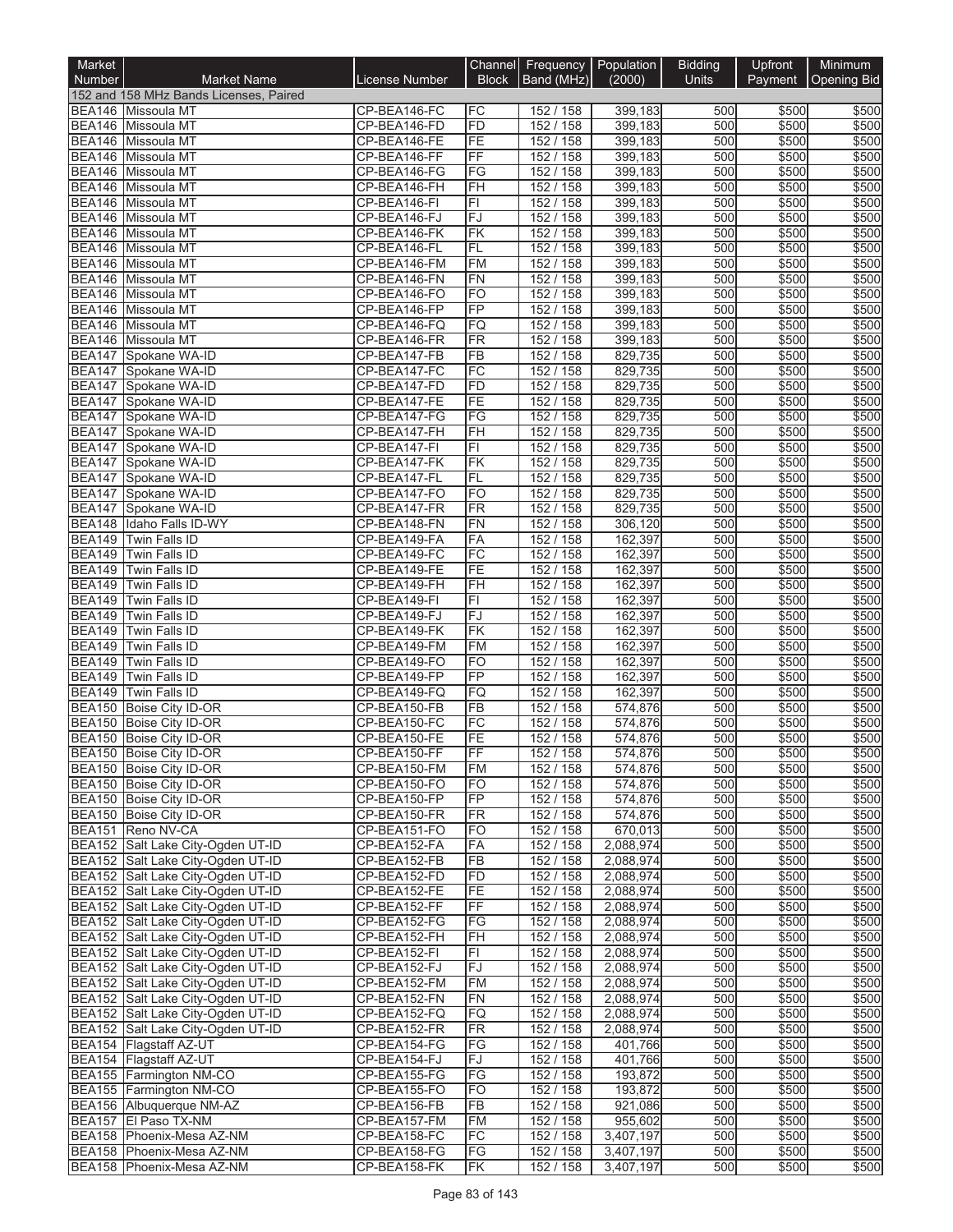| Market Number | Market Name | License Number | Channel Block | Frequency Band (MHz) | Population (2000) | Bidding Units | Upfront Payment | Minimum Opening Bid |
|---|---|---|---|---|---|---|---|---|
| 152 and 158 MHz Bands Licenses, Paired | | | | | | | | |
| BEA146 | Missoula MT | CP-BEA146-FC | FC | 152 / 158 | 399,183 | 500 | $500 | $500 |
| BEA146 | Missoula MT | CP-BEA146-FD | FD | 152 / 158 | 399,183 | 500 | $500 | $500 |
| BEA146 | Missoula MT | CP-BEA146-FE | FE | 152 / 158 | 399,183 | 500 | $500 | $500 |
| BEA146 | Missoula MT | CP-BEA146-FF | FF | 152 / 158 | 399,183 | 500 | $500 | $500 |
| BEA146 | Missoula MT | CP-BEA146-FG | FG | 152 / 158 | 399,183 | 500 | $500 | $500 |
| BEA146 | Missoula MT | CP-BEA146-FH | FH | 152 / 158 | 399,183 | 500 | $500 | $500 |
| BEA146 | Missoula MT | CP-BEA146-FI | FI | 152 / 158 | 399,183 | 500 | $500 | $500 |
| BEA146 | Missoula MT | CP-BEA146-FJ | FJ | 152 / 158 | 399,183 | 500 | $500 | $500 |
| BEA146 | Missoula MT | CP-BEA146-FK | FK | 152 / 158 | 399,183 | 500 | $500 | $500 |
| BEA146 | Missoula MT | CP-BEA146-FL | FL | 152 / 158 | 399,183 | 500 | $500 | $500 |
| BEA146 | Missoula MT | CP-BEA146-FM | FM | 152 / 158 | 399,183 | 500 | $500 | $500 |
| BEA146 | Missoula MT | CP-BEA146-FN | FN | 152 / 158 | 399,183 | 500 | $500 | $500 |
| BEA146 | Missoula MT | CP-BEA146-FO | FO | 152 / 158 | 399,183 | 500 | $500 | $500 |
| BEA146 | Missoula MT | CP-BEA146-FP | FP | 152 / 158 | 399,183 | 500 | $500 | $500 |
| BEA146 | Missoula MT | CP-BEA146-FQ | FQ | 152 / 158 | 399,183 | 500 | $500 | $500 |
| BEA146 | Missoula MT | CP-BEA146-FR | FR | 152 / 158 | 399,183 | 500 | $500 | $500 |
| BEA147 | Spokane WA-ID | CP-BEA147-FB | FB | 152 / 158 | 829,735 | 500 | $500 | $500 |
| BEA147 | Spokane WA-ID | CP-BEA147-FC | FC | 152 / 158 | 829,735 | 500 | $500 | $500 |
| BEA147 | Spokane WA-ID | CP-BEA147-FD | FD | 152 / 158 | 829,735 | 500 | $500 | $500 |
| BEA147 | Spokane WA-ID | CP-BEA147-FE | FE | 152 / 158 | 829,735 | 500 | $500 | $500 |
| BEA147 | Spokane WA-ID | CP-BEA147-FG | FG | 152 / 158 | 829,735 | 500 | $500 | $500 |
| BEA147 | Spokane WA-ID | CP-BEA147-FH | FH | 152 / 158 | 829,735 | 500 | $500 | $500 |
| BEA147 | Spokane WA-ID | CP-BEA147-FI | FI | 152 / 158 | 829,735 | 500 | $500 | $500 |
| BEA147 | Spokane WA-ID | CP-BEA147-FK | FK | 152 / 158 | 829,735 | 500 | $500 | $500 |
| BEA147 | Spokane WA-ID | CP-BEA147-FL | FL | 152 / 158 | 829,735 | 500 | $500 | $500 |
| BEA147 | Spokane WA-ID | CP-BEA147-FO | FO | 152 / 158 | 829,735 | 500 | $500 | $500 |
| BEA147 | Spokane WA-ID | CP-BEA147-FR | FR | 152 / 158 | 829,735 | 500 | $500 | $500 |
| BEA148 | Idaho Falls ID-WY | CP-BEA148-FN | FN | 152 / 158 | 306,120 | 500 | $500 | $500 |
| BEA149 | Twin Falls ID | CP-BEA149-FA | FA | 152 / 158 | 162,397 | 500 | $500 | $500 |
| BEA149 | Twin Falls ID | CP-BEA149-FC | FC | 152 / 158 | 162,397 | 500 | $500 | $500 |
| BEA149 | Twin Falls ID | CP-BEA149-FE | FE | 152 / 158 | 162,397 | 500 | $500 | $500 |
| BEA149 | Twin Falls ID | CP-BEA149-FH | FH | 152 / 158 | 162,397 | 500 | $500 | $500 |
| BEA149 | Twin Falls ID | CP-BEA149-FI | FI | 152 / 158 | 162,397 | 500 | $500 | $500 |
| BEA149 | Twin Falls ID | CP-BEA149-FJ | FJ | 152 / 158 | 162,397 | 500 | $500 | $500 |
| BEA149 | Twin Falls ID | CP-BEA149-FK | FK | 152 / 158 | 162,397 | 500 | $500 | $500 |
| BEA149 | Twin Falls ID | CP-BEA149-FM | FM | 152 / 158 | 162,397 | 500 | $500 | $500 |
| BEA149 | Twin Falls ID | CP-BEA149-FO | FO | 152 / 158 | 162,397 | 500 | $500 | $500 |
| BEA149 | Twin Falls ID | CP-BEA149-FP | FP | 152 / 158 | 162,397 | 500 | $500 | $500 |
| BEA149 | Twin Falls ID | CP-BEA149-FQ | FQ | 152 / 158 | 162,397 | 500 | $500 | $500 |
| BEA150 | Boise City ID-OR | CP-BEA150-FB | FB | 152 / 158 | 574,876 | 500 | $500 | $500 |
| BEA150 | Boise City ID-OR | CP-BEA150-FC | FC | 152 / 158 | 574,876 | 500 | $500 | $500 |
| BEA150 | Boise City ID-OR | CP-BEA150-FE | FE | 152 / 158 | 574,876 | 500 | $500 | $500 |
| BEA150 | Boise City ID-OR | CP-BEA150-FF | FF | 152 / 158 | 574,876 | 500 | $500 | $500 |
| BEA150 | Boise City ID-OR | CP-BEA150-FM | FM | 152 / 158 | 574,876 | 500 | $500 | $500 |
| BEA150 | Boise City ID-OR | CP-BEA150-FO | FO | 152 / 158 | 574,876 | 500 | $500 | $500 |
| BEA150 | Boise City ID-OR | CP-BEA150-FP | FP | 152 / 158 | 574,876 | 500 | $500 | $500 |
| BEA150 | Boise City ID-OR | CP-BEA150-FR | FR | 152 / 158 | 574,876 | 500 | $500 | $500 |
| BEA151 | Reno NV-CA | CP-BEA151-FO | FO | 152 / 158 | 670,013 | 500 | $500 | $500 |
| BEA152 | Salt Lake City-Ogden UT-ID | CP-BEA152-FA | FA | 152 / 158 | 2,088,974 | 500 | $500 | $500 |
| BEA152 | Salt Lake City-Ogden UT-ID | CP-BEA152-FB | FB | 152 / 158 | 2,088,974 | 500 | $500 | $500 |
| BEA152 | Salt Lake City-Ogden UT-ID | CP-BEA152-FD | FD | 152 / 158 | 2,088,974 | 500 | $500 | $500 |
| BEA152 | Salt Lake City-Ogden UT-ID | CP-BEA152-FE | FE | 152 / 158 | 2,088,974 | 500 | $500 | $500 |
| BEA152 | Salt Lake City-Ogden UT-ID | CP-BEA152-FF | FF | 152 / 158 | 2,088,974 | 500 | $500 | $500 |
| BEA152 | Salt Lake City-Ogden UT-ID | CP-BEA152-FG | FG | 152 / 158 | 2,088,974 | 500 | $500 | $500 |
| BEA152 | Salt Lake City-Ogden UT-ID | CP-BEA152-FH | FH | 152 / 158 | 2,088,974 | 500 | $500 | $500 |
| BEA152 | Salt Lake City-Ogden UT-ID | CP-BEA152-FI | FI | 152 / 158 | 2,088,974 | 500 | $500 | $500 |
| BEA152 | Salt Lake City-Ogden UT-ID | CP-BEA152-FJ | FJ | 152 / 158 | 2,088,974 | 500 | $500 | $500 |
| BEA152 | Salt Lake City-Ogden UT-ID | CP-BEA152-FM | FM | 152 / 158 | 2,088,974 | 500 | $500 | $500 |
| BEA152 | Salt Lake City-Ogden UT-ID | CP-BEA152-FN | FN | 152 / 158 | 2,088,974 | 500 | $500 | $500 |
| BEA152 | Salt Lake City-Ogden UT-ID | CP-BEA152-FQ | FQ | 152 / 158 | 2,088,974 | 500 | $500 | $500 |
| BEA152 | Salt Lake City-Ogden UT-ID | CP-BEA152-FR | FR | 152 / 158 | 2,088,974 | 500 | $500 | $500 |
| BEA154 | Flagstaff AZ-UT | CP-BEA154-FG | FG | 152 / 158 | 401,766 | 500 | $500 | $500 |
| BEA154 | Flagstaff AZ-UT | CP-BEA154-FJ | FJ | 152 / 158 | 401,766 | 500 | $500 | $500 |
| BEA155 | Farmington NM-CO | CP-BEA155-FG | FG | 152 / 158 | 193,872 | 500 | $500 | $500 |
| BEA155 | Farmington NM-CO | CP-BEA155-FO | FO | 152 / 158 | 193,872 | 500 | $500 | $500 |
| BEA156 | Albuquerque NM-AZ | CP-BEA156-FB | FB | 152 / 158 | 921,086 | 500 | $500 | $500 |
| BEA157 | El Paso TX-NM | CP-BEA157-FM | FM | 152 / 158 | 955,602 | 500 | $500 | $500 |
| BEA158 | Phoenix-Mesa AZ-NM | CP-BEA158-FC | FC | 152 / 158 | 3,407,197 | 500 | $500 | $500 |
| BEA158 | Phoenix-Mesa AZ-NM | CP-BEA158-FG | FG | 152 / 158 | 3,407,197 | 500 | $500 | $500 |
| BEA158 | Phoenix-Mesa AZ-NM | CP-BEA158-FK | FK | 152 / 158 | 3,407,197 | 500 | $500 | $500 |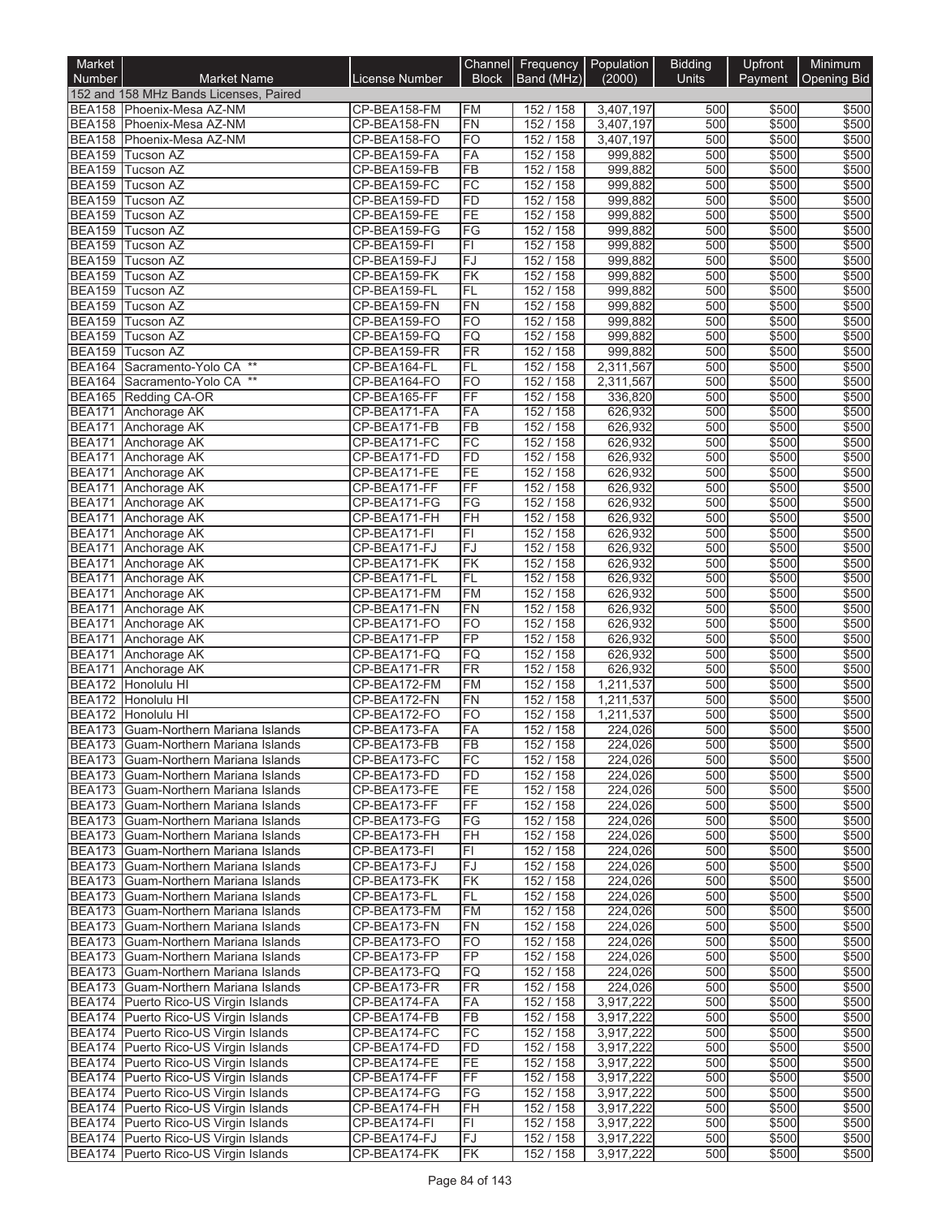| Market Number | Market Name | License Number | Channel Block | Frequency Band (MHz) | Population (2000) | Bidding Units | Upfront Payment | Minimum Opening Bid |
|---|---|---|---|---|---|---|---|---|
| 152 and 158 MHz Bands Licenses, Paired | | | | | | | | |
| BEA158 | Phoenix-Mesa AZ-NM | CP-BEA158-FM | FM | 152 / 158 | 3,407,197 | 500 | $500 | $500 |
| BEA158 | Phoenix-Mesa AZ-NM | CP-BEA158-FN | FN | 152 / 158 | 3,407,197 | 500 | $500 | $500 |
| BEA158 | Phoenix-Mesa AZ-NM | CP-BEA158-FO | FO | 152 / 158 | 3,407,197 | 500 | $500 | $500 |
| BEA159 | Tucson AZ | CP-BEA159-FA | FA | 152 / 158 | 999,882 | 500 | $500 | $500 |
| BEA159 | Tucson AZ | CP-BEA159-FB | FB | 152 / 158 | 999,882 | 500 | $500 | $500 |
| BEA159 | Tucson AZ | CP-BEA159-FC | FC | 152 / 158 | 999,882 | 500 | $500 | $500 |
| BEA159 | Tucson AZ | CP-BEA159-FD | FD | 152 / 158 | 999,882 | 500 | $500 | $500 |
| BEA159 | Tucson AZ | CP-BEA159-FE | FE | 152 / 158 | 999,882 | 500 | $500 | $500 |
| BEA159 | Tucson AZ | CP-BEA159-FG | FG | 152 / 158 | 999,882 | 500 | $500 | $500 |
| BEA159 | Tucson AZ | CP-BEA159-FI | FI | 152 / 158 | 999,882 | 500 | $500 | $500 |
| BEA159 | Tucson AZ | CP-BEA159-FJ | FJ | 152 / 158 | 999,882 | 500 | $500 | $500 |
| BEA159 | Tucson AZ | CP-BEA159-FK | FK | 152 / 158 | 999,882 | 500 | $500 | $500 |
| BEA159 | Tucson AZ | CP-BEA159-FL | FL | 152 / 158 | 999,882 | 500 | $500 | $500 |
| BEA159 | Tucson AZ | CP-BEA159-FN | FN | 152 / 158 | 999,882 | 500 | $500 | $500 |
| BEA159 | Tucson AZ | CP-BEA159-FO | FO | 152 / 158 | 999,882 | 500 | $500 | $500 |
| BEA159 | Tucson AZ | CP-BEA159-FQ | FQ | 152 / 158 | 999,882 | 500 | $500 | $500 |
| BEA159 | Tucson AZ | CP-BEA159-FR | FR | 152 / 158 | 999,882 | 500 | $500 | $500 |
| BEA164 | Sacramento-Yolo CA ** | CP-BEA164-FL | FL | 152 / 158 | 2,311,567 | 500 | $500 | $500 |
| BEA164 | Sacramento-Yolo CA ** | CP-BEA164-FO | FO | 152 / 158 | 2,311,567 | 500 | $500 | $500 |
| BEA165 | Redding CA-OR | CP-BEA165-FF | FF | 152 / 158 | 336,820 | 500 | $500 | $500 |
| BEA171 | Anchorage AK | CP-BEA171-FA | FA | 152 / 158 | 626,932 | 500 | $500 | $500 |
| BEA171 | Anchorage AK | CP-BEA171-FB | FB | 152 / 158 | 626,932 | 500 | $500 | $500 |
| BEA171 | Anchorage AK | CP-BEA171-FC | FC | 152 / 158 | 626,932 | 500 | $500 | $500 |
| BEA171 | Anchorage AK | CP-BEA171-FD | FD | 152 / 158 | 626,932 | 500 | $500 | $500 |
| BEA171 | Anchorage AK | CP-BEA171-FE | FE | 152 / 158 | 626,932 | 500 | $500 | $500 |
| BEA171 | Anchorage AK | CP-BEA171-FF | FF | 152 / 158 | 626,932 | 500 | $500 | $500 |
| BEA171 | Anchorage AK | CP-BEA171-FG | FG | 152 / 158 | 626,932 | 500 | $500 | $500 |
| BEA171 | Anchorage AK | CP-BEA171-FH | FH | 152 / 158 | 626,932 | 500 | $500 | $500 |
| BEA171 | Anchorage AK | CP-BEA171-FI | FI | 152 / 158 | 626,932 | 500 | $500 | $500 |
| BEA171 | Anchorage AK | CP-BEA171-FJ | FJ | 152 / 158 | 626,932 | 500 | $500 | $500 |
| BEA171 | Anchorage AK | CP-BEA171-FK | FK | 152 / 158 | 626,932 | 500 | $500 | $500 |
| BEA171 | Anchorage AK | CP-BEA171-FL | FL | 152 / 158 | 626,932 | 500 | $500 | $500 |
| BEA171 | Anchorage AK | CP-BEA171-FM | FM | 152 / 158 | 626,932 | 500 | $500 | $500 |
| BEA171 | Anchorage AK | CP-BEA171-FN | FN | 152 / 158 | 626,932 | 500 | $500 | $500 |
| BEA171 | Anchorage AK | CP-BEA171-FO | FO | 152 / 158 | 626,932 | 500 | $500 | $500 |
| BEA171 | Anchorage AK | CP-BEA171-FP | FP | 152 / 158 | 626,932 | 500 | $500 | $500 |
| BEA171 | Anchorage AK | CP-BEA171-FQ | FQ | 152 / 158 | 626,932 | 500 | $500 | $500 |
| BEA171 | Anchorage AK | CP-BEA171-FR | FR | 152 / 158 | 626,932 | 500 | $500 | $500 |
| BEA172 | Honolulu HI | CP-BEA172-FM | FM | 152 / 158 | 1,211,537 | 500 | $500 | $500 |
| BEA172 | Honolulu HI | CP-BEA172-FN | FN | 152 / 158 | 1,211,537 | 500 | $500 | $500 |
| BEA172 | Honolulu HI | CP-BEA172-FO | FO | 152 / 158 | 1,211,537 | 500 | $500 | $500 |
| BEA173 | Guam-Northern Mariana Islands | CP-BEA173-FA | FA | 152 / 158 | 224,026 | 500 | $500 | $500 |
| BEA173 | Guam-Northern Mariana Islands | CP-BEA173-FB | FB | 152 / 158 | 224,026 | 500 | $500 | $500 |
| BEA173 | Guam-Northern Mariana Islands | CP-BEA173-FC | FC | 152 / 158 | 224,026 | 500 | $500 | $500 |
| BEA173 | Guam-Northern Mariana Islands | CP-BEA173-FD | FD | 152 / 158 | 224,026 | 500 | $500 | $500 |
| BEA173 | Guam-Northern Mariana Islands | CP-BEA173-FE | FE | 152 / 158 | 224,026 | 500 | $500 | $500 |
| BEA173 | Guam-Northern Mariana Islands | CP-BEA173-FF | FF | 152 / 158 | 224,026 | 500 | $500 | $500 |
| BEA173 | Guam-Northern Mariana Islands | CP-BEA173-FG | FG | 152 / 158 | 224,026 | 500 | $500 | $500 |
| BEA173 | Guam-Northern Mariana Islands | CP-BEA173-FH | FH | 152 / 158 | 224,026 | 500 | $500 | $500 |
| BEA173 | Guam-Northern Mariana Islands | CP-BEA173-FI | FI | 152 / 158 | 224,026 | 500 | $500 | $500 |
| BEA173 | Guam-Northern Mariana Islands | CP-BEA173-FJ | FJ | 152 / 158 | 224,026 | 500 | $500 | $500 |
| BEA173 | Guam-Northern Mariana Islands | CP-BEA173-FK | FK | 152 / 158 | 224,026 | 500 | $500 | $500 |
| BEA173 | Guam-Northern Mariana Islands | CP-BEA173-FL | FL | 152 / 158 | 224,026 | 500 | $500 | $500 |
| BEA173 | Guam-Northern Mariana Islands | CP-BEA173-FM | FM | 152 / 158 | 224,026 | 500 | $500 | $500 |
| BEA173 | Guam-Northern Mariana Islands | CP-BEA173-FN | FN | 152 / 158 | 224,026 | 500 | $500 | $500 |
| BEA173 | Guam-Northern Mariana Islands | CP-BEA173-FO | FO | 152 / 158 | 224,026 | 500 | $500 | $500 |
| BEA173 | Guam-Northern Mariana Islands | CP-BEA173-FP | FP | 152 / 158 | 224,026 | 500 | $500 | $500 |
| BEA173 | Guam-Northern Mariana Islands | CP-BEA173-FQ | FQ | 152 / 158 | 224,026 | 500 | $500 | $500 |
| BEA173 | Guam-Northern Mariana Islands | CP-BEA173-FR | FR | 152 / 158 | 224,026 | 500 | $500 | $500 |
| BEA174 | Puerto Rico-US Virgin Islands | CP-BEA174-FA | FA | 152 / 158 | 3,917,222 | 500 | $500 | $500 |
| BEA174 | Puerto Rico-US Virgin Islands | CP-BEA174-FB | FB | 152 / 158 | 3,917,222 | 500 | $500 | $500 |
| BEA174 | Puerto Rico-US Virgin Islands | CP-BEA174-FC | FC | 152 / 158 | 3,917,222 | 500 | $500 | $500 |
| BEA174 | Puerto Rico-US Virgin Islands | CP-BEA174-FD | FD | 152 / 158 | 3,917,222 | 500 | $500 | $500 |
| BEA174 | Puerto Rico-US Virgin Islands | CP-BEA174-FE | FE | 152 / 158 | 3,917,222 | 500 | $500 | $500 |
| BEA174 | Puerto Rico-US Virgin Islands | CP-BEA174-FF | FF | 152 / 158 | 3,917,222 | 500 | $500 | $500 |
| BEA174 | Puerto Rico-US Virgin Islands | CP-BEA174-FG | FG | 152 / 158 | 3,917,222 | 500 | $500 | $500 |
| BEA174 | Puerto Rico-US Virgin Islands | CP-BEA174-FH | FH | 152 / 158 | 3,917,222 | 500 | $500 | $500 |
| BEA174 | Puerto Rico-US Virgin Islands | CP-BEA174-FI | FI | 152 / 158 | 3,917,222 | 500 | $500 | $500 |
| BEA174 | Puerto Rico-US Virgin Islands | CP-BEA174-FJ | FJ | 152 / 158 | 3,917,222 | 500 | $500 | $500 |
| BEA174 | Puerto Rico-US Virgin Islands | CP-BEA174-FK | FK | 152 / 158 | 3,917,222 | 500 | $500 | $500 |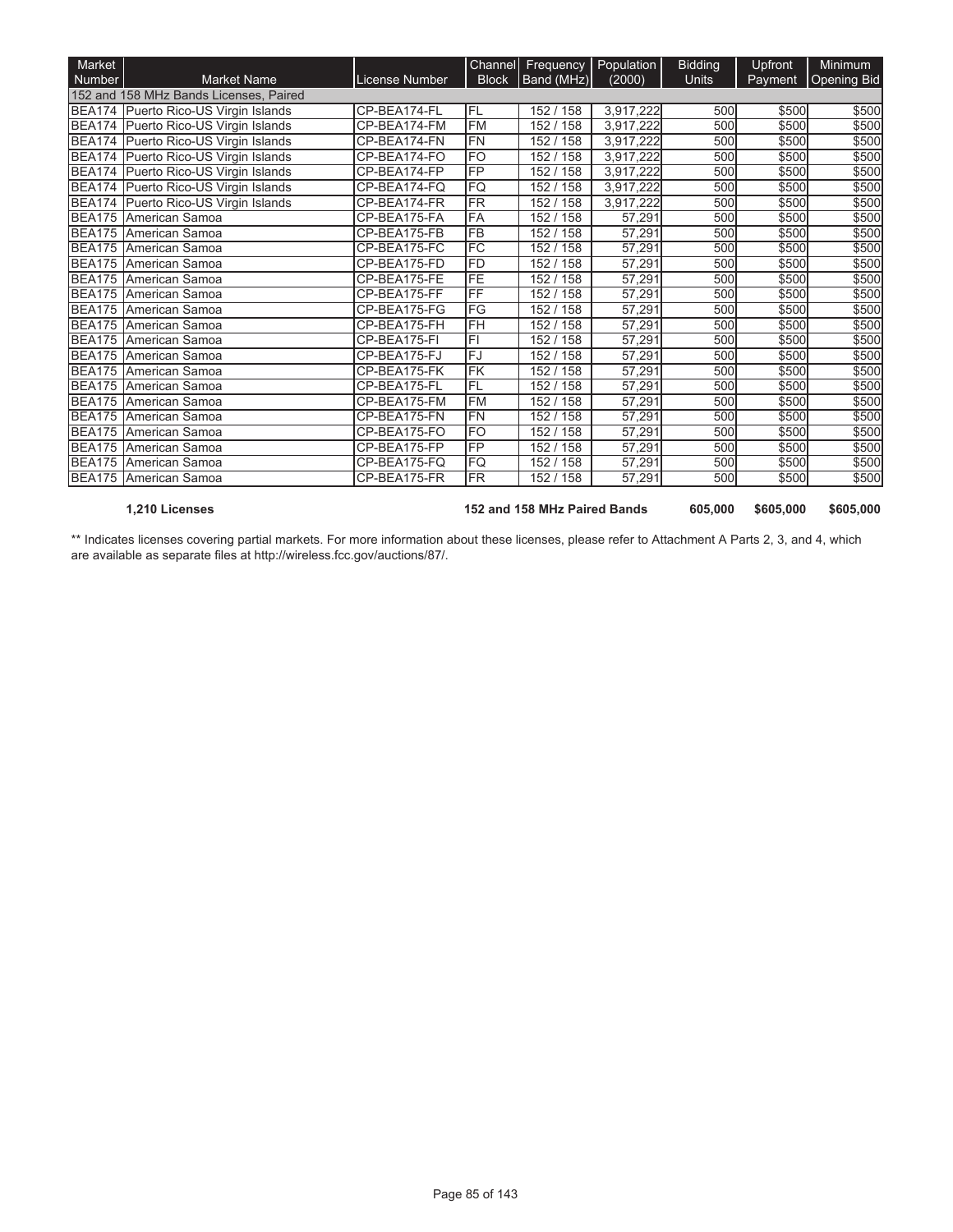| Market Number | Market Name | License Number | Channel Block | Frequency Band (MHz) | Population (2000) | Bidding Units | Upfront Payment | Minimum Opening Bid |
|---|---|---|---|---|---|---|---|---|
| 152 and 158 MHz Bands Licenses, Paired | | | | | | | | |
| BEA174 | Puerto Rico-US Virgin Islands | CP-BEA174-FL | FL | 152 / 158 | 3,917,222 | 500 | $500 | $500 |
| BEA174 | Puerto Rico-US Virgin Islands | CP-BEA174-FM | FM | 152 / 158 | 3,917,222 | 500 | $500 | $500 |
| BEA174 | Puerto Rico-US Virgin Islands | CP-BEA174-FN | FN | 152 / 158 | 3,917,222 | 500 | $500 | $500 |
| BEA174 | Puerto Rico-US Virgin Islands | CP-BEA174-FO | FO | 152 / 158 | 3,917,222 | 500 | $500 | $500 |
| BEA174 | Puerto Rico-US Virgin Islands | CP-BEA174-FP | FP | 152 / 158 | 3,917,222 | 500 | $500 | $500 |
| BEA174 | Puerto Rico-US Virgin Islands | CP-BEA174-FQ | FQ | 152 / 158 | 3,917,222 | 500 | $500 | $500 |
| BEA174 | Puerto Rico-US Virgin Islands | CP-BEA174-FR | FR | 152 / 158 | 3,917,222 | 500 | $500 | $500 |
| BEA175 | American Samoa | CP-BEA175-FA | FA | 152 / 158 | 57,291 | 500 | $500 | $500 |
| BEA175 | American Samoa | CP-BEA175-FB | FB | 152 / 158 | 57,291 | 500 | $500 | $500 |
| BEA175 | American Samoa | CP-BEA175-FC | FC | 152 / 158 | 57,291 | 500 | $500 | $500 |
| BEA175 | American Samoa | CP-BEA175-FD | FD | 152 / 158 | 57,291 | 500 | $500 | $500 |
| BEA175 | American Samoa | CP-BEA175-FE | FE | 152 / 158 | 57,291 | 500 | $500 | $500 |
| BEA175 | American Samoa | CP-BEA175-FF | FF | 152 / 158 | 57,291 | 500 | $500 | $500 |
| BEA175 | American Samoa | CP-BEA175-FG | FG | 152 / 158 | 57,291 | 500 | $500 | $500 |
| BEA175 | American Samoa | CP-BEA175-FH | FH | 152 / 158 | 57,291 | 500 | $500 | $500 |
| BEA175 | American Samoa | CP-BEA175-FI | FI | 152 / 158 | 57,291 | 500 | $500 | $500 |
| BEA175 | American Samoa | CP-BEA175-FJ | FJ | 152 / 158 | 57,291 | 500 | $500 | $500 |
| BEA175 | American Samoa | CP-BEA175-FK | FK | 152 / 158 | 57,291 | 500 | $500 | $500 |
| BEA175 | American Samoa | CP-BEA175-FL | FL | 152 / 158 | 57,291 | 500 | $500 | $500 |
| BEA175 | American Samoa | CP-BEA175-FM | FM | 152 / 158 | 57,291 | 500 | $500 | $500 |
| BEA175 | American Samoa | CP-BEA175-FN | FN | 152 / 158 | 57,291 | 500 | $500 | $500 |
| BEA175 | American Samoa | CP-BEA175-FO | FO | 152 / 158 | 57,291 | 500 | $500 | $500 |
| BEA175 | American Samoa | CP-BEA175-FP | FP | 152 / 158 | 57,291 | 500 | $500 | $500 |
| BEA175 | American Samoa | CP-BEA175-FQ | FQ | 152 / 158 | 57,291 | 500 | $500 | $500 |
| BEA175 | American Samoa | CP-BEA175-FR | FR | 152 / 158 | 57,291 | 500 | $500 | $500 |
| | **1,210 Licenses** | | **152 and 158 MHz Paired Bands** | | | **605,000** | **$605,000** | **$605,000** |

** Indicates licenses covering partial markets. For more information about these licenses, please refer to Attachment A Parts 2, 3, and 4, which are available as separate files at http://wireless.fcc.gov/auctions/87/.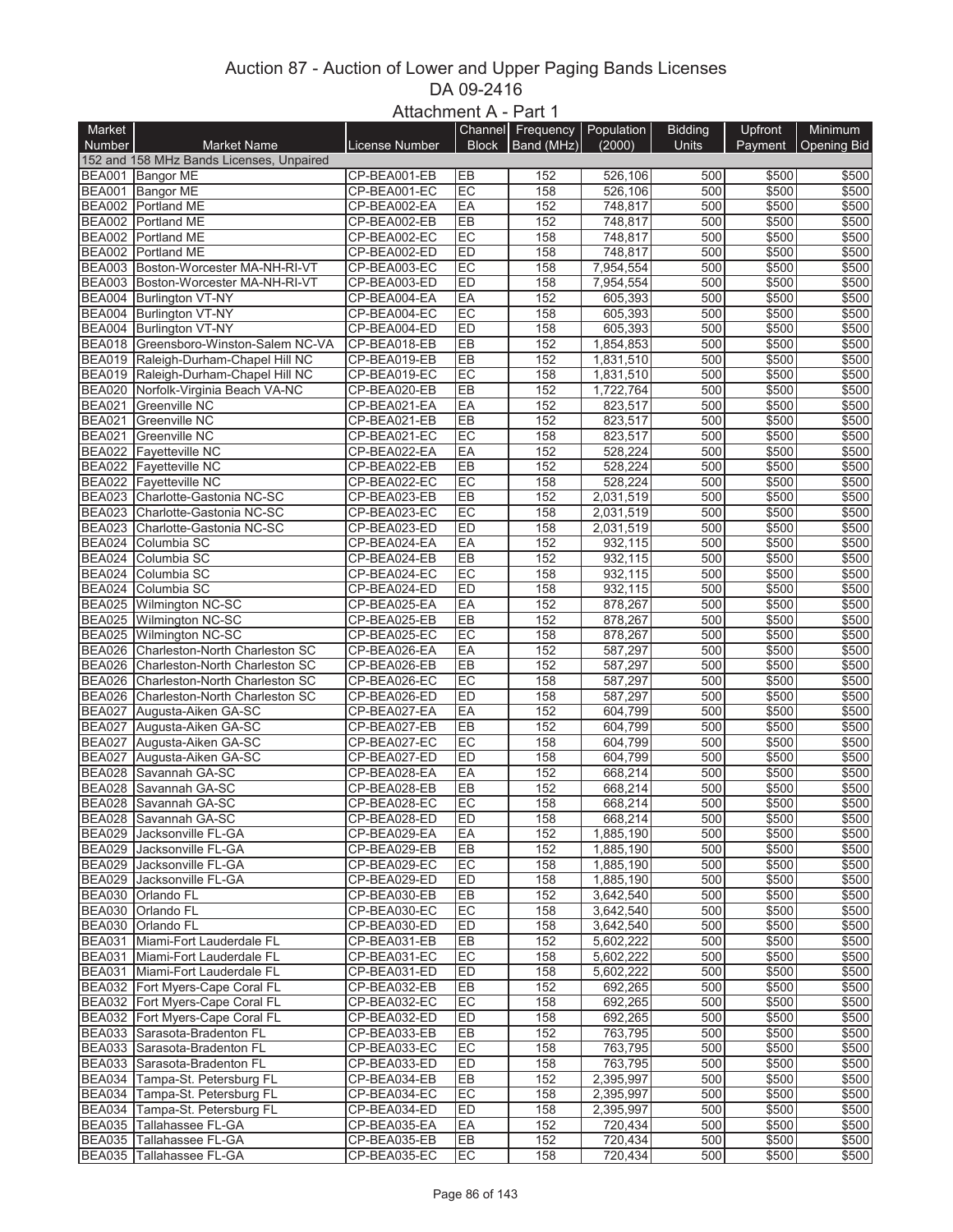# Auction 87 - Auction of Lower and Upper Paging Bands Licenses

## DA 09-2416

### Attachment A - Part 1

| Market Number | Market Name | License Number | Channel Block | Frequency Band (MHz) | Population (2000) | Bidding Units | Upfront Payment | Minimum Opening Bid |
|---|---|---|---|---|---|---|---|---|
| 152 and 158 MHz Bands Licenses, Unpaired | | | | | | | | |
| BEA001 | Bangor ME | CP-BEA001-EB | EB | 152 | 526,106 | 500 | $500 | $500 |
| BEA001 | Bangor ME | CP-BEA001-EC | EC | 158 | 526,106 | 500 | $500 | $500 |
| BEA002 | Portland ME | CP-BEA002-EA | EA | 152 | 748,817 | 500 | $500 | $500 |
| BEA002 | Portland ME | CP-BEA002-EB | EB | 152 | 748,817 | 500 | $500 | $500 |
| BEA002 | Portland ME | CP-BEA002-EC | EC | 158 | 748,817 | 500 | $500 | $500 |
| BEA002 | Portland ME | CP-BEA002-ED | ED | 158 | 748,817 | 500 | $500 | $500 |
| BEA003 | Boston-Worcester MA-NH-RI-VT | CP-BEA003-EC | EC | 158 | 7,954,554 | 500 | $500 | $500 |
| BEA003 | Boston-Worcester MA-NH-RI-VT | CP-BEA003-ED | ED | 158 | 7,954,554 | 500 | $500 | $500 |
| BEA004 | Burlington VT-NY | CP-BEA004-EA | EA | 152 | 605,393 | 500 | $500 | $500 |
| BEA004 | Burlington VT-NY | CP-BEA004-EC | EC | 158 | 605,393 | 500 | $500 | $500 |
| BEA004 | Burlington VT-NY | CP-BEA004-ED | ED | 158 | 605,393 | 500 | $500 | $500 |
| BEA018 | Greensboro-Winston-Salem NC-VA | CP-BEA018-EB | EB | 152 | 1,854,853 | 500 | $500 | $500 |
| BEA019 | Raleigh-Durham-Chapel Hill NC | CP-BEA019-EB | EB | 152 | 1,831,510 | 500 | $500 | $500 |
| BEA019 | Raleigh-Durham-Chapel Hill NC | CP-BEA019-EC | EC | 158 | 1,831,510 | 500 | $500 | $500 |
| BEA020 | Norfolk-Virginia Beach VA-NC | CP-BEA020-EB | EB | 152 | 1,722,764 | 500 | $500 | $500 |
| BEA021 | Greenville NC | CP-BEA021-EA | EA | 152 | 823,517 | 500 | $500 | $500 |
| BEA021 | Greenville NC | CP-BEA021-EB | EB | 152 | 823,517 | 500 | $500 | $500 |
| BEA021 | Greenville NC | CP-BEA021-EC | EC | 158 | 823,517 | 500 | $500 | $500 |
| BEA022 | Fayetteville NC | CP-BEA022-EA | EA | 152 | 528,224 | 500 | $500 | $500 |
| BEA022 | Fayetteville NC | CP-BEA022-EB | EB | 152 | 528,224 | 500 | $500 | $500 |
| BEA022 | Fayetteville NC | CP-BEA022-EC | EC | 158 | 528,224 | 500 | $500 | $500 |
| BEA023 | Charlotte-Gastonia NC-SC | CP-BEA023-EB | EB | 152 | 2,031,519 | 500 | $500 | $500 |
| BEA023 | Charlotte-Gastonia NC-SC | CP-BEA023-EC | EC | 158 | 2,031,519 | 500 | $500 | $500 |
| BEA023 | Charlotte-Gastonia NC-SC | CP-BEA023-ED | ED | 158 | 2,031,519 | 500 | $500 | $500 |
| BEA024 | Columbia SC | CP-BEA024-EA | EA | 152 | 932,115 | 500 | $500 | $500 |
| BEA024 | Columbia SC | CP-BEA024-EB | EB | 152 | 932,115 | 500 | $500 | $500 |
| BEA024 | Columbia SC | CP-BEA024-EC | EC | 158 | 932,115 | 500 | $500 | $500 |
| BEA024 | Columbia SC | CP-BEA024-ED | ED | 158 | 932,115 | 500 | $500 | $500 |
| BEA025 | Wilmington NC-SC | CP-BEA025-EA | EA | 152 | 878,267 | 500 | $500 | $500 |
| BEA025 | Wilmington NC-SC | CP-BEA025-EB | EB | 152 | 878,267 | 500 | $500 | $500 |
| BEA025 | Wilmington NC-SC | CP-BEA025-EC | EC | 158 | 878,267 | 500 | $500 | $500 |
| BEA026 | Charleston-North Charleston SC | CP-BEA026-EA | EA | 152 | 587,297 | 500 | $500 | $500 |
| BEA026 | Charleston-North Charleston SC | CP-BEA026-EB | EB | 152 | 587,297 | 500 | $500 | $500 |
| BEA026 | Charleston-North Charleston SC | CP-BEA026-EC | EC | 158 | 587,297 | 500 | $500 | $500 |
| BEA026 | Charleston-North Charleston SC | CP-BEA026-ED | ED | 158 | 587,297 | 500 | $500 | $500 |
| BEA027 | Augusta-Aiken GA-SC | CP-BEA027-EA | EA | 152 | 604,799 | 500 | $500 | $500 |
| BEA027 | Augusta-Aiken GA-SC | CP-BEA027-EB | EB | 152 | 604,799 | 500 | $500 | $500 |
| BEA027 | Augusta-Aiken GA-SC | CP-BEA027-EC | EC | 158 | 604,799 | 500 | $500 | $500 |
| BEA027 | Augusta-Aiken GA-SC | CP-BEA027-ED | ED | 158 | 604,799 | 500 | $500 | $500 |
| BEA028 | Savannah GA-SC | CP-BEA028-EA | EA | 152 | 668,214 | 500 | $500 | $500 |
| BEA028 | Savannah GA-SC | CP-BEA028-EB | EB | 152 | 668,214 | 500 | $500 | $500 |
| BEA028 | Savannah GA-SC | CP-BEA028-EC | EC | 158 | 668,214 | 500 | $500 | $500 |
| BEA028 | Savannah GA-SC | CP-BEA028-ED | ED | 158 | 668,214 | 500 | $500 | $500 |
| BEA029 | Jacksonville FL-GA | CP-BEA029-EA | EA | 152 | 1,885,190 | 500 | $500 | $500 |
| BEA029 | Jacksonville FL-GA | CP-BEA029-EB | EB | 152 | 1,885,190 | 500 | $500 | $500 |
| BEA029 | Jacksonville FL-GA | CP-BEA029-EC | EC | 158 | 1,885,190 | 500 | $500 | $500 |
| BEA029 | Jacksonville FL-GA | CP-BEA029-ED | ED | 158 | 1,885,190 | 500 | $500 | $500 |
| BEA030 | Orlando FL | CP-BEA030-EB | EB | 152 | 3,642,540 | 500 | $500 | $500 |
| BEA030 | Orlando FL | CP-BEA030-EC | EC | 158 | 3,642,540 | 500 | $500 | $500 |
| BEA030 | Orlando FL | CP-BEA030-ED | ED | 158 | 3,642,540 | 500 | $500 | $500 |
| BEA031 | Miami-Fort Lauderdale FL | CP-BEA031-EB | EB | 152 | 5,602,222 | 500 | $500 | $500 |
| BEA031 | Miami-Fort Lauderdale FL | CP-BEA031-EC | EC | 158 | 5,602,222 | 500 | $500 | $500 |
| BEA031 | Miami-Fort Lauderdale FL | CP-BEA031-ED | ED | 158 | 5,602,222 | 500 | $500 | $500 |
| BEA032 | Fort Myers-Cape Coral FL | CP-BEA032-EB | EB | 152 | 692,265 | 500 | $500 | $500 |
| BEA032 | Fort Myers-Cape Coral FL | CP-BEA032-EC | EC | 158 | 692,265 | 500 | $500 | $500 |
| BEA032 | Fort Myers-Cape Coral FL | CP-BEA032-ED | ED | 158 | 692,265 | 500 | $500 | $500 |
| BEA033 | Sarasota-Bradenton FL | CP-BEA033-EB | EB | 152 | 763,795 | 500 | $500 | $500 |
| BEA033 | Sarasota-Bradenton FL | CP-BEA033-EC | EC | 158 | 763,795 | 500 | $500 | $500 |
| BEA033 | Sarasota-Bradenton FL | CP-BEA033-ED | ED | 158 | 763,795 | 500 | $500 | $500 |
| BEA034 | Tampa-St. Petersburg FL | CP-BEA034-EB | EB | 152 | 2,395,997 | 500 | $500 | $500 |
| BEA034 | Tampa-St. Petersburg FL | CP-BEA034-EC | EC | 158 | 2,395,997 | 500 | $500 | $500 |
| BEA034 | Tampa-St. Petersburg FL | CP-BEA034-ED | ED | 158 | 2,395,997 | 500 | $500 | $500 |
| BEA035 | Tallahassee FL-GA | CP-BEA035-EA | EA | 152 | 720,434 | 500 | $500 | $500 |
| BEA035 | Tallahassee FL-GA | CP-BEA035-EB | EB | 152 | 720,434 | 500 | $500 | $500 |
| BEA035 | Tallahassee FL-GA | CP-BEA035-EC | EC | 158 | 720,434 | 500 | $500 | $500 |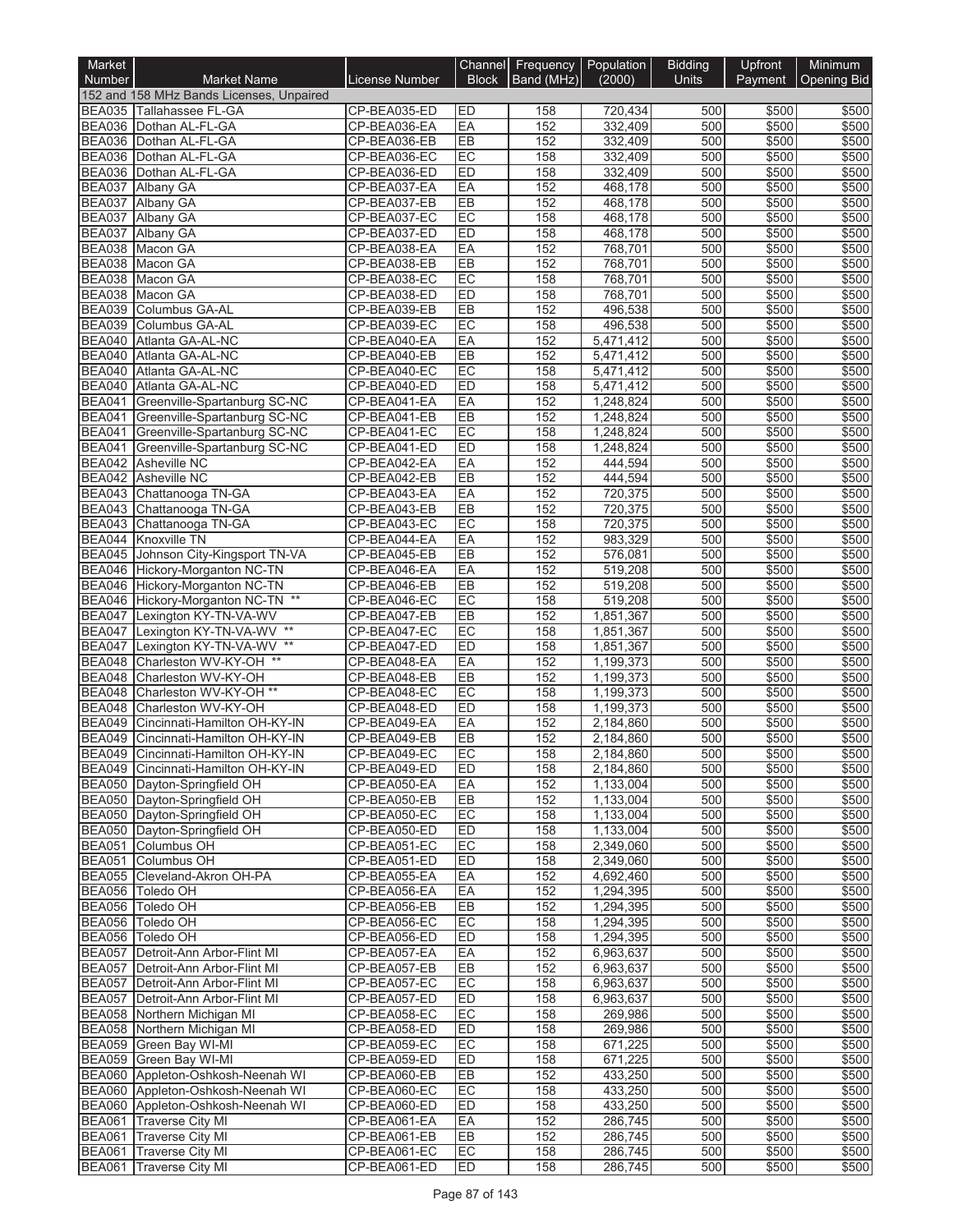| Market Number | Market Name | License Number | Channel Block | Frequency Band (MHz) | Population (2000) | Bidding Units | Upfront Payment | Minimum Opening Bid |
|---|---|---|---|---|---|---|---|---|
| 152 and 158 MHz Bands Licenses, Unpaired | | | | | | | | |
| BEA035 | Tallahassee FL-GA | CP-BEA035-ED | ED | 158 | 720,434 | 500 | $500 | $500 |
| BEA036 | Dothan AL-FL-GA | CP-BEA036-EA | EA | 152 | 332,409 | 500 | $500 | $500 |
| BEA036 | Dothan AL-FL-GA | CP-BEA036-EB | EB | 152 | 332,409 | 500 | $500 | $500 |
| BEA036 | Dothan AL-FL-GA | CP-BEA036-EC | EC | 158 | 332,409 | 500 | $500 | $500 |
| BEA036 | Dothan AL-FL-GA | CP-BEA036-ED | ED | 158 | 332,409 | 500 | $500 | $500 |
| BEA037 | Albany GA | CP-BEA037-EA | EA | 152 | 468,178 | 500 | $500 | $500 |
| BEA037 | Albany GA | CP-BEA037-EB | EB | 152 | 468,178 | 500 | $500 | $500 |
| BEA037 | Albany GA | CP-BEA037-EC | EC | 158 | 468,178 | 500 | $500 | $500 |
| BEA037 | Albany GA | CP-BEA037-ED | ED | 158 | 468,178 | 500 | $500 | $500 |
| BEA038 | Macon GA | CP-BEA038-EA | EA | 152 | 768,701 | 500 | $500 | $500 |
| BEA038 | Macon GA | CP-BEA038-EB | EB | 152 | 768,701 | 500 | $500 | $500 |
| BEA038 | Macon GA | CP-BEA038-EC | EC | 158 | 768,701 | 500 | $500 | $500 |
| BEA038 | Macon GA | CP-BEA038-ED | ED | 158 | 768,701 | 500 | $500 | $500 |
| BEA039 | Columbus GA-AL | CP-BEA039-EB | EB | 152 | 496,538 | 500 | $500 | $500 |
| BEA039 | Columbus GA-AL | CP-BEA039-EC | EC | 158 | 496,538 | 500 | $500 | $500 |
| BEA040 | Atlanta GA-AL-NC | CP-BEA040-EA | EA | 152 | 5,471,412 | 500 | $500 | $500 |
| BEA040 | Atlanta GA-AL-NC | CP-BEA040-EB | EB | 152 | 5,471,412 | 500 | $500 | $500 |
| BEA040 | Atlanta GA-AL-NC | CP-BEA040-EC | EC | 158 | 5,471,412 | 500 | $500 | $500 |
| BEA040 | Atlanta GA-AL-NC | CP-BEA040-ED | ED | 158 | 5,471,412 | 500 | $500 | $500 |
| BEA041 | Greenville-Spartanburg SC-NC | CP-BEA041-EA | EA | 152 | 1,248,824 | 500 | $500 | $500 |
| BEA041 | Greenville-Spartanburg SC-NC | CP-BEA041-EB | EB | 152 | 1,248,824 | 500 | $500 | $500 |
| BEA041 | Greenville-Spartanburg SC-NC | CP-BEA041-EC | EC | 158 | 1,248,824 | 500 | $500 | $500 |
| BEA041 | Greenville-Spartanburg SC-NC | CP-BEA041-ED | ED | 158 | 1,248,824 | 500 | $500 | $500 |
| BEA042 | Asheville NC | CP-BEA042-EA | EA | 152 | 444,594 | 500 | $500 | $500 |
| BEA042 | Asheville NC | CP-BEA042-EB | EB | 152 | 444,594 | 500 | $500 | $500 |
| BEA043 | Chattanooga TN-GA | CP-BEA043-EA | EA | 152 | 720,375 | 500 | $500 | $500 |
| BEA043 | Chattanooga TN-GA | CP-BEA043-EB | EB | 152 | 720,375 | 500 | $500 | $500 |
| BEA043 | Chattanooga TN-GA | CP-BEA043-EC | EC | 158 | 720,375 | 500 | $500 | $500 |
| BEA044 | Knoxville TN | CP-BEA044-EA | EA | 152 | 983,329 | 500 | $500 | $500 |
| BEA045 | Johnson City-Kingsport TN-VA | CP-BEA045-EB | EB | 152 | 576,081 | 500 | $500 | $500 |
| BEA046 | Hickory-Morganton NC-TN | CP-BEA046-EA | EA | 152 | 519,208 | 500 | $500 | $500 |
| BEA046 | Hickory-Morganton NC-TN | CP-BEA046-EB | EB | 152 | 519,208 | 500 | $500 | $500 |
| BEA046 | Hickory-Morganton NC-TN ** | CP-BEA046-EC | EC | 158 | 519,208 | 500 | $500 | $500 |
| BEA047 | Lexington KY-TN-VA-WV | CP-BEA047-EB | EB | 152 | 1,851,367 | 500 | $500 | $500 |
| BEA047 | Lexington KY-TN-VA-WV ** | CP-BEA047-EC | EC | 158 | 1,851,367 | 500 | $500 | $500 |
| BEA047 | Lexington KY-TN-VA-WV ** | CP-BEA047-ED | ED | 158 | 1,851,367 | 500 | $500 | $500 |
| BEA048 | Charleston WV-KY-OH ** | CP-BEA048-EA | EA | 152 | 1,199,373 | 500 | $500 | $500 |
| BEA048 | Charleston WV-KY-OH | CP-BEA048-EB | EB | 152 | 1,199,373 | 500 | $500 | $500 |
| BEA048 | Charleston WV-KY-OH ** | CP-BEA048-EC | EC | 158 | 1,199,373 | 500 | $500 | $500 |
| BEA048 | Charleston WV-KY-OH | CP-BEA048-ED | ED | 158 | 1,199,373 | 500 | $500 | $500 |
| BEA049 | Cincinnati-Hamilton OH-KY-IN | CP-BEA049-EA | EA | 152 | 2,184,860 | 500 | $500 | $500 |
| BEA049 | Cincinnati-Hamilton OH-KY-IN | CP-BEA049-EB | EB | 152 | 2,184,860 | 500 | $500 | $500 |
| BEA049 | Cincinnati-Hamilton OH-KY-IN | CP-BEA049-EC | EC | 158 | 2,184,860 | 500 | $500 | $500 |
| BEA049 | Cincinnati-Hamilton OH-KY-IN | CP-BEA049-ED | ED | 158 | 2,184,860 | 500 | $500 | $500 |
| BEA050 | Dayton-Springfield OH | CP-BEA050-EA | EA | 152 | 1,133,004 | 500 | $500 | $500 |
| BEA050 | Dayton-Springfield OH | CP-BEA050-EB | EB | 152 | 1,133,004 | 500 | $500 | $500 |
| BEA050 | Dayton-Springfield OH | CP-BEA050-EC | EC | 158 | 1,133,004 | 500 | $500 | $500 |
| BEA050 | Dayton-Springfield OH | CP-BEA050-ED | ED | 158 | 1,133,004 | 500 | $500 | $500 |
| BEA051 | Columbus OH | CP-BEA051-EC | EC | 158 | 2,349,060 | 500 | $500 | $500 |
| BEA051 | Columbus OH | CP-BEA051-ED | ED | 158 | 2,349,060 | 500 | $500 | $500 |
| BEA055 | Cleveland-Akron OH-PA | CP-BEA055-EA | EA | 152 | 4,692,460 | 500 | $500 | $500 |
| BEA056 | Toledo OH | CP-BEA056-EA | EA | 152 | 1,294,395 | 500 | $500 | $500 |
| BEA056 | Toledo OH | CP-BEA056-EB | EB | 152 | 1,294,395 | 500 | $500 | $500 |
| BEA056 | Toledo OH | CP-BEA056-EC | EC | 158 | 1,294,395 | 500 | $500 | $500 |
| BEA056 | Toledo OH | CP-BEA056-ED | ED | 158 | 1,294,395 | 500 | $500 | $500 |
| BEA057 | Detroit-Ann Arbor-Flint MI | CP-BEA057-EA | EA | 152 | 6,963,637 | 500 | $500 | $500 |
| BEA057 | Detroit-Ann Arbor-Flint MI | CP-BEA057-EB | EB | 152 | 6,963,637 | 500 | $500 | $500 |
| BEA057 | Detroit-Ann Arbor-Flint MI | CP-BEA057-EC | EC | 158 | 6,963,637 | 500 | $500 | $500 |
| BEA057 | Detroit-Ann Arbor-Flint MI | CP-BEA057-ED | ED | 158 | 6,963,637 | 500 | $500 | $500 |
| BEA058 | Northern Michigan MI | CP-BEA058-EC | EC | 158 | 269,986 | 500 | $500 | $500 |
| BEA058 | Northern Michigan MI | CP-BEA058-ED | ED | 158 | 269,986 | 500 | $500 | $500 |
| BEA059 | Green Bay WI-MI | CP-BEA059-EC | EC | 158 | 671,225 | 500 | $500 | $500 |
| BEA059 | Green Bay WI-MI | CP-BEA059-ED | ED | 158 | 671,225 | 500 | $500 | $500 |
| BEA060 | Appleton-Oshkosh-Neenah WI | CP-BEA060-EB | EB | 152 | 433,250 | 500 | $500 | $500 |
| BEA060 | Appleton-Oshkosh-Neenah WI | CP-BEA060-EC | EC | 158 | 433,250 | 500 | $500 | $500 |
| BEA060 | Appleton-Oshkosh-Neenah WI | CP-BEA060-ED | ED | 158 | 433,250 | 500 | $500 | $500 |
| BEA061 | Traverse City MI | CP-BEA061-EA | EA | 152 | 286,745 | 500 | $500 | $500 |
| BEA061 | Traverse City MI | CP-BEA061-EB | EB | 152 | 286,745 | 500 | $500 | $500 |
| BEA061 | Traverse City MI | CP-BEA061-EC | EC | 158 | 286,745 | 500 | $500 | $500 |
| BEA061 | Traverse City MI | CP-BEA061-ED | ED | 158 | 286,745 | 500 | $500 | $500 |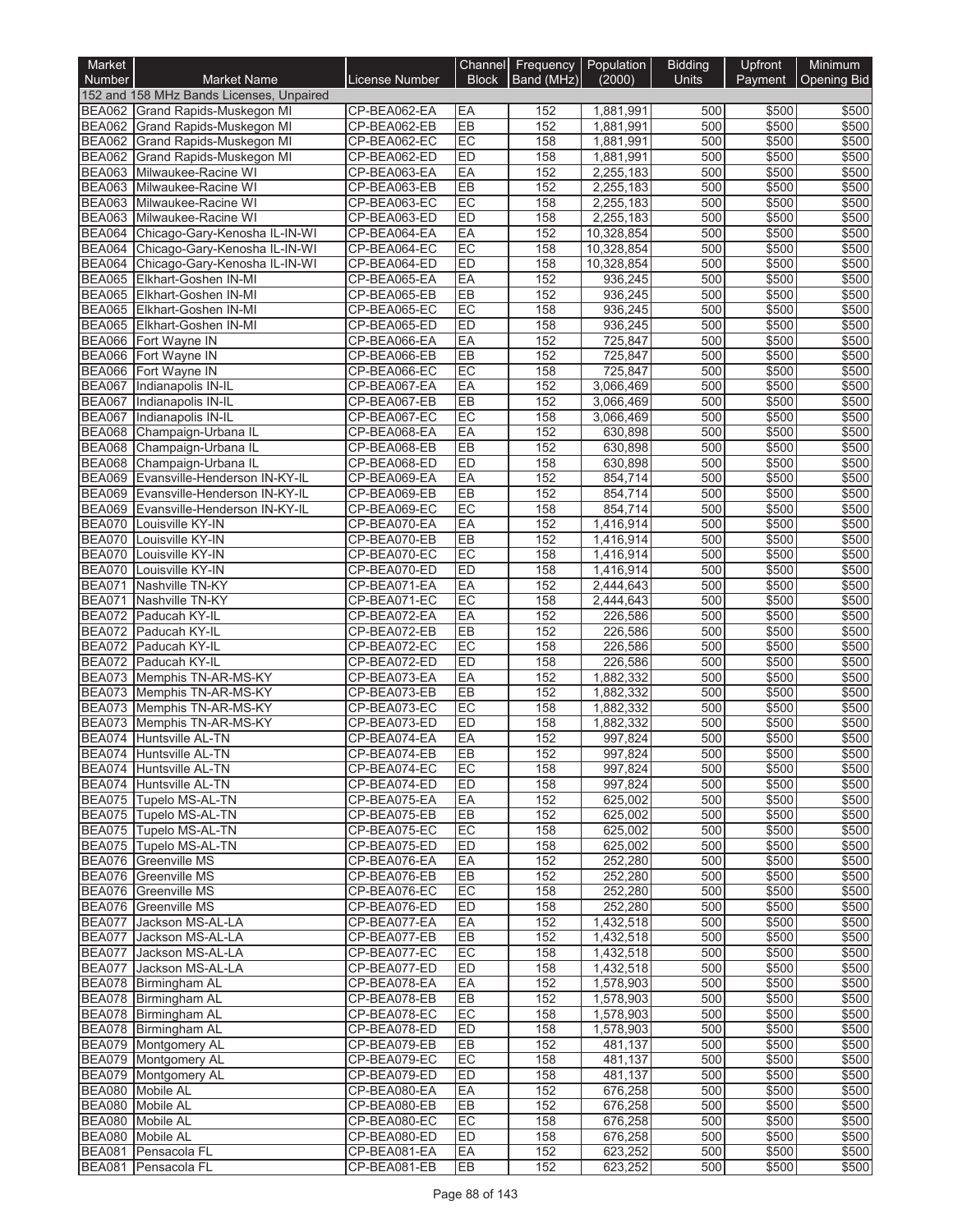| Market Number | Market Name | License Number | Channel Block | Frequency Band (MHz) | Population (2000) | Bidding Units | Upfront Payment | Minimum Opening Bid |
|---|---|---|---|---|---|---|---|---|
| 152 and 158 MHz Bands Licenses, Unpaired | | | | | | | | |
| BEA062 | Grand Rapids-Muskegon MI | CP-BEA062-EA | EA | 152 | 1,881,991 | 500 | $500 | $500 |
| BEA062 | Grand Rapids-Muskegon MI | CP-BEA062-EB | EB | 152 | 1,881,991 | 500 | $500 | $500 |
| BEA062 | Grand Rapids-Muskegon MI | CP-BEA062-EC | EC | 158 | 1,881,991 | 500 | $500 | $500 |
| BEA062 | Grand Rapids-Muskegon MI | CP-BEA062-ED | ED | 158 | 1,881,991 | 500 | $500 | $500 |
| BEA063 | Milwaukee-Racine WI | CP-BEA063-EA | EA | 152 | 2,255,183 | 500 | $500 | $500 |
| BEA063 | Milwaukee-Racine WI | CP-BEA063-EB | EB | 152 | 2,255,183 | 500 | $500 | $500 |
| BEA063 | Milwaukee-Racine WI | CP-BEA063-EC | EC | 158 | 2,255,183 | 500 | $500 | $500 |
| BEA063 | Milwaukee-Racine WI | CP-BEA063-ED | ED | 158 | 2,255,183 | 500 | $500 | $500 |
| BEA064 | Chicago-Gary-Kenosha IL-IN-WI | CP-BEA064-EA | EA | 152 | 10,328,854 | 500 | $500 | $500 |
| BEA064 | Chicago-Gary-Kenosha IL-IN-WI | CP-BEA064-EC | EC | 158 | 10,328,854 | 500 | $500 | $500 |
| BEA064 | Chicago-Gary-Kenosha IL-IN-WI | CP-BEA064-ED | ED | 158 | 10,328,854 | 500 | $500 | $500 |
| BEA065 | Elkhart-Goshen IN-MI | CP-BEA065-EA | EA | 152 | 936,245 | 500 | $500 | $500 |
| BEA065 | Elkhart-Goshen IN-MI | CP-BEA065-EB | EB | 152 | 936,245 | 500 | $500 | $500 |
| BEA065 | Elkhart-Goshen IN-MI | CP-BEA065-EC | EC | 158 | 936,245 | 500 | $500 | $500 |
| BEA065 | Elkhart-Goshen IN-MI | CP-BEA065-ED | ED | 158 | 936,245 | 500 | $500 | $500 |
| BEA066 | Fort Wayne IN | CP-BEA066-EA | EA | 152 | 725,847 | 500 | $500 | $500 |
| BEA066 | Fort Wayne IN | CP-BEA066-EB | EB | 152 | 725,847 | 500 | $500 | $500 |
| BEA066 | Fort Wayne IN | CP-BEA066-EC | EC | 158 | 725,847 | 500 | $500 | $500 |
| BEA067 | Indianapolis IN-IL | CP-BEA067-EA | EA | 152 | 3,066,469 | 500 | $500 | $500 |
| BEA067 | Indianapolis IN-IL | CP-BEA067-EB | EB | 152 | 3,066,469 | 500 | $500 | $500 |
| BEA067 | Indianapolis IN-IL | CP-BEA067-EC | EC | 158 | 3,066,469 | 500 | $500 | $500 |
| BEA068 | Champaign-Urbana IL | CP-BEA068-EA | EA | 152 | 630,898 | 500 | $500 | $500 |
| BEA068 | Champaign-Urbana IL | CP-BEA068-EB | EB | 152 | 630,898 | 500 | $500 | $500 |
| BEA068 | Champaign-Urbana IL | CP-BEA068-ED | ED | 158 | 630,898 | 500 | $500 | $500 |
| BEA069 | Evansville-Henderson IN-KY-IL | CP-BEA069-EA | EA | 152 | 854,714 | 500 | $500 | $500 |
| BEA069 | Evansville-Henderson IN-KY-IL | CP-BEA069-EB | EB | 152 | 854,714 | 500 | $500 | $500 |
| BEA069 | Evansville-Henderson IN-KY-IL | CP-BEA069-EC | EC | 158 | 854,714 | 500 | $500 | $500 |
| BEA070 | Louisville KY-IN | CP-BEA070-EA | EA | 152 | 1,416,914 | 500 | $500 | $500 |
| BEA070 | Louisville KY-IN | CP-BEA070-EB | EB | 152 | 1,416,914 | 500 | $500 | $500 |
| BEA070 | Louisville KY-IN | CP-BEA070-EC | EC | 158 | 1,416,914 | 500 | $500 | $500 |
| BEA070 | Louisville KY-IN | CP-BEA070-ED | ED | 158 | 1,416,914 | 500 | $500 | $500 |
| BEA071 | Nashville TN-KY | CP-BEA071-EA | EA | 152 | 2,444,643 | 500 | $500 | $500 |
| BEA071 | Nashville TN-KY | CP-BEA071-EC | EC | 158 | 2,444,643 | 500 | $500 | $500 |
| BEA072 | Paducah KY-IL | CP-BEA072-EA | EA | 152 | 226,586 | 500 | $500 | $500 |
| BEA072 | Paducah KY-IL | CP-BEA072-EB | EB | 152 | 226,586 | 500 | $500 | $500 |
| BEA072 | Paducah KY-IL | CP-BEA072-EC | EC | 158 | 226,586 | 500 | $500 | $500 |
| BEA072 | Paducah KY-IL | CP-BEA072-ED | ED | 158 | 226,586 | 500 | $500 | $500 |
| BEA073 | Memphis TN-AR-MS-KY | CP-BEA073-EA | EA | 152 | 1,882,332 | 500 | $500 | $500 |
| BEA073 | Memphis TN-AR-MS-KY | CP-BEA073-EB | EB | 152 | 1,882,332 | 500 | $500 | $500 |
| BEA073 | Memphis TN-AR-MS-KY | CP-BEA073-EC | EC | 158 | 1,882,332 | 500 | $500 | $500 |
| BEA073 | Memphis TN-AR-MS-KY | CP-BEA073-ED | ED | 158 | 1,882,332 | 500 | $500 | $500 |
| BEA074 | Huntsville AL-TN | CP-BEA074-EA | EA | 152 | 997,824 | 500 | $500 | $500 |
| BEA074 | Huntsville AL-TN | CP-BEA074-EB | EB | 152 | 997,824 | 500 | $500 | $500 |
| BEA074 | Huntsville AL-TN | CP-BEA074-EC | EC | 158 | 997,824 | 500 | $500 | $500 |
| BEA074 | Huntsville AL-TN | CP-BEA074-ED | ED | 158 | 997,824 | 500 | $500 | $500 |
| BEA075 | Tupelo MS-AL-TN | CP-BEA075-EA | EA | 152 | 625,002 | 500 | $500 | $500 |
| BEA075 | Tupelo MS-AL-TN | CP-BEA075-EB | EB | 152 | 625,002 | 500 | $500 | $500 |
| BEA075 | Tupelo MS-AL-TN | CP-BEA075-EC | EC | 158 | 625,002 | 500 | $500 | $500 |
| BEA075 | Tupelo MS-AL-TN | CP-BEA075-ED | ED | 158 | 625,002 | 500 | $500 | $500 |
| BEA076 | Greenville MS | CP-BEA076-EA | EA | 152 | 252,280 | 500 | $500 | $500 |
| BEA076 | Greenville MS | CP-BEA076-EB | EB | 152 | 252,280 | 500 | $500 | $500 |
| BEA076 | Greenville MS | CP-BEA076-EC | EC | 158 | 252,280 | 500 | $500 | $500 |
| BEA076 | Greenville MS | CP-BEA076-ED | ED | 158 | 252,280 | 500 | $500 | $500 |
| BEA077 | Jackson MS-AL-LA | CP-BEA077-EA | EA | 152 | 1,432,518 | 500 | $500 | $500 |
| BEA077 | Jackson MS-AL-LA | CP-BEA077-EB | EB | 152 | 1,432,518 | 500 | $500 | $500 |
| BEA077 | Jackson MS-AL-LA | CP-BEA077-EC | EC | 158 | 1,432,518 | 500 | $500 | $500 |
| BEA077 | Jackson MS-AL-LA | CP-BEA077-ED | ED | 158 | 1,432,518 | 500 | $500 | $500 |
| BEA078 | Birmingham AL | CP-BEA078-EA | EA | 152 | 1,578,903 | 500 | $500 | $500 |
| BEA078 | Birmingham AL | CP-BEA078-EB | EB | 152 | 1,578,903 | 500 | $500 | $500 |
| BEA078 | Birmingham AL | CP-BEA078-EC | EC | 158 | 1,578,903 | 500 | $500 | $500 |
| BEA078 | Birmingham AL | CP-BEA078-ED | ED | 158 | 1,578,903 | 500 | $500 | $500 |
| BEA079 | Montgomery AL | CP-BEA079-EB | EB | 152 | 481,137 | 500 | $500 | $500 |
| BEA079 | Montgomery AL | CP-BEA079-EC | EC | 158 | 481,137 | 500 | $500 | $500 |
| BEA079 | Montgomery AL | CP-BEA079-ED | ED | 158 | 481,137 | 500 | $500 | $500 |
| BEA080 | Mobile AL | CP-BEA080-EA | EA | 152 | 676,258 | 500 | $500 | $500 |
| BEA080 | Mobile AL | CP-BEA080-EB | EB | 152 | 676,258 | 500 | $500 | $500 |
| BEA080 | Mobile AL | CP-BEA080-EC | EC | 158 | 676,258 | 500 | $500 | $500 |
| BEA080 | Mobile AL | CP-BEA080-ED | ED | 158 | 676,258 | 500 | $500 | $500 |
| BEA081 | Pensacola FL | CP-BEA081-EA | EA | 152 | 623,252 | 500 | $500 | $500 |
| BEA081 | Pensacola FL | CP-BEA081-EB | EB | 152 | 623,252 | 500 | $500 | $500 |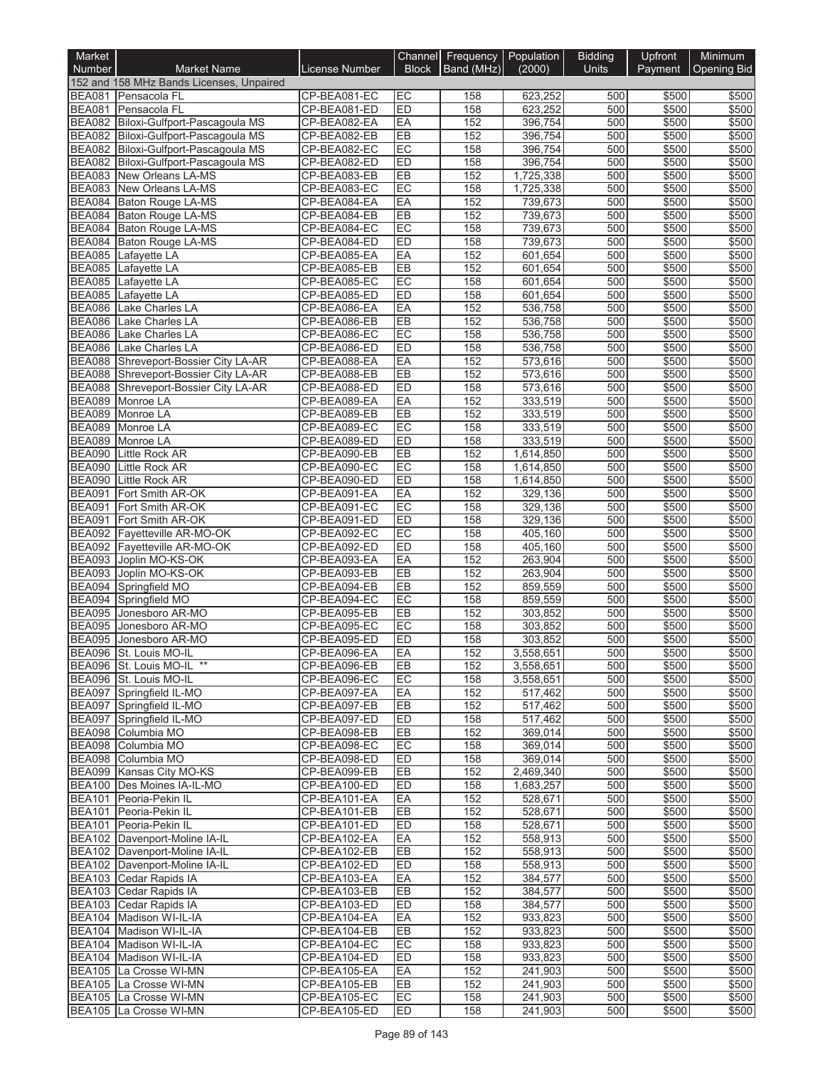| Market Number | Market Name | License Number | Channel Block | Frequency Band (MHz) | Population (2000) | Bidding Units | Upfront Payment | Minimum Opening Bid |
|---|---|---|---|---|---|---|---|---|
| 152 and 158 MHz Bands Licenses, Unpaired | | | | | | | | |
| BEA081 | Pensacola FL | CP-BEA081-EC | EC | 158 | 623,252 | 500 | $500 | $500 |
| BEA081 | Pensacola FL | CP-BEA081-ED | ED | 158 | 623,252 | 500 | $500 | $500 |
| BEA082 | Biloxi-Gulfport-Pascagoula MS | CP-BEA082-EA | EA | 152 | 396,754 | 500 | $500 | $500 |
| BEA082 | Biloxi-Gulfport-Pascagoula MS | CP-BEA082-EB | EB | 152 | 396,754 | 500 | $500 | $500 |
| BEA082 | Biloxi-Gulfport-Pascagoula MS | CP-BEA082-EC | EC | 158 | 396,754 | 500 | $500 | $500 |
| BEA082 | Biloxi-Gulfport-Pascagoula MS | CP-BEA082-ED | ED | 158 | 396,754 | 500 | $500 | $500 |
| BEA083 | New Orleans LA-MS | CP-BEA083-EB | EB | 152 | 1,725,338 | 500 | $500 | $500 |
| BEA083 | New Orleans LA-MS | CP-BEA083-EC | EC | 158 | 1,725,338 | 500 | $500 | $500 |
| BEA084 | Baton Rouge LA-MS | CP-BEA084-EA | EA | 152 | 739,673 | 500 | $500 | $500 |
| BEA084 | Baton Rouge LA-MS | CP-BEA084-EB | EB | 152 | 739,673 | 500 | $500 | $500 |
| BEA084 | Baton Rouge LA-MS | CP-BEA084-EC | EC | 158 | 739,673 | 500 | $500 | $500 |
| BEA084 | Baton Rouge LA-MS | CP-BEA084-ED | ED | 158 | 739,673 | 500 | $500 | $500 |
| BEA085 | Lafayette LA | CP-BEA085-EA | EA | 152 | 601,654 | 500 | $500 | $500 |
| BEA085 | Lafayette LA | CP-BEA085-EB | EB | 152 | 601,654 | 500 | $500 | $500 |
| BEA085 | Lafayette LA | CP-BEA085-EC | EC | 158 | 601,654 | 500 | $500 | $500 |
| BEA085 | Lafayette LA | CP-BEA085-ED | ED | 158 | 601,654 | 500 | $500 | $500 |
| BEA086 | Lake Charles LA | CP-BEA086-EA | EA | 152 | 536,758 | 500 | $500 | $500 |
| BEA086 | Lake Charles LA | CP-BEA086-EB | EB | 152 | 536,758 | 500 | $500 | $500 |
| BEA086 | Lake Charles LA | CP-BEA086-EC | EC | 158 | 536,758 | 500 | $500 | $500 |
| BEA086 | Lake Charles LA | CP-BEA086-ED | ED | 158 | 536,758 | 500 | $500 | $500 |
| BEA088 | Shreveport-Bossier City LA-AR | CP-BEA088-EA | EA | 152 | 573,616 | 500 | $500 | $500 |
| BEA088 | Shreveport-Bossier City LA-AR | CP-BEA088-EB | EB | 152 | 573,616 | 500 | $500 | $500 |
| BEA088 | Shreveport-Bossier City LA-AR | CP-BEA088-ED | ED | 158 | 573,616 | 500 | $500 | $500 |
| BEA089 | Monroe LA | CP-BEA089-EA | EA | 152 | 333,519 | 500 | $500 | $500 |
| BEA089 | Monroe LA | CP-BEA089-EB | EB | 152 | 333,519 | 500 | $500 | $500 |
| BEA089 | Monroe LA | CP-BEA089-EC | EC | 158 | 333,519 | 500 | $500 | $500 |
| BEA089 | Monroe LA | CP-BEA089-ED | ED | 158 | 333,519 | 500 | $500 | $500 |
| BEA090 | Little Rock AR | CP-BEA090-EB | EB | 152 | 1,614,850 | 500 | $500 | $500 |
| BEA090 | Little Rock AR | CP-BEA090-EC | EC | 158 | 1,614,850 | 500 | $500 | $500 |
| BEA090 | Little Rock AR | CP-BEA090-ED | ED | 158 | 1,614,850 | 500 | $500 | $500 |
| BEA091 | Fort Smith AR-OK | CP-BEA091-EA | EA | 152 | 329,136 | 500 | $500 | $500 |
| BEA091 | Fort Smith AR-OK | CP-BEA091-EC | EC | 158 | 329,136 | 500 | $500 | $500 |
| BEA091 | Fort Smith AR-OK | CP-BEA091-ED | ED | 158 | 329,136 | 500 | $500 | $500 |
| BEA092 | Fayetteville AR-MO-OK | CP-BEA092-EC | EC | 158 | 405,160 | 500 | $500 | $500 |
| BEA092 | Fayetteville AR-MO-OK | CP-BEA092-ED | ED | 158 | 405,160 | 500 | $500 | $500 |
| BEA093 | Joplin MO-KS-OK | CP-BEA093-EA | EA | 152 | 263,904 | 500 | $500 | $500 |
| BEA093 | Joplin MO-KS-OK | CP-BEA093-EB | EB | 152 | 263,904 | 500 | $500 | $500 |
| BEA094 | Springfield MO | CP-BEA094-EB | EB | 152 | 859,559 | 500 | $500 | $500 |
| BEA094 | Springfield MO | CP-BEA094-EC | EC | 158 | 859,559 | 500 | $500 | $500 |
| BEA095 | Jonesboro AR-MO | CP-BEA095-EB | EB | 152 | 303,852 | 500 | $500 | $500 |
| BEA095 | Jonesboro AR-MO | CP-BEA095-EC | EC | 158 | 303,852 | 500 | $500 | $500 |
| BEA095 | Jonesboro AR-MO | CP-BEA095-ED | ED | 158 | 303,852 | 500 | $500 | $500 |
| BEA096 | St. Louis MO-IL | CP-BEA096-EA | EA | 152 | 3,558,651 | 500 | $500 | $500 |
| BEA096 | St. Louis MO-IL ** | CP-BEA096-EB | EB | 152 | 3,558,651 | 500 | $500 | $500 |
| BEA096 | St. Louis MO-IL | CP-BEA096-EC | EC | 158 | 3,558,651 | 500 | $500 | $500 |
| BEA097 | Springfield IL-MO | CP-BEA097-EA | EA | 152 | 517,462 | 500 | $500 | $500 |
| BEA097 | Springfield IL-MO | CP-BEA097-EB | EB | 152 | 517,462 | 500 | $500 | $500 |
| BEA097 | Springfield IL-MO | CP-BEA097-ED | ED | 158 | 517,462 | 500 | $500 | $500 |
| BEA098 | Columbia MO | CP-BEA098-EB | EB | 152 | 369,014 | 500 | $500 | $500 |
| BEA098 | Columbia MO | CP-BEA098-EC | EC | 158 | 369,014 | 500 | $500 | $500 |
| BEA098 | Columbia MO | CP-BEA098-ED | ED | 158 | 369,014 | 500 | $500 | $500 |
| BEA099 | Kansas City MO-KS | CP-BEA099-EB | EB | 152 | 2,469,340 | 500 | $500 | $500 |
| BEA100 | Des Moines IA-IL-MO | CP-BEA100-ED | ED | 158 | 1,683,257 | 500 | $500 | $500 |
| BEA101 | Peoria-Pekin IL | CP-BEA101-EA | EA | 152 | 528,671 | 500 | $500 | $500 |
| BEA101 | Peoria-Pekin IL | CP-BEA101-EB | EB | 152 | 528,671 | 500 | $500 | $500 |
| BEA101 | Peoria-Pekin IL | CP-BEA101-ED | ED | 158 | 528,671 | 500 | $500 | $500 |
| BEA102 | Davenport-Moline IA-IL | CP-BEA102-EA | EA | 152 | 558,913 | 500 | $500 | $500 |
| BEA102 | Davenport-Moline IA-IL | CP-BEA102-EB | EB | 152 | 558,913 | 500 | $500 | $500 |
| BEA102 | Davenport-Moline IA-IL | CP-BEA102-ED | ED | 158 | 558,913 | 500 | $500 | $500 |
| BEA103 | Cedar Rapids IA | CP-BEA103-EA | EA | 152 | 384,577 | 500 | $500 | $500 |
| BEA103 | Cedar Rapids IA | CP-BEA103-EB | EB | 152 | 384,577 | 500 | $500 | $500 |
| BEA103 | Cedar Rapids IA | CP-BEA103-ED | ED | 158 | 384,577 | 500 | $500 | $500 |
| BEA104 | Madison WI-IL-IA | CP-BEA104-EA | EA | 152 | 933,823 | 500 | $500 | $500 |
| BEA104 | Madison WI-IL-IA | CP-BEA104-EB | EB | 152 | 933,823 | 500 | $500 | $500 |
| BEA104 | Madison WI-IL-IA | CP-BEA104-EC | EC | 158 | 933,823 | 500 | $500 | $500 |
| BEA104 | Madison WI-IL-IA | CP-BEA104-ED | ED | 158 | 933,823 | 500 | $500 | $500 |
| BEA105 | La Crosse WI-MN | CP-BEA105-EA | EA | 152 | 241,903 | 500 | $500 | $500 |
| BEA105 | La Crosse WI-MN | CP-BEA105-EB | EB | 152 | 241,903 | 500 | $500 | $500 |
| BEA105 | La Crosse WI-MN | CP-BEA105-EC | EC | 158 | 241,903 | 500 | $500 | $500 |
| BEA105 | La Crosse WI-MN | CP-BEA105-ED | ED | 158 | 241,903 | 500 | $500 | $500 |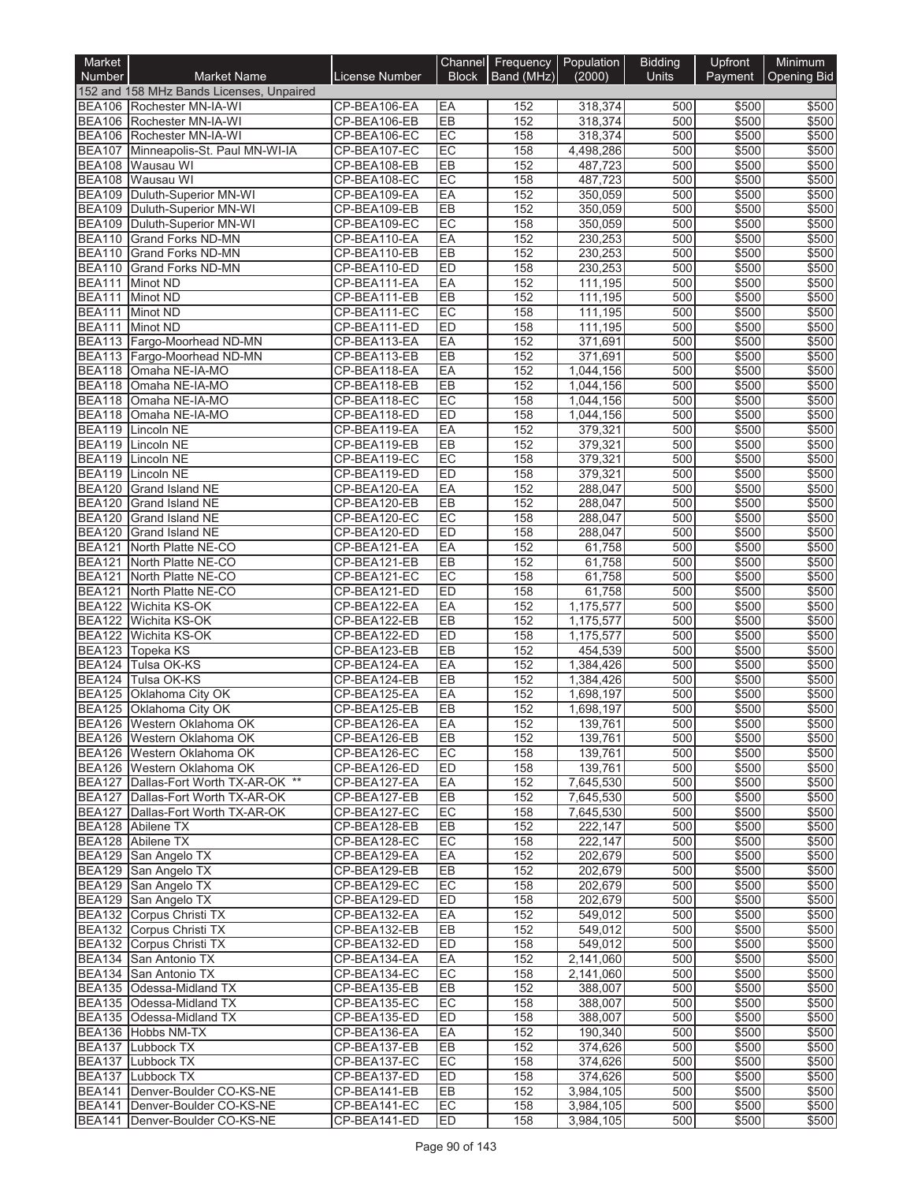| Market Number | Market Name | License Number | Channel Block | Frequency Band (MHz) | Population (2000) | Bidding Units | Upfront Payment | Minimum Opening Bid |
|---|---|---|---|---|---|---|---|---|
| 152 and 158 MHz Bands Licenses, Unpaired | | | | | | | | |
| BEA106 | Rochester MN-IA-WI | CP-BEA106-EA | EA | 152 | 318,374 | 500 | $500 | $500 |
| BEA106 | Rochester MN-IA-WI | CP-BEA106-EB | EB | 152 | 318,374 | 500 | $500 | $500 |
| BEA106 | Rochester MN-IA-WI | CP-BEA106-EC | EC | 158 | 318,374 | 500 | $500 | $500 |
| BEA107 | Minneapolis-St. Paul MN-WI-IA | CP-BEA107-EC | EC | 158 | 4,498,286 | 500 | $500 | $500 |
| BEA108 | Wausau WI | CP-BEA108-EB | EB | 152 | 487,723 | 500 | $500 | $500 |
| BEA108 | Wausau WI | CP-BEA108-EC | EC | 158 | 487,723 | 500 | $500 | $500 |
| BEA109 | Duluth-Superior MN-WI | CP-BEA109-EA | EA | 152 | 350,059 | 500 | $500 | $500 |
| BEA109 | Duluth-Superior MN-WI | CP-BEA109-EB | EB | 152 | 350,059 | 500 | $500 | $500 |
| BEA109 | Duluth-Superior MN-WI | CP-BEA109-EC | EC | 158 | 350,059 | 500 | $500 | $500 |
| BEA110 | Grand Forks ND-MN | CP-BEA110-EA | EA | 152 | 230,253 | 500 | $500 | $500 |
| BEA110 | Grand Forks ND-MN | CP-BEA110-EB | EB | 152 | 230,253 | 500 | $500 | $500 |
| BEA110 | Grand Forks ND-MN | CP-BEA110-ED | ED | 158 | 230,253 | 500 | $500 | $500 |
| BEA111 | Minot ND | CP-BEA111-EA | EA | 152 | 111,195 | 500 | $500 | $500 |
| BEA111 | Minot ND | CP-BEA111-EB | EB | 152 | 111,195 | 500 | $500 | $500 |
| BEA111 | Minot ND | CP-BEA111-EC | EC | 158 | 111,195 | 500 | $500 | $500 |
| BEA111 | Minot ND | CP-BEA111-ED | ED | 158 | 111,195 | 500 | $500 | $500 |
| BEA113 | Fargo-Moorhead ND-MN | CP-BEA113-EA | EA | 152 | 371,691 | 500 | $500 | $500 |
| BEA113 | Fargo-Moorhead ND-MN | CP-BEA113-EB | EB | 152 | 371,691 | 500 | $500 | $500 |
| BEA118 | Omaha NE-IA-MO | CP-BEA118-EA | EA | 152 | 1,044,156 | 500 | $500 | $500 |
| BEA118 | Omaha NE-IA-MO | CP-BEA118-EB | EB | 152 | 1,044,156 | 500 | $500 | $500 |
| BEA118 | Omaha NE-IA-MO | CP-BEA118-EC | EC | 158 | 1,044,156 | 500 | $500 | $500 |
| BEA118 | Omaha NE-IA-MO | CP-BEA118-ED | ED | 158 | 1,044,156 | 500 | $500 | $500 |
| BEA119 | Lincoln NE | CP-BEA119-EA | EA | 152 | 379,321 | 500 | $500 | $500 |
| BEA119 | Lincoln NE | CP-BEA119-EB | EB | 152 | 379,321 | 500 | $500 | $500 |
| BEA119 | Lincoln NE | CP-BEA119-EC | EC | 158 | 379,321 | 500 | $500 | $500 |
| BEA119 | Lincoln NE | CP-BEA119-ED | ED | 158 | 379,321 | 500 | $500 | $500 |
| BEA120 | Grand Island NE | CP-BEA120-EA | EA | 152 | 288,047 | 500 | $500 | $500 |
| BEA120 | Grand Island NE | CP-BEA120-EB | EB | 152 | 288,047 | 500 | $500 | $500 |
| BEA120 | Grand Island NE | CP-BEA120-EC | EC | 158 | 288,047 | 500 | $500 | $500 |
| BEA120 | Grand Island NE | CP-BEA120-ED | ED | 158 | 288,047 | 500 | $500 | $500 |
| BEA121 | North Platte NE-CO | CP-BEA121-EA | EA | 152 | 61,758 | 500 | $500 | $500 |
| BEA121 | North Platte NE-CO | CP-BEA121-EB | EB | 152 | 61,758 | 500 | $500 | $500 |
| BEA121 | North Platte NE-CO | CP-BEA121-EC | EC | 158 | 61,758 | 500 | $500 | $500 |
| BEA121 | North Platte NE-CO | CP-BEA121-ED | ED | 158 | 61,758 | 500 | $500 | $500 |
| BEA122 | Wichita KS-OK | CP-BEA122-EA | EA | 152 | 1,175,577 | 500 | $500 | $500 |
| BEA122 | Wichita KS-OK | CP-BEA122-EB | EB | 152 | 1,175,577 | 500 | $500 | $500 |
| BEA122 | Wichita KS-OK | CP-BEA122-ED | ED | 158 | 1,175,577 | 500 | $500 | $500 |
| BEA123 | Topeka KS | CP-BEA123-EB | EB | 152 | 454,539 | 500 | $500 | $500 |
| BEA124 | Tulsa OK-KS | CP-BEA124-EA | EA | 152 | 1,384,426 | 500 | $500 | $500 |
| BEA124 | Tulsa OK-KS | CP-BEA124-EB | EB | 152 | 1,384,426 | 500 | $500 | $500 |
| BEA125 | Oklahoma City OK | CP-BEA125-EA | EA | 152 | 1,698,197 | 500 | $500 | $500 |
| BEA125 | Oklahoma City OK | CP-BEA125-EB | EB | 152 | 1,698,197 | 500 | $500 | $500 |
| BEA126 | Western Oklahoma OK | CP-BEA126-EA | EA | 152 | 139,761 | 500 | $500 | $500 |
| BEA126 | Western Oklahoma OK | CP-BEA126-EB | EB | 152 | 139,761 | 500 | $500 | $500 |
| BEA126 | Western Oklahoma OK | CP-BEA126-EC | EC | 158 | 139,761 | 500 | $500 | $500 |
| BEA126 | Western Oklahoma OK | CP-BEA126-ED | ED | 158 | 139,761 | 500 | $500 | $500 |
| BEA127 | Dallas-Fort Worth TX-AR-OK ** | CP-BEA127-EA | EA | 152 | 7,645,530 | 500 | $500 | $500 |
| BEA127 | Dallas-Fort Worth TX-AR-OK | CP-BEA127-EB | EB | 152 | 7,645,530 | 500 | $500 | $500 |
| BEA127 | Dallas-Fort Worth TX-AR-OK | CP-BEA127-EC | EC | 158 | 7,645,530 | 500 | $500 | $500 |
| BEA128 | Abilene TX | CP-BEA128-EB | EB | 152 | 222,147 | 500 | $500 | $500 |
| BEA128 | Abilene TX | CP-BEA128-EC | EC | 158 | 222,147 | 500 | $500 | $500 |
| BEA129 | San Angelo TX | CP-BEA129-EA | EA | 152 | 202,679 | 500 | $500 | $500 |
| BEA129 | San Angelo TX | CP-BEA129-EB | EB | 152 | 202,679 | 500 | $500 | $500 |
| BEA129 | San Angelo TX | CP-BEA129-EC | EC | 158 | 202,679 | 500 | $500 | $500 |
| BEA129 | San Angelo TX | CP-BEA129-ED | ED | 158 | 202,679 | 500 | $500 | $500 |
| BEA132 | Corpus Christi TX | CP-BEA132-EA | EA | 152 | 549,012 | 500 | $500 | $500 |
| BEA132 | Corpus Christi TX | CP-BEA132-EB | EB | 152 | 549,012 | 500 | $500 | $500 |
| BEA132 | Corpus Christi TX | CP-BEA132-ED | ED | 158 | 549,012 | 500 | $500 | $500 |
| BEA134 | San Antonio TX | CP-BEA134-EA | EA | 152 | 2,141,060 | 500 | $500 | $500 |
| BEA134 | San Antonio TX | CP-BEA134-EC | EC | 158 | 2,141,060 | 500 | $500 | $500 |
| BEA135 | Odessa-Midland TX | CP-BEA135-EB | EB | 152 | 388,007 | 500 | $500 | $500 |
| BEA135 | Odessa-Midland TX | CP-BEA135-EC | EC | 158 | 388,007 | 500 | $500 | $500 |
| BEA135 | Odessa-Midland TX | CP-BEA135-ED | ED | 158 | 388,007 | 500 | $500 | $500 |
| BEA136 | Hobbs NM-TX | CP-BEA136-EA | EA | 152 | 190,340 | 500 | $500 | $500 |
| BEA137 | Lubbock TX | CP-BEA137-EB | EB | 152 | 374,626 | 500 | $500 | $500 |
| BEA137 | Lubbock TX | CP-BEA137-EC | EC | 158 | 374,626 | 500 | $500 | $500 |
| BEA137 | Lubbock TX | CP-BEA137-ED | ED | 158 | 374,626 | 500 | $500 | $500 |
| BEA141 | Denver-Boulder CO-KS-NE | CP-BEA141-EB | EB | 152 | 3,984,105 | 500 | $500 | $500 |
| BEA141 | Denver-Boulder CO-KS-NE | CP-BEA141-EC | EC | 158 | 3,984,105 | 500 | $500 | $500 |
| BEA141 | Denver-Boulder CO-KS-NE | CP-BEA141-ED | ED | 158 | 3,984,105 | 500 | $500 | $500 |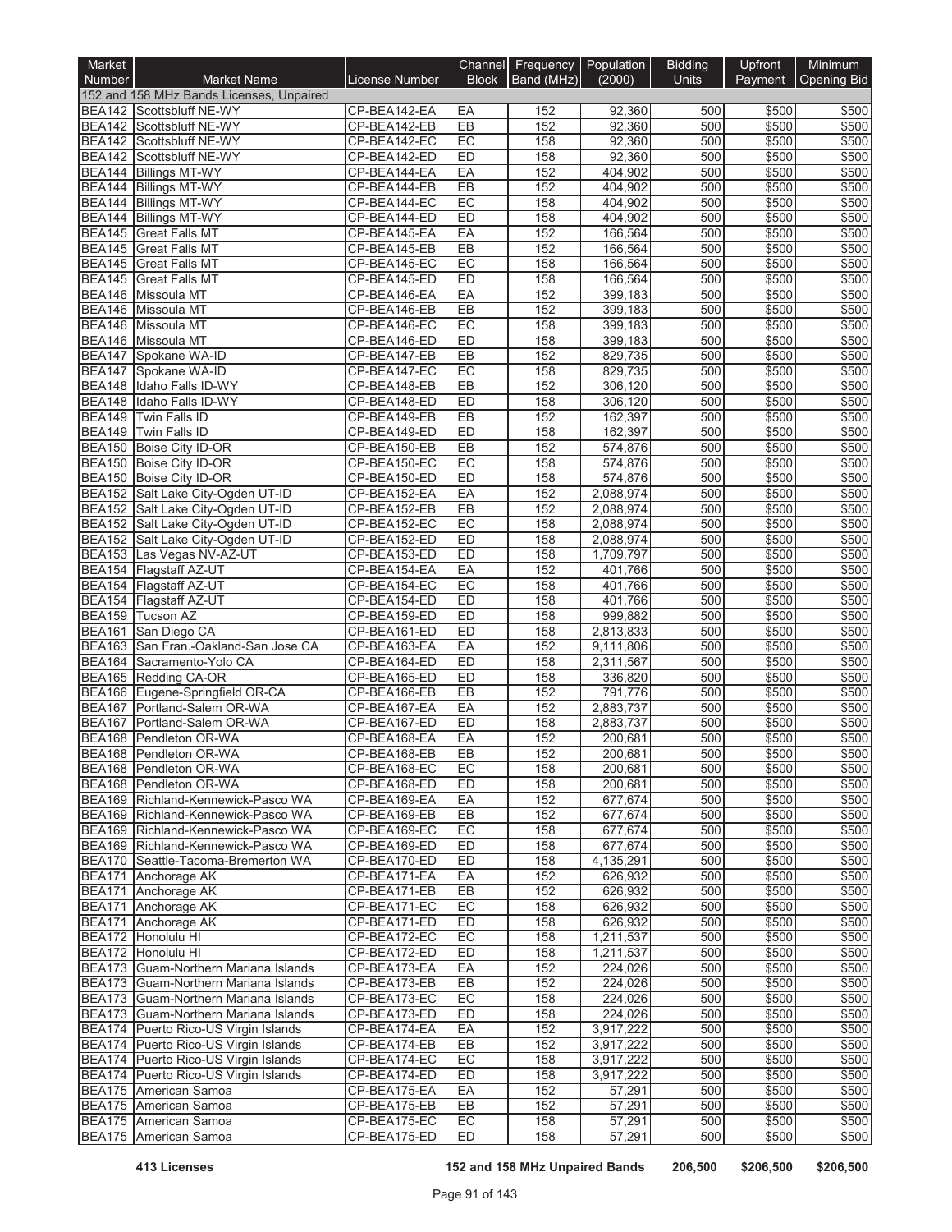| Market Number | Market Name | License Number | Channel Block | Frequency Band (MHz) | Population (2000) | Bidding Units | Upfront Payment | Minimum Opening Bid |
|---|---|---|---|---|---|---|---|---|
| 152 and 158 MHz Bands Licenses, Unpaired | | | | | | | | |
| BEA142 | Scottsbluff NE-WY | CP-BEA142-EA | EA | 152 | 92,360 | 500 | $500 | $500 |
| BEA142 | Scottsbluff NE-WY | CP-BEA142-EB | EB | 152 | 92,360 | 500 | $500 | $500 |
| BEA142 | Scottsbluff NE-WY | CP-BEA142-EC | EC | 158 | 92,360 | 500 | $500 | $500 |
| BEA142 | Scottsbluff NE-WY | CP-BEA142-ED | ED | 158 | 92,360 | 500 | $500 | $500 |
| BEA144 | Billings MT-WY | CP-BEA144-EA | EA | 152 | 404,902 | 500 | $500 | $500 |
| BEA144 | Billings MT-WY | CP-BEA144-EB | EB | 152 | 404,902 | 500 | $500 | $500 |
| BEA144 | Billings MT-WY | CP-BEA144-EC | EC | 158 | 404,902 | 500 | $500 | $500 |
| BEA144 | Billings MT-WY | CP-BEA144-ED | ED | 158 | 404,902 | 500 | $500 | $500 |
| BEA145 | Great Falls MT | CP-BEA145-EA | EA | 152 | 166,564 | 500 | $500 | $500 |
| BEA145 | Great Falls MT | CP-BEA145-EB | EB | 152 | 166,564 | 500 | $500 | $500 |
| BEA145 | Great Falls MT | CP-BEA145-EC | EC | 158 | 166,564 | 500 | $500 | $500 |
| BEA145 | Great Falls MT | CP-BEA145-ED | ED | 158 | 166,564 | 500 | $500 | $500 |
| BEA146 | Missoula MT | CP-BEA146-EA | EA | 152 | 399,183 | 500 | $500 | $500 |
| BEA146 | Missoula MT | CP-BEA146-EB | EB | 152 | 399,183 | 500 | $500 | $500 |
| BEA146 | Missoula MT | CP-BEA146-EC | EC | 158 | 399,183 | 500 | $500 | $500 |
| BEA146 | Missoula MT | CP-BEA146-ED | ED | 158 | 399,183 | 500 | $500 | $500 |
| BEA147 | Spokane WA-ID | CP-BEA147-EB | EB | 152 | 829,735 | 500 | $500 | $500 |
| BEA147 | Spokane WA-ID | CP-BEA147-EC | EC | 158 | 829,735 | 500 | $500 | $500 |
| BEA148 | Idaho Falls ID-WY | CP-BEA148-EB | EB | 152 | 306,120 | 500 | $500 | $500 |
| BEA148 | Idaho Falls ID-WY | CP-BEA148-ED | ED | 158 | 306,120 | 500 | $500 | $500 |
| BEA149 | Twin Falls ID | CP-BEA149-EB | EB | 152 | 162,397 | 500 | $500 | $500 |
| BEA149 | Twin Falls ID | CP-BEA149-ED | ED | 158 | 162,397 | 500 | $500 | $500 |
| BEA150 | Boise City ID-OR | CP-BEA150-EB | EB | 152 | 574,876 | 500 | $500 | $500 |
| BEA150 | Boise City ID-OR | CP-BEA150-EC | EC | 158 | 574,876 | 500 | $500 | $500 |
| BEA150 | Boise City ID-OR | CP-BEA150-ED | ED | 158 | 574,876 | 500 | $500 | $500 |
| BEA152 | Salt Lake City-Ogden UT-ID | CP-BEA152-EA | EA | 152 | 2,088,974 | 500 | $500 | $500 |
| BEA152 | Salt Lake City-Ogden UT-ID | CP-BEA152-EB | EB | 152 | 2,088,974 | 500 | $500 | $500 |
| BEA152 | Salt Lake City-Ogden UT-ID | CP-BEA152-EC | EC | 158 | 2,088,974 | 500 | $500 | $500 |
| BEA152 | Salt Lake City-Ogden UT-ID | CP-BEA152-ED | ED | 158 | 2,088,974 | 500 | $500 | $500 |
| BEA153 | Las Vegas NV-AZ-UT | CP-BEA153-ED | ED | 158 | 1,709,797 | 500 | $500 | $500 |
| BEA154 | Flagstaff AZ-UT | CP-BEA154-EA | EA | 152 | 401,766 | 500 | $500 | $500 |
| BEA154 | Flagstaff AZ-UT | CP-BEA154-EC | EC | 158 | 401,766 | 500 | $500 | $500 |
| BEA154 | Flagstaff AZ-UT | CP-BEA154-ED | ED | 158 | 401,766 | 500 | $500 | $500 |
| BEA159 | Tucson AZ | CP-BEA159-ED | ED | 158 | 999,882 | 500 | $500 | $500 |
| BEA161 | San Diego CA | CP-BEA161-ED | ED | 158 | 2,813,833 | 500 | $500 | $500 |
| BEA163 | San Fran.-Oakland-San Jose CA | CP-BEA163-EA | EA | 152 | 9,111,806 | 500 | $500 | $500 |
| BEA164 | Sacramento-Yolo CA | CP-BEA164-ED | ED | 158 | 2,311,567 | 500 | $500 | $500 |
| BEA165 | Redding CA-OR | CP-BEA165-ED | ED | 158 | 336,820 | 500 | $500 | $500 |
| BEA166 | Eugene-Springfield OR-CA | CP-BEA166-EB | EB | 152 | 791,776 | 500 | $500 | $500 |
| BEA167 | Portland-Salem OR-WA | CP-BEA167-EA | EA | 152 | 2,883,737 | 500 | $500 | $500 |
| BEA167 | Portland-Salem OR-WA | CP-BEA167-ED | ED | 158 | 2,883,737 | 500 | $500 | $500 |
| BEA168 | Pendleton OR-WA | CP-BEA168-EA | EA | 152 | 200,681 | 500 | $500 | $500 |
| BEA168 | Pendleton OR-WA | CP-BEA168-EB | EB | 152 | 200,681 | 500 | $500 | $500 |
| BEA168 | Pendleton OR-WA | CP-BEA168-EC | EC | 158 | 200,681 | 500 | $500 | $500 |
| BEA168 | Pendleton OR-WA | CP-BEA168-ED | ED | 158 | 200,681 | 500 | $500 | $500 |
| BEA169 | Richland-Kennewick-Pasco WA | CP-BEA169-EA | EA | 152 | 677,674 | 500 | $500 | $500 |
| BEA169 | Richland-Kennewick-Pasco WA | CP-BEA169-EB | EB | 152 | 677,674 | 500 | $500 | $500 |
| BEA169 | Richland-Kennewick-Pasco WA | CP-BEA169-EC | EC | 158 | 677,674 | 500 | $500 | $500 |
| BEA169 | Richland-Kennewick-Pasco WA | CP-BEA169-ED | ED | 158 | 677,674 | 500 | $500 | $500 |
| BEA170 | Seattle-Tacoma-Bremerton WA | CP-BEA170-ED | ED | 158 | 4,135,291 | 500 | $500 | $500 |
| BEA171 | Anchorage AK | CP-BEA171-EA | EA | 152 | 626,932 | 500 | $500 | $500 |
| BEA171 | Anchorage AK | CP-BEA171-EB | EB | 152 | 626,932 | 500 | $500 | $500 |
| BEA171 | Anchorage AK | CP-BEA171-EC | EC | 158 | 626,932 | 500 | $500 | $500 |
| BEA171 | Anchorage AK | CP-BEA171-ED | ED | 158 | 626,932 | 500 | $500 | $500 |
| BEA172 | Honolulu HI | CP-BEA172-EC | EC | 158 | 1,211,537 | 500 | $500 | $500 |
| BEA172 | Honolulu HI | CP-BEA172-ED | ED | 158 | 1,211,537 | 500 | $500 | $500 |
| BEA173 | Guam-Northern Mariana Islands | CP-BEA173-EA | EA | 152 | 224,026 | 500 | $500 | $500 |
| BEA173 | Guam-Northern Mariana Islands | CP-BEA173-EB | EB | 152 | 224,026 | 500 | $500 | $500 |
| BEA173 | Guam-Northern Mariana Islands | CP-BEA173-EC | EC | 158 | 224,026 | 500 | $500 | $500 |
| BEA173 | Guam-Northern Mariana Islands | CP-BEA173-ED | ED | 158 | 224,026 | 500 | $500 | $500 |
| BEA174 | Puerto Rico-US Virgin Islands | CP-BEA174-EA | EA | 152 | 3,917,222 | 500 | $500 | $500 |
| BEA174 | Puerto Rico-US Virgin Islands | CP-BEA174-EB | EB | 152 | 3,917,222 | 500 | $500 | $500 |
| BEA174 | Puerto Rico-US Virgin Islands | CP-BEA174-EC | EC | 158 | 3,917,222 | 500 | $500 | $500 |
| BEA174 | Puerto Rico-US Virgin Islands | CP-BEA174-ED | ED | 158 | 3,917,222 | 500 | $500 | $500 |
| BEA175 | American Samoa | CP-BEA175-EA | EA | 152 | 57,291 | 500 | $500 | $500 |
| BEA175 | American Samoa | CP-BEA175-EB | EB | 152 | 57,291 | 500 | $500 | $500 |
| BEA175 | American Samoa | CP-BEA175-EC | EC | 158 | 57,291 | 500 | $500 | $500 |
| BEA175 | American Samoa | CP-BEA175-ED | ED | 158 | 57,291 | 500 | $500 | $500 |

**413 Licenses** **152 and 158 MHz Unpaired Bands** **206,500** **$206,500** **$206,500**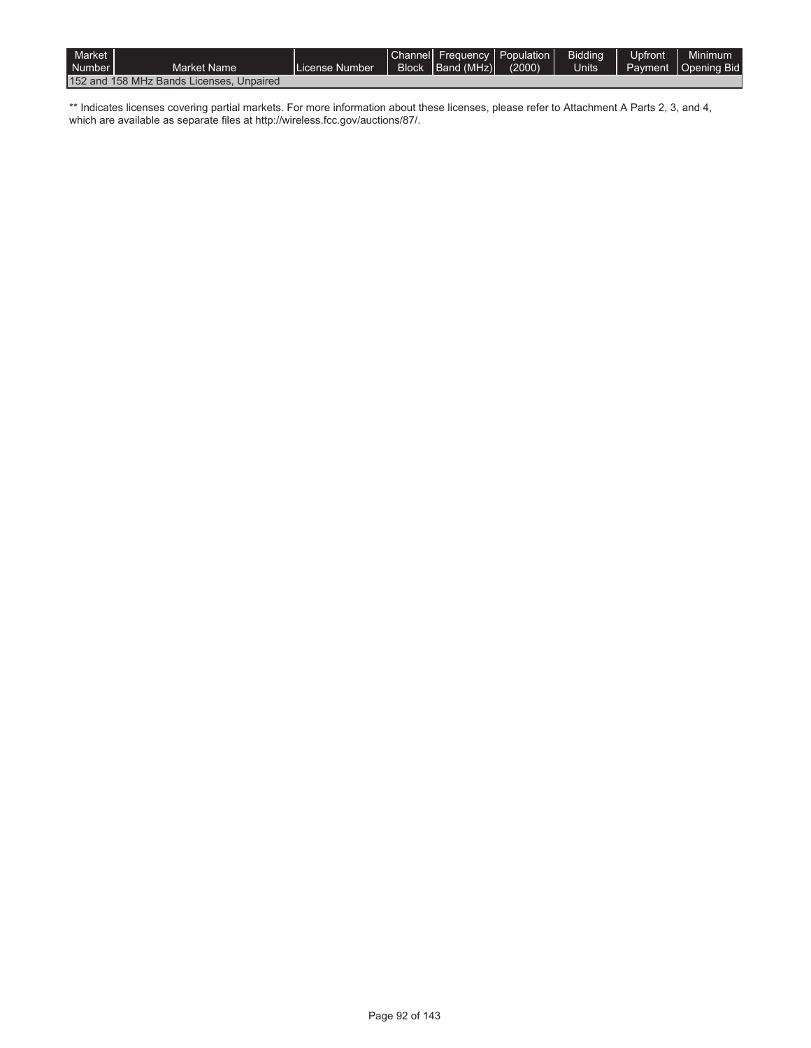| Market Number | Market Name | License Number | Channel Block | Frequency Band (MHz) | Population (2000) | Bidding Units | Upfront Payment | Minimum Opening Bid |
|---|---|---|---|---|---|---|---|---|
| 152 and 158 MHz Bands Licenses, Unpaired | | | | | | | | |

** Indicates licenses covering partial markets. For more information about these licenses, please refer to Attachment A Parts 2, 3, and 4, which are available as separate files at http://wireless.fcc.gov/auctions/87/.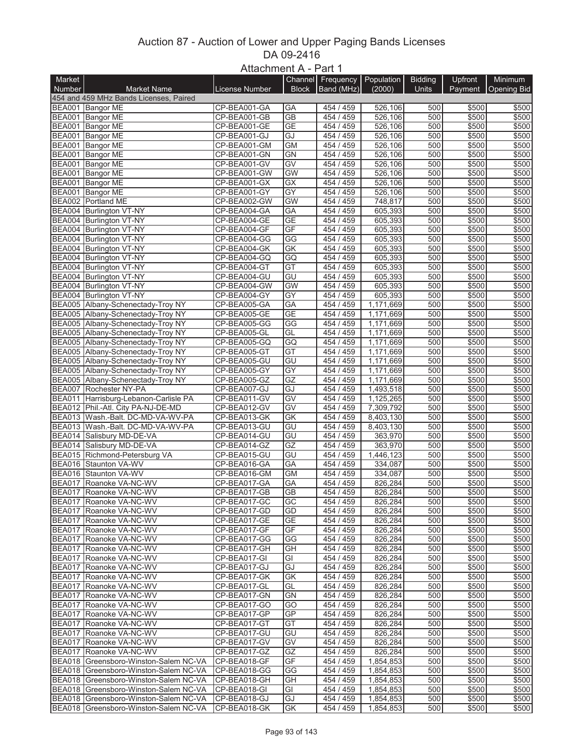# Auction 87 - Auction of Lower and Upper Paging Bands Licenses
## DA 09-2416
### Attachment A - Part 1

| Market Number | Market Name | License Number | Channel Block | Frequency Band (MHz) | Population (2000) | Bidding Units | Upfront Payment | Minimum Opening Bid |
|---|---|---|---|---|---|---|---|---|
| 454 and 459 MHz Bands Licenses, Paired | | | | | | | | |
| BEA001 | Bangor ME | CP-BEA001-GA | GA | 454 / 459 | 526,106 | 500 | $500 | $500 |
| BEA001 | Bangor ME | CP-BEA001-GB | GB | 454 / 459 | 526,106 | 500 | $500 | $500 |
| BEA001 | Bangor ME | CP-BEA001-GE | GE | 454 / 459 | 526,106 | 500 | $500 | $500 |
| BEA001 | Bangor ME | CP-BEA001-GJ | GJ | 454 / 459 | 526,106 | 500 | $500 | $500 |
| BEA001 | Bangor ME | CP-BEA001-GM | GM | 454 / 459 | 526,106 | 500 | $500 | $500 |
| BEA001 | Bangor ME | CP-BEA001-GN | GN | 454 / 459 | 526,106 | 500 | $500 | $500 |
| BEA001 | Bangor ME | CP-BEA001-GV | GV | 454 / 459 | 526,106 | 500 | $500 | $500 |
| BEA001 | Bangor ME | CP-BEA001-GW | GW | 454 / 459 | 526,106 | 500 | $500 | $500 |
| BEA001 | Bangor ME | CP-BEA001-GX | GX | 454 / 459 | 526,106 | 500 | $500 | $500 |
| BEA001 | Bangor ME | CP-BEA001-GY | GY | 454 / 459 | 526,106 | 500 | $500 | $500 |
| BEA002 | Portland ME | CP-BEA002-GW | GW | 454 / 459 | 748,817 | 500 | $500 | $500 |
| BEA004 | Burlington VT-NY | CP-BEA004-GA | GA | 454 / 459 | 605,393 | 500 | $500 | $500 |
| BEA004 | Burlington VT-NY | CP-BEA004-GE | GE | 454 / 459 | 605,393 | 500 | $500 | $500 |
| BEA004 | Burlington VT-NY | CP-BEA004-GF | GF | 454 / 459 | 605,393 | 500 | $500 | $500 |
| BEA004 | Burlington VT-NY | CP-BEA004-GG | GG | 454 / 459 | 605,393 | 500 | $500 | $500 |
| BEA004 | Burlington VT-NY | CP-BEA004-GK | GK | 454 / 459 | 605,393 | 500 | $500 | $500 |
| BEA004 | Burlington VT-NY | CP-BEA004-GQ | GQ | 454 / 459 | 605,393 | 500 | $500 | $500 |
| BEA004 | Burlington VT-NY | CP-BEA004-GT | GT | 454 / 459 | 605,393 | 500 | $500 | $500 |
| BEA004 | Burlington VT-NY | CP-BEA004-GU | GU | 454 / 459 | 605,393 | 500 | $500 | $500 |
| BEA004 | Burlington VT-NY | CP-BEA004-GW | GW | 454 / 459 | 605,393 | 500 | $500 | $500 |
| BEA004 | Burlington VT-NY | CP-BEA004-GY | GY | 454 / 459 | 605,393 | 500 | $500 | $500 |
| BEA005 | Albany-Schenectady-Troy NY | CP-BEA005-GA | GA | 454 / 459 | 1,171,669 | 500 | $500 | $500 |
| BEA005 | Albany-Schenectady-Troy NY | CP-BEA005-GE | GE | 454 / 459 | 1,171,669 | 500 | $500 | $500 |
| BEA005 | Albany-Schenectady-Troy NY | CP-BEA005-GG | GG | 454 / 459 | 1,171,669 | 500 | $500 | $500 |
| BEA005 | Albany-Schenectady-Troy NY | CP-BEA005-GL | GL | 454 / 459 | 1,171,669 | 500 | $500 | $500 |
| BEA005 | Albany-Schenectady-Troy NY | CP-BEA005-GQ | GQ | 454 / 459 | 1,171,669 | 500 | $500 | $500 |
| BEA005 | Albany-Schenectady-Troy NY | CP-BEA005-GT | GT | 454 / 459 | 1,171,669 | 500 | $500 | $500 |
| BEA005 | Albany-Schenectady-Troy NY | CP-BEA005-GU | GU | 454 / 459 | 1,171,669 | 500 | $500 | $500 |
| BEA005 | Albany-Schenectady-Troy NY | CP-BEA005-GY | GY | 454 / 459 | 1,171,669 | 500 | $500 | $500 |
| BEA005 | Albany-Schenectady-Troy NY | CP-BEA005-GZ | GZ | 454 / 459 | 1,171,669 | 500 | $500 | $500 |
| BEA007 | Rochester NY-PA | CP-BEA007-GJ | GJ | 454 / 459 | 1,493,518 | 500 | $500 | $500 |
| BEA011 | Harrisburg-Lebanon-Carlisle PA | CP-BEA011-GV | GV | 454 / 459 | 1,125,265 | 500 | $500 | $500 |
| BEA012 | Phil.-Atl. City PA-NJ-DE-MD | CP-BEA012-GV | GV | 454 / 459 | 7,309,792 | 500 | $500 | $500 |
| BEA013 | Wash.-Balt. DC-MD-VA-WV-PA | CP-BEA013-GK | GK | 454 / 459 | 8,403,130 | 500 | $500 | $500 |
| BEA013 | Wash.-Balt. DC-MD-VA-WV-PA | CP-BEA013-GU | GU | 454 / 459 | 8,403,130 | 500 | $500 | $500 |
| BEA014 | Salisbury MD-DE-VA | CP-BEA014-GU | GU | 454 / 459 | 363,970 | 500 | $500 | $500 |
| BEA014 | Salisbury MD-DE-VA | CP-BEA014-GZ | GZ | 454 / 459 | 363,970 | 500 | $500 | $500 |
| BEA015 | Richmond-Petersburg VA | CP-BEA015-GU | GU | 454 / 459 | 1,446,123 | 500 | $500 | $500 |
| BEA016 | Staunton VA-WV | CP-BEA016-GA | GA | 454 / 459 | 334,087 | 500 | $500 | $500 |
| BEA016 | Staunton VA-WV | CP-BEA016-GM | GM | 454 / 459 | 334,087 | 500 | $500 | $500 |
| BEA017 | Roanoke VA-NC-WV | CP-BEA017-GA | GA | 454 / 459 | 826,284 | 500 | $500 | $500 |
| BEA017 | Roanoke VA-NC-WV | CP-BEA017-GB | GB | 454 / 459 | 826,284 | 500 | $500 | $500 |
| BEA017 | Roanoke VA-NC-WV | CP-BEA017-GC | GC | 454 / 459 | 826,284 | 500 | $500 | $500 |
| BEA017 | Roanoke VA-NC-WV | CP-BEA017-GD | GD | 454 / 459 | 826,284 | 500 | $500 | $500 |
| BEA017 | Roanoke VA-NC-WV | CP-BEA017-GE | GE | 454 / 459 | 826,284 | 500 | $500 | $500 |
| BEA017 | Roanoke VA-NC-WV | CP-BEA017-GF | GF | 454 / 459 | 826,284 | 500 | $500 | $500 |
| BEA017 | Roanoke VA-NC-WV | CP-BEA017-GG | GG | 454 / 459 | 826,284 | 500 | $500 | $500 |
| BEA017 | Roanoke VA-NC-WV | CP-BEA017-GH | GH | 454 / 459 | 826,284 | 500 | $500 | $500 |
| BEA017 | Roanoke VA-NC-WV | CP-BEA017-GI | GI | 454 / 459 | 826,284 | 500 | $500 | $500 |
| BEA017 | Roanoke VA-NC-WV | CP-BEA017-GJ | GJ | 454 / 459 | 826,284 | 500 | $500 | $500 |
| BEA017 | Roanoke VA-NC-WV | CP-BEA017-GK | GK | 454 / 459 | 826,284 | 500 | $500 | $500 |
| BEA017 | Roanoke VA-NC-WV | CP-BEA017-GL | GL | 454 / 459 | 826,284 | 500 | $500 | $500 |
| BEA017 | Roanoke VA-NC-WV | CP-BEA017-GN | GN | 454 / 459 | 826,284 | 500 | $500 | $500 |
| BEA017 | Roanoke VA-NC-WV | CP-BEA017-GO | GO | 454 / 459 | 826,284 | 500 | $500 | $500 |
| BEA017 | Roanoke VA-NC-WV | CP-BEA017-GP | GP | 454 / 459 | 826,284 | 500 | $500 | $500 |
| BEA017 | Roanoke VA-NC-WV | CP-BEA017-GT | GT | 454 / 459 | 826,284 | 500 | $500 | $500 |
| BEA017 | Roanoke VA-NC-WV | CP-BEA017-GU | GU | 454 / 459 | 826,284 | 500 | $500 | $500 |
| BEA017 | Roanoke VA-NC-WV | CP-BEA017-GV | GV | 454 / 459 | 826,284 | 500 | $500 | $500 |
| BEA017 | Roanoke VA-NC-WV | CP-BEA017-GZ | GZ | 454 / 459 | 826,284 | 500 | $500 | $500 |
| BEA018 | Greensboro-Winston-Salem NC-VA | CP-BEA018-GF | GF | 454 / 459 | 1,854,853 | 500 | $500 | $500 |
| BEA018 | Greensboro-Winston-Salem NC-VA | CP-BEA018-GG | GG | 454 / 459 | 1,854,853 | 500 | $500 | $500 |
| BEA018 | Greensboro-Winston-Salem NC-VA | CP-BEA018-GH | GH | 454 / 459 | 1,854,853 | 500 | $500 | $500 |
| BEA018 | Greensboro-Winston-Salem NC-VA | CP-BEA018-GI | GI | 454 / 459 | 1,854,853 | 500 | $500 | $500 |
| BEA018 | Greensboro-Winston-Salem NC-VA | CP-BEA018-GJ | GJ | 454 / 459 | 1,854,853 | 500 | $500 | $500 |
| BEA018 | Greensboro-Winston-Salem NC-VA | CP-BEA018-GK | GK | 454 / 459 | 1,854,853 | 500 | $500 | $500 |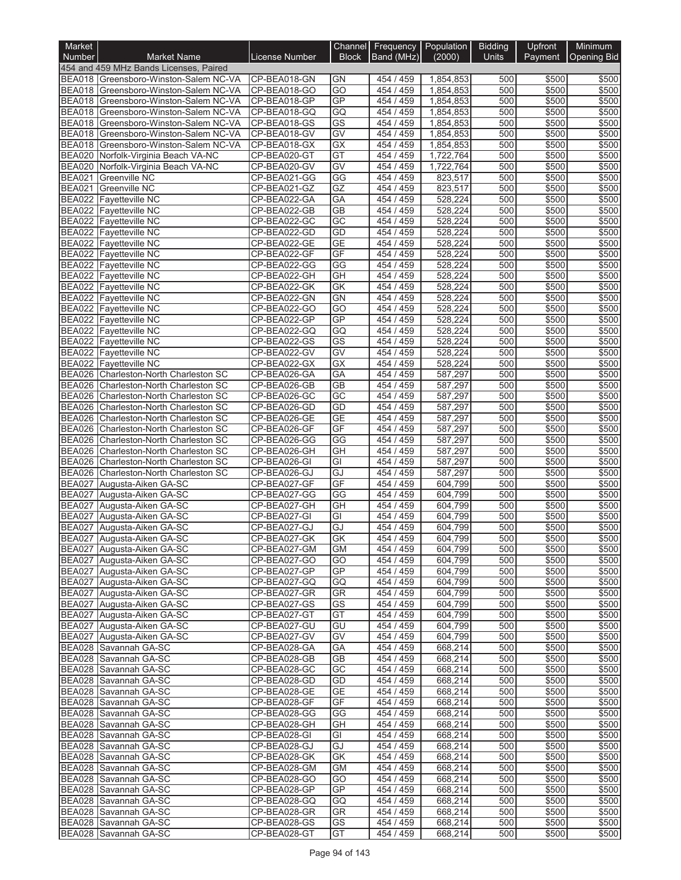| Market Number | Market Name | License Number | Channel Block | Frequency Band (MHz) | Population (2000) | Bidding Units | Upfront Payment | Minimum Opening Bid |
|---|---|---|---|---|---|---|---|---|
| 454 and 459 MHz Bands Licenses, Paired | | | | | | | | |
| BEA018 | Greensboro-Winston-Salem NC-VA | CP-BEA018-GN | GN | 454 / 459 | 1,854,853 | 500 | $500 | $500 |
| BEA018 | Greensboro-Winston-Salem NC-VA | CP-BEA018-GO | GO | 454 / 459 | 1,854,853 | 500 | $500 | $500 |
| BEA018 | Greensboro-Winston-Salem NC-VA | CP-BEA018-GP | GP | 454 / 459 | 1,854,853 | 500 | $500 | $500 |
| BEA018 | Greensboro-Winston-Salem NC-VA | CP-BEA018-GQ | GQ | 454 / 459 | 1,854,853 | 500 | $500 | $500 |
| BEA018 | Greensboro-Winston-Salem NC-VA | CP-BEA018-GS | GS | 454 / 459 | 1,854,853 | 500 | $500 | $500 |
| BEA018 | Greensboro-Winston-Salem NC-VA | CP-BEA018-GV | GV | 454 / 459 | 1,854,853 | 500 | $500 | $500 |
| BEA018 | Greensboro-Winston-Salem NC-VA | CP-BEA018-GX | GX | 454 / 459 | 1,854,853 | 500 | $500 | $500 |
| BEA020 | Norfolk-Virginia Beach VA-NC | CP-BEA020-GT | GT | 454 / 459 | 1,722,764 | 500 | $500 | $500 |
| BEA020 | Norfolk-Virginia Beach VA-NC | CP-BEA020-GV | GV | 454 / 459 | 1,722,764 | 500 | $500 | $500 |
| BEA021 | Greenville NC | CP-BEA021-GG | GG | 454 / 459 | 823,517 | 500 | $500 | $500 |
| BEA021 | Greenville NC | CP-BEA021-GZ | GZ | 454 / 459 | 823,517 | 500 | $500 | $500 |
| BEA022 | Fayetteville NC | CP-BEA022-GA | GA | 454 / 459 | 528,224 | 500 | $500 | $500 |
| BEA022 | Fayetteville NC | CP-BEA022-GB | GB | 454 / 459 | 528,224 | 500 | $500 | $500 |
| BEA022 | Fayetteville NC | CP-BEA022-GC | GC | 454 / 459 | 528,224 | 500 | $500 | $500 |
| BEA022 | Fayetteville NC | CP-BEA022-GD | GD | 454 / 459 | 528,224 | 500 | $500 | $500 |
| BEA022 | Fayetteville NC | CP-BEA022-GE | GE | 454 / 459 | 528,224 | 500 | $500 | $500 |
| BEA022 | Fayetteville NC | CP-BEA022-GF | GF | 454 / 459 | 528,224 | 500 | $500 | $500 |
| BEA022 | Fayetteville NC | CP-BEA022-GG | GG | 454 / 459 | 528,224 | 500 | $500 | $500 |
| BEA022 | Fayetteville NC | CP-BEA022-GH | GH | 454 / 459 | 528,224 | 500 | $500 | $500 |
| BEA022 | Fayetteville NC | CP-BEA022-GK | GK | 454 / 459 | 528,224 | 500 | $500 | $500 |
| BEA022 | Fayetteville NC | CP-BEA022-GN | GN | 454 / 459 | 528,224 | 500 | $500 | $500 |
| BEA022 | Fayetteville NC | CP-BEA022-GO | GO | 454 / 459 | 528,224 | 500 | $500 | $500 |
| BEA022 | Fayetteville NC | CP-BEA022-GP | GP | 454 / 459 | 528,224 | 500 | $500 | $500 |
| BEA022 | Fayetteville NC | CP-BEA022-GQ | GQ | 454 / 459 | 528,224 | 500 | $500 | $500 |
| BEA022 | Fayetteville NC | CP-BEA022-GS | GS | 454 / 459 | 528,224 | 500 | $500 | $500 |
| BEA022 | Fayetteville NC | CP-BEA022-GV | GV | 454 / 459 | 528,224 | 500 | $500 | $500 |
| BEA022 | Fayetteville NC | CP-BEA022-GX | GX | 454 / 459 | 528,224 | 500 | $500 | $500 |
| BEA026 | Charleston-North Charleston SC | CP-BEA026-GA | GA | 454 / 459 | 587,297 | 500 | $500 | $500 |
| BEA026 | Charleston-North Charleston SC | CP-BEA026-GB | GB | 454 / 459 | 587,297 | 500 | $500 | $500 |
| BEA026 | Charleston-North Charleston SC | CP-BEA026-GC | GC | 454 / 459 | 587,297 | 500 | $500 | $500 |
| BEA026 | Charleston-North Charleston SC | CP-BEA026-GD | GD | 454 / 459 | 587,297 | 500 | $500 | $500 |
| BEA026 | Charleston-North Charleston SC | CP-BEA026-GE | GE | 454 / 459 | 587,297 | 500 | $500 | $500 |
| BEA026 | Charleston-North Charleston SC | CP-BEA026-GF | GF | 454 / 459 | 587,297 | 500 | $500 | $500 |
| BEA026 | Charleston-North Charleston SC | CP-BEA026-GG | GG | 454 / 459 | 587,297 | 500 | $500 | $500 |
| BEA026 | Charleston-North Charleston SC | CP-BEA026-GH | GH | 454 / 459 | 587,297 | 500 | $500 | $500 |
| BEA026 | Charleston-North Charleston SC | CP-BEA026-GI | GI | 454 / 459 | 587,297 | 500 | $500 | $500 |
| BEA026 | Charleston-North Charleston SC | CP-BEA026-GJ | GJ | 454 / 459 | 587,297 | 500 | $500 | $500 |
| BEA027 | Augusta-Aiken GA-SC | CP-BEA027-GF | GF | 454 / 459 | 604,799 | 500 | $500 | $500 |
| BEA027 | Augusta-Aiken GA-SC | CP-BEA027-GG | GG | 454 / 459 | 604,799 | 500 | $500 | $500 |
| BEA027 | Augusta-Aiken GA-SC | CP-BEA027-GH | GH | 454 / 459 | 604,799 | 500 | $500 | $500 |
| BEA027 | Augusta-Aiken GA-SC | CP-BEA027-GI | GI | 454 / 459 | 604,799 | 500 | $500 | $500 |
| BEA027 | Augusta-Aiken GA-SC | CP-BEA027-GJ | GJ | 454 / 459 | 604,799 | 500 | $500 | $500 |
| BEA027 | Augusta-Aiken GA-SC | CP-BEA027-GK | GK | 454 / 459 | 604,799 | 500 | $500 | $500 |
| BEA027 | Augusta-Aiken GA-SC | CP-BEA027-GM | GM | 454 / 459 | 604,799 | 500 | $500 | $500 |
| BEA027 | Augusta-Aiken GA-SC | CP-BEA027-GO | GO | 454 / 459 | 604,799 | 500 | $500 | $500 |
| BEA027 | Augusta-Aiken GA-SC | CP-BEA027-GP | GP | 454 / 459 | 604,799 | 500 | $500 | $500 |
| BEA027 | Augusta-Aiken GA-SC | CP-BEA027-GQ | GQ | 454 / 459 | 604,799 | 500 | $500 | $500 |
| BEA027 | Augusta-Aiken GA-SC | CP-BEA027-GR | GR | 454 / 459 | 604,799 | 500 | $500 | $500 |
| BEA027 | Augusta-Aiken GA-SC | CP-BEA027-GS | GS | 454 / 459 | 604,799 | 500 | $500 | $500 |
| BEA027 | Augusta-Aiken GA-SC | CP-BEA027-GT | GT | 454 / 459 | 604,799 | 500 | $500 | $500 |
| BEA027 | Augusta-Aiken GA-SC | CP-BEA027-GU | GU | 454 / 459 | 604,799 | 500 | $500 | $500 |
| BEA027 | Augusta-Aiken GA-SC | CP-BEA027-GV | GV | 454 / 459 | 604,799 | 500 | $500 | $500 |
| BEA028 | Savannah GA-SC | CP-BEA028-GA | GA | 454 / 459 | 668,214 | 500 | $500 | $500 |
| BEA028 | Savannah GA-SC | CP-BEA028-GB | GB | 454 / 459 | 668,214 | 500 | $500 | $500 |
| BEA028 | Savannah GA-SC | CP-BEA028-GC | GC | 454 / 459 | 668,214 | 500 | $500 | $500 |
| BEA028 | Savannah GA-SC | CP-BEA028-GD | GD | 454 / 459 | 668,214 | 500 | $500 | $500 |
| BEA028 | Savannah GA-SC | CP-BEA028-GE | GE | 454 / 459 | 668,214 | 500 | $500 | $500 |
| BEA028 | Savannah GA-SC | CP-BEA028-GF | GF | 454 / 459 | 668,214 | 500 | $500 | $500 |
| BEA028 | Savannah GA-SC | CP-BEA028-GG | GG | 454 / 459 | 668,214 | 500 | $500 | $500 |
| BEA028 | Savannah GA-SC | CP-BEA028-GH | GH | 454 / 459 | 668,214 | 500 | $500 | $500 |
| BEA028 | Savannah GA-SC | CP-BEA028-GI | GI | 454 / 459 | 668,214 | 500 | $500 | $500 |
| BEA028 | Savannah GA-SC | CP-BEA028-GJ | GJ | 454 / 459 | 668,214 | 500 | $500 | $500 |
| BEA028 | Savannah GA-SC | CP-BEA028-GK | GK | 454 / 459 | 668,214 | 500 | $500 | $500 |
| BEA028 | Savannah GA-SC | CP-BEA028-GM | GM | 454 / 459 | 668,214 | 500 | $500 | $500 |
| BEA028 | Savannah GA-SC | CP-BEA028-GO | GO | 454 / 459 | 668,214 | 500 | $500 | $500 |
| BEA028 | Savannah GA-SC | CP-BEA028-GP | GP | 454 / 459 | 668,214 | 500 | $500 | $500 |
| BEA028 | Savannah GA-SC | CP-BEA028-GQ | GQ | 454 / 459 | 668,214 | 500 | $500 | $500 |
| BEA028 | Savannah GA-SC | CP-BEA028-GR | GR | 454 / 459 | 668,214 | 500 | $500 | $500 |
| BEA028 | Savannah GA-SC | CP-BEA028-GS | GS | 454 / 459 | 668,214 | 500 | $500 | $500 |
| BEA028 | Savannah GA-SC | CP-BEA028-GT | GT | 454 / 459 | 668,214 | 500 | $500 | $500 |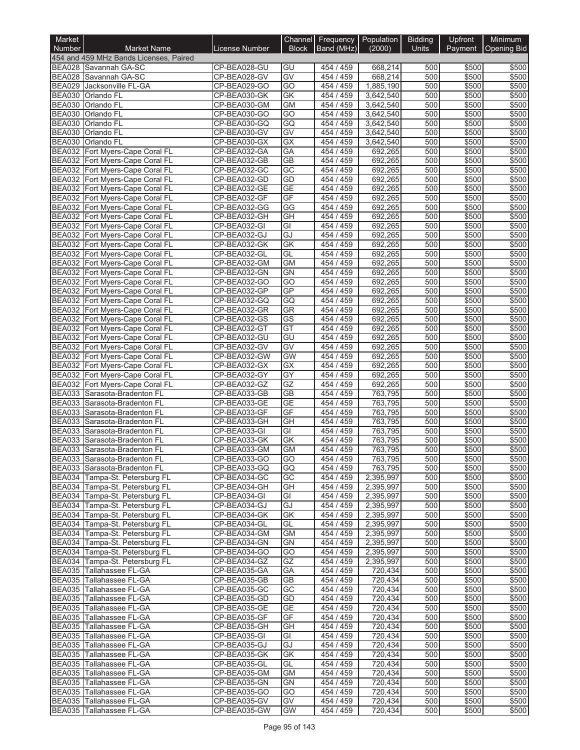| Market Number | Market Name | License Number | Channel Block | Frequency Band (MHz) | Population (2000) | Bidding Units | Upfront Payment | Minimum Opening Bid |
|---|---|---|---|---|---|---|---|---|
| 454 and 459 MHz Bands Licenses, Paired | | | | | | | | |
| BEA028 | Savannah GA-SC | CP-BEA028-GU | GU | 454 / 459 | 668,214 | 500 | $500 | $500 |
| BEA028 | Savannah GA-SC | CP-BEA028-GV | GV | 454 / 459 | 668,214 | 500 | $500 | $500 |
| BEA029 | Jacksonville FL-GA | CP-BEA029-GO | GO | 454 / 459 | 1,885,190 | 500 | $500 | $500 |
| BEA030 | Orlando FL | CP-BEA030-GK | GK | 454 / 459 | 3,642,540 | 500 | $500 | $500 |
| BEA030 | Orlando FL | CP-BEA030-GM | GM | 454 / 459 | 3,642,540 | 500 | $500 | $500 |
| BEA030 | Orlando FL | CP-BEA030-GO | GO | 454 / 459 | 3,642,540 | 500 | $500 | $500 |
| BEA030 | Orlando FL | CP-BEA030-GQ | GQ | 454 / 459 | 3,642,540 | 500 | $500 | $500 |
| BEA030 | Orlando FL | CP-BEA030-GV | GV | 454 / 459 | 3,642,540 | 500 | $500 | $500 |
| BEA030 | Orlando FL | CP-BEA030-GX | GX | 454 / 459 | 3,642,540 | 500 | $500 | $500 |
| BEA032 | Fort Myers-Cape Coral FL | CP-BEA032-GA | GA | 454 / 459 | 692,265 | 500 | $500 | $500 |
| BEA032 | Fort Myers-Cape Coral FL | CP-BEA032-GB | GB | 454 / 459 | 692,265 | 500 | $500 | $500 |
| BEA032 | Fort Myers-Cape Coral FL | CP-BEA032-GC | GC | 454 / 459 | 692,265 | 500 | $500 | $500 |
| BEA032 | Fort Myers-Cape Coral FL | CP-BEA032-GD | GD | 454 / 459 | 692,265 | 500 | $500 | $500 |
| BEA032 | Fort Myers-Cape Coral FL | CP-BEA032-GE | GE | 454 / 459 | 692,265 | 500 | $500 | $500 |
| BEA032 | Fort Myers-Cape Coral FL | CP-BEA032-GF | GF | 454 / 459 | 692,265 | 500 | $500 | $500 |
| BEA032 | Fort Myers-Cape Coral FL | CP-BEA032-GG | GG | 454 / 459 | 692,265 | 500 | $500 | $500 |
| BEA032 | Fort Myers-Cape Coral FL | CP-BEA032-GH | GH | 454 / 459 | 692,265 | 500 | $500 | $500 |
| BEA032 | Fort Myers-Cape Coral FL | CP-BEA032-GI | GI | 454 / 459 | 692,265 | 500 | $500 | $500 |
| BEA032 | Fort Myers-Cape Coral FL | CP-BEA032-GJ | GJ | 454 / 459 | 692,265 | 500 | $500 | $500 |
| BEA032 | Fort Myers-Cape Coral FL | CP-BEA032-GK | GK | 454 / 459 | 692,265 | 500 | $500 | $500 |
| BEA032 | Fort Myers-Cape Coral FL | CP-BEA032-GL | GL | 454 / 459 | 692,265 | 500 | $500 | $500 |
| BEA032 | Fort Myers-Cape Coral FL | CP-BEA032-GM | GM | 454 / 459 | 692,265 | 500 | $500 | $500 |
| BEA032 | Fort Myers-Cape Coral FL | CP-BEA032-GN | GN | 454 / 459 | 692,265 | 500 | $500 | $500 |
| BEA032 | Fort Myers-Cape Coral FL | CP-BEA032-GO | GO | 454 / 459 | 692,265 | 500 | $500 | $500 |
| BEA032 | Fort Myers-Cape Coral FL | CP-BEA032-GP | GP | 454 / 459 | 692,265 | 500 | $500 | $500 |
| BEA032 | Fort Myers-Cape Coral FL | CP-BEA032-GQ | GQ | 454 / 459 | 692,265 | 500 | $500 | $500 |
| BEA032 | Fort Myers-Cape Coral FL | CP-BEA032-GR | GR | 454 / 459 | 692,265 | 500 | $500 | $500 |
| BEA032 | Fort Myers-Cape Coral FL | CP-BEA032-GS | GS | 454 / 459 | 692,265 | 500 | $500 | $500 |
| BEA032 | Fort Myers-Cape Coral FL | CP-BEA032-GT | GT | 454 / 459 | 692,265 | 500 | $500 | $500 |
| BEA032 | Fort Myers-Cape Coral FL | CP-BEA032-GU | GU | 454 / 459 | 692,265 | 500 | $500 | $500 |
| BEA032 | Fort Myers-Cape Coral FL | CP-BEA032-GV | GV | 454 / 459 | 692,265 | 500 | $500 | $500 |
| BEA032 | Fort Myers-Cape Coral FL | CP-BEA032-GW | GW | 454 / 459 | 692,265 | 500 | $500 | $500 |
| BEA032 | Fort Myers-Cape Coral FL | CP-BEA032-GX | GX | 454 / 459 | 692,265 | 500 | $500 | $500 |
| BEA032 | Fort Myers-Cape Coral FL | CP-BEA032-GY | GY | 454 / 459 | 692,265 | 500 | $500 | $500 |
| BEA032 | Fort Myers-Cape Coral FL | CP-BEA032-GZ | GZ | 454 / 459 | 692,265 | 500 | $500 | $500 |
| BEA033 | Sarasota-Bradenton FL | CP-BEA033-GB | GB | 454 / 459 | 763,795 | 500 | $500 | $500 |
| BEA033 | Sarasota-Bradenton FL | CP-BEA033-GE | GE | 454 / 459 | 763,795 | 500 | $500 | $500 |
| BEA033 | Sarasota-Bradenton FL | CP-BEA033-GF | GF | 454 / 459 | 763,795 | 500 | $500 | $500 |
| BEA033 | Sarasota-Bradenton FL | CP-BEA033-GH | GH | 454 / 459 | 763,795 | 500 | $500 | $500 |
| BEA033 | Sarasota-Bradenton FL | CP-BEA033-GI | GI | 454 / 459 | 763,795 | 500 | $500 | $500 |
| BEA033 | Sarasota-Bradenton FL | CP-BEA033-GK | GK | 454 / 459 | 763,795 | 500 | $500 | $500 |
| BEA033 | Sarasota-Bradenton FL | CP-BEA033-GM | GM | 454 / 459 | 763,795 | 500 | $500 | $500 |
| BEA033 | Sarasota-Bradenton FL | CP-BEA033-GO | GO | 454 / 459 | 763,795 | 500 | $500 | $500 |
| BEA033 | Sarasota-Bradenton FL | CP-BEA033-GQ | GQ | 454 / 459 | 763,795 | 500 | $500 | $500 |
| BEA034 | Tampa-St. Petersburg FL | CP-BEA034-GC | GC | 454 / 459 | 2,395,997 | 500 | $500 | $500 |
| BEA034 | Tampa-St. Petersburg FL | CP-BEA034-GH | GH | 454 / 459 | 2,395,997 | 500 | $500 | $500 |
| BEA034 | Tampa-St. Petersburg FL | CP-BEA034-GI | GI | 454 / 459 | 2,395,997 | 500 | $500 | $500 |
| BEA034 | Tampa-St. Petersburg FL | CP-BEA034-GJ | GJ | 454 / 459 | 2,395,997 | 500 | $500 | $500 |
| BEA034 | Tampa-St. Petersburg FL | CP-BEA034-GK | GK | 454 / 459 | 2,395,997 | 500 | $500 | $500 |
| BEA034 | Tampa-St. Petersburg FL | CP-BEA034-GL | GL | 454 / 459 | 2,395,997 | 500 | $500 | $500 |
| BEA034 | Tampa-St. Petersburg FL | CP-BEA034-GM | GM | 454 / 459 | 2,395,997 | 500 | $500 | $500 |
| BEA034 | Tampa-St. Petersburg FL | CP-BEA034-GN | GN | 454 / 459 | 2,395,997 | 500 | $500 | $500 |
| BEA034 | Tampa-St. Petersburg FL | CP-BEA034-GO | GO | 454 / 459 | 2,395,997 | 500 | $500 | $500 |
| BEA034 | Tampa-St. Petersburg FL | CP-BEA034-GZ | GZ | 454 / 459 | 2,395,997 | 500 | $500 | $500 |
| BEA035 | Tallahassee FL-GA | CP-BEA035-GA | GA | 454 / 459 | 720,434 | 500 | $500 | $500 |
| BEA035 | Tallahassee FL-GA | CP-BEA035-GB | GB | 454 / 459 | 720,434 | 500 | $500 | $500 |
| BEA035 | Tallahassee FL-GA | CP-BEA035-GC | GC | 454 / 459 | 720,434 | 500 | $500 | $500 |
| BEA035 | Tallahassee FL-GA | CP-BEA035-GD | GD | 454 / 459 | 720,434 | 500 | $500 | $500 |
| BEA035 | Tallahassee FL-GA | CP-BEA035-GE | GE | 454 / 459 | 720,434 | 500 | $500 | $500 |
| BEA035 | Tallahassee FL-GA | CP-BEA035-GF | GF | 454 / 459 | 720,434 | 500 | $500 | $500 |
| BEA035 | Tallahassee FL-GA | CP-BEA035-GH | GH | 454 / 459 | 720,434 | 500 | $500 | $500 |
| BEA035 | Tallahassee FL-GA | CP-BEA035-GI | GI | 454 / 459 | 720,434 | 500 | $500 | $500 |
| BEA035 | Tallahassee FL-GA | CP-BEA035-GJ | GJ | 454 / 459 | 720,434 | 500 | $500 | $500 |
| BEA035 | Tallahassee FL-GA | CP-BEA035-GK | GK | 454 / 459 | 720,434 | 500 | $500 | $500 |
| BEA035 | Tallahassee FL-GA | CP-BEA035-GL | GL | 454 / 459 | 720,434 | 500 | $500 | $500 |
| BEA035 | Tallahassee FL-GA | CP-BEA035-GM | GM | 454 / 459 | 720,434 | 500 | $500 | $500 |
| BEA035 | Tallahassee FL-GA | CP-BEA035-GN | GN | 454 / 459 | 720,434 | 500 | $500 | $500 |
| BEA035 | Tallahassee FL-GA | CP-BEA035-GO | GO | 454 / 459 | 720,434 | 500 | $500 | $500 |
| BEA035 | Tallahassee FL-GA | CP-BEA035-GV | GV | 454 / 459 | 720,434 | 500 | $500 | $500 |
| BEA035 | Tallahassee FL-GA | CP-BEA035-GW | GW | 454 / 459 | 720,434 | 500 | $500 | $500 |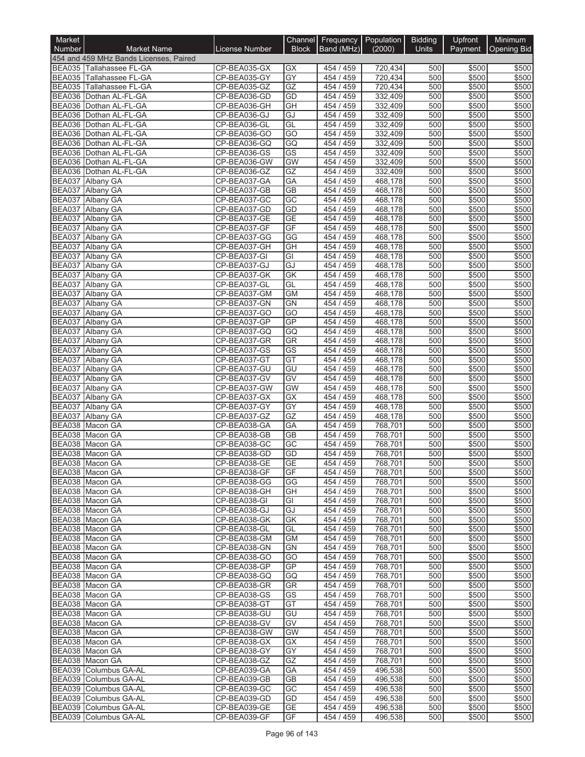| Market Number | Market Name | License Number | Channel Block | Frequency Band (MHz) | Population (2000) | Bidding Units | Upfront Payment | Minimum Opening Bid |
|---|---|---|---|---|---|---|---|---|
| 454 and 459 MHz Bands Licenses, Paired | | | | | | | | |
| BEA035 | Tallahassee FL-GA | CP-BEA035-GX | GX | 454 / 459 | 720,434 | 500 | $500 | $500 |
| BEA035 | Tallahassee FL-GA | CP-BEA035-GY | GY | 454 / 459 | 720,434 | 500 | $500 | $500 |
| BEA035 | Tallahassee FL-GA | CP-BEA035-GZ | GZ | 454 / 459 | 720,434 | 500 | $500 | $500 |
| BEA036 | Dothan AL-FL-GA | CP-BEA036-GD | GD | 454 / 459 | 332,409 | 500 | $500 | $500 |
| BEA036 | Dothan AL-FL-GA | CP-BEA036-GH | GH | 454 / 459 | 332,409 | 500 | $500 | $500 |
| BEA036 | Dothan AL-FL-GA | CP-BEA036-GJ | GJ | 454 / 459 | 332,409 | 500 | $500 | $500 |
| BEA036 | Dothan AL-FL-GA | CP-BEA036-GL | GL | 454 / 459 | 332,409 | 500 | $500 | $500 |
| BEA036 | Dothan AL-FL-GA | CP-BEA036-GO | GO | 454 / 459 | 332,409 | 500 | $500 | $500 |
| BEA036 | Dothan AL-FL-GA | CP-BEA036-GQ | GQ | 454 / 459 | 332,409 | 500 | $500 | $500 |
| BEA036 | Dothan AL-FL-GA | CP-BEA036-GS | GS | 454 / 459 | 332,409 | 500 | $500 | $500 |
| BEA036 | Dothan AL-FL-GA | CP-BEA036-GW | GW | 454 / 459 | 332,409 | 500 | $500 | $500 |
| BEA036 | Dothan AL-FL-GA | CP-BEA036-GZ | GZ | 454 / 459 | 332,409 | 500 | $500 | $500 |
| BEA037 | Albany GA | CP-BEA037-GA | GA | 454 / 459 | 468,178 | 500 | $500 | $500 |
| BEA037 | Albany GA | CP-BEA037-GB | GB | 454 / 459 | 468,178 | 500 | $500 | $500 |
| BEA037 | Albany GA | CP-BEA037-GC | GC | 454 / 459 | 468,178 | 500 | $500 | $500 |
| BEA037 | Albany GA | CP-BEA037-GD | GD | 454 / 459 | 468,178 | 500 | $500 | $500 |
| BEA037 | Albany GA | CP-BEA037-GE | GE | 454 / 459 | 468,178 | 500 | $500 | $500 |
| BEA037 | Albany GA | CP-BEA037-GF | GF | 454 / 459 | 468,178 | 500 | $500 | $500 |
| BEA037 | Albany GA | CP-BEA037-GG | GG | 454 / 459 | 468,178 | 500 | $500 | $500 |
| BEA037 | Albany GA | CP-BEA037-GH | GH | 454 / 459 | 468,178 | 500 | $500 | $500 |
| BEA037 | Albany GA | CP-BEA037-GI | GI | 454 / 459 | 468,178 | 500 | $500 | $500 |
| BEA037 | Albany GA | CP-BEA037-GJ | GJ | 454 / 459 | 468,178 | 500 | $500 | $500 |
| BEA037 | Albany GA | CP-BEA037-GK | GK | 454 / 459 | 468,178 | 500 | $500 | $500 |
| BEA037 | Albany GA | CP-BEA037-GL | GL | 454 / 459 | 468,178 | 500 | $500 | $500 |
| BEA037 | Albany GA | CP-BEA037-GM | GM | 454 / 459 | 468,178 | 500 | $500 | $500 |
| BEA037 | Albany GA | CP-BEA037-GN | GN | 454 / 459 | 468,178 | 500 | $500 | $500 |
| BEA037 | Albany GA | CP-BEA037-GO | GO | 454 / 459 | 468,178 | 500 | $500 | $500 |
| BEA037 | Albany GA | CP-BEA037-GP | GP | 454 / 459 | 468,178 | 500 | $500 | $500 |
| BEA037 | Albany GA | CP-BEA037-GQ | GQ | 454 / 459 | 468,178 | 500 | $500 | $500 |
| BEA037 | Albany GA | CP-BEA037-GR | GR | 454 / 459 | 468,178 | 500 | $500 | $500 |
| BEA037 | Albany GA | CP-BEA037-GS | GS | 454 / 459 | 468,178 | 500 | $500 | $500 |
| BEA037 | Albany GA | CP-BEA037-GT | GT | 454 / 459 | 468,178 | 500 | $500 | $500 |
| BEA037 | Albany GA | CP-BEA037-GU | GU | 454 / 459 | 468,178 | 500 | $500 | $500 |
| BEA037 | Albany GA | CP-BEA037-GV | GV | 454 / 459 | 468,178 | 500 | $500 | $500 |
| BEA037 | Albany GA | CP-BEA037-GW | GW | 454 / 459 | 468,178 | 500 | $500 | $500 |
| BEA037 | Albany GA | CP-BEA037-GX | GX | 454 / 459 | 468,178 | 500 | $500 | $500 |
| BEA037 | Albany GA | CP-BEA037-GY | GY | 454 / 459 | 468,178 | 500 | $500 | $500 |
| BEA037 | Albany GA | CP-BEA037-GZ | GZ | 454 / 459 | 468,178 | 500 | $500 | $500 |
| BEA038 | Macon GA | CP-BEA038-GA | GA | 454 / 459 | 768,701 | 500 | $500 | $500 |
| BEA038 | Macon GA | CP-BEA038-GB | GB | 454 / 459 | 768,701 | 500 | $500 | $500 |
| BEA038 | Macon GA | CP-BEA038-GC | GC | 454 / 459 | 768,701 | 500 | $500 | $500 |
| BEA038 | Macon GA | CP-BEA038-GD | GD | 454 / 459 | 768,701 | 500 | $500 | $500 |
| BEA038 | Macon GA | CP-BEA038-GE | GE | 454 / 459 | 768,701 | 500 | $500 | $500 |
| BEA038 | Macon GA | CP-BEA038-GF | GF | 454 / 459 | 768,701 | 500 | $500 | $500 |
| BEA038 | Macon GA | CP-BEA038-GG | GG | 454 / 459 | 768,701 | 500 | $500 | $500 |
| BEA038 | Macon GA | CP-BEA038-GH | GH | 454 / 459 | 768,701 | 500 | $500 | $500 |
| BEA038 | Macon GA | CP-BEA038-GI | GI | 454 / 459 | 768,701 | 500 | $500 | $500 |
| BEA038 | Macon GA | CP-BEA038-GJ | GJ | 454 / 459 | 768,701 | 500 | $500 | $500 |
| BEA038 | Macon GA | CP-BEA038-GK | GK | 454 / 459 | 768,701 | 500 | $500 | $500 |
| BEA038 | Macon GA | CP-BEA038-GL | GL | 454 / 459 | 768,701 | 500 | $500 | $500 |
| BEA038 | Macon GA | CP-BEA038-GM | GM | 454 / 459 | 768,701 | 500 | $500 | $500 |
| BEA038 | Macon GA | CP-BEA038-GN | GN | 454 / 459 | 768,701 | 500 | $500 | $500 |
| BEA038 | Macon GA | CP-BEA038-GO | GO | 454 / 459 | 768,701 | 500 | $500 | $500 |
| BEA038 | Macon GA | CP-BEA038-GP | GP | 454 / 459 | 768,701 | 500 | $500 | $500 |
| BEA038 | Macon GA | CP-BEA038-GQ | GQ | 454 / 459 | 768,701 | 500 | $500 | $500 |
| BEA038 | Macon GA | CP-BEA038-GR | GR | 454 / 459 | 768,701 | 500 | $500 | $500 |
| BEA038 | Macon GA | CP-BEA038-GS | GS | 454 / 459 | 768,701 | 500 | $500 | $500 |
| BEA038 | Macon GA | CP-BEA038-GT | GT | 454 / 459 | 768,701 | 500 | $500 | $500 |
| BEA038 | Macon GA | CP-BEA038-GU | GU | 454 / 459 | 768,701 | 500 | $500 | $500 |
| BEA038 | Macon GA | CP-BEA038-GV | GV | 454 / 459 | 768,701 | 500 | $500 | $500 |
| BEA038 | Macon GA | CP-BEA038-GW | GW | 454 / 459 | 768,701 | 500 | $500 | $500 |
| BEA038 | Macon GA | CP-BEA038-GX | GX | 454 / 459 | 768,701 | 500 | $500 | $500 |
| BEA038 | Macon GA | CP-BEA038-GY | GY | 454 / 459 | 768,701 | 500 | $500 | $500 |
| BEA038 | Macon GA | CP-BEA038-GZ | GZ | 454 / 459 | 768,701 | 500 | $500 | $500 |
| BEA039 | Columbus GA-AL | CP-BEA039-GA | GA | 454 / 459 | 496,538 | 500 | $500 | $500 |
| BEA039 | Columbus GA-AL | CP-BEA039-GB | GB | 454 / 459 | 496,538 | 500 | $500 | $500 |
| BEA039 | Columbus GA-AL | CP-BEA039-GC | GC | 454 / 459 | 496,538 | 500 | $500 | $500 |
| BEA039 | Columbus GA-AL | CP-BEA039-GD | GD | 454 / 459 | 496,538 | 500 | $500 | $500 |
| BEA039 | Columbus GA-AL | CP-BEA039-GE | GE | 454 / 459 | 496,538 | 500 | $500 | $500 |
| BEA039 | Columbus GA-AL | CP-BEA039-GF | GF | 454 / 459 | 496,538 | 500 | $500 | $500 |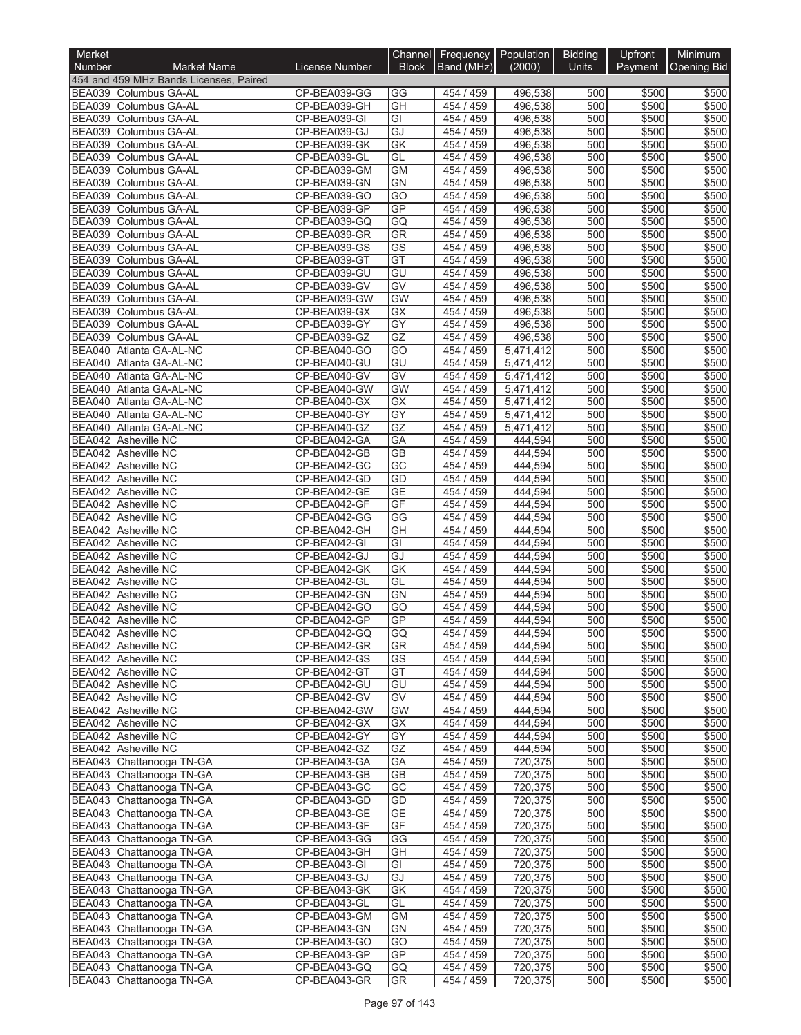| Market Number | Market Name | License Number | Channel Block | Frequency Band (MHz) | Population (2000) | Bidding Units | Upfront Payment | Minimum Opening Bid |
|---|---|---|---|---|---|---|---|---|
| 454 and 459 MHz Bands Licenses, Paired | | | | | | | | |
| BEA039 | Columbus GA-AL | CP-BEA039-GG | GG | 454 / 459 | 496,538 | 500 | $500 | $500 |
| BEA039 | Columbus GA-AL | CP-BEA039-GH | GH | 454 / 459 | 496,538 | 500 | $500 | $500 |
| BEA039 | Columbus GA-AL | CP-BEA039-GI | GI | 454 / 459 | 496,538 | 500 | $500 | $500 |
| BEA039 | Columbus GA-AL | CP-BEA039-GJ | GJ | 454 / 459 | 496,538 | 500 | $500 | $500 |
| BEA039 | Columbus GA-AL | CP-BEA039-GK | GK | 454 / 459 | 496,538 | 500 | $500 | $500 |
| BEA039 | Columbus GA-AL | CP-BEA039-GL | GL | 454 / 459 | 496,538 | 500 | $500 | $500 |
| BEA039 | Columbus GA-AL | CP-BEA039-GM | GM | 454 / 459 | 496,538 | 500 | $500 | $500 |
| BEA039 | Columbus GA-AL | CP-BEA039-GN | GN | 454 / 459 | 496,538 | 500 | $500 | $500 |
| BEA039 | Columbus GA-AL | CP-BEA039-GO | GO | 454 / 459 | 496,538 | 500 | $500 | $500 |
| BEA039 | Columbus GA-AL | CP-BEA039-GP | GP | 454 / 459 | 496,538 | 500 | $500 | $500 |
| BEA039 | Columbus GA-AL | CP-BEA039-GQ | GQ | 454 / 459 | 496,538 | 500 | $500 | $500 |
| BEA039 | Columbus GA-AL | CP-BEA039-GR | GR | 454 / 459 | 496,538 | 500 | $500 | $500 |
| BEA039 | Columbus GA-AL | CP-BEA039-GS | GS | 454 / 459 | 496,538 | 500 | $500 | $500 |
| BEA039 | Columbus GA-AL | CP-BEA039-GT | GT | 454 / 459 | 496,538 | 500 | $500 | $500 |
| BEA039 | Columbus GA-AL | CP-BEA039-GU | GU | 454 / 459 | 496,538 | 500 | $500 | $500 |
| BEA039 | Columbus GA-AL | CP-BEA039-GV | GV | 454 / 459 | 496,538 | 500 | $500 | $500 |
| BEA039 | Columbus GA-AL | CP-BEA039-GW | GW | 454 / 459 | 496,538 | 500 | $500 | $500 |
| BEA039 | Columbus GA-AL | CP-BEA039-GX | GX | 454 / 459 | 496,538 | 500 | $500 | $500 |
| BEA039 | Columbus GA-AL | CP-BEA039-GY | GY | 454 / 459 | 496,538 | 500 | $500 | $500 |
| BEA039 | Columbus GA-AL | CP-BEA039-GZ | GZ | 454 / 459 | 496,538 | 500 | $500 | $500 |
| BEA040 | Atlanta GA-AL-NC | CP-BEA040-GO | GO | 454 / 459 | 5,471,412 | 500 | $500 | $500 |
| BEA040 | Atlanta GA-AL-NC | CP-BEA040-GU | GU | 454 / 459 | 5,471,412 | 500 | $500 | $500 |
| BEA040 | Atlanta GA-AL-NC | CP-BEA040-GV | GV | 454 / 459 | 5,471,412 | 500 | $500 | $500 |
| BEA040 | Atlanta GA-AL-NC | CP-BEA040-GW | GW | 454 / 459 | 5,471,412 | 500 | $500 | $500 |
| BEA040 | Atlanta GA-AL-NC | CP-BEA040-GX | GX | 454 / 459 | 5,471,412 | 500 | $500 | $500 |
| BEA040 | Atlanta GA-AL-NC | CP-BEA040-GY | GY | 454 / 459 | 5,471,412 | 500 | $500 | $500 |
| BEA040 | Atlanta GA-AL-NC | CP-BEA040-GZ | GZ | 454 / 459 | 5,471,412 | 500 | $500 | $500 |
| BEA042 | Asheville NC | CP-BEA042-GA | GA | 454 / 459 | 444,594 | 500 | $500 | $500 |
| BEA042 | Asheville NC | CP-BEA042-GB | GB | 454 / 459 | 444,594 | 500 | $500 | $500 |
| BEA042 | Asheville NC | CP-BEA042-GC | GC | 454 / 459 | 444,594 | 500 | $500 | $500 |
| BEA042 | Asheville NC | CP-BEA042-GD | GD | 454 / 459 | 444,594 | 500 | $500 | $500 |
| BEA042 | Asheville NC | CP-BEA042-GE | GE | 454 / 459 | 444,594 | 500 | $500 | $500 |
| BEA042 | Asheville NC | CP-BEA042-GF | GF | 454 / 459 | 444,594 | 500 | $500 | $500 |
| BEA042 | Asheville NC | CP-BEA042-GG | GG | 454 / 459 | 444,594 | 500 | $500 | $500 |
| BEA042 | Asheville NC | CP-BEA042-GH | GH | 454 / 459 | 444,594 | 500 | $500 | $500 |
| BEA042 | Asheville NC | CP-BEA042-GI | GI | 454 / 459 | 444,594 | 500 | $500 | $500 |
| BEA042 | Asheville NC | CP-BEA042-GJ | GJ | 454 / 459 | 444,594 | 500 | $500 | $500 |
| BEA042 | Asheville NC | CP-BEA042-GK | GK | 454 / 459 | 444,594 | 500 | $500 | $500 |
| BEA042 | Asheville NC | CP-BEA042-GL | GL | 454 / 459 | 444,594 | 500 | $500 | $500 |
| BEA042 | Asheville NC | CP-BEA042-GN | GN | 454 / 459 | 444,594 | 500 | $500 | $500 |
| BEA042 | Asheville NC | CP-BEA042-GO | GO | 454 / 459 | 444,594 | 500 | $500 | $500 |
| BEA042 | Asheville NC | CP-BEA042-GP | GP | 454 / 459 | 444,594 | 500 | $500 | $500 |
| BEA042 | Asheville NC | CP-BEA042-GQ | GQ | 454 / 459 | 444,594 | 500 | $500 | $500 |
| BEA042 | Asheville NC | CP-BEA042-GR | GR | 454 / 459 | 444,594 | 500 | $500 | $500 |
| BEA042 | Asheville NC | CP-BEA042-GS | GS | 454 / 459 | 444,594 | 500 | $500 | $500 |
| BEA042 | Asheville NC | CP-BEA042-GT | GT | 454 / 459 | 444,594 | 500 | $500 | $500 |
| BEA042 | Asheville NC | CP-BEA042-GU | GU | 454 / 459 | 444,594 | 500 | $500 | $500 |
| BEA042 | Asheville NC | CP-BEA042-GV | GV | 454 / 459 | 444,594 | 500 | $500 | $500 |
| BEA042 | Asheville NC | CP-BEA042-GW | GW | 454 / 459 | 444,594 | 500 | $500 | $500 |
| BEA042 | Asheville NC | CP-BEA042-GX | GX | 454 / 459 | 444,594 | 500 | $500 | $500 |
| BEA042 | Asheville NC | CP-BEA042-GY | GY | 454 / 459 | 444,594 | 500 | $500 | $500 |
| BEA042 | Asheville NC | CP-BEA042-GZ | GZ | 454 / 459 | 444,594 | 500 | $500 | $500 |
| BEA043 | Chattanooga TN-GA | CP-BEA043-GA | GA | 454 / 459 | 720,375 | 500 | $500 | $500 |
| BEA043 | Chattanooga TN-GA | CP-BEA043-GB | GB | 454 / 459 | 720,375 | 500 | $500 | $500 |
| BEA043 | Chattanooga TN-GA | CP-BEA043-GC | GC | 454 / 459 | 720,375 | 500 | $500 | $500 |
| BEA043 | Chattanooga TN-GA | CP-BEA043-GD | GD | 454 / 459 | 720,375 | 500 | $500 | $500 |
| BEA043 | Chattanooga TN-GA | CP-BEA043-GE | GE | 454 / 459 | 720,375 | 500 | $500 | $500 |
| BEA043 | Chattanooga TN-GA | CP-BEA043-GF | GF | 454 / 459 | 720,375 | 500 | $500 | $500 |
| BEA043 | Chattanooga TN-GA | CP-BEA043-GG | GG | 454 / 459 | 720,375 | 500 | $500 | $500 |
| BEA043 | Chattanooga TN-GA | CP-BEA043-GH | GH | 454 / 459 | 720,375 | 500 | $500 | $500 |
| BEA043 | Chattanooga TN-GA | CP-BEA043-GI | GI | 454 / 459 | 720,375 | 500 | $500 | $500 |
| BEA043 | Chattanooga TN-GA | CP-BEA043-GJ | GJ | 454 / 459 | 720,375 | 500 | $500 | $500 |
| BEA043 | Chattanooga TN-GA | CP-BEA043-GK | GK | 454 / 459 | 720,375 | 500 | $500 | $500 |
| BEA043 | Chattanooga TN-GA | CP-BEA043-GL | GL | 454 / 459 | 720,375 | 500 | $500 | $500 |
| BEA043 | Chattanooga TN-GA | CP-BEA043-GM | GM | 454 / 459 | 720,375 | 500 | $500 | $500 |
| BEA043 | Chattanooga TN-GA | CP-BEA043-GN | GN | 454 / 459 | 720,375 | 500 | $500 | $500 |
| BEA043 | Chattanooga TN-GA | CP-BEA043-GO | GO | 454 / 459 | 720,375 | 500 | $500 | $500 |
| BEA043 | Chattanooga TN-GA | CP-BEA043-GP | GP | 454 / 459 | 720,375 | 500 | $500 | $500 |
| BEA043 | Chattanooga TN-GA | CP-BEA043-GQ | GQ | 454 / 459 | 720,375 | 500 | $500 | $500 |
| BEA043 | Chattanooga TN-GA | CP-BEA043-GR | GR | 454 / 459 | 720,375 | 500 | $500 | $500 |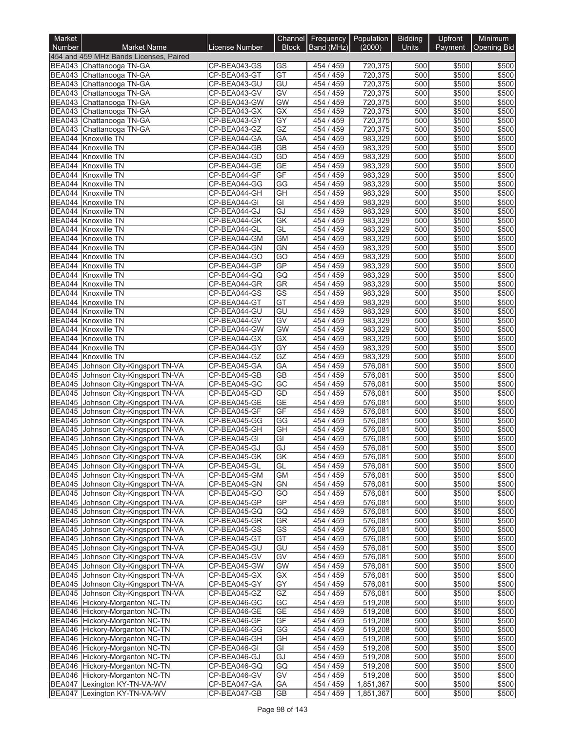| Market Number | Market Name | License Number | Channel Block | Frequency Band (MHz) | Population (2000) | Bidding Units | Upfront Payment | Minimum Opening Bid |
|---|---|---|---|---|---|---|---|---|
| 454 and 459 MHz Bands Licenses, Paired | | | | | | | | |
| BEA043 | Chattanooga TN-GA | CP-BEA043-GS | GS | 454 / 459 | 720,375 | 500 | $500 | $500 |
| BEA043 | Chattanooga TN-GA | CP-BEA043-GT | GT | 454 / 459 | 720,375 | 500 | $500 | $500 |
| BEA043 | Chattanooga TN-GA | CP-BEA043-GU | GU | 454 / 459 | 720,375 | 500 | $500 | $500 |
| BEA043 | Chattanooga TN-GA | CP-BEA043-GV | GV | 454 / 459 | 720,375 | 500 | $500 | $500 |
| BEA043 | Chattanooga TN-GA | CP-BEA043-GW | GW | 454 / 459 | 720,375 | 500 | $500 | $500 |
| BEA043 | Chattanooga TN-GA | CP-BEA043-GX | GX | 454 / 459 | 720,375 | 500 | $500 | $500 |
| BEA043 | Chattanooga TN-GA | CP-BEA043-GY | GY | 454 / 459 | 720,375 | 500 | $500 | $500 |
| BEA043 | Chattanooga TN-GA | CP-BEA043-GZ | GZ | 454 / 459 | 720,375 | 500 | $500 | $500 |
| BEA044 | Knoxville TN | CP-BEA044-GA | GA | 454 / 459 | 983,329 | 500 | $500 | $500 |
| BEA044 | Knoxville TN | CP-BEA044-GB | GB | 454 / 459 | 983,329 | 500 | $500 | $500 |
| BEA044 | Knoxville TN | CP-BEA044-GD | GD | 454 / 459 | 983,329 | 500 | $500 | $500 |
| BEA044 | Knoxville TN | CP-BEA044-GE | GE | 454 / 459 | 983,329 | 500 | $500 | $500 |
| BEA044 | Knoxville TN | CP-BEA044-GF | GF | 454 / 459 | 983,329 | 500 | $500 | $500 |
| BEA044 | Knoxville TN | CP-BEA044-GG | GG | 454 / 459 | 983,329 | 500 | $500 | $500 |
| BEA044 | Knoxville TN | CP-BEA044-GH | GH | 454 / 459 | 983,329 | 500 | $500 | $500 |
| BEA044 | Knoxville TN | CP-BEA044-GI | GI | 454 / 459 | 983,329 | 500 | $500 | $500 |
| BEA044 | Knoxville TN | CP-BEA044-GJ | GJ | 454 / 459 | 983,329 | 500 | $500 | $500 |
| BEA044 | Knoxville TN | CP-BEA044-GK | GK | 454 / 459 | 983,329 | 500 | $500 | $500 |
| BEA044 | Knoxville TN | CP-BEA044-GL | GL | 454 / 459 | 983,329 | 500 | $500 | $500 |
| BEA044 | Knoxville TN | CP-BEA044-GM | GM | 454 / 459 | 983,329 | 500 | $500 | $500 |
| BEA044 | Knoxville TN | CP-BEA044-GN | GN | 454 / 459 | 983,329 | 500 | $500 | $500 |
| BEA044 | Knoxville TN | CP-BEA044-GO | GO | 454 / 459 | 983,329 | 500 | $500 | $500 |
| BEA044 | Knoxville TN | CP-BEA044-GP | GP | 454 / 459 | 983,329 | 500 | $500 | $500 |
| BEA044 | Knoxville TN | CP-BEA044-GQ | GQ | 454 / 459 | 983,329 | 500 | $500 | $500 |
| BEA044 | Knoxville TN | CP-BEA044-GR | GR | 454 / 459 | 983,329 | 500 | $500 | $500 |
| BEA044 | Knoxville TN | CP-BEA044-GS | GS | 454 / 459 | 983,329 | 500 | $500 | $500 |
| BEA044 | Knoxville TN | CP-BEA044-GT | GT | 454 / 459 | 983,329 | 500 | $500 | $500 |
| BEA044 | Knoxville TN | CP-BEA044-GU | GU | 454 / 459 | 983,329 | 500 | $500 | $500 |
| BEA044 | Knoxville TN | CP-BEA044-GV | GV | 454 / 459 | 983,329 | 500 | $500 | $500 |
| BEA044 | Knoxville TN | CP-BEA044-GW | GW | 454 / 459 | 983,329 | 500 | $500 | $500 |
| BEA044 | Knoxville TN | CP-BEA044-GX | GX | 454 / 459 | 983,329 | 500 | $500 | $500 |
| BEA044 | Knoxville TN | CP-BEA044-GY | GY | 454 / 459 | 983,329 | 500 | $500 | $500 |
| BEA044 | Knoxville TN | CP-BEA044-GZ | GZ | 454 / 459 | 983,329 | 500 | $500 | $500 |
| BEA045 | Johnson City-Kingsport TN-VA | CP-BEA045-GA | GA | 454 / 459 | 576,081 | 500 | $500 | $500 |
| BEA045 | Johnson City-Kingsport TN-VA | CP-BEA045-GB | GB | 454 / 459 | 576,081 | 500 | $500 | $500 |
| BEA045 | Johnson City-Kingsport TN-VA | CP-BEA045-GC | GC | 454 / 459 | 576,081 | 500 | $500 | $500 |
| BEA045 | Johnson City-Kingsport TN-VA | CP-BEA045-GD | GD | 454 / 459 | 576,081 | 500 | $500 | $500 |
| BEA045 | Johnson City-Kingsport TN-VA | CP-BEA045-GE | GE | 454 / 459 | 576,081 | 500 | $500 | $500 |
| BEA045 | Johnson City-Kingsport TN-VA | CP-BEA045-GF | GF | 454 / 459 | 576,081 | 500 | $500 | $500 |
| BEA045 | Johnson City-Kingsport TN-VA | CP-BEA045-GG | GG | 454 / 459 | 576,081 | 500 | $500 | $500 |
| BEA045 | Johnson City-Kingsport TN-VA | CP-BEA045-GH | GH | 454 / 459 | 576,081 | 500 | $500 | $500 |
| BEA045 | Johnson City-Kingsport TN-VA | CP-BEA045-GI | GI | 454 / 459 | 576,081 | 500 | $500 | $500 |
| BEA045 | Johnson City-Kingsport TN-VA | CP-BEA045-GJ | GJ | 454 / 459 | 576,081 | 500 | $500 | $500 |
| BEA045 | Johnson City-Kingsport TN-VA | CP-BEA045-GK | GK | 454 / 459 | 576,081 | 500 | $500 | $500 |
| BEA045 | Johnson City-Kingsport TN-VA | CP-BEA045-GL | GL | 454 / 459 | 576,081 | 500 | $500 | $500 |
| BEA045 | Johnson City-Kingsport TN-VA | CP-BEA045-GM | GM | 454 / 459 | 576,081 | 500 | $500 | $500 |
| BEA045 | Johnson City-Kingsport TN-VA | CP-BEA045-GN | GN | 454 / 459 | 576,081 | 500 | $500 | $500 |
| BEA045 | Johnson City-Kingsport TN-VA | CP-BEA045-GO | GO | 454 / 459 | 576,081 | 500 | $500 | $500 |
| BEA045 | Johnson City-Kingsport TN-VA | CP-BEA045-GP | GP | 454 / 459 | 576,081 | 500 | $500 | $500 |
| BEA045 | Johnson City-Kingsport TN-VA | CP-BEA045-GQ | GQ | 454 / 459 | 576,081 | 500 | $500 | $500 |
| BEA045 | Johnson City-Kingsport TN-VA | CP-BEA045-GR | GR | 454 / 459 | 576,081 | 500 | $500 | $500 |
| BEA045 | Johnson City-Kingsport TN-VA | CP-BEA045-GS | GS | 454 / 459 | 576,081 | 500 | $500 | $500 |
| BEA045 | Johnson City-Kingsport TN-VA | CP-BEA045-GT | GT | 454 / 459 | 576,081 | 500 | $500 | $500 |
| BEA045 | Johnson City-Kingsport TN-VA | CP-BEA045-GU | GU | 454 / 459 | 576,081 | 500 | $500 | $500 |
| BEA045 | Johnson City-Kingsport TN-VA | CP-BEA045-GV | GV | 454 / 459 | 576,081 | 500 | $500 | $500 |
| BEA045 | Johnson City-Kingsport TN-VA | CP-BEA045-GW | GW | 454 / 459 | 576,081 | 500 | $500 | $500 |
| BEA045 | Johnson City-Kingsport TN-VA | CP-BEA045-GX | GX | 454 / 459 | 576,081 | 500 | $500 | $500 |
| BEA045 | Johnson City-Kingsport TN-VA | CP-BEA045-GY | GY | 454 / 459 | 576,081 | 500 | $500 | $500 |
| BEA045 | Johnson City-Kingsport TN-VA | CP-BEA045-GZ | GZ | 454 / 459 | 576,081 | 500 | $500 | $500 |
| BEA046 | Hickory-Morganton NC-TN | CP-BEA046-GC | GC | 454 / 459 | 519,208 | 500 | $500 | $500 |
| BEA046 | Hickory-Morganton NC-TN | CP-BEA046-GE | GE | 454 / 459 | 519,208 | 500 | $500 | $500 |
| BEA046 | Hickory-Morganton NC-TN | CP-BEA046-GF | GF | 454 / 459 | 519,208 | 500 | $500 | $500 |
| BEA046 | Hickory-Morganton NC-TN | CP-BEA046-GG | GG | 454 / 459 | 519,208 | 500 | $500 | $500 |
| BEA046 | Hickory-Morganton NC-TN | CP-BEA046-GH | GH | 454 / 459 | 519,208 | 500 | $500 | $500 |
| BEA046 | Hickory-Morganton NC-TN | CP-BEA046-GI | GI | 454 / 459 | 519,208 | 500 | $500 | $500 |
| BEA046 | Hickory-Morganton NC-TN | CP-BEA046-GJ | GJ | 454 / 459 | 519,208 | 500 | $500 | $500 |
| BEA046 | Hickory-Morganton NC-TN | CP-BEA046-GQ | GQ | 454 / 459 | 519,208 | 500 | $500 | $500 |
| BEA046 | Hickory-Morganton NC-TN | CP-BEA046-GV | GV | 454 / 459 | 519,208 | 500 | $500 | $500 |
| BEA047 | Lexington KY-TN-VA-WV | CP-BEA047-GA | GA | 454 / 459 | 1,851,367 | 500 | $500 | $500 |
| BEA047 | Lexington KY-TN-VA-WV | CP-BEA047-GB | GB | 454 / 459 | 1,851,367 | 500 | $500 | $500 |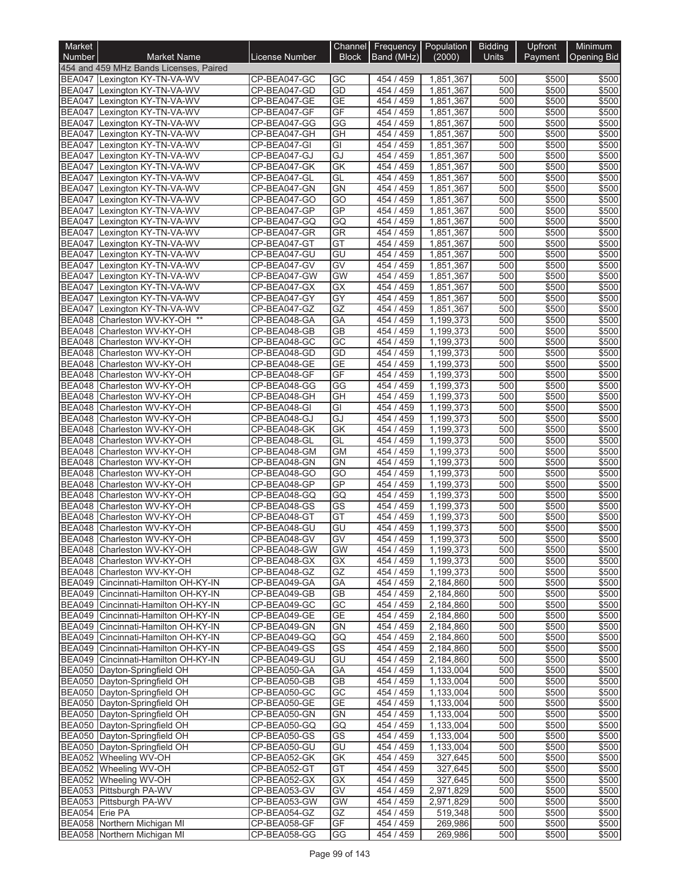| Market Number | Market Name | License Number | Channel Block | Frequency Band (MHz) | Population (2000) | Bidding Units | Upfront Payment | Minimum Opening Bid |
|---|---|---|---|---|---|---|---|---|
| 454 and 459 MHz Bands Licenses, Paired | | | | | | | | |
| BEA047 | Lexington KY-TN-VA-WV | CP-BEA047-GC | GC | 454 / 459 | 1,851,367 | 500 | $500 | $500 |
| BEA047 | Lexington KY-TN-VA-WV | CP-BEA047-GD | GD | 454 / 459 | 1,851,367 | 500 | $500 | $500 |
| BEA047 | Lexington KY-TN-VA-WV | CP-BEA047-GE | GE | 454 / 459 | 1,851,367 | 500 | $500 | $500 |
| BEA047 | Lexington KY-TN-VA-WV | CP-BEA047-GF | GF | 454 / 459 | 1,851,367 | 500 | $500 | $500 |
| BEA047 | Lexington KY-TN-VA-WV | CP-BEA047-GG | GG | 454 / 459 | 1,851,367 | 500 | $500 | $500 |
| BEA047 | Lexington KY-TN-VA-WV | CP-BEA047-GH | GH | 454 / 459 | 1,851,367 | 500 | $500 | $500 |
| BEA047 | Lexington KY-TN-VA-WV | CP-BEA047-GI | GI | 454 / 459 | 1,851,367 | 500 | $500 | $500 |
| BEA047 | Lexington KY-TN-VA-WV | CP-BEA047-GJ | GJ | 454 / 459 | 1,851,367 | 500 | $500 | $500 |
| BEA047 | Lexington KY-TN-VA-WV | CP-BEA047-GK | GK | 454 / 459 | 1,851,367 | 500 | $500 | $500 |
| BEA047 | Lexington KY-TN-VA-WV | CP-BEA047-GL | GL | 454 / 459 | 1,851,367 | 500 | $500 | $500 |
| BEA047 | Lexington KY-TN-VA-WV | CP-BEA047-GN | GN | 454 / 459 | 1,851,367 | 500 | $500 | $500 |
| BEA047 | Lexington KY-TN-VA-WV | CP-BEA047-GO | GO | 454 / 459 | 1,851,367 | 500 | $500 | $500 |
| BEA047 | Lexington KY-TN-VA-WV | CP-BEA047-GP | GP | 454 / 459 | 1,851,367 | 500 | $500 | $500 |
| BEA047 | Lexington KY-TN-VA-WV | CP-BEA047-GQ | GQ | 454 / 459 | 1,851,367 | 500 | $500 | $500 |
| BEA047 | Lexington KY-TN-VA-WV | CP-BEA047-GR | GR | 454 / 459 | 1,851,367 | 500 | $500 | $500 |
| BEA047 | Lexington KY-TN-VA-WV | CP-BEA047-GT | GT | 454 / 459 | 1,851,367 | 500 | $500 | $500 |
| BEA047 | Lexington KY-TN-VA-WV | CP-BEA047-GU | GU | 454 / 459 | 1,851,367 | 500 | $500 | $500 |
| BEA047 | Lexington KY-TN-VA-WV | CP-BEA047-GV | GV | 454 / 459 | 1,851,367 | 500 | $500 | $500 |
| BEA047 | Lexington KY-TN-VA-WV | CP-BEA047-GW | GW | 454 / 459 | 1,851,367 | 500 | $500 | $500 |
| BEA047 | Lexington KY-TN-VA-WV | CP-BEA047-GX | GX | 454 / 459 | 1,851,367 | 500 | $500 | $500 |
| BEA047 | Lexington KY-TN-VA-WV | CP-BEA047-GY | GY | 454 / 459 | 1,851,367 | 500 | $500 | $500 |
| BEA047 | Lexington KY-TN-VA-WV | CP-BEA047-GZ | GZ | 454 / 459 | 1,851,367 | 500 | $500 | $500 |
| BEA048 | Charleston WV-KY-OH ** | CP-BEA048-GA | GA | 454 / 459 | 1,199,373 | 500 | $500 | $500 |
| BEA048 | Charleston WV-KY-OH | CP-BEA048-GB | GB | 454 / 459 | 1,199,373 | 500 | $500 | $500 |
| BEA048 | Charleston WV-KY-OH | CP-BEA048-GC | GC | 454 / 459 | 1,199,373 | 500 | $500 | $500 |
| BEA048 | Charleston WV-KY-OH | CP-BEA048-GD | GD | 454 / 459 | 1,199,373 | 500 | $500 | $500 |
| BEA048 | Charleston WV-KY-OH | CP-BEA048-GE | GE | 454 / 459 | 1,199,373 | 500 | $500 | $500 |
| BEA048 | Charleston WV-KY-OH | CP-BEA048-GF | GF | 454 / 459 | 1,199,373 | 500 | $500 | $500 |
| BEA048 | Charleston WV-KY-OH | CP-BEA048-GG | GG | 454 / 459 | 1,199,373 | 500 | $500 | $500 |
| BEA048 | Charleston WV-KY-OH | CP-BEA048-GH | GH | 454 / 459 | 1,199,373 | 500 | $500 | $500 |
| BEA048 | Charleston WV-KY-OH | CP-BEA048-GI | GI | 454 / 459 | 1,199,373 | 500 | $500 | $500 |
| BEA048 | Charleston WV-KY-OH | CP-BEA048-GJ | GJ | 454 / 459 | 1,199,373 | 500 | $500 | $500 |
| BEA048 | Charleston WV-KY-OH | CP-BEA048-GK | GK | 454 / 459 | 1,199,373 | 500 | $500 | $500 |
| BEA048 | Charleston WV-KY-OH | CP-BEA048-GL | GL | 454 / 459 | 1,199,373 | 500 | $500 | $500 |
| BEA048 | Charleston WV-KY-OH | CP-BEA048-GM | GM | 454 / 459 | 1,199,373 | 500 | $500 | $500 |
| BEA048 | Charleston WV-KY-OH | CP-BEA048-GN | GN | 454 / 459 | 1,199,373 | 500 | $500 | $500 |
| BEA048 | Charleston WV-KY-OH | CP-BEA048-GO | GO | 454 / 459 | 1,199,373 | 500 | $500 | $500 |
| BEA048 | Charleston WV-KY-OH | CP-BEA048-GP | GP | 454 / 459 | 1,199,373 | 500 | $500 | $500 |
| BEA048 | Charleston WV-KY-OH | CP-BEA048-GQ | GQ | 454 / 459 | 1,199,373 | 500 | $500 | $500 |
| BEA048 | Charleston WV-KY-OH | CP-BEA048-GS | GS | 454 / 459 | 1,199,373 | 500 | $500 | $500 |
| BEA048 | Charleston WV-KY-OH | CP-BEA048-GT | GT | 454 / 459 | 1,199,373 | 500 | $500 | $500 |
| BEA048 | Charleston WV-KY-OH | CP-BEA048-GU | GU | 454 / 459 | 1,199,373 | 500 | $500 | $500 |
| BEA048 | Charleston WV-KY-OH | CP-BEA048-GV | GV | 454 / 459 | 1,199,373 | 500 | $500 | $500 |
| BEA048 | Charleston WV-KY-OH | CP-BEA048-GW | GW | 454 / 459 | 1,199,373 | 500 | $500 | $500 |
| BEA048 | Charleston WV-KY-OH | CP-BEA048-GX | GX | 454 / 459 | 1,199,373 | 500 | $500 | $500 |
| BEA048 | Charleston WV-KY-OH | CP-BEA048-GZ | GZ | 454 / 459 | 1,199,373 | 500 | $500 | $500 |
| BEA049 | Cincinnati-Hamilton OH-KY-IN | CP-BEA049-GA | GA | 454 / 459 | 2,184,860 | 500 | $500 | $500 |
| BEA049 | Cincinnati-Hamilton OH-KY-IN | CP-BEA049-GB | GB | 454 / 459 | 2,184,860 | 500 | $500 | $500 |
| BEA049 | Cincinnati-Hamilton OH-KY-IN | CP-BEA049-GC | GC | 454 / 459 | 2,184,860 | 500 | $500 | $500 |
| BEA049 | Cincinnati-Hamilton OH-KY-IN | CP-BEA049-GE | GE | 454 / 459 | 2,184,860 | 500 | $500 | $500 |
| BEA049 | Cincinnati-Hamilton OH-KY-IN | CP-BEA049-GN | GN | 454 / 459 | 2,184,860 | 500 | $500 | $500 |
| BEA049 | Cincinnati-Hamilton OH-KY-IN | CP-BEA049-GQ | GQ | 454 / 459 | 2,184,860 | 500 | $500 | $500 |
| BEA049 | Cincinnati-Hamilton OH-KY-IN | CP-BEA049-GS | GS | 454 / 459 | 2,184,860 | 500 | $500 | $500 |
| BEA049 | Cincinnati-Hamilton OH-KY-IN | CP-BEA049-GU | GU | 454 / 459 | 2,184,860 | 500 | $500 | $500 |
| BEA050 | Dayton-Springfield OH | CP-BEA050-GA | GA | 454 / 459 | 1,133,004 | 500 | $500 | $500 |
| BEA050 | Dayton-Springfield OH | CP-BEA050-GB | GB | 454 / 459 | 1,133,004 | 500 | $500 | $500 |
| BEA050 | Dayton-Springfield OH | CP-BEA050-GC | GC | 454 / 459 | 1,133,004 | 500 | $500 | $500 |
| BEA050 | Dayton-Springfield OH | CP-BEA050-GE | GE | 454 / 459 | 1,133,004 | 500 | $500 | $500 |
| BEA050 | Dayton-Springfield OH | CP-BEA050-GN | GN | 454 / 459 | 1,133,004 | 500 | $500 | $500 |
| BEA050 | Dayton-Springfield OH | CP-BEA050-GQ | GQ | 454 / 459 | 1,133,004 | 500 | $500 | $500 |
| BEA050 | Dayton-Springfield OH | CP-BEA050-GS | GS | 454 / 459 | 1,133,004 | 500 | $500 | $500 |
| BEA050 | Dayton-Springfield OH | CP-BEA050-GU | GU | 454 / 459 | 1,133,004 | 500 | $500 | $500 |
| BEA052 | Wheeling WV-OH | CP-BEA052-GK | GK | 454 / 459 | 327,645 | 500 | $500 | $500 |
| BEA052 | Wheeling WV-OH | CP-BEA052-GT | GT | 454 / 459 | 327,645 | 500 | $500 | $500 |
| BEA052 | Wheeling WV-OH | CP-BEA052-GX | GX | 454 / 459 | 327,645 | 500 | $500 | $500 |
| BEA053 | Pittsburgh PA-WV | CP-BEA053-GV | GV | 454 / 459 | 2,971,829 | 500 | $500 | $500 |
| BEA053 | Pittsburgh PA-WV | CP-BEA053-GW | GW | 454 / 459 | 2,971,829 | 500 | $500 | $500 |
| BEA054 | Erie PA | CP-BEA054-GZ | GZ | 454 / 459 | 519,348 | 500 | $500 | $500 |
| BEA058 | Northern Michigan MI | CP-BEA058-GF | GF | 454 / 459 | 269,986 | 500 | $500 | $500 |
| BEA058 | Northern Michigan MI | CP-BEA058-GG | GG | 454 / 459 | 269,986 | 500 | $500 | $500 |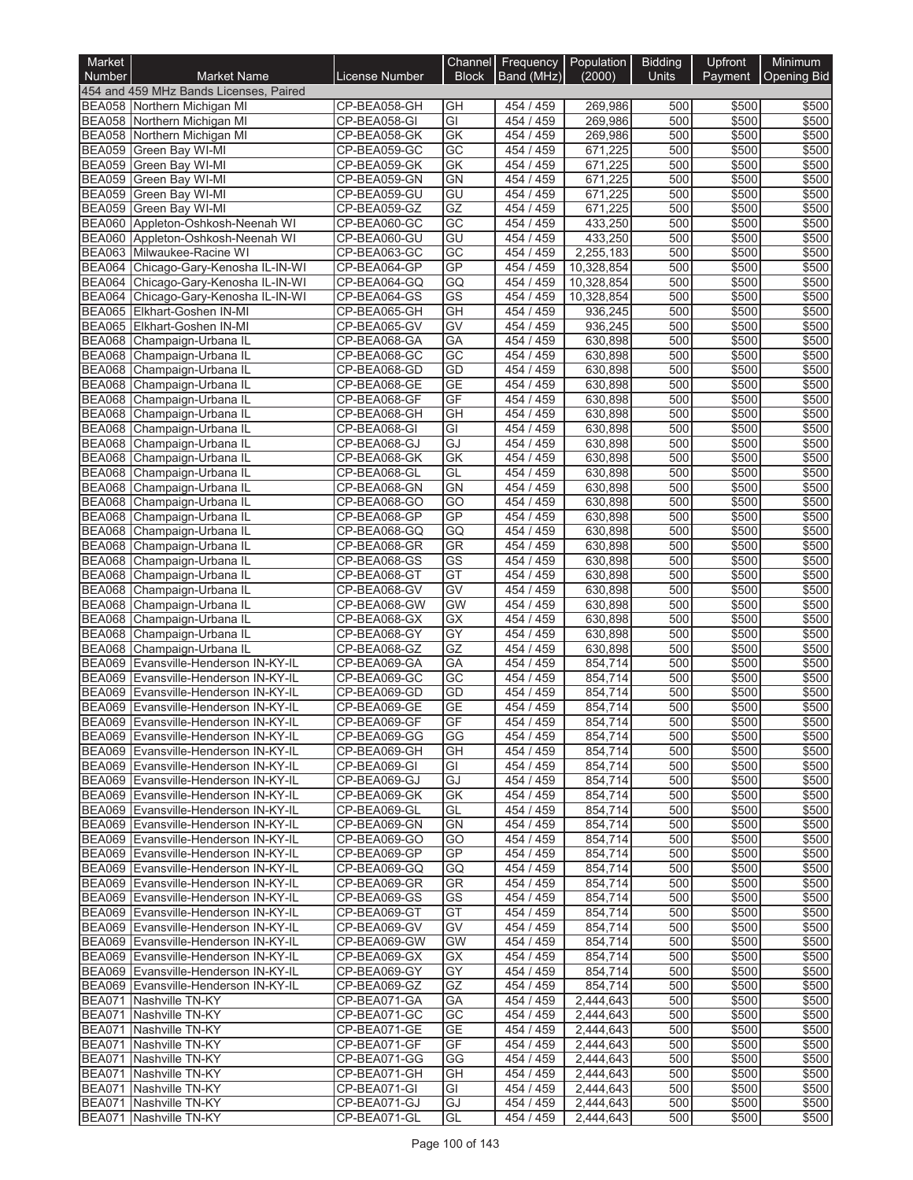| Market Number | Market Name | License Number | Channel Block | Frequency Band (MHz) | Population (2000) | Bidding Units | Upfront Payment | Minimum Opening Bid |
|---|---|---|---|---|---|---|---|---|
| 454 and 459 MHz Bands Licenses, Paired | | | | | | | | |
| BEA058 | Northern Michigan MI | CP-BEA058-GH | GH | 454 / 459 | 269,986 | 500 | $500 | $500 |
| BEA058 | Northern Michigan MI | CP-BEA058-GI | GI | 454 / 459 | 269,986 | 500 | $500 | $500 |
| BEA058 | Northern Michigan MI | CP-BEA058-GK | GK | 454 / 459 | 269,986 | 500 | $500 | $500 |
| BEA059 | Green Bay WI-MI | CP-BEA059-GC | GC | 454 / 459 | 671,225 | 500 | $500 | $500 |
| BEA059 | Green Bay WI-MI | CP-BEA059-GK | GK | 454 / 459 | 671,225 | 500 | $500 | $500 |
| BEA059 | Green Bay WI-MI | CP-BEA059-GN | GN | 454 / 459 | 671,225 | 500 | $500 | $500 |
| BEA059 | Green Bay WI-MI | CP-BEA059-GU | GU | 454 / 459 | 671,225 | 500 | $500 | $500 |
| BEA059 | Green Bay WI-MI | CP-BEA059-GZ | GZ | 454 / 459 | 671,225 | 500 | $500 | $500 |
| BEA060 | Appleton-Oshkosh-Neenah WI | CP-BEA060-GC | GC | 454 / 459 | 433,250 | 500 | $500 | $500 |
| BEA060 | Appleton-Oshkosh-Neenah WI | CP-BEA060-GU | GU | 454 / 459 | 433,250 | 500 | $500 | $500 |
| BEA063 | Milwaukee-Racine WI | CP-BEA063-GC | GC | 454 / 459 | 2,255,183 | 500 | $500 | $500 |
| BEA064 | Chicago-Gary-Kenosha IL-IN-WI | CP-BEA064-GP | GP | 454 / 459 | 10,328,854 | 500 | $500 | $500 |
| BEA064 | Chicago-Gary-Kenosha IL-IN-WI | CP-BEA064-GQ | GQ | 454 / 459 | 10,328,854 | 500 | $500 | $500 |
| BEA064 | Chicago-Gary-Kenosha IL-IN-WI | CP-BEA064-GS | GS | 454 / 459 | 10,328,854 | 500 | $500 | $500 |
| BEA065 | Elkhart-Goshen IN-MI | CP-BEA065-GH | GH | 454 / 459 | 936,245 | 500 | $500 | $500 |
| BEA065 | Elkhart-Goshen IN-MI | CP-BEA065-GV | GV | 454 / 459 | 936,245 | 500 | $500 | $500 |
| BEA068 | Champaign-Urbana IL | CP-BEA068-GA | GA | 454 / 459 | 630,898 | 500 | $500 | $500 |
| BEA068 | Champaign-Urbana IL | CP-BEA068-GC | GC | 454 / 459 | 630,898 | 500 | $500 | $500 |
| BEA068 | Champaign-Urbana IL | CP-BEA068-GD | GD | 454 / 459 | 630,898 | 500 | $500 | $500 |
| BEA068 | Champaign-Urbana IL | CP-BEA068-GE | GE | 454 / 459 | 630,898 | 500 | $500 | $500 |
| BEA068 | Champaign-Urbana IL | CP-BEA068-GF | GF | 454 / 459 | 630,898 | 500 | $500 | $500 |
| BEA068 | Champaign-Urbana IL | CP-BEA068-GH | GH | 454 / 459 | 630,898 | 500 | $500 | $500 |
| BEA068 | Champaign-Urbana IL | CP-BEA068-GI | GI | 454 / 459 | 630,898 | 500 | $500 | $500 |
| BEA068 | Champaign-Urbana IL | CP-BEA068-GJ | GJ | 454 / 459 | 630,898 | 500 | $500 | $500 |
| BEA068 | Champaign-Urbana IL | CP-BEA068-GK | GK | 454 / 459 | 630,898 | 500 | $500 | $500 |
| BEA068 | Champaign-Urbana IL | CP-BEA068-GL | GL | 454 / 459 | 630,898 | 500 | $500 | $500 |
| BEA068 | Champaign-Urbana IL | CP-BEA068-GN | GN | 454 / 459 | 630,898 | 500 | $500 | $500 |
| BEA068 | Champaign-Urbana IL | CP-BEA068-GO | GO | 454 / 459 | 630,898 | 500 | $500 | $500 |
| BEA068 | Champaign-Urbana IL | CP-BEA068-GP | GP | 454 / 459 | 630,898 | 500 | $500 | $500 |
| BEA068 | Champaign-Urbana IL | CP-BEA068-GQ | GQ | 454 / 459 | 630,898 | 500 | $500 | $500 |
| BEA068 | Champaign-Urbana IL | CP-BEA068-GR | GR | 454 / 459 | 630,898 | 500 | $500 | $500 |
| BEA068 | Champaign-Urbana IL | CP-BEA068-GS | GS | 454 / 459 | 630,898 | 500 | $500 | $500 |
| BEA068 | Champaign-Urbana IL | CP-BEA068-GT | GT | 454 / 459 | 630,898 | 500 | $500 | $500 |
| BEA068 | Champaign-Urbana IL | CP-BEA068-GV | GV | 454 / 459 | 630,898 | 500 | $500 | $500 |
| BEA068 | Champaign-Urbana IL | CP-BEA068-GW | GW | 454 / 459 | 630,898 | 500 | $500 | $500 |
| BEA068 | Champaign-Urbana IL | CP-BEA068-GX | GX | 454 / 459 | 630,898 | 500 | $500 | $500 |
| BEA068 | Champaign-Urbana IL | CP-BEA068-GY | GY | 454 / 459 | 630,898 | 500 | $500 | $500 |
| BEA068 | Champaign-Urbana IL | CP-BEA068-GZ | GZ | 454 / 459 | 630,898 | 500 | $500 | $500 |
| BEA069 | Evansville-Henderson IN-KY-IL | CP-BEA069-GA | GA | 454 / 459 | 854,714 | 500 | $500 | $500 |
| BEA069 | Evansville-Henderson IN-KY-IL | CP-BEA069-GC | GC | 454 / 459 | 854,714 | 500 | $500 | $500 |
| BEA069 | Evansville-Henderson IN-KY-IL | CP-BEA069-GD | GD | 454 / 459 | 854,714 | 500 | $500 | $500 |
| BEA069 | Evansville-Henderson IN-KY-IL | CP-BEA069-GE | GE | 454 / 459 | 854,714 | 500 | $500 | $500 |
| BEA069 | Evansville-Henderson IN-KY-IL | CP-BEA069-GF | GF | 454 / 459 | 854,714 | 500 | $500 | $500 |
| BEA069 | Evansville-Henderson IN-KY-IL | CP-BEA069-GG | GG | 454 / 459 | 854,714 | 500 | $500 | $500 |
| BEA069 | Evansville-Henderson IN-KY-IL | CP-BEA069-GH | GH | 454 / 459 | 854,714 | 500 | $500 | $500 |
| BEA069 | Evansville-Henderson IN-KY-IL | CP-BEA069-GI | GI | 454 / 459 | 854,714 | 500 | $500 | $500 |
| BEA069 | Evansville-Henderson IN-KY-IL | CP-BEA069-GJ | GJ | 454 / 459 | 854,714 | 500 | $500 | $500 |
| BEA069 | Evansville-Henderson IN-KY-IL | CP-BEA069-GK | GK | 454 / 459 | 854,714 | 500 | $500 | $500 |
| BEA069 | Evansville-Henderson IN-KY-IL | CP-BEA069-GL | GL | 454 / 459 | 854,714 | 500 | $500 | $500 |
| BEA069 | Evansville-Henderson IN-KY-IL | CP-BEA069-GN | GN | 454 / 459 | 854,714 | 500 | $500 | $500 |
| BEA069 | Evansville-Henderson IN-KY-IL | CP-BEA069-GO | GO | 454 / 459 | 854,714 | 500 | $500 | $500 |
| BEA069 | Evansville-Henderson IN-KY-IL | CP-BEA069-GP | GP | 454 / 459 | 854,714 | 500 | $500 | $500 |
| BEA069 | Evansville-Henderson IN-KY-IL | CP-BEA069-GQ | GQ | 454 / 459 | 854,714 | 500 | $500 | $500 |
| BEA069 | Evansville-Henderson IN-KY-IL | CP-BEA069-GR | GR | 454 / 459 | 854,714 | 500 | $500 | $500 |
| BEA069 | Evansville-Henderson IN-KY-IL | CP-BEA069-GS | GS | 454 / 459 | 854,714 | 500 | $500 | $500 |
| BEA069 | Evansville-Henderson IN-KY-IL | CP-BEA069-GT | GT | 454 / 459 | 854,714 | 500 | $500 | $500 |
| BEA069 | Evansville-Henderson IN-KY-IL | CP-BEA069-GV | GV | 454 / 459 | 854,714 | 500 | $500 | $500 |
| BEA069 | Evansville-Henderson IN-KY-IL | CP-BEA069-GW | GW | 454 / 459 | 854,714 | 500 | $500 | $500 |
| BEA069 | Evansville-Henderson IN-KY-IL | CP-BEA069-GX | GX | 454 / 459 | 854,714 | 500 | $500 | $500 |
| BEA069 | Evansville-Henderson IN-KY-IL | CP-BEA069-GY | GY | 454 / 459 | 854,714 | 500 | $500 | $500 |
| BEA069 | Evansville-Henderson IN-KY-IL | CP-BEA069-GZ | GZ | 454 / 459 | 854,714 | 500 | $500 | $500 |
| BEA071 | Nashville TN-KY | CP-BEA071-GA | GA | 454 / 459 | 2,444,643 | 500 | $500 | $500 |
| BEA071 | Nashville TN-KY | CP-BEA071-GC | GC | 454 / 459 | 2,444,643 | 500 | $500 | $500 |
| BEA071 | Nashville TN-KY | CP-BEA071-GE | GE | 454 / 459 | 2,444,643 | 500 | $500 | $500 |
| BEA071 | Nashville TN-KY | CP-BEA071-GF | GF | 454 / 459 | 2,444,643 | 500 | $500 | $500 |
| BEA071 | Nashville TN-KY | CP-BEA071-GG | GG | 454 / 459 | 2,444,643 | 500 | $500 | $500 |
| BEA071 | Nashville TN-KY | CP-BEA071-GH | GH | 454 / 459 | 2,444,643 | 500 | $500 | $500 |
| BEA071 | Nashville TN-KY | CP-BEA071-GI | GI | 454 / 459 | 2,444,643 | 500 | $500 | $500 |
| BEA071 | Nashville TN-KY | CP-BEA071-GJ | GJ | 454 / 459 | 2,444,643 | 500 | $500 | $500 |
| BEA071 | Nashville TN-KY | CP-BEA071-GL | GL | 454 / 459 | 2,444,643 | 500 | $500 | $500 |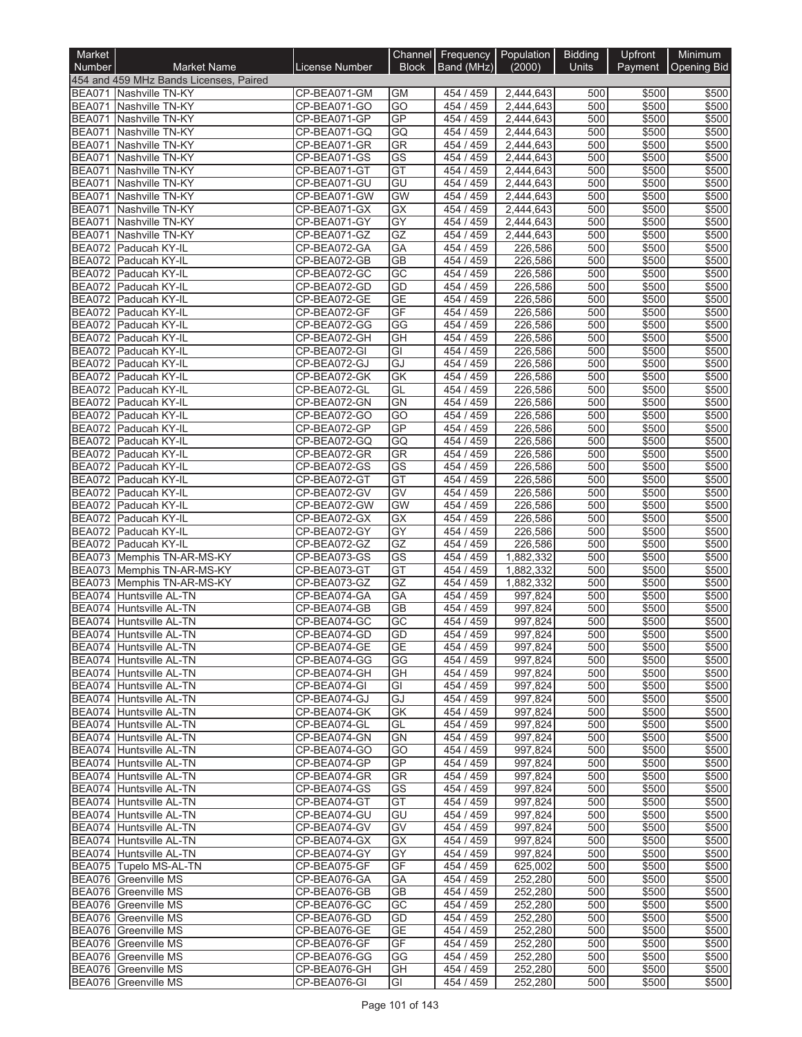| Market Number | Market Name | License Number | Channel Block | Frequency Band (MHz) | Population (2000) | Bidding Units | Upfront Payment | Minimum Opening Bid |
|---|---|---|---|---|---|---|---|---|
| 454 and 459 MHz Bands Licenses, Paired | | | | | | | | |
| BEA071 | Nashville TN-KY | CP-BEA071-GM | GM | 454 / 459 | 2,444,643 | 500 | $500 | $500 |
| BEA071 | Nashville TN-KY | CP-BEA071-GO | GO | 454 / 459 | 2,444,643 | 500 | $500 | $500 |
| BEA071 | Nashville TN-KY | CP-BEA071-GP | GP | 454 / 459 | 2,444,643 | 500 | $500 | $500 |
| BEA071 | Nashville TN-KY | CP-BEA071-GQ | GQ | 454 / 459 | 2,444,643 | 500 | $500 | $500 |
| BEA071 | Nashville TN-KY | CP-BEA071-GR | GR | 454 / 459 | 2,444,643 | 500 | $500 | $500 |
| BEA071 | Nashville TN-KY | CP-BEA071-GS | GS | 454 / 459 | 2,444,643 | 500 | $500 | $500 |
| BEA071 | Nashville TN-KY | CP-BEA071-GT | GT | 454 / 459 | 2,444,643 | 500 | $500 | $500 |
| BEA071 | Nashville TN-KY | CP-BEA071-GU | GU | 454 / 459 | 2,444,643 | 500 | $500 | $500 |
| BEA071 | Nashville TN-KY | CP-BEA071-GW | GW | 454 / 459 | 2,444,643 | 500 | $500 | $500 |
| BEA071 | Nashville TN-KY | CP-BEA071-GX | GX | 454 / 459 | 2,444,643 | 500 | $500 | $500 |
| BEA071 | Nashville TN-KY | CP-BEA071-GY | GY | 454 / 459 | 2,444,643 | 500 | $500 | $500 |
| BEA071 | Nashville TN-KY | CP-BEA071-GZ | GZ | 454 / 459 | 2,444,643 | 500 | $500 | $500 |
| BEA072 | Paducah KY-IL | CP-BEA072-GA | GA | 454 / 459 | 226,586 | 500 | $500 | $500 |
| BEA072 | Paducah KY-IL | CP-BEA072-GB | GB | 454 / 459 | 226,586 | 500 | $500 | $500 |
| BEA072 | Paducah KY-IL | CP-BEA072-GC | GC | 454 / 459 | 226,586 | 500 | $500 | $500 |
| BEA072 | Paducah KY-IL | CP-BEA072-GD | GD | 454 / 459 | 226,586 | 500 | $500 | $500 |
| BEA072 | Paducah KY-IL | CP-BEA072-GE | GE | 454 / 459 | 226,586 | 500 | $500 | $500 |
| BEA072 | Paducah KY-IL | CP-BEA072-GF | GF | 454 / 459 | 226,586 | 500 | $500 | $500 |
| BEA072 | Paducah KY-IL | CP-BEA072-GG | GG | 454 / 459 | 226,586 | 500 | $500 | $500 |
| BEA072 | Paducah KY-IL | CP-BEA072-GH | GH | 454 / 459 | 226,586 | 500 | $500 | $500 |
| BEA072 | Paducah KY-IL | CP-BEA072-GI | GI | 454 / 459 | 226,586 | 500 | $500 | $500 |
| BEA072 | Paducah KY-IL | CP-BEA072-GJ | GJ | 454 / 459 | 226,586 | 500 | $500 | $500 |
| BEA072 | Paducah KY-IL | CP-BEA072-GK | GK | 454 / 459 | 226,586 | 500 | $500 | $500 |
| BEA072 | Paducah KY-IL | CP-BEA072-GL | GL | 454 / 459 | 226,586 | 500 | $500 | $500 |
| BEA072 | Paducah KY-IL | CP-BEA072-GN | GN | 454 / 459 | 226,586 | 500 | $500 | $500 |
| BEA072 | Paducah KY-IL | CP-BEA072-GO | GO | 454 / 459 | 226,586 | 500 | $500 | $500 |
| BEA072 | Paducah KY-IL | CP-BEA072-GP | GP | 454 / 459 | 226,586 | 500 | $500 | $500 |
| BEA072 | Paducah KY-IL | CP-BEA072-GQ | GQ | 454 / 459 | 226,586 | 500 | $500 | $500 |
| BEA072 | Paducah KY-IL | CP-BEA072-GR | GR | 454 / 459 | 226,586 | 500 | $500 | $500 |
| BEA072 | Paducah KY-IL | CP-BEA072-GS | GS | 454 / 459 | 226,586 | 500 | $500 | $500 |
| BEA072 | Paducah KY-IL | CP-BEA072-GT | GT | 454 / 459 | 226,586 | 500 | $500 | $500 |
| BEA072 | Paducah KY-IL | CP-BEA072-GV | GV | 454 / 459 | 226,586 | 500 | $500 | $500 |
| BEA072 | Paducah KY-IL | CP-BEA072-GW | GW | 454 / 459 | 226,586 | 500 | $500 | $500 |
| BEA072 | Paducah KY-IL | CP-BEA072-GX | GX | 454 / 459 | 226,586 | 500 | $500 | $500 |
| BEA072 | Paducah KY-IL | CP-BEA072-GY | GY | 454 / 459 | 226,586 | 500 | $500 | $500 |
| BEA072 | Paducah KY-IL | CP-BEA072-GZ | GZ | 454 / 459 | 226,586 | 500 | $500 | $500 |
| BEA073 | Memphis TN-AR-MS-KY | CP-BEA073-GS | GS | 454 / 459 | 1,882,332 | 500 | $500 | $500 |
| BEA073 | Memphis TN-AR-MS-KY | CP-BEA073-GT | GT | 454 / 459 | 1,882,332 | 500 | $500 | $500 |
| BEA073 | Memphis TN-AR-MS-KY | CP-BEA073-GZ | GZ | 454 / 459 | 1,882,332 | 500 | $500 | $500 |
| BEA074 | Huntsville AL-TN | CP-BEA074-GA | GA | 454 / 459 | 997,824 | 500 | $500 | $500 |
| BEA074 | Huntsville AL-TN | CP-BEA074-GB | GB | 454 / 459 | 997,824 | 500 | $500 | $500 |
| BEA074 | Huntsville AL-TN | CP-BEA074-GC | GC | 454 / 459 | 997,824 | 500 | $500 | $500 |
| BEA074 | Huntsville AL-TN | CP-BEA074-GD | GD | 454 / 459 | 997,824 | 500 | $500 | $500 |
| BEA074 | Huntsville AL-TN | CP-BEA074-GE | GE | 454 / 459 | 997,824 | 500 | $500 | $500 |
| BEA074 | Huntsville AL-TN | CP-BEA074-GG | GG | 454 / 459 | 997,824 | 500 | $500 | $500 |
| BEA074 | Huntsville AL-TN | CP-BEA074-GH | GH | 454 / 459 | 997,824 | 500 | $500 | $500 |
| BEA074 | Huntsville AL-TN | CP-BEA074-GI | GI | 454 / 459 | 997,824 | 500 | $500 | $500 |
| BEA074 | Huntsville AL-TN | CP-BEA074-GJ | GJ | 454 / 459 | 997,824 | 500 | $500 | $500 |
| BEA074 | Huntsville AL-TN | CP-BEA074-GK | GK | 454 / 459 | 997,824 | 500 | $500 | $500 |
| BEA074 | Huntsville AL-TN | CP-BEA074-GL | GL | 454 / 459 | 997,824 | 500 | $500 | $500 |
| BEA074 | Huntsville AL-TN | CP-BEA074-GN | GN | 454 / 459 | 997,824 | 500 | $500 | $500 |
| BEA074 | Huntsville AL-TN | CP-BEA074-GO | GO | 454 / 459 | 997,824 | 500 | $500 | $500 |
| BEA074 | Huntsville AL-TN | CP-BEA074-GP | GP | 454 / 459 | 997,824 | 500 | $500 | $500 |
| BEA074 | Huntsville AL-TN | CP-BEA074-GR | GR | 454 / 459 | 997,824 | 500 | $500 | $500 |
| BEA074 | Huntsville AL-TN | CP-BEA074-GS | GS | 454 / 459 | 997,824 | 500 | $500 | $500 |
| BEA074 | Huntsville AL-TN | CP-BEA074-GT | GT | 454 / 459 | 997,824 | 500 | $500 | $500 |
| BEA074 | Huntsville AL-TN | CP-BEA074-GU | GU | 454 / 459 | 997,824 | 500 | $500 | $500 |
| BEA074 | Huntsville AL-TN | CP-BEA074-GV | GV | 454 / 459 | 997,824 | 500 | $500 | $500 |
| BEA074 | Huntsville AL-TN | CP-BEA074-GX | GX | 454 / 459 | 997,824 | 500 | $500 | $500 |
| BEA074 | Huntsville AL-TN | CP-BEA074-GY | GY | 454 / 459 | 997,824 | 500 | $500 | $500 |
| BEA075 | Tupelo MS-AL-TN | CP-BEA075-GF | GF | 454 / 459 | 625,002 | 500 | $500 | $500 |
| BEA076 | Greenville MS | CP-BEA076-GA | GA | 454 / 459 | 252,280 | 500 | $500 | $500 |
| BEA076 | Greenville MS | CP-BEA076-GB | GB | 454 / 459 | 252,280 | 500 | $500 | $500 |
| BEA076 | Greenville MS | CP-BEA076-GC | GC | 454 / 459 | 252,280 | 500 | $500 | $500 |
| BEA076 | Greenville MS | CP-BEA076-GD | GD | 454 / 459 | 252,280 | 500 | $500 | $500 |
| BEA076 | Greenville MS | CP-BEA076-GE | GE | 454 / 459 | 252,280 | 500 | $500 | $500 |
| BEA076 | Greenville MS | CP-BEA076-GF | GF | 454 / 459 | 252,280 | 500 | $500 | $500 |
| BEA076 | Greenville MS | CP-BEA076-GG | GG | 454 / 459 | 252,280 | 500 | $500 | $500 |
| BEA076 | Greenville MS | CP-BEA076-GH | GH | 454 / 459 | 252,280 | 500 | $500 | $500 |
| BEA076 | Greenville MS | CP-BEA076-GI | GI | 454 / 459 | 252,280 | 500 | $500 | $500 |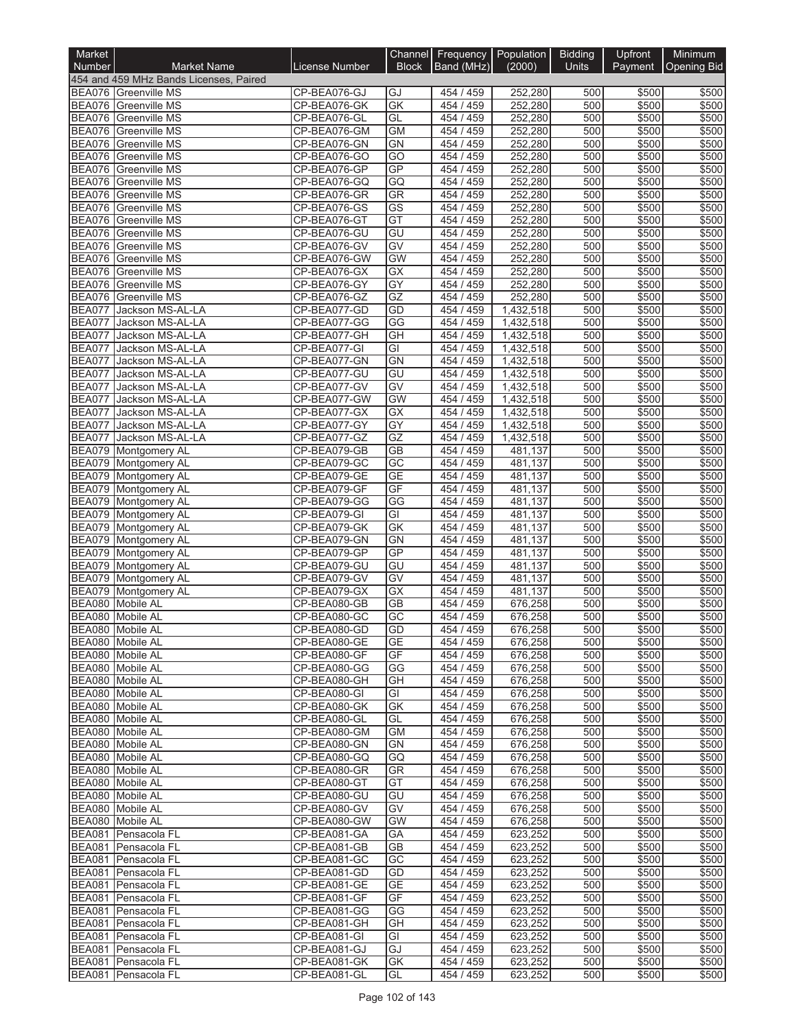| Market Number | Market Name | License Number | Channel Block | Frequency Band (MHz) | Population (2000) | Bidding Units | Upfront Payment | Minimum Opening Bid |
|---|---|---|---|---|---|---|---|---|
| 454 and 459 MHz Bands Licenses, Paired | | | | | | | | |
| BEA076 | Greenville MS | CP-BEA076-GJ | GJ | 454 / 459 | 252,280 | 500 | $500 | $500 |
| BEA076 | Greenville MS | CP-BEA076-GK | GK | 454 / 459 | 252,280 | 500 | $500 | $500 |
| BEA076 | Greenville MS | CP-BEA076-GL | GL | 454 / 459 | 252,280 | 500 | $500 | $500 |
| BEA076 | Greenville MS | CP-BEA076-GM | GM | 454 / 459 | 252,280 | 500 | $500 | $500 |
| BEA076 | Greenville MS | CP-BEA076-GN | GN | 454 / 459 | 252,280 | 500 | $500 | $500 |
| BEA076 | Greenville MS | CP-BEA076-GO | GO | 454 / 459 | 252,280 | 500 | $500 | $500 |
| BEA076 | Greenville MS | CP-BEA076-GP | GP | 454 / 459 | 252,280 | 500 | $500 | $500 |
| BEA076 | Greenville MS | CP-BEA076-GQ | GQ | 454 / 459 | 252,280 | 500 | $500 | $500 |
| BEA076 | Greenville MS | CP-BEA076-GR | GR | 454 / 459 | 252,280 | 500 | $500 | $500 |
| BEA076 | Greenville MS | CP-BEA076-GS | GS | 454 / 459 | 252,280 | 500 | $500 | $500 |
| BEA076 | Greenville MS | CP-BEA076-GT | GT | 454 / 459 | 252,280 | 500 | $500 | $500 |
| BEA076 | Greenville MS | CP-BEA076-GU | GU | 454 / 459 | 252,280 | 500 | $500 | $500 |
| BEA076 | Greenville MS | CP-BEA076-GV | GV | 454 / 459 | 252,280 | 500 | $500 | $500 |
| BEA076 | Greenville MS | CP-BEA076-GW | GW | 454 / 459 | 252,280 | 500 | $500 | $500 |
| BEA076 | Greenville MS | CP-BEA076-GX | GX | 454 / 459 | 252,280 | 500 | $500 | $500 |
| BEA076 | Greenville MS | CP-BEA076-GY | GY | 454 / 459 | 252,280 | 500 | $500 | $500 |
| BEA076 | Greenville MS | CP-BEA076-GZ | GZ | 454 / 459 | 252,280 | 500 | $500 | $500 |
| BEA077 | Jackson MS-AL-LA | CP-BEA077-GD | GD | 454 / 459 | 1,432,518 | 500 | $500 | $500 |
| BEA077 | Jackson MS-AL-LA | CP-BEA077-GG | GG | 454 / 459 | 1,432,518 | 500 | $500 | $500 |
| BEA077 | Jackson MS-AL-LA | CP-BEA077-GH | GH | 454 / 459 | 1,432,518 | 500 | $500 | $500 |
| BEA077 | Jackson MS-AL-LA | CP-BEA077-GI | GI | 454 / 459 | 1,432,518 | 500 | $500 | $500 |
| BEA077 | Jackson MS-AL-LA | CP-BEA077-GN | GN | 454 / 459 | 1,432,518 | 500 | $500 | $500 |
| BEA077 | Jackson MS-AL-LA | CP-BEA077-GU | GU | 454 / 459 | 1,432,518 | 500 | $500 | $500 |
| BEA077 | Jackson MS-AL-LA | CP-BEA077-GV | GV | 454 / 459 | 1,432,518 | 500 | $500 | $500 |
| BEA077 | Jackson MS-AL-LA | CP-BEA077-GW | GW | 454 / 459 | 1,432,518 | 500 | $500 | $500 |
| BEA077 | Jackson MS-AL-LA | CP-BEA077-GX | GX | 454 / 459 | 1,432,518 | 500 | $500 | $500 |
| BEA077 | Jackson MS-AL-LA | CP-BEA077-GY | GY | 454 / 459 | 1,432,518 | 500 | $500 | $500 |
| BEA077 | Jackson MS-AL-LA | CP-BEA077-GZ | GZ | 454 / 459 | 1,432,518 | 500 | $500 | $500 |
| BEA079 | Montgomery AL | CP-BEA079-GB | GB | 454 / 459 | 481,137 | 500 | $500 | $500 |
| BEA079 | Montgomery AL | CP-BEA079-GC | GC | 454 / 459 | 481,137 | 500 | $500 | $500 |
| BEA079 | Montgomery AL | CP-BEA079-GE | GE | 454 / 459 | 481,137 | 500 | $500 | $500 |
| BEA079 | Montgomery AL | CP-BEA079-GF | GF | 454 / 459 | 481,137 | 500 | $500 | $500 |
| BEA079 | Montgomery AL | CP-BEA079-GG | GG | 454 / 459 | 481,137 | 500 | $500 | $500 |
| BEA079 | Montgomery AL | CP-BEA079-GI | GI | 454 / 459 | 481,137 | 500 | $500 | $500 |
| BEA079 | Montgomery AL | CP-BEA079-GK | GK | 454 / 459 | 481,137 | 500 | $500 | $500 |
| BEA079 | Montgomery AL | CP-BEA079-GN | GN | 454 / 459 | 481,137 | 500 | $500 | $500 |
| BEA079 | Montgomery AL | CP-BEA079-GP | GP | 454 / 459 | 481,137 | 500 | $500 | $500 |
| BEA079 | Montgomery AL | CP-BEA079-GU | GU | 454 / 459 | 481,137 | 500 | $500 | $500 |
| BEA079 | Montgomery AL | CP-BEA079-GV | GV | 454 / 459 | 481,137 | 500 | $500 | $500 |
| BEA079 | Montgomery AL | CP-BEA079-GX | GX | 454 / 459 | 481,137 | 500 | $500 | $500 |
| BEA080 | Mobile AL | CP-BEA080-GB | GB | 454 / 459 | 676,258 | 500 | $500 | $500 |
| BEA080 | Mobile AL | CP-BEA080-GC | GC | 454 / 459 | 676,258 | 500 | $500 | $500 |
| BEA080 | Mobile AL | CP-BEA080-GD | GD | 454 / 459 | 676,258 | 500 | $500 | $500 |
| BEA080 | Mobile AL | CP-BEA080-GE | GE | 454 / 459 | 676,258 | 500 | $500 | $500 |
| BEA080 | Mobile AL | CP-BEA080-GF | GF | 454 / 459 | 676,258 | 500 | $500 | $500 |
| BEA080 | Mobile AL | CP-BEA080-GG | GG | 454 / 459 | 676,258 | 500 | $500 | $500 |
| BEA080 | Mobile AL | CP-BEA080-GH | GH | 454 / 459 | 676,258 | 500 | $500 | $500 |
| BEA080 | Mobile AL | CP-BEA080-GI | GI | 454 / 459 | 676,258 | 500 | $500 | $500 |
| BEA080 | Mobile AL | CP-BEA080-GK | GK | 454 / 459 | 676,258 | 500 | $500 | $500 |
| BEA080 | Mobile AL | CP-BEA080-GL | GL | 454 / 459 | 676,258 | 500 | $500 | $500 |
| BEA080 | Mobile AL | CP-BEA080-GM | GM | 454 / 459 | 676,258 | 500 | $500 | $500 |
| BEA080 | Mobile AL | CP-BEA080-GN | GN | 454 / 459 | 676,258 | 500 | $500 | $500 |
| BEA080 | Mobile AL | CP-BEA080-GQ | GQ | 454 / 459 | 676,258 | 500 | $500 | $500 |
| BEA080 | Mobile AL | CP-BEA080-GR | GR | 454 / 459 | 676,258 | 500 | $500 | $500 |
| BEA080 | Mobile AL | CP-BEA080-GT | GT | 454 / 459 | 676,258 | 500 | $500 | $500 |
| BEA080 | Mobile AL | CP-BEA080-GU | GU | 454 / 459 | 676,258 | 500 | $500 | $500 |
| BEA080 | Mobile AL | CP-BEA080-GV | GV | 454 / 459 | 676,258 | 500 | $500 | $500 |
| BEA080 | Mobile AL | CP-BEA080-GW | GW | 454 / 459 | 676,258 | 500 | $500 | $500 |
| BEA081 | Pensacola FL | CP-BEA081-GA | GA | 454 / 459 | 623,252 | 500 | $500 | $500 |
| BEA081 | Pensacola FL | CP-BEA081-GB | GB | 454 / 459 | 623,252 | 500 | $500 | $500 |
| BEA081 | Pensacola FL | CP-BEA081-GC | GC | 454 / 459 | 623,252 | 500 | $500 | $500 |
| BEA081 | Pensacola FL | CP-BEA081-GD | GD | 454 / 459 | 623,252 | 500 | $500 | $500 |
| BEA081 | Pensacola FL | CP-BEA081-GE | GE | 454 / 459 | 623,252 | 500 | $500 | $500 |
| BEA081 | Pensacola FL | CP-BEA081-GF | GF | 454 / 459 | 623,252 | 500 | $500 | $500 |
| BEA081 | Pensacola FL | CP-BEA081-GG | GG | 454 / 459 | 623,252 | 500 | $500 | $500 |
| BEA081 | Pensacola FL | CP-BEA081-GH | GH | 454 / 459 | 623,252 | 500 | $500 | $500 |
| BEA081 | Pensacola FL | CP-BEA081-GI | GI | 454 / 459 | 623,252 | 500 | $500 | $500 |
| BEA081 | Pensacola FL | CP-BEA081-GJ | GJ | 454 / 459 | 623,252 | 500 | $500 | $500 |
| BEA081 | Pensacola FL | CP-BEA081-GK | GK | 454 / 459 | 623,252 | 500 | $500 | $500 |
| BEA081 | Pensacola FL | CP-BEA081-GL | GL | 454 / 459 | 623,252 | 500 | $500 | $500 |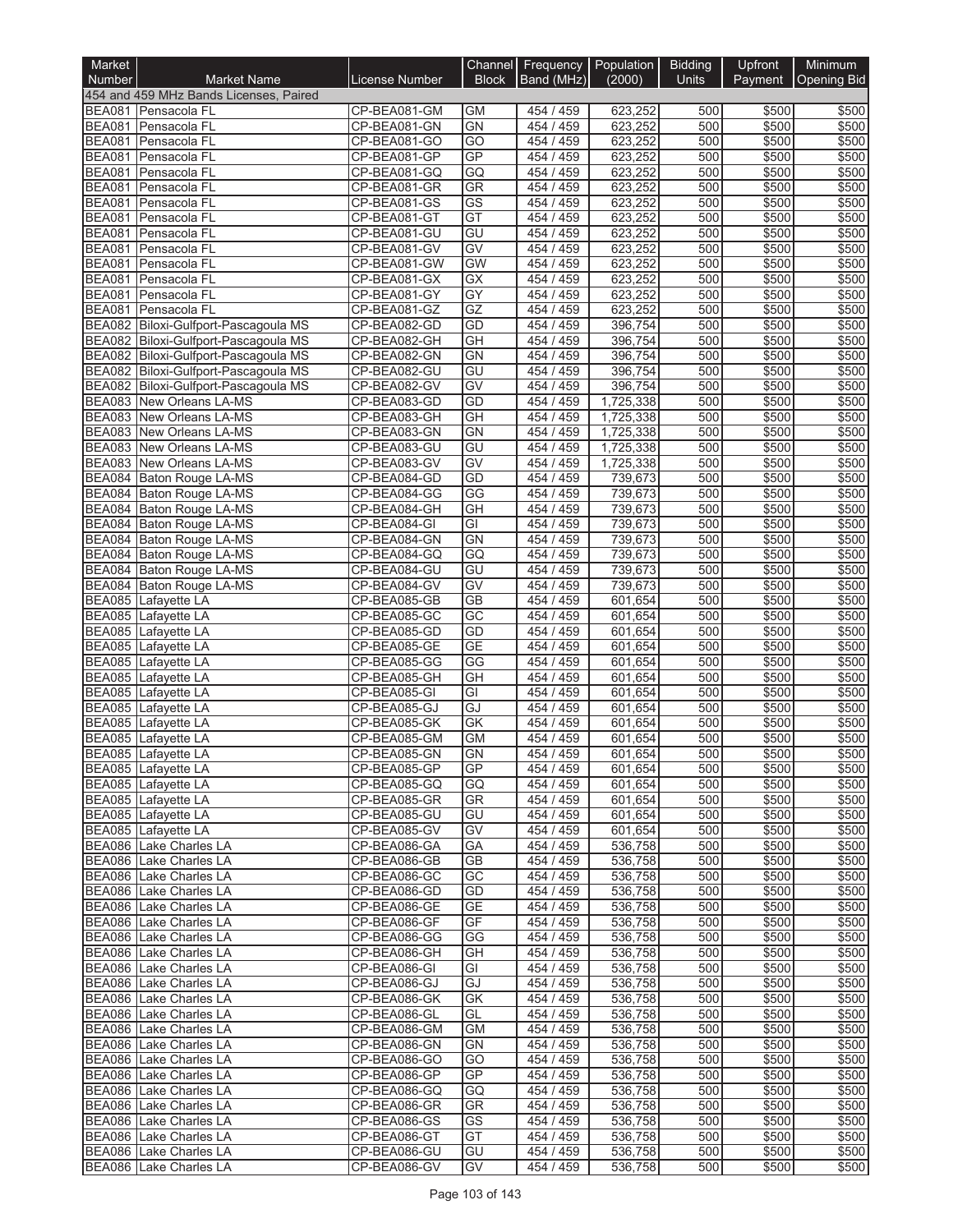| Market Number | Market Name | License Number | Channel Block | Frequency Band (MHz) | Population (2000) | Bidding Units | Upfront Payment | Minimum Opening Bid |
|---|---|---|---|---|---|---|---|---|
| 454 and 459 MHz Bands Licenses, Paired | | | | | | | | |
| BEA081 | Pensacola FL | CP-BEA081-GM | GM | 454 / 459 | 623,252 | 500 | $500 | $500 |
| BEA081 | Pensacola FL | CP-BEA081-GN | GN | 454 / 459 | 623,252 | 500 | $500 | $500 |
| BEA081 | Pensacola FL | CP-BEA081-GO | GO | 454 / 459 | 623,252 | 500 | $500 | $500 |
| BEA081 | Pensacola FL | CP-BEA081-GP | GP | 454 / 459 | 623,252 | 500 | $500 | $500 |
| BEA081 | Pensacola FL | CP-BEA081-GQ | GQ | 454 / 459 | 623,252 | 500 | $500 | $500 |
| BEA081 | Pensacola FL | CP-BEA081-GR | GR | 454 / 459 | 623,252 | 500 | $500 | $500 |
| BEA081 | Pensacola FL | CP-BEA081-GS | GS | 454 / 459 | 623,252 | 500 | $500 | $500 |
| BEA081 | Pensacola FL | CP-BEA081-GT | GT | 454 / 459 | 623,252 | 500 | $500 | $500 |
| BEA081 | Pensacola FL | CP-BEA081-GU | GU | 454 / 459 | 623,252 | 500 | $500 | $500 |
| BEA081 | Pensacola FL | CP-BEA081-GV | GV | 454 / 459 | 623,252 | 500 | $500 | $500 |
| BEA081 | Pensacola FL | CP-BEA081-GW | GW | 454 / 459 | 623,252 | 500 | $500 | $500 |
| BEA081 | Pensacola FL | CP-BEA081-GX | GX | 454 / 459 | 623,252 | 500 | $500 | $500 |
| BEA081 | Pensacola FL | CP-BEA081-GY | GY | 454 / 459 | 623,252 | 500 | $500 | $500 |
| BEA081 | Pensacola FL | CP-BEA081-GZ | GZ | 454 / 459 | 623,252 | 500 | $500 | $500 |
| BEA082 | Biloxi-Gulfport-Pascagoula MS | CP-BEA082-GD | GD | 454 / 459 | 396,754 | 500 | $500 | $500 |
| BEA082 | Biloxi-Gulfport-Pascagoula MS | CP-BEA082-GH | GH | 454 / 459 | 396,754 | 500 | $500 | $500 |
| BEA082 | Biloxi-Gulfport-Pascagoula MS | CP-BEA082-GN | GN | 454 / 459 | 396,754 | 500 | $500 | $500 |
| BEA082 | Biloxi-Gulfport-Pascagoula MS | CP-BEA082-GU | GU | 454 / 459 | 396,754 | 500 | $500 | $500 |
| BEA082 | Biloxi-Gulfport-Pascagoula MS | CP-BEA082-GV | GV | 454 / 459 | 396,754 | 500 | $500 | $500 |
| BEA083 | New Orleans LA-MS | CP-BEA083-GD | GD | 454 / 459 | 1,725,338 | 500 | $500 | $500 |
| BEA083 | New Orleans LA-MS | CP-BEA083-GH | GH | 454 / 459 | 1,725,338 | 500 | $500 | $500 |
| BEA083 | New Orleans LA-MS | CP-BEA083-GN | GN | 454 / 459 | 1,725,338 | 500 | $500 | $500 |
| BEA083 | New Orleans LA-MS | CP-BEA083-GU | GU | 454 / 459 | 1,725,338 | 500 | $500 | $500 |
| BEA083 | New Orleans LA-MS | CP-BEA083-GV | GV | 454 / 459 | 1,725,338 | 500 | $500 | $500 |
| BEA084 | Baton Rouge LA-MS | CP-BEA084-GD | GD | 454 / 459 | 739,673 | 500 | $500 | $500 |
| BEA084 | Baton Rouge LA-MS | CP-BEA084-GG | GG | 454 / 459 | 739,673 | 500 | $500 | $500 |
| BEA084 | Baton Rouge LA-MS | CP-BEA084-GH | GH | 454 / 459 | 739,673 | 500 | $500 | $500 |
| BEA084 | Baton Rouge LA-MS | CP-BEA084-GI | GI | 454 / 459 | 739,673 | 500 | $500 | $500 |
| BEA084 | Baton Rouge LA-MS | CP-BEA084-GN | GN | 454 / 459 | 739,673 | 500 | $500 | $500 |
| BEA084 | Baton Rouge LA-MS | CP-BEA084-GQ | GQ | 454 / 459 | 739,673 | 500 | $500 | $500 |
| BEA084 | Baton Rouge LA-MS | CP-BEA084-GU | GU | 454 / 459 | 739,673 | 500 | $500 | $500 |
| BEA084 | Baton Rouge LA-MS | CP-BEA084-GV | GV | 454 / 459 | 739,673 | 500 | $500 | $500 |
| BEA085 | Lafayette LA | CP-BEA085-GB | GB | 454 / 459 | 601,654 | 500 | $500 | $500 |
| BEA085 | Lafayette LA | CP-BEA085-GC | GC | 454 / 459 | 601,654 | 500 | $500 | $500 |
| BEA085 | Lafayette LA | CP-BEA085-GD | GD | 454 / 459 | 601,654 | 500 | $500 | $500 |
| BEA085 | Lafayette LA | CP-BEA085-GE | GE | 454 / 459 | 601,654 | 500 | $500 | $500 |
| BEA085 | Lafayette LA | CP-BEA085-GG | GG | 454 / 459 | 601,654 | 500 | $500 | $500 |
| BEA085 | Lafayette LA | CP-BEA085-GH | GH | 454 / 459 | 601,654 | 500 | $500 | $500 |
| BEA085 | Lafayette LA | CP-BEA085-GI | GI | 454 / 459 | 601,654 | 500 | $500 | $500 |
| BEA085 | Lafayette LA | CP-BEA085-GJ | GJ | 454 / 459 | 601,654 | 500 | $500 | $500 |
| BEA085 | Lafayette LA | CP-BEA085-GK | GK | 454 / 459 | 601,654 | 500 | $500 | $500 |
| BEA085 | Lafayette LA | CP-BEA085-GM | GM | 454 / 459 | 601,654 | 500 | $500 | $500 |
| BEA085 | Lafayette LA | CP-BEA085-GN | GN | 454 / 459 | 601,654 | 500 | $500 | $500 |
| BEA085 | Lafayette LA | CP-BEA085-GP | GP | 454 / 459 | 601,654 | 500 | $500 | $500 |
| BEA085 | Lafayette LA | CP-BEA085-GQ | GQ | 454 / 459 | 601,654 | 500 | $500 | $500 |
| BEA085 | Lafayette LA | CP-BEA085-GR | GR | 454 / 459 | 601,654 | 500 | $500 | $500 |
| BEA085 | Lafayette LA | CP-BEA085-GU | GU | 454 / 459 | 601,654 | 500 | $500 | $500 |
| BEA085 | Lafayette LA | CP-BEA085-GV | GV | 454 / 459 | 601,654 | 500 | $500 | $500 |
| BEA086 | Lake Charles LA | CP-BEA086-GA | GA | 454 / 459 | 536,758 | 500 | $500 | $500 |
| BEA086 | Lake Charles LA | CP-BEA086-GB | GB | 454 / 459 | 536,758 | 500 | $500 | $500 |
| BEA086 | Lake Charles LA | CP-BEA086-GC | GC | 454 / 459 | 536,758 | 500 | $500 | $500 |
| BEA086 | Lake Charles LA | CP-BEA086-GD | GD | 454 / 459 | 536,758 | 500 | $500 | $500 |
| BEA086 | Lake Charles LA | CP-BEA086-GE | GE | 454 / 459 | 536,758 | 500 | $500 | $500 |
| BEA086 | Lake Charles LA | CP-BEA086-GF | GF | 454 / 459 | 536,758 | 500 | $500 | $500 |
| BEA086 | Lake Charles LA | CP-BEA086-GG | GG | 454 / 459 | 536,758 | 500 | $500 | $500 |
| BEA086 | Lake Charles LA | CP-BEA086-GH | GH | 454 / 459 | 536,758 | 500 | $500 | $500 |
| BEA086 | Lake Charles LA | CP-BEA086-GI | GI | 454 / 459 | 536,758 | 500 | $500 | $500 |
| BEA086 | Lake Charles LA | CP-BEA086-GJ | GJ | 454 / 459 | 536,758 | 500 | $500 | $500 |
| BEA086 | Lake Charles LA | CP-BEA086-GK | GK | 454 / 459 | 536,758 | 500 | $500 | $500 |
| BEA086 | Lake Charles LA | CP-BEA086-GL | GL | 454 / 459 | 536,758 | 500 | $500 | $500 |
| BEA086 | Lake Charles LA | CP-BEA086-GM | GM | 454 / 459 | 536,758 | 500 | $500 | $500 |
| BEA086 | Lake Charles LA | CP-BEA086-GN | GN | 454 / 459 | 536,758 | 500 | $500 | $500 |
| BEA086 | Lake Charles LA | CP-BEA086-GO | GO | 454 / 459 | 536,758 | 500 | $500 | $500 |
| BEA086 | Lake Charles LA | CP-BEA086-GP | GP | 454 / 459 | 536,758 | 500 | $500 | $500 |
| BEA086 | Lake Charles LA | CP-BEA086-GQ | GQ | 454 / 459 | 536,758 | 500 | $500 | $500 |
| BEA086 | Lake Charles LA | CP-BEA086-GR | GR | 454 / 459 | 536,758 | 500 | $500 | $500 |
| BEA086 | Lake Charles LA | CP-BEA086-GS | GS | 454 / 459 | 536,758 | 500 | $500 | $500 |
| BEA086 | Lake Charles LA | CP-BEA086-GT | GT | 454 / 459 | 536,758 | 500 | $500 | $500 |
| BEA086 | Lake Charles LA | CP-BEA086-GU | GU | 454 / 459 | 536,758 | 500 | $500 | $500 |
| BEA086 | Lake Charles LA | CP-BEA086-GV | GV | 454 / 459 | 536,758 | 500 | $500 | $500 |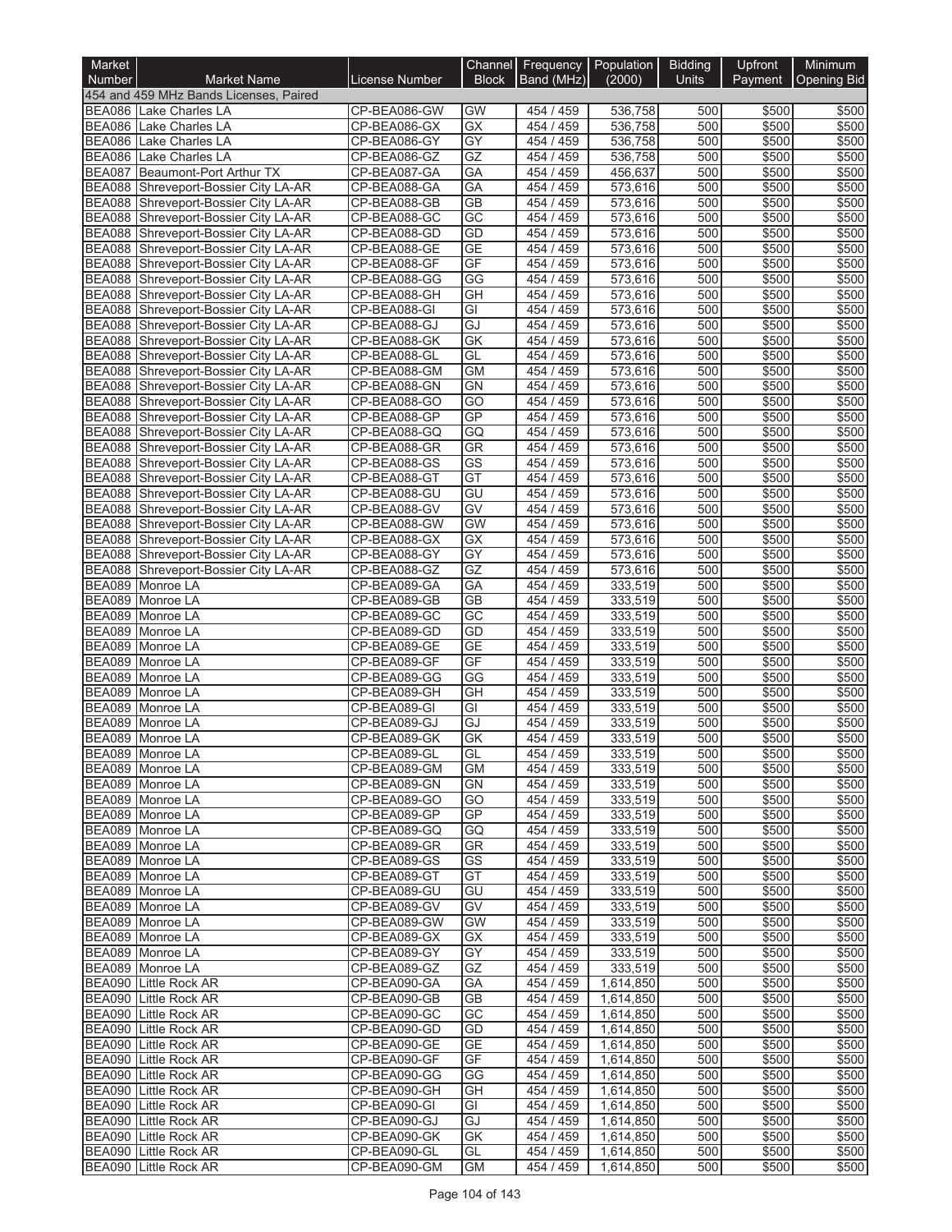| Market Number | Market Name | License Number | Channel Block | Frequency Band (MHz) | Population (2000) | Bidding Units | Upfront Payment | Minimum Opening Bid |
|---|---|---|---|---|---|---|---|---|
| 454 and 459 MHz Bands Licenses, Paired | | | | | | | | |
| BEA086 | Lake Charles LA | CP-BEA086-GW | GW | 454 / 459 | 536,758 | 500 | $500 | $500 |
| BEA086 | Lake Charles LA | CP-BEA086-GX | GX | 454 / 459 | 536,758 | 500 | $500 | $500 |
| BEA086 | Lake Charles LA | CP-BEA086-GY | GY | 454 / 459 | 536,758 | 500 | $500 | $500 |
| BEA086 | Lake Charles LA | CP-BEA086-GZ | GZ | 454 / 459 | 536,758 | 500 | $500 | $500 |
| BEA087 | Beaumont-Port Arthur TX | CP-BEA087-GA | GA | 454 / 459 | 456,637 | 500 | $500 | $500 |
| BEA088 | Shreveport-Bossier City LA-AR | CP-BEA088-GA | GA | 454 / 459 | 573,616 | 500 | $500 | $500 |
| BEA088 | Shreveport-Bossier City LA-AR | CP-BEA088-GB | GB | 454 / 459 | 573,616 | 500 | $500 | $500 |
| BEA088 | Shreveport-Bossier City LA-AR | CP-BEA088-GC | GC | 454 / 459 | 573,616 | 500 | $500 | $500 |
| BEA088 | Shreveport-Bossier City LA-AR | CP-BEA088-GD | GD | 454 / 459 | 573,616 | 500 | $500 | $500 |
| BEA088 | Shreveport-Bossier City LA-AR | CP-BEA088-GE | GE | 454 / 459 | 573,616 | 500 | $500 | $500 |
| BEA088 | Shreveport-Bossier City LA-AR | CP-BEA088-GF | GF | 454 / 459 | 573,616 | 500 | $500 | $500 |
| BEA088 | Shreveport-Bossier City LA-AR | CP-BEA088-GG | GG | 454 / 459 | 573,616 | 500 | $500 | $500 |
| BEA088 | Shreveport-Bossier City LA-AR | CP-BEA088-GH | GH | 454 / 459 | 573,616 | 500 | $500 | $500 |
| BEA088 | Shreveport-Bossier City LA-AR | CP-BEA088-GI | GI | 454 / 459 | 573,616 | 500 | $500 | $500 |
| BEA088 | Shreveport-Bossier City LA-AR | CP-BEA088-GJ | GJ | 454 / 459 | 573,616 | 500 | $500 | $500 |
| BEA088 | Shreveport-Bossier City LA-AR | CP-BEA088-GK | GK | 454 / 459 | 573,616 | 500 | $500 | $500 |
| BEA088 | Shreveport-Bossier City LA-AR | CP-BEA088-GL | GL | 454 / 459 | 573,616 | 500 | $500 | $500 |
| BEA088 | Shreveport-Bossier City LA-AR | CP-BEA088-GM | GM | 454 / 459 | 573,616 | 500 | $500 | $500 |
| BEA088 | Shreveport-Bossier City LA-AR | CP-BEA088-GN | GN | 454 / 459 | 573,616 | 500 | $500 | $500 |
| BEA088 | Shreveport-Bossier City LA-AR | CP-BEA088-GO | GO | 454 / 459 | 573,616 | 500 | $500 | $500 |
| BEA088 | Shreveport-Bossier City LA-AR | CP-BEA088-GP | GP | 454 / 459 | 573,616 | 500 | $500 | $500 |
| BEA088 | Shreveport-Bossier City LA-AR | CP-BEA088-GQ | GQ | 454 / 459 | 573,616 | 500 | $500 | $500 |
| BEA088 | Shreveport-Bossier City LA-AR | CP-BEA088-GR | GR | 454 / 459 | 573,616 | 500 | $500 | $500 |
| BEA088 | Shreveport-Bossier City LA-AR | CP-BEA088-GS | GS | 454 / 459 | 573,616 | 500 | $500 | $500 |
| BEA088 | Shreveport-Bossier City LA-AR | CP-BEA088-GT | GT | 454 / 459 | 573,616 | 500 | $500 | $500 |
| BEA088 | Shreveport-Bossier City LA-AR | CP-BEA088-GU | GU | 454 / 459 | 573,616 | 500 | $500 | $500 |
| BEA088 | Shreveport-Bossier City LA-AR | CP-BEA088-GV | GV | 454 / 459 | 573,616 | 500 | $500 | $500 |
| BEA088 | Shreveport-Bossier City LA-AR | CP-BEA088-GW | GW | 454 / 459 | 573,616 | 500 | $500 | $500 |
| BEA088 | Shreveport-Bossier City LA-AR | CP-BEA088-GX | GX | 454 / 459 | 573,616 | 500 | $500 | $500 |
| BEA088 | Shreveport-Bossier City LA-AR | CP-BEA088-GY | GY | 454 / 459 | 573,616 | 500 | $500 | $500 |
| BEA088 | Shreveport-Bossier City LA-AR | CP-BEA088-GZ | GZ | 454 / 459 | 573,616 | 500 | $500 | $500 |
| BEA089 | Monroe LA | CP-BEA089-GA | GA | 454 / 459 | 333,519 | 500 | $500 | $500 |
| BEA089 | Monroe LA | CP-BEA089-GB | GB | 454 / 459 | 333,519 | 500 | $500 | $500 |
| BEA089 | Monroe LA | CP-BEA089-GC | GC | 454 / 459 | 333,519 | 500 | $500 | $500 |
| BEA089 | Monroe LA | CP-BEA089-GD | GD | 454 / 459 | 333,519 | 500 | $500 | $500 |
| BEA089 | Monroe LA | CP-BEA089-GE | GE | 454 / 459 | 333,519 | 500 | $500 | $500 |
| BEA089 | Monroe LA | CP-BEA089-GF | GF | 454 / 459 | 333,519 | 500 | $500 | $500 |
| BEA089 | Monroe LA | CP-BEA089-GG | GG | 454 / 459 | 333,519 | 500 | $500 | $500 |
| BEA089 | Monroe LA | CP-BEA089-GH | GH | 454 / 459 | 333,519 | 500 | $500 | $500 |
| BEA089 | Monroe LA | CP-BEA089-GI | GI | 454 / 459 | 333,519 | 500 | $500 | $500 |
| BEA089 | Monroe LA | CP-BEA089-GJ | GJ | 454 / 459 | 333,519 | 500 | $500 | $500 |
| BEA089 | Monroe LA | CP-BEA089-GK | GK | 454 / 459 | 333,519 | 500 | $500 | $500 |
| BEA089 | Monroe LA | CP-BEA089-GL | GL | 454 / 459 | 333,519 | 500 | $500 | $500 |
| BEA089 | Monroe LA | CP-BEA089-GM | GM | 454 / 459 | 333,519 | 500 | $500 | $500 |
| BEA089 | Monroe LA | CP-BEA089-GN | GN | 454 / 459 | 333,519 | 500 | $500 | $500 |
| BEA089 | Monroe LA | CP-BEA089-GO | GO | 454 / 459 | 333,519 | 500 | $500 | $500 |
| BEA089 | Monroe LA | CP-BEA089-GP | GP | 454 / 459 | 333,519 | 500 | $500 | $500 |
| BEA089 | Monroe LA | CP-BEA089-GQ | GQ | 454 / 459 | 333,519 | 500 | $500 | $500 |
| BEA089 | Monroe LA | CP-BEA089-GR | GR | 454 / 459 | 333,519 | 500 | $500 | $500 |
| BEA089 | Monroe LA | CP-BEA089-GS | GS | 454 / 459 | 333,519 | 500 | $500 | $500 |
| BEA089 | Monroe LA | CP-BEA089-GT | GT | 454 / 459 | 333,519 | 500 | $500 | $500 |
| BEA089 | Monroe LA | CP-BEA089-GU | GU | 454 / 459 | 333,519 | 500 | $500 | $500 |
| BEA089 | Monroe LA | CP-BEA089-GV | GV | 454 / 459 | 333,519 | 500 | $500 | $500 |
| BEA089 | Monroe LA | CP-BEA089-GW | GW | 454 / 459 | 333,519 | 500 | $500 | $500 |
| BEA089 | Monroe LA | CP-BEA089-GX | GX | 454 / 459 | 333,519 | 500 | $500 | $500 |
| BEA089 | Monroe LA | CP-BEA089-GY | GY | 454 / 459 | 333,519 | 500 | $500 | $500 |
| BEA089 | Monroe LA | CP-BEA089-GZ | GZ | 454 / 459 | 333,519 | 500 | $500 | $500 |
| BEA090 | Little Rock AR | CP-BEA090-GA | GA | 454 / 459 | 1,614,850 | 500 | $500 | $500 |
| BEA090 | Little Rock AR | CP-BEA090-GB | GB | 454 / 459 | 1,614,850 | 500 | $500 | $500 |
| BEA090 | Little Rock AR | CP-BEA090-GC | GC | 454 / 459 | 1,614,850 | 500 | $500 | $500 |
| BEA090 | Little Rock AR | CP-BEA090-GD | GD | 454 / 459 | 1,614,850 | 500 | $500 | $500 |
| BEA090 | Little Rock AR | CP-BEA090-GE | GE | 454 / 459 | 1,614,850 | 500 | $500 | $500 |
| BEA090 | Little Rock AR | CP-BEA090-GF | GF | 454 / 459 | 1,614,850 | 500 | $500 | $500 |
| BEA090 | Little Rock AR | CP-BEA090-GG | GG | 454 / 459 | 1,614,850 | 500 | $500 | $500 |
| BEA090 | Little Rock AR | CP-BEA090-GH | GH | 454 / 459 | 1,614,850 | 500 | $500 | $500 |
| BEA090 | Little Rock AR | CP-BEA090-GI | GI | 454 / 459 | 1,614,850 | 500 | $500 | $500 |
| BEA090 | Little Rock AR | CP-BEA090-GJ | GJ | 454 / 459 | 1,614,850 | 500 | $500 | $500 |
| BEA090 | Little Rock AR | CP-BEA090-GK | GK | 454 / 459 | 1,614,850 | 500 | $500 | $500 |
| BEA090 | Little Rock AR | CP-BEA090-GL | GL | 454 / 459 | 1,614,850 | 500 | $500 | $500 |
| BEA090 | Little Rock AR | CP-BEA090-GM | GM | 454 / 459 | 1,614,850 | 500 | $500 | $500 |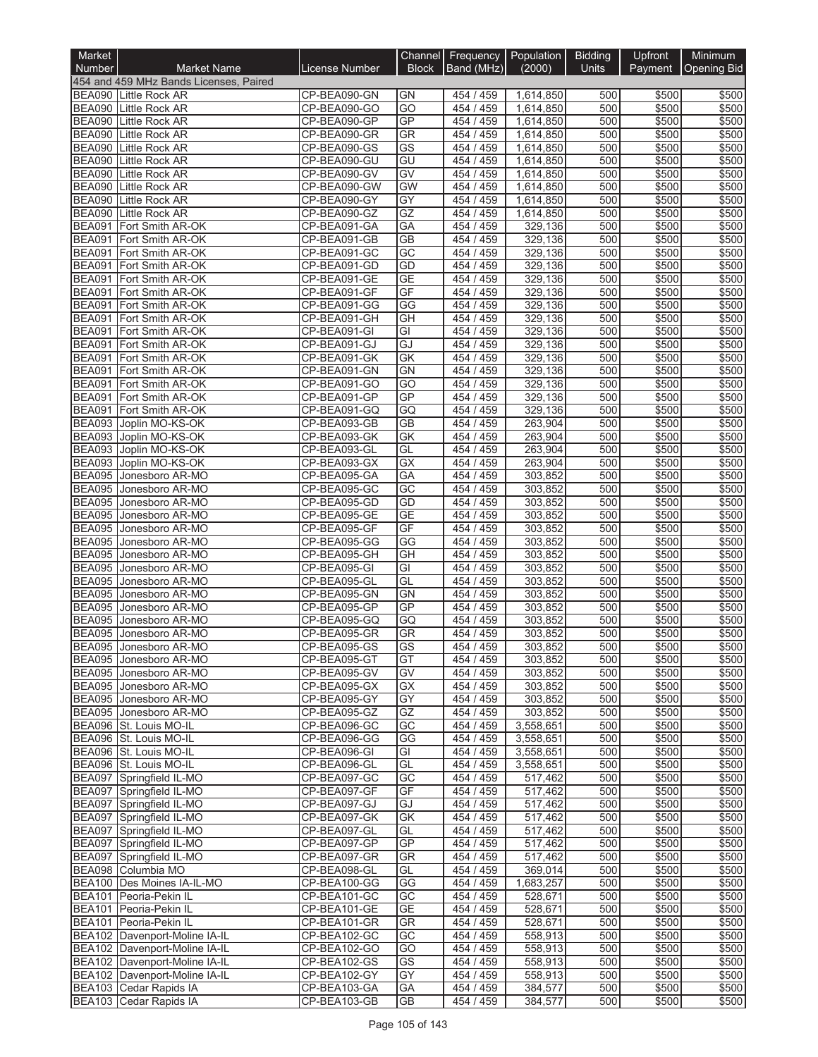| Market Number | Market Name | License Number | Channel Block | Frequency Band (MHz) | Population (2000) | Bidding Units | Upfront Payment | Minimum Opening Bid |
|---|---|---|---|---|---|---|---|---|
| 454 and 459 MHz Bands Licenses, Paired | | | | | | | | |
| BEA090 | Little Rock AR | CP-BEA090-GN | GN | 454 / 459 | 1,614,850 | 500 | $500 | $500 |
| BEA090 | Little Rock AR | CP-BEA090-GO | GO | 454 / 459 | 1,614,850 | 500 | $500 | $500 |
| BEA090 | Little Rock AR | CP-BEA090-GP | GP | 454 / 459 | 1,614,850 | 500 | $500 | $500 |
| BEA090 | Little Rock AR | CP-BEA090-GR | GR | 454 / 459 | 1,614,850 | 500 | $500 | $500 |
| BEA090 | Little Rock AR | CP-BEA090-GS | GS | 454 / 459 | 1,614,850 | 500 | $500 | $500 |
| BEA090 | Little Rock AR | CP-BEA090-GU | GU | 454 / 459 | 1,614,850 | 500 | $500 | $500 |
| BEA090 | Little Rock AR | CP-BEA090-GV | GV | 454 / 459 | 1,614,850 | 500 | $500 | $500 |
| BEA090 | Little Rock AR | CP-BEA090-GW | GW | 454 / 459 | 1,614,850 | 500 | $500 | $500 |
| BEA090 | Little Rock AR | CP-BEA090-GY | GY | 454 / 459 | 1,614,850 | 500 | $500 | $500 |
| BEA090 | Little Rock AR | CP-BEA090-GZ | GZ | 454 / 459 | 1,614,850 | 500 | $500 | $500 |
| BEA091 | Fort Smith AR-OK | CP-BEA091-GA | GA | 454 / 459 | 329,136 | 500 | $500 | $500 |
| BEA091 | Fort Smith AR-OK | CP-BEA091-GB | GB | 454 / 459 | 329,136 | 500 | $500 | $500 |
| BEA091 | Fort Smith AR-OK | CP-BEA091-GC | GC | 454 / 459 | 329,136 | 500 | $500 | $500 |
| BEA091 | Fort Smith AR-OK | CP-BEA091-GD | GD | 454 / 459 | 329,136 | 500 | $500 | $500 |
| BEA091 | Fort Smith AR-OK | CP-BEA091-GE | GE | 454 / 459 | 329,136 | 500 | $500 | $500 |
| BEA091 | Fort Smith AR-OK | CP-BEA091-GF | GF | 454 / 459 | 329,136 | 500 | $500 | $500 |
| BEA091 | Fort Smith AR-OK | CP-BEA091-GG | GG | 454 / 459 | 329,136 | 500 | $500 | $500 |
| BEA091 | Fort Smith AR-OK | CP-BEA091-GH | GH | 454 / 459 | 329,136 | 500 | $500 | $500 |
| BEA091 | Fort Smith AR-OK | CP-BEA091-GI | GI | 454 / 459 | 329,136 | 500 | $500 | $500 |
| BEA091 | Fort Smith AR-OK | CP-BEA091-GJ | GJ | 454 / 459 | 329,136 | 500 | $500 | $500 |
| BEA091 | Fort Smith AR-OK | CP-BEA091-GK | GK | 454 / 459 | 329,136 | 500 | $500 | $500 |
| BEA091 | Fort Smith AR-OK | CP-BEA091-GN | GN | 454 / 459 | 329,136 | 500 | $500 | $500 |
| BEA091 | Fort Smith AR-OK | CP-BEA091-GO | GO | 454 / 459 | 329,136 | 500 | $500 | $500 |
| BEA091 | Fort Smith AR-OK | CP-BEA091-GP | GP | 454 / 459 | 329,136 | 500 | $500 | $500 |
| BEA091 | Fort Smith AR-OK | CP-BEA091-GQ | GQ | 454 / 459 | 329,136 | 500 | $500 | $500 |
| BEA093 | Joplin MO-KS-OK | CP-BEA093-GB | GB | 454 / 459 | 263,904 | 500 | $500 | $500 |
| BEA093 | Joplin MO-KS-OK | CP-BEA093-GK | GK | 454 / 459 | 263,904 | 500 | $500 | $500 |
| BEA093 | Joplin MO-KS-OK | CP-BEA093-GL | GL | 454 / 459 | 263,904 | 500 | $500 | $500 |
| BEA093 | Joplin MO-KS-OK | CP-BEA093-GX | GX | 454 / 459 | 263,904 | 500 | $500 | $500 |
| BEA095 | Jonesboro AR-MO | CP-BEA095-GA | GA | 454 / 459 | 303,852 | 500 | $500 | $500 |
| BEA095 | Jonesboro AR-MO | CP-BEA095-GC | GC | 454 / 459 | 303,852 | 500 | $500 | $500 |
| BEA095 | Jonesboro AR-MO | CP-BEA095-GD | GD | 454 / 459 | 303,852 | 500 | $500 | $500 |
| BEA095 | Jonesboro AR-MO | CP-BEA095-GE | GE | 454 / 459 | 303,852 | 500 | $500 | $500 |
| BEA095 | Jonesboro AR-MO | CP-BEA095-GF | GF | 454 / 459 | 303,852 | 500 | $500 | $500 |
| BEA095 | Jonesboro AR-MO | CP-BEA095-GG | GG | 454 / 459 | 303,852 | 500 | $500 | $500 |
| BEA095 | Jonesboro AR-MO | CP-BEA095-GH | GH | 454 / 459 | 303,852 | 500 | $500 | $500 |
| BEA095 | Jonesboro AR-MO | CP-BEA095-GI | GI | 454 / 459 | 303,852 | 500 | $500 | $500 |
| BEA095 | Jonesboro AR-MO | CP-BEA095-GL | GL | 454 / 459 | 303,852 | 500 | $500 | $500 |
| BEA095 | Jonesboro AR-MO | CP-BEA095-GN | GN | 454 / 459 | 303,852 | 500 | $500 | $500 |
| BEA095 | Jonesboro AR-MO | CP-BEA095-GP | GP | 454 / 459 | 303,852 | 500 | $500 | $500 |
| BEA095 | Jonesboro AR-MO | CP-BEA095-GQ | GQ | 454 / 459 | 303,852 | 500 | $500 | $500 |
| BEA095 | Jonesboro AR-MO | CP-BEA095-GR | GR | 454 / 459 | 303,852 | 500 | $500 | $500 |
| BEA095 | Jonesboro AR-MO | CP-BEA095-GS | GS | 454 / 459 | 303,852 | 500 | $500 | $500 |
| BEA095 | Jonesboro AR-MO | CP-BEA095-GT | GT | 454 / 459 | 303,852 | 500 | $500 | $500 |
| BEA095 | Jonesboro AR-MO | CP-BEA095-GV | GV | 454 / 459 | 303,852 | 500 | $500 | $500 |
| BEA095 | Jonesboro AR-MO | CP-BEA095-GX | GX | 454 / 459 | 303,852 | 500 | $500 | $500 |
| BEA095 | Jonesboro AR-MO | CP-BEA095-GY | GY | 454 / 459 | 303,852 | 500 | $500 | $500 |
| BEA095 | Jonesboro AR-MO | CP-BEA095-GZ | GZ | 454 / 459 | 303,852 | 500 | $500 | $500 |
| BEA096 | St. Louis MO-IL | CP-BEA096-GC | GC | 454 / 459 | 3,558,651 | 500 | $500 | $500 |
| BEA096 | St. Louis MO-IL | CP-BEA096-GG | GG | 454 / 459 | 3,558,651 | 500 | $500 | $500 |
| BEA096 | St. Louis MO-IL | CP-BEA096-GI | GI | 454 / 459 | 3,558,651 | 500 | $500 | $500 |
| BEA096 | St. Louis MO-IL | CP-BEA096-GL | GL | 454 / 459 | 3,558,651 | 500 | $500 | $500 |
| BEA097 | Springfield IL-MO | CP-BEA097-GC | GC | 454 / 459 | 517,462 | 500 | $500 | $500 |
| BEA097 | Springfield IL-MO | CP-BEA097-GF | GF | 454 / 459 | 517,462 | 500 | $500 | $500 |
| BEA097 | Springfield IL-MO | CP-BEA097-GJ | GJ | 454 / 459 | 517,462 | 500 | $500 | $500 |
| BEA097 | Springfield IL-MO | CP-BEA097-GK | GK | 454 / 459 | 517,462 | 500 | $500 | $500 |
| BEA097 | Springfield IL-MO | CP-BEA097-GL | GL | 454 / 459 | 517,462 | 500 | $500 | $500 |
| BEA097 | Springfield IL-MO | CP-BEA097-GP | GP | 454 / 459 | 517,462 | 500 | $500 | $500 |
| BEA097 | Springfield IL-MO | CP-BEA097-GR | GR | 454 / 459 | 517,462 | 500 | $500 | $500 |
| BEA098 | Columbia MO | CP-BEA098-GL | GL | 454 / 459 | 369,014 | 500 | $500 | $500 |
| BEA100 | Des Moines IA-IL-MO | CP-BEA100-GG | GG | 454 / 459 | 1,683,257 | 500 | $500 | $500 |
| BEA101 | Peoria-Pekin IL | CP-BEA101-GC | GC | 454 / 459 | 528,671 | 500 | $500 | $500 |
| BEA101 | Peoria-Pekin IL | CP-BEA101-GE | GE | 454 / 459 | 528,671 | 500 | $500 | $500 |
| BEA101 | Peoria-Pekin IL | CP-BEA101-GR | GR | 454 / 459 | 528,671 | 500 | $500 | $500 |
| BEA102 | Davenport-Moline IA-IL | CP-BEA102-GC | GC | 454 / 459 | 558,913 | 500 | $500 | $500 |
| BEA102 | Davenport-Moline IA-IL | CP-BEA102-GO | GO | 454 / 459 | 558,913 | 500 | $500 | $500 |
| BEA102 | Davenport-Moline IA-IL | CP-BEA102-GS | GS | 454 / 459 | 558,913 | 500 | $500 | $500 |
| BEA102 | Davenport-Moline IA-IL | CP-BEA102-GY | GY | 454 / 459 | 558,913 | 500 | $500 | $500 |
| BEA103 | Cedar Rapids IA | CP-BEA103-GA | GA | 454 / 459 | 384,577 | 500 | $500 | $500 |
| BEA103 | Cedar Rapids IA | CP-BEA103-GB | GB | 454 / 459 | 384,577 | 500 | $500 | $500 |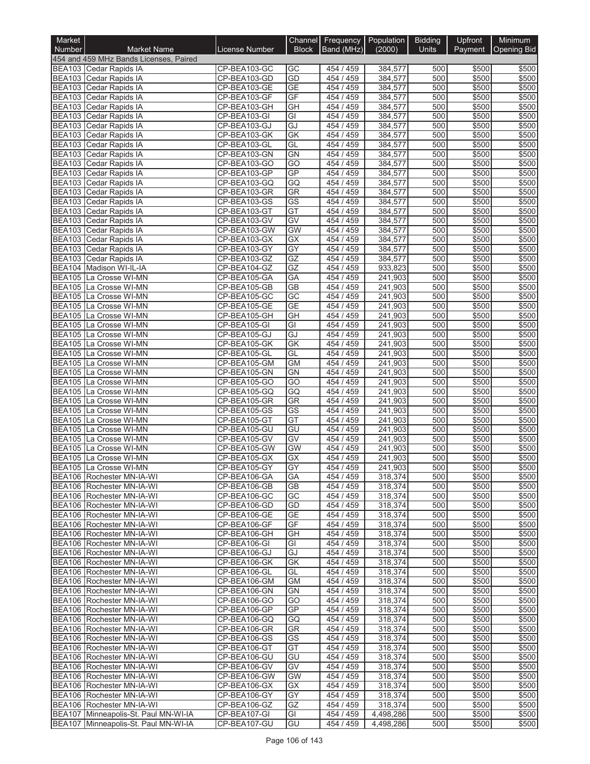| Market Number | Market Name | License Number | Channel Block | Frequency Band (MHz) | Population (2000) | Bidding Units | Upfront Payment | Minimum Opening Bid |
|---|---|---|---|---|---|---|---|---|
| 454 and 459 MHz Bands Licenses, Paired | | | | | | | | |
| BEA103 | Cedar Rapids IA | CP-BEA103-GC | GC | 454 / 459 | 384,577 | 500 | $500 | $500 |
| BEA103 | Cedar Rapids IA | CP-BEA103-GD | GD | 454 / 459 | 384,577 | 500 | $500 | $500 |
| BEA103 | Cedar Rapids IA | CP-BEA103-GE | GE | 454 / 459 | 384,577 | 500 | $500 | $500 |
| BEA103 | Cedar Rapids IA | CP-BEA103-GF | GF | 454 / 459 | 384,577 | 500 | $500 | $500 |
| BEA103 | Cedar Rapids IA | CP-BEA103-GH | GH | 454 / 459 | 384,577 | 500 | $500 | $500 |
| BEA103 | Cedar Rapids IA | CP-BEA103-GI | GI | 454 / 459 | 384,577 | 500 | $500 | $500 |
| BEA103 | Cedar Rapids IA | CP-BEA103-GJ | GJ | 454 / 459 | 384,577 | 500 | $500 | $500 |
| BEA103 | Cedar Rapids IA | CP-BEA103-GK | GK | 454 / 459 | 384,577 | 500 | $500 | $500 |
| BEA103 | Cedar Rapids IA | CP-BEA103-GL | GL | 454 / 459 | 384,577 | 500 | $500 | $500 |
| BEA103 | Cedar Rapids IA | CP-BEA103-GN | GN | 454 / 459 | 384,577 | 500 | $500 | $500 |
| BEA103 | Cedar Rapids IA | CP-BEA103-GO | GO | 454 / 459 | 384,577 | 500 | $500 | $500 |
| BEA103 | Cedar Rapids IA | CP-BEA103-GP | GP | 454 / 459 | 384,577 | 500 | $500 | $500 |
| BEA103 | Cedar Rapids IA | CP-BEA103-GQ | GQ | 454 / 459 | 384,577 | 500 | $500 | $500 |
| BEA103 | Cedar Rapids IA | CP-BEA103-GR | GR | 454 / 459 | 384,577 | 500 | $500 | $500 |
| BEA103 | Cedar Rapids IA | CP-BEA103-GS | GS | 454 / 459 | 384,577 | 500 | $500 | $500 |
| BEA103 | Cedar Rapids IA | CP-BEA103-GT | GT | 454 / 459 | 384,577 | 500 | $500 | $500 |
| BEA103 | Cedar Rapids IA | CP-BEA103-GV | GV | 454 / 459 | 384,577 | 500 | $500 | $500 |
| BEA103 | Cedar Rapids IA | CP-BEA103-GW | GW | 454 / 459 | 384,577 | 500 | $500 | $500 |
| BEA103 | Cedar Rapids IA | CP-BEA103-GX | GX | 454 / 459 | 384,577 | 500 | $500 | $500 |
| BEA103 | Cedar Rapids IA | CP-BEA103-GY | GY | 454 / 459 | 384,577 | 500 | $500 | $500 |
| BEA103 | Cedar Rapids IA | CP-BEA103-GZ | GZ | 454 / 459 | 384,577 | 500 | $500 | $500 |
| BEA104 | Madison WI-IL-IA | CP-BEA104-GZ | GZ | 454 / 459 | 933,823 | 500 | $500 | $500 |
| BEA105 | La Crosse WI-MN | CP-BEA105-GA | GA | 454 / 459 | 241,903 | 500 | $500 | $500 |
| BEA105 | La Crosse WI-MN | CP-BEA105-GB | GB | 454 / 459 | 241,903 | 500 | $500 | $500 |
| BEA105 | La Crosse WI-MN | CP-BEA105-GC | GC | 454 / 459 | 241,903 | 500 | $500 | $500 |
| BEA105 | La Crosse WI-MN | CP-BEA105-GE | GE | 454 / 459 | 241,903 | 500 | $500 | $500 |
| BEA105 | La Crosse WI-MN | CP-BEA105-GH | GH | 454 / 459 | 241,903 | 500 | $500 | $500 |
| BEA105 | La Crosse WI-MN | CP-BEA105-GI | GI | 454 / 459 | 241,903 | 500 | $500 | $500 |
| BEA105 | La Crosse WI-MN | CP-BEA105-GJ | GJ | 454 / 459 | 241,903 | 500 | $500 | $500 |
| BEA105 | La Crosse WI-MN | CP-BEA105-GK | GK | 454 / 459 | 241,903 | 500 | $500 | $500 |
| BEA105 | La Crosse WI-MN | CP-BEA105-GL | GL | 454 / 459 | 241,903 | 500 | $500 | $500 |
| BEA105 | La Crosse WI-MN | CP-BEA105-GM | GM | 454 / 459 | 241,903 | 500 | $500 | $500 |
| BEA105 | La Crosse WI-MN | CP-BEA105-GN | GN | 454 / 459 | 241,903 | 500 | $500 | $500 |
| BEA105 | La Crosse WI-MN | CP-BEA105-GO | GO | 454 / 459 | 241,903 | 500 | $500 | $500 |
| BEA105 | La Crosse WI-MN | CP-BEA105-GQ | GQ | 454 / 459 | 241,903 | 500 | $500 | $500 |
| BEA105 | La Crosse WI-MN | CP-BEA105-GR | GR | 454 / 459 | 241,903 | 500 | $500 | $500 |
| BEA105 | La Crosse WI-MN | CP-BEA105-GS | GS | 454 / 459 | 241,903 | 500 | $500 | $500 |
| BEA105 | La Crosse WI-MN | CP-BEA105-GT | GT | 454 / 459 | 241,903 | 500 | $500 | $500 |
| BEA105 | La Crosse WI-MN | CP-BEA105-GU | GU | 454 / 459 | 241,903 | 500 | $500 | $500 |
| BEA105 | La Crosse WI-MN | CP-BEA105-GV | GV | 454 / 459 | 241,903 | 500 | $500 | $500 |
| BEA105 | La Crosse WI-MN | CP-BEA105-GW | GW | 454 / 459 | 241,903 | 500 | $500 | $500 |
| BEA105 | La Crosse WI-MN | CP-BEA105-GX | GX | 454 / 459 | 241,903 | 500 | $500 | $500 |
| BEA105 | La Crosse WI-MN | CP-BEA105-GY | GY | 454 / 459 | 241,903 | 500 | $500 | $500 |
| BEA106 | Rochester MN-IA-WI | CP-BEA106-GA | GA | 454 / 459 | 318,374 | 500 | $500 | $500 |
| BEA106 | Rochester MN-IA-WI | CP-BEA106-GB | GB | 454 / 459 | 318,374 | 500 | $500 | $500 |
| BEA106 | Rochester MN-IA-WI | CP-BEA106-GC | GC | 454 / 459 | 318,374 | 500 | $500 | $500 |
| BEA106 | Rochester MN-IA-WI | CP-BEA106-GD | GD | 454 / 459 | 318,374 | 500 | $500 | $500 |
| BEA106 | Rochester MN-IA-WI | CP-BEA106-GE | GE | 454 / 459 | 318,374 | 500 | $500 | $500 |
| BEA106 | Rochester MN-IA-WI | CP-BEA106-GF | GF | 454 / 459 | 318,374 | 500 | $500 | $500 |
| BEA106 | Rochester MN-IA-WI | CP-BEA106-GH | GH | 454 / 459 | 318,374 | 500 | $500 | $500 |
| BEA106 | Rochester MN-IA-WI | CP-BEA106-GI | GI | 454 / 459 | 318,374 | 500 | $500 | $500 |
| BEA106 | Rochester MN-IA-WI | CP-BEA106-GJ | GJ | 454 / 459 | 318,374 | 500 | $500 | $500 |
| BEA106 | Rochester MN-IA-WI | CP-BEA106-GK | GK | 454 / 459 | 318,374 | 500 | $500 | $500 |
| BEA106 | Rochester MN-IA-WI | CP-BEA106-GL | GL | 454 / 459 | 318,374 | 500 | $500 | $500 |
| BEA106 | Rochester MN-IA-WI | CP-BEA106-GM | GM | 454 / 459 | 318,374 | 500 | $500 | $500 |
| BEA106 | Rochester MN-IA-WI | CP-BEA106-GN | GN | 454 / 459 | 318,374 | 500 | $500 | $500 |
| BEA106 | Rochester MN-IA-WI | CP-BEA106-GO | GO | 454 / 459 | 318,374 | 500 | $500 | $500 |
| BEA106 | Rochester MN-IA-WI | CP-BEA106-GP | GP | 454 / 459 | 318,374 | 500 | $500 | $500 |
| BEA106 | Rochester MN-IA-WI | CP-BEA106-GQ | GQ | 454 / 459 | 318,374 | 500 | $500 | $500 |
| BEA106 | Rochester MN-IA-WI | CP-BEA106-GR | GR | 454 / 459 | 318,374 | 500 | $500 | $500 |
| BEA106 | Rochester MN-IA-WI | CP-BEA106-GS | GS | 454 / 459 | 318,374 | 500 | $500 | $500 |
| BEA106 | Rochester MN-IA-WI | CP-BEA106-GT | GT | 454 / 459 | 318,374 | 500 | $500 | $500 |
| BEA106 | Rochester MN-IA-WI | CP-BEA106-GU | GU | 454 / 459 | 318,374 | 500 | $500 | $500 |
| BEA106 | Rochester MN-IA-WI | CP-BEA106-GV | GV | 454 / 459 | 318,374 | 500 | $500 | $500 |
| BEA106 | Rochester MN-IA-WI | CP-BEA106-GW | GW | 454 / 459 | 318,374 | 500 | $500 | $500 |
| BEA106 | Rochester MN-IA-WI | CP-BEA106-GX | GX | 454 / 459 | 318,374 | 500 | $500 | $500 |
| BEA106 | Rochester MN-IA-WI | CP-BEA106-GY | GY | 454 / 459 | 318,374 | 500 | $500 | $500 |
| BEA106 | Rochester MN-IA-WI | CP-BEA106-GZ | GZ | 454 / 459 | 318,374 | 500 | $500 | $500 |
| BEA107 | Minneapolis-St. Paul MN-WI-IA | CP-BEA107-GI | GI | 454 / 459 | 4,498,286 | 500 | $500 | $500 |
| BEA107 | Minneapolis-St. Paul MN-WI-IA | CP-BEA107-GU | GU | 454 / 459 | 4,498,286 | 500 | $500 | $500 |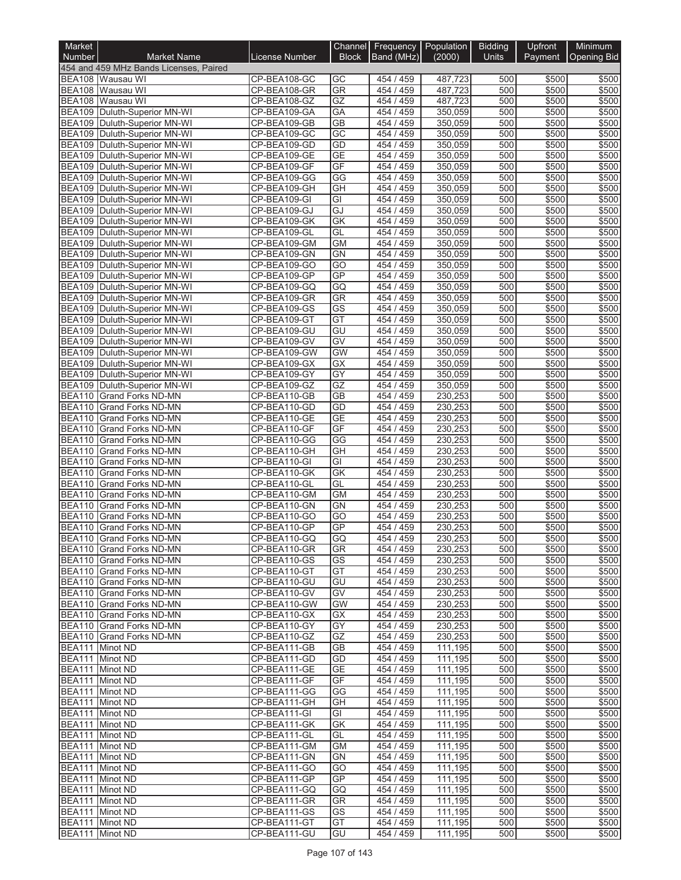| Market Number | Market Name | License Number | Channel Block | Frequency Band (MHz) | Population (2000) | Bidding Units | Upfront Payment | Minimum Opening Bid |
|---|---|---|---|---|---|---|---|---|
| 454 and 459 MHz Bands Licenses, Paired | | | | | | | | |
| BEA108 | Wausau WI | CP-BEA108-GC | GC | 454 / 459 | 487,723 | 500 | $500 | $500 |
| BEA108 | Wausau WI | CP-BEA108-GR | GR | 454 / 459 | 487,723 | 500 | $500 | $500 |
| BEA108 | Wausau WI | CP-BEA108-GZ | GZ | 454 / 459 | 487,723 | 500 | $500 | $500 |
| BEA109 | Duluth-Superior MN-WI | CP-BEA109-GA | GA | 454 / 459 | 350,059 | 500 | $500 | $500 |
| BEA109 | Duluth-Superior MN-WI | CP-BEA109-GB | GB | 454 / 459 | 350,059 | 500 | $500 | $500 |
| BEA109 | Duluth-Superior MN-WI | CP-BEA109-GC | GC | 454 / 459 | 350,059 | 500 | $500 | $500 |
| BEA109 | Duluth-Superior MN-WI | CP-BEA109-GD | GD | 454 / 459 | 350,059 | 500 | $500 | $500 |
| BEA109 | Duluth-Superior MN-WI | CP-BEA109-GE | GE | 454 / 459 | 350,059 | 500 | $500 | $500 |
| BEA109 | Duluth-Superior MN-WI | CP-BEA109-GF | GF | 454 / 459 | 350,059 | 500 | $500 | $500 |
| BEA109 | Duluth-Superior MN-WI | CP-BEA109-GG | GG | 454 / 459 | 350,059 | 500 | $500 | $500 |
| BEA109 | Duluth-Superior MN-WI | CP-BEA109-GH | GH | 454 / 459 | 350,059 | 500 | $500 | $500 |
| BEA109 | Duluth-Superior MN-WI | CP-BEA109-GI | GI | 454 / 459 | 350,059 | 500 | $500 | $500 |
| BEA109 | Duluth-Superior MN-WI | CP-BEA109-GJ | GJ | 454 / 459 | 350,059 | 500 | $500 | $500 |
| BEA109 | Duluth-Superior MN-WI | CP-BEA109-GK | GK | 454 / 459 | 350,059 | 500 | $500 | $500 |
| BEA109 | Duluth-Superior MN-WI | CP-BEA109-GL | GL | 454 / 459 | 350,059 | 500 | $500 | $500 |
| BEA109 | Duluth-Superior MN-WI | CP-BEA109-GM | GM | 454 / 459 | 350,059 | 500 | $500 | $500 |
| BEA109 | Duluth-Superior MN-WI | CP-BEA109-GN | GN | 454 / 459 | 350,059 | 500 | $500 | $500 |
| BEA109 | Duluth-Superior MN-WI | CP-BEA109-GO | GO | 454 / 459 | 350,059 | 500 | $500 | $500 |
| BEA109 | Duluth-Superior MN-WI | CP-BEA109-GP | GP | 454 / 459 | 350,059 | 500 | $500 | $500 |
| BEA109 | Duluth-Superior MN-WI | CP-BEA109-GQ | GQ | 454 / 459 | 350,059 | 500 | $500 | $500 |
| BEA109 | Duluth-Superior MN-WI | CP-BEA109-GR | GR | 454 / 459 | 350,059 | 500 | $500 | $500 |
| BEA109 | Duluth-Superior MN-WI | CP-BEA109-GS | GS | 454 / 459 | 350,059 | 500 | $500 | $500 |
| BEA109 | Duluth-Superior MN-WI | CP-BEA109-GT | GT | 454 / 459 | 350,059 | 500 | $500 | $500 |
| BEA109 | Duluth-Superior MN-WI | CP-BEA109-GU | GU | 454 / 459 | 350,059 | 500 | $500 | $500 |
| BEA109 | Duluth-Superior MN-WI | CP-BEA109-GV | GV | 454 / 459 | 350,059 | 500 | $500 | $500 |
| BEA109 | Duluth-Superior MN-WI | CP-BEA109-GW | GW | 454 / 459 | 350,059 | 500 | $500 | $500 |
| BEA109 | Duluth-Superior MN-WI | CP-BEA109-GX | GX | 454 / 459 | 350,059 | 500 | $500 | $500 |
| BEA109 | Duluth-Superior MN-WI | CP-BEA109-GY | GY | 454 / 459 | 350,059 | 500 | $500 | $500 |
| BEA109 | Duluth-Superior MN-WI | CP-BEA109-GZ | GZ | 454 / 459 | 350,059 | 500 | $500 | $500 |
| BEA110 | Grand Forks ND-MN | CP-BEA110-GB | GB | 454 / 459 | 230,253 | 500 | $500 | $500 |
| BEA110 | Grand Forks ND-MN | CP-BEA110-GD | GD | 454 / 459 | 230,253 | 500 | $500 | $500 |
| BEA110 | Grand Forks ND-MN | CP-BEA110-GE | GE | 454 / 459 | 230,253 | 500 | $500 | $500 |
| BEA110 | Grand Forks ND-MN | CP-BEA110-GF | GF | 454 / 459 | 230,253 | 500 | $500 | $500 |
| BEA110 | Grand Forks ND-MN | CP-BEA110-GG | GG | 454 / 459 | 230,253 | 500 | $500 | $500 |
| BEA110 | Grand Forks ND-MN | CP-BEA110-GH | GH | 454 / 459 | 230,253 | 500 | $500 | $500 |
| BEA110 | Grand Forks ND-MN | CP-BEA110-GI | GI | 454 / 459 | 230,253 | 500 | $500 | $500 |
| BEA110 | Grand Forks ND-MN | CP-BEA110-GK | GK | 454 / 459 | 230,253 | 500 | $500 | $500 |
| BEA110 | Grand Forks ND-MN | CP-BEA110-GL | GL | 454 / 459 | 230,253 | 500 | $500 | $500 |
| BEA110 | Grand Forks ND-MN | CP-BEA110-GM | GM | 454 / 459 | 230,253 | 500 | $500 | $500 |
| BEA110 | Grand Forks ND-MN | CP-BEA110-GN | GN | 454 / 459 | 230,253 | 500 | $500 | $500 |
| BEA110 | Grand Forks ND-MN | CP-BEA110-GO | GO | 454 / 459 | 230,253 | 500 | $500 | $500 |
| BEA110 | Grand Forks ND-MN | CP-BEA110-GP | GP | 454 / 459 | 230,253 | 500 | $500 | $500 |
| BEA110 | Grand Forks ND-MN | CP-BEA110-GQ | GQ | 454 / 459 | 230,253 | 500 | $500 | $500 |
| BEA110 | Grand Forks ND-MN | CP-BEA110-GR | GR | 454 / 459 | 230,253 | 500 | $500 | $500 |
| BEA110 | Grand Forks ND-MN | CP-BEA110-GS | GS | 454 / 459 | 230,253 | 500 | $500 | $500 |
| BEA110 | Grand Forks ND-MN | CP-BEA110-GT | GT | 454 / 459 | 230,253 | 500 | $500 | $500 |
| BEA110 | Grand Forks ND-MN | CP-BEA110-GU | GU | 454 / 459 | 230,253 | 500 | $500 | $500 |
| BEA110 | Grand Forks ND-MN | CP-BEA110-GV | GV | 454 / 459 | 230,253 | 500 | $500 | $500 |
| BEA110 | Grand Forks ND-MN | CP-BEA110-GW | GW | 454 / 459 | 230,253 | 500 | $500 | $500 |
| BEA110 | Grand Forks ND-MN | CP-BEA110-GX | GX | 454 / 459 | 230,253 | 500 | $500 | $500 |
| BEA110 | Grand Forks ND-MN | CP-BEA110-GY | GY | 454 / 459 | 230,253 | 500 | $500 | $500 |
| BEA110 | Grand Forks ND-MN | CP-BEA110-GZ | GZ | 454 / 459 | 230,253 | 500 | $500 | $500 |
| BEA111 | Minot ND | CP-BEA111-GB | GB | 454 / 459 | 111,195 | 500 | $500 | $500 |
| BEA111 | Minot ND | CP-BEA111-GD | GD | 454 / 459 | 111,195 | 500 | $500 | $500 |
| BEA111 | Minot ND | CP-BEA111-GE | GE | 454 / 459 | 111,195 | 500 | $500 | $500 |
| BEA111 | Minot ND | CP-BEA111-GF | GF | 454 / 459 | 111,195 | 500 | $500 | $500 |
| BEA111 | Minot ND | CP-BEA111-GG | GG | 454 / 459 | 111,195 | 500 | $500 | $500 |
| BEA111 | Minot ND | CP-BEA111-GH | GH | 454 / 459 | 111,195 | 500 | $500 | $500 |
| BEA111 | Minot ND | CP-BEA111-GI | GI | 454 / 459 | 111,195 | 500 | $500 | $500 |
| BEA111 | Minot ND | CP-BEA111-GK | GK | 454 / 459 | 111,195 | 500 | $500 | $500 |
| BEA111 | Minot ND | CP-BEA111-GL | GL | 454 / 459 | 111,195 | 500 | $500 | $500 |
| BEA111 | Minot ND | CP-BEA111-GM | GM | 454 / 459 | 111,195 | 500 | $500 | $500 |
| BEA111 | Minot ND | CP-BEA111-GN | GN | 454 / 459 | 111,195 | 500 | $500 | $500 |
| BEA111 | Minot ND | CP-BEA111-GO | GO | 454 / 459 | 111,195 | 500 | $500 | $500 |
| BEA111 | Minot ND | CP-BEA111-GP | GP | 454 / 459 | 111,195 | 500 | $500 | $500 |
| BEA111 | Minot ND | CP-BEA111-GQ | GQ | 454 / 459 | 111,195 | 500 | $500 | $500 |
| BEA111 | Minot ND | CP-BEA111-GR | GR | 454 / 459 | 111,195 | 500 | $500 | $500 |
| BEA111 | Minot ND | CP-BEA111-GS | GS | 454 / 459 | 111,195 | 500 | $500 | $500 |
| BEA111 | Minot ND | CP-BEA111-GT | GT | 454 / 459 | 111,195 | 500 | $500 | $500 |
| BEA111 | Minot ND | CP-BEA111-GU | GU | 454 / 459 | 111,195 | 500 | $500 | $500 |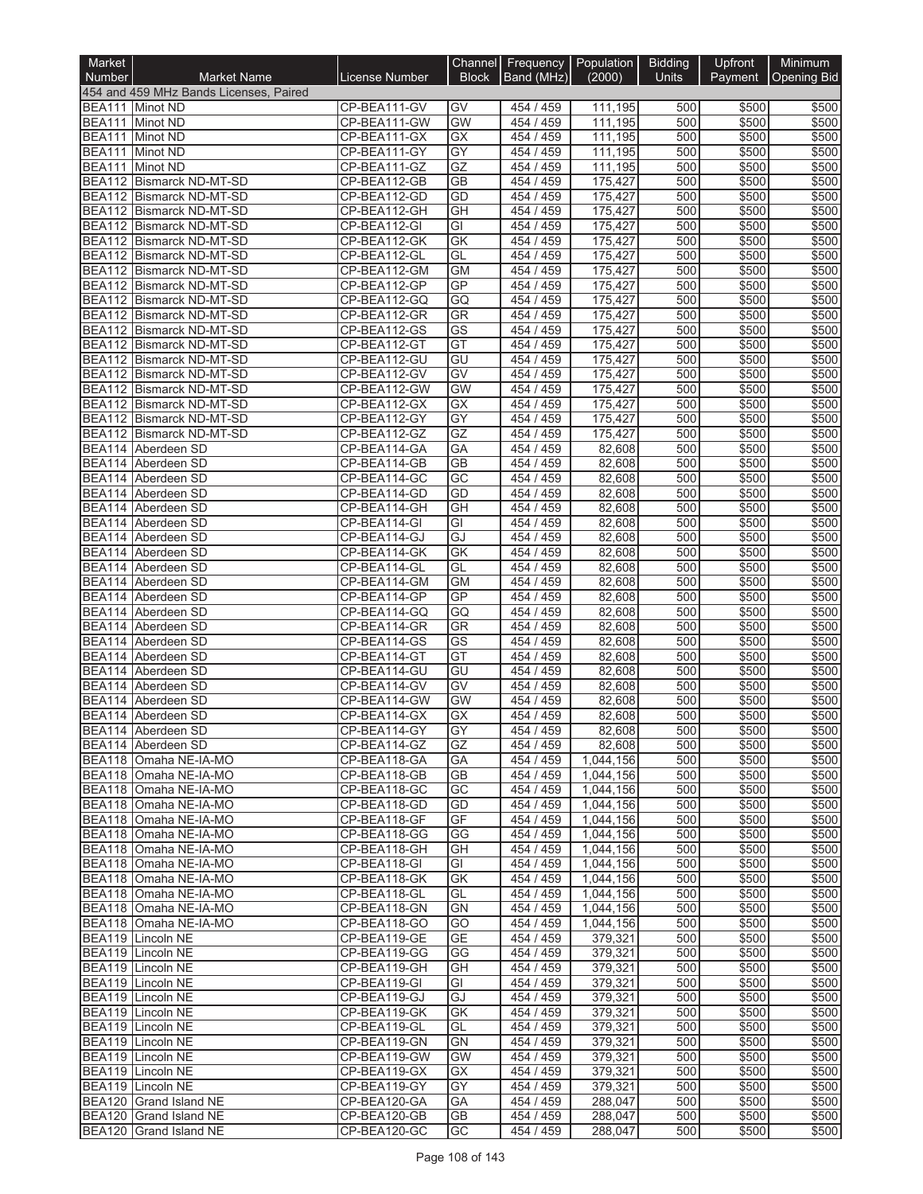| Market Number | Market Name | License Number | Channel Block | Frequency Band (MHz) | Population (2000) | Bidding Units | Upfront Payment | Minimum Opening Bid |
|---|---|---|---|---|---|---|---|---|
| 454 and 459 MHz Bands Licenses, Paired | | | | | | | | |
| BEA111 | Minot ND | CP-BEA111-GV | GV | 454 / 459 | 111,195 | 500 | $500 | $500 |
| BEA111 | Minot ND | CP-BEA111-GW | GW | 454 / 459 | 111,195 | 500 | $500 | $500 |
| BEA111 | Minot ND | CP-BEA111-GX | GX | 454 / 459 | 111,195 | 500 | $500 | $500 |
| BEA111 | Minot ND | CP-BEA111-GY | GY | 454 / 459 | 111,195 | 500 | $500 | $500 |
| BEA111 | Minot ND | CP-BEA111-GZ | GZ | 454 / 459 | 111,195 | 500 | $500 | $500 |
| BEA112 | Bismarck ND-MT-SD | CP-BEA112-GB | GB | 454 / 459 | 175,427 | 500 | $500 | $500 |
| BEA112 | Bismarck ND-MT-SD | CP-BEA112-GD | GD | 454 / 459 | 175,427 | 500 | $500 | $500 |
| BEA112 | Bismarck ND-MT-SD | CP-BEA112-GH | GH | 454 / 459 | 175,427 | 500 | $500 | $500 |
| BEA112 | Bismarck ND-MT-SD | CP-BEA112-GI | GI | 454 / 459 | 175,427 | 500 | $500 | $500 |
| BEA112 | Bismarck ND-MT-SD | CP-BEA112-GK | GK | 454 / 459 | 175,427 | 500 | $500 | $500 |
| BEA112 | Bismarck ND-MT-SD | CP-BEA112-GL | GL | 454 / 459 | 175,427 | 500 | $500 | $500 |
| BEA112 | Bismarck ND-MT-SD | CP-BEA112-GM | GM | 454 / 459 | 175,427 | 500 | $500 | $500 |
| BEA112 | Bismarck ND-MT-SD | CP-BEA112-GP | GP | 454 / 459 | 175,427 | 500 | $500 | $500 |
| BEA112 | Bismarck ND-MT-SD | CP-BEA112-GQ | GQ | 454 / 459 | 175,427 | 500 | $500 | $500 |
| BEA112 | Bismarck ND-MT-SD | CP-BEA112-GR | GR | 454 / 459 | 175,427 | 500 | $500 | $500 |
| BEA112 | Bismarck ND-MT-SD | CP-BEA112-GS | GS | 454 / 459 | 175,427 | 500 | $500 | $500 |
| BEA112 | Bismarck ND-MT-SD | CP-BEA112-GT | GT | 454 / 459 | 175,427 | 500 | $500 | $500 |
| BEA112 | Bismarck ND-MT-SD | CP-BEA112-GU | GU | 454 / 459 | 175,427 | 500 | $500 | $500 |
| BEA112 | Bismarck ND-MT-SD | CP-BEA112-GV | GV | 454 / 459 | 175,427 | 500 | $500 | $500 |
| BEA112 | Bismarck ND-MT-SD | CP-BEA112-GW | GW | 454 / 459 | 175,427 | 500 | $500 | $500 |
| BEA112 | Bismarck ND-MT-SD | CP-BEA112-GX | GX | 454 / 459 | 175,427 | 500 | $500 | $500 |
| BEA112 | Bismarck ND-MT-SD | CP-BEA112-GY | GY | 454 / 459 | 175,427 | 500 | $500 | $500 |
| BEA112 | Bismarck ND-MT-SD | CP-BEA112-GZ | GZ | 454 / 459 | 175,427 | 500 | $500 | $500 |
| BEA114 | Aberdeen SD | CP-BEA114-GA | GA | 454 / 459 | 82,608 | 500 | $500 | $500 |
| BEA114 | Aberdeen SD | CP-BEA114-GB | GB | 454 / 459 | 82,608 | 500 | $500 | $500 |
| BEA114 | Aberdeen SD | CP-BEA114-GC | GC | 454 / 459 | 82,608 | 500 | $500 | $500 |
| BEA114 | Aberdeen SD | CP-BEA114-GD | GD | 454 / 459 | 82,608 | 500 | $500 | $500 |
| BEA114 | Aberdeen SD | CP-BEA114-GH | GH | 454 / 459 | 82,608 | 500 | $500 | $500 |
| BEA114 | Aberdeen SD | CP-BEA114-GI | GI | 454 / 459 | 82,608 | 500 | $500 | $500 |
| BEA114 | Aberdeen SD | CP-BEA114-GJ | GJ | 454 / 459 | 82,608 | 500 | $500 | $500 |
| BEA114 | Aberdeen SD | CP-BEA114-GK | GK | 454 / 459 | 82,608 | 500 | $500 | $500 |
| BEA114 | Aberdeen SD | CP-BEA114-GL | GL | 454 / 459 | 82,608 | 500 | $500 | $500 |
| BEA114 | Aberdeen SD | CP-BEA114-GM | GM | 454 / 459 | 82,608 | 500 | $500 | $500 |
| BEA114 | Aberdeen SD | CP-BEA114-GP | GP | 454 / 459 | 82,608 | 500 | $500 | $500 |
| BEA114 | Aberdeen SD | CP-BEA114-GQ | GQ | 454 / 459 | 82,608 | 500 | $500 | $500 |
| BEA114 | Aberdeen SD | CP-BEA114-GR | GR | 454 / 459 | 82,608 | 500 | $500 | $500 |
| BEA114 | Aberdeen SD | CP-BEA114-GS | GS | 454 / 459 | 82,608 | 500 | $500 | $500 |
| BEA114 | Aberdeen SD | CP-BEA114-GT | GT | 454 / 459 | 82,608 | 500 | $500 | $500 |
| BEA114 | Aberdeen SD | CP-BEA114-GU | GU | 454 / 459 | 82,608 | 500 | $500 | $500 |
| BEA114 | Aberdeen SD | CP-BEA114-GV | GV | 454 / 459 | 82,608 | 500 | $500 | $500 |
| BEA114 | Aberdeen SD | CP-BEA114-GW | GW | 454 / 459 | 82,608 | 500 | $500 | $500 |
| BEA114 | Aberdeen SD | CP-BEA114-GX | GX | 454 / 459 | 82,608 | 500 | $500 | $500 |
| BEA114 | Aberdeen SD | CP-BEA114-GY | GY | 454 / 459 | 82,608 | 500 | $500 | $500 |
| BEA114 | Aberdeen SD | CP-BEA114-GZ | GZ | 454 / 459 | 82,608 | 500 | $500 | $500 |
| BEA118 | Omaha NE-IA-MO | CP-BEA118-GA | GA | 454 / 459 | 1,044,156 | 500 | $500 | $500 |
| BEA118 | Omaha NE-IA-MO | CP-BEA118-GB | GB | 454 / 459 | 1,044,156 | 500 | $500 | $500 |
| BEA118 | Omaha NE-IA-MO | CP-BEA118-GC | GC | 454 / 459 | 1,044,156 | 500 | $500 | $500 |
| BEA118 | Omaha NE-IA-MO | CP-BEA118-GD | GD | 454 / 459 | 1,044,156 | 500 | $500 | $500 |
| BEA118 | Omaha NE-IA-MO | CP-BEA118-GF | GF | 454 / 459 | 1,044,156 | 500 | $500 | $500 |
| BEA118 | Omaha NE-IA-MO | CP-BEA118-GG | GG | 454 / 459 | 1,044,156 | 500 | $500 | $500 |
| BEA118 | Omaha NE-IA-MO | CP-BEA118-GH | GH | 454 / 459 | 1,044,156 | 500 | $500 | $500 |
| BEA118 | Omaha NE-IA-MO | CP-BEA118-GI | GI | 454 / 459 | 1,044,156 | 500 | $500 | $500 |
| BEA118 | Omaha NE-IA-MO | CP-BEA118-GK | GK | 454 / 459 | 1,044,156 | 500 | $500 | $500 |
| BEA118 | Omaha NE-IA-MO | CP-BEA118-GL | GL | 454 / 459 | 1,044,156 | 500 | $500 | $500 |
| BEA118 | Omaha NE-IA-MO | CP-BEA118-GN | GN | 454 / 459 | 1,044,156 | 500 | $500 | $500 |
| BEA118 | Omaha NE-IA-MO | CP-BEA118-GO | GO | 454 / 459 | 1,044,156 | 500 | $500 | $500 |
| BEA119 | Lincoln NE | CP-BEA119-GE | GE | 454 / 459 | 379,321 | 500 | $500 | $500 |
| BEA119 | Lincoln NE | CP-BEA119-GG | GG | 454 / 459 | 379,321 | 500 | $500 | $500 |
| BEA119 | Lincoln NE | CP-BEA119-GH | GH | 454 / 459 | 379,321 | 500 | $500 | $500 |
| BEA119 | Lincoln NE | CP-BEA119-GI | GI | 454 / 459 | 379,321 | 500 | $500 | $500 |
| BEA119 | Lincoln NE | CP-BEA119-GJ | GJ | 454 / 459 | 379,321 | 500 | $500 | $500 |
| BEA119 | Lincoln NE | CP-BEA119-GK | GK | 454 / 459 | 379,321 | 500 | $500 | $500 |
| BEA119 | Lincoln NE | CP-BEA119-GL | GL | 454 / 459 | 379,321 | 500 | $500 | $500 |
| BEA119 | Lincoln NE | CP-BEA119-GN | GN | 454 / 459 | 379,321 | 500 | $500 | $500 |
| BEA119 | Lincoln NE | CP-BEA119-GW | GW | 454 / 459 | 379,321 | 500 | $500 | $500 |
| BEA119 | Lincoln NE | CP-BEA119-GX | GX | 454 / 459 | 379,321 | 500 | $500 | $500 |
| BEA119 | Lincoln NE | CP-BEA119-GY | GY | 454 / 459 | 379,321 | 500 | $500 | $500 |
| BEA120 | Grand Island NE | CP-BEA120-GA | GA | 454 / 459 | 288,047 | 500 | $500 | $500 |
| BEA120 | Grand Island NE | CP-BEA120-GB | GB | 454 / 459 | 288,047 | 500 | $500 | $500 |
| BEA120 | Grand Island NE | CP-BEA120-GC | GC | 454 / 459 | 288,047 | 500 | $500 | $500 |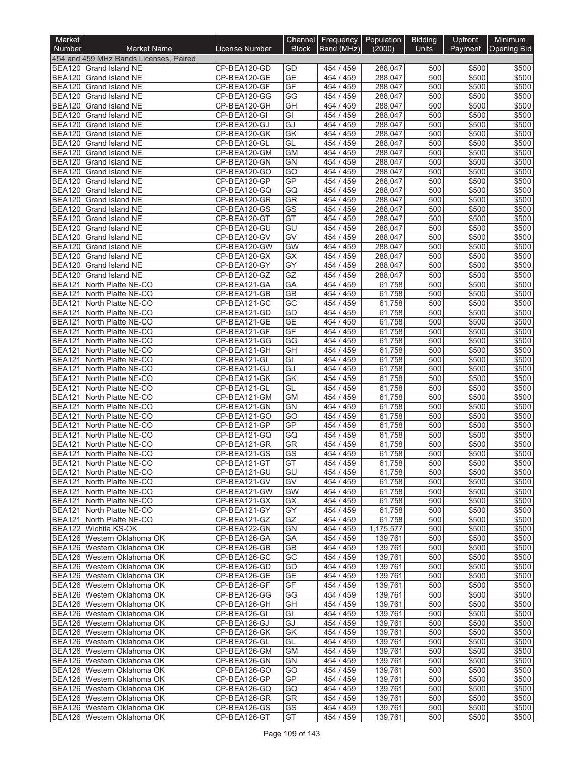| Market Number | Market Name | License Number | Channel Block | Frequency Band (MHz) | Population (2000) | Bidding Units | Upfront Payment | Minimum Opening Bid |
|---|---|---|---|---|---|---|---|---|
| 454 and 459 MHz Bands Licenses, Paired | | | | | | | | |
| BEA120 | Grand Island NE | CP-BEA120-GD | GD | 454 / 459 | 288,047 | 500 | $500 | $500 |
| BEA120 | Grand Island NE | CP-BEA120-GE | GE | 454 / 459 | 288,047 | 500 | $500 | $500 |
| BEA120 | Grand Island NE | CP-BEA120-GF | GF | 454 / 459 | 288,047 | 500 | $500 | $500 |
| BEA120 | Grand Island NE | CP-BEA120-GG | GG | 454 / 459 | 288,047 | 500 | $500 | $500 |
| BEA120 | Grand Island NE | CP-BEA120-GH | GH | 454 / 459 | 288,047 | 500 | $500 | $500 |
| BEA120 | Grand Island NE | CP-BEA120-GI | GI | 454 / 459 | 288,047 | 500 | $500 | $500 |
| BEA120 | Grand Island NE | CP-BEA120-GJ | GJ | 454 / 459 | 288,047 | 500 | $500 | $500 |
| BEA120 | Grand Island NE | CP-BEA120-GK | GK | 454 / 459 | 288,047 | 500 | $500 | $500 |
| BEA120 | Grand Island NE | CP-BEA120-GL | GL | 454 / 459 | 288,047 | 500 | $500 | $500 |
| BEA120 | Grand Island NE | CP-BEA120-GM | GM | 454 / 459 | 288,047 | 500 | $500 | $500 |
| BEA120 | Grand Island NE | CP-BEA120-GN | GN | 454 / 459 | 288,047 | 500 | $500 | $500 |
| BEA120 | Grand Island NE | CP-BEA120-GO | GO | 454 / 459 | 288,047 | 500 | $500 | $500 |
| BEA120 | Grand Island NE | CP-BEA120-GP | GP | 454 / 459 | 288,047 | 500 | $500 | $500 |
| BEA120 | Grand Island NE | CP-BEA120-GQ | GQ | 454 / 459 | 288,047 | 500 | $500 | $500 |
| BEA120 | Grand Island NE | CP-BEA120-GR | GR | 454 / 459 | 288,047 | 500 | $500 | $500 |
| BEA120 | Grand Island NE | CP-BEA120-GS | GS | 454 / 459 | 288,047 | 500 | $500 | $500 |
| BEA120 | Grand Island NE | CP-BEA120-GT | GT | 454 / 459 | 288,047 | 500 | $500 | $500 |
| BEA120 | Grand Island NE | CP-BEA120-GU | GU | 454 / 459 | 288,047 | 500 | $500 | $500 |
| BEA120 | Grand Island NE | CP-BEA120-GV | GV | 454 / 459 | 288,047 | 500 | $500 | $500 |
| BEA120 | Grand Island NE | CP-BEA120-GW | GW | 454 / 459 | 288,047 | 500 | $500 | $500 |
| BEA120 | Grand Island NE | CP-BEA120-GX | GX | 454 / 459 | 288,047 | 500 | $500 | $500 |
| BEA120 | Grand Island NE | CP-BEA120-GY | GY | 454 / 459 | 288,047 | 500 | $500 | $500 |
| BEA120 | Grand Island NE | CP-BEA120-GZ | GZ | 454 / 459 | 288,047 | 500 | $500 | $500 |
| BEA121 | North Platte NE-CO | CP-BEA121-GA | GA | 454 / 459 | 61,758 | 500 | $500 | $500 |
| BEA121 | North Platte NE-CO | CP-BEA121-GB | GB | 454 / 459 | 61,758 | 500 | $500 | $500 |
| BEA121 | North Platte NE-CO | CP-BEA121-GC | GC | 454 / 459 | 61,758 | 500 | $500 | $500 |
| BEA121 | North Platte NE-CO | CP-BEA121-GD | GD | 454 / 459 | 61,758 | 500 | $500 | $500 |
| BEA121 | North Platte NE-CO | CP-BEA121-GE | GE | 454 / 459 | 61,758 | 500 | $500 | $500 |
| BEA121 | North Platte NE-CO | CP-BEA121-GF | GF | 454 / 459 | 61,758 | 500 | $500 | $500 |
| BEA121 | North Platte NE-CO | CP-BEA121-GG | GG | 454 / 459 | 61,758 | 500 | $500 | $500 |
| BEA121 | North Platte NE-CO | CP-BEA121-GH | GH | 454 / 459 | 61,758 | 500 | $500 | $500 |
| BEA121 | North Platte NE-CO | CP-BEA121-GI | GI | 454 / 459 | 61,758 | 500 | $500 | $500 |
| BEA121 | North Platte NE-CO | CP-BEA121-GJ | GJ | 454 / 459 | 61,758 | 500 | $500 | $500 |
| BEA121 | North Platte NE-CO | CP-BEA121-GK | GK | 454 / 459 | 61,758 | 500 | $500 | $500 |
| BEA121 | North Platte NE-CO | CP-BEA121-GL | GL | 454 / 459 | 61,758 | 500 | $500 | $500 |
| BEA121 | North Platte NE-CO | CP-BEA121-GM | GM | 454 / 459 | 61,758 | 500 | $500 | $500 |
| BEA121 | North Platte NE-CO | CP-BEA121-GN | GN | 454 / 459 | 61,758 | 500 | $500 | $500 |
| BEA121 | North Platte NE-CO | CP-BEA121-GO | GO | 454 / 459 | 61,758 | 500 | $500 | $500 |
| BEA121 | North Platte NE-CO | CP-BEA121-GP | GP | 454 / 459 | 61,758 | 500 | $500 | $500 |
| BEA121 | North Platte NE-CO | CP-BEA121-GQ | GQ | 454 / 459 | 61,758 | 500 | $500 | $500 |
| BEA121 | North Platte NE-CO | CP-BEA121-GR | GR | 454 / 459 | 61,758 | 500 | $500 | $500 |
| BEA121 | North Platte NE-CO | CP-BEA121-GS | GS | 454 / 459 | 61,758 | 500 | $500 | $500 |
| BEA121 | North Platte NE-CO | CP-BEA121-GT | GT | 454 / 459 | 61,758 | 500 | $500 | $500 |
| BEA121 | North Platte NE-CO | CP-BEA121-GU | GU | 454 / 459 | 61,758 | 500 | $500 | $500 |
| BEA121 | North Platte NE-CO | CP-BEA121-GV | GV | 454 / 459 | 61,758 | 500 | $500 | $500 |
| BEA121 | North Platte NE-CO | CP-BEA121-GW | GW | 454 / 459 | 61,758 | 500 | $500 | $500 |
| BEA121 | North Platte NE-CO | CP-BEA121-GX | GX | 454 / 459 | 61,758 | 500 | $500 | $500 |
| BEA121 | North Platte NE-CO | CP-BEA121-GY | GY | 454 / 459 | 61,758 | 500 | $500 | $500 |
| BEA121 | North Platte NE-CO | CP-BEA121-GZ | GZ | 454 / 459 | 61,758 | 500 | $500 | $500 |
| BEA122 | Wichita KS-OK | CP-BEA122-GN | GN | 454 / 459 | 1,175,577 | 500 | $500 | $500 |
| BEA126 | Western Oklahoma OK | CP-BEA126-GA | GA | 454 / 459 | 139,761 | 500 | $500 | $500 |
| BEA126 | Western Oklahoma OK | CP-BEA126-GB | GB | 454 / 459 | 139,761 | 500 | $500 | $500 |
| BEA126 | Western Oklahoma OK | CP-BEA126-GC | GC | 454 / 459 | 139,761 | 500 | $500 | $500 |
| BEA126 | Western Oklahoma OK | CP-BEA126-GD | GD | 454 / 459 | 139,761 | 500 | $500 | $500 |
| BEA126 | Western Oklahoma OK | CP-BEA126-GE | GE | 454 / 459 | 139,761 | 500 | $500 | $500 |
| BEA126 | Western Oklahoma OK | CP-BEA126-GF | GF | 454 / 459 | 139,761 | 500 | $500 | $500 |
| BEA126 | Western Oklahoma OK | CP-BEA126-GG | GG | 454 / 459 | 139,761 | 500 | $500 | $500 |
| BEA126 | Western Oklahoma OK | CP-BEA126-GH | GH | 454 / 459 | 139,761 | 500 | $500 | $500 |
| BEA126 | Western Oklahoma OK | CP-BEA126-GI | GI | 454 / 459 | 139,761 | 500 | $500 | $500 |
| BEA126 | Western Oklahoma OK | CP-BEA126-GJ | GJ | 454 / 459 | 139,761 | 500 | $500 | $500 |
| BEA126 | Western Oklahoma OK | CP-BEA126-GK | GK | 454 / 459 | 139,761 | 500 | $500 | $500 |
| BEA126 | Western Oklahoma OK | CP-BEA126-GL | GL | 454 / 459 | 139,761 | 500 | $500 | $500 |
| BEA126 | Western Oklahoma OK | CP-BEA126-GM | GM | 454 / 459 | 139,761 | 500 | $500 | $500 |
| BEA126 | Western Oklahoma OK | CP-BEA126-GN | GN | 454 / 459 | 139,761 | 500 | $500 | $500 |
| BEA126 | Western Oklahoma OK | CP-BEA126-GO | GO | 454 / 459 | 139,761 | 500 | $500 | $500 |
| BEA126 | Western Oklahoma OK | CP-BEA126-GP | GP | 454 / 459 | 139,761 | 500 | $500 | $500 |
| BEA126 | Western Oklahoma OK | CP-BEA126-GQ | GQ | 454 / 459 | 139,761 | 500 | $500 | $500 |
| BEA126 | Western Oklahoma OK | CP-BEA126-GR | GR | 454 / 459 | 139,761 | 500 | $500 | $500 |
| BEA126 | Western Oklahoma OK | CP-BEA126-GS | GS | 454 / 459 | 139,761 | 500 | $500 | $500 |
| BEA126 | Western Oklahoma OK | CP-BEA126-GT | GT | 454 / 459 | 139,761 | 500 | $500 | $500 |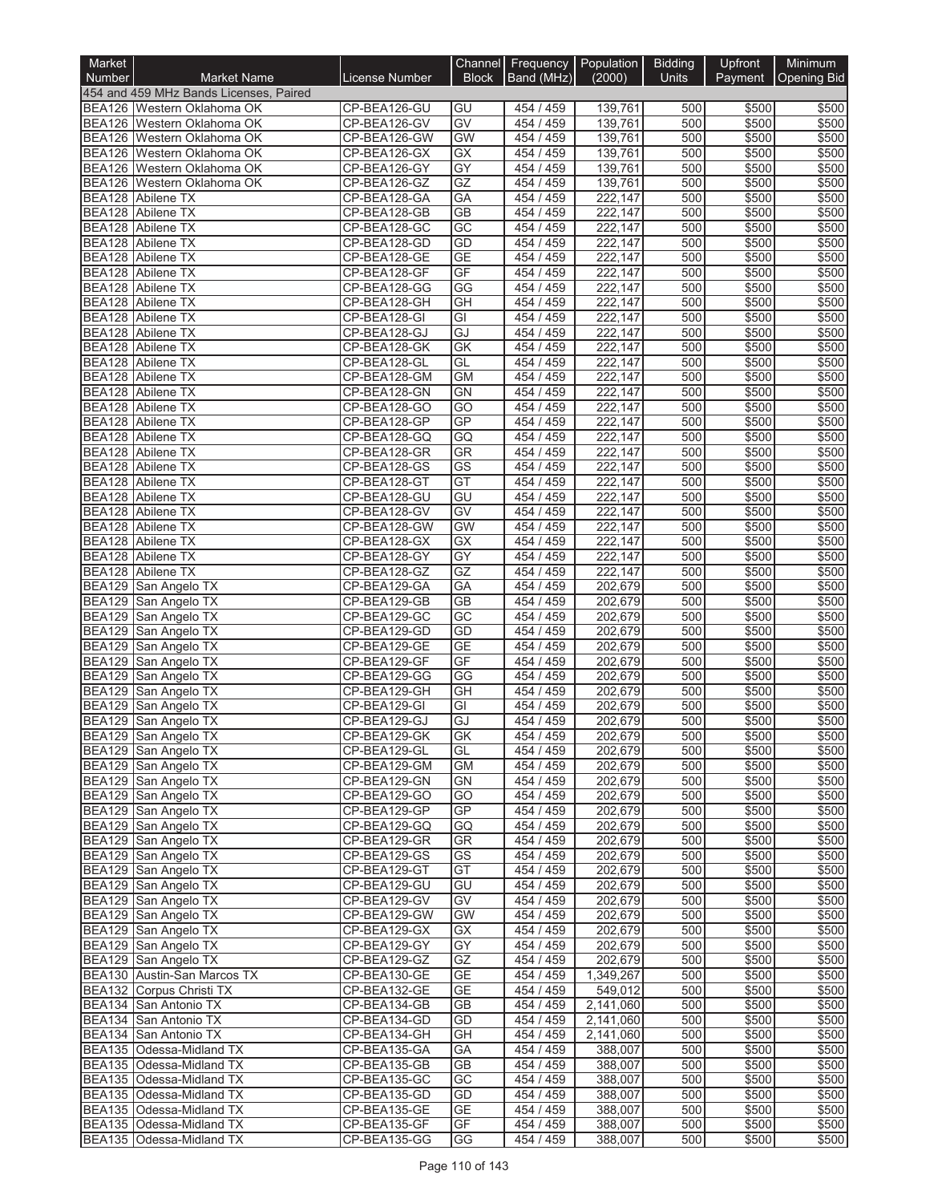| Market Number | Market Name | License Number | Channel Block | Frequency Band (MHz) | Population (2000) | Bidding Units | Upfront Payment | Minimum Opening Bid |
|---|---|---|---|---|---|---|---|---|
| 454 and 459 MHz Bands Licenses, Paired | | | | | | | | |
| BEA126 | Western Oklahoma OK | CP-BEA126-GU | GU | 454 / 459 | 139,761 | 500 | $500 | $500 |
| BEA126 | Western Oklahoma OK | CP-BEA126-GV | GV | 454 / 459 | 139,761 | 500 | $500 | $500 |
| BEA126 | Western Oklahoma OK | CP-BEA126-GW | GW | 454 / 459 | 139,761 | 500 | $500 | $500 |
| BEA126 | Western Oklahoma OK | CP-BEA126-GX | GX | 454 / 459 | 139,761 | 500 | $500 | $500 |
| BEA126 | Western Oklahoma OK | CP-BEA126-GY | GY | 454 / 459 | 139,761 | 500 | $500 | $500 |
| BEA126 | Western Oklahoma OK | CP-BEA126-GZ | GZ | 454 / 459 | 139,761 | 500 | $500 | $500 |
| BEA128 | Abilene TX | CP-BEA128-GA | GA | 454 / 459 | 222,147 | 500 | $500 | $500 |
| BEA128 | Abilene TX | CP-BEA128-GB | GB | 454 / 459 | 222,147 | 500 | $500 | $500 |
| BEA128 | Abilene TX | CP-BEA128-GC | GC | 454 / 459 | 222,147 | 500 | $500 | $500 |
| BEA128 | Abilene TX | CP-BEA128-GD | GD | 454 / 459 | 222,147 | 500 | $500 | $500 |
| BEA128 | Abilene TX | CP-BEA128-GE | GE | 454 / 459 | 222,147 | 500 | $500 | $500 |
| BEA128 | Abilene TX | CP-BEA128-GF | GF | 454 / 459 | 222,147 | 500 | $500 | $500 |
| BEA128 | Abilene TX | CP-BEA128-GG | GG | 454 / 459 | 222,147 | 500 | $500 | $500 |
| BEA128 | Abilene TX | CP-BEA128-GH | GH | 454 / 459 | 222,147 | 500 | $500 | $500 |
| BEA128 | Abilene TX | CP-BEA128-GI | GI | 454 / 459 | 222,147 | 500 | $500 | $500 |
| BEA128 | Abilene TX | CP-BEA128-GJ | GJ | 454 / 459 | 222,147 | 500 | $500 | $500 |
| BEA128 | Abilene TX | CP-BEA128-GK | GK | 454 / 459 | 222,147 | 500 | $500 | $500 |
| BEA128 | Abilene TX | CP-BEA128-GL | GL | 454 / 459 | 222,147 | 500 | $500 | $500 |
| BEA128 | Abilene TX | CP-BEA128-GM | GM | 454 / 459 | 222,147 | 500 | $500 | $500 |
| BEA128 | Abilene TX | CP-BEA128-GN | GN | 454 / 459 | 222,147 | 500 | $500 | $500 |
| BEA128 | Abilene TX | CP-BEA128-GO | GO | 454 / 459 | 222,147 | 500 | $500 | $500 |
| BEA128 | Abilene TX | CP-BEA128-GP | GP | 454 / 459 | 222,147 | 500 | $500 | $500 |
| BEA128 | Abilene TX | CP-BEA128-GQ | GQ | 454 / 459 | 222,147 | 500 | $500 | $500 |
| BEA128 | Abilene TX | CP-BEA128-GR | GR | 454 / 459 | 222,147 | 500 | $500 | $500 |
| BEA128 | Abilene TX | CP-BEA128-GS | GS | 454 / 459 | 222,147 | 500 | $500 | $500 |
| BEA128 | Abilene TX | CP-BEA128-GT | GT | 454 / 459 | 222,147 | 500 | $500 | $500 |
| BEA128 | Abilene TX | CP-BEA128-GU | GU | 454 / 459 | 222,147 | 500 | $500 | $500 |
| BEA128 | Abilene TX | CP-BEA128-GV | GV | 454 / 459 | 222,147 | 500 | $500 | $500 |
| BEA128 | Abilene TX | CP-BEA128-GW | GW | 454 / 459 | 222,147 | 500 | $500 | $500 |
| BEA128 | Abilene TX | CP-BEA128-GX | GX | 454 / 459 | 222,147 | 500 | $500 | $500 |
| BEA128 | Abilene TX | CP-BEA128-GY | GY | 454 / 459 | 222,147 | 500 | $500 | $500 |
| BEA128 | Abilene TX | CP-BEA128-GZ | GZ | 454 / 459 | 222,147 | 500 | $500 | $500 |
| BEA129 | San Angelo TX | CP-BEA129-GA | GA | 454 / 459 | 202,679 | 500 | $500 | $500 |
| BEA129 | San Angelo TX | CP-BEA129-GB | GB | 454 / 459 | 202,679 | 500 | $500 | $500 |
| BEA129 | San Angelo TX | CP-BEA129-GC | GC | 454 / 459 | 202,679 | 500 | $500 | $500 |
| BEA129 | San Angelo TX | CP-BEA129-GD | GD | 454 / 459 | 202,679 | 500 | $500 | $500 |
| BEA129 | San Angelo TX | CP-BEA129-GE | GE | 454 / 459 | 202,679 | 500 | $500 | $500 |
| BEA129 | San Angelo TX | CP-BEA129-GF | GF | 454 / 459 | 202,679 | 500 | $500 | $500 |
| BEA129 | San Angelo TX | CP-BEA129-GG | GG | 454 / 459 | 202,679 | 500 | $500 | $500 |
| BEA129 | San Angelo TX | CP-BEA129-GH | GH | 454 / 459 | 202,679 | 500 | $500 | $500 |
| BEA129 | San Angelo TX | CP-BEA129-GI | GI | 454 / 459 | 202,679 | 500 | $500 | $500 |
| BEA129 | San Angelo TX | CP-BEA129-GJ | GJ | 454 / 459 | 202,679 | 500 | $500 | $500 |
| BEA129 | San Angelo TX | CP-BEA129-GK | GK | 454 / 459 | 202,679 | 500 | $500 | $500 |
| BEA129 | San Angelo TX | CP-BEA129-GL | GL | 454 / 459 | 202,679 | 500 | $500 | $500 |
| BEA129 | San Angelo TX | CP-BEA129-GM | GM | 454 / 459 | 202,679 | 500 | $500 | $500 |
| BEA129 | San Angelo TX | CP-BEA129-GN | GN | 454 / 459 | 202,679 | 500 | $500 | $500 |
| BEA129 | San Angelo TX | CP-BEA129-GO | GO | 454 / 459 | 202,679 | 500 | $500 | $500 |
| BEA129 | San Angelo TX | CP-BEA129-GP | GP | 454 / 459 | 202,679 | 500 | $500 | $500 |
| BEA129 | San Angelo TX | CP-BEA129-GQ | GQ | 454 / 459 | 202,679 | 500 | $500 | $500 |
| BEA129 | San Angelo TX | CP-BEA129-GR | GR | 454 / 459 | 202,679 | 500 | $500 | $500 |
| BEA129 | San Angelo TX | CP-BEA129-GS | GS | 454 / 459 | 202,679 | 500 | $500 | $500 |
| BEA129 | San Angelo TX | CP-BEA129-GT | GT | 454 / 459 | 202,679 | 500 | $500 | $500 |
| BEA129 | San Angelo TX | CP-BEA129-GU | GU | 454 / 459 | 202,679 | 500 | $500 | $500 |
| BEA129 | San Angelo TX | CP-BEA129-GV | GV | 454 / 459 | 202,679 | 500 | $500 | $500 |
| BEA129 | San Angelo TX | CP-BEA129-GW | GW | 454 / 459 | 202,679 | 500 | $500 | $500 |
| BEA129 | San Angelo TX | CP-BEA129-GX | GX | 454 / 459 | 202,679 | 500 | $500 | $500 |
| BEA129 | San Angelo TX | CP-BEA129-GY | GY | 454 / 459 | 202,679 | 500 | $500 | $500 |
| BEA129 | San Angelo TX | CP-BEA129-GZ | GZ | 454 / 459 | 202,679 | 500 | $500 | $500 |
| BEA130 | Austin-San Marcos TX | CP-BEA130-GE | GE | 454 / 459 | 1,349,267 | 500 | $500 | $500 |
| BEA132 | Corpus Christi TX | CP-BEA132-GE | GE | 454 / 459 | 549,012 | 500 | $500 | $500 |
| BEA134 | San Antonio TX | CP-BEA134-GB | GB | 454 / 459 | 2,141,060 | 500 | $500 | $500 |
| BEA134 | San Antonio TX | CP-BEA134-GD | GD | 454 / 459 | 2,141,060 | 500 | $500 | $500 |
| BEA134 | San Antonio TX | CP-BEA134-GH | GH | 454 / 459 | 2,141,060 | 500 | $500 | $500 |
| BEA135 | Odessa-Midland TX | CP-BEA135-GA | GA | 454 / 459 | 388,007 | 500 | $500 | $500 |
| BEA135 | Odessa-Midland TX | CP-BEA135-GB | GB | 454 / 459 | 388,007 | 500 | $500 | $500 |
| BEA135 | Odessa-Midland TX | CP-BEA135-GC | GC | 454 / 459 | 388,007 | 500 | $500 | $500 |
| BEA135 | Odessa-Midland TX | CP-BEA135-GD | GD | 454 / 459 | 388,007 | 500 | $500 | $500 |
| BEA135 | Odessa-Midland TX | CP-BEA135-GE | GE | 454 / 459 | 388,007 | 500 | $500 | $500 |
| BEA135 | Odessa-Midland TX | CP-BEA135-GF | GF | 454 / 459 | 388,007 | 500 | $500 | $500 |
| BEA135 | Odessa-Midland TX | CP-BEA135-GG | GG | 454 / 459 | 388,007 | 500 | $500 | $500 |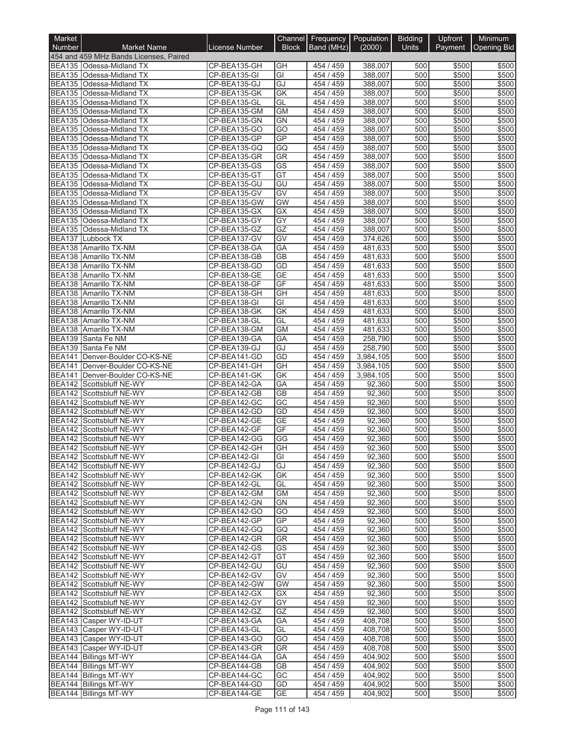| Market Number | Market Name | License Number | Channel Block | Frequency Band (MHz) | Population (2000) | Bidding Units | Upfront Payment | Minimum Opening Bid |
|---|---|---|---|---|---|---|---|---|
| 454 and 459 MHz Bands Licenses, Paired | | | | | | | | |
| BEA135 | Odessa-Midland TX | CP-BEA135-GH | GH | 454 / 459 | 388,007 | 500 | $500 | $500 |
| BEA135 | Odessa-Midland TX | CP-BEA135-GI | GI | 454 / 459 | 388,007 | 500 | $500 | $500 |
| BEA135 | Odessa-Midland TX | CP-BEA135-GJ | GJ | 454 / 459 | 388,007 | 500 | $500 | $500 |
| BEA135 | Odessa-Midland TX | CP-BEA135-GK | GK | 454 / 459 | 388,007 | 500 | $500 | $500 |
| BEA135 | Odessa-Midland TX | CP-BEA135-GL | GL | 454 / 459 | 388,007 | 500 | $500 | $500 |
| BEA135 | Odessa-Midland TX | CP-BEA135-GM | GM | 454 / 459 | 388,007 | 500 | $500 | $500 |
| BEA135 | Odessa-Midland TX | CP-BEA135-GN | GN | 454 / 459 | 388,007 | 500 | $500 | $500 |
| BEA135 | Odessa-Midland TX | CP-BEA135-GO | GO | 454 / 459 | 388,007 | 500 | $500 | $500 |
| BEA135 | Odessa-Midland TX | CP-BEA135-GP | GP | 454 / 459 | 388,007 | 500 | $500 | $500 |
| BEA135 | Odessa-Midland TX | CP-BEA135-GQ | GQ | 454 / 459 | 388,007 | 500 | $500 | $500 |
| BEA135 | Odessa-Midland TX | CP-BEA135-GR | GR | 454 / 459 | 388,007 | 500 | $500 | $500 |
| BEA135 | Odessa-Midland TX | CP-BEA135-GS | GS | 454 / 459 | 388,007 | 500 | $500 | $500 |
| BEA135 | Odessa-Midland TX | CP-BEA135-GT | GT | 454 / 459 | 388,007 | 500 | $500 | $500 |
| BEA135 | Odessa-Midland TX | CP-BEA135-GU | GU | 454 / 459 | 388,007 | 500 | $500 | $500 |
| BEA135 | Odessa-Midland TX | CP-BEA135-GV | GV | 454 / 459 | 388,007 | 500 | $500 | $500 |
| BEA135 | Odessa-Midland TX | CP-BEA135-GW | GW | 454 / 459 | 388,007 | 500 | $500 | $500 |
| BEA135 | Odessa-Midland TX | CP-BEA135-GX | GX | 454 / 459 | 388,007 | 500 | $500 | $500 |
| BEA135 | Odessa-Midland TX | CP-BEA135-GY | GY | 454 / 459 | 388,007 | 500 | $500 | $500 |
| BEA135 | Odessa-Midland TX | CP-BEA135-GZ | GZ | 454 / 459 | 388,007 | 500 | $500 | $500 |
| BEA137 | Lubbock TX | CP-BEA137-GV | GV | 454 / 459 | 374,626 | 500 | $500 | $500 |
| BEA138 | Amarillo TX-NM | CP-BEA138-GA | GA | 454 / 459 | 481,633 | 500 | $500 | $500 |
| BEA138 | Amarillo TX-NM | CP-BEA138-GB | GB | 454 / 459 | 481,633 | 500 | $500 | $500 |
| BEA138 | Amarillo TX-NM | CP-BEA138-GD | GD | 454 / 459 | 481,633 | 500 | $500 | $500 |
| BEA138 | Amarillo TX-NM | CP-BEA138-GE | GE | 454 / 459 | 481,633 | 500 | $500 | $500 |
| BEA138 | Amarillo TX-NM | CP-BEA138-GF | GF | 454 / 459 | 481,633 | 500 | $500 | $500 |
| BEA138 | Amarillo TX-NM | CP-BEA138-GH | GH | 454 / 459 | 481,633 | 500 | $500 | $500 |
| BEA138 | Amarillo TX-NM | CP-BEA138-GI | GI | 454 / 459 | 481,633 | 500 | $500 | $500 |
| BEA138 | Amarillo TX-NM | CP-BEA138-GK | GK | 454 / 459 | 481,633 | 500 | $500 | $500 |
| BEA138 | Amarillo TX-NM | CP-BEA138-GL | GL | 454 / 459 | 481,633 | 500 | $500 | $500 |
| BEA138 | Amarillo TX-NM | CP-BEA138-GM | GM | 454 / 459 | 481,633 | 500 | $500 | $500 |
| BEA139 | Santa Fe NM | CP-BEA139-GA | GA | 454 / 459 | 258,790 | 500 | $500 | $500 |
| BEA139 | Santa Fe NM | CP-BEA139-GJ | GJ | 454 / 459 | 258,790 | 500 | $500 | $500 |
| BEA141 | Denver-Boulder CO-KS-NE | CP-BEA141-GD | GD | 454 / 459 | 3,984,105 | 500 | $500 | $500 |
| BEA141 | Denver-Boulder CO-KS-NE | CP-BEA141-GH | GH | 454 / 459 | 3,984,105 | 500 | $500 | $500 |
| BEA141 | Denver-Boulder CO-KS-NE | CP-BEA141-GK | GK | 454 / 459 | 3,984,105 | 500 | $500 | $500 |
| BEA142 | Scottsbluff NE-WY | CP-BEA142-GA | GA | 454 / 459 | 92,360 | 500 | $500 | $500 |
| BEA142 | Scottsbluff NE-WY | CP-BEA142-GB | GB | 454 / 459 | 92,360 | 500 | $500 | $500 |
| BEA142 | Scottsbluff NE-WY | CP-BEA142-GC | GC | 454 / 459 | 92,360 | 500 | $500 | $500 |
| BEA142 | Scottsbluff NE-WY | CP-BEA142-GD | GD | 454 / 459 | 92,360 | 500 | $500 | $500 |
| BEA142 | Scottsbluff NE-WY | CP-BEA142-GE | GE | 454 / 459 | 92,360 | 500 | $500 | $500 |
| BEA142 | Scottsbluff NE-WY | CP-BEA142-GF | GF | 454 / 459 | 92,360 | 500 | $500 | $500 |
| BEA142 | Scottsbluff NE-WY | CP-BEA142-GG | GG | 454 / 459 | 92,360 | 500 | $500 | $500 |
| BEA142 | Scottsbluff NE-WY | CP-BEA142-GH | GH | 454 / 459 | 92,360 | 500 | $500 | $500 |
| BEA142 | Scottsbluff NE-WY | CP-BEA142-GI | GI | 454 / 459 | 92,360 | 500 | $500 | $500 |
| BEA142 | Scottsbluff NE-WY | CP-BEA142-GJ | GJ | 454 / 459 | 92,360 | 500 | $500 | $500 |
| BEA142 | Scottsbluff NE-WY | CP-BEA142-GK | GK | 454 / 459 | 92,360 | 500 | $500 | $500 |
| BEA142 | Scottsbluff NE-WY | CP-BEA142-GL | GL | 454 / 459 | 92,360 | 500 | $500 | $500 |
| BEA142 | Scottsbluff NE-WY | CP-BEA142-GM | GM | 454 / 459 | 92,360 | 500 | $500 | $500 |
| BEA142 | Scottsbluff NE-WY | CP-BEA142-GN | GN | 454 / 459 | 92,360 | 500 | $500 | $500 |
| BEA142 | Scottsbluff NE-WY | CP-BEA142-GO | GO | 454 / 459 | 92,360 | 500 | $500 | $500 |
| BEA142 | Scottsbluff NE-WY | CP-BEA142-GP | GP | 454 / 459 | 92,360 | 500 | $500 | $500 |
| BEA142 | Scottsbluff NE-WY | CP-BEA142-GQ | GQ | 454 / 459 | 92,360 | 500 | $500 | $500 |
| BEA142 | Scottsbluff NE-WY | CP-BEA142-GR | GR | 454 / 459 | 92,360 | 500 | $500 | $500 |
| BEA142 | Scottsbluff NE-WY | CP-BEA142-GS | GS | 454 / 459 | 92,360 | 500 | $500 | $500 |
| BEA142 | Scottsbluff NE-WY | CP-BEA142-GT | GT | 454 / 459 | 92,360 | 500 | $500 | $500 |
| BEA142 | Scottsbluff NE-WY | CP-BEA142-GU | GU | 454 / 459 | 92,360 | 500 | $500 | $500 |
| BEA142 | Scottsbluff NE-WY | CP-BEA142-GV | GV | 454 / 459 | 92,360 | 500 | $500 | $500 |
| BEA142 | Scottsbluff NE-WY | CP-BEA142-GW | GW | 454 / 459 | 92,360 | 500 | $500 | $500 |
| BEA142 | Scottsbluff NE-WY | CP-BEA142-GX | GX | 454 / 459 | 92,360 | 500 | $500 | $500 |
| BEA142 | Scottsbluff NE-WY | CP-BEA142-GY | GY | 454 / 459 | 92,360 | 500 | $500 | $500 |
| BEA142 | Scottsbluff NE-WY | CP-BEA142-GZ | GZ | 454 / 459 | 92,360 | 500 | $500 | $500 |
| BEA143 | Casper WY-ID-UT | CP-BEA143-GA | GA | 454 / 459 | 408,708 | 500 | $500 | $500 |
| BEA143 | Casper WY-ID-UT | CP-BEA143-GL | GL | 454 / 459 | 408,708 | 500 | $500 | $500 |
| BEA143 | Casper WY-ID-UT | CP-BEA143-GO | GO | 454 / 459 | 408,708 | 500 | $500 | $500 |
| BEA143 | Casper WY-ID-UT | CP-BEA143-GR | GR | 454 / 459 | 408,708 | 500 | $500 | $500 |
| BEA144 | Billings MT-WY | CP-BEA144-GA | GA | 454 / 459 | 404,902 | 500 | $500 | $500 |
| BEA144 | Billings MT-WY | CP-BEA144-GB | GB | 454 / 459 | 404,902 | 500 | $500 | $500 |
| BEA144 | Billings MT-WY | CP-BEA144-GC | GC | 454 / 459 | 404,902 | 500 | $500 | $500 |
| BEA144 | Billings MT-WY | CP-BEA144-GD | GD | 454 / 459 | 404,902 | 500 | $500 | $500 |
| BEA144 | Billings MT-WY | CP-BEA144-GE | GE | 454 / 459 | 404,902 | 500 | $500 | $500 |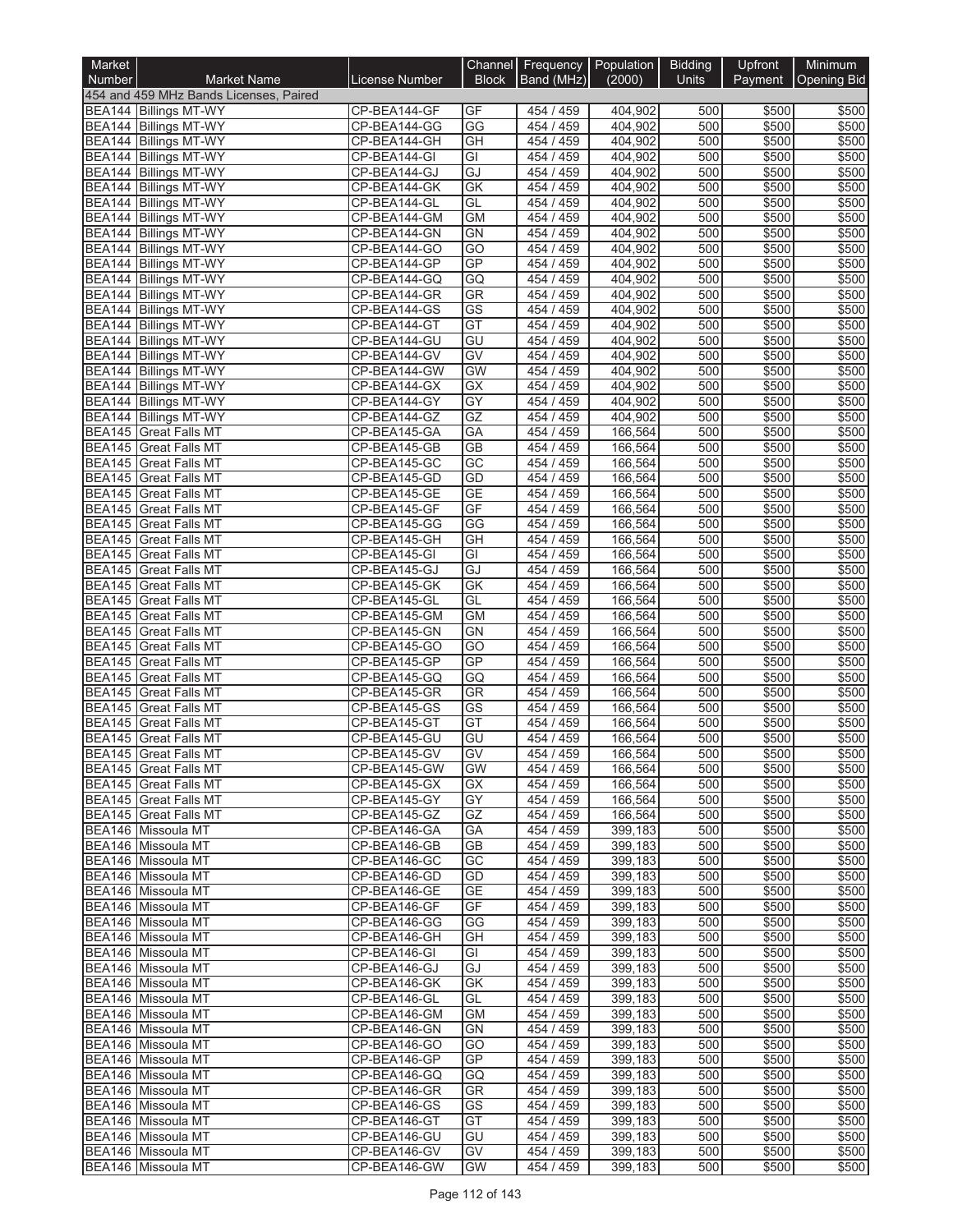| Market Number | Market Name | License Number | Channel Block | Frequency Band (MHz) | Population (2000) | Bidding Units | Upfront Payment | Minimum Opening Bid |
|---|---|---|---|---|---|---|---|---|
| 454 and 459 MHz Bands Licenses, Paired | | | | | | | | |
| BEA144 | Billings MT-WY | CP-BEA144-GF | GF | 454 / 459 | 404,902 | 500 | $500 | $500 |
| BEA144 | Billings MT-WY | CP-BEA144-GG | GG | 454 / 459 | 404,902 | 500 | $500 | $500 |
| BEA144 | Billings MT-WY | CP-BEA144-GH | GH | 454 / 459 | 404,902 | 500 | $500 | $500 |
| BEA144 | Billings MT-WY | CP-BEA144-GI | GI | 454 / 459 | 404,902 | 500 | $500 | $500 |
| BEA144 | Billings MT-WY | CP-BEA144-GJ | GJ | 454 / 459 | 404,902 | 500 | $500 | $500 |
| BEA144 | Billings MT-WY | CP-BEA144-GK | GK | 454 / 459 | 404,902 | 500 | $500 | $500 |
| BEA144 | Billings MT-WY | CP-BEA144-GL | GL | 454 / 459 | 404,902 | 500 | $500 | $500 |
| BEA144 | Billings MT-WY | CP-BEA144-GM | GM | 454 / 459 | 404,902 | 500 | $500 | $500 |
| BEA144 | Billings MT-WY | CP-BEA144-GN | GN | 454 / 459 | 404,902 | 500 | $500 | $500 |
| BEA144 | Billings MT-WY | CP-BEA144-GO | GO | 454 / 459 | 404,902 | 500 | $500 | $500 |
| BEA144 | Billings MT-WY | CP-BEA144-GP | GP | 454 / 459 | 404,902 | 500 | $500 | $500 |
| BEA144 | Billings MT-WY | CP-BEA144-GQ | GQ | 454 / 459 | 404,902 | 500 | $500 | $500 |
| BEA144 | Billings MT-WY | CP-BEA144-GR | GR | 454 / 459 | 404,902 | 500 | $500 | $500 |
| BEA144 | Billings MT-WY | CP-BEA144-GS | GS | 454 / 459 | 404,902 | 500 | $500 | $500 |
| BEA144 | Billings MT-WY | CP-BEA144-GT | GT | 454 / 459 | 404,902 | 500 | $500 | $500 |
| BEA144 | Billings MT-WY | CP-BEA144-GU | GU | 454 / 459 | 404,902 | 500 | $500 | $500 |
| BEA144 | Billings MT-WY | CP-BEA144-GV | GV | 454 / 459 | 404,902 | 500 | $500 | $500 |
| BEA144 | Billings MT-WY | CP-BEA144-GW | GW | 454 / 459 | 404,902 | 500 | $500 | $500 |
| BEA144 | Billings MT-WY | CP-BEA144-GX | GX | 454 / 459 | 404,902 | 500 | $500 | $500 |
| BEA144 | Billings MT-WY | CP-BEA144-GY | GY | 454 / 459 | 404,902 | 500 | $500 | $500 |
| BEA144 | Billings MT-WY | CP-BEA144-GZ | GZ | 454 / 459 | 404,902 | 500 | $500 | $500 |
| BEA145 | Great Falls MT | CP-BEA145-GA | GA | 454 / 459 | 166,564 | 500 | $500 | $500 |
| BEA145 | Great Falls MT | CP-BEA145-GB | GB | 454 / 459 | 166,564 | 500 | $500 | $500 |
| BEA145 | Great Falls MT | CP-BEA145-GC | GC | 454 / 459 | 166,564 | 500 | $500 | $500 |
| BEA145 | Great Falls MT | CP-BEA145-GD | GD | 454 / 459 | 166,564 | 500 | $500 | $500 |
| BEA145 | Great Falls MT | CP-BEA145-GE | GE | 454 / 459 | 166,564 | 500 | $500 | $500 |
| BEA145 | Great Falls MT | CP-BEA145-GF | GF | 454 / 459 | 166,564 | 500 | $500 | $500 |
| BEA145 | Great Falls MT | CP-BEA145-GG | GG | 454 / 459 | 166,564 | 500 | $500 | $500 |
| BEA145 | Great Falls MT | CP-BEA145-GH | GH | 454 / 459 | 166,564 | 500 | $500 | $500 |
| BEA145 | Great Falls MT | CP-BEA145-GI | GI | 454 / 459 | 166,564 | 500 | $500 | $500 |
| BEA145 | Great Falls MT | CP-BEA145-GJ | GJ | 454 / 459 | 166,564 | 500 | $500 | $500 |
| BEA145 | Great Falls MT | CP-BEA145-GK | GK | 454 / 459 | 166,564 | 500 | $500 | $500 |
| BEA145 | Great Falls MT | CP-BEA145-GL | GL | 454 / 459 | 166,564 | 500 | $500 | $500 |
| BEA145 | Great Falls MT | CP-BEA145-GM | GM | 454 / 459 | 166,564 | 500 | $500 | $500 |
| BEA145 | Great Falls MT | CP-BEA145-GN | GN | 454 / 459 | 166,564 | 500 | $500 | $500 |
| BEA145 | Great Falls MT | CP-BEA145-GO | GO | 454 / 459 | 166,564 | 500 | $500 | $500 |
| BEA145 | Great Falls MT | CP-BEA145-GP | GP | 454 / 459 | 166,564 | 500 | $500 | $500 |
| BEA145 | Great Falls MT | CP-BEA145-GQ | GQ | 454 / 459 | 166,564 | 500 | $500 | $500 |
| BEA145 | Great Falls MT | CP-BEA145-GR | GR | 454 / 459 | 166,564 | 500 | $500 | $500 |
| BEA145 | Great Falls MT | CP-BEA145-GS | GS | 454 / 459 | 166,564 | 500 | $500 | $500 |
| BEA145 | Great Falls MT | CP-BEA145-GT | GT | 454 / 459 | 166,564 | 500 | $500 | $500 |
| BEA145 | Great Falls MT | CP-BEA145-GU | GU | 454 / 459 | 166,564 | 500 | $500 | $500 |
| BEA145 | Great Falls MT | CP-BEA145-GV | GV | 454 / 459 | 166,564 | 500 | $500 | $500 |
| BEA145 | Great Falls MT | CP-BEA145-GW | GW | 454 / 459 | 166,564 | 500 | $500 | $500 |
| BEA145 | Great Falls MT | CP-BEA145-GX | GX | 454 / 459 | 166,564 | 500 | $500 | $500 |
| BEA145 | Great Falls MT | CP-BEA145-GY | GY | 454 / 459 | 166,564 | 500 | $500 | $500 |
| BEA145 | Great Falls MT | CP-BEA145-GZ | GZ | 454 / 459 | 166,564 | 500 | $500 | $500 |
| BEA146 | Missoula MT | CP-BEA146-GA | GA | 454 / 459 | 399,183 | 500 | $500 | $500 |
| BEA146 | Missoula MT | CP-BEA146-GB | GB | 454 / 459 | 399,183 | 500 | $500 | $500 |
| BEA146 | Missoula MT | CP-BEA146-GC | GC | 454 / 459 | 399,183 | 500 | $500 | $500 |
| BEA146 | Missoula MT | CP-BEA146-GD | GD | 454 / 459 | 399,183 | 500 | $500 | $500 |
| BEA146 | Missoula MT | CP-BEA146-GE | GE | 454 / 459 | 399,183 | 500 | $500 | $500 |
| BEA146 | Missoula MT | CP-BEA146-GF | GF | 454 / 459 | 399,183 | 500 | $500 | $500 |
| BEA146 | Missoula MT | CP-BEA146-GG | GG | 454 / 459 | 399,183 | 500 | $500 | $500 |
| BEA146 | Missoula MT | CP-BEA146-GH | GH | 454 / 459 | 399,183 | 500 | $500 | $500 |
| BEA146 | Missoula MT | CP-BEA146-GI | GI | 454 / 459 | 399,183 | 500 | $500 | $500 |
| BEA146 | Missoula MT | CP-BEA146-GJ | GJ | 454 / 459 | 399,183 | 500 | $500 | $500 |
| BEA146 | Missoula MT | CP-BEA146-GK | GK | 454 / 459 | 399,183 | 500 | $500 | $500 |
| BEA146 | Missoula MT | CP-BEA146-GL | GL | 454 / 459 | 399,183 | 500 | $500 | $500 |
| BEA146 | Missoula MT | CP-BEA146-GM | GM | 454 / 459 | 399,183 | 500 | $500 | $500 |
| BEA146 | Missoula MT | CP-BEA146-GN | GN | 454 / 459 | 399,183 | 500 | $500 | $500 |
| BEA146 | Missoula MT | CP-BEA146-GO | GO | 454 / 459 | 399,183 | 500 | $500 | $500 |
| BEA146 | Missoula MT | CP-BEA146-GP | GP | 454 / 459 | 399,183 | 500 | $500 | $500 |
| BEA146 | Missoula MT | CP-BEA146-GQ | GQ | 454 / 459 | 399,183 | 500 | $500 | $500 |
| BEA146 | Missoula MT | CP-BEA146-GR | GR | 454 / 459 | 399,183 | 500 | $500 | $500 |
| BEA146 | Missoula MT | CP-BEA146-GS | GS | 454 / 459 | 399,183 | 500 | $500 | $500 |
| BEA146 | Missoula MT | CP-BEA146-GT | GT | 454 / 459 | 399,183 | 500 | $500 | $500 |
| BEA146 | Missoula MT | CP-BEA146-GU | GU | 454 / 459 | 399,183 | 500 | $500 | $500 |
| BEA146 | Missoula MT | CP-BEA146-GV | GV | 454 / 459 | 399,183 | 500 | $500 | $500 |
| BEA146 | Missoula MT | CP-BEA146-GW | GW | 454 / 459 | 399,183 | 500 | $500 | $500 |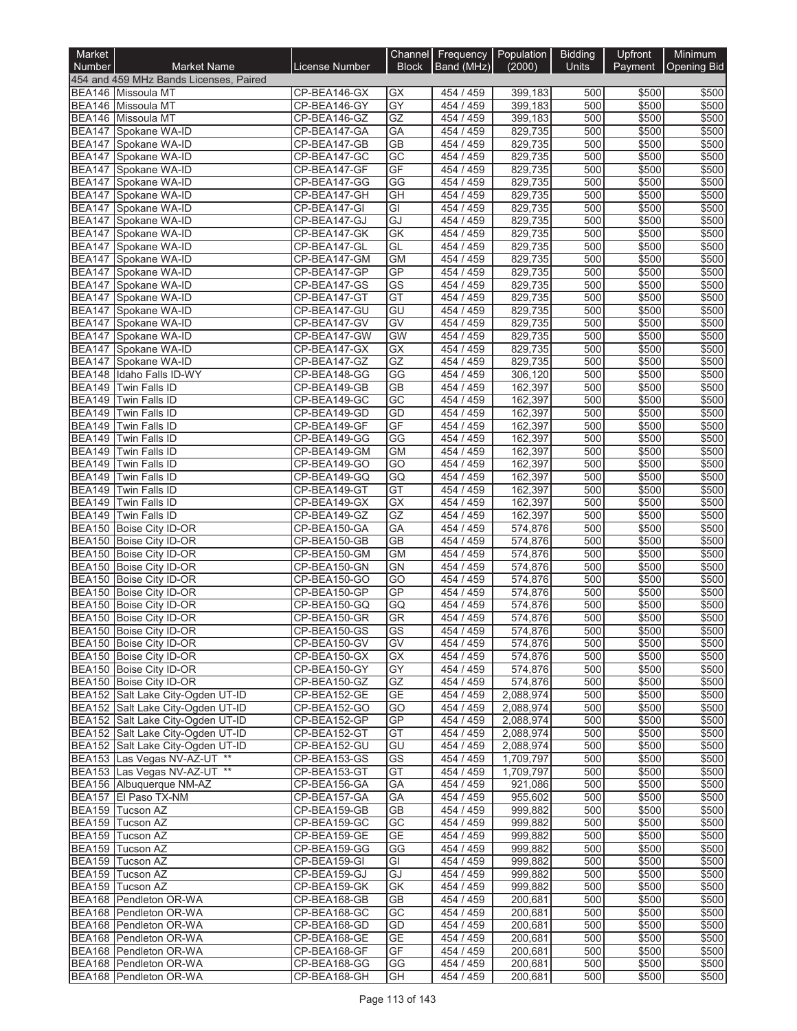| Market Number | Market Name | License Number | Channel Block | Frequency Band (MHz) | Population (2000) | Bidding Units | Upfront Payment | Minimum Opening Bid |
|---|---|---|---|---|---|---|---|---|
| 454 and 459 MHz Bands Licenses, Paired | | | | | | | | |
| BEA146 | Missoula MT | CP-BEA146-GX | GX | 454 / 459 | 399,183 | 500 | $500 | $500 |
| BEA146 | Missoula MT | CP-BEA146-GY | GY | 454 / 459 | 399,183 | 500 | $500 | $500 |
| BEA146 | Missoula MT | CP-BEA146-GZ | GZ | 454 / 459 | 399,183 | 500 | $500 | $500 |
| BEA147 | Spokane WA-ID | CP-BEA147-GA | GA | 454 / 459 | 829,735 | 500 | $500 | $500 |
| BEA147 | Spokane WA-ID | CP-BEA147-GB | GB | 454 / 459 | 829,735 | 500 | $500 | $500 |
| BEA147 | Spokane WA-ID | CP-BEA147-GC | GC | 454 / 459 | 829,735 | 500 | $500 | $500 |
| BEA147 | Spokane WA-ID | CP-BEA147-GF | GF | 454 / 459 | 829,735 | 500 | $500 | $500 |
| BEA147 | Spokane WA-ID | CP-BEA147-GG | GG | 454 / 459 | 829,735 | 500 | $500 | $500 |
| BEA147 | Spokane WA-ID | CP-BEA147-GH | GH | 454 / 459 | 829,735 | 500 | $500 | $500 |
| BEA147 | Spokane WA-ID | CP-BEA147-GI | GI | 454 / 459 | 829,735 | 500 | $500 | $500 |
| BEA147 | Spokane WA-ID | CP-BEA147-GJ | GJ | 454 / 459 | 829,735 | 500 | $500 | $500 |
| BEA147 | Spokane WA-ID | CP-BEA147-GK | GK | 454 / 459 | 829,735 | 500 | $500 | $500 |
| BEA147 | Spokane WA-ID | CP-BEA147-GL | GL | 454 / 459 | 829,735 | 500 | $500 | $500 |
| BEA147 | Spokane WA-ID | CP-BEA147-GM | GM | 454 / 459 | 829,735 | 500 | $500 | $500 |
| BEA147 | Spokane WA-ID | CP-BEA147-GP | GP | 454 / 459 | 829,735 | 500 | $500 | $500 |
| BEA147 | Spokane WA-ID | CP-BEA147-GS | GS | 454 / 459 | 829,735 | 500 | $500 | $500 |
| BEA147 | Spokane WA-ID | CP-BEA147-GT | GT | 454 / 459 | 829,735 | 500 | $500 | $500 |
| BEA147 | Spokane WA-ID | CP-BEA147-GU | GU | 454 / 459 | 829,735 | 500 | $500 | $500 |
| BEA147 | Spokane WA-ID | CP-BEA147-GV | GV | 454 / 459 | 829,735 | 500 | $500 | $500 |
| BEA147 | Spokane WA-ID | CP-BEA147-GW | GW | 454 / 459 | 829,735 | 500 | $500 | $500 |
| BEA147 | Spokane WA-ID | CP-BEA147-GX | GX | 454 / 459 | 829,735 | 500 | $500 | $500 |
| BEA147 | Spokane WA-ID | CP-BEA147-GZ | GZ | 454 / 459 | 829,735 | 500 | $500 | $500 |
| BEA148 | Idaho Falls ID-WY | CP-BEA148-GG | GG | 454 / 459 | 306,120 | 500 | $500 | $500 |
| BEA149 | Twin Falls ID | CP-BEA149-GB | GB | 454 / 459 | 162,397 | 500 | $500 | $500 |
| BEA149 | Twin Falls ID | CP-BEA149-GC | GC | 454 / 459 | 162,397 | 500 | $500 | $500 |
| BEA149 | Twin Falls ID | CP-BEA149-GD | GD | 454 / 459 | 162,397 | 500 | $500 | $500 |
| BEA149 | Twin Falls ID | CP-BEA149-GF | GF | 454 / 459 | 162,397 | 500 | $500 | $500 |
| BEA149 | Twin Falls ID | CP-BEA149-GG | GG | 454 / 459 | 162,397 | 500 | $500 | $500 |
| BEA149 | Twin Falls ID | CP-BEA149-GM | GM | 454 / 459 | 162,397 | 500 | $500 | $500 |
| BEA149 | Twin Falls ID | CP-BEA149-GO | GO | 454 / 459 | 162,397 | 500 | $500 | $500 |
| BEA149 | Twin Falls ID | CP-BEA149-GQ | GQ | 454 / 459 | 162,397 | 500 | $500 | $500 |
| BEA149 | Twin Falls ID | CP-BEA149-GT | GT | 454 / 459 | 162,397 | 500 | $500 | $500 |
| BEA149 | Twin Falls ID | CP-BEA149-GX | GX | 454 / 459 | 162,397 | 500 | $500 | $500 |
| BEA149 | Twin Falls ID | CP-BEA149-GZ | GZ | 454 / 459 | 162,397 | 500 | $500 | $500 |
| BEA150 | Boise City ID-OR | CP-BEA150-GA | GA | 454 / 459 | 574,876 | 500 | $500 | $500 |
| BEA150 | Boise City ID-OR | CP-BEA150-GB | GB | 454 / 459 | 574,876 | 500 | $500 | $500 |
| BEA150 | Boise City ID-OR | CP-BEA150-GM | GM | 454 / 459 | 574,876 | 500 | $500 | $500 |
| BEA150 | Boise City ID-OR | CP-BEA150-GN | GN | 454 / 459 | 574,876 | 500 | $500 | $500 |
| BEA150 | Boise City ID-OR | CP-BEA150-GO | GO | 454 / 459 | 574,876 | 500 | $500 | $500 |
| BEA150 | Boise City ID-OR | CP-BEA150-GP | GP | 454 / 459 | 574,876 | 500 | $500 | $500 |
| BEA150 | Boise City ID-OR | CP-BEA150-GQ | GQ | 454 / 459 | 574,876 | 500 | $500 | $500 |
| BEA150 | Boise City ID-OR | CP-BEA150-GR | GR | 454 / 459 | 574,876 | 500 | $500 | $500 |
| BEA150 | Boise City ID-OR | CP-BEA150-GS | GS | 454 / 459 | 574,876 | 500 | $500 | $500 |
| BEA150 | Boise City ID-OR | CP-BEA150-GV | GV | 454 / 459 | 574,876 | 500 | $500 | $500 |
| BEA150 | Boise City ID-OR | CP-BEA150-GX | GX | 454 / 459 | 574,876 | 500 | $500 | $500 |
| BEA150 | Boise City ID-OR | CP-BEA150-GY | GY | 454 / 459 | 574,876 | 500 | $500 | $500 |
| BEA150 | Boise City ID-OR | CP-BEA150-GZ | GZ | 454 / 459 | 574,876 | 500 | $500 | $500 |
| BEA152 | Salt Lake City-Ogden UT-ID | CP-BEA152-GE | GE | 454 / 459 | 2,088,974 | 500 | $500 | $500 |
| BEA152 | Salt Lake City-Ogden UT-ID | CP-BEA152-GO | GO | 454 / 459 | 2,088,974 | 500 | $500 | $500 |
| BEA152 | Salt Lake City-Ogden UT-ID | CP-BEA152-GP | GP | 454 / 459 | 2,088,974 | 500 | $500 | $500 |
| BEA152 | Salt Lake City-Ogden UT-ID | CP-BEA152-GT | GT | 454 / 459 | 2,088,974 | 500 | $500 | $500 |
| BEA152 | Salt Lake City-Ogden UT-ID | CP-BEA152-GU | GU | 454 / 459 | 2,088,974 | 500 | $500 | $500 |
| BEA153 | Las Vegas NV-AZ-UT ** | CP-BEA153-GS | GS | 454 / 459 | 1,709,797 | 500 | $500 | $500 |
| BEA153 | Las Vegas NV-AZ-UT ** | CP-BEA153-GT | GT | 454 / 459 | 1,709,797 | 500 | $500 | $500 |
| BEA156 | Albuquerque NM-AZ | CP-BEA156-GA | GA | 454 / 459 | 921,086 | 500 | $500 | $500 |
| BEA157 | El Paso TX-NM | CP-BEA157-GA | GA | 454 / 459 | 955,602 | 500 | $500 | $500 |
| BEA159 | Tucson AZ | CP-BEA159-GB | GB | 454 / 459 | 999,882 | 500 | $500 | $500 |
| BEA159 | Tucson AZ | CP-BEA159-GC | GC | 454 / 459 | 999,882 | 500 | $500 | $500 |
| BEA159 | Tucson AZ | CP-BEA159-GE | GE | 454 / 459 | 999,882 | 500 | $500 | $500 |
| BEA159 | Tucson AZ | CP-BEA159-GG | GG | 454 / 459 | 999,882 | 500 | $500 | $500 |
| BEA159 | Tucson AZ | CP-BEA159-GI | GI | 454 / 459 | 999,882 | 500 | $500 | $500 |
| BEA159 | Tucson AZ | CP-BEA159-GJ | GJ | 454 / 459 | 999,882 | 500 | $500 | $500 |
| BEA159 | Tucson AZ | CP-BEA159-GK | GK | 454 / 459 | 999,882 | 500 | $500 | $500 |
| BEA168 | Pendleton OR-WA | CP-BEA168-GB | GB | 454 / 459 | 200,681 | 500 | $500 | $500 |
| BEA168 | Pendleton OR-WA | CP-BEA168-GC | GC | 454 / 459 | 200,681 | 500 | $500 | $500 |
| BEA168 | Pendleton OR-WA | CP-BEA168-GD | GD | 454 / 459 | 200,681 | 500 | $500 | $500 |
| BEA168 | Pendleton OR-WA | CP-BEA168-GE | GE | 454 / 459 | 200,681 | 500 | $500 | $500 |
| BEA168 | Pendleton OR-WA | CP-BEA168-GF | GF | 454 / 459 | 200,681 | 500 | $500 | $500 |
| BEA168 | Pendleton OR-WA | CP-BEA168-GG | GG | 454 / 459 | 200,681 | 500 | $500 | $500 |
| BEA168 | Pendleton OR-WA | CP-BEA168-GH | GH | 454 / 459 | 200,681 | 500 | $500 | $500 |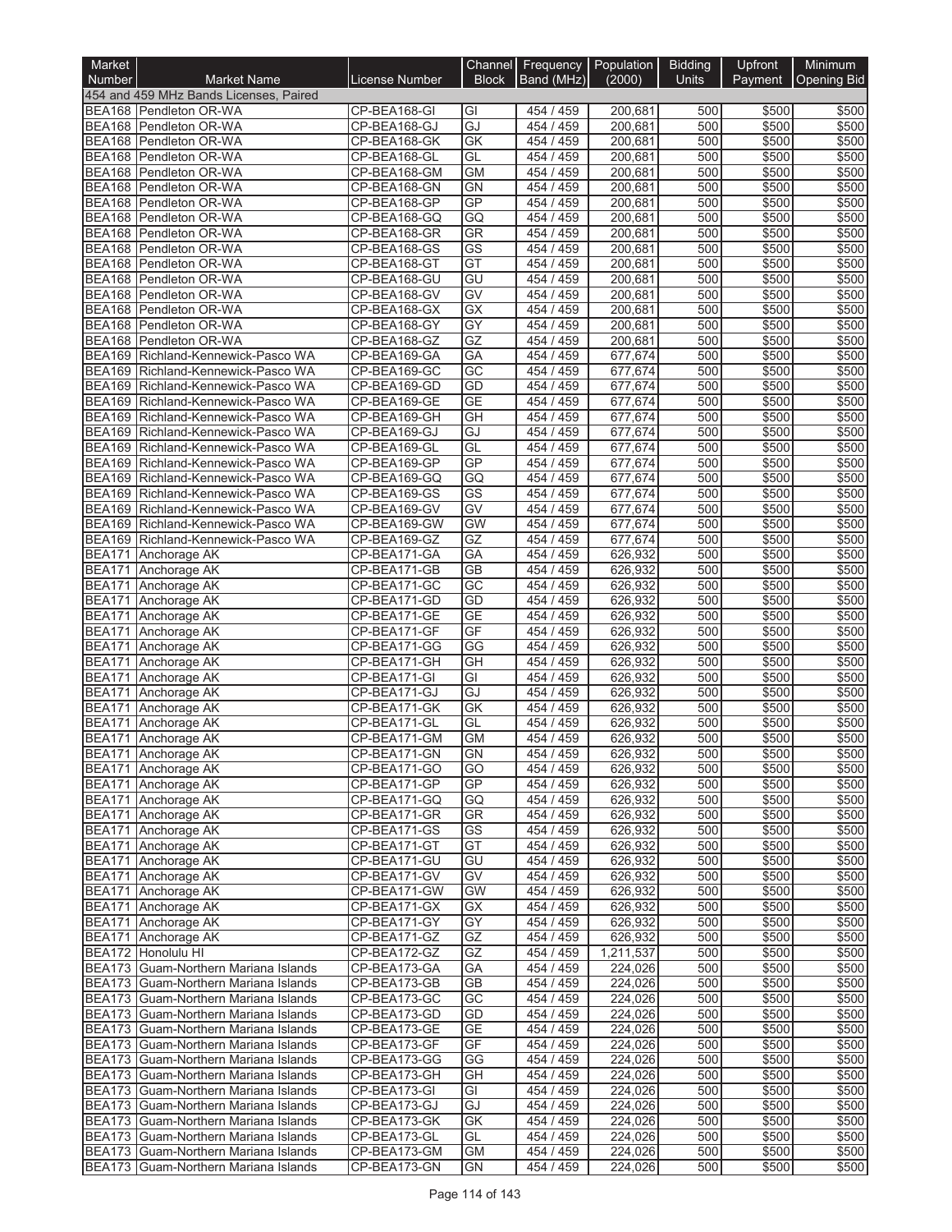| Market Number | Market Name | License Number | Channel Block | Frequency Band (MHz) | Population (2000) | Bidding Units | Upfront Payment | Minimum Opening Bid |
|---|---|---|---|---|---|---|---|---|
| 454 and 459 MHz Bands Licenses, Paired | | | | | | | | |
| BEA168 | Pendleton OR-WA | CP-BEA168-GI | GI | 454 / 459 | 200,681 | 500 | $500 | $500 |
| BEA168 | Pendleton OR-WA | CP-BEA168-GJ | GJ | 454 / 459 | 200,681 | 500 | $500 | $500 |
| BEA168 | Pendleton OR-WA | CP-BEA168-GK | GK | 454 / 459 | 200,681 | 500 | $500 | $500 |
| BEA168 | Pendleton OR-WA | CP-BEA168-GL | GL | 454 / 459 | 200,681 | 500 | $500 | $500 |
| BEA168 | Pendleton OR-WA | CP-BEA168-GM | GM | 454 / 459 | 200,681 | 500 | $500 | $500 |
| BEA168 | Pendleton OR-WA | CP-BEA168-GN | GN | 454 / 459 | 200,681 | 500 | $500 | $500 |
| BEA168 | Pendleton OR-WA | CP-BEA168-GP | GP | 454 / 459 | 200,681 | 500 | $500 | $500 |
| BEA168 | Pendleton OR-WA | CP-BEA168-GQ | GQ | 454 / 459 | 200,681 | 500 | $500 | $500 |
| BEA168 | Pendleton OR-WA | CP-BEA168-GR | GR | 454 / 459 | 200,681 | 500 | $500 | $500 |
| BEA168 | Pendleton OR-WA | CP-BEA168-GS | GS | 454 / 459 | 200,681 | 500 | $500 | $500 |
| BEA168 | Pendleton OR-WA | CP-BEA168-GT | GT | 454 / 459 | 200,681 | 500 | $500 | $500 |
| BEA168 | Pendleton OR-WA | CP-BEA168-GU | GU | 454 / 459 | 200,681 | 500 | $500 | $500 |
| BEA168 | Pendleton OR-WA | CP-BEA168-GV | GV | 454 / 459 | 200,681 | 500 | $500 | $500 |
| BEA168 | Pendleton OR-WA | CP-BEA168-GX | GX | 454 / 459 | 200,681 | 500 | $500 | $500 |
| BEA168 | Pendleton OR-WA | CP-BEA168-GY | GY | 454 / 459 | 200,681 | 500 | $500 | $500 |
| BEA168 | Pendleton OR-WA | CP-BEA168-GZ | GZ | 454 / 459 | 200,681 | 500 | $500 | $500 |
| BEA169 | Richland-Kennewick-Pasco WA | CP-BEA169-GA | GA | 454 / 459 | 677,674 | 500 | $500 | $500 |
| BEA169 | Richland-Kennewick-Pasco WA | CP-BEA169-GC | GC | 454 / 459 | 677,674 | 500 | $500 | $500 |
| BEA169 | Richland-Kennewick-Pasco WA | CP-BEA169-GD | GD | 454 / 459 | 677,674 | 500 | $500 | $500 |
| BEA169 | Richland-Kennewick-Pasco WA | CP-BEA169-GE | GE | 454 / 459 | 677,674 | 500 | $500 | $500 |
| BEA169 | Richland-Kennewick-Pasco WA | CP-BEA169-GH | GH | 454 / 459 | 677,674 | 500 | $500 | $500 |
| BEA169 | Richland-Kennewick-Pasco WA | CP-BEA169-GJ | GJ | 454 / 459 | 677,674 | 500 | $500 | $500 |
| BEA169 | Richland-Kennewick-Pasco WA | CP-BEA169-GL | GL | 454 / 459 | 677,674 | 500 | $500 | $500 |
| BEA169 | Richland-Kennewick-Pasco WA | CP-BEA169-GP | GP | 454 / 459 | 677,674 | 500 | $500 | $500 |
| BEA169 | Richland-Kennewick-Pasco WA | CP-BEA169-GQ | GQ | 454 / 459 | 677,674 | 500 | $500 | $500 |
| BEA169 | Richland-Kennewick-Pasco WA | CP-BEA169-GS | GS | 454 / 459 | 677,674 | 500 | $500 | $500 |
| BEA169 | Richland-Kennewick-Pasco WA | CP-BEA169-GV | GV | 454 / 459 | 677,674 | 500 | $500 | $500 |
| BEA169 | Richland-Kennewick-Pasco WA | CP-BEA169-GW | GW | 454 / 459 | 677,674 | 500 | $500 | $500 |
| BEA169 | Richland-Kennewick-Pasco WA | CP-BEA169-GZ | GZ | 454 / 459 | 677,674 | 500 | $500 | $500 |
| BEA171 | Anchorage AK | CP-BEA171-GA | GA | 454 / 459 | 626,932 | 500 | $500 | $500 |
| BEA171 | Anchorage AK | CP-BEA171-GB | GB | 454 / 459 | 626,932 | 500 | $500 | $500 |
| BEA171 | Anchorage AK | CP-BEA171-GC | GC | 454 / 459 | 626,932 | 500 | $500 | $500 |
| BEA171 | Anchorage AK | CP-BEA171-GD | GD | 454 / 459 | 626,932 | 500 | $500 | $500 |
| BEA171 | Anchorage AK | CP-BEA171-GE | GE | 454 / 459 | 626,932 | 500 | $500 | $500 |
| BEA171 | Anchorage AK | CP-BEA171-GF | GF | 454 / 459 | 626,932 | 500 | $500 | $500 |
| BEA171 | Anchorage AK | CP-BEA171-GG | GG | 454 / 459 | 626,932 | 500 | $500 | $500 |
| BEA171 | Anchorage AK | CP-BEA171-GH | GH | 454 / 459 | 626,932 | 500 | $500 | $500 |
| BEA171 | Anchorage AK | CP-BEA171-GI | GI | 454 / 459 | 626,932 | 500 | $500 | $500 |
| BEA171 | Anchorage AK | CP-BEA171-GJ | GJ | 454 / 459 | 626,932 | 500 | $500 | $500 |
| BEA171 | Anchorage AK | CP-BEA171-GK | GK | 454 / 459 | 626,932 | 500 | $500 | $500 |
| BEA171 | Anchorage AK | CP-BEA171-GL | GL | 454 / 459 | 626,932 | 500 | $500 | $500 |
| BEA171 | Anchorage AK | CP-BEA171-GM | GM | 454 / 459 | 626,932 | 500 | $500 | $500 |
| BEA171 | Anchorage AK | CP-BEA171-GN | GN | 454 / 459 | 626,932 | 500 | $500 | $500 |
| BEA171 | Anchorage AK | CP-BEA171-GO | GO | 454 / 459 | 626,932 | 500 | $500 | $500 |
| BEA171 | Anchorage AK | CP-BEA171-GP | GP | 454 / 459 | 626,932 | 500 | $500 | $500 |
| BEA171 | Anchorage AK | CP-BEA171-GQ | GQ | 454 / 459 | 626,932 | 500 | $500 | $500 |
| BEA171 | Anchorage AK | CP-BEA171-GR | GR | 454 / 459 | 626,932 | 500 | $500 | $500 |
| BEA171 | Anchorage AK | CP-BEA171-GS | GS | 454 / 459 | 626,932 | 500 | $500 | $500 |
| BEA171 | Anchorage AK | CP-BEA171-GT | GT | 454 / 459 | 626,932 | 500 | $500 | $500 |
| BEA171 | Anchorage AK | CP-BEA171-GU | GU | 454 / 459 | 626,932 | 500 | $500 | $500 |
| BEA171 | Anchorage AK | CP-BEA171-GV | GV | 454 / 459 | 626,932 | 500 | $500 | $500 |
| BEA171 | Anchorage AK | CP-BEA171-GW | GW | 454 / 459 | 626,932 | 500 | $500 | $500 |
| BEA171 | Anchorage AK | CP-BEA171-GX | GX | 454 / 459 | 626,932 | 500 | $500 | $500 |
| BEA171 | Anchorage AK | CP-BEA171-GY | GY | 454 / 459 | 626,932 | 500 | $500 | $500 |
| BEA171 | Anchorage AK | CP-BEA171-GZ | GZ | 454 / 459 | 626,932 | 500 | $500 | $500 |
| BEA172 | Honolulu HI | CP-BEA172-GZ | GZ | 454 / 459 | 1,211,537 | 500 | $500 | $500 |
| BEA173 | Guam-Northern Mariana Islands | CP-BEA173-GA | GA | 454 / 459 | 224,026 | 500 | $500 | $500 |
| BEA173 | Guam-Northern Mariana Islands | CP-BEA173-GB | GB | 454 / 459 | 224,026 | 500 | $500 | $500 |
| BEA173 | Guam-Northern Mariana Islands | CP-BEA173-GC | GC | 454 / 459 | 224,026 | 500 | $500 | $500 |
| BEA173 | Guam-Northern Mariana Islands | CP-BEA173-GD | GD | 454 / 459 | 224,026 | 500 | $500 | $500 |
| BEA173 | Guam-Northern Mariana Islands | CP-BEA173-GE | GE | 454 / 459 | 224,026 | 500 | $500 | $500 |
| BEA173 | Guam-Northern Mariana Islands | CP-BEA173-GF | GF | 454 / 459 | 224,026 | 500 | $500 | $500 |
| BEA173 | Guam-Northern Mariana Islands | CP-BEA173-GG | GG | 454 / 459 | 224,026 | 500 | $500 | $500 |
| BEA173 | Guam-Northern Mariana Islands | CP-BEA173-GH | GH | 454 / 459 | 224,026 | 500 | $500 | $500 |
| BEA173 | Guam-Northern Mariana Islands | CP-BEA173-GI | GI | 454 / 459 | 224,026 | 500 | $500 | $500 |
| BEA173 | Guam-Northern Mariana Islands | CP-BEA173-GJ | GJ | 454 / 459 | 224,026 | 500 | $500 | $500 |
| BEA173 | Guam-Northern Mariana Islands | CP-BEA173-GK | GK | 454 / 459 | 224,026 | 500 | $500 | $500 |
| BEA173 | Guam-Northern Mariana Islands | CP-BEA173-GL | GL | 454 / 459 | 224,026 | 500 | $500 | $500 |
| BEA173 | Guam-Northern Mariana Islands | CP-BEA173-GM | GM | 454 / 459 | 224,026 | 500 | $500 | $500 |
| BEA173 | Guam-Northern Mariana Islands | CP-BEA173-GN | GN | 454 / 459 | 224,026 | 500 | $500 | $500 |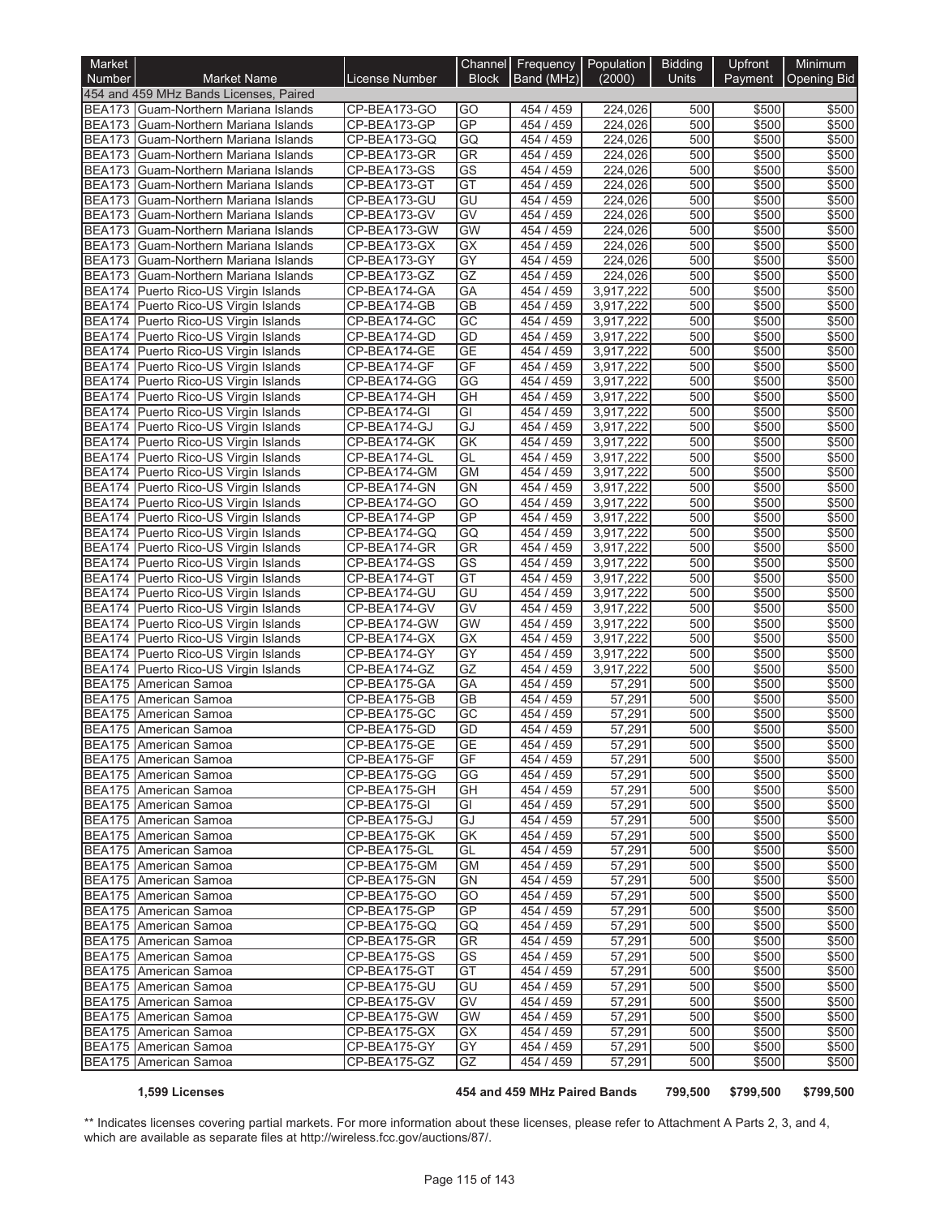| Market Number | Market Name | License Number | Channel Block | Frequency Band (MHz) | Population (2000) | Bidding Units | Upfront Payment | Minimum Opening Bid |
|---|---|---|---|---|---|---|---|---|
| 454 and 459 MHz Bands Licenses, Paired | | | | | | | | |
| BEA173 | Guam-Northern Mariana Islands | CP-BEA173-GO | GO | 454 / 459 | 224,026 | 500 | $500 | $500 |
| BEA173 | Guam-Northern Mariana Islands | CP-BEA173-GP | GP | 454 / 459 | 224,026 | 500 | $500 | $500 |
| BEA173 | Guam-Northern Mariana Islands | CP-BEA173-GQ | GQ | 454 / 459 | 224,026 | 500 | $500 | $500 |
| BEA173 | Guam-Northern Mariana Islands | CP-BEA173-GR | GR | 454 / 459 | 224,026 | 500 | $500 | $500 |
| BEA173 | Guam-Northern Mariana Islands | CP-BEA173-GS | GS | 454 / 459 | 224,026 | 500 | $500 | $500 |
| BEA173 | Guam-Northern Mariana Islands | CP-BEA173-GT | GT | 454 / 459 | 224,026 | 500 | $500 | $500 |
| BEA173 | Guam-Northern Mariana Islands | CP-BEA173-GU | GU | 454 / 459 | 224,026 | 500 | $500 | $500 |
| BEA173 | Guam-Northern Mariana Islands | CP-BEA173-GV | GV | 454 / 459 | 224,026 | 500 | $500 | $500 |
| BEA173 | Guam-Northern Mariana Islands | CP-BEA173-GW | GW | 454 / 459 | 224,026 | 500 | $500 | $500 |
| BEA173 | Guam-Northern Mariana Islands | CP-BEA173-GX | GX | 454 / 459 | 224,026 | 500 | $500 | $500 |
| BEA173 | Guam-Northern Mariana Islands | CP-BEA173-GY | GY | 454 / 459 | 224,026 | 500 | $500 | $500 |
| BEA173 | Guam-Northern Mariana Islands | CP-BEA173-GZ | GZ | 454 / 459 | 224,026 | 500 | $500 | $500 |
| BEA174 | Puerto Rico-US Virgin Islands | CP-BEA174-GA | GA | 454 / 459 | 3,917,222 | 500 | $500 | $500 |
| BEA174 | Puerto Rico-US Virgin Islands | CP-BEA174-GB | GB | 454 / 459 | 3,917,222 | 500 | $500 | $500 |
| BEA174 | Puerto Rico-US Virgin Islands | CP-BEA174-GC | GC | 454 / 459 | 3,917,222 | 500 | $500 | $500 |
| BEA174 | Puerto Rico-US Virgin Islands | CP-BEA174-GD | GD | 454 / 459 | 3,917,222 | 500 | $500 | $500 |
| BEA174 | Puerto Rico-US Virgin Islands | CP-BEA174-GE | GE | 454 / 459 | 3,917,222 | 500 | $500 | $500 |
| BEA174 | Puerto Rico-US Virgin Islands | CP-BEA174-GF | GF | 454 / 459 | 3,917,222 | 500 | $500 | $500 |
| BEA174 | Puerto Rico-US Virgin Islands | CP-BEA174-GG | GG | 454 / 459 | 3,917,222 | 500 | $500 | $500 |
| BEA174 | Puerto Rico-US Virgin Islands | CP-BEA174-GH | GH | 454 / 459 | 3,917,222 | 500 | $500 | $500 |
| BEA174 | Puerto Rico-US Virgin Islands | CP-BEA174-GI | GI | 454 / 459 | 3,917,222 | 500 | $500 | $500 |
| BEA174 | Puerto Rico-US Virgin Islands | CP-BEA174-GJ | GJ | 454 / 459 | 3,917,222 | 500 | $500 | $500 |
| BEA174 | Puerto Rico-US Virgin Islands | CP-BEA174-GK | GK | 454 / 459 | 3,917,222 | 500 | $500 | $500 |
| BEA174 | Puerto Rico-US Virgin Islands | CP-BEA174-GL | GL | 454 / 459 | 3,917,222 | 500 | $500 | $500 |
| BEA174 | Puerto Rico-US Virgin Islands | CP-BEA174-GM | GM | 454 / 459 | 3,917,222 | 500 | $500 | $500 |
| BEA174 | Puerto Rico-US Virgin Islands | CP-BEA174-GN | GN | 454 / 459 | 3,917,222 | 500 | $500 | $500 |
| BEA174 | Puerto Rico-US Virgin Islands | CP-BEA174-GO | GO | 454 / 459 | 3,917,222 | 500 | $500 | $500 |
| BEA174 | Puerto Rico-US Virgin Islands | CP-BEA174-GP | GP | 454 / 459 | 3,917,222 | 500 | $500 | $500 |
| BEA174 | Puerto Rico-US Virgin Islands | CP-BEA174-GQ | GQ | 454 / 459 | 3,917,222 | 500 | $500 | $500 |
| BEA174 | Puerto Rico-US Virgin Islands | CP-BEA174-GR | GR | 454 / 459 | 3,917,222 | 500 | $500 | $500 |
| BEA174 | Puerto Rico-US Virgin Islands | CP-BEA174-GS | GS | 454 / 459 | 3,917,222 | 500 | $500 | $500 |
| BEA174 | Puerto Rico-US Virgin Islands | CP-BEA174-GT | GT | 454 / 459 | 3,917,222 | 500 | $500 | $500 |
| BEA174 | Puerto Rico-US Virgin Islands | CP-BEA174-GU | GU | 454 / 459 | 3,917,222 | 500 | $500 | $500 |
| BEA174 | Puerto Rico-US Virgin Islands | CP-BEA174-GV | GV | 454 / 459 | 3,917,222 | 500 | $500 | $500 |
| BEA174 | Puerto Rico-US Virgin Islands | CP-BEA174-GW | GW | 454 / 459 | 3,917,222 | 500 | $500 | $500 |
| BEA174 | Puerto Rico-US Virgin Islands | CP-BEA174-GX | GX | 454 / 459 | 3,917,222 | 500 | $500 | $500 |
| BEA174 | Puerto Rico-US Virgin Islands | CP-BEA174-GY | GY | 454 / 459 | 3,917,222 | 500 | $500 | $500 |
| BEA174 | Puerto Rico-US Virgin Islands | CP-BEA174-GZ | GZ | 454 / 459 | 3,917,222 | 500 | $500 | $500 |
| BEA175 | American Samoa | CP-BEA175-GA | GA | 454 / 459 | 57,291 | 500 | $500 | $500 |
| BEA175 | American Samoa | CP-BEA175-GB | GB | 454 / 459 | 57,291 | 500 | $500 | $500 |
| BEA175 | American Samoa | CP-BEA175-GC | GC | 454 / 459 | 57,291 | 500 | $500 | $500 |
| BEA175 | American Samoa | CP-BEA175-GD | GD | 454 / 459 | 57,291 | 500 | $500 | $500 |
| BEA175 | American Samoa | CP-BEA175-GE | GE | 454 / 459 | 57,291 | 500 | $500 | $500 |
| BEA175 | American Samoa | CP-BEA175-GF | GF | 454 / 459 | 57,291 | 500 | $500 | $500 |
| BEA175 | American Samoa | CP-BEA175-GG | GG | 454 / 459 | 57,291 | 500 | $500 | $500 |
| BEA175 | American Samoa | CP-BEA175-GH | GH | 454 / 459 | 57,291 | 500 | $500 | $500 |
| BEA175 | American Samoa | CP-BEA175-GI | GI | 454 / 459 | 57,291 | 500 | $500 | $500 |
| BEA175 | American Samoa | CP-BEA175-GJ | GJ | 454 / 459 | 57,291 | 500 | $500 | $500 |
| BEA175 | American Samoa | CP-BEA175-GK | GK | 454 / 459 | 57,291 | 500 | $500 | $500 |
| BEA175 | American Samoa | CP-BEA175-GL | GL | 454 / 459 | 57,291 | 500 | $500 | $500 |
| BEA175 | American Samoa | CP-BEA175-GM | GM | 454 / 459 | 57,291 | 500 | $500 | $500 |
| BEA175 | American Samoa | CP-BEA175-GN | GN | 454 / 459 | 57,291 | 500 | $500 | $500 |
| BEA175 | American Samoa | CP-BEA175-GO | GO | 454 / 459 | 57,291 | 500 | $500 | $500 |
| BEA175 | American Samoa | CP-BEA175-GP | GP | 454 / 459 | 57,291 | 500 | $500 | $500 |
| BEA175 | American Samoa | CP-BEA175-GQ | GQ | 454 / 459 | 57,291 | 500 | $500 | $500 |
| BEA175 | American Samoa | CP-BEA175-GR | GR | 454 / 459 | 57,291 | 500 | $500 | $500 |
| BEA175 | American Samoa | CP-BEA175-GS | GS | 454 / 459 | 57,291 | 500 | $500 | $500 |
| BEA175 | American Samoa | CP-BEA175-GT | GT | 454 / 459 | 57,291 | 500 | $500 | $500 |
| BEA175 | American Samoa | CP-BEA175-GU | GU | 454 / 459 | 57,291 | 500 | $500 | $500 |
| BEA175 | American Samoa | CP-BEA175-GV | GV | 454 / 459 | 57,291 | 500 | $500 | $500 |
| BEA175 | American Samoa | CP-BEA175-GW | GW | 454 / 459 | 57,291 | 500 | $500 | $500 |
| BEA175 | American Samoa | CP-BEA175-GX | GX | 454 / 459 | 57,291 | 500 | $500 | $500 |
| BEA175 | American Samoa | CP-BEA175-GY | GY | 454 / 459 | 57,291 | 500 | $500 | $500 |
| BEA175 | American Samoa | CP-BEA175-GZ | GZ | 454 / 459 | 57,291 | 500 | $500 | $500 |

**1,599 Licenses** **454 and 459 MHz Paired Bands** **799,500** **$799,500** **$799,500**

** Indicates licenses covering partial markets. For more information about these licenses, please refer to Attachment A Parts 2, 3, and 4, which are available as separate files at http://wireless.fcc.gov/auctions/87/.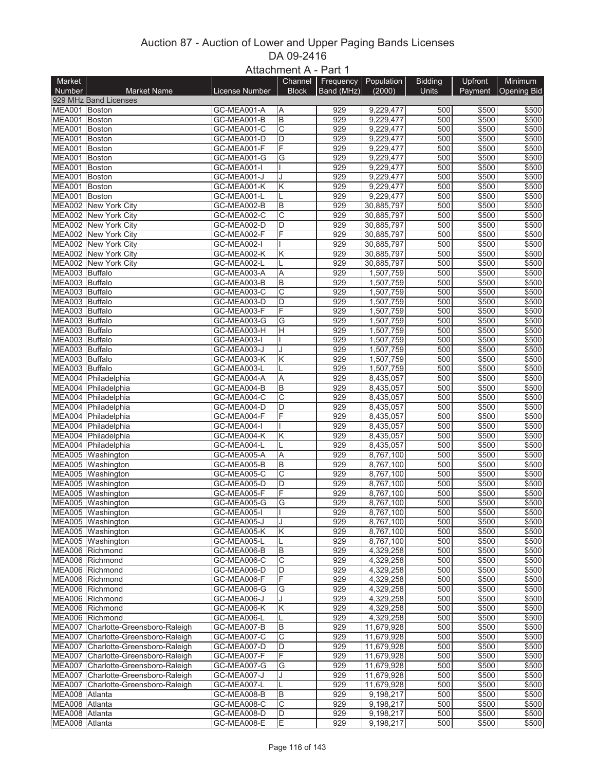# Auction 87 - Auction of Lower and Upper Paging Bands Licenses

## DA 09-2416

### Attachment A - Part 1

| Market Number | Market Name | License Number | Channel Block | Frequency Band (MHz) | Population (2000) | Bidding Units | Upfront Payment | Minimum Opening Bid |
|---|---|---|---|---|---|---|---|---|
| 929 MHz Band Licenses | | | | | | | | |
| MEA001 | Boston | GC-MEA001-A | A | 929 | 9,229,477 | 500 | $500 | $500 |
| MEA001 | Boston | GC-MEA001-B | B | 929 | 9,229,477 | 500 | $500 | $500 |
| MEA001 | Boston | GC-MEA001-C | C | 929 | 9,229,477 | 500 | $500 | $500 |
| MEA001 | Boston | GC-MEA001-D | D | 929 | 9,229,477 | 500 | $500 | $500 |
| MEA001 | Boston | GC-MEA001-F | F | 929 | 9,229,477 | 500 | $500 | $500 |
| MEA001 | Boston | GC-MEA001-G | G | 929 | 9,229,477 | 500 | $500 | $500 |
| MEA001 | Boston | GC-MEA001-I | I | 929 | 9,229,477 | 500 | $500 | $500 |
| MEA001 | Boston | GC-MEA001-J | J | 929 | 9,229,477 | 500 | $500 | $500 |
| MEA001 | Boston | GC-MEA001-K | K | 929 | 9,229,477 | 500 | $500 | $500 |
| MEA001 | Boston | GC-MEA001-L | L | 929 | 9,229,477 | 500 | $500 | $500 |
| MEA002 | New York City | GC-MEA002-B | B | 929 | 30,885,797 | 500 | $500 | $500 |
| MEA002 | New York City | GC-MEA002-C | C | 929 | 30,885,797 | 500 | $500 | $500 |
| MEA002 | New York City | GC-MEA002-D | D | 929 | 30,885,797 | 500 | $500 | $500 |
| MEA002 | New York City | GC-MEA002-F | F | 929 | 30,885,797 | 500 | $500 | $500 |
| MEA002 | New York City | GC-MEA002-I | I | 929 | 30,885,797 | 500 | $500 | $500 |
| MEA002 | New York City | GC-MEA002-K | K | 929 | 30,885,797 | 500 | $500 | $500 |
| MEA002 | New York City | GC-MEA002-L | L | 929 | 30,885,797 | 500 | $500 | $500 |
| MEA003 | Buffalo | GC-MEA003-A | A | 929 | 1,507,759 | 500 | $500 | $500 |
| MEA003 | Buffalo | GC-MEA003-B | B | 929 | 1,507,759 | 500 | $500 | $500 |
| MEA003 | Buffalo | GC-MEA003-C | C | 929 | 1,507,759 | 500 | $500 | $500 |
| MEA003 | Buffalo | GC-MEA003-D | D | 929 | 1,507,759 | 500 | $500 | $500 |
| MEA003 | Buffalo | GC-MEA003-F | F | 929 | 1,507,759 | 500 | $500 | $500 |
| MEA003 | Buffalo | GC-MEA003-G | G | 929 | 1,507,759 | 500 | $500 | $500 |
| MEA003 | Buffalo | GC-MEA003-H | H | 929 | 1,507,759 | 500 | $500 | $500 |
| MEA003 | Buffalo | GC-MEA003-I | I | 929 | 1,507,759 | 500 | $500 | $500 |
| MEA003 | Buffalo | GC-MEA003-J | J | 929 | 1,507,759 | 500 | $500 | $500 |
| MEA003 | Buffalo | GC-MEA003-K | K | 929 | 1,507,759 | 500 | $500 | $500 |
| MEA003 | Buffalo | GC-MEA003-L | L | 929 | 1,507,759 | 500 | $500 | $500 |
| MEA004 | Philadelphia | GC-MEA004-A | A | 929 | 8,435,057 | 500 | $500 | $500 |
| MEA004 | Philadelphia | GC-MEA004-B | B | 929 | 8,435,057 | 500 | $500 | $500 |
| MEA004 | Philadelphia | GC-MEA004-C | C | 929 | 8,435,057 | 500 | $500 | $500 |
| MEA004 | Philadelphia | GC-MEA004-D | D | 929 | 8,435,057 | 500 | $500 | $500 |
| MEA004 | Philadelphia | GC-MEA004-F | F | 929 | 8,435,057 | 500 | $500 | $500 |
| MEA004 | Philadelphia | GC-MEA004-I | I | 929 | 8,435,057 | 500 | $500 | $500 |
| MEA004 | Philadelphia | GC-MEA004-K | K | 929 | 8,435,057 | 500 | $500 | $500 |
| MEA004 | Philadelphia | GC-MEA004-L | L | 929 | 8,435,057 | 500 | $500 | $500 |
| MEA005 | Washington | GC-MEA005-A | A | 929 | 8,767,100 | 500 | $500 | $500 |
| MEA005 | Washington | GC-MEA005-B | B | 929 | 8,767,100 | 500 | $500 | $500 |
| MEA005 | Washington | GC-MEA005-C | C | 929 | 8,767,100 | 500 | $500 | $500 |
| MEA005 | Washington | GC-MEA005-D | D | 929 | 8,767,100 | 500 | $500 | $500 |
| MEA005 | Washington | GC-MEA005-F | F | 929 | 8,767,100 | 500 | $500 | $500 |
| MEA005 | Washington | GC-MEA005-G | G | 929 | 8,767,100 | 500 | $500 | $500 |
| MEA005 | Washington | GC-MEA005-I | I | 929 | 8,767,100 | 500 | $500 | $500 |
| MEA005 | Washington | GC-MEA005-J | J | 929 | 8,767,100 | 500 | $500 | $500 |
| MEA005 | Washington | GC-MEA005-K | K | 929 | 8,767,100 | 500 | $500 | $500 |
| MEA005 | Washington | GC-MEA005-L | L | 929 | 8,767,100 | 500 | $500 | $500 |
| MEA006 | Richmond | GC-MEA006-B | B | 929 | 4,329,258 | 500 | $500 | $500 |
| MEA006 | Richmond | GC-MEA006-C | C | 929 | 4,329,258 | 500 | $500 | $500 |
| MEA006 | Richmond | GC-MEA006-D | D | 929 | 4,329,258 | 500 | $500 | $500 |
| MEA006 | Richmond | GC-MEA006-F | F | 929 | 4,329,258 | 500 | $500 | $500 |
| MEA006 | Richmond | GC-MEA006-G | G | 929 | 4,329,258 | 500 | $500 | $500 |
| MEA006 | Richmond | GC-MEA006-J | J | 929 | 4,329,258 | 500 | $500 | $500 |
| MEA006 | Richmond | GC-MEA006-K | K | 929 | 4,329,258 | 500 | $500 | $500 |
| MEA006 | Richmond | GC-MEA006-L | L | 929 | 4,329,258 | 500 | $500 | $500 |
| MEA007 | Charlotte-Greensboro-Raleigh | GC-MEA007-B | B | 929 | 11,679,928 | 500 | $500 | $500 |
| MEA007 | Charlotte-Greensboro-Raleigh | GC-MEA007-C | C | 929 | 11,679,928 | 500 | $500 | $500 |
| MEA007 | Charlotte-Greensboro-Raleigh | GC-MEA007-D | D | 929 | 11,679,928 | 500 | $500 | $500 |
| MEA007 | Charlotte-Greensboro-Raleigh | GC-MEA007-F | F | 929 | 11,679,928 | 500 | $500 | $500 |
| MEA007 | Charlotte-Greensboro-Raleigh | GC-MEA007-G | G | 929 | 11,679,928 | 500 | $500 | $500 |
| MEA007 | Charlotte-Greensboro-Raleigh | GC-MEA007-J | J | 929 | 11,679,928 | 500 | $500 | $500 |
| MEA007 | Charlotte-Greensboro-Raleigh | GC-MEA007-L | L | 929 | 11,679,928 | 500 | $500 | $500 |
| MEA008 | Atlanta | GC-MEA008-B | B | 929 | 9,198,217 | 500 | $500 | $500 |
| MEA008 | Atlanta | GC-MEA008-C | C | 929 | 9,198,217 | 500 | $500 | $500 |
| MEA008 | Atlanta | GC-MEA008-D | D | 929 | 9,198,217 | 500 | $500 | $500 |
| MEA008 | Atlanta | GC-MEA008-E | E | 929 | 9,198,217 | 500 | $500 | $500 |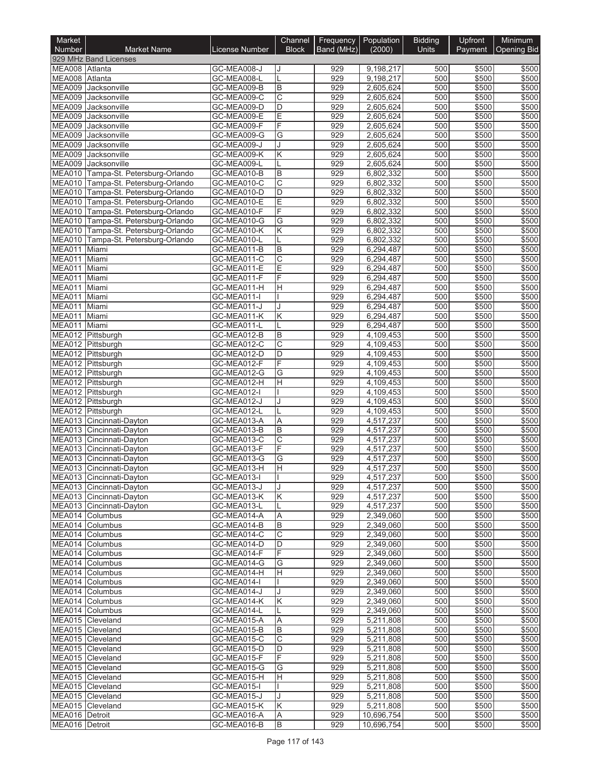| Market Number | Market Name | License Number | Channel Block | Frequency Band (MHz) | Population (2000) | Bidding Units | Upfront Payment | Minimum Opening Bid |
|---|---|---|---|---|---|---|---|---|
| 929 MHz Band Licenses | | | | | | | | |
| MEA008 | Atlanta | GC-MEA008-J | J | 929 | 9,198,217 | 500 | $500 | $500 |
| MEA008 | Atlanta | GC-MEA008-L | L | 929 | 9,198,217 | 500 | $500 | $500 |
| MEA009 | Jacksonville | GC-MEA009-B | B | 929 | 2,605,624 | 500 | $500 | $500 |
| MEA009 | Jacksonville | GC-MEA009-C | C | 929 | 2,605,624 | 500 | $500 | $500 |
| MEA009 | Jacksonville | GC-MEA009-D | D | 929 | 2,605,624 | 500 | $500 | $500 |
| MEA009 | Jacksonville | GC-MEA009-E | E | 929 | 2,605,624 | 500 | $500 | $500 |
| MEA009 | Jacksonville | GC-MEA009-F | F | 929 | 2,605,624 | 500 | $500 | $500 |
| MEA009 | Jacksonville | GC-MEA009-G | G | 929 | 2,605,624 | 500 | $500 | $500 |
| MEA009 | Jacksonville | GC-MEA009-J | J | 929 | 2,605,624 | 500 | $500 | $500 |
| MEA009 | Jacksonville | GC-MEA009-K | K | 929 | 2,605,624 | 500 | $500 | $500 |
| MEA009 | Jacksonville | GC-MEA009-L | L | 929 | 2,605,624 | 500 | $500 | $500 |
| MEA010 | Tampa-St. Petersburg-Orlando | GC-MEA010-B | B | 929 | 6,802,332 | 500 | $500 | $500 |
| MEA010 | Tampa-St. Petersburg-Orlando | GC-MEA010-C | C | 929 | 6,802,332 | 500 | $500 | $500 |
| MEA010 | Tampa-St. Petersburg-Orlando | GC-MEA010-D | D | 929 | 6,802,332 | 500 | $500 | $500 |
| MEA010 | Tampa-St. Petersburg-Orlando | GC-MEA010-E | E | 929 | 6,802,332 | 500 | $500 | $500 |
| MEA010 | Tampa-St. Petersburg-Orlando | GC-MEA010-F | F | 929 | 6,802,332 | 500 | $500 | $500 |
| MEA010 | Tampa-St. Petersburg-Orlando | GC-MEA010-G | G | 929 | 6,802,332 | 500 | $500 | $500 |
| MEA010 | Tampa-St. Petersburg-Orlando | GC-MEA010-K | K | 929 | 6,802,332 | 500 | $500 | $500 |
| MEA010 | Tampa-St. Petersburg-Orlando | GC-MEA010-L | L | 929 | 6,802,332 | 500 | $500 | $500 |
| MEA011 | Miami | GC-MEA011-B | B | 929 | 6,294,487 | 500 | $500 | $500 |
| MEA011 | Miami | GC-MEA011-C | C | 929 | 6,294,487 | 500 | $500 | $500 |
| MEA011 | Miami | GC-MEA011-E | E | 929 | 6,294,487 | 500 | $500 | $500 |
| MEA011 | Miami | GC-MEA011-F | F | 929 | 6,294,487 | 500 | $500 | $500 |
| MEA011 | Miami | GC-MEA011-H | H | 929 | 6,294,487 | 500 | $500 | $500 |
| MEA011 | Miami | GC-MEA011-I | I | 929 | 6,294,487 | 500 | $500 | $500 |
| MEA011 | Miami | GC-MEA011-J | J | 929 | 6,294,487 | 500 | $500 | $500 |
| MEA011 | Miami | GC-MEA011-K | K | 929 | 6,294,487 | 500 | $500 | $500 |
| MEA011 | Miami | GC-MEA011-L | L | 929 | 6,294,487 | 500 | $500 | $500 |
| MEA012 | Pittsburgh | GC-MEA012-B | B | 929 | 4,109,453 | 500 | $500 | $500 |
| MEA012 | Pittsburgh | GC-MEA012-C | C | 929 | 4,109,453 | 500 | $500 | $500 |
| MEA012 | Pittsburgh | GC-MEA012-D | D | 929 | 4,109,453 | 500 | $500 | $500 |
| MEA012 | Pittsburgh | GC-MEA012-F | F | 929 | 4,109,453 | 500 | $500 | $500 |
| MEA012 | Pittsburgh | GC-MEA012-G | G | 929 | 4,109,453 | 500 | $500 | $500 |
| MEA012 | Pittsburgh | GC-MEA012-H | H | 929 | 4,109,453 | 500 | $500 | $500 |
| MEA012 | Pittsburgh | GC-MEA012-I | I | 929 | 4,109,453 | 500 | $500 | $500 |
| MEA012 | Pittsburgh | GC-MEA012-J | J | 929 | 4,109,453 | 500 | $500 | $500 |
| MEA012 | Pittsburgh | GC-MEA012-L | L | 929 | 4,109,453 | 500 | $500 | $500 |
| MEA013 | Cincinnati-Dayton | GC-MEA013-A | A | 929 | 4,517,237 | 500 | $500 | $500 |
| MEA013 | Cincinnati-Dayton | GC-MEA013-B | B | 929 | 4,517,237 | 500 | $500 | $500 |
| MEA013 | Cincinnati-Dayton | GC-MEA013-C | C | 929 | 4,517,237 | 500 | $500 | $500 |
| MEA013 | Cincinnati-Dayton | GC-MEA013-F | F | 929 | 4,517,237 | 500 | $500 | $500 |
| MEA013 | Cincinnati-Dayton | GC-MEA013-G | G | 929 | 4,517,237 | 500 | $500 | $500 |
| MEA013 | Cincinnati-Dayton | GC-MEA013-H | H | 929 | 4,517,237 | 500 | $500 | $500 |
| MEA013 | Cincinnati-Dayton | GC-MEA013-I | I | 929 | 4,517,237 | 500 | $500 | $500 |
| MEA013 | Cincinnati-Dayton | GC-MEA013-J | J | 929 | 4,517,237 | 500 | $500 | $500 |
| MEA013 | Cincinnati-Dayton | GC-MEA013-K | K | 929 | 4,517,237 | 500 | $500 | $500 |
| MEA013 | Cincinnati-Dayton | GC-MEA013-L | L | 929 | 4,517,237 | 500 | $500 | $500 |
| MEA014 | Columbus | GC-MEA014-A | A | 929 | 2,349,060 | 500 | $500 | $500 |
| MEA014 | Columbus | GC-MEA014-B | B | 929 | 2,349,060 | 500 | $500 | $500 |
| MEA014 | Columbus | GC-MEA014-C | C | 929 | 2,349,060 | 500 | $500 | $500 |
| MEA014 | Columbus | GC-MEA014-D | D | 929 | 2,349,060 | 500 | $500 | $500 |
| MEA014 | Columbus | GC-MEA014-F | F | 929 | 2,349,060 | 500 | $500 | $500 |
| MEA014 | Columbus | GC-MEA014-G | G | 929 | 2,349,060 | 500 | $500 | $500 |
| MEA014 | Columbus | GC-MEA014-H | H | 929 | 2,349,060 | 500 | $500 | $500 |
| MEA014 | Columbus | GC-MEA014-I | I | 929 | 2,349,060 | 500 | $500 | $500 |
| MEA014 | Columbus | GC-MEA014-J | J | 929 | 2,349,060 | 500 | $500 | $500 |
| MEA014 | Columbus | GC-MEA014-K | K | 929 | 2,349,060 | 500 | $500 | $500 |
| MEA014 | Columbus | GC-MEA014-L | L | 929 | 2,349,060 | 500 | $500 | $500 |
| MEA015 | Cleveland | GC-MEA015-A | A | 929 | 5,211,808 | 500 | $500 | $500 |
| MEA015 | Cleveland | GC-MEA015-B | B | 929 | 5,211,808 | 500 | $500 | $500 |
| MEA015 | Cleveland | GC-MEA015-C | C | 929 | 5,211,808 | 500 | $500 | $500 |
| MEA015 | Cleveland | GC-MEA015-D | D | 929 | 5,211,808 | 500 | $500 | $500 |
| MEA015 | Cleveland | GC-MEA015-F | F | 929 | 5,211,808 | 500 | $500 | $500 |
| MEA015 | Cleveland | GC-MEA015-G | G | 929 | 5,211,808 | 500 | $500 | $500 |
| MEA015 | Cleveland | GC-MEA015-H | H | 929 | 5,211,808 | 500 | $500 | $500 |
| MEA015 | Cleveland | GC-MEA015-I | I | 929 | 5,211,808 | 500 | $500 | $500 |
| MEA015 | Cleveland | GC-MEA015-J | J | 929 | 5,211,808 | 500 | $500 | $500 |
| MEA015 | Cleveland | GC-MEA015-K | K | 929 | 5,211,808 | 500 | $500 | $500 |
| MEA016 | Detroit | GC-MEA016-A | A | 929 | 10,696,754 | 500 | $500 | $500 |
| MEA016 | Detroit | GC-MEA016-B | B | 929 | 10,696,754 | 500 | $500 | $500 |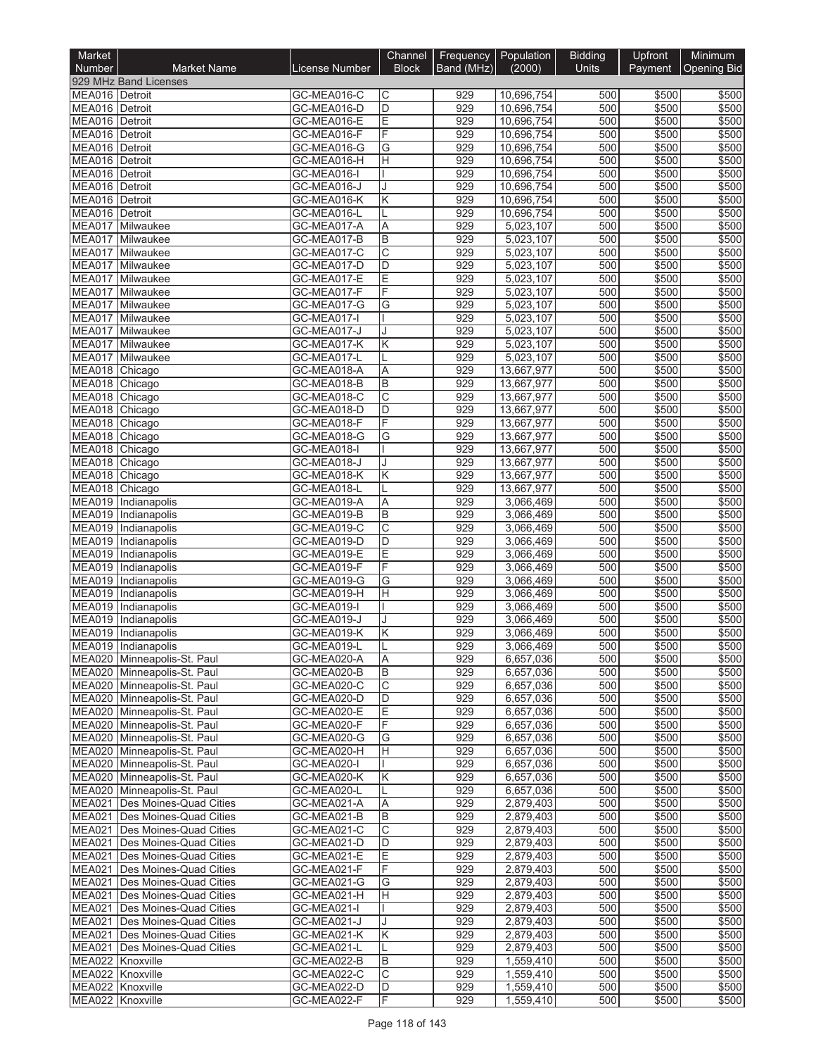| Market Number | Market Name | License Number | Channel Block | Frequency Band (MHz) | Population (2000) | Bidding Units | Upfront Payment | Minimum Opening Bid |
|---|---|---|---|---|---|---|---|---|
| 929 MHz Band Licenses | | | | | | | | |
| MEA016 | Detroit | GC-MEA016-C | C | 929 | 10,696,754 | 500 | $500 | $500 |
| MEA016 | Detroit | GC-MEA016-D | D | 929 | 10,696,754 | 500 | $500 | $500 |
| MEA016 | Detroit | GC-MEA016-E | E | 929 | 10,696,754 | 500 | $500 | $500 |
| MEA016 | Detroit | GC-MEA016-F | F | 929 | 10,696,754 | 500 | $500 | $500 |
| MEA016 | Detroit | GC-MEA016-G | G | 929 | 10,696,754 | 500 | $500 | $500 |
| MEA016 | Detroit | GC-MEA016-H | H | 929 | 10,696,754 | 500 | $500 | $500 |
| MEA016 | Detroit | GC-MEA016-I | I | 929 | 10,696,754 | 500 | $500 | $500 |
| MEA016 | Detroit | GC-MEA016-J | J | 929 | 10,696,754 | 500 | $500 | $500 |
| MEA016 | Detroit | GC-MEA016-K | K | 929 | 10,696,754 | 500 | $500 | $500 |
| MEA016 | Detroit | GC-MEA016-L | L | 929 | 10,696,754 | 500 | $500 | $500 |
| MEA017 | Milwaukee | GC-MEA017-A | A | 929 | 5,023,107 | 500 | $500 | $500 |
| MEA017 | Milwaukee | GC-MEA017-B | B | 929 | 5,023,107 | 500 | $500 | $500 |
| MEA017 | Milwaukee | GC-MEA017-C | C | 929 | 5,023,107 | 500 | $500 | $500 |
| MEA017 | Milwaukee | GC-MEA017-D | D | 929 | 5,023,107 | 500 | $500 | $500 |
| MEA017 | Milwaukee | GC-MEA017-E | E | 929 | 5,023,107 | 500 | $500 | $500 |
| MEA017 | Milwaukee | GC-MEA017-F | F | 929 | 5,023,107 | 500 | $500 | $500 |
| MEA017 | Milwaukee | GC-MEA017-G | G | 929 | 5,023,107 | 500 | $500 | $500 |
| MEA017 | Milwaukee | GC-MEA017-I | I | 929 | 5,023,107 | 500 | $500 | $500 |
| MEA017 | Milwaukee | GC-MEA017-J | J | 929 | 5,023,107 | 500 | $500 | $500 |
| MEA017 | Milwaukee | GC-MEA017-K | K | 929 | 5,023,107 | 500 | $500 | $500 |
| MEA017 | Milwaukee | GC-MEA017-L | L | 929 | 5,023,107 | 500 | $500 | $500 |
| MEA018 | Chicago | GC-MEA018-A | A | 929 | 13,667,977 | 500 | $500 | $500 |
| MEA018 | Chicago | GC-MEA018-B | B | 929 | 13,667,977 | 500 | $500 | $500 |
| MEA018 | Chicago | GC-MEA018-C | C | 929 | 13,667,977 | 500 | $500 | $500 |
| MEA018 | Chicago | GC-MEA018-D | D | 929 | 13,667,977 | 500 | $500 | $500 |
| MEA018 | Chicago | GC-MEA018-F | F | 929 | 13,667,977 | 500 | $500 | $500 |
| MEA018 | Chicago | GC-MEA018-G | G | 929 | 13,667,977 | 500 | $500 | $500 |
| MEA018 | Chicago | GC-MEA018-I | I | 929 | 13,667,977 | 500 | $500 | $500 |
| MEA018 | Chicago | GC-MEA018-J | J | 929 | 13,667,977 | 500 | $500 | $500 |
| MEA018 | Chicago | GC-MEA018-K | K | 929 | 13,667,977 | 500 | $500 | $500 |
| MEA018 | Chicago | GC-MEA018-L | L | 929 | 13,667,977 | 500 | $500 | $500 |
| MEA019 | Indianapolis | GC-MEA019-A | A | 929 | 3,066,469 | 500 | $500 | $500 |
| MEA019 | Indianapolis | GC-MEA019-B | B | 929 | 3,066,469 | 500 | $500 | $500 |
| MEA019 | Indianapolis | GC-MEA019-C | C | 929 | 3,066,469 | 500 | $500 | $500 |
| MEA019 | Indianapolis | GC-MEA019-D | D | 929 | 3,066,469 | 500 | $500 | $500 |
| MEA019 | Indianapolis | GC-MEA019-E | E | 929 | 3,066,469 | 500 | $500 | $500 |
| MEA019 | Indianapolis | GC-MEA019-F | F | 929 | 3,066,469 | 500 | $500 | $500 |
| MEA019 | Indianapolis | GC-MEA019-G | G | 929 | 3,066,469 | 500 | $500 | $500 |
| MEA019 | Indianapolis | GC-MEA019-H | H | 929 | 3,066,469 | 500 | $500 | $500 |
| MEA019 | Indianapolis | GC-MEA019-I | I | 929 | 3,066,469 | 500 | $500 | $500 |
| MEA019 | Indianapolis | GC-MEA019-J | J | 929 | 3,066,469 | 500 | $500 | $500 |
| MEA019 | Indianapolis | GC-MEA019-K | K | 929 | 3,066,469 | 500 | $500 | $500 |
| MEA019 | Indianapolis | GC-MEA019-L | L | 929 | 3,066,469 | 500 | $500 | $500 |
| MEA020 | Minneapolis-St. Paul | GC-MEA020-A | A | 929 | 6,657,036 | 500 | $500 | $500 |
| MEA020 | Minneapolis-St. Paul | GC-MEA020-B | B | 929 | 6,657,036 | 500 | $500 | $500 |
| MEA020 | Minneapolis-St. Paul | GC-MEA020-C | C | 929 | 6,657,036 | 500 | $500 | $500 |
| MEA020 | Minneapolis-St. Paul | GC-MEA020-D | D | 929 | 6,657,036 | 500 | $500 | $500 |
| MEA020 | Minneapolis-St. Paul | GC-MEA020-E | E | 929 | 6,657,036 | 500 | $500 | $500 |
| MEA020 | Minneapolis-St. Paul | GC-MEA020-F | F | 929 | 6,657,036 | 500 | $500 | $500 |
| MEA020 | Minneapolis-St. Paul | GC-MEA020-G | G | 929 | 6,657,036 | 500 | $500 | $500 |
| MEA020 | Minneapolis-St. Paul | GC-MEA020-H | H | 929 | 6,657,036 | 500 | $500 | $500 |
| MEA020 | Minneapolis-St. Paul | GC-MEA020-I | I | 929 | 6,657,036 | 500 | $500 | $500 |
| MEA020 | Minneapolis-St. Paul | GC-MEA020-K | K | 929 | 6,657,036 | 500 | $500 | $500 |
| MEA020 | Minneapolis-St. Paul | GC-MEA020-L | L | 929 | 6,657,036 | 500 | $500 | $500 |
| MEA021 | Des Moines-Quad Cities | GC-MEA021-A | A | 929 | 2,879,403 | 500 | $500 | $500 |
| MEA021 | Des Moines-Quad Cities | GC-MEA021-B | B | 929 | 2,879,403 | 500 | $500 | $500 |
| MEA021 | Des Moines-Quad Cities | GC-MEA021-C | C | 929 | 2,879,403 | 500 | $500 | $500 |
| MEA021 | Des Moines-Quad Cities | GC-MEA021-D | D | 929 | 2,879,403 | 500 | $500 | $500 |
| MEA021 | Des Moines-Quad Cities | GC-MEA021-E | E | 929 | 2,879,403 | 500 | $500 | $500 |
| MEA021 | Des Moines-Quad Cities | GC-MEA021-F | F | 929 | 2,879,403 | 500 | $500 | $500 |
| MEA021 | Des Moines-Quad Cities | GC-MEA021-G | G | 929 | 2,879,403 | 500 | $500 | $500 |
| MEA021 | Des Moines-Quad Cities | GC-MEA021-H | H | 929 | 2,879,403 | 500 | $500 | $500 |
| MEA021 | Des Moines-Quad Cities | GC-MEA021-I | I | 929 | 2,879,403 | 500 | $500 | $500 |
| MEA021 | Des Moines-Quad Cities | GC-MEA021-J | J | 929 | 2,879,403 | 500 | $500 | $500 |
| MEA021 | Des Moines-Quad Cities | GC-MEA021-K | K | 929 | 2,879,403 | 500 | $500 | $500 |
| MEA021 | Des Moines-Quad Cities | GC-MEA021-L | L | 929 | 2,879,403 | 500 | $500 | $500 |
| MEA022 | Knoxville | GC-MEA022-B | B | 929 | 1,559,410 | 500 | $500 | $500 |
| MEA022 | Knoxville | GC-MEA022-C | C | 929 | 1,559,410 | 500 | $500 | $500 |
| MEA022 | Knoxville | GC-MEA022-D | D | 929 | 1,559,410 | 500 | $500 | $500 |
| MEA022 | Knoxville | GC-MEA022-F | F | 929 | 1,559,410 | 500 | $500 | $500 |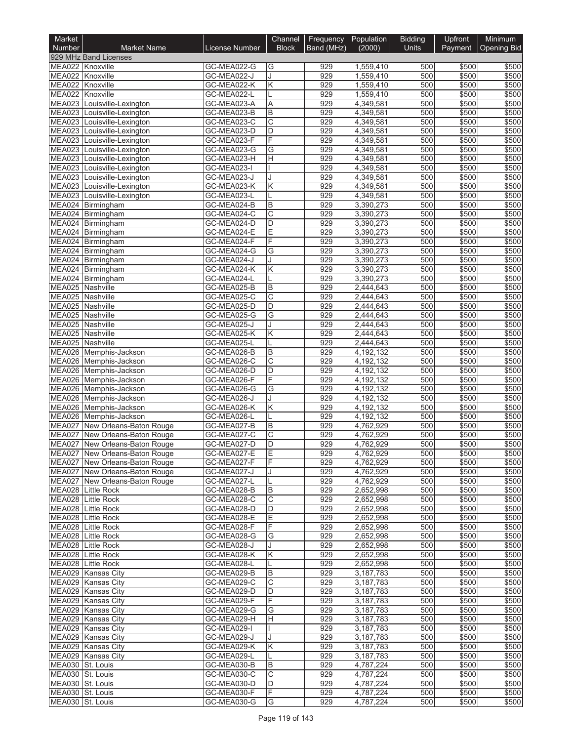| Market Number | Market Name | License Number | Channel Block | Frequency Band (MHz) | Population (2000) | Bidding Units | Upfront Payment | Minimum Opening Bid |
|---|---|---|---|---|---|---|---|---|
| 929 MHz Band Licenses | | | | | | | | |
| MEA022 | Knoxville | GC-MEA022-G | G | 929 | 1,559,410 | 500 | $500 | $500 |
| MEA022 | Knoxville | GC-MEA022-J | J | 929 | 1,559,410 | 500 | $500 | $500 |
| MEA022 | Knoxville | GC-MEA022-K | K | 929 | 1,559,410 | 500 | $500 | $500 |
| MEA022 | Knoxville | GC-MEA022-L | L | 929 | 1,559,410 | 500 | $500 | $500 |
| MEA023 | Louisville-Lexington | GC-MEA023-A | A | 929 | 4,349,581 | 500 | $500 | $500 |
| MEA023 | Louisville-Lexington | GC-MEA023-B | B | 929 | 4,349,581 | 500 | $500 | $500 |
| MEA023 | Louisville-Lexington | GC-MEA023-C | C | 929 | 4,349,581 | 500 | $500 | $500 |
| MEA023 | Louisville-Lexington | GC-MEA023-D | D | 929 | 4,349,581 | 500 | $500 | $500 |
| MEA023 | Louisville-Lexington | GC-MEA023-F | F | 929 | 4,349,581 | 500 | $500 | $500 |
| MEA023 | Louisville-Lexington | GC-MEA023-G | G | 929 | 4,349,581 | 500 | $500 | $500 |
| MEA023 | Louisville-Lexington | GC-MEA023-H | H | 929 | 4,349,581 | 500 | $500 | $500 |
| MEA023 | Louisville-Lexington | GC-MEA023-I | I | 929 | 4,349,581 | 500 | $500 | $500 |
| MEA023 | Louisville-Lexington | GC-MEA023-J | J | 929 | 4,349,581 | 500 | $500 | $500 |
| MEA023 | Louisville-Lexington | GC-MEA023-K | K | 929 | 4,349,581 | 500 | $500 | $500 |
| MEA023 | Louisville-Lexington | GC-MEA023-L | L | 929 | 4,349,581 | 500 | $500 | $500 |
| MEA024 | Birmingham | GC-MEA024-B | B | 929 | 3,390,273 | 500 | $500 | $500 |
| MEA024 | Birmingham | GC-MEA024-C | C | 929 | 3,390,273 | 500 | $500 | $500 |
| MEA024 | Birmingham | GC-MEA024-D | D | 929 | 3,390,273 | 500 | $500 | $500 |
| MEA024 | Birmingham | GC-MEA024-E | E | 929 | 3,390,273 | 500 | $500 | $500 |
| MEA024 | Birmingham | GC-MEA024-F | F | 929 | 3,390,273 | 500 | $500 | $500 |
| MEA024 | Birmingham | GC-MEA024-G | G | 929 | 3,390,273 | 500 | $500 | $500 |
| MEA024 | Birmingham | GC-MEA024-J | J | 929 | 3,390,273 | 500 | $500 | $500 |
| MEA024 | Birmingham | GC-MEA024-K | K | 929 | 3,390,273 | 500 | $500 | $500 |
| MEA024 | Birmingham | GC-MEA024-L | L | 929 | 3,390,273 | 500 | $500 | $500 |
| MEA025 | Nashville | GC-MEA025-B | B | 929 | 2,444,643 | 500 | $500 | $500 |
| MEA025 | Nashville | GC-MEA025-C | C | 929 | 2,444,643 | 500 | $500 | $500 |
| MEA025 | Nashville | GC-MEA025-D | D | 929 | 2,444,643 | 500 | $500 | $500 |
| MEA025 | Nashville | GC-MEA025-G | G | 929 | 2,444,643 | 500 | $500 | $500 |
| MEA025 | Nashville | GC-MEA025-J | J | 929 | 2,444,643 | 500 | $500 | $500 |
| MEA025 | Nashville | GC-MEA025-K | K | 929 | 2,444,643 | 500 | $500 | $500 |
| MEA025 | Nashville | GC-MEA025-L | L | 929 | 2,444,643 | 500 | $500 | $500 |
| MEA026 | Memphis-Jackson | GC-MEA026-B | B | 929 | 4,192,132 | 500 | $500 | $500 |
| MEA026 | Memphis-Jackson | GC-MEA026-C | C | 929 | 4,192,132 | 500 | $500 | $500 |
| MEA026 | Memphis-Jackson | GC-MEA026-D | D | 929 | 4,192,132 | 500 | $500 | $500 |
| MEA026 | Memphis-Jackson | GC-MEA026-F | F | 929 | 4,192,132 | 500 | $500 | $500 |
| MEA026 | Memphis-Jackson | GC-MEA026-G | G | 929 | 4,192,132 | 500 | $500 | $500 |
| MEA026 | Memphis-Jackson | GC-MEA026-J | J | 929 | 4,192,132 | 500 | $500 | $500 |
| MEA026 | Memphis-Jackson | GC-MEA026-K | K | 929 | 4,192,132 | 500 | $500 | $500 |
| MEA026 | Memphis-Jackson | GC-MEA026-L | L | 929 | 4,192,132 | 500 | $500 | $500 |
| MEA027 | New Orleans-Baton Rouge | GC-MEA027-B | B | 929 | 4,762,929 | 500 | $500 | $500 |
| MEA027 | New Orleans-Baton Rouge | GC-MEA027-C | C | 929 | 4,762,929 | 500 | $500 | $500 |
| MEA027 | New Orleans-Baton Rouge | GC-MEA027-D | D | 929 | 4,762,929 | 500 | $500 | $500 |
| MEA027 | New Orleans-Baton Rouge | GC-MEA027-E | E | 929 | 4,762,929 | 500 | $500 | $500 |
| MEA027 | New Orleans-Baton Rouge | GC-MEA027-F | F | 929 | 4,762,929 | 500 | $500 | $500 |
| MEA027 | New Orleans-Baton Rouge | GC-MEA027-J | J | 929 | 4,762,929 | 500 | $500 | $500 |
| MEA027 | New Orleans-Baton Rouge | GC-MEA027-L | L | 929 | 4,762,929 | 500 | $500 | $500 |
| MEA028 | Little Rock | GC-MEA028-B | B | 929 | 2,652,998 | 500 | $500 | $500 |
| MEA028 | Little Rock | GC-MEA028-C | C | 929 | 2,652,998 | 500 | $500 | $500 |
| MEA028 | Little Rock | GC-MEA028-D | D | 929 | 2,652,998 | 500 | $500 | $500 |
| MEA028 | Little Rock | GC-MEA028-E | E | 929 | 2,652,998 | 500 | $500 | $500 |
| MEA028 | Little Rock | GC-MEA028-F | F | 929 | 2,652,998 | 500 | $500 | $500 |
| MEA028 | Little Rock | GC-MEA028-G | G | 929 | 2,652,998 | 500 | $500 | $500 |
| MEA028 | Little Rock | GC-MEA028-J | J | 929 | 2,652,998 | 500 | $500 | $500 |
| MEA028 | Little Rock | GC-MEA028-K | K | 929 | 2,652,998 | 500 | $500 | $500 |
| MEA028 | Little Rock | GC-MEA028-L | L | 929 | 2,652,998 | 500 | $500 | $500 |
| MEA029 | Kansas City | GC-MEA029-B | B | 929 | 3,187,783 | 500 | $500 | $500 |
| MEA029 | Kansas City | GC-MEA029-C | C | 929 | 3,187,783 | 500 | $500 | $500 |
| MEA029 | Kansas City | GC-MEA029-D | D | 929 | 3,187,783 | 500 | $500 | $500 |
| MEA029 | Kansas City | GC-MEA029-F | F | 929 | 3,187,783 | 500 | $500 | $500 |
| MEA029 | Kansas City | GC-MEA029-G | G | 929 | 3,187,783 | 500 | $500 | $500 |
| MEA029 | Kansas City | GC-MEA029-H | H | 929 | 3,187,783 | 500 | $500 | $500 |
| MEA029 | Kansas City | GC-MEA029-I | I | 929 | 3,187,783 | 500 | $500 | $500 |
| MEA029 | Kansas City | GC-MEA029-J | J | 929 | 3,187,783 | 500 | $500 | $500 |
| MEA029 | Kansas City | GC-MEA029-K | K | 929 | 3,187,783 | 500 | $500 | $500 |
| MEA029 | Kansas City | GC-MEA029-L | L | 929 | 3,187,783 | 500 | $500 | $500 |
| MEA030 | St. Louis | GC-MEA030-B | B | 929 | 4,787,224 | 500 | $500 | $500 |
| MEA030 | St. Louis | GC-MEA030-C | C | 929 | 4,787,224 | 500 | $500 | $500 |
| MEA030 | St. Louis | GC-MEA030-D | D | 929 | 4,787,224 | 500 | $500 | $500 |
| MEA030 | St. Louis | GC-MEA030-F | F | 929 | 4,787,224 | 500 | $500 | $500 |
| MEA030 | St. Louis | GC-MEA030-G | G | 929 | 4,787,224 | 500 | $500 | $500 |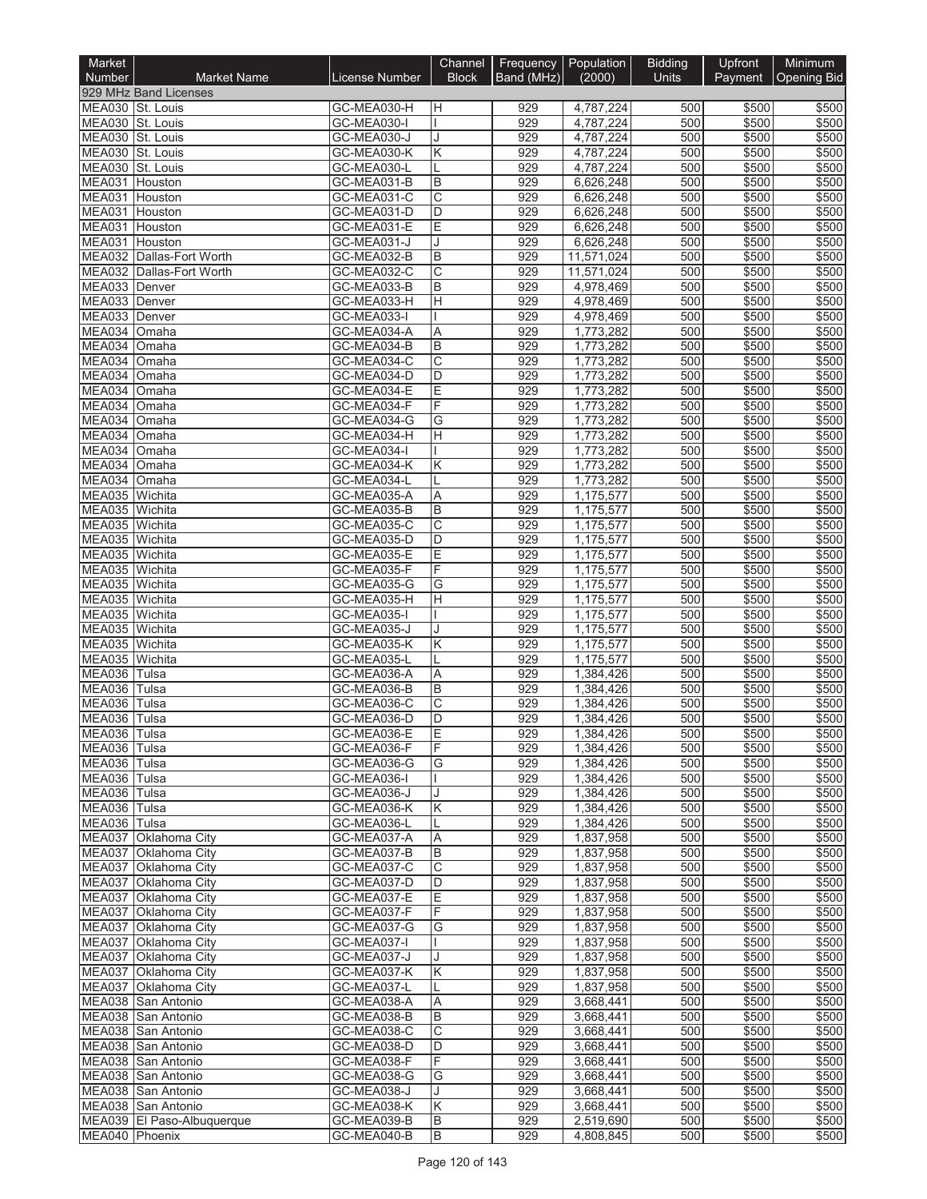| Market Number | Market Name | License Number | Channel Block | Frequency Band (MHz) | Population (2000) | Bidding Units | Upfront Payment | Minimum Opening Bid |
|---|---|---|---|---|---|---|---|---|
| 929 MHz Band Licenses | | | | | | | | |
| MEA030 | St. Louis | GC-MEA030-H | H | 929 | 4,787,224 | 500 | $500 | $500 |
| MEA030 | St. Louis | GC-MEA030-I | I | 929 | 4,787,224 | 500 | $500 | $500 |
| MEA030 | St. Louis | GC-MEA030-J | J | 929 | 4,787,224 | 500 | $500 | $500 |
| MEA030 | St. Louis | GC-MEA030-K | K | 929 | 4,787,224 | 500 | $500 | $500 |
| MEA030 | St. Louis | GC-MEA030-L | L | 929 | 4,787,224 | 500 | $500 | $500 |
| MEA031 | Houston | GC-MEA031-B | B | 929 | 6,626,248 | 500 | $500 | $500 |
| MEA031 | Houston | GC-MEA031-C | C | 929 | 6,626,248 | 500 | $500 | $500 |
| MEA031 | Houston | GC-MEA031-D | D | 929 | 6,626,248 | 500 | $500 | $500 |
| MEA031 | Houston | GC-MEA031-E | E | 929 | 6,626,248 | 500 | $500 | $500 |
| MEA031 | Houston | GC-MEA031-J | J | 929 | 6,626,248 | 500 | $500 | $500 |
| MEA032 | Dallas-Fort Worth | GC-MEA032-B | B | 929 | 11,571,024 | 500 | $500 | $500 |
| MEA032 | Dallas-Fort Worth | GC-MEA032-C | C | 929 | 11,571,024 | 500 | $500 | $500 |
| MEA033 | Denver | GC-MEA033-B | B | 929 | 4,978,469 | 500 | $500 | $500 |
| MEA033 | Denver | GC-MEA033-H | H | 929 | 4,978,469 | 500 | $500 | $500 |
| MEA033 | Denver | GC-MEA033-I | I | 929 | 4,978,469 | 500 | $500 | $500 |
| MEA034 | Omaha | GC-MEA034-A | A | 929 | 1,773,282 | 500 | $500 | $500 |
| MEA034 | Omaha | GC-MEA034-B | B | 929 | 1,773,282 | 500 | $500 | $500 |
| MEA034 | Omaha | GC-MEA034-C | C | 929 | 1,773,282 | 500 | $500 | $500 |
| MEA034 | Omaha | GC-MEA034-D | D | 929 | 1,773,282 | 500 | $500 | $500 |
| MEA034 | Omaha | GC-MEA034-E | E | 929 | 1,773,282 | 500 | $500 | $500 |
| MEA034 | Omaha | GC-MEA034-F | F | 929 | 1,773,282 | 500 | $500 | $500 |
| MEA034 | Omaha | GC-MEA034-G | G | 929 | 1,773,282 | 500 | $500 | $500 |
| MEA034 | Omaha | GC-MEA034-H | H | 929 | 1,773,282 | 500 | $500 | $500 |
| MEA034 | Omaha | GC-MEA034-I | I | 929 | 1,773,282 | 500 | $500 | $500 |
| MEA034 | Omaha | GC-MEA034-K | K | 929 | 1,773,282 | 500 | $500 | $500 |
| MEA034 | Omaha | GC-MEA034-L | L | 929 | 1,773,282 | 500 | $500 | $500 |
| MEA035 | Wichita | GC-MEA035-A | A | 929 | 1,175,577 | 500 | $500 | $500 |
| MEA035 | Wichita | GC-MEA035-B | B | 929 | 1,175,577 | 500 | $500 | $500 |
| MEA035 | Wichita | GC-MEA035-C | C | 929 | 1,175,577 | 500 | $500 | $500 |
| MEA035 | Wichita | GC-MEA035-D | D | 929 | 1,175,577 | 500 | $500 | $500 |
| MEA035 | Wichita | GC-MEA035-E | E | 929 | 1,175,577 | 500 | $500 | $500 |
| MEA035 | Wichita | GC-MEA035-F | F | 929 | 1,175,577 | 500 | $500 | $500 |
| MEA035 | Wichita | GC-MEA035-G | G | 929 | 1,175,577 | 500 | $500 | $500 |
| MEA035 | Wichita | GC-MEA035-H | H | 929 | 1,175,577 | 500 | $500 | $500 |
| MEA035 | Wichita | GC-MEA035-I | I | 929 | 1,175,577 | 500 | $500 | $500 |
| MEA035 | Wichita | GC-MEA035-J | J | 929 | 1,175,577 | 500 | $500 | $500 |
| MEA035 | Wichita | GC-MEA035-K | K | 929 | 1,175,577 | 500 | $500 | $500 |
| MEA035 | Wichita | GC-MEA035-L | L | 929 | 1,175,577 | 500 | $500 | $500 |
| MEA036 | Tulsa | GC-MEA036-A | A | 929 | 1,384,426 | 500 | $500 | $500 |
| MEA036 | Tulsa | GC-MEA036-B | B | 929 | 1,384,426 | 500 | $500 | $500 |
| MEA036 | Tulsa | GC-MEA036-C | C | 929 | 1,384,426 | 500 | $500 | $500 |
| MEA036 | Tulsa | GC-MEA036-D | D | 929 | 1,384,426 | 500 | $500 | $500 |
| MEA036 | Tulsa | GC-MEA036-E | E | 929 | 1,384,426 | 500 | $500 | $500 |
| MEA036 | Tulsa | GC-MEA036-F | F | 929 | 1,384,426 | 500 | $500 | $500 |
| MEA036 | Tulsa | GC-MEA036-G | G | 929 | 1,384,426 | 500 | $500 | $500 |
| MEA036 | Tulsa | GC-MEA036-I | I | 929 | 1,384,426 | 500 | $500 | $500 |
| MEA036 | Tulsa | GC-MEA036-J | J | 929 | 1,384,426 | 500 | $500 | $500 |
| MEA036 | Tulsa | GC-MEA036-K | K | 929 | 1,384,426 | 500 | $500 | $500 |
| MEA036 | Tulsa | GC-MEA036-L | L | 929 | 1,384,426 | 500 | $500 | $500 |
| MEA037 | Oklahoma City | GC-MEA037-A | A | 929 | 1,837,958 | 500 | $500 | $500 |
| MEA037 | Oklahoma City | GC-MEA037-B | B | 929 | 1,837,958 | 500 | $500 | $500 |
| MEA037 | Oklahoma City | GC-MEA037-C | C | 929 | 1,837,958 | 500 | $500 | $500 |
| MEA037 | Oklahoma City | GC-MEA037-D | D | 929 | 1,837,958 | 500 | $500 | $500 |
| MEA037 | Oklahoma City | GC-MEA037-E | E | 929 | 1,837,958 | 500 | $500 | $500 |
| MEA037 | Oklahoma City | GC-MEA037-F | F | 929 | 1,837,958 | 500 | $500 | $500 |
| MEA037 | Oklahoma City | GC-MEA037-G | G | 929 | 1,837,958 | 500 | $500 | $500 |
| MEA037 | Oklahoma City | GC-MEA037-I | I | 929 | 1,837,958 | 500 | $500 | $500 |
| MEA037 | Oklahoma City | GC-MEA037-J | J | 929 | 1,837,958 | 500 | $500 | $500 |
| MEA037 | Oklahoma City | GC-MEA037-K | K | 929 | 1,837,958 | 500 | $500 | $500 |
| MEA037 | Oklahoma City | GC-MEA037-L | L | 929 | 1,837,958 | 500 | $500 | $500 |
| MEA038 | San Antonio | GC-MEA038-A | A | 929 | 3,668,441 | 500 | $500 | $500 |
| MEA038 | San Antonio | GC-MEA038-B | B | 929 | 3,668,441 | 500 | $500 | $500 |
| MEA038 | San Antonio | GC-MEA038-C | C | 929 | 3,668,441 | 500 | $500 | $500 |
| MEA038 | San Antonio | GC-MEA038-D | D | 929 | 3,668,441 | 500 | $500 | $500 |
| MEA038 | San Antonio | GC-MEA038-F | F | 929 | 3,668,441 | 500 | $500 | $500 |
| MEA038 | San Antonio | GC-MEA038-G | G | 929 | 3,668,441 | 500 | $500 | $500 |
| MEA038 | San Antonio | GC-MEA038-J | J | 929 | 3,668,441 | 500 | $500 | $500 |
| MEA038 | San Antonio | GC-MEA038-K | K | 929 | 3,668,441 | 500 | $500 | $500 |
| MEA039 | El Paso-Albuquerque | GC-MEA039-B | B | 929 | 2,519,690 | 500 | $500 | $500 |
| MEA040 | Phoenix | GC-MEA040-B | B | 929 | 4,808,845 | 500 | $500 | $500 |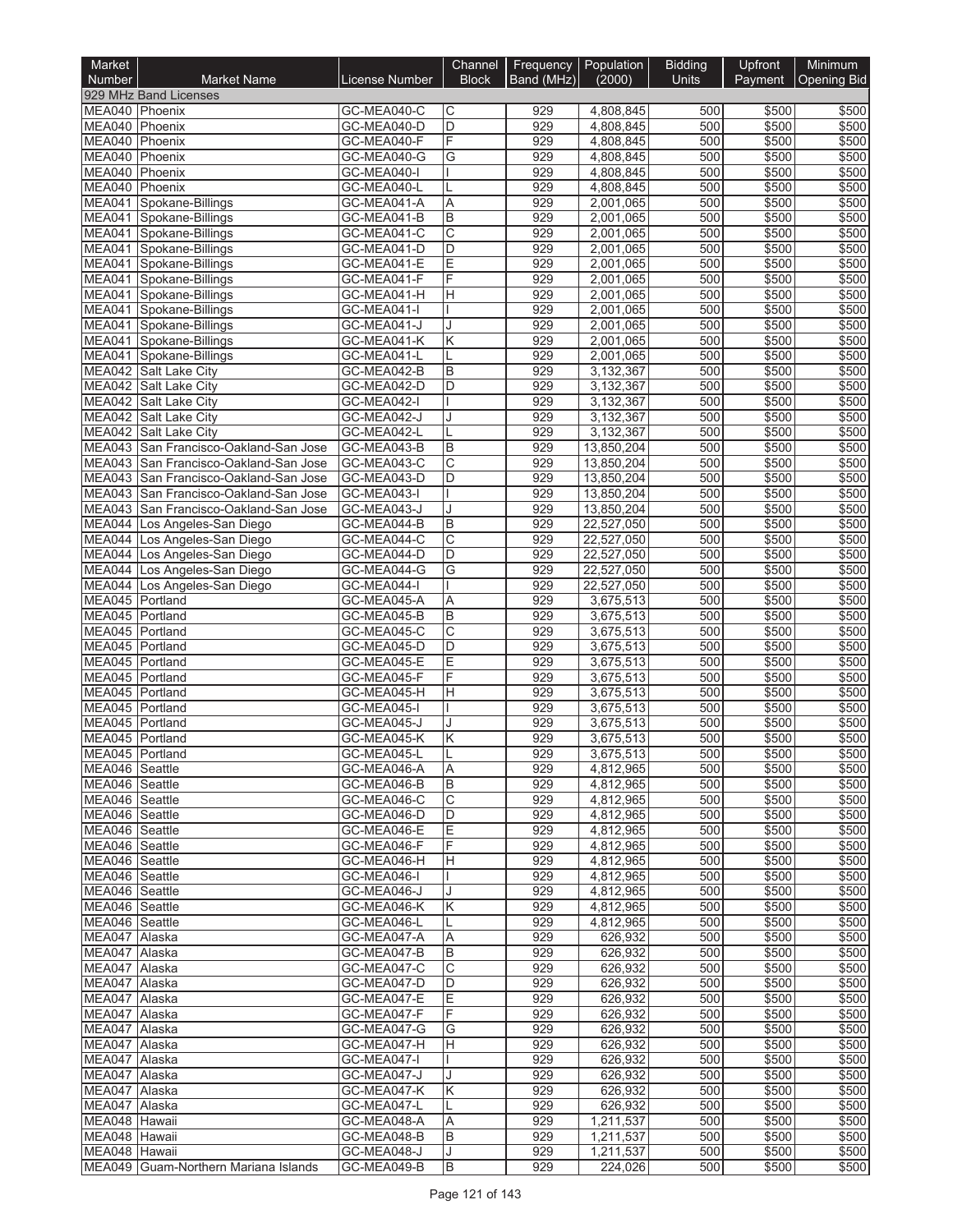| Market Number | Market Name | License Number | Channel Block | Frequency Band (MHz) | Population (2000) | Bidding Units | Upfront Payment | Minimum Opening Bid |
|---|---|---|---|---|---|---|---|---|
| 929 MHz Band Licenses | | | | | | | | |
| MEA040 | Phoenix | GC-MEA040-C | C | 929 | 4,808,845 | 500 | $500 | $500 |
| MEA040 | Phoenix | GC-MEA040-D | D | 929 | 4,808,845 | 500 | $500 | $500 |
| MEA040 | Phoenix | GC-MEA040-F | F | 929 | 4,808,845 | 500 | $500 | $500 |
| MEA040 | Phoenix | GC-MEA040-G | G | 929 | 4,808,845 | 500 | $500 | $500 |
| MEA040 | Phoenix | GC-MEA040-I | I | 929 | 4,808,845 | 500 | $500 | $500 |
| MEA040 | Phoenix | GC-MEA040-L | L | 929 | 4,808,845 | 500 | $500 | $500 |
| MEA041 | Spokane-Billings | GC-MEA041-A | A | 929 | 2,001,065 | 500 | $500 | $500 |
| MEA041 | Spokane-Billings | GC-MEA041-B | B | 929 | 2,001,065 | 500 | $500 | $500 |
| MEA041 | Spokane-Billings | GC-MEA041-C | C | 929 | 2,001,065 | 500 | $500 | $500 |
| MEA041 | Spokane-Billings | GC-MEA041-D | D | 929 | 2,001,065 | 500 | $500 | $500 |
| MEA041 | Spokane-Billings | GC-MEA041-E | E | 929 | 2,001,065 | 500 | $500 | $500 |
| MEA041 | Spokane-Billings | GC-MEA041-F | F | 929 | 2,001,065 | 500 | $500 | $500 |
| MEA041 | Spokane-Billings | GC-MEA041-H | H | 929 | 2,001,065 | 500 | $500 | $500 |
| MEA041 | Spokane-Billings | GC-MEA041-I | I | 929 | 2,001,065 | 500 | $500 | $500 |
| MEA041 | Spokane-Billings | GC-MEA041-J | J | 929 | 2,001,065 | 500 | $500 | $500 |
| MEA041 | Spokane-Billings | GC-MEA041-K | K | 929 | 2,001,065 | 500 | $500 | $500 |
| MEA041 | Spokane-Billings | GC-MEA041-L | L | 929 | 2,001,065 | 500 | $500 | $500 |
| MEA042 | Salt Lake City | GC-MEA042-B | B | 929 | 3,132,367 | 500 | $500 | $500 |
| MEA042 | Salt Lake City | GC-MEA042-D | D | 929 | 3,132,367 | 500 | $500 | $500 |
| MEA042 | Salt Lake City | GC-MEA042-I | I | 929 | 3,132,367 | 500 | $500 | $500 |
| MEA042 | Salt Lake City | GC-MEA042-J | J | 929 | 3,132,367 | 500 | $500 | $500 |
| MEA042 | Salt Lake City | GC-MEA042-L | L | 929 | 3,132,367 | 500 | $500 | $500 |
| MEA043 | San Francisco-Oakland-San Jose | GC-MEA043-B | B | 929 | 13,850,204 | 500 | $500 | $500 |
| MEA043 | San Francisco-Oakland-San Jose | GC-MEA043-C | C | 929 | 13,850,204 | 500 | $500 | $500 |
| MEA043 | San Francisco-Oakland-San Jose | GC-MEA043-D | D | 929 | 13,850,204 | 500 | $500 | $500 |
| MEA043 | San Francisco-Oakland-San Jose | GC-MEA043-I | I | 929 | 13,850,204 | 500 | $500 | $500 |
| MEA043 | San Francisco-Oakland-San Jose | GC-MEA043-J | J | 929 | 13,850,204 | 500 | $500 | $500 |
| MEA044 | Los Angeles-San Diego | GC-MEA044-B | B | 929 | 22,527,050 | 500 | $500 | $500 |
| MEA044 | Los Angeles-San Diego | GC-MEA044-C | C | 929 | 22,527,050 | 500 | $500 | $500 |
| MEA044 | Los Angeles-San Diego | GC-MEA044-D | D | 929 | 22,527,050 | 500 | $500 | $500 |
| MEA044 | Los Angeles-San Diego | GC-MEA044-G | G | 929 | 22,527,050 | 500 | $500 | $500 |
| MEA044 | Los Angeles-San Diego | GC-MEA044-I | I | 929 | 22,527,050 | 500 | $500 | $500 |
| MEA045 | Portland | GC-MEA045-A | A | 929 | 3,675,513 | 500 | $500 | $500 |
| MEA045 | Portland | GC-MEA045-B | B | 929 | 3,675,513 | 500 | $500 | $500 |
| MEA045 | Portland | GC-MEA045-C | C | 929 | 3,675,513 | 500 | $500 | $500 |
| MEA045 | Portland | GC-MEA045-D | D | 929 | 3,675,513 | 500 | $500 | $500 |
| MEA045 | Portland | GC-MEA045-E | E | 929 | 3,675,513 | 500 | $500 | $500 |
| MEA045 | Portland | GC-MEA045-F | F | 929 | 3,675,513 | 500 | $500 | $500 |
| MEA045 | Portland | GC-MEA045-H | H | 929 | 3,675,513 | 500 | $500 | $500 |
| MEA045 | Portland | GC-MEA045-I | I | 929 | 3,675,513 | 500 | $500 | $500 |
| MEA045 | Portland | GC-MEA045-J | J | 929 | 3,675,513 | 500 | $500 | $500 |
| MEA045 | Portland | GC-MEA045-K | K | 929 | 3,675,513 | 500 | $500 | $500 |
| MEA045 | Portland | GC-MEA045-L | L | 929 | 3,675,513 | 500 | $500 | $500 |
| MEA046 | Seattle | GC-MEA046-A | A | 929 | 4,812,965 | 500 | $500 | $500 |
| MEA046 | Seattle | GC-MEA046-B | B | 929 | 4,812,965 | 500 | $500 | $500 |
| MEA046 | Seattle | GC-MEA046-C | C | 929 | 4,812,965 | 500 | $500 | $500 |
| MEA046 | Seattle | GC-MEA046-D | D | 929 | 4,812,965 | 500 | $500 | $500 |
| MEA046 | Seattle | GC-MEA046-E | E | 929 | 4,812,965 | 500 | $500 | $500 |
| MEA046 | Seattle | GC-MEA046-F | F | 929 | 4,812,965 | 500 | $500 | $500 |
| MEA046 | Seattle | GC-MEA046-H | H | 929 | 4,812,965 | 500 | $500 | $500 |
| MEA046 | Seattle | GC-MEA046-I | I | 929 | 4,812,965 | 500 | $500 | $500 |
| MEA046 | Seattle | GC-MEA046-J | J | 929 | 4,812,965 | 500 | $500 | $500 |
| MEA046 | Seattle | GC-MEA046-K | K | 929 | 4,812,965 | 500 | $500 | $500 |
| MEA046 | Seattle | GC-MEA046-L | L | 929 | 4,812,965 | 500 | $500 | $500 |
| MEA047 | Alaska | GC-MEA047-A | A | 929 | 626,932 | 500 | $500 | $500 |
| MEA047 | Alaska | GC-MEA047-B | B | 929 | 626,932 | 500 | $500 | $500 |
| MEA047 | Alaska | GC-MEA047-C | C | 929 | 626,932 | 500 | $500 | $500 |
| MEA047 | Alaska | GC-MEA047-D | D | 929 | 626,932 | 500 | $500 | $500 |
| MEA047 | Alaska | GC-MEA047-E | E | 929 | 626,932 | 500 | $500 | $500 |
| MEA047 | Alaska | GC-MEA047-F | F | 929 | 626,932 | 500 | $500 | $500 |
| MEA047 | Alaska | GC-MEA047-G | G | 929 | 626,932 | 500 | $500 | $500 |
| MEA047 | Alaska | GC-MEA047-H | H | 929 | 626,932 | 500 | $500 | $500 |
| MEA047 | Alaska | GC-MEA047-I | I | 929 | 626,932 | 500 | $500 | $500 |
| MEA047 | Alaska | GC-MEA047-J | J | 929 | 626,932 | 500 | $500 | $500 |
| MEA047 | Alaska | GC-MEA047-K | K | 929 | 626,932 | 500 | $500 | $500 |
| MEA047 | Alaska | GC-MEA047-L | L | 929 | 626,932 | 500 | $500 | $500 |
| MEA048 | Hawaii | GC-MEA048-A | A | 929 | 1,211,537 | 500 | $500 | $500 |
| MEA048 | Hawaii | GC-MEA048-B | B | 929 | 1,211,537 | 500 | $500 | $500 |
| MEA048 | Hawaii | GC-MEA048-J | J | 929 | 1,211,537 | 500 | $500 | $500 |
| MEA049 | Guam-Northern Mariana Islands | GC-MEA049-B | B | 929 | 224,026 | 500 | $500 | $500 |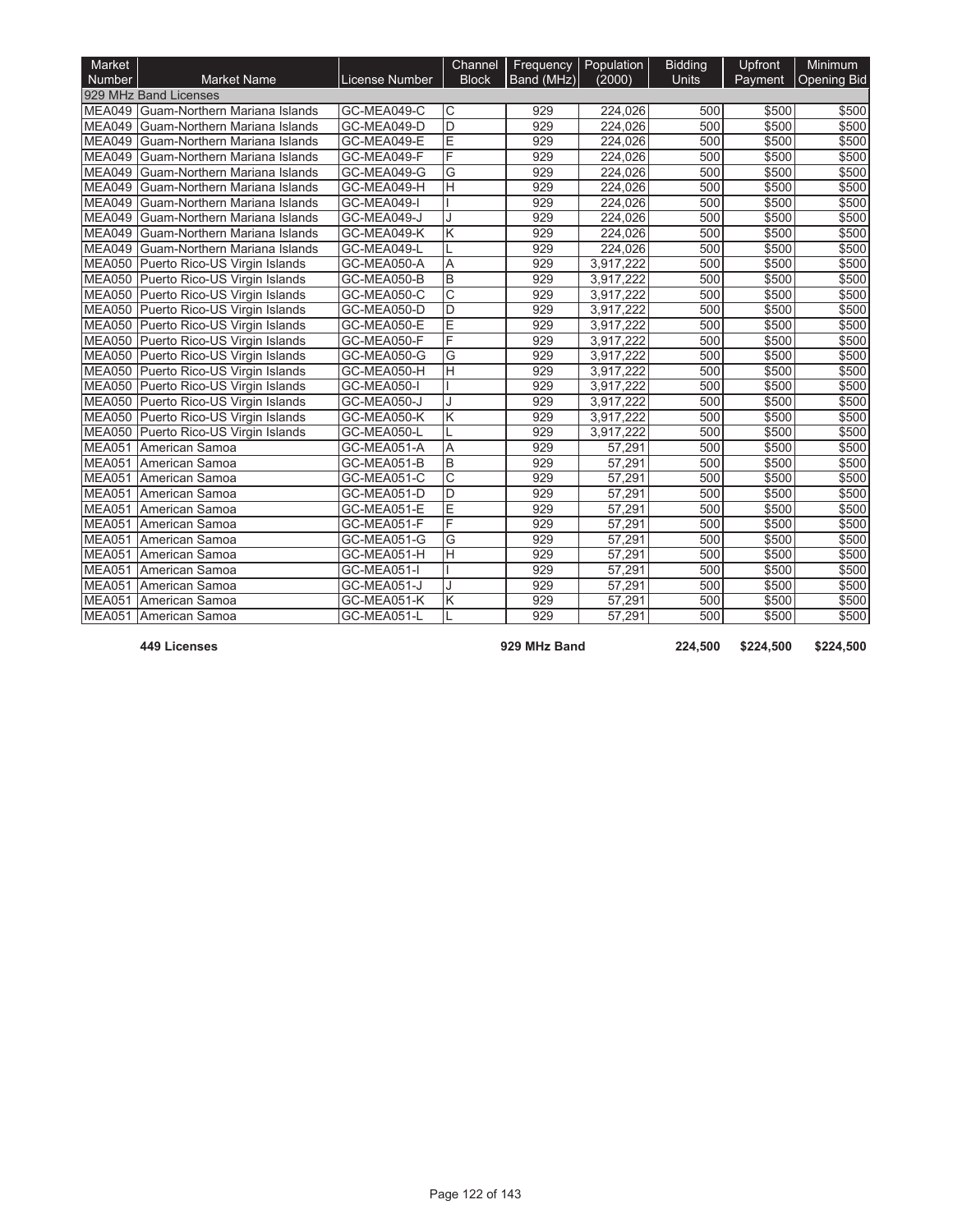| Market Number | Market Name | License Number | Channel Block | Frequency Band (MHz) | Population (2000) | Bidding Units | Upfront Payment | Minimum Opening Bid |
|---|---|---|---|---|---|---|---|---|
| 929 MHz Band Licenses | | | | | | | | |
| MEA049 | Guam-Northern Mariana Islands | GC-MEA049-C | C | 929 | 224,026 | 500 | $500 | $500 |
| MEA049 | Guam-Northern Mariana Islands | GC-MEA049-D | D | 929 | 224,026 | 500 | $500 | $500 |
| MEA049 | Guam-Northern Mariana Islands | GC-MEA049-E | E | 929 | 224,026 | 500 | $500 | $500 |
| MEA049 | Guam-Northern Mariana Islands | GC-MEA049-F | F | 929 | 224,026 | 500 | $500 | $500 |
| MEA049 | Guam-Northern Mariana Islands | GC-MEA049-G | G | 929 | 224,026 | 500 | $500 | $500 |
| MEA049 | Guam-Northern Mariana Islands | GC-MEA049-H | H | 929 | 224,026 | 500 | $500 | $500 |
| MEA049 | Guam-Northern Mariana Islands | GC-MEA049-I | I | 929 | 224,026 | 500 | $500 | $500 |
| MEA049 | Guam-Northern Mariana Islands | GC-MEA049-J | J | 929 | 224,026 | 500 | $500 | $500 |
| MEA049 | Guam-Northern Mariana Islands | GC-MEA049-K | K | 929 | 224,026 | 500 | $500 | $500 |
| MEA049 | Guam-Northern Mariana Islands | GC-MEA049-L | L | 929 | 224,026 | 500 | $500 | $500 |
| MEA050 | Puerto Rico-US Virgin Islands | GC-MEA050-A | A | 929 | 3,917,222 | 500 | $500 | $500 |
| MEA050 | Puerto Rico-US Virgin Islands | GC-MEA050-B | B | 929 | 3,917,222 | 500 | $500 | $500 |
| MEA050 | Puerto Rico-US Virgin Islands | GC-MEA050-C | C | 929 | 3,917,222 | 500 | $500 | $500 |
| MEA050 | Puerto Rico-US Virgin Islands | GC-MEA050-D | D | 929 | 3,917,222 | 500 | $500 | $500 |
| MEA050 | Puerto Rico-US Virgin Islands | GC-MEA050-E | E | 929 | 3,917,222 | 500 | $500 | $500 |
| MEA050 | Puerto Rico-US Virgin Islands | GC-MEA050-F | F | 929 | 3,917,222 | 500 | $500 | $500 |
| MEA050 | Puerto Rico-US Virgin Islands | GC-MEA050-G | G | 929 | 3,917,222 | 500 | $500 | $500 |
| MEA050 | Puerto Rico-US Virgin Islands | GC-MEA050-H | H | 929 | 3,917,222 | 500 | $500 | $500 |
| MEA050 | Puerto Rico-US Virgin Islands | GC-MEA050-I | I | 929 | 3,917,222 | 500 | $500 | $500 |
| MEA050 | Puerto Rico-US Virgin Islands | GC-MEA050-J | J | 929 | 3,917,222 | 500 | $500 | $500 |
| MEA050 | Puerto Rico-US Virgin Islands | GC-MEA050-K | K | 929 | 3,917,222 | 500 | $500 | $500 |
| MEA050 | Puerto Rico-US Virgin Islands | GC-MEA050-L | L | 929 | 3,917,222 | 500 | $500 | $500 |
| MEA051 | American Samoa | GC-MEA051-A | A | 929 | 57,291 | 500 | $500 | $500 |
| MEA051 | American Samoa | GC-MEA051-B | B | 929 | 57,291 | 500 | $500 | $500 |
| MEA051 | American Samoa | GC-MEA051-C | C | 929 | 57,291 | 500 | $500 | $500 |
| MEA051 | American Samoa | GC-MEA051-D | D | 929 | 57,291 | 500 | $500 | $500 |
| MEA051 | American Samoa | GC-MEA051-E | E | 929 | 57,291 | 500 | $500 | $500 |
| MEA051 | American Samoa | GC-MEA051-F | F | 929 | 57,291 | 500 | $500 | $500 |
| MEA051 | American Samoa | GC-MEA051-G | G | 929 | 57,291 | 500 | $500 | $500 |
| MEA051 | American Samoa | GC-MEA051-H | H | 929 | 57,291 | 500 | $500 | $500 |
| MEA051 | American Samoa | GC-MEA051-I | I | 929 | 57,291 | 500 | $500 | $500 |
| MEA051 | American Samoa | GC-MEA051-J | J | 929 | 57,291 | 500 | $500 | $500 |
| MEA051 | American Samoa | GC-MEA051-K | K | 929 | 57,291 | 500 | $500 | $500 |
| MEA051 | American Samoa | GC-MEA051-L | L | 929 | 57,291 | 500 | $500 | $500 |

| **449 Licenses** | **929 MHz Band** | **224,500** | **$224,500** | **$224,500** |
|---|---|---|---|---|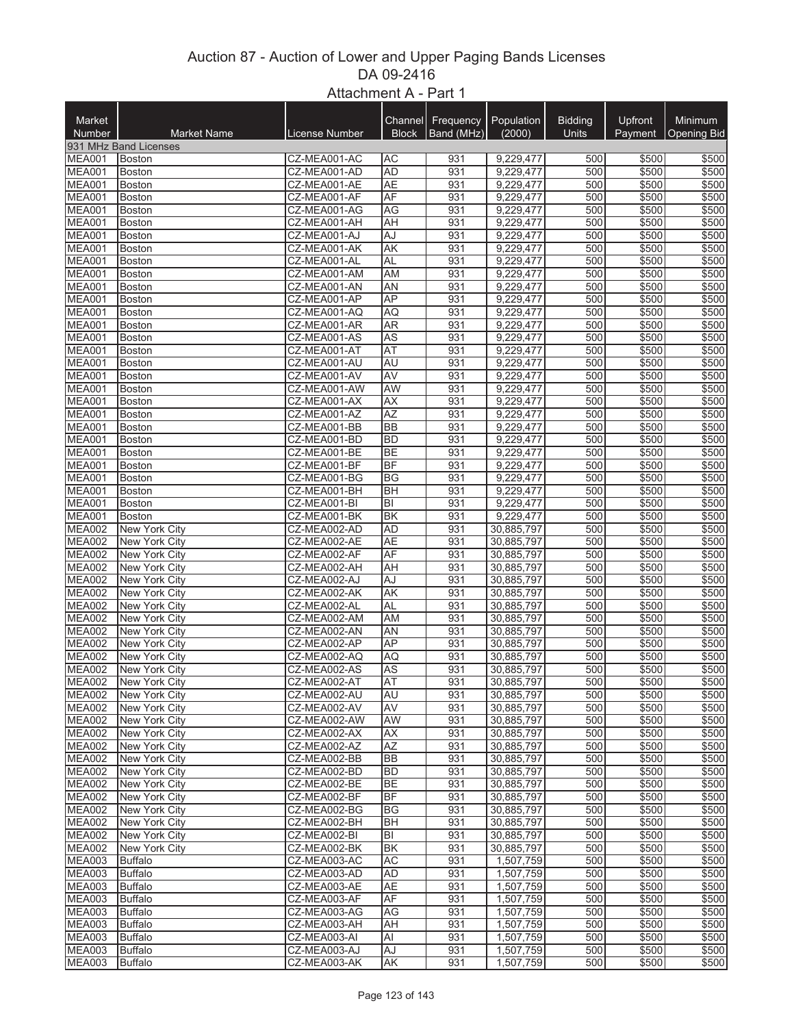# Auction 87 - Auction of Lower and Upper Paging Bands Licenses
## DA 09-2416
### Attachment A - Part 1

| Market Number | Market Name | License Number | Channel Block | Frequency Band (MHz) | Population (2000) | Bidding Units | Upfront Payment | Minimum Opening Bid |
|---|---|---|---|---|---|---|---|---|
| 931 MHz Band Licenses | | | | | | | | |
| MEA001 | Boston | CZ-MEA001-AC | AC | 931 | 9,229,477 | 500 | $500 | $500 |
| MEA001 | Boston | CZ-MEA001-AD | AD | 931 | 9,229,477 | 500 | $500 | $500 |
| MEA001 | Boston | CZ-MEA001-AE | AE | 931 | 9,229,477 | 500 | $500 | $500 |
| MEA001 | Boston | CZ-MEA001-AF | AF | 931 | 9,229,477 | 500 | $500 | $500 |
| MEA001 | Boston | CZ-MEA001-AG | AG | 931 | 9,229,477 | 500 | $500 | $500 |
| MEA001 | Boston | CZ-MEA001-AH | AH | 931 | 9,229,477 | 500 | $500 | $500 |
| MEA001 | Boston | CZ-MEA001-AJ | AJ | 931 | 9,229,477 | 500 | $500 | $500 |
| MEA001 | Boston | CZ-MEA001-AK | AK | 931 | 9,229,477 | 500 | $500 | $500 |
| MEA001 | Boston | CZ-MEA001-AL | AL | 931 | 9,229,477 | 500 | $500 | $500 |
| MEA001 | Boston | CZ-MEA001-AM | AM | 931 | 9,229,477 | 500 | $500 | $500 |
| MEA001 | Boston | CZ-MEA001-AN | AN | 931 | 9,229,477 | 500 | $500 | $500 |
| MEA001 | Boston | CZ-MEA001-AP | AP | 931 | 9,229,477 | 500 | $500 | $500 |
| MEA001 | Boston | CZ-MEA001-AQ | AQ | 931 | 9,229,477 | 500 | $500 | $500 |
| MEA001 | Boston | CZ-MEA001-AR | AR | 931 | 9,229,477 | 500 | $500 | $500 |
| MEA001 | Boston | CZ-MEA001-AS | AS | 931 | 9,229,477 | 500 | $500 | $500 |
| MEA001 | Boston | CZ-MEA001-AT | AT | 931 | 9,229,477 | 500 | $500 | $500 |
| MEA001 | Boston | CZ-MEA001-AU | AU | 931 | 9,229,477 | 500 | $500 | $500 |
| MEA001 | Boston | CZ-MEA001-AV | AV | 931 | 9,229,477 | 500 | $500 | $500 |
| MEA001 | Boston | CZ-MEA001-AW | AW | 931 | 9,229,477 | 500 | $500 | $500 |
| MEA001 | Boston | CZ-MEA001-AX | AX | 931 | 9,229,477 | 500 | $500 | $500 |
| MEA001 | Boston | CZ-MEA001-AZ | AZ | 931 | 9,229,477 | 500 | $500 | $500 |
| MEA001 | Boston | CZ-MEA001-BB | BB | 931 | 9,229,477 | 500 | $500 | $500 |
| MEA001 | Boston | CZ-MEA001-BD | BD | 931 | 9,229,477 | 500 | $500 | $500 |
| MEA001 | Boston | CZ-MEA001-BE | BE | 931 | 9,229,477 | 500 | $500 | $500 |
| MEA001 | Boston | CZ-MEA001-BF | BF | 931 | 9,229,477 | 500 | $500 | $500 |
| MEA001 | Boston | CZ-MEA001-BG | BG | 931 | 9,229,477 | 500 | $500 | $500 |
| MEA001 | Boston | CZ-MEA001-BH | BH | 931 | 9,229,477 | 500 | $500 | $500 |
| MEA001 | Boston | CZ-MEA001-BI | BI | 931 | 9,229,477 | 500 | $500 | $500 |
| MEA001 | Boston | CZ-MEA001-BK | BK | 931 | 9,229,477 | 500 | $500 | $500 |
| MEA002 | New York City | CZ-MEA002-AD | AD | 931 | 30,885,797 | 500 | $500 | $500 |
| MEA002 | New York City | CZ-MEA002-AE | AE | 931 | 30,885,797 | 500 | $500 | $500 |
| MEA002 | New York City | CZ-MEA002-AF | AF | 931 | 30,885,797 | 500 | $500 | $500 |
| MEA002 | New York City | CZ-MEA002-AH | AH | 931 | 30,885,797 | 500 | $500 | $500 |
| MEA002 | New York City | CZ-MEA002-AJ | AJ | 931 | 30,885,797 | 500 | $500 | $500 |
| MEA002 | New York City | CZ-MEA002-AK | AK | 931 | 30,885,797 | 500 | $500 | $500 |
| MEA002 | New York City | CZ-MEA002-AL | AL | 931 | 30,885,797 | 500 | $500 | $500 |
| MEA002 | New York City | CZ-MEA002-AM | AM | 931 | 30,885,797 | 500 | $500 | $500 |
| MEA002 | New York City | CZ-MEA002-AN | AN | 931 | 30,885,797 | 500 | $500 | $500 |
| MEA002 | New York City | CZ-MEA002-AP | AP | 931 | 30,885,797 | 500 | $500 | $500 |
| MEA002 | New York City | CZ-MEA002-AQ | AQ | 931 | 30,885,797 | 500 | $500 | $500 |
| MEA002 | New York City | CZ-MEA002-AS | AS | 931 | 30,885,797 | 500 | $500 | $500 |
| MEA002 | New York City | CZ-MEA002-AT | AT | 931 | 30,885,797 | 500 | $500 | $500 |
| MEA002 | New York City | CZ-MEA002-AU | AU | 931 | 30,885,797 | 500 | $500 | $500 |
| MEA002 | New York City | CZ-MEA002-AV | AV | 931 | 30,885,797 | 500 | $500 | $500 |
| MEA002 | New York City | CZ-MEA002-AW | AW | 931 | 30,885,797 | 500 | $500 | $500 |
| MEA002 | New York City | CZ-MEA002-AX | AX | 931 | 30,885,797 | 500 | $500 | $500 |
| MEA002 | New York City | CZ-MEA002-AZ | AZ | 931 | 30,885,797 | 500 | $500 | $500 |
| MEA002 | New York City | CZ-MEA002-BB | BB | 931 | 30,885,797 | 500 | $500 | $500 |
| MEA002 | New York City | CZ-MEA002-BD | BD | 931 | 30,885,797 | 500 | $500 | $500 |
| MEA002 | New York City | CZ-MEA002-BE | BE | 931 | 30,885,797 | 500 | $500 | $500 |
| MEA002 | New York City | CZ-MEA002-BF | BF | 931 | 30,885,797 | 500 | $500 | $500 |
| MEA002 | New York City | CZ-MEA002-BG | BG | 931 | 30,885,797 | 500 | $500 | $500 |
| MEA002 | New York City | CZ-MEA002-BH | BH | 931 | 30,885,797 | 500 | $500 | $500 |
| MEA002 | New York City | CZ-MEA002-BI | BI | 931 | 30,885,797 | 500 | $500 | $500 |
| MEA002 | New York City | CZ-MEA002-BK | BK | 931 | 30,885,797 | 500 | $500 | $500 |
| MEA003 | Buffalo | CZ-MEA003-AC | AC | 931 | 1,507,759 | 500 | $500 | $500 |
| MEA003 | Buffalo | CZ-MEA003-AD | AD | 931 | 1,507,759 | 500 | $500 | $500 |
| MEA003 | Buffalo | CZ-MEA003-AE | AE | 931 | 1,507,759 | 500 | $500 | $500 |
| MEA003 | Buffalo | CZ-MEA003-AF | AF | 931 | 1,507,759 | 500 | $500 | $500 |
| MEA003 | Buffalo | CZ-MEA003-AG | AG | 931 | 1,507,759 | 500 | $500 | $500 |
| MEA003 | Buffalo | CZ-MEA003-AH | AH | 931 | 1,507,759 | 500 | $500 | $500 |
| MEA003 | Buffalo | CZ-MEA003-AI | AI | 931 | 1,507,759 | 500 | $500 | $500 |
| MEA003 | Buffalo | CZ-MEA003-AJ | AJ | 931 | 1,507,759 | 500 | $500 | $500 |
| MEA003 | Buffalo | CZ-MEA003-AK | AK | 931 | 1,507,759 | 500 | $500 | $500 |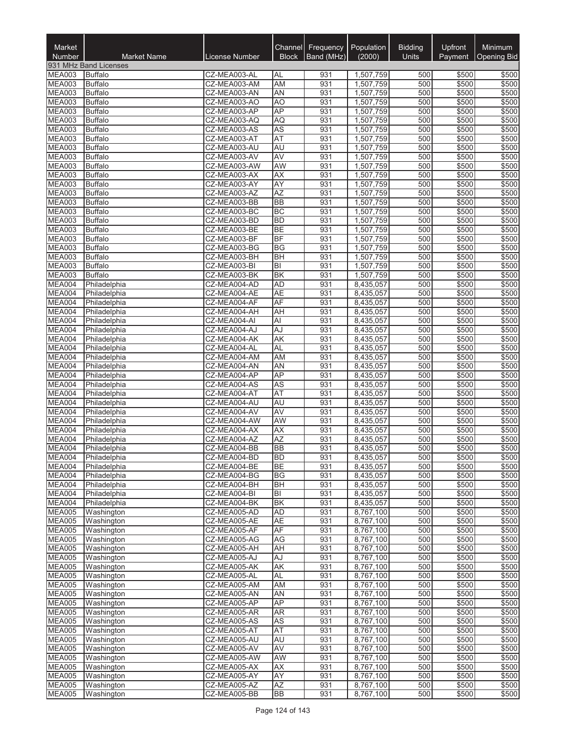| Market Number | Market Name | License Number | Channel Block | Frequency Band (MHz) | Population (2000) | Bidding Units | Upfront Payment | Minimum Opening Bid |
|---|---|---|---|---|---|---|---|---|
| 931 MHz Band Licenses | | | | | | | | |
| MEA003 | Buffalo | CZ-MEA003-AL | AL | 931 | 1,507,759 | 500 | $500 | $500 |
| MEA003 | Buffalo | CZ-MEA003-AM | AM | 931 | 1,507,759 | 500 | $500 | $500 |
| MEA003 | Buffalo | CZ-MEA003-AN | AN | 931 | 1,507,759 | 500 | $500 | $500 |
| MEA003 | Buffalo | CZ-MEA003-AO | AO | 931 | 1,507,759 | 500 | $500 | $500 |
| MEA003 | Buffalo | CZ-MEA003-AP | AP | 931 | 1,507,759 | 500 | $500 | $500 |
| MEA003 | Buffalo | CZ-MEA003-AQ | AQ | 931 | 1,507,759 | 500 | $500 | $500 |
| MEA003 | Buffalo | CZ-MEA003-AS | AS | 931 | 1,507,759 | 500 | $500 | $500 |
| MEA003 | Buffalo | CZ-MEA003-AT | AT | 931 | 1,507,759 | 500 | $500 | $500 |
| MEA003 | Buffalo | CZ-MEA003-AU | AU | 931 | 1,507,759 | 500 | $500 | $500 |
| MEA003 | Buffalo | CZ-MEA003-AV | AV | 931 | 1,507,759 | 500 | $500 | $500 |
| MEA003 | Buffalo | CZ-MEA003-AW | AW | 931 | 1,507,759 | 500 | $500 | $500 |
| MEA003 | Buffalo | CZ-MEA003-AX | AX | 931 | 1,507,759 | 500 | $500 | $500 |
| MEA003 | Buffalo | CZ-MEA003-AY | AY | 931 | 1,507,759 | 500 | $500 | $500 |
| MEA003 | Buffalo | CZ-MEA003-AZ | AZ | 931 | 1,507,759 | 500 | $500 | $500 |
| MEA003 | Buffalo | CZ-MEA003-BB | BB | 931 | 1,507,759 | 500 | $500 | $500 |
| MEA003 | Buffalo | CZ-MEA003-BC | BC | 931 | 1,507,759 | 500 | $500 | $500 |
| MEA003 | Buffalo | CZ-MEA003-BD | BD | 931 | 1,507,759 | 500 | $500 | $500 |
| MEA003 | Buffalo | CZ-MEA003-BE | BE | 931 | 1,507,759 | 500 | $500 | $500 |
| MEA003 | Buffalo | CZ-MEA003-BF | BF | 931 | 1,507,759 | 500 | $500 | $500 |
| MEA003 | Buffalo | CZ-MEA003-BG | BG | 931 | 1,507,759 | 500 | $500 | $500 |
| MEA003 | Buffalo | CZ-MEA003-BH | BH | 931 | 1,507,759 | 500 | $500 | $500 |
| MEA003 | Buffalo | CZ-MEA003-BI | BI | 931 | 1,507,759 | 500 | $500 | $500 |
| MEA003 | Buffalo | CZ-MEA003-BK | BK | 931 | 1,507,759 | 500 | $500 | $500 |
| MEA004 | Philadelphia | CZ-MEA004-AD | AD | 931 | 8,435,057 | 500 | $500 | $500 |
| MEA004 | Philadelphia | CZ-MEA004-AE | AE | 931 | 8,435,057 | 500 | $500 | $500 |
| MEA004 | Philadelphia | CZ-MEA004-AF | AF | 931 | 8,435,057 | 500 | $500 | $500 |
| MEA004 | Philadelphia | CZ-MEA004-AH | AH | 931 | 8,435,057 | 500 | $500 | $500 |
| MEA004 | Philadelphia | CZ-MEA004-AI | AI | 931 | 8,435,057 | 500 | $500 | $500 |
| MEA004 | Philadelphia | CZ-MEA004-AJ | AJ | 931 | 8,435,057 | 500 | $500 | $500 |
| MEA004 | Philadelphia | CZ-MEA004-AK | AK | 931 | 8,435,057 | 500 | $500 | $500 |
| MEA004 | Philadelphia | CZ-MEA004-AL | AL | 931 | 8,435,057 | 500 | $500 | $500 |
| MEA004 | Philadelphia | CZ-MEA004-AM | AM | 931 | 8,435,057 | 500 | $500 | $500 |
| MEA004 | Philadelphia | CZ-MEA004-AN | AN | 931 | 8,435,057 | 500 | $500 | $500 |
| MEA004 | Philadelphia | CZ-MEA004-AP | AP | 931 | 8,435,057 | 500 | $500 | $500 |
| MEA004 | Philadelphia | CZ-MEA004-AS | AS | 931 | 8,435,057 | 500 | $500 | $500 |
| MEA004 | Philadelphia | CZ-MEA004-AT | AT | 931 | 8,435,057 | 500 | $500 | $500 |
| MEA004 | Philadelphia | CZ-MEA004-AU | AU | 931 | 8,435,057 | 500 | $500 | $500 |
| MEA004 | Philadelphia | CZ-MEA004-AV | AV | 931 | 8,435,057 | 500 | $500 | $500 |
| MEA004 | Philadelphia | CZ-MEA004-AW | AW | 931 | 8,435,057 | 500 | $500 | $500 |
| MEA004 | Philadelphia | CZ-MEA004-AX | AX | 931 | 8,435,057 | 500 | $500 | $500 |
| MEA004 | Philadelphia | CZ-MEA004-AZ | AZ | 931 | 8,435,057 | 500 | $500 | $500 |
| MEA004 | Philadelphia | CZ-MEA004-BB | BB | 931 | 8,435,057 | 500 | $500 | $500 |
| MEA004 | Philadelphia | CZ-MEA004-BD | BD | 931 | 8,435,057 | 500 | $500 | $500 |
| MEA004 | Philadelphia | CZ-MEA004-BE | BE | 931 | 8,435,057 | 500 | $500 | $500 |
| MEA004 | Philadelphia | CZ-MEA004-BG | BG | 931 | 8,435,057 | 500 | $500 | $500 |
| MEA004 | Philadelphia | CZ-MEA004-BH | BH | 931 | 8,435,057 | 500 | $500 | $500 |
| MEA004 | Philadelphia | CZ-MEA004-BI | BI | 931 | 8,435,057 | 500 | $500 | $500 |
| MEA004 | Philadelphia | CZ-MEA004-BK | BK | 931 | 8,435,057 | 500 | $500 | $500 |
| MEA005 | Washington | CZ-MEA005-AD | AD | 931 | 8,767,100 | 500 | $500 | $500 |
| MEA005 | Washington | CZ-MEA005-AE | AE | 931 | 8,767,100 | 500 | $500 | $500 |
| MEA005 | Washington | CZ-MEA005-AF | AF | 931 | 8,767,100 | 500 | $500 | $500 |
| MEA005 | Washington | CZ-MEA005-AG | AG | 931 | 8,767,100 | 500 | $500 | $500 |
| MEA005 | Washington | CZ-MEA005-AH | AH | 931 | 8,767,100 | 500 | $500 | $500 |
| MEA005 | Washington | CZ-MEA005-AJ | AJ | 931 | 8,767,100 | 500 | $500 | $500 |
| MEA005 | Washington | CZ-MEA005-AK | AK | 931 | 8,767,100 | 500 | $500 | $500 |
| MEA005 | Washington | CZ-MEA005-AL | AL | 931 | 8,767,100 | 500 | $500 | $500 |
| MEA005 | Washington | CZ-MEA005-AM | AM | 931 | 8,767,100 | 500 | $500 | $500 |
| MEA005 | Washington | CZ-MEA005-AN | AN | 931 | 8,767,100 | 500 | $500 | $500 |
| MEA005 | Washington | CZ-MEA005-AP | AP | 931 | 8,767,100 | 500 | $500 | $500 |
| MEA005 | Washington | CZ-MEA005-AR | AR | 931 | 8,767,100 | 500 | $500 | $500 |
| MEA005 | Washington | CZ-MEA005-AS | AS | 931 | 8,767,100 | 500 | $500 | $500 |
| MEA005 | Washington | CZ-MEA005-AT | AT | 931 | 8,767,100 | 500 | $500 | $500 |
| MEA005 | Washington | CZ-MEA005-AU | AU | 931 | 8,767,100 | 500 | $500 | $500 |
| MEA005 | Washington | CZ-MEA005-AV | AV | 931 | 8,767,100 | 500 | $500 | $500 |
| MEA005 | Washington | CZ-MEA005-AW | AW | 931 | 8,767,100 | 500 | $500 | $500 |
| MEA005 | Washington | CZ-MEA005-AX | AX | 931 | 8,767,100 | 500 | $500 | $500 |
| MEA005 | Washington | CZ-MEA005-AY | AY | 931 | 8,767,100 | 500 | $500 | $500 |
| MEA005 | Washington | CZ-MEA005-AZ | AZ | 931 | 8,767,100 | 500 | $500 | $500 |
| MEA005 | Washington | CZ-MEA005-BB | BB | 931 | 8,767,100 | 500 | $500 | $500 |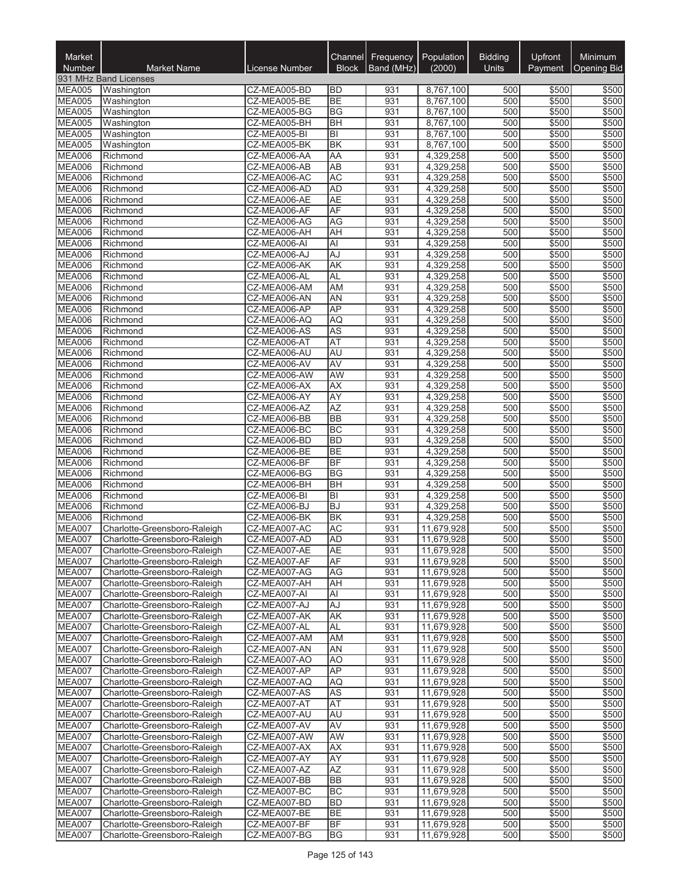| Market Number | Market Name | License Number | Channel Block | Frequency Band (MHz) | Population (2000) | Bidding Units | Upfront Payment | Minimum Opening Bid |
|---|---|---|---|---|---|---|---|---|
| 931 MHz Band Licenses | | | | | | | | |
| MEA005 | Washington | CZ-MEA005-BD | BD | 931 | 8,767,100 | 500 | $500 | $500 |
| MEA005 | Washington | CZ-MEA005-BE | BE | 931 | 8,767,100 | 500 | $500 | $500 |
| MEA005 | Washington | CZ-MEA005-BG | BG | 931 | 8,767,100 | 500 | $500 | $500 |
| MEA005 | Washington | CZ-MEA005-BH | BH | 931 | 8,767,100 | 500 | $500 | $500 |
| MEA005 | Washington | CZ-MEA005-BI | BI | 931 | 8,767,100 | 500 | $500 | $500 |
| MEA005 | Washington | CZ-MEA005-BK | BK | 931 | 8,767,100 | 500 | $500 | $500 |
| MEA006 | Richmond | CZ-MEA006-AA | AA | 931 | 4,329,258 | 500 | $500 | $500 |
| MEA006 | Richmond | CZ-MEA006-AB | AB | 931 | 4,329,258 | 500 | $500 | $500 |
| MEA006 | Richmond | CZ-MEA006-AC | AC | 931 | 4,329,258 | 500 | $500 | $500 |
| MEA006 | Richmond | CZ-MEA006-AD | AD | 931 | 4,329,258 | 500 | $500 | $500 |
| MEA006 | Richmond | CZ-MEA006-AE | AE | 931 | 4,329,258 | 500 | $500 | $500 |
| MEA006 | Richmond | CZ-MEA006-AF | AF | 931 | 4,329,258 | 500 | $500 | $500 |
| MEA006 | Richmond | CZ-MEA006-AG | AG | 931 | 4,329,258 | 500 | $500 | $500 |
| MEA006 | Richmond | CZ-MEA006-AH | AH | 931 | 4,329,258 | 500 | $500 | $500 |
| MEA006 | Richmond | CZ-MEA006-AI | AI | 931 | 4,329,258 | 500 | $500 | $500 |
| MEA006 | Richmond | CZ-MEA006-AJ | AJ | 931 | 4,329,258 | 500 | $500 | $500 |
| MEA006 | Richmond | CZ-MEA006-AK | AK | 931 | 4,329,258 | 500 | $500 | $500 |
| MEA006 | Richmond | CZ-MEA006-AL | AL | 931 | 4,329,258 | 500 | $500 | $500 |
| MEA006 | Richmond | CZ-MEA006-AM | AM | 931 | 4,329,258 | 500 | $500 | $500 |
| MEA006 | Richmond | CZ-MEA006-AN | AN | 931 | 4,329,258 | 500 | $500 | $500 |
| MEA006 | Richmond | CZ-MEA006-AP | AP | 931 | 4,329,258 | 500 | $500 | $500 |
| MEA006 | Richmond | CZ-MEA006-AQ | AQ | 931 | 4,329,258 | 500 | $500 | $500 |
| MEA006 | Richmond | CZ-MEA006-AS | AS | 931 | 4,329,258 | 500 | $500 | $500 |
| MEA006 | Richmond | CZ-MEA006-AT | AT | 931 | 4,329,258 | 500 | $500 | $500 |
| MEA006 | Richmond | CZ-MEA006-AU | AU | 931 | 4,329,258 | 500 | $500 | $500 |
| MEA006 | Richmond | CZ-MEA006-AV | AV | 931 | 4,329,258 | 500 | $500 | $500 |
| MEA006 | Richmond | CZ-MEA006-AW | AW | 931 | 4,329,258 | 500 | $500 | $500 |
| MEA006 | Richmond | CZ-MEA006-AX | AX | 931 | 4,329,258 | 500 | $500 | $500 |
| MEA006 | Richmond | CZ-MEA006-AY | AY | 931 | 4,329,258 | 500 | $500 | $500 |
| MEA006 | Richmond | CZ-MEA006-AZ | AZ | 931 | 4,329,258 | 500 | $500 | $500 |
| MEA006 | Richmond | CZ-MEA006-BB | BB | 931 | 4,329,258 | 500 | $500 | $500 |
| MEA006 | Richmond | CZ-MEA006-BC | BC | 931 | 4,329,258 | 500 | $500 | $500 |
| MEA006 | Richmond | CZ-MEA006-BD | BD | 931 | 4,329,258 | 500 | $500 | $500 |
| MEA006 | Richmond | CZ-MEA006-BE | BE | 931 | 4,329,258 | 500 | $500 | $500 |
| MEA006 | Richmond | CZ-MEA006-BF | BF | 931 | 4,329,258 | 500 | $500 | $500 |
| MEA006 | Richmond | CZ-MEA006-BG | BG | 931 | 4,329,258 | 500 | $500 | $500 |
| MEA006 | Richmond | CZ-MEA006-BH | BH | 931 | 4,329,258 | 500 | $500 | $500 |
| MEA006 | Richmond | CZ-MEA006-BI | BI | 931 | 4,329,258 | 500 | $500 | $500 |
| MEA006 | Richmond | CZ-MEA006-BJ | BJ | 931 | 4,329,258 | 500 | $500 | $500 |
| MEA006 | Richmond | CZ-MEA006-BK | BK | 931 | 4,329,258 | 500 | $500 | $500 |
| MEA007 | Charlotte-Greensboro-Raleigh | CZ-MEA007-AC | AC | 931 | 11,679,928 | 500 | $500 | $500 |
| MEA007 | Charlotte-Greensboro-Raleigh | CZ-MEA007-AD | AD | 931 | 11,679,928 | 500 | $500 | $500 |
| MEA007 | Charlotte-Greensboro-Raleigh | CZ-MEA007-AE | AE | 931 | 11,679,928 | 500 | $500 | $500 |
| MEA007 | Charlotte-Greensboro-Raleigh | CZ-MEA007-AF | AF | 931 | 11,679,928 | 500 | $500 | $500 |
| MEA007 | Charlotte-Greensboro-Raleigh | CZ-MEA007-AG | AG | 931 | 11,679,928 | 500 | $500 | $500 |
| MEA007 | Charlotte-Greensboro-Raleigh | CZ-MEA007-AH | AH | 931 | 11,679,928 | 500 | $500 | $500 |
| MEA007 | Charlotte-Greensboro-Raleigh | CZ-MEA007-AI | AI | 931 | 11,679,928 | 500 | $500 | $500 |
| MEA007 | Charlotte-Greensboro-Raleigh | CZ-MEA007-AJ | AJ | 931 | 11,679,928 | 500 | $500 | $500 |
| MEA007 | Charlotte-Greensboro-Raleigh | CZ-MEA007-AK | AK | 931 | 11,679,928 | 500 | $500 | $500 |
| MEA007 | Charlotte-Greensboro-Raleigh | CZ-MEA007-AL | AL | 931 | 11,679,928 | 500 | $500 | $500 |
| MEA007 | Charlotte-Greensboro-Raleigh | CZ-MEA007-AM | AM | 931 | 11,679,928 | 500 | $500 | $500 |
| MEA007 | Charlotte-Greensboro-Raleigh | CZ-MEA007-AN | AN | 931 | 11,679,928 | 500 | $500 | $500 |
| MEA007 | Charlotte-Greensboro-Raleigh | CZ-MEA007-AO | AO | 931 | 11,679,928 | 500 | $500 | $500 |
| MEA007 | Charlotte-Greensboro-Raleigh | CZ-MEA007-AP | AP | 931 | 11,679,928 | 500 | $500 | $500 |
| MEA007 | Charlotte-Greensboro-Raleigh | CZ-MEA007-AQ | AQ | 931 | 11,679,928 | 500 | $500 | $500 |
| MEA007 | Charlotte-Greensboro-Raleigh | CZ-MEA007-AS | AS | 931 | 11,679,928 | 500 | $500 | $500 |
| MEA007 | Charlotte-Greensboro-Raleigh | CZ-MEA007-AT | AT | 931 | 11,679,928 | 500 | $500 | $500 |
| MEA007 | Charlotte-Greensboro-Raleigh | CZ-MEA007-AU | AU | 931 | 11,679,928 | 500 | $500 | $500 |
| MEA007 | Charlotte-Greensboro-Raleigh | CZ-MEA007-AV | AV | 931 | 11,679,928 | 500 | $500 | $500 |
| MEA007 | Charlotte-Greensboro-Raleigh | CZ-MEA007-AW | AW | 931 | 11,679,928 | 500 | $500 | $500 |
| MEA007 | Charlotte-Greensboro-Raleigh | CZ-MEA007-AX | AX | 931 | 11,679,928 | 500 | $500 | $500 |
| MEA007 | Charlotte-Greensboro-Raleigh | CZ-MEA007-AY | AY | 931 | 11,679,928 | 500 | $500 | $500 |
| MEA007 | Charlotte-Greensboro-Raleigh | CZ-MEA007-AZ | AZ | 931 | 11,679,928 | 500 | $500 | $500 |
| MEA007 | Charlotte-Greensboro-Raleigh | CZ-MEA007-BB | BB | 931 | 11,679,928 | 500 | $500 | $500 |
| MEA007 | Charlotte-Greensboro-Raleigh | CZ-MEA007-BC | BC | 931 | 11,679,928 | 500 | $500 | $500 |
| MEA007 | Charlotte-Greensboro-Raleigh | CZ-MEA007-BD | BD | 931 | 11,679,928 | 500 | $500 | $500 |
| MEA007 | Charlotte-Greensboro-Raleigh | CZ-MEA007-BE | BE | 931 | 11,679,928 | 500 | $500 | $500 |
| MEA007 | Charlotte-Greensboro-Raleigh | CZ-MEA007-BF | BF | 931 | 11,679,928 | 500 | $500 | $500 |
| MEA007 | Charlotte-Greensboro-Raleigh | CZ-MEA007-BG | BG | 931 | 11,679,928 | 500 | $500 | $500 |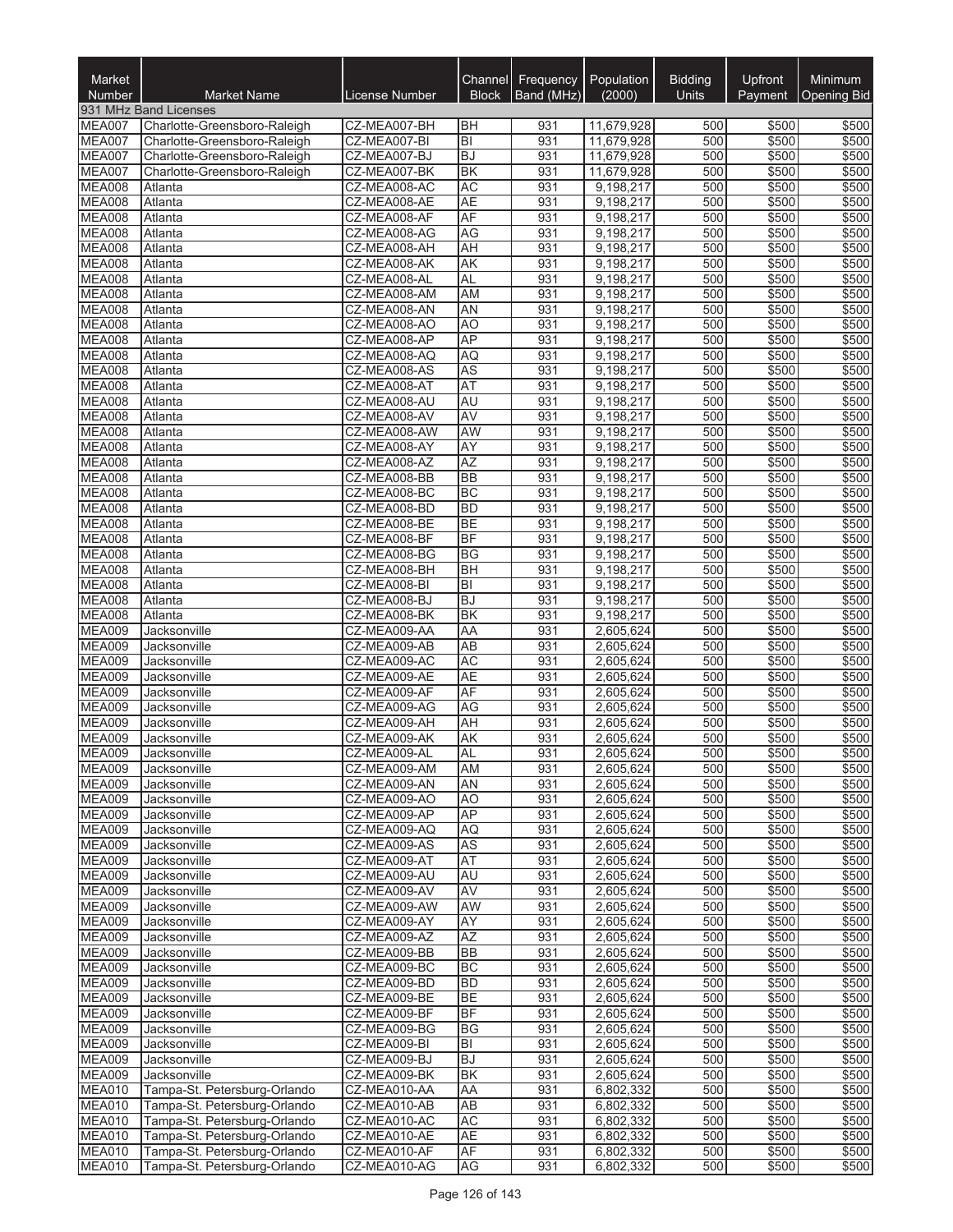| Market Number | Market Name | License Number | Channel Block | Frequency Band (MHz) | Population (2000) | Bidding Units | Upfront Payment | Minimum Opening Bid |
|---|---|---|---|---|---|---|---|---|
| 931 MHz Band Licenses | | | | | | | | |
| MEA007 | Charlotte-Greensboro-Raleigh | CZ-MEA007-BH | BH | 931 | 11,679,928 | 500 | $500 | $500 |
| MEA007 | Charlotte-Greensboro-Raleigh | CZ-MEA007-BI | BI | 931 | 11,679,928 | 500 | $500 | $500 |
| MEA007 | Charlotte-Greensboro-Raleigh | CZ-MEA007-BJ | BJ | 931 | 11,679,928 | 500 | $500 | $500 |
| MEA007 | Charlotte-Greensboro-Raleigh | CZ-MEA007-BK | BK | 931 | 11,679,928 | 500 | $500 | $500 |
| MEA008 | Atlanta | CZ-MEA008-AC | AC | 931 | 9,198,217 | 500 | $500 | $500 |
| MEA008 | Atlanta | CZ-MEA008-AE | AE | 931 | 9,198,217 | 500 | $500 | $500 |
| MEA008 | Atlanta | CZ-MEA008-AF | AF | 931 | 9,198,217 | 500 | $500 | $500 |
| MEA008 | Atlanta | CZ-MEA008-AG | AG | 931 | 9,198,217 | 500 | $500 | $500 |
| MEA008 | Atlanta | CZ-MEA008-AH | AH | 931 | 9,198,217 | 500 | $500 | $500 |
| MEA008 | Atlanta | CZ-MEA008-AK | AK | 931 | 9,198,217 | 500 | $500 | $500 |
| MEA008 | Atlanta | CZ-MEA008-AL | AL | 931 | 9,198,217 | 500 | $500 | $500 |
| MEA008 | Atlanta | CZ-MEA008-AM | AM | 931 | 9,198,217 | 500 | $500 | $500 |
| MEA008 | Atlanta | CZ-MEA008-AN | AN | 931 | 9,198,217 | 500 | $500 | $500 |
| MEA008 | Atlanta | CZ-MEA008-AO | AO | 931 | 9,198,217 | 500 | $500 | $500 |
| MEA008 | Atlanta | CZ-MEA008-AP | AP | 931 | 9,198,217 | 500 | $500 | $500 |
| MEA008 | Atlanta | CZ-MEA008-AQ | AQ | 931 | 9,198,217 | 500 | $500 | $500 |
| MEA008 | Atlanta | CZ-MEA008-AS | AS | 931 | 9,198,217 | 500 | $500 | $500 |
| MEA008 | Atlanta | CZ-MEA008-AT | AT | 931 | 9,198,217 | 500 | $500 | $500 |
| MEA008 | Atlanta | CZ-MEA008-AU | AU | 931 | 9,198,217 | 500 | $500 | $500 |
| MEA008 | Atlanta | CZ-MEA008-AV | AV | 931 | 9,198,217 | 500 | $500 | $500 |
| MEA008 | Atlanta | CZ-MEA008-AW | AW | 931 | 9,198,217 | 500 | $500 | $500 |
| MEA008 | Atlanta | CZ-MEA008-AY | AY | 931 | 9,198,217 | 500 | $500 | $500 |
| MEA008 | Atlanta | CZ-MEA008-AZ | AZ | 931 | 9,198,217 | 500 | $500 | $500 |
| MEA008 | Atlanta | CZ-MEA008-BB | BB | 931 | 9,198,217 | 500 | $500 | $500 |
| MEA008 | Atlanta | CZ-MEA008-BC | BC | 931 | 9,198,217 | 500 | $500 | $500 |
| MEA008 | Atlanta | CZ-MEA008-BD | BD | 931 | 9,198,217 | 500 | $500 | $500 |
| MEA008 | Atlanta | CZ-MEA008-BE | BE | 931 | 9,198,217 | 500 | $500 | $500 |
| MEA008 | Atlanta | CZ-MEA008-BF | BF | 931 | 9,198,217 | 500 | $500 | $500 |
| MEA008 | Atlanta | CZ-MEA008-BG | BG | 931 | 9,198,217 | 500 | $500 | $500 |
| MEA008 | Atlanta | CZ-MEA008-BH | BH | 931 | 9,198,217 | 500 | $500 | $500 |
| MEA008 | Atlanta | CZ-MEA008-BI | BI | 931 | 9,198,217 | 500 | $500 | $500 |
| MEA008 | Atlanta | CZ-MEA008-BJ | BJ | 931 | 9,198,217 | 500 | $500 | $500 |
| MEA008 | Atlanta | CZ-MEA008-BK | BK | 931 | 9,198,217 | 500 | $500 | $500 |
| MEA009 | Jacksonville | CZ-MEA009-AA | AA | 931 | 2,605,624 | 500 | $500 | $500 |
| MEA009 | Jacksonville | CZ-MEA009-AB | AB | 931 | 2,605,624 | 500 | $500 | $500 |
| MEA009 | Jacksonville | CZ-MEA009-AC | AC | 931 | 2,605,624 | 500 | $500 | $500 |
| MEA009 | Jacksonville | CZ-MEA009-AE | AE | 931 | 2,605,624 | 500 | $500 | $500 |
| MEA009 | Jacksonville | CZ-MEA009-AF | AF | 931 | 2,605,624 | 500 | $500 | $500 |
| MEA009 | Jacksonville | CZ-MEA009-AG | AG | 931 | 2,605,624 | 500 | $500 | $500 |
| MEA009 | Jacksonville | CZ-MEA009-AH | AH | 931 | 2,605,624 | 500 | $500 | $500 |
| MEA009 | Jacksonville | CZ-MEA009-AK | AK | 931 | 2,605,624 | 500 | $500 | $500 |
| MEA009 | Jacksonville | CZ-MEA009-AL | AL | 931 | 2,605,624 | 500 | $500 | $500 |
| MEA009 | Jacksonville | CZ-MEA009-AM | AM | 931 | 2,605,624 | 500 | $500 | $500 |
| MEA009 | Jacksonville | CZ-MEA009-AN | AN | 931 | 2,605,624 | 500 | $500 | $500 |
| MEA009 | Jacksonville | CZ-MEA009-AO | AO | 931 | 2,605,624 | 500 | $500 | $500 |
| MEA009 | Jacksonville | CZ-MEA009-AP | AP | 931 | 2,605,624 | 500 | $500 | $500 |
| MEA009 | Jacksonville | CZ-MEA009-AQ | AQ | 931 | 2,605,624 | 500 | $500 | $500 |
| MEA009 | Jacksonville | CZ-MEA009-AS | AS | 931 | 2,605,624 | 500 | $500 | $500 |
| MEA009 | Jacksonville | CZ-MEA009-AT | AT | 931 | 2,605,624 | 500 | $500 | $500 |
| MEA009 | Jacksonville | CZ-MEA009-AU | AU | 931 | 2,605,624 | 500 | $500 | $500 |
| MEA009 | Jacksonville | CZ-MEA009-AV | AV | 931 | 2,605,624 | 500 | $500 | $500 |
| MEA009 | Jacksonville | CZ-MEA009-AW | AW | 931 | 2,605,624 | 500 | $500 | $500 |
| MEA009 | Jacksonville | CZ-MEA009-AY | AY | 931 | 2,605,624 | 500 | $500 | $500 |
| MEA009 | Jacksonville | CZ-MEA009-AZ | AZ | 931 | 2,605,624 | 500 | $500 | $500 |
| MEA009 | Jacksonville | CZ-MEA009-BB | BB | 931 | 2,605,624 | 500 | $500 | $500 |
| MEA009 | Jacksonville | CZ-MEA009-BC | BC | 931 | 2,605,624 | 500 | $500 | $500 |
| MEA009 | Jacksonville | CZ-MEA009-BD | BD | 931 | 2,605,624 | 500 | $500 | $500 |
| MEA009 | Jacksonville | CZ-MEA009-BE | BE | 931 | 2,605,624 | 500 | $500 | $500 |
| MEA009 | Jacksonville | CZ-MEA009-BF | BF | 931 | 2,605,624 | 500 | $500 | $500 |
| MEA009 | Jacksonville | CZ-MEA009-BG | BG | 931 | 2,605,624 | 500 | $500 | $500 |
| MEA009 | Jacksonville | CZ-MEA009-BI | BI | 931 | 2,605,624 | 500 | $500 | $500 |
| MEA009 | Jacksonville | CZ-MEA009-BJ | BJ | 931 | 2,605,624 | 500 | $500 | $500 |
| MEA009 | Jacksonville | CZ-MEA009-BK | BK | 931 | 2,605,624 | 500 | $500 | $500 |
| MEA010 | Tampa-St. Petersburg-Orlando | CZ-MEA010-AA | AA | 931 | 6,802,332 | 500 | $500 | $500 |
| MEA010 | Tampa-St. Petersburg-Orlando | CZ-MEA010-AB | AB | 931 | 6,802,332 | 500 | $500 | $500 |
| MEA010 | Tampa-St. Petersburg-Orlando | CZ-MEA010-AC | AC | 931 | 6,802,332 | 500 | $500 | $500 |
| MEA010 | Tampa-St. Petersburg-Orlando | CZ-MEA010-AE | AE | 931 | 6,802,332 | 500 | $500 | $500 |
| MEA010 | Tampa-St. Petersburg-Orlando | CZ-MEA010-AF | AF | 931 | 6,802,332 | 500 | $500 | $500 |
| MEA010 | Tampa-St. Petersburg-Orlando | CZ-MEA010-AG | AG | 931 | 6,802,332 | 500 | $500 | $500 |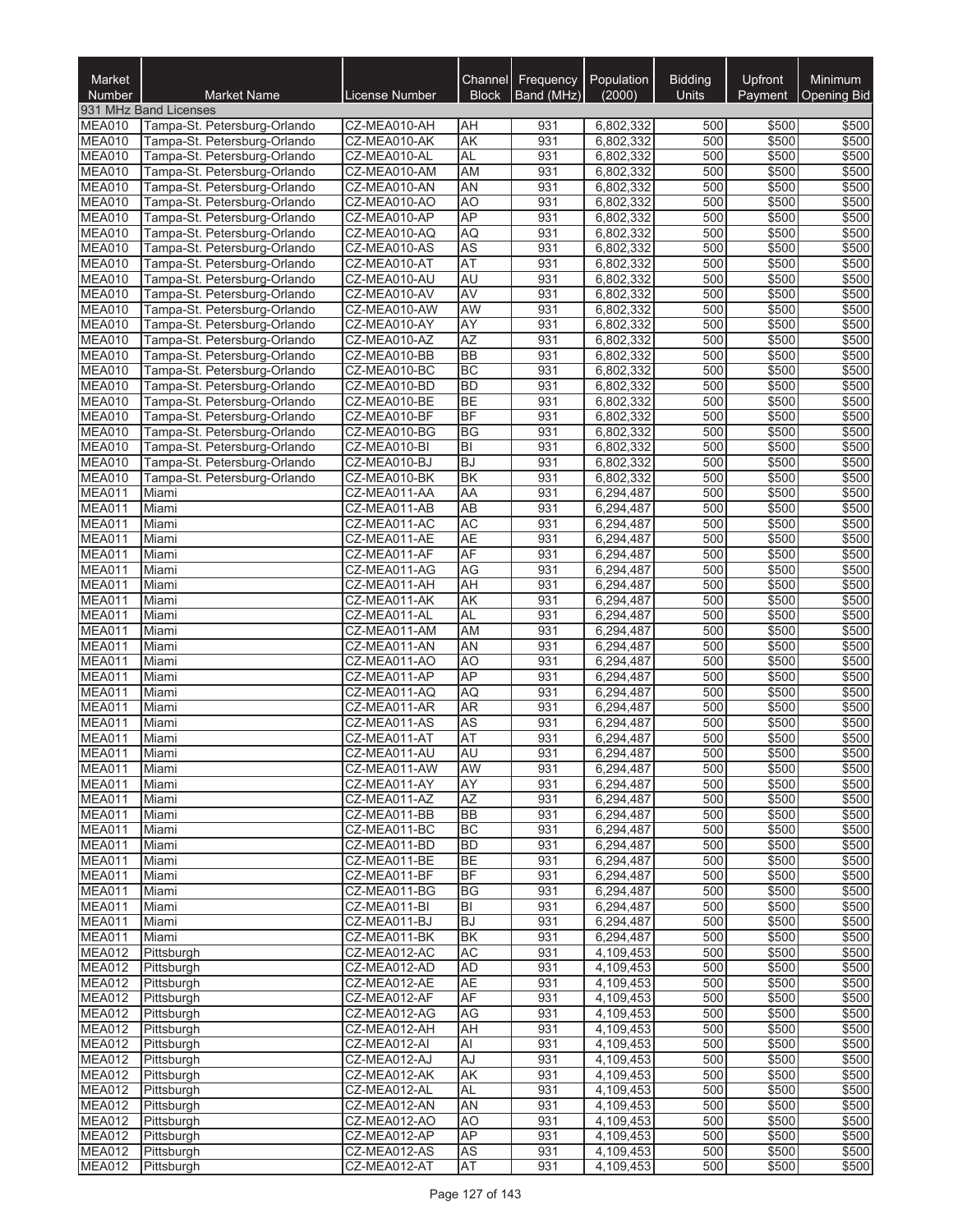| Market Number | Market Name | License Number | Channel Block | Frequency Band (MHz) | Population (2000) | Bidding Units | Upfront Payment | Minimum Opening Bid |
|---|---|---|---|---|---|---|---|---|
| 931 MHz Band Licenses | | | | | | | | |
| MEA010 | Tampa-St. Petersburg-Orlando | CZ-MEA010-AH | AH | 931 | 6,802,332 | 500 | $500 | $500 |
| MEA010 | Tampa-St. Petersburg-Orlando | CZ-MEA010-AK | AK | 931 | 6,802,332 | 500 | $500 | $500 |
| MEA010 | Tampa-St. Petersburg-Orlando | CZ-MEA010-AL | AL | 931 | 6,802,332 | 500 | $500 | $500 |
| MEA010 | Tampa-St. Petersburg-Orlando | CZ-MEA010-AM | AM | 931 | 6,802,332 | 500 | $500 | $500 |
| MEA010 | Tampa-St. Petersburg-Orlando | CZ-MEA010-AN | AN | 931 | 6,802,332 | 500 | $500 | $500 |
| MEA010 | Tampa-St. Petersburg-Orlando | CZ-MEA010-AO | AO | 931 | 6,802,332 | 500 | $500 | $500 |
| MEA010 | Tampa-St. Petersburg-Orlando | CZ-MEA010-AP | AP | 931 | 6,802,332 | 500 | $500 | $500 |
| MEA010 | Tampa-St. Petersburg-Orlando | CZ-MEA010-AQ | AQ | 931 | 6,802,332 | 500 | $500 | $500 |
| MEA010 | Tampa-St. Petersburg-Orlando | CZ-MEA010-AS | AS | 931 | 6,802,332 | 500 | $500 | $500 |
| MEA010 | Tampa-St. Petersburg-Orlando | CZ-MEA010-AT | AT | 931 | 6,802,332 | 500 | $500 | $500 |
| MEA010 | Tampa-St. Petersburg-Orlando | CZ-MEA010-AU | AU | 931 | 6,802,332 | 500 | $500 | $500 |
| MEA010 | Tampa-St. Petersburg-Orlando | CZ-MEA010-AV | AV | 931 | 6,802,332 | 500 | $500 | $500 |
| MEA010 | Tampa-St. Petersburg-Orlando | CZ-MEA010-AW | AW | 931 | 6,802,332 | 500 | $500 | $500 |
| MEA010 | Tampa-St. Petersburg-Orlando | CZ-MEA010-AY | AY | 931 | 6,802,332 | 500 | $500 | $500 |
| MEA010 | Tampa-St. Petersburg-Orlando | CZ-MEA010-AZ | AZ | 931 | 6,802,332 | 500 | $500 | $500 |
| MEA010 | Tampa-St. Petersburg-Orlando | CZ-MEA010-BB | BB | 931 | 6,802,332 | 500 | $500 | $500 |
| MEA010 | Tampa-St. Petersburg-Orlando | CZ-MEA010-BC | BC | 931 | 6,802,332 | 500 | $500 | $500 |
| MEA010 | Tampa-St. Petersburg-Orlando | CZ-MEA010-BD | BD | 931 | 6,802,332 | 500 | $500 | $500 |
| MEA010 | Tampa-St. Petersburg-Orlando | CZ-MEA010-BE | BE | 931 | 6,802,332 | 500 | $500 | $500 |
| MEA010 | Tampa-St. Petersburg-Orlando | CZ-MEA010-BF | BF | 931 | 6,802,332 | 500 | $500 | $500 |
| MEA010 | Tampa-St. Petersburg-Orlando | CZ-MEA010-BG | BG | 931 | 6,802,332 | 500 | $500 | $500 |
| MEA010 | Tampa-St. Petersburg-Orlando | CZ-MEA010-BI | BI | 931 | 6,802,332 | 500 | $500 | $500 |
| MEA010 | Tampa-St. Petersburg-Orlando | CZ-MEA010-BJ | BJ | 931 | 6,802,332 | 500 | $500 | $500 |
| MEA010 | Tampa-St. Petersburg-Orlando | CZ-MEA010-BK | BK | 931 | 6,802,332 | 500 | $500 | $500 |
| MEA011 | Miami | CZ-MEA011-AA | AA | 931 | 6,294,487 | 500 | $500 | $500 |
| MEA011 | Miami | CZ-MEA011-AB | AB | 931 | 6,294,487 | 500 | $500 | $500 |
| MEA011 | Miami | CZ-MEA011-AC | AC | 931 | 6,294,487 | 500 | $500 | $500 |
| MEA011 | Miami | CZ-MEA011-AE | AE | 931 | 6,294,487 | 500 | $500 | $500 |
| MEA011 | Miami | CZ-MEA011-AF | AF | 931 | 6,294,487 | 500 | $500 | $500 |
| MEA011 | Miami | CZ-MEA011-AG | AG | 931 | 6,294,487 | 500 | $500 | $500 |
| MEA011 | Miami | CZ-MEA011-AH | AH | 931 | 6,294,487 | 500 | $500 | $500 |
| MEA011 | Miami | CZ-MEA011-AK | AK | 931 | 6,294,487 | 500 | $500 | $500 |
| MEA011 | Miami | CZ-MEA011-AL | AL | 931 | 6,294,487 | 500 | $500 | $500 |
| MEA011 | Miami | CZ-MEA011-AM | AM | 931 | 6,294,487 | 500 | $500 | $500 |
| MEA011 | Miami | CZ-MEA011-AN | AN | 931 | 6,294,487 | 500 | $500 | $500 |
| MEA011 | Miami | CZ-MEA011-AO | AO | 931 | 6,294,487 | 500 | $500 | $500 |
| MEA011 | Miami | CZ-MEA011-AP | AP | 931 | 6,294,487 | 500 | $500 | $500 |
| MEA011 | Miami | CZ-MEA011-AQ | AQ | 931 | 6,294,487 | 500 | $500 | $500 |
| MEA011 | Miami | CZ-MEA011-AR | AR | 931 | 6,294,487 | 500 | $500 | $500 |
| MEA011 | Miami | CZ-MEA011-AS | AS | 931 | 6,294,487 | 500 | $500 | $500 |
| MEA011 | Miami | CZ-MEA011-AT | AT | 931 | 6,294,487 | 500 | $500 | $500 |
| MEA011 | Miami | CZ-MEA011-AU | AU | 931 | 6,294,487 | 500 | $500 | $500 |
| MEA011 | Miami | CZ-MEA011-AW | AW | 931 | 6,294,487 | 500 | $500 | $500 |
| MEA011 | Miami | CZ-MEA011-AY | AY | 931 | 6,294,487 | 500 | $500 | $500 |
| MEA011 | Miami | CZ-MEA011-AZ | AZ | 931 | 6,294,487 | 500 | $500 | $500 |
| MEA011 | Miami | CZ-MEA011-BB | BB | 931 | 6,294,487 | 500 | $500 | $500 |
| MEA011 | Miami | CZ-MEA011-BC | BC | 931 | 6,294,487 | 500 | $500 | $500 |
| MEA011 | Miami | CZ-MEA011-BD | BD | 931 | 6,294,487 | 500 | $500 | $500 |
| MEA011 | Miami | CZ-MEA011-BE | BE | 931 | 6,294,487 | 500 | $500 | $500 |
| MEA011 | Miami | CZ-MEA011-BF | BF | 931 | 6,294,487 | 500 | $500 | $500 |
| MEA011 | Miami | CZ-MEA011-BG | BG | 931 | 6,294,487 | 500 | $500 | $500 |
| MEA011 | Miami | CZ-MEA011-BI | BI | 931 | 6,294,487 | 500 | $500 | $500 |
| MEA011 | Miami | CZ-MEA011-BJ | BJ | 931 | 6,294,487 | 500 | $500 | $500 |
| MEA011 | Miami | CZ-MEA011-BK | BK | 931 | 6,294,487 | 500 | $500 | $500 |
| MEA012 | Pittsburgh | CZ-MEA012-AC | AC | 931 | 4,109,453 | 500 | $500 | $500 |
| MEA012 | Pittsburgh | CZ-MEA012-AD | AD | 931 | 4,109,453 | 500 | $500 | $500 |
| MEA012 | Pittsburgh | CZ-MEA012-AE | AE | 931 | 4,109,453 | 500 | $500 | $500 |
| MEA012 | Pittsburgh | CZ-MEA012-AF | AF | 931 | 4,109,453 | 500 | $500 | $500 |
| MEA012 | Pittsburgh | CZ-MEA012-AG | AG | 931 | 4,109,453 | 500 | $500 | $500 |
| MEA012 | Pittsburgh | CZ-MEA012-AH | AH | 931 | 4,109,453 | 500 | $500 | $500 |
| MEA012 | Pittsburgh | CZ-MEA012-AI | AI | 931 | 4,109,453 | 500 | $500 | $500 |
| MEA012 | Pittsburgh | CZ-MEA012-AJ | AJ | 931 | 4,109,453 | 500 | $500 | $500 |
| MEA012 | Pittsburgh | CZ-MEA012-AK | AK | 931 | 4,109,453 | 500 | $500 | $500 |
| MEA012 | Pittsburgh | CZ-MEA012-AL | AL | 931 | 4,109,453 | 500 | $500 | $500 |
| MEA012 | Pittsburgh | CZ-MEA012-AN | AN | 931 | 4,109,453 | 500 | $500 | $500 |
| MEA012 | Pittsburgh | CZ-MEA012-AO | AO | 931 | 4,109,453 | 500 | $500 | $500 |
| MEA012 | Pittsburgh | CZ-MEA012-AP | AP | 931 | 4,109,453 | 500 | $500 | $500 |
| MEA012 | Pittsburgh | CZ-MEA012-AS | AS | 931 | 4,109,453 | 500 | $500 | $500 |
| MEA012 | Pittsburgh | CZ-MEA012-AT | AT | 931 | 4,109,453 | 500 | $500 | $500 |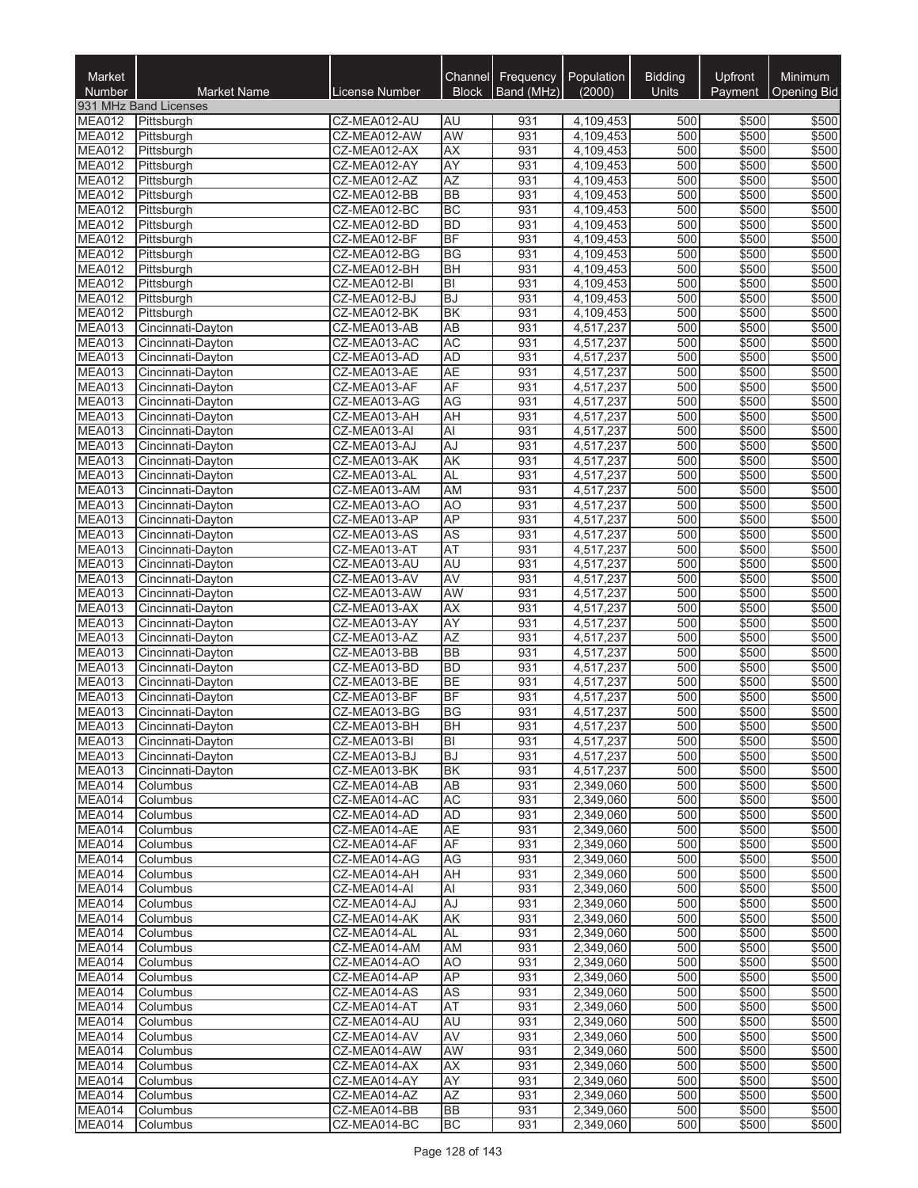| Market Number | Market Name | License Number | Channel Block | Frequency Band (MHz) | Population (2000) | Bidding Units | Upfront Payment | Minimum Opening Bid |
|---|---|---|---|---|---|---|---|---|
| 931 MHz Band Licenses | | | | | | | | |
| MEA012 | Pittsburgh | CZ-MEA012-AU | AU | 931 | 4,109,453 | 500 | $500 | $500 |
| MEA012 | Pittsburgh | CZ-MEA012-AW | AW | 931 | 4,109,453 | 500 | $500 | $500 |
| MEA012 | Pittsburgh | CZ-MEA012-AX | AX | 931 | 4,109,453 | 500 | $500 | $500 |
| MEA012 | Pittsburgh | CZ-MEA012-AY | AY | 931 | 4,109,453 | 500 | $500 | $500 |
| MEA012 | Pittsburgh | CZ-MEA012-AZ | AZ | 931 | 4,109,453 | 500 | $500 | $500 |
| MEA012 | Pittsburgh | CZ-MEA012-BB | BB | 931 | 4,109,453 | 500 | $500 | $500 |
| MEA012 | Pittsburgh | CZ-MEA012-BC | BC | 931 | 4,109,453 | 500 | $500 | $500 |
| MEA012 | Pittsburgh | CZ-MEA012-BD | BD | 931 | 4,109,453 | 500 | $500 | $500 |
| MEA012 | Pittsburgh | CZ-MEA012-BF | BF | 931 | 4,109,453 | 500 | $500 | $500 |
| MEA012 | Pittsburgh | CZ-MEA012-BG | BG | 931 | 4,109,453 | 500 | $500 | $500 |
| MEA012 | Pittsburgh | CZ-MEA012-BH | BH | 931 | 4,109,453 | 500 | $500 | $500 |
| MEA012 | Pittsburgh | CZ-MEA012-BI | BI | 931 | 4,109,453 | 500 | $500 | $500 |
| MEA012 | Pittsburgh | CZ-MEA012-BJ | BJ | 931 | 4,109,453 | 500 | $500 | $500 |
| MEA012 | Pittsburgh | CZ-MEA012-BK | BK | 931 | 4,109,453 | 500 | $500 | $500 |
| MEA013 | Cincinnati-Dayton | CZ-MEA013-AB | AB | 931 | 4,517,237 | 500 | $500 | $500 |
| MEA013 | Cincinnati-Dayton | CZ-MEA013-AC | AC | 931 | 4,517,237 | 500 | $500 | $500 |
| MEA013 | Cincinnati-Dayton | CZ-MEA013-AD | AD | 931 | 4,517,237 | 500 | $500 | $500 |
| MEA013 | Cincinnati-Dayton | CZ-MEA013-AE | AE | 931 | 4,517,237 | 500 | $500 | $500 |
| MEA013 | Cincinnati-Dayton | CZ-MEA013-AF | AF | 931 | 4,517,237 | 500 | $500 | $500 |
| MEA013 | Cincinnati-Dayton | CZ-MEA013-AG | AG | 931 | 4,517,237 | 500 | $500 | $500 |
| MEA013 | Cincinnati-Dayton | CZ-MEA013-AH | AH | 931 | 4,517,237 | 500 | $500 | $500 |
| MEA013 | Cincinnati-Dayton | CZ-MEA013-AI | AI | 931 | 4,517,237 | 500 | $500 | $500 |
| MEA013 | Cincinnati-Dayton | CZ-MEA013-AJ | AJ | 931 | 4,517,237 | 500 | $500 | $500 |
| MEA013 | Cincinnati-Dayton | CZ-MEA013-AK | AK | 931 | 4,517,237 | 500 | $500 | $500 |
| MEA013 | Cincinnati-Dayton | CZ-MEA013-AL | AL | 931 | 4,517,237 | 500 | $500 | $500 |
| MEA013 | Cincinnati-Dayton | CZ-MEA013-AM | AM | 931 | 4,517,237 | 500 | $500 | $500 |
| MEA013 | Cincinnati-Dayton | CZ-MEA013-AO | AO | 931 | 4,517,237 | 500 | $500 | $500 |
| MEA013 | Cincinnati-Dayton | CZ-MEA013-AP | AP | 931 | 4,517,237 | 500 | $500 | $500 |
| MEA013 | Cincinnati-Dayton | CZ-MEA013-AS | AS | 931 | 4,517,237 | 500 | $500 | $500 |
| MEA013 | Cincinnati-Dayton | CZ-MEA013-AT | AT | 931 | 4,517,237 | 500 | $500 | $500 |
| MEA013 | Cincinnati-Dayton | CZ-MEA013-AU | AU | 931 | 4,517,237 | 500 | $500 | $500 |
| MEA013 | Cincinnati-Dayton | CZ-MEA013-AV | AV | 931 | 4,517,237 | 500 | $500 | $500 |
| MEA013 | Cincinnati-Dayton | CZ-MEA013-AW | AW | 931 | 4,517,237 | 500 | $500 | $500 |
| MEA013 | Cincinnati-Dayton | CZ-MEA013-AX | AX | 931 | 4,517,237 | 500 | $500 | $500 |
| MEA013 | Cincinnati-Dayton | CZ-MEA013-AY | AY | 931 | 4,517,237 | 500 | $500 | $500 |
| MEA013 | Cincinnati-Dayton | CZ-MEA013-AZ | AZ | 931 | 4,517,237 | 500 | $500 | $500 |
| MEA013 | Cincinnati-Dayton | CZ-MEA013-BB | BB | 931 | 4,517,237 | 500 | $500 | $500 |
| MEA013 | Cincinnati-Dayton | CZ-MEA013-BD | BD | 931 | 4,517,237 | 500 | $500 | $500 |
| MEA013 | Cincinnati-Dayton | CZ-MEA013-BE | BE | 931 | 4,517,237 | 500 | $500 | $500 |
| MEA013 | Cincinnati-Dayton | CZ-MEA013-BF | BF | 931 | 4,517,237 | 500 | $500 | $500 |
| MEA013 | Cincinnati-Dayton | CZ-MEA013-BG | BG | 931 | 4,517,237 | 500 | $500 | $500 |
| MEA013 | Cincinnati-Dayton | CZ-MEA013-BH | BH | 931 | 4,517,237 | 500 | $500 | $500 |
| MEA013 | Cincinnati-Dayton | CZ-MEA013-BI | BI | 931 | 4,517,237 | 500 | $500 | $500 |
| MEA013 | Cincinnati-Dayton | CZ-MEA013-BJ | BJ | 931 | 4,517,237 | 500 | $500 | $500 |
| MEA013 | Cincinnati-Dayton | CZ-MEA013-BK | BK | 931 | 4,517,237 | 500 | $500 | $500 |
| MEA014 | Columbus | CZ-MEA014-AB | AB | 931 | 2,349,060 | 500 | $500 | $500 |
| MEA014 | Columbus | CZ-MEA014-AC | AC | 931 | 2,349,060 | 500 | $500 | $500 |
| MEA014 | Columbus | CZ-MEA014-AD | AD | 931 | 2,349,060 | 500 | $500 | $500 |
| MEA014 | Columbus | CZ-MEA014-AE | AE | 931 | 2,349,060 | 500 | $500 | $500 |
| MEA014 | Columbus | CZ-MEA014-AF | AF | 931 | 2,349,060 | 500 | $500 | $500 |
| MEA014 | Columbus | CZ-MEA014-AG | AG | 931 | 2,349,060 | 500 | $500 | $500 |
| MEA014 | Columbus | CZ-MEA014-AH | AH | 931 | 2,349,060 | 500 | $500 | $500 |
| MEA014 | Columbus | CZ-MEA014-AI | AI | 931 | 2,349,060 | 500 | $500 | $500 |
| MEA014 | Columbus | CZ-MEA014-AJ | AJ | 931 | 2,349,060 | 500 | $500 | $500 |
| MEA014 | Columbus | CZ-MEA014-AK | AK | 931 | 2,349,060 | 500 | $500 | $500 |
| MEA014 | Columbus | CZ-MEA014-AL | AL | 931 | 2,349,060 | 500 | $500 | $500 |
| MEA014 | Columbus | CZ-MEA014-AM | AM | 931 | 2,349,060 | 500 | $500 | $500 |
| MEA014 | Columbus | CZ-MEA014-AO | AO | 931 | 2,349,060 | 500 | $500 | $500 |
| MEA014 | Columbus | CZ-MEA014-AP | AP | 931 | 2,349,060 | 500 | $500 | $500 |
| MEA014 | Columbus | CZ-MEA014-AS | AS | 931 | 2,349,060 | 500 | $500 | $500 |
| MEA014 | Columbus | CZ-MEA014-AT | AT | 931 | 2,349,060 | 500 | $500 | $500 |
| MEA014 | Columbus | CZ-MEA014-AU | AU | 931 | 2,349,060 | 500 | $500 | $500 |
| MEA014 | Columbus | CZ-MEA014-AV | AV | 931 | 2,349,060 | 500 | $500 | $500 |
| MEA014 | Columbus | CZ-MEA014-AW | AW | 931 | 2,349,060 | 500 | $500 | $500 |
| MEA014 | Columbus | CZ-MEA014-AX | AX | 931 | 2,349,060 | 500 | $500 | $500 |
| MEA014 | Columbus | CZ-MEA014-AY | AY | 931 | 2,349,060 | 500 | $500 | $500 |
| MEA014 | Columbus | CZ-MEA014-AZ | AZ | 931 | 2,349,060 | 500 | $500 | $500 |
| MEA014 | Columbus | CZ-MEA014-BB | BB | 931 | 2,349,060 | 500 | $500 | $500 |
| MEA014 | Columbus | CZ-MEA014-BC | BC | 931 | 2,349,060 | 500 | $500 | $500 |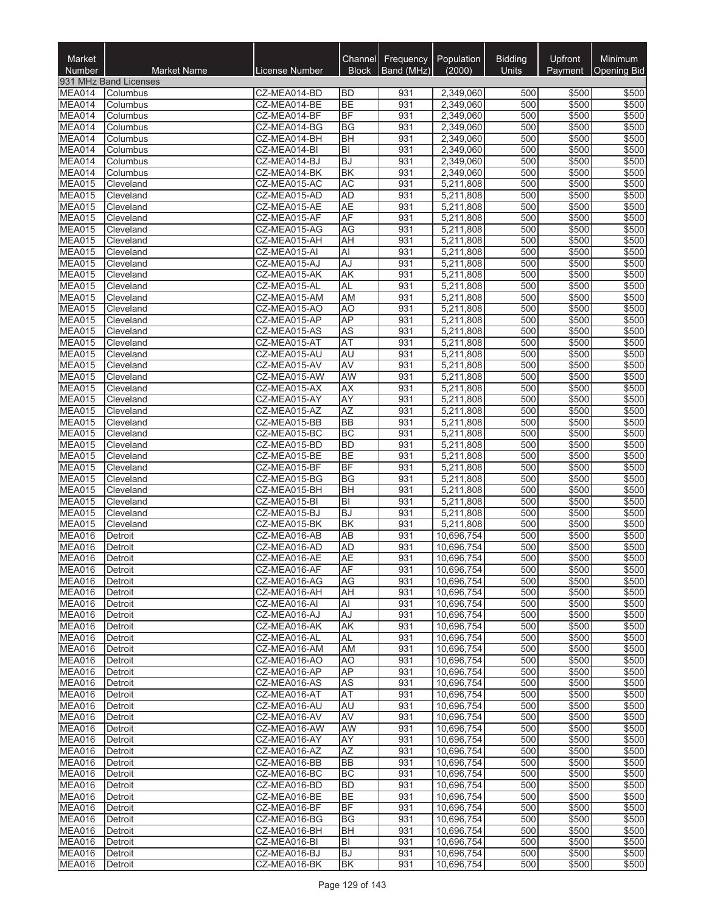| Market Number | Market Name | License Number | Channel Block | Frequency Band (MHz) | Population (2000) | Bidding Units | Upfront Payment | Minimum Opening Bid |
|---|---|---|---|---|---|---|---|---|
| 931 MHz Band Licenses | | | | | | | | |
| MEA014 | Columbus | CZ-MEA014-BD | BD | 931 | 2,349,060 | 500 | $500 | $500 |
| MEA014 | Columbus | CZ-MEA014-BE | BE | 931 | 2,349,060 | 500 | $500 | $500 |
| MEA014 | Columbus | CZ-MEA014-BF | BF | 931 | 2,349,060 | 500 | $500 | $500 |
| MEA014 | Columbus | CZ-MEA014-BG | BG | 931 | 2,349,060 | 500 | $500 | $500 |
| MEA014 | Columbus | CZ-MEA014-BH | BH | 931 | 2,349,060 | 500 | $500 | $500 |
| MEA014 | Columbus | CZ-MEA014-BI | BI | 931 | 2,349,060 | 500 | $500 | $500 |
| MEA014 | Columbus | CZ-MEA014-BJ | BJ | 931 | 2,349,060 | 500 | $500 | $500 |
| MEA014 | Columbus | CZ-MEA014-BK | BK | 931 | 2,349,060 | 500 | $500 | $500 |
| MEA015 | Cleveland | CZ-MEA015-AC | AC | 931 | 5,211,808 | 500 | $500 | $500 |
| MEA015 | Cleveland | CZ-MEA015-AD | AD | 931 | 5,211,808 | 500 | $500 | $500 |
| MEA015 | Cleveland | CZ-MEA015-AE | AE | 931 | 5,211,808 | 500 | $500 | $500 |
| MEA015 | Cleveland | CZ-MEA015-AF | AF | 931 | 5,211,808 | 500 | $500 | $500 |
| MEA015 | Cleveland | CZ-MEA015-AG | AG | 931 | 5,211,808 | 500 | $500 | $500 |
| MEA015 | Cleveland | CZ-MEA015-AH | AH | 931 | 5,211,808 | 500 | $500 | $500 |
| MEA015 | Cleveland | CZ-MEA015-AI | AI | 931 | 5,211,808 | 500 | $500 | $500 |
| MEA015 | Cleveland | CZ-MEA015-AJ | AJ | 931 | 5,211,808 | 500 | $500 | $500 |
| MEA015 | Cleveland | CZ-MEA015-AK | AK | 931 | 5,211,808 | 500 | $500 | $500 |
| MEA015 | Cleveland | CZ-MEA015-AL | AL | 931 | 5,211,808 | 500 | $500 | $500 |
| MEA015 | Cleveland | CZ-MEA015-AM | AM | 931 | 5,211,808 | 500 | $500 | $500 |
| MEA015 | Cleveland | CZ-MEA015-AO | AO | 931 | 5,211,808 | 500 | $500 | $500 |
| MEA015 | Cleveland | CZ-MEA015-AP | AP | 931 | 5,211,808 | 500 | $500 | $500 |
| MEA015 | Cleveland | CZ-MEA015-AS | AS | 931 | 5,211,808 | 500 | $500 | $500 |
| MEA015 | Cleveland | CZ-MEA015-AT | AT | 931 | 5,211,808 | 500 | $500 | $500 |
| MEA015 | Cleveland | CZ-MEA015-AU | AU | 931 | 5,211,808 | 500 | $500 | $500 |
| MEA015 | Cleveland | CZ-MEA015-AV | AV | 931 | 5,211,808 | 500 | $500 | $500 |
| MEA015 | Cleveland | CZ-MEA015-AW | AW | 931 | 5,211,808 | 500 | $500 | $500 |
| MEA015 | Cleveland | CZ-MEA015-AX | AX | 931 | 5,211,808 | 500 | $500 | $500 |
| MEA015 | Cleveland | CZ-MEA015-AY | AY | 931 | 5,211,808 | 500 | $500 | $500 |
| MEA015 | Cleveland | CZ-MEA015-AZ | AZ | 931 | 5,211,808 | 500 | $500 | $500 |
| MEA015 | Cleveland | CZ-MEA015-BB | BB | 931 | 5,211,808 | 500 | $500 | $500 |
| MEA015 | Cleveland | CZ-MEA015-BC | BC | 931 | 5,211,808 | 500 | $500 | $500 |
| MEA015 | Cleveland | CZ-MEA015-BD | BD | 931 | 5,211,808 | 500 | $500 | $500 |
| MEA015 | Cleveland | CZ-MEA015-BE | BE | 931 | 5,211,808 | 500 | $500 | $500 |
| MEA015 | Cleveland | CZ-MEA015-BF | BF | 931 | 5,211,808 | 500 | $500 | $500 |
| MEA015 | Cleveland | CZ-MEA015-BG | BG | 931 | 5,211,808 | 500 | $500 | $500 |
| MEA015 | Cleveland | CZ-MEA015-BH | BH | 931 | 5,211,808 | 500 | $500 | $500 |
| MEA015 | Cleveland | CZ-MEA015-BI | BI | 931 | 5,211,808 | 500 | $500 | $500 |
| MEA015 | Cleveland | CZ-MEA015-BJ | BJ | 931 | 5,211,808 | 500 | $500 | $500 |
| MEA015 | Cleveland | CZ-MEA015-BK | BK | 931 | 5,211,808 | 500 | $500 | $500 |
| MEA016 | Detroit | CZ-MEA016-AB | AB | 931 | 10,696,754 | 500 | $500 | $500 |
| MEA016 | Detroit | CZ-MEA016-AD | AD | 931 | 10,696,754 | 500 | $500 | $500 |
| MEA016 | Detroit | CZ-MEA016-AE | AE | 931 | 10,696,754 | 500 | $500 | $500 |
| MEA016 | Detroit | CZ-MEA016-AF | AF | 931 | 10,696,754 | 500 | $500 | $500 |
| MEA016 | Detroit | CZ-MEA016-AG | AG | 931 | 10,696,754 | 500 | $500 | $500 |
| MEA016 | Detroit | CZ-MEA016-AH | AH | 931 | 10,696,754 | 500 | $500 | $500 |
| MEA016 | Detroit | CZ-MEA016-AI | AI | 931 | 10,696,754 | 500 | $500 | $500 |
| MEA016 | Detroit | CZ-MEA016-AJ | AJ | 931 | 10,696,754 | 500 | $500 | $500 |
| MEA016 | Detroit | CZ-MEA016-AK | AK | 931 | 10,696,754 | 500 | $500 | $500 |
| MEA016 | Detroit | CZ-MEA016-AL | AL | 931 | 10,696,754 | 500 | $500 | $500 |
| MEA016 | Detroit | CZ-MEA016-AM | AM | 931 | 10,696,754 | 500 | $500 | $500 |
| MEA016 | Detroit | CZ-MEA016-AO | AO | 931 | 10,696,754 | 500 | $500 | $500 |
| MEA016 | Detroit | CZ-MEA016-AP | AP | 931 | 10,696,754 | 500 | $500 | $500 |
| MEA016 | Detroit | CZ-MEA016-AS | AS | 931 | 10,696,754 | 500 | $500 | $500 |
| MEA016 | Detroit | CZ-MEA016-AT | AT | 931 | 10,696,754 | 500 | $500 | $500 |
| MEA016 | Detroit | CZ-MEA016-AU | AU | 931 | 10,696,754 | 500 | $500 | $500 |
| MEA016 | Detroit | CZ-MEA016-AV | AV | 931 | 10,696,754 | 500 | $500 | $500 |
| MEA016 | Detroit | CZ-MEA016-AW | AW | 931 | 10,696,754 | 500 | $500 | $500 |
| MEA016 | Detroit | CZ-MEA016-AY | AY | 931 | 10,696,754 | 500 | $500 | $500 |
| MEA016 | Detroit | CZ-MEA016-AZ | AZ | 931 | 10,696,754 | 500 | $500 | $500 |
| MEA016 | Detroit | CZ-MEA016-BB | BB | 931 | 10,696,754 | 500 | $500 | $500 |
| MEA016 | Detroit | CZ-MEA016-BC | BC | 931 | 10,696,754 | 500 | $500 | $500 |
| MEA016 | Detroit | CZ-MEA016-BD | BD | 931 | 10,696,754 | 500 | $500 | $500 |
| MEA016 | Detroit | CZ-MEA016-BE | BE | 931 | 10,696,754 | 500 | $500 | $500 |
| MEA016 | Detroit | CZ-MEA016-BF | BF | 931 | 10,696,754 | 500 | $500 | $500 |
| MEA016 | Detroit | CZ-MEA016-BG | BG | 931 | 10,696,754 | 500 | $500 | $500 |
| MEA016 | Detroit | CZ-MEA016-BH | BH | 931 | 10,696,754 | 500 | $500 | $500 |
| MEA016 | Detroit | CZ-MEA016-BI | BI | 931 | 10,696,754 | 500 | $500 | $500 |
| MEA016 | Detroit | CZ-MEA016-BJ | BJ | 931 | 10,696,754 | 500 | $500 | $500 |
| MEA016 | Detroit | CZ-MEA016-BK | BK | 931 | 10,696,754 | 500 | $500 | $500 |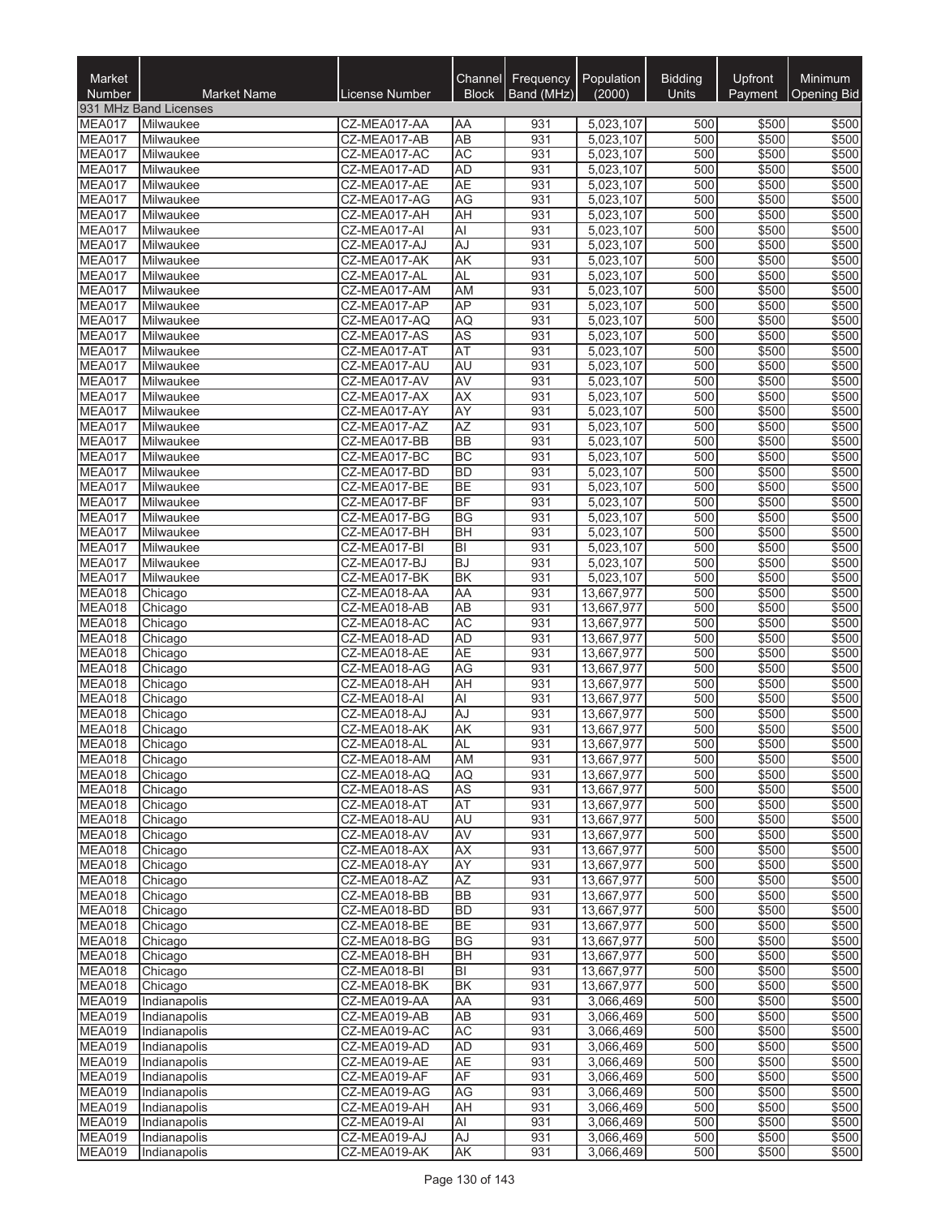| Market Number | Market Name | License Number | Channel Block | Frequency Band (MHz) | Population (2000) | Bidding Units | Upfront Payment | Minimum Opening Bid |
|---|---|---|---|---|---|---|---|---|
| 931 MHz Band Licenses | | | | | | | | |
| MEA017 | Milwaukee | CZ-MEA017-AA | AA | 931 | 5,023,107 | 500 | $500 | $500 |
| MEA017 | Milwaukee | CZ-MEA017-AB | AB | 931 | 5,023,107 | 500 | $500 | $500 |
| MEA017 | Milwaukee | CZ-MEA017-AC | AC | 931 | 5,023,107 | 500 | $500 | $500 |
| MEA017 | Milwaukee | CZ-MEA017-AD | AD | 931 | 5,023,107 | 500 | $500 | $500 |
| MEA017 | Milwaukee | CZ-MEA017-AE | AE | 931 | 5,023,107 | 500 | $500 | $500 |
| MEA017 | Milwaukee | CZ-MEA017-AG | AG | 931 | 5,023,107 | 500 | $500 | $500 |
| MEA017 | Milwaukee | CZ-MEA017-AH | AH | 931 | 5,023,107 | 500 | $500 | $500 |
| MEA017 | Milwaukee | CZ-MEA017-AI | AI | 931 | 5,023,107 | 500 | $500 | $500 |
| MEA017 | Milwaukee | CZ-MEA017-AJ | AJ | 931 | 5,023,107 | 500 | $500 | $500 |
| MEA017 | Milwaukee | CZ-MEA017-AK | AK | 931 | 5,023,107 | 500 | $500 | $500 |
| MEA017 | Milwaukee | CZ-MEA017-AL | AL | 931 | 5,023,107 | 500 | $500 | $500 |
| MEA017 | Milwaukee | CZ-MEA017-AM | AM | 931 | 5,023,107 | 500 | $500 | $500 |
| MEA017 | Milwaukee | CZ-MEA017-AP | AP | 931 | 5,023,107 | 500 | $500 | $500 |
| MEA017 | Milwaukee | CZ-MEA017-AQ | AQ | 931 | 5,023,107 | 500 | $500 | $500 |
| MEA017 | Milwaukee | CZ-MEA017-AS | AS | 931 | 5,023,107 | 500 | $500 | $500 |
| MEA017 | Milwaukee | CZ-MEA017-AT | AT | 931 | 5,023,107 | 500 | $500 | $500 |
| MEA017 | Milwaukee | CZ-MEA017-AU | AU | 931 | 5,023,107 | 500 | $500 | $500 |
| MEA017 | Milwaukee | CZ-MEA017-AV | AV | 931 | 5,023,107 | 500 | $500 | $500 |
| MEA017 | Milwaukee | CZ-MEA017-AX | AX | 931 | 5,023,107 | 500 | $500 | $500 |
| MEA017 | Milwaukee | CZ-MEA017-AY | AY | 931 | 5,023,107 | 500 | $500 | $500 |
| MEA017 | Milwaukee | CZ-MEA017-AZ | AZ | 931 | 5,023,107 | 500 | $500 | $500 |
| MEA017 | Milwaukee | CZ-MEA017-BB | BB | 931 | 5,023,107 | 500 | $500 | $500 |
| MEA017 | Milwaukee | CZ-MEA017-BC | BC | 931 | 5,023,107 | 500 | $500 | $500 |
| MEA017 | Milwaukee | CZ-MEA017-BD | BD | 931 | 5,023,107 | 500 | $500 | $500 |
| MEA017 | Milwaukee | CZ-MEA017-BE | BE | 931 | 5,023,107 | 500 | $500 | $500 |
| MEA017 | Milwaukee | CZ-MEA017-BF | BF | 931 | 5,023,107 | 500 | $500 | $500 |
| MEA017 | Milwaukee | CZ-MEA017-BG | BG | 931 | 5,023,107 | 500 | $500 | $500 |
| MEA017 | Milwaukee | CZ-MEA017-BH | BH | 931 | 5,023,107 | 500 | $500 | $500 |
| MEA017 | Milwaukee | CZ-MEA017-BI | BI | 931 | 5,023,107 | 500 | $500 | $500 |
| MEA017 | Milwaukee | CZ-MEA017-BJ | BJ | 931 | 5,023,107 | 500 | $500 | $500 |
| MEA017 | Milwaukee | CZ-MEA017-BK | BK | 931 | 5,023,107 | 500 | $500 | $500 |
| MEA018 | Chicago | CZ-MEA018-AA | AA | 931 | 13,667,977 | 500 | $500 | $500 |
| MEA018 | Chicago | CZ-MEA018-AB | AB | 931 | 13,667,977 | 500 | $500 | $500 |
| MEA018 | Chicago | CZ-MEA018-AC | AC | 931 | 13,667,977 | 500 | $500 | $500 |
| MEA018 | Chicago | CZ-MEA018-AD | AD | 931 | 13,667,977 | 500 | $500 | $500 |
| MEA018 | Chicago | CZ-MEA018-AE | AE | 931 | 13,667,977 | 500 | $500 | $500 |
| MEA018 | Chicago | CZ-MEA018-AG | AG | 931 | 13,667,977 | 500 | $500 | $500 |
| MEA018 | Chicago | CZ-MEA018-AH | AH | 931 | 13,667,977 | 500 | $500 | $500 |
| MEA018 | Chicago | CZ-MEA018-AI | AI | 931 | 13,667,977 | 500 | $500 | $500 |
| MEA018 | Chicago | CZ-MEA018-AJ | AJ | 931 | 13,667,977 | 500 | $500 | $500 |
| MEA018 | Chicago | CZ-MEA018-AK | AK | 931 | 13,667,977 | 500 | $500 | $500 |
| MEA018 | Chicago | CZ-MEA018-AL | AL | 931 | 13,667,977 | 500 | $500 | $500 |
| MEA018 | Chicago | CZ-MEA018-AM | AM | 931 | 13,667,977 | 500 | $500 | $500 |
| MEA018 | Chicago | CZ-MEA018-AQ | AQ | 931 | 13,667,977 | 500 | $500 | $500 |
| MEA018 | Chicago | CZ-MEA018-AS | AS | 931 | 13,667,977 | 500 | $500 | $500 |
| MEA018 | Chicago | CZ-MEA018-AT | AT | 931 | 13,667,977 | 500 | $500 | $500 |
| MEA018 | Chicago | CZ-MEA018-AU | AU | 931 | 13,667,977 | 500 | $500 | $500 |
| MEA018 | Chicago | CZ-MEA018-AV | AV | 931 | 13,667,977 | 500 | $500 | $500 |
| MEA018 | Chicago | CZ-MEA018-AX | AX | 931 | 13,667,977 | 500 | $500 | $500 |
| MEA018 | Chicago | CZ-MEA018-AY | AY | 931 | 13,667,977 | 500 | $500 | $500 |
| MEA018 | Chicago | CZ-MEA018-AZ | AZ | 931 | 13,667,977 | 500 | $500 | $500 |
| MEA018 | Chicago | CZ-MEA018-BB | BB | 931 | 13,667,977 | 500 | $500 | $500 |
| MEA018 | Chicago | CZ-MEA018-BD | BD | 931 | 13,667,977 | 500 | $500 | $500 |
| MEA018 | Chicago | CZ-MEA018-BE | BE | 931 | 13,667,977 | 500 | $500 | $500 |
| MEA018 | Chicago | CZ-MEA018-BG | BG | 931 | 13,667,977 | 500 | $500 | $500 |
| MEA018 | Chicago | CZ-MEA018-BH | BH | 931 | 13,667,977 | 500 | $500 | $500 |
| MEA018 | Chicago | CZ-MEA018-BI | BI | 931 | 13,667,977 | 500 | $500 | $500 |
| MEA018 | Chicago | CZ-MEA018-BK | BK | 931 | 13,667,977 | 500 | $500 | $500 |
| MEA019 | Indianapolis | CZ-MEA019-AA | AA | 931 | 3,066,469 | 500 | $500 | $500 |
| MEA019 | Indianapolis | CZ-MEA019-AB | AB | 931 | 3,066,469 | 500 | $500 | $500 |
| MEA019 | Indianapolis | CZ-MEA019-AC | AC | 931 | 3,066,469 | 500 | $500 | $500 |
| MEA019 | Indianapolis | CZ-MEA019-AD | AD | 931 | 3,066,469 | 500 | $500 | $500 |
| MEA019 | Indianapolis | CZ-MEA019-AE | AE | 931 | 3,066,469 | 500 | $500 | $500 |
| MEA019 | Indianapolis | CZ-MEA019-AF | AF | 931 | 3,066,469 | 500 | $500 | $500 |
| MEA019 | Indianapolis | CZ-MEA019-AG | AG | 931 | 3,066,469 | 500 | $500 | $500 |
| MEA019 | Indianapolis | CZ-MEA019-AH | AH | 931 | 3,066,469 | 500 | $500 | $500 |
| MEA019 | Indianapolis | CZ-MEA019-AI | AI | 931 | 3,066,469 | 500 | $500 | $500 |
| MEA019 | Indianapolis | CZ-MEA019-AJ | AJ | 931 | 3,066,469 | 500 | $500 | $500 |
| MEA019 | Indianapolis | CZ-MEA019-AK | AK | 931 | 3,066,469 | 500 | $500 | $500 |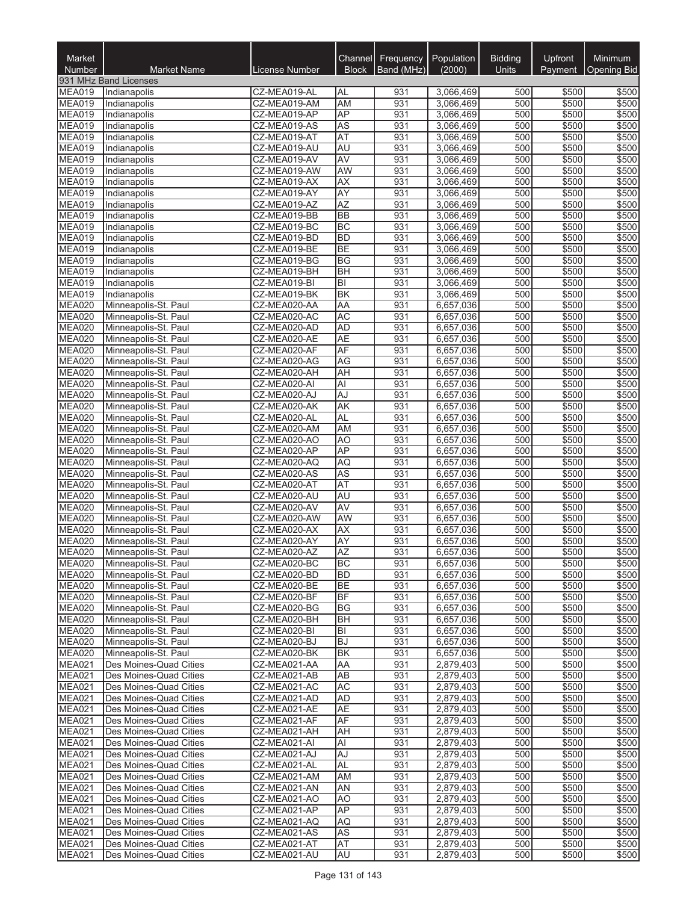| Market Number | Market Name | License Number | Channel Block | Frequency Band (MHz) | Population (2000) | Bidding Units | Upfront Payment | Minimum Opening Bid |
|---|---|---|---|---|---|---|---|---|
| 931 MHz Band Licenses | | | | | | | | |
| MEA019 | Indianapolis | CZ-MEA019-AL | AL | 931 | 3,066,469 | 500 | $500 | $500 |
| MEA019 | Indianapolis | CZ-MEA019-AM | AM | 931 | 3,066,469 | 500 | $500 | $500 |
| MEA019 | Indianapolis | CZ-MEA019-AP | AP | 931 | 3,066,469 | 500 | $500 | $500 |
| MEA019 | Indianapolis | CZ-MEA019-AS | AS | 931 | 3,066,469 | 500 | $500 | $500 |
| MEA019 | Indianapolis | CZ-MEA019-AT | AT | 931 | 3,066,469 | 500 | $500 | $500 |
| MEA019 | Indianapolis | CZ-MEA019-AU | AU | 931 | 3,066,469 | 500 | $500 | $500 |
| MEA019 | Indianapolis | CZ-MEA019-AV | AV | 931 | 3,066,469 | 500 | $500 | $500 |
| MEA019 | Indianapolis | CZ-MEA019-AW | AW | 931 | 3,066,469 | 500 | $500 | $500 |
| MEA019 | Indianapolis | CZ-MEA019-AX | AX | 931 | 3,066,469 | 500 | $500 | $500 |
| MEA019 | Indianapolis | CZ-MEA019-AY | AY | 931 | 3,066,469 | 500 | $500 | $500 |
| MEA019 | Indianapolis | CZ-MEA019-AZ | AZ | 931 | 3,066,469 | 500 | $500 | $500 |
| MEA019 | Indianapolis | CZ-MEA019-BB | BB | 931 | 3,066,469 | 500 | $500 | $500 |
| MEA019 | Indianapolis | CZ-MEA019-BC | BC | 931 | 3,066,469 | 500 | $500 | $500 |
| MEA019 | Indianapolis | CZ-MEA019-BD | BD | 931 | 3,066,469 | 500 | $500 | $500 |
| MEA019 | Indianapolis | CZ-MEA019-BE | BE | 931 | 3,066,469 | 500 | $500 | $500 |
| MEA019 | Indianapolis | CZ-MEA019-BG | BG | 931 | 3,066,469 | 500 | $500 | $500 |
| MEA019 | Indianapolis | CZ-MEA019-BH | BH | 931 | 3,066,469 | 500 | $500 | $500 |
| MEA019 | Indianapolis | CZ-MEA019-BI | BI | 931 | 3,066,469 | 500 | $500 | $500 |
| MEA019 | Indianapolis | CZ-MEA019-BK | BK | 931 | 3,066,469 | 500 | $500 | $500 |
| MEA020 | Minneapolis-St. Paul | CZ-MEA020-AA | AA | 931 | 6,657,036 | 500 | $500 | $500 |
| MEA020 | Minneapolis-St. Paul | CZ-MEA020-AC | AC | 931 | 6,657,036 | 500 | $500 | $500 |
| MEA020 | Minneapolis-St. Paul | CZ-MEA020-AD | AD | 931 | 6,657,036 | 500 | $500 | $500 |
| MEA020 | Minneapolis-St. Paul | CZ-MEA020-AE | AE | 931 | 6,657,036 | 500 | $500 | $500 |
| MEA020 | Minneapolis-St. Paul | CZ-MEA020-AF | AF | 931 | 6,657,036 | 500 | $500 | $500 |
| MEA020 | Minneapolis-St. Paul | CZ-MEA020-AG | AG | 931 | 6,657,036 | 500 | $500 | $500 |
| MEA020 | Minneapolis-St. Paul | CZ-MEA020-AH | AH | 931 | 6,657,036 | 500 | $500 | $500 |
| MEA020 | Minneapolis-St. Paul | CZ-MEA020-AI | AI | 931 | 6,657,036 | 500 | $500 | $500 |
| MEA020 | Minneapolis-St. Paul | CZ-MEA020-AJ | AJ | 931 | 6,657,036 | 500 | $500 | $500 |
| MEA020 | Minneapolis-St. Paul | CZ-MEA020-AK | AK | 931 | 6,657,036 | 500 | $500 | $500 |
| MEA020 | Minneapolis-St. Paul | CZ-MEA020-AL | AL | 931 | 6,657,036 | 500 | $500 | $500 |
| MEA020 | Minneapolis-St. Paul | CZ-MEA020-AM | AM | 931 | 6,657,036 | 500 | $500 | $500 |
| MEA020 | Minneapolis-St. Paul | CZ-MEA020-AO | AO | 931 | 6,657,036 | 500 | $500 | $500 |
| MEA020 | Minneapolis-St. Paul | CZ-MEA020-AP | AP | 931 | 6,657,036 | 500 | $500 | $500 |
| MEA020 | Minneapolis-St. Paul | CZ-MEA020-AQ | AQ | 931 | 6,657,036 | 500 | $500 | $500 |
| MEA020 | Minneapolis-St. Paul | CZ-MEA020-AS | AS | 931 | 6,657,036 | 500 | $500 | $500 |
| MEA020 | Minneapolis-St. Paul | CZ-MEA020-AT | AT | 931 | 6,657,036 | 500 | $500 | $500 |
| MEA020 | Minneapolis-St. Paul | CZ-MEA020-AU | AU | 931 | 6,657,036 | 500 | $500 | $500 |
| MEA020 | Minneapolis-St. Paul | CZ-MEA020-AV | AV | 931 | 6,657,036 | 500 | $500 | $500 |
| MEA020 | Minneapolis-St. Paul | CZ-MEA020-AW | AW | 931 | 6,657,036 | 500 | $500 | $500 |
| MEA020 | Minneapolis-St. Paul | CZ-MEA020-AX | AX | 931 | 6,657,036 | 500 | $500 | $500 |
| MEA020 | Minneapolis-St. Paul | CZ-MEA020-AY | AY | 931 | 6,657,036 | 500 | $500 | $500 |
| MEA020 | Minneapolis-St. Paul | CZ-MEA020-AZ | AZ | 931 | 6,657,036 | 500 | $500 | $500 |
| MEA020 | Minneapolis-St. Paul | CZ-MEA020-BC | BC | 931 | 6,657,036 | 500 | $500 | $500 |
| MEA020 | Minneapolis-St. Paul | CZ-MEA020-BD | BD | 931 | 6,657,036 | 500 | $500 | $500 |
| MEA020 | Minneapolis-St. Paul | CZ-MEA020-BE | BE | 931 | 6,657,036 | 500 | $500 | $500 |
| MEA020 | Minneapolis-St. Paul | CZ-MEA020-BF | BF | 931 | 6,657,036 | 500 | $500 | $500 |
| MEA020 | Minneapolis-St. Paul | CZ-MEA020-BG | BG | 931 | 6,657,036 | 500 | $500 | $500 |
| MEA020 | Minneapolis-St. Paul | CZ-MEA020-BH | BH | 931 | 6,657,036 | 500 | $500 | $500 |
| MEA020 | Minneapolis-St. Paul | CZ-MEA020-BI | BI | 931 | 6,657,036 | 500 | $500 | $500 |
| MEA020 | Minneapolis-St. Paul | CZ-MEA020-BJ | BJ | 931 | 6,657,036 | 500 | $500 | $500 |
| MEA020 | Minneapolis-St. Paul | CZ-MEA020-BK | BK | 931 | 6,657,036 | 500 | $500 | $500 |
| MEA021 | Des Moines-Quad Cities | CZ-MEA021-AA | AA | 931 | 2,879,403 | 500 | $500 | $500 |
| MEA021 | Des Moines-Quad Cities | CZ-MEA021-AB | AB | 931 | 2,879,403 | 500 | $500 | $500 |
| MEA021 | Des Moines-Quad Cities | CZ-MEA021-AC | AC | 931 | 2,879,403 | 500 | $500 | $500 |
| MEA021 | Des Moines-Quad Cities | CZ-MEA021-AD | AD | 931 | 2,879,403 | 500 | $500 | $500 |
| MEA021 | Des Moines-Quad Cities | CZ-MEA021-AE | AE | 931 | 2,879,403 | 500 | $500 | $500 |
| MEA021 | Des Moines-Quad Cities | CZ-MEA021-AF | AF | 931 | 2,879,403 | 500 | $500 | $500 |
| MEA021 | Des Moines-Quad Cities | CZ-MEA021-AH | AH | 931 | 2,879,403 | 500 | $500 | $500 |
| MEA021 | Des Moines-Quad Cities | CZ-MEA021-AI | AI | 931 | 2,879,403 | 500 | $500 | $500 |
| MEA021 | Des Moines-Quad Cities | CZ-MEA021-AJ | AJ | 931 | 2,879,403 | 500 | $500 | $500 |
| MEA021 | Des Moines-Quad Cities | CZ-MEA021-AL | AL | 931 | 2,879,403 | 500 | $500 | $500 |
| MEA021 | Des Moines-Quad Cities | CZ-MEA021-AM | AM | 931 | 2,879,403 | 500 | $500 | $500 |
| MEA021 | Des Moines-Quad Cities | CZ-MEA021-AN | AN | 931 | 2,879,403 | 500 | $500 | $500 |
| MEA021 | Des Moines-Quad Cities | CZ-MEA021-AO | AO | 931 | 2,879,403 | 500 | $500 | $500 |
| MEA021 | Des Moines-Quad Cities | CZ-MEA021-AP | AP | 931 | 2,879,403 | 500 | $500 | $500 |
| MEA021 | Des Moines-Quad Cities | CZ-MEA021-AQ | AQ | 931 | 2,879,403 | 500 | $500 | $500 |
| MEA021 | Des Moines-Quad Cities | CZ-MEA021-AS | AS | 931 | 2,879,403 | 500 | $500 | $500 |
| MEA021 | Des Moines-Quad Cities | CZ-MEA021-AT | AT | 931 | 2,879,403 | 500 | $500 | $500 |
| MEA021 | Des Moines-Quad Cities | CZ-MEA021-AU | AU | 931 | 2,879,403 | 500 | $500 | $500 |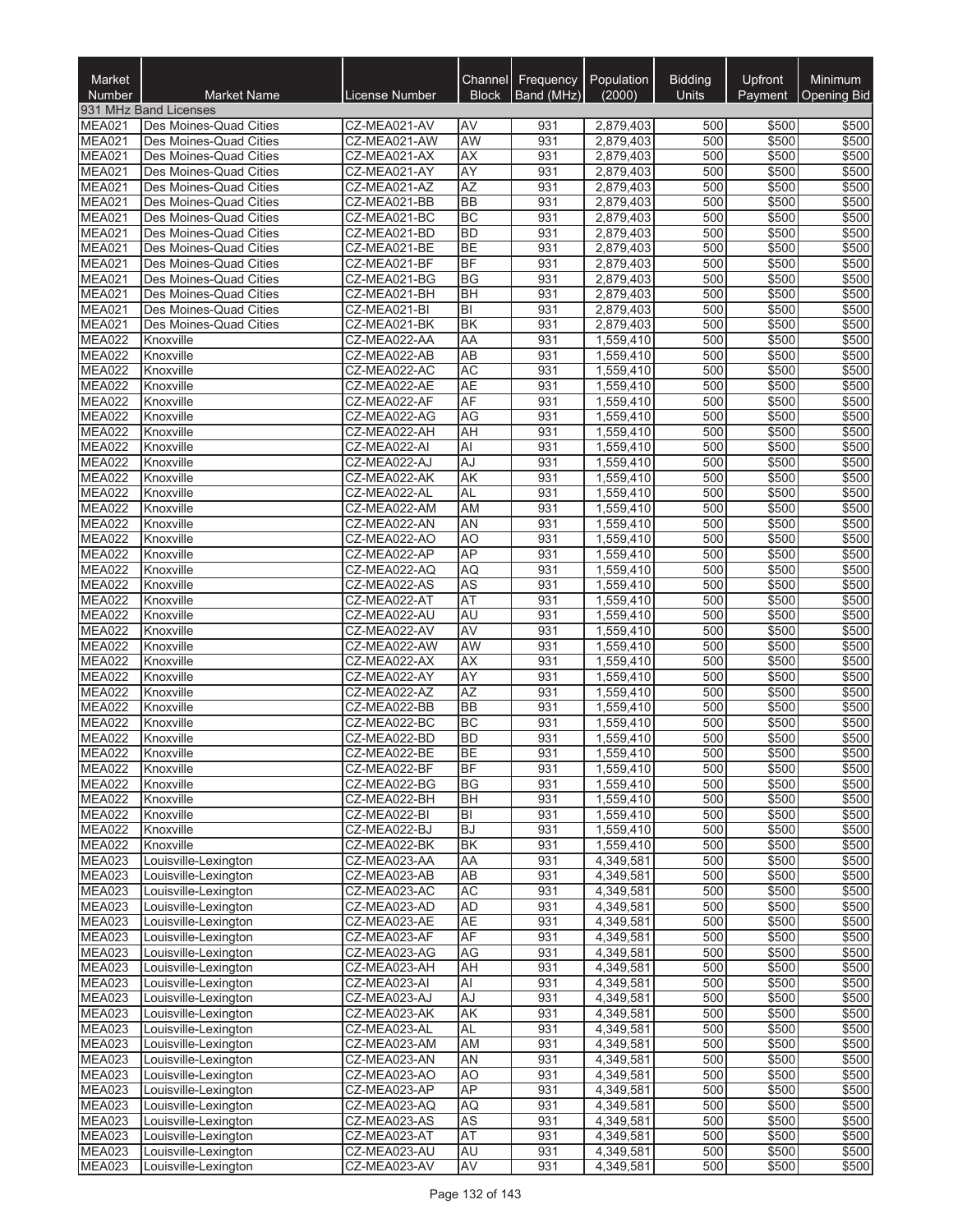| Market Number | Market Name | License Number | Channel Block | Frequency Band (MHz) | Population (2000) | Bidding Units | Upfront Payment | Minimum Opening Bid |
|---|---|---|---|---|---|---|---|---|
| 931 MHz Band Licenses | | | | | | | | |
| MEA021 | Des Moines-Quad Cities | CZ-MEA021-AV | AV | 931 | 2,879,403 | 500 | $500 | $500 |
| MEA021 | Des Moines-Quad Cities | CZ-MEA021-AW | AW | 931 | 2,879,403 | 500 | $500 | $500 |
| MEA021 | Des Moines-Quad Cities | CZ-MEA021-AX | AX | 931 | 2,879,403 | 500 | $500 | $500 |
| MEA021 | Des Moines-Quad Cities | CZ-MEA021-AY | AY | 931 | 2,879,403 | 500 | $500 | $500 |
| MEA021 | Des Moines-Quad Cities | CZ-MEA021-AZ | AZ | 931 | 2,879,403 | 500 | $500 | $500 |
| MEA021 | Des Moines-Quad Cities | CZ-MEA021-BB | BB | 931 | 2,879,403 | 500 | $500 | $500 |
| MEA021 | Des Moines-Quad Cities | CZ-MEA021-BC | BC | 931 | 2,879,403 | 500 | $500 | $500 |
| MEA021 | Des Moines-Quad Cities | CZ-MEA021-BD | BD | 931 | 2,879,403 | 500 | $500 | $500 |
| MEA021 | Des Moines-Quad Cities | CZ-MEA021-BE | BE | 931 | 2,879,403 | 500 | $500 | $500 |
| MEA021 | Des Moines-Quad Cities | CZ-MEA021-BF | BF | 931 | 2,879,403 | 500 | $500 | $500 |
| MEA021 | Des Moines-Quad Cities | CZ-MEA021-BG | BG | 931 | 2,879,403 | 500 | $500 | $500 |
| MEA021 | Des Moines-Quad Cities | CZ-MEA021-BH | BH | 931 | 2,879,403 | 500 | $500 | $500 |
| MEA021 | Des Moines-Quad Cities | CZ-MEA021-BI | BI | 931 | 2,879,403 | 500 | $500 | $500 |
| MEA021 | Des Moines-Quad Cities | CZ-MEA021-BK | BK | 931 | 2,879,403 | 500 | $500 | $500 |
| MEA022 | Knoxville | CZ-MEA022-AA | AA | 931 | 1,559,410 | 500 | $500 | $500 |
| MEA022 | Knoxville | CZ-MEA022-AB | AB | 931 | 1,559,410 | 500 | $500 | $500 |
| MEA022 | Knoxville | CZ-MEA022-AC | AC | 931 | 1,559,410 | 500 | $500 | $500 |
| MEA022 | Knoxville | CZ-MEA022-AE | AE | 931 | 1,559,410 | 500 | $500 | $500 |
| MEA022 | Knoxville | CZ-MEA022-AF | AF | 931 | 1,559,410 | 500 | $500 | $500 |
| MEA022 | Knoxville | CZ-MEA022-AG | AG | 931 | 1,559,410 | 500 | $500 | $500 |
| MEA022 | Knoxville | CZ-MEA022-AH | AH | 931 | 1,559,410 | 500 | $500 | $500 |
| MEA022 | Knoxville | CZ-MEA022-AI | AI | 931 | 1,559,410 | 500 | $500 | $500 |
| MEA022 | Knoxville | CZ-MEA022-AJ | AJ | 931 | 1,559,410 | 500 | $500 | $500 |
| MEA022 | Knoxville | CZ-MEA022-AK | AK | 931 | 1,559,410 | 500 | $500 | $500 |
| MEA022 | Knoxville | CZ-MEA022-AL | AL | 931 | 1,559,410 | 500 | $500 | $500 |
| MEA022 | Knoxville | CZ-MEA022-AM | AM | 931 | 1,559,410 | 500 | $500 | $500 |
| MEA022 | Knoxville | CZ-MEA022-AN | AN | 931 | 1,559,410 | 500 | $500 | $500 |
| MEA022 | Knoxville | CZ-MEA022-AO | AO | 931 | 1,559,410 | 500 | $500 | $500 |
| MEA022 | Knoxville | CZ-MEA022-AP | AP | 931 | 1,559,410 | 500 | $500 | $500 |
| MEA022 | Knoxville | CZ-MEA022-AQ | AQ | 931 | 1,559,410 | 500 | $500 | $500 |
| MEA022 | Knoxville | CZ-MEA022-AS | AS | 931 | 1,559,410 | 500 | $500 | $500 |
| MEA022 | Knoxville | CZ-MEA022-AT | AT | 931 | 1,559,410 | 500 | $500 | $500 |
| MEA022 | Knoxville | CZ-MEA022-AU | AU | 931 | 1,559,410 | 500 | $500 | $500 |
| MEA022 | Knoxville | CZ-MEA022-AV | AV | 931 | 1,559,410 | 500 | $500 | $500 |
| MEA022 | Knoxville | CZ-MEA022-AW | AW | 931 | 1,559,410 | 500 | $500 | $500 |
| MEA022 | Knoxville | CZ-MEA022-AX | AX | 931 | 1,559,410 | 500 | $500 | $500 |
| MEA022 | Knoxville | CZ-MEA022-AY | AY | 931 | 1,559,410 | 500 | $500 | $500 |
| MEA022 | Knoxville | CZ-MEA022-AZ | AZ | 931 | 1,559,410 | 500 | $500 | $500 |
| MEA022 | Knoxville | CZ-MEA022-BB | BB | 931 | 1,559,410 | 500 | $500 | $500 |
| MEA022 | Knoxville | CZ-MEA022-BC | BC | 931 | 1,559,410 | 500 | $500 | $500 |
| MEA022 | Knoxville | CZ-MEA022-BD | BD | 931 | 1,559,410 | 500 | $500 | $500 |
| MEA022 | Knoxville | CZ-MEA022-BE | BE | 931 | 1,559,410 | 500 | $500 | $500 |
| MEA022 | Knoxville | CZ-MEA022-BF | BF | 931 | 1,559,410 | 500 | $500 | $500 |
| MEA022 | Knoxville | CZ-MEA022-BG | BG | 931 | 1,559,410 | 500 | $500 | $500 |
| MEA022 | Knoxville | CZ-MEA022-BH | BH | 931 | 1,559,410 | 500 | $500 | $500 |
| MEA022 | Knoxville | CZ-MEA022-BI | BI | 931 | 1,559,410 | 500 | $500 | $500 |
| MEA022 | Knoxville | CZ-MEA022-BJ | BJ | 931 | 1,559,410 | 500 | $500 | $500 |
| MEA022 | Knoxville | CZ-MEA022-BK | BK | 931 | 1,559,410 | 500 | $500 | $500 |
| MEA023 | Louisville-Lexington | CZ-MEA023-AA | AA | 931 | 4,349,581 | 500 | $500 | $500 |
| MEA023 | Louisville-Lexington | CZ-MEA023-AB | AB | 931 | 4,349,581 | 500 | $500 | $500 |
| MEA023 | Louisville-Lexington | CZ-MEA023-AC | AC | 931 | 4,349,581 | 500 | $500 | $500 |
| MEA023 | Louisville-Lexington | CZ-MEA023-AD | AD | 931 | 4,349,581 | 500 | $500 | $500 |
| MEA023 | Louisville-Lexington | CZ-MEA023-AE | AE | 931 | 4,349,581 | 500 | $500 | $500 |
| MEA023 | Louisville-Lexington | CZ-MEA023-AF | AF | 931 | 4,349,581 | 500 | $500 | $500 |
| MEA023 | Louisville-Lexington | CZ-MEA023-AG | AG | 931 | 4,349,581 | 500 | $500 | $500 |
| MEA023 | Louisville-Lexington | CZ-MEA023-AH | AH | 931 | 4,349,581 | 500 | $500 | $500 |
| MEA023 | Louisville-Lexington | CZ-MEA023-AI | AI | 931 | 4,349,581 | 500 | $500 | $500 |
| MEA023 | Louisville-Lexington | CZ-MEA023-AJ | AJ | 931 | 4,349,581 | 500 | $500 | $500 |
| MEA023 | Louisville-Lexington | CZ-MEA023-AK | AK | 931 | 4,349,581 | 500 | $500 | $500 |
| MEA023 | Louisville-Lexington | CZ-MEA023-AL | AL | 931 | 4,349,581 | 500 | $500 | $500 |
| MEA023 | Louisville-Lexington | CZ-MEA023-AM | AM | 931 | 4,349,581 | 500 | $500 | $500 |
| MEA023 | Louisville-Lexington | CZ-MEA023-AN | AN | 931 | 4,349,581 | 500 | $500 | $500 |
| MEA023 | Louisville-Lexington | CZ-MEA023-AO | AO | 931 | 4,349,581 | 500 | $500 | $500 |
| MEA023 | Louisville-Lexington | CZ-MEA023-AP | AP | 931 | 4,349,581 | 500 | $500 | $500 |
| MEA023 | Louisville-Lexington | CZ-MEA023-AQ | AQ | 931 | 4,349,581 | 500 | $500 | $500 |
| MEA023 | Louisville-Lexington | CZ-MEA023-AS | AS | 931 | 4,349,581 | 500 | $500 | $500 |
| MEA023 | Louisville-Lexington | CZ-MEA023-AT | AT | 931 | 4,349,581 | 500 | $500 | $500 |
| MEA023 | Louisville-Lexington | CZ-MEA023-AU | AU | 931 | 4,349,581 | 500 | $500 | $500 |
| MEA023 | Louisville-Lexington | CZ-MEA023-AV | AV | 931 | 4,349,581 | 500 | $500 | $500 |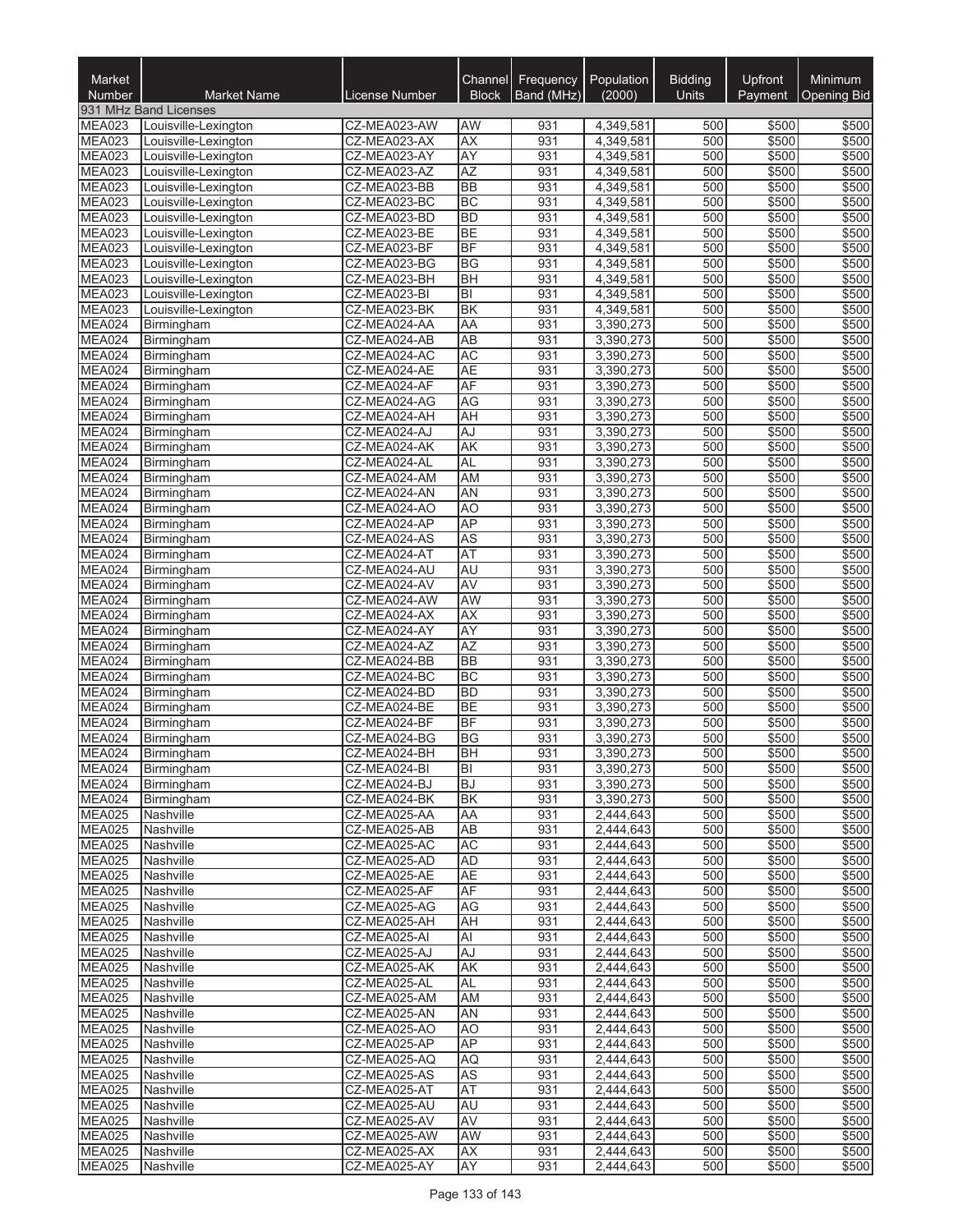| Market Number | Market Name | License Number | Channel Block | Frequency Band (MHz) | Population (2000) | Bidding Units | Upfront Payment | Minimum Opening Bid |
|---|---|---|---|---|---|---|---|---|
| 931 MHz Band Licenses | | | | | | | | |
| MEA023 | Louisville-Lexington | CZ-MEA023-AW | AW | 931 | 4,349,581 | 500 | $500 | $500 |
| MEA023 | Louisville-Lexington | CZ-MEA023-AX | AX | 931 | 4,349,581 | 500 | $500 | $500 |
| MEA023 | Louisville-Lexington | CZ-MEA023-AY | AY | 931 | 4,349,581 | 500 | $500 | $500 |
| MEA023 | Louisville-Lexington | CZ-MEA023-AZ | AZ | 931 | 4,349,581 | 500 | $500 | $500 |
| MEA023 | Louisville-Lexington | CZ-MEA023-BB | BB | 931 | 4,349,581 | 500 | $500 | $500 |
| MEA023 | Louisville-Lexington | CZ-MEA023-BC | BC | 931 | 4,349,581 | 500 | $500 | $500 |
| MEA023 | Louisville-Lexington | CZ-MEA023-BD | BD | 931 | 4,349,581 | 500 | $500 | $500 |
| MEA023 | Louisville-Lexington | CZ-MEA023-BE | BE | 931 | 4,349,581 | 500 | $500 | $500 |
| MEA023 | Louisville-Lexington | CZ-MEA023-BF | BF | 931 | 4,349,581 | 500 | $500 | $500 |
| MEA023 | Louisville-Lexington | CZ-MEA023-BG | BG | 931 | 4,349,581 | 500 | $500 | $500 |
| MEA023 | Louisville-Lexington | CZ-MEA023-BH | BH | 931 | 4,349,581 | 500 | $500 | $500 |
| MEA023 | Louisville-Lexington | CZ-MEA023-BI | BI | 931 | 4,349,581 | 500 | $500 | $500 |
| MEA023 | Louisville-Lexington | CZ-MEA023-BK | BK | 931 | 4,349,581 | 500 | $500 | $500 |
| MEA024 | Birmingham | CZ-MEA024-AA | AA | 931 | 3,390,273 | 500 | $500 | $500 |
| MEA024 | Birmingham | CZ-MEA024-AB | AB | 931 | 3,390,273 | 500 | $500 | $500 |
| MEA024 | Birmingham | CZ-MEA024-AC | AC | 931 | 3,390,273 | 500 | $500 | $500 |
| MEA024 | Birmingham | CZ-MEA024-AE | AE | 931 | 3,390,273 | 500 | $500 | $500 |
| MEA024 | Birmingham | CZ-MEA024-AF | AF | 931 | 3,390,273 | 500 | $500 | $500 |
| MEA024 | Birmingham | CZ-MEA024-AG | AG | 931 | 3,390,273 | 500 | $500 | $500 |
| MEA024 | Birmingham | CZ-MEA024-AH | AH | 931 | 3,390,273 | 500 | $500 | $500 |
| MEA024 | Birmingham | CZ-MEA024-AJ | AJ | 931 | 3,390,273 | 500 | $500 | $500 |
| MEA024 | Birmingham | CZ-MEA024-AK | AK | 931 | 3,390,273 | 500 | $500 | $500 |
| MEA024 | Birmingham | CZ-MEA024-AL | AL | 931 | 3,390,273 | 500 | $500 | $500 |
| MEA024 | Birmingham | CZ-MEA024-AM | AM | 931 | 3,390,273 | 500 | $500 | $500 |
| MEA024 | Birmingham | CZ-MEA024-AN | AN | 931 | 3,390,273 | 500 | $500 | $500 |
| MEA024 | Birmingham | CZ-MEA024-AO | AO | 931 | 3,390,273 | 500 | $500 | $500 |
| MEA024 | Birmingham | CZ-MEA024-AP | AP | 931 | 3,390,273 | 500 | $500 | $500 |
| MEA024 | Birmingham | CZ-MEA024-AS | AS | 931 | 3,390,273 | 500 | $500 | $500 |
| MEA024 | Birmingham | CZ-MEA024-AT | AT | 931 | 3,390,273 | 500 | $500 | $500 |
| MEA024 | Birmingham | CZ-MEA024-AU | AU | 931 | 3,390,273 | 500 | $500 | $500 |
| MEA024 | Birmingham | CZ-MEA024-AV | AV | 931 | 3,390,273 | 500 | $500 | $500 |
| MEA024 | Birmingham | CZ-MEA024-AW | AW | 931 | 3,390,273 | 500 | $500 | $500 |
| MEA024 | Birmingham | CZ-MEA024-AX | AX | 931 | 3,390,273 | 500 | $500 | $500 |
| MEA024 | Birmingham | CZ-MEA024-AY | AY | 931 | 3,390,273 | 500 | $500 | $500 |
| MEA024 | Birmingham | CZ-MEA024-AZ | AZ | 931 | 3,390,273 | 500 | $500 | $500 |
| MEA024 | Birmingham | CZ-MEA024-BB | BB | 931 | 3,390,273 | 500 | $500 | $500 |
| MEA024 | Birmingham | CZ-MEA024-BC | BC | 931 | 3,390,273 | 500 | $500 | $500 |
| MEA024 | Birmingham | CZ-MEA024-BD | BD | 931 | 3,390,273 | 500 | $500 | $500 |
| MEA024 | Birmingham | CZ-MEA024-BE | BE | 931 | 3,390,273 | 500 | $500 | $500 |
| MEA024 | Birmingham | CZ-MEA024-BF | BF | 931 | 3,390,273 | 500 | $500 | $500 |
| MEA024 | Birmingham | CZ-MEA024-BG | BG | 931 | 3,390,273 | 500 | $500 | $500 |
| MEA024 | Birmingham | CZ-MEA024-BH | BH | 931 | 3,390,273 | 500 | $500 | $500 |
| MEA024 | Birmingham | CZ-MEA024-BI | BI | 931 | 3,390,273 | 500 | $500 | $500 |
| MEA024 | Birmingham | CZ-MEA024-BJ | BJ | 931 | 3,390,273 | 500 | $500 | $500 |
| MEA024 | Birmingham | CZ-MEA024-BK | BK | 931 | 3,390,273 | 500 | $500 | $500 |
| MEA025 | Nashville | CZ-MEA025-AA | AA | 931 | 2,444,643 | 500 | $500 | $500 |
| MEA025 | Nashville | CZ-MEA025-AB | AB | 931 | 2,444,643 | 500 | $500 | $500 |
| MEA025 | Nashville | CZ-MEA025-AC | AC | 931 | 2,444,643 | 500 | $500 | $500 |
| MEA025 | Nashville | CZ-MEA025-AD | AD | 931 | 2,444,643 | 500 | $500 | $500 |
| MEA025 | Nashville | CZ-MEA025-AE | AE | 931 | 2,444,643 | 500 | $500 | $500 |
| MEA025 | Nashville | CZ-MEA025-AF | AF | 931 | 2,444,643 | 500 | $500 | $500 |
| MEA025 | Nashville | CZ-MEA025-AG | AG | 931 | 2,444,643 | 500 | $500 | $500 |
| MEA025 | Nashville | CZ-MEA025-AH | AH | 931 | 2,444,643 | 500 | $500 | $500 |
| MEA025 | Nashville | CZ-MEA025-AI | AI | 931 | 2,444,643 | 500 | $500 | $500 |
| MEA025 | Nashville | CZ-MEA025-AJ | AJ | 931 | 2,444,643 | 500 | $500 | $500 |
| MEA025 | Nashville | CZ-MEA025-AK | AK | 931 | 2,444,643 | 500 | $500 | $500 |
| MEA025 | Nashville | CZ-MEA025-AL | AL | 931 | 2,444,643 | 500 | $500 | $500 |
| MEA025 | Nashville | CZ-MEA025-AM | AM | 931 | 2,444,643 | 500 | $500 | $500 |
| MEA025 | Nashville | CZ-MEA025-AN | AN | 931 | 2,444,643 | 500 | $500 | $500 |
| MEA025 | Nashville | CZ-MEA025-AO | AO | 931 | 2,444,643 | 500 | $500 | $500 |
| MEA025 | Nashville | CZ-MEA025-AP | AP | 931 | 2,444,643 | 500 | $500 | $500 |
| MEA025 | Nashville | CZ-MEA025-AQ | AQ | 931 | 2,444,643 | 500 | $500 | $500 |
| MEA025 | Nashville | CZ-MEA025-AS | AS | 931 | 2,444,643 | 500 | $500 | $500 |
| MEA025 | Nashville | CZ-MEA025-AT | AT | 931 | 2,444,643 | 500 | $500 | $500 |
| MEA025 | Nashville | CZ-MEA025-AU | AU | 931 | 2,444,643 | 500 | $500 | $500 |
| MEA025 | Nashville | CZ-MEA025-AV | AV | 931 | 2,444,643 | 500 | $500 | $500 |
| MEA025 | Nashville | CZ-MEA025-AW | AW | 931 | 2,444,643 | 500 | $500 | $500 |
| MEA025 | Nashville | CZ-MEA025-AX | AX | 931 | 2,444,643 | 500 | $500 | $500 |
| MEA025 | Nashville | CZ-MEA025-AY | AY | 931 | 2,444,643 | 500 | $500 | $500 |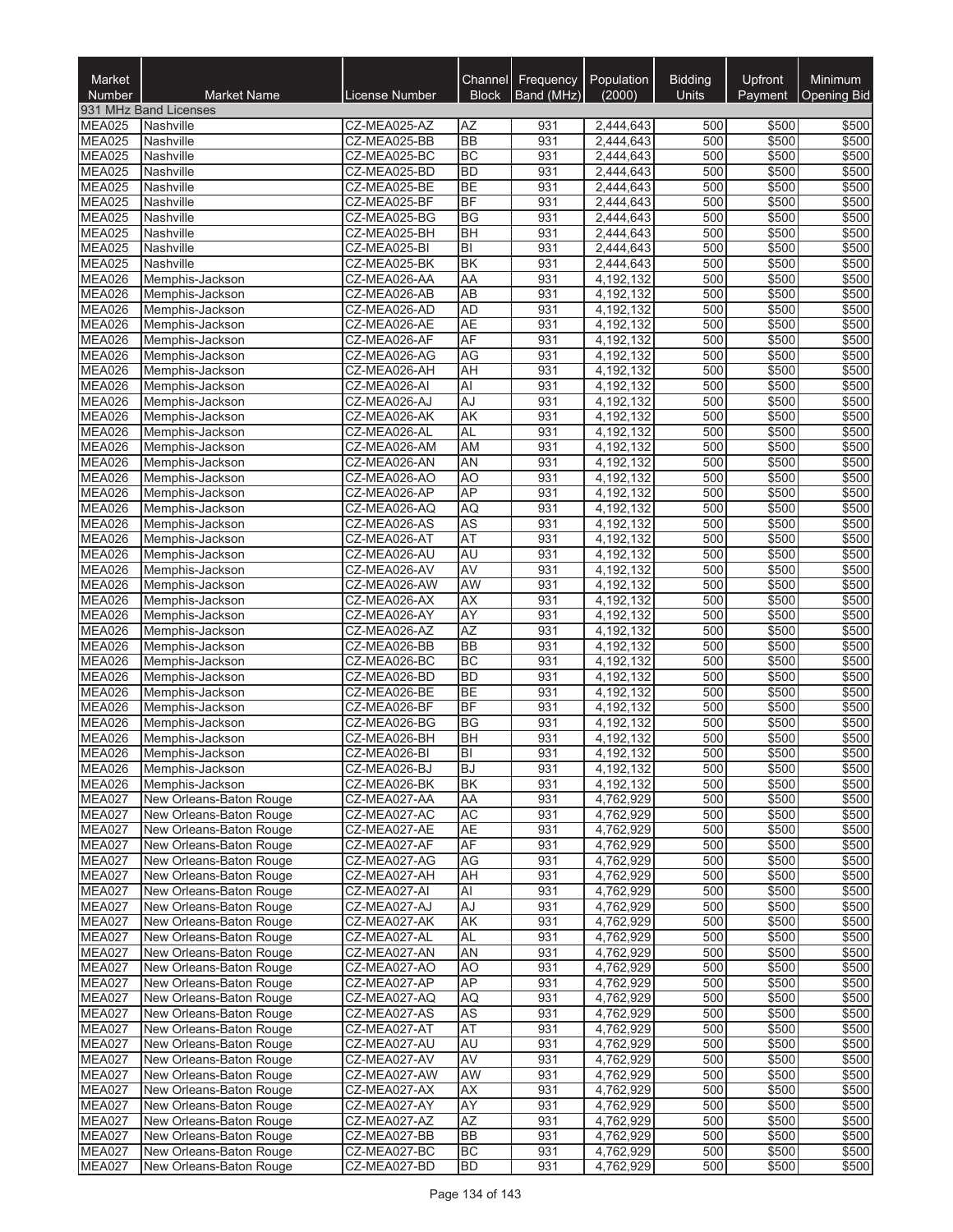| Market Number | Market Name | License Number | Channel Block | Frequency Band (MHz) | Population (2000) | Bidding Units | Upfront Payment | Minimum Opening Bid |
|---|---|---|---|---|---|---|---|---|
| 931 MHz Band Licenses | | | | | | | | |
| MEA025 | Nashville | CZ-MEA025-AZ | AZ | 931 | 2,444,643 | 500 | $500 | $500 |
| MEA025 | Nashville | CZ-MEA025-BB | BB | 931 | 2,444,643 | 500 | $500 | $500 |
| MEA025 | Nashville | CZ-MEA025-BC | BC | 931 | 2,444,643 | 500 | $500 | $500 |
| MEA025 | Nashville | CZ-MEA025-BD | BD | 931 | 2,444,643 | 500 | $500 | $500 |
| MEA025 | Nashville | CZ-MEA025-BE | BE | 931 | 2,444,643 | 500 | $500 | $500 |
| MEA025 | Nashville | CZ-MEA025-BF | BF | 931 | 2,444,643 | 500 | $500 | $500 |
| MEA025 | Nashville | CZ-MEA025-BG | BG | 931 | 2,444,643 | 500 | $500 | $500 |
| MEA025 | Nashville | CZ-MEA025-BH | BH | 931 | 2,444,643 | 500 | $500 | $500 |
| MEA025 | Nashville | CZ-MEA025-BI | BI | 931 | 2,444,643 | 500 | $500 | $500 |
| MEA025 | Nashville | CZ-MEA025-BK | BK | 931 | 2,444,643 | 500 | $500 | $500 |
| MEA026 | Memphis-Jackson | CZ-MEA026-AA | AA | 931 | 4,192,132 | 500 | $500 | $500 |
| MEA026 | Memphis-Jackson | CZ-MEA026-AB | AB | 931 | 4,192,132 | 500 | $500 | $500 |
| MEA026 | Memphis-Jackson | CZ-MEA026-AD | AD | 931 | 4,192,132 | 500 | $500 | $500 |
| MEA026 | Memphis-Jackson | CZ-MEA026-AE | AE | 931 | 4,192,132 | 500 | $500 | $500 |
| MEA026 | Memphis-Jackson | CZ-MEA026-AF | AF | 931 | 4,192,132 | 500 | $500 | $500 |
| MEA026 | Memphis-Jackson | CZ-MEA026-AG | AG | 931 | 4,192,132 | 500 | $500 | $500 |
| MEA026 | Memphis-Jackson | CZ-MEA026-AH | AH | 931 | 4,192,132 | 500 | $500 | $500 |
| MEA026 | Memphis-Jackson | CZ-MEA026-AI | AI | 931 | 4,192,132 | 500 | $500 | $500 |
| MEA026 | Memphis-Jackson | CZ-MEA026-AJ | AJ | 931 | 4,192,132 | 500 | $500 | $500 |
| MEA026 | Memphis-Jackson | CZ-MEA026-AK | AK | 931 | 4,192,132 | 500 | $500 | $500 |
| MEA026 | Memphis-Jackson | CZ-MEA026-AL | AL | 931 | 4,192,132 | 500 | $500 | $500 |
| MEA026 | Memphis-Jackson | CZ-MEA026-AM | AM | 931 | 4,192,132 | 500 | $500 | $500 |
| MEA026 | Memphis-Jackson | CZ-MEA026-AN | AN | 931 | 4,192,132 | 500 | $500 | $500 |
| MEA026 | Memphis-Jackson | CZ-MEA026-AO | AO | 931 | 4,192,132 | 500 | $500 | $500 |
| MEA026 | Memphis-Jackson | CZ-MEA026-AP | AP | 931 | 4,192,132 | 500 | $500 | $500 |
| MEA026 | Memphis-Jackson | CZ-MEA026-AQ | AQ | 931 | 4,192,132 | 500 | $500 | $500 |
| MEA026 | Memphis-Jackson | CZ-MEA026-AS | AS | 931 | 4,192,132 | 500 | $500 | $500 |
| MEA026 | Memphis-Jackson | CZ-MEA026-AT | AT | 931 | 4,192,132 | 500 | $500 | $500 |
| MEA026 | Memphis-Jackson | CZ-MEA026-AU | AU | 931 | 4,192,132 | 500 | $500 | $500 |
| MEA026 | Memphis-Jackson | CZ-MEA026-AV | AV | 931 | 4,192,132 | 500 | $500 | $500 |
| MEA026 | Memphis-Jackson | CZ-MEA026-AW | AW | 931 | 4,192,132 | 500 | $500 | $500 |
| MEA026 | Memphis-Jackson | CZ-MEA026-AX | AX | 931 | 4,192,132 | 500 | $500 | $500 |
| MEA026 | Memphis-Jackson | CZ-MEA026-AY | AY | 931 | 4,192,132 | 500 | $500 | $500 |
| MEA026 | Memphis-Jackson | CZ-MEA026-AZ | AZ | 931 | 4,192,132 | 500 | $500 | $500 |
| MEA026 | Memphis-Jackson | CZ-MEA026-BB | BB | 931 | 4,192,132 | 500 | $500 | $500 |
| MEA026 | Memphis-Jackson | CZ-MEA026-BC | BC | 931 | 4,192,132 | 500 | $500 | $500 |
| MEA026 | Memphis-Jackson | CZ-MEA026-BD | BD | 931 | 4,192,132 | 500 | $500 | $500 |
| MEA026 | Memphis-Jackson | CZ-MEA026-BE | BE | 931 | 4,192,132 | 500 | $500 | $500 |
| MEA026 | Memphis-Jackson | CZ-MEA026-BF | BF | 931 | 4,192,132 | 500 | $500 | $500 |
| MEA026 | Memphis-Jackson | CZ-MEA026-BG | BG | 931 | 4,192,132 | 500 | $500 | $500 |
| MEA026 | Memphis-Jackson | CZ-MEA026-BH | BH | 931 | 4,192,132 | 500 | $500 | $500 |
| MEA026 | Memphis-Jackson | CZ-MEA026-BI | BI | 931 | 4,192,132 | 500 | $500 | $500 |
| MEA026 | Memphis-Jackson | CZ-MEA026-BJ | BJ | 931 | 4,192,132 | 500 | $500 | $500 |
| MEA026 | Memphis-Jackson | CZ-MEA026-BK | BK | 931 | 4,192,132 | 500 | $500 | $500 |
| MEA027 | New Orleans-Baton Rouge | CZ-MEA027-AA | AA | 931 | 4,762,929 | 500 | $500 | $500 |
| MEA027 | New Orleans-Baton Rouge | CZ-MEA027-AC | AC | 931 | 4,762,929 | 500 | $500 | $500 |
| MEA027 | New Orleans-Baton Rouge | CZ-MEA027-AE | AE | 931 | 4,762,929 | 500 | $500 | $500 |
| MEA027 | New Orleans-Baton Rouge | CZ-MEA027-AF | AF | 931 | 4,762,929 | 500 | $500 | $500 |
| MEA027 | New Orleans-Baton Rouge | CZ-MEA027-AG | AG | 931 | 4,762,929 | 500 | $500 | $500 |
| MEA027 | New Orleans-Baton Rouge | CZ-MEA027-AH | AH | 931 | 4,762,929 | 500 | $500 | $500 |
| MEA027 | New Orleans-Baton Rouge | CZ-MEA027-AI | AI | 931 | 4,762,929 | 500 | $500 | $500 |
| MEA027 | New Orleans-Baton Rouge | CZ-MEA027-AJ | AJ | 931 | 4,762,929 | 500 | $500 | $500 |
| MEA027 | New Orleans-Baton Rouge | CZ-MEA027-AK | AK | 931 | 4,762,929 | 500 | $500 | $500 |
| MEA027 | New Orleans-Baton Rouge | CZ-MEA027-AL | AL | 931 | 4,762,929 | 500 | $500 | $500 |
| MEA027 | New Orleans-Baton Rouge | CZ-MEA027-AN | AN | 931 | 4,762,929 | 500 | $500 | $500 |
| MEA027 | New Orleans-Baton Rouge | CZ-MEA027-AO | AO | 931 | 4,762,929 | 500 | $500 | $500 |
| MEA027 | New Orleans-Baton Rouge | CZ-MEA027-AP | AP | 931 | 4,762,929 | 500 | $500 | $500 |
| MEA027 | New Orleans-Baton Rouge | CZ-MEA027-AQ | AQ | 931 | 4,762,929 | 500 | $500 | $500 |
| MEA027 | New Orleans-Baton Rouge | CZ-MEA027-AS | AS | 931 | 4,762,929 | 500 | $500 | $500 |
| MEA027 | New Orleans-Baton Rouge | CZ-MEA027-AT | AT | 931 | 4,762,929 | 500 | $500 | $500 |
| MEA027 | New Orleans-Baton Rouge | CZ-MEA027-AU | AU | 931 | 4,762,929 | 500 | $500 | $500 |
| MEA027 | New Orleans-Baton Rouge | CZ-MEA027-AV | AV | 931 | 4,762,929 | 500 | $500 | $500 |
| MEA027 | New Orleans-Baton Rouge | CZ-MEA027-AW | AW | 931 | 4,762,929 | 500 | $500 | $500 |
| MEA027 | New Orleans-Baton Rouge | CZ-MEA027-AX | AX | 931 | 4,762,929 | 500 | $500 | $500 |
| MEA027 | New Orleans-Baton Rouge | CZ-MEA027-AY | AY | 931 | 4,762,929 | 500 | $500 | $500 |
| MEA027 | New Orleans-Baton Rouge | CZ-MEA027-AZ | AZ | 931 | 4,762,929 | 500 | $500 | $500 |
| MEA027 | New Orleans-Baton Rouge | CZ-MEA027-BB | BB | 931 | 4,762,929 | 500 | $500 | $500 |
| MEA027 | New Orleans-Baton Rouge | CZ-MEA027-BC | BC | 931 | 4,762,929 | 500 | $500 | $500 |
| MEA027 | New Orleans-Baton Rouge | CZ-MEA027-BD | BD | 931 | 4,762,929 | 500 | $500 | $500 |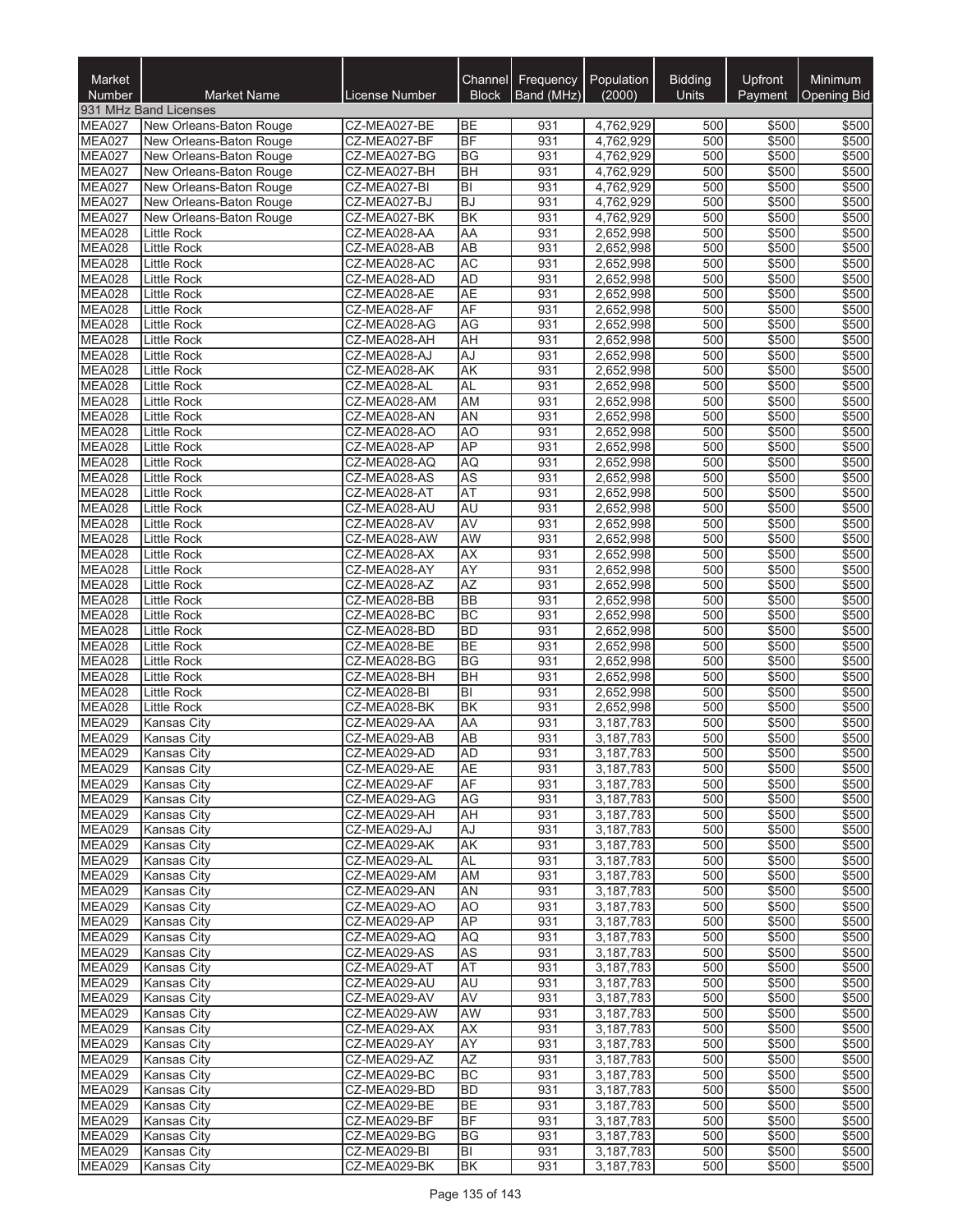| Market Number | Market Name | License Number | Channel Block | Frequency Band (MHz) | Population (2000) | Bidding Units | Upfront Payment | Minimum Opening Bid |
|---|---|---|---|---|---|---|---|---|
| 931 MHz Band Licenses | | | | | | | | |
| MEA027 | New Orleans-Baton Rouge | CZ-MEA027-BE | BE | 931 | 4,762,929 | 500 | $500 | $500 |
| MEA027 | New Orleans-Baton Rouge | CZ-MEA027-BF | BF | 931 | 4,762,929 | 500 | $500 | $500 |
| MEA027 | New Orleans-Baton Rouge | CZ-MEA027-BG | BG | 931 | 4,762,929 | 500 | $500 | $500 |
| MEA027 | New Orleans-Baton Rouge | CZ-MEA027-BH | BH | 931 | 4,762,929 | 500 | $500 | $500 |
| MEA027 | New Orleans-Baton Rouge | CZ-MEA027-BI | BI | 931 | 4,762,929 | 500 | $500 | $500 |
| MEA027 | New Orleans-Baton Rouge | CZ-MEA027-BJ | BJ | 931 | 4,762,929 | 500 | $500 | $500 |
| MEA027 | New Orleans-Baton Rouge | CZ-MEA027-BK | BK | 931 | 4,762,929 | 500 | $500 | $500 |
| MEA028 | Little Rock | CZ-MEA028-AA | AA | 931 | 2,652,998 | 500 | $500 | $500 |
| MEA028 | Little Rock | CZ-MEA028-AB | AB | 931 | 2,652,998 | 500 | $500 | $500 |
| MEA028 | Little Rock | CZ-MEA028-AC | AC | 931 | 2,652,998 | 500 | $500 | $500 |
| MEA028 | Little Rock | CZ-MEA028-AD | AD | 931 | 2,652,998 | 500 | $500 | $500 |
| MEA028 | Little Rock | CZ-MEA028-AE | AE | 931 | 2,652,998 | 500 | $500 | $500 |
| MEA028 | Little Rock | CZ-MEA028-AF | AF | 931 | 2,652,998 | 500 | $500 | $500 |
| MEA028 | Little Rock | CZ-MEA028-AG | AG | 931 | 2,652,998 | 500 | $500 | $500 |
| MEA028 | Little Rock | CZ-MEA028-AH | AH | 931 | 2,652,998 | 500 | $500 | $500 |
| MEA028 | Little Rock | CZ-MEA028-AJ | AJ | 931 | 2,652,998 | 500 | $500 | $500 |
| MEA028 | Little Rock | CZ-MEA028-AK | AK | 931 | 2,652,998 | 500 | $500 | $500 |
| MEA028 | Little Rock | CZ-MEA028-AL | AL | 931 | 2,652,998 | 500 | $500 | $500 |
| MEA028 | Little Rock | CZ-MEA028-AM | AM | 931 | 2,652,998 | 500 | $500 | $500 |
| MEA028 | Little Rock | CZ-MEA028-AN | AN | 931 | 2,652,998 | 500 | $500 | $500 |
| MEA028 | Little Rock | CZ-MEA028-AO | AO | 931 | 2,652,998 | 500 | $500 | $500 |
| MEA028 | Little Rock | CZ-MEA028-AP | AP | 931 | 2,652,998 | 500 | $500 | $500 |
| MEA028 | Little Rock | CZ-MEA028-AQ | AQ | 931 | 2,652,998 | 500 | $500 | $500 |
| MEA028 | Little Rock | CZ-MEA028-AS | AS | 931 | 2,652,998 | 500 | $500 | $500 |
| MEA028 | Little Rock | CZ-MEA028-AT | AT | 931 | 2,652,998 | 500 | $500 | $500 |
| MEA028 | Little Rock | CZ-MEA028-AU | AU | 931 | 2,652,998 | 500 | $500 | $500 |
| MEA028 | Little Rock | CZ-MEA028-AV | AV | 931 | 2,652,998 | 500 | $500 | $500 |
| MEA028 | Little Rock | CZ-MEA028-AW | AW | 931 | 2,652,998 | 500 | $500 | $500 |
| MEA028 | Little Rock | CZ-MEA028-AX | AX | 931 | 2,652,998 | 500 | $500 | $500 |
| MEA028 | Little Rock | CZ-MEA028-AY | AY | 931 | 2,652,998 | 500 | $500 | $500 |
| MEA028 | Little Rock | CZ-MEA028-AZ | AZ | 931 | 2,652,998 | 500 | $500 | $500 |
| MEA028 | Little Rock | CZ-MEA028-BB | BB | 931 | 2,652,998 | 500 | $500 | $500 |
| MEA028 | Little Rock | CZ-MEA028-BC | BC | 931 | 2,652,998 | 500 | $500 | $500 |
| MEA028 | Little Rock | CZ-MEA028-BD | BD | 931 | 2,652,998 | 500 | $500 | $500 |
| MEA028 | Little Rock | CZ-MEA028-BE | BE | 931 | 2,652,998 | 500 | $500 | $500 |
| MEA028 | Little Rock | CZ-MEA028-BG | BG | 931 | 2,652,998 | 500 | $500 | $500 |
| MEA028 | Little Rock | CZ-MEA028-BH | BH | 931 | 2,652,998 | 500 | $500 | $500 |
| MEA028 | Little Rock | CZ-MEA028-BI | BI | 931 | 2,652,998 | 500 | $500 | $500 |
| MEA028 | Little Rock | CZ-MEA028-BK | BK | 931 | 2,652,998 | 500 | $500 | $500 |
| MEA029 | Kansas City | CZ-MEA029-AA | AA | 931 | 3,187,783 | 500 | $500 | $500 |
| MEA029 | Kansas City | CZ-MEA029-AB | AB | 931 | 3,187,783 | 500 | $500 | $500 |
| MEA029 | Kansas City | CZ-MEA029-AD | AD | 931 | 3,187,783 | 500 | $500 | $500 |
| MEA029 | Kansas City | CZ-MEA029-AE | AE | 931 | 3,187,783 | 500 | $500 | $500 |
| MEA029 | Kansas City | CZ-MEA029-AF | AF | 931 | 3,187,783 | 500 | $500 | $500 |
| MEA029 | Kansas City | CZ-MEA029-AG | AG | 931 | 3,187,783 | 500 | $500 | $500 |
| MEA029 | Kansas City | CZ-MEA029-AH | AH | 931 | 3,187,783 | 500 | $500 | $500 |
| MEA029 | Kansas City | CZ-MEA029-AJ | AJ | 931 | 3,187,783 | 500 | $500 | $500 |
| MEA029 | Kansas City | CZ-MEA029-AK | AK | 931 | 3,187,783 | 500 | $500 | $500 |
| MEA029 | Kansas City | CZ-MEA029-AL | AL | 931 | 3,187,783 | 500 | $500 | $500 |
| MEA029 | Kansas City | CZ-MEA029-AM | AM | 931 | 3,187,783 | 500 | $500 | $500 |
| MEA029 | Kansas City | CZ-MEA029-AN | AN | 931 | 3,187,783 | 500 | $500 | $500 |
| MEA029 | Kansas City | CZ-MEA029-AO | AO | 931 | 3,187,783 | 500 | $500 | $500 |
| MEA029 | Kansas City | CZ-MEA029-AP | AP | 931 | 3,187,783 | 500 | $500 | $500 |
| MEA029 | Kansas City | CZ-MEA029-AQ | AQ | 931 | 3,187,783 | 500 | $500 | $500 |
| MEA029 | Kansas City | CZ-MEA029-AS | AS | 931 | 3,187,783 | 500 | $500 | $500 |
| MEA029 | Kansas City | CZ-MEA029-AT | AT | 931 | 3,187,783 | 500 | $500 | $500 |
| MEA029 | Kansas City | CZ-MEA029-AU | AU | 931 | 3,187,783 | 500 | $500 | $500 |
| MEA029 | Kansas City | CZ-MEA029-AV | AV | 931 | 3,187,783 | 500 | $500 | $500 |
| MEA029 | Kansas City | CZ-MEA029-AW | AW | 931 | 3,187,783 | 500 | $500 | $500 |
| MEA029 | Kansas City | CZ-MEA029-AX | AX | 931 | 3,187,783 | 500 | $500 | $500 |
| MEA029 | Kansas City | CZ-MEA029-AY | AY | 931 | 3,187,783 | 500 | $500 | $500 |
| MEA029 | Kansas City | CZ-MEA029-AZ | AZ | 931 | 3,187,783 | 500 | $500 | $500 |
| MEA029 | Kansas City | CZ-MEA029-BC | BC | 931 | 3,187,783 | 500 | $500 | $500 |
| MEA029 | Kansas City | CZ-MEA029-BD | BD | 931 | 3,187,783 | 500 | $500 | $500 |
| MEA029 | Kansas City | CZ-MEA029-BE | BE | 931 | 3,187,783 | 500 | $500 | $500 |
| MEA029 | Kansas City | CZ-MEA029-BF | BF | 931 | 3,187,783 | 500 | $500 | $500 |
| MEA029 | Kansas City | CZ-MEA029-BG | BG | 931 | 3,187,783 | 500 | $500 | $500 |
| MEA029 | Kansas City | CZ-MEA029-BI | BI | 931 | 3,187,783 | 500 | $500 | $500 |
| MEA029 | Kansas City | CZ-MEA029-BK | BK | 931 | 3,187,783 | 500 | $500 | $500 |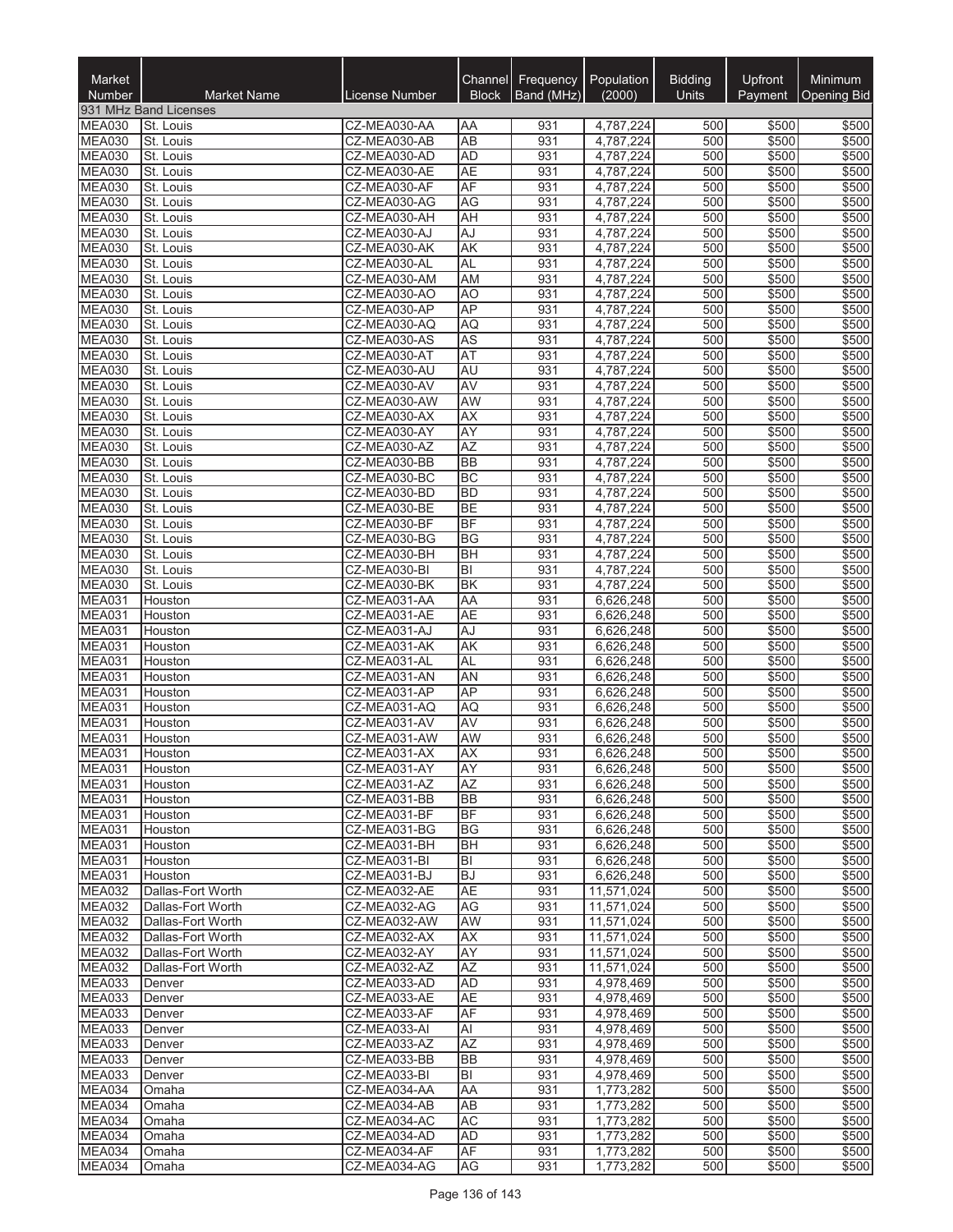| Market Number | Market Name | License Number | Channel Block | Frequency Band (MHz) | Population (2000) | Bidding Units | Upfront Payment | Minimum Opening Bid |
|---|---|---|---|---|---|---|---|---|
| 931 MHz Band Licenses | | | | | | | | |
| MEA030 | St. Louis | CZ-MEA030-AA | AA | 931 | 4,787,224 | 500 | $500 | $500 |
| MEA030 | St. Louis | CZ-MEA030-AB | AB | 931 | 4,787,224 | 500 | $500 | $500 |
| MEA030 | St. Louis | CZ-MEA030-AD | AD | 931 | 4,787,224 | 500 | $500 | $500 |
| MEA030 | St. Louis | CZ-MEA030-AE | AE | 931 | 4,787,224 | 500 | $500 | $500 |
| MEA030 | St. Louis | CZ-MEA030-AF | AF | 931 | 4,787,224 | 500 | $500 | $500 |
| MEA030 | St. Louis | CZ-MEA030-AG | AG | 931 | 4,787,224 | 500 | $500 | $500 |
| MEA030 | St. Louis | CZ-MEA030-AH | AH | 931 | 4,787,224 | 500 | $500 | $500 |
| MEA030 | St. Louis | CZ-MEA030-AJ | AJ | 931 | 4,787,224 | 500 | $500 | $500 |
| MEA030 | St. Louis | CZ-MEA030-AK | AK | 931 | 4,787,224 | 500 | $500 | $500 |
| MEA030 | St. Louis | CZ-MEA030-AL | AL | 931 | 4,787,224 | 500 | $500 | $500 |
| MEA030 | St. Louis | CZ-MEA030-AM | AM | 931 | 4,787,224 | 500 | $500 | $500 |
| MEA030 | St. Louis | CZ-MEA030-AO | AO | 931 | 4,787,224 | 500 | $500 | $500 |
| MEA030 | St. Louis | CZ-MEA030-AP | AP | 931 | 4,787,224 | 500 | $500 | $500 |
| MEA030 | St. Louis | CZ-MEA030-AQ | AQ | 931 | 4,787,224 | 500 | $500 | $500 |
| MEA030 | St. Louis | CZ-MEA030-AS | AS | 931 | 4,787,224 | 500 | $500 | $500 |
| MEA030 | St. Louis | CZ-MEA030-AT | AT | 931 | 4,787,224 | 500 | $500 | $500 |
| MEA030 | St. Louis | CZ-MEA030-AU | AU | 931 | 4,787,224 | 500 | $500 | $500 |
| MEA030 | St. Louis | CZ-MEA030-AV | AV | 931 | 4,787,224 | 500 | $500 | $500 |
| MEA030 | St. Louis | CZ-MEA030-AW | AW | 931 | 4,787,224 | 500 | $500 | $500 |
| MEA030 | St. Louis | CZ-MEA030-AX | AX | 931 | 4,787,224 | 500 | $500 | $500 |
| MEA030 | St. Louis | CZ-MEA030-AY | AY | 931 | 4,787,224 | 500 | $500 | $500 |
| MEA030 | St. Louis | CZ-MEA030-AZ | AZ | 931 | 4,787,224 | 500 | $500 | $500 |
| MEA030 | St. Louis | CZ-MEA030-BB | BB | 931 | 4,787,224 | 500 | $500 | $500 |
| MEA030 | St. Louis | CZ-MEA030-BC | BC | 931 | 4,787,224 | 500 | $500 | $500 |
| MEA030 | St. Louis | CZ-MEA030-BD | BD | 931 | 4,787,224 | 500 | $500 | $500 |
| MEA030 | St. Louis | CZ-MEA030-BE | BE | 931 | 4,787,224 | 500 | $500 | $500 |
| MEA030 | St. Louis | CZ-MEA030-BF | BF | 931 | 4,787,224 | 500 | $500 | $500 |
| MEA030 | St. Louis | CZ-MEA030-BG | BG | 931 | 4,787,224 | 500 | $500 | $500 |
| MEA030 | St. Louis | CZ-MEA030-BH | BH | 931 | 4,787,224 | 500 | $500 | $500 |
| MEA030 | St. Louis | CZ-MEA030-BI | BI | 931 | 4,787,224 | 500 | $500 | $500 |
| MEA030 | St. Louis | CZ-MEA030-BK | BK | 931 | 4,787,224 | 500 | $500 | $500 |
| MEA031 | Houston | CZ-MEA031-AA | AA | 931 | 6,626,248 | 500 | $500 | $500 |
| MEA031 | Houston | CZ-MEA031-AE | AE | 931 | 6,626,248 | 500 | $500 | $500 |
| MEA031 | Houston | CZ-MEA031-AJ | AJ | 931 | 6,626,248 | 500 | $500 | $500 |
| MEA031 | Houston | CZ-MEA031-AK | AK | 931 | 6,626,248 | 500 | $500 | $500 |
| MEA031 | Houston | CZ-MEA031-AL | AL | 931 | 6,626,248 | 500 | $500 | $500 |
| MEA031 | Houston | CZ-MEA031-AN | AN | 931 | 6,626,248 | 500 | $500 | $500 |
| MEA031 | Houston | CZ-MEA031-AP | AP | 931 | 6,626,248 | 500 | $500 | $500 |
| MEA031 | Houston | CZ-MEA031-AQ | AQ | 931 | 6,626,248 | 500 | $500 | $500 |
| MEA031 | Houston | CZ-MEA031-AV | AV | 931 | 6,626,248 | 500 | $500 | $500 |
| MEA031 | Houston | CZ-MEA031-AW | AW | 931 | 6,626,248 | 500 | $500 | $500 |
| MEA031 | Houston | CZ-MEA031-AX | AX | 931 | 6,626,248 | 500 | $500 | $500 |
| MEA031 | Houston | CZ-MEA031-AY | AY | 931 | 6,626,248 | 500 | $500 | $500 |
| MEA031 | Houston | CZ-MEA031-AZ | AZ | 931 | 6,626,248 | 500 | $500 | $500 |
| MEA031 | Houston | CZ-MEA031-BB | BB | 931 | 6,626,248 | 500 | $500 | $500 |
| MEA031 | Houston | CZ-MEA031-BF | BF | 931 | 6,626,248 | 500 | $500 | $500 |
| MEA031 | Houston | CZ-MEA031-BG | BG | 931 | 6,626,248 | 500 | $500 | $500 |
| MEA031 | Houston | CZ-MEA031-BH | BH | 931 | 6,626,248 | 500 | $500 | $500 |
| MEA031 | Houston | CZ-MEA031-BI | BI | 931 | 6,626,248 | 500 | $500 | $500 |
| MEA031 | Houston | CZ-MEA031-BJ | BJ | 931 | 6,626,248 | 500 | $500 | $500 |
| MEA032 | Dallas-Fort Worth | CZ-MEA032-AE | AE | 931 | 11,571,024 | 500 | $500 | $500 |
| MEA032 | Dallas-Fort Worth | CZ-MEA032-AG | AG | 931 | 11,571,024 | 500 | $500 | $500 |
| MEA032 | Dallas-Fort Worth | CZ-MEA032-AW | AW | 931 | 11,571,024 | 500 | $500 | $500 |
| MEA032 | Dallas-Fort Worth | CZ-MEA032-AX | AX | 931 | 11,571,024 | 500 | $500 | $500 |
| MEA032 | Dallas-Fort Worth | CZ-MEA032-AY | AY | 931 | 11,571,024 | 500 | $500 | $500 |
| MEA032 | Dallas-Fort Worth | CZ-MEA032-AZ | AZ | 931 | 11,571,024 | 500 | $500 | $500 |
| MEA033 | Denver | CZ-MEA033-AD | AD | 931 | 4,978,469 | 500 | $500 | $500 |
| MEA033 | Denver | CZ-MEA033-AE | AE | 931 | 4,978,469 | 500 | $500 | $500 |
| MEA033 | Denver | CZ-MEA033-AF | AF | 931 | 4,978,469 | 500 | $500 | $500 |
| MEA033 | Denver | CZ-MEA033-AI | AI | 931 | 4,978,469 | 500 | $500 | $500 |
| MEA033 | Denver | CZ-MEA033-AZ | AZ | 931 | 4,978,469 | 500 | $500 | $500 |
| MEA033 | Denver | CZ-MEA033-BB | BB | 931 | 4,978,469 | 500 | $500 | $500 |
| MEA033 | Denver | CZ-MEA033-BI | BI | 931 | 4,978,469 | 500 | $500 | $500 |
| MEA034 | Omaha | CZ-MEA034-AA | AA | 931 | 1,773,282 | 500 | $500 | $500 |
| MEA034 | Omaha | CZ-MEA034-AB | AB | 931 | 1,773,282 | 500 | $500 | $500 |
| MEA034 | Omaha | CZ-MEA034-AC | AC | 931 | 1,773,282 | 500 | $500 | $500 |
| MEA034 | Omaha | CZ-MEA034-AD | AD | 931 | 1,773,282 | 500 | $500 | $500 |
| MEA034 | Omaha | CZ-MEA034-AF | AF | 931 | 1,773,282 | 500 | $500 | $500 |
| MEA034 | Omaha | CZ-MEA034-AG | AG | 931 | 1,773,282 | 500 | $500 | $500 |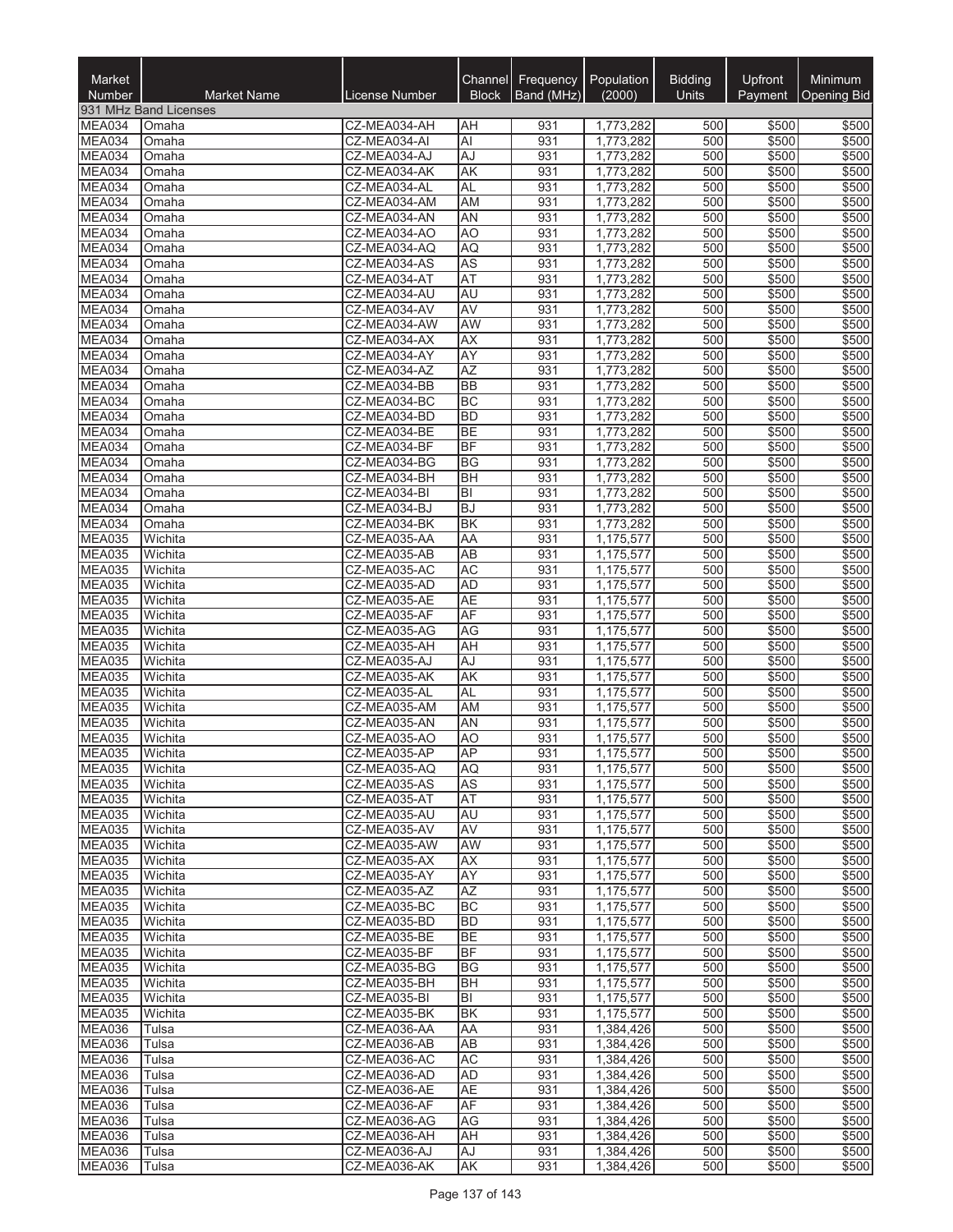| Market Number | Market Name | License Number | Channel Block | Frequency Band (MHz) | Population (2000) | Bidding Units | Upfront Payment | Minimum Opening Bid |
|---|---|---|---|---|---|---|---|---|
| 931 MHz Band Licenses | | | | | | | | |
| MEA034 | Omaha | CZ-MEA034-AH | AH | 931 | 1,773,282 | 500 | $500 | $500 |
| MEA034 | Omaha | CZ-MEA034-AI | AI | 931 | 1,773,282 | 500 | $500 | $500 |
| MEA034 | Omaha | CZ-MEA034-AJ | AJ | 931 | 1,773,282 | 500 | $500 | $500 |
| MEA034 | Omaha | CZ-MEA034-AK | AK | 931 | 1,773,282 | 500 | $500 | $500 |
| MEA034 | Omaha | CZ-MEA034-AL | AL | 931 | 1,773,282 | 500 | $500 | $500 |
| MEA034 | Omaha | CZ-MEA034-AM | AM | 931 | 1,773,282 | 500 | $500 | $500 |
| MEA034 | Omaha | CZ-MEA034-AN | AN | 931 | 1,773,282 | 500 | $500 | $500 |
| MEA034 | Omaha | CZ-MEA034-AO | AO | 931 | 1,773,282 | 500 | $500 | $500 |
| MEA034 | Omaha | CZ-MEA034-AQ | AQ | 931 | 1,773,282 | 500 | $500 | $500 |
| MEA034 | Omaha | CZ-MEA034-AS | AS | 931 | 1,773,282 | 500 | $500 | $500 |
| MEA034 | Omaha | CZ-MEA034-AT | AT | 931 | 1,773,282 | 500 | $500 | $500 |
| MEA034 | Omaha | CZ-MEA034-AU | AU | 931 | 1,773,282 | 500 | $500 | $500 |
| MEA034 | Omaha | CZ-MEA034-AV | AV | 931 | 1,773,282 | 500 | $500 | $500 |
| MEA034 | Omaha | CZ-MEA034-AW | AW | 931 | 1,773,282 | 500 | $500 | $500 |
| MEA034 | Omaha | CZ-MEA034-AX | AX | 931 | 1,773,282 | 500 | $500 | $500 |
| MEA034 | Omaha | CZ-MEA034-AY | AY | 931 | 1,773,282 | 500 | $500 | $500 |
| MEA034 | Omaha | CZ-MEA034-AZ | AZ | 931 | 1,773,282 | 500 | $500 | $500 |
| MEA034 | Omaha | CZ-MEA034-BB | BB | 931 | 1,773,282 | 500 | $500 | $500 |
| MEA034 | Omaha | CZ-MEA034-BC | BC | 931 | 1,773,282 | 500 | $500 | $500 |
| MEA034 | Omaha | CZ-MEA034-BD | BD | 931 | 1,773,282 | 500 | $500 | $500 |
| MEA034 | Omaha | CZ-MEA034-BE | BE | 931 | 1,773,282 | 500 | $500 | $500 |
| MEA034 | Omaha | CZ-MEA034-BF | BF | 931 | 1,773,282 | 500 | $500 | $500 |
| MEA034 | Omaha | CZ-MEA034-BG | BG | 931 | 1,773,282 | 500 | $500 | $500 |
| MEA034 | Omaha | CZ-MEA034-BH | BH | 931 | 1,773,282 | 500 | $500 | $500 |
| MEA034 | Omaha | CZ-MEA034-BI | BI | 931 | 1,773,282 | 500 | $500 | $500 |
| MEA034 | Omaha | CZ-MEA034-BJ | BJ | 931 | 1,773,282 | 500 | $500 | $500 |
| MEA034 | Omaha | CZ-MEA034-BK | BK | 931 | 1,773,282 | 500 | $500 | $500 |
| MEA035 | Wichita | CZ-MEA035-AA | AA | 931 | 1,175,577 | 500 | $500 | $500 |
| MEA035 | Wichita | CZ-MEA035-AB | AB | 931 | 1,175,577 | 500 | $500 | $500 |
| MEA035 | Wichita | CZ-MEA035-AC | AC | 931 | 1,175,577 | 500 | $500 | $500 |
| MEA035 | Wichita | CZ-MEA035-AD | AD | 931 | 1,175,577 | 500 | $500 | $500 |
| MEA035 | Wichita | CZ-MEA035-AE | AE | 931 | 1,175,577 | 500 | $500 | $500 |
| MEA035 | Wichita | CZ-MEA035-AF | AF | 931 | 1,175,577 | 500 | $500 | $500 |
| MEA035 | Wichita | CZ-MEA035-AG | AG | 931 | 1,175,577 | 500 | $500 | $500 |
| MEA035 | Wichita | CZ-MEA035-AH | AH | 931 | 1,175,577 | 500 | $500 | $500 |
| MEA035 | Wichita | CZ-MEA035-AJ | AJ | 931 | 1,175,577 | 500 | $500 | $500 |
| MEA035 | Wichita | CZ-MEA035-AK | AK | 931 | 1,175,577 | 500 | $500 | $500 |
| MEA035 | Wichita | CZ-MEA035-AL | AL | 931 | 1,175,577 | 500 | $500 | $500 |
| MEA035 | Wichita | CZ-MEA035-AM | AM | 931 | 1,175,577 | 500 | $500 | $500 |
| MEA035 | Wichita | CZ-MEA035-AN | AN | 931 | 1,175,577 | 500 | $500 | $500 |
| MEA035 | Wichita | CZ-MEA035-AO | AO | 931 | 1,175,577 | 500 | $500 | $500 |
| MEA035 | Wichita | CZ-MEA035-AP | AP | 931 | 1,175,577 | 500 | $500 | $500 |
| MEA035 | Wichita | CZ-MEA035-AQ | AQ | 931 | 1,175,577 | 500 | $500 | $500 |
| MEA035 | Wichita | CZ-MEA035-AS | AS | 931 | 1,175,577 | 500 | $500 | $500 |
| MEA035 | Wichita | CZ-MEA035-AT | AT | 931 | 1,175,577 | 500 | $500 | $500 |
| MEA035 | Wichita | CZ-MEA035-AU | AU | 931 | 1,175,577 | 500 | $500 | $500 |
| MEA035 | Wichita | CZ-MEA035-AV | AV | 931 | 1,175,577 | 500 | $500 | $500 |
| MEA035 | Wichita | CZ-MEA035-AW | AW | 931 | 1,175,577 | 500 | $500 | $500 |
| MEA035 | Wichita | CZ-MEA035-AX | AX | 931 | 1,175,577 | 500 | $500 | $500 |
| MEA035 | Wichita | CZ-MEA035-AY | AY | 931 | 1,175,577 | 500 | $500 | $500 |
| MEA035 | Wichita | CZ-MEA035-AZ | AZ | 931 | 1,175,577 | 500 | $500 | $500 |
| MEA035 | Wichita | CZ-MEA035-BC | BC | 931 | 1,175,577 | 500 | $500 | $500 |
| MEA035 | Wichita | CZ-MEA035-BD | BD | 931 | 1,175,577 | 500 | $500 | $500 |
| MEA035 | Wichita | CZ-MEA035-BE | BE | 931 | 1,175,577 | 500 | $500 | $500 |
| MEA035 | Wichita | CZ-MEA035-BF | BF | 931 | 1,175,577 | 500 | $500 | $500 |
| MEA035 | Wichita | CZ-MEA035-BG | BG | 931 | 1,175,577 | 500 | $500 | $500 |
| MEA035 | Wichita | CZ-MEA035-BH | BH | 931 | 1,175,577 | 500 | $500 | $500 |
| MEA035 | Wichita | CZ-MEA035-BI | BI | 931 | 1,175,577 | 500 | $500 | $500 |
| MEA035 | Wichita | CZ-MEA035-BK | BK | 931 | 1,175,577 | 500 | $500 | $500 |
| MEA036 | Tulsa | CZ-MEA036-AA | AA | 931 | 1,384,426 | 500 | $500 | $500 |
| MEA036 | Tulsa | CZ-MEA036-AB | AB | 931 | 1,384,426 | 500 | $500 | $500 |
| MEA036 | Tulsa | CZ-MEA036-AC | AC | 931 | 1,384,426 | 500 | $500 | $500 |
| MEA036 | Tulsa | CZ-MEA036-AD | AD | 931 | 1,384,426 | 500 | $500 | $500 |
| MEA036 | Tulsa | CZ-MEA036-AE | AE | 931 | 1,384,426 | 500 | $500 | $500 |
| MEA036 | Tulsa | CZ-MEA036-AF | AF | 931 | 1,384,426 | 500 | $500 | $500 |
| MEA036 | Tulsa | CZ-MEA036-AG | AG | 931 | 1,384,426 | 500 | $500 | $500 |
| MEA036 | Tulsa | CZ-MEA036-AH | AH | 931 | 1,384,426 | 500 | $500 | $500 |
| MEA036 | Tulsa | CZ-MEA036-AJ | AJ | 931 | 1,384,426 | 500 | $500 | $500 |
| MEA036 | Tulsa | CZ-MEA036-AK | AK | 931 | 1,384,426 | 500 | $500 | $500 |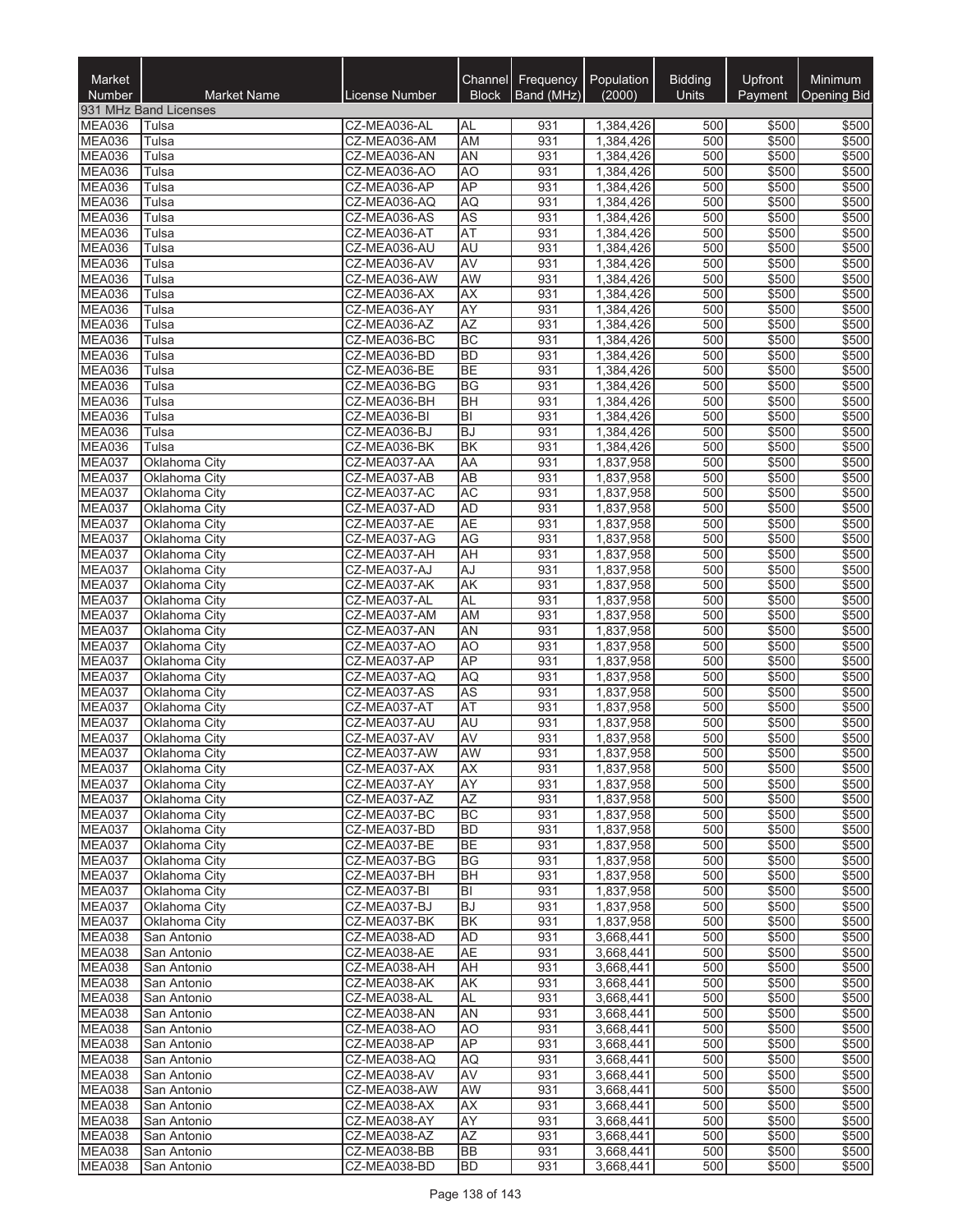| Market Number | Market Name | License Number | Channel Block | Frequency Band (MHz) | Population (2000) | Bidding Units | Upfront Payment | Minimum Opening Bid |
|---|---|---|---|---|---|---|---|---|
| 931 MHz Band Licenses | | | | | | | | |
| MEA036 | Tulsa | CZ-MEA036-AL | AL | 931 | 1,384,426 | 500 | $500 | $500 |
| MEA036 | Tulsa | CZ-MEA036-AM | AM | 931 | 1,384,426 | 500 | $500 | $500 |
| MEA036 | Tulsa | CZ-MEA036-AN | AN | 931 | 1,384,426 | 500 | $500 | $500 |
| MEA036 | Tulsa | CZ-MEA036-AO | AO | 931 | 1,384,426 | 500 | $500 | $500 |
| MEA036 | Tulsa | CZ-MEA036-AP | AP | 931 | 1,384,426 | 500 | $500 | $500 |
| MEA036 | Tulsa | CZ-MEA036-AQ | AQ | 931 | 1,384,426 | 500 | $500 | $500 |
| MEA036 | Tulsa | CZ-MEA036-AS | AS | 931 | 1,384,426 | 500 | $500 | $500 |
| MEA036 | Tulsa | CZ-MEA036-AT | AT | 931 | 1,384,426 | 500 | $500 | $500 |
| MEA036 | Tulsa | CZ-MEA036-AU | AU | 931 | 1,384,426 | 500 | $500 | $500 |
| MEA036 | Tulsa | CZ-MEA036-AV | AV | 931 | 1,384,426 | 500 | $500 | $500 |
| MEA036 | Tulsa | CZ-MEA036-AW | AW | 931 | 1,384,426 | 500 | $500 | $500 |
| MEA036 | Tulsa | CZ-MEA036-AX | AX | 931 | 1,384,426 | 500 | $500 | $500 |
| MEA036 | Tulsa | CZ-MEA036-AY | AY | 931 | 1,384,426 | 500 | $500 | $500 |
| MEA036 | Tulsa | CZ-MEA036-AZ | AZ | 931 | 1,384,426 | 500 | $500 | $500 |
| MEA036 | Tulsa | CZ-MEA036-BC | BC | 931 | 1,384,426 | 500 | $500 | $500 |
| MEA036 | Tulsa | CZ-MEA036-BD | BD | 931 | 1,384,426 | 500 | $500 | $500 |
| MEA036 | Tulsa | CZ-MEA036-BE | BE | 931 | 1,384,426 | 500 | $500 | $500 |
| MEA036 | Tulsa | CZ-MEA036-BG | BG | 931 | 1,384,426 | 500 | $500 | $500 |
| MEA036 | Tulsa | CZ-MEA036-BH | BH | 931 | 1,384,426 | 500 | $500 | $500 |
| MEA036 | Tulsa | CZ-MEA036-BI | BI | 931 | 1,384,426 | 500 | $500 | $500 |
| MEA036 | Tulsa | CZ-MEA036-BJ | BJ | 931 | 1,384,426 | 500 | $500 | $500 |
| MEA036 | Tulsa | CZ-MEA036-BK | BK | 931 | 1,384,426 | 500 | $500 | $500 |
| MEA037 | Oklahoma City | CZ-MEA037-AA | AA | 931 | 1,837,958 | 500 | $500 | $500 |
| MEA037 | Oklahoma City | CZ-MEA037-AB | AB | 931 | 1,837,958 | 500 | $500 | $500 |
| MEA037 | Oklahoma City | CZ-MEA037-AC | AC | 931 | 1,837,958 | 500 | $500 | $500 |
| MEA037 | Oklahoma City | CZ-MEA037-AD | AD | 931 | 1,837,958 | 500 | $500 | $500 |
| MEA037 | Oklahoma City | CZ-MEA037-AE | AE | 931 | 1,837,958 | 500 | $500 | $500 |
| MEA037 | Oklahoma City | CZ-MEA037-AG | AG | 931 | 1,837,958 | 500 | $500 | $500 |
| MEA037 | Oklahoma City | CZ-MEA037-AH | AH | 931 | 1,837,958 | 500 | $500 | $500 |
| MEA037 | Oklahoma City | CZ-MEA037-AJ | AJ | 931 | 1,837,958 | 500 | $500 | $500 |
| MEA037 | Oklahoma City | CZ-MEA037-AK | AK | 931 | 1,837,958 | 500 | $500 | $500 |
| MEA037 | Oklahoma City | CZ-MEA037-AL | AL | 931 | 1,837,958 | 500 | $500 | $500 |
| MEA037 | Oklahoma City | CZ-MEA037-AM | AM | 931 | 1,837,958 | 500 | $500 | $500 |
| MEA037 | Oklahoma City | CZ-MEA037-AN | AN | 931 | 1,837,958 | 500 | $500 | $500 |
| MEA037 | Oklahoma City | CZ-MEA037-AO | AO | 931 | 1,837,958 | 500 | $500 | $500 |
| MEA037 | Oklahoma City | CZ-MEA037-AP | AP | 931 | 1,837,958 | 500 | $500 | $500 |
| MEA037 | Oklahoma City | CZ-MEA037-AQ | AQ | 931 | 1,837,958 | 500 | $500 | $500 |
| MEA037 | Oklahoma City | CZ-MEA037-AS | AS | 931 | 1,837,958 | 500 | $500 | $500 |
| MEA037 | Oklahoma City | CZ-MEA037-AT | AT | 931 | 1,837,958 | 500 | $500 | $500 |
| MEA037 | Oklahoma City | CZ-MEA037-AU | AU | 931 | 1,837,958 | 500 | $500 | $500 |
| MEA037 | Oklahoma City | CZ-MEA037-AV | AV | 931 | 1,837,958 | 500 | $500 | $500 |
| MEA037 | Oklahoma City | CZ-MEA037-AW | AW | 931 | 1,837,958 | 500 | $500 | $500 |
| MEA037 | Oklahoma City | CZ-MEA037-AX | AX | 931 | 1,837,958 | 500 | $500 | $500 |
| MEA037 | Oklahoma City | CZ-MEA037-AY | AY | 931 | 1,837,958 | 500 | $500 | $500 |
| MEA037 | Oklahoma City | CZ-MEA037-AZ | AZ | 931 | 1,837,958 | 500 | $500 | $500 |
| MEA037 | Oklahoma City | CZ-MEA037-BC | BC | 931 | 1,837,958 | 500 | $500 | $500 |
| MEA037 | Oklahoma City | CZ-MEA037-BD | BD | 931 | 1,837,958 | 500 | $500 | $500 |
| MEA037 | Oklahoma City | CZ-MEA037-BE | BE | 931 | 1,837,958 | 500 | $500 | $500 |
| MEA037 | Oklahoma City | CZ-MEA037-BG | BG | 931 | 1,837,958 | 500 | $500 | $500 |
| MEA037 | Oklahoma City | CZ-MEA037-BH | BH | 931 | 1,837,958 | 500 | $500 | $500 |
| MEA037 | Oklahoma City | CZ-MEA037-BI | BI | 931 | 1,837,958 | 500 | $500 | $500 |
| MEA037 | Oklahoma City | CZ-MEA037-BJ | BJ | 931 | 1,837,958 | 500 | $500 | $500 |
| MEA037 | Oklahoma City | CZ-MEA037-BK | BK | 931 | 1,837,958 | 500 | $500 | $500 |
| MEA038 | San Antonio | CZ-MEA038-AD | AD | 931 | 3,668,441 | 500 | $500 | $500 |
| MEA038 | San Antonio | CZ-MEA038-AE | AE | 931 | 3,668,441 | 500 | $500 | $500 |
| MEA038 | San Antonio | CZ-MEA038-AH | AH | 931 | 3,668,441 | 500 | $500 | $500 |
| MEA038 | San Antonio | CZ-MEA038-AK | AK | 931 | 3,668,441 | 500 | $500 | $500 |
| MEA038 | San Antonio | CZ-MEA038-AL | AL | 931 | 3,668,441 | 500 | $500 | $500 |
| MEA038 | San Antonio | CZ-MEA038-AN | AN | 931 | 3,668,441 | 500 | $500 | $500 |
| MEA038 | San Antonio | CZ-MEA038-AO | AO | 931 | 3,668,441 | 500 | $500 | $500 |
| MEA038 | San Antonio | CZ-MEA038-AP | AP | 931 | 3,668,441 | 500 | $500 | $500 |
| MEA038 | San Antonio | CZ-MEA038-AQ | AQ | 931 | 3,668,441 | 500 | $500 | $500 |
| MEA038 | San Antonio | CZ-MEA038-AV | AV | 931 | 3,668,441 | 500 | $500 | $500 |
| MEA038 | San Antonio | CZ-MEA038-AW | AW | 931 | 3,668,441 | 500 | $500 | $500 |
| MEA038 | San Antonio | CZ-MEA038-AX | AX | 931 | 3,668,441 | 500 | $500 | $500 |
| MEA038 | San Antonio | CZ-MEA038-AY | AY | 931 | 3,668,441 | 500 | $500 | $500 |
| MEA038 | San Antonio | CZ-MEA038-AZ | AZ | 931 | 3,668,441 | 500 | $500 | $500 |
| MEA038 | San Antonio | CZ-MEA038-BB | BB | 931 | 3,668,441 | 500 | $500 | $500 |
| MEA038 | San Antonio | CZ-MEA038-BD | BD | 931 | 3,668,441 | 500 | $500 | $500 |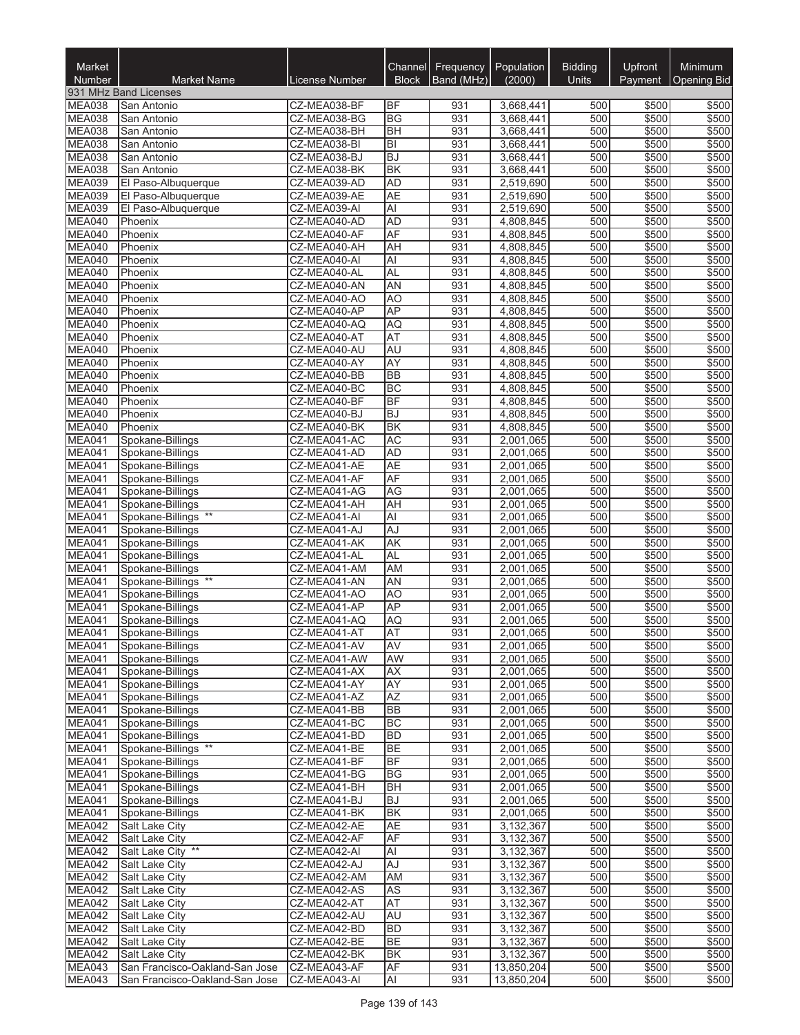| Market Number | Market Name | License Number | Channel Block | Frequency Band (MHz) | Population (2000) | Bidding Units | Upfront Payment | Minimum Opening Bid |
|---|---|---|---|---|---|---|---|---|
| 931 MHz Band Licenses | | | | | | | | |
| MEA038 | San Antonio | CZ-MEA038-BF | BF | 931 | 3,668,441 | 500 | $500 | $500 |
| MEA038 | San Antonio | CZ-MEA038-BG | BG | 931 | 3,668,441 | 500 | $500 | $500 |
| MEA038 | San Antonio | CZ-MEA038-BH | BH | 931 | 3,668,441 | 500 | $500 | $500 |
| MEA038 | San Antonio | CZ-MEA038-BI | BI | 931 | 3,668,441 | 500 | $500 | $500 |
| MEA038 | San Antonio | CZ-MEA038-BJ | BJ | 931 | 3,668,441 | 500 | $500 | $500 |
| MEA038 | San Antonio | CZ-MEA038-BK | BK | 931 | 3,668,441 | 500 | $500 | $500 |
| MEA039 | El Paso-Albuquerque | CZ-MEA039-AD | AD | 931 | 2,519,690 | 500 | $500 | $500 |
| MEA039 | El Paso-Albuquerque | CZ-MEA039-AE | AE | 931 | 2,519,690 | 500 | $500 | $500 |
| MEA039 | El Paso-Albuquerque | CZ-MEA039-AI | AI | 931 | 2,519,690 | 500 | $500 | $500 |
| MEA040 | Phoenix | CZ-MEA040-AD | AD | 931 | 4,808,845 | 500 | $500 | $500 |
| MEA040 | Phoenix | CZ-MEA040-AF | AF | 931 | 4,808,845 | 500 | $500 | $500 |
| MEA040 | Phoenix | CZ-MEA040-AH | AH | 931 | 4,808,845 | 500 | $500 | $500 |
| MEA040 | Phoenix | CZ-MEA040-AI | AI | 931 | 4,808,845 | 500 | $500 | $500 |
| MEA040 | Phoenix | CZ-MEA040-AL | AL | 931 | 4,808,845 | 500 | $500 | $500 |
| MEA040 | Phoenix | CZ-MEA040-AN | AN | 931 | 4,808,845 | 500 | $500 | $500 |
| MEA040 | Phoenix | CZ-MEA040-AO | AO | 931 | 4,808,845 | 500 | $500 | $500 |
| MEA040 | Phoenix | CZ-MEA040-AP | AP | 931 | 4,808,845 | 500 | $500 | $500 |
| MEA040 | Phoenix | CZ-MEA040-AQ | AQ | 931 | 4,808,845 | 500 | $500 | $500 |
| MEA040 | Phoenix | CZ-MEA040-AT | AT | 931 | 4,808,845 | 500 | $500 | $500 |
| MEA040 | Phoenix | CZ-MEA040-AU | AU | 931 | 4,808,845 | 500 | $500 | $500 |
| MEA040 | Phoenix | CZ-MEA040-AY | AY | 931 | 4,808,845 | 500 | $500 | $500 |
| MEA040 | Phoenix | CZ-MEA040-BB | BB | 931 | 4,808,845 | 500 | $500 | $500 |
| MEA040 | Phoenix | CZ-MEA040-BC | BC | 931 | 4,808,845 | 500 | $500 | $500 |
| MEA040 | Phoenix | CZ-MEA040-BF | BF | 931 | 4,808,845 | 500 | $500 | $500 |
| MEA040 | Phoenix | CZ-MEA040-BJ | BJ | 931 | 4,808,845 | 500 | $500 | $500 |
| MEA040 | Phoenix | CZ-MEA040-BK | BK | 931 | 4,808,845 | 500 | $500 | $500 |
| MEA041 | Spokane-Billings | CZ-MEA041-AC | AC | 931 | 2,001,065 | 500 | $500 | $500 |
| MEA041 | Spokane-Billings | CZ-MEA041-AD | AD | 931 | 2,001,065 | 500 | $500 | $500 |
| MEA041 | Spokane-Billings | CZ-MEA041-AE | AE | 931 | 2,001,065 | 500 | $500 | $500 |
| MEA041 | Spokane-Billings | CZ-MEA041-AF | AF | 931 | 2,001,065 | 500 | $500 | $500 |
| MEA041 | Spokane-Billings | CZ-MEA041-AG | AG | 931 | 2,001,065 | 500 | $500 | $500 |
| MEA041 | Spokane-Billings | CZ-MEA041-AH | AH | 931 | 2,001,065 | 500 | $500 | $500 |
| MEA041 | Spokane-Billings ** | CZ-MEA041-AI | AI | 931 | 2,001,065 | 500 | $500 | $500 |
| MEA041 | Spokane-Billings | CZ-MEA041-AJ | AJ | 931 | 2,001,065 | 500 | $500 | $500 |
| MEA041 | Spokane-Billings | CZ-MEA041-AK | AK | 931 | 2,001,065 | 500 | $500 | $500 |
| MEA041 | Spokane-Billings | CZ-MEA041-AL | AL | 931 | 2,001,065 | 500 | $500 | $500 |
| MEA041 | Spokane-Billings | CZ-MEA041-AM | AM | 931 | 2,001,065 | 500 | $500 | $500 |
| MEA041 | Spokane-Billings ** | CZ-MEA041-AN | AN | 931 | 2,001,065 | 500 | $500 | $500 |
| MEA041 | Spokane-Billings | CZ-MEA041-AO | AO | 931 | 2,001,065 | 500 | $500 | $500 |
| MEA041 | Spokane-Billings | CZ-MEA041-AP | AP | 931 | 2,001,065 | 500 | $500 | $500 |
| MEA041 | Spokane-Billings | CZ-MEA041-AQ | AQ | 931 | 2,001,065 | 500 | $500 | $500 |
| MEA041 | Spokane-Billings | CZ-MEA041-AT | AT | 931 | 2,001,065 | 500 | $500 | $500 |
| MEA041 | Spokane-Billings | CZ-MEA041-AV | AV | 931 | 2,001,065 | 500 | $500 | $500 |
| MEA041 | Spokane-Billings | CZ-MEA041-AW | AW | 931 | 2,001,065 | 500 | $500 | $500 |
| MEA041 | Spokane-Billings | CZ-MEA041-AX | AX | 931 | 2,001,065 | 500 | $500 | $500 |
| MEA041 | Spokane-Billings | CZ-MEA041-AY | AY | 931 | 2,001,065 | 500 | $500 | $500 |
| MEA041 | Spokane-Billings | CZ-MEA041-AZ | AZ | 931 | 2,001,065 | 500 | $500 | $500 |
| MEA041 | Spokane-Billings | CZ-MEA041-BB | BB | 931 | 2,001,065 | 500 | $500 | $500 |
| MEA041 | Spokane-Billings | CZ-MEA041-BC | BC | 931 | 2,001,065 | 500 | $500 | $500 |
| MEA041 | Spokane-Billings | CZ-MEA041-BD | BD | 931 | 2,001,065 | 500 | $500 | $500 |
| MEA041 | Spokane-Billings ** | CZ-MEA041-BE | BE | 931 | 2,001,065 | 500 | $500 | $500 |
| MEA041 | Spokane-Billings | CZ-MEA041-BF | BF | 931 | 2,001,065 | 500 | $500 | $500 |
| MEA041 | Spokane-Billings | CZ-MEA041-BG | BG | 931 | 2,001,065 | 500 | $500 | $500 |
| MEA041 | Spokane-Billings | CZ-MEA041-BH | BH | 931 | 2,001,065 | 500 | $500 | $500 |
| MEA041 | Spokane-Billings | CZ-MEA041-BJ | BJ | 931 | 2,001,065 | 500 | $500 | $500 |
| MEA041 | Spokane-Billings | CZ-MEA041-BK | BK | 931 | 2,001,065 | 500 | $500 | $500 |
| MEA042 | Salt Lake City | CZ-MEA042-AE | AE | 931 | 3,132,367 | 500 | $500 | $500 |
| MEA042 | Salt Lake City | CZ-MEA042-AF | AF | 931 | 3,132,367 | 500 | $500 | $500 |
| MEA042 | Salt Lake City ** | CZ-MEA042-AI | AI | 931 | 3,132,367 | 500 | $500 | $500 |
| MEA042 | Salt Lake City | CZ-MEA042-AJ | AJ | 931 | 3,132,367 | 500 | $500 | $500 |
| MEA042 | Salt Lake City | CZ-MEA042-AM | AM | 931 | 3,132,367 | 500 | $500 | $500 |
| MEA042 | Salt Lake City | CZ-MEA042-AS | AS | 931 | 3,132,367 | 500 | $500 | $500 |
| MEA042 | Salt Lake City | CZ-MEA042-AT | AT | 931 | 3,132,367 | 500 | $500 | $500 |
| MEA042 | Salt Lake City | CZ-MEA042-AU | AU | 931 | 3,132,367 | 500 | $500 | $500 |
| MEA042 | Salt Lake City | CZ-MEA042-BD | BD | 931 | 3,132,367 | 500 | $500 | $500 |
| MEA042 | Salt Lake City | CZ-MEA042-BE | BE | 931 | 3,132,367 | 500 | $500 | $500 |
| MEA042 | Salt Lake City | CZ-MEA042-BK | BK | 931 | 3,132,367 | 500 | $500 | $500 |
| MEA043 | San Francisco-Oakland-San Jose | CZ-MEA043-AF | AF | 931 | 13,850,204 | 500 | $500 | $500 |
| MEA043 | San Francisco-Oakland-San Jose | CZ-MEA043-AI | AI | 931 | 13,850,204 | 500 | $500 | $500 |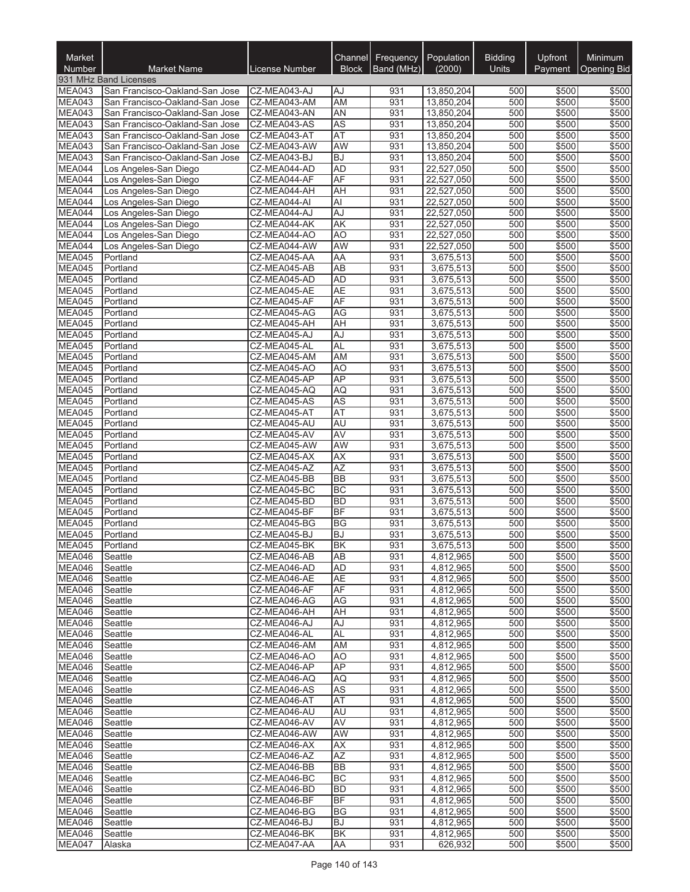| Market Number | Market Name | License Number | Channel Block | Frequency Band (MHz) | Population (2000) | Bidding Units | Upfront Payment | Minimum Opening Bid |
|---|---|---|---|---|---|---|---|---|
| 931 MHz Band Licenses | | | | | | | | |
| MEA043 | San Francisco-Oakland-San Jose | CZ-MEA043-AJ | AJ | 931 | 13,850,204 | 500 | $500 | $500 |
| MEA043 | San Francisco-Oakland-San Jose | CZ-MEA043-AM | AM | 931 | 13,850,204 | 500 | $500 | $500 |
| MEA043 | San Francisco-Oakland-San Jose | CZ-MEA043-AN | AN | 931 | 13,850,204 | 500 | $500 | $500 |
| MEA043 | San Francisco-Oakland-San Jose | CZ-MEA043-AS | AS | 931 | 13,850,204 | 500 | $500 | $500 |
| MEA043 | San Francisco-Oakland-San Jose | CZ-MEA043-AT | AT | 931 | 13,850,204 | 500 | $500 | $500 |
| MEA043 | San Francisco-Oakland-San Jose | CZ-MEA043-AW | AW | 931 | 13,850,204 | 500 | $500 | $500 |
| MEA043 | San Francisco-Oakland-San Jose | CZ-MEA043-BJ | BJ | 931 | 13,850,204 | 500 | $500 | $500 |
| MEA044 | Los Angeles-San Diego | CZ-MEA044-AD | AD | 931 | 22,527,050 | 500 | $500 | $500 |
| MEA044 | Los Angeles-San Diego | CZ-MEA044-AF | AF | 931 | 22,527,050 | 500 | $500 | $500 |
| MEA044 | Los Angeles-San Diego | CZ-MEA044-AH | AH | 931 | 22,527,050 | 500 | $500 | $500 |
| MEA044 | Los Angeles-San Diego | CZ-MEA044-AI | AI | 931 | 22,527,050 | 500 | $500 | $500 |
| MEA044 | Los Angeles-San Diego | CZ-MEA044-AJ | AJ | 931 | 22,527,050 | 500 | $500 | $500 |
| MEA044 | Los Angeles-San Diego | CZ-MEA044-AK | AK | 931 | 22,527,050 | 500 | $500 | $500 |
| MEA044 | Los Angeles-San Diego | CZ-MEA044-AO | AO | 931 | 22,527,050 | 500 | $500 | $500 |
| MEA044 | Los Angeles-San Diego | CZ-MEA044-AW | AW | 931 | 22,527,050 | 500 | $500 | $500 |
| MEA045 | Portland | CZ-MEA045-AA | AA | 931 | 3,675,513 | 500 | $500 | $500 |
| MEA045 | Portland | CZ-MEA045-AB | AB | 931 | 3,675,513 | 500 | $500 | $500 |
| MEA045 | Portland | CZ-MEA045-AD | AD | 931 | 3,675,513 | 500 | $500 | $500 |
| MEA045 | Portland | CZ-MEA045-AE | AE | 931 | 3,675,513 | 500 | $500 | $500 |
| MEA045 | Portland | CZ-MEA045-AF | AF | 931 | 3,675,513 | 500 | $500 | $500 |
| MEA045 | Portland | CZ-MEA045-AG | AG | 931 | 3,675,513 | 500 | $500 | $500 |
| MEA045 | Portland | CZ-MEA045-AH | AH | 931 | 3,675,513 | 500 | $500 | $500 |
| MEA045 | Portland | CZ-MEA045-AJ | AJ | 931 | 3,675,513 | 500 | $500 | $500 |
| MEA045 | Portland | CZ-MEA045-AL | AL | 931 | 3,675,513 | 500 | $500 | $500 |
| MEA045 | Portland | CZ-MEA045-AM | AM | 931 | 3,675,513 | 500 | $500 | $500 |
| MEA045 | Portland | CZ-MEA045-AO | AO | 931 | 3,675,513 | 500 | $500 | $500 |
| MEA045 | Portland | CZ-MEA045-AP | AP | 931 | 3,675,513 | 500 | $500 | $500 |
| MEA045 | Portland | CZ-MEA045-AQ | AQ | 931 | 3,675,513 | 500 | $500 | $500 |
| MEA045 | Portland | CZ-MEA045-AS | AS | 931 | 3,675,513 | 500 | $500 | $500 |
| MEA045 | Portland | CZ-MEA045-AT | AT | 931 | 3,675,513 | 500 | $500 | $500 |
| MEA045 | Portland | CZ-MEA045-AU | AU | 931 | 3,675,513 | 500 | $500 | $500 |
| MEA045 | Portland | CZ-MEA045-AV | AV | 931 | 3,675,513 | 500 | $500 | $500 |
| MEA045 | Portland | CZ-MEA045-AW | AW | 931 | 3,675,513 | 500 | $500 | $500 |
| MEA045 | Portland | CZ-MEA045-AX | AX | 931 | 3,675,513 | 500 | $500 | $500 |
| MEA045 | Portland | CZ-MEA045-AZ | AZ | 931 | 3,675,513 | 500 | $500 | $500 |
| MEA045 | Portland | CZ-MEA045-BB | BB | 931 | 3,675,513 | 500 | $500 | $500 |
| MEA045 | Portland | CZ-MEA045-BC | BC | 931 | 3,675,513 | 500 | $500 | $500 |
| MEA045 | Portland | CZ-MEA045-BD | BD | 931 | 3,675,513 | 500 | $500 | $500 |
| MEA045 | Portland | CZ-MEA045-BF | BF | 931 | 3,675,513 | 500 | $500 | $500 |
| MEA045 | Portland | CZ-MEA045-BG | BG | 931 | 3,675,513 | 500 | $500 | $500 |
| MEA045 | Portland | CZ-MEA045-BJ | BJ | 931 | 3,675,513 | 500 | $500 | $500 |
| MEA045 | Portland | CZ-MEA045-BK | BK | 931 | 3,675,513 | 500 | $500 | $500 |
| MEA046 | Seattle | CZ-MEA046-AB | AB | 931 | 4,812,965 | 500 | $500 | $500 |
| MEA046 | Seattle | CZ-MEA046-AD | AD | 931 | 4,812,965 | 500 | $500 | $500 |
| MEA046 | Seattle | CZ-MEA046-AE | AE | 931 | 4,812,965 | 500 | $500 | $500 |
| MEA046 | Seattle | CZ-MEA046-AF | AF | 931 | 4,812,965 | 500 | $500 | $500 |
| MEA046 | Seattle | CZ-MEA046-AG | AG | 931 | 4,812,965 | 500 | $500 | $500 |
| MEA046 | Seattle | CZ-MEA046-AH | AH | 931 | 4,812,965 | 500 | $500 | $500 |
| MEA046 | Seattle | CZ-MEA046-AJ | AJ | 931 | 4,812,965 | 500 | $500 | $500 |
| MEA046 | Seattle | CZ-MEA046-AL | AL | 931 | 4,812,965 | 500 | $500 | $500 |
| MEA046 | Seattle | CZ-MEA046-AM | AM | 931 | 4,812,965 | 500 | $500 | $500 |
| MEA046 | Seattle | CZ-MEA046-AO | AO | 931 | 4,812,965 | 500 | $500 | $500 |
| MEA046 | Seattle | CZ-MEA046-AP | AP | 931 | 4,812,965 | 500 | $500 | $500 |
| MEA046 | Seattle | CZ-MEA046-AQ | AQ | 931 | 4,812,965 | 500 | $500 | $500 |
| MEA046 | Seattle | CZ-MEA046-AS | AS | 931 | 4,812,965 | 500 | $500 | $500 |
| MEA046 | Seattle | CZ-MEA046-AT | AT | 931 | 4,812,965 | 500 | $500 | $500 |
| MEA046 | Seattle | CZ-MEA046-AU | AU | 931 | 4,812,965 | 500 | $500 | $500 |
| MEA046 | Seattle | CZ-MEA046-AV | AV | 931 | 4,812,965 | 500 | $500 | $500 |
| MEA046 | Seattle | CZ-MEA046-AW | AW | 931 | 4,812,965 | 500 | $500 | $500 |
| MEA046 | Seattle | CZ-MEA046-AX | AX | 931 | 4,812,965 | 500 | $500 | $500 |
| MEA046 | Seattle | CZ-MEA046-AZ | AZ | 931 | 4,812,965 | 500 | $500 | $500 |
| MEA046 | Seattle | CZ-MEA046-BB | BB | 931 | 4,812,965 | 500 | $500 | $500 |
| MEA046 | Seattle | CZ-MEA046-BC | BC | 931 | 4,812,965 | 500 | $500 | $500 |
| MEA046 | Seattle | CZ-MEA046-BD | BD | 931 | 4,812,965 | 500 | $500 | $500 |
| MEA046 | Seattle | CZ-MEA046-BF | BF | 931 | 4,812,965 | 500 | $500 | $500 |
| MEA046 | Seattle | CZ-MEA046-BG | BG | 931 | 4,812,965 | 500 | $500 | $500 |
| MEA046 | Seattle | CZ-MEA046-BJ | BJ | 931 | 4,812,965 | 500 | $500 | $500 |
| MEA046 | Seattle | CZ-MEA046-BK | BK | 931 | 4,812,965 | 500 | $500 | $500 |
| MEA047 | Alaska | CZ-MEA047-AA | AA | 931 | 626,932 | 500 | $500 | $500 |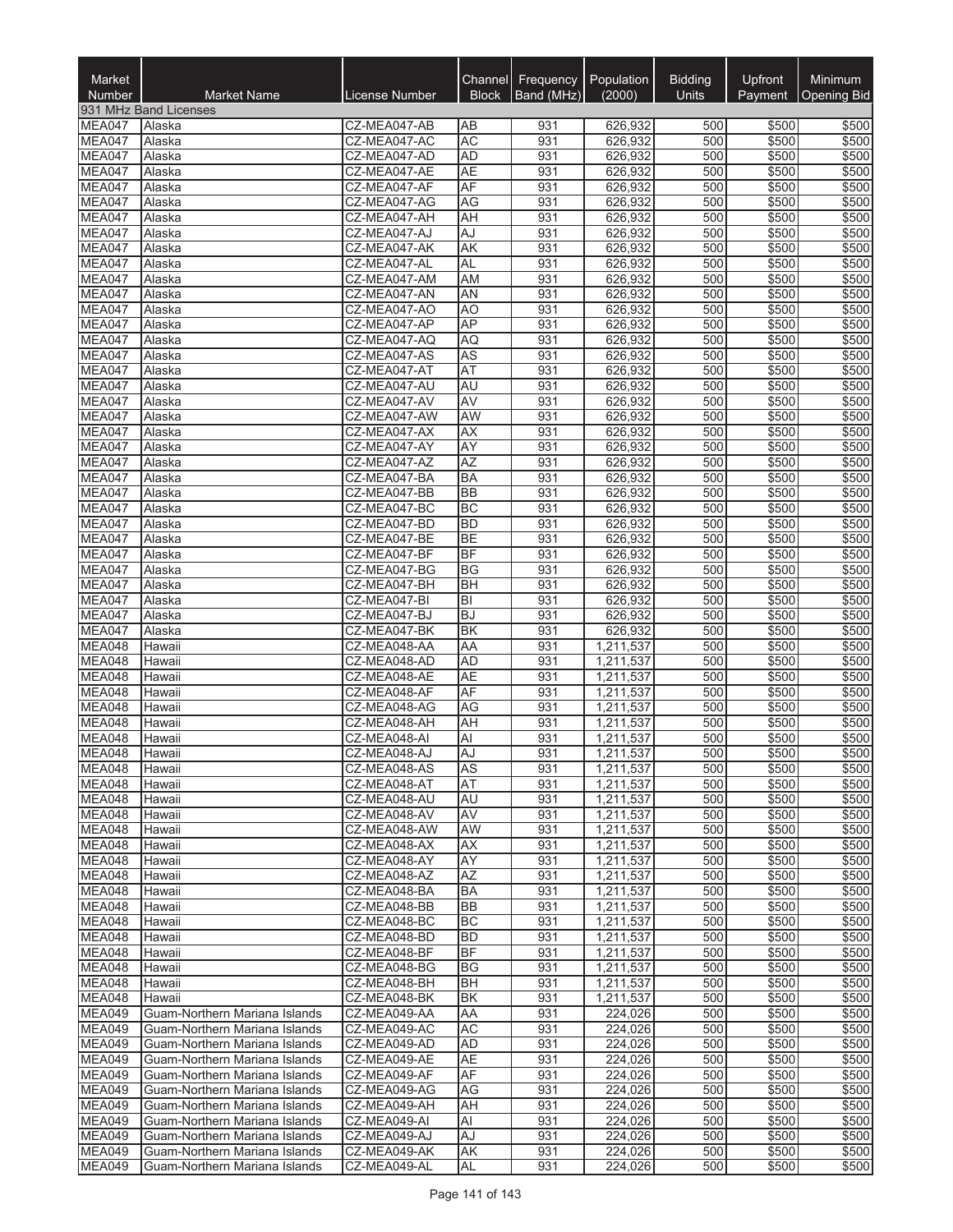| Market Number | Market Name | License Number | Channel Block | Frequency Band (MHz) | Population (2000) | Bidding Units | Upfront Payment | Minimum Opening Bid |
|---|---|---|---|---|---|---|---|---|
| 931 MHz Band Licenses | | | | | | | | |
| MEA047 | Alaska | CZ-MEA047-AB | AB | 931 | 626,932 | 500 | $500 | $500 |
| MEA047 | Alaska | CZ-MEA047-AC | AC | 931 | 626,932 | 500 | $500 | $500 |
| MEA047 | Alaska | CZ-MEA047-AD | AD | 931 | 626,932 | 500 | $500 | $500 |
| MEA047 | Alaska | CZ-MEA047-AE | AE | 931 | 626,932 | 500 | $500 | $500 |
| MEA047 | Alaska | CZ-MEA047-AF | AF | 931 | 626,932 | 500 | $500 | $500 |
| MEA047 | Alaska | CZ-MEA047-AG | AG | 931 | 626,932 | 500 | $500 | $500 |
| MEA047 | Alaska | CZ-MEA047-AH | AH | 931 | 626,932 | 500 | $500 | $500 |
| MEA047 | Alaska | CZ-MEA047-AJ | AJ | 931 | 626,932 | 500 | $500 | $500 |
| MEA047 | Alaska | CZ-MEA047-AK | AK | 931 | 626,932 | 500 | $500 | $500 |
| MEA047 | Alaska | CZ-MEA047-AL | AL | 931 | 626,932 | 500 | $500 | $500 |
| MEA047 | Alaska | CZ-MEA047-AM | AM | 931 | 626,932 | 500 | $500 | $500 |
| MEA047 | Alaska | CZ-MEA047-AN | AN | 931 | 626,932 | 500 | $500 | $500 |
| MEA047 | Alaska | CZ-MEA047-AO | AO | 931 | 626,932 | 500 | $500 | $500 |
| MEA047 | Alaska | CZ-MEA047-AP | AP | 931 | 626,932 | 500 | $500 | $500 |
| MEA047 | Alaska | CZ-MEA047-AQ | AQ | 931 | 626,932 | 500 | $500 | $500 |
| MEA047 | Alaska | CZ-MEA047-AS | AS | 931 | 626,932 | 500 | $500 | $500 |
| MEA047 | Alaska | CZ-MEA047-AT | AT | 931 | 626,932 | 500 | $500 | $500 |
| MEA047 | Alaska | CZ-MEA047-AU | AU | 931 | 626,932 | 500 | $500 | $500 |
| MEA047 | Alaska | CZ-MEA047-AV | AV | 931 | 626,932 | 500 | $500 | $500 |
| MEA047 | Alaska | CZ-MEA047-AW | AW | 931 | 626,932 | 500 | $500 | $500 |
| MEA047 | Alaska | CZ-MEA047-AX | AX | 931 | 626,932 | 500 | $500 | $500 |
| MEA047 | Alaska | CZ-MEA047-AY | AY | 931 | 626,932 | 500 | $500 | $500 |
| MEA047 | Alaska | CZ-MEA047-AZ | AZ | 931 | 626,932 | 500 | $500 | $500 |
| MEA047 | Alaska | CZ-MEA047-BA | BA | 931 | 626,932 | 500 | $500 | $500 |
| MEA047 | Alaska | CZ-MEA047-BB | BB | 931 | 626,932 | 500 | $500 | $500 |
| MEA047 | Alaska | CZ-MEA047-BC | BC | 931 | 626,932 | 500 | $500 | $500 |
| MEA047 | Alaska | CZ-MEA047-BD | BD | 931 | 626,932 | 500 | $500 | $500 |
| MEA047 | Alaska | CZ-MEA047-BE | BE | 931 | 626,932 | 500 | $500 | $500 |
| MEA047 | Alaska | CZ-MEA047-BF | BF | 931 | 626,932 | 500 | $500 | $500 |
| MEA047 | Alaska | CZ-MEA047-BG | BG | 931 | 626,932 | 500 | $500 | $500 |
| MEA047 | Alaska | CZ-MEA047-BH | BH | 931 | 626,932 | 500 | $500 | $500 |
| MEA047 | Alaska | CZ-MEA047-BI | BI | 931 | 626,932 | 500 | $500 | $500 |
| MEA047 | Alaska | CZ-MEA047-BJ | BJ | 931 | 626,932 | 500 | $500 | $500 |
| MEA047 | Alaska | CZ-MEA047-BK | BK | 931 | 626,932 | 500 | $500 | $500 |
| MEA048 | Hawaii | CZ-MEA048-AA | AA | 931 | 1,211,537 | 500 | $500 | $500 |
| MEA048 | Hawaii | CZ-MEA048-AD | AD | 931 | 1,211,537 | 500 | $500 | $500 |
| MEA048 | Hawaii | CZ-MEA048-AE | AE | 931 | 1,211,537 | 500 | $500 | $500 |
| MEA048 | Hawaii | CZ-MEA048-AF | AF | 931 | 1,211,537 | 500 | $500 | $500 |
| MEA048 | Hawaii | CZ-MEA048-AG | AG | 931 | 1,211,537 | 500 | $500 | $500 |
| MEA048 | Hawaii | CZ-MEA048-AH | AH | 931 | 1,211,537 | 500 | $500 | $500 |
| MEA048 | Hawaii | CZ-MEA048-AI | AI | 931 | 1,211,537 | 500 | $500 | $500 |
| MEA048 | Hawaii | CZ-MEA048-AJ | AJ | 931 | 1,211,537 | 500 | $500 | $500 |
| MEA048 | Hawaii | CZ-MEA048-AS | AS | 931 | 1,211,537 | 500 | $500 | $500 |
| MEA048 | Hawaii | CZ-MEA048-AT | AT | 931 | 1,211,537 | 500 | $500 | $500 |
| MEA048 | Hawaii | CZ-MEA048-AU | AU | 931 | 1,211,537 | 500 | $500 | $500 |
| MEA048 | Hawaii | CZ-MEA048-AV | AV | 931 | 1,211,537 | 500 | $500 | $500 |
| MEA048 | Hawaii | CZ-MEA048-AW | AW | 931 | 1,211,537 | 500 | $500 | $500 |
| MEA048 | Hawaii | CZ-MEA048-AX | AX | 931 | 1,211,537 | 500 | $500 | $500 |
| MEA048 | Hawaii | CZ-MEA048-AY | AY | 931 | 1,211,537 | 500 | $500 | $500 |
| MEA048 | Hawaii | CZ-MEA048-AZ | AZ | 931 | 1,211,537 | 500 | $500 | $500 |
| MEA048 | Hawaii | CZ-MEA048-BA | BA | 931 | 1,211,537 | 500 | $500 | $500 |
| MEA048 | Hawaii | CZ-MEA048-BB | BB | 931 | 1,211,537 | 500 | $500 | $500 |
| MEA048 | Hawaii | CZ-MEA048-BC | BC | 931 | 1,211,537 | 500 | $500 | $500 |
| MEA048 | Hawaii | CZ-MEA048-BD | BD | 931 | 1,211,537 | 500 | $500 | $500 |
| MEA048 | Hawaii | CZ-MEA048-BF | BF | 931 | 1,211,537 | 500 | $500 | $500 |
| MEA048 | Hawaii | CZ-MEA048-BG | BG | 931 | 1,211,537 | 500 | $500 | $500 |
| MEA048 | Hawaii | CZ-MEA048-BH | BH | 931 | 1,211,537 | 500 | $500 | $500 |
| MEA048 | Hawaii | CZ-MEA048-BK | BK | 931 | 1,211,537 | 500 | $500 | $500 |
| MEA049 | Guam-Northern Mariana Islands | CZ-MEA049-AA | AA | 931 | 224,026 | 500 | $500 | $500 |
| MEA049 | Guam-Northern Mariana Islands | CZ-MEA049-AC | AC | 931 | 224,026 | 500 | $500 | $500 |
| MEA049 | Guam-Northern Mariana Islands | CZ-MEA049-AD | AD | 931 | 224,026 | 500 | $500 | $500 |
| MEA049 | Guam-Northern Mariana Islands | CZ-MEA049-AE | AE | 931 | 224,026 | 500 | $500 | $500 |
| MEA049 | Guam-Northern Mariana Islands | CZ-MEA049-AF | AF | 931 | 224,026 | 500 | $500 | $500 |
| MEA049 | Guam-Northern Mariana Islands | CZ-MEA049-AG | AG | 931 | 224,026 | 500 | $500 | $500 |
| MEA049 | Guam-Northern Mariana Islands | CZ-MEA049-AH | AH | 931 | 224,026 | 500 | $500 | $500 |
| MEA049 | Guam-Northern Mariana Islands | CZ-MEA049-AI | AI | 931 | 224,026 | 500 | $500 | $500 |
| MEA049 | Guam-Northern Mariana Islands | CZ-MEA049-AJ | AJ | 931 | 224,026 | 500 | $500 | $500 |
| MEA049 | Guam-Northern Mariana Islands | CZ-MEA049-AK | AK | 931 | 224,026 | 500 | $500 | $500 |
| MEA049 | Guam-Northern Mariana Islands | CZ-MEA049-AL | AL | 931 | 224,026 | 500 | $500 | $500 |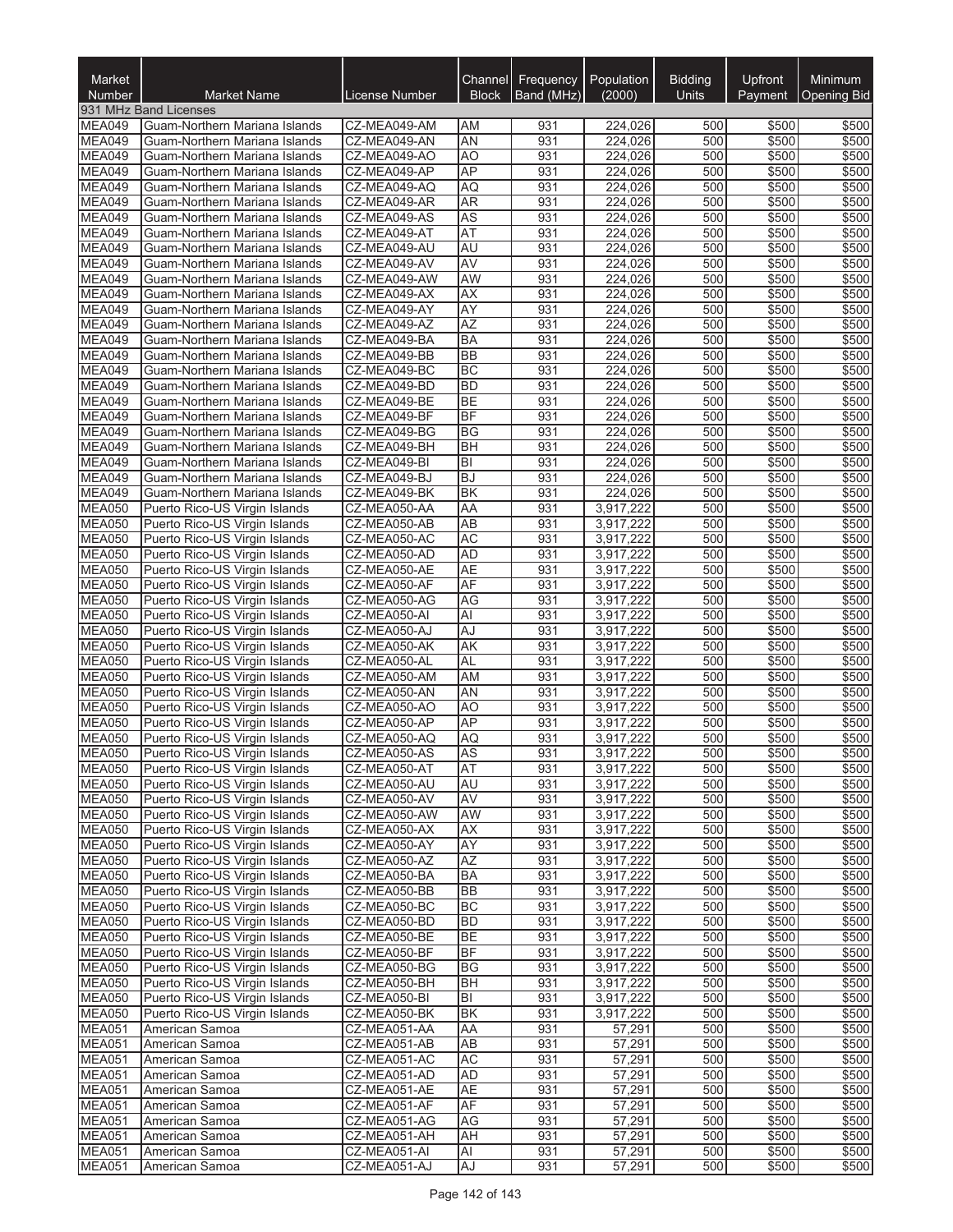| Market Number | Market Name | License Number | Channel Block | Frequency Band (MHz) | Population (2000) | Bidding Units | Upfront Payment | Minimum Opening Bid |
|---|---|---|---|---|---|---|---|---|
| 931 MHz Band Licenses | | | | | | | | |
| MEA049 | Guam-Northern Mariana Islands | CZ-MEA049-AM | AM | 931 | 224,026 | 500 | $500 | $500 |
| MEA049 | Guam-Northern Mariana Islands | CZ-MEA049-AN | AN | 931 | 224,026 | 500 | $500 | $500 |
| MEA049 | Guam-Northern Mariana Islands | CZ-MEA049-AO | AO | 931 | 224,026 | 500 | $500 | $500 |
| MEA049 | Guam-Northern Mariana Islands | CZ-MEA049-AP | AP | 931 | 224,026 | 500 | $500 | $500 |
| MEA049 | Guam-Northern Mariana Islands | CZ-MEA049-AQ | AQ | 931 | 224,026 | 500 | $500 | $500 |
| MEA049 | Guam-Northern Mariana Islands | CZ-MEA049-AR | AR | 931 | 224,026 | 500 | $500 | $500 |
| MEA049 | Guam-Northern Mariana Islands | CZ-MEA049-AS | AS | 931 | 224,026 | 500 | $500 | $500 |
| MEA049 | Guam-Northern Mariana Islands | CZ-MEA049-AT | AT | 931 | 224,026 | 500 | $500 | $500 |
| MEA049 | Guam-Northern Mariana Islands | CZ-MEA049-AU | AU | 931 | 224,026 | 500 | $500 | $500 |
| MEA049 | Guam-Northern Mariana Islands | CZ-MEA049-AV | AV | 931 | 224,026 | 500 | $500 | $500 |
| MEA049 | Guam-Northern Mariana Islands | CZ-MEA049-AW | AW | 931 | 224,026 | 500 | $500 | $500 |
| MEA049 | Guam-Northern Mariana Islands | CZ-MEA049-AX | AX | 931 | 224,026 | 500 | $500 | $500 |
| MEA049 | Guam-Northern Mariana Islands | CZ-MEA049-AY | AY | 931 | 224,026 | 500 | $500 | $500 |
| MEA049 | Guam-Northern Mariana Islands | CZ-MEA049-AZ | AZ | 931 | 224,026 | 500 | $500 | $500 |
| MEA049 | Guam-Northern Mariana Islands | CZ-MEA049-BA | BA | 931 | 224,026 | 500 | $500 | $500 |
| MEA049 | Guam-Northern Mariana Islands | CZ-MEA049-BB | BB | 931 | 224,026 | 500 | $500 | $500 |
| MEA049 | Guam-Northern Mariana Islands | CZ-MEA049-BC | BC | 931 | 224,026 | 500 | $500 | $500 |
| MEA049 | Guam-Northern Mariana Islands | CZ-MEA049-BD | BD | 931 | 224,026 | 500 | $500 | $500 |
| MEA049 | Guam-Northern Mariana Islands | CZ-MEA049-BE | BE | 931 | 224,026 | 500 | $500 | $500 |
| MEA049 | Guam-Northern Mariana Islands | CZ-MEA049-BF | BF | 931 | 224,026 | 500 | $500 | $500 |
| MEA049 | Guam-Northern Mariana Islands | CZ-MEA049-BG | BG | 931 | 224,026 | 500 | $500 | $500 |
| MEA049 | Guam-Northern Mariana Islands | CZ-MEA049-BH | BH | 931 | 224,026 | 500 | $500 | $500 |
| MEA049 | Guam-Northern Mariana Islands | CZ-MEA049-BI | BI | 931 | 224,026 | 500 | $500 | $500 |
| MEA049 | Guam-Northern Mariana Islands | CZ-MEA049-BJ | BJ | 931 | 224,026 | 500 | $500 | $500 |
| MEA049 | Guam-Northern Mariana Islands | CZ-MEA049-BK | BK | 931 | 224,026 | 500 | $500 | $500 |
| MEA050 | Puerto Rico-US Virgin Islands | CZ-MEA050-AA | AA | 931 | 3,917,222 | 500 | $500 | $500 |
| MEA050 | Puerto Rico-US Virgin Islands | CZ-MEA050-AB | AB | 931 | 3,917,222 | 500 | $500 | $500 |
| MEA050 | Puerto Rico-US Virgin Islands | CZ-MEA050-AC | AC | 931 | 3,917,222 | 500 | $500 | $500 |
| MEA050 | Puerto Rico-US Virgin Islands | CZ-MEA050-AD | AD | 931 | 3,917,222 | 500 | $500 | $500 |
| MEA050 | Puerto Rico-US Virgin Islands | CZ-MEA050-AE | AE | 931 | 3,917,222 | 500 | $500 | $500 |
| MEA050 | Puerto Rico-US Virgin Islands | CZ-MEA050-AF | AF | 931 | 3,917,222 | 500 | $500 | $500 |
| MEA050 | Puerto Rico-US Virgin Islands | CZ-MEA050-AG | AG | 931 | 3,917,222 | 500 | $500 | $500 |
| MEA050 | Puerto Rico-US Virgin Islands | CZ-MEA050-AI | AI | 931 | 3,917,222 | 500 | $500 | $500 |
| MEA050 | Puerto Rico-US Virgin Islands | CZ-MEA050-AJ | AJ | 931 | 3,917,222 | 500 | $500 | $500 |
| MEA050 | Puerto Rico-US Virgin Islands | CZ-MEA050-AK | AK | 931 | 3,917,222 | 500 | $500 | $500 |
| MEA050 | Puerto Rico-US Virgin Islands | CZ-MEA050-AL | AL | 931 | 3,917,222 | 500 | $500 | $500 |
| MEA050 | Puerto Rico-US Virgin Islands | CZ-MEA050-AM | AM | 931 | 3,917,222 | 500 | $500 | $500 |
| MEA050 | Puerto Rico-US Virgin Islands | CZ-MEA050-AN | AN | 931 | 3,917,222 | 500 | $500 | $500 |
| MEA050 | Puerto Rico-US Virgin Islands | CZ-MEA050-AO | AO | 931 | 3,917,222 | 500 | $500 | $500 |
| MEA050 | Puerto Rico-US Virgin Islands | CZ-MEA050-AP | AP | 931 | 3,917,222 | 500 | $500 | $500 |
| MEA050 | Puerto Rico-US Virgin Islands | CZ-MEA050-AQ | AQ | 931 | 3,917,222 | 500 | $500 | $500 |
| MEA050 | Puerto Rico-US Virgin Islands | CZ-MEA050-AS | AS | 931 | 3,917,222 | 500 | $500 | $500 |
| MEA050 | Puerto Rico-US Virgin Islands | CZ-MEA050-AT | AT | 931 | 3,917,222 | 500 | $500 | $500 |
| MEA050 | Puerto Rico-US Virgin Islands | CZ-MEA050-AU | AU | 931 | 3,917,222 | 500 | $500 | $500 |
| MEA050 | Puerto Rico-US Virgin Islands | CZ-MEA050-AV | AV | 931 | 3,917,222 | 500 | $500 | $500 |
| MEA050 | Puerto Rico-US Virgin Islands | CZ-MEA050-AW | AW | 931 | 3,917,222 | 500 | $500 | $500 |
| MEA050 | Puerto Rico-US Virgin Islands | CZ-MEA050-AX | AX | 931 | 3,917,222 | 500 | $500 | $500 |
| MEA050 | Puerto Rico-US Virgin Islands | CZ-MEA050-AY | AY | 931 | 3,917,222 | 500 | $500 | $500 |
| MEA050 | Puerto Rico-US Virgin Islands | CZ-MEA050-AZ | AZ | 931 | 3,917,222 | 500 | $500 | $500 |
| MEA050 | Puerto Rico-US Virgin Islands | CZ-MEA050-BA | BA | 931 | 3,917,222 | 500 | $500 | $500 |
| MEA050 | Puerto Rico-US Virgin Islands | CZ-MEA050-BB | BB | 931 | 3,917,222 | 500 | $500 | $500 |
| MEA050 | Puerto Rico-US Virgin Islands | CZ-MEA050-BC | BC | 931 | 3,917,222 | 500 | $500 | $500 |
| MEA050 | Puerto Rico-US Virgin Islands | CZ-MEA050-BD | BD | 931 | 3,917,222 | 500 | $500 | $500 |
| MEA050 | Puerto Rico-US Virgin Islands | CZ-MEA050-BE | BE | 931 | 3,917,222 | 500 | $500 | $500 |
| MEA050 | Puerto Rico-US Virgin Islands | CZ-MEA050-BF | BF | 931 | 3,917,222 | 500 | $500 | $500 |
| MEA050 | Puerto Rico-US Virgin Islands | CZ-MEA050-BG | BG | 931 | 3,917,222 | 500 | $500 | $500 |
| MEA050 | Puerto Rico-US Virgin Islands | CZ-MEA050-BH | BH | 931 | 3,917,222 | 500 | $500 | $500 |
| MEA050 | Puerto Rico-US Virgin Islands | CZ-MEA050-BI | BI | 931 | 3,917,222 | 500 | $500 | $500 |
| MEA050 | Puerto Rico-US Virgin Islands | CZ-MEA050-BK | BK | 931 | 3,917,222 | 500 | $500 | $500 |
| MEA051 | American Samoa | CZ-MEA051-AA | AA | 931 | 57,291 | 500 | $500 | $500 |
| MEA051 | American Samoa | CZ-MEA051-AB | AB | 931 | 57,291 | 500 | $500 | $500 |
| MEA051 | American Samoa | CZ-MEA051-AC | AC | 931 | 57,291 | 500 | $500 | $500 |
| MEA051 | American Samoa | CZ-MEA051-AD | AD | 931 | 57,291 | 500 | $500 | $500 |
| MEA051 | American Samoa | CZ-MEA051-AE | AE | 931 | 57,291 | 500 | $500 | $500 |
| MEA051 | American Samoa | CZ-MEA051-AF | AF | 931 | 57,291 | 500 | $500 | $500 |
| MEA051 | American Samoa | CZ-MEA051-AG | AG | 931 | 57,291 | 500 | $500 | $500 |
| MEA051 | American Samoa | CZ-MEA051-AH | AH | 931 | 57,291 | 500 | $500 | $500 |
| MEA051 | American Samoa | CZ-MEA051-AI | AI | 931 | 57,291 | 500 | $500 | $500 |
| MEA051 | American Samoa | CZ-MEA051-AJ | AJ | 931 | 57,291 | 500 | $500 | $500 |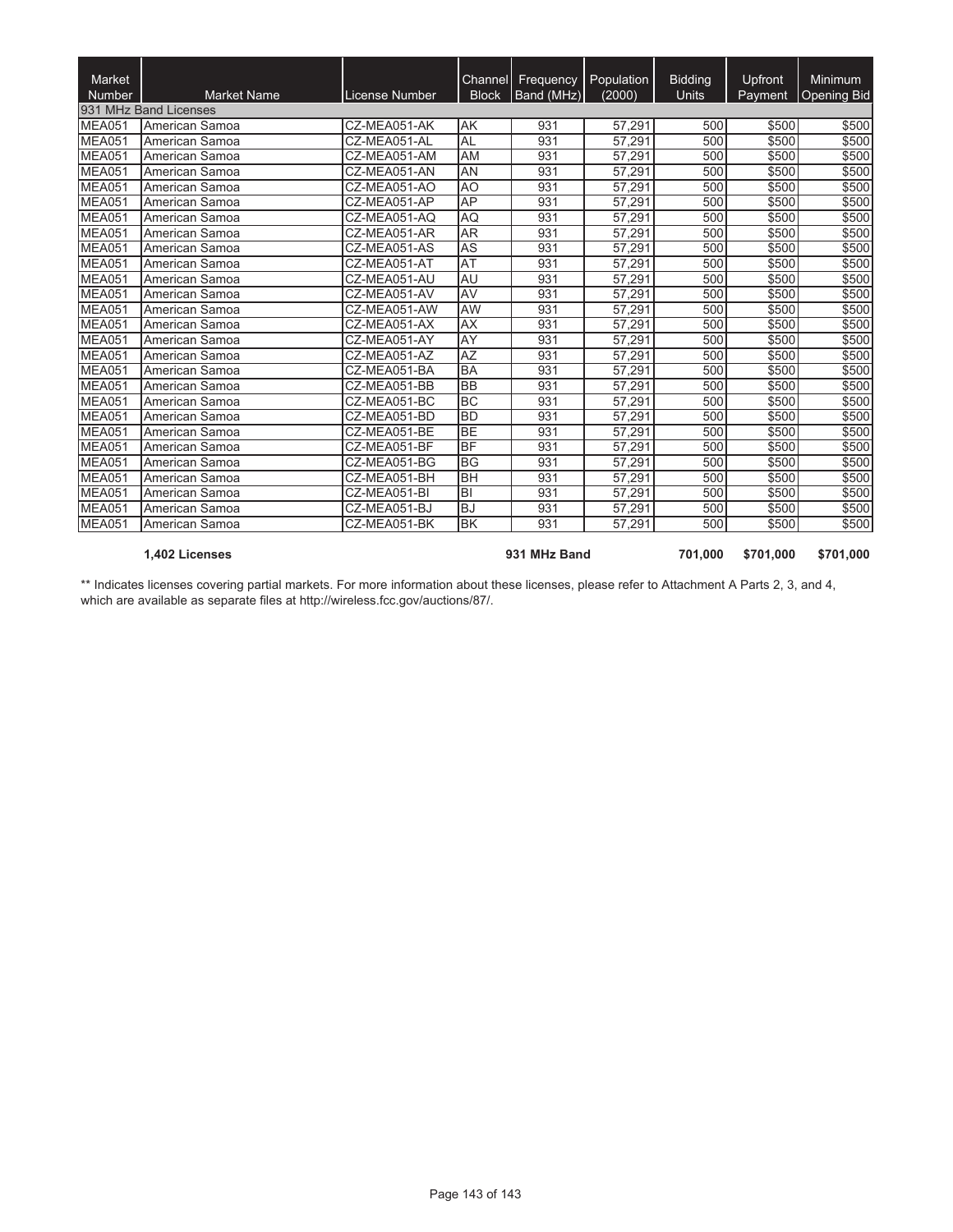| Market Number | Market Name | License Number | Channel Block | Frequency Band (MHz) | Population (2000) | Bidding Units | Upfront Payment | Minimum Opening Bid |
|---|---|---|---|---|---|---|---|---|
| 931 MHz Band Licenses | | | | | | | | |
| MEA051 | American Samoa | CZ-MEA051-AK | AK | 931 | 57,291 | 500 | $500 | $500 |
| MEA051 | American Samoa | CZ-MEA051-AL | AL | 931 | 57,291 | 500 | $500 | $500 |
| MEA051 | American Samoa | CZ-MEA051-AM | AM | 931 | 57,291 | 500 | $500 | $500 |
| MEA051 | American Samoa | CZ-MEA051-AN | AN | 931 | 57,291 | 500 | $500 | $500 |
| MEA051 | American Samoa | CZ-MEA051-AO | AO | 931 | 57,291 | 500 | $500 | $500 |
| MEA051 | American Samoa | CZ-MEA051-AP | AP | 931 | 57,291 | 500 | $500 | $500 |
| MEA051 | American Samoa | CZ-MEA051-AQ | AQ | 931 | 57,291 | 500 | $500 | $500 |
| MEA051 | American Samoa | CZ-MEA051-AR | AR | 931 | 57,291 | 500 | $500 | $500 |
| MEA051 | American Samoa | CZ-MEA051-AS | AS | 931 | 57,291 | 500 | $500 | $500 |
| MEA051 | American Samoa | CZ-MEA051-AT | AT | 931 | 57,291 | 500 | $500 | $500 |
| MEA051 | American Samoa | CZ-MEA051-AU | AU | 931 | 57,291 | 500 | $500 | $500 |
| MEA051 | American Samoa | CZ-MEA051-AV | AV | 931 | 57,291 | 500 | $500 | $500 |
| MEA051 | American Samoa | CZ-MEA051-AW | AW | 931 | 57,291 | 500 | $500 | $500 |
| MEA051 | American Samoa | CZ-MEA051-AX | AX | 931 | 57,291 | 500 | $500 | $500 |
| MEA051 | American Samoa | CZ-MEA051-AY | AY | 931 | 57,291 | 500 | $500 | $500 |
| MEA051 | American Samoa | CZ-MEA051-AZ | AZ | 931 | 57,291 | 500 | $500 | $500 |
| MEA051 | American Samoa | CZ-MEA051-BA | BA | 931 | 57,291 | 500 | $500 | $500 |
| MEA051 | American Samoa | CZ-MEA051-BB | BB | 931 | 57,291 | 500 | $500 | $500 |
| MEA051 | American Samoa | CZ-MEA051-BC | BC | 931 | 57,291 | 500 | $500 | $500 |
| MEA051 | American Samoa | CZ-MEA051-BD | BD | 931 | 57,291 | 500 | $500 | $500 |
| MEA051 | American Samoa | CZ-MEA051-BE | BE | 931 | 57,291 | 500 | $500 | $500 |
| MEA051 | American Samoa | CZ-MEA051-BF | BF | 931 | 57,291 | 500 | $500 | $500 |
| MEA051 | American Samoa | CZ-MEA051-BG | BG | 931 | 57,291 | 500 | $500 | $500 |
| MEA051 | American Samoa | CZ-MEA051-BH | BH | 931 | 57,291 | 500 | $500 | $500 |
| MEA051 | American Samoa | CZ-MEA051-BI | BI | 931 | 57,291 | 500 | $500 | $500 |
| MEA051 | American Samoa | CZ-MEA051-BJ | BJ | 931 | 57,291 | 500 | $500 | $500 |
| MEA051 | American Samoa | CZ-MEA051-BK | BK | 931 | 57,291 | 500 | $500 | $500 |
| | **1,402 Licenses** | | | **931 MHz Band** | | **701,000** | **$701,000** | **$701,000** |

** Indicates licenses covering partial markets. For more information about these licenses, please refer to Attachment A Parts 2, 3, and 4, which are available as separate files at http://wireless.fcc.gov/auctions/87/.